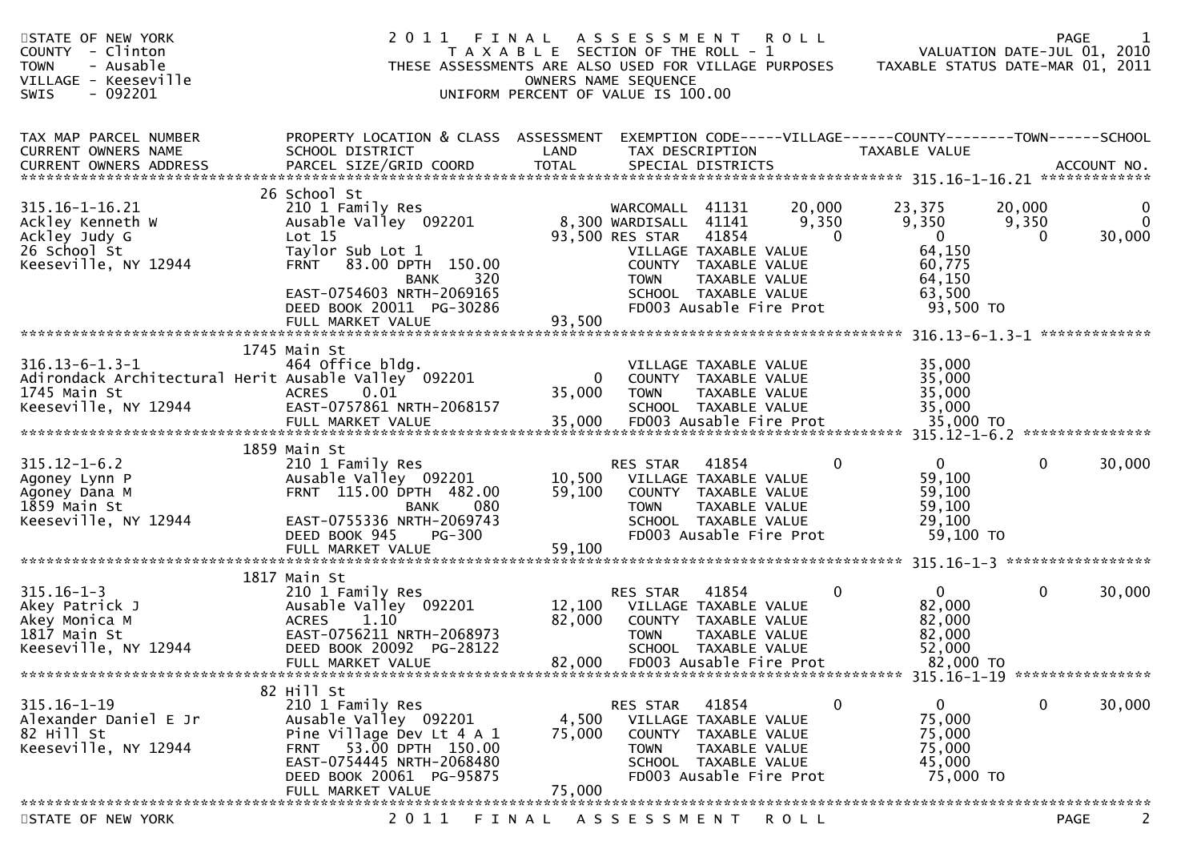STATE OF NEW YORK
COUNTY - Clinton
TOWN - Ausable
VILLAGE - Keeseville
SWIS - 092201

# 2011 FINAL ASSESSMENT ROLL

TAXABLE SECTION OF THE ROLL - 1
THESE ASSESSMENTS ARE ALSO USED FOR VILLAGE PURPOSES
OWNERS NAME SEQUENCE
UNIFORM PERCENT OF VALUE IS 100.00

VALUATION DATE-JUL 01, 2010
TAXABLE STATUS DATE-MAR 01, 2011

| TAX MAP PARCEL NUMBER / CURRENT OWNERS NAME / CURRENT OWNERS ADDRESS | PROPERTY LOCATION & CLASS / SCHOOL DISTRICT / PARCEL SIZE/GRID COORD | ASSESSMENT LAND / TOTAL | EXEMPTION CODE / TAX DESCRIPTION / SPECIAL DISTRICTS | VILLAGE | COUNTY / TAXABLE VALUE | TOWN | SCHOOL | ACCOUNT NO. |
|---|---|---|---|---|---|---|---|---|
| 315.16-1-16.21 | 26 School St | | | | | | | |
| | 210 1 Family Res | | WARCOMALL 41131 | 20,000 | 23,375 | 20,000 | 0 | |
| Ackley Kenneth W | Ausable Valley 092201 | 8,300 | WARDISALL 41141 | 9,350 | 9,350 | 9,350 | 0 | |
| Ackley Judy G | Lot 15 | 93,500 | RES STAR 41854 | 0 | 0 | 0 | 30,000 | |
| 26 School St | Taylor Sub Lot 1 | | VILLAGE TAXABLE VALUE | | 64,150 | | | |
| Keeseville, NY 12944 | FRNT 83.00 DPTH 150.00 | | COUNTY TAXABLE VALUE | | 60,775 | | | |
| | BANK 320 | | TOWN TAXABLE VALUE | | 64,150 | | | |
| | EAST-0754603 NRTH-2069165 | | SCHOOL TAXABLE VALUE | | 63,500 | | | |
| | DEED BOOK 20011 PG-30286 | | FD003 Ausable Fire Prot | | 93,500 TO | | | |
| | FULL MARKET VALUE | 93,500 | | | | | | |
| 316.13-6-1.3-1 | 1745 Main St | | | | | | | |
| | 464 Office bldg. | | VILLAGE TAXABLE VALUE | | 35,000 | | | |
| Adirondack Architectural Herit | Ausable Valley 092201 | 0 | COUNTY TAXABLE VALUE | | 35,000 | | | |
| 1745 Main St | ACRES 0.01 | 35,000 | TOWN TAXABLE VALUE | | 35,000 | | | |
| Keeseville, NY 12944 | EAST-0757861 NRTH-2068157 | | SCHOOL TAXABLE VALUE | | 35,000 | | | |
| | FULL MARKET VALUE | 35,000 | FD003 Ausable Fire Prot | | 35,000 TO | | | |
| 315.12-1-6.2 | 1859 Main St | | | | | | | |
| | 210 1 Family Res | | RES STAR 41854 | 0 | 0 | 0 | 30,000 | |
| Agoney Lynn P | Ausable Valley 092201 | 10,500 | VILLAGE TAXABLE VALUE | | 59,100 | | | |
| Agoney Dana M | FRNT 115.00 DPTH 482.00 | 59,100 | COUNTY TAXABLE VALUE | | 59,100 | | | |
| 1859 Main St | BANK 080 | | TOWN TAXABLE VALUE | | 59,100 | | | |
| Keeseville, NY 12944 | EAST-0755336 NRTH-2069743 | | SCHOOL TAXABLE VALUE | | 29,100 | | | |
| | DEED BOOK 945 PG-300 | | FD003 Ausable Fire Prot | | 59,100 TO | | | |
| | FULL MARKET VALUE | 59,100 | | | | | | |
| 315.16-1-3 | 1817 Main St | | | | | | | |
| | 210 1 Family Res | | RES STAR 41854 | 0 | 0 | 0 | 30,000 | |
| Akey Patrick J | Ausable Valley 092201 | 12,100 | VILLAGE TAXABLE VALUE | | 82,000 | | | |
| Akey Monica M | ACRES 1.10 | 82,000 | COUNTY TAXABLE VALUE | | 82,000 | | | |
| 1817 Main St | EAST-0756211 NRTH-2068973 | | TOWN TAXABLE VALUE | | 82,000 | | | |
| Keeseville, NY 12944 | DEED BOOK 20092 PG-28122 | | SCHOOL TAXABLE VALUE | | 52,000 | | | |
| | FULL MARKET VALUE | 82,000 | FD003 Ausable Fire Prot | | 82,000 TO | | | |
| 315.16-1-19 | 82 Hill St | | | | | | | |
| | 210 1 Family Res | | RES STAR 41854 | 0 | 0 | 0 | 30,000 | |
| Alexander Daniel E Jr | Ausable Valley 092201 | 4,500 | VILLAGE TAXABLE VALUE | | 75,000 | | | |
| 82 Hill St | Pine Village Dev Lt 4 A 1 | 75,000 | COUNTY TAXABLE VALUE | | 75,000 | | | |
| Keeseville, NY 12944 | FRNT 53.00 DPTH 150.00 | | TOWN TAXABLE VALUE | | 75,000 | | | |
| | EAST-0754445 NRTH-2068480 | | SCHOOL TAXABLE VALUE | | 45,000 | | | |
| | DEED BOOK 20061 PG-95875 | | FD003 Ausable Fire Prot | | 75,000 TO | | | |
| | FULL MARKET VALUE | 75,000 | | | | | | |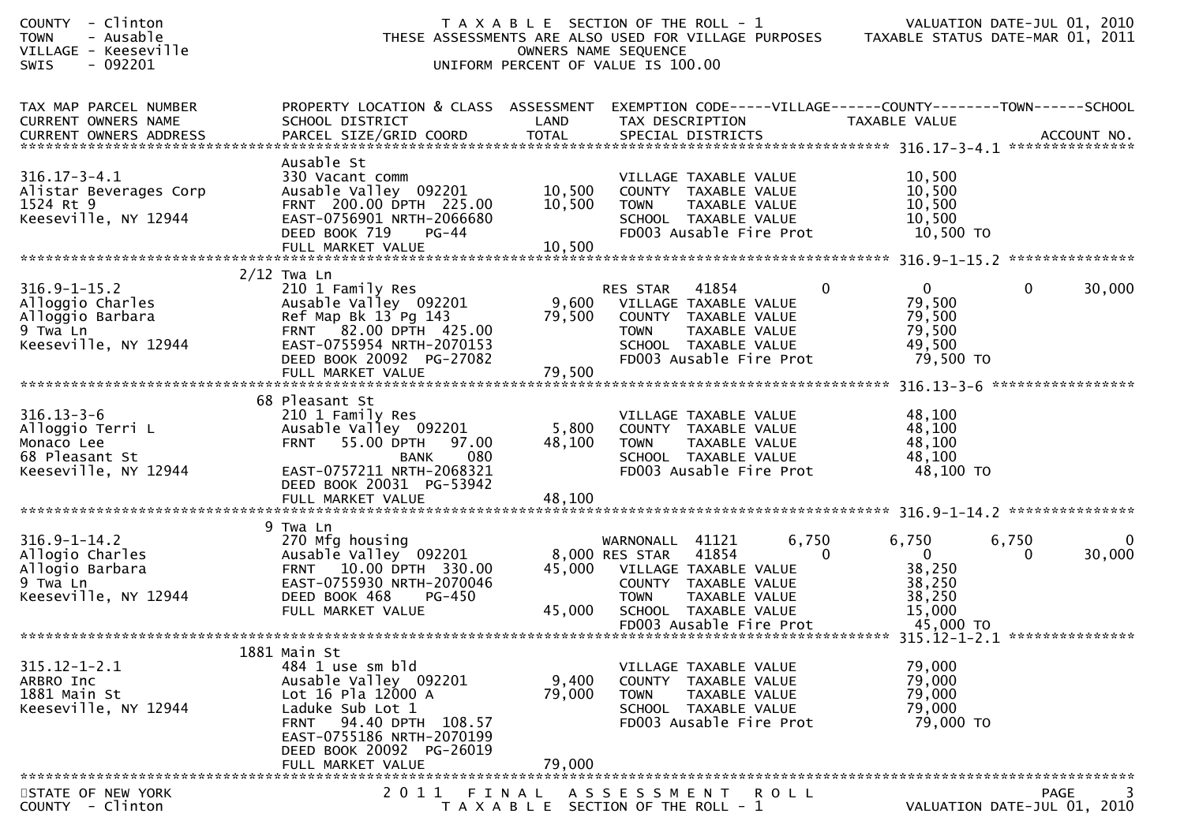COUNTY - Clinton
TOWN - Ausable
VILLAGE - Keeseville
SWIS - 092201

T A X A B L E SECTION OF THE ROLL - 1
THESE ASSESSMENTS ARE ALSO USED FOR VILLAGE PURPOSES
OWNERS NAME SEQUENCE
UNIFORM PERCENT OF VALUE IS 100.00

VALUATION DATE-JUL 01, 2010
TAXABLE STATUS DATE-MAR 01, 2011

| TAX MAP PARCEL NUMBER / CURRENT OWNERS NAME / CURRENT OWNERS ADDRESS | PROPERTY LOCATION & CLASS / SCHOOL DISTRICT / PARCEL SIZE/GRID COORD | ASSESSMENT LAND / TOTAL | EXEMPTION CODE / TAX DESCRIPTION / SPECIAL DISTRICTS | VILLAGE | COUNTY / TAXABLE VALUE | TOWN | SCHOOL |
|---|---|---|---|---|---|---|---|
| **316.17-3-4.1** | Ausable St | | | | | | |
| 316.17-3-4.1 | 330 Vacant comm | | VILLAGE TAXABLE VALUE | | 10,500 | | |
| Alistar Beverages Corp | Ausable Valley 092201 | 10,500 | COUNTY TAXABLE VALUE | | 10,500 | | |
| 1524 Rt 9 | FRNT 200.00 DPTH 225.00 | 10,500 | TOWN TAXABLE VALUE | | 10,500 | | |
| Keeseville, NY 12944 | EAST-0756901 NRTH-2066680 | | SCHOOL TAXABLE VALUE | | 10,500 | | |
| | DEED BOOK 719 PG-44 | | FD003 Ausable Fire Prot | | 10,500 TO | | |
| | FULL MARKET VALUE | 10,500 | | | | | |
| **316.9-1-15.2** | 2/12 Twa Ln | | | | | | |
| 316.9-1-15.2 | 210 1 Family Res | | RES STAR 41854 | 0 | 0 | 0 | 30,000 |
| Alloggio Charles | Ausable Valley 092201 | 9,600 | VILLAGE TAXABLE VALUE | | 79,500 | | |
| Alloggio Barbara | Ref Map Bk 13 Pg 143 | 79,500 | COUNTY TAXABLE VALUE | | 79,500 | | |
| 9 Twa Ln | FRNT 82.00 DPTH 425.00 | | TOWN TAXABLE VALUE | | 79,500 | | |
| Keeseville, NY 12944 | EAST-0755954 NRTH-2070153 | | SCHOOL TAXABLE VALUE | | 49,500 | | |
| | DEED BOOK 20092 PG-27082 | | FD003 Ausable Fire Prot | | 79,500 TO | | |
| | FULL MARKET VALUE | 79,500 | | | | | |
| **316.13-3-6** | 68 Pleasant St | | | | | | |
| 316.13-3-6 | 210 1 Family Res | | VILLAGE TAXABLE VALUE | | 48,100 | | |
| Alloggio Terri L | Ausable Valley 092201 | 5,800 | COUNTY TAXABLE VALUE | | 48,100 | | |
| Monaco Lee | FRNT 55.00 DPTH 97.00 | 48,100 | TOWN TAXABLE VALUE | | 48,100 | | |
| 68 Pleasant St | BANK 080 | | SCHOOL TAXABLE VALUE | | 48,100 | | |
| Keeseville, NY 12944 | EAST-0757211 NRTH-2068321 | | FD003 Ausable Fire Prot | | 48,100 TO | | |
| | DEED BOOK 20031 PG-53942 | | | | | | |
| | FULL MARKET VALUE | 48,100 | | | | | |
| **316.9-1-14.2** | 9 Twa Ln | | | | | | |
| 316.9-1-14.2 | 270 Mfg housing | | WARNONALL 41121 | 6,750 | 6,750 | 6,750 | 0 |
| Allogio Charles | Ausable Valley 092201 | 8,000 | RES STAR 41854 | 0 | 0 | 0 | 30,000 |
| Allogio Barbara | FRNT 10.00 DPTH 330.00 | 45,000 | VILLAGE TAXABLE VALUE | | 38,250 | | |
| 9 Twa Ln | EAST-0755930 NRTH-2070046 | | COUNTY TAXABLE VALUE | | 38,250 | | |
| Keeseville, NY 12944 | DEED BOOK 468 PG-450 | | TOWN TAXABLE VALUE | | 38,250 | | |
| | FULL MARKET VALUE | 45,000 | SCHOOL TAXABLE VALUE | | 15,000 | | |
| | | | FD003 Ausable Fire Prot | | 45,000 TO | | |
| **315.12-1-2.1** | 1881 Main St | | | | | | |
| 315.12-1-2.1 | 484 1 use sm bld | | VILLAGE TAXABLE VALUE | | 79,000 | | |
| ARBRO Inc | Ausable Valley 092201 | 9,400 | COUNTY TAXABLE VALUE | | 79,000 | | |
| 1881 Main St | Lot 16 Pla 12000 A | 79,000 | TOWN TAXABLE VALUE | | 79,000 | | |
| Keeseville, NY 12944 | Laduke Sub Lot 1 | | SCHOOL TAXABLE VALUE | | 79,000 | | |
| | FRNT 94.40 DPTH 108.57 | | FD003 Ausable Fire Prot | | 79,000 TO | | |
| | EAST-0755186 NRTH-2070199 | | | | | | |
| | DEED BOOK 20092 PG-26019 | | | | | | |
| | FULL MARKET VALUE | 79,000 | | | | | |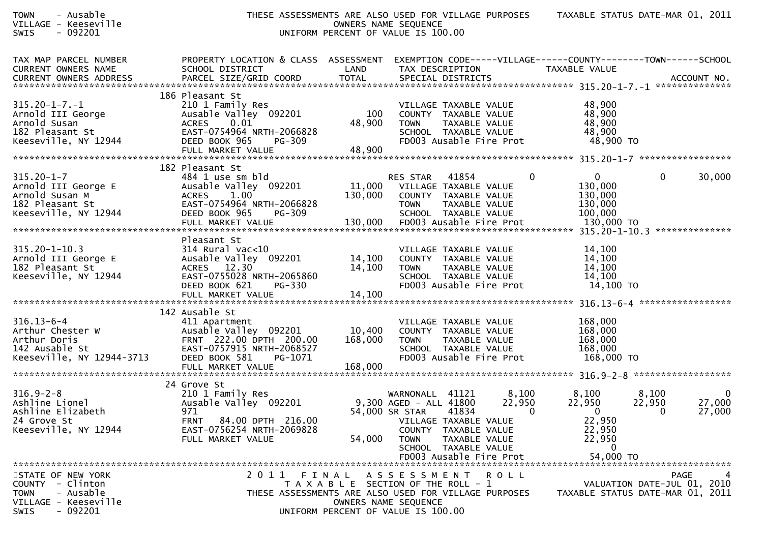TOWN - Ausable THESE ASSESSMENTS ARE ALSO USED FOR VILLAGE PURPOSES TAXABLE STATUS DATE-MAR 01, 2011
VILLAGE - Keeseville OWNERS NAME SEQUENCE
SWIS - 092201 UNIFORM PERCENT OF VALUE IS 100.00

```
TAX MAP PARCEL NUMBER          PROPERTY LOCATION & CLASS  ASSESSMENT  EXEMPTION CODE-----VILLAGE------COUNTY--------TOWN------SCHOOL
CURRENT OWNERS NAME            SCHOOL DISTRICT               LAND      TAX DESCRIPTION             TAXABLE VALUE
CURRENT OWNERS ADDRESS         PARCEL SIZE/GRID COORD        TOTAL     SPECIAL DISTRICTS                                       ACCOUNT NO.
******************************************************************************************************* 315.20-1-7.-1 **************
                               186 Pleasant St
315.20-1-7.-1                  210 1 Family Res                        VILLAGE TAXABLE VALUE          48,900
Arnold III George              Ausable Valley  092201          100     COUNTY  TAXABLE VALUE          48,900
Arnold Susan                   ACRES    0.01                 48,900    TOWN    TAXABLE VALUE          48,900
182 Pleasant St                EAST-0754964 NRTH-2066828               SCHOOL  TAXABLE VALUE          48,900
Keeseville, NY 12944           DEED BOOK 965    PG-309                 FD003 Ausable Fire Prot         48,900 TO
                               FULL MARKET VALUE             48,900
******************************************************************************************************* 315.20-1-7 *****************
                               182 Pleasant St
315.20-1-7                     484 1 use sm bld                        RES STAR   41854            0        0             0       30,000
Arnold III George E            Ausable Valley  092201        11,000    VILLAGE TAXABLE VALUE         130,000
Arnold Susan M                 ACRES    1.00                130,000    COUNTY  TAXABLE VALUE         130,000
182 Pleasant St                EAST-0754964 NRTH-2066828               TOWN    TAXABLE VALUE         130,000
Keeseville, NY 12944           DEED BOOK 965    PG-309                 SCHOOL  TAXABLE VALUE         100,000
                               FULL MARKET VALUE            130,000    FD003 Ausable Fire Prot        130,000 TO
******************************************************************************************************* 315.20-1-10.3 **************
                               Pleasant St
315.20-1-10.3                  314 Rural vac<10                        VILLAGE TAXABLE VALUE          14,100
Arnold III George E            Ausable Valley  092201        14,100    COUNTY  TAXABLE VALUE          14,100
182 Pleasant St                ACRES   12.30                 14,100    TOWN    TAXABLE VALUE          14,100
Keeseville, NY 12944           EAST-0755028 NRTH-2065860               SCHOOL  TAXABLE VALUE          14,100
                               DEED BOOK 621    PG-330                 FD003 Ausable Fire Prot         14,100 TO
                               FULL MARKET VALUE             14,100
******************************************************************************************************* 316.13-6-4 *****************
                               142 Ausable St
316.13-6-4                     411 Apartment                           VILLAGE TAXABLE VALUE         168,000
Arthur Chester W               Ausable Valley  092201        10,400    COUNTY  TAXABLE VALUE         168,000
Arthur Doris                   FRNT 222.00 DPTH 200.00      168,000    TOWN    TAXABLE VALUE         168,000
142 Ausable St                 EAST-0757915 NRTH-2068527               SCHOOL  TAXABLE VALUE         168,000
Keeseville, NY 12944-3713      DEED BOOK 581    PG-1071                FD003 Ausable Fire Prot        168,000 TO
                               FULL MARKET VALUE            168,000
******************************************************************************************************* 316.9-2-8 ******************
                               24 Grove St
316.9-2-8                      210 1 Family Res                        WARNONALL  41121        8,100      8,100        8,100           0
Ashline Lionel                 Ausable Valley  092201         9,300    AGED - ALL 41800       22,950     22,950       22,950      27,000
Ashline Elizabeth              971                           54,000    SR STAR    41834            0          0            0      27,000
24 Grove St                    FRNT  84.00 DPTH 216.00                 VILLAGE TAXABLE VALUE          22,950
Keeseville, NY 12944           EAST-0756254 NRTH-2069828               COUNTY  TAXABLE VALUE          22,950
                               FULL MARKET VALUE             54,000    TOWN    TAXABLE VALUE          22,950
                                                                       SCHOOL  TAXABLE VALUE               0
                                                                       FD003 Ausable Fire Prot         54,000 TO
************************************************************************************************************************************
```

STATE OF NEW YORK 2011 FINAL ASSESSMENT ROLL PAGE 4
COUNTY - Clinton TAXABLE SECTION OF THE ROLL - 1 VALUATION DATE-JUL 01, 2010
TOWN - Ausable THESE ASSESSMENTS ARE ALSO USED FOR VILLAGE PURPOSES TAXABLE STATUS DATE-MAR 01, 2011
VILLAGE - Keeseville OWNERS NAME SEQUENCE
SWIS - 092201 UNIFORM PERCENT OF VALUE IS 100.00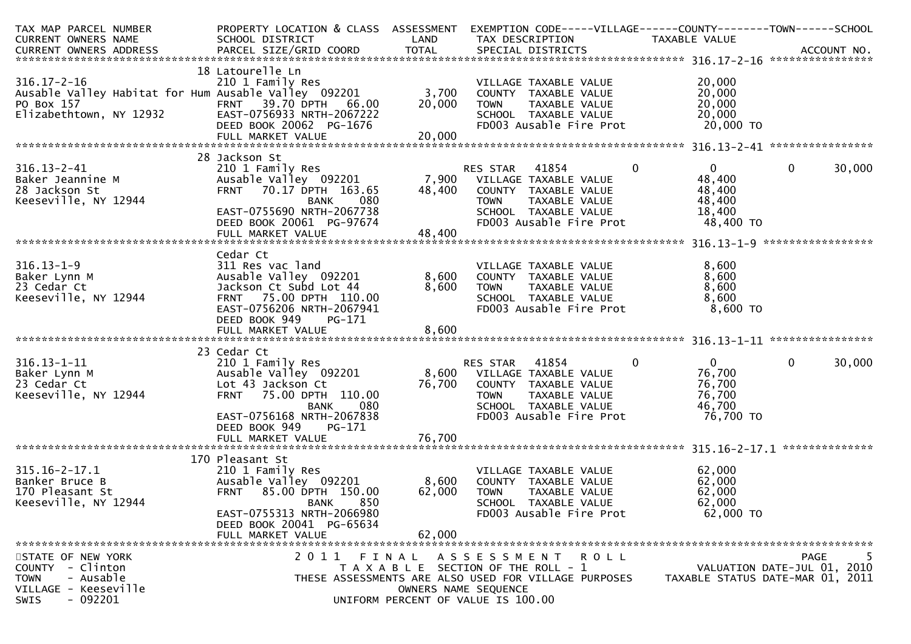```
TAX MAP PARCEL NUMBER          PROPERTY LOCATION & CLASS  ASSESSMENT  EXEMPTION CODE-----VILLAGE------COUNTY--------TOWN------SCHOOL
CURRENT OWNERS NAME            SCHOOL DISTRICT               LAND      TAX DESCRIPTION            TAXABLE VALUE
CURRENT OWNERS ADDRESS         PARCEL SIZE/GRID COORD        TOTAL     SPECIAL DISTRICTS                                   ACCOUNT NO.
******************************************************************************************************* 316.17-2-16 ****************
                               18 Latourelle Ln
316.17-2-16                    210 1 Family Res                        VILLAGE TAXABLE VALUE            20,000
Ausable Valley Habitat for Hum Ausable Valley  092201         3,700    COUNTY  TAXABLE VALUE            20,000
PO Box 157                     FRNT   39.70 DPTH   66.00     20,000    TOWN    TAXABLE VALUE            20,000
Elizabethtown, NY 12932        EAST-0756933 NRTH-2067222               SCHOOL  TAXABLE VALUE            20,000
                               DEED BOOK 20062  PG-1676                FD003 Ausable Fire Prot           20,000 TO
                               FULL MARKET VALUE             20,000
******************************************************************************************************* 316.13-2-41 ****************
                               28 Jackson St
316.13-2-41                    210 1 Family Res                        RES STAR   41854           0          0            0      30,000
Baker Jeannine M               Ausable Valley  092201         7,900    VILLAGE TAXABLE VALUE            48,400
28 Jackson St                  FRNT   70.17 DPTH  163.65     48,400    COUNTY  TAXABLE VALUE            48,400
Keeseville, NY 12944                     BANK     080                  TOWN    TAXABLE VALUE            48,400
                               EAST-0755690 NRTH-2067738               SCHOOL  TAXABLE VALUE            18,400
                               DEED BOOK 20061  PG-97674               FD003 Ausable Fire Prot           48,400 TO
                               FULL MARKET VALUE             48,400
******************************************************************************************************* 316.13-1-9 *****************
                               Cedar Ct
316.13-1-9                     311 Res vac land                        VILLAGE TAXABLE VALUE             8,600
Baker Lynn M                   Ausable Valley  092201         8,600    COUNTY  TAXABLE VALUE             8,600
23 Cedar Ct                    Jackson Ct Subd Lot 44         8,600    TOWN    TAXABLE VALUE             8,600
Keeseville, NY 12944           FRNT   75.00 DPTH  110.00               SCHOOL  TAXABLE VALUE             8,600
                               EAST-0756206 NRTH-2067941               FD003 Ausable Fire Prot            8,600 TO
                               DEED BOOK 949    PG-171
                               FULL MARKET VALUE              8,600
******************************************************************************************************* 316.13-1-11 ****************
                               23 Cedar Ct
316.13-1-11                    210 1 Family Res                        RES STAR   41854           0          0            0      30,000
Baker Lynn M                   Ausable Valley  092201         8,600    VILLAGE TAXABLE VALUE            76,700
23 Cedar Ct                    Lot 43 Jackson Ct             76,700    COUNTY  TAXABLE VALUE            76,700
Keeseville, NY 12944           FRNT   75.00 DPTH  110.00               TOWN    TAXABLE VALUE            76,700
                                         BANK     080                  SCHOOL  TAXABLE VALUE            46,700
                               EAST-0756168 NRTH-2067838               FD003 Ausable Fire Prot           76,700 TO
                               DEED BOOK 949    PG-171
                               FULL MARKET VALUE             76,700
******************************************************************************************************* 315.16-2-17.1 **************
                               170 Pleasant St
315.16-2-17.1                  210 1 Family Res                        VILLAGE TAXABLE VALUE            62,000
Banker Bruce B                 Ausable Valley  092201         8,600    COUNTY  TAXABLE VALUE            62,000
170 Pleasant St                FRNT   85.00 DPTH  150.00     62,000    TOWN    TAXABLE VALUE            62,000
Keeseville, NY 12944                     BANK     850                  SCHOOL  TAXABLE VALUE            62,000
                               EAST-0755313 NRTH-2066980               FD003 Ausable Fire Prot           62,000 TO
                               DEED BOOK 20041  PG-65634
                               FULL MARKET VALUE             62,000
************************************************************************************************************************************
STATE OF NEW YORK                    2 0 1 1   F I N A L   A S S E S S M E N T   R O L L                                  PAGE     5
COUNTY  - Clinton                        T A X A B L E  SECTION OF THE ROLL - 1                    VALUATION DATE-JUL 01, 2010
TOWN    - Ausable               THESE ASSESSMENTS ARE ALSO USED FOR VILLAGE PURPOSES         TAXABLE STATUS DATE-MAR 01, 2011
VILLAGE - Keeseville                             OWNERS NAME SEQUENCE
SWIS    - 092201                          UNIFORM PERCENT OF VALUE IS 100.00
```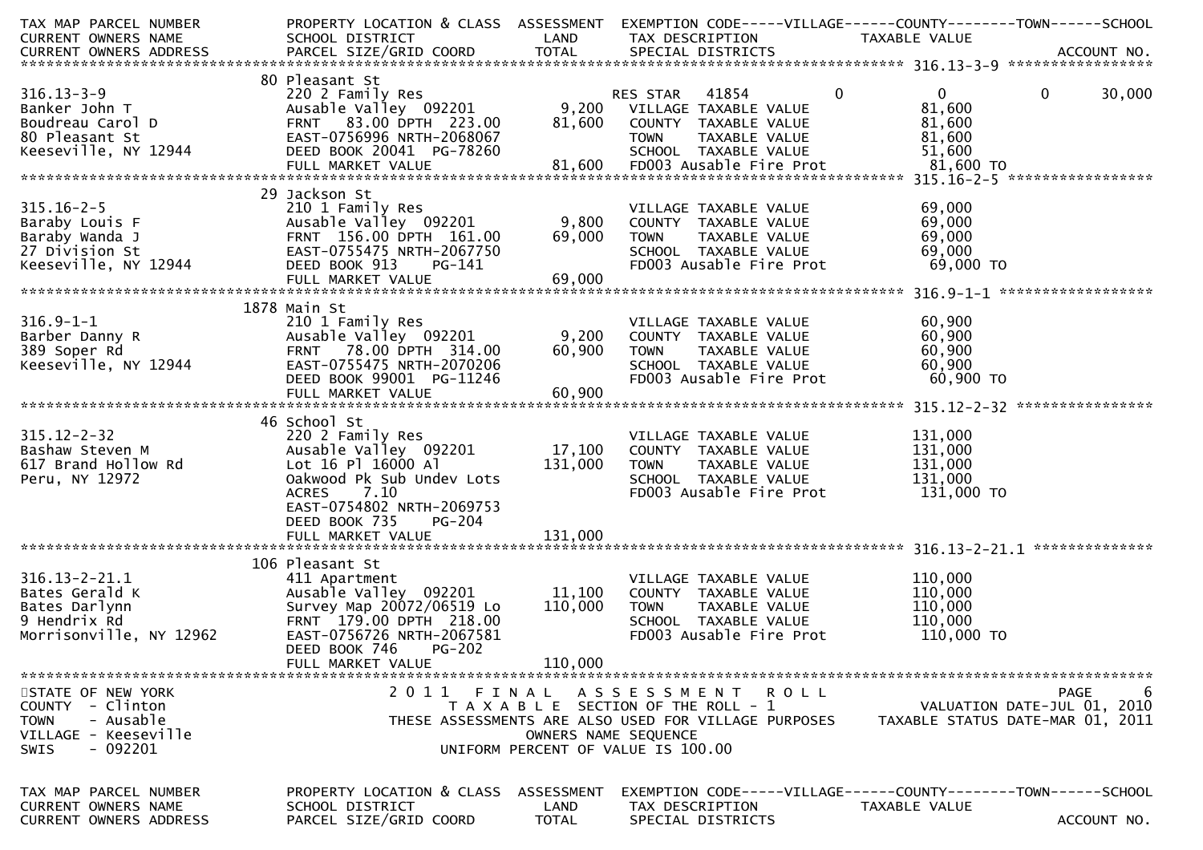| TAX MAP PARCEL NUMBER<br>CURRENT OWNERS NAME<br>CURRENT OWNERS ADDRESS | PROPERTY LOCATION & CLASS<br>SCHOOL DISTRICT<br>PARCEL SIZE/GRID COORD | ASSESSMENT<br>LAND<br>TOTAL | EXEMPTION CODE-----VILLAGE------COUNTY--------TOWN------SCHOOL<br>TAX DESCRIPTION<br>SPECIAL DISTRICTS | TAXABLE VALUE | ACCOUNT NO. |
|---|---|---|---|---|---|
| **316.13-3-9** | 80 Pleasant St | | | | |
| 316.13-3-9 | 220 2 Family Res | | RES STAR 41854 0 | 0 0 30,000 | |
| Banker John T | Ausable Valley 092201 | 9,200 | VILLAGE TAXABLE VALUE | 81,600 | |
| Boudreau Carol D | FRNT 83.00 DPTH 223.00 | 81,600 | COUNTY TAXABLE VALUE | 81,600 | |
| 80 Pleasant St | EAST-0756996 NRTH-2068067 | | TOWN TAXABLE VALUE | 81,600 | |
| Keeseville, NY 12944 | DEED BOOK 20041 PG-78260 | | SCHOOL TAXABLE VALUE | 51,600 | |
| | FULL MARKET VALUE | 81,600 | FD003 Ausable Fire Prot | 81,600 TO | |
| **315.16-2-5** | 29 Jackson St | | | | |
| 315.16-2-5 | 210 1 Family Res | | VILLAGE TAXABLE VALUE | 69,000 | |
| Baraby Louis F | Ausable Valley 092201 | 9,800 | COUNTY TAXABLE VALUE | 69,000 | |
| Baraby Wanda J | FRNT 156.00 DPTH 161.00 | 69,000 | TOWN TAXABLE VALUE | 69,000 | |
| 27 Division St | EAST-0755475 NRTH-2067750 | | SCHOOL TAXABLE VALUE | 69,000 | |
| Keeseville, NY 12944 | DEED BOOK 913 PG-141 | | FD003 Ausable Fire Prot | 69,000 TO | |
| | FULL MARKET VALUE | 69,000 | | | |
| **316.9-1-1** | 1878 Main St | | | | |
| 316.9-1-1 | 210 1 Family Res | | VILLAGE TAXABLE VALUE | 60,900 | |
| Barber Danny R | Ausable Valley 092201 | 9,200 | COUNTY TAXABLE VALUE | 60,900 | |
| 389 Soper Rd | FRNT 78.00 DPTH 314.00 | 60,900 | TOWN TAXABLE VALUE | 60,900 | |
| Keeseville, NY 12944 | EAST-0755475 NRTH-2070206 | | SCHOOL TAXABLE VALUE | 60,900 | |
| | DEED BOOK 99001 PG-11246 | | FD003 Ausable Fire Prot | 60,900 TO | |
| | FULL MARKET VALUE | 60,900 | | | |
| **315.12-2-32** | 46 School St | | | | |
| 315.12-2-32 | 220 2 Family Res | | VILLAGE TAXABLE VALUE | 131,000 | |
| Bashaw Steven M | Ausable Valley 092201 | 17,100 | COUNTY TAXABLE VALUE | 131,000 | |
| 617 Brand Hollow Rd | Lot 16 Pl 16000 Al | 131,000 | TOWN TAXABLE VALUE | 131,000 | |
| Peru, NY 12972 | Oakwood Pk Sub Undev Lots | | SCHOOL TAXABLE VALUE | 131,000 | |
| | ACRES 7.10 | | FD003 Ausable Fire Prot | 131,000 TO | |
| | EAST-0754802 NRTH-2069753 | | | | |
| | DEED BOOK 735 PG-204 | | | | |
| | FULL MARKET VALUE | 131,000 | | | |
| **316.13-2-21.1** | 106 Pleasant St | | | | |
| 316.13-2-21.1 | 411 Apartment | | VILLAGE TAXABLE VALUE | 110,000 | |
| Bates Gerald K | Ausable Valley 092201 | 11,100 | COUNTY TAXABLE VALUE | 110,000 | |
| Bates Darlynn | Survey Map 20072/06519 Lo | 110,000 | TOWN TAXABLE VALUE | 110,000 | |
| 9 Hendrix Rd | FRNT 179.00 DPTH 218.00 | | SCHOOL TAXABLE VALUE | 110,000 | |
| Morrisonville, NY 12962 | EAST-0756726 NRTH-2067581 | | FD003 Ausable Fire Prot | 110,000 TO | |
| | DEED BOOK 746 PG-202 | | | | |
| | FULL MARKET VALUE | 110,000 | | | |

STATE OF NEW YORK
COUNTY - Clinton
TOWN - Ausable
VILLAGE - Keeseville
SWIS - 092201

2011 FINAL ASSESSMENT ROLL
TAXABLE SECTION OF THE ROLL - 1
THESE ASSESSMENTS ARE ALSO USED FOR VILLAGE PURPOSES
OWNERS NAME SEQUENCE
UNIFORM PERCENT OF VALUE IS 100.00

VALUATION DATE-JUL 01, 2010
TAXABLE STATUS DATE-MAR 01, 2011

| TAX MAP PARCEL NUMBER<br>CURRENT OWNERS NAME<br>CURRENT OWNERS ADDRESS | PROPERTY LOCATION & CLASS<br>SCHOOL DISTRICT<br>PARCEL SIZE/GRID COORD | ASSESSMENT<br>LAND<br>TOTAL | EXEMPTION CODE-----VILLAGE------COUNTY--------TOWN------SCHOOL<br>TAX DESCRIPTION<br>SPECIAL DISTRICTS | TAXABLE VALUE | ACCOUNT NO. |
|---|---|---|---|---|---|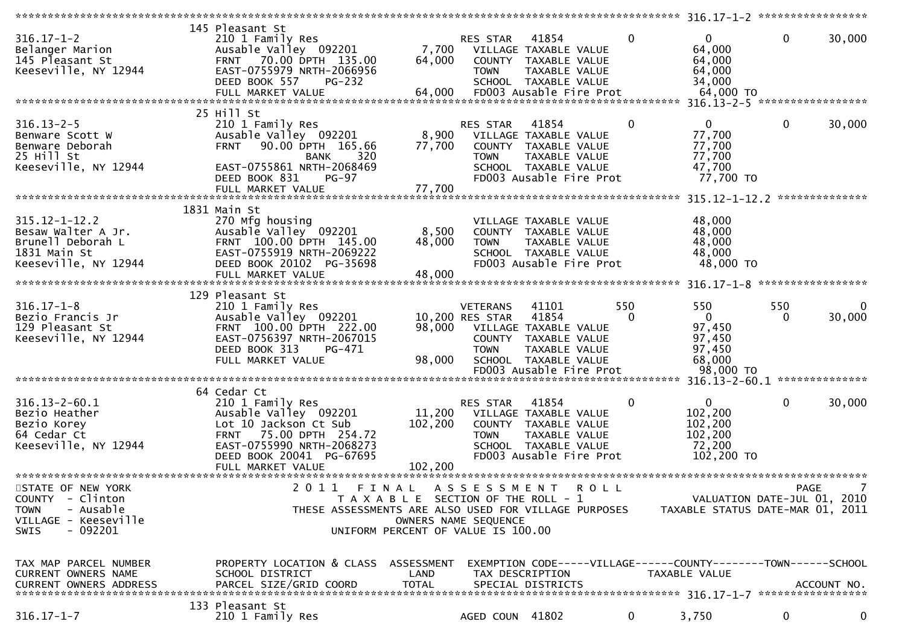```
******************************************************************************************************* 316.17-1-2 *****************
                    145 Pleasant St
316.17-1-2           210 1 Family Res                    RES STAR    41854          0         0          0      30,000
Belanger Marion      Ausable Valley  092201        7,700   VILLAGE TAXABLE VALUE             64,000
145 Pleasant St      FRNT   70.00 DPTH 135.00     64,000   COUNTY  TAXABLE VALUE             64,000
Keeseville, NY 12944 EAST-0755979 NRTH-2066956             TOWN    TAXABLE VALUE             64,000
                     DEED BOOK 557    PG-232                SCHOOL  TAXABLE VALUE             34,000
                     FULL MARKET VALUE             64,000   FD003 Ausable Fire Prot           64,000 TO
******************************************************************************************************* 316.13-2-5 *****************
                    25 Hill St
316.13-2-5           210 1 Family Res                    RES STAR    41854          0         0          0      30,000
Benware Scott W      Ausable Valley  092201        8,900   VILLAGE TAXABLE VALUE             77,700
Benware Deborah      FRNT   90.00 DPTH 165.66     77,700   COUNTY  TAXABLE VALUE             77,700
25 Hill St                         BANK     320            TOWN    TAXABLE VALUE             77,700
Keeseville, NY 12944 EAST-0755861 NRTH-2068469             SCHOOL  TAXABLE VALUE             47,700
                     DEED BOOK 831    PG-97                 FD003 Ausable Fire Prot           77,700 TO
                     FULL MARKET VALUE             77,700
******************************************************************************************************* 315.12-1-12.2 **************
                    1831 Main St
315.12-1-12.2        270 Mfg housing                        VILLAGE TAXABLE VALUE             48,000
Besaw Walter A Jr.   Ausable Valley  092201        8,500   COUNTY  TAXABLE VALUE             48,000
Brunell Deborah L    FRNT  100.00 DPTH 145.00     48,000   TOWN    TAXABLE VALUE             48,000
1831 Main St         EAST-0755919 NRTH-2069222             SCHOOL  TAXABLE VALUE             48,000
Keeseville, NY 12944 DEED BOOK 20102 PG-35698              FD003 Ausable Fire Prot           48,000 TO
                     FULL MARKET VALUE             48,000
******************************************************************************************************* 316.17-1-8 *****************
                    129 Pleasant St
316.17-1-8           210 1 Family Res                    VETERANS    41101        550       550        550           0
Bezio Francis Jr     Ausable Valley  092201       10,200 RES STAR    41854          0         0          0      30,000
129 Pleasant St      FRNT  100.00 DPTH 222.00     98,000   VILLAGE TAXABLE VALUE             97,450
Keeseville, NY 12944 EAST-0756397 NRTH-2067015             COUNTY  TAXABLE VALUE             97,450
                     DEED BOOK 313    PG-471                TOWN    TAXABLE VALUE             97,450
                     FULL MARKET VALUE             98,000   SCHOOL  TAXABLE VALUE             68,000
                                                            FD003 Ausable Fire Prot           98,000 TO
******************************************************************************************************* 316.13-2-60.1 **************
                    64 Cedar Ct
316.13-2-60.1        210 1 Family Res                    RES STAR    41854          0         0          0      30,000
Bezio Heather        Ausable Valley  092201       11,200   VILLAGE TAXABLE VALUE            102,200
Bezio Korey          Lot 10 Jackson Ct Sub       102,200   COUNTY  TAXABLE VALUE            102,200
64 Cedar Ct          FRNT   75.00 DPTH 254.72              TOWN    TAXABLE VALUE            102,200
Keeseville, NY 12944 EAST-0755990 NRTH-2068273             SCHOOL  TAXABLE VALUE             72,200
                     DEED BOOK 20041 PG-67695              FD003 Ausable Fire Prot          102,200 TO
                     FULL MARKET VALUE            102,200
************************************************************************************************************************************
STATE OF NEW YORK                2 0 1 1   F I N A L   A S S E S S M E N T   R O L L                                 PAGE      7
COUNTY  - Clinton                     T A X A B L E  SECTION OF THE ROLL - 1                   VALUATION DATE-JUL 01, 2010
TOWN    - Ausable               THESE ASSESSMENTS ARE ALSO USED FOR VILLAGE PURPOSES     TAXABLE STATUS DATE-MAR 01, 2011
VILLAGE - Keeseville                          OWNERS NAME SEQUENCE
SWIS    - 092201                        UNIFORM PERCENT OF VALUE IS 100.00


TAX MAP PARCEL NUMBER    PROPERTY LOCATION & CLASS  ASSESSMENT  EXEMPTION CODE-----VILLAGE------COUNTY--------TOWN------SCHOOL
CURRENT OWNERS NAME      SCHOOL DISTRICT               LAND      TAX DESCRIPTION            TAXABLE VALUE
CURRENT OWNERS ADDRESS   PARCEL SIZE/GRID COORD       TOTAL      SPECIAL DISTRICTS                                    ACCOUNT NO.
******************************************************************************************************* 316.17-1-7 *****************
                    133 Pleasant St
316.17-1-7           210 1 Family Res                    AGED COUN   41802          0     3,750          0           0
```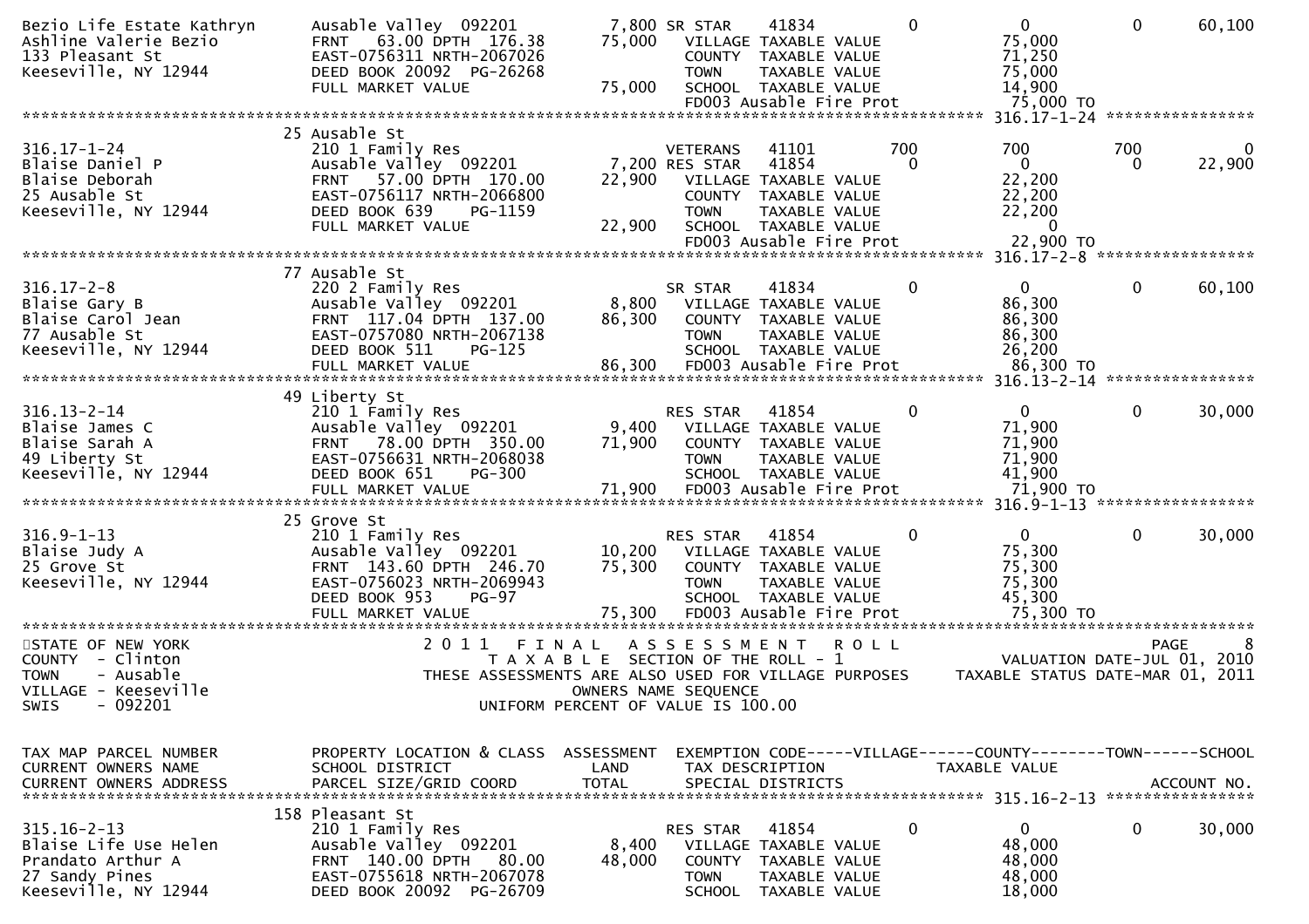```
Bezio Life Estate Kathryn     Ausable Valley  092201          7,800 SR STAR     41834             0             0             0        60,100
Ashline Valerie Bezio         FRNT   63.00 DPTH  176.38      75,000   VILLAGE TAXABLE VALUE               75,000
133 Pleasant St               EAST-0756311 NRTH-2067026               COUNTY  TAXABLE VALUE               71,250
Keeseville, NY 12944          DEED BOOK 20092  PG-26268               TOWN    TAXABLE VALUE               75,000
                              FULL MARKET VALUE              75,000   SCHOOL  TAXABLE VALUE               14,900
                                                                      FD003 Ausable Fire Prot             75,000 TO
******************************************************************************************************* 316.17-1-24 ****************
                              25 Ausable St
316.17-1-24                   210 1 Family Res                        VETERANS    41101           700           700           700             0
Blaise Daniel P               Ausable Valley  092201          7,200 RES STAR    41854             0             0             0        22,900
Blaise Deborah                FRNT   57.00 DPTH  170.00      22,900   VILLAGE TAXABLE VALUE               22,200
25 Ausable St                 EAST-0756117 NRTH-2066800               COUNTY  TAXABLE VALUE               22,200
Keeseville, NY 12944          DEED BOOK 639    PG-1159                TOWN    TAXABLE VALUE               22,200
                              FULL MARKET VALUE              22,900   SCHOOL  TAXABLE VALUE                    0
                                                                      FD003 Ausable Fire Prot             22,900 TO
******************************************************************************************************* 316.17-2-8 *****************
                              77 Ausable St
316.17-2-8                    220 2 Family Res                        SR STAR     41834             0             0             0        60,100
Blaise Gary B                 Ausable Valley  092201          8,800   VILLAGE TAXABLE VALUE               86,300
Blaise Carol Jean             FRNT  117.04 DPTH  137.00      86,300   COUNTY  TAXABLE VALUE               86,300
77 Ausable St                 EAST-0757080 NRTH-2067138               TOWN    TAXABLE VALUE               86,300
Keeseville, NY 12944          DEED BOOK 511    PG-125                 SCHOOL  TAXABLE VALUE               26,200
                              FULL MARKET VALUE              86,300   FD003 Ausable Fire Prot             86,300 TO
******************************************************************************************************* 316.13-2-14 ****************
                              49 Liberty St
316.13-2-14                   210 1 Family Res                        RES STAR    41854             0             0             0        30,000
Blaise James C                Ausable Valley  092201          9,400   VILLAGE TAXABLE VALUE               71,900
Blaise Sarah A                FRNT   78.00 DPTH  350.00      71,900   COUNTY  TAXABLE VALUE               71,900
49 Liberty St                 EAST-0756631 NRTH-2068038               TOWN    TAXABLE VALUE               71,900
Keeseville, NY 12944          DEED BOOK 651    PG-300                 SCHOOL  TAXABLE VALUE               41,900
                              FULL MARKET VALUE              71,900   FD003 Ausable Fire Prot             71,900 TO
******************************************************************************************************* 316.9-1-13 *****************
                              25 Grove St
316.9-1-13                    210 1 Family Res                        RES STAR    41854             0             0             0        30,000
Blaise Judy A                 Ausable Valley  092201         10,200   VILLAGE TAXABLE VALUE               75,300
25 Grove St                   FRNT  143.60 DPTH  246.70      75,300   COUNTY  TAXABLE VALUE               75,300
Keeseville, NY 12944          EAST-0756023 NRTH-2069943               TOWN    TAXABLE VALUE               75,300
                              DEED BOOK 953    PG-97                  SCHOOL  TAXABLE VALUE               45,300
                              FULL MARKET VALUE              75,300   FD003 Ausable Fire Prot             75,300 TO
************************************************************************************************************************************
STATE OF NEW YORK                    2 0 1 1   F I N A L   A S S E S S M E N T   R O L L                                    PAGE     8
COUNTY  - Clinton                          T A X A B L E  SECTION OF THE ROLL - 1                       VALUATION DATE-JUL 01, 2010
TOWN    - Ausable                  THESE ASSESSMENTS ARE ALSO USED FOR VILLAGE PURPOSES     TAXABLE STATUS DATE-MAR 01, 2011
VILLAGE - Keeseville                                   OWNERS NAME SEQUENCE
SWIS    - 092201                              UNIFORM PERCENT OF VALUE IS 100.00


TAX MAP PARCEL NUMBER         PROPERTY LOCATION & CLASS  ASSESSMENT  EXEMPTION CODE-----VILLAGE------COUNTY--------TOWN------SCHOOL
CURRENT OWNERS NAME           SCHOOL DISTRICT               LAND      TAX DESCRIPTION             TAXABLE VALUE
CURRENT OWNERS ADDRESS        PARCEL SIZE/GRID COORD       TOTAL      SPECIAL DISTRICTS                                      ACCOUNT NO.
******************************************************************************************************* 315.16-2-13 ****************
                              158 Pleasant St
315.16-2-13                   210 1 Family Res                        RES STAR    41854             0             0             0        30,000
Blaise Life Use Helen         Ausable Valley  092201          8,400   VILLAGE TAXABLE VALUE               48,000
Prandato Arthur A             FRNT  140.00 DPTH   80.00      48,000   COUNTY  TAXABLE VALUE               48,000
27 Sandy Pines                EAST-0755618 NRTH-2067078               TOWN    TAXABLE VALUE               48,000
Keeseville, NY 12944          DEED BOOK 20092  PG-26709               SCHOOL  TAXABLE VALUE               18,000
```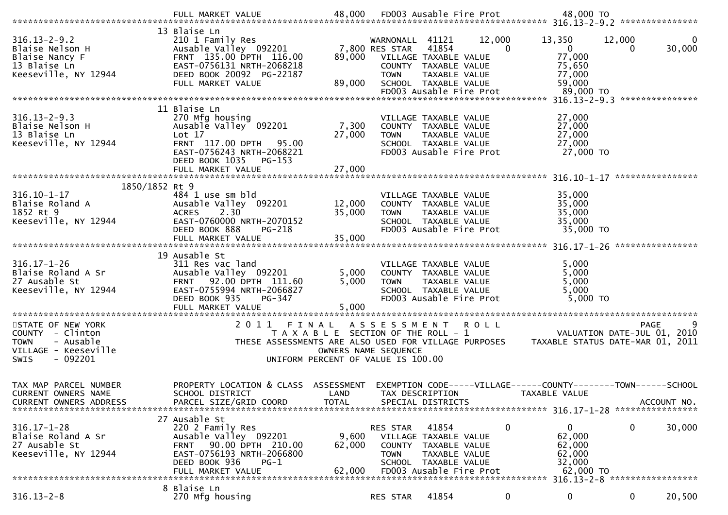```
                              FULL MARKET VALUE              48,000   FD003 Ausable Fire Prot              48,000 TO
****************************************************************************************************** 316.13-2-9.2 ***************
                             13 Blaise Ln
316.13-2-9.2                 210 1 Family Res                         WARNONALL  41121      12,000       13,350      12,000          0
Blaise Nelson H              Ausable Valley  092201          7,800 RES STAR   41854           0            0           0      30,000
Blaise Nancy F               FRNT 135.00 DPTH 116.00        89,000   VILLAGE TAXABLE VALUE                 77,000
13 Blaise Ln                 EAST-0756131 NRTH-2068218                COUNTY  TAXABLE VALUE                 75,650
Keeseville, NY 12944         DEED BOOK 20092  PG-22187                TOWN    TAXABLE VALUE                 77,000
                             FULL MARKET VALUE              89,000   SCHOOL  TAXABLE VALUE                 59,000
                                                                      FD003 Ausable Fire Prot              89,000 TO
****************************************************************************************************** 316.13-2-9.3 ***************
                             11 Blaise Ln
316.13-2-9.3                 270 Mfg housing                          VILLAGE TAXABLE VALUE                 27,000
Blaise Nelson H              Ausable Valley  092201          7,300   COUNTY  TAXABLE VALUE                 27,000
13 Blaise Ln                 Lot 17                         27,000   TOWN    TAXABLE VALUE                 27,000
Keeseville, NY 12944         FRNT 117.00 DPTH  95.00                  SCHOOL  TAXABLE VALUE                 27,000
                             EAST-0756243 NRTH-2068221                FD003 Ausable Fire Prot              27,000 TO
                             DEED BOOK 1035   PG-153
                             FULL MARKET VALUE              27,000
****************************************************************************************************** 316.10-1-17 ****************
                        1850/1852 Rt 9
316.10-1-17                  484 1 use sm bld                         VILLAGE TAXABLE VALUE                 35,000
Blaise Roland A              Ausable Valley  092201         12,000   COUNTY  TAXABLE VALUE                 35,000
1852 Rt 9                    ACRES    2.30                  35,000   TOWN    TAXABLE VALUE                 35,000
Keeseville, NY 12944         EAST-0760000 NRTH-2070152                SCHOOL  TAXABLE VALUE                 35,000
                             DEED BOOK 888    PG-218                  FD003 Ausable Fire Prot              35,000 TO
                             FULL MARKET VALUE              35,000
****************************************************************************************************** 316.17-1-26 ****************
                             19 Ausable St
316.17-1-26                  311 Res vac land                         VILLAGE TAXABLE VALUE                  5,000
Blaise Roland A Sr           Ausable Valley  092201          5,000   COUNTY  TAXABLE VALUE                  5,000
27 Ausable St                FRNT  92.00 DPTH 111.60         5,000   TOWN    TAXABLE VALUE                  5,000
Keeseville, NY 12944         EAST-0755994 NRTH-2066827                SCHOOL  TAXABLE VALUE                  5,000
                             DEED BOOK 935    PG-347                  FD003 Ausable Fire Prot               5,000 TO
                             FULL MARKET VALUE               5,000
************************************************************************************************************************************
STATE OF NEW YORK                        2011  FINAL  ASSESSMENT  ROLL                                              PAGE      9
COUNTY  - Clinton                         TAXABLE SECTION OF THE ROLL - 1                           VALUATION DATE-JUL 01, 2010
TOWN    - Ausable               THESE ASSESSMENTS ARE ALSO USED FOR VILLAGE PURPOSES          TAXABLE STATUS DATE-MAR 01, 2011
VILLAGE - Keeseville                          OWNERS NAME SEQUENCE
SWIS    - 092201                        UNIFORM PERCENT OF VALUE IS 100.00


TAX MAP PARCEL NUMBER        PROPERTY LOCATION & CLASS  ASSESSMENT  EXEMPTION CODE-----VILLAGE------COUNTY--------TOWN------SCHOOL
CURRENT OWNERS NAME          SCHOOL DISTRICT               LAND      TAX DESCRIPTION              TAXABLE VALUE
CURRENT OWNERS ADDRESS       PARCEL SIZE/GRID COORD        TOTAL     SPECIAL DISTRICTS                                    ACCOUNT NO.
****************************************************************************************************** 316.17-1-28 ****************
                             27 Ausable St
316.17-1-28                  220 2 Family Res                         RES STAR   41854           0            0           0      30,000
Blaise Roland A Sr           Ausable Valley  092201          9,600   VILLAGE TAXABLE VALUE                 62,000
27 Ausable St                FRNT  90.00 DPTH 210.00        62,000   COUNTY  TAXABLE VALUE                 62,000
Keeseville, NY 12944         EAST-0756193 NRTH-2066800                TOWN    TAXABLE VALUE                 62,000
                             DEED BOOK 936    PG-1                    SCHOOL  TAXABLE VALUE                 32,000
                             FULL MARKET VALUE              62,000   FD003 Ausable Fire Prot              62,000 TO
****************************************************************************************************** 316.13-2-8 *****************
                             8 Blaise Ln
316.13-2-8                   270 Mfg housing                          RES STAR   41854           0            0           0      20,500
```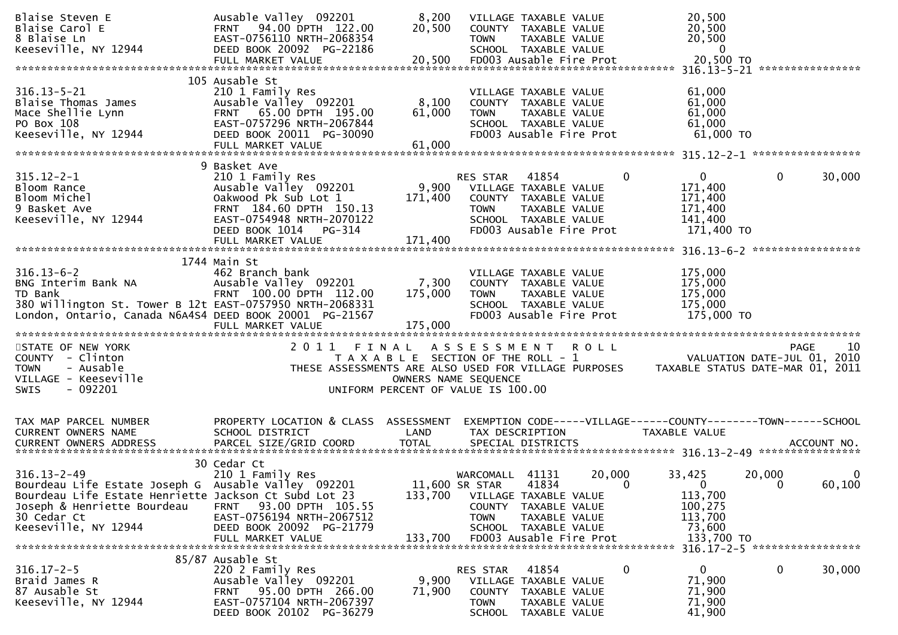```
Blaise Steven E               Ausable Valley  092201          8,200    VILLAGE TAXABLE VALUE              20,500
Blaise Carol E                FRNT   94.00 DPTH  122.00      20,500    COUNTY  TAXABLE VALUE              20,500
8 Blaise Ln                   EAST-0756110 NRTH-2068354                TOWN    TAXABLE VALUE              20,500
Keeseville, NY 12944          DEED BOOK 20092  PG-22186                SCHOOL  TAXABLE VALUE                   0
                              FULL MARKET VALUE              20,500    FD003 Ausable Fire Prot            20,500 TO
******************************************************************************************************* 316.13-5-21 *****************
                          105 Ausable St
316.13-5-21                   210 1 Family Res                         VILLAGE TAXABLE VALUE              61,000
Blaise Thomas James           Ausable Valley  092201          8,100    COUNTY  TAXABLE VALUE              61,000
Mace Shellie Lynn             FRNT   65.00 DPTH  195.00      61,000    TOWN    TAXABLE VALUE              61,000
PO Box 108                    EAST-0757296 NRTH-2067844                SCHOOL  TAXABLE VALUE              61,000
Keeseville, NY 12944          DEED BOOK 20011  PG-30090                FD003 Ausable Fire Prot            61,000 TO
                              FULL MARKET VALUE              61,000
******************************************************************************************************* 315.12-2-1 ******************
                            9 Basket Ave
315.12-2-1                    210 1 Family Res                         RES STAR    41854          0            0            0        30,000
Bloom Rance                   Ausable Valley  092201          9,900    VILLAGE TAXABLE VALUE             171,400
Bloom Michel                  Oakwood Pk Sub Lot 1          171,400    COUNTY  TAXABLE VALUE             171,400
9 Basket Ave                  FRNT  184.60 DPTH  150.13                TOWN    TAXABLE VALUE             171,400
Keeseville, NY 12944          EAST-0754948 NRTH-2070122                SCHOOL  TAXABLE VALUE             141,400
                              DEED BOOK 1014    PG-314                 FD003 Ausable Fire Prot           171,400 TO
                              FULL MARKET VALUE             171,400
******************************************************************************************************* 316.13-6-2 ******************
                         1744 Main St
316.13-6-2                    462 Branch bank                          VILLAGE TAXABLE VALUE             175,000
BNG Interim Bank NA           Ausable Valley  092201          7,300    COUNTY  TAXABLE VALUE             175,000
TD Bank                       FRNT  100.00 DPTH  112.00     175,000    TOWN    TAXABLE VALUE             175,000
380 Willington St. Tower B 12t EAST-0757950 NRTH-2068331               SCHOOL  TAXABLE VALUE             175,000
London, Ontario, Canada N6A4S4 DEED BOOK 20001  PG-21567               FD003 Ausable Fire Prot           175,000 TO
                              FULL MARKET VALUE             175,000
*************************************************************************************************************************************
STATE OF NEW YORK                  2 0 1 1   F I N A L   A S S E S S M E N T   R O L L                                    PAGE    10
COUNTY  - Clinton                        T A X A B L E  SECTION OF THE ROLL - 1                     VALUATION DATE-JUL 01, 2010
TOWN    - Ausable              THESE ASSESSMENTS ARE ALSO USED FOR VILLAGE PURPOSES          TAXABLE STATUS DATE-MAR 01, 2011
VILLAGE - Keeseville                              OWNERS NAME SEQUENCE
SWIS    - 092201                             UNIFORM PERCENT OF VALUE IS 100.00


TAX MAP PARCEL NUMBER         PROPERTY LOCATION & CLASS  ASSESSMENT  EXEMPTION CODE-----VILLAGE------COUNTY--------TOWN------SCHOOL
CURRENT OWNERS NAME           SCHOOL DISTRICT               LAND      TAX DESCRIPTION            TAXABLE VALUE
CURRENT OWNERS ADDRESS        PARCEL SIZE/GRID COORD       TOTAL      SPECIAL DISTRICTS                                    ACCOUNT NO.
******************************************************************************************************* 316.13-2-49 *****************
                           30 Cedar Ct
316.13-2-49                   210 1 Family Res                         WARCOMALL  41131      20,000       33,425       20,000            0
Bourdeau Life Estate Joseph G Ausable Valley  092201         11,600 SR STAR    41834           0            0            0        60,100
Bourdeau Life Estate Henriette Jackson Ct Subd Lot 23        133,700    VILLAGE TAXABLE VALUE             113,700
Joseph & Henriette Bourdeau   FRNT   93.00 DPTH  105.55                COUNTY  TAXABLE VALUE             100,275
30 Cedar Ct                   EAST-0756194 NRTH-2067512                TOWN    TAXABLE VALUE             113,700
Keeseville, NY 12944          DEED BOOK 20092  PG-21779                SCHOOL  TAXABLE VALUE              73,600
                              FULL MARKET VALUE             133,700    FD003 Ausable Fire Prot           133,700 TO
******************************************************************************************************* 316.17-2-5 ******************
                        85/87 Ausable St
316.17-2-5                    220 2 Family Res                         RES STAR    41854          0            0            0        30,000
Braid James R                 Ausable Valley  092201          9,900    VILLAGE TAXABLE VALUE              71,900
87 Ausable St                 FRNT   95.00 DPTH  266.00      71,900    COUNTY  TAXABLE VALUE              71,900
Keeseville, NY 12944          EAST-0757104 NRTH-2067397                TOWN    TAXABLE VALUE              71,900
                              DEED BOOK 20102  PG-36279                SCHOOL  TAXABLE VALUE              41,900
```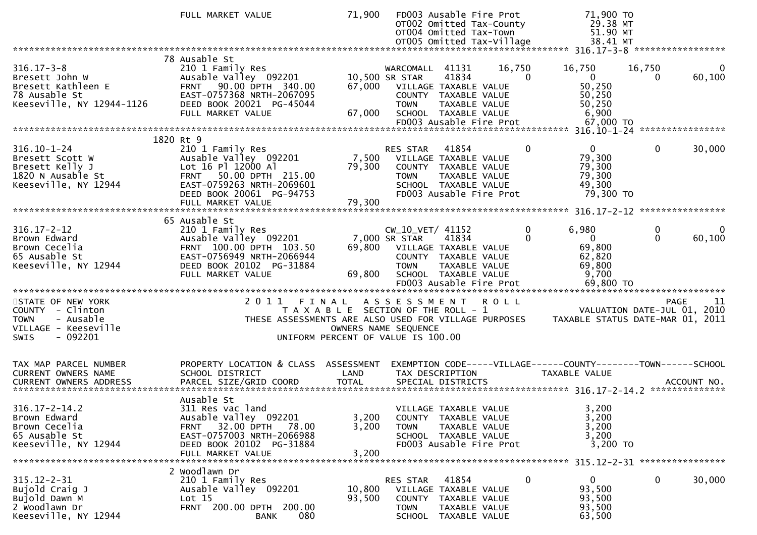```
                            FULL MARKET VALUE              71,900   FD003 Ausable Fire Prot              71,900 TO
                                                                    OT002 Omitted Tax-County              29.38 MT
                                                                    OT004 Omitted Tax-Town                51.90 MT
                                                                    OT005 Omitted Tax-Village             38.41 MT
******************************************************************************************************* 316.17-3-8 *****************
                            78 Ausable St
316.17-3-8                  210 1 Family Res                        WARCOMALL  41131      16,750       16,750       16,750           0
Bresett John W              Ausable Valley  092201        10,500 SR STAR     41834           0            0            0      60,100
Bresett Kathleen E          FRNT    90.00 DPTH  340.00    67,000    VILLAGE TAXABLE VALUE              50,250
78 Ausable St               EAST-0757368 NRTH-2067095               COUNTY  TAXABLE VALUE              50,250
Keeseville, NY 12944-1126   DEED BOOK 20021  PG-45044               TOWN    TAXABLE VALUE              50,250
                            FULL MARKET VALUE              67,000   SCHOOL  TAXABLE VALUE               6,900
                                                                    FD003 Ausable Fire Prot              67,000 TO
******************************************************************************************************* 316.10-1-24 ****************
                            1820 Rt 9
316.10-1-24                 210 1 Family Res                        RES STAR   41854           0            0            0      30,000
Bresett Scott W             Ausable Valley  092201         7,500    VILLAGE TAXABLE VALUE              79,300
Bresett Kelly J             Lot 16 Pl 12000 Al            79,300    COUNTY  TAXABLE VALUE              79,300
1820 N Ausable St           FRNT    50.00 DPTH  215.00              TOWN    TAXABLE VALUE              79,300
Keeseville, NY 12944        EAST-0759263 NRTH-2069601               SCHOOL  TAXABLE VALUE              49,300
                            DEED BOOK 20061  PG-94753               FD003 Ausable Fire Prot              79,300 TO
                            FULL MARKET VALUE              79,300
******************************************************************************************************* 316.17-2-12 ****************
                            65 Ausable St
316.17-2-12                 210 1 Family Res                        CW_10_VET/ 41152           0        6,980            0           0
Brown Edward                Ausable Valley  092201         7,000 SR STAR     41834           0            0            0      60,100
Brown Cecelia               FRNT   100.00 DPTH  103.50    69,800    VILLAGE TAXABLE VALUE              69,800
65 Ausable St               EAST-0756949 NRTH-2066944               COUNTY  TAXABLE VALUE              62,820
Keeseville, NY 12944        DEED BOOK 20102  PG-31884               TOWN    TAXABLE VALUE              69,800
                            FULL MARKET VALUE              69,800   SCHOOL  TAXABLE VALUE               9,700
                                                                    FD003 Ausable Fire Prot              69,800 TO
*************************************************************************************************************************************
STATE OF NEW YORK                     2 0 1 1   F I N A L   A S S E S S M E N T   R O L L                                PAGE    11
COUNTY  - Clinton                         T A X A B L E  SECTION OF THE ROLL - 1                       VALUATION DATE-JUL 01, 2010
TOWN    - Ausable                  THESE ASSESSMENTS ARE ALSO USED FOR VILLAGE PURPOSES        TAXABLE STATUS DATE-MAR 01, 2011
VILLAGE - Keeseville                                OWNERS NAME SEQUENCE
SWIS    - 092201                              UNIFORM PERCENT OF VALUE IS 100.00


TAX MAP PARCEL NUMBER       PROPERTY LOCATION & CLASS  ASSESSMENT  EXEMPTION CODE-----VILLAGE------COUNTY--------TOWN------SCHOOL
CURRENT OWNERS NAME         SCHOOL DISTRICT               LAND      TAX DESCRIPTION                TAXABLE VALUE
CURRENT OWNERS ADDRESS      PARCEL SIZE/GRID COORD       TOTAL      SPECIAL DISTRICTS                                    ACCOUNT NO.
******************************************************************************************************* 316.17-2-14.2 **************
                            Ausable St
316.17-2-14.2               311 Res vac land                        VILLAGE TAXABLE VALUE               3,200
Brown Edward                Ausable Valley  092201         3,200    COUNTY  TAXABLE VALUE               3,200
Brown Cecelia               FRNT    32.00 DPTH   78.00     3,200    TOWN    TAXABLE VALUE               3,200
65 Ausable St               EAST-0757003 NRTH-2066988               SCHOOL  TAXABLE VALUE               3,200
Keeseville, NY 12944        DEED BOOK 20102  PG-31884               FD003 Ausable Fire Prot               3,200 TO
                            FULL MARKET VALUE               3,200
******************************************************************************************************* 315.12-2-31 ****************
                            2 Woodlawn Dr
315.12-2-31                 210 1 Family Res                        RES STAR   41854           0            0            0      30,000
Bujold Craig J              Ausable Valley  092201        10,800    VILLAGE TAXABLE VALUE              93,500
Bujold Dawn M               Lot 15                        93,500    COUNTY  TAXABLE VALUE              93,500
2 Woodlawn Dr               FRNT   200.00 DPTH  200.00              TOWN    TAXABLE VALUE              93,500
Keeseville, NY 12944                      BANK     080              SCHOOL  TAXABLE VALUE              63,500
```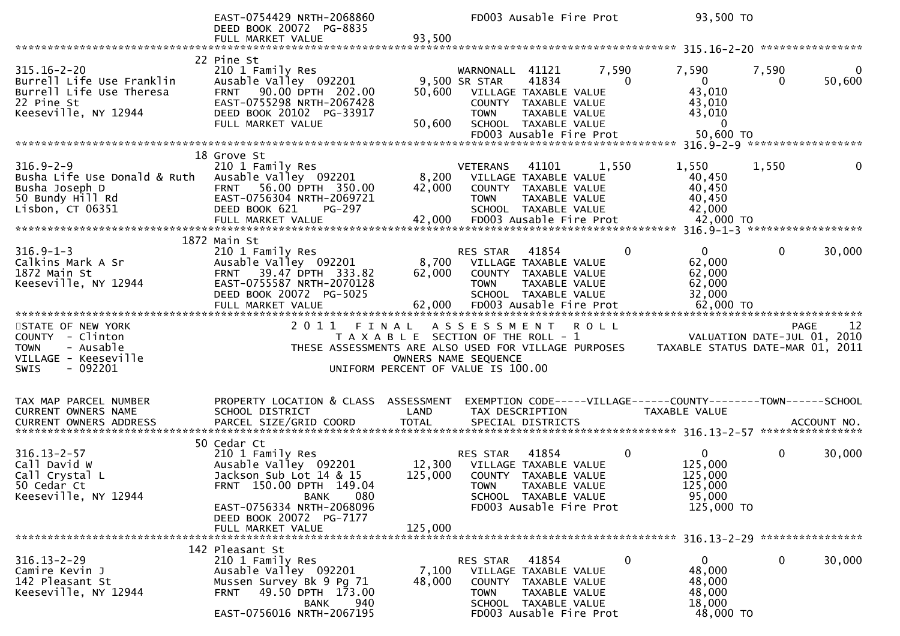```
                          EAST-0754429 NRTH-2068860            FD003 Ausable Fire Prot              93,500 TO
                          DEED BOOK 20072  PG-8835
                          FULL MARKET VALUE              93,500
******************************************************************************************************* 315.16-2-20 ****************
                        22 Pine St
315.16-2-20               210 1 Family Res                    WARNONALL  41121       7,590        7,590       7,590            0
Burrell Life Use Franklin Ausable Valley  092201        9,500 SR STAR    41834           0            0           0       50,600
Burrell Life Use Theresa  FRNT   90.00 DPTH 202.00     50,600   VILLAGE TAXABLE VALUE             43,010
22 Pine St                EAST-0755298 NRTH-2067428             COUNTY  TAXABLE VALUE             43,010
Keeseville, NY 12944      DEED BOOK 20102  PG-33917             TOWN    TAXABLE VALUE             43,010
                          FULL MARKET VALUE             50,600  SCHOOL  TAXABLE VALUE                  0
                                                                FD003 Ausable Fire Prot           50,600 TO
******************************************************************************************************* 316.9-2-9 ******************
                        18 Grove St
316.9-2-9                 210 1 Family Res                    VETERANS   41101       1,550        1,550       1,550            0
Busha Life Use Donald & Ruth Ausable Valley  092201     8,200   VILLAGE TAXABLE VALUE             40,450
Busha Joseph D            FRNT   56.00 DPTH 350.00     42,000   COUNTY  TAXABLE VALUE             40,450
50 Bundy Hill Rd          EAST-0756304 NRTH-2069721             TOWN    TAXABLE VALUE             40,450
Lisbon, CT 06351          DEED BOOK 621    PG-297               SCHOOL  TAXABLE VALUE             42,000
                          FULL MARKET VALUE             42,000  FD003 Ausable Fire Prot           42,000 TO
******************************************************************************************************* 316.9-1-3 ******************
                      1872 Main St
316.9-1-3                 210 1 Family Res                    RES STAR   41854           0            0           0       30,000
Calkins Mark A Sr         Ausable Valley  092201        8,700   VILLAGE TAXABLE VALUE             62,000
1872 Main St              FRNT   39.47 DPTH 333.82     62,000   COUNTY  TAXABLE VALUE             62,000
Keeseville, NY 12944      EAST-0755587 NRTH-2070128             TOWN    TAXABLE VALUE             62,000
                          DEED BOOK 20072  PG-5025              SCHOOL  TAXABLE VALUE             32,000
                          FULL MARKET VALUE             62,000  FD003 Ausable Fire Prot           62,000 TO
************************************************************************************************************************************
STATE OF NEW YORK                    2 0 1 1   F I N A L   A S S E S S M E N T   R O L L                               PAGE    12
COUNTY  - Clinton                          T A X A B L E SECTION OF THE ROLL - 1                     VALUATION DATE-JUL 01, 2010
TOWN    - Ausable                THESE ASSESSMENTS ARE ALSO USED FOR VILLAGE PURPOSES     TAXABLE STATUS DATE-MAR 01, 2011
VILLAGE - Keeseville                                 OWNERS NAME SEQUENCE
SWIS    - 092201                               UNIFORM PERCENT OF VALUE IS 100.00


TAX MAP PARCEL NUMBER     PROPERTY LOCATION & CLASS  ASSESSMENT  EXEMPTION CODE-----VILLAGE------COUNTY--------TOWN------SCHOOL
CURRENT OWNERS NAME       SCHOOL DISTRICT               LAND      TAX DESCRIPTION            TAXABLE VALUE
CURRENT OWNERS ADDRESS    PARCEL SIZE/GRID COORD        TOTAL     SPECIAL DISTRICTS                                     ACCOUNT NO.
******************************************************************************************************* 316.13-2-57 ****************
                        50 Cedar Ct
316.13-2-57               210 1 Family Res                    RES STAR   41854           0            0           0       30,000
Call David W              Ausable Valley  092201       12,300   VILLAGE TAXABLE VALUE            125,000
Call Crystal L            Jackson Sub Lot 14 & 15     125,000   COUNTY  TAXABLE VALUE            125,000
50 Cedar Ct               FRNT  150.00 DPTH 149.04              TOWN    TAXABLE VALUE            125,000
Keeseville, NY 12944                     BANK     080           SCHOOL  TAXABLE VALUE             95,000
                          EAST-0756334 NRTH-2068096             FD003 Ausable Fire Prot          125,000 TO
                          DEED BOOK 20072  PG-7177
                          FULL MARKET VALUE            125,000
******************************************************************************************************* 316.13-2-29 ****************
                       142 Pleasant St
316.13-2-29               210 1 Family Res                    RES STAR   41854           0            0           0       30,000
Camire Kevin J            Ausable Valley  092201        7,100   VILLAGE TAXABLE VALUE             48,000
142 Pleasant St           Mussen Survey Bk 9 Pg 71     48,000   COUNTY  TAXABLE VALUE             48,000
Keeseville, NY 12944      FRNT   49.50 DPTH 173.00              TOWN    TAXABLE VALUE             48,000
                                         BANK     940           SCHOOL  TAXABLE VALUE             18,000
                          EAST-0756016 NRTH-2067195             FD003 Ausable Fire Prot           48,000 TO
```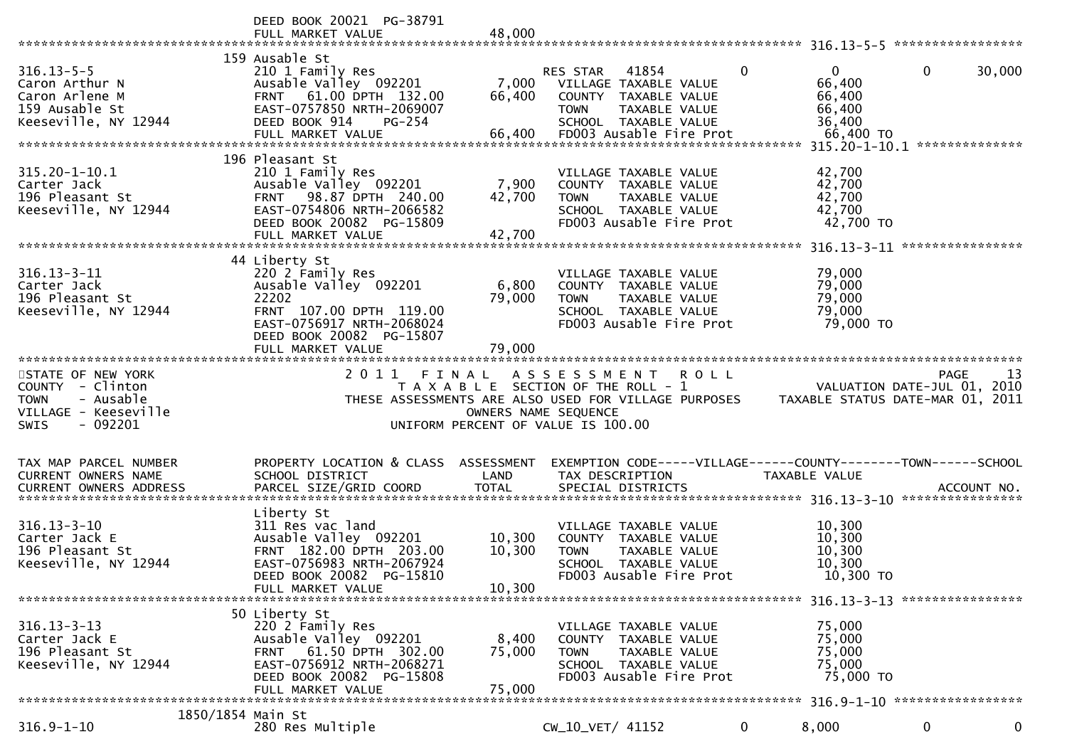```
                         DEED BOOK 20021  PG-38791
                         FULL MARKET VALUE               48,000
******************************************************************************************************* 316.13-5-5 *****************
                         159 Ausable St
316.13-5-5               210 1 Family Res                      RES STAR   41854            0          0          0     30,000
Caron Arthur N           Ausable Valley  092201       7,000   VILLAGE TAXABLE VALUE              66,400
Caron Arlene M           FRNT   61.00 DPTH  132.00   66,400   COUNTY  TAXABLE VALUE              66,400
159 Ausable St           EAST-0757850 NRTH-2069007            TOWN    TAXABLE VALUE              66,400
Keeseville, NY 12944     DEED BOOK 914     PG-254             SCHOOL  TAXABLE VALUE              36,400
                         FULL MARKET VALUE               66,400   FD003 Ausable Fire Prot         66,400 TO
******************************************************************************************************* 315.20-1-10.1 **************
                         196 Pleasant St
315.20-1-10.1            210 1 Family Res                         VILLAGE TAXABLE VALUE              42,700
Carter Jack              Ausable Valley  092201       7,900   COUNTY  TAXABLE VALUE              42,700
196 Pleasant St          FRNT   98.87 DPTH  240.00   42,700   TOWN    TAXABLE VALUE              42,700
Keeseville, NY 12944     EAST-0754806 NRTH-2066582            SCHOOL  TAXABLE VALUE              42,700
                         DEED BOOK 20082  PG-15809            FD003 Ausable Fire Prot         42,700 TO
                         FULL MARKET VALUE               42,700
******************************************************************************************************* 316.13-3-11 ****************
                         44 Liberty St
316.13-3-11              220 2 Family Res                         VILLAGE TAXABLE VALUE              79,000
Carter Jack              Ausable Valley  092201       6,800   COUNTY  TAXABLE VALUE              79,000
196 Pleasant St          22202                       79,000   TOWN    TAXABLE VALUE              79,000
Keeseville, NY 12944     FRNT  107.00 DPTH  119.00            SCHOOL  TAXABLE VALUE              79,000
                         EAST-0756917 NRTH-2068024            FD003 Ausable Fire Prot         79,000 TO
                         DEED BOOK 20082  PG-15807
                         FULL MARKET VALUE               79,000
************************************************************************************************************************************
STATE OF NEW YORK                  2 0 1 1   F I N A L   A S S E S S M E N T   R O L L                                 PAGE    13
COUNTY  - Clinton                        T A X A B L E  SECTION OF THE ROLL - 1                      VALUATION DATE-JUL 01, 2010
TOWN    - Ausable               THESE ASSESSMENTS ARE ALSO USED FOR VILLAGE PURPOSES      TAXABLE STATUS DATE-MAR 01, 2011
VILLAGE - Keeseville                              OWNERS NAME SEQUENCE
SWIS    - 092201                            UNIFORM PERCENT OF VALUE IS 100.00


TAX MAP PARCEL NUMBER    PROPERTY LOCATION & CLASS  ASSESSMENT  EXEMPTION CODE-----VILLAGE------COUNTY--------TOWN------SCHOOL
CURRENT OWNERS NAME      SCHOOL DISTRICT               LAND      TAX DESCRIPTION            TAXABLE VALUE
CURRENT OWNERS ADDRESS   PARCEL SIZE/GRID COORD       TOTAL      SPECIAL DISTRICTS                                   ACCOUNT NO.
******************************************************************************************************* 316.13-3-10 ****************
                         Liberty St
316.13-3-10              311 Res vac land                         VILLAGE TAXABLE VALUE              10,300
Carter Jack E            Ausable Valley  092201      10,300   COUNTY  TAXABLE VALUE              10,300
196 Pleasant St          FRNT  182.00 DPTH  203.00   10,300   TOWN    TAXABLE VALUE              10,300
Keeseville, NY 12944     EAST-0756983 NRTH-2067924            SCHOOL  TAXABLE VALUE              10,300
                         DEED BOOK 20082  PG-15810            FD003 Ausable Fire Prot         10,300 TO
                         FULL MARKET VALUE               10,300
******************************************************************************************************* 316.13-3-13 ****************
                         50 Liberty St
316.13-3-13              220 2 Family Res                         VILLAGE TAXABLE VALUE              75,000
Carter Jack E            Ausable Valley  092201       8,400   COUNTY  TAXABLE VALUE              75,000
196 Pleasant St          FRNT   61.50 DPTH  302.00   75,000   TOWN    TAXABLE VALUE              75,000
Keeseville, NY 12944     EAST-0756912 NRTH-2068271            SCHOOL  TAXABLE VALUE              75,000
                         DEED BOOK 20082  PG-15808            FD003 Ausable Fire Prot         75,000 TO
                         FULL MARKET VALUE               75,000
******************************************************************************************************* 316.9-1-10 *****************
                  1850/1854 Main St
316.9-1-10               280 Res Multiple                      CW_10_VET/ 41152            0      8,000          0          0
```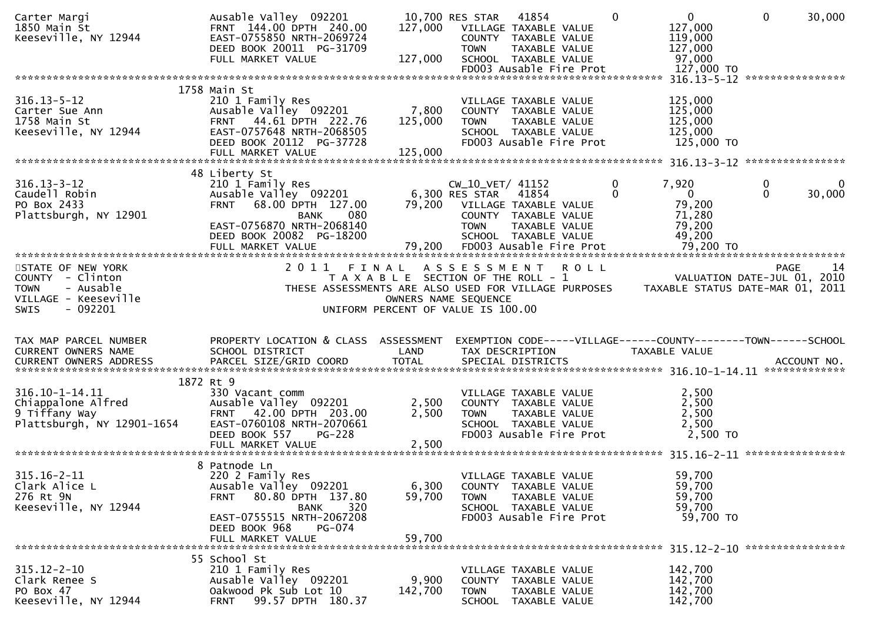```
Carter Margi                    Ausable Valley  092201       10,700 RES STAR   41854           0            0            0       30,000
1850 Main St                    FRNT  144.00 DPTH  240.00   127,000   VILLAGE TAXABLE VALUE              127,000
Keeseville, NY 12944            EAST-0755850 NRTH-2069724             COUNTY  TAXABLE VALUE              119,000
                                DEED BOOK 20011  PG-31709             TOWN    TAXABLE VALUE              127,000
                                FULL MARKET VALUE           127,000   SCHOOL  TAXABLE VALUE               97,000
                                                                      FD003 Ausable Fire Prot            127,000 TO
******************************************************************************************************* 316.13-5-12 ****************
                             1758 Main St
316.13-5-12                     210 1 Family Res                      VILLAGE TAXABLE VALUE              125,000
Carter Sue Ann                  Ausable Valley  092201        7,800   COUNTY  TAXABLE VALUE              125,000
1758 Main St                    FRNT   44.61 DPTH  222.76   125,000   TOWN    TAXABLE VALUE              125,000
Keeseville, NY 12944            EAST-0757648 NRTH-2068505             SCHOOL  TAXABLE VALUE              125,000
                                DEED BOOK 20112  PG-37728             FD003 Ausable Fire Prot            125,000 TO
                                FULL MARKET VALUE           125,000
******************************************************************************************************* 316.13-3-12 ****************
                             48 Liberty St
316.13-3-12                     210 1 Family Res                      CW_10_VET/ 41152          0        7,920            0            0
Caudell Robin                   Ausable Valley  092201        6,300 RES STAR   41854            0            0            0       30,000
PO Box 2433                     FRNT   68.00 DPTH  127.00    79,200   VILLAGE TAXABLE VALUE               79,200
Plattsburgh, NY 12901                 BANK     080                    COUNTY  TAXABLE VALUE               71,280
                                EAST-0756870 NRTH-2068140             TOWN    TAXABLE VALUE               79,200
                                DEED BOOK 20082  PG-18200             SCHOOL  TAXABLE VALUE               49,200
                                FULL MARKET VALUE            79,200   FD003 Ausable Fire Prot             79,200 TO
************************************************************************************************************************************
STATE OF NEW YORK                       2 0 1 1   F I N A L   A S S E S S M E N T   R O L L                          PAGE    14
COUNTY  - Clinton                          T A X A B L E  SECTION OF THE ROLL - 1                      VALUATION DATE-JUL 01, 2010
TOWN    - Ausable                    THESE ASSESSMENTS ARE ALSO USED FOR VILLAGE PURPOSES      TAXABLE STATUS DATE-MAR 01, 2011
VILLAGE - Keeseville                                 OWNERS NAME SEQUENCE
SWIS    - 092201                              UNIFORM PERCENT OF VALUE IS 100.00


TAX MAP PARCEL NUMBER           PROPERTY LOCATION & CLASS  ASSESSMENT  EXEMPTION CODE-----VILLAGE------COUNTY--------TOWN------SCHOOL
CURRENT OWNERS NAME             SCHOOL DISTRICT              LAND      TAX DESCRIPTION             TAXABLE VALUE
CURRENT OWNERS ADDRESS          PARCEL SIZE/GRID COORD       TOTAL     SPECIAL DISTRICTS                                  ACCOUNT NO.
******************************************************************************************************* 316.10-1-14.11 *************
                             1872 Rt 9
316.10-1-14.11                  330 Vacant comm                       VILLAGE TAXABLE VALUE                2,500
Chiappalone Alfred              Ausable Valley  092201        2,500   COUNTY  TAXABLE VALUE                2,500
9 Tiffany Way                   FRNT   42.00 DPTH  203.00     2,500   TOWN    TAXABLE VALUE                2,500
Plattsburgh, NY 12901-1654      EAST-0760108 NRTH-2070661             SCHOOL  TAXABLE VALUE                2,500
                                DEED BOOK 557    PG-228               FD003 Ausable Fire Prot              2,500 TO
                                FULL MARKET VALUE             2,500
******************************************************************************************************* 315.16-2-11 ****************
                             8 Patnode Ln
315.16-2-11                     220 2 Family Res                      VILLAGE TAXABLE VALUE               59,700
Clark Alice L                   Ausable Valley  092201        6,300   COUNTY  TAXABLE VALUE               59,700
276 Rt 9N                       FRNT   80.80 DPTH  137.80    59,700   TOWN    TAXABLE VALUE               59,700
Keeseville, NY 12944                  BANK     320                    SCHOOL  TAXABLE VALUE               59,700
                                EAST-0755515 NRTH-2067208             FD003 Ausable Fire Prot             59,700 TO
                                DEED BOOK 968    PG-074
                                FULL MARKET VALUE            59,700
******************************************************************************************************* 315.12-2-10 ****************
                             55 School St
315.12-2-10                     210 1 Family Res                      VILLAGE TAXABLE VALUE              142,700
Clark Renee S                   Ausable Valley  092201        9,900   COUNTY  TAXABLE VALUE              142,700
PO Box 47                       Oakwood Pk Sub Lot 10       142,700   TOWN    TAXABLE VALUE              142,700
Keeseville, NY 12944            FRNT   99.57 DPTH  180.37             SCHOOL  TAXABLE VALUE              142,700
```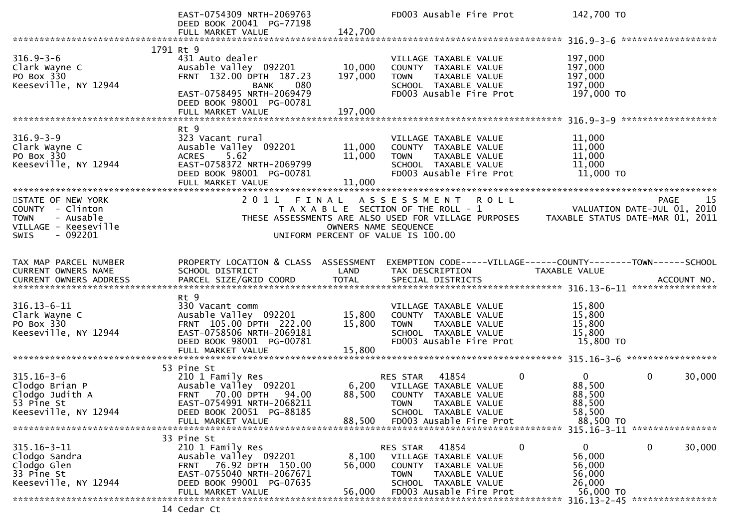```
                              EAST-0754309 NRTH-2069763                    FD003 Ausable Fire Prot             142,700 TO
                              DEED BOOK 20041  PG-77198
                              FULL MARKET VALUE            142,700
******************************************************************************************************* 316.9-3-6 ******************
                           1791 Rt 9
316.9-3-6                     431 Auto dealer                              VILLAGE TAXABLE VALUE           197,000
Clark Wayne C                 Ausable Valley  092201        10,000    COUNTY  TAXABLE VALUE           197,000
PO Box 330                    FRNT 132.00 DPTH 187.23      197,000    TOWN    TAXABLE VALUE           197,000
Keeseville, NY 12944                  BANK     080                     SCHOOL  TAXABLE VALUE           197,000
                              EAST-0758495 NRTH-2069479                    FD003 Ausable Fire Prot             197,000 TO
                              DEED BOOK 98001  PG-00781
                              FULL MARKET VALUE            197,000
******************************************************************************************************* 316.9-3-9 ******************
                              Rt 9
316.9-3-9                     323 Vacant rural                             VILLAGE TAXABLE VALUE            11,000
Clark Wayne C                 Ausable Valley  092201        11,000    COUNTY  TAXABLE VALUE            11,000
PO Box 330                    ACRES     5.62                11,000    TOWN    TAXABLE VALUE            11,000
Keeseville, NY 12944          EAST-0758372 NRTH-2069799                    SCHOOL  TAXABLE VALUE            11,000
                              DEED BOOK 98001  PG-00781                    FD003 Ausable Fire Prot              11,000 TO
                              FULL MARKET VALUE             11,000
*************************************************************************************************************************************
STATE OF NEW YORK                        2 0 1 1   F I N A L   A S S E S S M E N T   R O L L                              PAGE     15
COUNTY  - Clinton                               T A X A B L E  SECTION OF THE ROLL - 1                     VALUATION DATE-JUL 01, 2010
TOWN    - Ausable                      THESE ASSESSMENTS ARE ALSO USED FOR VILLAGE PURPOSES       TAXABLE STATUS DATE-MAR 01, 2011
VILLAGE - Keeseville                                       OWNERS NAME SEQUENCE
SWIS    - 092201                                    UNIFORM PERCENT OF VALUE IS 100.00


TAX MAP PARCEL NUMBER         PROPERTY LOCATION & CLASS  ASSESSMENT  EXEMPTION CODE-----VILLAGE------COUNTY--------TOWN------SCHOOL
CURRENT OWNERS NAME           SCHOOL DISTRICT               LAND      TAX DESCRIPTION            TAXABLE VALUE
CURRENT OWNERS ADDRESS        PARCEL SIZE/GRID COORD        TOTAL     SPECIAL DISTRICTS                                    ACCOUNT NO.
******************************************************************************************************* 316.13-6-11 ****************
                              Rt 9
316.13-6-11                   330 Vacant comm                              VILLAGE TAXABLE VALUE            15,800
Clark Wayne C                 Ausable Valley  092201        15,800    COUNTY  TAXABLE VALUE            15,800
PO Box 330                    FRNT 105.00 DPTH 222.00       15,800    TOWN    TAXABLE VALUE            15,800
Keeseville, NY 12944          EAST-0758506 NRTH-2069181                    SCHOOL  TAXABLE VALUE            15,800
                              DEED BOOK 98001  PG-00781                    FD003 Ausable Fire Prot              15,800 TO
                              FULL MARKET VALUE             15,800
******************************************************************************************************* 315.16-3-6 *****************
                              53 Pine St
315.16-3-6                    210 1 Family Res                         RES STAR    41854           0            0            0      30,000
Clodgo Brian P                Ausable Valley  092201         6,200    VILLAGE TAXABLE VALUE            88,500
Clodgo Judith A               FRNT  70.00 DPTH  94.00       88,500    COUNTY  TAXABLE VALUE            88,500
53 Pine St                    EAST-0754991 NRTH-2068211                TOWN    TAXABLE VALUE            88,500
Keeseville, NY 12944          DEED BOOK 20051  PG-88185                SCHOOL  TAXABLE VALUE            58,500
                              FULL MARKET VALUE             88,500    FD003 Ausable Fire Prot              88,500 TO
******************************************************************************************************* 315.16-3-11 ****************
                              33 Pine St
315.16-3-11                   210 1 Family Res                         RES STAR    41854           0            0            0      30,000
Clodgo Sandra                 Ausable Valley  092201         8,100    VILLAGE TAXABLE VALUE            56,000
Clodgo Glen                   FRNT  76.92 DPTH 150.00       56,000    COUNTY  TAXABLE VALUE            56,000
33 Pine St                    EAST-0755040 NRTH-2067671                TOWN    TAXABLE VALUE            56,000
Keeseville, NY 12944          DEED BOOK 99001  PG-07635                SCHOOL  TAXABLE VALUE            26,000
                              FULL MARKET VALUE             56,000    FD003 Ausable Fire Prot              56,000 TO
******************************************************************************************************* 316.13-2-45 ****************
                              14 Cedar Ct
```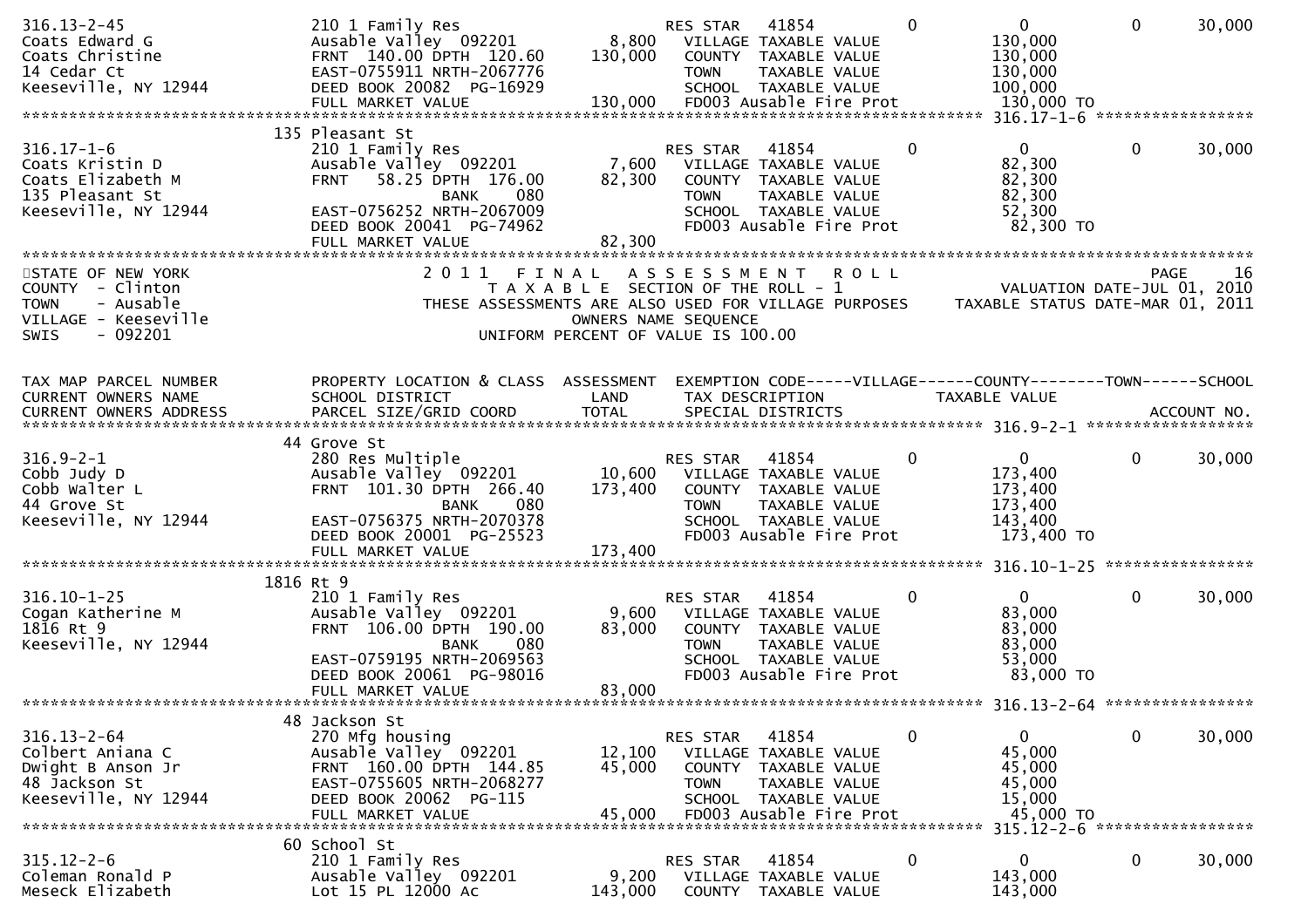```
316.13-2-45                       210 1 Family Res                      RES STAR   41854             0             0             0        30,000
Coats Edward G                    Ausable Valley  092201         8,800    VILLAGE TAXABLE VALUE               130,000
Coats Christine                   FRNT  140.00 DPTH  120.60    130,000    COUNTY  TAXABLE VALUE               130,000
14 Cedar Ct                       EAST-0755911 NRTH-2067776                TOWN    TAXABLE VALUE               130,000
Keeseville, NY 12944              DEED BOOK 20082  PG-16929                SCHOOL  TAXABLE VALUE               100,000
                                  FULL MARKET VALUE             130,000    FD003 Ausable Fire Prot              130,000 TO
******************************************************************************************************* 316.17-1-6 *****************
                                135 Pleasant St
316.17-1-6                        210 1 Family Res                      RES STAR   41854             0             0             0        30,000
Coats Kristin D                   Ausable Valley  092201         7,600    VILLAGE TAXABLE VALUE                82,300
Coats Elizabeth M                 FRNT   58.25 DPTH  176.00     82,300    COUNTY  TAXABLE VALUE                82,300
135 Pleasant St                                BANK     080                TOWN    TAXABLE VALUE                82,300
Keeseville, NY 12944              EAST-0756252 NRTH-2067009                SCHOOL  TAXABLE VALUE                52,300
                                  DEED BOOK 20041  PG-74962                FD003 Ausable Fire Prot               82,300 TO
                                  FULL MARKET VALUE              82,300
************************************************************************************************************************************
STATE OF NEW YORK                     2 0 1 1   F I N A L   A S S E S S M E N T   R O L L                                  PAGE    16
COUNTY  - Clinton                         T A X A B L E  SECTION OF THE ROLL - 1                          VALUATION DATE-JUL 01, 2010
TOWN    - Ausable                   THESE ASSESSMENTS ARE ALSO USED FOR VILLAGE PURPOSES        TAXABLE STATUS DATE-MAR 01, 2011
VILLAGE - Keeseville                                  OWNERS NAME SEQUENCE
SWIS    - 092201                               UNIFORM PERCENT OF VALUE IS 100.00


TAX MAP PARCEL NUMBER             PROPERTY LOCATION & CLASS  ASSESSMENT  EXEMPTION CODE-----VILLAGE------COUNTY--------TOWN------SCHOOL
CURRENT OWNERS NAME               SCHOOL DISTRICT               LAND      TAX DESCRIPTION               TAXABLE VALUE
CURRENT OWNERS ADDRESS            PARCEL SIZE/GRID COORD        TOTAL     SPECIAL DISTRICTS                                     ACCOUNT NO.
******************************************************************************************************* 316.9-2-1 ******************
                                 44 Grove St
316.9-2-1                         280 Res Multiple                      RES STAR   41854             0             0             0        30,000
Cobb Judy D                       Ausable Valley  092201        10,600    VILLAGE TAXABLE VALUE               173,400
Cobb Walter L                     FRNT  101.30 DPTH  266.40    173,400    COUNTY  TAXABLE VALUE               173,400
44 Grove St                                    BANK     080                TOWN    TAXABLE VALUE               173,400
Keeseville, NY 12944              EAST-0756375 NRTH-2070378                SCHOOL  TAXABLE VALUE               143,400
                                  DEED BOOK 20001  PG-25523                FD003 Ausable Fire Prot              173,400 TO
                                  FULL MARKET VALUE             173,400
******************************************************************************************************* 316.10-1-25 ****************
                               1816 Rt 9
316.10-1-25                       210 1 Family Res                      RES STAR   41854             0             0             0        30,000
Cogan Katherine M                 Ausable Valley  092201         9,600    VILLAGE TAXABLE VALUE                83,000
1816 Rt 9                         FRNT  106.00 DPTH  190.00     83,000    COUNTY  TAXABLE VALUE                83,000
Keeseville, NY 12944                           BANK     080                TOWN    TAXABLE VALUE                83,000
                                  EAST-0759195 NRTH-2069563                SCHOOL  TAXABLE VALUE                53,000
                                  DEED BOOK 20061  PG-98016                FD003 Ausable Fire Prot               83,000 TO
                                  FULL MARKET VALUE              83,000
******************************************************************************************************* 316.13-2-64 ****************
                                 48 Jackson St
316.13-2-64                       270 Mfg housing                       RES STAR   41854             0             0             0        30,000
Colbert Aniana C                  Ausable Valley  092201        12,100    VILLAGE TAXABLE VALUE                45,000
Dwight B Anson Jr                 FRNT  160.00 DPTH  144.85     45,000    COUNTY  TAXABLE VALUE                45,000
48 Jackson St                     EAST-0755605 NRTH-2068277                TOWN    TAXABLE VALUE                45,000
Keeseville, NY 12944              DEED BOOK 20062  PG-115                  SCHOOL  TAXABLE VALUE                15,000
                                  FULL MARKET VALUE              45,000    FD003 Ausable Fire Prot               45,000 TO
******************************************************************************************************* 315.12-2-6 *****************
                                 60 School St
315.12-2-6                        210 1 Family Res                      RES STAR   41854             0             0             0        30,000
Coleman Ronald P                  Ausable Valley  092201         9,200    VILLAGE TAXABLE VALUE               143,000
Meseck Elizabeth                  Lot 15 PL 12000 Ac           143,000    COUNTY  TAXABLE VALUE               143,000
```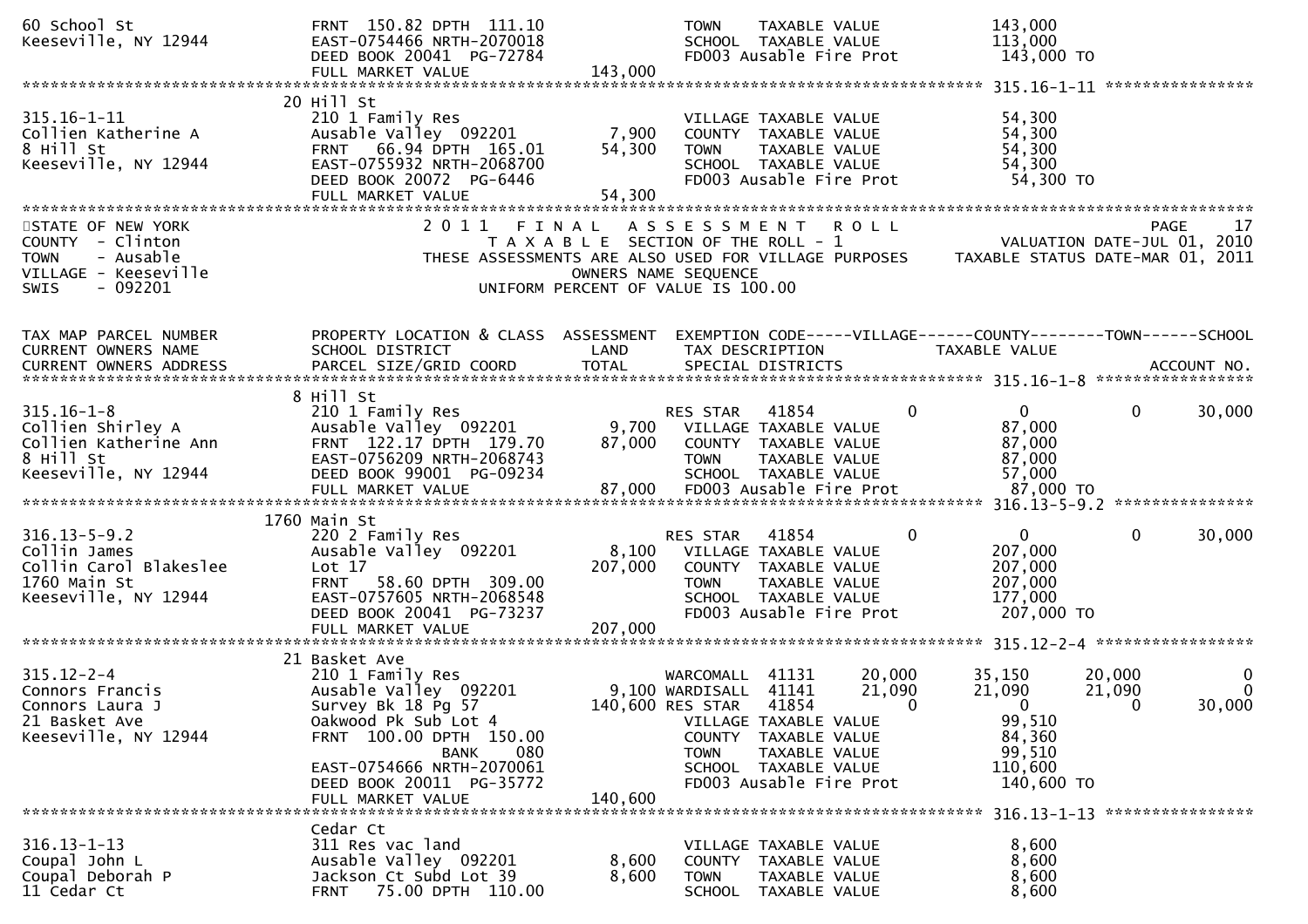```
60 School St                   FRNT 150.82 DPTH 111.10                    TOWN    TAXABLE VALUE            143,000
Keeseville, NY 12944           EAST-0754466 NRTH-2070018                  SCHOOL  TAXABLE VALUE            113,000
                               DEED BOOK 20041 PG-72784                   FD003 Ausable Fire Prot          143,000 TO
                               FULL MARKET VALUE              143,000
******************************************************************************************************* 315.16-1-11 ****************
                               20 Hill St
315.16-1-11                    210 1 Family Res                           VILLAGE TAXABLE VALUE             54,300
Collien Katherine A            Ausable Valley  092201          7,900      COUNTY  TAXABLE VALUE             54,300
8 Hill St                      FRNT  66.94 DPTH 165.01        54,300      TOWN    TAXABLE VALUE             54,300
Keeseville, NY 12944           EAST-0755932 NRTH-2068700                  SCHOOL  TAXABLE VALUE             54,300
                               DEED BOOK 20072 PG-6446                    FD003 Ausable Fire Prot           54,300 TO
                               FULL MARKET VALUE               54,300
************************************************************************************************************************************
STATE OF NEW YORK                      2011  FINAL  ASSESSMENT  ROLL                                          PAGE    17
COUNTY  - Clinton                       TAXABLE SECTION OF THE ROLL - 1                        VALUATION DATE-JUL 01, 2010
TOWN    - Ausable              THESE ASSESSMENTS ARE ALSO USED FOR VILLAGE PURPOSES       TAXABLE STATUS DATE-MAR 01, 2011
VILLAGE - Keeseville                         OWNERS NAME SEQUENCE
SWIS    - 092201                     UNIFORM PERCENT OF VALUE IS 100.00


TAX MAP PARCEL NUMBER          PROPERTY LOCATION & CLASS  ASSESSMENT  EXEMPTION CODE-----VILLAGE------COUNTY--------TOWN------SCHOOL
CURRENT OWNERS NAME            SCHOOL DISTRICT              LAND      TAX DESCRIPTION               TAXABLE VALUE
CURRENT OWNERS ADDRESS         PARCEL SIZE/GRID COORD       TOTAL     SPECIAL DISTRICTS                                    ACCOUNT NO.
******************************************************************************************************* 315.16-1-8 *****************
                               8 Hill St
315.16-1-8                     210 1 Family Res                           RES STAR   41854          0            0            0      30,000
Collien Shirley A              Ausable Valley  092201          9,700      VILLAGE TAXABLE VALUE             87,000
Collien Katherine Ann          FRNT 122.17 DPTH 179.70        87,000      COUNTY  TAXABLE VALUE             87,000
8 Hill St                      EAST-0756209 NRTH-2068743                  TOWN    TAXABLE VALUE             87,000
Keeseville, NY 12944           DEED BOOK 99001 PG-09234                   SCHOOL  TAXABLE VALUE             57,000
                               FULL MARKET VALUE               87,000     FD003 Ausable Fire Prot           87,000 TO
******************************************************************************************************* 316.13-5-9.2 ***************
                               1760 Main St
316.13-5-9.2                   220 2 Family Res                           RES STAR   41854          0            0            0      30,000
Collin James                   Ausable Valley  092201          8,100      VILLAGE TAXABLE VALUE            207,000
Collin Carol Blakeslee         Lot 17                        207,000      COUNTY  TAXABLE VALUE            207,000
1760 Main St                   FRNT  58.60 DPTH 309.00                    TOWN    TAXABLE VALUE            207,000
Keeseville, NY 12944           EAST-0757605 NRTH-2068548                  SCHOOL  TAXABLE VALUE            177,000
                               DEED BOOK 20041 PG-73237                   FD003 Ausable Fire Prot          207,000 TO
                               FULL MARKET VALUE              207,000
******************************************************************************************************* 315.12-2-4 *****************
                               21 Basket Ave
315.12-2-4                     210 1 Family Res                           WARCOMALL  41131     20,000       35,150       20,000           0
Connors Francis                Ausable Valley  092201          9,100      WARDISALL  41141     21,090       21,090       21,090           0
Connors Laura J                Survey Bk 18 Pg 57            140,600      RES STAR   41854          0            0            0      30,000
21 Basket Ave                  Oakwood Pk Sub Lot 4                       VILLAGE TAXABLE VALUE             99,510
Keeseville, NY 12944           FRNT 100.00 DPTH 150.00                    COUNTY  TAXABLE VALUE             84,360
                                              BANK    080                 TOWN    TAXABLE VALUE             99,510
                               EAST-0754666 NRTH-2070061                  SCHOOL  TAXABLE VALUE            110,600
                               DEED BOOK 20011 PG-35772                   FD003 Ausable Fire Prot          140,600 TO
                               FULL MARKET VALUE              140,600
******************************************************************************************************* 316.13-1-13 ****************
                               Cedar Ct
316.13-1-13                    311 Res vac land                           VILLAGE TAXABLE VALUE              8,600
Coupal John L                  Ausable Valley  092201          8,600      COUNTY  TAXABLE VALUE              8,600
Coupal Deborah P               Jackson Ct Subd Lot 39          8,600      TOWN    TAXABLE VALUE              8,600
11 Cedar Ct                    FRNT  75.00 DPTH 110.00                    SCHOOL  TAXABLE VALUE              8,600
```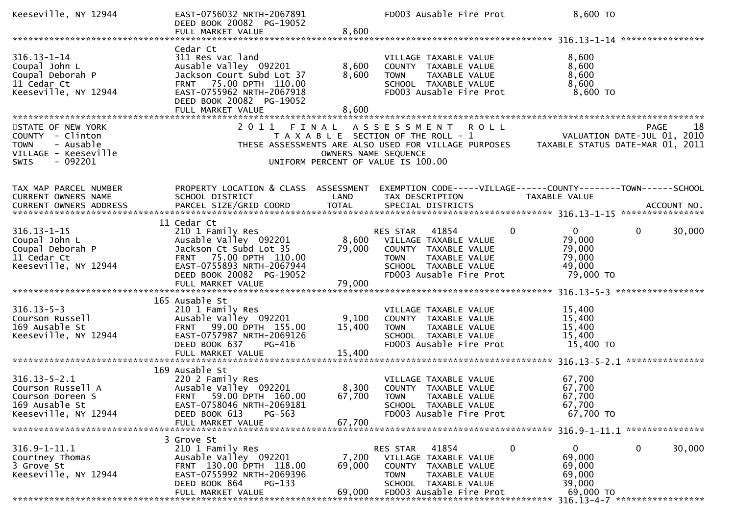```
Keeseville, NY 12944           EAST-0756032 NRTH-2067891                     FD003 Ausable Fire Prot              8,600 TO
                               DEED BOOK 20082  PG-19052
                               FULL MARKET VALUE                8,600
******************************************************************************************************* 316.13-1-14 ****************
                               Cedar Ct
316.13-1-14                    311 Res vac land                              VILLAGE TAXABLE VALUE                8,600
Coupal John L                  Ausable Valley  092201           8,600        COUNTY  TAXABLE VALUE                8,600
Coupal Deborah P               Jackson Court Subd Lot 37        8,600        TOWN    TAXABLE VALUE                8,600
11 Cedar Ct                    FRNT   75.00 DPTH  110.00                     SCHOOL  TAXABLE VALUE                8,600
Keeseville, NY 12944           EAST-0755962 NRTH-2067918                     FD003 Ausable Fire Prot              8,600 TO
                               DEED BOOK 20082  PG-19052
                               FULL MARKET VALUE                8,600
************************************************************************************************************************************
STATE OF NEW YORK                    2 0 1 1   F I N A L   A S S E S S M E N T   R O L L                               PAGE    18
COUNTY  - Clinton                       T A X A B L E  SECTION OF THE ROLL - 1                         VALUATION DATE-JUL 01, 2010
TOWN    - Ausable                 THESE ASSESSMENTS ARE ALSO USED FOR VILLAGE PURPOSES          TAXABLE STATUS DATE-MAR 01, 2011
VILLAGE - Keeseville                              OWNERS NAME SEQUENCE
SWIS    - 092201                          UNIFORM PERCENT OF VALUE IS 100.00


TAX MAP PARCEL NUMBER          PROPERTY LOCATION & CLASS  ASSESSMENT  EXEMPTION CODE-----VILLAGE------COUNTY--------TOWN------SCHOOL
CURRENT OWNERS NAME            SCHOOL DISTRICT               LAND     TAX DESCRIPTION             TAXABLE VALUE
CURRENT OWNERS ADDRESS         PARCEL SIZE/GRID COORD        TOTAL    SPECIAL DISTRICTS                                     ACCOUNT NO.
******************************************************************************************************* 316.13-1-15 ****************
                               11 Cedar Ct
316.13-1-15                    210 1 Family Res                        RES STAR   41854          0             0           0      30,000
Coupal John L                  Ausable Valley  092201           8,600   VILLAGE TAXABLE VALUE                79,000
Coupal Deborah P               Jackson Ct Subd Lot 35          79,000   COUNTY  TAXABLE VALUE                79,000
11 Cedar Ct                    FRNT   75.00 DPTH  110.00                TOWN    TAXABLE VALUE                79,000
Keeseville, NY 12944           EAST-0755893 NRTH-2067944                SCHOOL  TAXABLE VALUE                49,000
                               DEED BOOK 20082  PG-19052                FD003 Ausable Fire Prot              79,000 TO
                               FULL MARKET VALUE               79,000
******************************************************************************************************* 316.13-5-3 *****************
                               165 Ausable St
316.13-5-3                     210 1 Family Res                         VILLAGE TAXABLE VALUE                15,400
Courson Russell                Ausable Valley  092201           9,100   COUNTY  TAXABLE VALUE                15,400
169 Ausable St                 FRNT   99.00 DPTH  155.00       15,400   TOWN    TAXABLE VALUE                15,400
Keeseville, NY 12944           EAST-0757987 NRTH-2069126                SCHOOL  TAXABLE VALUE                15,400
                               DEED BOOK 637     PG-416                 FD003 Ausable Fire Prot              15,400 TO
                               FULL MARKET VALUE               15,400
******************************************************************************************************* 316.13-5-2.1 ***************
                               169 Ausable St
316.13-5-2.1                   220 2 Family Res                         VILLAGE TAXABLE VALUE                67,700
Courson Russell A              Ausable Valley  092201           8,300   COUNTY  TAXABLE VALUE                67,700
Courson Doreen S               FRNT   59.00 DPTH  160.00       67,700   TOWN    TAXABLE VALUE                67,700
169 Ausable St                 EAST-0758046 NRTH-2069181                SCHOOL  TAXABLE VALUE                67,700
Keeseville, NY 12944           DEED BOOK 613     PG-563                 FD003 Ausable Fire Prot              67,700 TO
                               FULL MARKET VALUE               67,700
******************************************************************************************************* 316.9-1-11.1 ***************
                               3 Grove St
316.9-1-11.1                   210 1 Family Res                        RES STAR   41854          0             0           0      30,000
Courtney Thomas                Ausable Valley  092201           7,200   VILLAGE TAXABLE VALUE                69,000
3 Grove St                     FRNT  130.00 DPTH  118.00       69,000   COUNTY  TAXABLE VALUE                69,000
Keeseville, NY 12944           EAST-0755992 NRTH-2069396                TOWN    TAXABLE VALUE                69,000
                               DEED BOOK 864     PG-133                 SCHOOL  TAXABLE VALUE                39,000
                               FULL MARKET VALUE               69,000   FD003 Ausable Fire Prot              69,000 TO
******************************************************************************************************* 316.13-4-7 *****************
```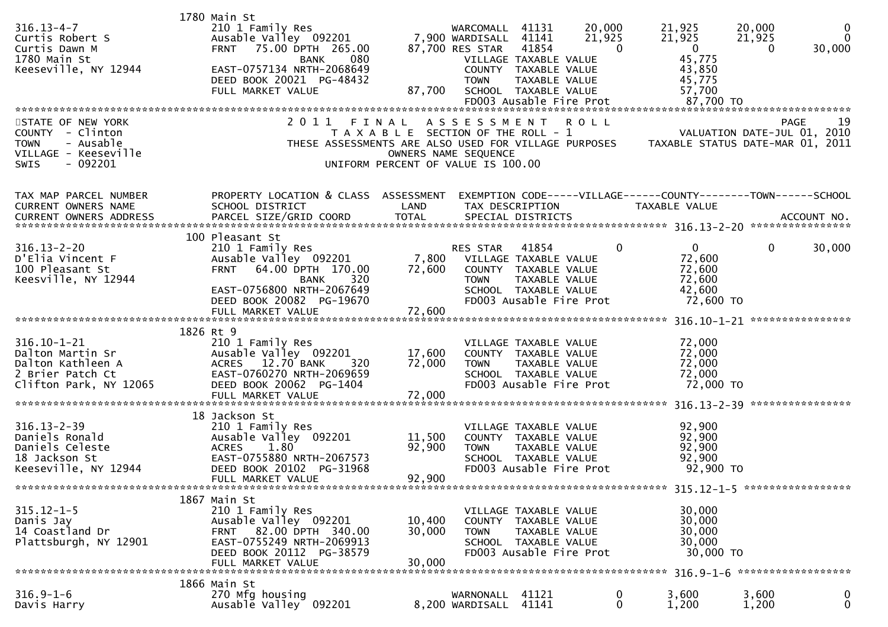```
                           1780 Main St
316.13-4-7                 210 1 Family Res                    WARCOMALL  41131        20,000       21,925       20,000            0
Curtis Robert S            Ausable Valley  092201       7,900 WARDISALL  41141        21,925       21,925       21,925            0
Curtis Dawn M              FRNT   75.00 DPTH 265.00    87,700 RES STAR   41854             0            0            0       30,000
1780 Main St                          BANK     080              VILLAGE TAXABLE VALUE               45,775
Keeseville, NY 12944       EAST-0757134 NRTH-2068649            COUNTY  TAXABLE VALUE               43,850
                           DEED BOOK 20021  PG-48432            TOWN    TAXABLE VALUE               45,775
                           FULL MARKET VALUE              87,700 SCHOOL  TAXABLE VALUE              57,700
                                                                FD003 Ausable Fire Prot            87,700 TO
******************************************************************************************************************************
STATE OF NEW YORK                    2 0 1 1   F I N A L   A S S E S S M E N T   R O L L                              PAGE    19
COUNTY  - Clinton                        T A X A B L E  SECTION OF THE ROLL - 1                     VALUATION DATE-JUL 01, 2010
TOWN    - Ausable                THESE ASSESSMENTS ARE ALSO USED FOR VILLAGE PURPOSES         TAXABLE STATUS DATE-MAR 01, 2011
VILLAGE - Keeseville                              OWNERS NAME SEQUENCE
SWIS    - 092201                              UNIFORM PERCENT OF VALUE IS 100.00


TAX MAP PARCEL NUMBER          PROPERTY LOCATION & CLASS  ASSESSMENT  EXEMPTION CODE-----VILLAGE------COUNTY--------TOWN------SCHOOL
CURRENT OWNERS NAME            SCHOOL DISTRICT               LAND      TAX DESCRIPTION             TAXABLE VALUE
CURRENT OWNERS ADDRESS         PARCEL SIZE/GRID COORD        TOTAL     SPECIAL DISTRICTS                                   ACCOUNT NO.
****************************************************************************************************** 316.13-2-20 ****************
                           100 Pleasant St
316.13-2-20                210 1 Family Res                    RES STAR   41854             0            0            0       30,000
D'Elia Vincent F           Ausable Valley  092201       7,800   VILLAGE TAXABLE VALUE               72,600
100 Pleasant St            FRNT   64.00 DPTH 170.00    72,600   COUNTY  TAXABLE VALUE               72,600
Keesville, NY 12944                   BANK     320              TOWN    TAXABLE VALUE               72,600
                           EAST-0756800 NRTH-2067649            SCHOOL  TAXABLE VALUE               42,600
                           DEED BOOK 20082  PG-19670            FD003 Ausable Fire Prot            72,600 TO
                           FULL MARKET VALUE              72,600
****************************************************************************************************** 316.10-1-21 ****************
                           1826 Rt 9
316.10-1-21                210 1 Family Res                     VILLAGE TAXABLE VALUE               72,000
Dalton Martin Sr           Ausable Valley  092201      17,600   COUNTY  TAXABLE VALUE               72,000
Dalton Kathleen A          ACRES   12.70 BANK    320   72,000   TOWN    TAXABLE VALUE               72,000
2 Brier Patch Ct           EAST-0760270 NRTH-2069659            SCHOOL  TAXABLE VALUE               72,000
Clifton Park, NY 12065     DEED BOOK 20062  PG-1404             FD003 Ausable Fire Prot            72,000 TO
                           FULL MARKET VALUE              72,000
****************************************************************************************************** 316.13-2-39 ****************
                           18 Jackson St
316.13-2-39                210 1 Family Res                     VILLAGE TAXABLE VALUE               92,900
Daniels Ronald             Ausable Valley  092201      11,500   COUNTY  TAXABLE VALUE               92,900
Daniels Celeste            ACRES    1.80               92,900   TOWN    TAXABLE VALUE               92,900
18 Jackson St              EAST-0755880 NRTH-2067573            SCHOOL  TAXABLE VALUE               92,900
Keeseville, NY 12944       DEED BOOK 20102  PG-31968            FD003 Ausable Fire Prot            92,900 TO
                           FULL MARKET VALUE              92,900
****************************************************************************************************** 315.12-1-5 *****************
                           1867 Main St
315.12-1-5                 210 1 Family Res                     VILLAGE TAXABLE VALUE               30,000
Danis Jay                  Ausable Valley  092201      10,400   COUNTY  TAXABLE VALUE               30,000
14 Coastland Dr            FRNT   82.00 DPTH 340.00    30,000   TOWN    TAXABLE VALUE               30,000
Plattsburgh, NY 12901      EAST-0755249 NRTH-2069913            SCHOOL  TAXABLE VALUE               30,000
                           DEED BOOK 20112  PG-38579            FD003 Ausable Fire Prot            30,000 TO
                           FULL MARKET VALUE              30,000
****************************************************************************************************** 316.9-1-6 ******************
                           1866 Main St
316.9-1-6                  270 Mfg housing                     WARNONALL  41121             0        3,600        3,600            0
Davis Harry                Ausable Valley  092201       8,200 WARDISALL  41141             0        1,200        1,200            0
```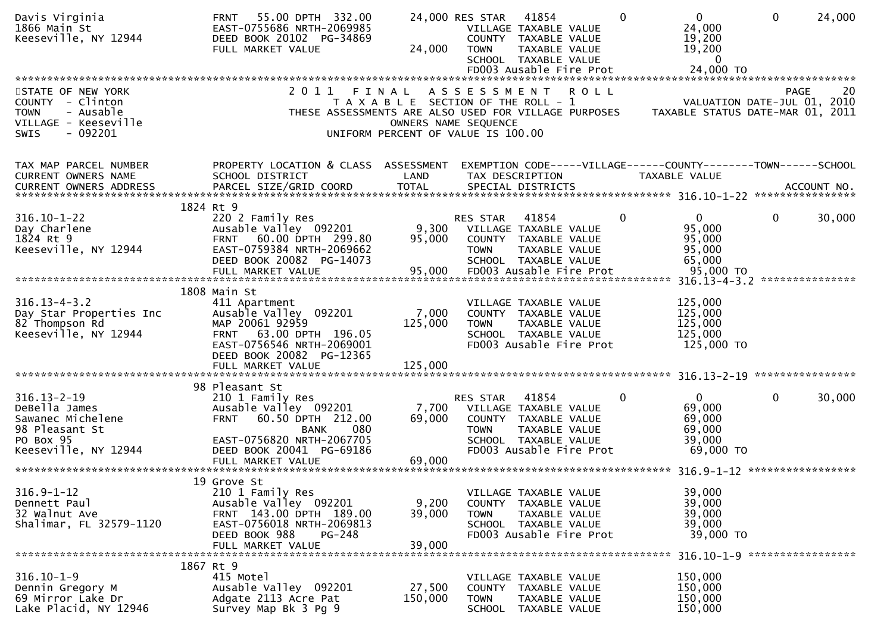```
Davis Virginia                  FRNT    55.00 DPTH  332.00       24,000 RES STAR   41854            0              0            0        24,000
1866 Main St                    EAST-0755686 NRTH-2069985               VILLAGE TAXABLE VALUE                 24,000
Keeseville, NY 12944            DEED BOOK 20102  PG-34869               COUNTY  TAXABLE VALUE                 19,200
                                FULL MARKET VALUE                24,000  TOWN    TAXABLE VALUE                 19,200
                                                                         SCHOOL  TAXABLE VALUE                      0
                                                                         FD003 Ausable Fire Prot               24,000 TO
******************************************************************************************************************************************
STATE OF NEW YORK                  2 0 1 1   F I N A L   A S S E S S M E N T   R O L L                                      PAGE     20
COUNTY  - Clinton                       T A X A B L E  SECTION OF THE ROLL - 1                          VALUATION DATE-JUL 01, 2010
TOWN    - Ausable                THESE ASSESSMENTS ARE ALSO USED FOR VILLAGE PURPOSES     TAXABLE STATUS DATE-MAR 01, 2011
VILLAGE - Keeseville                               OWNERS NAME SEQUENCE
SWIS    - 092201                              UNIFORM PERCENT OF VALUE IS 100.00


TAX MAP PARCEL NUMBER           PROPERTY LOCATION & CLASS  ASSESSMENT  EXEMPTION CODE-----VILLAGE------COUNTY--------TOWN------SCHOOL
CURRENT OWNERS NAME             SCHOOL DISTRICT               LAND      TAX DESCRIPTION             TAXABLE VALUE
CURRENT OWNERS ADDRESS          PARCEL SIZE/GRID COORD        TOTAL     SPECIAL DISTRICTS                                      ACCOUNT NO.
****************************************************************************************************** 316.10-1-22 *****************
                             1824 Rt 9
316.10-1-22                     220 2 Family Res                        RES STAR   41854            0              0            0        30,000
Day Charlene                    Ausable Valley  092201         9,300    VILLAGE TAXABLE VALUE                 95,000
1824 Rt 9                       FRNT    60.00 DPTH  299.80    95,000    COUNTY  TAXABLE VALUE                 95,000
Keeseville, NY 12944            EAST-0759384 NRTH-2069662               TOWN    TAXABLE VALUE                 95,000
                                DEED BOOK 20082  PG-14073               SCHOOL  TAXABLE VALUE                 65,000
                                FULL MARKET VALUE              95,000   FD003 Ausable Fire Prot               95,000 TO
****************************************************************************************************** 316.13-4-3.2 ****************
                             1808 Main St
316.13-4-3.2                    411 Apartment                           VILLAGE TAXABLE VALUE                125,000
Day Star Properties Inc         Ausable Valley  092201         7,000    COUNTY  TAXABLE VALUE                125,000
82 Thompson Rd                  MAP 20061 92959              125,000    TOWN    TAXABLE VALUE                125,000
Keeseville, NY 12944            FRNT    63.00 DPTH  196.05              SCHOOL  TAXABLE VALUE                125,000
                                EAST-0756546 NRTH-2069001               FD003 Ausable Fire Prot              125,000 TO
                                DEED BOOK 20082  PG-12365
                                FULL MARKET VALUE             125,000
****************************************************************************************************** 316.13-2-19 *****************
                             98 Pleasant St
316.13-2-19                     210 1 Family Res                        RES STAR   41854            0              0            0        30,000
DeBella James                   Ausable Valley  092201         7,700    VILLAGE TAXABLE VALUE                 69,000
Sawanec Michelene               FRNT    60.50 DPTH  212.00    69,000    COUNTY  TAXABLE VALUE                 69,000
98 Pleasant St                                  BANK     080            TOWN    TAXABLE VALUE                 69,000
PO Box 95                       EAST-0756820 NRTH-2067705               SCHOOL  TAXABLE VALUE                 39,000
Keeseville, NY 12944            DEED BOOK 20041  PG-69186               FD003 Ausable Fire Prot               69,000 TO
                                FULL MARKET VALUE              69,000
****************************************************************************************************** 316.9-1-12 ******************
                             19 Grove St
316.9-1-12                      210 1 Family Res                        VILLAGE TAXABLE VALUE                 39,000
Dennett Paul                    Ausable Valley  092201         9,200    COUNTY  TAXABLE VALUE                 39,000
32 Walnut Ave                   FRNT   143.00 DPTH  189.00    39,000    TOWN    TAXABLE VALUE                 39,000
Shalimar, FL 32579-1120         EAST-0756018 NRTH-2069813               SCHOOL  TAXABLE VALUE                 39,000
                                DEED BOOK 988    PG-248                 FD003 Ausable Fire Prot               39,000 TO
                                FULL MARKET VALUE              39,000
****************************************************************************************************** 316.10-1-9 ******************
                             1867 Rt 9
316.10-1-9                      415 Motel                               VILLAGE TAXABLE VALUE                150,000
Dennin Gregory M                Ausable Valley  092201        27,500    COUNTY  TAXABLE VALUE                150,000
69 Mirror Lake Dr               Adgate 2113 Acre Pat         150,000    TOWN    TAXABLE VALUE                150,000
Lake Placid, NY 12946           Survey Map Bk 3 Pg 9                    SCHOOL  TAXABLE VALUE                150,000
```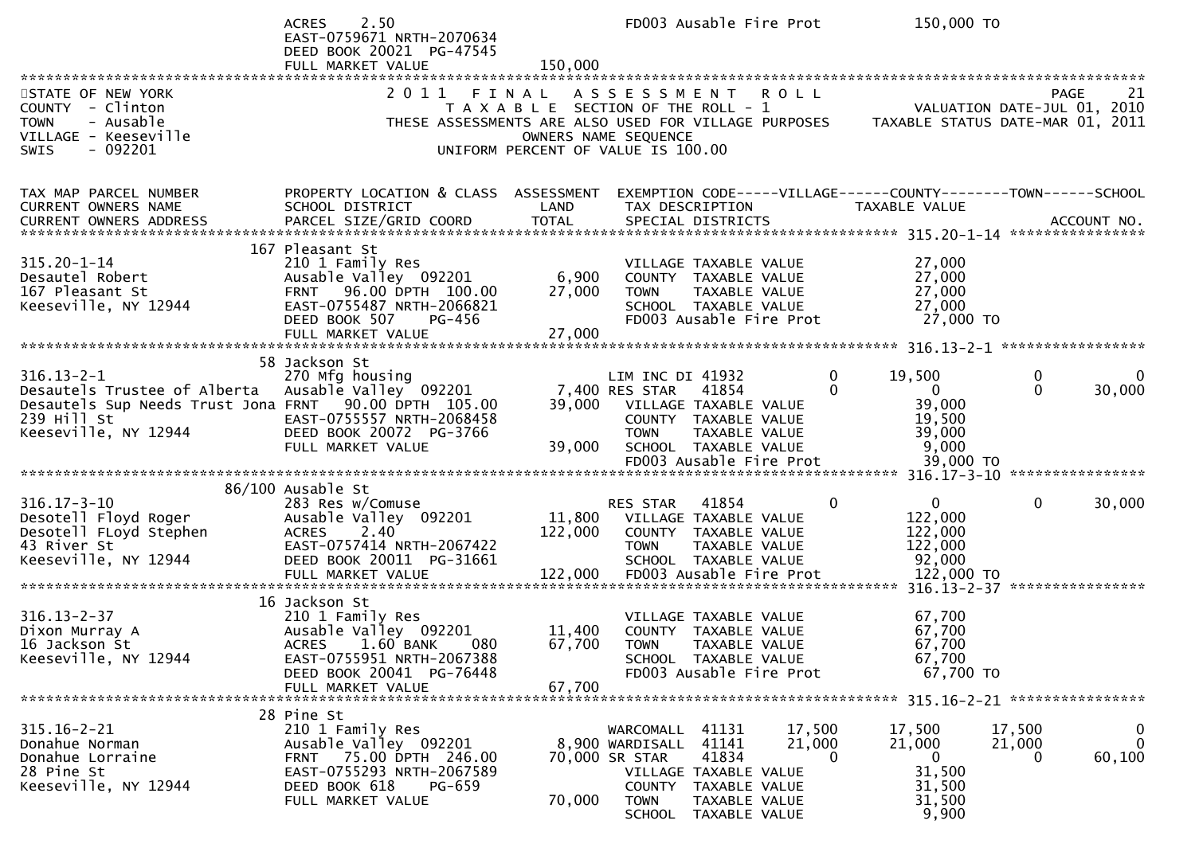| | | | |
|---|---|---|---|
| | ACRES 2.50 | | FD003 Ausable Fire Prot 150,000 TO |
| | EAST-0759671 NRTH-2070634 | | |
| | DEED BOOK 20021 PG-47545 | | |
| | FULL MARKET VALUE | 150,000 | |

STATE OF NEW YORK
COUNTY - Clinton
TOWN - Ausable
VILLAGE - Keeseville
SWIS - 092201

2011 FINAL ASSESSMENT ROLL
TAXABLE SECTION OF THE ROLL - 1
THESE ASSESSMENTS ARE ALSO USED FOR VILLAGE PURPOSES
OWNERS NAME SEQUENCE
UNIFORM PERCENT OF VALUE IS 100.00

PAGE 21
VALUATION DATE-JUL 01, 2010
TAXABLE STATUS DATE-MAR 01, 2011

| TAX MAP PARCEL NUMBER / CURRENT OWNERS NAME / CURRENT OWNERS ADDRESS | PROPERTY LOCATION & CLASS / SCHOOL DISTRICT / PARCEL SIZE/GRID COORD | ASSESSMENT LAND / TOTAL | EXEMPTION CODE / TAX DESCRIPTION / SPECIAL DISTRICTS | VILLAGE | COUNTY | TOWN | SCHOOL |
|---|---|---|---|---|---|---|---|
| **315.20-1-14** | 167 Pleasant St | | | | | | |
| 315.20-1-14 | 210 1 Family Res | | VILLAGE TAXABLE VALUE | | 27,000 | | |
| Desautel Robert | Ausable Valley 092201 | 6,900 | COUNTY TAXABLE VALUE | | 27,000 | | |
| 167 Pleasant St | FRNT 96.00 DPTH 100.00 | 27,000 | TOWN TAXABLE VALUE | | 27,000 | | |
| Keeseville, NY 12944 | EAST-0755487 NRTH-2066821 | | SCHOOL TAXABLE VALUE | | 27,000 | | |
| | DEED BOOK 507 PG-456 | | FD003 Ausable Fire Prot | | 27,000 TO | | |
| | FULL MARKET VALUE | 27,000 | | | | | |
| **316.13-2-1** | 58 Jackson St | | | | | | |
| 316.13-2-1 | 270 Mfg housing | | LIM INC DI 41932 | 0 | 19,500 | 0 | 0 |
| Desautels Trustee of Alberta | Ausable Valley 092201 | 7,400 | RES STAR 41854 | 0 | 0 | 0 | 30,000 |
| Desautels Sup Needs Trust Jona | FRNT 90.00 DPTH 105.00 | 39,000 | VILLAGE TAXABLE VALUE | | 39,000 | | |
| 239 Hill St | EAST-0755557 NRTH-2068458 | | COUNTY TAXABLE VALUE | | 19,500 | | |
| Keeseville, NY 12944 | DEED BOOK 20072 PG-3766 | | TOWN TAXABLE VALUE | | 39,000 | | |
| | FULL MARKET VALUE | 39,000 | SCHOOL TAXABLE VALUE | | 9,000 | | |
| | | | FD003 Ausable Fire Prot | | 39,000 TO | | |
| **316.17-3-10** | 86/100 Ausable St | | | | | | |
| 316.17-3-10 | 283 Res w/Comuse | | RES STAR 41854 | 0 | 0 | 0 | 30,000 |
| Desotell Floyd Roger | Ausable Valley 092201 | 11,800 | VILLAGE TAXABLE VALUE | | 122,000 | | |
| Desotell FLoyd Stephen | ACRES 2.40 | 122,000 | COUNTY TAXABLE VALUE | | 122,000 | | |
| 43 River St | EAST-0757414 NRTH-2067422 | | TOWN TAXABLE VALUE | | 122,000 | | |
| Keeseville, NY 12944 | DEED BOOK 20011 PG-31661 | | SCHOOL TAXABLE VALUE | | 92,000 | | |
| | FULL MARKET VALUE | 122,000 | FD003 Ausable Fire Prot | | 122,000 TO | | |
| **316.13-2-37** | 16 Jackson St | | | | | | |
| 316.13-2-37 | 210 1 Family Res | | VILLAGE TAXABLE VALUE | | 67,700 | | |
| Dixon Murray A | Ausable Valley 092201 | 11,400 | COUNTY TAXABLE VALUE | | 67,700 | | |
| 16 Jackson St | ACRES 1.60 BANK 080 | 67,700 | TOWN TAXABLE VALUE | | 67,700 | | |
| Keeseville, NY 12944 | EAST-0755951 NRTH-2067388 | | SCHOOL TAXABLE VALUE | | 67,700 | | |
| | DEED BOOK 20041 PG-76448 | | FD003 Ausable Fire Prot | | 67,700 TO | | |
| | FULL MARKET VALUE | 67,700 | | | | | |
| **315.16-2-21** | 28 Pine St | | | | | | |
| 315.16-2-21 | 210 1 Family Res | | WARCOMALL 41131 | 17,500 | 17,500 | 17,500 | 0 |
| Donahue Norman | Ausable Valley 092201 | 8,900 | WARDISALL 41141 | 21,000 | 21,000 | 21,000 | 0 |
| Donahue Lorraine | FRNT 75.00 DPTH 246.00 | 70,000 | SR STAR 41834 | 0 | 0 | 0 | 60,100 |
| 28 Pine St | EAST-0755293 NRTH-2067589 | | VILLAGE TAXABLE VALUE | | 31,500 | | |
| Keeseville, NY 12944 | DEED BOOK 618 PG-659 | | COUNTY TAXABLE VALUE | | 31,500 | | |
| | FULL MARKET VALUE | 70,000 | TOWN TAXABLE VALUE | | 31,500 | | |
| | | | SCHOOL TAXABLE VALUE | | 9,900 | | |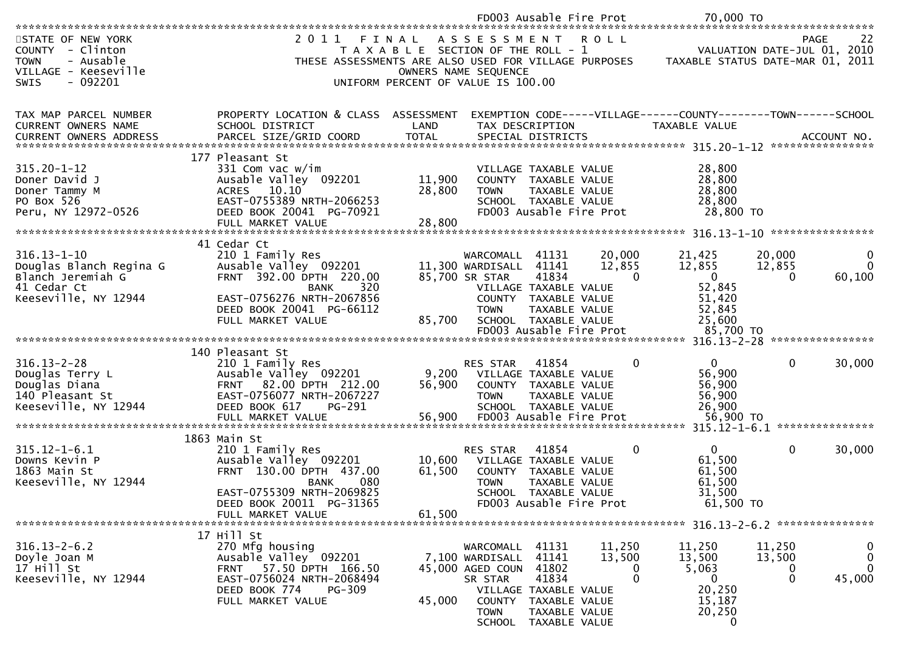FD003 Ausable Fire Prot 70,000 TO

STATE OF NEW YORK — 2011 FINAL ASSESSMENT ROLL — PAGE 22
COUNTY - Clinton — TAXABLE SECTION OF THE ROLL - 1 — VALUATION DATE-JUL 01, 2010
TOWN - Ausable — THESE ASSESSMENTS ARE ALSO USED FOR VILLAGE PURPOSES — TAXABLE STATUS DATE-MAR 01, 2011
VILLAGE - Keeseville — OWNERS NAME SEQUENCE
SWIS - 092201 — UNIFORM PERCENT OF VALUE IS 100.00

| TAX MAP PARCEL NUMBER / CURRENT OWNERS NAME / CURRENT OWNERS ADDRESS | PROPERTY LOCATION & CLASS / SCHOOL DISTRICT / PARCEL SIZE/GRID COORD | ASSESSMENT LAND / TOTAL | EXEMPTION CODE / TAX DESCRIPTION / SPECIAL DISTRICTS | VILLAGE | COUNTY (TAXABLE VALUE) | TOWN | SCHOOL | ACCOUNT NO. |
|---|---|---|---|---|---|---|---|---|
| **315.20-1-12** | 177 Pleasant St | | | | | | | |
| 315.20-1-12 | 331 Com vac w/im | | VILLAGE TAXABLE VALUE | | 28,800 | | | |
| Doner David J | Ausable Valley 092201 | 11,900 | COUNTY TAXABLE VALUE | | 28,800 | | | |
| Doner Tammy M | ACRES 10.10 | 28,800 | TOWN TAXABLE VALUE | | 28,800 | | | |
| PO Box 526 | EAST-0755389 NRTH-2066253 | | SCHOOL TAXABLE VALUE | | 28,800 | | | |
| Peru, NY 12972-0526 | DEED BOOK 20041 PG-70921 | | FD003 Ausable Fire Prot | | 28,800 TO | | | |
| | FULL MARKET VALUE | 28,800 | | | | | | |
| **316.13-1-10** | 41 Cedar Ct | | | | | | | |
| 316.13-1-10 | 210 1 Family Res | | WARCOMALL 41131 | 20,000 | 21,425 | 20,000 | 0 | |
| Douglas Blanch Regina G | Ausable Valley 092201 | 11,300 | WARDISALL 41141 | 12,855 | 12,855 | 12,855 | 0 | |
| Blanch Jeremiah G | FRNT 392.00 DPTH 220.00 | 85,700 | SR STAR 41834 | 0 | 0 | 0 | 60,100 | |
| 41 Cedar Ct | BANK 320 | | VILLAGE TAXABLE VALUE | | 52,845 | | | |
| Keeseville, NY 12944 | EAST-0756276 NRTH-2067856 | | COUNTY TAXABLE VALUE | | 51,420 | | | |
| | DEED BOOK 20041 PG-66112 | | TOWN TAXABLE VALUE | | 52,845 | | | |
| | FULL MARKET VALUE | 85,700 | SCHOOL TAXABLE VALUE | | 25,600 | | | |
| | | | FD003 Ausable Fire Prot | | 85,700 TO | | | |
| **316.13-2-28** | 140 Pleasant St | | | | | | | |
| 316.13-2-28 | 210 1 Family Res | | RES STAR 41854 | 0 | 0 | 0 | 30,000 | |
| Douglas Terry L | Ausable Valley 092201 | 9,200 | VILLAGE TAXABLE VALUE | | 56,900 | | | |
| Douglas Diana | FRNT 82.00 DPTH 212.00 | 56,900 | COUNTY TAXABLE VALUE | | 56,900 | | | |
| 140 Pleasant St | EAST-0756077 NRTH-2067227 | | TOWN TAXABLE VALUE | | 56,900 | | | |
| Keeseville, NY 12944 | DEED BOOK 617 PG-291 | | SCHOOL TAXABLE VALUE | | 26,900 | | | |
| | FULL MARKET VALUE | 56,900 | FD003 Ausable Fire Prot | | 56,900 TO | | | |
| **315.12-1-6.1** | 1863 Main St | | | | | | | |
| 315.12-1-6.1 | 210 1 Family Res | | RES STAR 41854 | 0 | 0 | 0 | 30,000 | |
| Downs Kevin P | Ausable Valley 092201 | 10,600 | VILLAGE TAXABLE VALUE | | 61,500 | | | |
| 1863 Main St | FRNT 130.00 DPTH 437.00 | 61,500 | COUNTY TAXABLE VALUE | | 61,500 | | | |
| Keeseville, NY 12944 | BANK 080 | | TOWN TAXABLE VALUE | | 61,500 | | | |
| | EAST-0755309 NRTH-2069825 | | SCHOOL TAXABLE VALUE | | 31,500 | | | |
| | DEED BOOK 20011 PG-31365 | | FD003 Ausable Fire Prot | | 61,500 TO | | | |
| | FULL MARKET VALUE | 61,500 | | | | | | |
| **316.13-2-6.2** | 17 Hill St | | | | | | | |
| 316.13-2-6.2 | 270 Mfg housing | | WARCOMALL 41131 | 11,250 | 11,250 | 11,250 | 0 | |
| Doyle Joan M | Ausable Valley 092201 | 7,100 | WARDISALL 41141 | 13,500 | 13,500 | 13,500 | 0 | |
| 17 Hill St | FRNT 57.50 DPTH 166.50 | 45,000 | AGED COUN 41802 | 0 | 5,063 | 0 | 0 | |
| Keeseville, NY 12944 | EAST-0756024 NRTH-2068494 | | SR STAR 41834 | 0 | 0 | 0 | 45,000 | |
| | DEED BOOK 774 PG-309 | | VILLAGE TAXABLE VALUE | | 20,250 | | | |
| | FULL MARKET VALUE | 45,000 | COUNTY TAXABLE VALUE | | 15,187 | | | |
| | | | TOWN TAXABLE VALUE | | 20,250 | | | |
| | | | SCHOOL TAXABLE VALUE | | 0 | | | |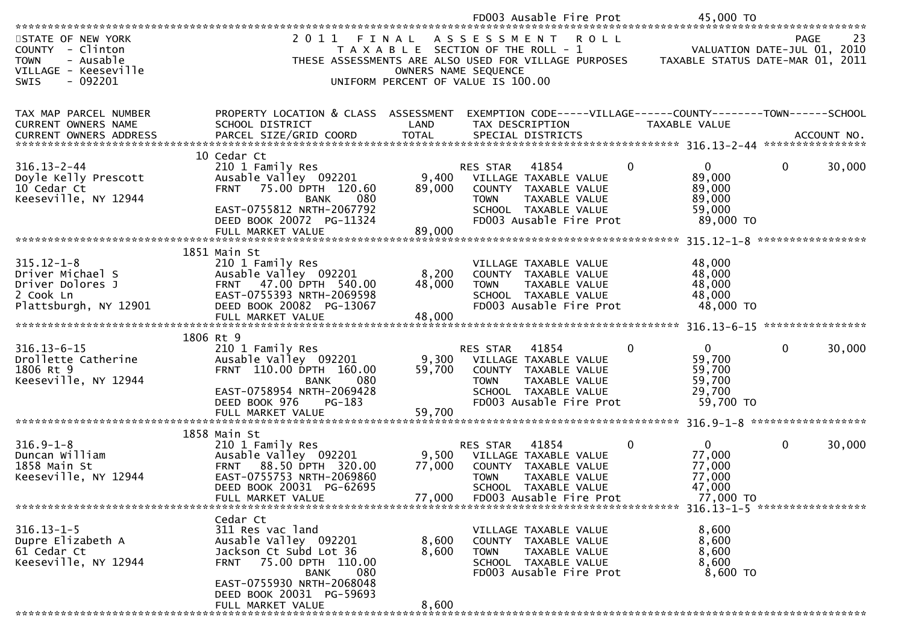FD003 Ausable Fire Prot 45,000 TO

STATE OF NEW YORK — 2011 FINAL ASSESSMENT ROLL — PAGE 23
COUNTY - Clinton — TAXABLE SECTION OF THE ROLL - 1 — VALUATION DATE-JUL 01, 2010
TOWN - Ausable — THESE ASSESSMENTS ARE ALSO USED FOR VILLAGE PURPOSES — TAXABLE STATUS DATE-MAR 01, 2011
VILLAGE - Keeseville — OWNERS NAME SEQUENCE
SWIS - 092201 — UNIFORM PERCENT OF VALUE IS 100.00

| TAX MAP PARCEL NUMBER / CURRENT OWNERS NAME / CURRENT OWNERS ADDRESS | PROPERTY LOCATION & CLASS / SCHOOL DISTRICT / PARCEL SIZE/GRID COORD | ASSESSMENT LAND | TOTAL | EXEMPTION CODE / TAX DESCRIPTION / SPECIAL DISTRICTS | VILLAGE | COUNTY TAXABLE VALUE | TOWN | SCHOOL |
|---|---|---|---|---|---|---|---|---|
| **316.13-2-44** | 10 Cedar Ct | | | | | | | |
| 316.13-2-44 | 210 1 Family Res | | | RES STAR 41854 | 0 | 0 | 0 | 30,000 |
| Doyle Kelly Prescott | Ausable Valley 092201 | 9,400 | | VILLAGE TAXABLE VALUE | | 89,000 | | |
| 10 Cedar Ct | FRNT 75.00 DPTH 120.60 | | 89,000 | COUNTY TAXABLE VALUE | | 89,000 | | |
| Keeseville, NY 12944 | BANK 080 | | | TOWN TAXABLE VALUE | | 89,000 | | |
| | EAST-0755812 NRTH-2067792 | | | SCHOOL TAXABLE VALUE | | 59,000 | | |
| | DEED BOOK 20072 PG-11324 | | | FD003 Ausable Fire Prot | | 89,000 TO | | |
| | FULL MARKET VALUE | | 89,000 | | | | | |
| **315.12-1-8** | 1851 Main St | | | | | | | |
| 315.12-1-8 | 210 1 Family Res | | | VILLAGE TAXABLE VALUE | | 48,000 | | |
| Driver Michael S | Ausable Valley 092201 | 8,200 | | COUNTY TAXABLE VALUE | | 48,000 | | |
| Driver Dolores J | FRNT 47.00 DPTH 540.00 | | 48,000 | TOWN TAXABLE VALUE | | 48,000 | | |
| 2 Cook Ln | EAST-0755393 NRTH-2069598 | | | SCHOOL TAXABLE VALUE | | 48,000 | | |
| Plattsburgh, NY 12901 | DEED BOOK 20082 PG-13067 | | | FD003 Ausable Fire Prot | | 48,000 TO | | |
| | FULL MARKET VALUE | | 48,000 | | | | | |
| **316.13-6-15** | 1806 Rt 9 | | | | | | | |
| 316.13-6-15 | 210 1 Family Res | | | RES STAR 41854 | 0 | 0 | 0 | 30,000 |
| Drollette Catherine | Ausable Valley 092201 | 9,300 | | VILLAGE TAXABLE VALUE | | 59,700 | | |
| 1806 Rt 9 | FRNT 110.00 DPTH 160.00 | | 59,700 | COUNTY TAXABLE VALUE | | 59,700 | | |
| Keeseville, NY 12944 | BANK 080 | | | TOWN TAXABLE VALUE | | 59,700 | | |
| | EAST-0758954 NRTH-2069428 | | | SCHOOL TAXABLE VALUE | | 29,700 | | |
| | DEED BOOK 976 PG-183 | | | FD003 Ausable Fire Prot | | 59,700 TO | | |
| | FULL MARKET VALUE | | 59,700 | | | | | |
| **316.9-1-8** | 1858 Main St | | | | | | | |
| 316.9-1-8 | 210 1 Family Res | | | RES STAR 41854 | 0 | 0 | 0 | 30,000 |
| Duncan William | Ausable Valley 092201 | 9,500 | | VILLAGE TAXABLE VALUE | | 77,000 | | |
| 1858 Main St | FRNT 88.50 DPTH 320.00 | | 77,000 | COUNTY TAXABLE VALUE | | 77,000 | | |
| Keeseville, NY 12944 | EAST-0755753 NRTH-2069860 | | | TOWN TAXABLE VALUE | | 77,000 | | |
| | DEED BOOK 20031 PG-62695 | | | SCHOOL TAXABLE VALUE | | 47,000 | | |
| | FULL MARKET VALUE | | 77,000 | FD003 Ausable Fire Prot | | 77,000 TO | | |
| **316.13-1-5** | Cedar Ct | | | | | | | |
| 316.13-1-5 | 311 Res vac land | | | VILLAGE TAXABLE VALUE | | 8,600 | | |
| Dupre Elizabeth A | Ausable Valley 092201 | 8,600 | | COUNTY TAXABLE VALUE | | 8,600 | | |
| 61 Cedar Ct | Jackson Ct Subd Lot 36 | | 8,600 | TOWN TAXABLE VALUE | | 8,600 | | |
| Keeseville, NY 12944 | FRNT 75.00 DPTH 110.00 | | | SCHOOL TAXABLE VALUE | | 8,600 | | |
| | BANK 080 | | | FD003 Ausable Fire Prot | | 8,600 TO | | |
| | EAST-0755930 NRTH-2068048 | | | | | | | |
| | DEED BOOK 20031 PG-59693 | | | | | | | |
| | FULL MARKET VALUE | | 8,600 | | | | | |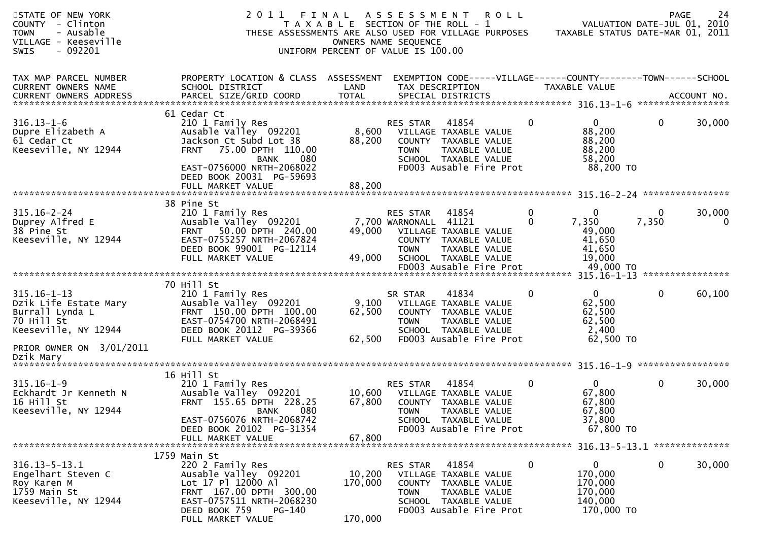STATE OF NEW YORK
COUNTY - Clinton
TOWN - Ausable
VILLAGE - Keeseville
SWIS - 092201

# 2011 FINAL ASSESSMENT ROLL

TAXABLE SECTION OF THE ROLL - 1
THESE ASSESSMENTS ARE ALSO USED FOR VILLAGE PURPOSES
OWNERS NAME SEQUENCE
UNIFORM PERCENT OF VALUE IS 100.00

VALUATION DATE-JUL 01, 2010
TAXABLE STATUS DATE-MAR 01, 2011

| TAX MAP PARCEL NUMBER / CURRENT OWNERS NAME / CURRENT OWNERS ADDRESS | PROPERTY LOCATION & CLASS / SCHOOL DISTRICT / PARCEL SIZE/GRID COORD | ASSESSMENT LAND | ASSESSMENT TOTAL | EXEMPTION CODE / TAX DESCRIPTION / SPECIAL DISTRICTS | VILLAGE | COUNTY TAXABLE VALUE | TOWN | SCHOOL / ACCOUNT NO. |
|---|---|---|---|---|---|---|---|---|
| **316.13-1-6** | 61 Cedar Ct | | | | | | | |
| 316.13-1-6 | 210 1 Family Res | | | RES STAR 41854 | 0 | 0 | 0 | 30,000 |
| Dupre Elizabeth A | Ausable Valley 092201 | 8,600 | | VILLAGE TAXABLE VALUE | | 88,200 | | |
| 61 Cedar Ct | Jackson Ct Subd Lot 38 | | 88,200 | COUNTY TAXABLE VALUE | | 88,200 | | |
| Keeseville, NY 12944 | FRNT 75.00 DPTH 110.00 | | | TOWN TAXABLE VALUE | | 88,200 | | |
| | BANK 080 | | | SCHOOL TAXABLE VALUE | | 58,200 | | |
| | EAST-0756000 NRTH-2068022 | | | FD003 Ausable Fire Prot | | 88,200 TO | | |
| | DEED BOOK 20031 PG-59693 | | | | | | | |
| | FULL MARKET VALUE | | 88,200 | | | | | |
| **315.16-2-24** | 38 Pine St | | | | | | | |
| 315.16-2-24 | 210 1 Family Res | | | RES STAR 41854 | 0 | 0 | 0 | 30,000 |
| Duprey Alfred E | Ausable Valley 092201 | 7,700 | | WARNONALL 41121 | 0 | 7,350 | 7,350 | 0 |
| 38 Pine St | FRNT 50.00 DPTH 240.00 | | 49,000 | VILLAGE TAXABLE VALUE | | 49,000 | | |
| Keeseville, NY 12944 | EAST-0755257 NRTH-2067824 | | | COUNTY TAXABLE VALUE | | 41,650 | | |
| | DEED BOOK 99001 PG-12114 | | | TOWN TAXABLE VALUE | | 41,650 | | |
| | FULL MARKET VALUE | | 49,000 | SCHOOL TAXABLE VALUE | | 19,000 | | |
| | | | | FD003 Ausable Fire Prot | | 49,000 TO | | |
| **315.16-1-13** | 70 Hill St | | | | | | | |
| 315.16-1-13 | 210 1 Family Res | | | SR STAR 41834 | 0 | 0 | 0 | 60,100 |
| Dzik Life Estate Mary | Ausable Valley 092201 | 9,100 | | VILLAGE TAXABLE VALUE | | 62,500 | | |
| Burrall Lynda L | FRNT 150.00 DPTH 100.00 | | 62,500 | COUNTY TAXABLE VALUE | | 62,500 | | |
| 70 Hill St | EAST-0754700 NRTH-2068491 | | | TOWN TAXABLE VALUE | | 62,500 | | |
| Keeseville, NY 12944 | DEED BOOK 20112 PG-39366 | | | SCHOOL TAXABLE VALUE | | 2,400 | | |
| | FULL MARKET VALUE | | 62,500 | FD003 Ausable Fire Prot | | 62,500 TO | | |
| PRIOR OWNER ON 3/01/2011 | | | | | | | | |
| Dzik Mary | | | | | | | | |
| **315.16-1-9** | 16 Hill St | | | | | | | |
| 315.16-1-9 | 210 1 Family Res | | | RES STAR 41854 | 0 | 0 | 0 | 30,000 |
| Eckhardt Jr Kenneth N | Ausable Valley 092201 | 10,600 | | VILLAGE TAXABLE VALUE | | 67,800 | | |
| 16 Hill St | FRNT 155.65 DPTH 228.25 | | 67,800 | COUNTY TAXABLE VALUE | | 67,800 | | |
| Keeseville, NY 12944 | BANK 080 | | | TOWN TAXABLE VALUE | | 67,800 | | |
| | EAST-0756076 NRTH-2068742 | | | SCHOOL TAXABLE VALUE | | 37,800 | | |
| | DEED BOOK 20102 PG-31354 | | | FD003 Ausable Fire Prot | | 67,800 TO | | |
| | FULL MARKET VALUE | | 67,800 | | | | | |
| **316.13-5-13.1** | 1759 Main St | | | | | | | |
| 316.13-5-13.1 | 220 2 Family Res | | | RES STAR 41854 | 0 | 0 | 0 | 30,000 |
| Engelhart Steven C | Ausable Valley 092201 | 10,200 | | VILLAGE TAXABLE VALUE | | 170,000 | | |
| Roy Karen M | Lot 17 Pl 12000 Al | | 170,000 | COUNTY TAXABLE VALUE | | 170,000 | | |
| 1759 Main St | FRNT 167.00 DPTH 300.00 | | | TOWN TAXABLE VALUE | | 170,000 | | |
| Keeseville, NY 12944 | EAST-0757511 NRTH-2068230 | | | SCHOOL TAXABLE VALUE | | 140,000 | | |
| | DEED BOOK 759 PG-140 | | | FD003 Ausable Fire Prot | | 170,000 TO | | |
| | FULL MARKET VALUE | | 170,000 | | | | | |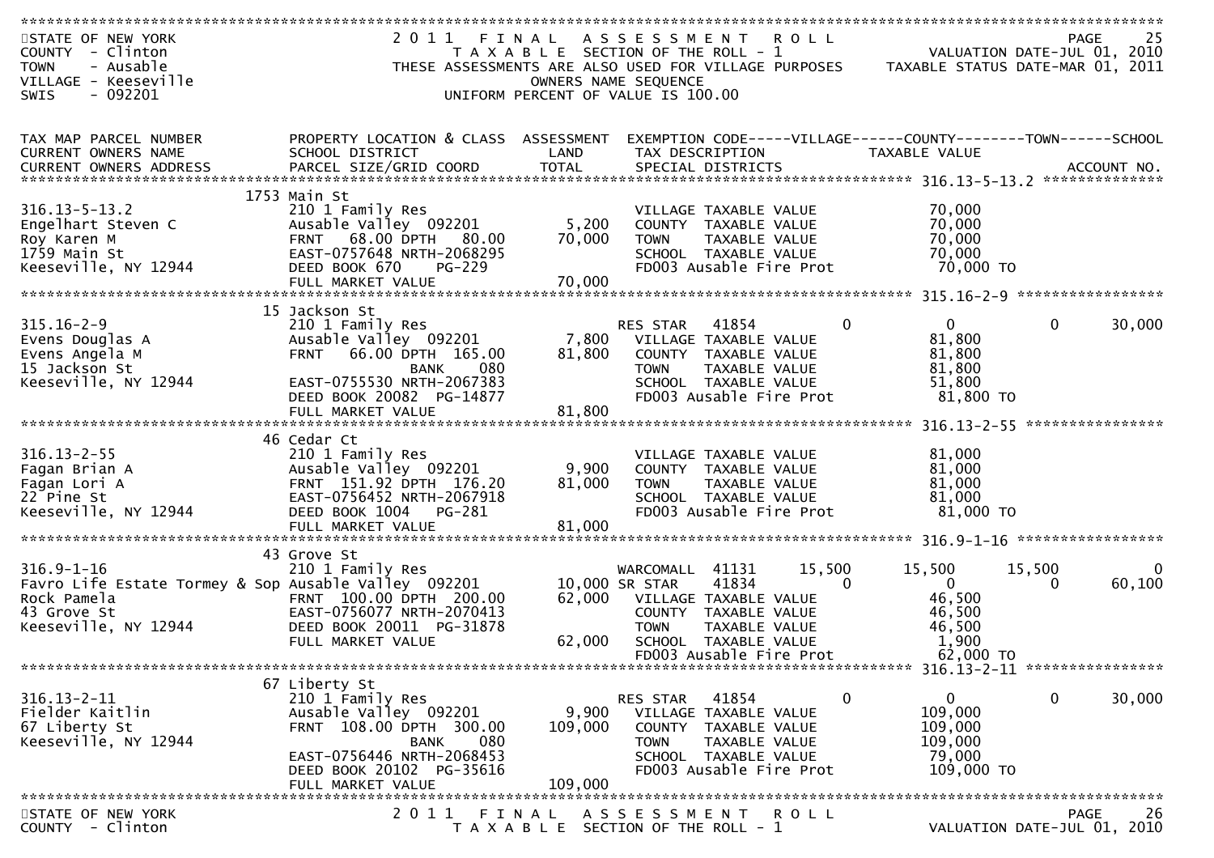STATE OF NEW YORK
COUNTY - Clinton
TOWN - Ausable
VILLAGE - Keeseville
SWIS - 092201

**2011 FINAL ASSESSMENT ROLL**
TAXABLE SECTION OF THE ROLL - 1
THESE ASSESSMENTS ARE ALSO USED FOR VILLAGE PURPOSES
OWNERS NAME SEQUENCE
UNIFORM PERCENT OF VALUE IS 100.00

VALUATION DATE-JUL 01, 2010
TAXABLE STATUS DATE-MAR 01, 2011

| TAX MAP PARCEL NUMBER / CURRENT OWNERS NAME / CURRENT OWNERS ADDRESS | PROPERTY LOCATION & CLASS / SCHOOL DISTRICT / PARCEL SIZE/GRID COORD | ASSESSMENT LAND / TOTAL | EXEMPTION CODE / TAX DESCRIPTION / SPECIAL DISTRICTS | VILLAGE | COUNTY / TAXABLE VALUE | TOWN | SCHOOL | ACCOUNT NO. |
|---|---|---|---|---|---|---|---|---|
| **316.13-5-13.2** | 1753 Main St | | | | | | | |
| 316.13-5-13.2 | 210 1 Family Res | | VILLAGE TAXABLE VALUE | | 70,000 | | | |
| Engelhart Steven C | Ausable Valley 092201 | 5,200 | COUNTY TAXABLE VALUE | | 70,000 | | | |
| Roy Karen M | FRNT 68.00 DPTH 80.00 | 70,000 | TOWN TAXABLE VALUE | | 70,000 | | | |
| 1759 Main St | EAST-0757648 NRTH-2068295 | | SCHOOL TAXABLE VALUE | | 70,000 | | | |
| Keeseville, NY 12944 | DEED BOOK 670 PG-229 | | FD003 Ausable Fire Prot | | 70,000 TO | | | |
| | FULL MARKET VALUE | 70,000 | | | | | | |
| **315.16-2-9** | 15 Jackson St | | | | | | | |
| 315.16-2-9 | 210 1 Family Res | | RES STAR 41854 | 0 | 0 | 0 | 30,000 | |
| Evens Douglas A | Ausable Valley 092201 | 7,800 | VILLAGE TAXABLE VALUE | | 81,800 | | | |
| Evens Angela M | FRNT 66.00 DPTH 165.00 | 81,800 | COUNTY TAXABLE VALUE | | 81,800 | | | |
| 15 Jackson St | BANK 080 | | TOWN TAXABLE VALUE | | 81,800 | | | |
| Keeseville, NY 12944 | EAST-0755530 NRTH-2067383 | | SCHOOL TAXABLE VALUE | | 51,800 | | | |
| | DEED BOOK 20082 PG-14877 | | FD003 Ausable Fire Prot | | 81,800 TO | | | |
| | FULL MARKET VALUE | 81,800 | | | | | | |
| **316.13-2-55** | 46 Cedar Ct | | | | | | | |
| 316.13-2-55 | 210 1 Family Res | | VILLAGE TAXABLE VALUE | | 81,000 | | | |
| Fagan Brian A | Ausable Valley 092201 | 9,900 | COUNTY TAXABLE VALUE | | 81,000 | | | |
| Fagan Lori A | FRNT 151.92 DPTH 176.20 | 81,000 | TOWN TAXABLE VALUE | | 81,000 | | | |
| 22 Pine St | EAST-0756452 NRTH-2067918 | | SCHOOL TAXABLE VALUE | | 81,000 | | | |
| Keeseville, NY 12944 | DEED BOOK 1004 PG-281 | | FD003 Ausable Fire Prot | | 81,000 TO | | | |
| | FULL MARKET VALUE | 81,000 | | | | | | |
| **316.9-1-16** | 43 Grove St | | | | | | | |
| 316.9-1-16 | 210 1 Family Res | | WARCOMALL 41131 | 15,500 | 15,500 | 15,500 | 0 | |
| Favro Life Estate Tormey & Sop | Ausable Valley 092201 | 10,000 | SR STAR 41834 | 0 | 0 | 0 | 60,100 | |
| Rock Pamela | FRNT 100.00 DPTH 200.00 | 62,000 | VILLAGE TAXABLE VALUE | | 46,500 | | | |
| 43 Grove St | EAST-0756077 NRTH-2070413 | | COUNTY TAXABLE VALUE | | 46,500 | | | |
| Keeseville, NY 12944 | DEED BOOK 20011 PG-31878 | | TOWN TAXABLE VALUE | | 46,500 | | | |
| | FULL MARKET VALUE | 62,000 | SCHOOL TAXABLE VALUE | | 1,900 | | | |
| | | | FD003 Ausable Fire Prot | | 62,000 TO | | | |
| **316.13-2-11** | 67 Liberty St | | | | | | | |
| 316.13-2-11 | 210 1 Family Res | | RES STAR 41854 | 0 | 0 | 0 | 30,000 | |
| Fielder Kaitlin | Ausable Valley 092201 | 9,900 | VILLAGE TAXABLE VALUE | | 109,000 | | | |
| 67 Liberty St | FRNT 108.00 DPTH 300.00 | 109,000 | COUNTY TAXABLE VALUE | | 109,000 | | | |
| Keeseville, NY 12944 | BANK 080 | | TOWN TAXABLE VALUE | | 109,000 | | | |
| | EAST-0756446 NRTH-2068453 | | SCHOOL TAXABLE VALUE | | 79,000 | | | |
| | DEED BOOK 20102 PG-35616 | | FD003 Ausable Fire Prot | | 109,000 TO | | | |
| | FULL MARKET VALUE | 109,000 | | | | | | |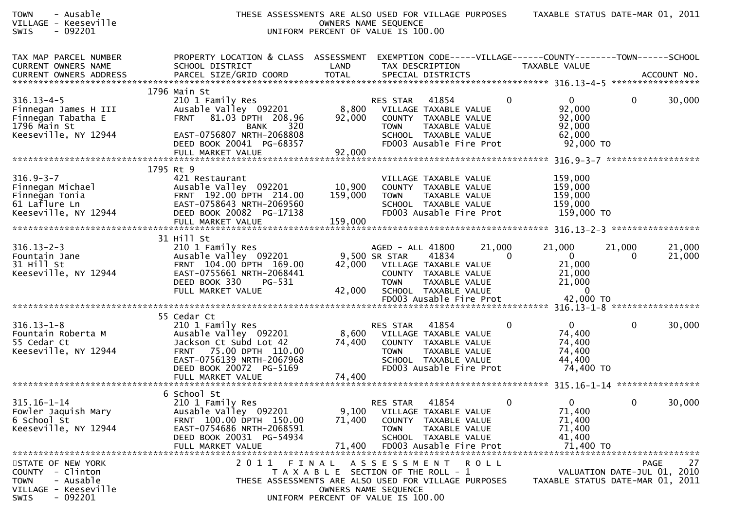TOWN - Ausable  
VILLAGE - Keeseville  
SWIS - 092201

THESE ASSESSMENTS ARE ALSO USED FOR VILLAGE PURPOSES  
OWNERS NAME SEQUENCE  
UNIFORM PERCENT OF VALUE IS 100.00

TAXABLE STATUS DATE-MAR 01, 2011

| TAX MAP PARCEL NUMBER / CURRENT OWNERS NAME / CURRENT OWNERS ADDRESS | PROPERTY LOCATION & CLASS / SCHOOL DISTRICT / PARCEL SIZE/GRID COORD | ASSESSMENT LAND | TOTAL | EXEMPTION CODE / TAX DESCRIPTION / SPECIAL DISTRICTS | VILLAGE | COUNTY / TAXABLE VALUE | TOWN | SCHOOL | ACCOUNT NO. |
|---|---|---|---|---|---|---|---|---|---|
| 316.13-4-5 | 1796 Main St | | | | | | | | |
| 316.13-4-5 | 210 1 Family Res | | | RES STAR 41854 | 0 | 0 | 0 | 30,000 | |
| Finnegan James H III | Ausable Valley 092201 | 8,800 | | VILLAGE TAXABLE VALUE | | 92,000 | | | |
| Finnegan Tabatha E | FRNT 81.03 DPTH 208.96 | | 92,000 | COUNTY TAXABLE VALUE | | 92,000 | | | |
| 1796 Main St | BANK 320 | | | TOWN TAXABLE VALUE | | 92,000 | | | |
| Keeseville, NY 12944 | EAST-0756807 NRTH-2068808 | | | SCHOOL TAXABLE VALUE | | 62,000 | | | |
| | DEED BOOK 20041 PG-68357 | | | FD003 Ausable Fire Prot | | 92,000 TO | | | |
| | FULL MARKET VALUE | | 92,000 | | | | | | |
| 316.9-3-7 | 1795 Rt 9 | | | | | | | | |
| 316.9-3-7 | 421 Restaurant | | | VILLAGE TAXABLE VALUE | | 159,000 | | | |
| Finnegan Michael | Ausable Valley 092201 | 10,900 | | COUNTY TAXABLE VALUE | | 159,000 | | | |
| Finnegan Tonia | FRNT 192.00 DPTH 214.00 | | 159,000 | TOWN TAXABLE VALUE | | 159,000 | | | |
| 61 Laflure Ln | EAST-0758643 NRTH-2069560 | | | SCHOOL TAXABLE VALUE | | 159,000 | | | |
| Keeseville, NY 12944 | DEED BOOK 20082 PG-17138 | | | FD003 Ausable Fire Prot | | 159,000 TO | | | |
| | FULL MARKET VALUE | | 159,000 | | | | | | |
| 316.13-2-3 | 31 Hill St | | | | | | | | |
| 316.13-2-3 | 210 1 Family Res | | | AGED - ALL 41800 | 21,000 | 21,000 | 21,000 | 21,000 | |
| Fountain Jane | Ausable Valley 092201 | 9,500 | | SR STAR 41834 | 0 | 0 | 0 | 21,000 | |
| 31 Hill St | FRNT 104.00 DPTH 169.00 | | 42,000 | VILLAGE TAXABLE VALUE | | 21,000 | | | |
| Keeseville, NY 12944 | EAST-0755661 NRTH-2068441 | | | COUNTY TAXABLE VALUE | | 21,000 | | | |
| | DEED BOOK 330 PG-531 | | | TOWN TAXABLE VALUE | | 21,000 | | | |
| | FULL MARKET VALUE | | 42,000 | SCHOOL TAXABLE VALUE | | 0 | | | |
| | | | | FD003 Ausable Fire Prot | | 42,000 TO | | | |
| 316.13-1-8 | 55 Cedar Ct | | | | | | | | |
| 316.13-1-8 | 210 1 Family Res | | | RES STAR 41854 | 0 | 0 | 0 | 30,000 | |
| Fountain Roberta M | Ausable Valley 092201 | 8,600 | | VILLAGE TAXABLE VALUE | | 74,400 | | | |
| 55 Cedar Ct | Jackson Ct Subd Lot 42 | | 74,400 | COUNTY TAXABLE VALUE | | 74,400 | | | |
| Keeseville, NY 12944 | FRNT 75.00 DPTH 110.00 | | | TOWN TAXABLE VALUE | | 74,400 | | | |
| | EAST-0756139 NRTH-2067968 | | | SCHOOL TAXABLE VALUE | | 44,400 | | | |
| | DEED BOOK 20072 PG-5169 | | | FD003 Ausable Fire Prot | | 74,400 TO | | | |
| | FULL MARKET VALUE | | 74,400 | | | | | | |
| 315.16-1-14 | 6 School St | | | | | | | | |
| 315.16-1-14 | 210 1 Family Res | | | RES STAR 41854 | 0 | 0 | 0 | 30,000 | |
| Fowler Jaquish Mary | Ausable Valley 092201 | 9,100 | | VILLAGE TAXABLE VALUE | | 71,400 | | | |
| 6 School St | FRNT 100.00 DPTH 150.00 | | 71,400 | COUNTY TAXABLE VALUE | | 71,400 | | | |
| Keeseville, NY 12944 | EAST-0754686 NRTH-2068591 | | | TOWN TAXABLE VALUE | | 71,400 | | | |
| | DEED BOOK 20031 PG-54934 | | | SCHOOL TAXABLE VALUE | | 41,400 | | | |
| | FULL MARKET VALUE | | 71,400 | FD003 Ausable Fire Prot | | 71,400 TO | | | |

STATE OF NEW YORK  
COUNTY - Clinton  
TOWN - Ausable  
VILLAGE - Keeseville  
SWIS - 092201

2011 FINAL ASSESSMENT ROLL  
TAXABLE SECTION OF THE ROLL - 1  
THESE ASSESSMENTS ARE ALSO USED FOR VILLAGE PURPOSES  
OWNERS NAME SEQUENCE  
UNIFORM PERCENT OF VALUE IS 100.00

VALUATION DATE-JUL 01, 2010  
TAXABLE STATUS DATE-MAR 01, 2011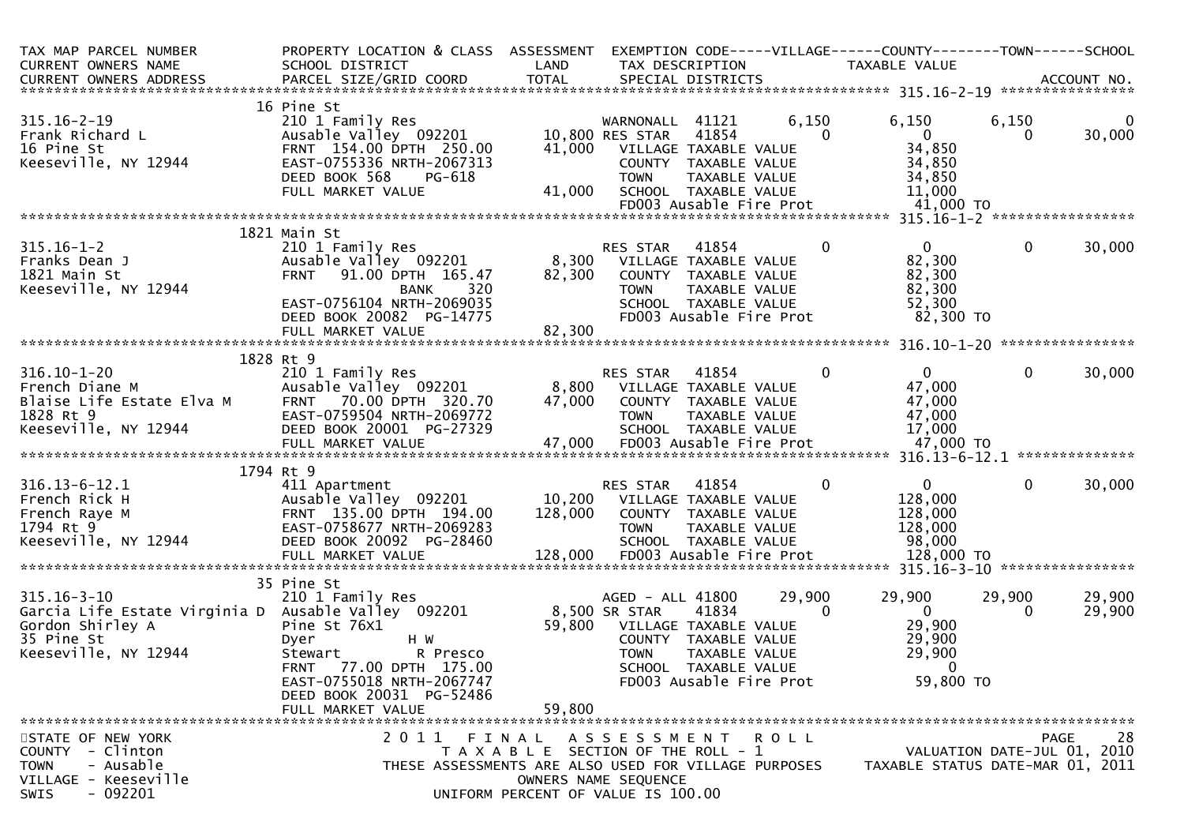| TAX MAP PARCEL NUMBER<br>CURRENT OWNERS NAME<br>CURRENT OWNERS ADDRESS | PROPERTY LOCATION & CLASS<br>SCHOOL DISTRICT<br>PARCEL SIZE/GRID COORD | ASSESSMENT<br>LAND<br>TOTAL | EXEMPTION CODE-----VILLAGE------COUNTY--------TOWN------SCHOOL<br>TAX DESCRIPTION<br>SPECIAL DISTRICTS | TAXABLE VALUE | | ACCOUNT NO. |
|---|---|---|---|---|---|---|
| | 16 Pine St | | | | | |
| 315.16-2-19 | 210 1 Family Res | | WARNONALL 41121 6,150 | 6,150 | 6,150 | 0 |
| Frank Richard L | Ausable Valley 092201 | 10,800 | RES STAR 41854 0 | 0 | 0 | 30,000 |
| 16 Pine St | FRNT 154.00 DPTH 250.00 | 41,000 | VILLAGE TAXABLE VALUE | 34,850 | | |
| Keeseville, NY 12944 | EAST-0755336 NRTH-2067313 | | COUNTY TAXABLE VALUE | 34,850 | | |
| | DEED BOOK 568 PG-618 | | TOWN TAXABLE VALUE | 34,850 | | |
| | FULL MARKET VALUE | 41,000 | SCHOOL TAXABLE VALUE | 11,000 | | |
| | | | FD003 Ausable Fire Prot | 41,000 TO | | |
| | 1821 Main St | | | | | |
| 315.16-1-2 | 210 1 Family Res | | RES STAR 41854 0 | 0 | 0 | 30,000 |
| Franks Dean J | Ausable Valley 092201 | 8,300 | VILLAGE TAXABLE VALUE | 82,300 | | |
| 1821 Main St | FRNT 91.00 DPTH 165.47 | 82,300 | COUNTY TAXABLE VALUE | 82,300 | | |
| Keeseville, NY 12944 | BANK 320 | | TOWN TAXABLE VALUE | 82,300 | | |
| | EAST-0756104 NRTH-2069035 | | SCHOOL TAXABLE VALUE | 52,300 | | |
| | DEED BOOK 20082 PG-14775 | | FD003 Ausable Fire Prot | 82,300 TO | | |
| | FULL MARKET VALUE | 82,300 | | | | |
| | 1828 Rt 9 | | | | | |
| 316.10-1-20 | 210 1 Family Res | | RES STAR 41854 0 | 0 | 0 | 30,000 |
| French Diane M | Ausable Valley 092201 | 8,800 | VILLAGE TAXABLE VALUE | 47,000 | | |
| Blaise Life Estate Elva M | FRNT 70.00 DPTH 320.70 | 47,000 | COUNTY TAXABLE VALUE | 47,000 | | |
| 1828 Rt 9 | EAST-0759504 NRTH-2069772 | | TOWN TAXABLE VALUE | 47,000 | | |
| Keeseville, NY 12944 | DEED BOOK 20001 PG-27329 | | SCHOOL TAXABLE VALUE | 17,000 | | |
| | FULL MARKET VALUE | 47,000 | FD003 Ausable Fire Prot | 47,000 TO | | |
| | 1794 Rt 9 | | | | | |
| 316.13-6-12.1 | 411 Apartment | | RES STAR 41854 0 | 0 | 0 | 30,000 |
| French Rick H | Ausable Valley 092201 | 10,200 | VILLAGE TAXABLE VALUE | 128,000 | | |
| French Raye M | FRNT 135.00 DPTH 194.00 | 128,000 | COUNTY TAXABLE VALUE | 128,000 | | |
| 1794 Rt 9 | EAST-0758677 NRTH-2069283 | | TOWN TAXABLE VALUE | 128,000 | | |
| Keeseville, NY 12944 | DEED BOOK 20092 PG-28460 | | SCHOOL TAXABLE VALUE | 98,000 | | |
| | FULL MARKET VALUE | 128,000 | FD003 Ausable Fire Prot | 128,000 TO | | |
| | 35 Pine St | | | | | |
| 315.16-3-10 | 210 1 Family Res | | AGED - ALL 41800 29,900 | 29,900 | 29,900 | 29,900 |
| Garcia Life Estate Virginia D | Ausable Valley 092201 | 8,500 | SR STAR 41834 0 | 0 | 0 | 29,900 |
| Gordon Shirley A | Pine St 76X1 | 59,800 | VILLAGE TAXABLE VALUE | 29,900 | | |
| 35 Pine St | Dyer H W | | COUNTY TAXABLE VALUE | 29,900 | | |
| Keeseville, NY 12944 | Stewart R Presco | | TOWN TAXABLE VALUE | 29,900 | | |
| | FRNT 77.00 DPTH 175.00 | | SCHOOL TAXABLE VALUE | 0 | | |
| | EAST-0755018 NRTH-2067747 | | FD003 Ausable Fire Prot | 59,800 TO | | |
| | DEED BOOK 20031 PG-52486 | | | | | |
| | FULL MARKET VALUE | 59,800 | | | | |

STATE OF NEW YORK
COUNTY - Clinton
TOWN - Ausable
VILLAGE - Keeseville
SWIS - 092201

2011 FINAL ASSESSMENT ROLL
TAXABLE SECTION OF THE ROLL - 1
THESE ASSESSMENTS ARE ALSO USED FOR VILLAGE PURPOSES
OWNERS NAME SEQUENCE
UNIFORM PERCENT OF VALUE IS 100.00

VALUATION DATE-JUL 01, 2010
TAXABLE STATUS DATE-MAR 01, 2011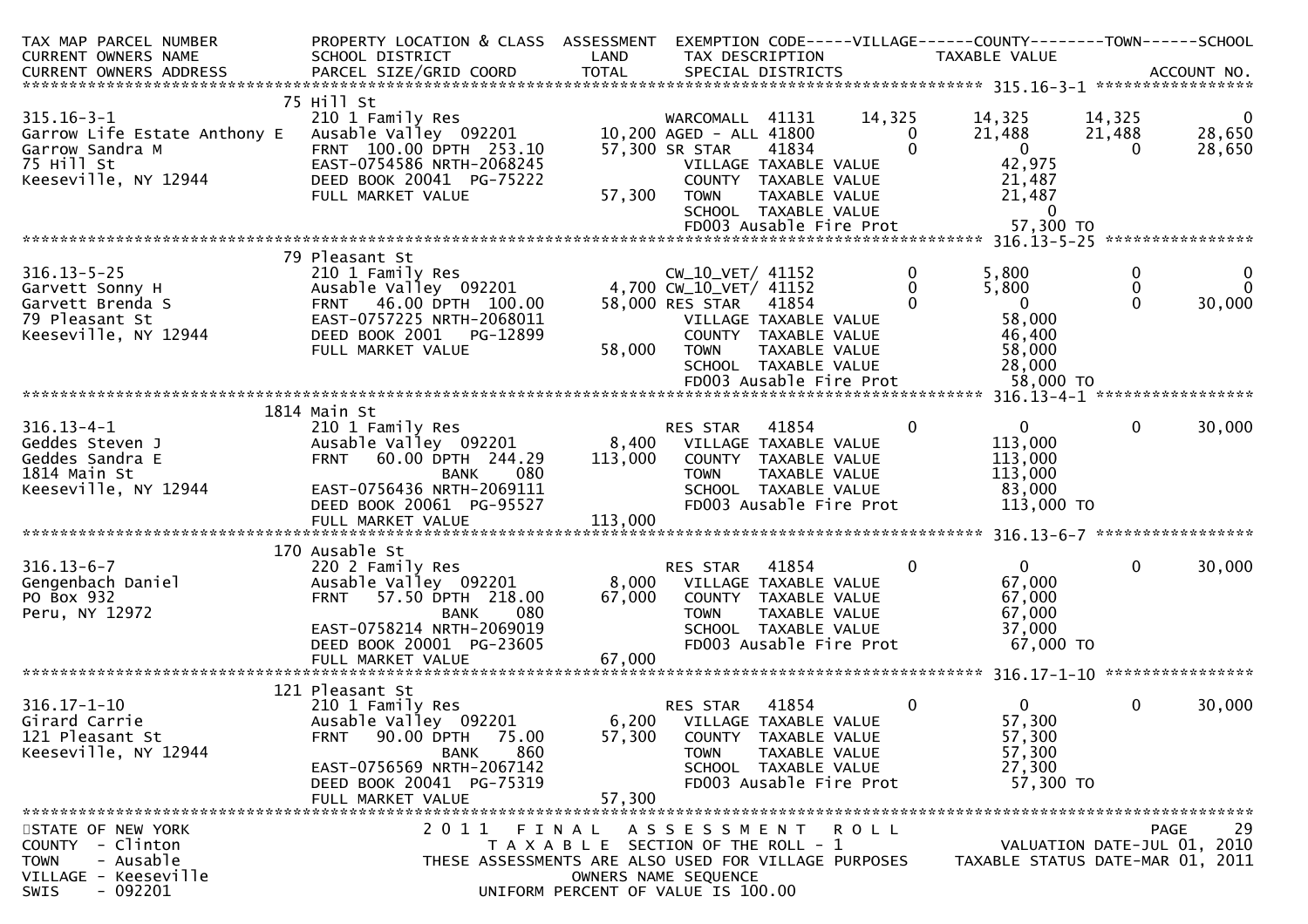| TAX MAP PARCEL NUMBER<br>CURRENT OWNERS NAME<br>CURRENT OWNERS ADDRESS | PROPERTY LOCATION & CLASS<br>SCHOOL DISTRICT<br>PARCEL SIZE/GRID COORD | ASSESSMENT<br>LAND<br>TOTAL | EXEMPTION CODE-----VILLAGE------COUNTY--------TOWN------SCHOOL<br>TAX DESCRIPTION<br>SPECIAL DISTRICTS | | TAXABLE VALUE | | ACCOUNT NO. |
|---|---|---|---|---|---|---|---|
| **315.16-3-1** | | | | | | | |
| | 75 Hill St | | | | | | |
| 315.16-3-1 | 210 1 Family Res | | WARCOMALL 41131 | 14,325 | 14,325 | 14,325 | 0 |
| Garrow Life Estate Anthony E | Ausable Valley 092201 | 10,200 | AGED - ALL 41800 | 0 | 21,488 | 21,488 | 28,650 |
| Garrow Sandra M | FRNT 100.00 DPTH 253.10 | 57,300 | SR STAR 41834 | 0 | 0 | 0 | 28,650 |
| 75 Hill St | EAST-0754586 NRTH-2068245 | | VILLAGE TAXABLE VALUE | | 42,975 | | |
| Keeseville, NY 12944 | DEED BOOK 20041 PG-75222 | | COUNTY TAXABLE VALUE | | 21,487 | | |
| | FULL MARKET VALUE | 57,300 | TOWN TAXABLE VALUE | | 21,487 | | |
| | | | SCHOOL TAXABLE VALUE | | 0 | | |
| | | | FD003 Ausable Fire Prot | | 57,300 TO | | |
| **316.13-5-25** | | | | | | | |
| | 79 Pleasant St | | | | | | |
| 316.13-5-25 | 210 1 Family Res | | CW_10_VET/ 41152 | 0 | 5,800 | 0 | 0 |
| Garvett Sonny H | Ausable Valley 092201 | 4,700 | CW_10_VET/ 41152 | 0 | 5,800 | 0 | 0 |
| Garvett Brenda S | FRNT 46.00 DPTH 100.00 | 58,000 | RES STAR 41854 | 0 | 0 | 0 | 30,000 |
| 79 Pleasant St | EAST-0757225 NRTH-2068011 | | VILLAGE TAXABLE VALUE | | 58,000 | | |
| Keeseville, NY 12944 | DEED BOOK 2001 PG-12899 | | COUNTY TAXABLE VALUE | | 46,400 | | |
| | FULL MARKET VALUE | 58,000 | TOWN TAXABLE VALUE | | 58,000 | | |
| | | | SCHOOL TAXABLE VALUE | | 28,000 | | |
| | | | FD003 Ausable Fire Prot | | 58,000 TO | | |
| **316.13-4-1** | | | | | | | |
| | 1814 Main St | | | | | | |
| 316.13-4-1 | 210 1 Family Res | | RES STAR 41854 | 0 | 0 | 0 | 30,000 |
| Geddes Steven J | Ausable Valley 092201 | 8,400 | VILLAGE TAXABLE VALUE | | 113,000 | | |
| Geddes Sandra E | FRNT 60.00 DPTH 244.29 | 113,000 | COUNTY TAXABLE VALUE | | 113,000 | | |
| 1814 Main St | BANK 080 | | TOWN TAXABLE VALUE | | 113,000 | | |
| Keeseville, NY 12944 | EAST-0756436 NRTH-2069111 | | SCHOOL TAXABLE VALUE | | 83,000 | | |
| | DEED BOOK 20061 PG-95527 | | FD003 Ausable Fire Prot | | 113,000 TO | | |
| | FULL MARKET VALUE | 113,000 | | | | | |
| **316.13-6-7** | | | | | | | |
| | 170 Ausable St | | | | | | |
| 316.13-6-7 | 220 2 Family Res | | RES STAR 41854 | 0 | 0 | 0 | 30,000 |
| Gengenbach Daniel | Ausable Valley 092201 | 8,000 | VILLAGE TAXABLE VALUE | | 67,000 | | |
| PO Box 932 | FRNT 57.50 DPTH 218.00 | 67,000 | COUNTY TAXABLE VALUE | | 67,000 | | |
| Peru, NY 12972 | BANK 080 | | TOWN TAXABLE VALUE | | 67,000 | | |
| | EAST-0758214 NRTH-2069019 | | SCHOOL TAXABLE VALUE | | 37,000 | | |
| | DEED BOOK 20001 PG-23605 | | FD003 Ausable Fire Prot | | 67,000 TO | | |
| | FULL MARKET VALUE | 67,000 | | | | | |
| **316.17-1-10** | | | | | | | |
| | 121 Pleasant St | | | | | | |
| 316.17-1-10 | 210 1 Family Res | | RES STAR 41854 | 0 | 0 | 0 | 30,000 |
| Girard Carrie | Ausable Valley 092201 | 6,200 | VILLAGE TAXABLE VALUE | | 57,300 | | |
| 121 Pleasant St | FRNT 90.00 DPTH 75.00 | 57,300 | COUNTY TAXABLE VALUE | | 57,300 | | |
| Keeseville, NY 12944 | BANK 860 | | TOWN TAXABLE VALUE | | 57,300 | | |
| | EAST-0756569 NRTH-2067142 | | SCHOOL TAXABLE VALUE | | 27,300 | | |
| | DEED BOOK 20041 PG-75319 | | FD003 Ausable Fire Prot | | 57,300 TO | | |
| | FULL MARKET VALUE | 57,300 | | | | | |

STATE OF NEW YORK
COUNTY - Clinton
TOWN - Ausable
VILLAGE - Keeseville
SWIS - 092201

2011 FINAL ASSESSMENT ROLL
TAXABLE SECTION OF THE ROLL - 1
THESE ASSESSMENTS ARE ALSO USED FOR VILLAGE PURPOSES
OWNERS NAME SEQUENCE
UNIFORM PERCENT OF VALUE IS 100.00

PAGE 29
VALUATION DATE-JUL 01, 2010
TAXABLE STATUS DATE-MAR 01, 2011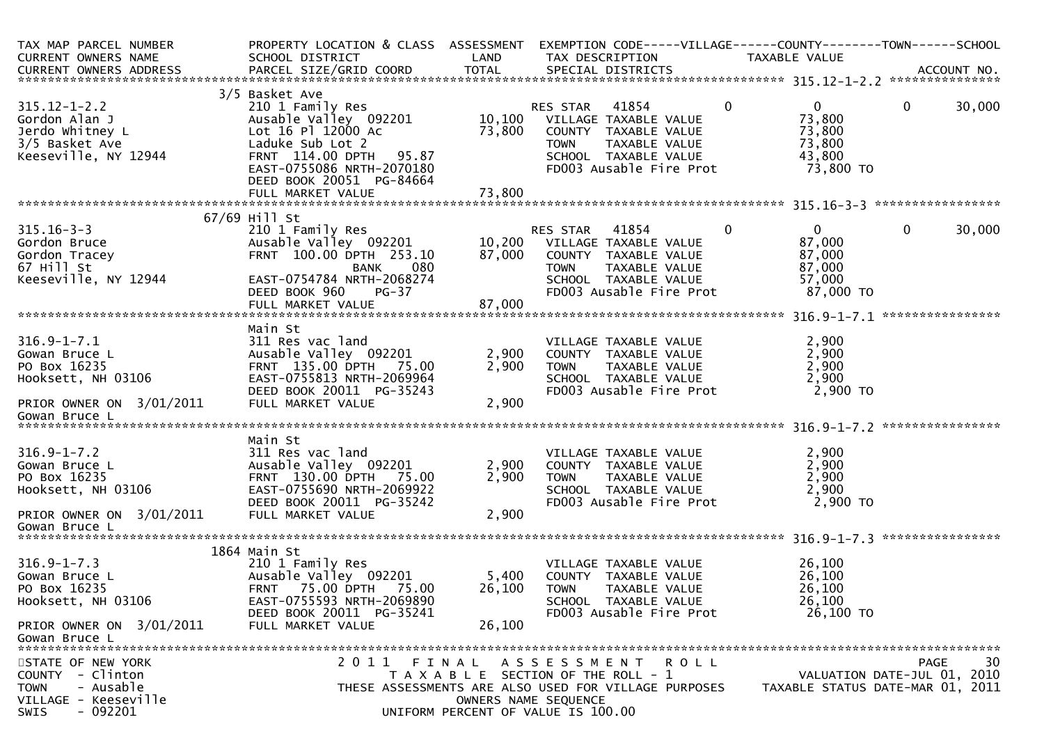| TAX MAP PARCEL NUMBER | PROPERTY LOCATION & CLASS | ASSESSMENT | EXEMPTION CODE-----VILLAGE------COUNTY--------TOWN------SCHOOL |
|---|---|---|---|
| CURRENT OWNERS NAME | SCHOOL DISTRICT | LAND | TAX DESCRIPTION TAXABLE VALUE |
| CURRENT OWNERS ADDRESS | PARCEL SIZE/GRID COORD | TOTAL | SPECIAL DISTRICTS ACCOUNT NO. |

**315.12-1-2.2**

| | | | |
|---|---|---|---|
| | 3/5 Basket Ave | | |
| 315.12-1-2.2 | 210 1 Family Res | | RES STAR 41854 0 0 0 30,000 |
| Gordon Alan J | Ausable Valley 092201 | 10,100 | VILLAGE TAXABLE VALUE 73,800 |
| Jerdo Whitney L | Lot 16 Pl 12000 Ac | 73,800 | COUNTY TAXABLE VALUE 73,800 |
| 3/5 Basket Ave | Laduke Sub Lot 2 | | TOWN TAXABLE VALUE 73,800 |
| Keeseville, NY 12944 | FRNT 114.00 DPTH 95.87 | | SCHOOL TAXABLE VALUE 43,800 |
| | EAST-0755086 NRTH-2070180 | | FD003 Ausable Fire Prot 73,800 TO |
| | DEED BOOK 20051 PG-84664 | | |
| | FULL MARKET VALUE | 73,800 | |

**315.16-3-3**

| | | | |
|---|---|---|---|
| | 67/69 Hill St | | |
| 315.16-3-3 | 210 1 Family Res | | RES STAR 41854 0 0 0 30,000 |
| Gordon Bruce | Ausable Valley 092201 | 10,200 | VILLAGE TAXABLE VALUE 87,000 |
| Gordon Tracey | FRNT 100.00 DPTH 253.10 | 87,000 | COUNTY TAXABLE VALUE 87,000 |
| 67 Hill St | BANK 080 | | TOWN TAXABLE VALUE 87,000 |
| Keeseville, NY 12944 | EAST-0754784 NRTH-2068274 | | SCHOOL TAXABLE VALUE 57,000 |
| | DEED BOOK 960 PG-37 | | FD003 Ausable Fire Prot 87,000 TO |
| | FULL MARKET VALUE | 87,000 | |

**316.9-1-7.1**

| | | | |
|---|---|---|---|
| | Main St | | |
| 316.9-1-7.1 | 311 Res vac land | | VILLAGE TAXABLE VALUE 2,900 |
| Gowan Bruce L | Ausable Valley 092201 | 2,900 | COUNTY TAXABLE VALUE 2,900 |
| PO Box 16235 | FRNT 135.00 DPTH 75.00 | 2,900 | TOWN TAXABLE VALUE 2,900 |
| Hooksett, NH 03106 | EAST-0755813 NRTH-2069964 | | SCHOOL TAXABLE VALUE 2,900 |
| | DEED BOOK 20011 PG-35243 | | FD003 Ausable Fire Prot 2,900 TO |
| PRIOR OWNER ON 3/01/2011 | FULL MARKET VALUE | 2,900 | |
| Gowan Bruce L | | | |

**316.9-1-7.2**

| | | | |
|---|---|---|---|
| | Main St | | |
| 316.9-1-7.2 | 311 Res vac land | | VILLAGE TAXABLE VALUE 2,900 |
| Gowan Bruce L | Ausable Valley 092201 | 2,900 | COUNTY TAXABLE VALUE 2,900 |
| PO Box 16235 | FRNT 130.00 DPTH 75.00 | 2,900 | TOWN TAXABLE VALUE 2,900 |
| Hooksett, NH 03106 | EAST-0755690 NRTH-2069922 | | SCHOOL TAXABLE VALUE 2,900 |
| | DEED BOOK 20011 PG-35242 | | FD003 Ausable Fire Prot 2,900 TO |
| PRIOR OWNER ON 3/01/2011 | FULL MARKET VALUE | 2,900 | |
| Gowan Bruce L | | | |

**316.9-1-7.3**

| | | | |
|---|---|---|---|
| | 1864 Main St | | |
| 316.9-1-7.3 | 210 1 Family Res | | VILLAGE TAXABLE VALUE 26,100 |
| Gowan Bruce L | Ausable Valley 092201 | 5,400 | COUNTY TAXABLE VALUE 26,100 |
| PO Box 16235 | FRNT 75.00 DPTH 75.00 | 26,100 | TOWN TAXABLE VALUE 26,100 |
| Hooksett, NH 03106 | EAST-0755593 NRTH-2069890 | | SCHOOL TAXABLE VALUE 26,100 |
| | DEED BOOK 20011 PG-35241 | | FD003 Ausable Fire Prot 26,100 TO |
| PRIOR OWNER ON 3/01/2011 | FULL MARKET VALUE | 26,100 | |
| Gowan Bruce L | | | |

STATE OF NEW YORK
COUNTY - Clinton
TOWN - Ausable
VILLAGE - Keeseville
SWIS - 092201

2011 FINAL ASSESSMENT ROLL
TAXABLE SECTION OF THE ROLL - 1
THESE ASSESSMENTS ARE ALSO USED FOR VILLAGE PURPOSES
OWNERS NAME SEQUENCE
UNIFORM PERCENT OF VALUE IS 100.00

VALUATION DATE-JUL 01, 2010
TAXABLE STATUS DATE-MAR 01, 2011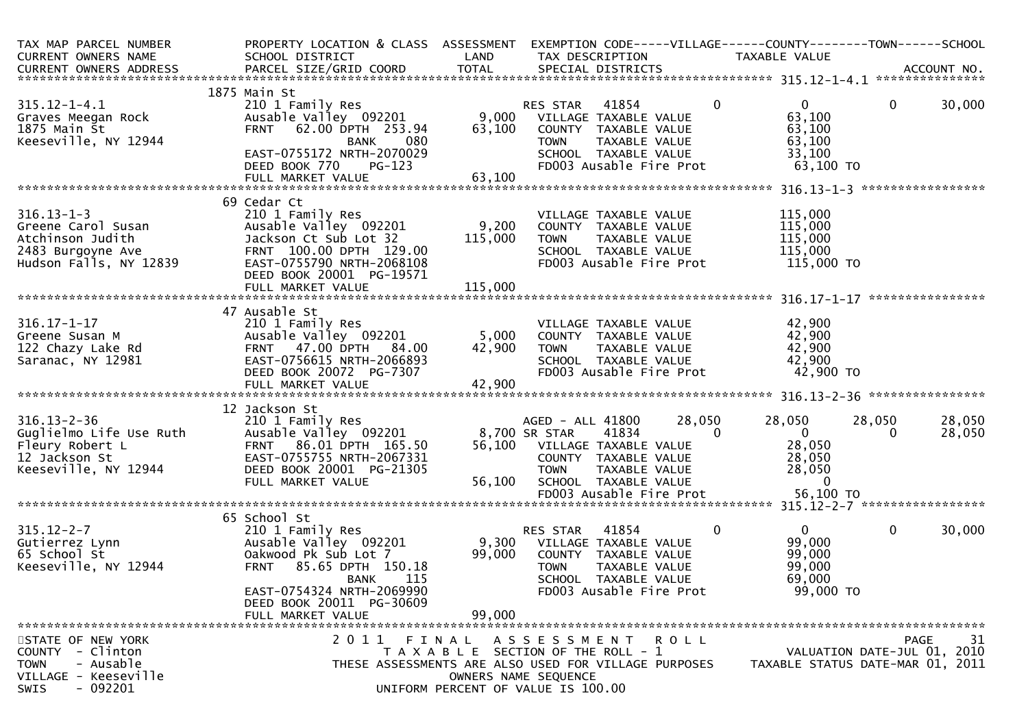| TAX MAP PARCEL NUMBER<br>CURRENT OWNERS NAME<br>CURRENT OWNERS ADDRESS | PROPERTY LOCATION & CLASS<br>SCHOOL DISTRICT<br>PARCEL SIZE/GRID COORD | ASSESSMENT<br>LAND<br>TOTAL | EXEMPTION CODE-----VILLAGE------COUNTY--------TOWN------SCHOOL<br>TAX DESCRIPTION<br>SPECIAL DISTRICTS | TAXABLE VALUE | | | ACCOUNT NO. |
|---|---|---|---|---|---|---|---|
| **315.12-1-4.1** | 1875 Main St | | | | | | |
| 315.12-1-4.1 | 210 1 Family Res | | RES STAR 41854 | 0 | 0 | 0 | 30,000 |
| Graves Meegan Rock | Ausable Valley 092201 | 9,000 | VILLAGE TAXABLE VALUE | 63,100 | | | |
| 1875 Main St | FRNT 62.00 DPTH 253.94 | 63,100 | COUNTY TAXABLE VALUE | 63,100 | | | |
| Keeseville, NY 12944 | BANK 080 | | TOWN TAXABLE VALUE | 63,100 | | | |
| | EAST-0755172 NRTH-2070029 | | SCHOOL TAXABLE VALUE | 33,100 | | | |
| | DEED BOOK 770 PG-123 | | FD003 Ausable Fire Prot | 63,100 TO | | | |
| | FULL MARKET VALUE | 63,100 | | | | | |
| **316.13-1-3** | 69 Cedar Ct | | | | | | |
| 316.13-1-3 | 210 1 Family Res | | VILLAGE TAXABLE VALUE | 115,000 | | | |
| Greene Carol Susan | Ausable Valley 092201 | 9,200 | COUNTY TAXABLE VALUE | 115,000 | | | |
| Atchinson Judith | Jackson Ct Sub Lot 32 | 115,000 | TOWN TAXABLE VALUE | 115,000 | | | |
| 2483 Burgoyne Ave | FRNT 100.00 DPTH 129.00 | | SCHOOL TAXABLE VALUE | 115,000 | | | |
| Hudson Falls, NY 12839 | EAST-0755790 NRTH-2068108 | | FD003 Ausable Fire Prot | 115,000 TO | | | |
| | DEED BOOK 20001 PG-19571 | | | | | | |
| | FULL MARKET VALUE | 115,000 | | | | | |
| **316.17-1-17** | 47 Ausable St | | | | | | |
| 316.17-1-17 | 210 1 Family Res | | VILLAGE TAXABLE VALUE | 42,900 | | | |
| Greene Susan M | Ausable Valley 092201 | 5,000 | COUNTY TAXABLE VALUE | 42,900 | | | |
| 122 Chazy Lake Rd | FRNT 47.00 DPTH 84.00 | 42,900 | TOWN TAXABLE VALUE | 42,900 | | | |
| Saranac, NY 12981 | EAST-0756615 NRTH-2066893 | | SCHOOL TAXABLE VALUE | 42,900 | | | |
| | DEED BOOK 20072 PG-7307 | | FD003 Ausable Fire Prot | 42,900 TO | | | |
| | FULL MARKET VALUE | 42,900 | | | | | |
| **316.13-2-36** | 12 Jackson St | | | | | | |
| 316.13-2-36 | 210 1 Family Res | | AGED - ALL 41800 | 28,050 | 28,050 | 28,050 | 28,050 |
| Guglielmo Life Use Ruth | Ausable Valley 092201 | 8,700 | SR STAR 41834 | 0 | 0 | 0 | 28,050 |
| Fleury Robert L | FRNT 86.01 DPTH 165.50 | 56,100 | VILLAGE TAXABLE VALUE | 28,050 | | | |
| 12 Jackson St | EAST-0755755 NRTH-2067331 | | COUNTY TAXABLE VALUE | 28,050 | | | |
| Keeseville, NY 12944 | DEED BOOK 20001 PG-21305 | | TOWN TAXABLE VALUE | 28,050 | | | |
| | FULL MARKET VALUE | 56,100 | SCHOOL TAXABLE VALUE | 0 | | | |
| | | | FD003 Ausable Fire Prot | 56,100 TO | | | |
| **315.12-2-7** | 65 School St | | | | | | |
| 315.12-2-7 | 210 1 Family Res | | RES STAR 41854 | 0 | 0 | 0 | 30,000 |
| Gutierrez Lynn | Ausable Valley 092201 | 9,300 | VILLAGE TAXABLE VALUE | 99,000 | | | |
| 65 School St | Oakwood Pk Sub Lot 7 | 99,000 | COUNTY TAXABLE VALUE | 99,000 | | | |
| Keeseville, NY 12944 | FRNT 85.65 DPTH 150.18 | | TOWN TAXABLE VALUE | 99,000 | | | |
| | BANK 115 | | SCHOOL TAXABLE VALUE | 69,000 | | | |
| | EAST-0754324 NRTH-2069990 | | FD003 Ausable Fire Prot | 99,000 TO | | | |
| | DEED BOOK 20011 PG-30609 | | | | | | |
| | FULL MARKET VALUE | 99,000 | | | | | |

STATE OF NEW YORK
COUNTY - Clinton
TOWN - Ausable
VILLAGE - Keeseville
SWIS - 092201

2011 FINAL ASSESSMENT ROLL
TAXABLE SECTION OF THE ROLL - 1
THESE ASSESSMENTS ARE ALSO USED FOR VILLAGE PURPOSES
OWNERS NAME SEQUENCE
UNIFORM PERCENT OF VALUE IS 100.00

VALUATION DATE-JUL 01, 2010
TAXABLE STATUS DATE-MAR 01, 2011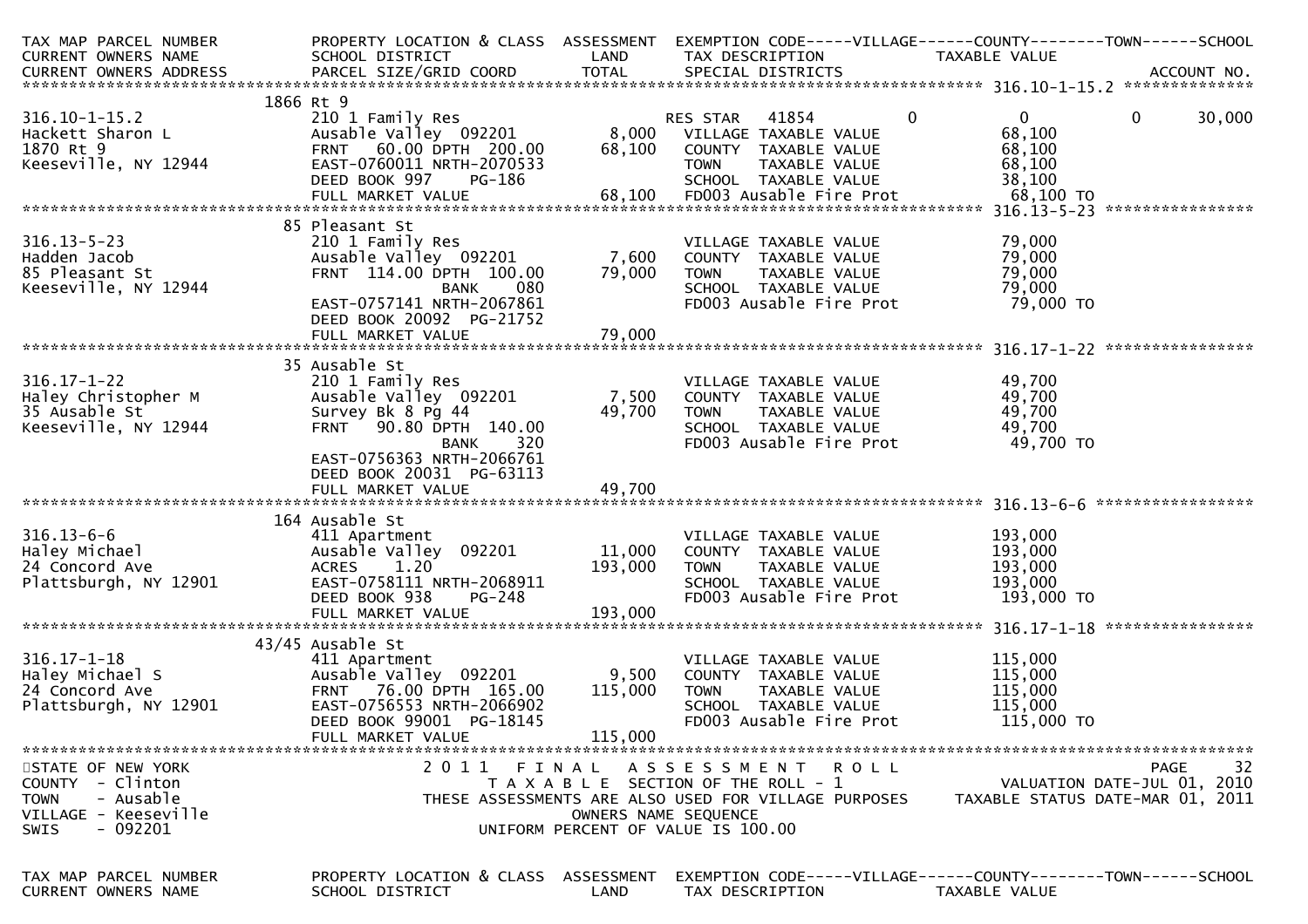| TAX MAP PARCEL NUMBER<br>CURRENT OWNERS NAME<br>CURRENT OWNERS ADDRESS | PROPERTY LOCATION & CLASS<br>SCHOOL DISTRICT<br>PARCEL SIZE/GRID COORD | ASSESSMENT<br>LAND<br>TOTAL | EXEMPTION CODE-----VILLAGE------COUNTY--------TOWN------SCHOOL<br>TAX DESCRIPTION<br>SPECIAL DISTRICTS | TAXABLE VALUE<br><br>ACCOUNT NO. |
|---|---|---|---|---|
| **316.10-1-15.2** | 1866 Rt 9 | | | |
| 316.10-1-15.2 | 210 1 Family Res | | RES STAR 41854 0 | 0 0 30,000 |
| Hackett Sharon L | Ausable Valley 092201 | 8,000 | VILLAGE TAXABLE VALUE | 68,100 |
| 1870 Rt 9 | FRNT 60.00 DPTH 200.00 | 68,100 | COUNTY TAXABLE VALUE | 68,100 |
| Keeseville, NY 12944 | EAST-0760011 NRTH-2070533 | | TOWN TAXABLE VALUE | 68,100 |
| | DEED BOOK 997 PG-186 | | SCHOOL TAXABLE VALUE | 38,100 |
| | FULL MARKET VALUE | 68,100 | FD003 Ausable Fire Prot | 68,100 TO |
| **316.13-5-23** | 85 Pleasant St | | | |
| 316.13-5-23 | 210 1 Family Res | | VILLAGE TAXABLE VALUE | 79,000 |
| Hadden Jacob | Ausable Valley 092201 | 7,600 | COUNTY TAXABLE VALUE | 79,000 |
| 85 Pleasant St | FRNT 114.00 DPTH 100.00 | 79,000 | TOWN TAXABLE VALUE | 79,000 |
| Keeseville, NY 12944 | BANK 080 | | SCHOOL TAXABLE VALUE | 79,000 |
| | EAST-0757141 NRTH-2067861 | | FD003 Ausable Fire Prot | 79,000 TO |
| | DEED BOOK 20092 PG-21752 | | | |
| | FULL MARKET VALUE | 79,000 | | |
| **316.17-1-22** | 35 Ausable St | | | |
| 316.17-1-22 | 210 1 Family Res | | VILLAGE TAXABLE VALUE | 49,700 |
| Haley Christopher M | Ausable Valley 092201 | 7,500 | COUNTY TAXABLE VALUE | 49,700 |
| 35 Ausable St | Survey Bk 8 Pg 44 | 49,700 | TOWN TAXABLE VALUE | 49,700 |
| Keeseville, NY 12944 | FRNT 90.80 DPTH 140.00 | | SCHOOL TAXABLE VALUE | 49,700 |
| | BANK 320 | | FD003 Ausable Fire Prot | 49,700 TO |
| | EAST-0756363 NRTH-2066761 | | | |
| | DEED BOOK 20031 PG-63113 | | | |
| | FULL MARKET VALUE | 49,700 | | |
| **316.13-6-6** | 164 Ausable St | | | |
| 316.13-6-6 | 411 Apartment | | VILLAGE TAXABLE VALUE | 193,000 |
| Haley Michael | Ausable Valley 092201 | 11,000 | COUNTY TAXABLE VALUE | 193,000 |
| 24 Concord Ave | ACRES 1.20 | 193,000 | TOWN TAXABLE VALUE | 193,000 |
| Plattsburgh, NY 12901 | EAST-0758111 NRTH-2068911 | | SCHOOL TAXABLE VALUE | 193,000 |
| | DEED BOOK 938 PG-248 | | FD003 Ausable Fire Prot | 193,000 TO |
| | FULL MARKET VALUE | 193,000 | | |
| **316.17-1-18** | 43/45 Ausable St | | | |
| 316.17-1-18 | 411 Apartment | | VILLAGE TAXABLE VALUE | 115,000 |
| Haley Michael S | Ausable Valley 092201 | 9,500 | COUNTY TAXABLE VALUE | 115,000 |
| 24 Concord Ave | FRNT 76.00 DPTH 165.00 | 115,000 | TOWN TAXABLE VALUE | 115,000 |
| Plattsburgh, NY 12901 | EAST-0756553 NRTH-2066902 | | SCHOOL TAXABLE VALUE | 115,000 |
| | DEED BOOK 99001 PG-18145 | | FD003 Ausable Fire Prot | 115,000 TO |
| | FULL MARKET VALUE | 115,000 | | |

STATE OF NEW YORK
COUNTY - Clinton
TOWN - Ausable
VILLAGE - Keeseville
SWIS - 092201

2011 FINAL ASSESSMENT ROLL
TAXABLE SECTION OF THE ROLL - 1
THESE ASSESSMENTS ARE ALSO USED FOR VILLAGE PURPOSES
OWNERS NAME SEQUENCE
UNIFORM PERCENT OF VALUE IS 100.00

VALUATION DATE-JUL 01, 2010
TAXABLE STATUS DATE-MAR 01, 2011

| TAX MAP PARCEL NUMBER<br>CURRENT OWNERS NAME | PROPERTY LOCATION & CLASS<br>SCHOOL DISTRICT | ASSESSMENT<br>LAND | EXEMPTION CODE-----VILLAGE------COUNTY--------TOWN------SCHOOL<br>TAX DESCRIPTION | TAXABLE VALUE |
|---|---|---|---|---|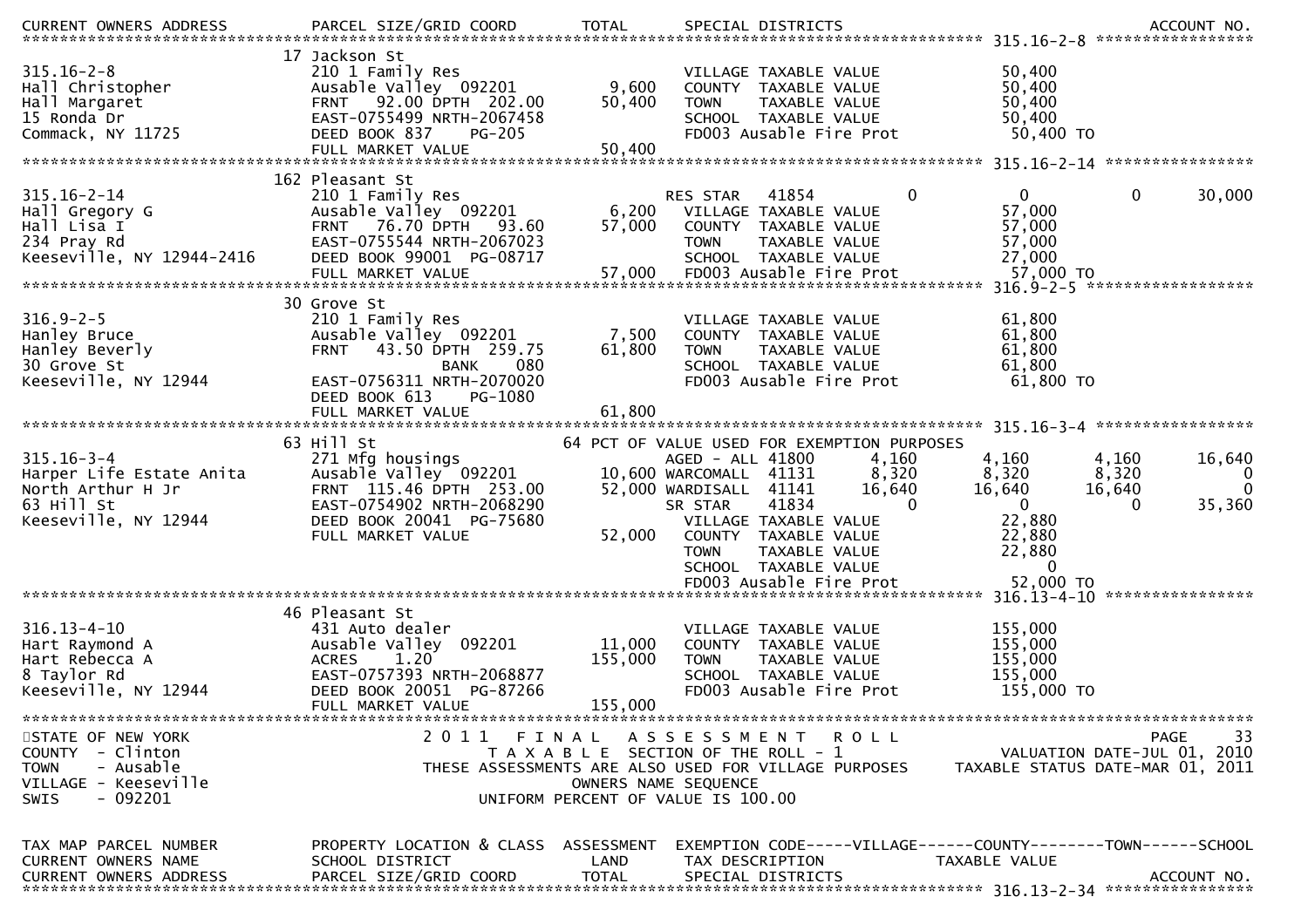```
CURRENT OWNERS ADDRESS        PARCEL SIZE/GRID COORD        TOTAL      SPECIAL DISTRICTS                                      ACCOUNT NO.
******************************************************************************************************* 315.16-2-8 *****************
                              17 Jackson St
315.16-2-8                    210 1 Family Res                         VILLAGE TAXABLE VALUE              50,400
Hall Christopher              Ausable Valley  092201         9,600     COUNTY  TAXABLE VALUE              50,400
Hall Margaret                 FRNT   92.00 DPTH  202.00     50,400     TOWN    TAXABLE VALUE              50,400
15 Ronda Dr                   EAST-0755499 NRTH-2067458                SCHOOL  TAXABLE VALUE              50,400
Commack, NY 11725             DEED BOOK 837    PG-205                  FD003 Ausable Fire Prot             50,400 TO
                              FULL MARKET VALUE             50,400
******************************************************************************************************* 315.16-2-14 ****************
                              162 Pleasant St
315.16-2-14                   210 1 Family Res                         RES STAR   41854            0           0            0       30,000
Hall Gregory G                Ausable Valley  092201         6,200     VILLAGE TAXABLE VALUE              57,000
Hall Lisa I                   FRNT   76.70 DPTH   93.60     57,000     COUNTY  TAXABLE VALUE              57,000
234 Pray Rd                   EAST-0755544 NRTH-2067023                TOWN    TAXABLE VALUE              57,000
Keeseville, NY 12944-2416     DEED BOOK 99001  PG-08717                SCHOOL  TAXABLE VALUE              27,000
                              FULL MARKET VALUE             57,000     FD003 Ausable Fire Prot             57,000 TO
******************************************************************************************************* 316.9-2-5 ******************
                              30 Grove St
316.9-2-5                     210 1 Family Res                         VILLAGE TAXABLE VALUE              61,800
Hanley Bruce                  Ausable Valley  092201         7,500     COUNTY  TAXABLE VALUE              61,800
Hanley Beverly                FRNT   43.50 DPTH  259.75     61,800     TOWN    TAXABLE VALUE              61,800
30 Grove St                                   BANK     080             SCHOOL  TAXABLE VALUE              61,800
Keeseville, NY 12944          EAST-0756311 NRTH-2070020                FD003 Ausable Fire Prot             61,800 TO
                              DEED BOOK 613    PG-1080
                              FULL MARKET VALUE             61,800
******************************************************************************************************* 315.16-3-4 *****************
                              63 Hill St                    64 PCT OF VALUE USED FOR EXEMPTION PURPOSES
315.16-3-4                    271 Mfg housings                         AGED - ALL 41800        4,160       4,160        4,160       16,640
Harper Life Estate Anita      Ausable Valley  092201        10,600 WARCOMALL  41131        8,320       8,320        8,320            0
North Arthur H Jr             FRNT  115.46 DPTH  253.00     52,000 WARDISALL  41141       16,640      16,640       16,640            0
63 Hill St                    EAST-0754902 NRTH-2068290                SR STAR    41834            0           0            0       35,360
Keeseville, NY 12944          DEED BOOK 20041  PG-75680                VILLAGE TAXABLE VALUE              22,880
                              FULL MARKET VALUE             52,000     COUNTY  TAXABLE VALUE              22,880
                                                                       TOWN    TAXABLE VALUE              22,880
                                                                       SCHOOL  TAXABLE VALUE                   0
                                                                       FD003 Ausable Fire Prot             52,000 TO
******************************************************************************************************* 316.13-4-10 ****************
                              46 Pleasant St
316.13-4-10                   431 Auto dealer                          VILLAGE TAXABLE VALUE             155,000
Hart Raymond A                Ausable Valley  092201        11,000     COUNTY  TAXABLE VALUE             155,000
Hart Rebecca A                ACRES    1.20                155,000     TOWN    TAXABLE VALUE             155,000
8 Taylor Rd                   EAST-0757393 NRTH-2068877                SCHOOL  TAXABLE VALUE             155,000
Keeseville, NY 12944          DEED BOOK 20051  PG-87266                FD003 Ausable Fire Prot            155,000 TO
                              FULL MARKET VALUE            155,000
************************************************************************************************************************************
STATE OF NEW YORK                     2 0 1 1   F I N A L   A S S E S S M E N T   R O L L                                 PAGE    33
COUNTY  - Clinton                         T A X A B L E  SECTION OF THE ROLL - 1                       VALUATION DATE-JUL 01, 2010
TOWN    - Ausable                  THESE ASSESSMENTS ARE ALSO USED FOR VILLAGE PURPOSES           TAXABLE STATUS DATE-MAR 01, 2011
VILLAGE - Keeseville                                  OWNERS NAME SEQUENCE
SWIS    - 092201                               UNIFORM PERCENT OF VALUE IS 100.00


TAX MAP PARCEL NUMBER         PROPERTY LOCATION & CLASS  ASSESSMENT  EXEMPTION CODE-----VILLAGE------COUNTY--------TOWN------SCHOOL
CURRENT OWNERS NAME           SCHOOL DISTRICT               LAND      TAX DESCRIPTION              TAXABLE VALUE
CURRENT OWNERS ADDRESS        PARCEL SIZE/GRID COORD        TOTAL      SPECIAL DISTRICTS                                      ACCOUNT NO.
******************************************************************************************************* 316.13-2-34 ****************
```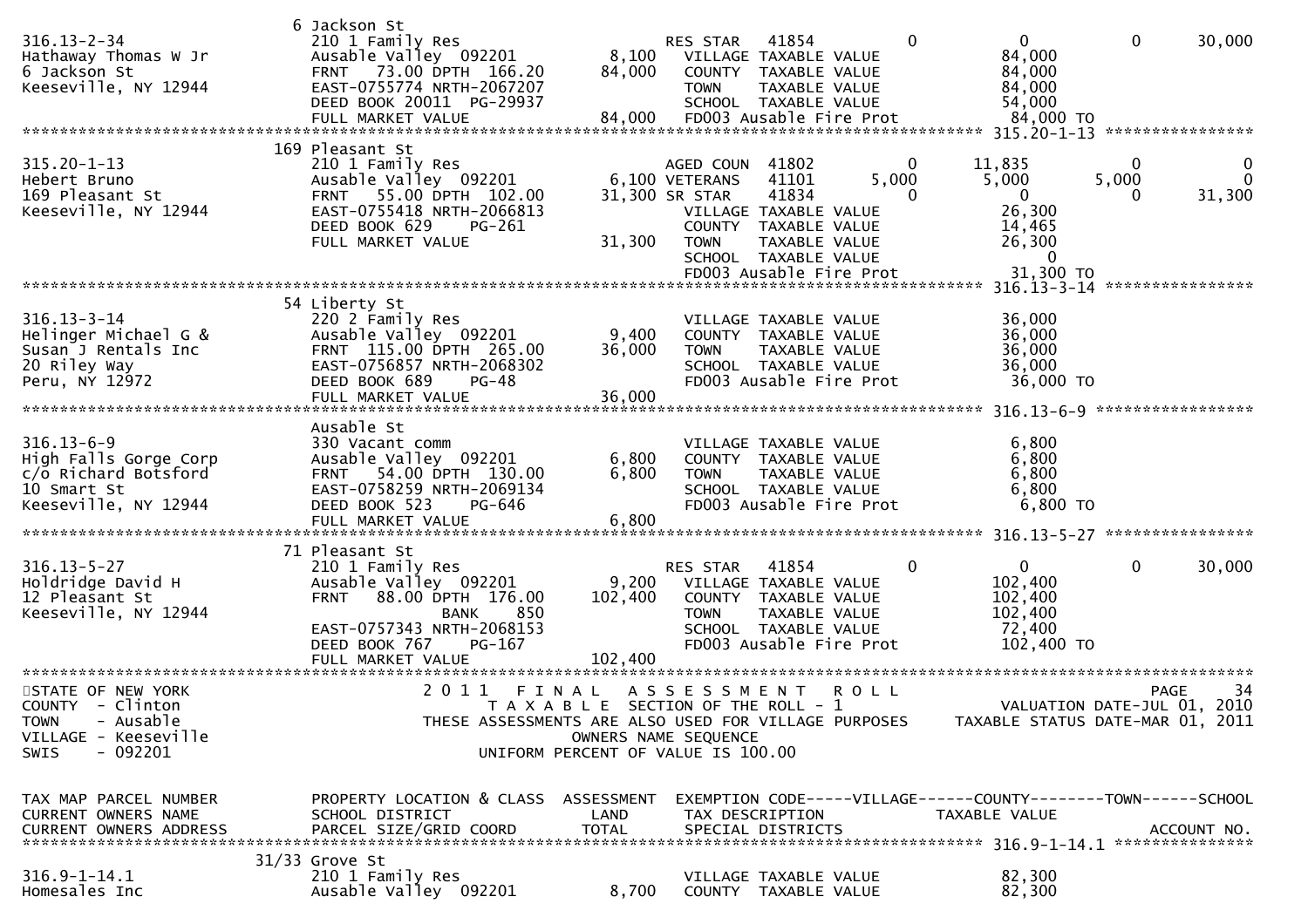```
                          6 Jackson St
316.13-2-34                210 1 Family Res                       RES STAR   41854           0            0            0       30,000
Hathaway Thomas W Jr       Ausable Valley  092201         8,100    VILLAGE TAXABLE VALUE                  84,000
6 Jackson St               FRNT   73.00 DPTH  166.20     84,000    COUNTY  TAXABLE VALUE                  84,000
Keeseville, NY 12944       EAST-0755774 NRTH-2067207                TOWN    TAXABLE VALUE                  84,000
                           DEED BOOK 20011  PG-29937                SCHOOL  TAXABLE VALUE                  54,000
                           FULL MARKET VALUE             84,000    FD003 Ausable Fire Prot                84,000 TO
******************************************************************************************************* 315.20-1-13 ****************
                          169 Pleasant St
315.20-1-13                210 1 Family Res                       AGED COUN  41802           0       11,835            0            0
Hebert Bruno               Ausable Valley  092201         6,100 VETERANS   41101       5,000        5,000        5,000            0
169 Pleasant St            FRNT   55.00 DPTH  102.00     31,300 SR STAR    41834           0            0            0       31,300
Keeseville, NY 12944       EAST-0755418 NRTH-2066813                VILLAGE TAXABLE VALUE                  26,300
                           DEED BOOK 629    PG-261                  COUNTY  TAXABLE VALUE                  14,465
                           FULL MARKET VALUE             31,300    TOWN    TAXABLE VALUE                  26,300
                                                                   SCHOOL  TAXABLE VALUE                       0
                                                                   FD003 Ausable Fire Prot                31,300 TO
******************************************************************************************************* 316.13-3-14 ****************
                          54 Liberty St
316.13-3-14                220 2 Family Res                         VILLAGE TAXABLE VALUE                  36,000
Helinger Michael G &       Ausable Valley  092201         9,400    COUNTY  TAXABLE VALUE                  36,000
Susan J Rentals Inc        FRNT  115.00 DPTH  265.00     36,000    TOWN    TAXABLE VALUE                  36,000
20 Riley Way               EAST-0756857 NRTH-2068302                SCHOOL  TAXABLE VALUE                  36,000
Peru, NY 12972             DEED BOOK 689    PG-48                   FD003 Ausable Fire Prot                36,000 TO
                           FULL MARKET VALUE             36,000
******************************************************************************************************* 316.13-6-9 *****************
                          Ausable St
316.13-6-9                 330 Vacant comm                          VILLAGE TAXABLE VALUE                   6,800
High Falls Gorge Corp      Ausable Valley  092201         6,800    COUNTY  TAXABLE VALUE                   6,800
c/o Richard Botsford       FRNT   54.00 DPTH  130.00      6,800    TOWN    TAXABLE VALUE                   6,800
10 Smart St                EAST-0758259 NRTH-2069134                SCHOOL  TAXABLE VALUE                   6,800
Keeseville, NY 12944       DEED BOOK 523    PG-646                  FD003 Ausable Fire Prot                 6,800 TO
                           FULL MARKET VALUE              6,800
******************************************************************************************************* 316.13-5-27 ****************
                          71 Pleasant St
316.13-5-27                210 1 Family Res                       RES STAR   41854           0            0            0       30,000
Holdridge David H          Ausable Valley  092201         9,200    VILLAGE TAXABLE VALUE                 102,400
12 Pleasant St             FRNT   88.00 DPTH  176.00    102,400    COUNTY  TAXABLE VALUE                 102,400
Keeseville, NY 12944                 BANK     850                  TOWN    TAXABLE VALUE                 102,400
                           EAST-0757343 NRTH-2068153                SCHOOL  TAXABLE VALUE                  72,400
                           DEED BOOK 767    PG-167                  FD003 Ausable Fire Prot               102,400 TO
                           FULL MARKET VALUE            102,400
************************************************************************************************************************************
STATE OF NEW YORK                   2 0 1 1   F I N A L   A S S E S S M E N T   R O L L                                  PAGE    34
COUNTY  - Clinton                         T A X A B L E  SECTION OF THE ROLL - 1                       VALUATION DATE-JUL 01, 2010
TOWN    - Ausable                  THESE ASSESSMENTS ARE ALSO USED FOR VILLAGE PURPOSES      TAXABLE STATUS DATE-MAR 01, 2011
VILLAGE - Keeseville                                 OWNERS NAME SEQUENCE
SWIS    - 092201                             UNIFORM PERCENT OF VALUE IS 100.00


TAX MAP PARCEL NUMBER       PROPERTY LOCATION & CLASS  ASSESSMENT  EXEMPTION CODE-----VILLAGE------COUNTY--------TOWN------SCHOOL
CURRENT OWNERS NAME         SCHOOL DISTRICT               LAND      TAX DESCRIPTION              TAXABLE VALUE
CURRENT OWNERS ADDRESS      PARCEL SIZE/GRID COORD        TOTAL     SPECIAL DISTRICTS                                     ACCOUNT NO.
******************************************************************************************************* 316.9-1-14.1 ***************
                          31/33 Grove St
316.9-1-14.1               210 1 Family Res                         VILLAGE TAXABLE VALUE                  82,300
Homesales Inc              Ausable Valley  092201         8,700    COUNTY  TAXABLE VALUE                  82,300
```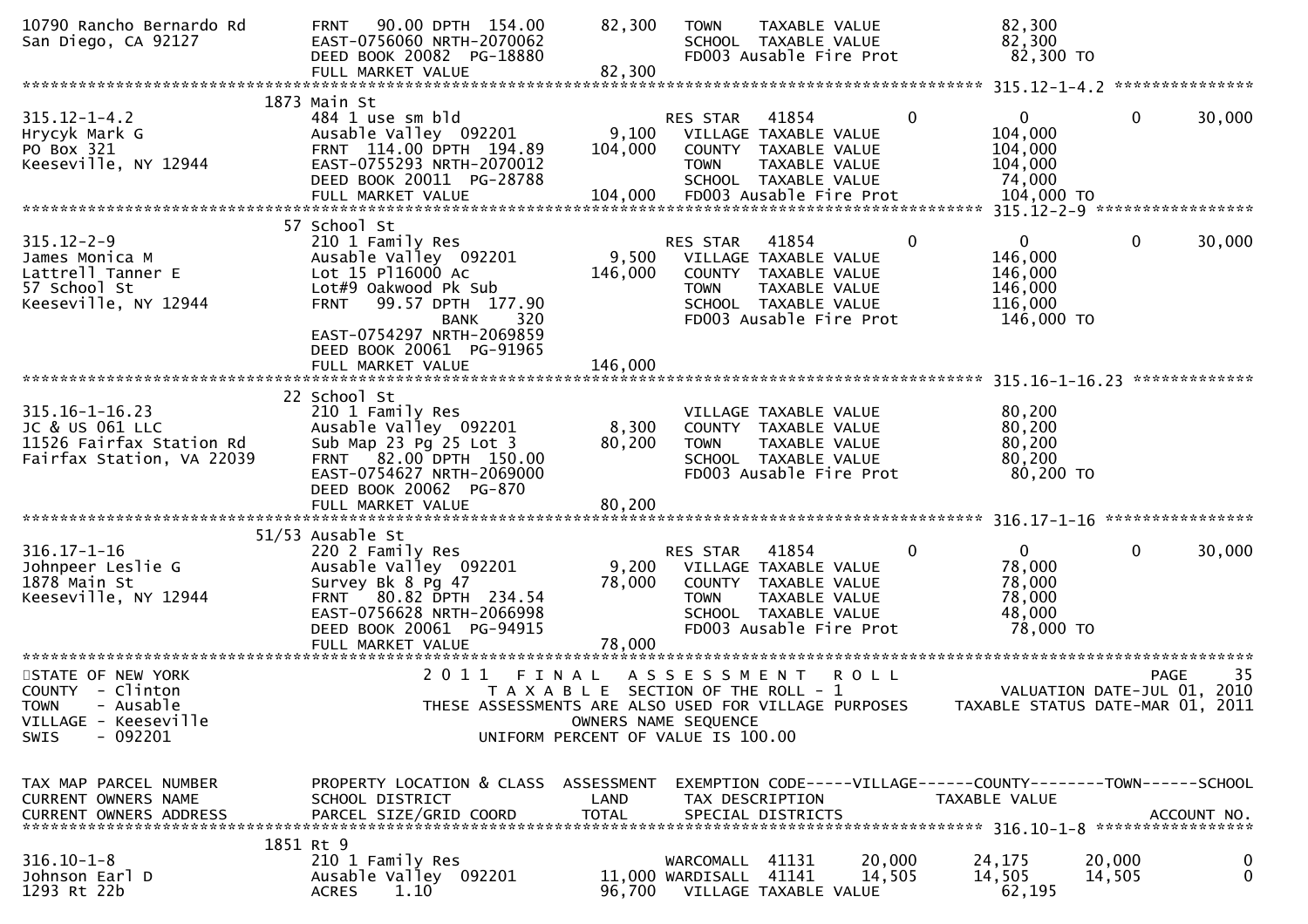```
10790 Rancho Bernardo Rd       FRNT    90.00 DPTH  154.00       82,300    TOWN     TAXABLE VALUE               82,300
San Diego, CA 92127            EAST-0756060 NRTH-2070062                  SCHOOL  TAXABLE VALUE               82,300
                               DEED BOOK 20082  PG-18880                  FD003 Ausable Fire Prot              82,300 TO
                               FULL MARKET VALUE              82,300
******************************************************************************************************* 315.12-1-4.2 ***************
                        1873 Main St
315.12-1-4.2                   484 1 use sm bld                          RES STAR   41854           0              0           0     30,000
Hrycyk Mark G                  Ausable Valley  092201          9,100    VILLAGE TAXABLE VALUE              104,000
PO Box 321                     FRNT  114.00 DPTH  194.89     104,000    COUNTY  TAXABLE VALUE              104,000
Keeseville, NY 12944           EAST-0755293 NRTH-2070012                  TOWN     TAXABLE VALUE              104,000
                               DEED BOOK 20011  PG-28788                  SCHOOL  TAXABLE VALUE               74,000
                               FULL MARKET VALUE             104,000    FD003 Ausable Fire Prot             104,000 TO
******************************************************************************************************* 315.12-2-9 *****************
                        57 School St
315.12-2-9                     210 1 Family Res                          RES STAR   41854           0              0           0     30,000
James Monica M                 Ausable Valley  092201          9,500    VILLAGE TAXABLE VALUE              146,000
Lattrell Tanner E              Lot 15 Pl16000 Ac             146,000    COUNTY  TAXABLE VALUE              146,000
57 School St                   Lot#9 Oakwood Pk Sub                       TOWN     TAXABLE VALUE              146,000
Keeseville, NY 12944           FRNT    99.57 DPTH  177.90                  SCHOOL  TAXABLE VALUE              116,000
                                     BANK      320                        FD003 Ausable Fire Prot             146,000 TO
                               EAST-0754297 NRTH-2069859
                               DEED BOOK 20061  PG-91965
                               FULL MARKET VALUE             146,000
******************************************************************************************************* 315.16-1-16.23 *************
                        22 School St
315.16-1-16.23                 210 1 Family Res                          VILLAGE TAXABLE VALUE               80,200
JC & US 061 LLC                Ausable Valley  092201          8,300    COUNTY  TAXABLE VALUE               80,200
11526 Fairfax Station Rd       Sub Map 23 Pg 25 Lot 3         80,200    TOWN     TAXABLE VALUE               80,200
Fairfax Station, VA 22039      FRNT    82.00 DPTH  150.00                  SCHOOL  TAXABLE VALUE               80,200
                               EAST-0754627 NRTH-2069000                  FD003 Ausable Fire Prot              80,200 TO
                               DEED BOOK 20062  PG-870
                               FULL MARKET VALUE              80,200
******************************************************************************************************* 316.17-1-16 ****************
                        51/53 Ausable St
316.17-1-16                    220 2 Family Res                          RES STAR   41854           0              0           0     30,000
Johnpeer Leslie G              Ausable Valley  092201          9,200    VILLAGE TAXABLE VALUE               78,000
1878 Main St                   Survey Bk 8 Pg 47              78,000    COUNTY  TAXABLE VALUE               78,000
Keeseville, NY 12944           FRNT    80.82 DPTH  234.54                  TOWN     TAXABLE VALUE               78,000
                               EAST-0756628 NRTH-2066998                  SCHOOL  TAXABLE VALUE               48,000
                               DEED BOOK 20061  PG-94915                  FD003 Ausable Fire Prot              78,000 TO
                               FULL MARKET VALUE              78,000
************************************************************************************************************************************
STATE OF NEW YORK                        2 0 1 1   F I N A L   A S S E S S M E N T   R O L L                                 PAGE    35
COUNTY  - Clinton                              T A X A B L E  SECTION OF THE ROLL - 1                         VALUATION DATE-JUL 01, 2010
TOWN    - Ausable                    THESE ASSESSMENTS ARE ALSO USED FOR VILLAGE PURPOSES         TAXABLE STATUS DATE-MAR 01, 2011
VILLAGE - Keeseville                                    OWNERS NAME SEQUENCE
SWIS    - 092201                               UNIFORM PERCENT OF VALUE IS 100.00


TAX MAP PARCEL NUMBER          PROPERTY LOCATION & CLASS  ASSESSMENT  EXEMPTION CODE-----VILLAGE------COUNTY--------TOWN------SCHOOL
CURRENT OWNERS NAME            SCHOOL DISTRICT               LAND      TAX DESCRIPTION              TAXABLE VALUE
CURRENT OWNERS ADDRESS         PARCEL SIZE/GRID COORD       TOTAL      SPECIAL DISTRICTS                                      ACCOUNT NO.
******************************************************************************************************* 316.10-1-8 *****************
                        1851 Rt 9
316.10-1-8                     210 1 Family Res                          WARCOMALL  41131      20,000         24,175      20,000           0
Johnson Earl D                 Ausable Valley  092201         11,000 WARDISALL  41141      14,505         14,505      14,505           0
1293 Rt 22b                    ACRES     1.10                 96,700    VILLAGE TAXABLE VALUE               62,195
```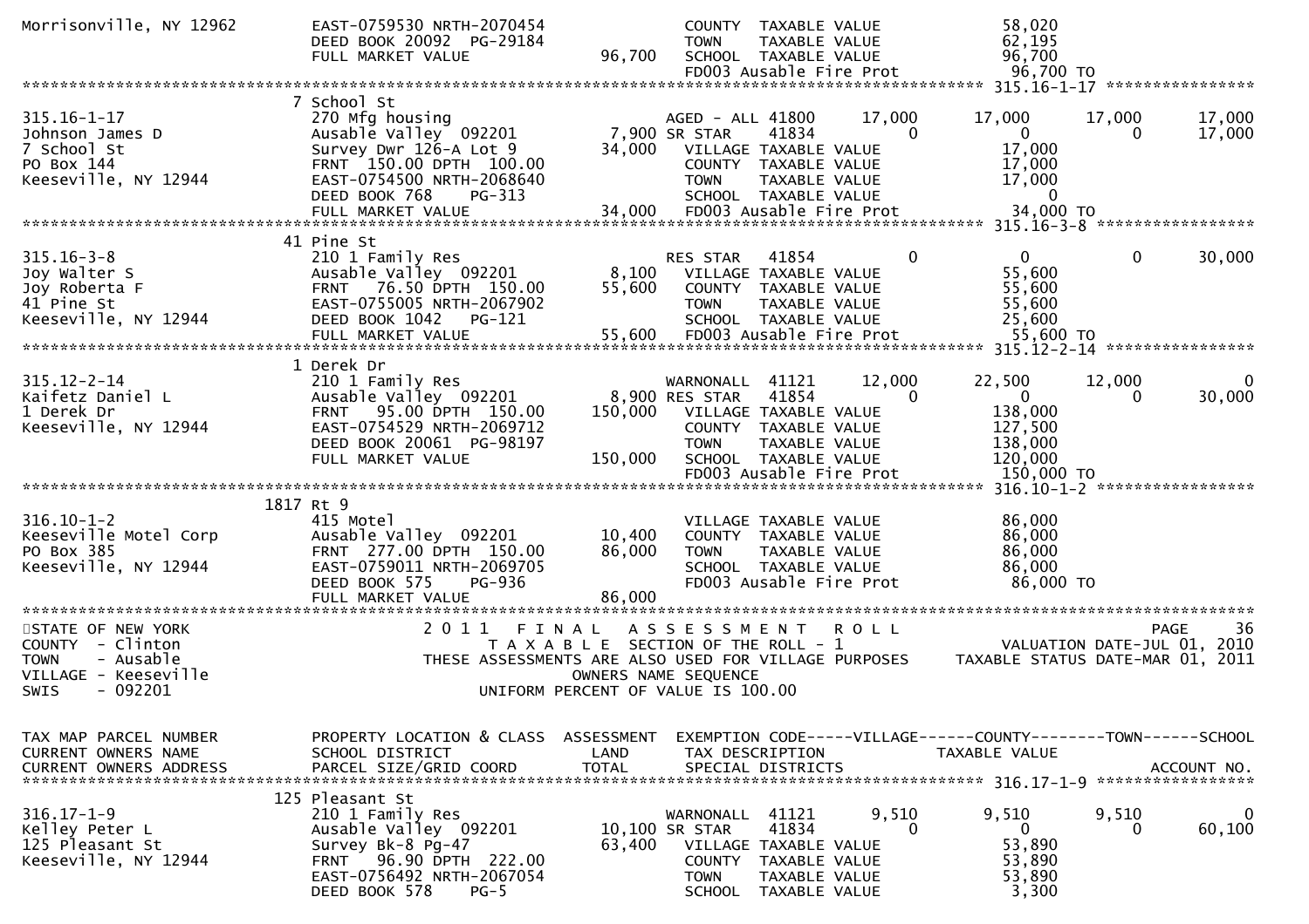```
Morrisonville, NY 12962        EAST-0759530 NRTH-2070454              COUNTY  TAXABLE VALUE              58,020
                               DEED BOOK 20092  PG-29184              TOWN    TAXABLE VALUE              62,195
                               FULL MARKET VALUE            96,700    SCHOOL  TAXABLE VALUE              96,700
                                                                      FD003 Ausable Fire Prot            96,700 TO
******************************************************************************************************* 315.16-1-17 ****************
                               7 School St
315.16-1-17                    270 Mfg housing                        AGED - ALL 41800       17,000      17,000       17,000      17,000
Johnson James D                Ausable Valley  092201        7,900 SR STAR    41834              0           0            0       17,000
7 School St                    Survey Dwr 126-A Lot 9       34,000    VILLAGE TAXABLE VALUE              17,000
PO Box 144                     FRNT  150.00 DPTH  100.00              COUNTY  TAXABLE VALUE              17,000
Keeseville, NY 12944           EAST-0754500 NRTH-2068640              TOWN    TAXABLE VALUE              17,000
                               DEED BOOK 768     PG-313               SCHOOL  TAXABLE VALUE                   0
                               FULL MARKET VALUE            34,000    FD003 Ausable Fire Prot            34,000 TO
******************************************************************************************************* 315.16-3-8 *****************
                               41 Pine St
315.16-3-8                     210 1 Family Res                       RES STAR   41854                0           0            0       30,000
Joy Walter S                   Ausable Valley  092201        8,100    VILLAGE TAXABLE VALUE              55,600
Joy Roberta F                  FRNT   76.50 DPTH  150.00    55,600    COUNTY  TAXABLE VALUE              55,600
41 Pine St                     EAST-0755005 NRTH-2067902              TOWN    TAXABLE VALUE              55,600
Keeseville, NY 12944           DEED BOOK 1042    PG-121               SCHOOL  TAXABLE VALUE              25,600
                               FULL MARKET VALUE            55,600    FD003 Ausable Fire Prot            55,600 TO
******************************************************************************************************* 315.12-2-14 ****************
                               1 Derek Dr
315.12-2-14                    210 1 Family Res                       WARNONALL  41121       12,000      22,500       12,000           0
Kaifetz Daniel L               Ausable Valley  092201        8,900 RES STAR   41854              0           0            0       30,000
1 Derek Dr                     FRNT   95.00 DPTH  150.00   150,000    VILLAGE TAXABLE VALUE             138,000
Keeseville, NY 12944           EAST-0754529 NRTH-2069712              COUNTY  TAXABLE VALUE             127,500
                               DEED BOOK 20061  PG-98197              TOWN    TAXABLE VALUE             138,000
                               FULL MARKET VALUE           150,000    SCHOOL  TAXABLE VALUE             120,000
                                                                      FD003 Ausable Fire Prot           150,000 TO
******************************************************************************************************* 316.10-1-2 *****************
                             1817 Rt 9
316.10-1-2                     415 Motel                              VILLAGE TAXABLE VALUE              86,000
Keeseville Motel Corp          Ausable Valley  092201       10,400    COUNTY  TAXABLE VALUE              86,000
PO Box 385                     FRNT  277.00 DPTH  150.00    86,000    TOWN    TAXABLE VALUE              86,000
Keeseville, NY 12944           EAST-0759011 NRTH-2069705              SCHOOL  TAXABLE VALUE              86,000
                               DEED BOOK 575     PG-936               FD003 Ausable Fire Prot            86,000 TO
                               FULL MARKET VALUE            86,000
************************************************************************************************************************************
STATE OF NEW YORK                    2 0 1 1   F I N A L   A S S E S S M E N T   R O L L                                  PAGE     36
COUNTY  - Clinton                         T A X A B L E  SECTION OF THE ROLL - 1                            VALUATION DATE-JUL 01, 2010
TOWN    - Ausable                  THESE ASSESSMENTS ARE ALSO USED FOR VILLAGE PURPOSES              TAXABLE STATUS DATE-MAR 01, 2011
VILLAGE - Keeseville                                OWNERS NAME SEQUENCE
SWIS    - 092201                              UNIFORM PERCENT OF VALUE IS 100.00


TAX MAP PARCEL NUMBER          PROPERTY LOCATION & CLASS  ASSESSMENT  EXEMPTION CODE-----VILLAGE------COUNTY--------TOWN------SCHOOL
CURRENT OWNERS NAME            SCHOOL DISTRICT               LAND      TAX DESCRIPTION            TAXABLE VALUE
CURRENT OWNERS ADDRESS         PARCEL SIZE/GRID COORD       TOTAL      SPECIAL DISTRICTS                                   ACCOUNT NO.
******************************************************************************************************* 316.17-1-9 *****************
                               125 Pleasant St
316.17-1-9                     210 1 Family Res                       WARNONALL  41121        9,510       9,510        9,510           0
Kelley Peter L                 Ausable Valley  092201       10,100 SR STAR    41834              0           0            0       60,100
125 Pleasant St                Survey Bk-8 Pg-47            63,400    VILLAGE TAXABLE VALUE              53,890
Keeseville, NY 12944           FRNT   96.90 DPTH  222.00              COUNTY  TAXABLE VALUE              53,890
                               EAST-0756492 NRTH-2067054              TOWN    TAXABLE VALUE              53,890
                               DEED BOOK 578     PG-5                 SCHOOL  TAXABLE VALUE               3,300
```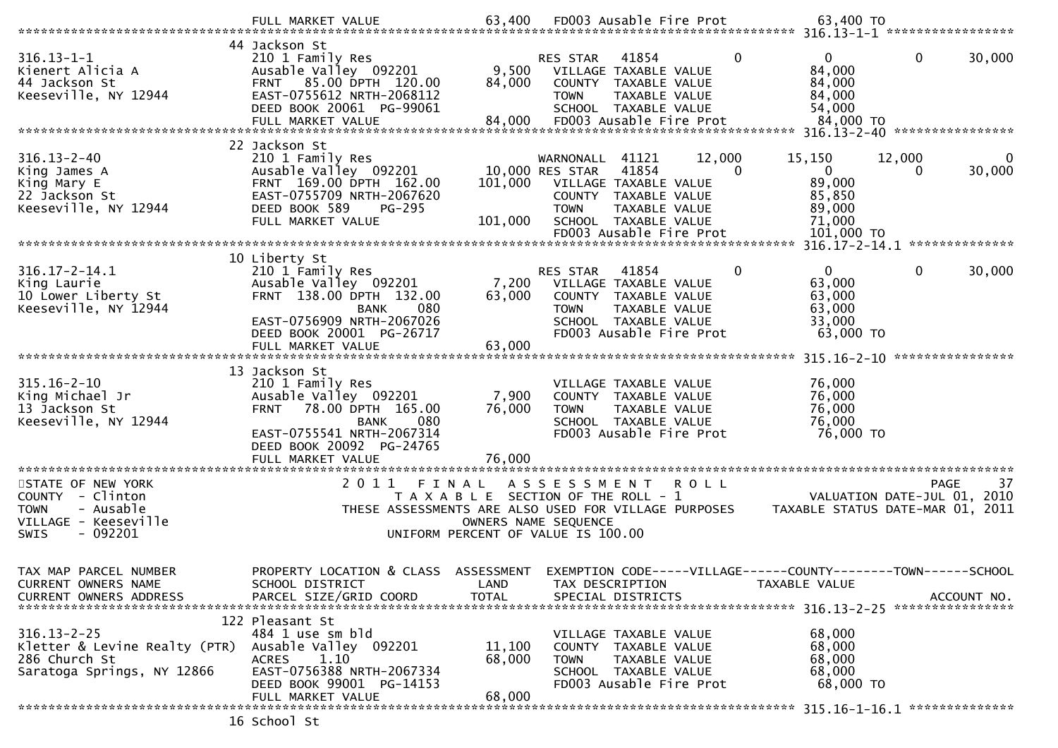```
                               FULL MARKET VALUE             63,400   FD003 Ausable Fire Prot             63,400 TO
******************************************************************************************************* 316.13-1-1 *****************
                              44 Jackson St
316.13-1-1                     210 1 Family Res                      RES STAR   41854          0              0            0      30,000
Kienert Alicia A               Ausable Valley  092201         9,500    VILLAGE TAXABLE VALUE               84,000
44 Jackson St                  FRNT   85.00 DPTH  120.00     84,000    COUNTY  TAXABLE VALUE               84,000
Keeseville, NY 12944           EAST-0755612 NRTH-2068112              TOWN    TAXABLE VALUE               84,000
                               DEED BOOK 20061  PG-99061              SCHOOL  TAXABLE VALUE               54,000
                               FULL MARKET VALUE             84,000   FD003 Ausable Fire Prot             84,000 TO
******************************************************************************************************* 316.13-2-40 ****************
                              22 Jackson St
316.13-2-40                    210 1 Family Res                      WARNONALL  41121      12,000        15,150       12,000           0
King James A                   Ausable Valley  092201        10,000 RES STAR   41854          0              0            0      30,000
King Mary E                    FRNT  169.00 DPTH  162.00    101,000    VILLAGE TAXABLE VALUE               89,000
22 Jackson St                  EAST-0755709 NRTH-2067620              COUNTY  TAXABLE VALUE               85,850
Keeseville, NY 12944           DEED BOOK 589    PG-295                TOWN    TAXABLE VALUE               89,000
                               FULL MARKET VALUE            101,000   SCHOOL  TAXABLE VALUE               71,000
                                                                      FD003 Ausable Fire Prot            101,000 TO
******************************************************************************************************* 316.17-2-14.1 **************
                              10 Liberty St
316.17-2-14.1                  210 1 Family Res                      RES STAR   41854          0              0            0      30,000
King Laurie                    Ausable Valley  092201         7,200    VILLAGE TAXABLE VALUE               63,000
10 Lower Liberty St            FRNT  138.00 DPTH  132.00     63,000    COUNTY  TAXABLE VALUE               63,000
Keeseville, NY 12944                          BANK     080              TOWN    TAXABLE VALUE               63,000
                               EAST-0756909 NRTH-2067026              SCHOOL  TAXABLE VALUE               33,000
                               DEED BOOK 20001  PG-26717              FD003 Ausable Fire Prot             63,000 TO
                               FULL MARKET VALUE             63,000
******************************************************************************************************* 315.16-2-10 ****************
                              13 Jackson St
315.16-2-10                    210 1 Family Res                        VILLAGE TAXABLE VALUE               76,000
King Michael Jr                Ausable Valley  092201         7,900    COUNTY  TAXABLE VALUE               76,000
13 Jackson St                  FRNT   78.00 DPTH  165.00     76,000    TOWN    TAXABLE VALUE               76,000
Keeseville, NY 12944                          BANK     080              SCHOOL  TAXABLE VALUE               76,000
                               EAST-0755541 NRTH-2067314              FD003 Ausable Fire Prot             76,000 TO
                               DEED BOOK 20092  PG-24765
                               FULL MARKET VALUE             76,000
************************************************************************************************************************************
STATE OF NEW YORK                    2 0 1 1   F I N A L   A S S E S S M E N T   R O L L                                  PAGE     37
COUNTY  - Clinton                            T A X A B L E  SECTION OF THE ROLL - 1                          VALUATION DATE-JUL 01, 2010
TOWN    - Ausable                    THESE ASSESSMENTS ARE ALSO USED FOR VILLAGE PURPOSES       TAXABLE STATUS DATE-MAR 01, 2011
VILLAGE - Keeseville                                   OWNERS NAME SEQUENCE
SWIS    - 092201                                 UNIFORM PERCENT OF VALUE IS 100.00


TAX MAP PARCEL NUMBER          PROPERTY LOCATION & CLASS  ASSESSMENT  EXEMPTION CODE-----VILLAGE------COUNTY--------TOWN------SCHOOL
CURRENT OWNERS NAME            SCHOOL DISTRICT               LAND      TAX DESCRIPTION              TAXABLE VALUE
CURRENT OWNERS ADDRESS         PARCEL SIZE/GRID COORD        TOTAL     SPECIAL DISTRICTS                                   ACCOUNT NO.
******************************************************************************************************* 316.13-2-25 ****************
                              122 Pleasant St
316.13-2-25                    484 1 use sm bld                        VILLAGE TAXABLE VALUE               68,000
Kletter & Levine Realty (PTR)  Ausable Valley  092201        11,100    COUNTY  TAXABLE VALUE               68,000
286 Church St                  ACRES     1.10                68,000    TOWN    TAXABLE VALUE               68,000
Saratoga Springs, NY 12866     EAST-0756388 NRTH-2067334              SCHOOL  TAXABLE VALUE               68,000
                               DEED BOOK 99001  PG-14153              FD003 Ausable Fire Prot             68,000 TO
                               FULL MARKET VALUE             68,000
******************************************************************************************************* 315.16-1-16.1 **************
                              16 School St
```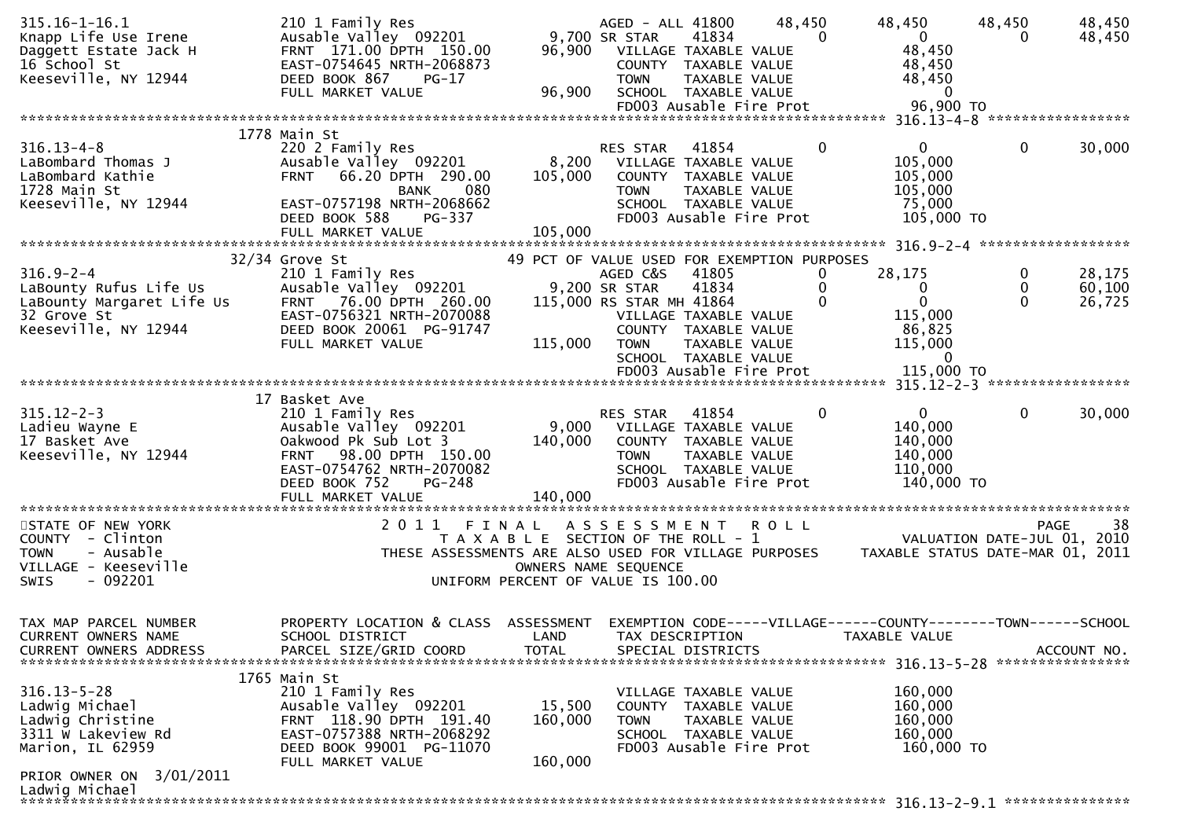```
315.16-1-16.1               210 1 Family Res                     AGED - ALL 41800      48,450       48,450       48,450        48,450
Knapp Life Use Irene        Ausable Valley  092201         9,700 SR STAR     41834          0            0            0        48,450
Daggett Estate Jack H       FRNT  171.00 DPTH  150.00     96,900   VILLAGE TAXABLE VALUE              48,450
16 School St                EAST-0754645 NRTH-2068873               COUNTY  TAXABLE VALUE              48,450
Keeseville, NY 12944        DEED BOOK 867     PG-17                 TOWN    TAXABLE VALUE              48,450
                            FULL MARKET VALUE             96,900   SCHOOL  TAXABLE VALUE                   0
                                                                    FD003 Ausable Fire Prot            96,900 TO
******************************************************************************************************* 316.13-4-8 *****************
                         1778 Main St
316.13-4-8                  220 2 Family Res                     RES STAR   41854           0            0            0        30,000
LaBombard Thomas J          Ausable Valley  092201         8,200   VILLAGE TAXABLE VALUE             105,000
LaBombard Kathie            FRNT   66.20 DPTH  290.00    105,000   COUNTY  TAXABLE VALUE             105,000
1728 Main St                              BANK     080              TOWN    TAXABLE VALUE             105,000
Keeseville, NY 12944        EAST-0757198 NRTH-2068662               SCHOOL  TAXABLE VALUE              75,000
                            DEED BOOK 588     PG-337                FD003 Ausable Fire Prot           105,000 TO
                            FULL MARKET VALUE            105,000
******************************************************************************************************* 316.9-2-4 ******************
                         32/34 Grove St                    49 PCT OF VALUE USED FOR EXEMPTION PURPOSES
316.9-2-4                   210 1 Family Res                     AGED C&S   41805           0       28,175            0        28,175
LaBounty Rufus Life Us      Ausable Valley  092201         9,200 SR STAR     41834          0            0            0        60,100
LaBounty Margaret Life Us   FRNT   76.00 DPTH  260.00    115,000 RS STAR MH 41864           0            0            0        26,725
32 Grove St                 EAST-0756321 NRTH-2070088               VILLAGE TAXABLE VALUE             115,000
Keeseville, NY 12944        DEED BOOK 20061 PG-91747                COUNTY  TAXABLE VALUE              86,825
                            FULL MARKET VALUE            115,000   TOWN    TAXABLE VALUE             115,000
                                                                    SCHOOL  TAXABLE VALUE                   0
                                                                    FD003 Ausable Fire Prot           115,000 TO
******************************************************************************************************* 315.12-2-3 *****************
                         17 Basket Ave
315.12-2-3                  210 1 Family Res                     RES STAR   41854           0            0            0        30,000
Ladieu Wayne E              Ausable Valley  092201         9,000   VILLAGE TAXABLE VALUE             140,000
17 Basket Ave               Oakwood Pk Sub Lot 3         140,000   COUNTY  TAXABLE VALUE             140,000
Keeseville, NY 12944        FRNT   98.00 DPTH  150.00               TOWN    TAXABLE VALUE             140,000
                            EAST-0754762 NRTH-2070082               SCHOOL  TAXABLE VALUE             110,000
                            DEED BOOK 752     PG-248                FD003 Ausable Fire Prot           140,000 TO
                            FULL MARKET VALUE            140,000
************************************************************************************************************************************
STATE OF NEW YORK                   2 0 1 1   F I N A L   A S S E S S M E N T   R O L L                                  PAGE    38
COUNTY  - Clinton                       T A X A B L E  SECTION OF THE ROLL - 1                        VALUATION DATE-JUL 01, 2010
TOWN    - Ausable                 THESE ASSESSMENTS ARE ALSO USED FOR VILLAGE PURPOSES       TAXABLE STATUS DATE-MAR 01, 2011
VILLAGE - Keeseville                               OWNERS NAME SEQUENCE
SWIS    - 092201                          UNIFORM PERCENT OF VALUE IS 100.00


TAX MAP PARCEL NUMBER       PROPERTY LOCATION & CLASS  ASSESSMENT  EXEMPTION CODE-----VILLAGE------COUNTY--------TOWN------SCHOOL
CURRENT OWNERS NAME         SCHOOL DISTRICT               LAND      TAX DESCRIPTION            TAXABLE VALUE
CURRENT OWNERS ADDRESS      PARCEL SIZE/GRID COORD        TOTAL     SPECIAL DISTRICTS                                   ACCOUNT NO.
******************************************************************************************************* 316.13-5-28 ****************
                         1765 Main St
316.13-5-28                 210 1 Family Res                        VILLAGE TAXABLE VALUE             160,000
Ladwig Michael              Ausable Valley  092201        15,500   COUNTY  TAXABLE VALUE             160,000
Ladwig Christine            FRNT  118.90 DPTH  191.40    160,000   TOWN    TAXABLE VALUE             160,000
3311 W Lakeview Rd          EAST-0757388 NRTH-2068292               SCHOOL  TAXABLE VALUE             160,000
Marion, IL 62959            DEED BOOK 99001 PG-11070                FD003 Ausable Fire Prot           160,000 TO
                            FULL MARKET VALUE            160,000
PRIOR OWNER ON  3/01/2011
Ladwig Michael
******************************************************************************************************* 316.13-2-9.1 ***************
```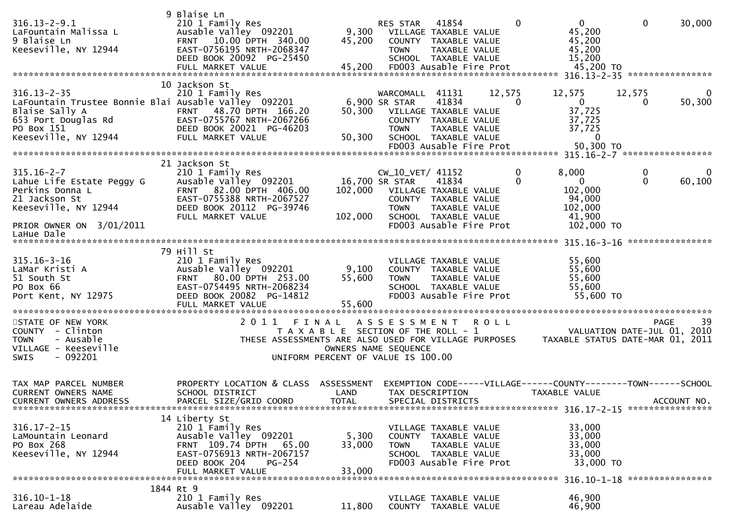```
                              9 Blaise Ln
316.13-2-9.1                  210 1 Family Res                         RES STAR   41854            0           0            0       30,000
LaFountain Malissa L          Ausable Valley  092201         9,300    VILLAGE TAXABLE VALUE                 45,200
9 Blaise Ln                   FRNT   10.00 DPTH  340.00     45,200    COUNTY  TAXABLE VALUE                 45,200
Keeseville, NY 12944          EAST-0756195 NRTH-2068347               TOWN    TAXABLE VALUE                 45,200
                              DEED BOOK 20092  PG-25450               SCHOOL  TAXABLE VALUE                 15,200
                              FULL MARKET VALUE             45,200    FD003 Ausable Fire Prot                45,200 TO
******************************************************************************************************* 316.13-2-35 ****************
                             10 Jackson St
316.13-2-35                   210 1 Family Res                         WARCOMALL  41131       12,575      12,575       12,575            0
LaFountain Trustee Bonnie Blai Ausable Valley  092201        6,900 SR STAR     41834            0           0            0       50,300
Blaise Sally A                FRNT   48.70 DPTH  166.20     50,300    VILLAGE TAXABLE VALUE                 37,725
653 Port Douglas Rd           EAST-0755767 NRTH-2067266               COUNTY  TAXABLE VALUE                 37,725
PO Box 151                    DEED BOOK 20021  PG-46203               TOWN    TAXABLE VALUE                 37,725
Keeseville, NY 12944          FULL MARKET VALUE             50,300    SCHOOL  TAXABLE VALUE                      0
                                                                      FD003 Ausable Fire Prot                50,300 TO
******************************************************************************************************* 315.16-2-7 *****************
                             21 Jackson St
315.16-2-7                    210 1 Family Res                         CW_10_VET/ 41152            0       8,000            0            0
Lahue Life Estate Peggy G     Ausable Valley  092201        16,700 SR STAR     41834            0           0            0       60,100
Perkins Donna L               FRNT   82.00 DPTH  406.00    102,000    VILLAGE TAXABLE VALUE                102,000
21 Jackson St                 EAST-0755388 NRTH-2067527               COUNTY  TAXABLE VALUE                 94,000
Keeseville, NY 12944          DEED BOOK 20112  PG-39746               TOWN    TAXABLE VALUE                102,000
                              FULL MARKET VALUE            102,000    SCHOOL  TAXABLE VALUE                 41,900
PRIOR OWNER ON  3/01/2011                                             FD003 Ausable Fire Prot               102,000 TO
LaHue Dale
******************************************************************************************************* 315.16-3-16 ****************
                             79 Hill St
315.16-3-16                   210 1 Family Res                         VILLAGE TAXABLE VALUE                 55,600
LaMar Kristi A                Ausable Valley  092201         9,100    COUNTY  TAXABLE VALUE                 55,600
51 South St                   FRNT   80.00 DPTH  253.00     55,600    TOWN    TAXABLE VALUE                 55,600
PO Box 66                     EAST-0754495 NRTH-2068234               SCHOOL  TAXABLE VALUE                 55,600
Port Kent, NY 12975           DEED BOOK 20082  PG-14812               FD003 Ausable Fire Prot                55,600 TO
                              FULL MARKET VALUE             55,600
************************************************************************************************************************************
STATE OF NEW YORK                     2 0 1 1   F I N A L   A S S E S S M E N T   R O L L                                   PAGE    39
COUNTY  - Clinton                        T A X A B L E  SECTION OF THE ROLL - 1                       VALUATION DATE-JUL 01, 2010
TOWN    - Ausable                THESE ASSESSMENTS ARE ALSO USED FOR VILLAGE PURPOSES        TAXABLE STATUS DATE-MAR 01, 2011
VILLAGE - Keeseville                               OWNERS NAME SEQUENCE
SWIS    - 092201                          UNIFORM PERCENT OF VALUE IS 100.00


TAX MAP PARCEL NUMBER         PROPERTY LOCATION & CLASS  ASSESSMENT  EXEMPTION CODE-----VILLAGE------COUNTY--------TOWN------SCHOOL
CURRENT OWNERS NAME           SCHOOL DISTRICT               LAND      TAX DESCRIPTION             TAXABLE VALUE
CURRENT OWNERS ADDRESS        PARCEL SIZE/GRID COORD        TOTAL     SPECIAL DISTRICTS                                   ACCOUNT NO.
******************************************************************************************************* 316.17-2-15 ****************
                             14 Liberty St
316.17-2-15                   210 1 Family Res                         VILLAGE TAXABLE VALUE                 33,000
LaMountain Leonard            Ausable Valley  092201         5,300    COUNTY  TAXABLE VALUE                 33,000
PO Box 268                    FRNT  109.74 DPTH   65.00     33,000    TOWN    TAXABLE VALUE                 33,000
Keeseville, NY 12944          EAST-0756913 NRTH-2067157               SCHOOL  TAXABLE VALUE                 33,000
                              DEED BOOK 204    PG-254                 FD003 Ausable Fire Prot                33,000 TO
                              FULL MARKET VALUE             33,000
******************************************************************************************************* 316.10-1-18 ****************
                           1844 Rt 9
316.10-1-18                   210 1 Family Res                         VILLAGE TAXABLE VALUE                 46,900
Lareau Adelaide               Ausable Valley  092201        11,800    COUNTY  TAXABLE VALUE                 46,900
```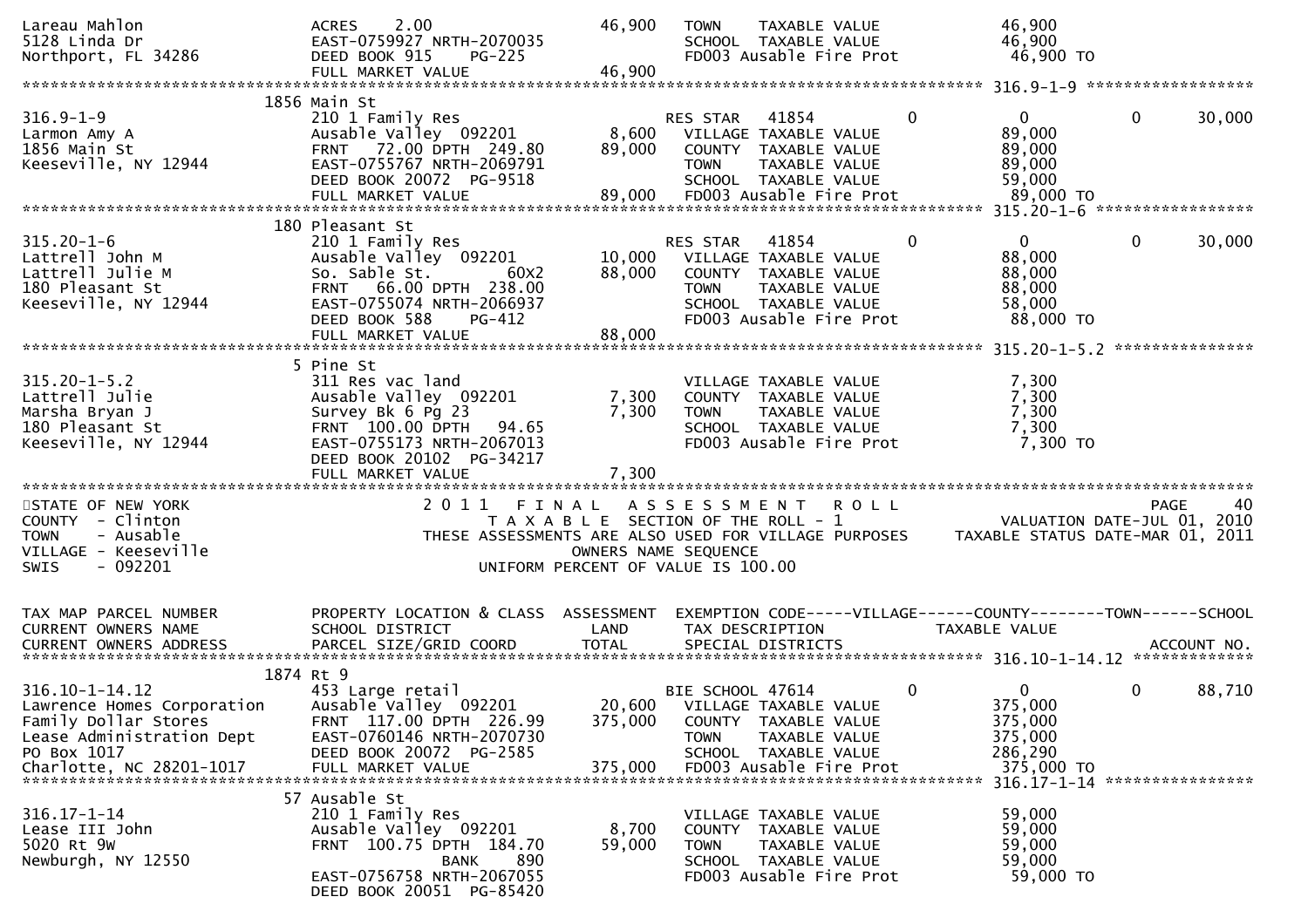```
Lareau Mahlon                 ACRES    2.00                46,900   TOWN    TAXABLE VALUE              46,900
5128 Linda Dr                 EAST-0759927 NRTH-2070035             SCHOOL  TAXABLE VALUE              46,900
Northport, FL 34286           DEED BOOK 915    PG-225               FD003 Ausable Fire Prot             46,900 TO
                              FULL MARKET VALUE            46,900
******************************************************************************************************* 316.9-1-9 *****************
                        1856 Main St
316.9-1-9                     210 1 Family Res                      RES STAR   41854          0          0           0      30,000
Larmon Amy A                  Ausable Valley  092201        8,600   VILLAGE TAXABLE VALUE              89,000
1856 Main St                  FRNT   72.00 DPTH  249.80    89,000   COUNTY  TAXABLE VALUE              89,000
Keeseville, NY 12944          EAST-0755767 NRTH-2069791             TOWN    TAXABLE VALUE              89,000
                              DEED BOOK 20072  PG-9518              SCHOOL  TAXABLE VALUE              59,000
                              FULL MARKET VALUE            89,000   FD003 Ausable Fire Prot             89,000 TO
******************************************************************************************************* 315.20-1-6 ****************
                        180 Pleasant St
315.20-1-6                    210 1 Family Res                      RES STAR   41854          0          0           0      30,000
Lattrell John M               Ausable Valley  092201       10,000   VILLAGE TAXABLE VALUE              88,000
Lattrell Julie M              So. Sable St.         60X2   88,000   COUNTY  TAXABLE VALUE              88,000
180 Pleasant St               FRNT   66.00 DPTH  238.00             TOWN    TAXABLE VALUE              88,000
Keeseville, NY 12944          EAST-0755074 NRTH-2066937             SCHOOL  TAXABLE VALUE              58,000
                              DEED BOOK 588    PG-412               FD003 Ausable Fire Prot             88,000 TO
                              FULL MARKET VALUE            88,000
******************************************************************************************************* 315.20-1-5.2 **************
                        5 Pine St
315.20-1-5.2                  311 Res vac land                      VILLAGE TAXABLE VALUE               7,300
Lattrell Julie                Ausable Valley  092201        7,300   COUNTY  TAXABLE VALUE               7,300
Marsha Bryan J                Survey Bk 6 Pg 23             7,300   TOWN    TAXABLE VALUE               7,300
180 Pleasant St               FRNT  100.00 DPTH   94.65             SCHOOL  TAXABLE VALUE               7,300
Keeseville, NY 12944          EAST-0755173 NRTH-2067013             FD003 Ausable Fire Prot              7,300 TO
                              DEED BOOK 20102  PG-34217
                              FULL MARKET VALUE             7,300
************************************************************************************************************************************
STATE OF NEW YORK                    2 0 1 1   F I N A L   A S S E S S M E N T   R O L L                                 PAGE    40
COUNTY  - Clinton                       T A X A B L E  SECTION OF THE ROLL - 1                       VALUATION DATE-JUL 01, 2010
TOWN    - Ausable                 THESE ASSESSMENTS ARE ALSO USED FOR VILLAGE PURPOSES        TAXABLE STATUS DATE-MAR 01, 2011
VILLAGE - Keeseville                               OWNERS NAME SEQUENCE
SWIS    - 092201                           UNIFORM PERCENT OF VALUE IS 100.00


TAX MAP PARCEL NUMBER         PROPERTY LOCATION & CLASS  ASSESSMENT  EXEMPTION CODE-----VILLAGE------COUNTY--------TOWN------SCHOOL
CURRENT OWNERS NAME           SCHOOL DISTRICT               LAND     TAX DESCRIPTION            TAXABLE VALUE
CURRENT OWNERS ADDRESS        PARCEL SIZE/GRID COORD        TOTAL    SPECIAL DISTRICTS                                     ACCOUNT NO.
******************************************************************************************************* 316.10-1-14.12 *************
                        1874 Rt 9
316.10-1-14.12                453 Large retail                      BIE SCHOOL 47614          0          0           0      88,710
Lawrence Homes Corporation    Ausable Valley  092201       20,600   VILLAGE TAXABLE VALUE             375,000
Family Dollar Stores          FRNT  117.00 DPTH  226.99   375,000   COUNTY  TAXABLE VALUE             375,000
Lease Administration Dept     EAST-0760146 NRTH-2070730             TOWN    TAXABLE VALUE             375,000
PO Box 1017                   DEED BOOK 20072  PG-2585              SCHOOL  TAXABLE VALUE             286,290
Charlotte, NC 28201-1017      FULL MARKET VALUE           375,000   FD003 Ausable Fire Prot            375,000 TO
******************************************************************************************************* 316.17-1-14 ****************
                        57 Ausable St
316.17-1-14                   210 1 Family Res                      VILLAGE TAXABLE VALUE              59,000
Lease III John                Ausable Valley  092201        8,700   COUNTY  TAXABLE VALUE              59,000
5020 Rt 9W                    FRNT  100.75 DPTH  184.70    59,000   TOWN    TAXABLE VALUE              59,000
Newburgh, NY 12550                          BANK     890            SCHOOL  TAXABLE VALUE              59,000
                              EAST-0756758 NRTH-2067055             FD003 Ausable Fire Prot             59,000 TO
                              DEED BOOK 20051  PG-85420
```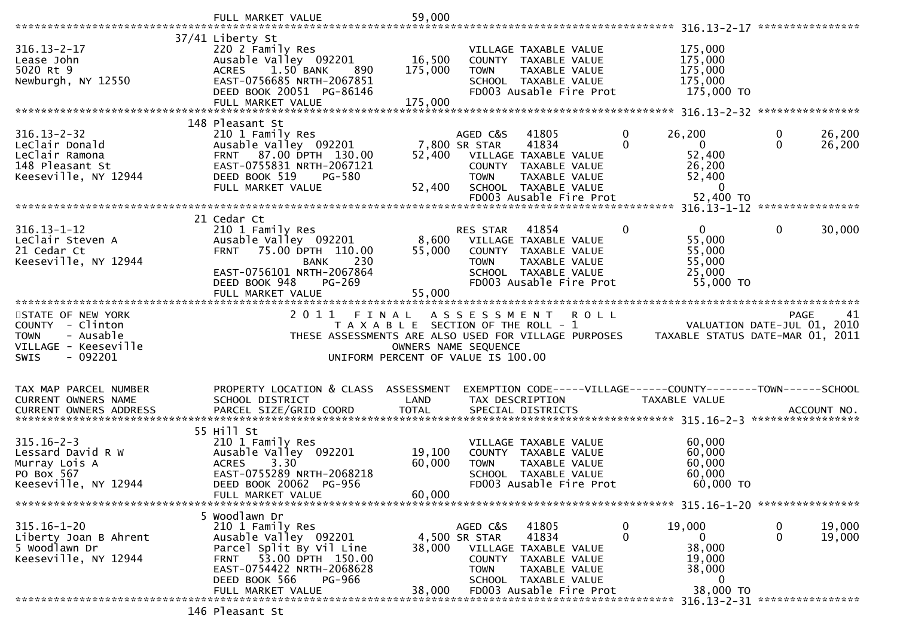```
                              FULL MARKET VALUE                 59,000
******************************************************************************************************* 316.13-2-17 ****************
                            37/41 Liberty St
316.13-2-17                  220 2 Family Res                          VILLAGE TAXABLE VALUE             175,000
Lease John                   Ausable Valley  092201        16,500     COUNTY  TAXABLE VALUE             175,000
5020 Rt 9                    ACRES    1.50 BANK     890   175,000     TOWN    TAXABLE VALUE             175,000
Newburgh, NY 12550           EAST-0756685 NRTH-2067851                 SCHOOL  TAXABLE VALUE             175,000
                             DEED BOOK 20051  PG-86146                 FD003 Ausable Fire Prot            175,000 TO
                             FULL MARKET VALUE             175,000
******************************************************************************************************* 316.13-2-32 ****************
                            148 Pleasant St
316.13-2-32                  210 1 Family Res                          AGED C&S   41805          0       26,200          0      26,200
LeClair Donald               Ausable Valley  092201         7,800 SR STAR    41834          0            0          0      26,200
LeClair Ramona               FRNT    87.00 DPTH 130.00     52,400     VILLAGE TAXABLE VALUE              52,400
148 Pleasant St              EAST-0755831 NRTH-2067121                 COUNTY  TAXABLE VALUE              26,200
Keeseville, NY 12944         DEED BOOK 519     PG-580                  TOWN    TAXABLE VALUE              52,400
                             FULL MARKET VALUE              52,400     SCHOOL  TAXABLE VALUE                   0
                                                                       FD003 Ausable Fire Prot             52,400 TO
******************************************************************************************************* 316.13-1-12 ****************
                            21 Cedar Ct
316.13-1-12                  210 1 Family Res                          RES STAR   41854          0            0          0      30,000
LeClair Steven A             Ausable Valley  092201         8,600     VILLAGE TAXABLE VALUE              55,000
21 Cedar Ct                  FRNT    75.00 DPTH 110.00     55,000     COUNTY  TAXABLE VALUE              55,000
Keeseville, NY 12944                      BANK     230                 TOWN    TAXABLE VALUE              55,000
                             EAST-0756101 NRTH-2067864                 SCHOOL  TAXABLE VALUE              25,000
                             DEED BOOK 948     PG-269                  FD003 Ausable Fire Prot             55,000 TO
                             FULL MARKET VALUE              55,000
************************************************************************************************************************************
STATE OF NEW YORK                 2 0 1 1   F I N A L   A S S E S S M E N T   R O L L                                PAGE     41
COUNTY  - Clinton                      T A X A B L E  SECTION OF THE ROLL - 1                          VALUATION DATE-JUL 01, 2010
TOWN    - Ausable                 THESE ASSESSMENTS ARE ALSO USED FOR VILLAGE PURPOSES        TAXABLE STATUS DATE-MAR 01, 2011
VILLAGE - Keeseville                              OWNERS NAME SEQUENCE
SWIS    - 092201                            UNIFORM PERCENT OF VALUE IS 100.00


TAX MAP PARCEL NUMBER          PROPERTY LOCATION & CLASS  ASSESSMENT  EXEMPTION CODE-----VILLAGE------COUNTY--------TOWN------SCHOOL
CURRENT OWNERS NAME            SCHOOL DISTRICT               LAND      TAX DESCRIPTION              TAXABLE VALUE
CURRENT OWNERS ADDRESS         PARCEL SIZE/GRID COORD        TOTAL     SPECIAL DISTRICTS                                   ACCOUNT NO.
******************************************************************************************************* 315.16-2-3 *****************
                            55 Hill St
315.16-2-3                   210 1 Family Res                          VILLAGE TAXABLE VALUE              60,000
Lessard David R W            Ausable Valley  092201        19,100     COUNTY  TAXABLE VALUE              60,000
Murray Lois A                ACRES    3.30                 60,000     TOWN    TAXABLE VALUE              60,000
PO Box 567                   EAST-0755289 NRTH-2068218                 SCHOOL  TAXABLE VALUE              60,000
Keeseville, NY 12944         DEED BOOK 20062  PG-956                   FD003 Ausable Fire Prot             60,000 TO
                             FULL MARKET VALUE              60,000
******************************************************************************************************* 315.16-1-20 ****************
                            5 Woodlawn Dr
315.16-1-20                  210 1 Family Res                          AGED C&S   41805          0       19,000          0      19,000
Liberty Joan B Ahrent        Ausable Valley  092201         4,500 SR STAR    41834          0            0          0      19,000
5 Woodlawn Dr                Parcel Split By Vil Line      38,000     VILLAGE TAXABLE VALUE              38,000
Keeseville, NY 12944         FRNT    53.00 DPTH 150.00                 COUNTY  TAXABLE VALUE              19,000
                             EAST-0754422 NRTH-2068628                 TOWN    TAXABLE VALUE              38,000
                             DEED BOOK 566     PG-966                  SCHOOL  TAXABLE VALUE                   0
                             FULL MARKET VALUE              38,000     FD003 Ausable Fire Prot             38,000 TO
******************************************************************************************************* 316.13-2-31 ****************
                            146 Pleasant St
```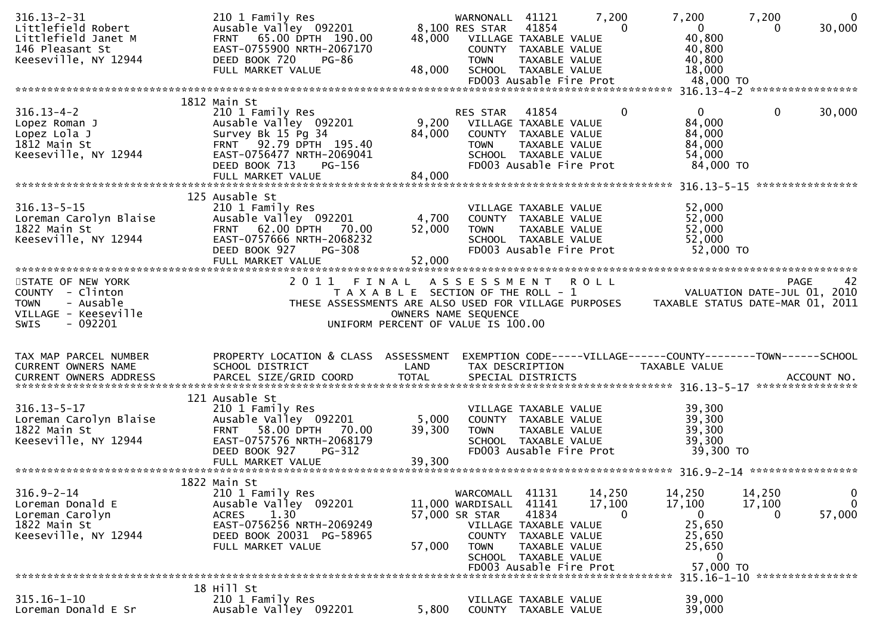```
316.13-2-31                 210 1 Family Res                    WARNONALL  41121        7,200       7,200      7,200          0
Littlefield Robert          Ausable Valley  092201         8,100 RES STAR   41854            0           0          0     30,000
Littlefield Janet M         FRNT   65.00 DPTH 190.00      48,000    VILLAGE TAXABLE VALUE               40,800
146 Pleasant St             EAST-0755900 NRTH-2067170               COUNTY  TAXABLE VALUE               40,800
Keeseville, NY 12944        DEED BOOK 720     PG-86                 TOWN    TAXABLE VALUE               40,800
                            FULL MARKET VALUE             48,000    SCHOOL  TAXABLE VALUE               18,000
                                                                    FD003 Ausable Fire Prot              48,000 TO
******************************************************************************************************* 316.13-4-2 *****************
                            1812 Main St
316.13-4-2                  210 1 Family Res                    RES STAR   41854            0           0          0     30,000
Lopez Roman J               Ausable Valley  092201         9,200    VILLAGE TAXABLE VALUE               84,000
Lopez Lola J                Survey Bk 15 Pg 34            84,000    COUNTY  TAXABLE VALUE               84,000
1812 Main St                FRNT   92.79 DPTH 195.40                TOWN    TAXABLE VALUE               84,000
Keeseville, NY 12944        EAST-0756477 NRTH-2069041               SCHOOL  TAXABLE VALUE               54,000
                            DEED BOOK 713     PG-156                FD003 Ausable Fire Prot              84,000 TO
                            FULL MARKET VALUE             84,000
******************************************************************************************************* 316.13-5-15 ****************
                            125 Ausable St
316.13-5-15                 210 1 Family Res                        VILLAGE TAXABLE VALUE               52,000
Loreman Carolyn Blaise      Ausable Valley  092201         4,700    COUNTY  TAXABLE VALUE               52,000
1822 Main St                FRNT   62.00 DPTH  70.00      52,000    TOWN    TAXABLE VALUE               52,000
Keeseville, NY 12944        EAST-0757666 NRTH-2068232               SCHOOL  TAXABLE VALUE               52,000
                            DEED BOOK 927     PG-308                FD003 Ausable Fire Prot              52,000 TO
                            FULL MARKET VALUE             52,000
************************************************************************************************************************************
STATE OF NEW YORK                    2 0 1 1   F I N A L   A S S E S S M E N T   R O L L                              PAGE     42
COUNTY  - Clinton                          T A X A B L E  SECTION OF THE ROLL - 1                     VALUATION DATE-JUL 01, 2010
TOWN    - Ausable                  THESE ASSESSMENTS ARE ALSO USED FOR VILLAGE PURPOSES          TAXABLE STATUS DATE-MAR 01, 2011
VILLAGE - Keeseville                               OWNERS NAME SEQUENCE
SWIS    - 092201                           UNIFORM PERCENT OF VALUE IS 100.00


TAX MAP PARCEL NUMBER       PROPERTY LOCATION & CLASS  ASSESSMENT  EXEMPTION CODE-----VILLAGE------COUNTY--------TOWN------SCHOOL
CURRENT OWNERS NAME         SCHOOL DISTRICT               LAND      TAX DESCRIPTION              TAXABLE VALUE
CURRENT OWNERS ADDRESS      PARCEL SIZE/GRID COORD        TOTAL     SPECIAL DISTRICTS                                     ACCOUNT NO.
******************************************************************************************************* 316.13-5-17 ****************
                            121 Ausable St
316.13-5-17                 210 1 Family Res                        VILLAGE TAXABLE VALUE               39,300
Loreman Carolyn Blaise      Ausable Valley  092201         5,000    COUNTY  TAXABLE VALUE               39,300
1822 Main St                FRNT   58.00 DPTH  70.00      39,300    TOWN    TAXABLE VALUE               39,300
Keeseville, NY 12944        EAST-0757576 NRTH-2068179               SCHOOL  TAXABLE VALUE               39,300
                            DEED BOOK 927     PG-312                FD003 Ausable Fire Prot              39,300 TO
                            FULL MARKET VALUE             39,300
******************************************************************************************************* 316.9-2-14 *****************
                            1822 Main St
316.9-2-14                  210 1 Family Res                    WARCOMALL  41131       14,250      14,250     14,250          0
Loreman Donald E            Ausable Valley  092201        11,000 WARDISALL  41141       17,100      17,100     17,100          0
Loreman Carolyn             ACRES    1.30                 57,000 SR STAR    41834            0           0          0     57,000
1822 Main St                EAST-0756256 NRTH-2069249               VILLAGE TAXABLE VALUE               25,650
Keeseville, NY 12944        DEED BOOK 20031  PG-58965               COUNTY  TAXABLE VALUE               25,650
                            FULL MARKET VALUE             57,000    TOWN    TAXABLE VALUE               25,650
                                                                    SCHOOL  TAXABLE VALUE                    0
                                                                    FD003 Ausable Fire Prot              57,000 TO
******************************************************************************************************* 315.16-1-10 ****************
                            18 Hill St
315.16-1-10                 210 1 Family Res                        VILLAGE TAXABLE VALUE               39,000
Loreman Donald E Sr         Ausable Valley  092201         5,800    COUNTY  TAXABLE VALUE               39,000
```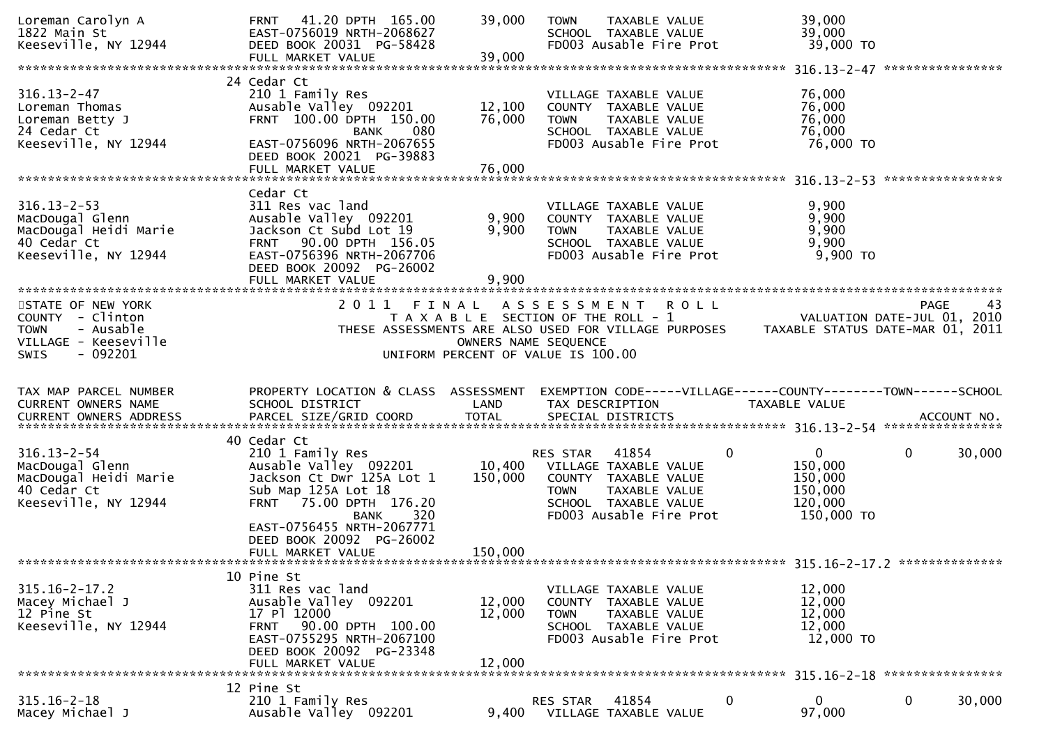```
Loreman Carolyn A              FRNT   41.20 DPTH  165.00       39,000   TOWN     TAXABLE VALUE              39,000
1822 Main St                   EAST-0756019 NRTH-2068627                SCHOOL  TAXABLE VALUE              39,000
Keeseville, NY 12944           DEED BOOK 20031  PG-58428                FD003 Ausable Fire Prot             39,000 TO
                               FULL MARKET VALUE              39,000
******************************************************************************************************* 316.13-2-47 ****************
                               24 Cedar Ct
316.13-2-47                    210 1 Family Res                         VILLAGE TAXABLE VALUE              76,000
Loreman Thomas                 Ausable Valley  092201        12,100    COUNTY  TAXABLE VALUE              76,000
Loreman Betty J                FRNT  100.00 DPTH  150.00     76,000    TOWN     TAXABLE VALUE              76,000
24 Cedar Ct                                  BANK     080               SCHOOL  TAXABLE VALUE              76,000
Keeseville, NY 12944           EAST-0756096 NRTH-2067655                FD003 Ausable Fire Prot             76,000 TO
                               DEED BOOK 20021  PG-39883
                               FULL MARKET VALUE              76,000
******************************************************************************************************* 316.13-2-53 ****************
                               Cedar Ct
316.13-2-53                    311 Res vac land                         VILLAGE TAXABLE VALUE               9,900
MacDougal Glenn                Ausable Valley  092201         9,900    COUNTY  TAXABLE VALUE               9,900
MacDougal Heidi Marie          Jackson Ct Subd Lot 19         9,900    TOWN     TAXABLE VALUE               9,900
40 Cedar Ct                    FRNT   90.00 DPTH  156.05                SCHOOL  TAXABLE VALUE               9,900
Keeseville, NY 12944           EAST-0756396 NRTH-2067706                FD003 Ausable Fire Prot              9,900 TO
                               DEED BOOK 20092  PG-26002
                               FULL MARKET VALUE               9,900
************************************************************************************************************************************
STATE OF NEW YORK                     2 0 1 1   F I N A L   A S S E S S M E N T   R O L L                             PAGE     43
COUNTY  - Clinton                        T A X A B L E  SECTION OF THE ROLL - 1                      VALUATION DATE-JUL 01, 2010
TOWN    - Ausable                   THESE ASSESSMENTS ARE ALSO USED FOR VILLAGE PURPOSES     TAXABLE STATUS DATE-MAR 01, 2011
VILLAGE - Keeseville                                OWNERS NAME SEQUENCE
SWIS    - 092201                              UNIFORM PERCENT OF VALUE IS 100.00


TAX MAP PARCEL NUMBER          PROPERTY LOCATION & CLASS  ASSESSMENT  EXEMPTION CODE-----VILLAGE------COUNTY--------TOWN------SCHOOL
CURRENT OWNERS NAME            SCHOOL DISTRICT               LAND      TAX DESCRIPTION             TAXABLE VALUE
CURRENT OWNERS ADDRESS         PARCEL SIZE/GRID COORD        TOTAL     SPECIAL DISTRICTS                                  ACCOUNT NO.
******************************************************************************************************* 316.13-2-54 ****************
                               40 Cedar Ct
316.13-2-54                    210 1 Family Res                         RES STAR   41854          0            0           0      30,000
MacDougal Glenn                Ausable Valley  092201        10,400      VILLAGE TAXABLE VALUE             150,000
MacDougal Heidi Marie          Jackson Ct Dwr 125A Lot 1    150,000      COUNTY  TAXABLE VALUE             150,000
40 Cedar Ct                    Sub Map 125A Lot 18                       TOWN     TAXABLE VALUE             150,000
Keeseville, NY 12944           FRNT   75.00 DPTH  176.20                 SCHOOL  TAXABLE VALUE             120,000
                                             BANK     320                FD003 Ausable Fire Prot            150,000 TO
                               EAST-0756455 NRTH-2067771
                               DEED BOOK 20092  PG-26002
                               FULL MARKET VALUE             150,000
******************************************************************************************************* 315.16-2-17.2 **************
                               10 Pine St
315.16-2-17.2                  311 Res vac land                         VILLAGE TAXABLE VALUE              12,000
Macey Michael J                Ausable Valley  092201        12,000    COUNTY  TAXABLE VALUE              12,000
12 Pine St                     17 Pl 12000                   12,000    TOWN     TAXABLE VALUE              12,000
Keeseville, NY 12944           FRNT   90.00 DPTH  100.00                SCHOOL  TAXABLE VALUE              12,000
                               EAST-0755295 NRTH-2067100                FD003 Ausable Fire Prot             12,000 TO
                               DEED BOOK 20092  PG-23348
                               FULL MARKET VALUE              12,000
******************************************************************************************************* 315.16-2-18 ****************
                               12 Pine St
315.16-2-18                    210 1 Family Res                         RES STAR   41854          0            0           0      30,000
Macey Michael J                Ausable Valley  092201         9,400      VILLAGE TAXABLE VALUE              97,000
```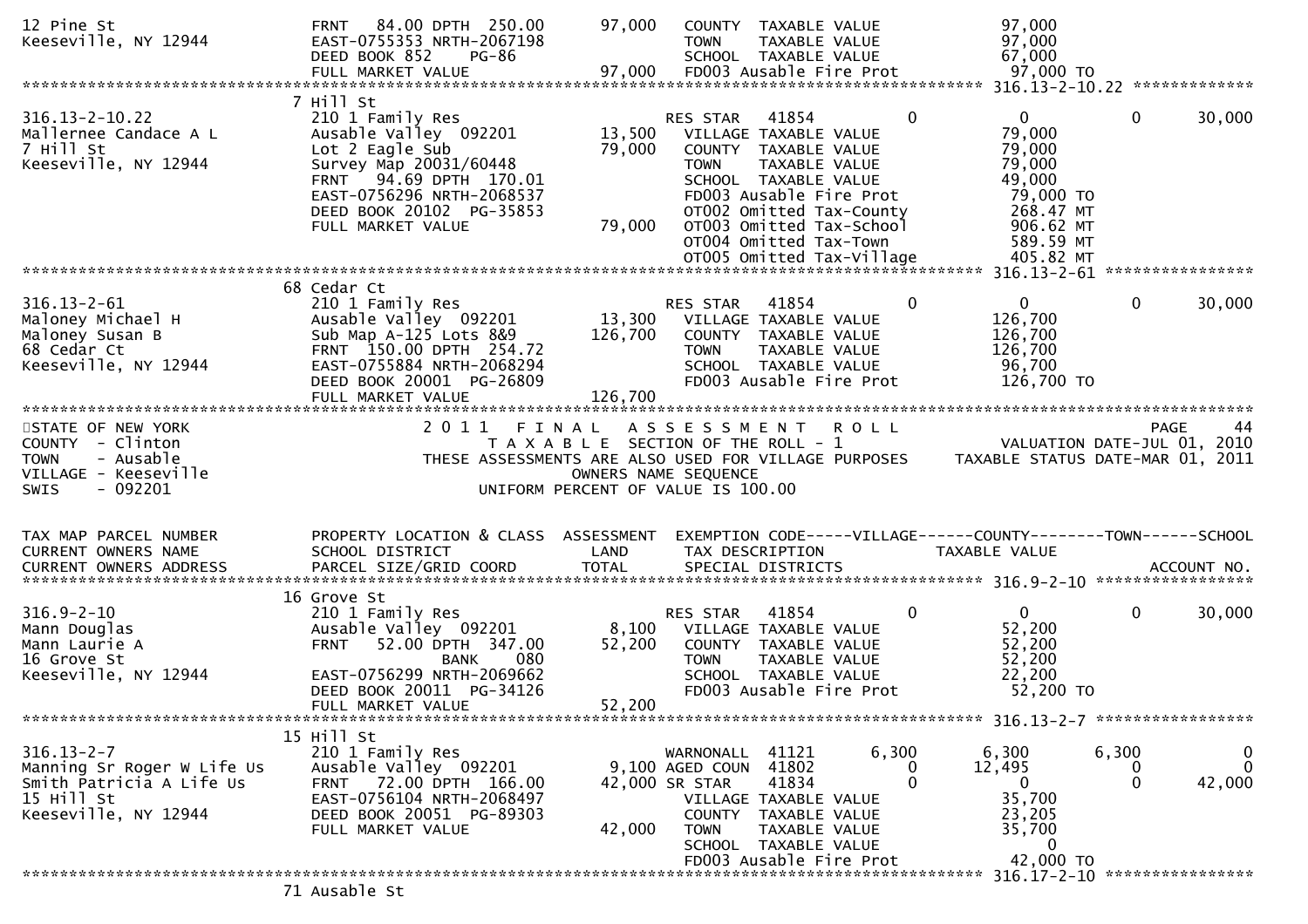```
12 Pine St                     FRNT   84.00 DPTH  250.00       97,000    COUNTY  TAXABLE VALUE              97,000
Keeseville, NY 12944           EAST-0755353 NRTH-2067198                 TOWN    TAXABLE VALUE              97,000
                               DEED BOOK 852     PG-86                   SCHOOL  TAXABLE VALUE              67,000
                               FULL MARKET VALUE               97,000    FD003 Ausable Fire Prot             97,000 TO
******************************************************************************************************* 316.13-2-10.22 *************
                             7 Hill St
316.13-2-10.22                 210 1 Family Res                          RES STAR   41854            0           0          0      30,000
Mallernee Candace A L          Ausable Valley  092201          13,500    VILLAGE TAXABLE VALUE              79,000
7 Hill St                      Lot 2 Eagle Sub                 79,000    COUNTY  TAXABLE VALUE              79,000
Keeseville, NY 12944           Survey Map 20031/60448                    TOWN    TAXABLE VALUE              79,000
                               FRNT   94.69 DPTH  170.01                 SCHOOL  TAXABLE VALUE              49,000
                               EAST-0756296 NRTH-2068537                 FD003 Ausable Fire Prot             79,000 TO
                               DEED BOOK 20102  PG-35853                 OT002 Omitted Tax-County            268.47 MT
                               FULL MARKET VALUE               79,000    OT003 Omitted Tax-School            906.62 MT
                                                                         OT004 Omitted Tax-Town              589.59 MT
                                                                         OT005 Omitted Tax-Village           405.82 MT
******************************************************************************************************* 316.13-2-61 ****************
                             68 Cedar Ct
316.13-2-61                    210 1 Family Res                          RES STAR   41854            0           0          0      30,000
Maloney Michael H              Ausable Valley  092201          13,300    VILLAGE TAXABLE VALUE             126,700
Maloney Susan B                Sub Map A-125 Lots 8&9         126,700    COUNTY  TAXABLE VALUE             126,700
68 Cedar Ct                    FRNT  150.00 DPTH  254.72                 TOWN    TAXABLE VALUE             126,700
Keeseville, NY 12944           EAST-0755884 NRTH-2068294                 SCHOOL  TAXABLE VALUE              96,700
                               DEED BOOK 20001  PG-26809                 FD003 Ausable Fire Prot            126,700 TO
                               FULL MARKET VALUE              126,700
************************************************************************************************************************************
STATE OF NEW YORK                    2 0 1 1   F I N A L   A S S E S S M E N T   R O L L                                PAGE    44
COUNTY  - Clinton                         T A X A B L E  SECTION OF THE ROLL - 1                      VALUATION DATE-JUL 01, 2010
TOWN    - Ausable                   THESE ASSESSMENTS ARE ALSO USED FOR VILLAGE PURPOSES     TAXABLE STATUS DATE-MAR 01, 2011
VILLAGE - Keeseville                                  OWNERS NAME SEQUENCE
SWIS    - 092201                                 UNIFORM PERCENT OF VALUE IS 100.00


TAX MAP PARCEL NUMBER          PROPERTY LOCATION & CLASS  ASSESSMENT  EXEMPTION CODE-----VILLAGE------COUNTY--------TOWN------SCHOOL
CURRENT OWNERS NAME            SCHOOL DISTRICT               LAND     TAX DESCRIPTION             TAXABLE VALUE
CURRENT OWNERS ADDRESS         PARCEL SIZE/GRID COORD        TOTAL    SPECIAL DISTRICTS                                      ACCOUNT NO.
******************************************************************************************************* 316.9-2-10 *****************
                             16 Grove St
316.9-2-10                     210 1 Family Res                          RES STAR   41854            0           0          0      30,000
Mann Douglas                   Ausable Valley  092201           8,100    VILLAGE TAXABLE VALUE              52,200
Mann Laurie A                  FRNT   52.00 DPTH  347.00       52,200    COUNTY  TAXABLE VALUE              52,200
16 Grove St                                   BANK     080               TOWN    TAXABLE VALUE              52,200
Keeseville, NY 12944           EAST-0756299 NRTH-2069662                 SCHOOL  TAXABLE VALUE              22,200
                               DEED BOOK 20011  PG-34126                 FD003 Ausable Fire Prot             52,200 TO
                               FULL MARKET VALUE               52,200
******************************************************************************************************* 316.13-2-7 *****************
                             15 Hill St
316.13-2-7                     210 1 Family Res                          WARNONALL  41121        6,300       6,300      6,300           0
Manning Sr Roger W Life Us     Ausable Valley  092201           9,100 AGED COUN  41802            0      12,495          0           0
Smith Patricia A Life Us       FRNT   72.00 DPTH  166.00       42,000 SR STAR    41834            0           0          0      42,000
15 Hill St                     EAST-0756104 NRTH-2068497                 VILLAGE TAXABLE VALUE              35,700
Keeseville, NY 12944           DEED BOOK 20051  PG-89303                 COUNTY  TAXABLE VALUE              23,205
                               FULL MARKET VALUE               42,000    TOWN    TAXABLE VALUE              35,700
                                                                         SCHOOL  TAXABLE VALUE                   0
                                                                         FD003 Ausable Fire Prot             42,000 TO
******************************************************************************************************* 316.17-2-10 ****************
                             71 Ausable St
```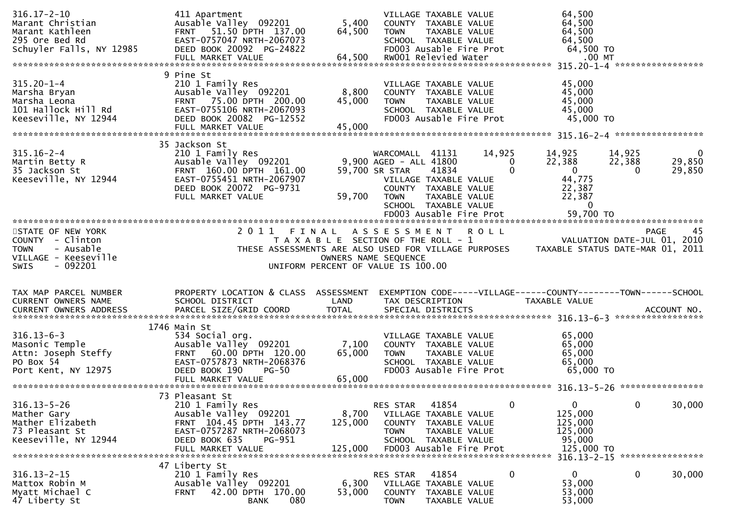```
316.17-2-10                  411 Apartment                                  VILLAGE TAXABLE VALUE              64,500
Marant Christian             Ausable Valley  092201         5,400           COUNTY  TAXABLE VALUE              64,500
Marant Kathleen              FRNT   51.50 DPTH  137.00     64,500           TOWN    TAXABLE VALUE              64,500
295 Ore Bed Rd               EAST-0757047 NRTH-2067073                      SCHOOL  TAXABLE VALUE              64,500
Schuyler Falls, NY 12985     DEED BOOK 20092  PG-24822                      FD003 Ausable Fire Prot             64,500 TO
                             FULL MARKET VALUE             64,500           RW001 Relieved Water                   .00 MT
******************************************************************************************************* 315.20-1-4 *****************
                           9 Pine St
315.20-1-4                   210 1 Family Res                               VILLAGE TAXABLE VALUE              45,000
Marsha Bryan                 Ausable Valley  092201         8,800           COUNTY  TAXABLE VALUE              45,000
Marsha Leona                 FRNT   75.00 DPTH  200.00     45,000           TOWN    TAXABLE VALUE              45,000
101 Hallock Hill Rd          EAST-0755106 NRTH-2067093                      SCHOOL  TAXABLE VALUE              45,000
Keeseville, NY 12944         DEED BOOK 20082  PG-12552                      FD003 Ausable Fire Prot             45,000 TO
                             FULL MARKET VALUE             45,000
******************************************************************************************************* 315.16-2-4 *****************
                          35 Jackson St
315.16-2-4                   210 1 Family Res                       WARCOMALL  41131      14,925       14,925       14,925            0
Martin Betty R               Ausable Valley  092201         9,900 AGED - ALL 41800           0       22,388       22,388       29,850
35 Jackson St                FRNT  160.00 DPTH  161.00     59,700 SR STAR    41834           0            0            0       29,850
Keeseville, NY 12944         EAST-0755451 NRTH-2067907              VILLAGE TAXABLE VALUE              44,775
                             DEED BOOK 20072  PG-9731               COUNTY  TAXABLE VALUE              22,387
                             FULL MARKET VALUE             59,700   TOWN    TAXABLE VALUE              22,387
                                                                    SCHOOL  TAXABLE VALUE                   0
                                                                    FD003 Ausable Fire Prot             59,700 TO
************************************************************************************************************************************
STATE OF NEW YORK                         2 0 1 1   F I N A L   A S S E S S M E N T   R O L L                              PAGE    45
COUNTY  - Clinton                              T A X A B L E  SECTION OF THE ROLL - 1                    VALUATION DATE-JUL 01, 2010
TOWN    - Ausable                     THESE ASSESSMENTS ARE ALSO USED FOR VILLAGE PURPOSES     TAXABLE STATUS DATE-MAR 01, 2011
VILLAGE - Keeseville                                  OWNERS NAME SEQUENCE
SWIS    - 092201                                UNIFORM PERCENT OF VALUE IS 100.00


TAX MAP PARCEL NUMBER        PROPERTY LOCATION & CLASS  ASSESSMENT  EXEMPTION CODE-----VILLAGE------COUNTY--------TOWN------SCHOOL
CURRENT OWNERS NAME          SCHOOL DISTRICT               LAND      TAX DESCRIPTION               TAXABLE VALUE
CURRENT OWNERS ADDRESS       PARCEL SIZE/GRID COORD        TOTAL     SPECIAL DISTRICTS                                  ACCOUNT NO.
******************************************************************************************************* 316.13-6-3 *****************
                        1746 Main St
316.13-6-3                   534 Social org.                                VILLAGE TAXABLE VALUE              65,000
Masonic Temple               Ausable Valley  092201         7,100           COUNTY  TAXABLE VALUE              65,000
Attn: Joseph Steffy          FRNT   60.00 DPTH  120.00     65,000           TOWN    TAXABLE VALUE              65,000
PO Box 54                    EAST-0757873 NRTH-2068376                      SCHOOL  TAXABLE VALUE              65,000
Port Kent, NY 12975          DEED BOOK 190    PG-50                         FD003 Ausable Fire Prot             65,000 TO
                             FULL MARKET VALUE             65,000
******************************************************************************************************* 316.13-5-26 ****************
                          73 Pleasant St
316.13-5-26                  210 1 Family Res                       RES STAR   41854           0            0            0       30,000
Mather Gary                  Ausable Valley  092201         8,700   VILLAGE TAXABLE VALUE             125,000
Mather Elizabeth             FRNT  104.45 DPTH  143.77    125,000   COUNTY  TAXABLE VALUE             125,000
73 Pleasant St               EAST-0757287 NRTH-2068073              TOWN    TAXABLE VALUE             125,000
Keeseville, NY 12944         DEED BOOK 635    PG-951                SCHOOL  TAXABLE VALUE              95,000
                             FULL MARKET VALUE            125,000   FD003 Ausable Fire Prot            125,000 TO
******************************************************************************************************* 316.13-2-15 ****************
                          47 Liberty St
316.13-2-15                  210 1 Family Res                       RES STAR   41854           0            0            0       30,000
Mattox Robin M               Ausable Valley  092201         6,300   VILLAGE TAXABLE VALUE              53,000
Myatt Michael C              FRNT   42.00 DPTH  170.00     53,000   COUNTY  TAXABLE VALUE              53,000
47 Liberty St                                  BANK     080         TOWN    TAXABLE VALUE              53,000
```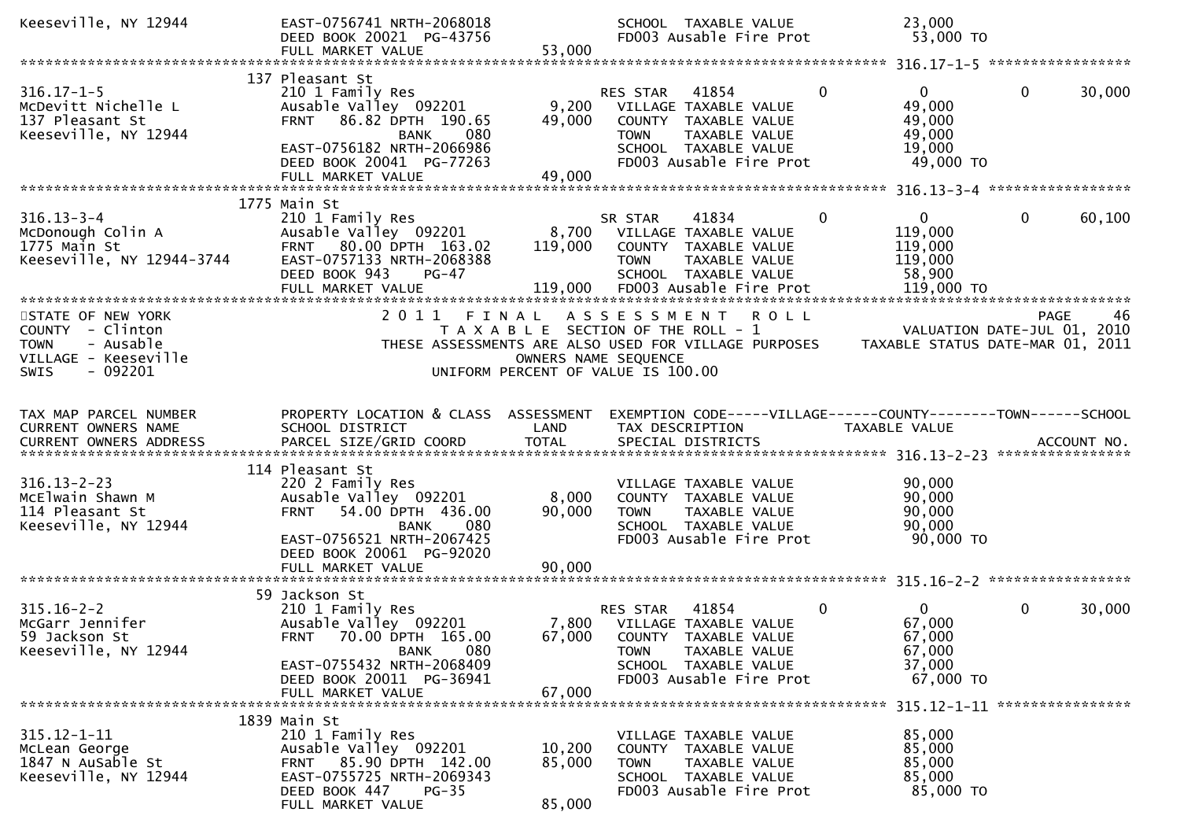```
Keeseville, NY 12944          EAST-0756741 NRTH-2068018                 SCHOOL  TAXABLE VALUE              23,000
                              DEED BOOK 20021  PG-43756                 FD003 Ausable Fire Prot             53,000 TO
                              FULL MARKET VALUE             53,000
******************************************************************************************************* 316.17-1-5 *****************
                         137 Pleasant St
316.17-1-5                    210 1 Family Res                    RES STAR   41854          0              0          0     30,000
McDevitt Nichelle L           Ausable Valley  092201         9,200    VILLAGE TAXABLE VALUE              49,000
137 Pleasant St               FRNT   86.82 DPTH  190.65     49,000    COUNTY  TAXABLE VALUE              49,000
Keeseville, NY 12944                      BANK     080                TOWN    TAXABLE VALUE              49,000
                              EAST-0756182 NRTH-2066986                 SCHOOL  TAXABLE VALUE              19,000
                              DEED BOOK 20041  PG-77263                 FD003 Ausable Fire Prot             49,000 TO
                              FULL MARKET VALUE             49,000
******************************************************************************************************* 316.13-3-4 *****************
                         1775 Main St
316.13-3-4                    210 1 Family Res                    SR STAR    41834          0              0          0     60,100
McDonough Colin A             Ausable Valley  092201         8,700    VILLAGE TAXABLE VALUE             119,000
1775 Main St                  FRNT   80.00 DPTH  163.02    119,000    COUNTY  TAXABLE VALUE             119,000
Keeseville, NY 12944-3744     EAST-0757133 NRTH-2068388                 TOWN    TAXABLE VALUE             119,000
                              DEED BOOK 943    PG-47                    SCHOOL  TAXABLE VALUE              58,900
                              FULL MARKET VALUE            119,000      FD003 Ausable Fire Prot            119,000 TO
************************************************************************************************************************************
STATE OF NEW YORK                          2 0 1 1   F I N A L   A S S E S S M E N T   R O L L                              PAGE    46
COUNTY  - Clinton                              T A X A B L E  SECTION OF THE ROLL - 1                      VALUATION DATE-JUL 01, 2010
TOWN    - Ausable                      THESE ASSESSMENTS ARE ALSO USED FOR VILLAGE PURPOSES      TAXABLE STATUS DATE-MAR 01, 2011
VILLAGE - Keeseville                                    OWNERS NAME SEQUENCE
SWIS    - 092201                                  UNIFORM PERCENT OF VALUE IS 100.00


TAX MAP PARCEL NUMBER         PROPERTY LOCATION & CLASS  ASSESSMENT  EXEMPTION CODE-----VILLAGE------COUNTY--------TOWN------SCHOOL
CURRENT OWNERS NAME           SCHOOL DISTRICT               LAND      TAX DESCRIPTION            TAXABLE VALUE
CURRENT OWNERS ADDRESS        PARCEL SIZE/GRID COORD        TOTAL     SPECIAL DISTRICTS                                   ACCOUNT NO.
******************************************************************************************************* 316.13-2-23 ****************
                         114 Pleasant St
316.13-2-23                   220 2 Family Res                        VILLAGE TAXABLE VALUE              90,000
McElwain Shawn M              Ausable Valley  092201         8,000    COUNTY  TAXABLE VALUE              90,000
114 Pleasant St               FRNT   54.00 DPTH  436.00     90,000    TOWN    TAXABLE VALUE              90,000
Keeseville, NY 12944                      BANK     080                SCHOOL  TAXABLE VALUE              90,000
                              EAST-0756521 NRTH-2067425                 FD003 Ausable Fire Prot             90,000 TO
                              DEED BOOK 20061  PG-92020
                              FULL MARKET VALUE             90,000
******************************************************************************************************* 315.16-2-2 *****************
                         59 Jackson St
315.16-2-2                    210 1 Family Res                    RES STAR   41854          0              0          0     30,000
McGarr Jennifer               Ausable Valley  092201         7,800    VILLAGE TAXABLE VALUE              67,000
59 Jackson St                 FRNT   70.00 DPTH  165.00     67,000    COUNTY  TAXABLE VALUE              67,000
Keeseville, NY 12944                      BANK     080                TOWN    TAXABLE VALUE              67,000
                              EAST-0755432 NRTH-2068409                 SCHOOL  TAXABLE VALUE              37,000
                              DEED BOOK 20011  PG-36941                 FD003 Ausable Fire Prot             67,000 TO
                              FULL MARKET VALUE             67,000
******************************************************************************************************* 315.12-1-11 ****************
                         1839 Main St
315.12-1-11                   210 1 Family Res                        VILLAGE TAXABLE VALUE              85,000
McLean George                 Ausable Valley  092201        10,200    COUNTY  TAXABLE VALUE              85,000
1847 N AuSable St             FRNT   85.90 DPTH  142.00     85,000    TOWN    TAXABLE VALUE              85,000
Keeseville, NY 12944          EAST-0755725 NRTH-2069343                 SCHOOL  TAXABLE VALUE              85,000
                              DEED BOOK 447    PG-35                    FD003 Ausable Fire Prot             85,000 TO
                              FULL MARKET VALUE             85,000
```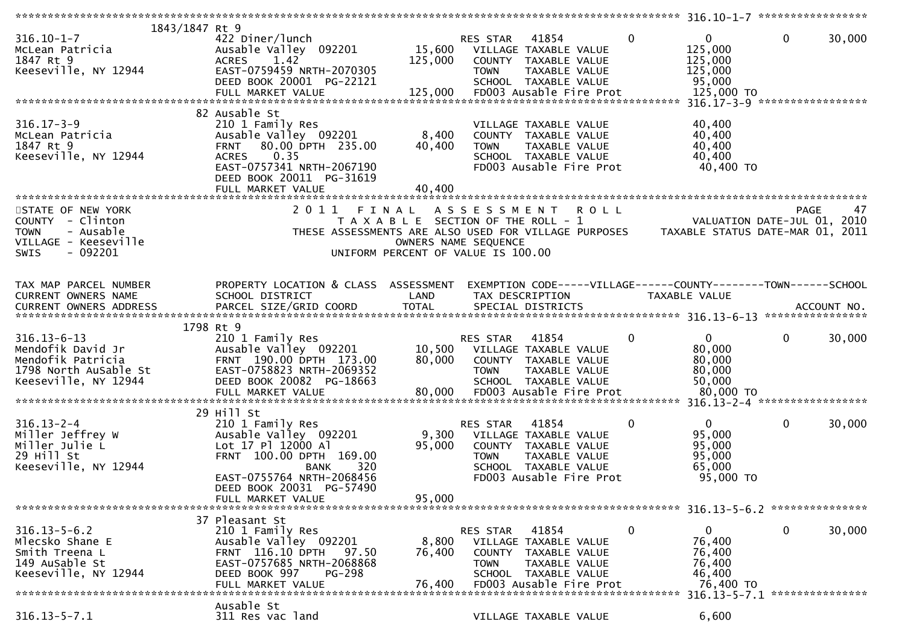```
******************************************************************************************************* 316.10-1-7 *****************
          1843/1847 Rt 9
316.10-1-7            422 Diner/lunch                        RES STAR   41854          0          0          0     30,000
McLean Patricia       Ausable Valley  092201      15,600   VILLAGE TAXABLE VALUE          125,000
1847 Rt 9             ACRES    1.42              125,000   COUNTY  TAXABLE VALUE          125,000
Keeseville, NY 12944  EAST-0759459 NRTH-2070305            TOWN    TAXABLE VALUE          125,000
                      DEED BOOK 20001  PG-22121            SCHOOL  TAXABLE VALUE           95,000
                      FULL MARKET VALUE           125,000   FD003 Ausable Fire Prot        125,000 TO
******************************************************************************************************* 316.17-3-9 *****************
          82 Ausable St
316.17-3-9            210 1 Family Res                       VILLAGE TAXABLE VALUE           40,400
McLean Patricia       Ausable Valley  092201       8,400   COUNTY  TAXABLE VALUE           40,400
1847 Rt 9             FRNT   80.00 DPTH  235.00   40,400   TOWN    TAXABLE VALUE           40,400
Keeseville, NY 12944  ACRES    0.35                        SCHOOL  TAXABLE VALUE           40,400
                      EAST-0757341 NRTH-2067190            FD003 Ausable Fire Prot         40,400 TO
                      DEED BOOK 20011  PG-31619
                      FULL MARKET VALUE            40,400
************************************************************************************************************************************
STATE OF NEW YORK                2 0 1 1   F I N A L   A S S E S S M E N T   R O L L                          PAGE    47
COUNTY  - Clinton                   T A X A B L E  SECTION OF THE ROLL - 1                    VALUATION DATE-JUL 01, 2010
TOWN    - Ausable          THESE ASSESSMENTS ARE ALSO USED FOR VILLAGE PURPOSES     TAXABLE STATUS DATE-MAR 01, 2011
VILLAGE - Keeseville                           OWNERS NAME SEQUENCE
SWIS    - 092201                          UNIFORM PERCENT OF VALUE IS 100.00


TAX MAP PARCEL NUMBER     PROPERTY LOCATION & CLASS  ASSESSMENT  EXEMPTION CODE-----VILLAGE------COUNTY--------TOWN------SCHOOL
CURRENT OWNERS NAME       SCHOOL DISTRICT               LAND      TAX DESCRIPTION            TAXABLE VALUE
CURRENT OWNERS ADDRESS    PARCEL SIZE/GRID COORD        TOTAL     SPECIAL DISTRICTS                                   ACCOUNT NO.
******************************************************************************************************* 316.13-6-13 ****************
          1798 Rt 9
316.13-6-13           210 1 Family Res                       RES STAR   41854          0          0          0     30,000
Mendofik David Jr     Ausable Valley  092201      10,500   VILLAGE TAXABLE VALUE           80,000
Mendofik Patricia     FRNT  190.00 DPTH  173.00   80,000   COUNTY  TAXABLE VALUE           80,000
1798 North AuSable St EAST-0758823 NRTH-2069352            TOWN    TAXABLE VALUE           80,000
Keeseville, NY 12944  DEED BOOK 20082  PG-18663            SCHOOL  TAXABLE VALUE           50,000
                      FULL MARKET VALUE            80,000   FD003 Ausable Fire Prot         80,000 TO
******************************************************************************************************* 316.13-2-4 *****************
          29 Hill St
316.13-2-4            210 1 Family Res                       RES STAR   41854          0          0          0     30,000
Miller Jeffrey W      Ausable Valley  092201       9,300   VILLAGE TAXABLE VALUE           95,000
Miller Julie L        Lot 17 Pl 12000 Al          95,000   COUNTY  TAXABLE VALUE           95,000
29 Hill St            FRNT  100.00 DPTH  169.00            TOWN    TAXABLE VALUE           95,000
Keeseville, NY 12944               BANK     320            SCHOOL  TAXABLE VALUE           65,000
                      EAST-0755764 NRTH-2068456            FD003 Ausable Fire Prot         95,000 TO
                      DEED BOOK 20031  PG-57490
                      FULL MARKET VALUE            95,000
******************************************************************************************************* 316.13-5-6.2 ***************
          37 Pleasant St
316.13-5-6.2          210 1 Family Res                       RES STAR   41854          0          0          0     30,000
Mlecsko Shane E       Ausable Valley  092201       8,800   VILLAGE TAXABLE VALUE           76,400
Smith Treena L        FRNT  116.10 DPTH   97.50   76,400   COUNTY  TAXABLE VALUE           76,400
149 AuSable St        EAST-0757685 NRTH-2068868            TOWN    TAXABLE VALUE           76,400
Keeseville, NY 12944  DEED BOOK 997    PG-298              SCHOOL  TAXABLE VALUE           46,400
                      FULL MARKET VALUE            76,400   FD003 Ausable Fire Prot         76,400 TO
******************************************************************************************************* 316.13-5-7.1 ***************
          Ausable St
316.13-5-7.1          311 Res vac land                       VILLAGE TAXABLE VALUE            6,600
```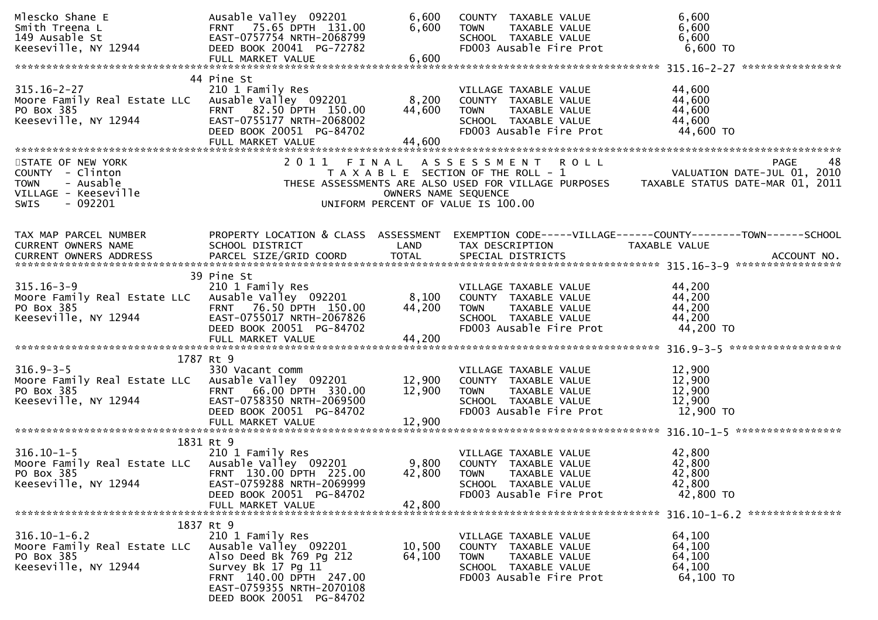```
Mlescko Shane E              Ausable Valley  092201        6,600   COUNTY  TAXABLE VALUE              6,600
Smith Treena L               FRNT   75.65 DPTH  131.00     6,600   TOWN    TAXABLE VALUE              6,600
149 Ausable St               EAST-0757754 NRTH-2068799             SCHOOL  TAXABLE VALUE              6,600
Keeseville, NY 12944         DEED BOOK 20041  PG-72782             FD003 Ausable Fire Prot             6,600 TO
                             FULL MARKET VALUE             6,600
******************************************************************************************************* 315.16-2-27 ****************
                          44 Pine St
315.16-2-27                  210 1 Family Res                      VILLAGE TAXABLE VALUE             44,600
Moore Family Real Estate LLC Ausable Valley  092201        8,200   COUNTY  TAXABLE VALUE             44,600
PO Box 385                   FRNT   82.50 DPTH  150.00    44,600   TOWN    TAXABLE VALUE             44,600
Keeseville, NY 12944         EAST-0755177 NRTH-2068002             SCHOOL  TAXABLE VALUE             44,600
                             DEED BOOK 20051  PG-84702             FD003 Ausable Fire Prot            44,600 TO
                             FULL MARKET VALUE            44,600
************************************************************************************************************************************
STATE OF NEW YORK                        2 0 1 1   F I N A L   A S S E S S M E N T   R O L L                              PAGE    48
COUNTY  - Clinton                            T A X A B L E  SECTION OF THE ROLL - 1                      VALUATION DATE-JUL 01, 2010
TOWN    - Ausable                  THESE ASSESSMENTS ARE ALSO USED FOR VILLAGE PURPOSES           TAXABLE STATUS DATE-MAR 01, 2011
VILLAGE - Keeseville                                  OWNERS NAME SEQUENCE
SWIS    - 092201                                UNIFORM PERCENT OF VALUE IS 100.00


TAX MAP PARCEL NUMBER        PROPERTY LOCATION & CLASS  ASSESSMENT  EXEMPTION CODE-----VILLAGE------COUNTY--------TOWN------SCHOOL
CURRENT OWNERS NAME          SCHOOL DISTRICT               LAND     TAX DESCRIPTION            TAXABLE VALUE
CURRENT OWNERS ADDRESS       PARCEL SIZE/GRID COORD        TOTAL    SPECIAL DISTRICTS                                    ACCOUNT NO.
******************************************************************************************************* 315.16-3-9 *****************
                          39 Pine St
315.16-3-9                   210 1 Family Res                      VILLAGE TAXABLE VALUE             44,200
Moore Family Real Estate LLC Ausable Valley  092201        8,100   COUNTY  TAXABLE VALUE             44,200
PO Box 385                   FRNT   76.50 DPTH  150.00    44,200   TOWN    TAXABLE VALUE             44,200
Keeseville, NY 12944         EAST-0755017 NRTH-2067826             SCHOOL  TAXABLE VALUE             44,200
                             DEED BOOK 20051  PG-84702             FD003 Ausable Fire Prot            44,200 TO
                             FULL MARKET VALUE            44,200
******************************************************************************************************* 316.9-3-5 ******************
                        1787 Rt 9
316.9-3-5                    330 Vacant comm                       VILLAGE TAXABLE VALUE             12,900
Moore Family Real Estate LLC Ausable Valley  092201       12,900   COUNTY  TAXABLE VALUE             12,900
PO Box 385                   FRNT   66.00 DPTH  330.00    12,900   TOWN    TAXABLE VALUE             12,900
Keeseville, NY 12944         EAST-0758350 NRTH-2069500             SCHOOL  TAXABLE VALUE             12,900
                             DEED BOOK 20051  PG-84702             FD003 Ausable Fire Prot            12,900 TO
                             FULL MARKET VALUE            12,900
******************************************************************************************************* 316.10-1-5 *****************
                        1831 Rt 9
316.10-1-5                   210 1 Family Res                      VILLAGE TAXABLE VALUE             42,800
Moore Family Real Estate LLC Ausable Valley  092201        9,800   COUNTY  TAXABLE VALUE             42,800
PO Box 385                   FRNT  130.00 DPTH  225.00    42,800   TOWN    TAXABLE VALUE             42,800
Keeseville, NY 12944         EAST-0759288 NRTH-2069999             SCHOOL  TAXABLE VALUE             42,800
                             DEED BOOK 20051  PG-84702             FD003 Ausable Fire Prot            42,800 TO
                             FULL MARKET VALUE            42,800
******************************************************************************************************* 316.10-1-6.2 ***************
                        1837 Rt 9
316.10-1-6.2                 210 1 Family Res                      VILLAGE TAXABLE VALUE             64,100
Moore Family Real Estate LLC Ausable Valley  092201       10,500   COUNTY  TAXABLE VALUE             64,100
PO Box 385                   Also Deed Bk 769 Pg 212      64,100   TOWN    TAXABLE VALUE             64,100
Keeseville, NY 12944         Survey Bk 17 Pg 11                    SCHOOL  TAXABLE VALUE             64,100
                             FRNT  140.00 DPTH  247.00             FD003 Ausable Fire Prot            64,100 TO
                             EAST-0759355 NRTH-2070108
                             DEED BOOK 20051  PG-84702
```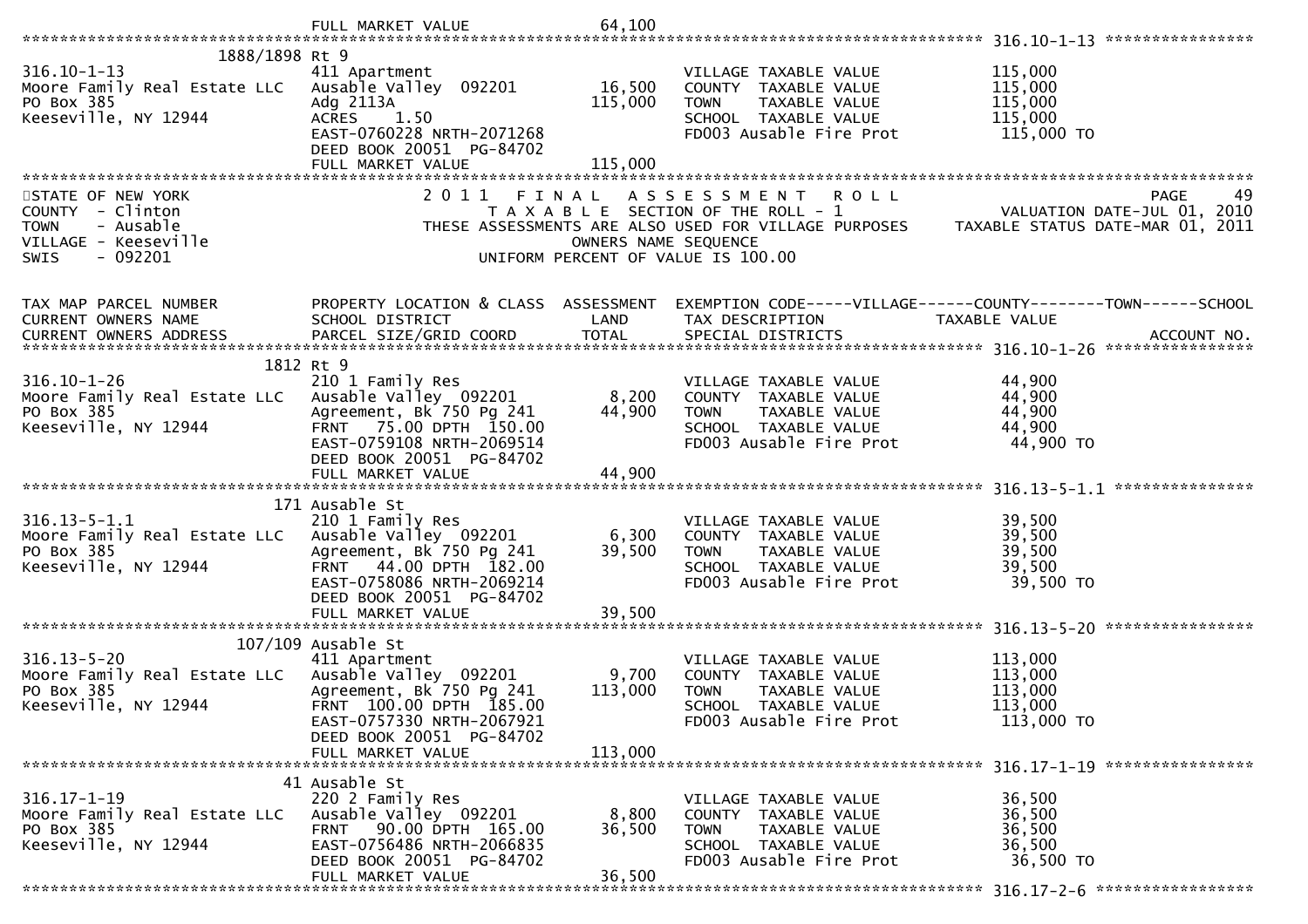FULL MARKET VALUE 64,100

************************************************************************************************************ 316.10-1-13 *****************

| | | | | |
|---|---|---|---|---|
| 1888/1898 Rt 9 | | | | |
| 316.10-1-13 | 411 Apartment | | VILLAGE TAXABLE VALUE | 115,000 |
| Moore Family Real Estate LLC | Ausable Valley 092201 | 16,500 | COUNTY TAXABLE VALUE | 115,000 |
| PO Box 385 | Adg 2113A | 115,000 | TOWN TAXABLE VALUE | 115,000 |
| Keeseville, NY 12944 | ACRES 1.50 | | SCHOOL TAXABLE VALUE | 115,000 |
| | EAST-0760228 NRTH-2071268 | | FD003 Ausable Fire Prot | 115,000 TO |
| | DEED BOOK 20051 PG-84702 | | | |
| | FULL MARKET VALUE | 115,000 | | |

STATE OF NEW YORK
COUNTY - Clinton
TOWN - Ausable
VILLAGE - Keeseville
SWIS - 092201

2011 FINAL ASSESSMENT ROLL
TAXABLE SECTION OF THE ROLL - 1
THESE ASSESSMENTS ARE ALSO USED FOR VILLAGE PURPOSES
OWNERS NAME SEQUENCE
UNIFORM PERCENT OF VALUE IS 100.00

PAGE 49
VALUATION DATE-JUL 01, 2010
TAXABLE STATUS DATE-MAR 01, 2011

| TAX MAP PARCEL NUMBER / CURRENT OWNERS NAME / CURRENT OWNERS ADDRESS | PROPERTY LOCATION & CLASS / SCHOOL DISTRICT / PARCEL SIZE/GRID COORD | ASSESSMENT LAND / TOTAL | EXEMPTION CODE-----VILLAGE------COUNTY--------TOWN------SCHOOL / TAX DESCRIPTION / SPECIAL DISTRICTS | TAXABLE VALUE / ACCOUNT NO. |
|---|---|---|---|---|
| ****************** 316.10-1-26 ****************** | | | | |
| 1812 Rt 9 | | | | |
| 316.10-1-26 | 210 1 Family Res | | VILLAGE TAXABLE VALUE | 44,900 |
| Moore Family Real Estate LLC | Ausable Valley 092201 | 8,200 | COUNTY TAXABLE VALUE | 44,900 |
| PO Box 385 | Agreement, Bk 750 Pg 241 | 44,900 | TOWN TAXABLE VALUE | 44,900 |
| Keeseville, NY 12944 | FRNT 75.00 DPTH 150.00 | | SCHOOL TAXABLE VALUE | 44,900 |
| | EAST-0759108 NRTH-2069514 | | FD003 Ausable Fire Prot | 44,900 TO |
| | DEED BOOK 20051 PG-84702 | | | |
| | FULL MARKET VALUE | 44,900 | | |
| ****************** 316.13-5-1.1 ****************** | | | | |
| 171 Ausable St | | | | |
| 316.13-5-1.1 | 210 1 Family Res | | VILLAGE TAXABLE VALUE | 39,500 |
| Moore Family Real Estate LLC | Ausable Valley 092201 | 6,300 | COUNTY TAXABLE VALUE | 39,500 |
| PO Box 385 | Agreement, Bk 750 Pg 241 | 39,500 | TOWN TAXABLE VALUE | 39,500 |
| Keeseville, NY 12944 | FRNT 44.00 DPTH 182.00 | | SCHOOL TAXABLE VALUE | 39,500 |
| | EAST-0758086 NRTH-2069214 | | FD003 Ausable Fire Prot | 39,500 TO |
| | DEED BOOK 20051 PG-84702 | | | |
| | FULL MARKET VALUE | 39,500 | | |
| ****************** 316.13-5-20 ****************** | | | | |
| 107/109 Ausable St | | | | |
| 316.13-5-20 | 411 Apartment | | VILLAGE TAXABLE VALUE | 113,000 |
| Moore Family Real Estate LLC | Ausable Valley 092201 | 9,700 | COUNTY TAXABLE VALUE | 113,000 |
| PO Box 385 | Agreement, Bk 750 Pg 241 | 113,000 | TOWN TAXABLE VALUE | 113,000 |
| Keeseville, NY 12944 | FRNT 100.00 DPTH 185.00 | | SCHOOL TAXABLE VALUE | 113,000 |
| | EAST-0757330 NRTH-2067921 | | FD003 Ausable Fire Prot | 113,000 TO |
| | DEED BOOK 20051 PG-84702 | | | |
| | FULL MARKET VALUE | 113,000 | | |
| ****************** 316.17-1-19 ****************** | | | | |
| 41 Ausable St | | | | |
| 316.17-1-19 | 220 2 Family Res | | VILLAGE TAXABLE VALUE | 36,500 |
| Moore Family Real Estate LLC | Ausable Valley 092201 | 8,800 | COUNTY TAXABLE VALUE | 36,500 |
| PO Box 385 | FRNT 90.00 DPTH 165.00 | 36,500 | TOWN TAXABLE VALUE | 36,500 |
| Keeseville, NY 12944 | EAST-0756486 NRTH-2066835 | | SCHOOL TAXABLE VALUE | 36,500 |
| | DEED BOOK 20051 PG-84702 | | FD003 Ausable Fire Prot | 36,500 TO |
| | FULL MARKET VALUE | 36,500 | | |
| ****************** 316.17-2-6 ****************** | | | | |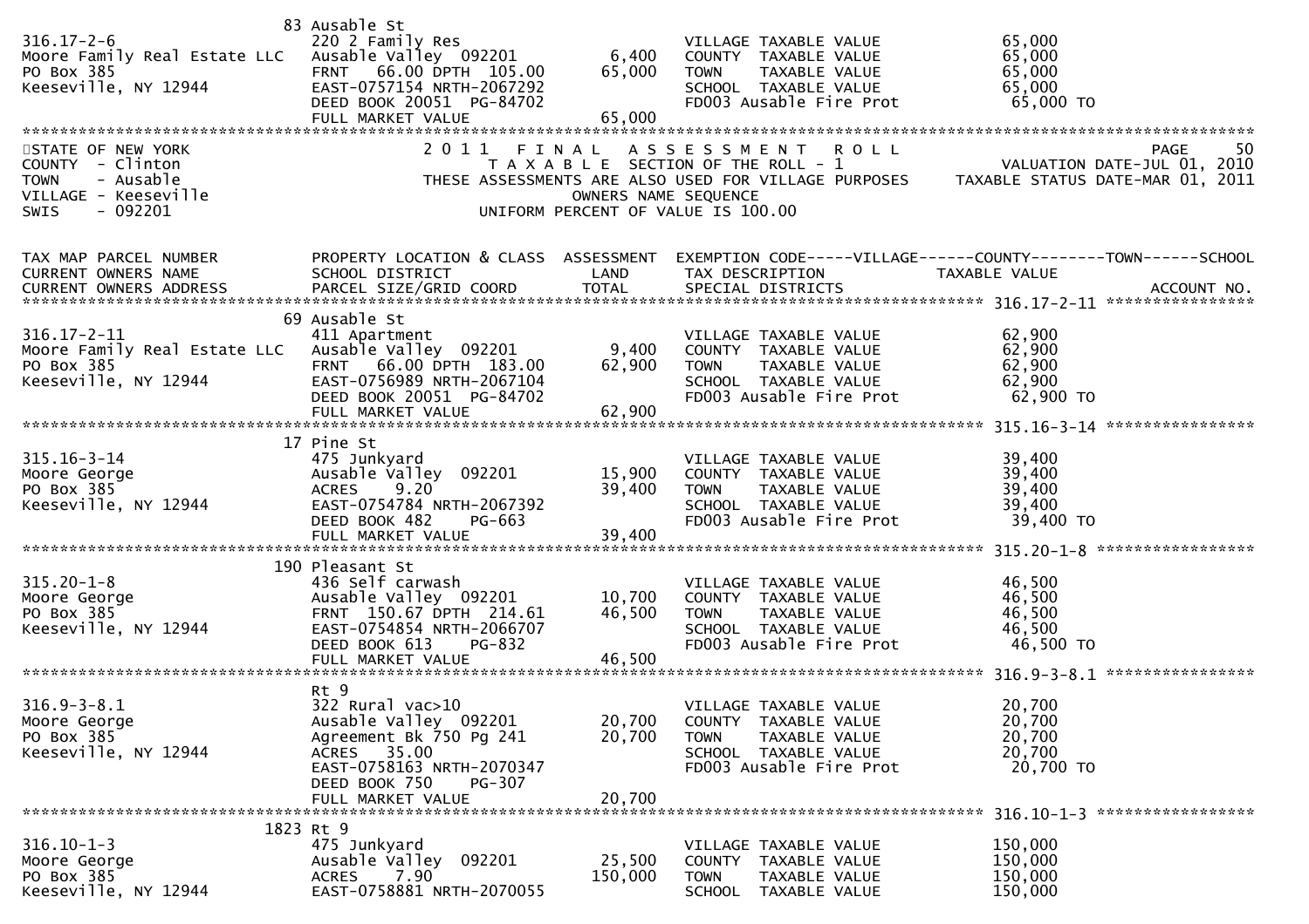```
                          83 Ausable St
316.17-2-6                   220 2 Family Res                       VILLAGE TAXABLE VALUE              65,000
Moore Family Real Estate LLC  Ausable Valley  092201       6,400    COUNTY  TAXABLE VALUE              65,000
PO Box 385                   FRNT   66.00 DPTH  105.00    65,000    TOWN    TAXABLE VALUE              65,000
Keeseville, NY 12944         EAST-0757154 NRTH-2067292              SCHOOL  TAXABLE VALUE              65,000
                             DEED BOOK 20051  PG-84702               FD003 Ausable Fire Prot            65,000 TO
                             FULL MARKET VALUE             65,000
************************************************************************************************************************************
STATE OF NEW YORK                2 0 1 1   F I N A L   A S S E S S M E N T   R O L L                                    PAGE     50
COUNTY  - Clinton                  T A X A B L E  SECTION OF THE ROLL - 1                               VALUATION DATE-JUL 01, 2010
TOWN    - Ausable              THESE ASSESSMENTS ARE ALSO USED FOR VILLAGE PURPOSES              TAXABLE STATUS DATE-MAR 01, 2011
VILLAGE - Keeseville                               OWNERS NAME SEQUENCE
SWIS    - 092201                           UNIFORM PERCENT OF VALUE IS 100.00


TAX MAP PARCEL NUMBER          PROPERTY LOCATION & CLASS  ASSESSMENT  EXEMPTION CODE-----VILLAGE------COUNTY--------TOWN------SCHOOL
CURRENT OWNERS NAME            SCHOOL DISTRICT               LAND      TAX DESCRIPTION            TAXABLE VALUE
CURRENT OWNERS ADDRESS         PARCEL SIZE/GRID COORD        TOTAL     SPECIAL DISTRICTS                                    ACCOUNT NO.
********************************************************************************************** 316.17-2-11 ****************
                          69 Ausable St
316.17-2-11                  411 Apartment                          VILLAGE TAXABLE VALUE              62,900
Moore Family Real Estate LLC  Ausable Valley  092201       9,400    COUNTY  TAXABLE VALUE              62,900
PO Box 385                   FRNT   66.00 DPTH  183.00    62,900    TOWN    TAXABLE VALUE              62,900
Keeseville, NY 12944         EAST-0756989 NRTH-2067104              SCHOOL  TAXABLE VALUE              62,900
                             DEED BOOK 20051  PG-84702               FD003 Ausable Fire Prot            62,900 TO
                             FULL MARKET VALUE             62,900
********************************************************************************************** 315.16-3-14 ****************
                          17 Pine St
315.16-3-14                  475 Junkyard                           VILLAGE TAXABLE VALUE              39,400
Moore George                 Ausable Valley  092201       15,900    COUNTY  TAXABLE VALUE              39,400
PO Box 385                   ACRES     9.20               39,400    TOWN    TAXABLE VALUE              39,400
Keeseville, NY 12944         EAST-0754784 NRTH-2067392              SCHOOL  TAXABLE VALUE              39,400
                             DEED BOOK 482     PG-663                FD003 Ausable Fire Prot            39,400 TO
                             FULL MARKET VALUE             39,400
********************************************************************************************** 315.20-1-8 *****************
                         190 Pleasant St
315.20-1-8                   436 Self carwash                       VILLAGE TAXABLE VALUE              46,500
Moore George                 Ausable Valley  092201       10,700    COUNTY  TAXABLE VALUE              46,500
PO Box 385                   FRNT  150.67 DPTH  214.61    46,500    TOWN    TAXABLE VALUE              46,500
Keeseville, NY 12944         EAST-0754854 NRTH-2066707              SCHOOL  TAXABLE VALUE              46,500
                             DEED BOOK 613     PG-832                FD003 Ausable Fire Prot            46,500 TO
                             FULL MARKET VALUE             46,500
********************************************************************************************** 316.9-3-8.1 ****************
                             Rt 9
316.9-3-8.1                  322 Rural vac>10                       VILLAGE TAXABLE VALUE              20,700
Moore George                 Ausable Valley  092201       20,700    COUNTY  TAXABLE VALUE              20,700
PO Box 385                   Agreement Bk 750 Pg 241      20,700    TOWN    TAXABLE VALUE              20,700
Keeseville, NY 12944         ACRES    35.00                         SCHOOL  TAXABLE VALUE              20,700
                             EAST-0758163 NRTH-2070347              FD003 Ausable Fire Prot            20,700 TO
                             DEED BOOK 750     PG-307
                             FULL MARKET VALUE             20,700
********************************************************************************************** 316.10-1-3 *****************
                        1823 Rt 9
316.10-1-3                   475 Junkyard                           VILLAGE TAXABLE VALUE             150,000
Moore George                 Ausable Valley  092201       25,500    COUNTY  TAXABLE VALUE             150,000
PO Box 385                   ACRES     7.90              150,000    TOWN    TAXABLE VALUE             150,000
Keeseville, NY 12944         EAST-0758881 NRTH-2070055              SCHOOL  TAXABLE VALUE             150,000
```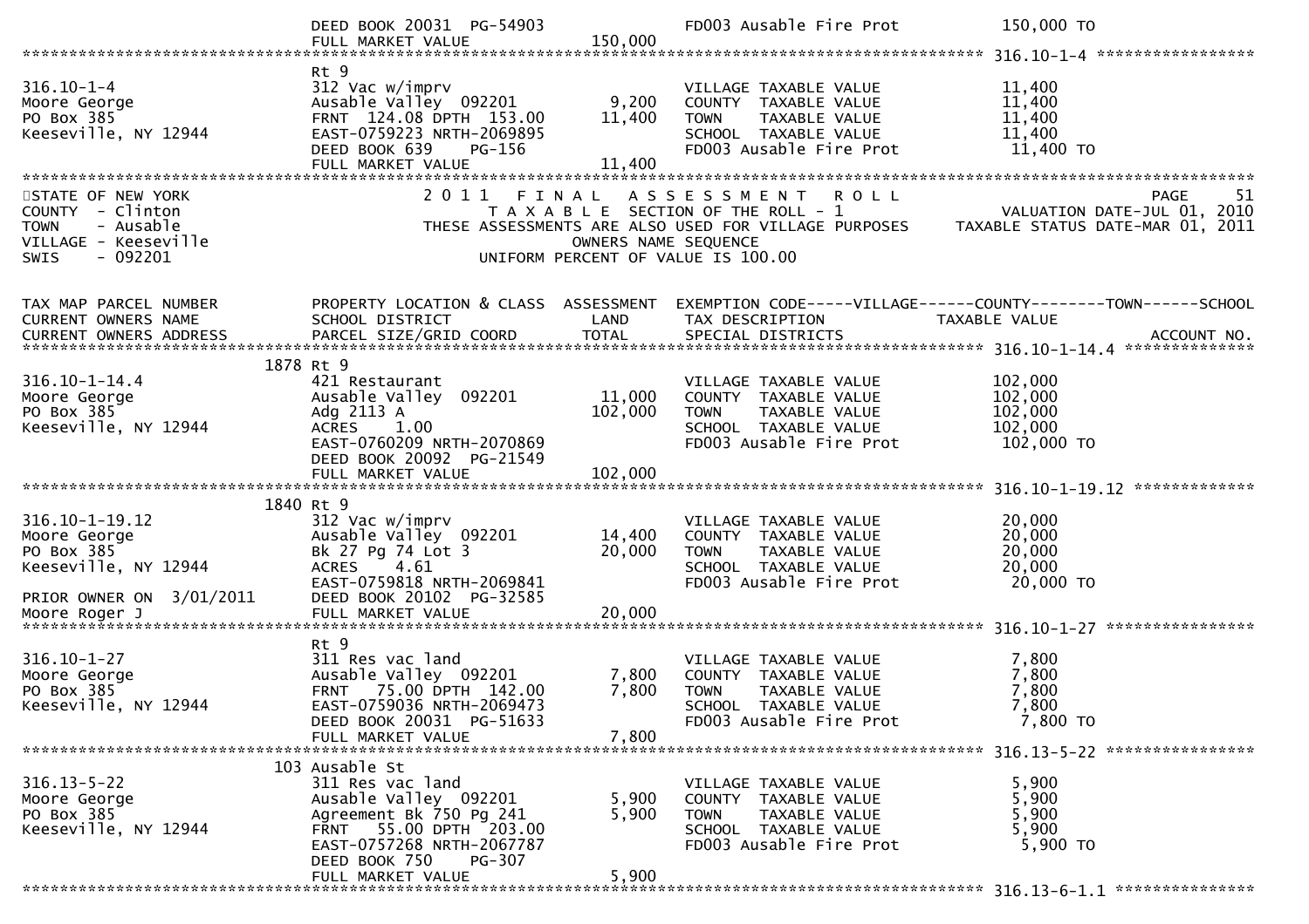| | | | | |
|---|---|---|---|---|
| | DEED BOOK 20031 PG-54903 | | FD003 Ausable Fire Prot | 150,000 TO |
| | FULL MARKET VALUE | 150,000 | | |

******************************************************************************************************* 316.10-1-4 *****************

| | | | | |
|---|---|---|---|---|
| | Rt 9 | | | |
| 316.10-1-4 | 312 Vac w/imprv | | VILLAGE TAXABLE VALUE | 11,400 |
| Moore George | Ausable Valley 092201 | 9,200 | COUNTY TAXABLE VALUE | 11,400 |
| PO Box 385 | FRNT 124.08 DPTH 153.00 | 11,400 | TOWN TAXABLE VALUE | 11,400 |
| Keeseville, NY 12944 | EAST-0759223 NRTH-2069895 | | SCHOOL TAXABLE VALUE | 11,400 |
| | DEED BOOK 639 PG-156 | | FD003 Ausable Fire Prot | 11,400 TO |
| | FULL MARKET VALUE | 11,400 | | |

STATE OF NEW YORK
COUNTY - Clinton
TOWN - Ausable
VILLAGE - Keeseville
SWIS - 092201

2011 FINAL ASSESSMENT ROLL
TAXABLE SECTION OF THE ROLL - 1
THESE ASSESSMENTS ARE ALSO USED FOR VILLAGE PURPOSES
OWNERS NAME SEQUENCE
UNIFORM PERCENT OF VALUE IS 100.00

PAGE 51
VALUATION DATE-JUL 01, 2010
TAXABLE STATUS DATE-MAR 01, 2011

| TAX MAP PARCEL NUMBER / CURRENT OWNERS NAME / CURRENT OWNERS ADDRESS | PROPERTY LOCATION & CLASS / SCHOOL DISTRICT / PARCEL SIZE/GRID COORD | ASSESSMENT LAND / TOTAL | EXEMPTION CODE-----VILLAGE------COUNTY--------TOWN------SCHOOL / TAX DESCRIPTION / SPECIAL DISTRICTS | TAXABLE VALUE / ACCOUNT NO. |
|---|---|---|---|---|
| **316.10-1-14.4** | 1878 Rt 9 | | | |
| 316.10-1-14.4 | 421 Restaurant | | VILLAGE TAXABLE VALUE | 102,000 |
| Moore George | Ausable Valley 092201 | 11,000 | COUNTY TAXABLE VALUE | 102,000 |
| PO Box 385 | Adg 2113 A | 102,000 | TOWN TAXABLE VALUE | 102,000 |
| Keeseville, NY 12944 | ACRES 1.00 | | SCHOOL TAXABLE VALUE | 102,000 |
| | EAST-0760209 NRTH-2070869 | | FD003 Ausable Fire Prot | 102,000 TO |
| | DEED BOOK 20092 PG-21549 | | | |
| | FULL MARKET VALUE | 102,000 | | |
| **316.10-1-19.12** | 1840 Rt 9 | | | |
| 316.10-1-19.12 | 312 Vac w/imprv | | VILLAGE TAXABLE VALUE | 20,000 |
| Moore George | Ausable Valley 092201 | 14,400 | COUNTY TAXABLE VALUE | 20,000 |
| PO Box 385 | Bk 27 Pg 74 Lot 3 | 20,000 | TOWN TAXABLE VALUE | 20,000 |
| Keeseville, NY 12944 | ACRES 4.61 | | SCHOOL TAXABLE VALUE | 20,000 |
| | EAST-0759818 NRTH-2069841 | | FD003 Ausable Fire Prot | 20,000 TO |
| PRIOR OWNER ON 3/01/2011 | DEED BOOK 20102 PG-32585 | | | |
| Moore Roger J | FULL MARKET VALUE | 20,000 | | |
| **316.10-1-27** | Rt 9 | | | |
| 316.10-1-27 | 311 Res vac land | | VILLAGE TAXABLE VALUE | 7,800 |
| Moore George | Ausable Valley 092201 | 7,800 | COUNTY TAXABLE VALUE | 7,800 |
| PO Box 385 | FRNT 75.00 DPTH 142.00 | 7,800 | TOWN TAXABLE VALUE | 7,800 |
| Keeseville, NY 12944 | EAST-0759036 NRTH-2069473 | | SCHOOL TAXABLE VALUE | 7,800 |
| | DEED BOOK 20031 PG-51633 | | FD003 Ausable Fire Prot | 7,800 TO |
| | FULL MARKET VALUE | 7,800 | | |
| **316.13-5-22** | 103 Ausable St | | | |
| 316.13-5-22 | 311 Res vac land | | VILLAGE TAXABLE VALUE | 5,900 |
| Moore George | Ausable Valley 092201 | 5,900 | COUNTY TAXABLE VALUE | 5,900 |
| PO Box 385 | Agreement Bk 750 Pg 241 | 5,900 | TOWN TAXABLE VALUE | 5,900 |
| Keeseville, NY 12944 | FRNT 55.00 DPTH 203.00 | | SCHOOL TAXABLE VALUE | 5,900 |
| | EAST-0757268 NRTH-2067787 | | FD003 Ausable Fire Prot | 5,900 TO |
| | DEED BOOK 750 PG-307 | | | |
| | FULL MARKET VALUE | 5,900 | | |

******************************************************************************************************* 316.13-6-1.1 ***************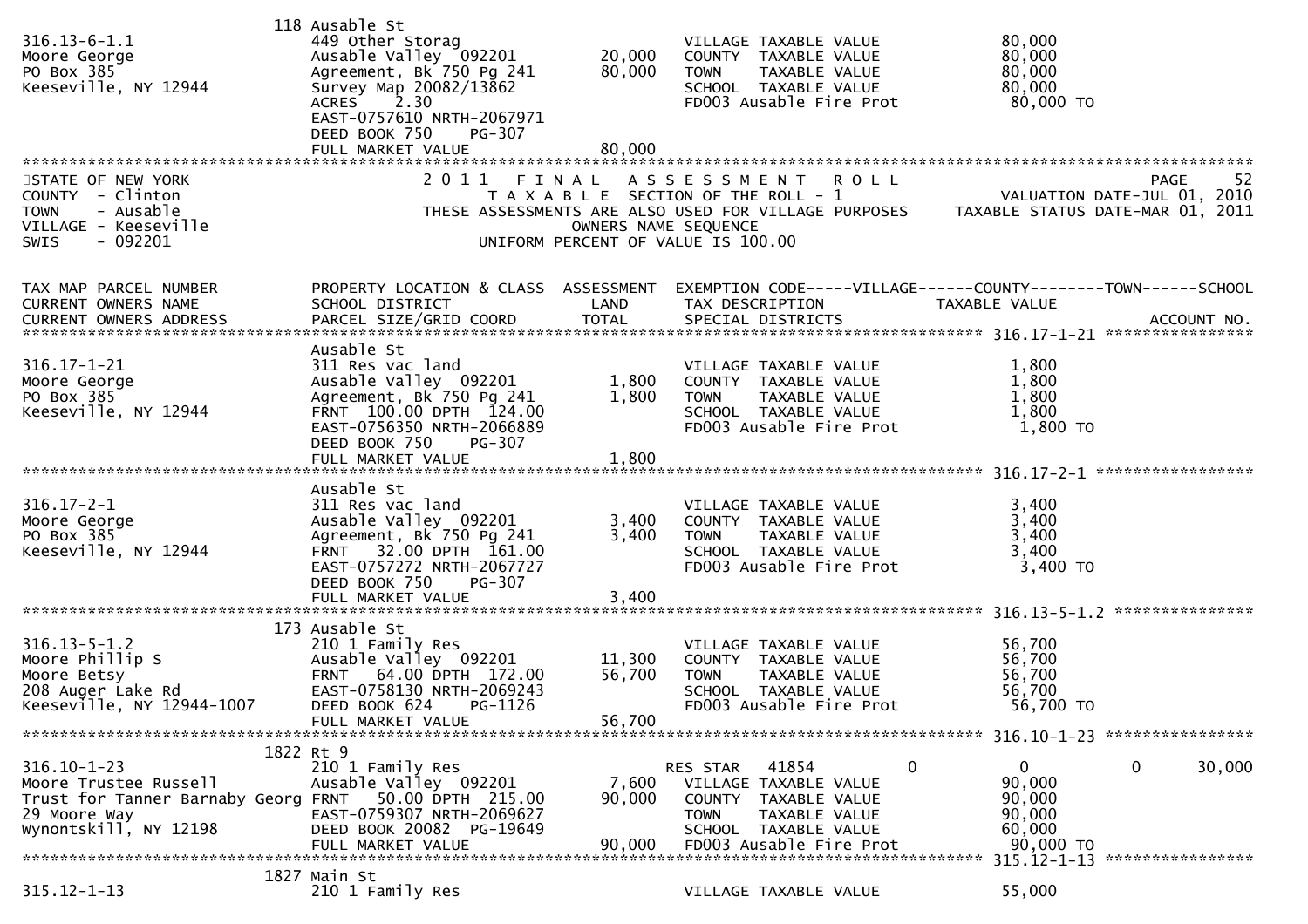```
                          118 Ausable St
316.13-6-1.1                   449 Other Storag                         VILLAGE TAXABLE VALUE            80,000
Moore George                   Ausable Valley  092201        20,000     COUNTY  TAXABLE VALUE            80,000
PO Box 385                     Agreement, Bk 750 Pg 241      80,000     TOWN    TAXABLE VALUE            80,000
Keeseville, NY 12944           Survey Map 20082/13862                   SCHOOL  TAXABLE VALUE            80,000
                               ACRES    2.30                            FD003 Ausable Fire Prot           80,000 TO
                               EAST-0757610 NRTH-2067971
                               DEED BOOK 750    PG-307
                               FULL MARKET VALUE             80,000
******************************************************************************************************************************
STATE OF NEW YORK                       2 0 1 1   F I N A L   A S S E S S M E N T   R O L L                          PAGE    52
COUNTY  - Clinton                          T A X A B L E  SECTION OF THE ROLL - 1                      VALUATION DATE-JUL 01, 2010
TOWN    - Ausable                   THESE ASSESSMENTS ARE ALSO USED FOR VILLAGE PURPOSES     TAXABLE STATUS DATE-MAR 01, 2011
VILLAGE - Keeseville                                    OWNERS NAME SEQUENCE
SWIS    - 092201                                 UNIFORM PERCENT OF VALUE IS 100.00


TAX MAP PARCEL NUMBER          PROPERTY LOCATION & CLASS  ASSESSMENT  EXEMPTION CODE-----VILLAGE------COUNTY--------TOWN------SCHOOL
CURRENT OWNERS NAME            SCHOOL DISTRICT               LAND      TAX DESCRIPTION            TAXABLE VALUE
CURRENT OWNERS ADDRESS         PARCEL SIZE/GRID COORD        TOTAL     SPECIAL DISTRICTS                                  ACCOUNT NO.
******************************************************************************************************* 316.17-1-21 ****************
                               Ausable St
316.17-1-21                    311 Res vac land                         VILLAGE TAXABLE VALUE             1,800
Moore George                   Ausable Valley  092201         1,800     COUNTY  TAXABLE VALUE             1,800
PO Box 385                     Agreement, Bk 750 Pg 241       1,800     TOWN    TAXABLE VALUE             1,800
Keeseville, NY 12944           FRNT  100.00 DPTH  124.00                SCHOOL  TAXABLE VALUE             1,800
                               EAST-0756350 NRTH-2066889                FD003 Ausable Fire Prot            1,800 TO
                               DEED BOOK 750    PG-307
                               FULL MARKET VALUE              1,800
******************************************************************************************************* 316.17-2-1 *****************
                               Ausable St
316.17-2-1                     311 Res vac land                         VILLAGE TAXABLE VALUE             3,400
Moore George                   Ausable Valley  092201         3,400     COUNTY  TAXABLE VALUE             3,400
PO Box 385                     Agreement, Bk 750 Pg 241       3,400     TOWN    TAXABLE VALUE             3,400
Keeseville, NY 12944           FRNT   32.00 DPTH  161.00                SCHOOL  TAXABLE VALUE             3,400
                               EAST-0757272 NRTH-2067727                FD003 Ausable Fire Prot            3,400 TO
                               DEED BOOK 750    PG-307
                               FULL MARKET VALUE              3,400
******************************************************************************************************* 316.13-5-1.2 ***************
                          173 Ausable St
316.13-5-1.2                   210 1 Family Res                         VILLAGE TAXABLE VALUE            56,700
Moore Phillip S                Ausable Valley  092201        11,300     COUNTY  TAXABLE VALUE            56,700
Moore Betsy                    FRNT   64.00 DPTH  172.00     56,700     TOWN    TAXABLE VALUE            56,700
208 Auger Lake Rd              EAST-0758130 NRTH-2069243                SCHOOL  TAXABLE VALUE            56,700
Keeseville, NY 12944-1007      DEED BOOK 624    PG-1126                 FD003 Ausable Fire Prot           56,700 TO
                               FULL MARKET VALUE             56,700
******************************************************************************************************* 316.10-1-23 ****************
                          1822 Rt 9
316.10-1-23                    210 1 Family Res                         RES STAR   41854          0           0           0     30,000
Moore Trustee Russell          Ausable Valley  092201         7,600     VILLAGE TAXABLE VALUE            90,000
Trust for Tanner Barnaby Georg FRNT   50.00 DPTH  215.00     90,000     COUNTY  TAXABLE VALUE            90,000
29 Moore Way                   EAST-0759307 NRTH-2069627                TOWN    TAXABLE VALUE            90,000
Wynontskill, NY 12198          DEED BOOK 20082  PG-19649                SCHOOL  TAXABLE VALUE            60,000
                               FULL MARKET VALUE             90,000     FD003 Ausable Fire Prot           90,000 TO
******************************************************************************************************* 315.12-1-13 ****************
                          1827 Main St
315.12-1-13                    210 1 Family Res                         VILLAGE TAXABLE VALUE            55,000
```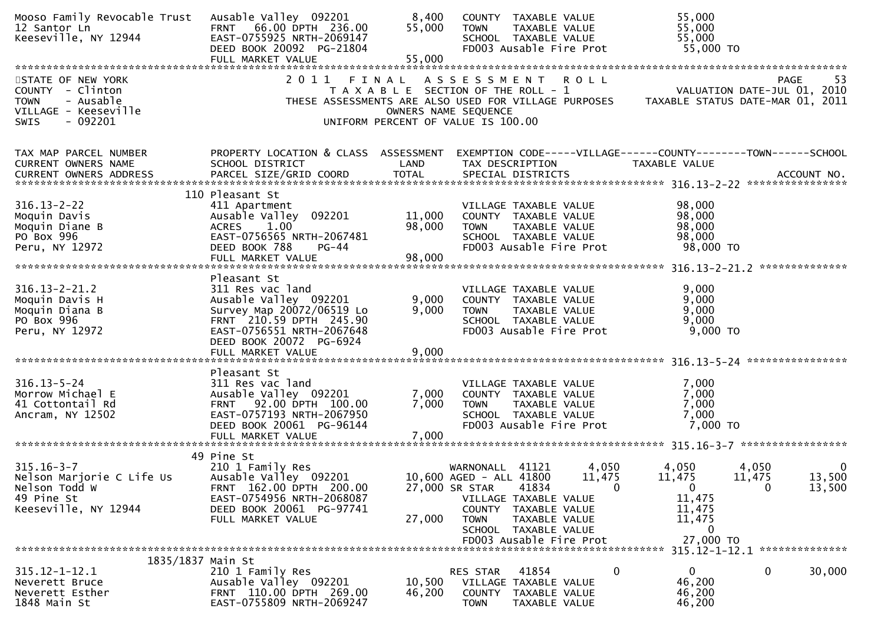```
Mooso Family Revocable Trust   Ausable Valley  092201          8,400   COUNTY  TAXABLE VALUE              55,000
12 Santor Ln                   FRNT   66.00 DPTH  236.00      55,000   TOWN    TAXABLE VALUE              55,000
Keeseville, NY 12944           EAST-0755925 NRTH-2069147               SCHOOL  TAXABLE VALUE              55,000
                               DEED BOOK 20092  PG-21804               FD003 Ausable Fire Prot             55,000 TO
                               FULL MARKET VALUE              55,000
******************************************************************************************************************************
STATE OF NEW YORK                   2 0 1 1   F I N A L   A S S E S S M E N T   R O L L                               PAGE    53
COUNTY  - Clinton                      T A X A B L E  SECTION OF THE ROLL - 1                       VALUATION DATE-JUL 01, 2010
TOWN    - Ausable              THESE ASSESSMENTS ARE ALSO USED FOR VILLAGE PURPOSES          TAXABLE STATUS DATE-MAR 01, 2011
VILLAGE - Keeseville                           OWNERS NAME SEQUENCE
SWIS    - 092201                         UNIFORM PERCENT OF VALUE IS 100.00


TAX MAP PARCEL NUMBER          PROPERTY LOCATION & CLASS  ASSESSMENT  EXEMPTION CODE-----VILLAGE------COUNTY--------TOWN------SCHOOL
CURRENT OWNERS NAME            SCHOOL DISTRICT               LAND      TAX DESCRIPTION            TAXABLE VALUE
CURRENT OWNERS ADDRESS         PARCEL SIZE/GRID COORD       TOTAL      SPECIAL DISTRICTS                                  ACCOUNT NO.
******************************************************************************************************* 316.13-2-22 *****************
                           110 Pleasant St
316.13-2-22                    411 Apartment                           VILLAGE TAXABLE VALUE              98,000
Moquin Davis                   Ausable Valley  092201         11,000   COUNTY  TAXABLE VALUE              98,000
Moquin Diane B                 ACRES    1.00                  98,000   TOWN    TAXABLE VALUE              98,000
PO Box 996                     EAST-0756565 NRTH-2067481               SCHOOL  TAXABLE VALUE              98,000
Peru, NY 12972                 DEED BOOK 788    PG-44                  FD003 Ausable Fire Prot             98,000 TO
                               FULL MARKET VALUE              98,000
******************************************************************************************************* 316.13-2-21.2 ***************
                               Pleasant St
316.13-2-21.2                  311 Res vac land                        VILLAGE TAXABLE VALUE               9,000
Moquin Davis H                 Ausable Valley  092201          9,000   COUNTY  TAXABLE VALUE               9,000
Moquin Diana B                 Survey Map 20072/06519 Lo       9,000   TOWN    TAXABLE VALUE               9,000
PO Box 996                     FRNT  210.59 DPTH  245.90               SCHOOL  TAXABLE VALUE               9,000
Peru, NY 12972                 EAST-0756551 NRTH-2067648               FD003 Ausable Fire Prot              9,000 TO
                               DEED BOOK 20072  PG-6924
                               FULL MARKET VALUE               9,000
******************************************************************************************************* 316.13-5-24 *****************
                               Pleasant St
316.13-5-24                    311 Res vac land                        VILLAGE TAXABLE VALUE               7,000
Morrow Michael E               Ausable Valley  092201          7,000   COUNTY  TAXABLE VALUE               7,000
41 Cottontail Rd               FRNT   92.00 DPTH  100.00       7,000   TOWN    TAXABLE VALUE               7,000
Ancram, NY 12502               EAST-0757193 NRTH-2067950               SCHOOL  TAXABLE VALUE               7,000
                               DEED BOOK 20061  PG-96144               FD003 Ausable Fire Prot              7,000 TO
                               FULL MARKET VALUE               7,000
******************************************************************************************************* 315.16-3-7 ******************
                            49 Pine St
315.16-3-7                     210 1 Family Res                     WARNONALL  41121        4,050        4,050       4,050          0
Nelson Marjorie C Life Us      Ausable Valley  092201         10,600 AGED - ALL 41800      11,475       11,475      11,475     13,500
Nelson Todd W                  FRNT  162.00 DPTH  200.00      27,000 SR STAR    41834           0            0           0     13,500
49 Pine St                     EAST-0754956 NRTH-2068087               VILLAGE TAXABLE VALUE              11,475
Keeseville, NY 12944           DEED BOOK 20061  PG-97741               COUNTY  TAXABLE VALUE              11,475
                               FULL MARKET VALUE              27,000   TOWN    TAXABLE VALUE              11,475
                                                                       SCHOOL  TAXABLE VALUE                   0
                                                                       FD003 Ausable Fire Prot             27,000 TO
******************************************************************************************************* 315.12-1-12.1 ***************
                     1835/1837 Main St
315.12-1-12.1                  210 1 Family Res                     RES STAR   41854            0            0           0     30,000
Neverett Bruce                 Ausable Valley  092201         10,500   VILLAGE TAXABLE VALUE              46,200
Neverett Esther                FRNT  110.00 DPTH  269.00      46,200   COUNTY  TAXABLE VALUE              46,200
1848 Main St                   EAST-0755809 NRTH-2069247               TOWN    TAXABLE VALUE              46,200
```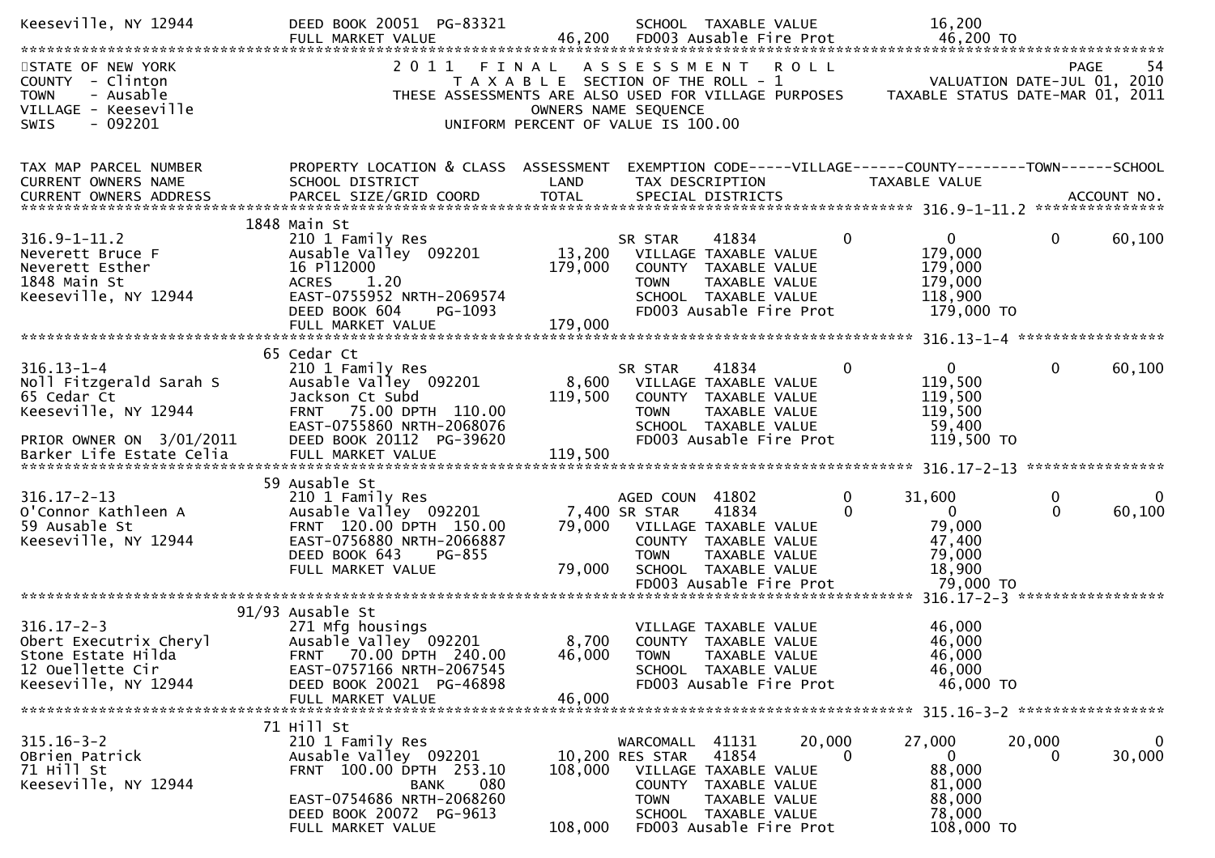```
Keeseville, NY 12944          DEED BOOK 20051  PG-83321            SCHOOL  TAXABLE VALUE              16,200
                              FULL MARKET VALUE            46,200   FD003 Ausable Fire Prot            46,200 TO
*****************************************************************************************************************************
STATE OF NEW YORK                2 0 1 1   F I N A L   A S S E S S M E N T   R O L L                          PAGE     54
COUNTY  - Clinton                  T A X A B L E  SECTION OF THE ROLL - 1                        VALUATION DATE-JUL 01, 2010
TOWN    - Ausable              THESE ASSESSMENTS ARE ALSO USED FOR VILLAGE PURPOSES           TAXABLE STATUS DATE-MAR 01, 2011
VILLAGE - Keeseville                          OWNERS NAME SEQUENCE
SWIS    - 092201                        UNIFORM PERCENT OF VALUE IS 100.00


TAX MAP PARCEL NUMBER          PROPERTY LOCATION & CLASS  ASSESSMENT  EXEMPTION CODE-----VILLAGE------COUNTY--------TOWN------SCHOOL
CURRENT OWNERS NAME            SCHOOL DISTRICT               LAND      TAX DESCRIPTION            TAXABLE VALUE
CURRENT OWNERS ADDRESS         PARCEL SIZE/GRID COORD        TOTAL     SPECIAL DISTRICTS                                    ACCOUNT NO.
*************************************************************************************************** 316.9-1-11.2 ****************
                            1848 Main St
316.9-1-11.2                   210 1 Family Res                     SR STAR    41834           0            0            0      60,100
Neverett Bruce F               Ausable Valley  092201       13,200   VILLAGE TAXABLE VALUE            179,000
Neverett Esther                16 Pl12000                  179,000   COUNTY  TAXABLE VALUE            179,000
1848 Main St                   ACRES     1.20                        TOWN    TAXABLE VALUE            179,000
Keeseville, NY 12944           EAST-0755952 NRTH-2069574             SCHOOL  TAXABLE VALUE            118,900
                               DEED BOOK 604     PG-1093             FD003 Ausable Fire Prot           179,000 TO
                               FULL MARKET VALUE           179,000
*************************************************************************************************** 316.13-1-4 *****************
                            65 Cedar Ct
316.13-1-4                     210 1 Family Res                     SR STAR    41834           0            0            0      60,100
Noll Fitzgerald Sarah S        Ausable Valley  092201        8,600   VILLAGE TAXABLE VALUE            119,500
65 Cedar Ct                    Jackson Ct Subd             119,500   COUNTY  TAXABLE VALUE            119,500
Keeseville, NY 12944           FRNT   75.00 DPTH  110.00             TOWN    TAXABLE VALUE            119,500
                               EAST-0755860 NRTH-2068076             SCHOOL  TAXABLE VALUE             59,400
PRIOR OWNER ON  3/01/2011      DEED BOOK 20112  PG-39620             FD003 Ausable Fire Prot           119,500 TO
Barker Life Estate Celia       FULL MARKET VALUE           119,500
*************************************************************************************************** 316.17-2-13 ****************
                            59 Ausable St
316.17-2-13                    210 1 Family Res                     AGED COUN  41802           0       31,600            0           0
O'Connor Kathleen A            Ausable Valley  092201        7,400 SR STAR    41834           0            0            0      60,100
59 Ausable St                  FRNT  120.00 DPTH  150.00    79,000   VILLAGE TAXABLE VALUE             79,000
Keeseville, NY 12944           EAST-0756880 NRTH-2066887             COUNTY  TAXABLE VALUE             47,400
                               DEED BOOK 643     PG-855              TOWN    TAXABLE VALUE             79,000
                               FULL MARKET VALUE            79,000   SCHOOL  TAXABLE VALUE             18,900
                                                                     FD003 Ausable Fire Prot            79,000 TO
*************************************************************************************************** 316.17-2-3 *****************
                            91/93 Ausable St
316.17-2-3                     271 Mfg housings                     VILLAGE TAXABLE VALUE             46,000
Obert Executrix Cheryl         Ausable Valley  092201        8,700   COUNTY  TAXABLE VALUE             46,000
Stone Estate Hilda             FRNT   70.00 DPTH  240.00    46,000   TOWN    TAXABLE VALUE             46,000
12 Ouellette Cir               EAST-0757166 NRTH-2067545             SCHOOL  TAXABLE VALUE             46,000
Keeseville, NY 12944           DEED BOOK 20021  PG-46898             FD003 Ausable Fire Prot            46,000 TO
                               FULL MARKET VALUE            46,000
*************************************************************************************************** 315.16-3-2 *****************
                            71 Hill St
315.16-3-2                     210 1 Family Res                     WARCOMALL  41131      20,000       27,000       20,000           0
OBrien Patrick                 Ausable Valley  092201       10,200 RES STAR   41854           0            0            0      30,000
71 Hill St                     FRNT  100.00 DPTH  253.10   108,000   VILLAGE TAXABLE VALUE             88,000
Keeseville, NY 12944                          BANK     080           COUNTY  TAXABLE VALUE             81,000
                               EAST-0754686 NRTH-2068260             TOWN    TAXABLE VALUE             88,000
                               DEED BOOK 20072  PG-9613              SCHOOL  TAXABLE VALUE             78,000
                               FULL MARKET VALUE           108,000   FD003 Ausable Fire Prot           108,000 TO
```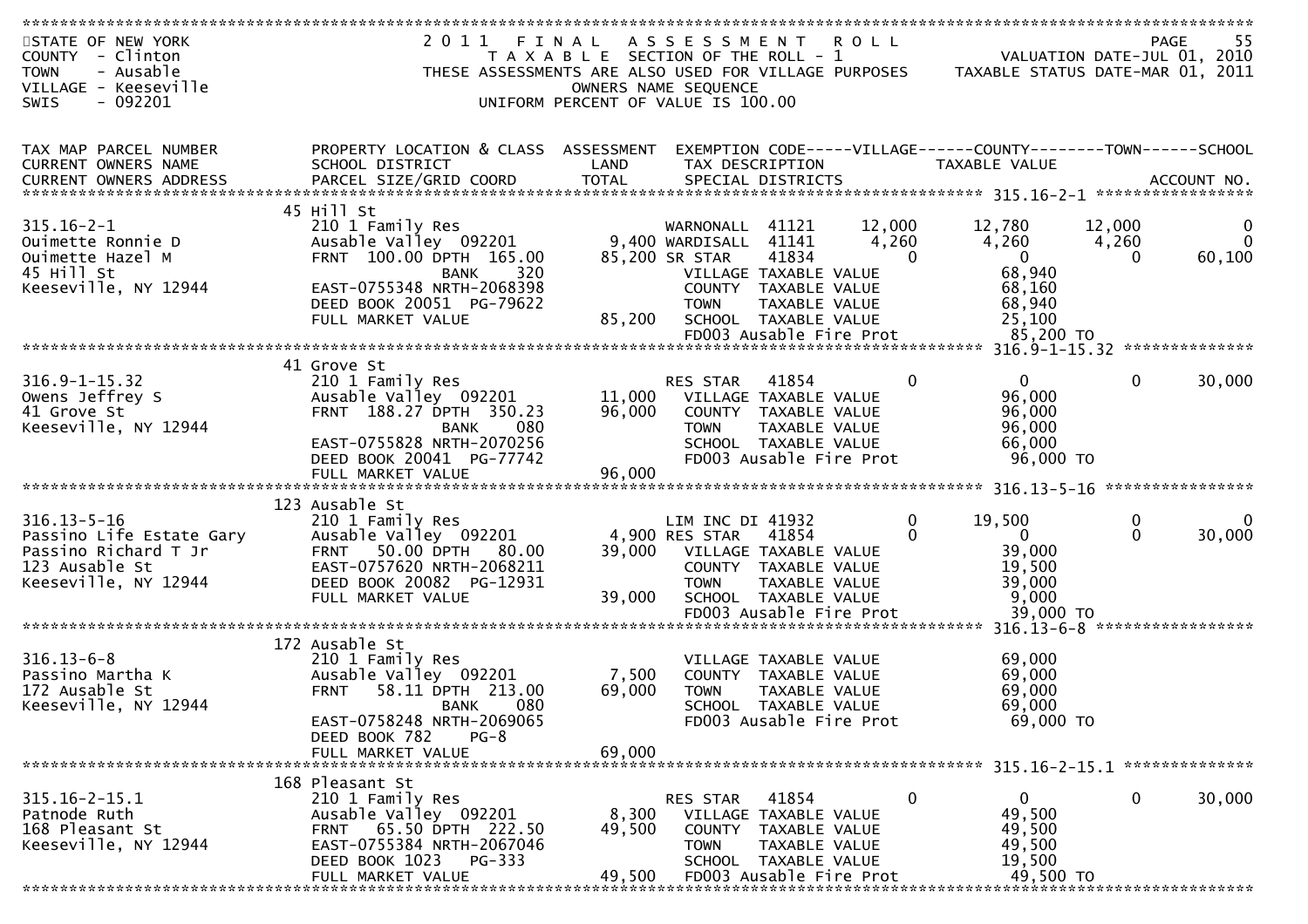STATE OF NEW YORK — 2011 FINAL ASSESSMENT ROLL — PAGE 55
COUNTY - Clinton — TAXABLE SECTION OF THE ROLL - 1 — VALUATION DATE-JUL 01, 2010
TOWN - Ausable — THESE ASSESSMENTS ARE ALSO USED FOR VILLAGE PURPOSES — TAXABLE STATUS DATE-MAR 01, 2011
VILLAGE - Keeseville — OWNERS NAME SEQUENCE
SWIS - 092201 — UNIFORM PERCENT OF VALUE IS 100.00

| TAX MAP PARCEL NUMBER / CURRENT OWNERS NAME / CURRENT OWNERS ADDRESS | PROPERTY LOCATION & CLASS / SCHOOL DISTRICT / PARCEL SIZE/GRID COORD | ASSESSMENT LAND / TOTAL | EXEMPTION CODE / TAX DESCRIPTION / SPECIAL DISTRICTS | VILLAGE | COUNTY / TAXABLE VALUE | TOWN | SCHOOL / ACCOUNT NO. |
|---|---|---|---|---|---|---|---|
| 315.16-2-1 | 45 Hill St | | | | | | |
| | 210 1 Family Res | | WARNONALL 41121 | 12,000 | 12,780 | 12,000 | 0 |
| Ouimette Ronnie D | Ausable Valley 092201 | 9,400 | WARDISALL 41141 | 4,260 | 4,260 | 4,260 | 0 |
| Ouimette Hazel M | FRNT 100.00 DPTH 165.00 | 85,200 | SR STAR 41834 | 0 | 0 | 0 | 60,100 |
| 45 Hill St | BANK 320 | | VILLAGE TAXABLE VALUE | | 68,940 | | |
| Keeseville, NY 12944 | EAST-0755348 NRTH-2068398 | | COUNTY TAXABLE VALUE | | 68,160 | | |
| | DEED BOOK 20051 PG-79622 | | TOWN TAXABLE VALUE | | 68,940 | | |
| | FULL MARKET VALUE | 85,200 | SCHOOL TAXABLE VALUE | | 25,100 | | |
| | | | FD003 Ausable Fire Prot | | 85,200 TO | | |
| 316.9-1-15.32 | 41 Grove St | | | | | | |
| | 210 1 Family Res | | RES STAR 41854 | 0 | 0 | 0 | 30,000 |
| Owens Jeffrey S | Ausable Valley 092201 | 11,000 | VILLAGE TAXABLE VALUE | | 96,000 | | |
| 41 Grove St | FRNT 188.27 DPTH 350.23 | 96,000 | COUNTY TAXABLE VALUE | | 96,000 | | |
| Keeseville, NY 12944 | BANK 080 | | TOWN TAXABLE VALUE | | 96,000 | | |
| | EAST-0755828 NRTH-2070256 | | SCHOOL TAXABLE VALUE | | 66,000 | | |
| | DEED BOOK 20041 PG-77742 | | FD003 Ausable Fire Prot | | 96,000 TO | | |
| | FULL MARKET VALUE | 96,000 | | | | | |
| 316.13-5-16 | 123 Ausable St | | | | | | |
| | 210 1 Family Res | | LIM INC DI 41932 | 0 | 19,500 | 0 | 0 |
| Passino Life Estate Gary | Ausable Valley 092201 | 4,900 | RES STAR 41854 | 0 | 0 | 0 | 30,000 |
| Passino Richard T Jr | FRNT 50.00 DPTH 80.00 | 39,000 | VILLAGE TAXABLE VALUE | | 39,000 | | |
| 123 Ausable St | EAST-0757620 NRTH-2068211 | | COUNTY TAXABLE VALUE | | 19,500 | | |
| Keeseville, NY 12944 | DEED BOOK 20082 PG-12931 | | TOWN TAXABLE VALUE | | 39,000 | | |
| | FULL MARKET VALUE | 39,000 | SCHOOL TAXABLE VALUE | | 9,000 | | |
| | | | FD003 Ausable Fire Prot | | 39,000 TO | | |
| 316.13-6-8 | 172 Ausable St | | | | | | |
| | 210 1 Family Res | | VILLAGE TAXABLE VALUE | | 69,000 | | |
| Passino Martha K | Ausable Valley 092201 | 7,500 | COUNTY TAXABLE VALUE | | 69,000 | | |
| 172 Ausable St | FRNT 58.11 DPTH 213.00 | 69,000 | TOWN TAXABLE VALUE | | 69,000 | | |
| Keeseville, NY 12944 | BANK 080 | | SCHOOL TAXABLE VALUE | | 69,000 | | |
| | EAST-0758248 NRTH-2069065 | | FD003 Ausable Fire Prot | | 69,000 TO | | |
| | DEED BOOK 782 PG-8 | | | | | | |
| | FULL MARKET VALUE | 69,000 | | | | | |
| 315.16-2-15.1 | 168 Pleasant St | | | | | | |
| | 210 1 Family Res | | RES STAR 41854 | 0 | 0 | 0 | 30,000 |
| Patnode Ruth | Ausable Valley 092201 | 8,300 | VILLAGE TAXABLE VALUE | | 49,500 | | |
| 168 Pleasant St | FRNT 65.50 DPTH 222.50 | 49,500 | COUNTY TAXABLE VALUE | | 49,500 | | |
| Keeseville, NY 12944 | EAST-0755384 NRTH-2067046 | | TOWN TAXABLE VALUE | | 49,500 | | |
| | DEED BOOK 1023 PG-333 | | SCHOOL TAXABLE VALUE | | 19,500 | | |
| | FULL MARKET VALUE | 49,500 | FD003 Ausable Fire Prot | | 49,500 TO | | |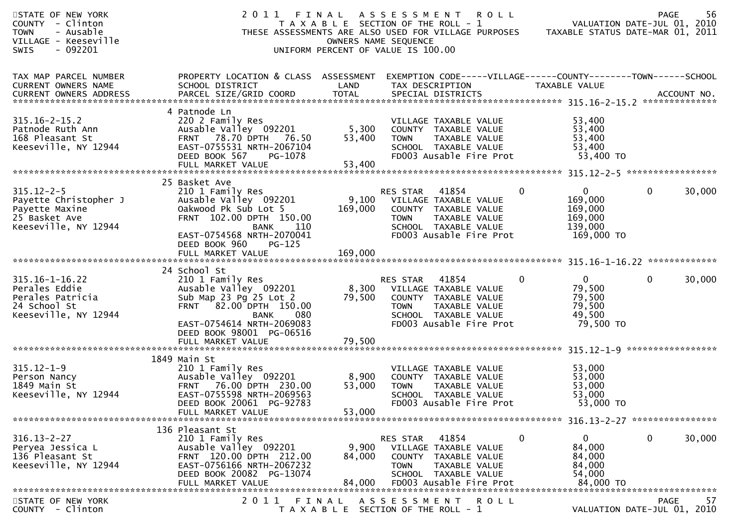STATE OF NEW YORK
COUNTY - Clinton
TOWN - Ausable
VILLAGE - Keeseville
SWIS - 092201

# 2011 FINAL ASSESSMENT ROLL

TAXABLE SECTION OF THE ROLL - 1
THESE ASSESSMENTS ARE ALSO USED FOR VILLAGE PURPOSES
OWNERS NAME SEQUENCE
UNIFORM PERCENT OF VALUE IS 100.00

VALUATION DATE-JUL 01, 2010
TAXABLE STATUS DATE-MAR 01, 2011

| TAX MAP PARCEL NUMBER / CURRENT OWNERS NAME / CURRENT OWNERS ADDRESS | PROPERTY LOCATION & CLASS / SCHOOL DISTRICT / PARCEL SIZE/GRID COORD | ASSESSMENT LAND / TOTAL | EXEMPTION CODE / TAX DESCRIPTION / SPECIAL DISTRICTS | VILLAGE | COUNTY TAXABLE VALUE | TOWN | SCHOOL |
|---|---|---|---|---|---|---|---|
| 315.16-2-15.2 | 4 Patnode Ln | | | | | | |
| 315.16-2-15.2 | 220 2 Family Res | | VILLAGE TAXABLE VALUE | | 53,400 | | |
| Patnode Ruth Ann | Ausable Valley 092201 | 5,300 | COUNTY TAXABLE VALUE | | 53,400 | | |
| 168 Pleasant St | FRNT 78.70 DPTH 76.50 | 53,400 | TOWN TAXABLE VALUE | | 53,400 | | |
| Keeseville, NY 12944 | EAST-0755531 NRTH-2067104 | | SCHOOL TAXABLE VALUE | | 53,400 | | |
| | DEED BOOK 567 PG-1078 | | FD003 Ausable Fire Prot | | 53,400 TO | | |
| | FULL MARKET VALUE | 53,400 | | | | | |
| 315.12-2-5 | 25 Basket Ave | | | | | | |
| 315.12-2-5 | 210 1 Family Res | | RES STAR 41854 | 0 | 0 | 0 | 30,000 |
| Payette Christopher J | Ausable Valley 092201 | 9,100 | VILLAGE TAXABLE VALUE | | 169,000 | | |
| Payette Maxine | Oakwood Pk Sub Lot 5 | 169,000 | COUNTY TAXABLE VALUE | | 169,000 | | |
| 25 Basket Ave | FRNT 102.00 DPTH 150.00 | | TOWN TAXABLE VALUE | | 169,000 | | |
| Keeseville, NY 12944 | BANK 110 | | SCHOOL TAXABLE VALUE | | 139,000 | | |
| | EAST-0754568 NRTH-2070041 | | FD003 Ausable Fire Prot | | 169,000 TO | | |
| | DEED BOOK 960 PG-125 | | | | | | |
| | FULL MARKET VALUE | 169,000 | | | | | |
| 315.16-1-16.22 | 24 School St | | | | | | |
| 315.16-1-16.22 | 210 1 Family Res | | RES STAR 41854 | 0 | 0 | 0 | 30,000 |
| Perales Eddie | Ausable Valley 092201 | 8,300 | VILLAGE TAXABLE VALUE | | 79,500 | | |
| Perales Patricia | Sub Map 23 Pg 25 Lot 2 | 79,500 | COUNTY TAXABLE VALUE | | 79,500 | | |
| 24 School St | FRNT 82.00 DPTH 150.00 | | TOWN TAXABLE VALUE | | 79,500 | | |
| Keeseville, NY 12944 | BANK 080 | | SCHOOL TAXABLE VALUE | | 49,500 | | |
| | EAST-0754614 NRTH-2069083 | | FD003 Ausable Fire Prot | | 79,500 TO | | |
| | DEED BOOK 98001 PG-06516 | | | | | | |
| | FULL MARKET VALUE | 79,500 | | | | | |
| 315.12-1-9 | 1849 Main St | | | | | | |
| 315.12-1-9 | 210 1 Family Res | | VILLAGE TAXABLE VALUE | | 53,000 | | |
| Person Nancy | Ausable Valley 092201 | 8,900 | COUNTY TAXABLE VALUE | | 53,000 | | |
| 1849 Main St | FRNT 76.00 DPTH 230.00 | 53,000 | TOWN TAXABLE VALUE | | 53,000 | | |
| Keeseville, NY 12944 | EAST-0755598 NRTH-2069563 | | SCHOOL TAXABLE VALUE | | 53,000 | | |
| | DEED BOOK 20061 PG-92783 | | FD003 Ausable Fire Prot | | 53,000 TO | | |
| | FULL MARKET VALUE | 53,000 | | | | | |
| 316.13-2-27 | 136 Pleasant St | | | | | | |
| 316.13-2-27 | 210 1 Family Res | | RES STAR 41854 | 0 | 0 | 0 | 30,000 |
| Peryea Jessica L | Ausable Valley 092201 | 9,900 | VILLAGE TAXABLE VALUE | | 84,000 | | |
| 136 Pleasant St | FRNT 120.00 DPTH 212.00 | 84,000 | COUNTY TAXABLE VALUE | | 84,000 | | |
| Keeseville, NY 12944 | EAST-0756166 NRTH-2067232 | | TOWN TAXABLE VALUE | | 84,000 | | |
| | DEED BOOK 20082 PG-13074 | | SCHOOL TAXABLE VALUE | | 54,000 | | |
| | FULL MARKET VALUE | 84,000 | FD003 Ausable Fire Prot | | 84,000 TO | | |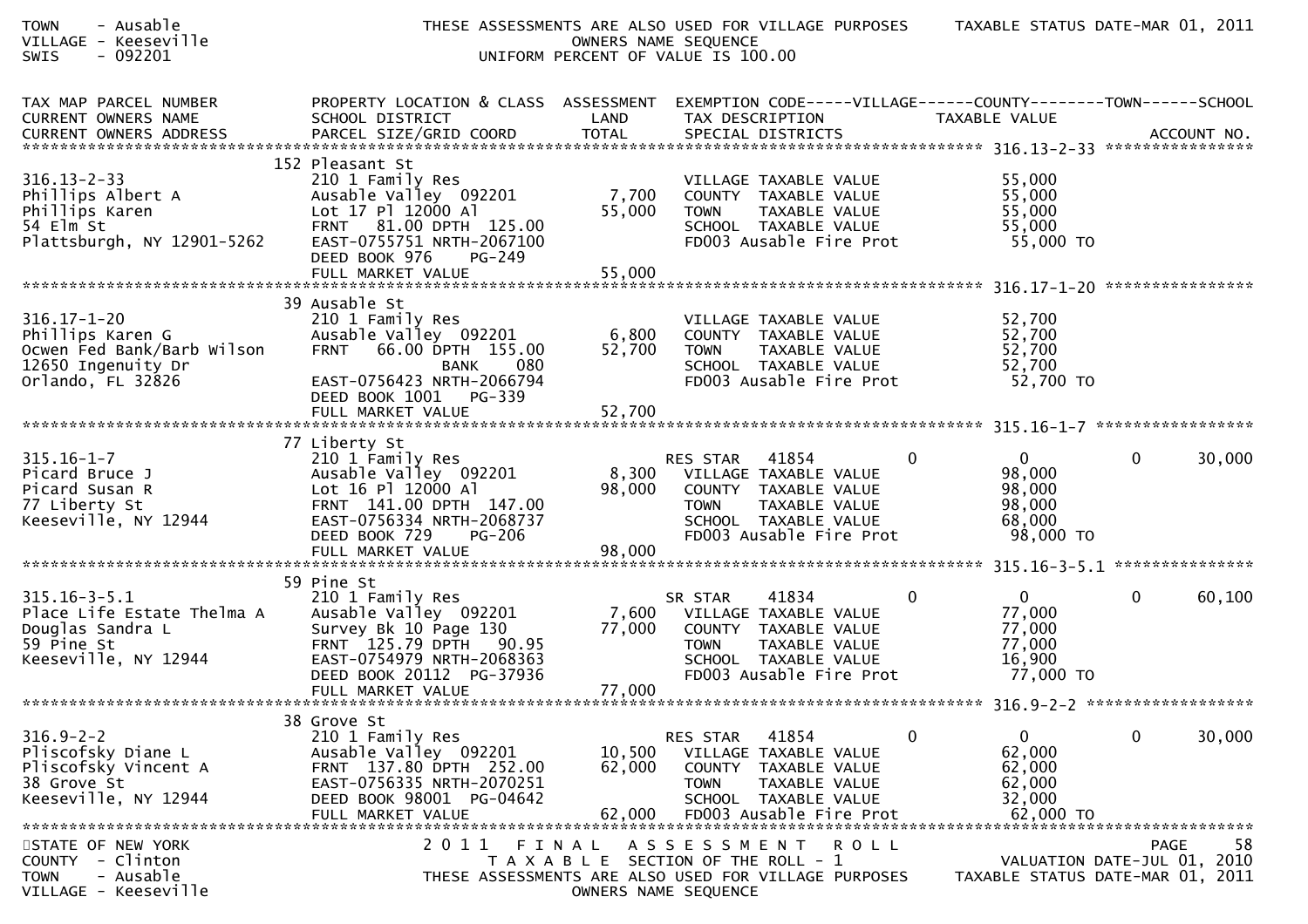| TAX MAP PARCEL NUMBER<br>CURRENT OWNERS NAME<br>CURRENT OWNERS ADDRESS | PROPERTY LOCATION & CLASS<br>SCHOOL DISTRICT<br>PARCEL SIZE/GRID COORD | ASSESSMENT<br>LAND<br>TOTAL | EXEMPTION CODE-----VILLAGE------COUNTY--------TOWN------SCHOOL<br>TAX DESCRIPTION<br>SPECIAL DISTRICTS | TAXABLE VALUE<br><br>ACCOUNT NO. |
|---|---|---|---|---|
| 316.13-2-33 | 152 Pleasant St | | | |
| 316.13-2-33 | 210 1 Family Res | | VILLAGE TAXABLE VALUE | 55,000 |
| Phillips Albert A | Ausable Valley 092201 | 7,700 | COUNTY TAXABLE VALUE | 55,000 |
| Phillips Karen | Lot 17 Pl 12000 Al | 55,000 | TOWN TAXABLE VALUE | 55,000 |
| 54 Elm St | FRNT 81.00 DPTH 125.00 | | SCHOOL TAXABLE VALUE | 55,000 |
| Plattsburgh, NY 12901-5262 | EAST-0755751 NRTH-2067100 | | FD003 Ausable Fire Prot | 55,000 TO |
| | DEED BOOK 976 PG-249 | | | |
| | FULL MARKET VALUE | 55,000 | | |
| 316.17-1-20 | 39 Ausable St | | | |
| 316.17-1-20 | 210 1 Family Res | | VILLAGE TAXABLE VALUE | 52,700 |
| Phillips Karen G | Ausable Valley 092201 | 6,800 | COUNTY TAXABLE VALUE | 52,700 |
| Ocwen Fed Bank/Barb Wilson | FRNT 66.00 DPTH 155.00 | 52,700 | TOWN TAXABLE VALUE | 52,700 |
| 12650 Ingenuity Dr | BANK 080 | | SCHOOL TAXABLE VALUE | 52,700 |
| Orlando, FL 32826 | EAST-0756423 NRTH-2066794 | | FD003 Ausable Fire Prot | 52,700 TO |
| | DEED BOOK 1001 PG-339 | | | |
| | FULL MARKET VALUE | 52,700 | | |
| 315.16-1-7 | 77 Liberty St | | | |
| 315.16-1-7 | 210 1 Family Res | | RES STAR 41854 0 0 0 30,000 | |
| Picard Bruce J | Ausable Valley 092201 | 8,300 | VILLAGE TAXABLE VALUE | 98,000 |
| Picard Susan R | Lot 16 Pl 12000 Al | 98,000 | COUNTY TAXABLE VALUE | 98,000 |
| 77 Liberty St | FRNT 141.00 DPTH 147.00 | | TOWN TAXABLE VALUE | 98,000 |
| Keeseville, NY 12944 | EAST-0756334 NRTH-2068737 | | SCHOOL TAXABLE VALUE | 68,000 |
| | DEED BOOK 729 PG-206 | | FD003 Ausable Fire Prot | 98,000 TO |
| | FULL MARKET VALUE | 98,000 | | |
| 315.16-3-5.1 | 59 Pine St | | | |
| 315.16-3-5.1 | 210 1 Family Res | | SR STAR 41834 0 0 0 60,100 | |
| Place Life Estate Thelma A | Ausable Valley 092201 | 7,600 | VILLAGE TAXABLE VALUE | 77,000 |
| Douglas Sandra L | Survey Bk 10 Page 130 | 77,000 | COUNTY TAXABLE VALUE | 77,000 |
| 59 Pine St | FRNT 125.79 DPTH 90.95 | | TOWN TAXABLE VALUE | 77,000 |
| Keeseville, NY 12944 | EAST-0754979 NRTH-2068363 | | SCHOOL TAXABLE VALUE | 16,900 |
| | DEED BOOK 20112 PG-37936 | | FD003 Ausable Fire Prot | 77,000 TO |
| | FULL MARKET VALUE | 77,000 | | |
| 316.9-2-2 | 38 Grove St | | | |
| 316.9-2-2 | 210 1 Family Res | | RES STAR 41854 0 0 0 30,000 | |
| Pliscofsky Diane L | Ausable Valley 092201 | 10,500 | VILLAGE TAXABLE VALUE | 62,000 |
| Pliscofsky Vincent A | FRNT 137.80 DPTH 252.00 | 62,000 | COUNTY TAXABLE VALUE | 62,000 |
| 38 Grove St | EAST-0756335 NRTH-2070251 | | TOWN TAXABLE VALUE | 62,000 |
| Keeseville, NY 12944 | DEED BOOK 98001 PG-04642 | | SCHOOL TAXABLE VALUE | 32,000 |
| | FULL MARKET VALUE | 62,000 | FD003 Ausable Fire Prot | 62,000 TO |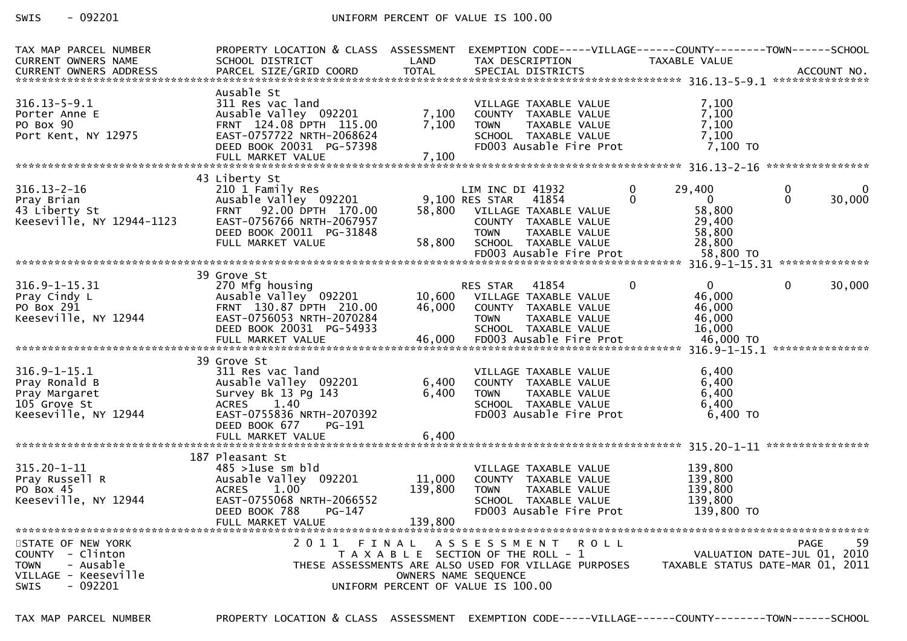SWIS - 092201 UNIFORM PERCENT OF VALUE IS 100.00

```
TAX MAP PARCEL NUMBER          PROPERTY LOCATION & CLASS  ASSESSMENT  EXEMPTION CODE-----VILLAGE------COUNTY--------TOWN------SCHOOL
CURRENT OWNERS NAME            SCHOOL DISTRICT               LAND      TAX DESCRIPTION            TAXABLE VALUE
CURRENT OWNERS ADDRESS         PARCEL SIZE/GRID COORD        TOTAL     SPECIAL DISTRICTS                                    ACCOUNT NO.
****************************************************************************************************** 316.13-5-9.1 ***************
                               Ausable St
316.13-5-9.1                   311 Res vac land                        VILLAGE TAXABLE VALUE            7,100
Porter Anne E                  Ausable Valley  092201        7,100     COUNTY  TAXABLE VALUE            7,100
PO Box 90                      FRNT  124.08 DPTH  115.00     7,100     TOWN    TAXABLE VALUE            7,100
Port Kent, NY 12975            EAST-0757722 NRTH-2068624               SCHOOL  TAXABLE VALUE            7,100
                               DEED BOOK 20031  PG-57398               FD003 Ausable Fire Prot           7,100 TO
                               FULL MARKET VALUE             7,100
****************************************************************************************************** 316.13-2-16 ****************
                             43 Liberty St
316.13-2-16                    210 1 Family Res                     LIM INC DI 41932          0      29,400            0             0
Pray Brian                     Ausable Valley  092201        9,100 RES STAR   41854           0           0            0        30,000
43 Liberty St                  FRNT   92.00 DPTH  170.00    58,800     VILLAGE TAXABLE VALUE           58,800
Keeseville, NY 12944-1123      EAST-0756766 NRTH-2067957               COUNTY  TAXABLE VALUE           29,400
                               DEED BOOK 20011  PG-31848               TOWN    TAXABLE VALUE           58,800
                               FULL MARKET VALUE            58,800     SCHOOL  TAXABLE VALUE           28,800
                                                                       FD003 Ausable Fire Prot          58,800 TO
****************************************************************************************************** 316.9-1-15.31 **************
                             39 Grove St
316.9-1-15.31                  270 Mfg housing                      RES STAR   41854          0           0            0        30,000
Pray Cindy L                   Ausable Valley  092201       10,600     VILLAGE TAXABLE VALUE           46,000
PO Box 291                     FRNT  130.87 DPTH  210.00    46,000     COUNTY  TAXABLE VALUE           46,000
Keeseville, NY 12944           EAST-0756053 NRTH-2070284               TOWN    TAXABLE VALUE           46,000
                               DEED BOOK 20031  PG-54933               SCHOOL  TAXABLE VALUE           16,000
                               FULL MARKET VALUE            46,000     FD003 Ausable Fire Prot          46,000 TO
****************************************************************************************************** 316.9-1-15.1 ***************
                             39 Grove St
316.9-1-15.1                   311 Res vac land                        VILLAGE TAXABLE VALUE            6,400
Pray Ronald B                  Ausable Valley  092201        6,400     COUNTY  TAXABLE VALUE            6,400
Pray Margaret                  Survey Bk 13 Pg 143           6,400     TOWN    TAXABLE VALUE            6,400
105 Grove St                   ACRES    1.40                           SCHOOL  TAXABLE VALUE            6,400
Keeseville, NY 12944           EAST-0755836 NRTH-2070392               FD003 Ausable Fire Prot           6,400 TO
                               DEED BOOK 677    PG-191
                               FULL MARKET VALUE             6,400
****************************************************************************************************** 315.20-1-11 ****************
                            187 Pleasant St
315.20-1-11                    485 >1use sm bld                        VILLAGE TAXABLE VALUE          139,800
Pray Russell R                 Ausable Valley  092201       11,000     COUNTY  TAXABLE VALUE          139,800
PO Box 45                      ACRES    1.00               139,800     TOWN    TAXABLE VALUE          139,800
Keeseville, NY 12944           EAST-0755068 NRTH-2066552               SCHOOL  TAXABLE VALUE          139,800
                               DEED BOOK 788    PG-147                 FD003 Ausable Fire Prot         139,800 TO
                               FULL MARKET VALUE           139,800
************************************************************************************************************************************
```

STATE OF NEW YORK — 2011 FINAL ASSESSMENT ROLL — PAGE 59
COUNTY - Clinton — TAXABLE SECTION OF THE ROLL - 1 — VALUATION DATE-JUL 01, 2010
TOWN - Ausable — THESE ASSESSMENTS ARE ALSO USED FOR VILLAGE PURPOSES — TAXABLE STATUS DATE-MAR 01, 2011
VILLAGE - Keeseville — OWNERS NAME SEQUENCE
SWIS - 092201 — UNIFORM PERCENT OF VALUE IS 100.00

TAX MAP PARCEL NUMBER PROPERTY LOCATION & CLASS ASSESSMENT EXEMPTION CODE-----VILLAGE------COUNTY--------TOWN------SCHOOL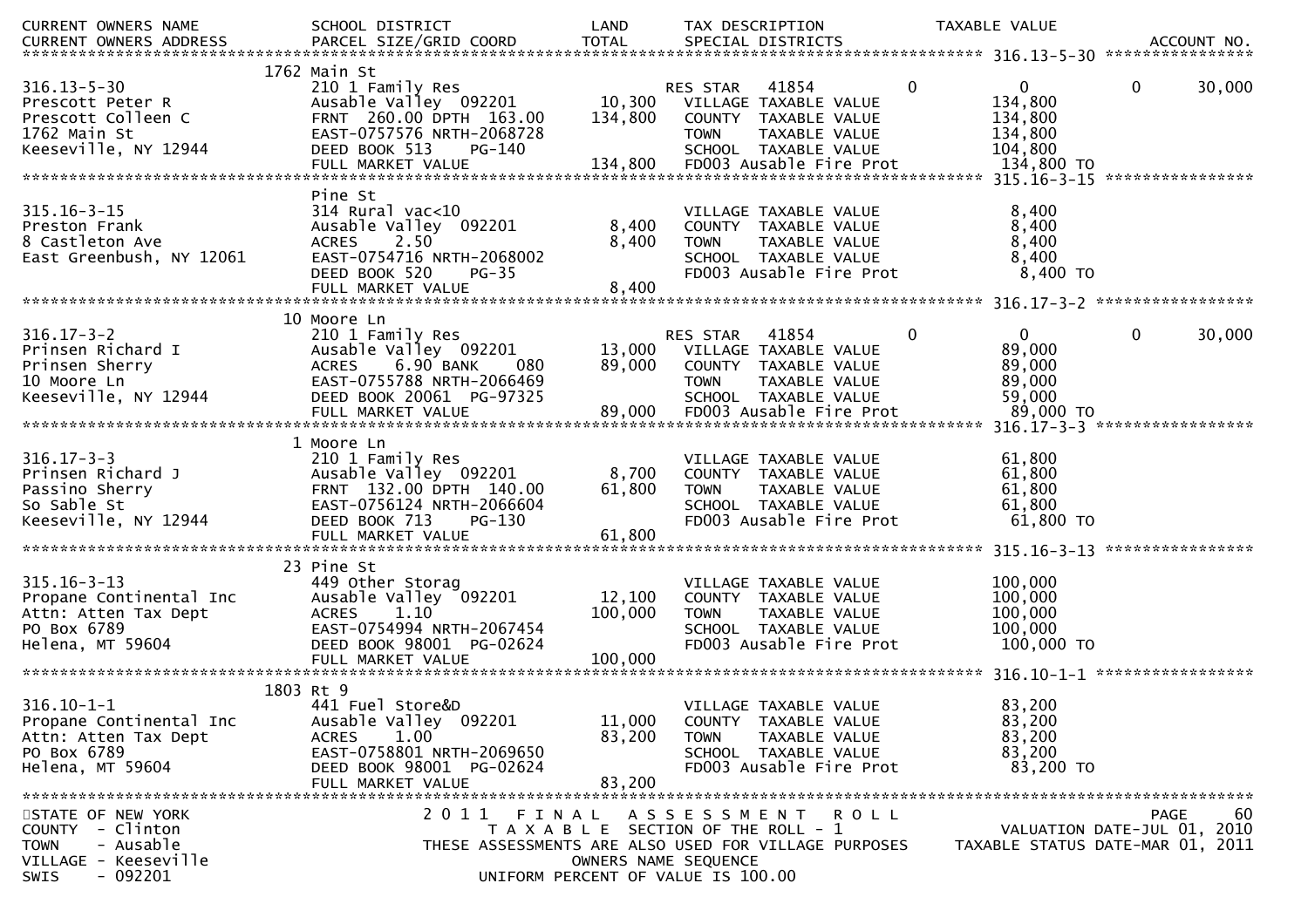| CURRENT OWNERS NAME<br>CURRENT OWNERS ADDRESS | SCHOOL DISTRICT<br>PARCEL SIZE/GRID COORD | LAND<br>TOTAL | TAX DESCRIPTION<br>SPECIAL DISTRICTS | | TAXABLE VALUE | | ACCOUNT NO. |
|---|---|---|---|---|---|---|---|
| **316.13-5-30** | 1762 Main St | | | | | | |
| 316.13-5-30 | 210 1 Family Res | | RES STAR 41854 | 0 | 0 | 0 | 30,000 |
| Prescott Peter R | Ausable Valley 092201 | 10,300 | VILLAGE TAXABLE VALUE | | 134,800 | | |
| Prescott Colleen C | FRNT 260.00 DPTH 163.00 | 134,800 | COUNTY TAXABLE VALUE | | 134,800 | | |
| 1762 Main St | EAST-0757576 NRTH-2068728 | | TOWN TAXABLE VALUE | | 134,800 | | |
| Keeseville, NY 12944 | DEED BOOK 513 PG-140 | | SCHOOL TAXABLE VALUE | | 104,800 | | |
| | FULL MARKET VALUE | 134,800 | FD003 Ausable Fire Prot | | 134,800 TO | | |
| **315.16-3-15** | Pine St | | | | | | |
| 315.16-3-15 | 314 Rural vac<10 | | VILLAGE TAXABLE VALUE | | 8,400 | | |
| Preston Frank | Ausable Valley 092201 | 8,400 | COUNTY TAXABLE VALUE | | 8,400 | | |
| 8 Castleton Ave | ACRES 2.50 | 8,400 | TOWN TAXABLE VALUE | | 8,400 | | |
| East Greenbush, NY 12061 | EAST-0754716 NRTH-2068002 | | SCHOOL TAXABLE VALUE | | 8,400 | | |
| | DEED BOOK 520 PG-35 | | FD003 Ausable Fire Prot | | 8,400 TO | | |
| | FULL MARKET VALUE | 8,400 | | | | | |
| **316.17-3-2** | 10 Moore Ln | | | | | | |
| 316.17-3-2 | 210 1 Family Res | | RES STAR 41854 | 0 | 0 | 0 | 30,000 |
| Prinsen Richard I | Ausable Valley 092201 | 13,000 | VILLAGE TAXABLE VALUE | | 89,000 | | |
| Prinsen Sherry | ACRES 6.90 BANK 080 | 89,000 | COUNTY TAXABLE VALUE | | 89,000 | | |
| 10 Moore Ln | EAST-0755788 NRTH-2066469 | | TOWN TAXABLE VALUE | | 89,000 | | |
| Keeseville, NY 12944 | DEED BOOK 20061 PG-97325 | | SCHOOL TAXABLE VALUE | | 59,000 | | |
| | FULL MARKET VALUE | 89,000 | FD003 Ausable Fire Prot | | 89,000 TO | | |
| **316.17-3-3** | 1 Moore Ln | | | | | | |
| 316.17-3-3 | 210 1 Family Res | | VILLAGE TAXABLE VALUE | | 61,800 | | |
| Prinsen Richard J | Ausable Valley 092201 | 8,700 | COUNTY TAXABLE VALUE | | 61,800 | | |
| Passino Sherry | FRNT 132.00 DPTH 140.00 | 61,800 | TOWN TAXABLE VALUE | | 61,800 | | |
| So Sable St | EAST-0756124 NRTH-2066604 | | SCHOOL TAXABLE VALUE | | 61,800 | | |
| Keeseville, NY 12944 | DEED BOOK 713 PG-130 | | FD003 Ausable Fire Prot | | 61,800 TO | | |
| | FULL MARKET VALUE | 61,800 | | | | | |
| **315.16-3-13** | 23 Pine St | | | | | | |
| 315.16-3-13 | 449 Other Storag | | VILLAGE TAXABLE VALUE | | 100,000 | | |
| Propane Continental Inc | Ausable Valley 092201 | 12,100 | COUNTY TAXABLE VALUE | | 100,000 | | |
| Attn: Atten Tax Dept | ACRES 1.10 | 100,000 | TOWN TAXABLE VALUE | | 100,000 | | |
| PO Box 6789 | EAST-0754994 NRTH-2067454 | | SCHOOL TAXABLE VALUE | | 100,000 | | |
| Helena, MT 59604 | DEED BOOK 98001 PG-02624 | | FD003 Ausable Fire Prot | | 100,000 TO | | |
| | FULL MARKET VALUE | 100,000 | | | | | |
| **316.10-1-1** | 1803 Rt 9 | | | | | | |
| 316.10-1-1 | 441 Fuel Store&D | | VILLAGE TAXABLE VALUE | | 83,200 | | |
| Propane Continental Inc | Ausable Valley 092201 | 11,000 | COUNTY TAXABLE VALUE | | 83,200 | | |
| Attn: Atten Tax Dept | ACRES 1.00 | 83,200 | TOWN TAXABLE VALUE | | 83,200 | | |
| PO Box 6789 | EAST-0758801 NRTH-2069650 | | SCHOOL TAXABLE VALUE | | 83,200 | | |
| Helena, MT 59604 | DEED BOOK 98001 PG-02624 | | FD003 Ausable Fire Prot | | 83,200 TO | | |
| | FULL MARKET VALUE | 83,200 | | | | | |

STATE OF NEW YORK
COUNTY - Clinton
TOWN - Ausable
VILLAGE - Keeseville
SWIS - 092201

2011 FINAL ASSESSMENT ROLL
TAXABLE SECTION OF THE ROLL - 1
THESE ASSESSMENTS ARE ALSO USED FOR VILLAGE PURPOSES
OWNERS NAME SEQUENCE
UNIFORM PERCENT OF VALUE IS 100.00

VALUATION DATE-JUL 01, 2010
TAXABLE STATUS DATE-MAR 01, 2011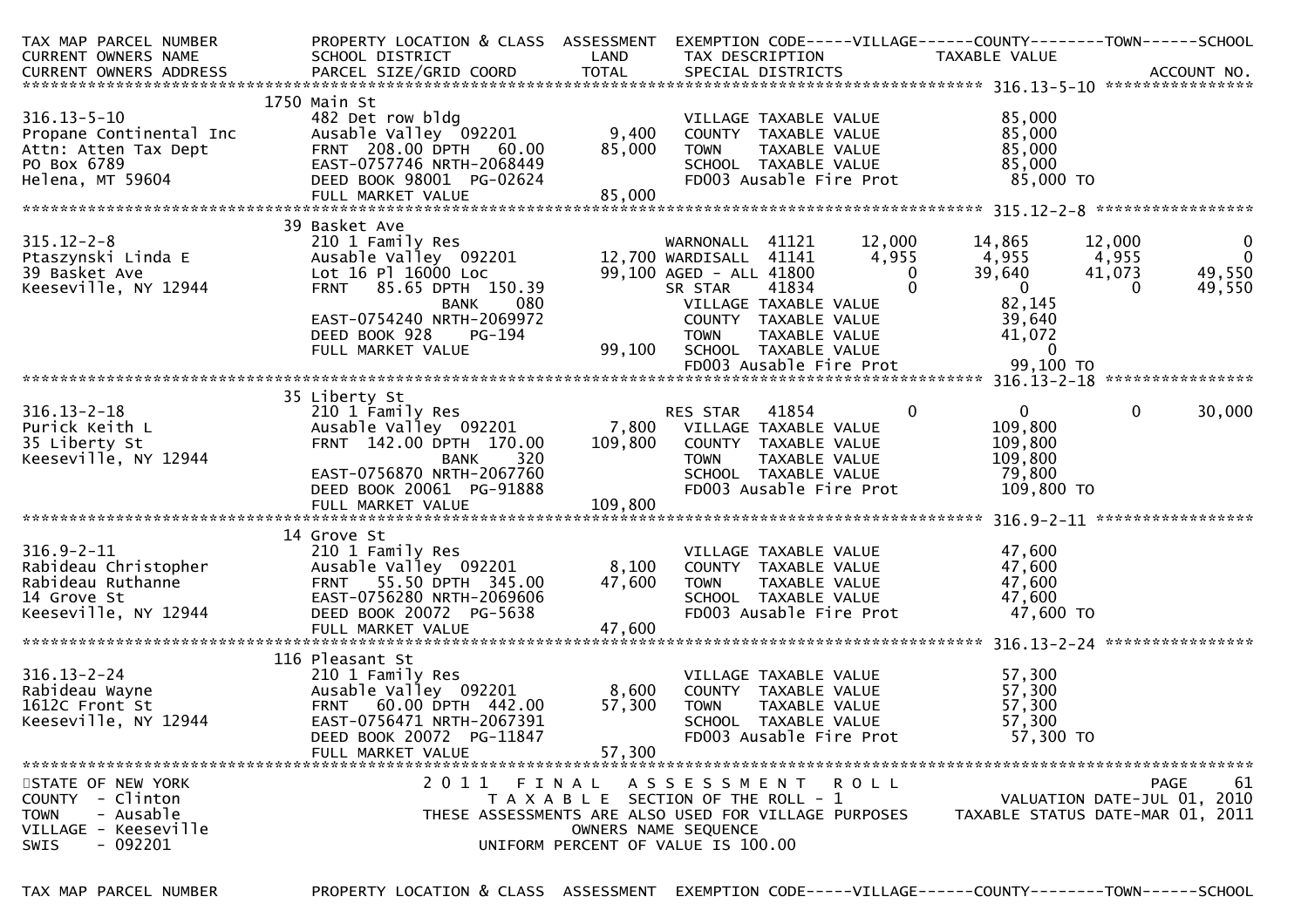| TAX MAP PARCEL NUMBER<br>CURRENT OWNERS NAME<br>CURRENT OWNERS ADDRESS | PROPERTY LOCATION & CLASS<br>SCHOOL DISTRICT<br>PARCEL SIZE/GRID COORD | ASSESSMENT<br>LAND<br>TOTAL | EXEMPTION CODE-----VILLAGE------COUNTY--------TOWN------SCHOOL<br>TAX DESCRIPTION<br>SPECIAL DISTRICTS | TAXABLE VALUE<br><br>ACCOUNT NO. |
|---|---|---|---|---|

******************************************************************************************************* 316.13-5-10 ****************

| | | | | |
|---|---|---|---|---|
| | 1750 Main St | | | |
| 316.13-5-10 | 482 Det row bldg | | VILLAGE TAXABLE VALUE | 85,000 |
| Propane Continental Inc | Ausable Valley 092201 | 9,400 | COUNTY TAXABLE VALUE | 85,000 |
| Attn: Atten Tax Dept | FRNT 208.00 DPTH 60.00 | 85,000 | TOWN TAXABLE VALUE | 85,000 |
| PO Box 6789 | EAST-0757746 NRTH-2068449 | | SCHOOL TAXABLE VALUE | 85,000 |
| Helena, MT 59604 | DEED BOOK 98001 PG-02624 | | FD003 Ausable Fire Prot | 85,000 TO |
| | FULL MARKET VALUE | 85,000 | | |

******************************************************************************************************* 315.12-2-8 *****************

| | | | | | | | |
|---|---|---|---|---|---|---|---|
| | 39 Basket Ave | | | | | | |
| 315.12-2-8 | 210 1 Family Res | | WARNONALL 41121 | 12,000 | 14,865 | 12,000 | 0 |
| Ptaszynski Linda E | Ausable Valley 092201 | 12,700 | WARDISALL 41141 | 4,955 | 4,955 | 4,955 | 0 |
| 39 Basket Ave | Lot 16 Pl 16000 Loc | 99,100 | AGED - ALL 41800 | 0 | 39,640 | 41,073 | 49,550 |
| Keeseville, NY 12944 | FRNT 85.65 DPTH 150.39 | | SR STAR 41834 | 0 | 0 | 0 | 49,550 |
| | BANK 080 | | VILLAGE TAXABLE VALUE | | 82,145 | | |
| | EAST-0754240 NRTH-2069972 | | COUNTY TAXABLE VALUE | | 39,640 | | |
| | DEED BOOK 928 PG-194 | | TOWN TAXABLE VALUE | | 41,072 | | |
| | FULL MARKET VALUE | 99,100 | SCHOOL TAXABLE VALUE | | 0 | | |
| | | | FD003 Ausable Fire Prot | | 99,100 TO | | |

******************************************************************************************************* 316.13-2-18 ****************

| | | | | | | | |
|---|---|---|---|---|---|---|---|
| | 35 Liberty St | | | | | | |
| 316.13-2-18 | 210 1 Family Res | | RES STAR 41854 | 0 | 0 | 0 | 30,000 |
| Purick Keith L | Ausable Valley 092201 | 7,800 | VILLAGE TAXABLE VALUE | | 109,800 | | |
| 35 Liberty St | FRNT 142.00 DPTH 170.00 | 109,800 | COUNTY TAXABLE VALUE | | 109,800 | | |
| Keeseville, NY 12944 | BANK 320 | | TOWN TAXABLE VALUE | | 109,800 | | |
| | EAST-0756870 NRTH-2067760 | | SCHOOL TAXABLE VALUE | | 79,800 | | |
| | DEED BOOK 20061 PG-91888 | | FD003 Ausable Fire Prot | | 109,800 TO | | |
| | FULL MARKET VALUE | 109,800 | | | | | |

******************************************************************************************************* 316.9-2-11 *****************

| | | | | |
|---|---|---|---|---|
| | 14 Grove St | | | |
| 316.9-2-11 | 210 1 Family Res | | VILLAGE TAXABLE VALUE | 47,600 |
| Rabideau Christopher | Ausable Valley 092201 | 8,100 | COUNTY TAXABLE VALUE | 47,600 |
| Rabideau Ruthanne | FRNT 55.50 DPTH 345.00 | 47,600 | TOWN TAXABLE VALUE | 47,600 |
| 14 Grove St | EAST-0756280 NRTH-2069606 | | SCHOOL TAXABLE VALUE | 47,600 |
| Keeseville, NY 12944 | DEED BOOK 20072 PG-5638 | | FD003 Ausable Fire Prot | 47,600 TO |
| | FULL MARKET VALUE | 47,600 | | |

******************************************************************************************************* 316.13-2-24 ****************

| | | | | |
|---|---|---|---|---|
| | 116 Pleasant St | | | |
| 316.13-2-24 | 210 1 Family Res | | VILLAGE TAXABLE VALUE | 57,300 |
| Rabideau Wayne | Ausable Valley 092201 | 8,600 | COUNTY TAXABLE VALUE | 57,300 |
| 1612C Front St | FRNT 60.00 DPTH 442.00 | 57,300 | TOWN TAXABLE VALUE | 57,300 |
| Keeseville, NY 12944 | EAST-0756471 NRTH-2067391 | | SCHOOL TAXABLE VALUE | 57,300 |
| | DEED BOOK 20072 PG-11847 | | FD003 Ausable Fire Prot | 57,300 TO |
| | FULL MARKET VALUE | 57,300 | | |

************************************************************************************************************************************

STATE OF NEW YORK
COUNTY - Clinton
TOWN - Ausable
VILLAGE - Keeseville
SWIS - 092201

2011 FINAL ASSESSMENT ROLL
TAXABLE SECTION OF THE ROLL - 1
THESE ASSESSMENTS ARE ALSO USED FOR VILLAGE PURPOSES
OWNERS NAME SEQUENCE
UNIFORM PERCENT OF VALUE IS 100.00

VALUATION DATE-JUL 01, 2010
TAXABLE STATUS DATE-MAR 01, 2011

| TAX MAP PARCEL NUMBER | PROPERTY LOCATION & CLASS | ASSESSMENT | EXEMPTION CODE-----VILLAGE------COUNTY--------TOWN------SCHOOL |
|---|---|---|---|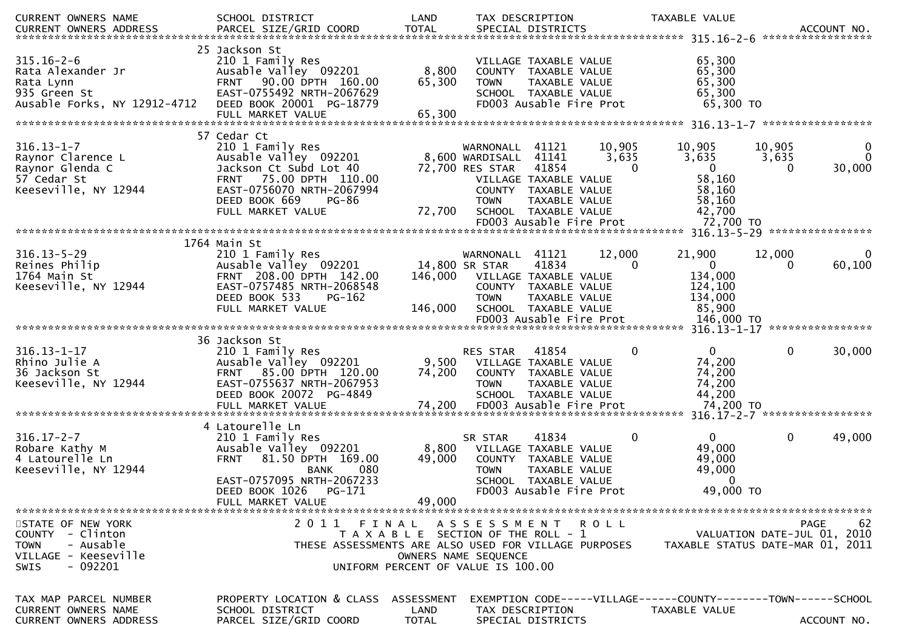| CURRENT OWNERS NAME | SCHOOL DISTRICT | LAND | TAX DESCRIPTION | TAXABLE VALUE |
|---|---|---|---|---|
| CURRENT OWNERS ADDRESS | PARCEL SIZE/GRID COORD | TOTAL | SPECIAL DISTRICTS | ACCOUNT NO. |

```
******************************************************************************************************* 315.16-2-6 *****************
                              25 Jackson St
315.16-2-6                    210 1 Family Res                        VILLAGE TAXABLE VALUE              65,300
Rata Alexander Jr             Ausable Valley  092201        8,800     COUNTY  TAXABLE VALUE              65,300
Rata Lynn                     FRNT   90.00 DPTH  160.00    65,300     TOWN    TAXABLE VALUE              65,300
935 Green St                  EAST-0755492 NRTH-2067629               SCHOOL  TAXABLE VALUE              65,300
Ausable Forks, NY 12912-4712  DEED BOOK 20001  PG-18779               FD003 Ausable Fire Prot             65,300 TO
                              FULL MARKET VALUE            65,300
******************************************************************************************************* 316.13-1-7 *****************
                              57 Cedar Ct
316.13-1-7                    210 1 Family Res                 WARNONALL  41121       10,905     10,905      10,905          0
Raynor Clarence L             Ausable Valley  092201        8,600 WARDISALL  41141        3,635      3,635       3,635          0
Raynor Glenda C               Jackson Ct Subd Lot 40       72,700 RES STAR   41854            0          0           0     30,000
57 Cedar St                   FRNT   75.00 DPTH  110.00             VILLAGE TAXABLE VALUE              58,160
Keeseville, NY 12944          EAST-0756070 NRTH-2067994             COUNTY  TAXABLE VALUE              58,160
                              DEED BOOK 669    PG-86                TOWN    TAXABLE VALUE              58,160
                              FULL MARKET VALUE            72,700   SCHOOL  TAXABLE VALUE              42,700
                                                                    FD003 Ausable Fire Prot             72,700 TO
******************************************************************************************************* 316.13-5-29 ****************
                              1764 Main St
316.13-5-29                   210 1 Family Res                 WARNONALL  41121       12,000     21,900      12,000          0
Reines Philip                 Ausable Valley  092201       14,800 SR STAR    41834            0          0           0     60,100
1764 Main St                  FRNT  208.00 DPTH  142.00   146,000   VILLAGE TAXABLE VALUE             134,000
Keeseville, NY 12944          EAST-0757485 NRTH-2068548             COUNTY  TAXABLE VALUE             124,100
                              DEED BOOK 533    PG-162               TOWN    TAXABLE VALUE             134,000
                              FULL MARKET VALUE           146,000   SCHOOL  TAXABLE VALUE              85,900
                                                                    FD003 Ausable Fire Prot            146,000 TO
******************************************************************************************************* 316.13-1-17 ****************
                              36 Jackson St
316.13-1-17                   210 1 Family Res                 RES STAR   41854            0          0           0     30,000
Rhino Julie A                 Ausable Valley  092201        9,500   VILLAGE TAXABLE VALUE              74,200
36 Jackson St                 FRNT   85.00 DPTH  120.00    74,200   COUNTY  TAXABLE VALUE              74,200
Keeseville, NY 12944          EAST-0755637 NRTH-2067953             TOWN    TAXABLE VALUE              74,200
                              DEED BOOK 20072  PG-4849              SCHOOL  TAXABLE VALUE              44,200
                              FULL MARKET VALUE            74,200   FD003 Ausable Fire Prot             74,200 TO
******************************************************************************************************* 316.17-2-7 *****************
                              4 Latourelle Ln
316.17-2-7                    210 1 Family Res                 SR STAR    41834            0          0           0     49,000
Robare Kathy M                Ausable Valley  092201        8,800   VILLAGE TAXABLE VALUE              49,000
4 Latourelle Ln               FRNT   81.50 DPTH  169.00    49,000   COUNTY  TAXABLE VALUE              49,000
Keeseville, NY 12944                       BANK     080             TOWN    TAXABLE VALUE              49,000
                              EAST-0757095 NRTH-2067233             SCHOOL  TAXABLE VALUE                   0
                              DEED BOOK 1026   PG-171               FD003 Ausable Fire Prot             49,000 TO
                              FULL MARKET VALUE            49,000
************************************************************************************************************************************
```

STATE OF NEW YORK
COUNTY - Clinton
TOWN - Ausable
VILLAGE - Keeseville
SWIS - 092201

2011 FINAL ASSESSMENT ROLL
TAXABLE SECTION OF THE ROLL - 1
THESE ASSESSMENTS ARE ALSO USED FOR VILLAGE PURPOSES
OWNERS NAME SEQUENCE
UNIFORM PERCENT OF VALUE IS 100.00

PAGE 62
VALUATION DATE-JUL 01, 2010
TAXABLE STATUS DATE-MAR 01, 2011

| TAX MAP PARCEL NUMBER | PROPERTY LOCATION & CLASS | ASSESSMENT | EXEMPTION CODE-----VILLAGE------COUNTY--------TOWN------SCHOOL | |
|---|---|---|---|---|
| CURRENT OWNERS NAME | SCHOOL DISTRICT | LAND | TAX DESCRIPTION | TAXABLE VALUE |
| CURRENT OWNERS ADDRESS | PARCEL SIZE/GRID COORD | TOTAL | SPECIAL DISTRICTS | ACCOUNT NO. |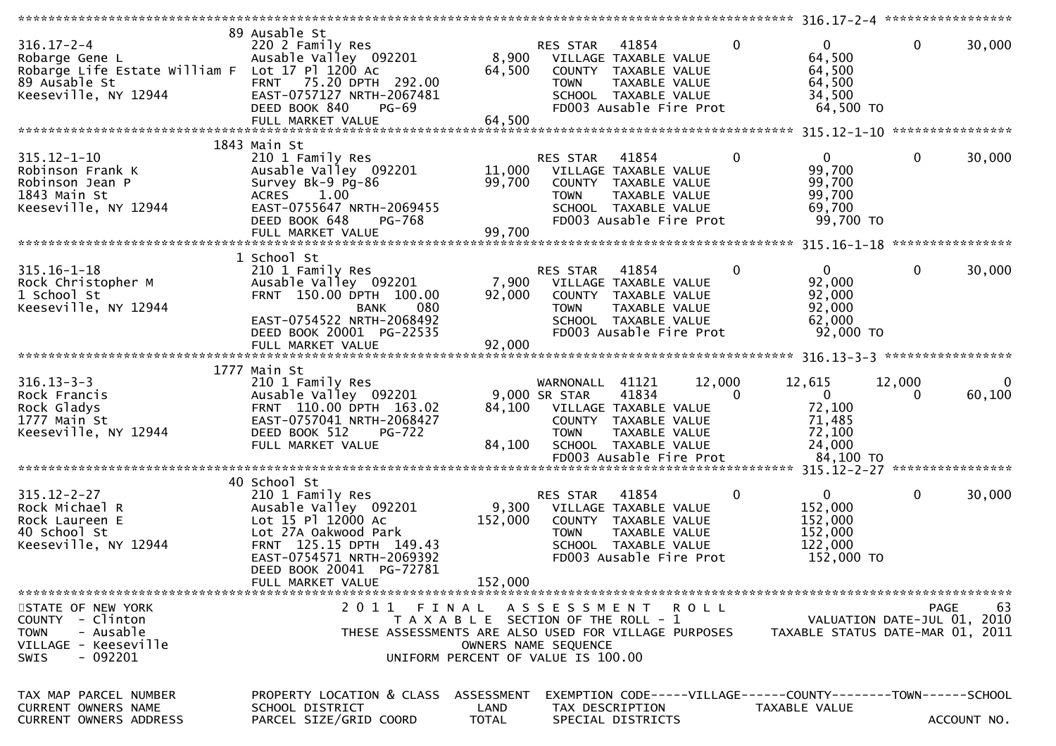```
******************************************************************************************************* 316.17-2-4 *****************
                      89 Ausable St
316.17-2-4            220 2 Family Res                        RES STAR   41854              0            0            0       30,000
Robarge Gene L        Ausable Valley  092201        8,900     VILLAGE TAXABLE VALUE                    64,500
Robarge Life Estate William F  Lot 17 Pl 1200 Ac   64,500     COUNTY  TAXABLE VALUE                    64,500
89 Ausable St         FRNT   75.20 DPTH  292.00              TOWN    TAXABLE VALUE                    64,500
Keeseville, NY 12944  EAST-0757127 NRTH-2067481              SCHOOL  TAXABLE VALUE                    34,500
                      DEED BOOK 840     PG-69                FD003 Ausable Fire Prot                  64,500 TO
                      FULL MARKET VALUE             64,500
******************************************************************************************************* 315.12-1-10 ****************
                      1843 Main St
315.12-1-10           210 1 Family Res                        RES STAR   41854              0            0            0       30,000
Robinson Frank K      Ausable Valley  092201       11,000     VILLAGE TAXABLE VALUE                    99,700
Robinson Jean P       Survey Bk-9 Pg-86            99,700     COUNTY  TAXABLE VALUE                    99,700
1843 Main St          ACRES    1.00                           TOWN    TAXABLE VALUE                    99,700
Keeseville, NY 12944  EAST-0755647 NRTH-2069455              SCHOOL  TAXABLE VALUE                    69,700
                      DEED BOOK 648     PG-768               FD003 Ausable Fire Prot                  99,700 TO
                      FULL MARKET VALUE             99,700
******************************************************************************************************* 315.16-1-18 ****************
                      1 School St
315.16-1-18           210 1 Family Res                        RES STAR   41854              0            0            0       30,000
Rock Christopher M    Ausable Valley  092201        7,900     VILLAGE TAXABLE VALUE                    92,000
1 School St           FRNT  150.00 DPTH  100.00    92,000     COUNTY  TAXABLE VALUE                    92,000
Keeseville, NY 12944             BANK     080                 TOWN    TAXABLE VALUE                    92,000
                      EAST-0754522 NRTH-2068492              SCHOOL  TAXABLE VALUE                    62,000
                      DEED BOOK 20001  PG-22535              FD003 Ausable Fire Prot                  92,000 TO
                      FULL MARKET VALUE             92,000
******************************************************************************************************* 316.13-3-3 *****************
                      1777 Main St
316.13-3-3            210 1 Family Res                        WARNONALL  41121         12,000       12,615       12,000            0
Rock Francis          Ausable Valley  092201        9,000 SR STAR    41834              0            0            0       60,100
Rock Gladys           FRNT  110.00 DPTH  163.02    84,100     VILLAGE TAXABLE VALUE                    72,100
1777 Main St          EAST-0757041 NRTH-2068427              COUNTY  TAXABLE VALUE                    71,485
Keeseville, NY 12944  DEED BOOK 512     PG-722               TOWN    TAXABLE VALUE                    72,100
                      FULL MARKET VALUE             84,100     SCHOOL  TAXABLE VALUE                    24,000
                                                             FD003 Ausable Fire Prot                  84,100 TO
******************************************************************************************************* 315.12-2-27 ****************
                      40 School St
315.12-2-27           210 1 Family Res                        RES STAR   41854              0            0            0       30,000
Rock Michael R        Ausable Valley  092201        9,300     VILLAGE TAXABLE VALUE                   152,000
Rock Laureen E        Lot 15 Pl 12000 Ac          152,000     COUNTY  TAXABLE VALUE                   152,000
40 School St          Lot 27A Oakwood Park                    TOWN    TAXABLE VALUE                   152,000
Keeseville, NY 12944  FRNT  125.15 DPTH  149.43              SCHOOL  TAXABLE VALUE                   122,000
                      EAST-0754571 NRTH-2069392              FD003 Ausable Fire Prot                 152,000 TO
                      DEED BOOK 20041  PG-72781
                      FULL MARKET VALUE            152,000
************************************************************************************************************************************
STATE OF NEW YORK               2 0 1 1   F I N A L   A S S E S S M E N T   R O L L                                  PAGE     63
COUNTY  - Clinton                   T A X A B L E  SECTION OF THE ROLL - 1                        VALUATION DATE-JUL 01, 2010
TOWN    - Ausable              THESE ASSESSMENTS ARE ALSO USED FOR VILLAGE PURPOSES             TAXABLE STATUS DATE-MAR 01, 2011
VILLAGE - Keeseville                          OWNERS NAME SEQUENCE
SWIS    - 092201                         UNIFORM PERCENT OF VALUE IS 100.00

TAX MAP PARCEL NUMBER     PROPERTY LOCATION & CLASS  ASSESSMENT  EXEMPTION CODE-----VILLAGE------COUNTY--------TOWN------SCHOOL
CURRENT OWNERS NAME       SCHOOL DISTRICT               LAND      TAX DESCRIPTION            TAXABLE VALUE
CURRENT OWNERS ADDRESS    PARCEL SIZE/GRID COORD       TOTAL      SPECIAL DISTRICTS                                   ACCOUNT NO.
```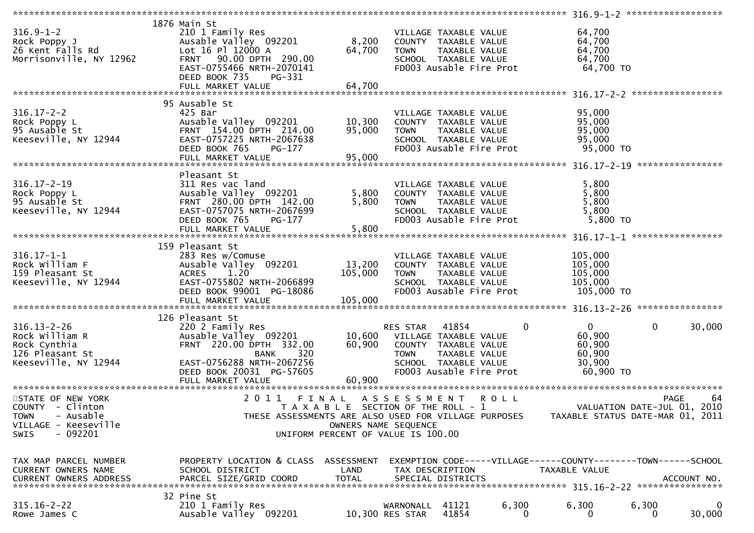```
******************************************************************************************************* 316.9-1-2 ******************
          1876 Main St
316.9-1-2             210 1 Family Res                       VILLAGE TAXABLE VALUE          64,700
Rock Poppy J          Ausable Valley 092201      8,200   COUNTY  TAXABLE VALUE          64,700
26 Kent Falls Rd      Lot 16 Pl 12000 A         64,700   TOWN    TAXABLE VALUE          64,700
Morrisonville, NY 12962  FRNT  90.00 DPTH 290.00         SCHOOL  TAXABLE VALUE          64,700
                      EAST-0755466 NRTH-2070141          FD003 Ausable Fire Prot         64,700 TO
                      DEED BOOK 735    PG-331
                      FULL MARKET VALUE         64,700
******************************************************************************************************* 316.17-2-2 *****************
          95 Ausable St
316.17-2-2            425 Bar                                VILLAGE TAXABLE VALUE          95,000
Rock Poppy L          Ausable Valley 092201     10,300   COUNTY  TAXABLE VALUE          95,000
95 Ausable St         FRNT 154.00 DPTH 214.00   95,000   TOWN    TAXABLE VALUE          95,000
Keeseville, NY 12944  EAST-0757225 NRTH-2067638          SCHOOL  TAXABLE VALUE          95,000
                      DEED BOOK 765    PG-177            FD003 Ausable Fire Prot         95,000 TO
                      FULL MARKET VALUE         95,000
******************************************************************************************************* 316.17-2-19 ****************
          Pleasant St
316.17-2-19           311 Res vac land                       VILLAGE TAXABLE VALUE           5,800
Rock Poppy L          Ausable Valley 092201      5,800   COUNTY  TAXABLE VALUE           5,800
95 Ausable St         FRNT 280.00 DPTH 142.00    5,800   TOWN    TAXABLE VALUE           5,800
Keeseville, NY 12944  EAST-0757075 NRTH-2067699          SCHOOL  TAXABLE VALUE           5,800
                      DEED BOOK 765    PG-177            FD003 Ausable Fire Prot          5,800 TO
                      FULL MARKET VALUE          5,800
******************************************************************************************************* 316.17-1-1 *****************
          159 Pleasant St
316.17-1-1            283 Res w/Comuse                       VILLAGE TAXABLE VALUE         105,000
Rock William F        Ausable Valley 092201     13,200   COUNTY  TAXABLE VALUE         105,000
159 Pleasant St       ACRES    1.20            105,000   TOWN    TAXABLE VALUE         105,000
Keeseville, NY 12944  EAST-0755802 NRTH-2066899          SCHOOL  TAXABLE VALUE         105,000
                      DEED BOOK 99001 PG-18086           FD003 Ausable Fire Prot        105,000 TO
                      FULL MARKET VALUE        105,000
******************************************************************************************************* 316.13-2-26 ****************
          126 Pleasant St
316.13-2-26           220 2 Family Res                   RES STAR   41854        0          0           0       30,000
Rock William R        Ausable Valley 092201     10,600   VILLAGE TAXABLE VALUE          60,900
Rock Cynthia          FRNT 220.00 DPTH 332.00   60,900   COUNTY  TAXABLE VALUE          60,900
126 Pleasant St                  BANK    320             TOWN    TAXABLE VALUE          60,900
Keeseville, NY 12944  EAST-0756288 NRTH-2067256          SCHOOL  TAXABLE VALUE          30,900
                      DEED BOOK 20031 PG-57605           FD003 Ausable Fire Prot         60,900 TO
                      FULL MARKET VALUE         60,900
************************************************************************************************************************************
STATE OF NEW YORK                  2 0 1 1   F I N A L   A S S E S S M E N T   R O L L                          PAGE    64
COUNTY  - Clinton                      T A X A B L E  SECTION OF THE ROLL - 1                  VALUATION DATE-JUL 01, 2010
TOWN    - Ausable              THESE ASSESSMENTS ARE ALSO USED FOR VILLAGE PURPOSES    TAXABLE STATUS DATE-MAR 01, 2011
VILLAGE - Keeseville                            OWNERS NAME SEQUENCE
SWIS    - 092201                           UNIFORM PERCENT OF VALUE IS 100.00


TAX MAP PARCEL NUMBER     PROPERTY LOCATION & CLASS  ASSESSMENT  EXEMPTION CODE-----VILLAGE------COUNTY--------TOWN------SCHOOL
CURRENT OWNERS NAME       SCHOOL DISTRICT              LAND      TAX DESCRIPTION              TAXABLE VALUE
CURRENT OWNERS ADDRESS    PARCEL SIZE/GRID COORD       TOTAL     SPECIAL DISTRICTS                                 ACCOUNT NO.
******************************************************************************************************* 315.16-2-22 ****************
          32 Pine St
315.16-2-22           210 1 Family Res                   WARNONALL  41121     6,300      6,300       6,300           0
Rowe James C          Ausable Valley 092201     10,300 RES STAR   41854         0          0           0       30,000
```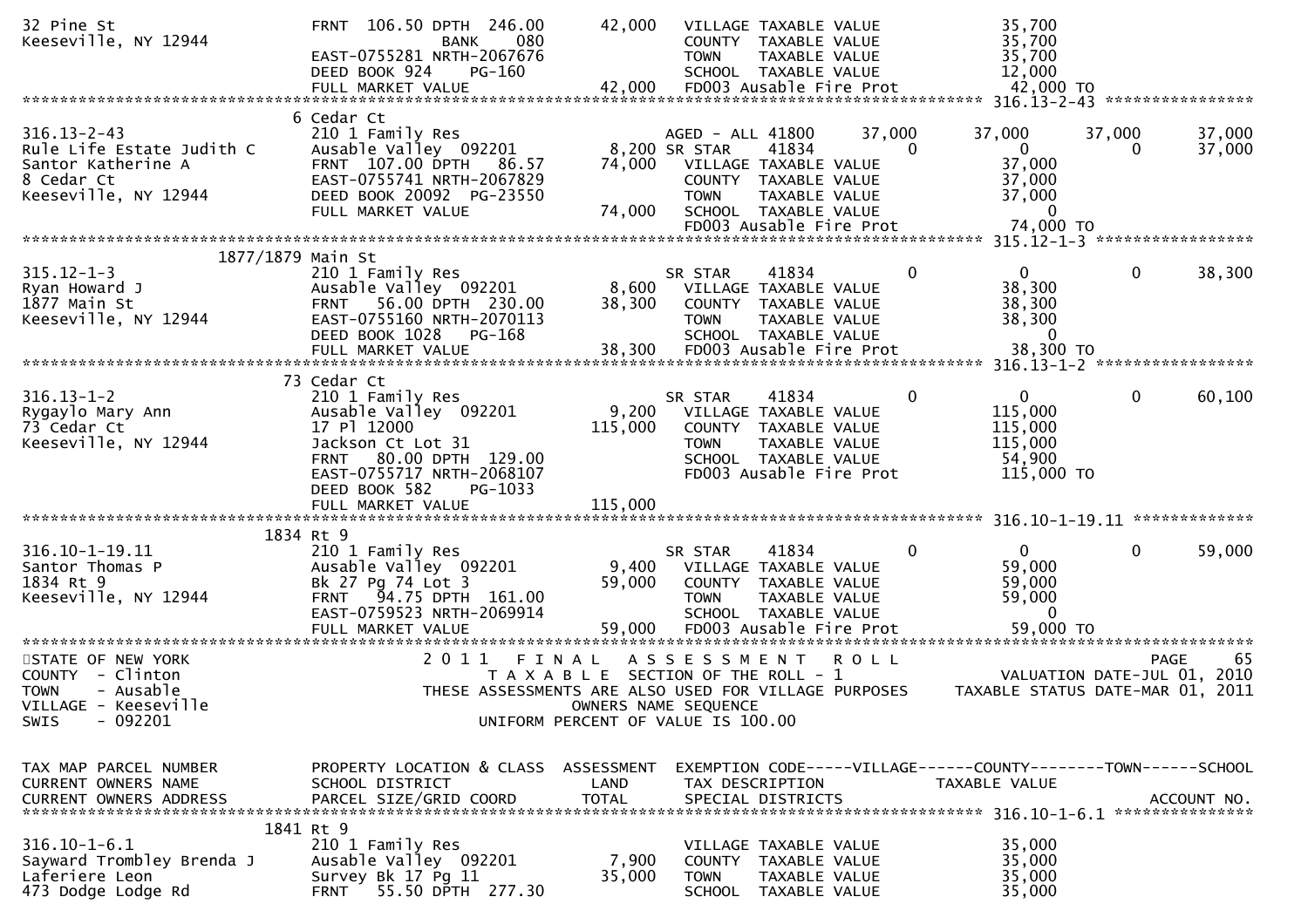```
32 Pine St                     FRNT 106.50 DPTH 246.00      42,000   VILLAGE TAXABLE VALUE             35,700
Keeseville, NY 12944                       BANK     080              COUNTY  TAXABLE VALUE             35,700
                               EAST-0755281 NRTH-2067676             TOWN    TAXABLE VALUE             35,700
                               DEED BOOK 924    PG-160               SCHOOL  TAXABLE VALUE             12,000
                               FULL MARKET VALUE            42,000   FD003 Ausable Fire Prot           42,000 TO
******************************************************************************************************* 316.13-2-43 *****************
                              6 Cedar Ct
316.13-2-43                    210 1 Family Res                      AGED - ALL 41800       37,000     37,000       37,000      37,000
Rule Life Estate Judith C      Ausable Valley  092201        8,200 SR STAR    41834          0          0            0         37,000
Santor Katherine A             FRNT 107.00 DPTH  86.57      74,000   VILLAGE TAXABLE VALUE             37,000
8 Cedar Ct                     EAST-0755741 NRTH-2067829             COUNTY  TAXABLE VALUE             37,000
Keeseville, NY 12944           DEED BOOK 20092  PG-23550             TOWN    TAXABLE VALUE             37,000
                               FULL MARKET VALUE            74,000   SCHOOL  TAXABLE VALUE                  0
                                                                     FD003 Ausable Fire Prot           74,000 TO
******************************************************************************************************* 315.12-1-3 *****************
                      1877/1879 Main St
315.12-1-3                     210 1 Family Res                      SR STAR    41834          0          0            0         38,300
Ryan Howard J                  Ausable Valley  092201        8,600   VILLAGE TAXABLE VALUE             38,300
1877 Main St                   FRNT  56.00 DPTH 230.00      38,300   COUNTY  TAXABLE VALUE             38,300
Keeseville, NY 12944           EAST-0755160 NRTH-2070113             TOWN    TAXABLE VALUE             38,300
                               DEED BOOK 1028   PG-168               SCHOOL  TAXABLE VALUE                  0
                               FULL MARKET VALUE            38,300   FD003 Ausable Fire Prot           38,300 TO
******************************************************************************************************* 316.13-1-2 *****************
                             73 Cedar Ct
316.13-1-2                     210 1 Family Res                      SR STAR    41834          0          0            0         60,100
Rygaylo Mary Ann               Ausable Valley  092201        9,200   VILLAGE TAXABLE VALUE            115,000
73 Cedar Ct                    17 Pl 12000                 115,000   COUNTY  TAXABLE VALUE            115,000
Keeseville, NY 12944           Jackson Ct Lot 31                     TOWN    TAXABLE VALUE            115,000
                               FRNT  80.00 DPTH 129.00               SCHOOL  TAXABLE VALUE             54,900
                               EAST-0755717 NRTH-2068107             FD003 Ausable Fire Prot          115,000 TO
                               DEED BOOK 582    PG-1033
                               FULL MARKET VALUE           115,000
******************************************************************************************************* 316.10-1-19.11 *************
                            1834 Rt 9
316.10-1-19.11                 210 1 Family Res                      SR STAR    41834          0          0            0         59,000
Santor Thomas P                Ausable Valley  092201        9,400   VILLAGE TAXABLE VALUE             59,000
1834 Rt 9                      Bk 27 Pg 74 Lot 3            59,000   COUNTY  TAXABLE VALUE             59,000
Keeseville, NY 12944           FRNT  94.75 DPTH 161.00               TOWN    TAXABLE VALUE             59,000
                               EAST-0759523 NRTH-2069914             SCHOOL  TAXABLE VALUE                  0
                               FULL MARKET VALUE            59,000   FD003 Ausable Fire Prot           59,000 TO
************************************************************************************************************************************
STATE OF NEW YORK                      2 0 1 1   F I N A L   A S S E S S M E N T   R O L L                                  PAGE    65
COUNTY  - Clinton                          T A X A B L E  SECTION OF THE ROLL - 1                      VALUATION DATE-JUL 01, 2010
TOWN    - Ausable                  THESE ASSESSMENTS ARE ALSO USED FOR VILLAGE PURPOSES           TAXABLE STATUS DATE-MAR 01, 2011
VILLAGE - Keeseville                                 OWNERS NAME SEQUENCE
SWIS    - 092201                              UNIFORM PERCENT OF VALUE IS 100.00


TAX MAP PARCEL NUMBER          PROPERTY LOCATION & CLASS  ASSESSMENT  EXEMPTION CODE-----VILLAGE------COUNTY--------TOWN------SCHOOL
CURRENT OWNERS NAME            SCHOOL DISTRICT               LAND     TAX DESCRIPTION              TAXABLE VALUE
CURRENT OWNERS ADDRESS         PARCEL SIZE/GRID COORD        TOTAL    SPECIAL DISTRICTS                                   ACCOUNT NO.
******************************************************************************************************* 316.10-1-6.1 ***************
                            1841 Rt 9
316.10-1-6.1                   210 1 Family Res                      VILLAGE TAXABLE VALUE             35,000
Sayward Trombley Brenda J      Ausable Valley  092201        7,900   COUNTY  TAXABLE VALUE             35,000
Laferiere Leon                 Survey Bk 17 Pg 11           35,000   TOWN    TAXABLE VALUE             35,000
473 Dodge Lodge Rd             FRNT  55.50 DPTH 277.30               SCHOOL  TAXABLE VALUE             35,000
```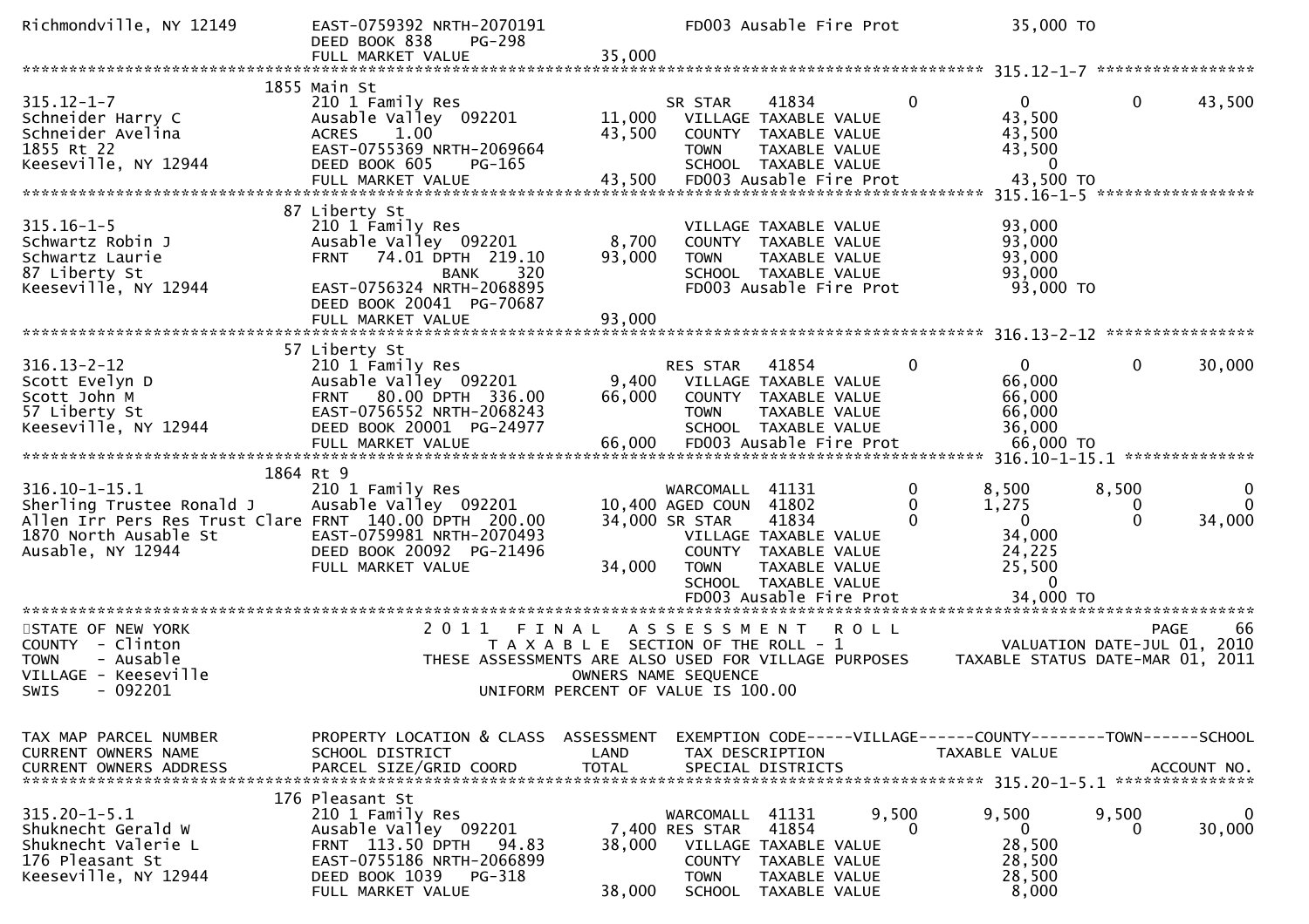```
Richmondville, NY 12149       EAST-0759392 NRTH-2070191            FD003 Ausable Fire Prot              35,000 TO
                              DEED BOOK 838     PG-298
                              FULL MARKET VALUE               35,000
******************************************************************************************************* 315.12-1-7 *****************
                        1855 Main St
315.12-1-7                    210 1 Family Res                     SR STAR     41834             0            0            0     43,500
Schneider Harry C             Ausable Valley  092201       11,000    VILLAGE TAXABLE VALUE                43,500
Schneider Avelina             ACRES     1.00               43,500    COUNTY  TAXABLE VALUE                43,500
1855 Rt 22                    EAST-0755369 NRTH-2069664              TOWN    TAXABLE VALUE                43,500
Keeseville, NY 12944          DEED BOOK 605     PG-165               SCHOOL  TAXABLE VALUE                     0
                              FULL MARKET VALUE               43,500    FD003 Ausable Fire Prot              43,500 TO
******************************************************************************************************* 315.16-1-5 *****************
                        87 Liberty St
315.16-1-5                    210 1 Family Res                       VILLAGE TAXABLE VALUE                93,000
Schwartz Robin J              Ausable Valley  092201        8,700    COUNTY  TAXABLE VALUE                93,000
Schwartz Laurie               FRNT   74.01 DPTH  219.10    93,000    TOWN    TAXABLE VALUE                93,000
87 Liberty St                            BANK     320                SCHOOL  TAXABLE VALUE                93,000
Keeseville, NY 12944          EAST-0756324 NRTH-2068895              FD003 Ausable Fire Prot              93,000 TO
                              DEED BOOK 20041  PG-70687
                              FULL MARKET VALUE               93,000
******************************************************************************************************* 316.13-2-12 ****************
                        57 Liberty St
316.13-2-12                   210 1 Family Res                     RES STAR    41854             0            0            0     30,000
Scott Evelyn D                Ausable Valley  092201        9,400    VILLAGE TAXABLE VALUE                66,000
Scott John M                  FRNT   80.00 DPTH  336.00    66,000    COUNTY  TAXABLE VALUE                66,000
57 Liberty St                 EAST-0756552 NRTH-2068243              TOWN    TAXABLE VALUE                66,000
Keeseville, NY 12944          DEED BOOK 20001  PG-24977              SCHOOL  TAXABLE VALUE                36,000
                              FULL MARKET VALUE               66,000    FD003 Ausable Fire Prot              66,000 TO
******************************************************************************************************* 316.10-1-15.1 **************
                        1864 Rt 9
316.10-1-15.1                 210 1 Family Res                     WARCOMALL   41131             0        8,500        8,500          0
Sherling Trustee Ronald J     Ausable Valley  092201       10,400 AGED COUN   41802             0        1,275            0          0
Allen Irr Pers Res Trust Clare FRNT  140.00 DPTH  200.00   34,000 SR STAR     41834             0            0            0     34,000
1870 North Ausable St         EAST-0759981 NRTH-2070493              VILLAGE TAXABLE VALUE                34,000
Ausable, NY 12944             DEED BOOK 20092  PG-21496              COUNTY  TAXABLE VALUE                24,225
                              FULL MARKET VALUE               34,000    TOWN    TAXABLE VALUE                25,500
                                                                     SCHOOL  TAXABLE VALUE                     0
                                                                     FD003 Ausable Fire Prot              34,000 TO
************************************************************************************************************************************
STATE OF NEW YORK                     2 0 1 1   F I N A L   A S S E S S M E N T   R O L L                              PAGE    66
COUNTY  - Clinton                          T A X A B L E  SECTION OF THE ROLL - 1                        VALUATION DATE-JUL 01, 2010
TOWN    - Ausable                    THESE ASSESSMENTS ARE ALSO USED FOR VILLAGE PURPOSES            TAXABLE STATUS DATE-MAR 01, 2011
VILLAGE - Keeseville                                  OWNERS NAME SEQUENCE
SWIS    - 092201                                 UNIFORM PERCENT OF VALUE IS 100.00


TAX MAP PARCEL NUMBER         PROPERTY LOCATION & CLASS  ASSESSMENT  EXEMPTION CODE-----VILLAGE------COUNTY--------TOWN------SCHOOL
CURRENT OWNERS NAME           SCHOOL DISTRICT               LAND      TAX DESCRIPTION              TAXABLE VALUE
CURRENT OWNERS ADDRESS        PARCEL SIZE/GRID COORD        TOTAL     SPECIAL DISTRICTS                                    ACCOUNT NO.
******************************************************************************************************* 315.20-1-5.1 ***************
                        176 Pleasant St
315.20-1-5.1                  210 1 Family Res                     WARCOMALL   41131         9,500        9,500        9,500          0
Shuknecht Gerald W            Ausable Valley  092201        7,400 RES STAR    41854             0            0            0     30,000
Shuknecht Valerie L           FRNT  113.50 DPTH   94.83    38,000    VILLAGE TAXABLE VALUE                28,500
176 Pleasant St               EAST-0755186 NRTH-2066899              COUNTY  TAXABLE VALUE                28,500
Keeseville, NY 12944          DEED BOOK 1039    PG-318               TOWN    TAXABLE VALUE                28,500
                              FULL MARKET VALUE               38,000    SCHOOL  TAXABLE VALUE                 8,000
```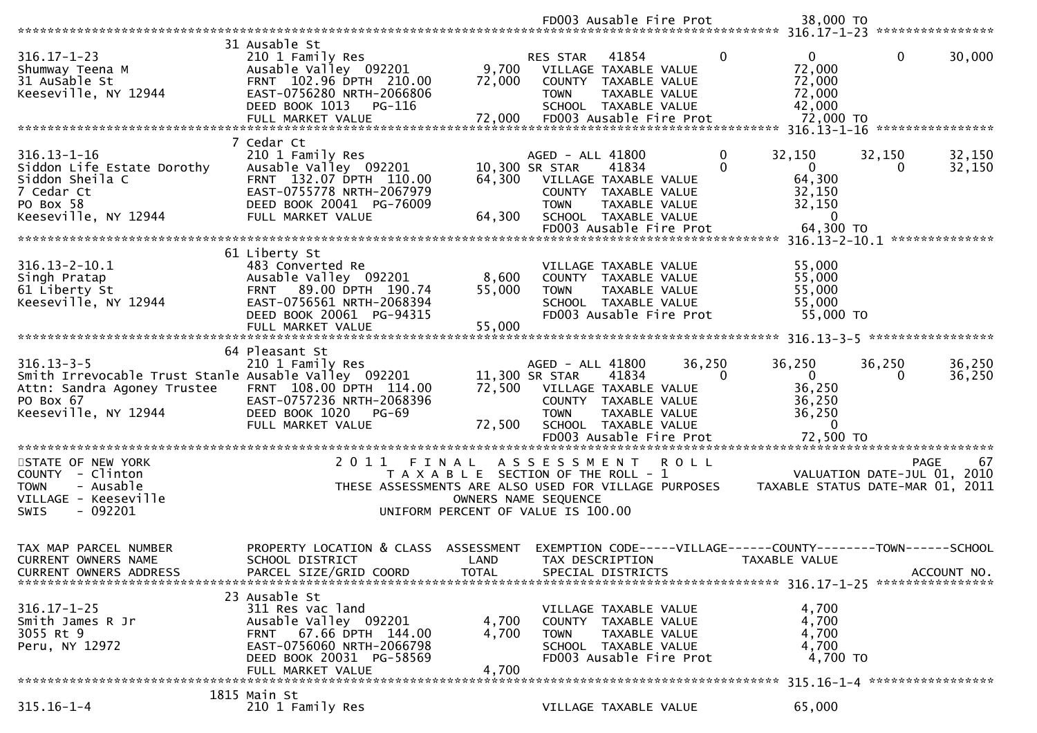FD003 Ausable Fire Prot 38,000 TO

******************************************************************************************************* 316.17-1-23 ****************

| | 31 Ausable St | | | | | | |
|---|---|---|---|---|---|---|---|
| 316.17-1-23 | 210 1 Family Res | | RES STAR 41854 | 0 | 0 | 0 | 30,000 |
| Shumway Teena M | Ausable Valley 092201 | 9,700 | VILLAGE TAXABLE VALUE | | 72,000 | | |
| 31 AuSable St | FRNT 102.96 DPTH 210.00 | 72,000 | COUNTY TAXABLE VALUE | | 72,000 | | |
| Keeseville, NY 12944 | EAST-0756280 NRTH-2066806 | | TOWN TAXABLE VALUE | | 72,000 | | |
| | DEED BOOK 1013 PG-116 | | SCHOOL TAXABLE VALUE | | 42,000 | | |
| | FULL MARKET VALUE | 72,000 | FD003 Ausable Fire Prot | | 72,000 TO | | |

******************************************************************************************************* 316.13-1-16 ****************

| | 7 Cedar Ct | | | | | | |
|---|---|---|---|---|---|---|---|
| 316.13-1-16 | 210 1 Family Res | | AGED - ALL 41800 | 0 | 32,150 | 32,150 | 32,150 |
| Siddon Life Estate Dorothy | Ausable Valley 092201 | 10,300 | SR STAR 41834 | 0 | 0 | 0 | 32,150 |
| Siddon Sheila C | FRNT 132.07 DPTH 110.00 | 64,300 | VILLAGE TAXABLE VALUE | | 64,300 | | |
| 7 Cedar Ct | EAST-0755778 NRTH-2067979 | | COUNTY TAXABLE VALUE | | 32,150 | | |
| PO Box 58 | DEED BOOK 20041 PG-76009 | | TOWN TAXABLE VALUE | | 32,150 | | |
| Keeseville, NY 12944 | FULL MARKET VALUE | 64,300 | SCHOOL TAXABLE VALUE | | 0 | | |
| | | | FD003 Ausable Fire Prot | | 64,300 TO | | |

******************************************************************************************************* 316.13-2-10.1 **************

| | 61 Liberty St | | | | | | |
|---|---|---|---|---|---|---|---|
| 316.13-2-10.1 | 483 Converted Re | | VILLAGE TAXABLE VALUE | | 55,000 | | |
| Singh Pratap | Ausable Valley 092201 | 8,600 | COUNTY TAXABLE VALUE | | 55,000 | | |
| 61 Liberty St | FRNT 89.00 DPTH 190.74 | 55,000 | TOWN TAXABLE VALUE | | 55,000 | | |
| Keeseville, NY 12944 | EAST-0756561 NRTH-2068394 | | SCHOOL TAXABLE VALUE | | 55,000 | | |
| | DEED BOOK 20061 PG-94315 | | FD003 Ausable Fire Prot | | 55,000 TO | | |
| | FULL MARKET VALUE | 55,000 | | | | | |

******************************************************************************************************* 316.13-3-5 *****************

| | 64 Pleasant St | | | | | | |
|---|---|---|---|---|---|---|---|
| 316.13-3-5 | 210 1 Family Res | | AGED - ALL 41800 | 36,250 | 36,250 | 36,250 | 36,250 |
| Smith Irrevocable Trust Stanle | Ausable Valley 092201 | 11,300 | SR STAR 41834 | 0 | 0 | 0 | 36,250 |
| Attn: Sandra Agoney Trustee | FRNT 108.00 DPTH 114.00 | 72,500 | VILLAGE TAXABLE VALUE | | 36,250 | | |
| PO Box 67 | EAST-0757236 NRTH-2068396 | | COUNTY TAXABLE VALUE | | 36,250 | | |
| Keeseville, NY 12944 | DEED BOOK 1020 PG-69 | | TOWN TAXABLE VALUE | | 36,250 | | |
| | FULL MARKET VALUE | 72,500 | SCHOOL TAXABLE VALUE | | 0 | | |
| | | | FD003 Ausable Fire Prot | | 72,500 TO | | |

STATE OF NEW YORK — 2011 FINAL ASSESSMENT ROLL — PAGE 67
COUNTY - Clinton — TAXABLE SECTION OF THE ROLL - 1 — VALUATION DATE-JUL 01, 2010
TOWN - Ausable — THESE ASSESSMENTS ARE ALSO USED FOR VILLAGE PURPOSES — TAXABLE STATUS DATE-MAR 01, 2011
VILLAGE - Keeseville — OWNERS NAME SEQUENCE
SWIS - 092201 — UNIFORM PERCENT OF VALUE IS 100.00

| TAX MAP PARCEL NUMBER / CURRENT OWNERS NAME / CURRENT OWNERS ADDRESS | PROPERTY LOCATION & CLASS / SCHOOL DISTRICT / PARCEL SIZE/GRID COORD | ASSESSMENT LAND / TOTAL | EXEMPTION CODE / TAX DESCRIPTION / SPECIAL DISTRICTS | VILLAGE | COUNTY / TAXABLE VALUE | TOWN | SCHOOL / ACCOUNT NO. |
|---|---|---|---|---|---|---|---|

******************************************************************************************************* 316.17-1-25 ****************

| | 23 Ausable St | | | | | | |
|---|---|---|---|---|---|---|---|
| 316.17-1-25 | 311 Res vac land | | VILLAGE TAXABLE VALUE | | 4,700 | | |
| Smith James R Jr | Ausable Valley 092201 | 4,700 | COUNTY TAXABLE VALUE | | 4,700 | | |
| 3055 Rt 9 | FRNT 67.66 DPTH 144.00 | 4,700 | TOWN TAXABLE VALUE | | 4,700 | | |
| Peru, NY 12972 | EAST-0756060 NRTH-2066798 | | SCHOOL TAXABLE VALUE | | 4,700 | | |
| | DEED BOOK 20031 PG-58569 | | FD003 Ausable Fire Prot | | 4,700 TO | | |
| | FULL MARKET VALUE | 4,700 | | | | | |

******************************************************************************************************* 315.16-1-4 *****************

| | 1815 Main St | | | | | | |
|---|---|---|---|---|---|---|---|
| 315.16-1-4 | 210 1 Family Res | | VILLAGE TAXABLE VALUE | | 65,000 | | |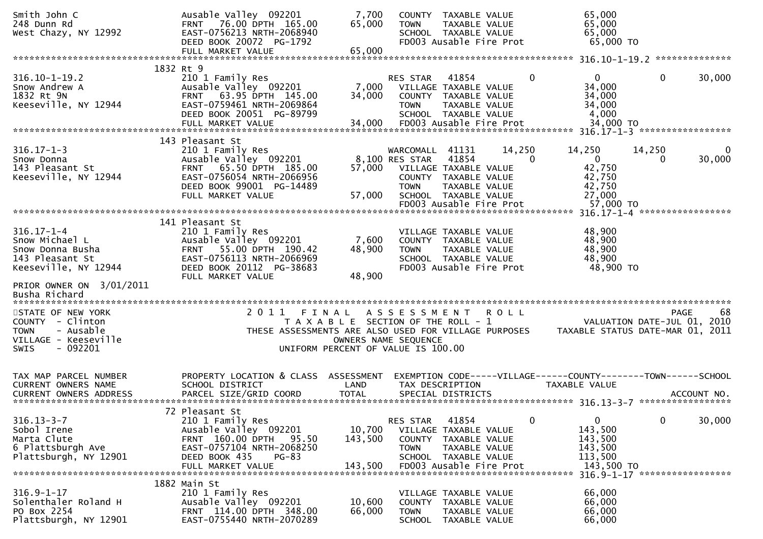```
Smith John C                   Ausable Valley  092201        7,700   COUNTY  TAXABLE VALUE             65,000
248 Dunn Rd                    FRNT   76.00 DPTH  165.00    65,000   TOWN    TAXABLE VALUE             65,000
West Chazy, NY 12992           EAST-0756213 NRTH-2068940             SCHOOL  TAXABLE VALUE             65,000
                               DEED BOOK 20072  PG-1792              FD003 Ausable Fire Prot            65,000 TO
                               FULL MARKET VALUE            65,000
******************************************************************************************** 316.10-1-19.2 **************
                      1832 Rt 9
316.10-1-19.2                  210 1 Family Res                      RES STAR   41854           0           0           0      30,000
Snow Andrew A                  Ausable Valley  092201        7,000   VILLAGE TAXABLE VALUE             34,000
1832 Rt 9N                     FRNT   63.95 DPTH  145.00    34,000   COUNTY  TAXABLE VALUE             34,000
Keeseville, NY 12944           EAST-0759461 NRTH-2069864             TOWN    TAXABLE VALUE             34,000
                               DEED BOOK 20051  PG-89799             SCHOOL  TAXABLE VALUE              4,000
                               FULL MARKET VALUE            34,000   FD003 Ausable Fire Prot            34,000 TO
******************************************************************************************** 316.17-1-3 *****************
                      143 Pleasant St
316.17-1-3                     210 1 Family Res                      WARCOMALL  41131      14,250      14,250      14,250           0
Snow Donna                     Ausable Valley  092201        8,100 RES STAR   41854            0           0           0      30,000
143 Pleasant St                FRNT   65.50 DPTH  185.00    57,000   VILLAGE TAXABLE VALUE             42,750
Keeseville, NY 12944           EAST-0756054 NRTH-2066956             COUNTY  TAXABLE VALUE             42,750
                               DEED BOOK 99001  PG-14489             TOWN    TAXABLE VALUE             42,750
                               FULL MARKET VALUE            57,000   SCHOOL  TAXABLE VALUE             27,000
                                                                     FD003 Ausable Fire Prot            57,000 TO
******************************************************************************************** 316.17-1-4 *****************
                      141 Pleasant St
316.17-1-4                     210 1 Family Res                      VILLAGE TAXABLE VALUE             48,900
Snow Michael L                 Ausable Valley  092201        7,600   COUNTY  TAXABLE VALUE             48,900
Snow Donna Busha               FRNT   55.00 DPTH  190.42    48,900   TOWN    TAXABLE VALUE             48,900
143 Pleasant St                EAST-0756113 NRTH-2066969             SCHOOL  TAXABLE VALUE             48,900
Keeseville, NY 12944           DEED BOOK 20112  PG-38683             FD003 Ausable Fire Prot            48,900 TO
                               FULL MARKET VALUE            48,900
PRIOR OWNER ON  3/01/2011
Busha Richard
**************************************************************************************************************************
STATE OF NEW YORK                  2 0 1 1   F I N A L   A S S E S S M E N T   R O L L                              PAGE     68
COUNTY  - Clinton                     T A X A B L E  SECTION OF THE ROLL - 1                        VALUATION DATE-JUL 01, 2010
TOWN    - Ausable              THESE ASSESSMENTS ARE ALSO USED FOR VILLAGE PURPOSES            TAXABLE STATUS DATE-MAR 01, 2011
VILLAGE - Keeseville                           OWNERS NAME SEQUENCE
SWIS    - 092201                          UNIFORM PERCENT OF VALUE IS 100.00


TAX MAP PARCEL NUMBER          PROPERTY LOCATION & CLASS  ASSESSMENT  EXEMPTION CODE-----VILLAGE------COUNTY--------TOWN------SCHOOL
CURRENT OWNERS NAME            SCHOOL DISTRICT               LAND      TAX DESCRIPTION            TAXABLE VALUE
CURRENT OWNERS ADDRESS         PARCEL SIZE/GRID COORD        TOTAL     SPECIAL DISTRICTS                                   ACCOUNT NO.
******************************************************************************************** 316.13-3-7 *****************
                      72 Pleasant St
316.13-3-7                     210 1 Family Res                      RES STAR   41854           0           0           0      30,000
Sobol Irene                    Ausable Valley  092201       10,700   VILLAGE TAXABLE VALUE            143,500
Marta Clute                    FRNT  160.00 DPTH   95.50   143,500   COUNTY  TAXABLE VALUE            143,500
6 Plattsburgh Ave              EAST-0757104 NRTH-2068250             TOWN    TAXABLE VALUE            143,500
Plattsburgh, NY 12901          DEED BOOK 435    PG-83                SCHOOL  TAXABLE VALUE            113,500
                               FULL MARKET VALUE           143,500   FD003 Ausable Fire Prot           143,500 TO
******************************************************************************************** 316.9-1-17 *****************
                      1882 Main St
316.9-1-17                     210 1 Family Res                      VILLAGE TAXABLE VALUE             66,000
Solenthaler Roland H           Ausable Valley  092201       10,600   COUNTY  TAXABLE VALUE             66,000
PO Box 2254                    FRNT  114.00 DPTH  348.00    66,000   TOWN    TAXABLE VALUE             66,000
Plattsburgh, NY 12901          EAST-0755440 NRTH-2070289             SCHOOL  TAXABLE VALUE             66,000
```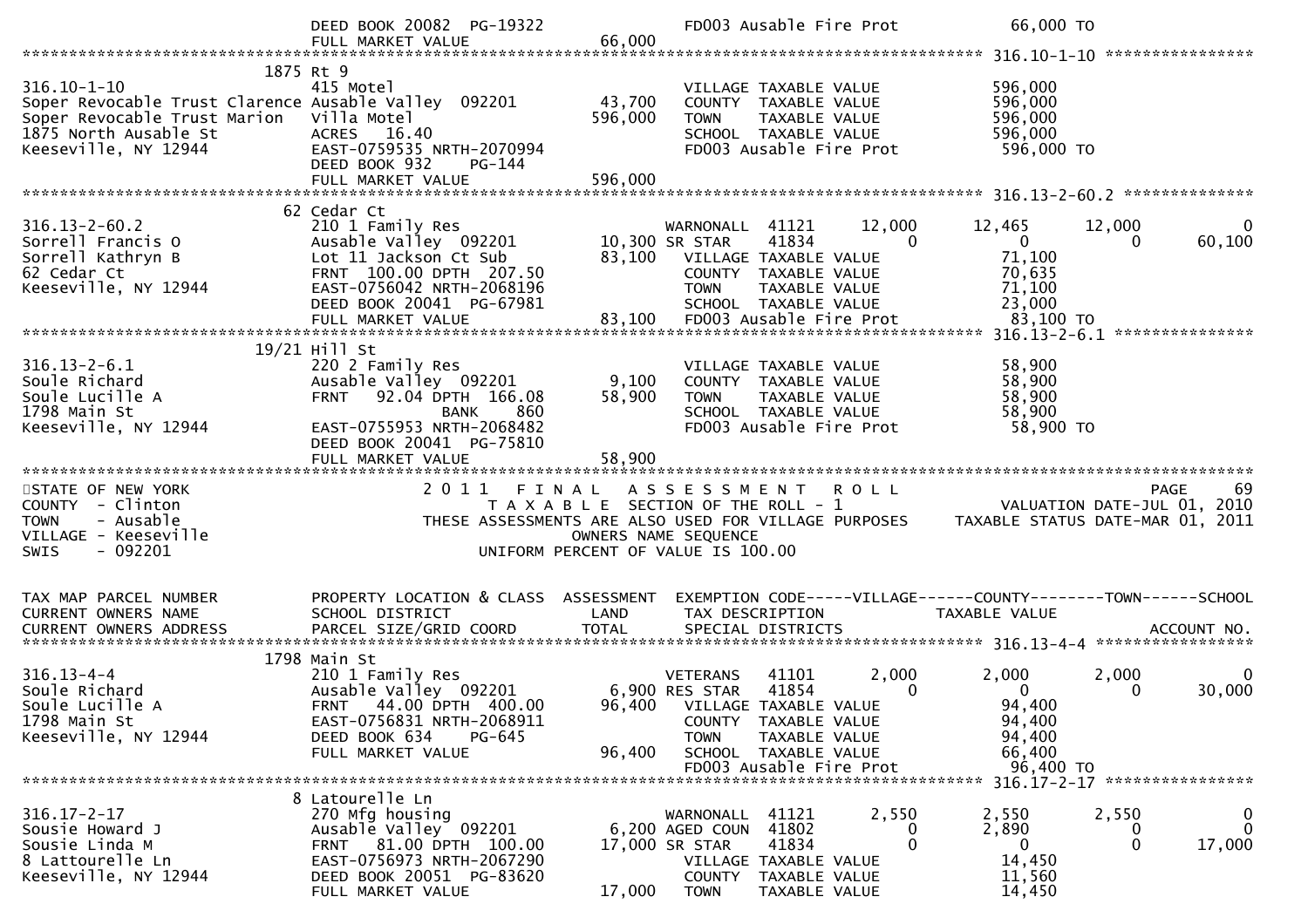```
                           DEED BOOK 20082  PG-19322            FD003 Ausable Fire Prot             66,000 TO
                           FULL MARKET VALUE             66,000
******************************************************************************************************* 316.10-1-10 ****************
                       1875 Rt 9
316.10-1-10                415 Motel                             VILLAGE TAXABLE VALUE             596,000
Soper Revocable Trust Clarence Ausable Valley  092201    43,700  COUNTY  TAXABLE VALUE             596,000
Soper Revocable Trust Marion   Villa Motel               596,000  TOWN    TAXABLE VALUE             596,000
1875 North Ausable St      ACRES  16.40                           SCHOOL  TAXABLE VALUE             596,000
Keeseville, NY 12944       EAST-0759535 NRTH-2070994              FD003 Ausable Fire Prot           596,000 TO
                           DEED BOOK 932    PG-144
                           FULL MARKET VALUE            596,000
******************************************************************************************************* 316.13-2-60.2 **************
                        62 Cedar Ct
316.13-2-60.2              210 1 Family Res                  WARNONALL  41121      12,000      12,465      12,000           0
Sorrell Francis O          Ausable Valley  092201    10,300 SR STAR    41834           0           0           0      60,100
Sorrell Kathryn B          Lot 11 Jackson Ct Sub      83,100   VILLAGE TAXABLE VALUE            71,100
62 Cedar Ct                FRNT 100.00 DPTH 207.50             COUNTY  TAXABLE VALUE            70,635
Keeseville, NY 12944       EAST-0756042 NRTH-2068196           TOWN    TAXABLE VALUE            71,100
                           DEED BOOK 20041  PG-67981           SCHOOL  TAXABLE VALUE            23,000
                           FULL MARKET VALUE             83,100   FD003 Ausable Fire Prot           83,100 TO
******************************************************************************************************* 316.13-2-6.1 ***************
                     19/21 Hill St
316.13-2-6.1               220 2 Family Res                      VILLAGE TAXABLE VALUE              58,900
Soule Richard              Ausable Valley  092201     9,100  COUNTY  TAXABLE VALUE              58,900
Soule Lucille A            FRNT  92.04 DPTH 166.08   58,900  TOWN    TAXABLE VALUE              58,900
1798 Main St                          BANK    860               SCHOOL  TAXABLE VALUE              58,900
Keeseville, NY 12944       EAST-0755953 NRTH-2068482              FD003 Ausable Fire Prot            58,900 TO
                           DEED BOOK 20041  PG-75810
                           FULL MARKET VALUE             58,900
************************************************************************************************************************************
STATE OF NEW YORK                    2 0 1 1   F I N A L   A S S E S S M E N T   R O L L                                 PAGE    69
COUNTY  - Clinton                         T A X A B L E  SECTION OF THE ROLL - 1                       VALUATION DATE-JUL 01, 2010
TOWN    - Ausable                 THESE ASSESSMENTS ARE ALSO USED FOR VILLAGE PURPOSES      TAXABLE STATUS DATE-MAR 01, 2011
VILLAGE - Keeseville                                 OWNERS NAME SEQUENCE
SWIS    - 092201                             UNIFORM PERCENT OF VALUE IS 100.00


TAX MAP PARCEL NUMBER          PROPERTY LOCATION & CLASS  ASSESSMENT  EXEMPTION CODE-----VILLAGE------COUNTY--------TOWN------SCHOOL
CURRENT OWNERS NAME            SCHOOL DISTRICT               LAND       TAX DESCRIPTION              TAXABLE VALUE
CURRENT OWNERS ADDRESS         PARCEL SIZE/GRID COORD       TOTAL       SPECIAL DISTRICTS                                    ACCOUNT NO.
******************************************************************************************************* 316.13-4-4 *****************
                       1798 Main St
316.13-4-4                 210 1 Family Res                  VETERANS   41101       2,000       2,000       2,000           0
Soule Richard              Ausable Valley  092201     6,900 RES STAR   41854           0           0           0      30,000
Soule Lucille A            FRNT  44.00 DPTH 400.00   96,400   VILLAGE TAXABLE VALUE            94,400
1798 Main St               EAST-0756831 NRTH-2068911          COUNTY  TAXABLE VALUE            94,400
Keeseville, NY 12944       DEED BOOK 634    PG-645            TOWN    TAXABLE VALUE            94,400
                           FULL MARKET VALUE             96,400   SCHOOL  TAXABLE VALUE            66,400
                                                                  FD003 Ausable Fire Prot           96,400 TO
******************************************************************************************************* 316.17-2-17 ****************
                         8 Latourelle Ln
316.17-2-17                270 Mfg housing                   WARNONALL  41121       2,550       2,550       2,550           0
Sousie Howard J            Ausable Valley  092201     6,200 AGED COUN  41802           0       2,890           0           0
Sousie Linda M             FRNT  81.00 DPTH 100.00   17,000 SR STAR    41834           0           0           0      17,000
8 Lattourelle Ln           EAST-0756973 NRTH-2067290           VILLAGE TAXABLE VALUE            14,450
Keeseville, NY 12944       DEED BOOK 20051  PG-83620           COUNTY  TAXABLE VALUE            11,560
                           FULL MARKET VALUE             17,000   TOWN    TAXABLE VALUE            14,450
```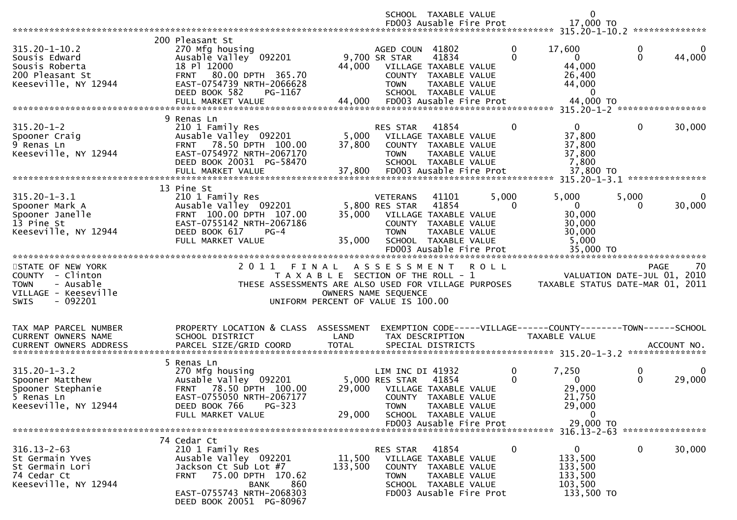```
                                                                    SCHOOL  TAXABLE VALUE                    0
                                                                    FD003 Ausable Fire Prot             17,000 TO
******************************************************************************************************* 315.20-1-10.2 **************
                              200 Pleasant St
315.20-1-10.2                 270 Mfg housing                       AGED COUN  41802             0       17,600            0            0
Sousis Edward                 Ausable Valley  092201         9,700 SR STAR     41834             0            0            0       44,000
Sousis Roberta                18 Pl 12000                   44,000    VILLAGE TAXABLE VALUE                  44,000
200 Pleasant St               FRNT   80.00 DPTH  365.70               COUNTY  TAXABLE VALUE                  26,400
Keeseville, NY 12944          EAST-0754739 NRTH-2066628               TOWN    TAXABLE VALUE                  44,000
                              DEED BOOK 582     PG-1167               SCHOOL  TAXABLE VALUE                       0
                              FULL MARKET VALUE             44,000    FD003 Ausable Fire Prot             44,000 TO
******************************************************************************************************* 315.20-1-2 *****************
                              9 Renas Ln
315.20-1-2                    210 1 Family Res                      RES STAR   41854             0            0            0       30,000
Spooner Craig                 Ausable Valley  092201         5,000    VILLAGE TAXABLE VALUE                  37,800
9 Renas Ln                    FRNT   78.50 DPTH  100.00     37,800    COUNTY  TAXABLE VALUE                  37,800
Keeseville, NY 12944          EAST-0754972 NRTH-2067170               TOWN    TAXABLE VALUE                  37,800
                              DEED BOOK 20031  PG-58470               SCHOOL  TAXABLE VALUE                   7,800
                              FULL MARKET VALUE             37,800    FD003 Ausable Fire Prot             37,800 TO
******************************************************************************************************* 315.20-1-3.1 ***************
                              13 Pine St
315.20-1-3.1                  210 1 Family Res                      VETERANS   41101         5,000        5,000        5,000            0
Spooner Mark A                Ausable Valley  092201         5,800 RES STAR    41854             0            0            0       30,000
Spooner Janelle               FRNT  100.00 DPTH  107.00     35,000    VILLAGE TAXABLE VALUE                  30,000
13 Pine St                    EAST-0755142 NRTH-2067186               COUNTY  TAXABLE VALUE                  30,000
Keeseville, NY 12944          DEED BOOK 617     PG-4                  TOWN    TAXABLE VALUE                  30,000
                              FULL MARKET VALUE             35,000    SCHOOL  TAXABLE VALUE                   5,000
                                                                    FD003 Ausable Fire Prot             35,000 TO
************************************************************************************************************************************
STATE OF NEW YORK                  2 0 1 1   F I N A L   A S S E S S M E N T   R O L L                                 PAGE    70
COUNTY  - Clinton                        T A X A B L E  SECTION OF THE ROLL - 1                     VALUATION DATE-JUL 01, 2010
TOWN    - Ausable                THESE ASSESSMENTS ARE ALSO USED FOR VILLAGE PURPOSES     TAXABLE STATUS DATE-MAR 01, 2011
VILLAGE - Keeseville                                 OWNERS NAME SEQUENCE
SWIS    - 092201                              UNIFORM PERCENT OF VALUE IS 100.00


TAX MAP PARCEL NUMBER          PROPERTY LOCATION & CLASS  ASSESSMENT  EXEMPTION CODE-----VILLAGE------COUNTY--------TOWN------SCHOOL
CURRENT OWNERS NAME            SCHOOL DISTRICT               LAND      TAX DESCRIPTION             TAXABLE VALUE
CURRENT OWNERS ADDRESS         PARCEL SIZE/GRID COORD        TOTAL     SPECIAL DISTRICTS                                    ACCOUNT NO.
******************************************************************************************************* 315.20-1-3.2 ***************
                              5 Renas Ln
315.20-1-3.2                  270 Mfg housing                       LIM INC DI 41932             0        7,250            0            0
Spooner Matthew               Ausable Valley  092201         5,000 RES STAR    41854             0            0            0       29,000
Spooner Stephanie             FRNT   78.50 DPTH  100.00     29,000    VILLAGE TAXABLE VALUE                  29,000
5 Renas Ln                    EAST-0755050 NRTH-2067177               COUNTY  TAXABLE VALUE                  21,750
Keeseville, NY 12944          DEED BOOK 766     PG-323                TOWN    TAXABLE VALUE                  29,000
                              FULL MARKET VALUE             29,000    SCHOOL  TAXABLE VALUE                       0
                                                                    FD003 Ausable Fire Prot             29,000 TO
******************************************************************************************************* 316.13-2-63 ****************
                              74 Cedar Ct
316.13-2-63                   210 1 Family Res                      RES STAR   41854             0            0            0       30,000
St Germain Yves               Ausable Valley  092201        11,500    VILLAGE TAXABLE VALUE                 133,500
St Germain Lori               Jackson Ct Sub Lot #7        133,500    COUNTY  TAXABLE VALUE                 133,500
74 Cedar Ct                   FRNT   75.00 DPTH  170.62               TOWN    TAXABLE VALUE                 133,500
Keeseville, NY 12944                        BANK     860              SCHOOL  TAXABLE VALUE                 103,500
                              EAST-0755743 NRTH-2068303               FD003 Ausable Fire Prot            133,500 TO
                              DEED BOOK 20051  PG-80967
```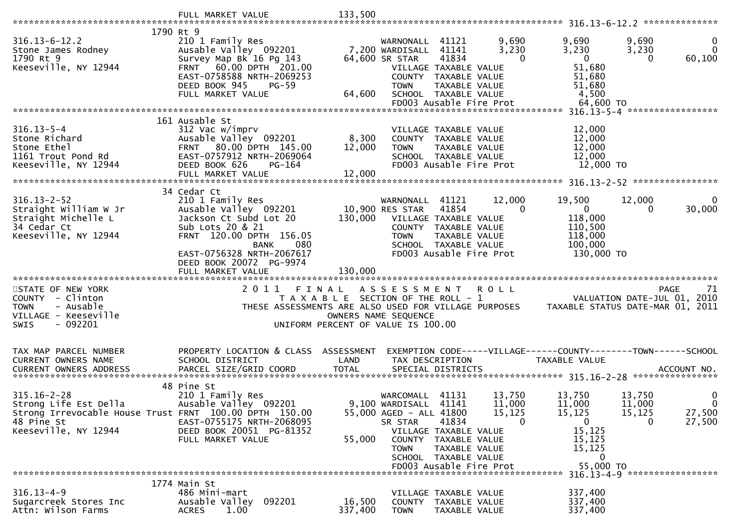```
                              FULL MARKET VALUE            133,500
******************************************************************************************************* 316.13-6-12.2 **************
                         1790 Rt 9
316.13-6-12.2            210 1 Family Res                    WARNONALL  41121       9,690       9,690       9,690           0
Stone James Rodney       Ausable Valley  092201       7,200 WARDISALL  41141       3,230       3,230       3,230           0
1790 Rt 9                Survey Map Bk 16 Pg 143     64,600 SR STAR    41834           0           0           0      60,100
Keeseville, NY 12944     FRNT   60.00 DPTH  201.00            VILLAGE TAXABLE VALUE              51,680
                         EAST-0758588 NRTH-2069253            COUNTY  TAXABLE VALUE              51,680
                         DEED BOOK 945    PG-59               TOWN    TAXABLE VALUE              51,680
                         FULL MARKET VALUE           64,600   SCHOOL  TAXABLE VALUE               4,500
                                                              FD003 Ausable Fire Prot            64,600 TO
******************************************************************************************************* 316.13-5-4 *****************
                         161 Ausable St
316.13-5-4               312 Vac w/imprv                      VILLAGE TAXABLE VALUE              12,000
Stone Richard            Ausable Valley  092201       8,300   COUNTY  TAXABLE VALUE              12,000
Stone Ethel              FRNT   80.00 DPTH  145.00   12,000   TOWN    TAXABLE VALUE              12,000
1161 Trout Pond Rd       EAST-0757912 NRTH-2069064            SCHOOL  TAXABLE VALUE              12,000
Keeseville, NY 12944     DEED BOOK 626    PG-164              FD003 Ausable Fire Prot            12,000 TO
                         FULL MARKET VALUE           12,000
******************************************************************************************************* 316.13-2-52 ****************
                         34 Cedar Ct
316.13-2-52              210 1 Family Res                    WARNONALL  41121      12,000      19,500      12,000           0
Straight William W Jr    Ausable Valley  092201      10,900 RES STAR   41854           0           0           0      30,000
Straight Michelle L      Jackson Ct Subd Lot 20     130,000   VILLAGE TAXABLE VALUE             118,000
34 Cedar Ct              Sub Lots 20 & 21                     COUNTY  TAXABLE VALUE             110,500
Keeseville, NY 12944     FRNT  120.00 DPTH  156.05            TOWN    TAXABLE VALUE             118,000
                                         BANK     080         SCHOOL  TAXABLE VALUE             100,000
                         EAST-0756328 NRTH-2067617            FD003 Ausable Fire Prot           130,000 TO
                         DEED BOOK 20072 PG-9974
                         FULL MARKET VALUE          130,000
************************************************************************************************************************************
STATE OF NEW YORK                  2 0 1 1   F I N A L   A S S E S S M E N T   R O L L                                  PAGE    71
COUNTY  - Clinton                        T A X A B L E  SECTION OF THE ROLL - 1                    VALUATION DATE-JUL 01, 2010
TOWN    - Ausable               THESE ASSESSMENTS ARE ALSO USED FOR VILLAGE PURPOSES          TAXABLE STATUS DATE-MAR 01, 2011
VILLAGE - Keeseville                              OWNERS NAME SEQUENCE
SWIS    - 092201                           UNIFORM PERCENT OF VALUE IS 100.00


TAX MAP PARCEL NUMBER        PROPERTY LOCATION & CLASS  ASSESSMENT  EXEMPTION CODE-----VILLAGE------COUNTY--------TOWN------SCHOOL
CURRENT OWNERS NAME          SCHOOL DISTRICT               LAND      TAX DESCRIPTION             TAXABLE VALUE
CURRENT OWNERS ADDRESS       PARCEL SIZE/GRID COORD        TOTAL     SPECIAL DISTRICTS                                ACCOUNT NO.
******************************************************************************************************* 315.16-2-28 ****************
                         48 Pine St
315.16-2-28              210 1 Family Res                    WARCOMALL  41131      13,750      13,750      13,750           0
Strong Life Est Della    Ausable Valley  092201       9,100 WARDISALL  41141      11,000      11,000      11,000           0
Strong Irrevocable House Trust FRNT 100.00 DPTH 150.00  55,000 AGED - ALL 41800      15,125      15,125      15,125      27,500
48 Pine St               EAST-0755175 NRTH-2068095            SR STAR    41834           0           0           0      27,500
Keeseville, NY 12944     DEED BOOK 20051 PG-81352             VILLAGE TAXABLE VALUE              15,125
                         FULL MARKET VALUE           55,000   COUNTY  TAXABLE VALUE              15,125
                                                              TOWN    TAXABLE VALUE              15,125
                                                              SCHOOL  TAXABLE VALUE                   0
                                                              FD003 Ausable Fire Prot            55,000 TO
******************************************************************************************************* 316.13-4-9 *****************
                         1774 Main St
316.13-4-9               486 Mini-mart                        VILLAGE TAXABLE VALUE             337,400
Sugarcreek Stores Inc    Ausable Valley  092201      16,500   COUNTY  TAXABLE VALUE             337,400
Attn: Wilson Farms       ACRES    1.00              337,400   TOWN    TAXABLE VALUE             337,400
```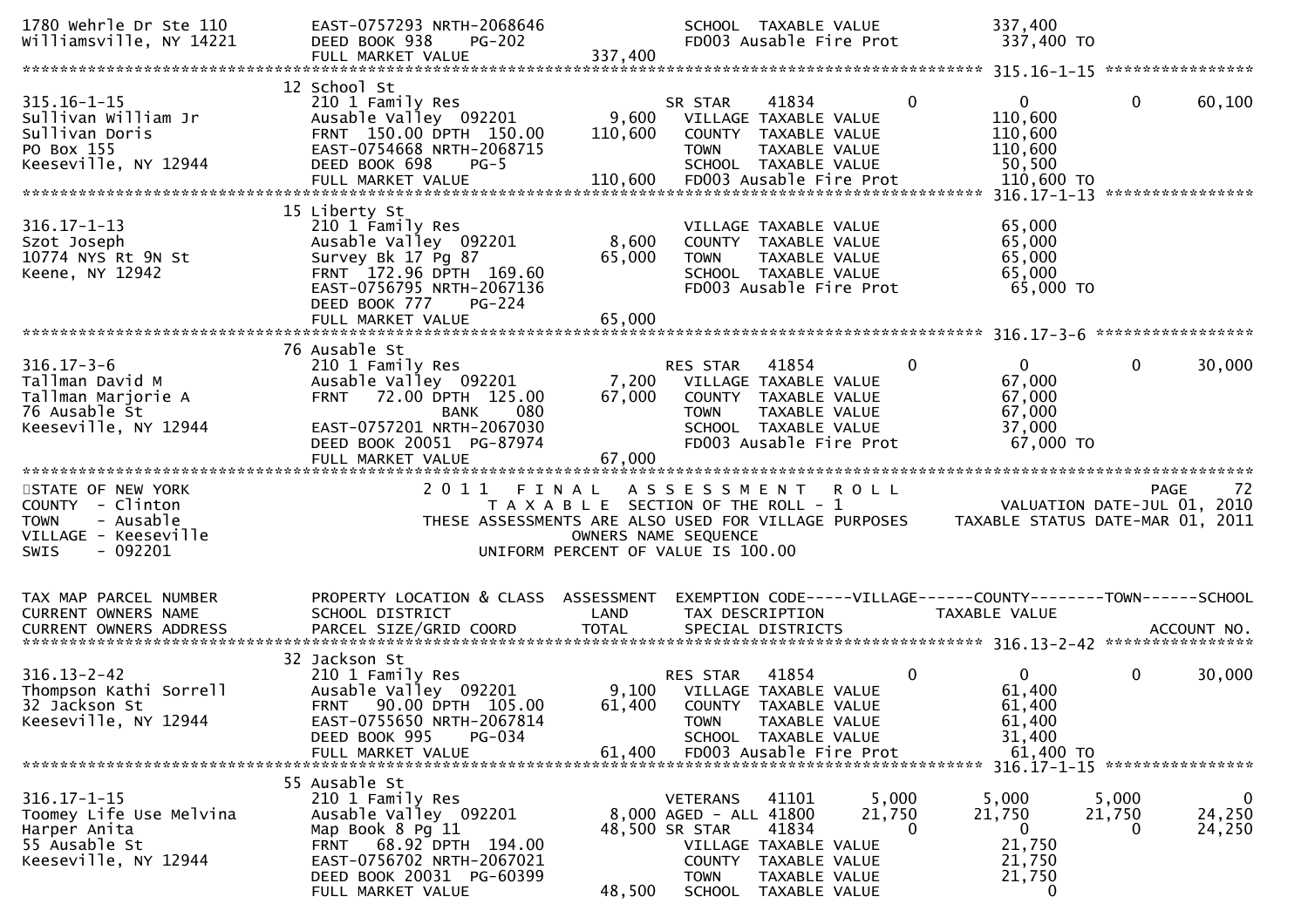```
1780 Wehrle Dr Ste 110         EAST-0757293 NRTH-2068646                  SCHOOL  TAXABLE VALUE              337,400
Williamsville, NY 14221        DEED BOOK 938     PG-202                   FD003 Ausable Fire Prot             337,400 TO
                               FULL MARKET VALUE              337,400
******************************************************************************************************* 315.16-1-15 ****************
                               12 School St
315.16-1-15                    210 1 Family Res                           SR STAR     41834            0             0             0      60,100
Sullivan William Jr            Ausable Valley  092201           9,600     VILLAGE TAXABLE VALUE             110,600
Sullivan Doris                 FRNT  150.00 DPTH  150.00      110,600     COUNTY  TAXABLE VALUE             110,600
PO Box 155                     EAST-0754668 NRTH-2068715                  TOWN    TAXABLE VALUE             110,600
Keeseville, NY 12944           DEED BOOK 698     PG-5                     SCHOOL  TAXABLE VALUE              50,500
                               FULL MARKET VALUE              110,600     FD003 Ausable Fire Prot             110,600 TO
******************************************************************************************************* 316.17-1-13 ****************
                               15 Liberty St
316.17-1-13                    210 1 Family Res                           VILLAGE TAXABLE VALUE              65,000
Szot Joseph                    Ausable Valley  092201           8,600     COUNTY  TAXABLE VALUE              65,000
10774 NYS Rt 9N St             Survey Bk 17 Pg 87              65,000     TOWN    TAXABLE VALUE              65,000
Keene, NY 12942                FRNT  172.96 DPTH  169.60                  SCHOOL  TAXABLE VALUE              65,000
                               EAST-0756795 NRTH-2067136                  FD003 Ausable Fire Prot              65,000 TO
                               DEED BOOK 777     PG-224
                               FULL MARKET VALUE               65,000
******************************************************************************************************* 316.17-3-6 *****************
                               76 Ausable St
316.17-3-6                     210 1 Family Res                           RES STAR    41854            0             0             0      30,000
Tallman David M                Ausable Valley  092201           7,200     VILLAGE TAXABLE VALUE              67,000
Tallman Marjorie A             FRNT   72.00 DPTH  125.00       67,000     COUNTY  TAXABLE VALUE              67,000
76 Ausable St                               BANK     080                  TOWN    TAXABLE VALUE              67,000
Keeseville, NY 12944           EAST-0757201 NRTH-2067030                  SCHOOL  TAXABLE VALUE              37,000
                               DEED BOOK 20051  PG-87974                  FD003 Ausable Fire Prot              67,000 TO
                               FULL MARKET VALUE               67,000
************************************************************************************************************************************
STATE OF NEW YORK                          2 0 1 1   F I N A L   A S S E S S M E N T   R O L L                                PAGE    72
COUNTY  - Clinton                            T A X A B L E  SECTION OF THE ROLL - 1                         VALUATION DATE-JUL 01, 2010
TOWN    - Ausable                   THESE ASSESSMENTS ARE ALSO USED FOR VILLAGE PURPOSES             TAXABLE STATUS DATE-MAR 01, 2011
VILLAGE - Keeseville                                   OWNERS NAME SEQUENCE
SWIS    - 092201                               UNIFORM PERCENT OF VALUE IS 100.00


TAX MAP PARCEL NUMBER          PROPERTY LOCATION & CLASS  ASSESSMENT  EXEMPTION CODE-----VILLAGE------COUNTY--------TOWN------SCHOOL
CURRENT OWNERS NAME            SCHOOL DISTRICT               LAND     TAX DESCRIPTION              TAXABLE VALUE
CURRENT OWNERS ADDRESS         PARCEL SIZE/GRID COORD        TOTAL    SPECIAL DISTRICTS                                       ACCOUNT NO.
******************************************************************************************************* 316.13-2-42 ****************
                               32 Jackson St
316.13-2-42                    210 1 Family Res                           RES STAR    41854            0             0             0      30,000
Thompson Kathi Sorrell         Ausable Valley  092201           9,100     VILLAGE TAXABLE VALUE              61,400
32 Jackson St                  FRNT   90.00 DPTH  105.00       61,400     COUNTY  TAXABLE VALUE              61,400
Keeseville, NY 12944           EAST-0755650 NRTH-2067814                  TOWN    TAXABLE VALUE              61,400
                               DEED BOOK 995     PG-034                   SCHOOL  TAXABLE VALUE              31,400
                               FULL MARKET VALUE               61,400     FD003 Ausable Fire Prot              61,400 TO
******************************************************************************************************* 316.17-1-15 ****************
                               55 Ausable St
316.17-1-15                    210 1 Family Res                           VETERANS    41101        5,000         5,000         5,000           0
Toomey Life Use Melvina        Ausable Valley  092201           8,000 AGED - ALL  41800       21,750        21,750        21,750      24,250
Harper Anita                   Map Book 8 Pg 11                48,500 SR STAR     41834            0             0             0      24,250
55 Ausable St                  FRNT   68.92 DPTH  194.00                  VILLAGE TAXABLE VALUE              21,750
Keeseville, NY 12944           EAST-0756702 NRTH-2067021                  COUNTY  TAXABLE VALUE              21,750
                               DEED BOOK 20031  PG-60399                  TOWN    TAXABLE VALUE              21,750
                               FULL MARKET VALUE               48,500     SCHOOL  TAXABLE VALUE                   0
```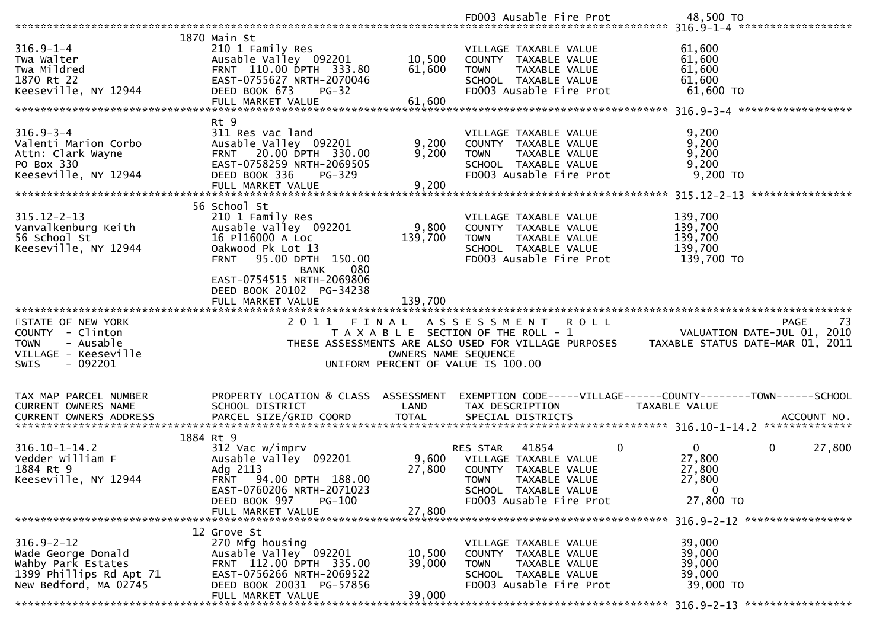```
                                                                               FD003 Ausable Fire Prot             48,500 TO
******************************************************************************************************* 316.9-1-4 ******************
                          1870 Main St
316.9-1-4                      210 1 Family Res                                VILLAGE TAXABLE VALUE            61,600
Twa Walter                     Ausable Valley  092201          10,500          COUNTY  TAXABLE VALUE            61,600
Twa Mildred                    FRNT  110.00 DPTH  333.80       61,600          TOWN    TAXABLE VALUE            61,600
1870 Rt 22                     EAST-0755627 NRTH-2070046                       SCHOOL  TAXABLE VALUE            61,600
Keeseville, NY 12944           DEED BOOK 673     PG-32                         FD003 Ausable Fire Prot           61,600 TO
                               FULL MARKET VALUE               61,600
******************************************************************************************************* 316.9-3-4 ******************
                          Rt 9
316.9-3-4                      311 Res vac land                                VILLAGE TAXABLE VALUE             9,200
Valenti Marion Corbo           Ausable Valley  092201           9,200          COUNTY  TAXABLE VALUE             9,200
Attn: Clark Wayne              FRNT   20.00 DPTH  330.00        9,200          TOWN    TAXABLE VALUE             9,200
PO Box 330                     EAST-0758259 NRTH-2069505                       SCHOOL  TAXABLE VALUE             9,200
Keeseville, NY 12944           DEED BOOK 336     PG-329                        FD003 Ausable Fire Prot            9,200 TO
                               FULL MARKET VALUE                9,200
******************************************************************************************************* 315.12-2-13 ****************
                          56 School St
315.12-2-13                    210 1 Family Res                                VILLAGE TAXABLE VALUE           139,700
Vanvalkenburg Keith            Ausable Valley  092201           9,800          COUNTY  TAXABLE VALUE           139,700
56 School St                   16 Pl16000 A Loc               139,700          TOWN    TAXABLE VALUE           139,700
Keeseville, NY 12944           Oakwood Pk Lot 13                               SCHOOL  TAXABLE VALUE           139,700
                               FRNT   95.00 DPTH  150.00                       FD003 Ausable Fire Prot          139,700 TO
                                        BANK     080
                               EAST-0754515 NRTH-2069806
                               DEED BOOK 20102  PG-34238
                               FULL MARKET VALUE              139,700
************************************************************************************************************************************
STATE OF NEW YORK                      2 0 1 1   F I N A L   A S S E S S M E N T   R O L L                                 PAGE    73
COUNTY  - Clinton                          T A X A B L E  SECTION OF THE ROLL - 1                          VALUATION DATE-JUL 01, 2010
TOWN    - Ausable                  THESE ASSESSMENTS ARE ALSO USED FOR VILLAGE PURPOSES       TAXABLE STATUS DATE-MAR 01, 2011
VILLAGE - Keeseville                                  OWNERS NAME SEQUENCE
SWIS    - 092201                               UNIFORM PERCENT OF VALUE IS 100.00


TAX MAP PARCEL NUMBER          PROPERTY LOCATION & CLASS  ASSESSMENT  EXEMPTION CODE-----VILLAGE------COUNTY--------TOWN------SCHOOL
CURRENT OWNERS NAME            SCHOOL DISTRICT               LAND     TAX DESCRIPTION              TAXABLE VALUE
CURRENT OWNERS ADDRESS         PARCEL SIZE/GRID COORD        TOTAL    SPECIAL DISTRICTS                                    ACCOUNT NO.
******************************************************************************************************* 316.10-1-14.2 **************
                          1884 Rt 9
316.10-1-14.2                  312 Vac w/imprv                                 RES STAR   41854           0          0          0     27,800
Vedder William F               Ausable Valley  092201           9,600          VILLAGE TAXABLE VALUE            27,800
1884 Rt 9                      Adg 2113                        27,800          COUNTY  TAXABLE VALUE            27,800
Keeseville, NY 12944           FRNT   94.00 DPTH  188.00                       TOWN    TAXABLE VALUE            27,800
                               EAST-0760206 NRTH-2071023                       SCHOOL  TAXABLE VALUE                 0
                               DEED BOOK 997     PG-100                        FD003 Ausable Fire Prot           27,800 TO
                               FULL MARKET VALUE               27,800
******************************************************************************************************* 316.9-2-12 *****************
                          12 Grove St
316.9-2-12                     270 Mfg housing                                 VILLAGE TAXABLE VALUE            39,000
Wade George Donald             Ausable Valley  092201          10,500          COUNTY  TAXABLE VALUE            39,000
Wahby Park Estates             FRNT  112.00 DPTH  335.00       39,000          TOWN    TAXABLE VALUE            39,000
1399 Phillips Rd Apt 71        EAST-0756266 NRTH-2069522                       SCHOOL  TAXABLE VALUE            39,000
New Bedford, MA 02745          DEED BOOK 20031  PG-57856                       FD003 Ausable Fire Prot           39,000 TO
                               FULL MARKET VALUE               39,000
******************************************************************************************************* 316.9-2-13 *****************
```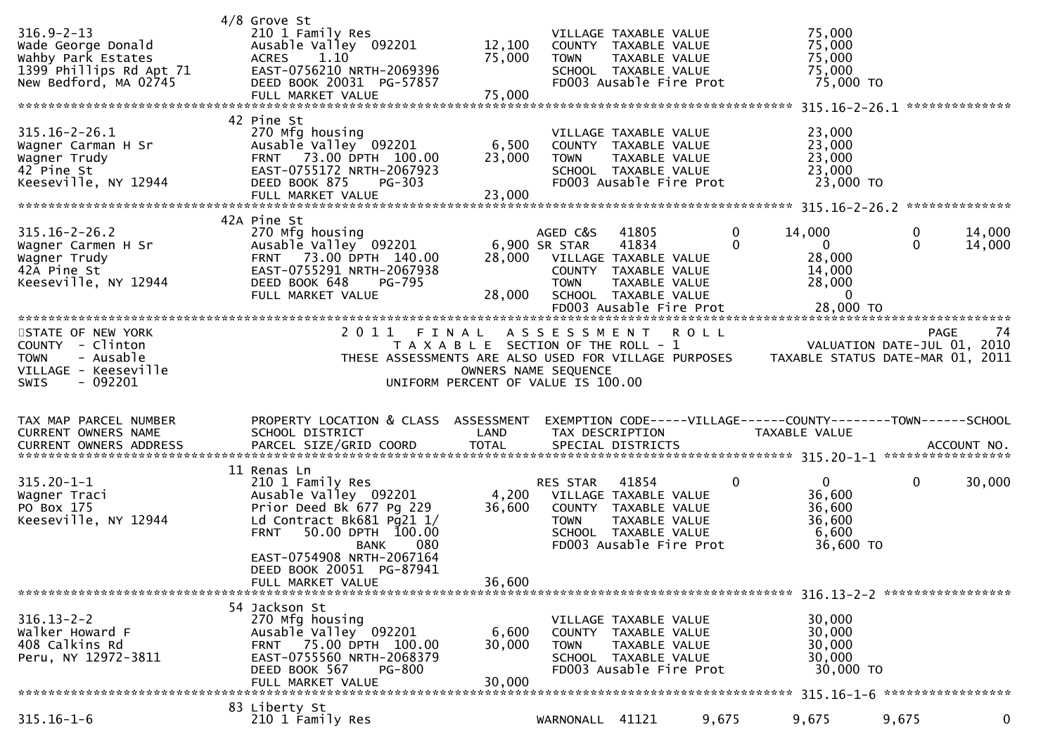```
                              4/8 Grove St
316.9-2-13                    210 1 Family Res                              VILLAGE TAXABLE VALUE              75,000
Wade George Donald            Ausable Valley  092201        12,100          COUNTY  TAXABLE VALUE              75,000
Wahby Park Estates            ACRES     1.10                75,000          TOWN    TAXABLE VALUE              75,000
1399 Phillips Rd Apt 71       EAST-0756210 NRTH-2069396                     SCHOOL  TAXABLE VALUE              75,000
New Bedford, MA 02745         DEED BOOK 20031  PG-57857                     FD003 Ausable Fire Prot             75,000 TO
                              FULL MARKET VALUE             75,000
******************************************************************************************************* 315.16-2-26.1 **************
                              42 Pine St
315.16-2-26.1                 270 Mfg housing                               VILLAGE TAXABLE VALUE              23,000
Wagner Carman H Sr            Ausable Valley  092201         6,500          COUNTY  TAXABLE VALUE              23,000
Wagner Trudy                  FRNT    73.00 DPTH  100.00    23,000          TOWN    TAXABLE VALUE              23,000
42 Pine St                    EAST-0755172 NRTH-2067923                     SCHOOL  TAXABLE VALUE              23,000
Keeseville, NY 12944          DEED BOOK 875     PG-303                      FD003 Ausable Fire Prot             23,000 TO
                              FULL MARKET VALUE             23,000
******************************************************************************************************* 315.16-2-26.2 **************
                              42A Pine St
315.16-2-26.2                 270 Mfg housing                            AGED C&S   41805          0        14,000            0        14,000
Wagner Carmen H Sr            Ausable Valley  092201         6,900 SR STAR      41834          0             0            0        14,000
Wagner Trudy                  FRNT    73.00 DPTH  140.00    28,000    VILLAGE TAXABLE VALUE                 28,000
42A Pine St                   EAST-0755291 NRTH-2067938                  COUNTY  TAXABLE VALUE                 14,000
Keeseville, NY 12944          DEED BOOK 648     PG-795                   TOWN    TAXABLE VALUE                 28,000
                              FULL MARKET VALUE             28,000    SCHOOL  TAXABLE VALUE                      0
                                                                         FD003 Ausable Fire Prot             28,000 TO
************************************************************************************************************************************
STATE OF NEW YORK                        2 0 1 1   F I N A L   A S S E S S M E N T   R O L L                              PAGE    74
COUNTY  - Clinton                              T A X A B L E  SECTION OF THE ROLL - 1                      VALUATION DATE-JUL 01, 2010
TOWN    - Ausable                   THESE ASSESSMENTS ARE ALSO USED FOR VILLAGE PURPOSES      TAXABLE STATUS DATE-MAR 01, 2011
VILLAGE - Keeseville                                 OWNERS NAME SEQUENCE
SWIS    - 092201                               UNIFORM PERCENT OF VALUE IS 100.00


TAX MAP PARCEL NUMBER         PROPERTY LOCATION & CLASS  ASSESSMENT  EXEMPTION CODE-----VILLAGE------COUNTY--------TOWN------SCHOOL
CURRENT OWNERS NAME           SCHOOL DISTRICT               LAND      TAX DESCRIPTION            TAXABLE VALUE
CURRENT OWNERS ADDRESS        PARCEL SIZE/GRID COORD        TOTAL     SPECIAL DISTRICTS                                   ACCOUNT NO.
******************************************************************************************************* 315.20-1-1 *****************
                              11 Renas Ln
315.20-1-1                    210 1 Family Res                        RES STAR   41854          0             0            0        30,000
Wagner Traci                  Ausable Valley  092201         4,200    VILLAGE TAXABLE VALUE                 36,600
PO Box 175                    Prior Deed Bk 677 Pg 229      36,600    COUNTY  TAXABLE VALUE                 36,600
Keeseville, NY 12944          Ld Contract Bk681 Pg21 1/               TOWN    TAXABLE VALUE                 36,600
                              FRNT    50.00 DPTH  100.00              SCHOOL  TAXABLE VALUE                  6,600
                                           BANK     080               FD003 Ausable Fire Prot               36,600 TO
                              EAST-0754908 NRTH-2067164
                              DEED BOOK 20051  PG-87941
                              FULL MARKET VALUE             36,600
******************************************************************************************************* 316.13-2-2 *****************
                              54 Jackson St
316.13-2-2                    270 Mfg housing                               VILLAGE TAXABLE VALUE              30,000
Walker Howard F               Ausable Valley  092201         6,600          COUNTY  TAXABLE VALUE              30,000
408 Calkins Rd                FRNT    75.00 DPTH  100.00    30,000          TOWN    TAXABLE VALUE              30,000
Peru, NY 12972-3811           EAST-0755560 NRTH-2068379                     SCHOOL  TAXABLE VALUE              30,000
                              DEED BOOK 567     PG-800                      FD003 Ausable Fire Prot             30,000 TO
                              FULL MARKET VALUE             30,000
******************************************************************************************************* 315.16-1-6 *****************
                              83 Liberty St
315.16-1-6                    210 1 Family Res                        WARNONALL  41121      9,675         9,675        9,675             0
```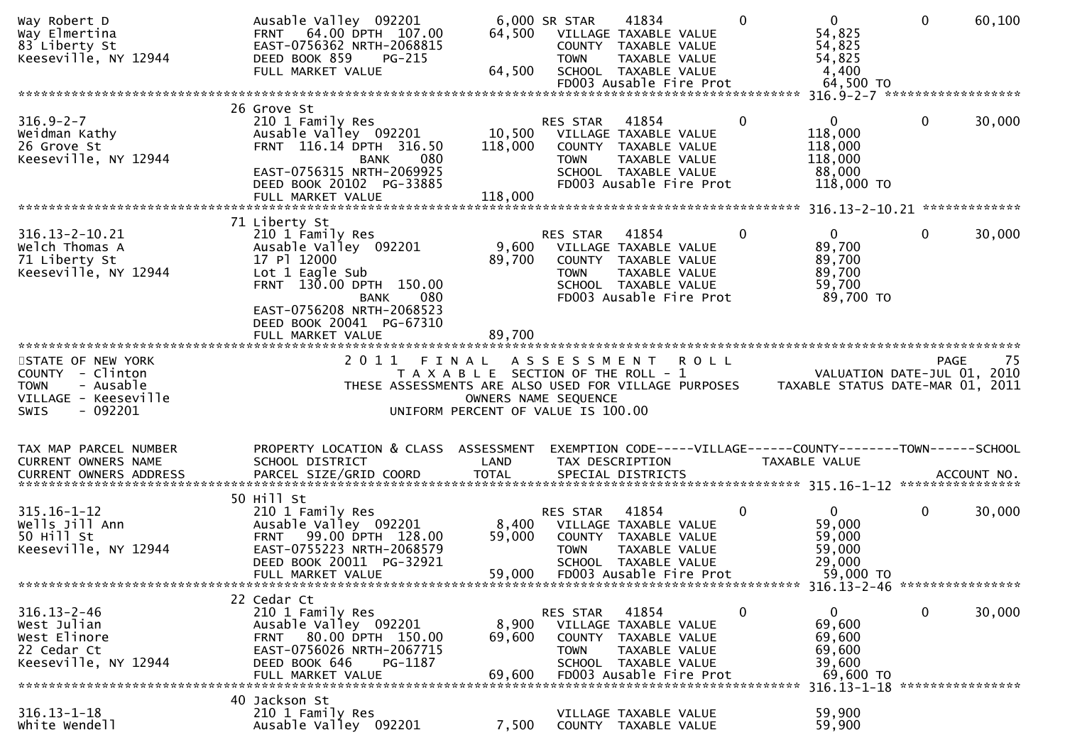```
Way Robert D                    Ausable Valley  092201          6,000 SR STAR    41834           0            0             0         60,100
Way Elmertina                   FRNT   64.00 DPTH  107.00      64,500   VILLAGE TAXABLE VALUE                 54,825
83 Liberty St                   EAST-0756362 NRTH-2068815               COUNTY  TAXABLE VALUE                 54,825
Keeseville, NY 12944            DEED BOOK 859     PG-215                TOWN    TAXABLE VALUE                 54,825
                                FULL MARKET VALUE              64,500   SCHOOL  TAXABLE VALUE                  4,400
                                                                        FD003 Ausable Fire Prot               64,500 TO
******************************************************************************************************* 316.9-2-7 ******************
                                26 Grove St
316.9-2-7                       210 1 Family Res                        RES STAR   41854           0            0             0         30,000
Weidman Kathy                   Ausable Valley  092201         10,500   VILLAGE TAXABLE VALUE                118,000
26 Grove St                     FRNT  116.14 DPTH  316.50     118,000   COUNTY  TAXABLE VALUE                118,000
Keeseville, NY 12944                           BANK     080             TOWN    TAXABLE VALUE                118,000
                                EAST-0756315 NRTH-2069925               SCHOOL  TAXABLE VALUE                 88,000
                                DEED BOOK 20102  PG-33885               FD003 Ausable Fire Prot              118,000 TO
                                FULL MARKET VALUE             118,000
******************************************************************************************************* 316.13-2-10.21 *************
                                71 Liberty St
316.13-2-10.21                  210 1 Family Res                        RES STAR   41854           0            0             0         30,000
Welch Thomas A                  Ausable Valley  092201          9,600   VILLAGE TAXABLE VALUE                 89,700
71 Liberty St                   17 Pl 12000                    89,700   COUNTY  TAXABLE VALUE                 89,700
Keeseville, NY 12944            Lot 1 Eagle Sub                         TOWN    TAXABLE VALUE                 89,700
                                FRNT  130.00 DPTH  150.00               SCHOOL  TAXABLE VALUE                 59,700
                                               BANK     080             FD003 Ausable Fire Prot               89,700 TO
                                EAST-0756208 NRTH-2068523
                                DEED BOOK 20041  PG-67310
                                FULL MARKET VALUE              89,700
************************************************************************************************************************************
STATE OF NEW YORK                      2 0 1 1   F I N A L   A S S E S S M E N T   R O L L                           PAGE     75
COUNTY  - Clinton                          T A X A B L E  SECTION OF THE ROLL - 1                        VALUATION DATE-JUL 01, 2010
TOWN    - Ausable                    THESE ASSESSMENTS ARE ALSO USED FOR VILLAGE PURPOSES      TAXABLE STATUS DATE-MAR 01, 2011
VILLAGE - Keeseville                                 OWNERS NAME SEQUENCE
SWIS    - 092201                            UNIFORM PERCENT OF VALUE IS 100.00


TAX MAP PARCEL NUMBER           PROPERTY LOCATION & CLASS  ASSESSMENT  EXEMPTION CODE-----VILLAGE------COUNTY--------TOWN------SCHOOL
CURRENT OWNERS NAME             SCHOOL DISTRICT                LAND     TAX DESCRIPTION            TAXABLE VALUE
CURRENT OWNERS ADDRESS          PARCEL SIZE/GRID COORD        TOTAL     SPECIAL DISTRICTS                                  ACCOUNT NO.
******************************************************************************************************* 315.16-1-12 ****************
                                50 Hill St
315.16-1-12                     210 1 Family Res                        RES STAR   41854           0            0             0         30,000
Wells Jill Ann                  Ausable Valley  092201          8,400   VILLAGE TAXABLE VALUE                 59,000
50 Hill St                      FRNT   99.00 DPTH  128.00      59,000   COUNTY  TAXABLE VALUE                 59,000
Keeseville, NY 12944            EAST-0755223 NRTH-2068579               TOWN    TAXABLE VALUE                 59,000
                                DEED BOOK 20011  PG-32921               SCHOOL  TAXABLE VALUE                 29,000
                                FULL MARKET VALUE              59,000   FD003 Ausable Fire Prot               59,000 TO
******************************************************************************************************* 316.13-2-46 ****************
                                22 Cedar Ct
316.13-2-46                     210 1 Family Res                        RES STAR   41854           0            0             0         30,000
West Julian                     Ausable Valley  092201          8,900   VILLAGE TAXABLE VALUE                 69,600
West Elinore                    FRNT   80.00 DPTH  150.00      69,600   COUNTY  TAXABLE VALUE                 69,600
22 Cedar Ct                     EAST-0756026 NRTH-2067715               TOWN    TAXABLE VALUE                 69,600
Keeseville, NY 12944            DEED BOOK 646     PG-1187               SCHOOL  TAXABLE VALUE                 39,600
                                FULL MARKET VALUE              69,600   FD003 Ausable Fire Prot               69,600 TO
******************************************************************************************************* 316.13-1-18 ****************
                                40 Jackson St
316.13-1-18                     210 1 Family Res                        VILLAGE TAXABLE VALUE                 59,900
White Wendell                   Ausable Valley  092201          7,500   COUNTY  TAXABLE VALUE                 59,900
```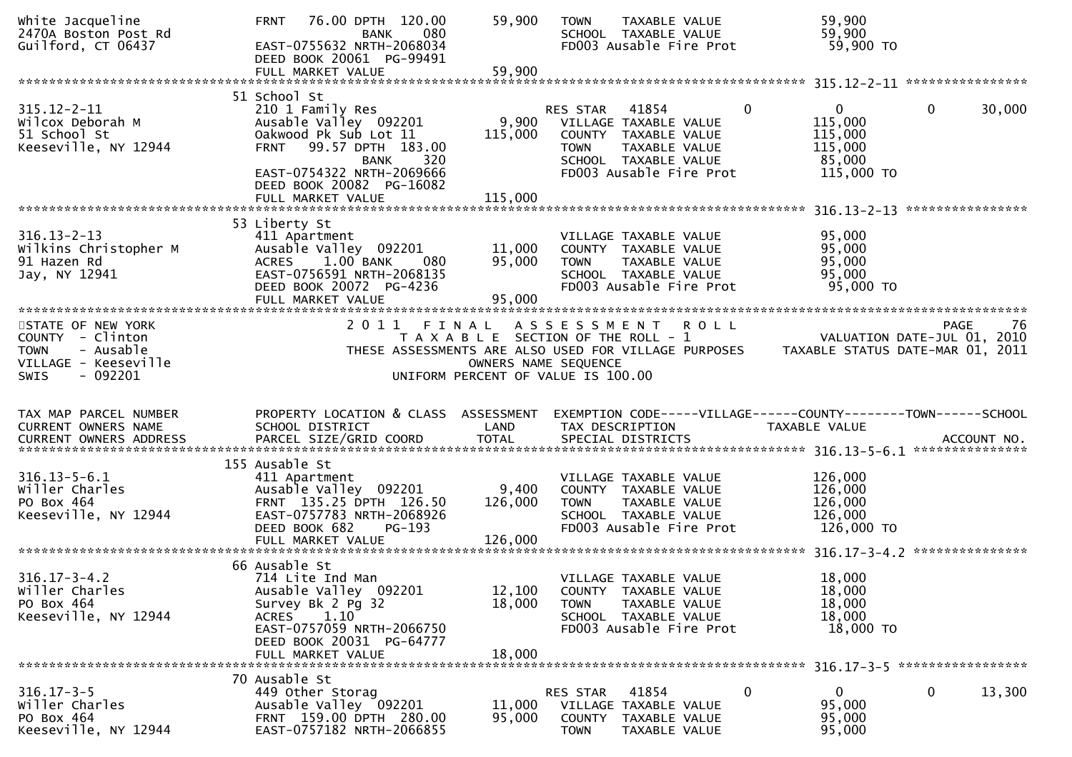```
White Jacqueline                FRNT   76.00 DPTH  120.00         59,900   TOWN    TAXABLE VALUE                59,900
2470A Boston Post Rd                         BANK     080                  SCHOOL  TAXABLE VALUE                59,900
Guilford, CT 06437              EAST-0755632 NRTH-2068034                  FD003 Ausable Fire Prot               59,900 TO
                                DEED BOOK 20061  PG-99491
                                FULL MARKET VALUE                 59,900
******************************************************************************************************* 315.12-2-11 ****************
                                51 School St
315.12-2-11                     210 1 Family Res                           RES STAR   41854            0            0            0       30,000
Wilcox Deborah M                Ausable Valley  092201             9,900   VILLAGE TAXABLE VALUE               115,000
51 School St                    Oakwood Pk Sub Lot 11            115,000   COUNTY  TAXABLE VALUE               115,000
Keeseville, NY 12944            FRNT   99.57 DPTH  183.00                  TOWN    TAXABLE VALUE               115,000
                                             BANK     320                  SCHOOL  TAXABLE VALUE                85,000
                                EAST-0754322 NRTH-2069666                  FD003 Ausable Fire Prot              115,000 TO
                                DEED BOOK 20082  PG-16082
                                FULL MARKET VALUE                115,000
******************************************************************************************************* 316.13-2-13 ****************
                                53 Liberty St
316.13-2-13                     411 Apartment                              VILLAGE TAXABLE VALUE                95,000
Wilkins Christopher M           Ausable Valley  092201            11,000   COUNTY  TAXABLE VALUE                95,000
91 Hazen Rd                     ACRES    1.00 BANK     080        95,000   TOWN    TAXABLE VALUE                95,000
Jay, NY 12941                   EAST-0756591 NRTH-2068135                  SCHOOL  TAXABLE VALUE                95,000
                                DEED BOOK 20072  PG-4236                   FD003 Ausable Fire Prot               95,000 TO
                                FULL MARKET VALUE                 95,000
************************************************************************************************************************************
STATE OF NEW YORK                      2 0 1 1   F I N A L   A S S E S S M E N T   R O L L                                  PAGE    76
COUNTY  - Clinton                          T A X A B L E  SECTION OF THE ROLL - 1                        VALUATION DATE-JUL 01, 2010
TOWN    - Ausable                     THESE ASSESSMENTS ARE ALSO USED FOR VILLAGE PURPOSES        TAXABLE STATUS DATE-MAR 01, 2011
VILLAGE - Keeseville                                  OWNERS NAME SEQUENCE
SWIS    - 092201                                 UNIFORM PERCENT OF VALUE IS 100.00


TAX MAP PARCEL NUMBER           PROPERTY LOCATION & CLASS  ASSESSMENT  EXEMPTION CODE-----VILLAGE------COUNTY--------TOWN------SCHOOL
CURRENT OWNERS NAME             SCHOOL DISTRICT               LAND      TAX DESCRIPTION             TAXABLE VALUE
CURRENT OWNERS ADDRESS          PARCEL SIZE/GRID COORD        TOTAL     SPECIAL DISTRICTS                                   ACCOUNT NO.
******************************************************************************************************* 316.13-5-6.1 ***************
                                155 Ausable St
316.13-5-6.1                    411 Apartment                              VILLAGE TAXABLE VALUE               126,000
Willer Charles                  Ausable Valley  092201             9,400   COUNTY  TAXABLE VALUE               126,000
PO Box 464                      FRNT  135.25 DPTH  126.50        126,000   TOWN    TAXABLE VALUE               126,000
Keeseville, NY 12944            EAST-0757783 NRTH-2068926                  SCHOOL  TAXABLE VALUE               126,000
                                DEED BOOK 682     PG-193                   FD003 Ausable Fire Prot              126,000 TO
                                FULL MARKET VALUE                126,000
******************************************************************************************************* 316.17-3-4.2 ***************
                                66 Ausable St
316.17-3-4.2                    714 Lite Ind Man                           VILLAGE TAXABLE VALUE                18,000
Willer Charles                  Ausable Valley  092201            12,100   COUNTY  TAXABLE VALUE                18,000
PO Box 464                      Survey Bk 2 Pg 32                 18,000   TOWN    TAXABLE VALUE                18,000
Keeseville, NY 12944            ACRES    1.10                              SCHOOL  TAXABLE VALUE                18,000
                                EAST-0757059 NRTH-2066750                  FD003 Ausable Fire Prot               18,000 TO
                                DEED BOOK 20031  PG-64777
                                FULL MARKET VALUE                 18,000
******************************************************************************************************* 316.17-3-5 *****************
                                70 Ausable St
316.17-3-5                      449 Other Storag                           RES STAR   41854            0            0            0       13,300
Willer Charles                  Ausable Valley  092201            11,000   VILLAGE TAXABLE VALUE                95,000
PO Box 464                      FRNT  159.00 DPTH  280.00         95,000   COUNTY  TAXABLE VALUE                95,000
Keeseville, NY 12944            EAST-0757182 NRTH-2066855                  TOWN    TAXABLE VALUE                95,000
```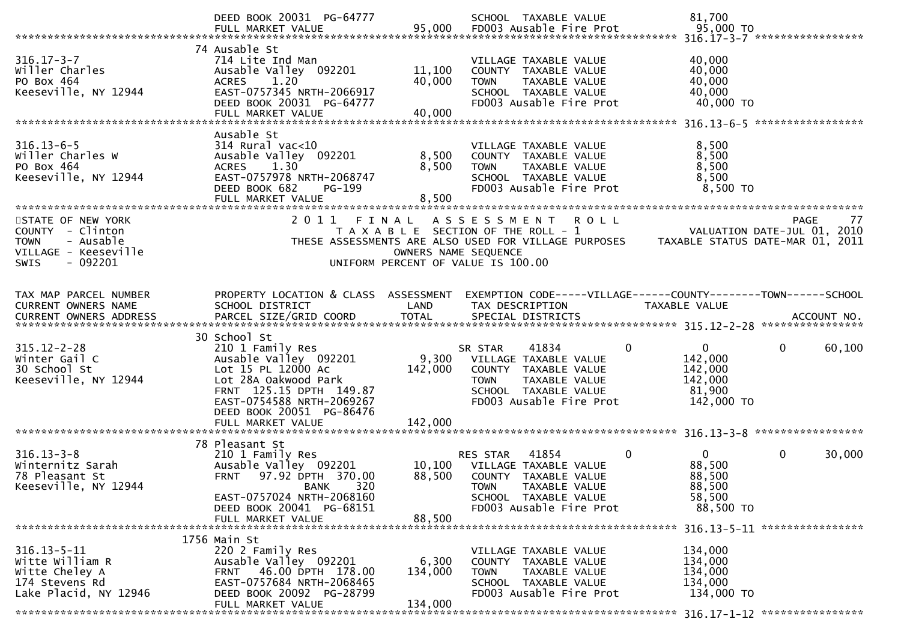```
                           DEED BOOK 20031  PG-64777                    SCHOOL  TAXABLE VALUE               81,700
                           FULL MARKET VALUE              95,000        FD003 Ausable Fire Prot              95,000 TO
******************************************************************************************************* 316.17-3-7 *****************
                         74 Ausable St
316.17-3-7                 714 Lite Ind Man                             VILLAGE TAXABLE VALUE               40,000
Willer Charles             Ausable Valley  092201       11,100          COUNTY  TAXABLE VALUE               40,000
PO Box 464                 ACRES    1.20                40,000          TOWN    TAXABLE VALUE               40,000
Keeseville, NY 12944       EAST-0757345 NRTH-2066917                    SCHOOL  TAXABLE VALUE               40,000
                           DEED BOOK 20031  PG-64777                    FD003 Ausable Fire Prot              40,000 TO
                           FULL MARKET VALUE              40,000
******************************************************************************************************* 316.13-6-5 *****************
                           Ausable St
316.13-6-5                 314 Rural vac<10                             VILLAGE TAXABLE VALUE                8,500
Willer Charles W           Ausable Valley  092201        8,500          COUNTY  TAXABLE VALUE                8,500
PO Box 464                 ACRES    1.30                 8,500          TOWN    TAXABLE VALUE                8,500
Keeseville, NY 12944       EAST-0757978 NRTH-2068747                    SCHOOL  TAXABLE VALUE                8,500
                           DEED BOOK 682    PG-199                      FD003 Ausable Fire Prot               8,500 TO
                           FULL MARKET VALUE               8,500
*******************************************************************************************************************************************
STATE OF NEW YORK                  2 0 1 1   F I N A L   A S S E S S M E N T   R O L L                                  PAGE     77
COUNTY  - Clinton                     T A X A B L E  SECTION OF THE ROLL - 1                            VALUATION DATE-JUL 01, 2010
TOWN    - Ausable               THESE ASSESSMENTS ARE ALSO USED FOR VILLAGE PURPOSES          TAXABLE STATUS DATE-MAR 01, 2011
VILLAGE - Keeseville                               OWNERS NAME SEQUENCE
SWIS    - 092201                             UNIFORM PERCENT OF VALUE IS 100.00


TAX MAP PARCEL NUMBER      PROPERTY LOCATION & CLASS  ASSESSMENT  EXEMPTION CODE-----VILLAGE------COUNTY--------TOWN------SCHOOL
CURRENT OWNERS NAME        SCHOOL DISTRICT               LAND      TAX DESCRIPTION              TAXABLE VALUE
CURRENT OWNERS ADDRESS     PARCEL SIZE/GRID COORD        TOTAL     SPECIAL DISTRICTS                                      ACCOUNT NO.
******************************************************************************************************* 315.12-2-28 ****************
                         30 School St
315.12-2-28                210 1 Family Res                        SR STAR    41834           0            0            0     60,100
Winter Gail C              Ausable Valley  092201        9,300     VILLAGE TAXABLE VALUE             142,000
30 School St               Lot 15 PL 12000 Ac          142,000     COUNTY  TAXABLE VALUE             142,000
Keeseville, NY 12944       Lot 28A Oakwood Park                    TOWN    TAXABLE VALUE             142,000
                           FRNT  125.15 DPTH  149.87               SCHOOL  TAXABLE VALUE              81,900
                           EAST-0754588 NRTH-2069267               FD003 Ausable Fire Prot            142,000 TO
                           DEED BOOK 20051  PG-86476
                           FULL MARKET VALUE             142,000
******************************************************************************************************* 316.13-3-8 *****************
                         78 Pleasant St
316.13-3-8                 210 1 Family Res                        RES STAR   41854           0            0            0     30,000
Winternitz Sarah           Ausable Valley  092201       10,100     VILLAGE TAXABLE VALUE              88,500
78 Pleasant St             FRNT   97.92 DPTH  370.00    88,500     COUNTY  TAXABLE VALUE              88,500
Keeseville, NY 12944                     BANK     320              TOWN    TAXABLE VALUE              88,500
                           EAST-0757024 NRTH-2068160               SCHOOL  TAXABLE VALUE              58,500
                           DEED BOOK 20041  PG-68151               FD003 Ausable Fire Prot             88,500 TO
                           FULL MARKET VALUE              88,500
******************************************************************************************************* 316.13-5-11 ****************
                       1756 Main St
316.13-5-11                220 2 Family Res                        VILLAGE TAXABLE VALUE             134,000
Witte William R            Ausable Valley  092201        6,300     COUNTY  TAXABLE VALUE             134,000
Witte Cheley A             FRNT   46.00 DPTH  178.00   134,000     TOWN    TAXABLE VALUE             134,000
174 Stevens Rd             EAST-0757684 NRTH-2068465               SCHOOL  TAXABLE VALUE             134,000
Lake Placid, NY 12946      DEED BOOK 20092  PG-28799               FD003 Ausable Fire Prot            134,000 TO
                           FULL MARKET VALUE             134,000
******************************************************************************************************* 316.17-1-12 ****************
```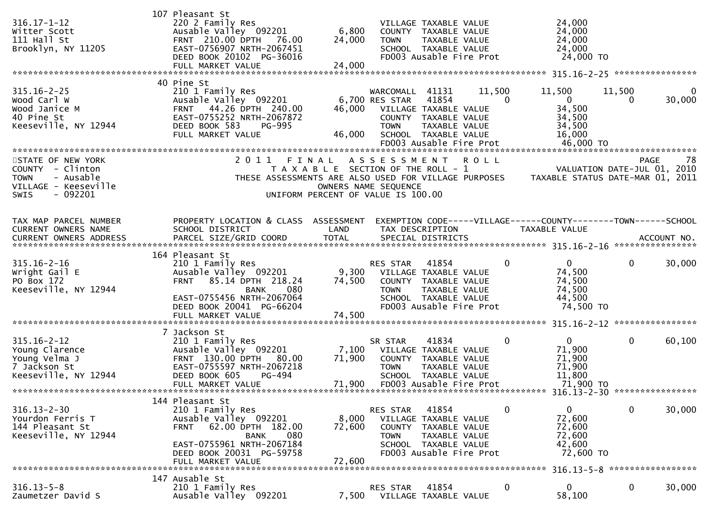```
                              107 Pleasant St
316.17-1-12                   220 2 Family Res                          VILLAGE TAXABLE VALUE            24,000
Witter Scott                  Ausable Valley  092201          6,800    COUNTY  TAXABLE VALUE            24,000
111 Hall St                   FRNT  210.00 DPTH   76.00      24,000    TOWN    TAXABLE VALUE            24,000
Brooklyn, NY 11205            EAST-0756907 NRTH-2067451                 SCHOOL  TAXABLE VALUE            24,000
                              DEED BOOK 20102  PG-36016                 FD003 Ausable Fire Prot           24,000 TO
                              FULL MARKET VALUE              24,000
******************************************************************************************************* 315.16-2-25 ****************
                              40 Pine St
315.16-2-25                   210 1 Family Res                          WARCOMALL  41131       11,500      11,500      11,500           0
Wood Carl W                   Ausable Valley  092201          6,700 RES STAR   41854            0           0           0      30,000
Wood Janice M                 FRNT   44.26 DPTH  240.00      46,000    VILLAGE TAXABLE VALUE            34,500
40 Pine St                    EAST-0755252 NRTH-2067872                 COUNTY  TAXABLE VALUE            34,500
Keeseville, NY 12944          DEED BOOK 583     PG-995                  TOWN    TAXABLE VALUE            34,500
                              FULL MARKET VALUE              46,000    SCHOOL  TAXABLE VALUE            16,000
                                                                        FD003 Ausable Fire Prot           46,000 TO
************************************************************************************************************************************
STATE OF NEW YORK                       2 0 1 1   F I N A L   A S S E S S M E N T   R O L L                                PAGE    78
COUNTY  - Clinton                          T A X A B L E  SECTION OF THE ROLL - 1                     VALUATION DATE-JUL 01, 2010
TOWN    - Ausable                   THESE ASSESSMENTS ARE ALSO USED FOR VILLAGE PURPOSES      TAXABLE STATUS DATE-MAR 01, 2011
VILLAGE - Keeseville                                   OWNERS NAME SEQUENCE
SWIS    - 092201                                 UNIFORM PERCENT OF VALUE IS 100.00


TAX MAP PARCEL NUMBER         PROPERTY LOCATION & CLASS  ASSESSMENT  EXEMPTION CODE-----VILLAGE------COUNTY--------TOWN------SCHOOL
CURRENT OWNERS NAME           SCHOOL DISTRICT               LAND      TAX DESCRIPTION                 TAXABLE VALUE
CURRENT OWNERS ADDRESS        PARCEL SIZE/GRID COORD        TOTAL     SPECIAL DISTRICTS                                    ACCOUNT NO.
******************************************************************************************************* 315.16-2-16 ****************
                              164 Pleasant St
315.16-2-16                   210 1 Family Res                          RES STAR   41854            0           0           0      30,000
Wright Gail E                 Ausable Valley  092201          9,300    VILLAGE TAXABLE VALUE            74,500
PO Box 172                    FRNT   85.14 DPTH  218.24      74,500    COUNTY  TAXABLE VALUE            74,500
Keeseville, NY 12944                           BANK     080             TOWN    TAXABLE VALUE            74,500
                              EAST-0755456 NRTH-2067064                 SCHOOL  TAXABLE VALUE            44,500
                              DEED BOOK 20041  PG-66204                 FD003 Ausable Fire Prot           74,500 TO
                              FULL MARKET VALUE              74,500
******************************************************************************************************* 315.16-2-12 ****************
                              7 Jackson St
315.16-2-12                   210 1 Family Res                          SR STAR    41834            0           0           0      60,100
Young Clarence                Ausable Valley  092201          7,100    VILLAGE TAXABLE VALUE            71,900
Young Velma J                 FRNT  130.00 DPTH   80.00      71,900    COUNTY  TAXABLE VALUE            71,900
7 Jackson St                  EAST-0755597 NRTH-2067218                 TOWN    TAXABLE VALUE            71,900
Keeseville, NY 12944          DEED BOOK 605     PG-494                  SCHOOL  TAXABLE VALUE            11,800
                              FULL MARKET VALUE              71,900    FD003 Ausable Fire Prot           71,900 TO
******************************************************************************************************* 316.13-2-30 ****************
                              144 Pleasant St
316.13-2-30                   210 1 Family Res                          RES STAR   41854            0           0           0      30,000
Yourdon Ferris T              Ausable Valley  092201          8,000    VILLAGE TAXABLE VALUE            72,600
144 Pleasant St               FRNT   62.00 DPTH  182.00      72,600    COUNTY  TAXABLE VALUE            72,600
Keeseville, NY 12944                           BANK     080             TOWN    TAXABLE VALUE            72,600
                              EAST-0755961 NRTH-2067184                 SCHOOL  TAXABLE VALUE            42,600
                              DEED BOOK 20031  PG-59758                 FD003 Ausable Fire Prot           72,600 TO
                              FULL MARKET VALUE              72,600
******************************************************************************************************* 316.13-5-8 *****************
                              147 Ausable St
316.13-5-8                    210 1 Family Res                          RES STAR   41854            0           0           0      30,000
Zaumetzer David S             Ausable Valley  092201          7,500    VILLAGE TAXABLE VALUE            58,100
```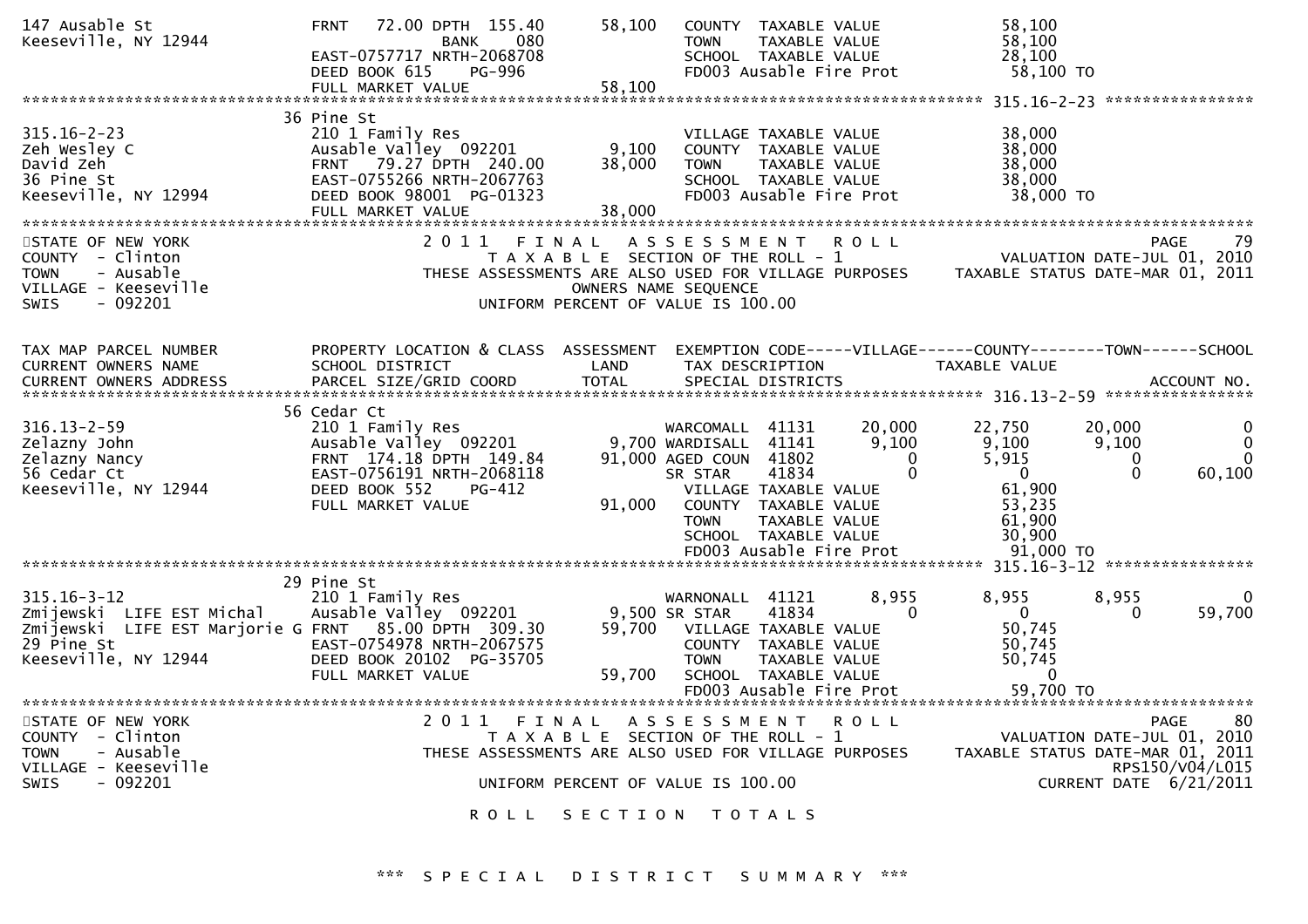```
147 Ausable St                 FRNT   72.00 DPTH  155.40       58,100    COUNTY  TAXABLE VALUE            58,100
Keeseville, NY 12944                     BANK     080                    TOWN    TAXABLE VALUE            58,100
                               EAST-0757717 NRTH-2068708                 SCHOOL  TAXABLE VALUE            28,100
                               DEED BOOK 615    PG-996                   FD003 Ausable Fire Prot           58,100 TO
                               FULL MARKET VALUE              58,100
******************************************************************************************************* 315.16-2-23 *****************
                               36 Pine St
315.16-2-23                    210 1 Family Res                          VILLAGE TAXABLE VALUE            38,000
Zeh Wesley C                   Ausable Valley  092201          9,100     COUNTY  TAXABLE VALUE            38,000
David Zeh                      FRNT   79.27 DPTH  240.00      38,000     TOWN    TAXABLE VALUE            38,000
36 Pine St                     EAST-0755266 NRTH-2067763                 SCHOOL  TAXABLE VALUE            38,000
Keeseville, NY 12994           DEED BOOK 98001  PG-01323                 FD003 Ausable Fire Prot           38,000 TO
                               FULL MARKET VALUE              38,000
************************************************************************************************************************************
STATE OF NEW YORK                    2 0 1 1   F I N A L   A S S E S S M E N T   R O L L                              PAGE      79
COUNTY  - Clinton                          T A X A B L E  SECTION OF THE ROLL - 1                       VALUATION DATE-JUL 01, 2010
TOWN    - Ausable                THESE ASSESSMENTS ARE ALSO USED FOR VILLAGE PURPOSES          TAXABLE STATUS DATE-MAR 01, 2011
VILLAGE - Keeseville                                  OWNERS NAME SEQUENCE
SWIS    - 092201                               UNIFORM PERCENT OF VALUE IS 100.00


TAX MAP PARCEL NUMBER          PROPERTY LOCATION & CLASS  ASSESSMENT  EXEMPTION CODE-----VILLAGE------COUNTY--------TOWN------SCHOOL
CURRENT OWNERS NAME            SCHOOL DISTRICT               LAND      TAX DESCRIPTION              TAXABLE VALUE
CURRENT OWNERS ADDRESS         PARCEL SIZE/GRID COORD        TOTAL     SPECIAL DISTRICTS                                  ACCOUNT NO.
******************************************************************************************************* 316.13-2-59 *****************
                               56 Cedar Ct
316.13-2-59                    210 1 Family Res                          WARCOMALL  41131       20,000      22,750      20,000           0
Zelazny John                   Ausable Valley  092201          9,700 WARDISALL  41141        9,100       9,100       9,100           0
Zelazny Nancy                  FRNT  174.18 DPTH  149.84      91,000 AGED COUN  41802            0       5,915           0           0
56 Cedar Ct                    EAST-0756191 NRTH-2068118                 SR STAR    41834            0           0           0      60,100
Keeseville, NY 12944           DEED BOOK 552    PG-412                   VILLAGE TAXABLE VALUE            61,900
                               FULL MARKET VALUE              91,000     COUNTY  TAXABLE VALUE            53,235
                                                                         TOWN    TAXABLE VALUE            61,900
                                                                         SCHOOL  TAXABLE VALUE            30,900
                                                                         FD003 Ausable Fire Prot           91,000 TO
******************************************************************************************************* 315.16-3-12 *****************
                               29 Pine St
315.16-3-12                    210 1 Family Res                          WARNONALL  41121        8,955       8,955       8,955           0
Zmijewski  LIFE EST Michal     Ausable Valley  092201          9,500 SR STAR    41834            0           0           0      59,700
Zmijewski  LIFE EST Marjorie G FRNT   85.00 DPTH  309.30      59,700     VILLAGE TAXABLE VALUE            50,745
29 Pine St                     EAST-0754978 NRTH-2067575                 COUNTY  TAXABLE VALUE            50,745
Keeseville, NY 12944           DEED BOOK 20102  PG-35705                 TOWN    TAXABLE VALUE            50,745
                               FULL MARKET VALUE              59,700     SCHOOL  TAXABLE VALUE                 0
                                                                         FD003 Ausable Fire Prot           59,700 TO
************************************************************************************************************************************
STATE OF NEW YORK                    2 0 1 1   F I N A L   A S S E S S M E N T   R O L L                              PAGE      80
COUNTY  - Clinton                          T A X A B L E  SECTION OF THE ROLL - 1                       VALUATION DATE-JUL 01, 2010
TOWN    - Ausable                THESE ASSESSMENTS ARE ALSO USED FOR VILLAGE PURPOSES          TAXABLE STATUS DATE-MAR 01, 2011
VILLAGE - Keeseville                                                                                                RPS150/V04/L015
SWIS    - 092201                               UNIFORM PERCENT OF VALUE IS 100.00                           CURRENT DATE  6/21/2011

                                              R O L L   S E C T I O N   T O T A L S



                                        *** S P E C I A L   D I S T R I C T   S U M M A R Y ***
```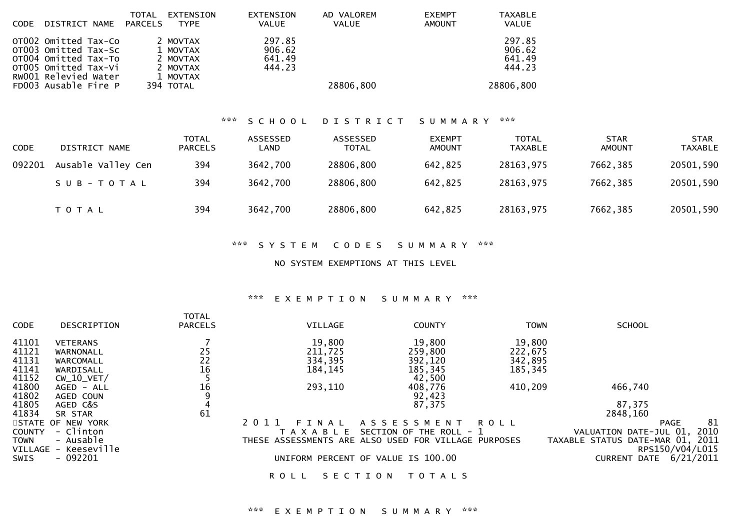| CODE | DISTRICT NAME | TOTAL PARCELS | EXTENSION TYPE | EXTENSION VALUE | AD VALOREM VALUE | EXEMPT AMOUNT | TAXABLE VALUE |
|---|---|---|---|---|---|---|---|
| OT002 | Omitted Tax-Co | 2 | MOVTAX | 297.85 | | | 297.85 |
| OT003 | Omitted Tax-Sc | 1 | MOVTAX | 906.62 | | | 906.62 |
| OT004 | Omitted Tax-To | 2 | MOVTAX | 641.49 | | | 641.49 |
| OT005 | Omitted Tax-Vi | 2 | MOVTAX | 444.23 | | | 444.23 |
| RW001 | Relevied Water | 1 | MOVTAX | | | | |
| FD003 | Ausable Fire P | 394 | TOTAL | | 28806,800 | | 28806,800 |

*** SCHOOL DISTRICT SUMMARY ***

| CODE | DISTRICT NAME | TOTAL PARCELS | ASSESSED LAND | ASSESSED TOTAL | EXEMPT AMOUNT | TOTAL TAXABLE | STAR AMOUNT | STAR TAXABLE |
|---|---|---|---|---|---|---|---|---|
| 092201 | Ausable Valley Cen | 394 | 3642,700 | 28806,800 | 642,825 | 28163,975 | 7662,385 | 20501,590 |
| | SUB-TOTAL | 394 | 3642,700 | 28806,800 | 642,825 | 28163,975 | 7662,385 | 20501,590 |
| | TOTAL | 394 | 3642,700 | 28806,800 | 642,825 | 28163,975 | 7662,385 | 20501,590 |

*** SYSTEM CODES SUMMARY ***

NO SYSTEM EXEMPTIONS AT THIS LEVEL

*** EXEMPTION SUMMARY ***

| CODE | DESCRIPTION | TOTAL PARCELS | VILLAGE | COUNTY | TOWN | SCHOOL |
|---|---|---|---|---|---|---|
| 41101 | VETERANS | 7 | 19,800 | 19,800 | 19,800 | |
| 41121 | WARNONALL | 25 | 211,725 | 259,800 | 222,675 | |
| 41131 | WARCOMALL | 22 | 334,395 | 392,120 | 342,895 | |
| 41141 | WARDISALL | 16 | 184,145 | 185,345 | 185,345 | |
| 41152 | CW_10_VET/ | 5 | | 42,500 | | |
| 41800 | AGED - ALL | 16 | 293,110 | 408,776 | 410,209 | 466,740 |
| 41802 | AGED COUN | 9 | | 92,423 | | |
| 41805 | AGED C&S | 4 | | 87,375 | | 87,375 |
| 41834 | SR STAR | 61 | | | | 2848,160 |

STATE OF NEW YORK
COUNTY - Clinton
TOWN - Ausable
VILLAGE - Keeseville
SWIS - 092201

2011 FINAL ASSESSMENT ROLL
TAXABLE SECTION OF THE ROLL - 1
THESE ASSESSMENTS ARE ALSO USED FOR VILLAGE PURPOSES
UNIFORM PERCENT OF VALUE IS 100.00

PAGE 81
VALUATION DATE-JUL 01, 2010
TAXABLE STATUS DATE-MAR 01, 2011
RPS150/V04/L015
CURRENT DATE 6/21/2011

ROLL SECTION TOTALS

*** EXEMPTION SUMMARY ***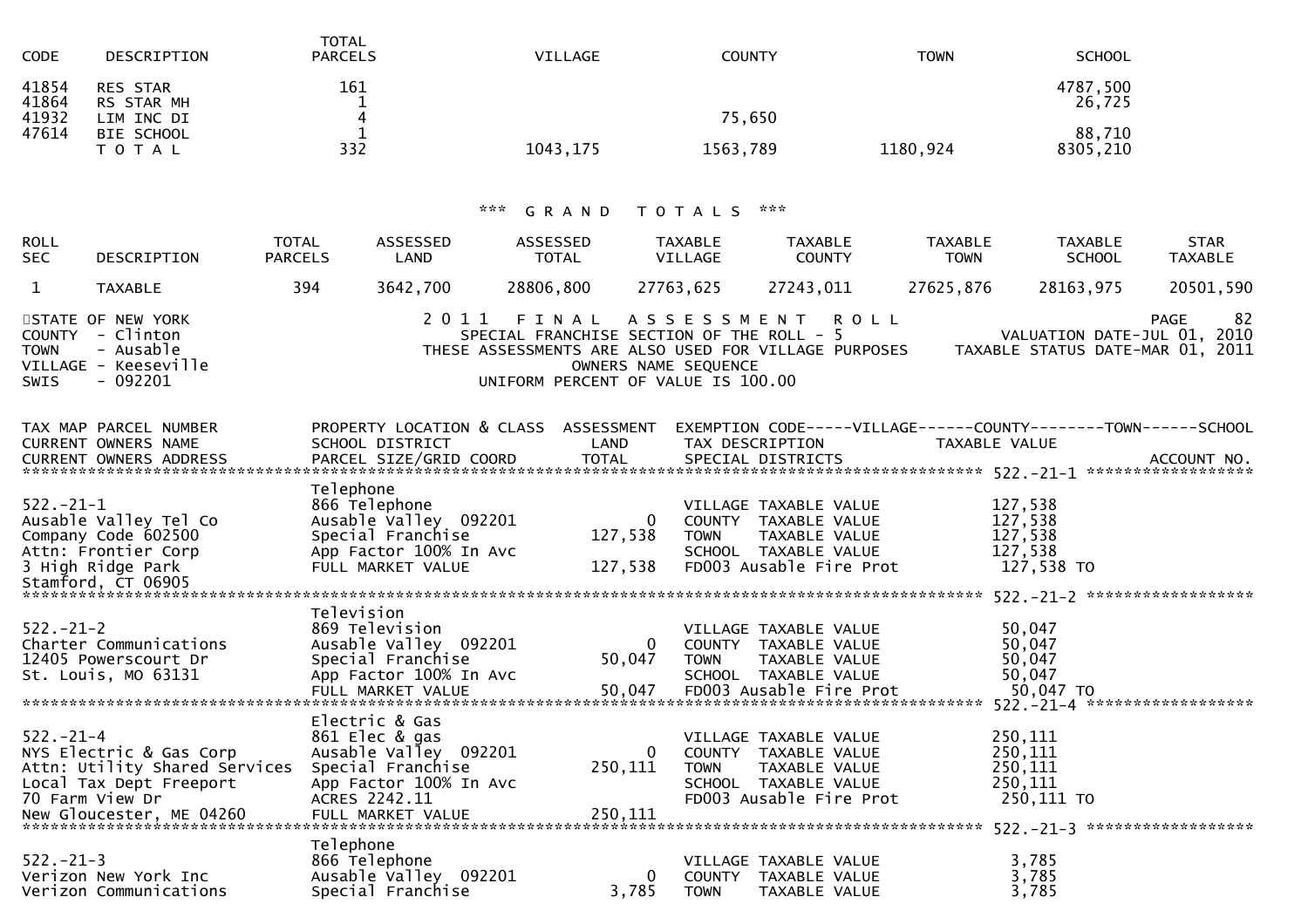| CODE | DESCRIPTION | TOTAL PARCELS | VILLAGE | COUNTY | TOWN | SCHOOL |
|---|---|---|---|---|---|---|
| 41854 | RES STAR | 161 | | | | 4787,500 |
| 41864 | RS STAR MH | 1 | | | | 26,725 |
| 41932 | LIM INC DI | 4 | | 75,650 | | |
| 47614 | BIE SCHOOL | 1 | | | | 88,710 |
| | T O T A L | 332 | 1043,175 | 1563,789 | 1180,924 | 8305,210 |

## *** G R A N D   T O T A L S ***

| ROLL SEC | DESCRIPTION | TOTAL PARCELS | ASSESSED LAND | ASSESSED TOTAL | TAXABLE VILLAGE | TAXABLE COUNTY | TAXABLE TOWN | TAXABLE SCHOOL | STAR TAXABLE |
|---|---|---|---|---|---|---|---|---|---|
| 1 | TAXABLE | 394 | 3642,700 | 28806,800 | 27763,625 | 27243,011 | 27625,876 | 28163,975 | 20501,590 |

STATE OF NEW YORK
COUNTY - Clinton
TOWN - Ausable
VILLAGE - Keeseville
SWIS - 092201

2 0 1 1 F I N A L A S S E S S M E N T R O L L
SPECIAL FRANCHISE SECTION OF THE ROLL - 5
THESE ASSESSMENTS ARE ALSO USED FOR VILLAGE PURPOSES
OWNERS NAME SEQUENCE
UNIFORM PERCENT OF VALUE IS 100.00

PAGE 82
VALUATION DATE-JUL 01, 2010
TAXABLE STATUS DATE-MAR 01, 2011

| TAX MAP PARCEL NUMBER / CURRENT OWNERS NAME / CURRENT OWNERS ADDRESS | PROPERTY LOCATION & CLASS / SCHOOL DISTRICT / PARCEL SIZE/GRID COORD | ASSESSMENT LAND / TOTAL | EXEMPTION CODE-----VILLAGE------COUNTY--------TOWN------SCHOOL / TAX DESCRIPTION / SPECIAL DISTRICTS | TAXABLE VALUE | ACCOUNT NO. |
|---|---|---|---|---|---|
| **522.-21-1** | Telephone | | | | |
| 522.-21-1 | 866 Telephone | | VILLAGE TAXABLE VALUE | 127,538 | |
| Ausable Valley Tel Co | Ausable Valley 092201 | 0 | COUNTY TAXABLE VALUE | 127,538 | |
| Company Code 602500 | Special Franchise | 127,538 | TOWN TAXABLE VALUE | 127,538 | |
| Attn: Frontier Corp | App Factor 100% In Avc | | SCHOOL TAXABLE VALUE | 127,538 | |
| 3 High Ridge Park | FULL MARKET VALUE | 127,538 | FD003 Ausable Fire Prot | 127,538 TO | |
| Stamford, CT 06905 | | | | | |
| **522.-21-2** | Television | | | | |
| 522.-21-2 | 869 Television | | VILLAGE TAXABLE VALUE | 50,047 | |
| Charter Communications | Ausable Valley 092201 | 0 | COUNTY TAXABLE VALUE | 50,047 | |
| 12405 Powerscourt Dr | Special Franchise | 50,047 | TOWN TAXABLE VALUE | 50,047 | |
| St. Louis, MO 63131 | App Factor 100% In Avc | | SCHOOL TAXABLE VALUE | 50,047 | |
| | FULL MARKET VALUE | 50,047 | FD003 Ausable Fire Prot | 50,047 TO | |
| **522.-21-4** | Electric & Gas | | | | |
| 522.-21-4 | 861 Elec & gas | | VILLAGE TAXABLE VALUE | 250,111 | |
| NYS Electric & Gas Corp | Ausable Valley 092201 | 0 | COUNTY TAXABLE VALUE | 250,111 | |
| Attn: Utility Shared Services | Special Franchise | 250,111 | TOWN TAXABLE VALUE | 250,111 | |
| Local Tax Dept Freeport | App Factor 100% In Avc | | SCHOOL TAXABLE VALUE | 250,111 | |
| 70 Farm View Dr | ACRES 2242.11 | | FD003 Ausable Fire Prot | 250,111 TO | |
| New Gloucester, ME 04260 | FULL MARKET VALUE | 250,111 | | | |
| **522.-21-3** | Telephone | | | | |
| 522.-21-3 | 866 Telephone | | VILLAGE TAXABLE VALUE | 3,785 | |
| Verizon New York Inc | Ausable Valley 092201 | 0 | COUNTY TAXABLE VALUE | 3,785 | |
| Verizon Communications | Special Franchise | 3,785 | TOWN TAXABLE VALUE | 3,785 | |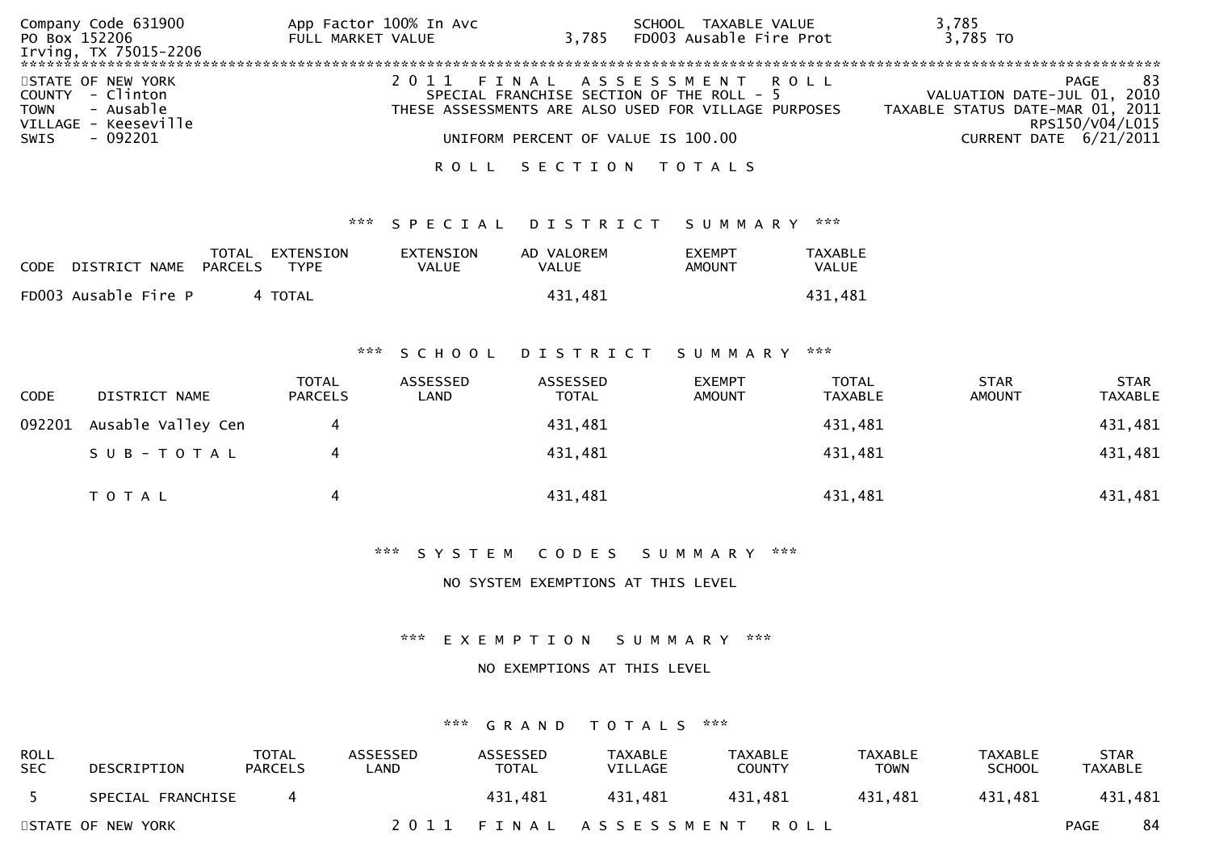Company Code 631900 | App Factor 100% In Avc | SCHOOL TAXABLE VALUE 3,785
PO Box 152206 | FULL MARKET VALUE 3,785 | FD003 Ausable Fire Prot 3,785 TO
Irving, TX 75015-2206

STATE OF NEW YORK
COUNTY - Clinton
TOWN - Ausable
VILLAGE - Keeseville
SWIS - 092201

2011 FINAL ASSESSMENT ROLL
SPECIAL FRANCHISE SECTION OF THE ROLL - 5
THESE ASSESSMENTS ARE ALSO USED FOR VILLAGE PURPOSES
UNIFORM PERCENT OF VALUE IS 100.00

PAGE 83
VALUATION DATE-JUL 01, 2010
TAXABLE STATUS DATE-MAR 01, 2011
RPS150/V04/L015
CURRENT DATE 6/21/2011

ROLL SECTION TOTALS

*** SPECIAL DISTRICT SUMMARY ***

| CODE | DISTRICT NAME | TOTAL PARCELS | EXTENSION TYPE | EXTENSION VALUE | AD VALOREM VALUE | EXEMPT AMOUNT | TAXABLE VALUE |
|---|---|---|---|---|---|---|---|
| FD003 | Ausable Fire P | 4 | TOTAL | | 431,481 | | 431,481 |

*** SCHOOL DISTRICT SUMMARY ***

| CODE | DISTRICT NAME | TOTAL PARCELS | ASSESSED LAND | ASSESSED TOTAL | EXEMPT AMOUNT | TOTAL TAXABLE | STAR AMOUNT | STAR TAXABLE |
|---|---|---|---|---|---|---|---|---|
| 092201 | Ausable Valley Cen | 4 | | 431,481 | | 431,481 | | 431,481 |
| | SUB-TOTAL | 4 | | 431,481 | | 431,481 | | 431,481 |
| | TOTAL | 4 | | 431,481 | | 431,481 | | 431,481 |

*** SYSTEM CODES SUMMARY ***

NO SYSTEM EXEMPTIONS AT THIS LEVEL

*** EXEMPTION SUMMARY ***

NO EXEMPTIONS AT THIS LEVEL

*** GRAND TOTALS ***

| ROLL SEC | DESCRIPTION | TOTAL PARCELS | ASSESSED LAND | ASSESSED TOTAL | TAXABLE VILLAGE | TAXABLE COUNTY | TAXABLE TOWN | TAXABLE SCHOOL | STAR TAXABLE |
|---|---|---|---|---|---|---|---|---|---|
| 5 | SPECIAL FRANCHISE | 4 | | 431,481 | 431,481 | 431,481 | 431,481 | 431,481 | 431,481 |

STATE OF NEW YORK | 2011 FINAL ASSESSMENT ROLL | PAGE 84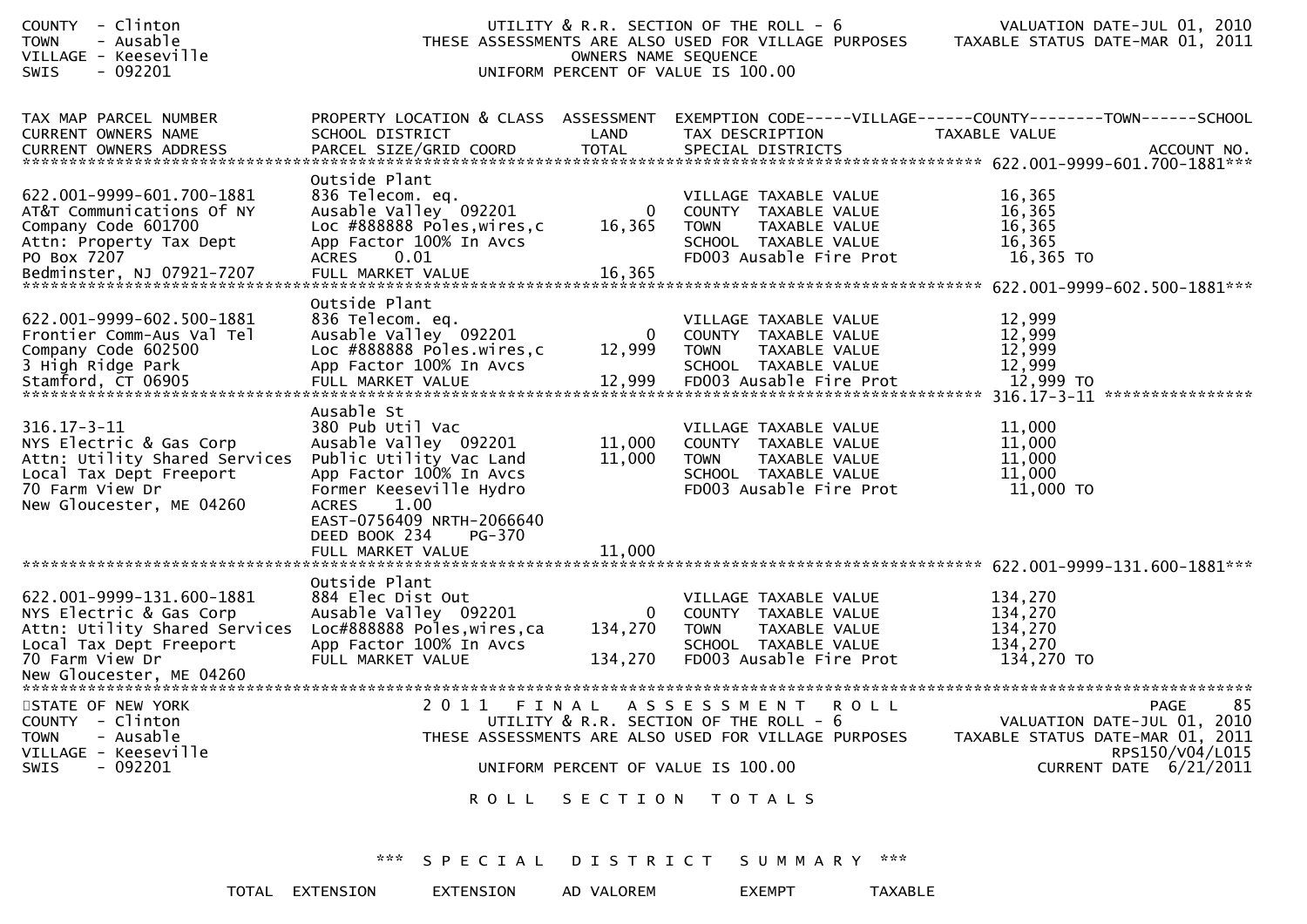COUNTY - Clinton UTILITY & R.R. SECTION OF THE ROLL - 6 VALUATION DATE-JUL 01, 2010
TOWN - Ausable THESE ASSESSMENTS ARE ALSO USED FOR VILLAGE PURPOSES TAXABLE STATUS DATE-MAR 01, 2011
VILLAGE - Keeseville OWNERS NAME SEQUENCE
SWIS - 092201 UNIFORM PERCENT OF VALUE IS 100.00

| TAX MAP PARCEL NUMBER / CURRENT OWNERS NAME / CURRENT OWNERS ADDRESS | PROPERTY LOCATION & CLASS / SCHOOL DISTRICT / PARCEL SIZE/GRID COORD | ASSESSMENT LAND / TOTAL | EXEMPTION CODE-----VILLAGE------COUNTY--------TOWN------SCHOOL / TAX DESCRIPTION / SPECIAL DISTRICTS | TAXABLE VALUE / ACCOUNT NO. |
|---|---|---|---|---|
| **622.001-9999-601.700-1881** | | | | |
| | Outside Plant | | | |
| 622.001-9999-601.700-1881 | 836 Telecom. eq. | | VILLAGE TAXABLE VALUE | 16,365 |
| AT&T Communications Of NY | Ausable Valley 092201 | 0 | COUNTY TAXABLE VALUE | 16,365 |
| Company Code 601700 | Loc #888888 Poles,wires,c | 16,365 | TOWN TAXABLE VALUE | 16,365 |
| Attn: Property Tax Dept | App Factor 100% In Avcs | | SCHOOL TAXABLE VALUE | 16,365 |
| PO Box 7207 | ACRES 0.01 | | FD003 Ausable Fire Prot | 16,365 TO |
| Bedminster, NJ 07921-7207 | FULL MARKET VALUE | 16,365 | | |
| **622.001-9999-602.500-1881** | | | | |
| | Outside Plant | | | |
| 622.001-9999-602.500-1881 | 836 Telecom. eq. | | VILLAGE TAXABLE VALUE | 12,999 |
| Frontier Comm-Aus Val Tel | Ausable Valley 092201 | 0 | COUNTY TAXABLE VALUE | 12,999 |
| Company Code 602500 | Loc #888888 Poles.wires,c | 12,999 | TOWN TAXABLE VALUE | 12,999 |
| 3 High Ridge Park | App Factor 100% In Avcs | | SCHOOL TAXABLE VALUE | 12,999 |
| Stamford, CT 06905 | FULL MARKET VALUE | 12,999 | FD003 Ausable Fire Prot | 12,999 TO |
| **316.17-3-11** | | | | |
| | Ausable St | | | |
| 316.17-3-11 | 380 Pub Util Vac | | VILLAGE TAXABLE VALUE | 11,000 |
| NYS Electric & Gas Corp | Ausable Valley 092201 | 11,000 | COUNTY TAXABLE VALUE | 11,000 |
| Attn: Utility Shared Services | Public Utility Vac Land | 11,000 | TOWN TAXABLE VALUE | 11,000 |
| Local Tax Dept Freeport | App Factor 100% In Avcs | | SCHOOL TAXABLE VALUE | 11,000 |
| 70 Farm View Dr | Former Keeseville Hydro | | FD003 Ausable Fire Prot | 11,000 TO |
| New Gloucester, ME 04260 | ACRES 1.00 | | | |
| | EAST-0756409 NRTH-2066640 | | | |
| | DEED BOOK 234 PG-370 | | | |
| | FULL MARKET VALUE | 11,000 | | |
| **622.001-9999-131.600-1881** | | | | |
| | Outside Plant | | | |
| 622.001-9999-131.600-1881 | 884 Elec Dist Out | | VILLAGE TAXABLE VALUE | 134,270 |
| NYS Electric & Gas Corp | Ausable Valley 092201 | 0 | COUNTY TAXABLE VALUE | 134,270 |
| Attn: Utility Shared Services | Loc#888888 Poles,wires,ca | 134,270 | TOWN TAXABLE VALUE | 134,270 |
| Local Tax Dept Freeport | App Factor 100% In Avcs | | SCHOOL TAXABLE VALUE | 134,270 |
| 70 Farm View Dr | FULL MARKET VALUE | 134,270 | FD003 Ausable Fire Prot | 134,270 TO |
| New Gloucester, ME 04260 | | | | |

STATE OF NEW YORK 2011 FINAL ASSESSMENT ROLL
COUNTY - Clinton UTILITY & R.R. SECTION OF THE ROLL - 6 VALUATION DATE-JUL 01, 2010
TOWN - Ausable THESE ASSESSMENTS ARE ALSO USED FOR VILLAGE PURPOSES TAXABLE STATUS DATE-MAR 01, 2011
VILLAGE - Keeseville RPS150/V04/L015
SWIS - 092201 UNIFORM PERCENT OF VALUE IS 100.00 CURRENT DATE 6/21/2011

## ROLL SECTION TOTALS

### *** SPECIAL DISTRICT SUMMARY ***

| TOTAL EXTENSION | EXTENSION | AD VALOREM | EXEMPT | TAXABLE |
|---|---|---|---|---|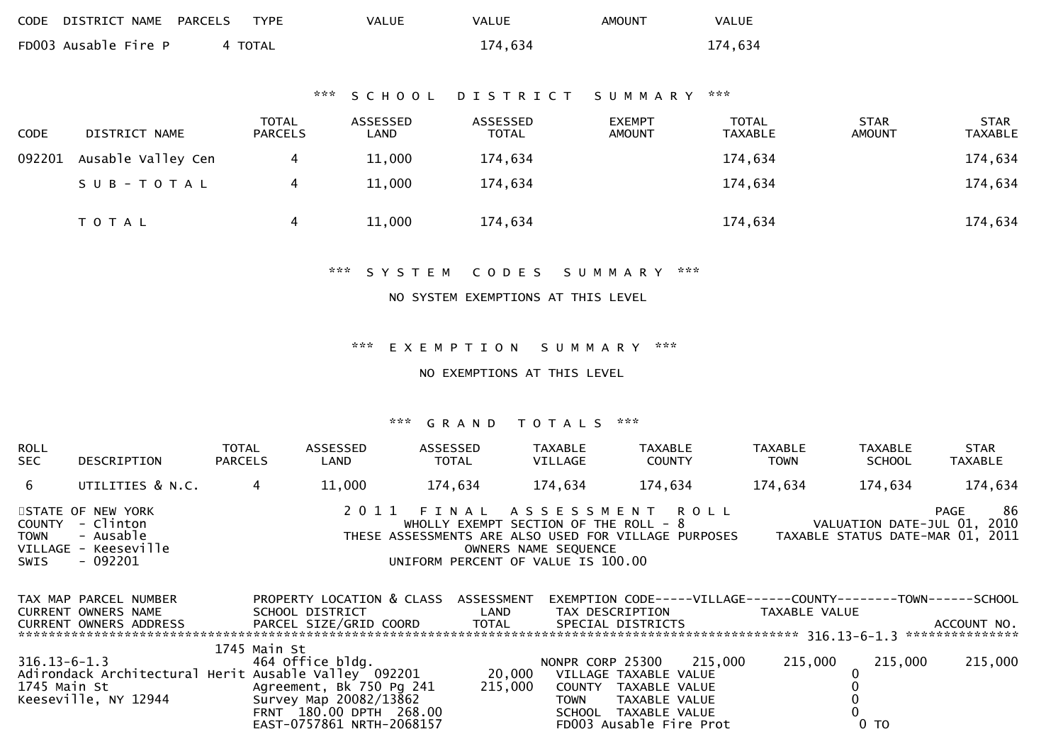| CODE | DISTRICT NAME | PARCELS | TYPE | VALUE | VALUE | AMOUNT | VALUE |
|---|---|---|---|---|---|---|---|
| FD003 | Ausable Fire P | 4 | TOTAL | | 174,634 | | 174,634 |

### *** S C H O O L   D I S T R I C T   S U M M A R Y ***

| CODE | DISTRICT NAME | TOTAL PARCELS | ASSESSED LAND | ASSESSED TOTAL | EXEMPT AMOUNT | TOTAL TAXABLE | STAR AMOUNT | STAR TAXABLE |
|---|---|---|---|---|---|---|---|---|
| 092201 | Ausable Valley Cen | 4 | 11,000 | 174,634 | | 174,634 | | 174,634 |
| | S U B - T O T A L | 4 | 11,000 | 174,634 | | 174,634 | | 174,634 |
| | T O T A L | 4 | 11,000 | 174,634 | | 174,634 | | 174,634 |

### *** S Y S T E M   C O D E S   S U M M A R Y ***

NO SYSTEM EXEMPTIONS AT THIS LEVEL

### *** E X E M P T I O N   S U M M A R Y ***

NO EXEMPTIONS AT THIS LEVEL

### *** G R A N D   T O T A L S ***

| ROLL SEC | DESCRIPTION | TOTAL PARCELS | ASSESSED LAND | ASSESSED TOTAL | TAXABLE VILLAGE | TAXABLE COUNTY | TAXABLE TOWN | TAXABLE SCHOOL | STAR TAXABLE |
|---|---|---|---|---|---|---|---|---|---|
| 6 | UTILITIES & N.C. | 4 | 11,000 | 174,634 | 174,634 | 174,634 | 174,634 | 174,634 | 174,634 |

STATE OF NEW YORK
COUNTY - Clinton
TOWN - Ausable
VILLAGE - Keeseville
SWIS - 092201

2 0 1 1 F I N A L A S S E S S M E N T R O L L
WHOLLY EXEMPT SECTION OF THE ROLL - 8
THESE ASSESSMENTS ARE ALSO USED FOR VILLAGE PURPOSES
OWNERS NAME SEQUENCE
UNIFORM PERCENT OF VALUE IS 100.00

PAGE 86
VALUATION DATE-JUL 01, 2010
TAXABLE STATUS DATE-MAR 01, 2011

| TAX MAP PARCEL NUMBER / CURRENT OWNERS NAME / CURRENT OWNERS ADDRESS | PROPERTY LOCATION & CLASS / SCHOOL DISTRICT / PARCEL SIZE/GRID COORD | ASSESSMENT LAND / TOTAL | EXEMPTION CODE / TAX DESCRIPTION / SPECIAL DISTRICTS | VILLAGE | COUNTY | TOWN | SCHOOL |
|---|---|---|---|---|---|---|---|
| ******** 316.13-6-1.3 ******** | | | | | | | |
| | 1745 Main St | | | | | | |
| 316.13-6-1.3 | 464 Office bldg. | | NONPR CORP 25300 | 215,000 | 215,000 | 215,000 | 215,000 |
| Adirondack Architectural Herit | Ausable Valley 092201 | 20,000 | VILLAGE TAXABLE VALUE | | 0 | | |
| 1745 Main St | Agreement, Bk 750 Pg 241 | 215,000 | COUNTY TAXABLE VALUE | | 0 | | |
| Keeseville, NY 12944 | Survey Map 20082/13862 | | TOWN TAXABLE VALUE | | 0 | | |
| | FRNT 180.00 DPTH 268.00 | | SCHOOL TAXABLE VALUE | | 0 | | |
| | EAST-0757861 NRTH-2068157 | | FD003 Ausable Fire Prot | | 0 TO | | |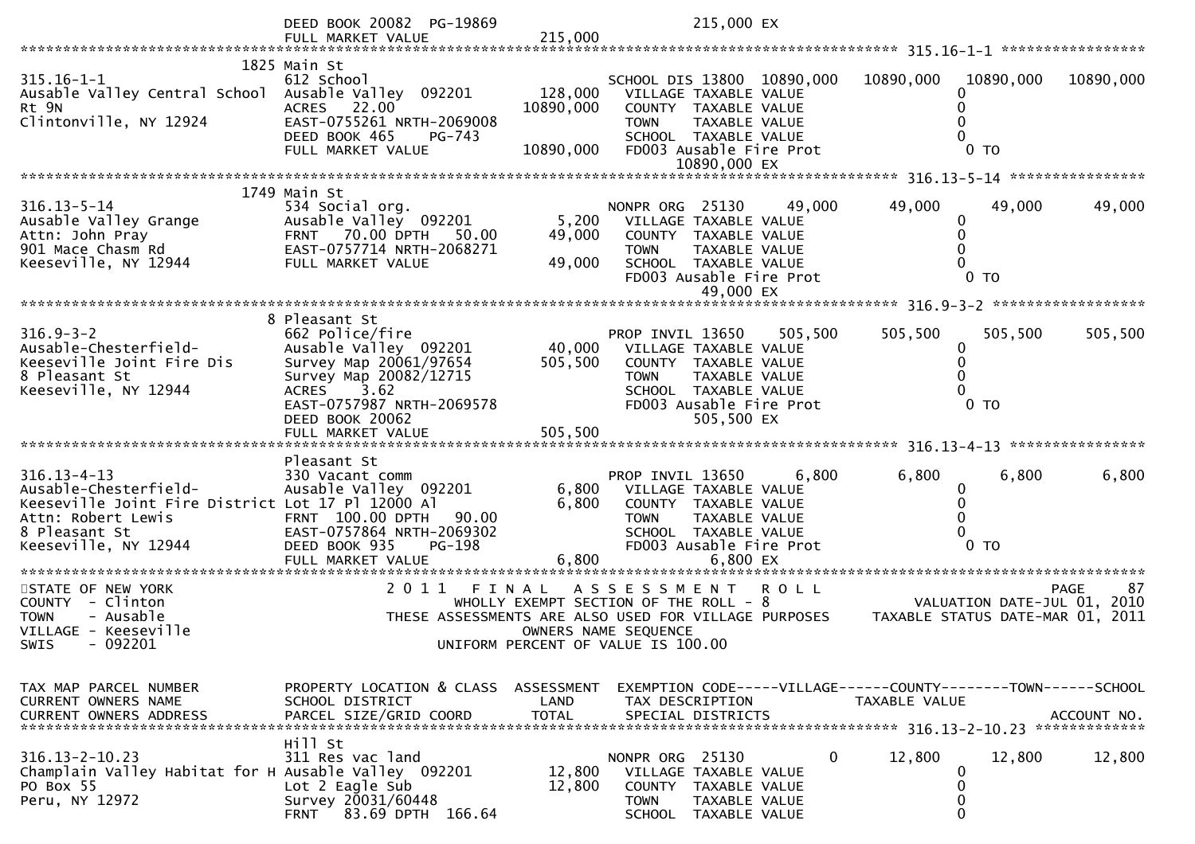```
                           DEED BOOK 20082  PG-19869                          215,000 EX
                           FULL MARKET VALUE             215,000
******************************************************************************************************* 315.16-1-1 *****************
                        1825 Main St
315.16-1-1                 612 School                          SCHOOL DIS 13800  10890,000   10890,000   10890,000   10890,000
Ausable Valley Central School  Ausable Valley  092201    128,000   VILLAGE TAXABLE VALUE                 0
Rt 9N                      ACRES   22.00               10890,000   COUNTY  TAXABLE VALUE                 0
Clintonville, NY 12924     EAST-0755261 NRTH-2069008               TOWN    TAXABLE VALUE                 0
                           DEED BOOK 465    PG-743                 SCHOOL  TAXABLE VALUE                 0
                           FULL MARKET VALUE           10890,000   FD003 Ausable Fire Prot                 0 TO
                                                                         10890,000 EX
******************************************************************************************************* 316.13-5-14 ****************
                        1749 Main St
316.13-5-14                534 Social org.                     NONPR ORG 25130      49,000      49,000      49,000      49,000
Ausable Valley Grange      Ausable Valley  092201      5,200   VILLAGE TAXABLE VALUE                 0
Attn: John Pray            FRNT   70.00 DPTH   50.00    49,000   COUNTY  TAXABLE VALUE                 0
901 Mace Chasm Rd          EAST-0757714 NRTH-2068271               TOWN    TAXABLE VALUE                 0
Keeseville, NY 12944       FULL MARKET VALUE              49,000   SCHOOL  TAXABLE VALUE                 0
                                                                   FD003 Ausable Fire Prot                 0 TO
                                                                         49,000 EX
******************************************************************************************************* 316.9-3-2 ******************
                        8 Pleasant St
316.9-3-2                  662 Police/fire                     PROP INVIL 13650    505,500     505,500     505,500     505,500
Ausable-Chesterfield-      Ausable Valley  092201     40,000   VILLAGE TAXABLE VALUE                 0
Keeseville Joint Fire Dis  Survey Map 20061/97654    505,500   COUNTY  TAXABLE VALUE                 0
8 Pleasant St              Survey Map 20082/12715              TOWN    TAXABLE VALUE                 0
Keeseville, NY 12944       ACRES    3.62                       SCHOOL  TAXABLE VALUE                 0
                           EAST-0757987 NRTH-2069578           FD003 Ausable Fire Prot                 0 TO
                           DEED BOOK 20062                               505,500 EX
                           FULL MARKET VALUE             505,500
******************************************************************************************************* 316.13-4-13 ****************
                           Pleasant St
316.13-4-13                330 Vacant comm                     PROP INVIL 13650      6,800       6,800       6,800       6,800
Ausable-Chesterfield-      Ausable Valley  092201      6,800   VILLAGE TAXABLE VALUE                 0
Keeseville Joint Fire District Lot 17 Pl 12000 Al      6,800   COUNTY  TAXABLE VALUE                 0
Attn: Robert Lewis         FRNT  100.00 DPTH   90.00           TOWN    TAXABLE VALUE                 0
8 Pleasant St              EAST-0757864 NRTH-2069302           SCHOOL  TAXABLE VALUE                 0
Keeseville, NY 12944       DEED BOOK 935    PG-198             FD003 Ausable Fire Prot                 0 TO
                           FULL MARKET VALUE               6,800         6,800 EX
************************************************************************************************************************************
STATE OF NEW YORK                 2 0 1 1   F I N A L   A S S E S S M E N T   R O L L                                  PAGE    87
COUNTY  - Clinton                      WHOLLY EXEMPT SECTION OF THE ROLL - 8                          VALUATION DATE-JUL 01, 2010
TOWN    - Ausable              THESE ASSESSMENTS ARE ALSO USED FOR VILLAGE PURPOSES     TAXABLE STATUS DATE-MAR 01, 2011
VILLAGE - Keeseville                             OWNERS NAME SEQUENCE
SWIS    - 092201                          UNIFORM PERCENT OF VALUE IS 100.00


TAX MAP PARCEL NUMBER      PROPERTY LOCATION & CLASS  ASSESSMENT  EXEMPTION CODE-----VILLAGE------COUNTY--------TOWN------SCHOOL
CURRENT OWNERS NAME        SCHOOL DISTRICT               LAND      TAX DESCRIPTION            TAXABLE VALUE
CURRENT OWNERS ADDRESS     PARCEL SIZE/GRID COORD       TOTAL      SPECIAL DISTRICTS                                    ACCOUNT NO.
******************************************************************************************************* 316.13-2-10.23 *************
                           Hill St
316.13-2-10.23             311 Res vac land                    NONPR ORG 25130          0      12,800      12,800      12,800
Champlain Valley Habitat for H Ausable Valley  092201     12,800   VILLAGE TAXABLE VALUE                 0
PO Box 55                  Lot 2 Eagle Sub                12,800   COUNTY  TAXABLE VALUE                 0
Peru, NY 12972             Survey 20031/60448                  TOWN    TAXABLE VALUE                 0
                           FRNT   83.69 DPTH  166.64           SCHOOL  TAXABLE VALUE                 0
```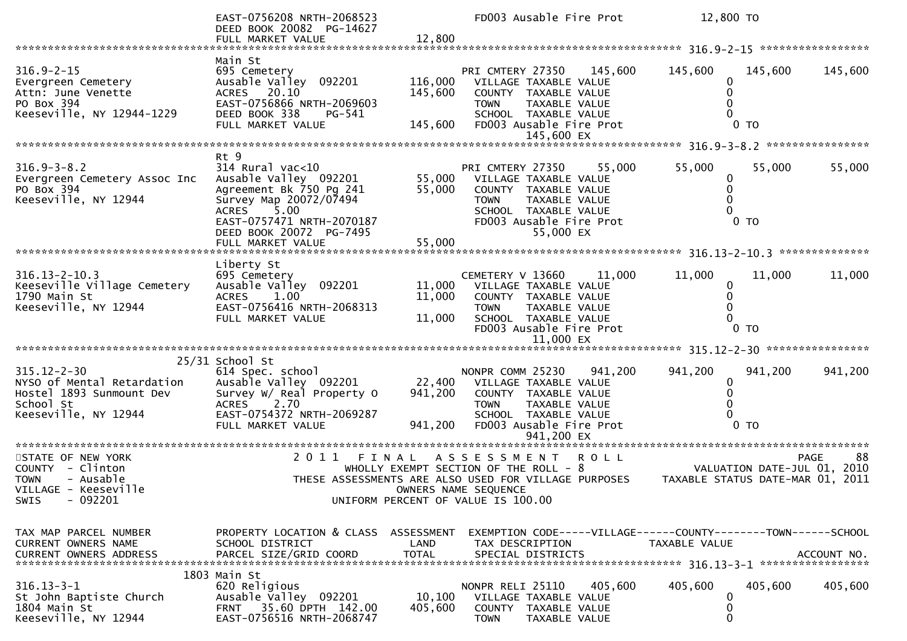```
                              EAST-0756208 NRTH-2068523              FD003 Ausable Fire Prot              12,800 TO
                              DEED BOOK 20082  PG-14627
                              FULL MARKET VALUE              12,800
******************************************************************************************************* 316.9-2-15 *****************
                              Main St
316.9-2-15                    695 Cemetery                           PRI CMTERY 27350   145,600      145,600     145,600      145,600
Evergreen Cemetery            Ausable Valley  092201        116,000    VILLAGE TAXABLE VALUE                 0
Attn: June Venette            ACRES   20.10                 145,600    COUNTY  TAXABLE VALUE                 0
PO Box 394                    EAST-0756866 NRTH-2069603                TOWN    TAXABLE VALUE                 0
Keeseville, NY 12944-1229     DEED BOOK 338    PG-541                  SCHOOL  TAXABLE VALUE                 0
                              FULL MARKET VALUE             145,600    FD003 Ausable Fire Prot                0 TO
                                                                             145,600 EX
******************************************************************************************************* 316.9-3-8.2 ****************
                              Rt 9
316.9-3-8.2                   314 Rural vac<10                       PRI CMTERY 27350    55,000       55,000      55,000       55,000
Evergreen Cemetery Assoc Inc  Ausable Valley  092201         55,000    VILLAGE TAXABLE VALUE                 0
PO Box 394                    Agreement Bk 750 Pg 241        55,000    COUNTY  TAXABLE VALUE                 0
Keeseville, NY 12944          Survey Map 20072/07494                   TOWN    TAXABLE VALUE                 0
                              ACRES    5.00                            SCHOOL  TAXABLE VALUE                 0
                              EAST-0757471 NRTH-2070187                FD003 Ausable Fire Prot                0 TO
                              DEED BOOK 20072  PG-7495                        55,000 EX
                              FULL MARKET VALUE              55,000
******************************************************************************************************* 316.13-2-10.3 **************
                              Liberty St
316.13-2-10.3                 695 Cemetery                           CEMETERY V 13660    11,000       11,000      11,000       11,000
Keeseville Village Cemetery   Ausable Valley  092201         11,000    VILLAGE TAXABLE VALUE                 0
1790 Main St                  ACRES    1.00                  11,000    COUNTY  TAXABLE VALUE                 0
Keeseville, NY 12944          EAST-0756416 NRTH-2068313                TOWN    TAXABLE VALUE                 0
                              FULL MARKET VALUE              11,000    SCHOOL  TAXABLE VALUE                 0
                                                                       FD003 Ausable Fire Prot                0 TO
                                                                              11,000 EX
******************************************************************************************************* 315.12-2-30 ****************
                        25/31 School St
315.12-2-30                   614 Spec. school                       NONPR COMM 25230   941,200      941,200     941,200      941,200
NYSO of Mental Retardation    Ausable Valley  092201         22,400    VILLAGE TAXABLE VALUE                 0
Hostel 1893 Sunmount Dev      Survey W/ Real Property O     941,200    COUNTY  TAXABLE VALUE                 0
School St                     ACRES    2.70                            TOWN    TAXABLE VALUE                 0
Keeseville, NY 12944          EAST-0754372 NRTH-2069287                SCHOOL  TAXABLE VALUE                 0
                              FULL MARKET VALUE             941,200    FD003 Ausable Fire Prot                0 TO
                                                                             941,200 EX
************************************************************************************************************************************
STATE OF NEW YORK                  2 0 1 1   F I N A L   A S S E S S M E N T   R O L L                                PAGE     88
COUNTY  - Clinton                          WHOLLY EXEMPT SECTION OF THE ROLL - 8                       VALUATION DATE-JUL 01, 2010
TOWN    - Ausable                  THESE ASSESSMENTS ARE ALSO USED FOR VILLAGE PURPOSES         TAXABLE STATUS DATE-MAR 01, 2011
VILLAGE - Keeseville                              OWNERS NAME SEQUENCE
SWIS    - 092201                            UNIFORM PERCENT OF VALUE IS 100.00


TAX MAP PARCEL NUMBER         PROPERTY LOCATION & CLASS  ASSESSMENT  EXEMPTION CODE-----VILLAGE------COUNTY--------TOWN------SCHOOL
CURRENT OWNERS NAME           SCHOOL DISTRICT               LAND      TAX DESCRIPTION             TAXABLE VALUE
CURRENT OWNERS ADDRESS        PARCEL SIZE/GRID COORD        TOTAL     SPECIAL DISTRICTS                                   ACCOUNT NO.
******************************************************************************************************* 316.13-3-1 *****************
                         1803 Main St
316.13-3-1                    620 Religious                          NONPR RELI 25110   405,600      405,600     405,600      405,600
St John Baptiste Church       Ausable Valley  092201         10,100    VILLAGE TAXABLE VALUE                 0
1804 Main St                  FRNT   35.60 DPTH  142.00     405,600    COUNTY  TAXABLE VALUE                 0
Keeseville, NY 12944          EAST-0756516 NRTH-2068747                TOWN    TAXABLE VALUE                 0
```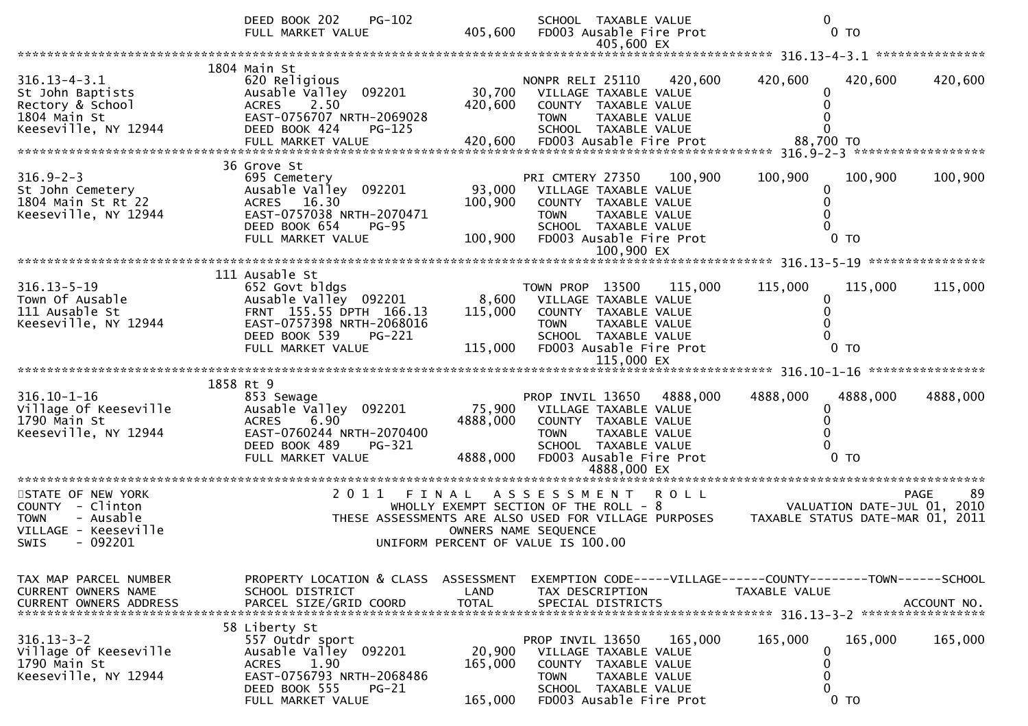```
                               DEED BOOK 202     PG-102                  SCHOOL  TAXABLE VALUE                    0
                               FULL MARKET VALUE            405,600     FD003 Ausable Fire Prot                    0 TO
                                                                          405,600 EX
******************************************************************************************************* 316.13-4-3.1 ***************
                              1804 Main St
316.13-4-3.1                   620 Religious                           NONPR RELI 25110    420,600     420,600      420,600      420,600
St John Baptists               Ausable Valley  092201        30,700     VILLAGE TAXABLE VALUE                    0
Rectory & School               ACRES    2.50                420,600     COUNTY  TAXABLE VALUE                    0
1804 Main St                   EAST-0756707 NRTH-2069028                TOWN    TAXABLE VALUE                    0
Keeseville, NY 12944           DEED BOOK 424     PG-125                 SCHOOL  TAXABLE VALUE                    0
                               FULL MARKET VALUE            420,600     FD003 Ausable Fire Prot             88,700 TO
******************************************************************************************************* 316.9-2-3 ******************
                              36 Grove St
316.9-2-3                      695 Cemetery                            PRI CMTERY 27350    100,900     100,900      100,900      100,900
St John Cemetery               Ausable Valley  092201        93,000     VILLAGE TAXABLE VALUE                    0
1804 Main St Rt 22             ACRES   16.30                100,900     COUNTY  TAXABLE VALUE                    0
Keeseville, NY 12944           EAST-0757038 NRTH-2070471                TOWN    TAXABLE VALUE                    0
                               DEED BOOK 654     PG-95                  SCHOOL  TAXABLE VALUE                    0
                               FULL MARKET VALUE            100,900     FD003 Ausable Fire Prot                    0 TO
                                                                          100,900 EX
******************************************************************************************************* 316.13-5-19 ****************
                              111 Ausable St
316.13-5-19                    652 Govt bldgs                          TOWN PROP  13500    115,000     115,000      115,000      115,000
Town Of Ausable                Ausable Valley  092201         8,600     VILLAGE TAXABLE VALUE                    0
111 Ausable St                 FRNT  155.55 DPTH  166.13    115,000     COUNTY  TAXABLE VALUE                    0
Keeseville, NY 12944           EAST-0757398 NRTH-2068016                TOWN    TAXABLE VALUE                    0
                               DEED BOOK 539     PG-221                 SCHOOL  TAXABLE VALUE                    0
                               FULL MARKET VALUE            115,000     FD003 Ausable Fire Prot                    0 TO
                                                                          115,000 EX
******************************************************************************************************* 316.10-1-16 ****************
                              1858 Rt 9
316.10-1-16                    853 Sewage                              PROP INVIL 13650   4888,000    4888,000     4888,000     4888,000
Village Of Keeseville          Ausable Valley  092201        75,900     VILLAGE TAXABLE VALUE                    0
1790 Main St                   ACRES    6.90               4888,000     COUNTY  TAXABLE VALUE                    0
Keeseville, NY 12944           EAST-0760244 NRTH-2070400                TOWN    TAXABLE VALUE                    0
                               DEED BOOK 489     PG-321                 SCHOOL  TAXABLE VALUE                    0
                               FULL MARKET VALUE           4888,000     FD003 Ausable Fire Prot                    0 TO
                                                                         4888,000 EX
************************************************************************************************************************************
STATE OF NEW YORK                  2 0 1 1   F I N A L   A S S E S S M E N T   R O L L                                  PAGE     89
COUNTY  - Clinton                        WHOLLY EXEMPT SECTION OF THE ROLL - 8                          VALUATION DATE-JUL 01, 2010
TOWN    - Ausable                THESE ASSESSMENTS ARE ALSO USED FOR VILLAGE PURPOSES              TAXABLE STATUS DATE-MAR 01, 2011
VILLAGE - Keeseville                              OWNERS NAME SEQUENCE
SWIS    - 092201                            UNIFORM PERCENT OF VALUE IS 100.00


TAX MAP PARCEL NUMBER          PROPERTY LOCATION & CLASS  ASSESSMENT  EXEMPTION CODE-----VILLAGE------COUNTY--------TOWN------SCHOOL
CURRENT OWNERS NAME            SCHOOL DISTRICT               LAND      TAX DESCRIPTION             TAXABLE VALUE
CURRENT OWNERS ADDRESS         PARCEL SIZE/GRID COORD        TOTAL     SPECIAL DISTRICTS                                     ACCOUNT NO.
******************************************************************************************************* 316.13-3-2 *****************
                              58 Liberty St
316.13-3-2                     557 Outdr sport                         PROP INVIL 13650    165,000     165,000      165,000      165,000
Village Of Keeseville          Ausable Valley  092201        20,900     VILLAGE TAXABLE VALUE                    0
1790 Main St                   ACRES    1.90                165,000     COUNTY  TAXABLE VALUE                    0
Keeseville, NY 12944           EAST-0756793 NRTH-2068486                TOWN    TAXABLE VALUE                    0
                               DEED BOOK 555     PG-21                  SCHOOL  TAXABLE VALUE                    0
                               FULL MARKET VALUE            165,000     FD003 Ausable Fire Prot                    0 TO
```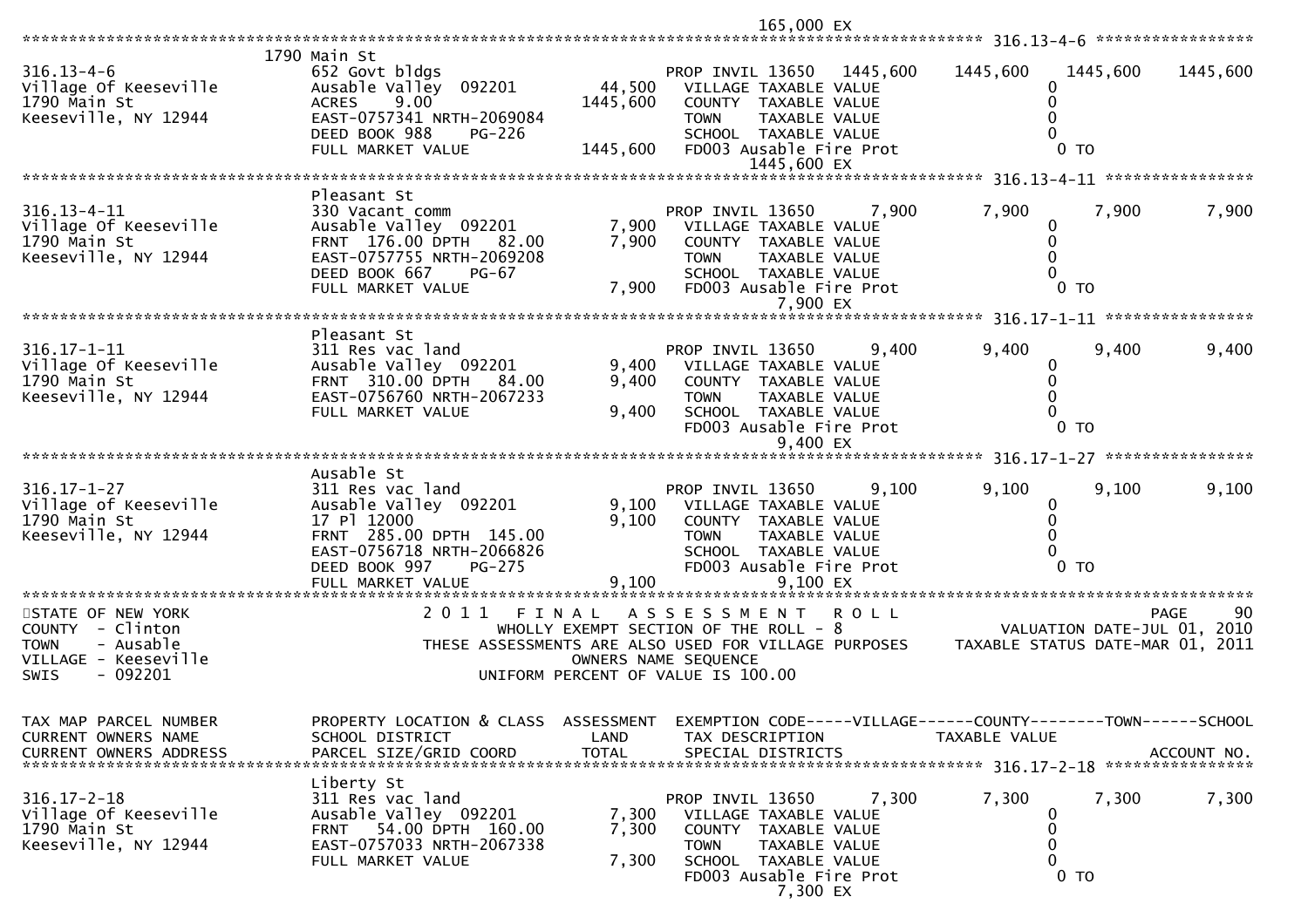```
                                                                                165,000 EX
******************************************************************************************************* 316.13-4-6 *****************
                              1790 Main St
316.13-4-6                    652 Govt bldgs                         PROP INVIL 13650   1445,600    1445,600    1445,600    1445,600
Village Of Keeseville         Ausable Valley  092201      44,500    VILLAGE TAXABLE VALUE                 0
1790 Main St                  ACRES    9.00             1445,600    COUNTY  TAXABLE VALUE                 0
Keeseville, NY 12944          EAST-0757341 NRTH-2069084              TOWN    TAXABLE VALUE                 0
                              DEED BOOK 988    PG-226                SCHOOL  TAXABLE VALUE                 0
                              FULL MARKET VALUE         1445,600    FD003 Ausable Fire Prot               0 TO
                                                                         1445,600 EX
******************************************************************************************************* 316.13-4-11 ****************
                              Pleasant St
316.13-4-11                   330 Vacant comm                        PROP INVIL 13650      7,900       7,900       7,900       7,900
Village Of Keeseville         Ausable Valley  092201       7,900    VILLAGE TAXABLE VALUE                 0
1790 Main St                  FRNT  176.00 DPTH   82.00    7,900    COUNTY  TAXABLE VALUE                 0
Keeseville, NY 12944          EAST-0757755 NRTH-2069208              TOWN    TAXABLE VALUE                 0
                              DEED BOOK 667    PG-67                 SCHOOL  TAXABLE VALUE                 0
                              FULL MARKET VALUE            7,900    FD003 Ausable Fire Prot               0 TO
                                                                         7,900 EX
******************************************************************************************************* 316.17-1-11 ****************
                              Pleasant St
316.17-1-11                   311 Res vac land                       PROP INVIL 13650      9,400       9,400       9,400       9,400
Village Of Keeseville         Ausable Valley  092201       9,400    VILLAGE TAXABLE VALUE                 0
1790 Main St                  FRNT  310.00 DPTH   84.00    9,400    COUNTY  TAXABLE VALUE                 0
Keeseville, NY 12944          EAST-0756760 NRTH-2067233              TOWN    TAXABLE VALUE                 0
                              FULL MARKET VALUE            9,400    SCHOOL  TAXABLE VALUE                 0
                                                                    FD003 Ausable Fire Prot               0 TO
                                                                         9,400 EX
******************************************************************************************************* 316.17-1-27 ****************
                              Ausable St
316.17-1-27                   311 Res vac land                       PROP INVIL 13650      9,100       9,100       9,100       9,100
Village of Keeseville         Ausable Valley  092201       9,100    VILLAGE TAXABLE VALUE                 0
1790 Main St                  17 Pl 12000                  9,100    COUNTY  TAXABLE VALUE                 0
Keeseville, NY 12944          FRNT  285.00 DPTH  145.00              TOWN    TAXABLE VALUE                 0
                              EAST-0756718 NRTH-2066826              SCHOOL  TAXABLE VALUE                 0
                              DEED BOOK 997    PG-275                FD003 Ausable Fire Prot               0 TO
                              FULL MARKET VALUE            9,100             9,100 EX
************************************************************************************************************************************
STATE OF NEW YORK                   2 0 1 1   F I N A L   A S S E S S M E N T   R O L L                                 PAGE     90
COUNTY  - Clinton                          WHOLLY EXEMPT SECTION OF THE ROLL - 8                      VALUATION DATE-JUL 01, 2010
TOWN    - Ausable                  THESE ASSESSMENTS ARE ALSO USED FOR VILLAGE PURPOSES      TAXABLE STATUS DATE-MAR 01, 2011
VILLAGE - Keeseville                                 OWNERS NAME SEQUENCE
SWIS    - 092201                             UNIFORM PERCENT OF VALUE IS 100.00


TAX MAP PARCEL NUMBER         PROPERTY LOCATION & CLASS  ASSESSMENT  EXEMPTION CODE-----VILLAGE------COUNTY--------TOWN------SCHOOL
CURRENT OWNERS NAME           SCHOOL DISTRICT               LAND      TAX DESCRIPTION             TAXABLE VALUE
CURRENT OWNERS ADDRESS        PARCEL SIZE/GRID COORD        TOTAL     SPECIAL DISTRICTS                                    ACCOUNT NO.
******************************************************************************************************* 316.17-2-18 ****************
                              Liberty St
316.17-2-18                   311 Res vac land                       PROP INVIL 13650      7,300       7,300       7,300       7,300
Village Of Keeseville         Ausable Valley  092201       7,300    VILLAGE TAXABLE VALUE                 0
1790 Main St                  FRNT   54.00 DPTH  160.00    7,300    COUNTY  TAXABLE VALUE                 0
Keeseville, NY 12944          EAST-0757033 NRTH-2067338              TOWN    TAXABLE VALUE                 0
                              FULL MARKET VALUE            7,300    SCHOOL  TAXABLE VALUE                 0
                                                                    FD003 Ausable Fire Prot               0 TO
                                                                         7,300 EX
```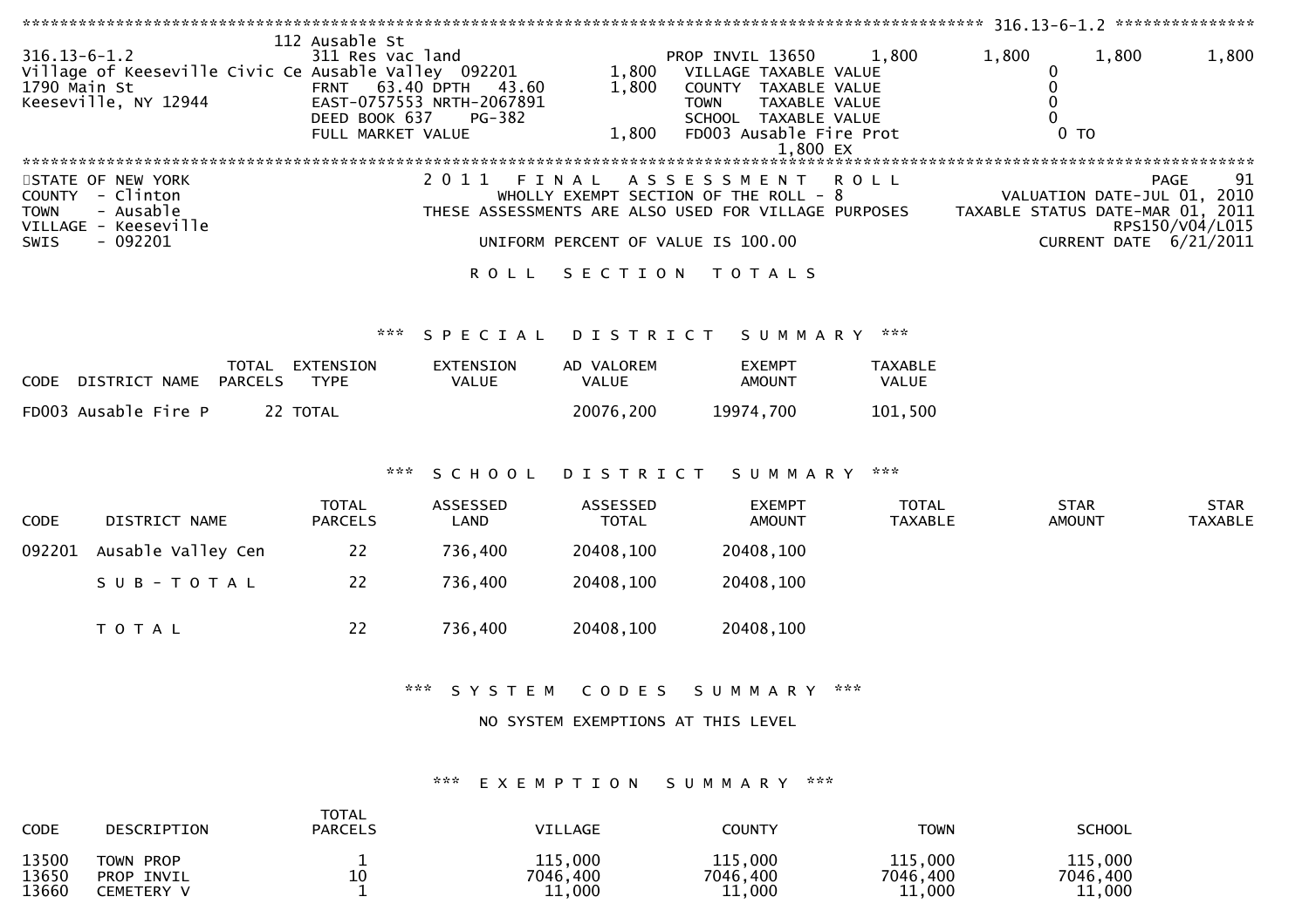```
******************************************************************************************************* 316.13-6-1.2 ***************
                              112 Ausable St
316.13-6-1.2                  311 Res vac land                    PROP INVIL 13650      1,800      1,800      1,800      1,800
Village of Keeseville Civic Ce Ausable Valley  092201      1,800    VILLAGE TAXABLE VALUE              0
1790 Main St                  FRNT   63.40 DPTH   43.60    1,800    COUNTY  TAXABLE VALUE              0
Keeseville, NY 12944          EAST-0757553 NRTH-2067891             TOWN    TAXABLE VALUE              0
                              DEED BOOK 637    PG-382               SCHOOL  TAXABLE VALUE              0
                              FULL MARKET VALUE            1,800    FD003 Ausable Fire Prot              0 TO
                                                                          1,800 EX
************************************************************************************************************************************
```

STATE OF NEW YORK
COUNTY - Clinton
TOWN - Ausable
VILLAGE - Keeseville
SWIS - 092201

2 0 1 1 F I N A L A S S E S S M E N T R O L L
WHOLLY EXEMPT SECTION OF THE ROLL - 8
THESE ASSESSMENTS ARE ALSO USED FOR VILLAGE PURPOSES
UNIFORM PERCENT OF VALUE IS 100.00

PAGE 91
VALUATION DATE-JUL 01, 2010
TAXABLE STATUS DATE-MAR 01, 2011
RPS150/V04/L015
CURRENT DATE 6/21/2011

## R O L L S E C T I O N T O T A L S

### *** S P E C I A L D I S T R I C T S U M M A R Y ***

| CODE | DISTRICT NAME | TOTAL PARCELS | EXTENSION TYPE | EXTENSION VALUE | AD VALOREM VALUE | EXEMPT AMOUNT | TAXABLE VALUE |
|---|---|---|---|---|---|---|---|
| FD003 | Ausable Fire P | 22 | TOTAL | | 20076,200 | 19974,700 | 101,500 |

### *** S C H O O L D I S T R I C T S U M M A R Y ***

| CODE | DISTRICT NAME | TOTAL PARCELS | ASSESSED LAND | ASSESSED TOTAL | EXEMPT AMOUNT | TOTAL TAXABLE | STAR AMOUNT | STAR TAXABLE |
|---|---|---|---|---|---|---|---|---|
| 092201 | Ausable Valley Cen | 22 | 736,400 | 20408,100 | 20408,100 | | | |
| | S U B - T O T A L | 22 | 736,400 | 20408,100 | 20408,100 | | | |
| | T O T A L | 22 | 736,400 | 20408,100 | 20408,100 | | | |

### *** S Y S T E M C O D E S S U M M A R Y ***

NO SYSTEM EXEMPTIONS AT THIS LEVEL

### *** E X E M P T I O N S U M M A R Y ***

| CODE | DESCRIPTION | TOTAL PARCELS | VILLAGE | COUNTY | TOWN | SCHOOL |
|---|---|---|---|---|---|---|
| 13500 | TOWN PROP | 1 | 115,000 | 115,000 | 115,000 | 115,000 |
| 13650 | PROP INVIL | 10 | 7046,400 | 7046,400 | 7046,400 | 7046,400 |
| 13660 | CEMETERY V | 1 | 11,000 | 11,000 | 11,000 | 11,000 |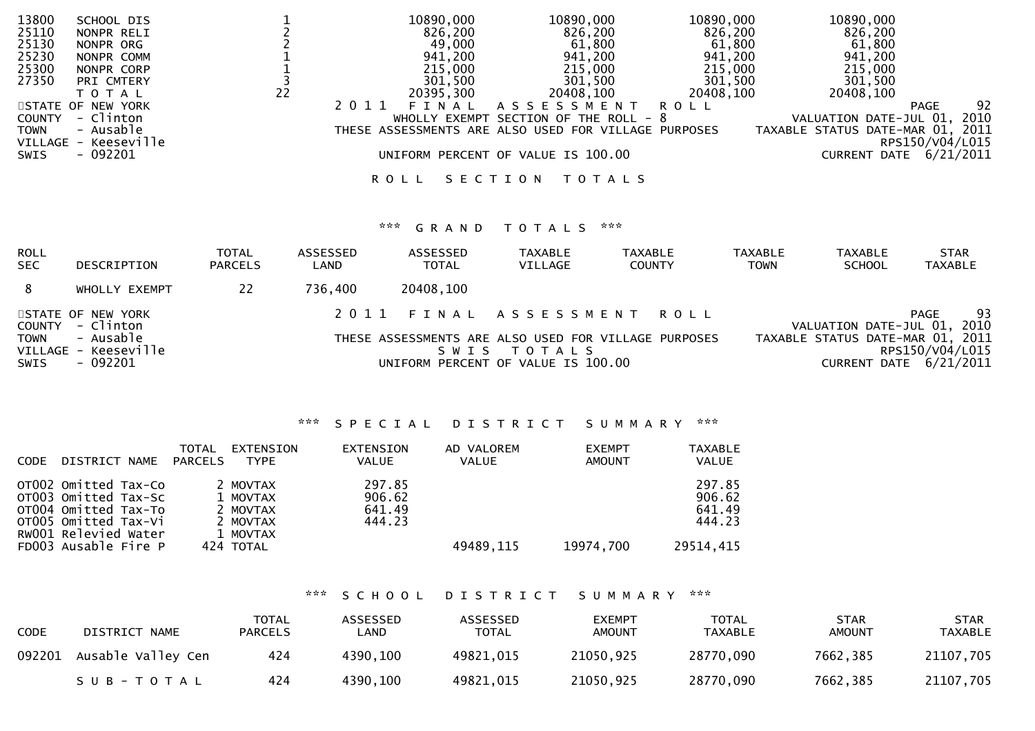| | | | | | | |
|---|---|---|---|---|---|---|
| 13800 | SCHOOL DIS | 1 | 10890,000 | 10890,000 | 10890,000 | 10890,000 |
| 25110 | NONPR RELI | 2 | 826,200 | 826,200 | 826,200 | 826,200 |
| 25130 | NONPR ORG | 2 | 49,000 | 61,800 | 61,800 | 61,800 |
| 25230 | NONPR COMM | 1 | 941,200 | 941,200 | 941,200 | 941,200 |
| 25300 | NONPR CORP | 1 | 215,000 | 215,000 | 215,000 | 215,000 |
| 27350 | PRI CMTERY | 3 | 301,500 | 301,500 | 301,500 | 301,500 |
| | T O T A L | 22 | 20395,300 | 20408,100 | 20408,100 | 20408,100 |

STATE OF NEW YORK
COUNTY - Clinton
TOWN - Ausable
VILLAGE - Keeseville
SWIS - 092201

2 0 1 1 F I N A L A S S E S S M E N T R O L L

WHOLLY EXEMPT SECTION OF THE ROLL - 8

THESE ASSESSMENTS ARE ALSO USED FOR VILLAGE PURPOSES

UNIFORM PERCENT OF VALUE IS 100.00

PAGE 92
VALUATION DATE-JUL 01, 2010
TAXABLE STATUS DATE-MAR 01, 2011
RPS150/V04/L015
CURRENT DATE 6/21/2011

R O L L S E C T I O N T O T A L S

*** G R A N D T O T A L S ***

| ROLL SEC | DESCRIPTION | TOTAL PARCELS | ASSESSED LAND | ASSESSED TOTAL | TAXABLE VILLAGE | TAXABLE COUNTY | TAXABLE TOWN | TAXABLE SCHOOL | STAR TAXABLE |
|---|---|---|---|---|---|---|---|---|---|
| 8 | WHOLLY EXEMPT | 22 | 736,400 | 20408,100 | | | | | |

STATE OF NEW YORK
COUNTY - Clinton
TOWN - Ausable
VILLAGE - Keeseville
SWIS - 092201

2 0 1 1 F I N A L A S S E S S M E N T R O L L

THESE ASSESSMENTS ARE ALSO USED FOR VILLAGE PURPOSES

S W I S T O T A L S

UNIFORM PERCENT OF VALUE IS 100.00

PAGE 93
VALUATION DATE-JUL 01, 2010
TAXABLE STATUS DATE-MAR 01, 2011
RPS150/V04/L015
CURRENT DATE 6/21/2011

*** S P E C I A L D I S T R I C T S U M M A R Y ***

| CODE | DISTRICT NAME | TOTAL PARCELS | EXTENSION TYPE | EXTENSION VALUE | AD VALOREM VALUE | EXEMPT AMOUNT | TAXABLE VALUE |
|---|---|---|---|---|---|---|---|
| OT002 | Omitted Tax-Co | 2 | MOVTAX | 297.85 | | | 297.85 |
| OT003 | Omitted Tax-Sc | 1 | MOVTAX | 906.62 | | | 906.62 |
| OT004 | Omitted Tax-To | 2 | MOVTAX | 641.49 | | | 641.49 |
| OT005 | Omitted Tax-Vi | 2 | MOVTAX | 444.23 | | | 444.23 |
| RW001 | Relevied Water | 1 | MOVTAX | | | | |
| FD003 | Ausable Fire P | 424 | TOTAL | | 49489,115 | 19974,700 | 29514,415 |

*** S C H O O L D I S T R I C T S U M M A R Y ***

| CODE | DISTRICT NAME | TOTAL PARCELS | ASSESSED LAND | ASSESSED TOTAL | EXEMPT AMOUNT | TOTAL TAXABLE | STAR AMOUNT | STAR TAXABLE |
|---|---|---|---|---|---|---|---|---|
| 092201 | Ausable Valley Cen | 424 | 4390,100 | 49821,015 | 21050,925 | 28770,090 | 7662,385 | 21107,705 |
| | S U B - T O T A L | 424 | 4390,100 | 49821,015 | 21050,925 | 28770,090 | 7662,385 | 21107,705 |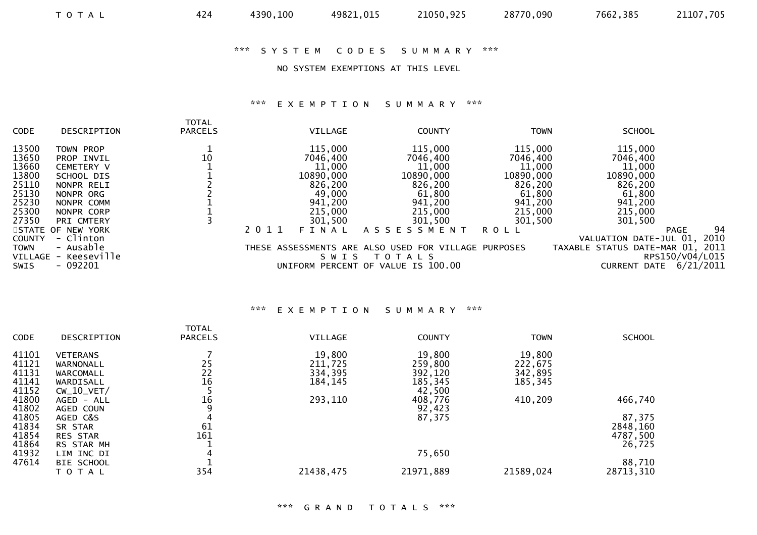| T O T A L | 424 | 4390,100 | 49821,015 | 21050,925 | 28770,090 | 7662,385 | 21107,705 |
|---|---|---|---|---|---|---|---|

### *** S Y S T E M   C O D E S   S U M M A R Y ***

NO SYSTEM EXEMPTIONS AT THIS LEVEL

### *** E X E M P T I O N   S U M M A R Y ***

| CODE | DESCRIPTION | TOTAL PARCELS | VILLAGE | COUNTY | TOWN | SCHOOL |
|---|---|---|---|---|---|---|
| 13500 | TOWN PROP | 1 | 115,000 | 115,000 | 115,000 | 115,000 |
| 13650 | PROP INVIL | 10 | 7046,400 | 7046,400 | 7046,400 | 7046,400 |
| 13660 | CEMETERY V | 1 | 11,000 | 11,000 | 11,000 | 11,000 |
| 13800 | SCHOOL DIS | 1 | 10890,000 | 10890,000 | 10890,000 | 10890,000 |
| 25110 | NONPR RELI | 2 | 826,200 | 826,200 | 826,200 | 826,200 |
| 25130 | NONPR ORG | 2 | 49,000 | 61,800 | 61,800 | 61,800 |
| 25230 | NONPR COMM | 1 | 941,200 | 941,200 | 941,200 | 941,200 |
| 25300 | NONPR CORP | 1 | 215,000 | 215,000 | 215,000 | 215,000 |
| 27350 | PRI CMTERY | 3 | 301,500 | 301,500 | 301,500 | 301,500 |

STATE OF NEW YORK
COUNTY - Clinton
TOWN - Ausable
VILLAGE - Keeseville
SWIS - 092201

2 0 1 1 F I N A L A S S E S S M E N T R O L L
THESE ASSESSMENTS ARE ALSO USED FOR VILLAGE PURPOSES
S W I S T O T A L S
UNIFORM PERCENT OF VALUE IS 100.00

PAGE 94
VALUATION DATE-JUL 01, 2010
TAXABLE STATUS DATE-MAR 01, 2011
RPS150/V04/L015
CURRENT DATE 6/21/2011

### *** E X E M P T I O N   S U M M A R Y ***

| CODE | DESCRIPTION | TOTAL PARCELS | VILLAGE | COUNTY | TOWN | SCHOOL |
|---|---|---|---|---|---|---|
| 41101 | VETERANS | 7 | 19,800 | 19,800 | 19,800 | |
| 41121 | WARNONALL | 25 | 211,725 | 259,800 | 222,675 | |
| 41131 | WARCOMALL | 22 | 334,395 | 392,120 | 342,895 | |
| 41141 | WARDISALL | 16 | 184,145 | 185,345 | 185,345 | |
| 41152 | CW_10_VET/ | 5 | | 42,500 | | |
| 41800 | AGED - ALL | 16 | 293,110 | 408,776 | 410,209 | 466,740 |
| 41802 | AGED COUN | 9 | | 92,423 | | |
| 41805 | AGED C&S | 4 | | 87,375 | | 87,375 |
| 41834 | SR STAR | 61 | | | | 2848,160 |
| 41854 | RES STAR | 161 | | | | 4787,500 |
| 41864 | RS STAR MH | 1 | | | | 26,725 |
| 41932 | LIM INC DI | 4 | | 75,650 | | |
| 47614 | BIE SCHOOL | 1 | | | | 88,710 |
| | T O T A L | 354 | 21438,475 | 21971,889 | 21589,024 | 28713,310 |

### *** G R A N D   T O T A L S ***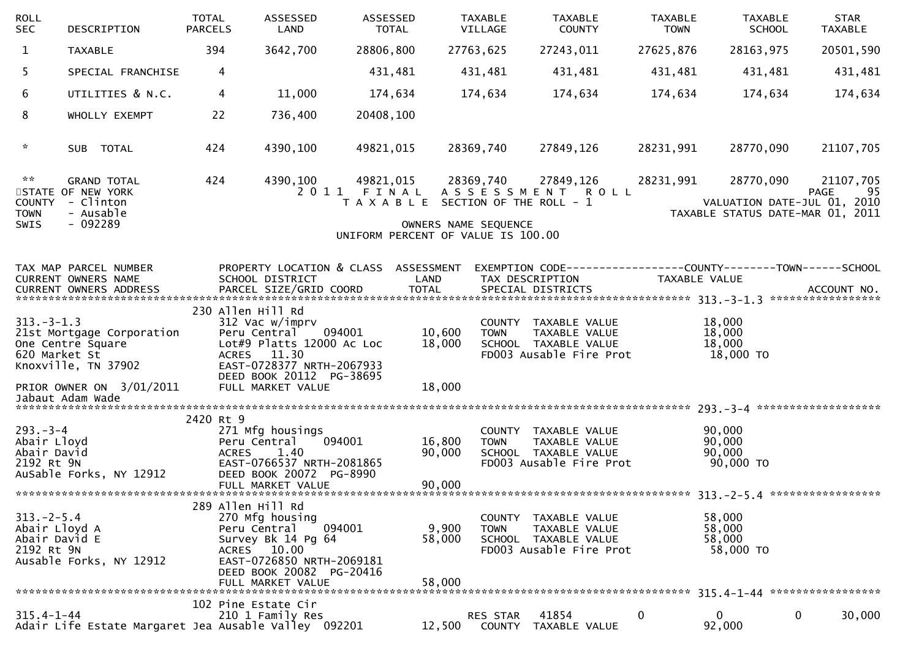| ROLL SEC | DESCRIPTION | TOTAL PARCELS | ASSESSED LAND | ASSESSED TOTAL | TAXABLE VILLAGE | TAXABLE COUNTY | TAXABLE TOWN | TAXABLE SCHOOL | STAR TAXABLE |
|---|---|---|---|---|---|---|---|---|---|
| 1 | TAXABLE | 394 | 3642,700 | 28806,800 | 27763,625 | 27243,011 | 27625,876 | 28163,975 | 20501,590 |
| 5 | SPECIAL FRANCHISE | 4 | | 431,481 | 431,481 | 431,481 | 431,481 | 431,481 | 431,481 |
| 6 | UTILITIES & N.C. | 4 | 11,000 | 174,634 | 174,634 | 174,634 | 174,634 | 174,634 | 174,634 |
| 8 | WHOLLY EXEMPT | 22 | 736,400 | 20408,100 | | | | | |
| * | SUB TOTAL | 424 | 4390,100 | 49821,015 | 28369,740 | 27849,126 | 28231,991 | 28770,090 | 21107,705 |
| ** | GRAND TOTAL | 424 | 4390,100 | 49821,015 | 28369,740 | 27849,126 | 28231,991 | 28770,090 | 21107,705 |

STATE OF NEW YORK
COUNTY - Clinton
TOWN - Ausable
SWIS - 092289

2 0 1 1 F I N A L A S S E S S M E N T R O L L
T A X A B L E SECTION OF THE ROLL - 1
OWNERS NAME SEQUENCE
UNIFORM PERCENT OF VALUE IS 100.00

PAGE 95
VALUATION DATE-JUL 01, 2010
TAXABLE STATUS DATE-MAR 01, 2011

```
TAX MAP PARCEL NUMBER          PROPERTY LOCATION & CLASS  ASSESSMENT  EXEMPTION CODE------------------COUNTY--------TOWN------SCHOOL
CURRENT OWNERS NAME            SCHOOL DISTRICT               LAND      TAX DESCRIPTION            TAXABLE VALUE
CURRENT OWNERS ADDRESS         PARCEL SIZE/GRID COORD        TOTAL     SPECIAL DISTRICTS                                    ACCOUNT NO.
******************************************************************************************************* 313.-3-1.3 *****************
                          230 Allen Hill Rd
313.-3-1.3                     312 Vac w/imprv                         COUNTY  TAXABLE VALUE          18,000
21st Mortgage Corporation      Peru Central     094001       10,600    TOWN    TAXABLE VALUE          18,000
One Centre Square              Lot#9 Platts 12000 Ac Loc     18,000    SCHOOL  TAXABLE VALUE          18,000
620 Market St                  ACRES   11.30                           FD003 Ausable Fire Prot         18,000 TO
Knoxville, TN 37902            EAST-0728377 NRTH-2067933
                               DEED BOOK 20112  PG-38695
PRIOR OWNER ON  3/01/2011      FULL MARKET VALUE             18,000
Jabaut Adam Wade
******************************************************************************************************* 293.-3-4 *******************
                          2420 Rt 9
293.-3-4                       271 Mfg housings                        COUNTY  TAXABLE VALUE          90,000
Abair Lloyd                    Peru Central     094001       16,800    TOWN    TAXABLE VALUE          90,000
Abair David                    ACRES    1.40                 90,000    SCHOOL  TAXABLE VALUE          90,000
2192 Rt 9N                     EAST-0766537 NRTH-2081865               FD003 Ausable Fire Prot         90,000 TO
AuSable Forks, NY 12912        DEED BOOK 20072  PG-8990
                               FULL MARKET VALUE             90,000
******************************************************************************************************* 313.-2-5.4 *****************
                          289 Allen Hill Rd
313.-2-5.4                     270 Mfg housing                         COUNTY  TAXABLE VALUE          58,000
Abair Lloyd A                  Peru Central     094001        9,900    TOWN    TAXABLE VALUE          58,000
Abair David E                  Survey Bk 14 Pg 64            58,000    SCHOOL  TAXABLE VALUE          58,000
2192 Rt 9N                     ACRES   10.00                           FD003 Ausable Fire Prot         58,000 TO
Ausable Forks, NY 12912        EAST-0726850 NRTH-2069181
                               DEED BOOK 20082  PG-20416
                               FULL MARKET VALUE             58,000
******************************************************************************************************* 315.4-1-44 *****************
                          102 Pine Estate Cir
315.4-1-44                     210 1 Family Res                        RES STAR   41854          0            0           0      30,000
Adair Life Estate Margaret Jea Ausable Valley  092201        12,500    COUNTY  TAXABLE VALUE          92,000
```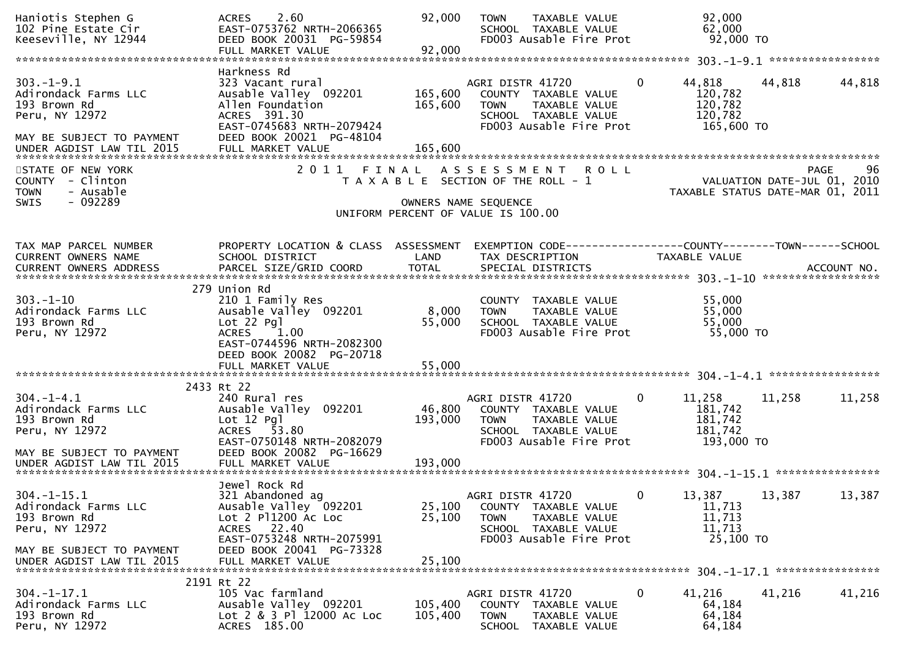```
Haniotis Stephen G            ACRES    2.60                     92,000   TOWN    TAXABLE VALUE              92,000
102 Pine Estate Cir           EAST-0753762 NRTH-2066365                  SCHOOL  TAXABLE VALUE              62,000
Keeseville, NY 12944          DEED BOOK 20031  PG-59854                  FD003 Ausable Fire Prot            92,000 TO
                              FULL MARKET VALUE                 92,000
******************************************************************************************************* 303.-1-9.1 *****************
                              Harkness Rd
303.-1-9.1                    323 Vacant rural                           AGRI DISTR 41720          0      44,818     44,818     44,818
Adirondack Farms LLC          Ausable Valley  092201           165,600   COUNTY  TAXABLE VALUE             120,782
193 Brown Rd                  Allen Foundation                 165,600   TOWN    TAXABLE VALUE             120,782
Peru, NY 12972                ACRES  391.30                              SCHOOL  TAXABLE VALUE             120,782
                              EAST-0745683 NRTH-2079424                  FD003 Ausable Fire Prot           165,600 TO
MAY BE SUBJECT TO PAYMENT     DEED BOOK 20021  PG-48104
UNDER AGDIST LAW TIL 2015     FULL MARKET VALUE                165,600
************************************************************************************************************************************
STATE OF NEW YORK                   2 0 1 1   F I N A L   A S S E S S M E N T   R O L L                                 PAGE    96
COUNTY  - Clinton                     T A X A B L E  SECTION OF THE ROLL - 1                          VALUATION DATE-JUL 01, 2010
TOWN    - Ausable                                                                                TAXABLE STATUS DATE-MAR 01, 2011
SWIS    - 092289                                         OWNERS NAME SEQUENCE
                                                 UNIFORM PERCENT OF VALUE IS 100.00


TAX MAP PARCEL NUMBER         PROPERTY LOCATION & CLASS  ASSESSMENT  EXEMPTION CODE------------------COUNTY--------TOWN------SCHOOL
CURRENT OWNERS NAME           SCHOOL DISTRICT               LAND      TAX DESCRIPTION              TAXABLE VALUE
CURRENT OWNERS ADDRESS        PARCEL SIZE/GRID COORD        TOTAL     SPECIAL DISTRICTS                                  ACCOUNT NO.
******************************************************************************************************* 303.-1-10 ******************
                          279 Union Rd
303.-1-10                     210 1 Family Res                           COUNTY  TAXABLE VALUE              55,000
Adirondack Farms LLC          Ausable Valley  092201             8,000   TOWN    TAXABLE VALUE              55,000
193 Brown Rd                  Lot 22 Pgl                        55,000   SCHOOL  TAXABLE VALUE              55,000
Peru, NY 12972                ACRES    1.00                              FD003 Ausable Fire Prot            55,000 TO
                              EAST-0744596 NRTH-2082300
                              DEED BOOK 20082  PG-20718
                              FULL MARKET VALUE                 55,000
******************************************************************************************************* 304.-1-4.1 *****************
                         2433 Rt 22
304.-1-4.1                    240 Rural res                              AGRI DISTR 41720          0      11,258     11,258     11,258
Adirondack Farms LLC          Ausable Valley  092201            46,800   COUNTY  TAXABLE VALUE             181,742
193 Brown Rd                  Lot 12 Pgl                       193,000   TOWN    TAXABLE VALUE             181,742
Peru, NY 12972                ACRES   53.80                              SCHOOL  TAXABLE VALUE             181,742
                              EAST-0750148 NRTH-2082079                  FD003 Ausable Fire Prot           193,000 TO
MAY BE SUBJECT TO PAYMENT     DEED BOOK 20082  PG-16629
UNDER AGDIST LAW TIL 2015     FULL MARKET VALUE                193,000
******************************************************************************************************* 304.-1-15.1 ****************
                              Jewel Rock Rd
304.-1-15.1                   321 Abandoned ag                           AGRI DISTR 41720          0      13,387     13,387     13,387
Adirondack Farms LLC          Ausable Valley  092201            25,100   COUNTY  TAXABLE VALUE              11,713
193 Brown Rd                  Lot 2 Pl1200 Ac Loc               25,100   TOWN    TAXABLE VALUE              11,713
Peru, NY 12972                ACRES   22.40                              SCHOOL  TAXABLE VALUE              11,713
                              EAST-0753248 NRTH-2075991                  FD003 Ausable Fire Prot            25,100 TO
MAY BE SUBJECT TO PAYMENT     DEED BOOK 20041  PG-73328
UNDER AGDIST LAW TIL 2015     FULL MARKET VALUE                 25,100
******************************************************************************************************* 304.-1-17.1 ****************
                         2191 Rt 22
304.-1-17.1                   105 Vac farmland                           AGRI DISTR 41720          0      41,216     41,216     41,216
Adirondack Farms LLC          Ausable Valley  092201           105,400   COUNTY  TAXABLE VALUE              64,184
193 Brown Rd                  Lot 2 & 3 Pl 12000 Ac Loc        105,400   TOWN    TAXABLE VALUE              64,184
Peru, NY 12972                ACRES  185.00                              SCHOOL  TAXABLE VALUE              64,184
```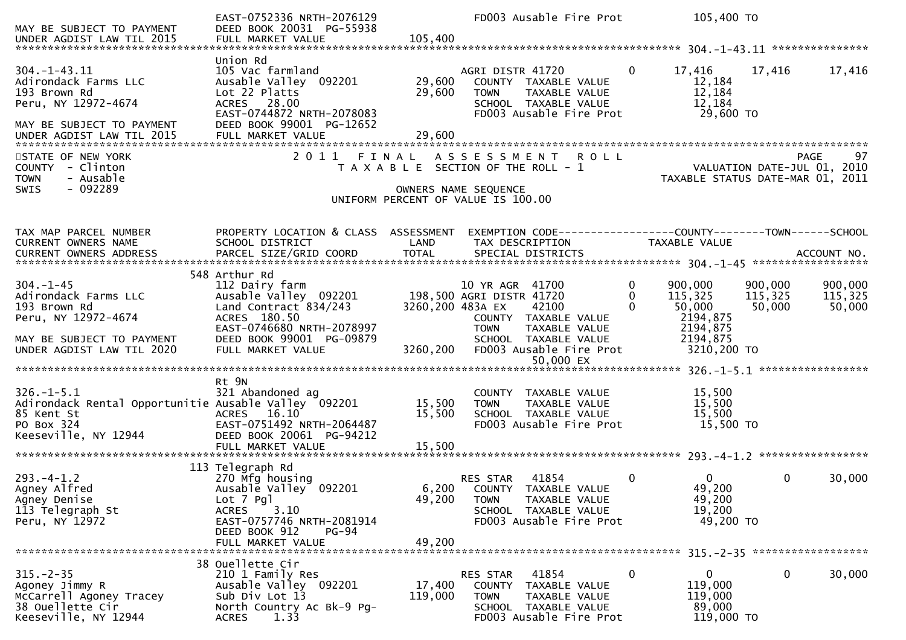```
                                   EAST-0752336 NRTH-2076129             FD003 Ausable Fire Prot              105,400 TO
MAY BE SUBJECT TO PAYMENT          DEED BOOK 20031  PG-55938
UNDER AGDIST LAW TIL 2015          FULL MARKET VALUE            105,400
******************************************************************************************************* 304.-1-43.11 ***************
                                   Union Rd
304.-1-43.11                       105 Vac farmland                      AGRI DISTR 41720          0       17,416      17,416      17,416
Adirondack Farms LLC               Ausable Valley  092201        29,600     COUNTY  TAXABLE VALUE             12,184
193 Brown Rd                       Lot 22 Platts                 29,600     TOWN    TAXABLE VALUE             12,184
Peru, NY 12972-4674                ACRES   28.00                            SCHOOL  TAXABLE VALUE             12,184
                                   EAST-0744872 NRTH-2078083                FD003 Ausable Fire Prot           29,600 TO
MAY BE SUBJECT TO PAYMENT          DEED BOOK 99001  PG-12652
UNDER AGDIST LAW TIL 2015          FULL MARKET VALUE             29,600
************************************************************************************************************************************
STATE OF NEW YORK                  2 0 1 1   F I N A L   A S S E S S M E N T   R O L L                                       PAGE    97
COUNTY  - Clinton                     T A X A B L E  SECTION OF THE ROLL - 1                              VALUATION DATE-JUL 01, 2010
TOWN    - Ausable                                                                                     TAXABLE STATUS DATE-MAR 01, 2011
SWIS    - 092289                                       OWNERS NAME SEQUENCE
                                              UNIFORM PERCENT OF VALUE IS 100.00


TAX MAP PARCEL NUMBER              PROPERTY LOCATION & CLASS  ASSESSMENT  EXEMPTION CODE------------------COUNTY--------TOWN------SCHOOL
CURRENT OWNERS NAME                SCHOOL DISTRICT               LAND      TAX DESCRIPTION                 TAXABLE VALUE
CURRENT OWNERS ADDRESS             PARCEL SIZE/GRID COORD        TOTAL     SPECIAL DISTRICTS                                    ACCOUNT NO.
******************************************************************************************************* 304.-1-45 ******************
                               548 Arthur Rd
304.-1-45                          112 Dairy farm                        10 YR AGR  41700          0      900,000     900,000     900,000
Adirondack Farms LLC               Ausable Valley  092201       198,500 AGRI DISTR 41720          0      115,325     115,325     115,325
193 Brown Rd                       Land Contract 834/243       3260,200 483A EX     42100          0       50,000      50,000      50,000
Peru, NY 12972-4674                ACRES  180.50                            COUNTY  TAXABLE VALUE           2194,875
                                   EAST-0746680 NRTH-2078997                TOWN    TAXABLE VALUE           2194,875
MAY BE SUBJECT TO PAYMENT          DEED BOOK 99001  PG-09879                SCHOOL  TAXABLE VALUE           2194,875
UNDER AGDIST LAW TIL 2020          FULL MARKET VALUE           3260,200     FD003 Ausable Fire Prot          3210,200 TO
                                                                                      50,000 EX
******************************************************************************************************* 326.-1-5.1 *****************
                                   Rt 9N
326.-1-5.1                         321 Abandoned ag                         COUNTY  TAXABLE VALUE             15,500
Adirondack Rental Opportunitie Ausable Valley  092201            15,500     TOWN    TAXABLE VALUE             15,500
85 Kent St                         ACRES   16.10                 15,500     SCHOOL  TAXABLE VALUE             15,500
PO Box 324                         EAST-0751492 NRTH-2064487                FD003 Ausable Fire Prot           15,500 TO
Keeseville, NY 12944               DEED BOOK 20061  PG-94212
                                   FULL MARKET VALUE             15,500
******************************************************************************************************* 293.-4-1.2 *****************
                               113 Telegraph Rd
293.-4-1.2                         270 Mfg housing                       RES STAR   41854          0            0           0      30,000
Agney Alfred                       Ausable Valley  092201         6,200     COUNTY  TAXABLE VALUE             49,200
Agney Denise                       Lot 7 Pgl                     49,200     TOWN    TAXABLE VALUE             49,200
113 Telegraph St                   ACRES    3.10                            SCHOOL  TAXABLE VALUE             19,200
Peru, NY 12972                     EAST-0757746 NRTH-2081914                FD003 Ausable Fire Prot           49,200 TO
                                   DEED BOOK 912    PG-94
                                   FULL MARKET VALUE             49,200
******************************************************************************************************* 315.-2-35 ******************
                                38 Ouellette Cir
315.-2-35                          210 1 Family Res                      RES STAR   41854          0            0           0      30,000
Agoney Jimmy R                     Ausable Valley  092201        17,400     COUNTY  TAXABLE VALUE            119,000
McCarrell Agoney Tracey            Sub Div Lot 13               119,000     TOWN    TAXABLE VALUE            119,000
38 Ouellette Cir                   North Country Ac Bk-9 Pg-                SCHOOL  TAXABLE VALUE             89,000
Keeseville, NY 12944               ACRES    1.33                            FD003 Ausable Fire Prot          119,000 TO
```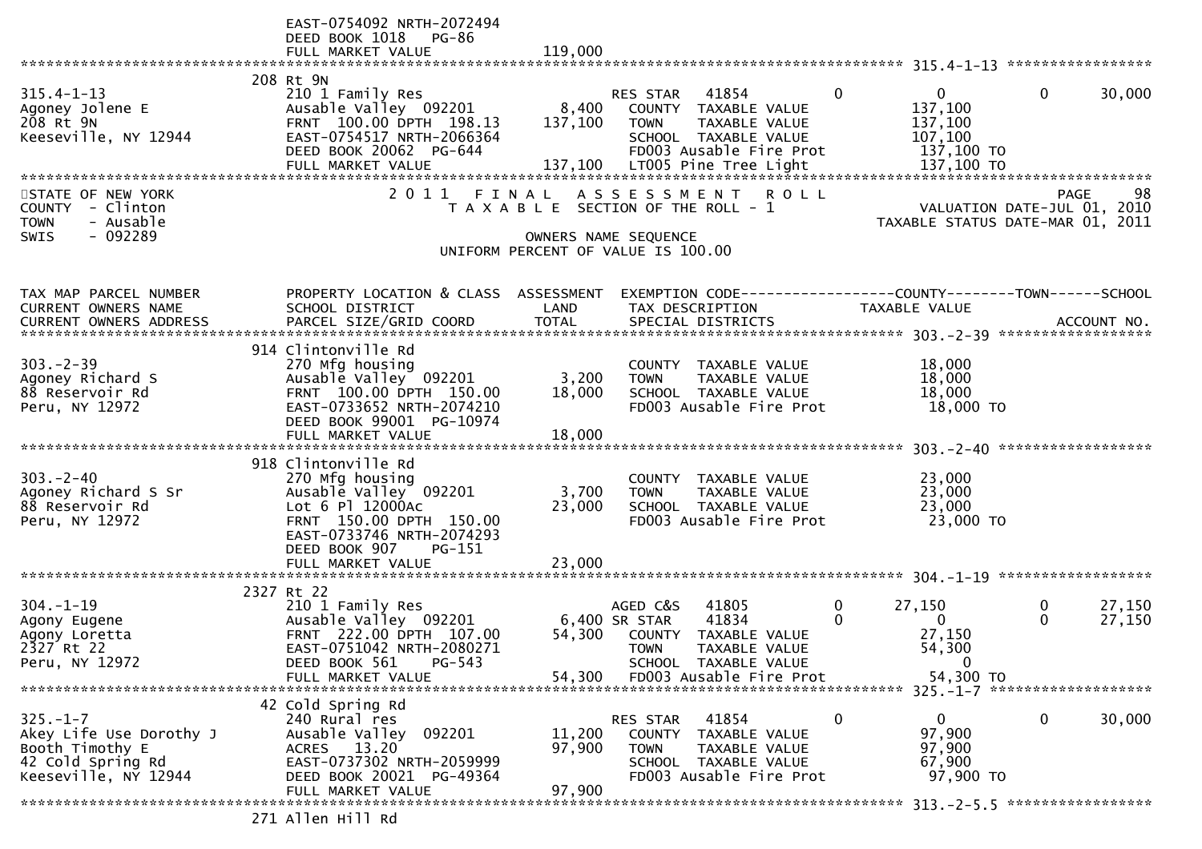```
                              EAST-0754092 NRTH-2072494
                              DEED BOOK 1018   PG-86
                              FULL MARKET VALUE            119,000
******************************************************************************************************* 315.4-1-13 *****************
                          208 Rt 9N
315.4-1-13                   210 1 Family Res                  RES STAR   41854         0          0            0       30,000
Agoney Jolene E              Ausable Valley  092201       8,400   COUNTY  TAXABLE VALUE           137,100
208 Rt 9N                    FRNT  100.00 DPTH  198.13   137,100   TOWN    TAXABLE VALUE           137,100
Keeseville, NY 12944         EAST-0754517 NRTH-2066364            SCHOOL  TAXABLE VALUE           107,100
                              DEED BOOK 20062  PG-644               FD003 Ausable Fire Prot         137,100 TO
                              FULL MARKET VALUE            137,100   LT005 Pine Tree Light           137,100 TO
*******************************************************************************************************************************
STATE OF NEW YORK                2 0 1 1   F I N A L   A S S E S S M E N T   R O L L                              PAGE    98
COUNTY  - Clinton                  T A X A B L E  SECTION OF THE ROLL - 1                         VALUATION DATE-JUL 01, 2010
TOWN    - Ausable                                                                                  TAXABLE STATUS DATE-MAR 01, 2011
SWIS    - 092289                                  OWNERS NAME SEQUENCE
                                         UNIFORM PERCENT OF VALUE IS 100.00


TAX MAP PARCEL NUMBER          PROPERTY LOCATION & CLASS  ASSESSMENT  EXEMPTION CODE------------------COUNTY--------TOWN------SCHOOL
CURRENT OWNERS NAME            SCHOOL DISTRICT               LAND      TAX DESCRIPTION            TAXABLE VALUE
CURRENT OWNERS ADDRESS         PARCEL SIZE/GRID COORD        TOTAL     SPECIAL DISTRICTS                                    ACCOUNT NO.
******************************************************************************************************* 303.-2-39 ******************
                          914 Clintonville Rd
303.-2-39                    270 Mfg housing                          COUNTY  TAXABLE VALUE            18,000
Agoney Richard S             Ausable Valley  092201       3,200   TOWN    TAXABLE VALUE            18,000
88 Reservoir Rd              FRNT  100.00 DPTH  150.00    18,000   SCHOOL  TAXABLE VALUE            18,000
Peru, NY 12972               EAST-0733652 NRTH-2074210            FD003 Ausable Fire Prot          18,000 TO
                              DEED BOOK 99001  PG-10974
                              FULL MARKET VALUE             18,000
******************************************************************************************************* 303.-2-40 ******************
                          918 Clintonville Rd
303.-2-40                    270 Mfg housing                          COUNTY  TAXABLE VALUE            23,000
Agoney Richard S Sr          Ausable Valley  092201       3,700   TOWN    TAXABLE VALUE            23,000
88 Reservoir Rd              Lot 6 Pl 12000Ac             23,000   SCHOOL  TAXABLE VALUE            23,000
Peru, NY 12972               FRNT  150.00 DPTH  150.00            FD003 Ausable Fire Prot          23,000 TO
                              EAST-0733746 NRTH-2074293
                              DEED BOOK 907    PG-151
                              FULL MARKET VALUE             23,000
******************************************************************************************************* 304.-1-19 ******************
                         2327 Rt 22
304.-1-19                    210 1 Family Res                  AGED C&S   41805         0     27,150            0       27,150
Agony Eugene                 Ausable Valley  092201       6,400 SR STAR   41834         0          0            0       27,150
Agony Loretta                FRNT  222.00 DPTH  107.00    54,300   COUNTY  TAXABLE VALUE            27,150
2327 Rt 22                   EAST-0751042 NRTH-2080271            TOWN    TAXABLE VALUE            54,300
Peru, NY 12972               DEED BOOK 561    PG-543               SCHOOL  TAXABLE VALUE                 0
                              FULL MARKET VALUE             54,300   FD003 Ausable Fire Prot          54,300 TO
******************************************************************************************************* 325.-1-7 *******************
                           42 Cold Spring Rd
325.-1-7                     240 Rural res                     RES STAR   41854         0          0            0       30,000
Akey Life Use Dorothy J      Ausable Valley  092201      11,200   COUNTY  TAXABLE VALUE            97,900
Booth Timothy E              ACRES   13.20                97,900   TOWN    TAXABLE VALUE            97,900
42 Cold Spring Rd            EAST-0737302 NRTH-2059999            SCHOOL  TAXABLE VALUE            67,900
Keeseville, NY 12944         DEED BOOK 20021  PG-49364             FD003 Ausable Fire Prot          97,900 TO
                              FULL MARKET VALUE             97,900
******************************************************************************************************* 313.-2-5.5 *****************
                          271 Allen Hill Rd
```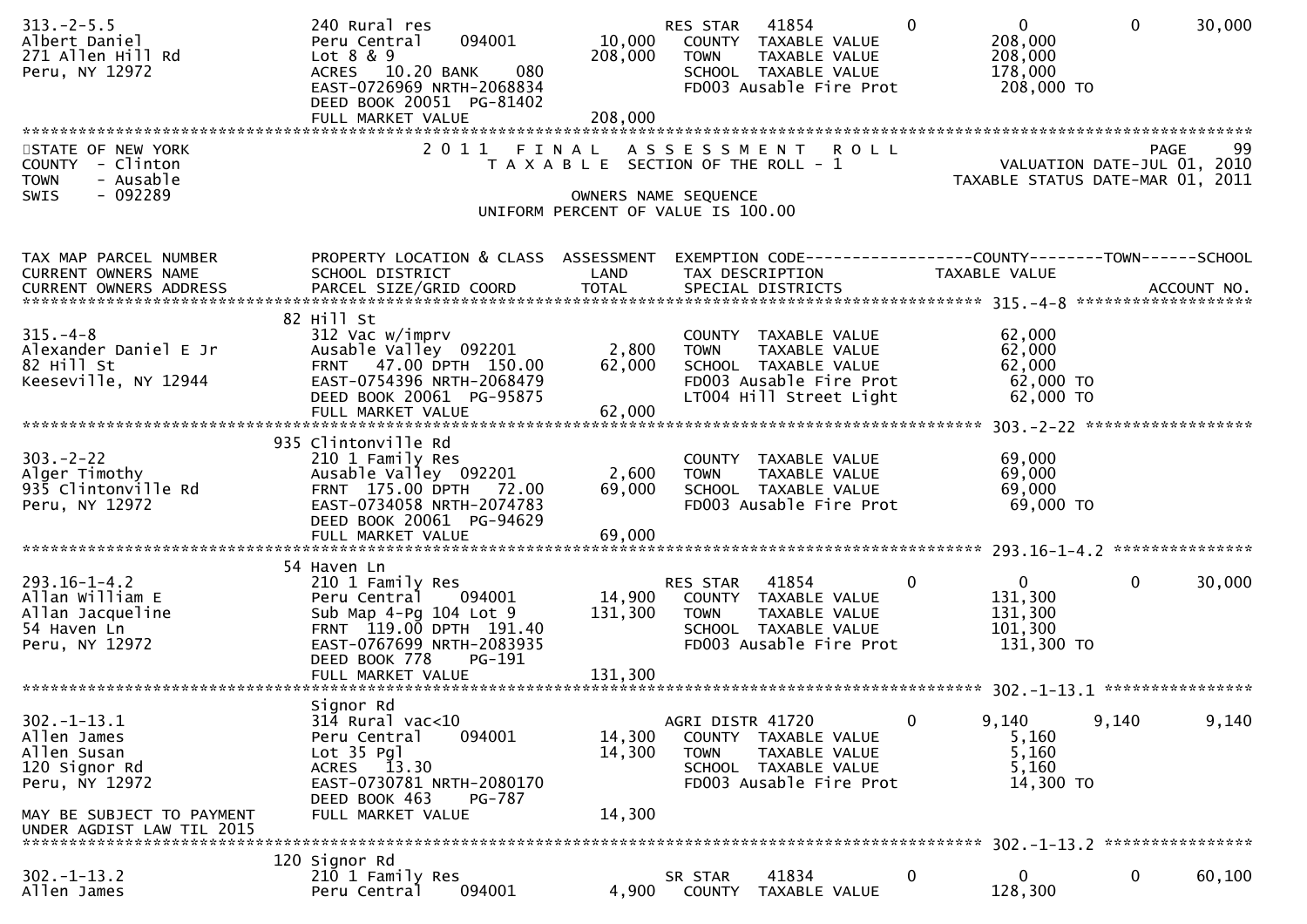```
313.-2-5.5                      240 Rural res                        RES STAR    41854        0           0          0      30,000
Albert Daniel                   Peru Central     094001      10,000    COUNTY  TAXABLE VALUE           208,000
271 Allen Hill Rd               Lot 8 & 9                   208,000    TOWN    TAXABLE VALUE           208,000
Peru, NY 12972                  ACRES   10.20 BANK    080              SCHOOL  TAXABLE VALUE           178,000
                                EAST-0726969 NRTH-2068834              FD003 Ausable Fire Prot          208,000 TO
                                DEED BOOK 20051  PG-81402
                                FULL MARKET VALUE           208,000
******************************************************************************************************************************
```

STATE OF NEW YORK — 2011 FINAL ASSESSMENT ROLL — PAGE 99
COUNTY - Clinton — TAXABLE SECTION OF THE ROLL - 1 — VALUATION DATE-JUL 01, 2010
TOWN - Ausable — TAXABLE STATUS DATE-MAR 01, 2011
SWIS - 092289 — OWNERS NAME SEQUENCE
UNIFORM PERCENT OF VALUE IS 100.00

```
TAX MAP PARCEL NUMBER          PROPERTY LOCATION & CLASS  ASSESSMENT  EXEMPTION CODE-----------------COUNTY--------TOWN------SCHOOL
CURRENT OWNERS NAME            SCHOOL DISTRICT               LAND      TAX DESCRIPTION            TAXABLE VALUE
CURRENT OWNERS ADDRESS         PARCEL SIZE/GRID COORD        TOTAL     SPECIAL DISTRICTS                                 ACCOUNT NO.
************************************************************************************************ 315.-4-8 *******************
                          82 Hill St
315.-4-8                        312 Vac w/imprv                        COUNTY  TAXABLE VALUE            62,000
Alexander Daniel E Jr           Ausable Valley  092201        2,800    TOWN    TAXABLE VALUE            62,000
82 Hill St                      FRNT   47.00 DPTH 150.00     62,000    SCHOOL  TAXABLE VALUE            62,000
Keeseville, NY 12944            EAST-0754396 NRTH-2068479              FD003 Ausable Fire Prot           62,000 TO
                                DEED BOOK 20061  PG-95875              LT004 Hill Street Light           62,000 TO
                                FULL MARKET VALUE            62,000
************************************************************************************************ 303.-2-22 ******************
                          935 Clintonville Rd
303.-2-22                       210 1 Family Res                       COUNTY  TAXABLE VALUE            69,000
Alger Timothy                   Ausable Valley  092201        2,600    TOWN    TAXABLE VALUE            69,000
935 Clintonville Rd             FRNT  175.00 DPTH  72.00     69,000    SCHOOL  TAXABLE VALUE            69,000
Peru, NY 12972                  EAST-0734058 NRTH-2074783              FD003 Ausable Fire Prot           69,000 TO
                                DEED BOOK 20061  PG-94629
                                FULL MARKET VALUE            69,000
************************************************************************************************ 293.16-1-4.2 ***************
                          54 Haven Ln
293.16-1-4.2                    210 1 Family Res                     RES STAR    41854        0           0          0      30,000
Allan William E                 Peru Central     094001      14,900    COUNTY  TAXABLE VALUE           131,300
Allan Jacqueline                Sub Map 4-Pg 104 Lot 9      131,300    TOWN    TAXABLE VALUE           131,300
54 Haven Ln                     FRNT  119.00 DPTH 191.40               SCHOOL  TAXABLE VALUE           101,300
Peru, NY 12972                  EAST-0767699 NRTH-2083935              FD003 Ausable Fire Prot          131,300 TO
                                DEED BOOK 778    PG-191
                                FULL MARKET VALUE           131,300
************************************************************************************************ 302.-1-13.1 ****************
                          Signor Rd
302.-1-13.1                     314 Rural vac<10                     AGRI DISTR 41720         0       9,140      9,140       9,140
Allen James                     Peru Central     094001      14,300    COUNTY  TAXABLE VALUE             5,160
Allen Susan                     Lot 35 Pgl                   14,300    TOWN    TAXABLE VALUE             5,160
120 Signor Rd                   ACRES   13.30                          SCHOOL  TAXABLE VALUE             5,160
Peru, NY 12972                  EAST-0730781 NRTH-2080170              FD003 Ausable Fire Prot           14,300 TO
                                DEED BOOK 463    PG-787
MAY BE SUBJECT TO PAYMENT       FULL MARKET VALUE            14,300
UNDER AGDIST LAW TIL 2015
************************************************************************************************ 302.-1-13.2 ****************
                          120 Signor Rd
302.-1-13.2                     210 1 Family Res                     SR STAR     41834        0           0          0      60,100
Allen James                     Peru Central     094001       4,900    COUNTY  TAXABLE VALUE           128,300
```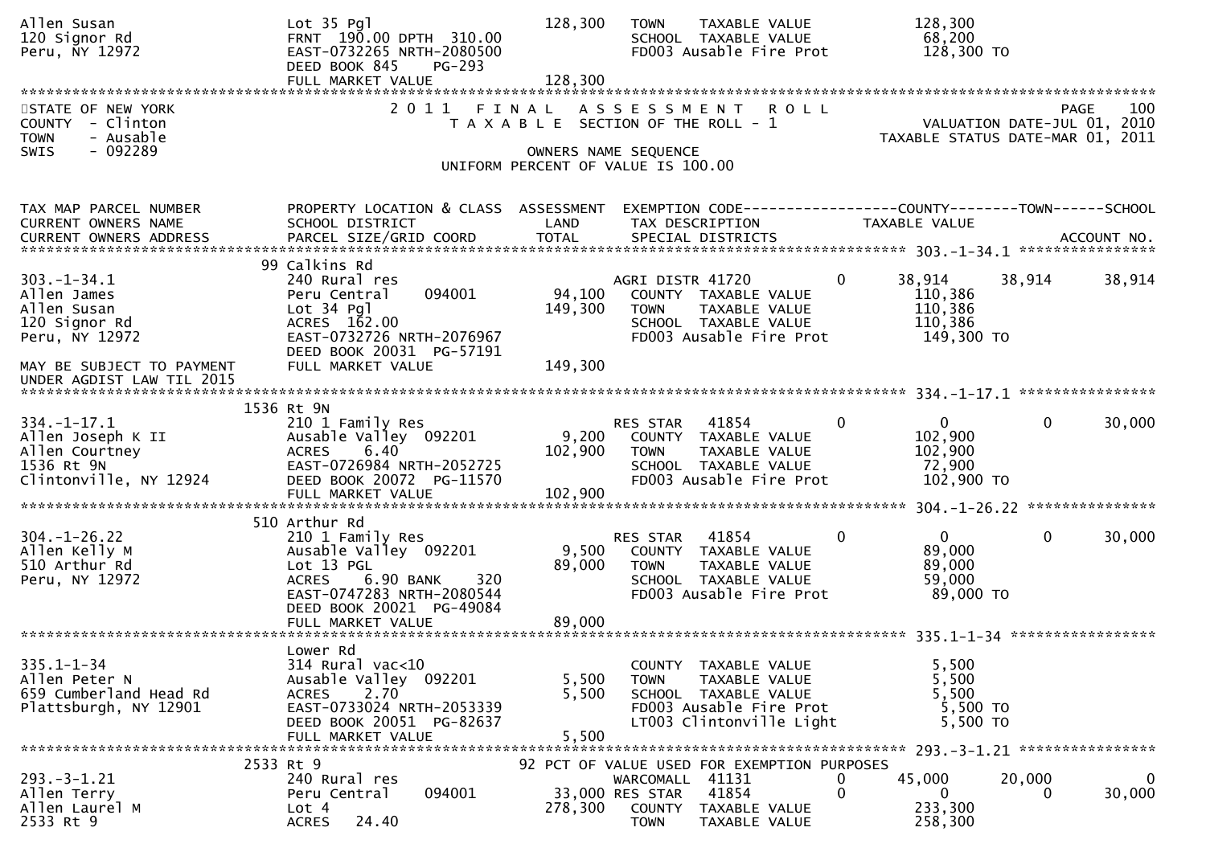```
Allen Susan                        Lot 35 Pgl                     128,300   TOWN    TAXABLE VALUE              128,300
120 Signor Rd                      FRNT 190.00 DPTH 310.00                  SCHOOL  TAXABLE VALUE               68,200
Peru, NY 12972                     EAST-0732265 NRTH-2080500                FD003 Ausable Fire Prot            128,300 TO
                                   DEED BOOK 845    PG-293
                                   FULL MARKET VALUE              128,300
******************************************************************************************************************************
```

STATE OF NEW YORK — 2011 FINAL ASSESSMENT ROLL — PAGE 100
COUNTY - Clinton — TAXABLE SECTION OF THE ROLL - 1 — VALUATION DATE-JUL 01, 2010
TOWN - Ausable — TAXABLE STATUS DATE-MAR 01, 2011
SWIS - 092289 — OWNERS NAME SEQUENCE
UNIFORM PERCENT OF VALUE IS 100.00

```
TAX MAP PARCEL NUMBER          PROPERTY LOCATION & CLASS  ASSESSMENT  EXEMPTION CODE------------------COUNTY--------TOWN------SCHOOL
CURRENT OWNERS NAME            SCHOOL DISTRICT               LAND      TAX DESCRIPTION              TAXABLE VALUE
CURRENT OWNERS ADDRESS         PARCEL SIZE/GRID COORD        TOTAL     SPECIAL DISTRICTS                                  ACCOUNT NO.
****************************************************************************************** 303.-1-34.1 *****************
                           99 Calkins Rd
303.-1-34.1                    240 Rural res                            AGRI DISTR 41720       0      38,914     38,914     38,914
Allen James                    Peru Central     094001       94,100    COUNTY  TAXABLE VALUE           110,386
Allen Susan                    Lot 34 Pgl                   149,300    TOWN    TAXABLE VALUE           110,386
120 Signor Rd                  ACRES 162.00                            SCHOOL  TAXABLE VALUE           110,386
Peru, NY 12972                 EAST-0732726 NRTH-2076967               FD003 Ausable Fire Prot          149,300 TO
                               DEED BOOK 20031  PG-57191
MAY BE SUBJECT TO PAYMENT      FULL MARKET VALUE            149,300
UNDER AGDIST LAW TIL 2015
****************************************************************************************** 334.-1-17.1 *****************
                         1536 Rt 9N
334.-1-17.1                    210 1 Family Res                         RES STAR   41854       0           0          0     30,000
Allen Joseph K II              Ausable Valley  092201        9,200     COUNTY  TAXABLE VALUE           102,900
Allen Courtney                 ACRES    6.40                102,900    TOWN    TAXABLE VALUE           102,900
1536 Rt 9N                     EAST-0726984 NRTH-2052725               SCHOOL  TAXABLE VALUE            72,900
Clintonville, NY 12924         DEED BOOK 20072  PG-11570               FD003 Ausable Fire Prot          102,900 TO
                               FULL MARKET VALUE            102,900
****************************************************************************************** 304.-1-26.22 ****************
                          510 Arthur Rd
304.-1-26.22                   210 1 Family Res                         RES STAR   41854       0           0          0     30,000
Allen Kelly M                  Ausable Valley  092201        9,500     COUNTY  TAXABLE VALUE            89,000
510 Arthur Rd                  Lot 13 PGL                    89,000    TOWN    TAXABLE VALUE            89,000
Peru, NY 12972                 ACRES    6.90 BANK     320              SCHOOL  TAXABLE VALUE            59,000
                               EAST-0747283 NRTH-2080544               FD003 Ausable Fire Prot           89,000 TO
                               DEED BOOK 20021  PG-49084
                               FULL MARKET VALUE             89,000
****************************************************************************************** 335.1-1-34 ******************
                               Lower Rd
335.1-1-34                     314 Rural vac<10                         COUNTY  TAXABLE VALUE             5,500
Allen Peter N                  Ausable Valley  092201        5,500     TOWN    TAXABLE VALUE             5,500
659 Cumberland Head Rd         ACRES    2.70                  5,500    SCHOOL  TAXABLE VALUE             5,500
Plattsburgh, NY 12901          EAST-0733024 NRTH-2053339               FD003 Ausable Fire Prot            5,500 TO
                               DEED BOOK 20051  PG-82637               LT003 Clintonville Light           5,500 TO
                               FULL MARKET VALUE              5,500
****************************************************************************************** 293.-3-1.21 *****************
                         2533 Rt 9                             92 PCT OF VALUE USED FOR EXEMPTION PURPOSES
293.-3-1.21                    240 Rural res                            WARCOMALL  41131       0      45,000     20,000          0
Allen Terry                    Peru Central     094001       33,000 RES STAR   41854       0           0          0     30,000
Allen Laurel M                 Lot 4                        278,300    COUNTY  TAXABLE VALUE           233,300
2533 Rt 9                      ACRES   24.40                           TOWN    TAXABLE VALUE           258,300
```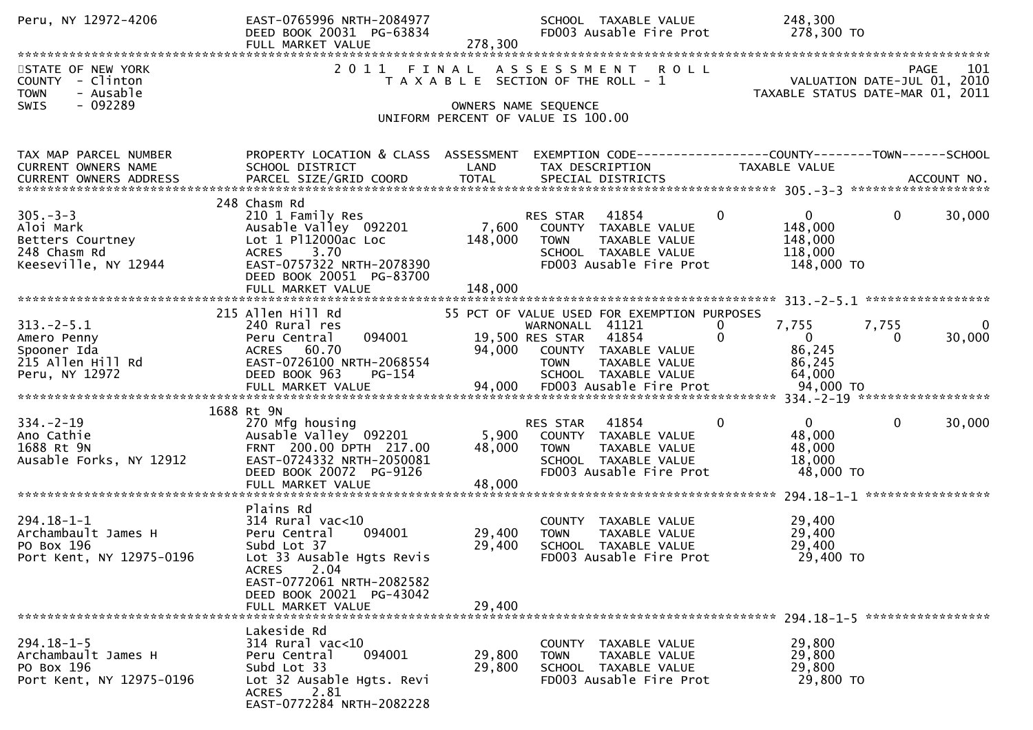Peru, NY 12972-4206 | EAST-0765996 NRTH-2084977 | | SCHOOL TAXABLE VALUE | 248,300
DEED BOOK 20031 PG-63834 | | FD003 Ausable Fire Prot | 278,300 TO
FULL MARKET VALUE | 278,300

STATE OF NEW YORK | 2011 FINAL ASSESSMENT ROLL | PAGE 101
COUNTY - Clinton | TAXABLE SECTION OF THE ROLL - 1 | VALUATION DATE-JUL 01, 2010
TOWN - Ausable | | TAXABLE STATUS DATE-MAR 01, 2011
SWIS - 092289 | OWNERS NAME SEQUENCE
UNIFORM PERCENT OF VALUE IS 100.00

| TAX MAP PARCEL NUMBER / CURRENT OWNERS NAME / CURRENT OWNERS ADDRESS | PROPERTY LOCATION & CLASS / SCHOOL DISTRICT / PARCEL SIZE/GRID COORD | ASSESSMENT LAND / TOTAL | EXEMPTION CODE / TAX DESCRIPTION / SPECIAL DISTRICTS | COUNTY | TOWN | SCHOOL |
|---|---|---|---|---|---|---|
| **305.-3-3** | 248 Chasm Rd | | | | | |
| 305.-3-3 | 210 1 Family Res | | RES STAR 41854 | 0 | 0 | 30,000 |
| Aloi Mark | Ausable Valley 092201 | 7,600 | COUNTY TAXABLE VALUE | 148,000 | | |
| Betters Courtney | Lot 1 Pl12000ac Loc | 148,000 | TOWN TAXABLE VALUE | 148,000 | | |
| 248 Chasm Rd | ACRES 3.70 | | SCHOOL TAXABLE VALUE | 118,000 | | |
| Keeseville, NY 12944 | EAST-0757322 NRTH-2078390 | | FD003 Ausable Fire Prot | 148,000 TO | | |
| | DEED BOOK 20051 PG-83700 | | | | | |
| | FULL MARKET VALUE | 148,000 | | | | |
| **313.-2-5.1** | 215 Allen Hill Rd | | 55 PCT OF VALUE USED FOR EXEMPTION PURPOSES | | | |
| 313.-2-5.1 | 240 Rural res | | WARNONALL 41121 | 7,755 | 7,755 | 0 |
| Amero Penny | Peru Central 094001 | 19,500 | RES STAR 41854 | 0 | 0 | 30,000 |
| Spooner Ida | ACRES 60.70 | 94,000 | COUNTY TAXABLE VALUE | 86,245 | | |
| 215 Allen Hill Rd | EAST-0726100 NRTH-2068554 | | TOWN TAXABLE VALUE | 86,245 | | |
| Peru, NY 12972 | DEED BOOK 963 PG-154 | | SCHOOL TAXABLE VALUE | 64,000 | | |
| | FULL MARKET VALUE | 94,000 | FD003 Ausable Fire Prot | 94,000 TO | | |
| **334.-2-19** | 1688 Rt 9N | | | | | |
| 334.-2-19 | 270 Mfg housing | | RES STAR 41854 | 0 | 0 | 30,000 |
| Ano Cathie | Ausable Valley 092201 | 5,900 | COUNTY TAXABLE VALUE | 48,000 | | |
| 1688 Rt 9N | FRNT 200.00 DPTH 217.00 | 48,000 | TOWN TAXABLE VALUE | 48,000 | | |
| Ausable Forks, NY 12912 | EAST-0724332 NRTH-2050081 | | SCHOOL TAXABLE VALUE | 18,000 | | |
| | DEED BOOK 20072 PG-9126 | | FD003 Ausable Fire Prot | 48,000 TO | | |
| | FULL MARKET VALUE | 48,000 | | | | |
| **294.18-1-1** | Plains Rd | | | | | |
| 294.18-1-1 | 314 Rural vac<10 | | COUNTY TAXABLE VALUE | 29,400 | | |
| Archambault James H | Peru Central 094001 | 29,400 | TOWN TAXABLE VALUE | 29,400 | | |
| PO Box 196 | Subd Lot 37 | 29,400 | SCHOOL TAXABLE VALUE | 29,400 | | |
| Port Kent, NY 12975-0196 | Lot 33 Ausable Hgts Revis | | FD003 Ausable Fire Prot | 29,400 TO | | |
| | ACRES 2.04 | | | | | |
| | EAST-0772061 NRTH-2082582 | | | | | |
| | DEED BOOK 20021 PG-43042 | | | | | |
| | FULL MARKET VALUE | 29,400 | | | | |
| **294.18-1-5** | Lakeside Rd | | | | | |
| 294.18-1-5 | 314 Rural vac<10 | | COUNTY TAXABLE VALUE | 29,800 | | |
| Archambault James H | Peru Central 094001 | 29,800 | TOWN TAXABLE VALUE | 29,800 | | |
| PO Box 196 | Subd Lot 33 | 29,800 | SCHOOL TAXABLE VALUE | 29,800 | | |
| Port Kent, NY 12975-0196 | Lot 32 Ausable Hgts. Revi | | FD003 Ausable Fire Prot | 29,800 TO | | |
| | ACRES 2.81 | | | | | |
| | EAST-0772284 NRTH-2082228 | | | | | |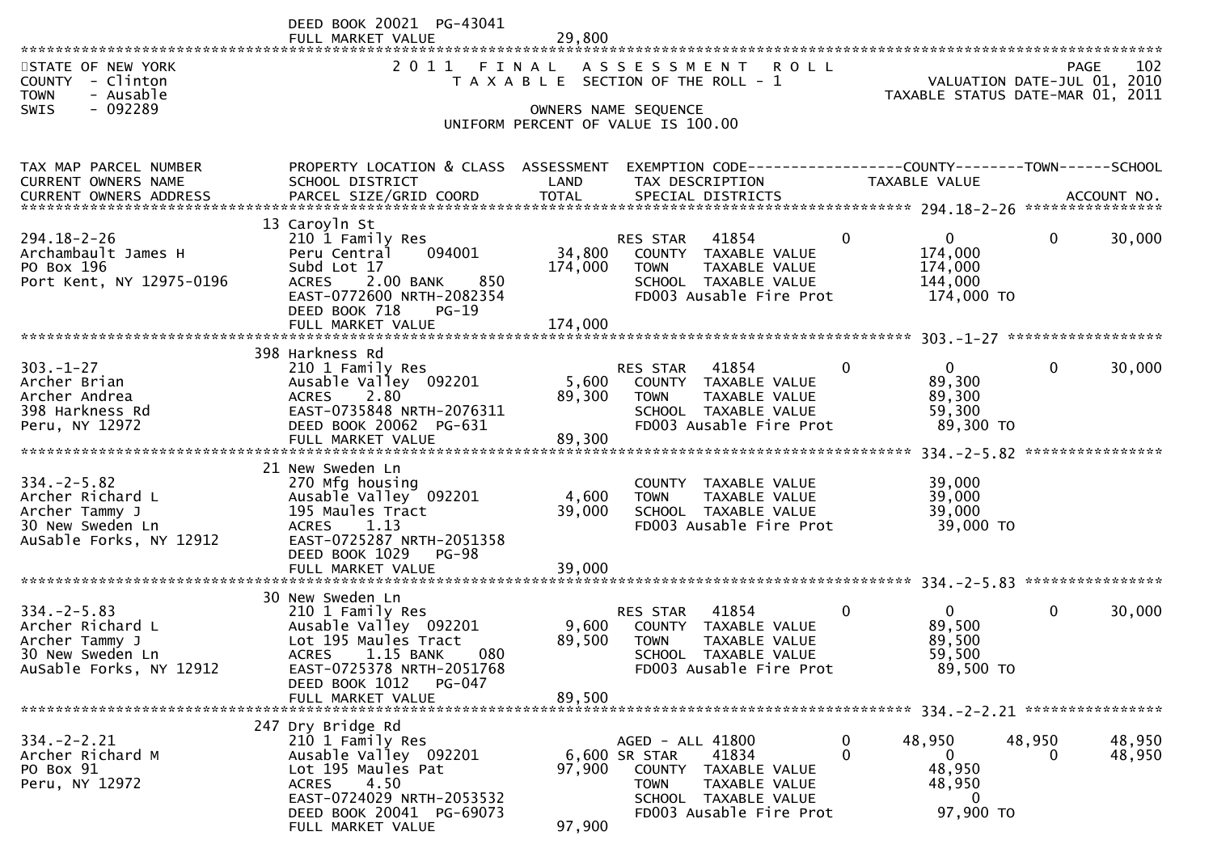DEED BOOK 20021 PG-43041
FULL MARKET VALUE 29,800

STATE OF NEW YORK
COUNTY - Clinton
TOWN - Ausable
SWIS - 092289

# 2011 FINAL ASSESSMENT ROLL

TAXABLE SECTION OF THE ROLL - 1

OWNERS NAME SEQUENCE

UNIFORM PERCENT OF VALUE IS 100.00

PAGE 102
VALUATION DATE-JUL 01, 2010
TAXABLE STATUS DATE-MAR 01, 2011

| TAX MAP PARCEL NUMBER / CURRENT OWNERS NAME / CURRENT OWNERS ADDRESS | PROPERTY LOCATION & CLASS / SCHOOL DISTRICT / PARCEL SIZE/GRID COORD | ASSESSMENT LAND / TOTAL | EXEMPTION CODE / TAX DESCRIPTION / SPECIAL DISTRICTS | | COUNTY | TOWN | SCHOOL / ACCOUNT NO. |
|---|---|---|---|---|---|---|---|
| **294.18-2-26** | 13 Caroyln St | | | | | | |
| 294.18-2-26 | 210 1 Family Res | | RES STAR 41854 | 0 | 0 | 0 | 30,000 |
| Archambault James H | Peru Central 094001 | 34,800 | COUNTY TAXABLE VALUE | | 174,000 | | |
| PO Box 196 | Subd Lot 17 | 174,000 | TOWN TAXABLE VALUE | | 174,000 | | |
| Port Kent, NY 12975-0196 | ACRES 2.00 BANK 850 | | SCHOOL TAXABLE VALUE | | 144,000 | | |
| | EAST-0772600 NRTH-2082354 | | FD003 Ausable Fire Prot | | 174,000 TO | | |
| | DEED BOOK 718 PG-19 | | | | | | |
| | FULL MARKET VALUE | 174,000 | | | | | |
| **303.-1-27** | 398 Harkness Rd | | | | | | |
| 303.-1-27 | 210 1 Family Res | | RES STAR 41854 | 0 | 0 | 0 | 30,000 |
| Archer Brian | Ausable Valley 092201 | 5,600 | COUNTY TAXABLE VALUE | | 89,300 | | |
| Archer Andrea | ACRES 2.80 | 89,300 | TOWN TAXABLE VALUE | | 89,300 | | |
| 398 Harkness Rd | EAST-0735848 NRTH-2076311 | | SCHOOL TAXABLE VALUE | | 59,300 | | |
| Peru, NY 12972 | DEED BOOK 20062 PG-631 | | FD003 Ausable Fire Prot | | 89,300 TO | | |
| | FULL MARKET VALUE | 89,300 | | | | | |
| **334.-2-5.82** | 21 New Sweden Ln | | | | | | |
| 334.-2-5.82 | 270 Mfg housing | | COUNTY TAXABLE VALUE | | 39,000 | | |
| Archer Richard L | Ausable Valley 092201 | 4,600 | TOWN TAXABLE VALUE | | 39,000 | | |
| Archer Tammy J | 195 Maules Tract | 39,000 | SCHOOL TAXABLE VALUE | | 39,000 | | |
| 30 New Sweden Ln | ACRES 1.13 | | FD003 Ausable Fire Prot | | 39,000 TO | | |
| AuSable Forks, NY 12912 | EAST-0725287 NRTH-2051358 | | | | | | |
| | DEED BOOK 1029 PG-98 | | | | | | |
| | FULL MARKET VALUE | 39,000 | | | | | |
| **334.-2-5.83** | 30 New Sweden Ln | | | | | | |
| 334.-2-5.83 | 210 1 Family Res | | RES STAR 41854 | 0 | 0 | 0 | 30,000 |
| Archer Richard L | Ausable Valley 092201 | 9,600 | COUNTY TAXABLE VALUE | | 89,500 | | |
| Archer Tammy J | Lot 195 Maules Tract | 89,500 | TOWN TAXABLE VALUE | | 89,500 | | |
| 30 New Sweden Ln | ACRES 1.15 BANK 080 | | SCHOOL TAXABLE VALUE | | 59,500 | | |
| AuSable Forks, NY 12912 | EAST-0725378 NRTH-2051768 | | FD003 Ausable Fire Prot | | 89,500 TO | | |
| | DEED BOOK 1012 PG-047 | | | | | | |
| | FULL MARKET VALUE | 89,500 | | | | | |
| **334.-2-2.21** | 247 Dry Bridge Rd | | | | | | |
| 334.-2-2.21 | 210 1 Family Res | | AGED - ALL 41800 | 0 | 48,950 | 48,950 | 48,950 |
| Archer Richard M | Ausable Valley 092201 | 6,600 | SR STAR 41834 | 0 | 0 | 0 | 48,950 |
| PO Box 91 | Lot 195 Maules Pat | 97,900 | COUNTY TAXABLE VALUE | | 48,950 | | |
| Peru, NY 12972 | ACRES 4.50 | | TOWN TAXABLE VALUE | | 48,950 | | |
| | EAST-0724029 NRTH-2053532 | | SCHOOL TAXABLE VALUE | | 0 | | |
| | DEED BOOK 20041 PG-69073 | | FD003 Ausable Fire Prot | | 97,900 TO | | |
| | FULL MARKET VALUE | 97,900 | | | | | |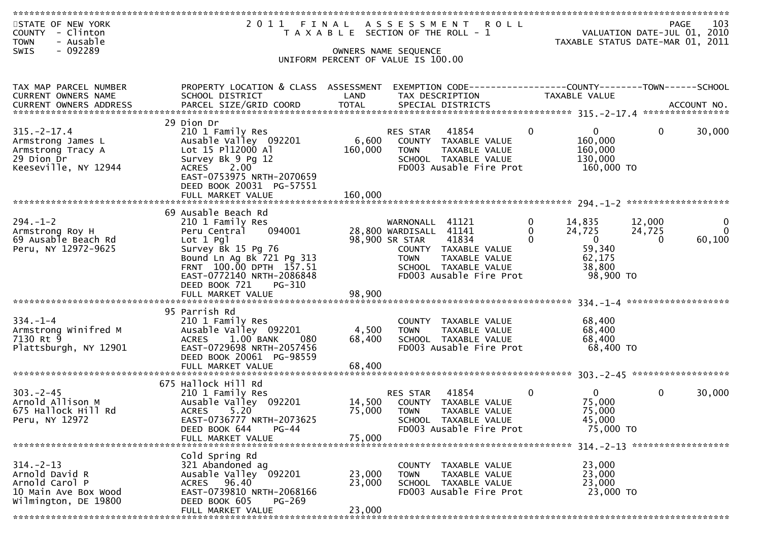STATE OF NEW YORK
COUNTY - Clinton
TOWN - Ausable
SWIS - 092289

# 2011 FINAL ASSESSMENT ROLL
TAXABLE SECTION OF THE ROLL - 1

OWNERS NAME SEQUENCE
UNIFORM PERCENT OF VALUE IS 100.00

VALUATION DATE-JUL 01, 2010
TAXABLE STATUS DATE-MAR 01, 2011

| TAX MAP PARCEL NUMBER / CURRENT OWNERS NAME / CURRENT OWNERS ADDRESS | PROPERTY LOCATION & CLASS / SCHOOL DISTRICT / PARCEL SIZE/GRID COORD | ASSESSMENT LAND / TOTAL | EXEMPTION CODE / TAX DESCRIPTION / SPECIAL DISTRICTS | | COUNTY TAXABLE VALUE | TOWN | SCHOOL |
|---|---|---|---|---|---|---|---|
| **315.-2-17.4** | 29 Dion Dr | | | | | | |
| 315.-2-17.4 | 210 1 Family Res | | RES STAR 41854 | 0 | 0 | 0 | 30,000 |
| Armstrong James L | Ausable Valley 092201 | 6,600 | COUNTY TAXABLE VALUE | | 160,000 | | |
| Armstrong Tracy A | Lot 15 Pl12000 Al | 160,000 | TOWN TAXABLE VALUE | | 160,000 | | |
| 29 Dion Dr | Survey Bk 9 Pg 12 | | SCHOOL TAXABLE VALUE | | 130,000 | | |
| Keeseville, NY 12944 | ACRES 2.00 | | FD003 Ausable Fire Prot | | 160,000 TO | | |
| | EAST-0753975 NRTH-2070659 | | | | | | |
| | DEED BOOK 20031 PG-57551 | | | | | | |
| | FULL MARKET VALUE | 160,000 | | | | | |
| **294.-1-2** | 69 Ausable Beach Rd | | | | | | |
| 294.-1-2 | 210 1 Family Res | | WARNONALL 41121 | 0 | 14,835 | 12,000 | 0 |
| Armstrong Roy H | Peru Central 094001 | 28,800 | WARDISALL 41141 | 0 | 24,725 | 24,725 | 0 |
| 69 Ausable Beach Rd | Lot 1 Pgl | 98,900 | SR STAR 41834 | 0 | 0 | 0 | 60,100 |
| Peru, NY 12972-9625 | Survey Bk 15 Pg 76 | | COUNTY TAXABLE VALUE | | 59,340 | | |
| | Bound Ln Ag Bk 721 Pg 313 | | TOWN TAXABLE VALUE | | 62,175 | | |
| | FRNT 100.00 DPTH 157.51 | | SCHOOL TAXABLE VALUE | | 38,800 | | |
| | EAST-0772140 NRTH-2086848 | | FD003 Ausable Fire Prot | | 98,900 TO | | |
| | DEED BOOK 721 PG-310 | | | | | | |
| | FULL MARKET VALUE | 98,900 | | | | | |
| **334.-1-4** | 95 Parrish Rd | | | | | | |
| 334.-1-4 | 210 1 Family Res | | COUNTY TAXABLE VALUE | | 68,400 | | |
| Armstrong Winifred M | Ausable Valley 092201 | 4,500 | TOWN TAXABLE VALUE | | 68,400 | | |
| 7130 Rt 9 | ACRES 1.00 BANK 080 | 68,400 | SCHOOL TAXABLE VALUE | | 68,400 | | |
| Plattsburgh, NY 12901 | EAST-0729698 NRTH-2057456 | | FD003 Ausable Fire Prot | | 68,400 TO | | |
| | DEED BOOK 20061 PG-98559 | | | | | | |
| | FULL MARKET VALUE | 68,400 | | | | | |
| **303.-2-45** | 675 Hallock Hill Rd | | | | | | |
| 303.-2-45 | 210 1 Family Res | | RES STAR 41854 | 0 | 0 | 0 | 30,000 |
| Arnold Allison M | Ausable Valley 092201 | 14,500 | COUNTY TAXABLE VALUE | | 75,000 | | |
| 675 Hallock Hill Rd | ACRES 5.20 | 75,000 | TOWN TAXABLE VALUE | | 75,000 | | |
| Peru, NY 12972 | EAST-0736777 NRTH-2073625 | | SCHOOL TAXABLE VALUE | | 45,000 | | |
| | DEED BOOK 644 PG-44 | | FD003 Ausable Fire Prot | | 75,000 TO | | |
| | FULL MARKET VALUE | 75,000 | | | | | |
| **314.-2-13** | Cold Spring Rd | | | | | | |
| 314.-2-13 | 321 Abandoned ag | | COUNTY TAXABLE VALUE | | 23,000 | | |
| Arnold David R | Ausable Valley 092201 | 23,000 | TOWN TAXABLE VALUE | | 23,000 | | |
| Arnold Carol P | ACRES 96.40 | 23,000 | SCHOOL TAXABLE VALUE | | 23,000 | | |
| 10 Main Ave Box Wood | EAST-0739810 NRTH-2068166 | | FD003 Ausable Fire Prot | | 23,000 TO | | |
| Wilmington, DE 19800 | DEED BOOK 605 PG-269 | | | | | | |
| | FULL MARKET VALUE | 23,000 | | | | | |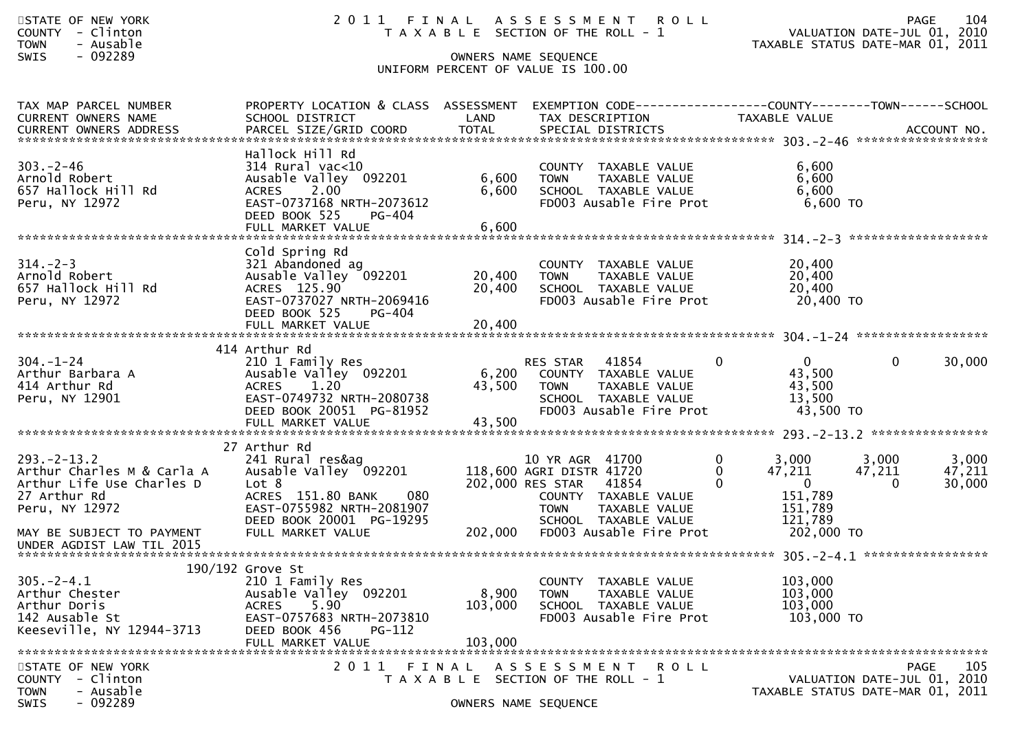STATE OF NEW YORK
COUNTY - Clinton
TOWN - Ausable
SWIS - 092289

# 2011 FINAL ASSESSMENT ROLL

TAXABLE SECTION OF THE ROLL - 1

OWNERS NAME SEQUENCE

UNIFORM PERCENT OF VALUE IS 100.00

VALUATION DATE-JUL 01, 2010
TAXABLE STATUS DATE-MAR 01, 2011

| TAX MAP PARCEL NUMBER / CURRENT OWNERS NAME / CURRENT OWNERS ADDRESS | PROPERTY LOCATION & CLASS / SCHOOL DISTRICT / PARCEL SIZE/GRID COORD | ASSESSMENT LAND | TOTAL | EXEMPTION CODE / TAX DESCRIPTION / SPECIAL DISTRICTS | COUNTY TAXABLE VALUE | TOWN | SCHOOL |
|---|---|---|---|---|---|---|---|
| 303.-2-46 | Hallock Hill Rd | | | | | | |
| 303.-2-46 | 314 Rural vac<10 | | | COUNTY TAXABLE VALUE | 6,600 | | |
| Arnold Robert | Ausable Valley 092201 | 6,600 | | TOWN TAXABLE VALUE | 6,600 | | |
| 657 Hallock Hill Rd | ACRES 2.00 | | 6,600 | SCHOOL TAXABLE VALUE | 6,600 | | |
| Peru, NY 12972 | EAST-0737168 NRTH-2073612 | | | FD003 Ausable Fire Prot | 6,600 TO | | |
| | DEED BOOK 525 PG-404 | | | | | | |
| | FULL MARKET VALUE | | 6,600 | | | | |
| 314.-2-3 | Cold Spring Rd | | | | | | |
| 314.-2-3 | 321 Abandoned ag | | | COUNTY TAXABLE VALUE | 20,400 | | |
| Arnold Robert | Ausable Valley 092201 | 20,400 | | TOWN TAXABLE VALUE | 20,400 | | |
| 657 Hallock Hill Rd | ACRES 125.90 | | 20,400 | SCHOOL TAXABLE VALUE | 20,400 | | |
| Peru, NY 12972 | EAST-0737027 NRTH-2069416 | | | FD003 Ausable Fire Prot | 20,400 TO | | |
| | DEED BOOK 525 PG-404 | | | | | | |
| | FULL MARKET VALUE | | 20,400 | | | | |
| 304.-1-24 | 414 Arthur Rd | | | | | | |
| 304.-1-24 | 210 1 Family Res | | | RES STAR 41854 | 0 | 0 | 30,000 |
| Arthur Barbara A | Ausable Valley 092201 | 6,200 | | COUNTY TAXABLE VALUE | 43,500 | | |
| 414 Arthur Rd | ACRES 1.20 | | 43,500 | TOWN TAXABLE VALUE | 43,500 | | |
| Peru, NY 12901 | EAST-0749732 NRTH-2080738 | | | SCHOOL TAXABLE VALUE | 13,500 | | |
| | DEED BOOK 20051 PG-81952 | | | FD003 Ausable Fire Prot | 43,500 TO | | |
| | FULL MARKET VALUE | | 43,500 | | | | |
| 293.-2-13.2 | 27 Arthur Rd | | | | | | |
| 293.-2-13.2 | 241 Rural res&ag | | | 10 YR AGR 41700 | 3,000 | 3,000 | 3,000 |
| Arthur Charles M & Carla A | Ausable Valley 092201 | 118,600 | | AGRI DISTR 41720 | 47,211 | 47,211 | 47,211 |
| Arthur Life Use Charles D | Lot 8 | | 202,000 | RES STAR 41854 | 0 | 0 | 30,000 |
| 27 Arthur Rd | ACRES 151.80 BANK 080 | | | COUNTY TAXABLE VALUE | 151,789 | | |
| Peru, NY 12972 | EAST-0755982 NRTH-2081907 | | | TOWN TAXABLE VALUE | 151,789 | | |
| | DEED BOOK 20001 PG-19295 | | | SCHOOL TAXABLE VALUE | 121,789 | | |
| MAY BE SUBJECT TO PAYMENT UNDER AGDIST LAW TIL 2015 | FULL MARKET VALUE | | 202,000 | FD003 Ausable Fire Prot | 202,000 TO | | |
| 305.-2-4.1 | 190/192 Grove St | | | | | | |
| 305.-2-4.1 | 210 1 Family Res | | | COUNTY TAXABLE VALUE | 103,000 | | |
| Arthur Chester | Ausable Valley 092201 | 8,900 | | TOWN TAXABLE VALUE | 103,000 | | |
| Arthur Doris | ACRES 5.90 | | 103,000 | SCHOOL TAXABLE VALUE | 103,000 | | |
| 142 Ausable St | EAST-0757683 NRTH-2073810 | | | FD003 Ausable Fire Prot | 103,000 TO | | |
| Keeseville, NY 12944-3713 | DEED BOOK 456 PG-112 | | | | | | |
| | FULL MARKET VALUE | | 103,000 | | | | |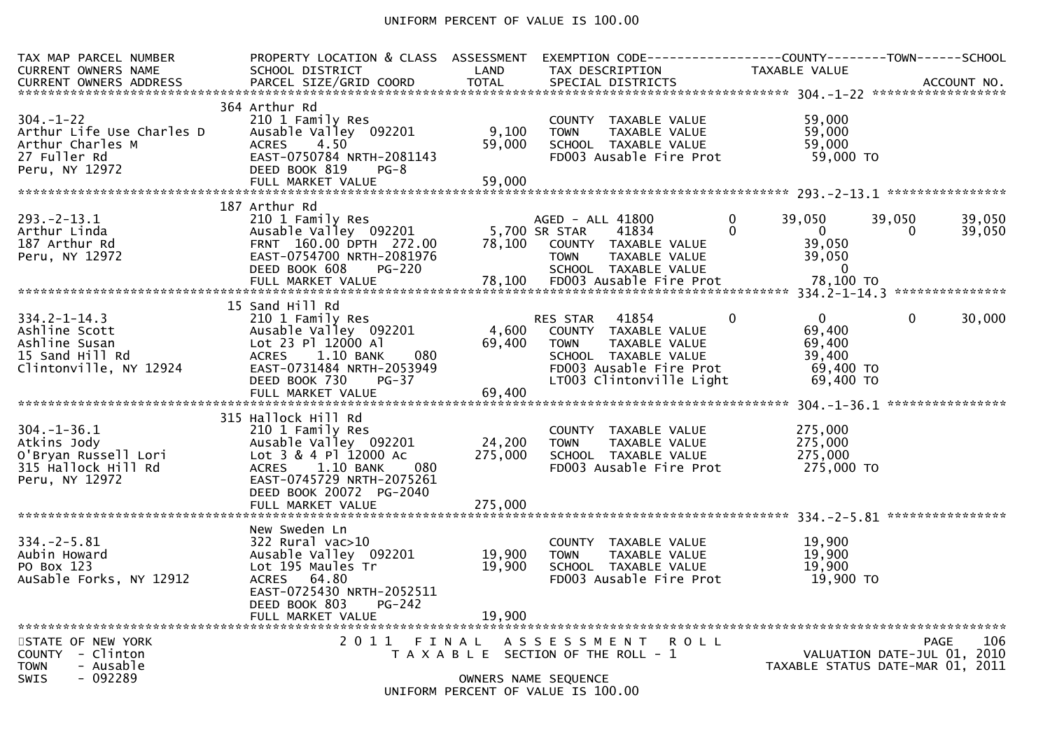UNIFORM PERCENT OF VALUE IS 100.00

| TAX MAP PARCEL NUMBER<br>CURRENT OWNERS NAME<br>CURRENT OWNERS ADDRESS | PROPERTY LOCATION & CLASS<br>SCHOOL DISTRICT<br>PARCEL SIZE/GRID COORD | ASSESSMENT<br>LAND<br>TOTAL | EXEMPTION CODE<br>TAX DESCRIPTION<br>SPECIAL DISTRICTS | | COUNTY<br>TAXABLE VALUE | TOWN | SCHOOL<br><br>ACCOUNT NO. |
|---|---|---|---|---|---|---|---|
| **304.-1-22** | | | | | | | |
| 304.-1-22<br>Arthur Life Use Charles D<br>Arthur Charles M<br>27 Fuller Rd<br>Peru, NY 12972 | 364 Arthur Rd<br>210 1 Family Res<br>Ausable Valley 092201<br>ACRES 4.50<br>EAST-0750784 NRTH-2081143<br>DEED BOOK 819 PG-8<br>FULL MARKET VALUE | <br><br>9,100<br>59,000<br><br><br>59,000 | COUNTY TAXABLE VALUE<br>TOWN TAXABLE VALUE<br>SCHOOL TAXABLE VALUE<br>FD003 Ausable Fire Prot | | 59,000<br>59,000<br>59,000<br>59,000 TO | | |
| **293.-2-13.1** | | | | | | | |
| 293.-2-13.1<br>Arthur Linda<br>187 Arthur Rd<br>Peru, NY 12972 | 187 Arthur Rd<br>210 1 Family Res<br>Ausable Valley 092201<br>FRNT 160.00 DPTH 272.00<br>EAST-0754700 NRTH-2081976<br>DEED BOOK 608 PG-220<br>FULL MARKET VALUE | <br><br>5,700<br>78,100<br><br><br>78,100 | AGED - ALL 41800<br>SR STAR 41834<br>COUNTY TAXABLE VALUE<br>TOWN TAXABLE VALUE<br>SCHOOL TAXABLE VALUE<br>FD003 Ausable Fire Prot | 0<br>0 | 39,050<br>0<br>39,050<br>39,050<br>0<br>78,100 TO | 39,050<br>0 | 39,050<br>39,050 |
| **334.2-1-14.3** | | | | | | | |
| 334.2-1-14.3<br>Ashline Scott<br>Ashline Susan<br>15 Sand Hill Rd<br>Clintonville, NY 12924 | 15 Sand Hill Rd<br>210 1 Family Res<br>Ausable Valley 092201<br>Lot 23 Pl 12000 Al<br>ACRES 1.10 BANK 080<br>EAST-0731484 NRTH-2053949<br>DEED BOOK 730 PG-37<br>FULL MARKET VALUE | <br><br>4,600<br>69,400<br><br><br><br>69,400 | RES STAR 41854<br>COUNTY TAXABLE VALUE<br>TOWN TAXABLE VALUE<br>SCHOOL TAXABLE VALUE<br>FD003 Ausable Fire Prot<br>LT003 Clintonville Light | 0 | 0<br>69,400<br>69,400<br>39,400<br>69,400 TO<br>69,400 TO | 0 | 30,000 |
| **304.-1-36.1** | | | | | | | |
| 304.-1-36.1<br>Atkins Jody<br>O'Bryan Russell Lori<br>315 Hallock Hill Rd<br>Peru, NY 12972 | 315 Hallock Hill Rd<br>210 1 Family Res<br>Ausable Valley 092201<br>Lot 3 & 4 Pl 12000 Ac<br>ACRES 1.10 BANK 080<br>EAST-0745729 NRTH-2075261<br>DEED BOOK 20072 PG-2040<br>FULL MARKET VALUE | <br><br>24,200<br>275,000<br><br><br><br>275,000 | COUNTY TAXABLE VALUE<br>TOWN TAXABLE VALUE<br>SCHOOL TAXABLE VALUE<br>FD003 Ausable Fire Prot | | 275,000<br>275,000<br>275,000<br>275,000 TO | | |
| **334.-2-5.81** | | | | | | | |
| 334.-2-5.81<br>Aubin Howard<br>PO Box 123<br>AuSable Forks, NY 12912 | New Sweden Ln<br>322 Rural vac>10<br>Ausable Valley 092201<br>Lot 195 Maules Tr<br>ACRES 64.80<br>EAST-0725430 NRTH-2052511<br>DEED BOOK 803 PG-242<br>FULL MARKET VALUE | <br><br>19,900<br>19,900<br><br><br><br>19,900 | COUNTY TAXABLE VALUE<br>TOWN TAXABLE VALUE<br>SCHOOL TAXABLE VALUE<br>FD003 Ausable Fire Prot | | 19,900<br>19,900<br>19,900<br>19,900 TO | | |

STATE OF NEW YORK
COUNTY - Clinton
TOWN - Ausable
SWIS - 092289

2011 FINAL ASSESSMENT ROLL
TAXABLE SECTION OF THE ROLL - 1
OWNERS NAME SEQUENCE
UNIFORM PERCENT OF VALUE IS 100.00

VALUATION DATE-JUL 01, 2010
TAXABLE STATUS DATE-MAR 01, 2011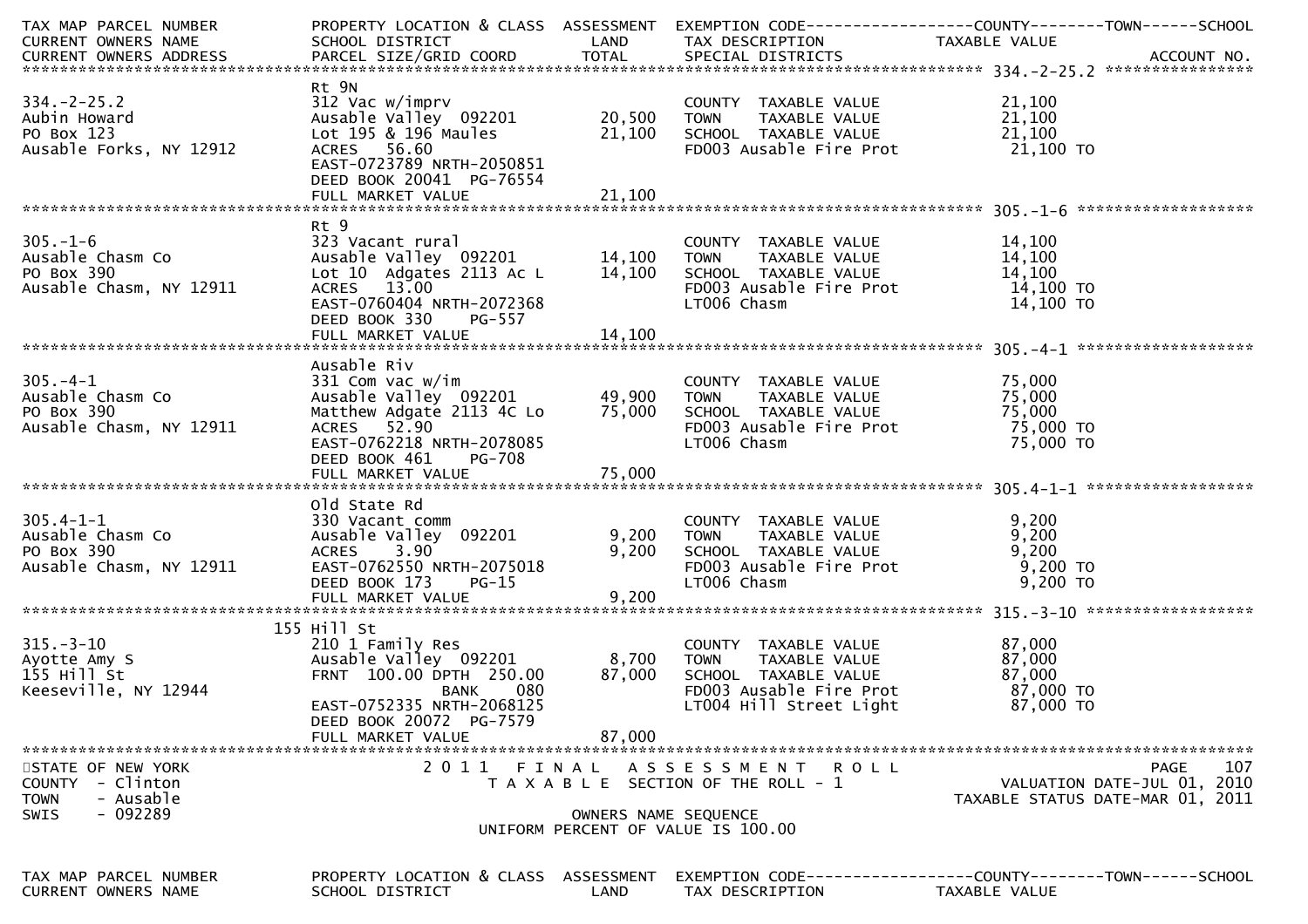| TAX MAP PARCEL NUMBER<br>CURRENT OWNERS NAME<br>CURRENT OWNERS ADDRESS | PROPERTY LOCATION & CLASS<br>SCHOOL DISTRICT<br>PARCEL SIZE/GRID COORD | ASSESSMENT<br>LAND<br>TOTAL | EXEMPTION CODE------------------COUNTY--------TOWN------SCHOOL<br>TAX DESCRIPTION<br>SPECIAL DISTRICTS | TAXABLE VALUE | ACCOUNT NO. |
|---|---|---|---|---|---|
| **334.-2-25.2** | | | | | |
| | Rt 9N | | | | |
| 334.-2-25.2 | 312 Vac w/imprv | | COUNTY TAXABLE VALUE | 21,100 | |
| Aubin Howard | Ausable Valley 092201 | 20,500 | TOWN TAXABLE VALUE | 21,100 | |
| PO Box 123 | Lot 195 & 196 Maules | 21,100 | SCHOOL TAXABLE VALUE | 21,100 | |
| Ausable Forks, NY 12912 | ACRES 56.60 | | FD003 Ausable Fire Prot | 21,100 TO | |
| | EAST-0723789 NRTH-2050851 | | | | |
| | DEED BOOK 20041 PG-76554 | | | | |
| | FULL MARKET VALUE | 21,100 | | | |
| **305.-1-6** | | | | | |
| | Rt 9 | | | | |
| 305.-1-6 | 323 Vacant rural | | COUNTY TAXABLE VALUE | 14,100 | |
| Ausable Chasm Co | Ausable Valley 092201 | 14,100 | TOWN TAXABLE VALUE | 14,100 | |
| PO Box 390 | Lot 10 Adgates 2113 Ac L | 14,100 | SCHOOL TAXABLE VALUE | 14,100 | |
| Ausable Chasm, NY 12911 | ACRES 13.00 | | FD003 Ausable Fire Prot | 14,100 TO | |
| | EAST-0760404 NRTH-2072368 | | LT006 Chasm | 14,100 TO | |
| | DEED BOOK 330 PG-557 | | | | |
| | FULL MARKET VALUE | 14,100 | | | |
| **305.-4-1** | | | | | |
| | Ausable Riv | | | | |
| 305.-4-1 | 331 Com vac w/im | | COUNTY TAXABLE VALUE | 75,000 | |
| Ausable Chasm Co | Ausable Valley 092201 | 49,900 | TOWN TAXABLE VALUE | 75,000 | |
| PO Box 390 | Matthew Adgate 2113 4C Lo | 75,000 | SCHOOL TAXABLE VALUE | 75,000 | |
| Ausable Chasm, NY 12911 | ACRES 52.90 | | FD003 Ausable Fire Prot | 75,000 TO | |
| | EAST-0762218 NRTH-2078085 | | LT006 Chasm | 75,000 TO | |
| | DEED BOOK 461 PG-708 | | | | |
| | FULL MARKET VALUE | 75,000 | | | |
| **305.4-1-1** | | | | | |
| | Old State Rd | | | | |
| 305.4-1-1 | 330 Vacant comm | | COUNTY TAXABLE VALUE | 9,200 | |
| Ausable Chasm Co | Ausable Valley 092201 | 9,200 | TOWN TAXABLE VALUE | 9,200 | |
| PO Box 390 | ACRES 3.90 | 9,200 | SCHOOL TAXABLE VALUE | 9,200 | |
| Ausable Chasm, NY 12911 | EAST-0762550 NRTH-2075018 | | FD003 Ausable Fire Prot | 9,200 TO | |
| | DEED BOOK 173 PG-15 | | LT006 Chasm | 9,200 TO | |
| | FULL MARKET VALUE | 9,200 | | | |
| **315.-3-10** | | | | | |
| | 155 Hill St | | | | |
| 315.-3-10 | 210 1 Family Res | | COUNTY TAXABLE VALUE | 87,000 | |
| Ayotte Amy S | Ausable Valley 092201 | 8,700 | TOWN TAXABLE VALUE | 87,000 | |
| 155 Hill St | FRNT 100.00 DPTH 250.00 | 87,000 | SCHOOL TAXABLE VALUE | 87,000 | |
| Keeseville, NY 12944 | BANK 080 | | FD003 Ausable Fire Prot | 87,000 TO | |
| | EAST-0752335 NRTH-2068125 | | LT004 Hill Street Light | 87,000 TO | |
| | DEED BOOK 20072 PG-7579 | | | | |
| | FULL MARKET VALUE | 87,000 | | | |

STATE OF NEW YORK
COUNTY - Clinton
TOWN - Ausable
SWIS - 092289

2011 FINAL ASSESSMENT ROLL
TAXABLE SECTION OF THE ROLL - 1
OWNERS NAME SEQUENCE
UNIFORM PERCENT OF VALUE IS 100.00

VALUATION DATE-JUL 01, 2010
TAXABLE STATUS DATE-MAR 01, 2011

| TAX MAP PARCEL NUMBER<br>CURRENT OWNERS NAME | PROPERTY LOCATION & CLASS<br>SCHOOL DISTRICT | ASSESSMENT<br>LAND | EXEMPTION CODE------------------COUNTY--------TOWN------SCHOOL<br>TAX DESCRIPTION | TAXABLE VALUE |
|---|---|---|---|---|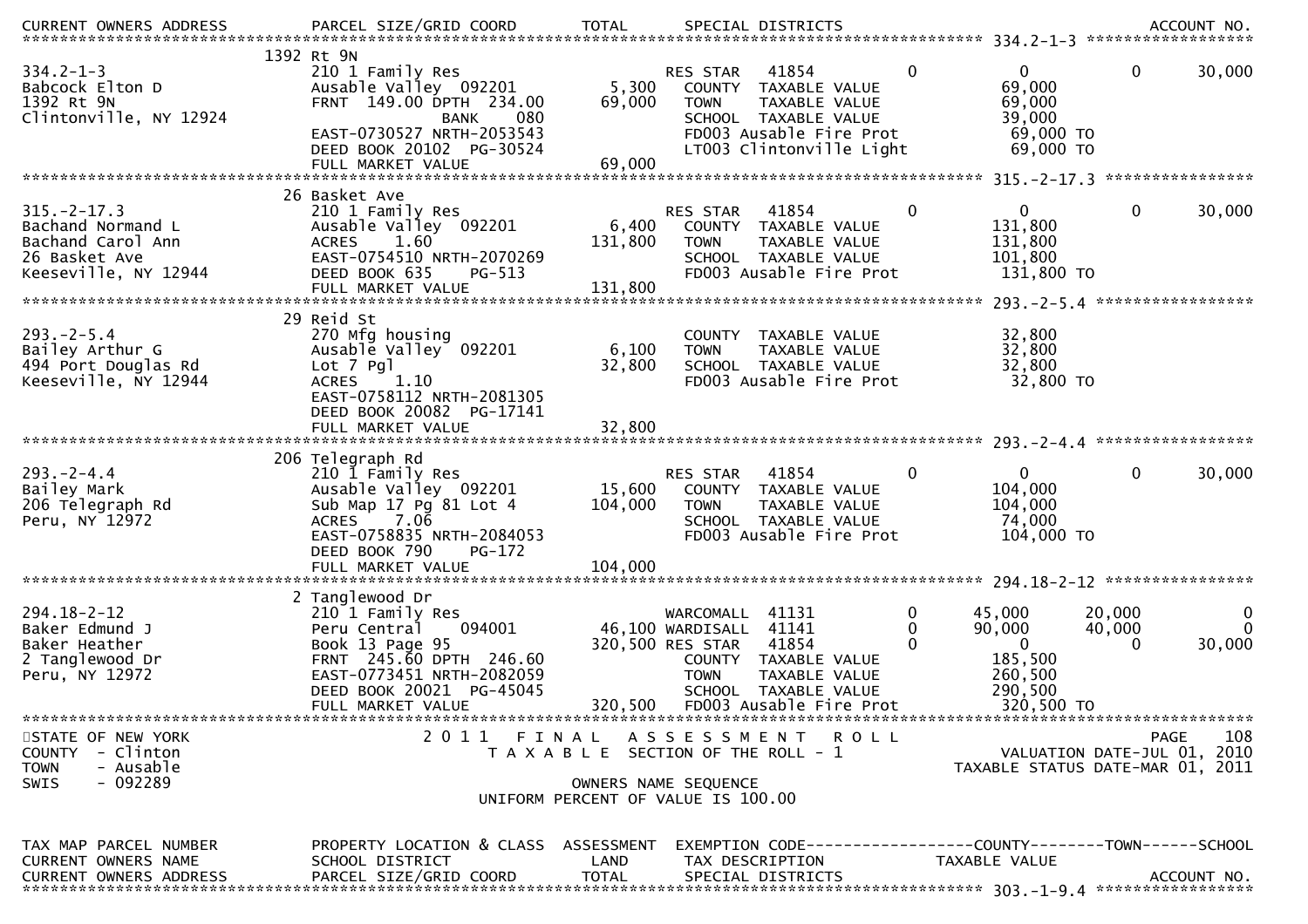| CURRENT OWNERS ADDRESS | PARCEL SIZE/GRID COORD | TOTAL | SPECIAL DISTRICTS | | | | ACCOUNT NO. |
|---|---|---|---|---|---|---|---|
| | | | | | | | 334.2-1-3 |
| | 1392 Rt 9N | | | | | | |
| 334.2-1-3 | 210 1 Family Res | | RES STAR 41854 | 0 | 0 | 0 | 30,000 |
| Babcock Elton D | Ausable Valley 092201 | 5,300 | COUNTY TAXABLE VALUE | | 69,000 | | |
| 1392 Rt 9N | FRNT 149.00 DPTH 234.00 | 69,000 | TOWN TAXABLE VALUE | | 69,000 | | |
| Clintonville, NY 12924 | BANK 080 | | SCHOOL TAXABLE VALUE | | 39,000 | | |
| | EAST-0730527 NRTH-2053543 | | FD003 Ausable Fire Prot | | 69,000 TO | | |
| | DEED BOOK 20102 PG-30524 | | LT003 Clintonville Light | | 69,000 TO | | |
| | FULL MARKET VALUE | 69,000 | | | | | |
| | | | | | | | 315.-2-17.3 |
| | 26 Basket Ave | | | | | | |
| 315.-2-17.3 | 210 1 Family Res | | RES STAR 41854 | 0 | 0 | 0 | 30,000 |
| Bachand Normand L | Ausable Valley 092201 | 6,400 | COUNTY TAXABLE VALUE | | 131,800 | | |
| Bachand Carol Ann | ACRES 1.60 | 131,800 | TOWN TAXABLE VALUE | | 131,800 | | |
| 26 Basket Ave | EAST-0754510 NRTH-2070269 | | SCHOOL TAXABLE VALUE | | 101,800 | | |
| Keeseville, NY 12944 | DEED BOOK 635 PG-513 | | FD003 Ausable Fire Prot | | 131,800 TO | | |
| | FULL MARKET VALUE | 131,800 | | | | | |
| | | | | | | | 293.-2-5.4 |
| | 29 Reid St | | | | | | |
| 293.-2-5.4 | 270 Mfg housing | | COUNTY TAXABLE VALUE | | 32,800 | | |
| Bailey Arthur G | Ausable Valley 092201 | 6,100 | TOWN TAXABLE VALUE | | 32,800 | | |
| 494 Port Douglas Rd | Lot 7 Pgl | 32,800 | SCHOOL TAXABLE VALUE | | 32,800 | | |
| Keeseville, NY 12944 | ACRES 1.10 | | FD003 Ausable Fire Prot | | 32,800 TO | | |
| | EAST-0758112 NRTH-2081305 | | | | | | |
| | DEED BOOK 20082 PG-17141 | | | | | | |
| | FULL MARKET VALUE | 32,800 | | | | | |
| | | | | | | | 293.-2-4.4 |
| | 206 Telegraph Rd | | | | | | |
| 293.-2-4.4 | 210 1 Family Res | | RES STAR 41854 | 0 | 0 | 0 | 30,000 |
| Bailey Mark | Ausable Valley 092201 | 15,600 | COUNTY TAXABLE VALUE | | 104,000 | | |
| 206 Telegraph Rd | Sub Map 17 Pg 81 Lot 4 | 104,000 | TOWN TAXABLE VALUE | | 104,000 | | |
| Peru, NY 12972 | ACRES 7.06 | | SCHOOL TAXABLE VALUE | | 74,000 | | |
| | EAST-0758835 NRTH-2084053 | | FD003 Ausable Fire Prot | | 104,000 TO | | |
| | DEED BOOK 790 PG-172 | | | | | | |
| | FULL MARKET VALUE | 104,000 | | | | | |
| | | | | | | | 294.18-2-12 |
| | 2 Tanglewood Dr | | | | | | |
| 294.18-2-12 | 210 1 Family Res | | WARCOMALL 41131 | 0 | 45,000 | 20,000 | 0 |
| Baker Edmund J | Peru Central 094001 | 46,100 | WARDISALL 41141 | 0 | 90,000 | 40,000 | 0 |
| Baker Heather | Book 13 Page 95 | 320,500 | RES STAR 41854 | 0 | 0 | 0 | 30,000 |
| 2 Tanglewood Dr | FRNT 245.60 DPTH 246.60 | | COUNTY TAXABLE VALUE | | 185,500 | | |
| Peru, NY 12972 | EAST-0773451 NRTH-2082059 | | TOWN TAXABLE VALUE | | 260,500 | | |
| | DEED BOOK 20021 PG-45045 | | SCHOOL TAXABLE VALUE | | 290,500 | | |
| | FULL MARKET VALUE | 320,500 | FD003 Ausable Fire Prot | | 320,500 TO | | |

STATE OF NEW YORK
COUNTY - Clinton
TOWN - Ausable
SWIS - 092289

2011 FINAL ASSESSMENT ROLL
TAXABLE SECTION OF THE ROLL - 1
OWNERS NAME SEQUENCE
UNIFORM PERCENT OF VALUE IS 100.00

PAGE 108
VALUATION DATE-JUL 01, 2010
TAXABLE STATUS DATE-MAR 01, 2011

| TAX MAP PARCEL NUMBER | PROPERTY LOCATION & CLASS | ASSESSMENT | EXEMPTION CODE | COUNTY | TOWN | SCHOOL |
|---|---|---|---|---|---|---|
| CURRENT OWNERS NAME | SCHOOL DISTRICT | LAND | TAX DESCRIPTION | TAXABLE VALUE | | |
| CURRENT OWNERS ADDRESS | PARCEL SIZE/GRID COORD | TOTAL | SPECIAL DISTRICTS | | | ACCOUNT NO. |
| | | | | | | 303.-1-9.4 |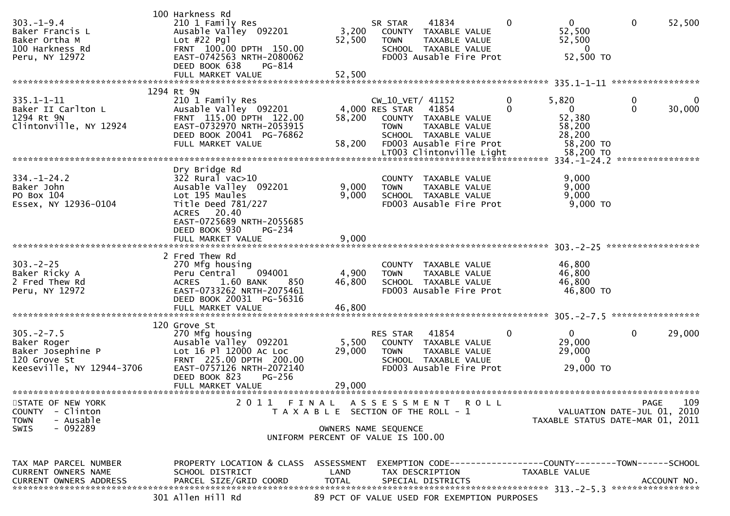```
                          100 Harkness Rd
303.-1-9.4                210 1 Family Res                      SR STAR     41834          0            0            0      52,500
Baker Francis L           Ausable Valley  092201        3,200     COUNTY  TAXABLE VALUE                52,500
Baker Ortha M             Lot #22 Pgl                  52,500     TOWN    TAXABLE VALUE                52,500
100 Harkness Rd           FRNT 100.00 DPTH 150.00                 SCHOOL  TAXABLE VALUE                     0
Peru, NY 12972            EAST-0742563 NRTH-2080062               FD003 Ausable Fire Prot              52,500 TO
                          DEED BOOK 638     PG-814
                          FULL MARKET VALUE            52,500
******************************************************************************************************* 335.1-1-11 *****************
                          1294 Rt 9N
335.1-1-11                210 1 Family Res                      CW_10_VET/ 41152           0        5,820            0           0
Baker II Carlton L        Ausable Valley  092201        4,000 RES STAR    41854            0            0            0      30,000
1294 Rt 9N                FRNT 115.00 DPTH 122.00      58,200     COUNTY  TAXABLE VALUE                52,380
Clintonville, NY 12924    EAST-0732970 NRTH-2053915               TOWN    TAXABLE VALUE                58,200
                          DEED BOOK 20041 PG-76862                SCHOOL  TAXABLE VALUE                28,200
                          FULL MARKET VALUE            58,200     FD003 Ausable Fire Prot              58,200 TO
                                                                  LT003 Clintonville Light             58,200 TO
******************************************************************************************************* 334.-1-24.2 ****************
                          Dry Bridge Rd
334.-1-24.2               322 Rural vac>10                        COUNTY  TAXABLE VALUE                 9,000
Baker John                Ausable Valley  092201        9,000     TOWN    TAXABLE VALUE                 9,000
PO Box 104                Lot 195 Maules                9,000     SCHOOL  TAXABLE VALUE                 9,000
Essex, NY 12936-0104      Title Deed 781/227                      FD003 Ausable Fire Prot               9,000 TO
                          ACRES    20.40
                          EAST-0725689 NRTH-2055685
                          DEED BOOK 930     PG-234
                          FULL MARKET VALUE             9,000
******************************************************************************************************* 303.-2-25 ******************
                          2 Fred Thew Rd
303.-2-25                 270 Mfg housing                         COUNTY  TAXABLE VALUE                46,800
Baker Ricky A             Peru Central    094001        4,900     TOWN    TAXABLE VALUE                46,800
2 Fred Thew Rd            ACRES     1.60 BANK     850  46,800     SCHOOL  TAXABLE VALUE                46,800
Peru, NY 12972            EAST-0733262 NRTH-2075461               FD003 Ausable Fire Prot              46,800 TO
                          DEED BOOK 20031 PG-56316
                          FULL MARKET VALUE            46,800
******************************************************************************************************* 305.-2-7.5 *****************
                          120 Grove St
305.-2-7.5                270 Mfg housing                       RES STAR    41854          0            0            0      29,000
Baker Roger               Ausable Valley  092201        5,500     COUNTY  TAXABLE VALUE                29,000
Baker Josephine P         Lot 16 Pl 12000 Ac Loc       29,000     TOWN    TAXABLE VALUE                29,000
120 Grove St              FRNT 225.00 DPTH 200.00                 SCHOOL  TAXABLE VALUE                     0
Keeseville, NY 12944-3706 EAST-0757126 NRTH-2072140               FD003 Ausable Fire Prot              29,000 TO
                          DEED BOOK 823     PG-256
                          FULL MARKET VALUE            29,000
************************************************************************************************************************************
STATE OF NEW YORK               2 0 1 1   F I N A L   A S S E S S M E N T   R O L L                                   PAGE     109
COUNTY  - Clinton                   T A X A B L E  SECTION OF THE ROLL - 1                          VALUATION DATE-JUL 01, 2010
TOWN    - Ausable                                                                               TAXABLE STATUS DATE-MAR 01, 2011
SWIS    - 092289                                     OWNERS NAME SEQUENCE
                                               UNIFORM PERCENT OF VALUE IS 100.00


TAX MAP PARCEL NUMBER     PROPERTY LOCATION & CLASS  ASSESSMENT  EXEMPTION CODE------------------COUNTY--------TOWN------SCHOOL
CURRENT OWNERS NAME       SCHOOL DISTRICT               LAND      TAX DESCRIPTION            TAXABLE VALUE
CURRENT OWNERS ADDRESS    PARCEL SIZE/GRID COORD       TOTAL      SPECIAL DISTRICTS                                 ACCOUNT NO.
******************************************************************************************************* 313.-2-5.3 *****************
                          301 Allen Hill Rd               89 PCT OF VALUE USED FOR EXEMPTION PURPOSES
```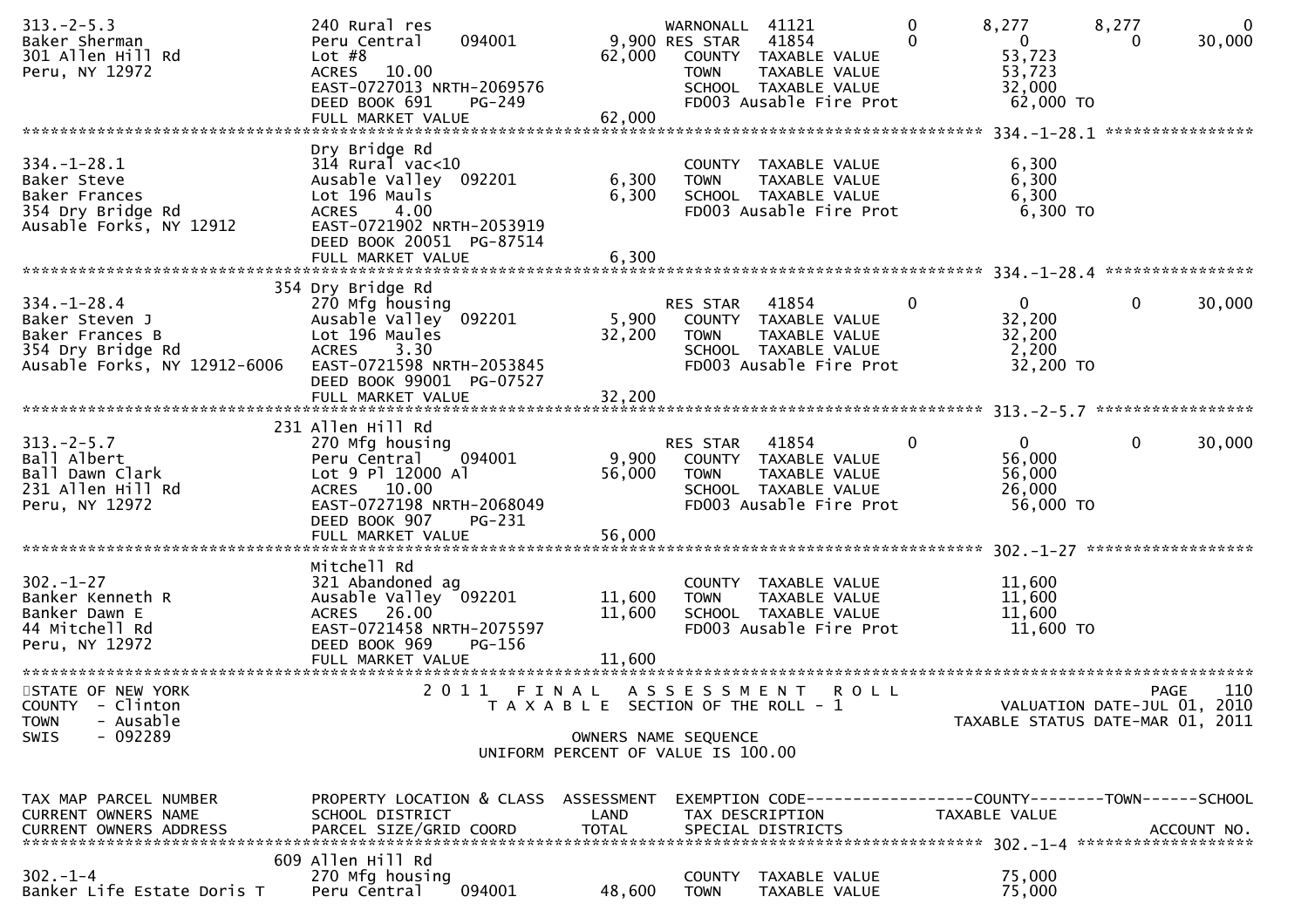```
313.-2-5.3                  240 Rural res                            WARNONALL  41121          0          8,277      8,277          0
Baker Sherman               Peru Central     094001          9,900 RES STAR   41854          0              0          0     30,000
301 Allen Hill Rd           Lot #8                          62,000   COUNTY  TAXABLE VALUE                53,723
Peru, NY 12972              ACRES   10.00                            TOWN    TAXABLE VALUE                53,723
                            EAST-0727013 NRTH-2069576                SCHOOL  TAXABLE VALUE                32,000
                            DEED BOOK 691     PG-249                 FD003 Ausable Fire Prot               62,000 TO
                            FULL MARKET VALUE               62,000
******************************************************************************************************* 334.-1-28.1 ****************
                            Dry Bridge Rd
334.-1-28.1                 314 Rural vac<10                         COUNTY  TAXABLE VALUE                 6,300
Baker Steve                 Ausable Valley  092201           6,300   TOWN    TAXABLE VALUE                 6,300
Baker Frances               Lot 196 Mauls                    6,300   SCHOOL  TAXABLE VALUE                 6,300
354 Dry Bridge Rd           ACRES    4.00                            FD003 Ausable Fire Prot                6,300 TO
Ausable Forks, NY 12912     EAST-0721902 NRTH-2053919
                            DEED BOOK 20051  PG-87514
                            FULL MARKET VALUE                6,300
******************************************************************************************************* 334.-1-28.4 ****************
                        354 Dry Bridge Rd
334.-1-28.4                 270 Mfg housing                          RES STAR   41854          0              0          0     30,000
Baker Steven J              Ausable Valley  092201           5,900   COUNTY  TAXABLE VALUE                32,200
Baker Frances B             Lot 196 Maules                  32,200   TOWN    TAXABLE VALUE                32,200
354 Dry Bridge Rd           ACRES    3.30                            SCHOOL  TAXABLE VALUE                 2,200
Ausable Forks, NY 12912-6006 EAST-0721598 NRTH-2053845               FD003 Ausable Fire Prot               32,200 TO
                            DEED BOOK 99001  PG-07527
                            FULL MARKET VALUE               32,200
******************************************************************************************************* 313.-2-5.7 *****************
                        231 Allen Hill Rd
313.-2-5.7                  270 Mfg housing                          RES STAR   41854          0              0          0     30,000
Ball Albert                 Peru Central     094001          9,900   COUNTY  TAXABLE VALUE                56,000
Ball Dawn Clark             Lot 9 Pl 12000 Al               56,000   TOWN    TAXABLE VALUE                56,000
231 Allen Hill Rd           ACRES   10.00                            SCHOOL  TAXABLE VALUE                26,000
Peru, NY 12972              EAST-0727198 NRTH-2068049                FD003 Ausable Fire Prot               56,000 TO
                            DEED BOOK 907     PG-231
                            FULL MARKET VALUE               56,000
******************************************************************************************************* 302.-1-27 ******************
                            Mitchell Rd
302.-1-27                   321 Abandoned ag                         COUNTY  TAXABLE VALUE                11,600
Banker Kenneth R            Ausable Valley  092201          11,600   TOWN    TAXABLE VALUE                11,600
Banker Dawn E               ACRES   26.00                   11,600   SCHOOL  TAXABLE VALUE                11,600
44 Mitchell Rd              EAST-0721458 NRTH-2075597                FD003 Ausable Fire Prot               11,600 TO
Peru, NY 12972              DEED BOOK 969     PG-156
                            FULL MARKET VALUE               11,600
************************************************************************************************************************************
STATE OF NEW YORK                    2 0 1 1   F I N A L   A S S E S S M E N T   R O L L                                 PAGE    110
COUNTY  - Clinton                       T A X A B L E  SECTION OF THE ROLL - 1                        VALUATION DATE-JUL 01, 2010
TOWN    - Ausable                                                                                 TAXABLE STATUS DATE-MAR 01, 2011
SWIS    - 092289                                     OWNERS NAME SEQUENCE
                                              UNIFORM PERCENT OF VALUE IS 100.00


TAX MAP PARCEL NUMBER       PROPERTY LOCATION & CLASS  ASSESSMENT  EXEMPTION CODE------------------COUNTY--------TOWN------SCHOOL
CURRENT OWNERS NAME         SCHOOL DISTRICT               LAND      TAX DESCRIPTION              TAXABLE VALUE
CURRENT OWNERS ADDRESS      PARCEL SIZE/GRID COORD        TOTAL     SPECIAL DISTRICTS                                    ACCOUNT NO.
******************************************************************************************************* 302.-1-4 *******************
                        609 Allen Hill Rd
302.-1-4                    270 Mfg housing                          COUNTY  TAXABLE VALUE                75,000
Banker Life Estate Doris T  Peru Central     094001         48,600   TOWN    TAXABLE VALUE                75,000
```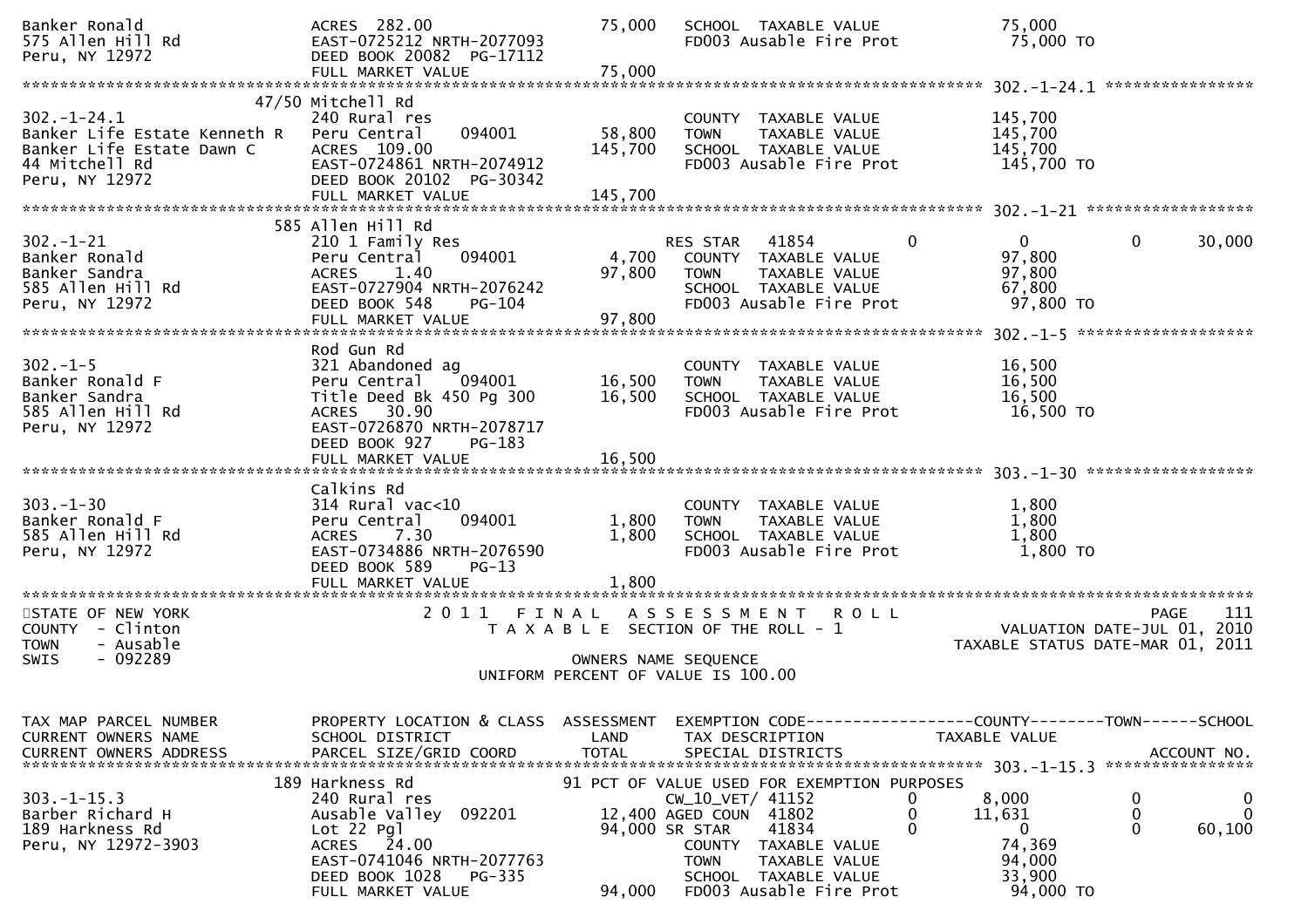```
Banker Ronald                   ACRES  282.00                      75,000   SCHOOL  TAXABLE VALUE              75,000
575 Allen Hill Rd               EAST-0725212 NRTH-2077093                   FD003 Ausable Fire Prot              75,000 TO
Peru, NY 12972                  DEED BOOK 20082  PG-17112
                                FULL MARKET VALUE                  75,000
******************************************************************************************************* 302.-1-24.1 ****************
                        47/50 Mitchell Rd
302.-1-24.1                     240 Rural res                               COUNTY  TAXABLE VALUE             145,700
Banker Life Estate Kenneth R    Peru Central     094001            58,800   TOWN    TAXABLE VALUE             145,700
Banker Life Estate Dawn C       ACRES  109.00                     145,700   SCHOOL  TAXABLE VALUE             145,700
44 Mitchell Rd                  EAST-0724861 NRTH-2074912                   FD003 Ausable Fire Prot             145,700 TO
Peru, NY 12972                  DEED BOOK 20102  PG-30342
                                FULL MARKET VALUE                 145,700
******************************************************************************************************* 302.-1-21 ******************
                        585 Allen Hill Rd
302.-1-21                       210 1 Family Res                            RES STAR   41854          0            0            0      30,000
Banker Ronald                   Peru Central     094001             4,700   COUNTY  TAXABLE VALUE              97,800
Banker Sandra                   ACRES    1.40                      97,800   TOWN    TAXABLE VALUE              97,800
585 Allen Hill Rd               EAST-0727904 NRTH-2076242                   SCHOOL  TAXABLE VALUE              67,800
Peru, NY 12972                  DEED BOOK 548    PG-104                     FD003 Ausable Fire Prot              97,800 TO
                                FULL MARKET VALUE                  97,800
******************************************************************************************************* 302.-1-5 *******************
                                Rod Gun Rd
302.-1-5                        321 Abandoned ag                            COUNTY  TAXABLE VALUE              16,500
Banker Ronald F                 Peru Central     094001            16,500   TOWN    TAXABLE VALUE              16,500
Banker Sandra                   Title Deed Bk 450 Pg 300           16,500   SCHOOL  TAXABLE VALUE              16,500
585 Allen Hill Rd               ACRES   30.90                               FD003 Ausable Fire Prot              16,500 TO
Peru, NY 12972                  EAST-0726870 NRTH-2078717
                                DEED BOOK 927    PG-183
                                FULL MARKET VALUE                  16,500
******************************************************************************************************* 303.-1-30 ******************
                                Calkins Rd
303.-1-30                       314 Rural vac<10                            COUNTY  TAXABLE VALUE               1,800
Banker Ronald F                 Peru Central     094001             1,800   TOWN    TAXABLE VALUE               1,800
585 Allen Hill Rd               ACRES    7.30                       1,800   SCHOOL  TAXABLE VALUE               1,800
Peru, NY 12972                  EAST-0734886 NRTH-2076590                   FD003 Ausable Fire Prot               1,800 TO
                                DEED BOOK 589    PG-13
                                FULL MARKET VALUE                   1,800
************************************************************************************************************************************
STATE OF NEW YORK                    2 0 1 1   F I N A L   A S S E S S M E N T   R O L L                                PAGE    111
COUNTY  - Clinton                        T A X A B L E  SECTION OF THE ROLL - 1                         VALUATION DATE-JUL 01, 2010
TOWN    - Ausable                                                                                   TAXABLE STATUS DATE-MAR 01, 2011
SWIS    - 092289                                      OWNERS NAME SEQUENCE
                                              UNIFORM PERCENT OF VALUE IS 100.00


TAX MAP PARCEL NUMBER           PROPERTY LOCATION & CLASS  ASSESSMENT  EXEMPTION CODE------------------COUNTY--------TOWN------SCHOOL
CURRENT OWNERS NAME             SCHOOL DISTRICT                 LAND   TAX DESCRIPTION            TAXABLE VALUE
CURRENT OWNERS ADDRESS          PARCEL SIZE/GRID COORD          TOTAL  SPECIAL DISTRICTS                                 ACCOUNT NO.
******************************************************************************************************* 303.-1-15.3 ****************
                        189 Harkness Rd                    91 PCT OF VALUE USED FOR EXEMPTION PURPOSES
303.-1-15.3                     240 Rural res                          CW_10_VET/ 41152           0        8,000            0            0
Barber Richard H                Ausable Valley  092201          12,400 AGED COUN  41802           0       11,631            0            0
189 Harkness Rd                 Lot 22 Pgl                      94,000 SR STAR    41834           0            0            0       60,100
Peru, NY 12972-3903             ACRES   24.00                          COUNTY  TAXABLE VALUE              74,369
                                EAST-0741046 NRTH-2077763              TOWN    TAXABLE VALUE              94,000
                                DEED BOOK 1028   PG-335                SCHOOL  TAXABLE VALUE              33,900
                                FULL MARKET VALUE                  94,000   FD003 Ausable Fire Prot              94,000 TO
```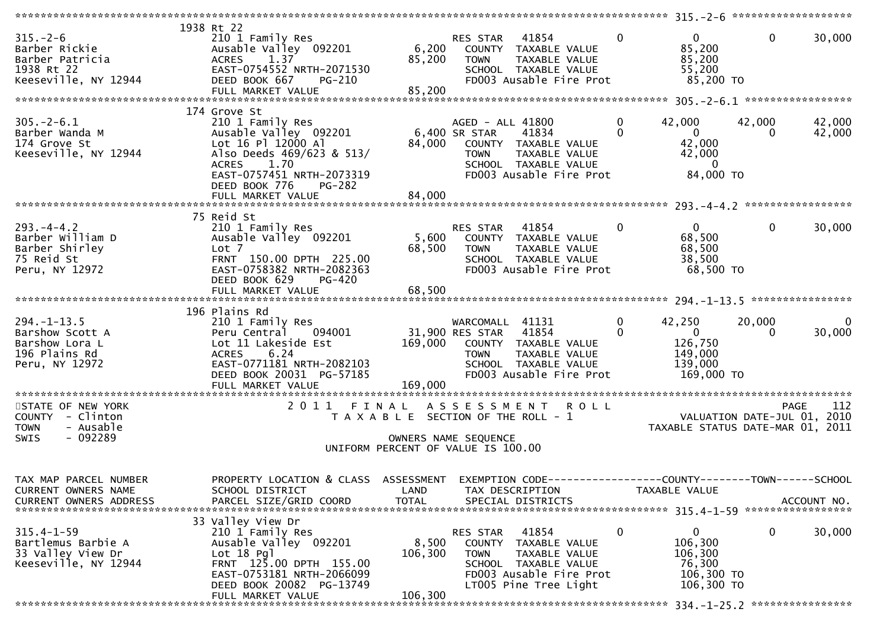```
******************************************************************************************************* 315.-2-6 ******************
           1938 Rt 22
315.-2-6             210 1 Family Res                     RES STAR   41854        0           0            0       30,000
Barber Rickie        Ausable Valley  092201       6,200   COUNTY  TAXABLE VALUE              85,200
Barber Patricia      ACRES    1.37               85,200   TOWN    TAXABLE VALUE              85,200
1938 Rt 22           EAST-0754552 NRTH-2071530            SCHOOL  TAXABLE VALUE              55,200
Keeseville, NY 12944 DEED BOOK 667    PG-210              FD003 Ausable Fire Prot            85,200 TO
                     FULL MARKET VALUE           85,200
******************************************************************************************************* 305.-2-6.1 ****************
           174 Grove St
305.-2-6.1           210 1 Family Res                     AGED - ALL 41800        0      42,000       42,000       42,000
Barber Wanda M       Ausable Valley  092201       6,400 SR STAR    41834          0           0            0       42,000
174 Grove St         Lot 16 Pl 12000 Al          84,000   COUNTY  TAXABLE VALUE              42,000
Keeseville, NY 12944 Also Deeds 469/623 & 513/            TOWN    TAXABLE VALUE              42,000
                     ACRES    1.70                        SCHOOL  TAXABLE VALUE                   0
                     EAST-0757451 NRTH-2073319            FD003 Ausable Fire Prot            84,000 TO
                     DEED BOOK 776    PG-282
                     FULL MARKET VALUE           84,000
******************************************************************************************************* 293.-4-4.2 ****************
           75 Reid St
293.-4-4.2           210 1 Family Res                     RES STAR   41854        0           0            0       30,000
Barber William D     Ausable Valley  092201       5,600   COUNTY  TAXABLE VALUE              68,500
Barber Shirley       Lot 7                       68,500   TOWN    TAXABLE VALUE              68,500
75 Reid St           FRNT 150.00 DPTH 225.00              SCHOOL  TAXABLE VALUE              38,500
Peru, NY 12972       EAST-0758382 NRTH-2082363            FD003 Ausable Fire Prot            68,500 TO
                     DEED BOOK 629    PG-420
                     FULL MARKET VALUE           68,500
******************************************************************************************************* 294.-1-13.5 ***************
           196 Plains Rd
294.-1-13.5          210 1 Family Res                     WARCOMALL  41131        0      42,250       20,000            0
Barshow Scott A      Peru Central    094001      31,900 RES STAR   41854          0           0            0       30,000
Barshow Lora L       Lot 11 Lakeside Est        169,000   COUNTY  TAXABLE VALUE             126,750
196 Plains Rd        ACRES    6.24                        TOWN    TAXABLE VALUE             149,000
Peru, NY 12972       EAST-0771181 NRTH-2082103            SCHOOL  TAXABLE VALUE             139,000
                     DEED BOOK 20031  PG-57185            FD003 Ausable Fire Prot           169,000 TO
                     FULL MARKET VALUE          169,000
************************************************************************************************************************************
STATE OF NEW YORK              2 0 1 1   F I N A L   A S S E S S M E N T   R O L L                                PAGE    112
COUNTY  - Clinton                 T A X A B L E  SECTION OF THE ROLL - 1                     VALUATION DATE-JUL 01, 2010
TOWN    - Ausable                                                                        TAXABLE STATUS DATE-MAR 01, 2011
SWIS    - 092289                                  OWNERS NAME SEQUENCE
                                          UNIFORM PERCENT OF VALUE IS 100.00


TAX MAP PARCEL NUMBER     PROPERTY LOCATION & CLASS  ASSESSMENT  EXEMPTION CODE------------------COUNTY--------TOWN------SCHOOL
CURRENT OWNERS NAME       SCHOOL DISTRICT               LAND      TAX DESCRIPTION            TAXABLE VALUE
CURRENT OWNERS ADDRESS    PARCEL SIZE/GRID COORD        TOTAL     SPECIAL DISTRICTS                                   ACCOUNT NO.
******************************************************************************************************* 315.4-1-59 ****************
           33 Valley View Dr
315.4-1-59           210 1 Family Res                     RES STAR   41854        0           0            0       30,000
Bartlemus Barbie A   Ausable Valley  092201       8,500   COUNTY  TAXABLE VALUE             106,300
33 Valley View Dr    Lot 18 Pgl                 106,300   TOWN    TAXABLE VALUE             106,300
Keeseville, NY 12944 FRNT 125.00 DPTH 155.00              SCHOOL  TAXABLE VALUE              76,300
                     EAST-0753181 NRTH-2066099            FD003 Ausable Fire Prot           106,300 TO
                     DEED BOOK 20082  PG-13749            LT005 Pine Tree Light             106,300 TO
                     FULL MARKET VALUE          106,300
******************************************************************************************************* 334.-1-25.2 ***************
```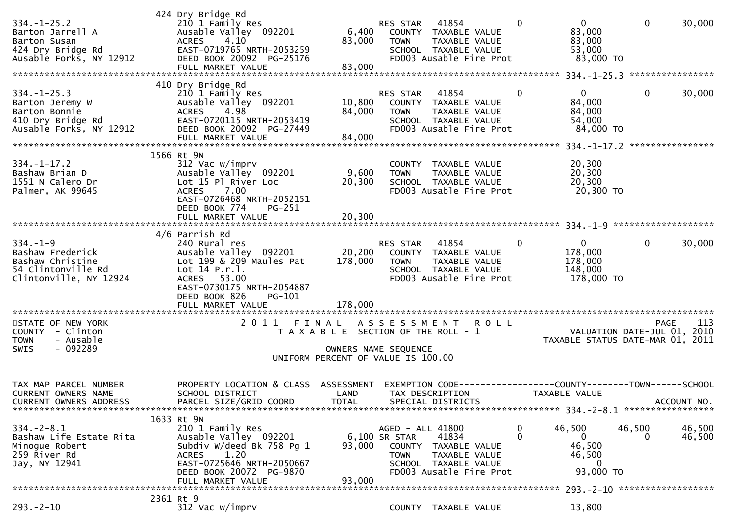```
                             424 Dry Bridge Rd
334.-1-25.2                  210 1 Family Res                    RES STAR   41854          0          0            0       30,000
Barton Jarrell A             Ausable Valley  092201       6,400    COUNTY  TAXABLE VALUE              83,000
Barton Susan                 ACRES    4.10               83,000    TOWN    TAXABLE VALUE              83,000
424 Dry Bridge Rd            EAST-0719765 NRTH-2053259             SCHOOL  TAXABLE VALUE              53,000
Ausable Forks, NY 12912      DEED BOOK 20092  PG-25176             FD003 Ausable Fire Prot            83,000 TO
                             FULL MARKET VALUE           83,000
******************************************************************************************************* 334.-1-25.3 ****************
                             410 Dry Bridge Rd
334.-1-25.3                  210 1 Family Res                    RES STAR   41854          0          0            0       30,000
Barton Jeremy W              Ausable Valley  092201      10,800    COUNTY  TAXABLE VALUE              84,000
Barton Bonnie                ACRES    4.98               84,000    TOWN    TAXABLE VALUE              84,000
410 Dry Bridge Rd            EAST-0720115 NRTH-2053419             SCHOOL  TAXABLE VALUE              54,000
Ausable Forks, NY 12912      DEED BOOK 20092  PG-27449             FD003 Ausable Fire Prot            84,000 TO
                             FULL MARKET VALUE           84,000
******************************************************************************************************* 334.-1-17.2 ****************
                             1566 Rt 9N
334.-1-17.2                  312 Vac w/imprv                       COUNTY  TAXABLE VALUE              20,300
Bashaw Brian D               Ausable Valley  092201       9,600    TOWN    TAXABLE VALUE              20,300
1551 N Calero Dr             Lot 15 Pl River Loc         20,300    SCHOOL  TAXABLE VALUE              20,300
Palmer, AK 99645             ACRES    7.00                         FD003 Ausable Fire Prot            20,300 TO
                             EAST-0726468 NRTH-2052151
                             DEED BOOK 774    PG-251
                             FULL MARKET VALUE           20,300
******************************************************************************************************* 334.-1-9 *******************
                             4/6 Parrish Rd
334.-1-9                     240 Rural res                       RES STAR   41854          0          0            0       30,000
Bashaw Frederick             Ausable Valley  092201      20,200    COUNTY  TAXABLE VALUE             178,000
Bashaw Christine             Lot 199 & 209 Maules Pat   178,000    TOWN    TAXABLE VALUE             178,000
54 Clintonville Rd           Lot 14 P.r.l.                         SCHOOL  TAXABLE VALUE             148,000
Clintonville, NY 12924       ACRES   53.00                         FD003 Ausable Fire Prot           178,000 TO
                             EAST-0730175 NRTH-2054887
                             DEED BOOK 826    PG-101
                             FULL MARKET VALUE          178,000
************************************************************************************************************************************
STATE OF NEW YORK                 2 0 1 1   F I N A L   A S S E S S M E N T   R O L L                                 PAGE   113
COUNTY  - Clinton                    T A X A B L E  SECTION OF THE ROLL - 1                          VALUATION DATE-JUL 01, 2010
TOWN    - Ausable                                                                               TAXABLE STATUS DATE-MAR 01, 2011
SWIS    - 092289                                  OWNERS NAME SEQUENCE
                                          UNIFORM PERCENT OF VALUE IS 100.00


TAX MAP PARCEL NUMBER        PROPERTY LOCATION & CLASS  ASSESSMENT  EXEMPTION CODE------------------COUNTY--------TOWN------SCHOOL
CURRENT OWNERS NAME          SCHOOL DISTRICT              LAND      TAX DESCRIPTION            TAXABLE VALUE
CURRENT OWNERS ADDRESS       PARCEL SIZE/GRID COORD      TOTAL      SPECIAL DISTRICTS                                   ACCOUNT NO.
******************************************************************************************************* 334.-2-8.1 *****************
                             1633 Rt 9N
334.-2-8.1                   210 1 Family Res                    AGED - ALL 41800          0     46,500       46,500       46,500
Bashaw Life Estate Rita      Ausable Valley  092201       6,100 SR STAR     41834          0          0            0       46,500
Minogue Robert               Subdiv W/deed Bk 758 Pg 1   93,000    COUNTY  TAXABLE VALUE              46,500
259 River Rd                 ACRES    1.20                         TOWN    TAXABLE VALUE              46,500
Jay, NY 12941                EAST-0725646 NRTH-2050667             SCHOOL  TAXABLE VALUE                   0
                             DEED BOOK 20072  PG-9870              FD003 Ausable Fire Prot            93,000 TO
                             FULL MARKET VALUE           93,000
******************************************************************************************************* 293.-2-10 ******************
                             2361 Rt 9
293.-2-10                    312 Vac w/imprv                       COUNTY  TAXABLE VALUE              13,800
```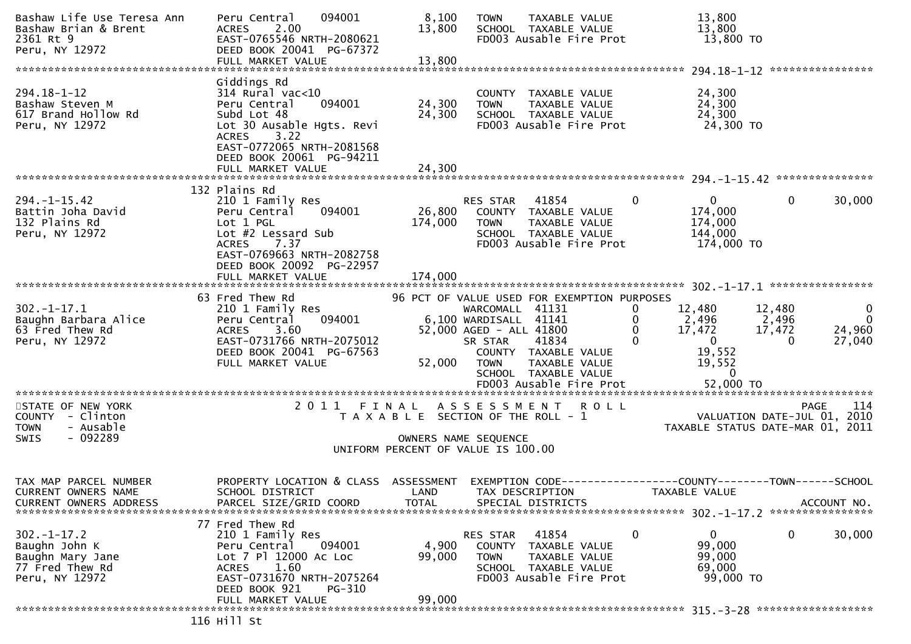```
Bashaw Life Use Teresa Ann     Peru Central    094001          8,100   TOWN    TAXABLE VALUE              13,800
Bashaw Brian & Brent           ACRES    2.00                  13,800   SCHOOL  TAXABLE VALUE              13,800
2361 Rt 9                      EAST-0765546 NRTH-2080621               FD003 Ausable Fire Prot             13,800 TO
Peru, NY 12972                 DEED BOOK 20041  PG-67372
                               FULL MARKET VALUE              13,800
******************************************************************************************************* 294.18-1-12 ****************
                               Giddings Rd
294.18-1-12                    314 Rural vac<10                        COUNTY  TAXABLE VALUE              24,300
Bashaw Steven M                Peru Central    094001         24,300   TOWN    TAXABLE VALUE              24,300
617 Brand Hollow Rd            Subd Lot 48                    24,300   SCHOOL  TAXABLE VALUE              24,300
Peru, NY 12972                 Lot 30 Ausable Hgts. Revi               FD003 Ausable Fire Prot             24,300 TO
                               ACRES    3.22
                               EAST-0772065 NRTH-2081568
                               DEED BOOK 20061  PG-94211
                               FULL MARKET VALUE              24,300
******************************************************************************************************* 294.-1-15.42 ***************
                               132 Plains Rd
294.-1-15.42                   210 1 Family Res                        RES STAR   41854         0           0          0      30,000
Battin Joha David              Peru Central    094001         26,800   COUNTY  TAXABLE VALUE             174,000
132 Plains Rd                  Lot 1 PGL                     174,000   TOWN    TAXABLE VALUE             174,000
Peru, NY 12972                 Lot #2 Lessard Sub                      SCHOOL  TAXABLE VALUE             144,000
                               ACRES    7.37                           FD003 Ausable Fire Prot            174,000 TO
                               EAST-0769663 NRTH-2082758
                               DEED BOOK 20092  PG-22957
                               FULL MARKET VALUE             174,000
******************************************************************************************************* 302.-1-17.1 ****************
                               63 Fred Thew Rd            96 PCT OF VALUE USED FOR EXEMPTION PURPOSES
302.-1-17.1                    210 1 Family Res                        WARCOMALL  41131         0      12,480     12,480           0
Baughn Barbara Alice           Peru Central    094001          6,100   WARDISALL  41141         0       2,496      2,496           0
63 Fred Thew Rd                ACRES    3.60                  52,000   AGED - ALL 41800         0      17,472     17,472      24,960
Peru, NY 12972                 EAST-0731766 NRTH-2075012               SR STAR    41834         0           0          0      27,040
                               DEED BOOK 20041  PG-67563               COUNTY  TAXABLE VALUE              19,552
                               FULL MARKET VALUE              52,000   TOWN    TAXABLE VALUE              19,552
                                                                       SCHOOL  TAXABLE VALUE                   0
                                                                       FD003 Ausable Fire Prot             52,000 TO
************************************************************************************************************************************
STATE OF NEW YORK                         2 0 1 1   F I N A L   A S S E S S M E N T   R O L L                          PAGE   114
COUNTY  - Clinton                             T A X A B L E  SECTION OF THE ROLL - 1                     VALUATION DATE-JUL 01, 2010
TOWN    - Ausable                                                                                   TAXABLE STATUS DATE-MAR 01, 2011
SWIS    - 092289                                          OWNERS NAME SEQUENCE
                                                   UNIFORM PERCENT OF VALUE IS 100.00


TAX MAP PARCEL NUMBER          PROPERTY LOCATION & CLASS  ASSESSMENT  EXEMPTION CODE------------------COUNTY--------TOWN------SCHOOL
CURRENT OWNERS NAME            SCHOOL DISTRICT               LAND      TAX DESCRIPTION             TAXABLE VALUE
CURRENT OWNERS ADDRESS         PARCEL SIZE/GRID COORD        TOTAL     SPECIAL DISTRICTS                                  ACCOUNT NO.
******************************************************************************************************* 302.-1-17.2 ****************
                               77 Fred Thew Rd
302.-1-17.2                    210 1 Family Res                        RES STAR   41854         0           0          0      30,000
Baughn John K                  Peru Central    094001          4,900   COUNTY  TAXABLE VALUE              99,000
Baughn Mary Jane               Lot 7 Pl 12000 Ac Loc          99,000   TOWN    TAXABLE VALUE              99,000
77 Fred Thew Rd                ACRES    1.60                           SCHOOL  TAXABLE VALUE              69,000
Peru, NY 12972                 EAST-0731670 NRTH-2075264               FD003 Ausable Fire Prot             99,000 TO
                               DEED BOOK 921    PG-310
                               FULL MARKET VALUE              99,000
******************************************************************************************************* 315.-3-28 ******************
                               116 Hill St
```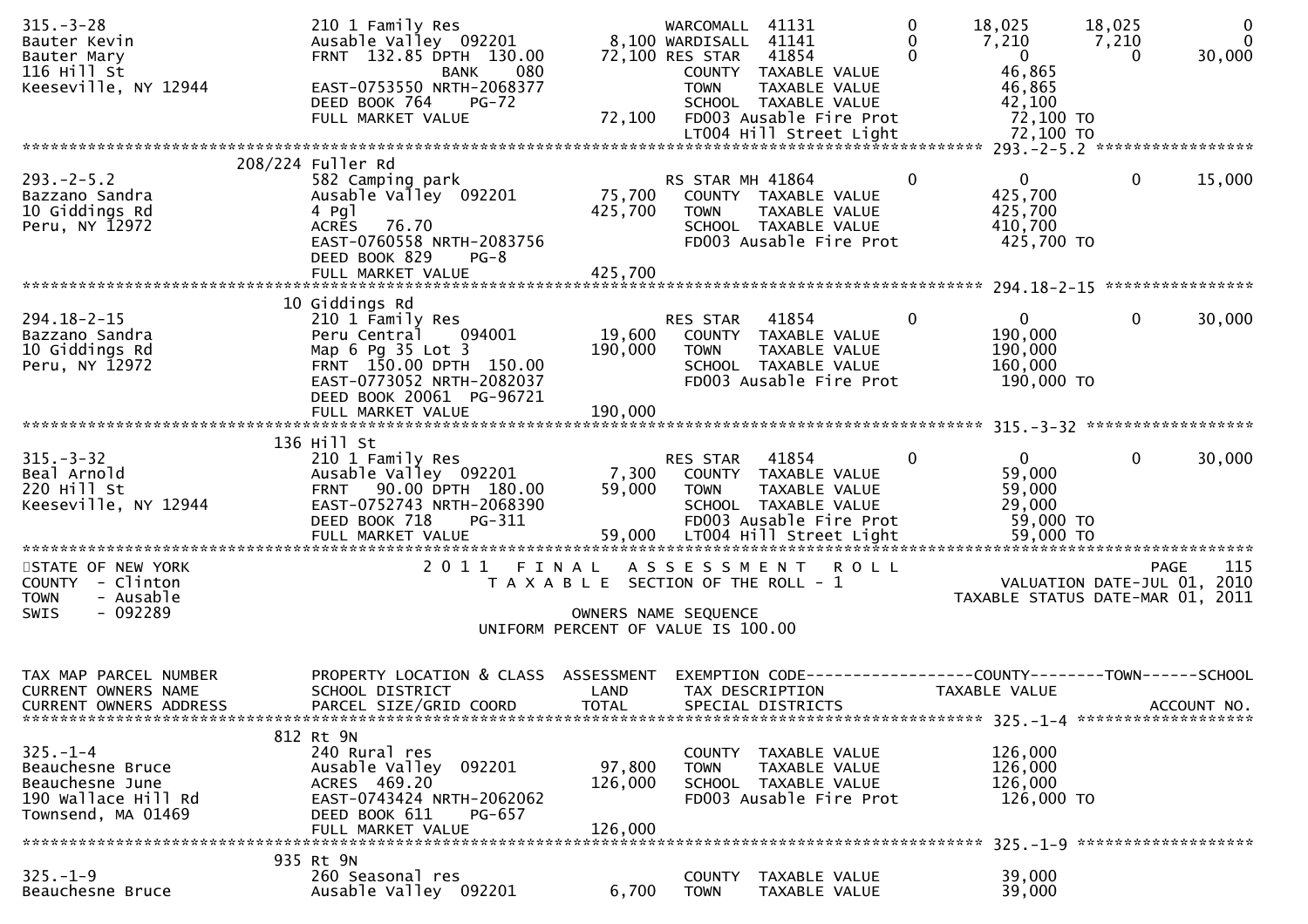```
315.-3-28                  210 1 Family Res                          WARCOMALL  41131         0       18,025      18,025           0
Bauter Kevin               Ausable Valley  092201        8,100 WARDISALL  41141         0        7,210       7,210           0
Bauter Mary                FRNT 132.85 DPTH 130.00      72,100 RES STAR   41854         0            0           0      30,000
116 Hill St                              BANK     080              COUNTY  TAXABLE VALUE             46,865
Keeseville, NY 12944       EAST-0753550 NRTH-2068377               TOWN    TAXABLE VALUE             46,865
                           DEED BOOK 764    PG-72                  SCHOOL  TAXABLE VALUE             42,100
                           FULL MARKET VALUE            72,100     FD003 Ausable Fire Prot           72,100 TO
                                                                   LT004 Hill Street Light           72,100 TO
******************************************************************************************************* 293.-2-5.2 *****************
                      208/224 Fuller Rd
293.-2-5.2                 582 Camping park                        RS STAR MH 41864         0            0           0      15,000
Bazzano Sandra             Ausable Valley  092201       75,700     COUNTY  TAXABLE VALUE            425,700
10 Giddings Rd             4 Pgl                       425,700     TOWN    TAXABLE VALUE            425,700
Peru, NY 12972             ACRES  76.70                            SCHOOL  TAXABLE VALUE            410,700
                           EAST-0760558 NRTH-2083756               FD003 Ausable Fire Prot          425,700 TO
                           DEED BOOK 829    PG-8
                           FULL MARKET VALUE           425,700
******************************************************************************************************* 294.18-2-15 ****************
                        10 Giddings Rd
294.18-2-15                210 1 Family Res                        RES STAR   41854         0            0           0      30,000
Bazzano Sandra             Peru Central    094001       19,600     COUNTY  TAXABLE VALUE            190,000
10 Giddings Rd             Map 6 Pg 35 Lot 3           190,000     TOWN    TAXABLE VALUE            190,000
Peru, NY 12972             FRNT 150.00 DPTH 150.00                 SCHOOL  TAXABLE VALUE            160,000
                           EAST-0773052 NRTH-2082037               FD003 Ausable Fire Prot          190,000 TO
                           DEED BOOK 20061 PG-96721
                           FULL MARKET VALUE           190,000
******************************************************************************************************* 315.-3-32 ******************
                       136 Hill St
315.-3-32                  210 1 Family Res                        RES STAR   41854         0            0           0      30,000
Beal Arnold                Ausable Valley  092201        7,300     COUNTY  TAXABLE VALUE             59,000
220 Hill St                FRNT  90.00 DPTH 180.00      59,000     TOWN    TAXABLE VALUE             59,000
Keeseville, NY 12944       EAST-0752743 NRTH-2068390               SCHOOL  TAXABLE VALUE             29,000
                           DEED BOOK 718    PG-311                 FD003 Ausable Fire Prot           59,000 TO
                           FULL MARKET VALUE            59,000     LT004 Hill Street Light           59,000 TO
************************************************************************************************************************************
STATE OF NEW YORK                      2 0 1 1   F I N A L   A S S E S S M E N T   R O L L                              PAGE   115
COUNTY  - Clinton                         T A X A B L E  SECTION OF THE ROLL - 1                       VALUATION DATE-JUL 01, 2010
TOWN    - Ausable                                                                              TAXABLE STATUS DATE-MAR 01, 2011
SWIS    - 092289                                       OWNERS NAME SEQUENCE
                                              UNIFORM PERCENT OF VALUE IS 100.00


TAX MAP PARCEL NUMBER      PROPERTY LOCATION & CLASS  ASSESSMENT  EXEMPTION CODE------------------COUNTY--------TOWN------SCHOOL
CURRENT OWNERS NAME        SCHOOL DISTRICT               LAND      TAX DESCRIPTION             TAXABLE VALUE
CURRENT OWNERS ADDRESS     PARCEL SIZE/GRID COORD       TOTAL      SPECIAL DISTRICTS                                    ACCOUNT NO.
******************************************************************************************************* 325.-1-4 *******************
                       812 Rt 9N
325.-1-4                   240 Rural res                           COUNTY  TAXABLE VALUE            126,000
Beauchesne Bruce           Ausable Valley  092201       97,800     TOWN    TAXABLE VALUE            126,000
Beauchesne June            ACRES 469.20                126,000     SCHOOL  TAXABLE VALUE            126,000
190 Wallace Hill Rd        EAST-0743424 NRTH-2062062               FD003 Ausable Fire Prot          126,000 TO
Townsend, MA 01469         DEED BOOK 611    PG-657
                           FULL MARKET VALUE           126,000
******************************************************************************************************* 325.-1-9 *******************
                       935 Rt 9N
325.-1-9                   260 Seasonal res                        COUNTY  TAXABLE VALUE             39,000
Beauchesne Bruce           Ausable Valley  092201        6,700     TOWN    TAXABLE VALUE             39,000
```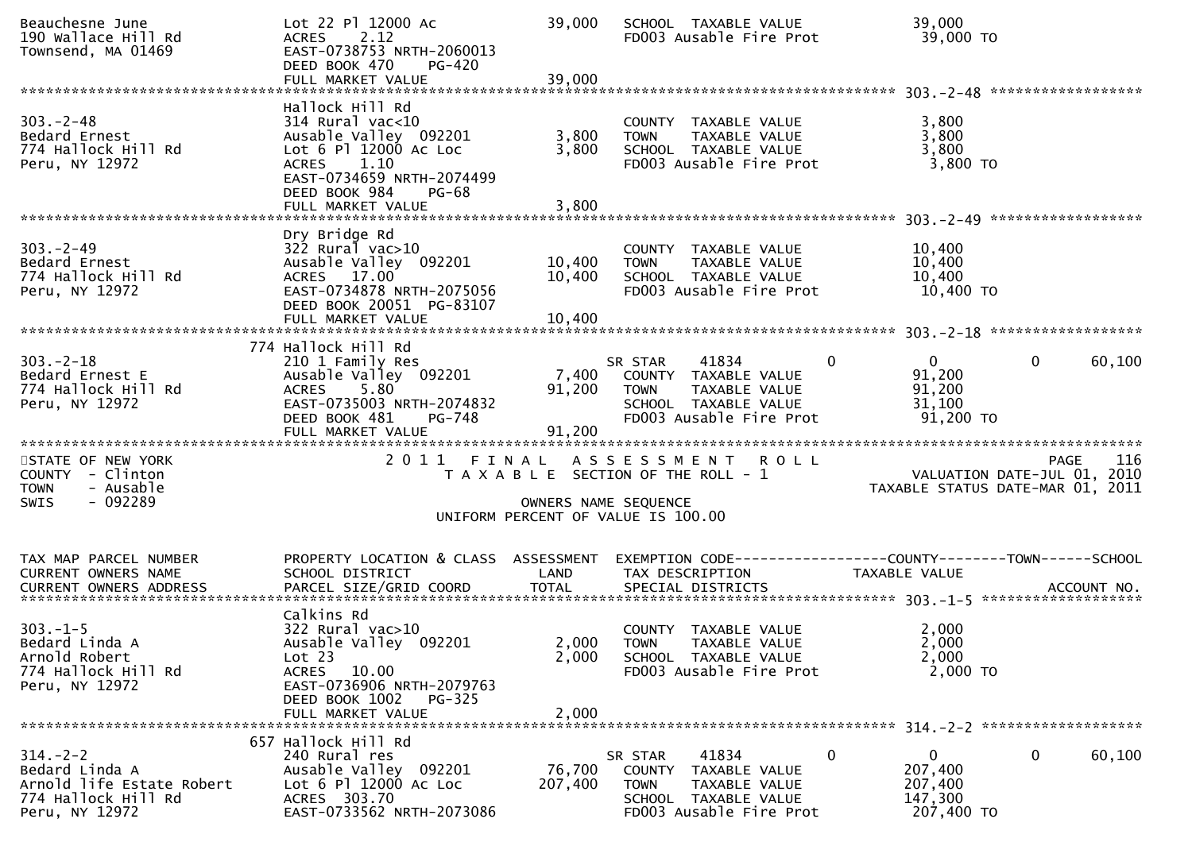```
Beauchesne June              Lot 22 Pl 12000 Ac           39,000   SCHOOL  TAXABLE VALUE            39,000
190 Wallace Hill Rd          ACRES    2.12                         FD003 Ausable Fire Prot           39,000 TO
Townsend, MA 01469           EAST-0738753 NRTH-2060013
                             DEED BOOK 470    PG-420
                             FULL MARKET VALUE            39,000
******************************************************************************************************* 303.-2-48 ******************
                             Hallock Hill Rd
303.-2-48                    314 Rural vac<10                      COUNTY  TAXABLE VALUE             3,800
Bedard Ernest                Ausable Valley  092201        3,800   TOWN    TAXABLE VALUE             3,800
774 Hallock Hill Rd          Lot 6 Pl 12000 Ac Loc         3,800   SCHOOL  TAXABLE VALUE             3,800
Peru, NY 12972               ACRES    1.10                         FD003 Ausable Fire Prot            3,800 TO
                             EAST-0734659 NRTH-2074499
                             DEED BOOK 984    PG-68
                             FULL MARKET VALUE             3,800
******************************************************************************************************* 303.-2-49 ******************
                             Dry Bridge Rd
303.-2-49                    322 Rural vac>10                      COUNTY  TAXABLE VALUE            10,400
Bedard Ernest                Ausable Valley  092201       10,400   TOWN    TAXABLE VALUE            10,400
774 Hallock Hill Rd          ACRES   17.00                10,400   SCHOOL  TAXABLE VALUE            10,400
Peru, NY 12972               EAST-0734878 NRTH-2075056             FD003 Ausable Fire Prot           10,400 TO
                             DEED BOOK 20051  PG-83107
                             FULL MARKET VALUE            10,400
******************************************************************************************************* 303.-2-18 ******************
                         774 Hallock Hill Rd
303.-2-18                    210 1 Family Res                      SR STAR     41834          0            0             0     60,100
Bedard Ernest E              Ausable Valley  092201        7,400   COUNTY  TAXABLE VALUE            91,200
774 Hallock Hill Rd          ACRES    5.80                91,200   TOWN    TAXABLE VALUE            91,200
Peru, NY 12972               EAST-0735003 NRTH-2074832             SCHOOL  TAXABLE VALUE            31,100
                             DEED BOOK 481    PG-748               FD003 Ausable Fire Prot           91,200 TO
                             FULL MARKET VALUE            91,200
************************************************************************************************************************************
STATE OF NEW YORK                 2 0 1 1   F I N A L   A S S E S S M E N T   R O L L                              PAGE    116
COUNTY  - Clinton                    T A X A B L E  SECTION OF THE ROLL - 1                          VALUATION DATE-JUL 01, 2010
TOWN    - Ausable                                                                              TAXABLE STATUS DATE-MAR 01, 2011
SWIS    - 092289                                      OWNERS NAME SEQUENCE
                                               UNIFORM PERCENT OF VALUE IS 100.00


TAX MAP PARCEL NUMBER        PROPERTY LOCATION & CLASS  ASSESSMENT  EXEMPTION CODE------------------COUNTY--------TOWN------SCHOOL
CURRENT OWNERS NAME          SCHOOL DISTRICT               LAND     TAX DESCRIPTION             TAXABLE VALUE
CURRENT OWNERS ADDRESS       PARCEL SIZE/GRID COORD       TOTAL     SPECIAL DISTRICTS                                  ACCOUNT NO.
******************************************************************************************************* 303.-1-5 *******************
                             Calkins Rd
303.-1-5                     322 Rural vac>10                      COUNTY  TAXABLE VALUE             2,000
Bedard Linda A               Ausable Valley  092201        2,000   TOWN    TAXABLE VALUE             2,000
Arnold Robert                Lot 23                        2,000   SCHOOL  TAXABLE VALUE             2,000
774 Hallock Hill Rd          ACRES   10.00                         FD003 Ausable Fire Prot            2,000 TO
Peru, NY 12972               EAST-0736906 NRTH-2079763
                             DEED BOOK 1002   PG-325
                             FULL MARKET VALUE             2,000
******************************************************************************************************* 314.-2-2 *******************
                         657 Hallock Hill Rd
314.-2-2                     240 Rural res                         SR STAR     41834          0            0             0     60,100
Bedard Linda A               Ausable Valley  092201       76,700   COUNTY  TAXABLE VALUE           207,400
Arnold life Estate Robert    Lot 6 Pl 12000 Ac Loc       207,400   TOWN    TAXABLE VALUE           207,400
774 Hallock Hill Rd          ACRES  303.70                         SCHOOL  TAXABLE VALUE           147,300
Peru, NY 12972               EAST-0733562 NRTH-2073086             FD003 Ausable Fire Prot          207,400 TO
```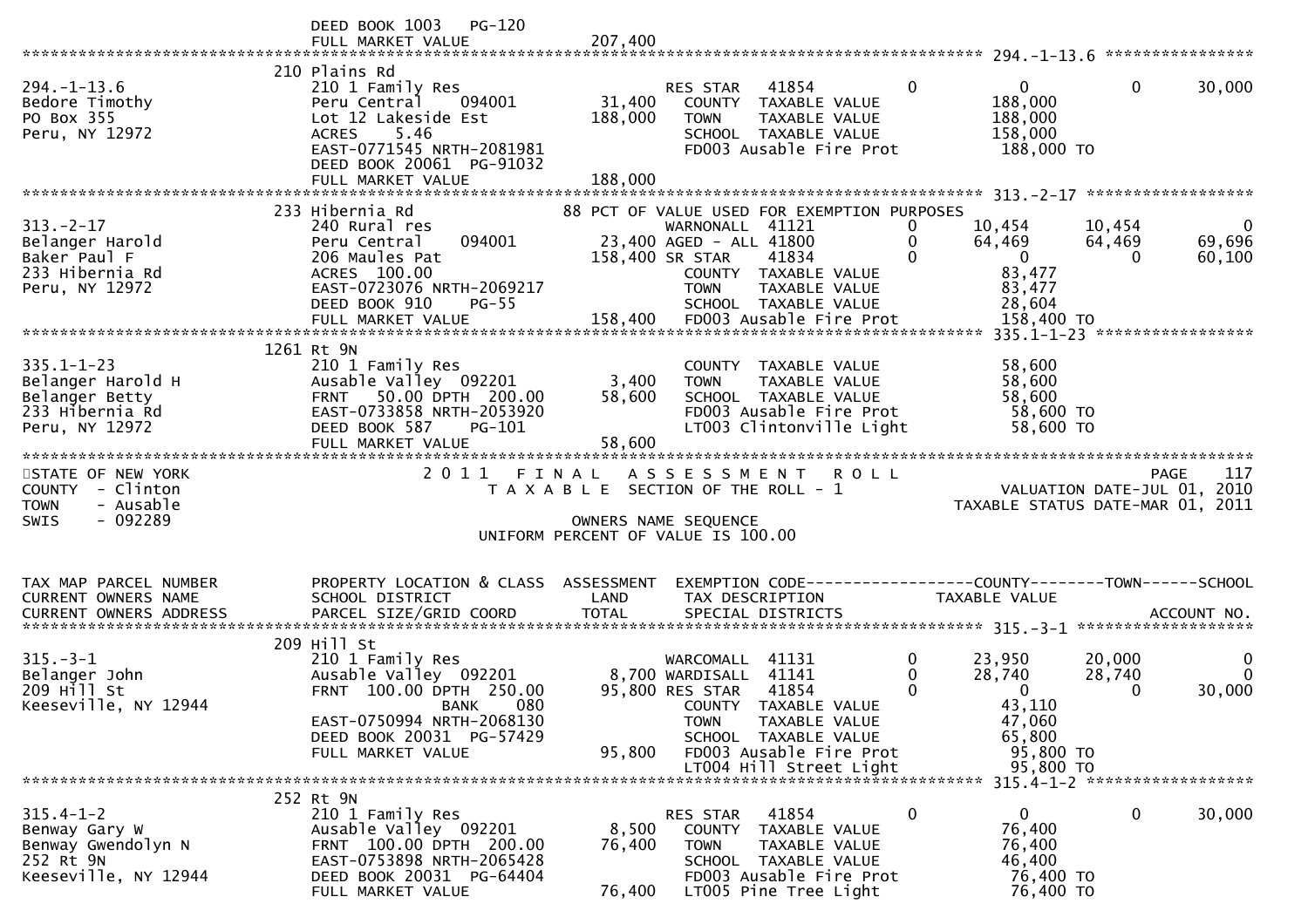```
                              DEED BOOK 1003    PG-120
                              FULL MARKET VALUE             207,400
******************************************************************************************************* 294.-1-13.6 ****************
                              210 Plains Rd
294.-1-13.6                   210 1 Family Res                     RES STAR    41854          0           0            0       30,000
Bedore Timothy                Peru Central      094001      31,400    COUNTY  TAXABLE VALUE               188,000
PO Box 355                    Lot 12 Lakeside Est          188,000    TOWN    TAXABLE VALUE               188,000
Peru, NY 12972                ACRES     5.46                          SCHOOL  TAXABLE VALUE               158,000
                              EAST-0771545 NRTH-2081981               FD003 Ausable Fire Prot              188,000 TO
                              DEED BOOK 20061  PG-91032
                              FULL MARKET VALUE             188,000
******************************************************************************************************* 313.-2-17 ******************
                              233 Hibernia Rd                88 PCT OF VALUE USED FOR EXEMPTION PURPOSES
313.-2-17                     240 Rural res                        WARNONALL  41121           0      10,454       10,454            0
Belanger Harold               Peru Central      094001      23,400 AGED - ALL 41800           0      64,469       64,469       69,696
Baker Paul F                  206 Maules Pat               158,400 SR STAR    41834           0           0            0       60,100
233 Hibernia Rd               ACRES   100.00                          COUNTY  TAXABLE VALUE                83,477
Peru, NY 12972                EAST-0723076 NRTH-2069217               TOWN    TAXABLE VALUE                83,477
                              DEED BOOK 910     PG-55                 SCHOOL  TAXABLE VALUE                28,604
                              FULL MARKET VALUE             158,400   FD003 Ausable Fire Prot              158,400 TO
******************************************************************************************************* 335.1-1-23 *****************
                              1261 Rt 9N
335.1-1-23                    210 1 Family Res                        COUNTY  TAXABLE VALUE                58,600
Belanger Harold H             Ausable Valley  092201         3,400    TOWN    TAXABLE VALUE                58,600
Belanger Betty                FRNT    50.00 DPTH  200.00    58,600    SCHOOL  TAXABLE VALUE                58,600
233 Hibernia Rd               EAST-0733858 NRTH-2053920               FD003 Ausable Fire Prot               58,600 TO
Peru, NY 12972                DEED BOOK 587     PG-101                LT003 Clintonville Light              58,600 TO
                              FULL MARKET VALUE              58,600
************************************************************************************************************************************
STATE OF NEW YORK                    2 0 1 1   F I N A L   A S S E S S M E N T   R O L L                                PAGE   117
COUNTY  - Clinton                        T A X A B L E  SECTION OF THE ROLL - 1                      VALUATION DATE-JUL 01, 2010
TOWN    - Ausable                                                                                 TAXABLE STATUS DATE-MAR 01, 2011
SWIS    - 092289                                     OWNERS NAME SEQUENCE
                                            UNIFORM PERCENT OF VALUE IS 100.00


TAX MAP PARCEL NUMBER         PROPERTY LOCATION & CLASS  ASSESSMENT  EXEMPTION CODE------------------COUNTY--------TOWN------SCHOOL
CURRENT OWNERS NAME           SCHOOL DISTRICT               LAND      TAX DESCRIPTION             TAXABLE VALUE
CURRENT OWNERS ADDRESS        PARCEL SIZE/GRID COORD        TOTAL     SPECIAL DISTRICTS                                 ACCOUNT NO.
******************************************************************************************************* 315.-3-1 *******************
                              209 Hill St
315.-3-1                      210 1 Family Res                     WARCOMALL  41131           0      23,950       20,000            0
Belanger John                 Ausable Valley  092201         8,700 WARDISALL  41141           0      28,740       28,740            0
209 Hill St                   FRNT   100.00 DPTH  250.00    95,800 RES STAR   41854           0           0            0       30,000
Keeseville, NY 12944                      BANK     080                COUNTY  TAXABLE VALUE                43,110
                              EAST-0750994 NRTH-2068130               TOWN    TAXABLE VALUE                47,060
                              DEED BOOK 20031  PG-57429               SCHOOL  TAXABLE VALUE                65,800
                              FULL MARKET VALUE              95,800   FD003 Ausable Fire Prot               95,800 TO
                                                                      LT004 Hill Street Light               95,800 TO
******************************************************************************************************* 315.4-1-2 ******************
                              252 Rt 9N
315.4-1-2                     210 1 Family Res                     RES STAR    41854          0           0            0       30,000
Benway Gary W                 Ausable Valley  092201         8,500    COUNTY  TAXABLE VALUE                76,400
Benway Gwendolyn N            FRNT   100.00 DPTH  200.00    76,400    TOWN    TAXABLE VALUE                76,400
252 Rt 9N                     EAST-0753898 NRTH-2065428               SCHOOL  TAXABLE VALUE                46,400
Keeseville, NY 12944          DEED BOOK 20031  PG-64404               FD003 Ausable Fire Prot               76,400 TO
                              FULL MARKET VALUE              76,400   LT005 Pine Tree Light                 76,400 TO
```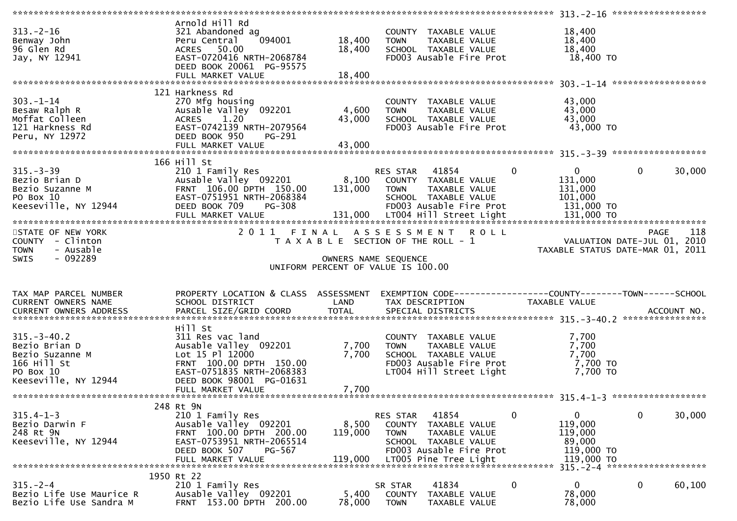```
******************************************************************************************************* 313.-2-16 ******************
                           Arnold Hill Rd
313.-2-16                  321 Abandoned ag                          COUNTY  TAXABLE VALUE            18,400
Benway John                Peru Central    094001        18,400      TOWN    TAXABLE VALUE            18,400
96 Glen Rd                 ACRES   50.00                 18,400      SCHOOL  TAXABLE VALUE            18,400
Jay, NY 12941              EAST-0720416 NRTH-2068784                 FD003 Ausable Fire Prot           18,400 TO
                           DEED BOOK 20061  PG-95575
                           FULL MARKET VALUE             18,400
******************************************************************************************************* 303.-1-14 ******************
                           121 Harkness Rd
303.-1-14                  270 Mfg housing                           COUNTY  TAXABLE VALUE            43,000
Besaw Ralph R              Ausable Valley  092201         4,600      TOWN    TAXABLE VALUE            43,000
Moffat Colleen             ACRES    1.20                 43,000      SCHOOL  TAXABLE VALUE            43,000
121 Harkness Rd            EAST-0742139 NRTH-2079564                 FD003 Ausable Fire Prot           43,000 TO
Peru, NY 12972             DEED BOOK 950    PG-291
                           FULL MARKET VALUE             43,000
******************************************************************************************************* 315.-3-39 ******************
                           166 Hill St
315.-3-39                  210 1 Family Res                          RES STAR   41854         0            0            0     30,000
Bezio Brian D              Ausable Valley  092201         8,100      COUNTY  TAXABLE VALUE           131,000
Bezio Suzanne M            FRNT 106.00 DPTH 150.00      131,000      TOWN    TAXABLE VALUE           131,000
PO Box 10                  EAST-0751951 NRTH-2068384                 SCHOOL  TAXABLE VALUE           101,000
Keeseville, NY 12944       DEED BOOK 709    PG-308                   FD003 Ausable Fire Prot          131,000 TO
                           FULL MARKET VALUE            131,000      LT004 Hill Street Light          131,000 TO
************************************************************************************************************************************
STATE OF NEW YORK                     2 0 1 1   F I N A L   A S S E S S M E N T   R O L L                                PAGE   118
COUNTY  - Clinton                          T A X A B L E  SECTION OF THE ROLL - 1                        VALUATION DATE-JUL 01, 2010
TOWN    - Ausable                                                                                   TAXABLE STATUS DATE-MAR 01, 2011
SWIS    - 092289                                     OWNERS NAME SEQUENCE
                                             UNIFORM PERCENT OF VALUE IS 100.00


TAX MAP PARCEL NUMBER      PROPERTY LOCATION & CLASS  ASSESSMENT  EXEMPTION CODE------------------COUNTY--------TOWN------SCHOOL
CURRENT OWNERS NAME        SCHOOL DISTRICT               LAND     TAX DESCRIPTION                 TAXABLE VALUE
CURRENT OWNERS ADDRESS     PARCEL SIZE/GRID COORD        TOTAL    SPECIAL DISTRICTS                                       ACCOUNT NO.
******************************************************************************************************* 315.-3-40.2 ****************
                           Hill St
315.-3-40.2                311 Res vac land                          COUNTY  TAXABLE VALUE             7,700
Bezio Brian D              Ausable Valley  092201         7,700      TOWN    TAXABLE VALUE             7,700
Bezio Suzanne M            Lot 15 Pl 12000                7,700      SCHOOL  TAXABLE VALUE             7,700
166 Hill St                FRNT 100.00 DPTH 150.00                   FD003 Ausable Fire Prot            7,700 TO
PO Box 10                  EAST-0751835 NRTH-2068383                 LT004 Hill Street Light            7,700 TO
Keeseville, NY 12944       DEED BOOK 98001  PG-01631
                           FULL MARKET VALUE              7,700
******************************************************************************************************* 315.4-1-3 ******************
                           248 Rt 9N
315.4-1-3                  210 1 Family Res                          RES STAR   41854         0            0            0     30,000
Bezio Darwin F             Ausable Valley  092201         8,500      COUNTY  TAXABLE VALUE           119,000
248 Rt 9N                  FRNT 100.00 DPTH 200.00      119,000      TOWN    TAXABLE VALUE           119,000
Keeseville, NY 12944       EAST-0753951 NRTH-2065514                 SCHOOL  TAXABLE VALUE            89,000
                           DEED BOOK 507    PG-567                   FD003 Ausable Fire Prot          119,000 TO
                           FULL MARKET VALUE            119,000      LT005 Pine Tree Light            119,000 TO
******************************************************************************************************* 315.-2-4 *******************
                           1950 Rt 22
315.-2-4                   210 1 Family Res                          SR STAR    41834         0            0            0     60,100
Bezio Life Use Maurice R   Ausable Valley  092201         5,400      COUNTY  TAXABLE VALUE            78,000
Bezio Life Use Sandra M    FRNT 153.00 DPTH 200.00       78,000      TOWN    TAXABLE VALUE            78,000
```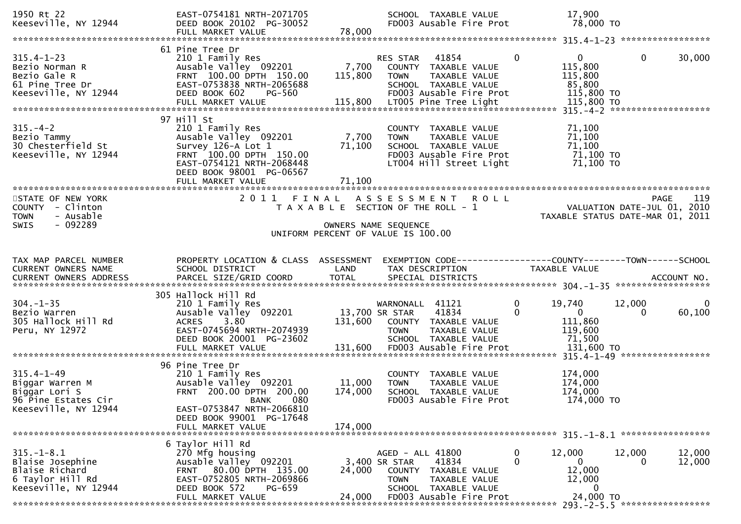```
1950 Rt 22                     EAST-0754181 NRTH-2071705              SCHOOL  TAXABLE VALUE              17,900
Keeseville, NY 12944           DEED BOOK 20102  PG-30052              FD003 Ausable Fire Prot            78,000 TO
                               FULL MARKET VALUE              78,000
******************************************************************************************************* 315.4-1-23 *****************
                             61 Pine Tree Dr
315.4-1-23                     210 1 Family Res                        RES STAR   41854          0          0            0      30,000
Bezio Norman R                 Ausable Valley  092201          7,700    COUNTY  TAXABLE VALUE             115,800
Bezio Gale R                   FRNT  100.00 DPTH  150.00     115,800    TOWN    TAXABLE VALUE             115,800
61 Pine Tree Dr                EAST-0753838 NRTH-2065688               SCHOOL  TAXABLE VALUE              85,800
Keeseville, NY 12944           DEED BOOK 602     PG-560                 FD003 Ausable Fire Prot           115,800 TO
                               FULL MARKET VALUE             115,800    LT005 Pine Tree Light             115,800 TO
******************************************************************************************************* 315.-4-2 *******************
                             97 Hill St
315.-4-2                       210 1 Family Res                         COUNTY  TAXABLE VALUE              71,100
Bezio Tammy                    Ausable Valley  092201          7,700    TOWN    TAXABLE VALUE              71,100
30 Chesterfield St             Survey 126-A Lot 1             71,100    SCHOOL  TAXABLE VALUE              71,100
Keeseville, NY 12944           FRNT  100.00 DPTH  150.00                FD003 Ausable Fire Prot            71,100 TO
                               EAST-0754121 NRTH-2068448                LT004 Hill Street Light            71,100 TO
                               DEED BOOK 98001  PG-06567
                               FULL MARKET VALUE              71,100
************************************************************************************************************************************
STATE OF NEW YORK                    2 0 1 1   F I N A L   A S S E S S M E N T   R O L L                               PAGE    119
COUNTY  - Clinton                       T A X A B L E  SECTION OF THE ROLL - 1                      VALUATION DATE-JUL 01, 2010
TOWN    - Ausable                                                                                TAXABLE STATUS DATE-MAR 01, 2011
SWIS    - 092289                                    OWNERS NAME SEQUENCE
                                              UNIFORM PERCENT OF VALUE IS 100.00


TAX MAP PARCEL NUMBER          PROPERTY LOCATION & CLASS  ASSESSMENT  EXEMPTION CODE------------------COUNTY--------TOWN------SCHOOL
CURRENT OWNERS NAME            SCHOOL DISTRICT               LAND      TAX DESCRIPTION              TAXABLE VALUE
CURRENT OWNERS ADDRESS         PARCEL SIZE/GRID COORD        TOTAL     SPECIAL DISTRICTS                                  ACCOUNT NO.
******************************************************************************************************* 304.-1-35 ******************
                             305 Hallock Hill Rd
304.-1-35                      210 1 Family Res                         WARNONALL  41121          0      19,740       12,000          0
Bezio Warren                   Ausable Valley  092201         13,700 SR STAR    41834          0          0            0      60,100
305 Hallock Hill Rd            ACRES     3.80                131,600    COUNTY  TAXABLE VALUE             111,860
Peru, NY 12972                 EAST-0745694 NRTH-2074939                TOWN    TAXABLE VALUE             119,600
                               DEED BOOK 20001  PG-23602                SCHOOL  TAXABLE VALUE              71,500
                               FULL MARKET VALUE             131,600    FD003 Ausable Fire Prot           131,600 TO
******************************************************************************************************* 315.4-1-49 *****************
                             96 Pine Tree Dr
315.4-1-49                     210 1 Family Res                         COUNTY  TAXABLE VALUE             174,000
Biggar Warren M                Ausable Valley  092201         11,000    TOWN    TAXABLE VALUE             174,000
Biggar Lori S                  FRNT  200.00 DPTH  200.00     174,000    SCHOOL  TAXABLE VALUE             174,000
96 Pine Estates Cir                          BANK     080               FD003 Ausable Fire Prot           174,000 TO
Keeseville, NY 12944           EAST-0753847 NRTH-2066810
                               DEED BOOK 99001  PG-17648
                               FULL MARKET VALUE             174,000
******************************************************************************************************* 315.-1-8.1 *****************
                             6 Taylor Hill Rd
315.-1-8.1                     270 Mfg housing                          AGED - ALL 41800          0      12,000       12,000     12,000
Blaise Josephine               Ausable Valley  092201          3,400 SR STAR    41834          0          0            0      12,000
Blaise Richard                 FRNT   80.00 DPTH  135.00      24,000    COUNTY  TAXABLE VALUE              12,000
6 Taylor Hill Rd               EAST-0752805 NRTH-2069866                TOWN    TAXABLE VALUE              12,000
Keeseville, NY 12944           DEED BOOK 572     PG-659                 SCHOOL  TAXABLE VALUE                   0
                               FULL MARKET VALUE              24,000    FD003 Ausable Fire Prot            24,000 TO
******************************************************************************************************* 293.-2-5.5 *****************
```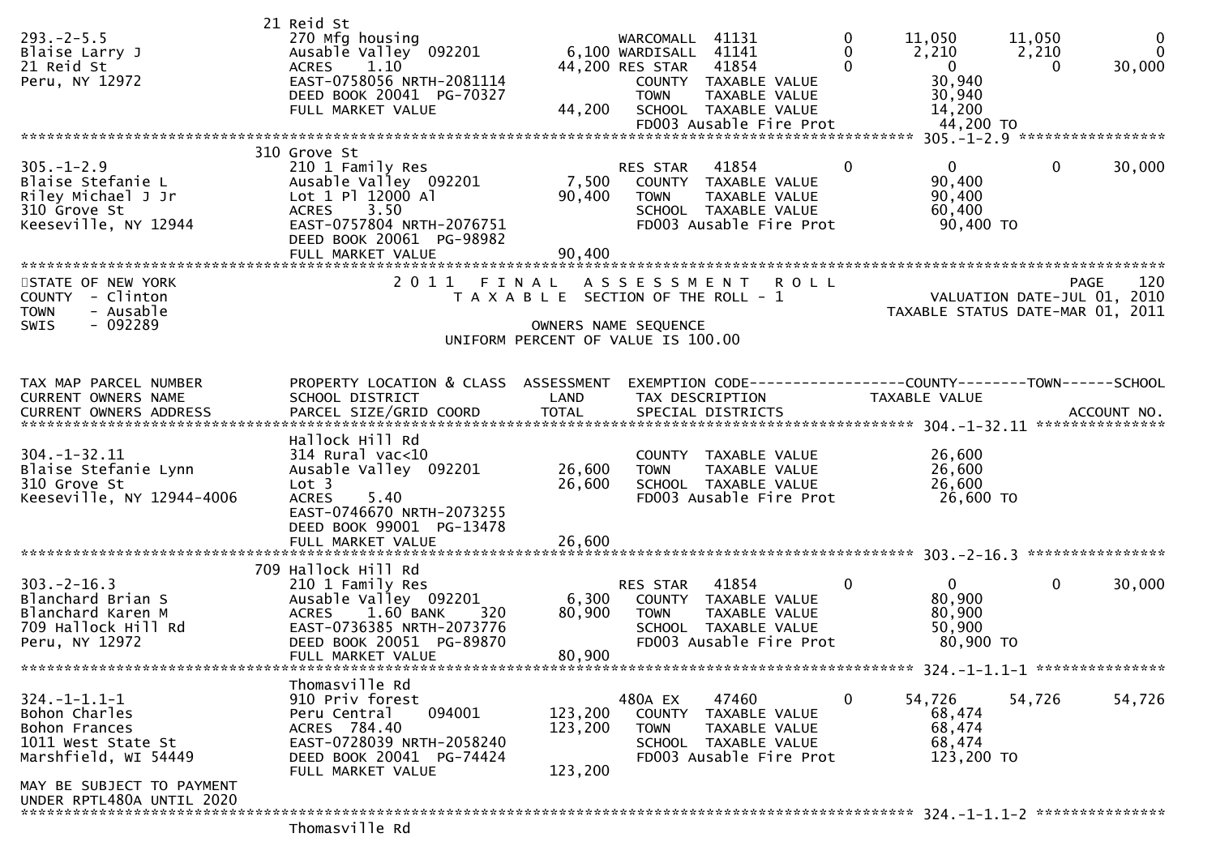```
                             21 Reid St
293.-2-5.5                   270 Mfg housing                     WARCOMALL  41131          0       11,050      11,050            0
Blaise Larry J               Ausable Valley  092201        6,100 WARDISALL  41141          0        2,210       2,210            0
21 Reid St                   ACRES    1.10                44,200 RES STAR   41854          0            0           0       30,000
Peru, NY 12972               EAST-0758056 NRTH-2081114           COUNTY  TAXABLE VALUE             30,940
                             DEED BOOK 20041  PG-70327           TOWN    TAXABLE VALUE             30,940
                             FULL MARKET VALUE            44,200 SCHOOL  TAXABLE VALUE             14,200
                                                                 FD003 Ausable Fire Prot           44,200 TO
******************************************************************************************************* 305.-1-2.9 *****************
                             310 Grove St
305.-1-2.9                   210 1 Family Res                    RES STAR   41854          0            0           0       30,000
Blaise Stefanie L            Ausable Valley  092201        7,500    COUNTY  TAXABLE VALUE             90,400
Riley Michael J Jr           Lot 1 Pl 12000 Al            90,400    TOWN    TAXABLE VALUE             90,400
310 Grove St                 ACRES    3.50                          SCHOOL  TAXABLE VALUE             60,400
Keeseville, NY 12944         EAST-0757804 NRTH-2076751              FD003 Ausable Fire Prot           90,400 TO
                             DEED BOOK 20061  PG-98982
                             FULL MARKET VALUE            90,400
************************************************************************************************************************************
STATE OF NEW YORK                    2 0 1 1   F I N A L   A S S E S S M E N T   R O L L                                PAGE   120
COUNTY  - Clinton                       T A X A B L E  SECTION OF THE ROLL - 1                      VALUATION DATE-JUL 01, 2010
TOWN    - Ausable                                                                                 TAXABLE STATUS DATE-MAR 01, 2011
SWIS    - 092289                                     OWNERS NAME SEQUENCE
                                                UNIFORM PERCENT OF VALUE IS 100.00


TAX MAP PARCEL NUMBER        PROPERTY LOCATION & CLASS  ASSESSMENT  EXEMPTION CODE------------------COUNTY--------TOWN------SCHOOL
CURRENT OWNERS NAME          SCHOOL DISTRICT               LAND      TAX DESCRIPTION            TAXABLE VALUE
CURRENT OWNERS ADDRESS       PARCEL SIZE/GRID COORD        TOTAL     SPECIAL DISTRICTS                                 ACCOUNT NO.
******************************************************************************************************* 304.-1-32.11 ***************
                             Hallock Hill Rd
304.-1-32.11                 314 Rural vac<10                       COUNTY  TAXABLE VALUE             26,600
Blaise Stefanie Lynn         Ausable Valley  092201       26,600    TOWN    TAXABLE VALUE             26,600
310 Grove St                 Lot 3                        26,600    SCHOOL  TAXABLE VALUE             26,600
Keeseville, NY 12944-4006    ACRES    5.40                          FD003 Ausable Fire Prot           26,600 TO
                             EAST-0746670 NRTH-2073255
                             DEED BOOK 99001  PG-13478
                             FULL MARKET VALUE            26,600
******************************************************************************************************* 303.-2-16.3 ****************
                             709 Hallock Hill Rd
303.-2-16.3                  210 1 Family Res                    RES STAR   41854          0            0           0       30,000
Blanchard Brian S            Ausable Valley  092201        6,300    COUNTY  TAXABLE VALUE             80,900
Blanchard Karen M            ACRES    1.60 BANK     320   80,900    TOWN    TAXABLE VALUE             80,900
709 Hallock Hill Rd          EAST-0736385 NRTH-2073776              SCHOOL  TAXABLE VALUE             50,900
Peru, NY 12972               DEED BOOK 20051  PG-89870              FD003 Ausable Fire Prot           80,900 TO
                             FULL MARKET VALUE            80,900
******************************************************************************************************* 324.-1-1.1-1 ***************
                             Thomasville Rd
324.-1-1.1-1                 910 Priv forest                     480A EX    47460          0       54,726      54,726       54,726
Bohon Charles                Peru Central    094001      123,200    COUNTY  TAXABLE VALUE             68,474
Bohon Frances                ACRES  784.40               123,200    TOWN    TAXABLE VALUE             68,474
1011 West State St           EAST-0728039 NRTH-2058240              SCHOOL  TAXABLE VALUE             68,474
Marshfield, WI 54449         DEED BOOK 20041  PG-74424              FD003 Ausable Fire Prot          123,200 TO
                             FULL MARKET VALUE           123,200
MAY BE SUBJECT TO PAYMENT
UNDER RPTL480A UNTIL 2020
******************************************************************************************************* 324.-1-1.1-2 ***************
                             Thomasville Rd
```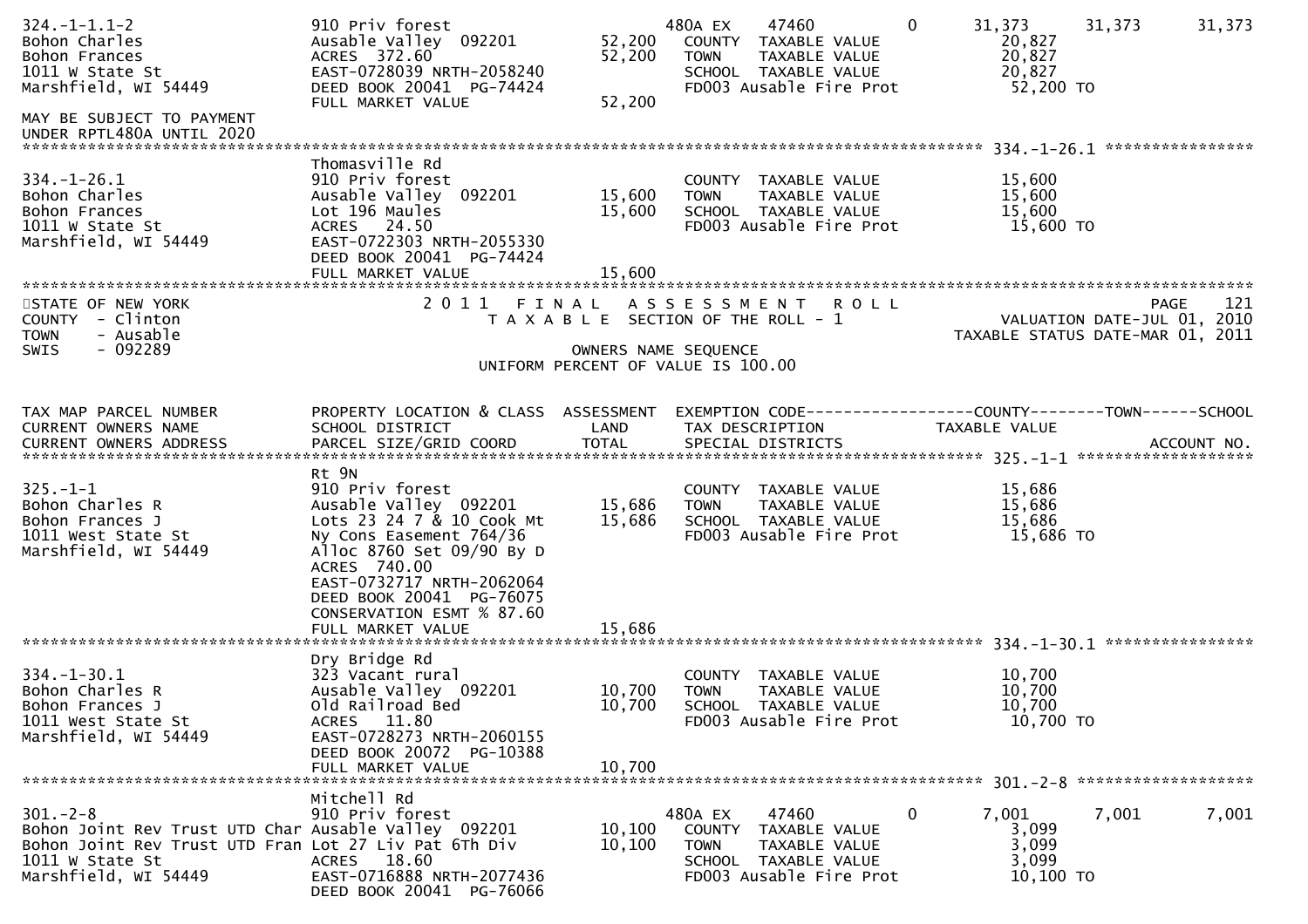| TAX MAP PARCEL NUMBER / CURRENT OWNERS NAME / CURRENT OWNERS ADDRESS | PROPERTY LOCATION & CLASS / SCHOOL DISTRICT / PARCEL SIZE/GRID COORD | ASSESSMENT LAND / TOTAL | EXEMPTION CODE / TAX DESCRIPTION / SPECIAL DISTRICTS | COUNTY TAXABLE VALUE | TOWN | SCHOOL |
|---|---|---|---|---|---|---|
| 324.-1-1.1-2 | 910 Priv forest | | 480A EX 47460 0 | 31,373 | 31,373 | 31,373 |
| Bohon Charles | Ausable Valley 092201 | 52,200 | COUNTY TAXABLE VALUE | 20,827 | | |
| Bohon Frances | ACRES 372.60 | 52,200 | TOWN TAXABLE VALUE | 20,827 | | |
| 1011 W State St | EAST-0728039 NRTH-2058240 | | SCHOOL TAXABLE VALUE | 20,827 | | |
| Marshfield, WI 54449 | DEED BOOK 20041 PG-74424 | | FD003 Ausable Fire Prot | 52,200 TO | | |
| | FULL MARKET VALUE | 52,200 | | | | |
| MAY BE SUBJECT TO PAYMENT UNDER RPTL480A UNTIL 2020 | | | | | | |
| **334.-1-26.1** | | | | | | |
| | Thomasville Rd | | | | | |
| 334.-1-26.1 | 910 Priv forest | | COUNTY TAXABLE VALUE | 15,600 | | |
| Bohon Charles | Ausable Valley 092201 | 15,600 | TOWN TAXABLE VALUE | 15,600 | | |
| Bohon Frances | Lot 196 Maules | 15,600 | SCHOOL TAXABLE VALUE | 15,600 | | |
| 1011 W State St | ACRES 24.50 | | FD003 Ausable Fire Prot | 15,600 TO | | |
| Marshfield, WI 54449 | EAST-0722303 NRTH-2055330 | | | | | |
| | DEED BOOK 20041 PG-74424 | | | | | |
| | FULL MARKET VALUE | 15,600 | | | | |

STATE OF NEW YORK
COUNTY - Clinton
TOWN - Ausable
SWIS - 092289

2011 FINAL ASSESSMENT ROLL
TAXABLE SECTION OF THE ROLL - 1

PAGE 121
VALUATION DATE-JUL 01, 2010
TAXABLE STATUS DATE-MAR 01, 2011

OWNERS NAME SEQUENCE
UNIFORM PERCENT OF VALUE IS 100.00

| TAX MAP PARCEL NUMBER / CURRENT OWNERS NAME / CURRENT OWNERS ADDRESS | PROPERTY LOCATION & CLASS / SCHOOL DISTRICT / PARCEL SIZE/GRID COORD | ASSESSMENT LAND / TOTAL | EXEMPTION CODE / TAX DESCRIPTION / SPECIAL DISTRICTS | COUNTY TAXABLE VALUE | TOWN | SCHOOL / ACCOUNT NO. |
|---|---|---|---|---|---|---|
| **325.-1-1** | | | | | | |
| | Rt 9N | | | | | |
| 325.-1-1 | 910 Priv forest | | COUNTY TAXABLE VALUE | 15,686 | | |
| Bohon Charles R | Ausable Valley 092201 | 15,686 | TOWN TAXABLE VALUE | 15,686 | | |
| Bohon Frances J | Lots 23 24 7 & 10 Cook Mt | 15,686 | SCHOOL TAXABLE VALUE | 15,686 | | |
| 1011 West State St | Ny Cons Easement 764/36 | | FD003 Ausable Fire Prot | 15,686 TO | | |
| Marshfield, WI 54449 | Alloc 8760 Set 09/90 By D | | | | | |
| | ACRES 740.00 | | | | | |
| | EAST-0732717 NRTH-2062064 | | | | | |
| | DEED BOOK 20041 PG-76075 | | | | | |
| | CONSERVATION ESMT % 87.60 | | | | | |
| | FULL MARKET VALUE | 15,686 | | | | |
| **334.-1-30.1** | | | | | | |
| | Dry Bridge Rd | | | | | |
| 334.-1-30.1 | 323 Vacant rural | | COUNTY TAXABLE VALUE | 10,700 | | |
| Bohon Charles R | Ausable Valley 092201 | 10,700 | TOWN TAXABLE VALUE | 10,700 | | |
| Bohon Frances J | Old Railroad Bed | 10,700 | SCHOOL TAXABLE VALUE | 10,700 | | |
| 1011 West State St | ACRES 11.80 | | FD003 Ausable Fire Prot | 10,700 TO | | |
| Marshfield, WI 54449 | EAST-0728273 NRTH-2060155 | | | | | |
| | DEED BOOK 20072 PG-10388 | | | | | |
| | FULL MARKET VALUE | 10,700 | | | | |
| **301.-2-8** | | | | | | |
| | Mitchell Rd | | | | | |
| 301.-2-8 | 910 Priv forest | | 480A EX 47460 0 | 7,001 | 7,001 | 7,001 |
| Bohon Joint Rev Trust UTD Char | Ausable Valley 092201 | 10,100 | COUNTY TAXABLE VALUE | 3,099 | | |
| Bohon Joint Rev Trust UTD Fran | Lot 27 Liv Pat 6Th Div | 10,100 | TOWN TAXABLE VALUE | 3,099 | | |
| 1011 W State St | ACRES 18.60 | | SCHOOL TAXABLE VALUE | 3,099 | | |
| Marshfield, WI 54449 | EAST-0716888 NRTH-2077436 | | FD003 Ausable Fire Prot | 10,100 TO | | |
| | DEED BOOK 20041 PG-76066 | | | | | |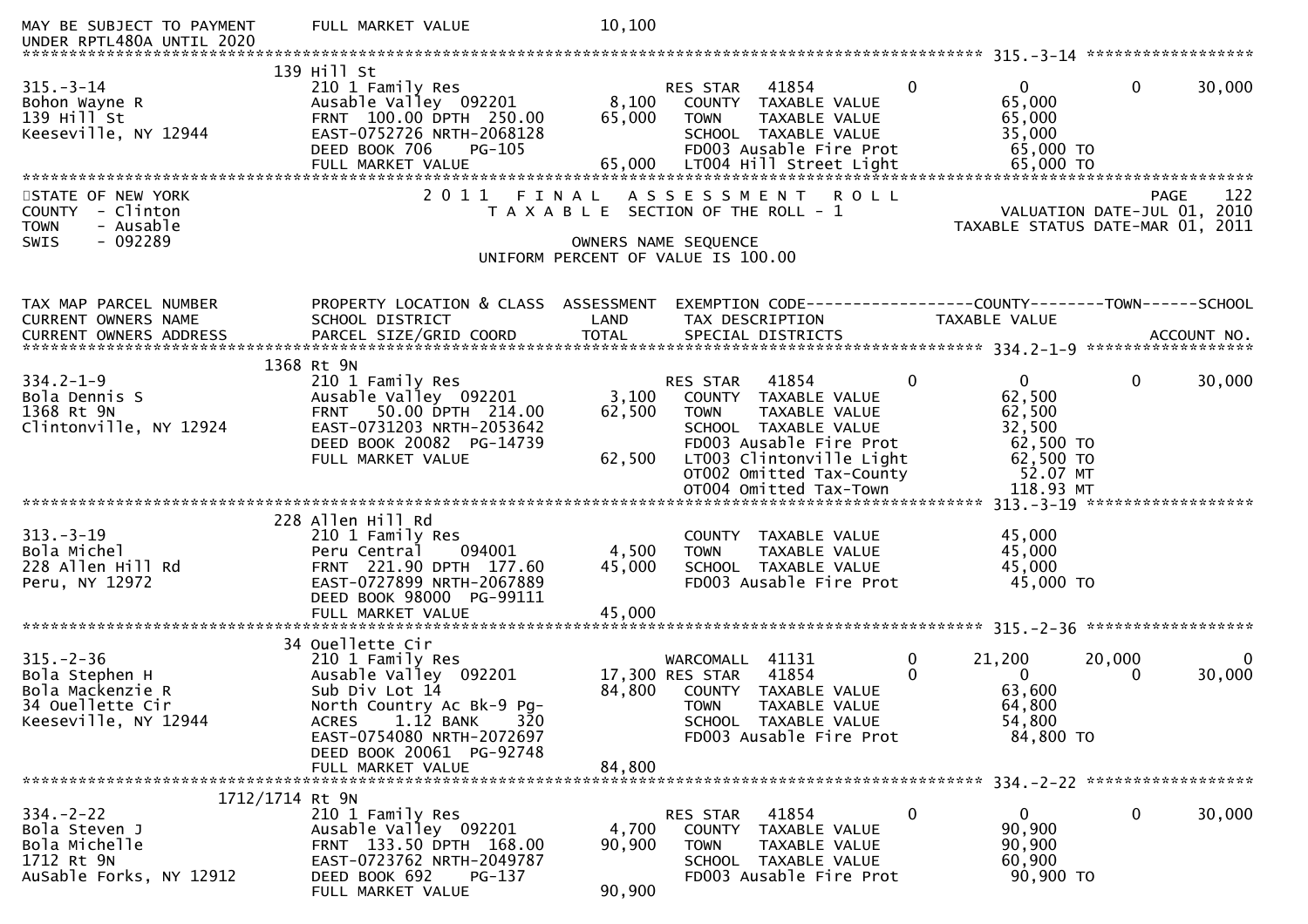```
MAY BE SUBJECT TO PAYMENT      FULL MARKET VALUE              10,100
UNDER RPTL480A UNTIL 2020
******************************************************************************************************* 315.-3-14 ******************
                          139 Hill St
315.-3-14                      210 1 Family Res                  RES STAR   41854          0            0            0       30,000
Bohon Wayne R                  Ausable Valley  092201       8,100   COUNTY  TAXABLE VALUE              65,000
139 Hill St                    FRNT  100.00 DPTH  250.00   65,000   TOWN    TAXABLE VALUE              65,000
Keeseville, NY 12944           EAST-0752726 NRTH-2068128            SCHOOL  TAXABLE VALUE              35,000
                               DEED BOOK 706     PG-105             FD003 Ausable Fire Prot             65,000 TO
                               FULL MARKET VALUE           65,000   LT004 Hill Street Light             65,000 TO
************************************************************************************************************************************
STATE OF NEW YORK                  2 0 1 1   F I N A L   A S S E S S M E N T   R O L L                              PAGE    122
COUNTY  - Clinton                    T A X A B L E  SECTION OF THE ROLL - 1                        VALUATION DATE-JUL 01, 2010
TOWN    - Ausable                                                                               TAXABLE STATUS DATE-MAR 01, 2011
SWIS    - 092289                                      OWNERS NAME SEQUENCE
                                                 UNIFORM PERCENT OF VALUE IS 100.00


TAX MAP PARCEL NUMBER          PROPERTY LOCATION & CLASS  ASSESSMENT  EXEMPTION CODE------------------COUNTY--------TOWN------SCHOOL
CURRENT OWNERS NAME            SCHOOL DISTRICT               LAND     TAX DESCRIPTION            TAXABLE VALUE
CURRENT OWNERS ADDRESS         PARCEL SIZE/GRID COORD       TOTAL     SPECIAL DISTRICTS                                  ACCOUNT NO.
******************************************************************************************************* 334.2-1-9 ******************
                          1368 Rt 9N
334.2-1-9                      210 1 Family Res                  RES STAR   41854          0            0            0       30,000
Bola Dennis S                  Ausable Valley  092201       3,100   COUNTY  TAXABLE VALUE              62,500
1368 Rt 9N                     FRNT   50.00 DPTH  214.00   62,500   TOWN    TAXABLE VALUE              62,500
Clintonville, NY 12924         EAST-0731203 NRTH-2053642            SCHOOL  TAXABLE VALUE              32,500
                               DEED BOOK 20082  PG-14739            FD003 Ausable Fire Prot             62,500 TO
                               FULL MARKET VALUE           62,500   LT003 Clintonville Light            62,500 TO
                                                                    OT002 Omitted Tax-County             52.07 MT
                                                                    OT004 Omitted Tax-Town              118.93 MT
******************************************************************************************************* 313.-3-19 ******************
                          228 Allen Hill Rd
313.-3-19                      210 1 Family Res                     COUNTY  TAXABLE VALUE              45,000
Bola Michel                    Peru Central    094001       4,500   TOWN    TAXABLE VALUE              45,000
228 Allen Hill Rd              FRNT  221.90 DPTH  177.60   45,000   SCHOOL  TAXABLE VALUE              45,000
Peru, NY 12972                 EAST-0727899 NRTH-2067889            FD003 Ausable Fire Prot             45,000 TO
                               DEED BOOK 98000  PG-99111
                               FULL MARKET VALUE           45,000
******************************************************************************************************* 315.-2-36 ******************
                          34 Ouellette Cir
315.-2-36                      210 1 Family Res                  WARCOMALL  41131          0       21,200       20,000            0
Bola Stephen H                 Ausable Valley  092201      17,300 RES STAR   41854          0            0            0       30,000
Bola Mackenzie R               Sub Div Lot 14              84,800   COUNTY  TAXABLE VALUE              63,600
34 Ouellette Cir               North Country Ac Bk-9 Pg-            TOWN    TAXABLE VALUE              64,800
Keeseville, NY 12944           ACRES    1.12 BANK     320           SCHOOL  TAXABLE VALUE              54,800
                               EAST-0754080 NRTH-2072697            FD003 Ausable Fire Prot             84,800 TO
                               DEED BOOK 20061  PG-92748
                               FULL MARKET VALUE           84,800
******************************************************************************************************* 334.-2-22 ******************
                     1712/1714 Rt 9N
334.-2-22                      210 1 Family Res                  RES STAR   41854          0            0            0       30,000
Bola Steven J                  Ausable Valley  092201       4,700   COUNTY  TAXABLE VALUE              90,900
Bola Michelle                  FRNT  133.50 DPTH  168.00   90,900   TOWN    TAXABLE VALUE              90,900
1712 Rt 9N                     EAST-0723762 NRTH-2049787            SCHOOL  TAXABLE VALUE              60,900
AuSable Forks, NY 12912        DEED BOOK 692     PG-137             FD003 Ausable Fire Prot             90,900 TO
                               FULL MARKET VALUE           90,900
```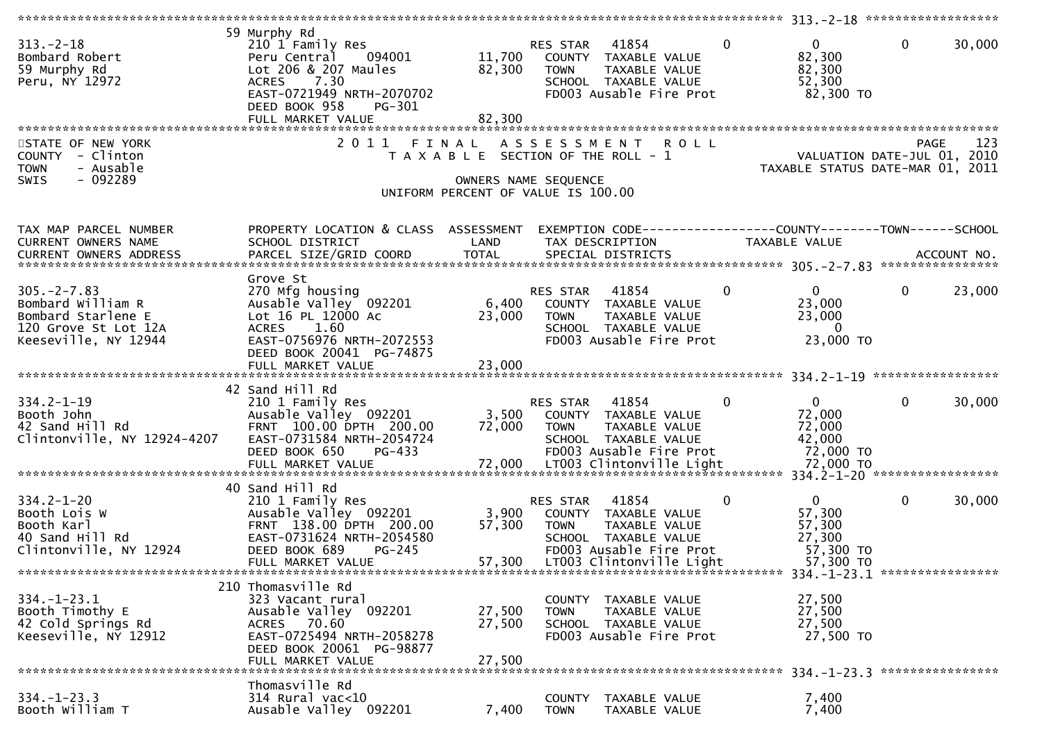313.-2-18

| | | | | | | | |
|---|---|---|---|---|---|---|---|
| | 59 Murphy Rd | | | | | | |
| 313.-2-18 | 210 1 Family Res | | RES STAR 41854 | 0 | 0 | 0 | 30,000 |
| Bombard Robert | Peru Central 094001 | 11,700 | COUNTY TAXABLE VALUE | | 82,300 | | |
| 59 Murphy Rd | Lot 206 & 207 Maules | 82,300 | TOWN TAXABLE VALUE | | 82,300 | | |
| Peru, NY 12972 | ACRES 7.30 | | SCHOOL TAXABLE VALUE | | 52,300 | | |
| | EAST-0721949 NRTH-2070702 | | FD003 Ausable Fire Prot | | 82,300 TO | | |
| | DEED BOOK 958 PG-301 | | | | | | |
| | FULL MARKET VALUE | 82,300 | | | | | |

STATE OF NEW YORK — 2011 FINAL ASSESSMENT ROLL — PAGE 123
COUNTY - Clinton — TAXABLE SECTION OF THE ROLL - 1 — VALUATION DATE-JUL 01, 2010
TOWN - Ausable — TAXABLE STATUS DATE-MAR 01, 2011
SWIS - 092289 — OWNERS NAME SEQUENCE
UNIFORM PERCENT OF VALUE IS 100.00

| TAX MAP PARCEL NUMBER / CURRENT OWNERS NAME / CURRENT OWNERS ADDRESS | PROPERTY LOCATION & CLASS / SCHOOL DISTRICT / PARCEL SIZE/GRID COORD | ASSESSMENT LAND / TOTAL | EXEMPTION CODE / TAX DESCRIPTION / SPECIAL DISTRICTS | COUNTY | TAXABLE VALUE | TOWN | SCHOOL / ACCOUNT NO. |
|---|---|---|---|---|---|---|---|
| | Grove St | | | | | | |
| 305.-2-7.83 | 270 Mfg housing | | RES STAR 41854 | 0 | 0 | 0 | 23,000 |
| Bombard William R | Ausable Valley 092201 | 6,400 | COUNTY TAXABLE VALUE | | 23,000 | | |
| Bombard Starlene E | Lot 16 PL 12000 Ac | 23,000 | TOWN TAXABLE VALUE | | 23,000 | | |
| 120 Grove St Lot 12A | ACRES 1.60 | | SCHOOL TAXABLE VALUE | | 0 | | |
| Keeseville, NY 12944 | EAST-0756976 NRTH-2072553 | | FD003 Ausable Fire Prot | | 23,000 TO | | |
| | DEED BOOK 20041 PG-74875 | | | | | | |
| | FULL MARKET VALUE | 23,000 | | | | | |
| | 42 Sand Hill Rd | | | | | | |
| 334.2-1-19 | 210 1 Family Res | | RES STAR 41854 | 0 | 0 | 0 | 30,000 |
| Booth John | Ausable Valley 092201 | 3,500 | COUNTY TAXABLE VALUE | | 72,000 | | |
| 42 Sand Hill Rd | FRNT 100.00 DPTH 200.00 | 72,000 | TOWN TAXABLE VALUE | | 72,000 | | |
| Clintonville, NY 12924-4207 | EAST-0731584 NRTH-2054724 | | SCHOOL TAXABLE VALUE | | 42,000 | | |
| | DEED BOOK 650 PG-433 | | FD003 Ausable Fire Prot | | 72,000 TO | | |
| | FULL MARKET VALUE | 72,000 | LT003 Clintonville Light | | 72,000 TO | | |
| | 40 Sand Hill Rd | | | | | | |
| 334.2-1-20 | 210 1 Family Res | | RES STAR 41854 | 0 | 0 | 0 | 30,000 |
| Booth Lois W | Ausable Valley 092201 | 3,900 | COUNTY TAXABLE VALUE | | 57,300 | | |
| Booth Karl | FRNT 138.00 DPTH 200.00 | 57,300 | TOWN TAXABLE VALUE | | 57,300 | | |
| 40 Sand Hill Rd | EAST-0731624 NRTH-2054580 | | SCHOOL TAXABLE VALUE | | 27,300 | | |
| Clintonville, NY 12924 | DEED BOOK 689 PG-245 | | FD003 Ausable Fire Prot | | 57,300 TO | | |
| | FULL MARKET VALUE | 57,300 | LT003 Clintonville Light | | 57,300 TO | | |
| | 210 Thomasville Rd | | | | | | |
| 334.-1-23.1 | 323 Vacant rural | | COUNTY TAXABLE VALUE | | 27,500 | | |
| Booth Timothy E | Ausable Valley 092201 | 27,500 | TOWN TAXABLE VALUE | | 27,500 | | |
| 42 Cold Springs Rd | ACRES 70.60 | 27,500 | SCHOOL TAXABLE VALUE | | 27,500 | | |
| Keeseville, NY 12912 | EAST-0725494 NRTH-2058278 | | FD003 Ausable Fire Prot | | 27,500 TO | | |
| | DEED BOOK 20061 PG-98877 | | | | | | |
| | FULL MARKET VALUE | 27,500 | | | | | |
| | Thomasville Rd | | | | | | |
| 334.-1-23.3 | 314 Rural vac<10 | | COUNTY TAXABLE VALUE | | 7,400 | | |
| Booth William T | Ausable Valley 092201 | 7,400 | TOWN TAXABLE VALUE | | 7,400 | | |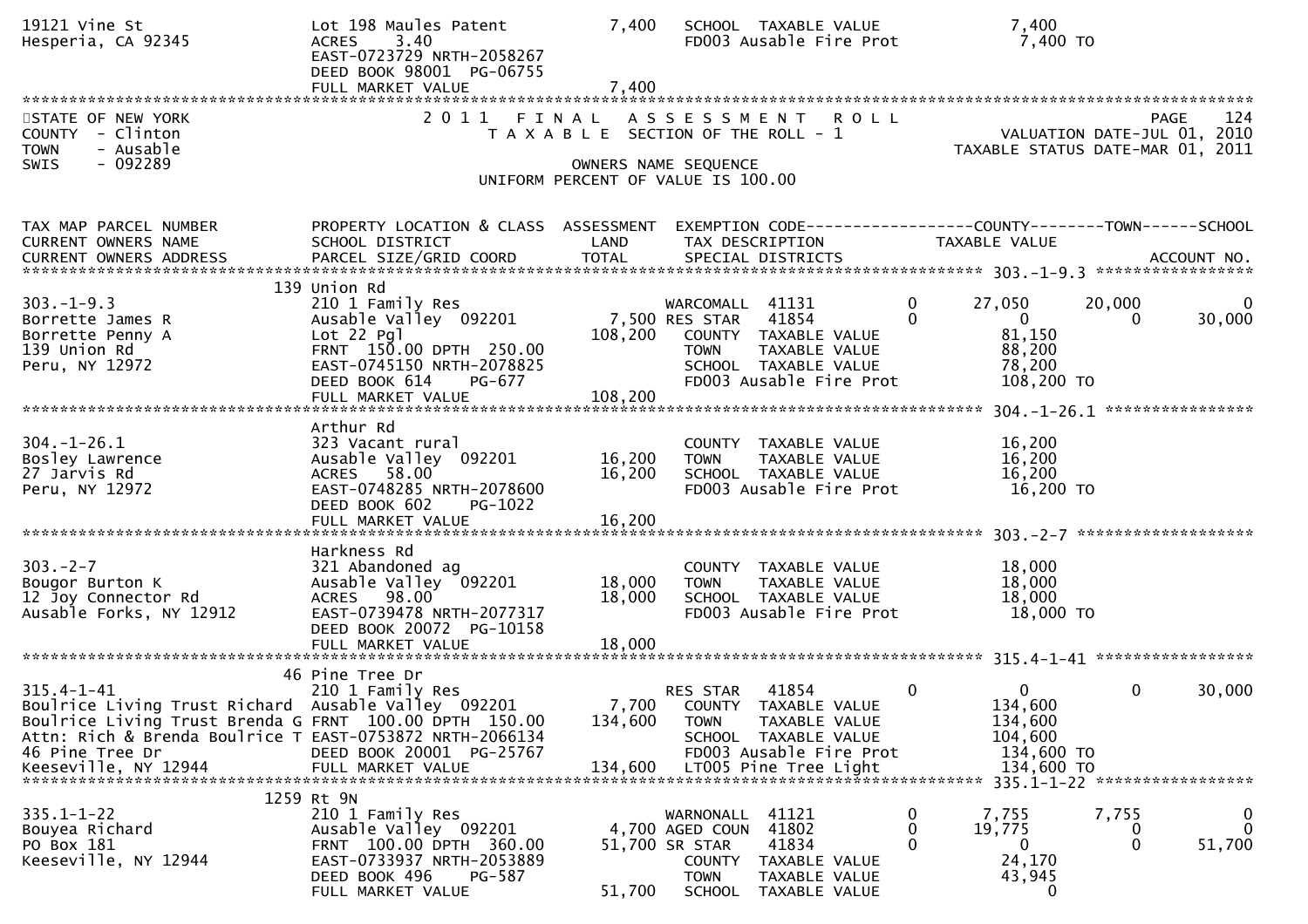| | | | | |
|---|---|---|---|---|
| 19121 Vine St | Lot 198 Maules Patent | 7,400 | SCHOOL TAXABLE VALUE | 7,400 |
| Hesperia, CA 92345 | ACRES 3.40 | | FD003 Ausable Fire Prot | 7,400 TO |
| | EAST-0723729 NRTH-2058267 | | | |
| | DEED BOOK 98001 PG-06755 | | | |
| | FULL MARKET VALUE | 7,400 | | |

STATE OF NEW YORK
COUNTY - Clinton
TOWN - Ausable
SWIS - 092289

# 2011 FINAL ASSESSMENT ROLL

TAXABLE SECTION OF THE ROLL - 1

OWNERS NAME SEQUENCE

UNIFORM PERCENT OF VALUE IS 100.00

VALUATION DATE-JUL 01, 2010
TAXABLE STATUS DATE-MAR 01, 2011

| TAX MAP PARCEL NUMBER / CURRENT OWNERS NAME / CURRENT OWNERS ADDRESS | PROPERTY LOCATION & CLASS / SCHOOL DISTRICT / PARCEL SIZE/GRID COORD | ASSESSMENT LAND / TOTAL | EXEMPTION CODE / TAX DESCRIPTION / SPECIAL DISTRICTS | | COUNTY TAXABLE VALUE | TOWN | SCHOOL / ACCOUNT NO. |
|---|---|---|---|---|---|---|---|
| **303.-1-9.3** | 139 Union Rd | | | | | | |
| 303.-1-9.3 | 210 1 Family Res | | WARCOMALL 41131 | 0 | 27,050 | 20,000 | 0 |
| Borrette James R | Ausable Valley 092201 | 7,500 | RES STAR 41854 | 0 | 0 | 0 | 30,000 |
| Borrette Penny A | Lot 22 Pgl | 108,200 | COUNTY TAXABLE VALUE | | 81,150 | | |
| 139 Union Rd | FRNT 150.00 DPTH 250.00 | | TOWN TAXABLE VALUE | | 88,200 | | |
| Peru, NY 12972 | EAST-0745150 NRTH-2078825 | | SCHOOL TAXABLE VALUE | | 78,200 | | |
| | DEED BOOK 614 PG-677 | | FD003 Ausable Fire Prot | | 108,200 TO | | |
| | FULL MARKET VALUE | 108,200 | | | | | |
| **304.-1-26.1** | Arthur Rd | | | | | | |
| 304.-1-26.1 | 323 Vacant rural | | COUNTY TAXABLE VALUE | | 16,200 | | |
| Bosley Lawrence | Ausable Valley 092201 | 16,200 | TOWN TAXABLE VALUE | | 16,200 | | |
| 27 Jarvis Rd | ACRES 58.00 | 16,200 | SCHOOL TAXABLE VALUE | | 16,200 | | |
| Peru, NY 12972 | EAST-0748285 NRTH-2078600 | | FD003 Ausable Fire Prot | | 16,200 TO | | |
| | DEED BOOK 602 PG-1022 | | | | | | |
| | FULL MARKET VALUE | 16,200 | | | | | |
| **303.-2-7** | Harkness Rd | | | | | | |
| 303.-2-7 | 321 Abandoned ag | | COUNTY TAXABLE VALUE | | 18,000 | | |
| Bougor Burton K | Ausable Valley 092201 | 18,000 | TOWN TAXABLE VALUE | | 18,000 | | |
| 12 Joy Connector Rd | ACRES 98.00 | 18,000 | SCHOOL TAXABLE VALUE | | 18,000 | | |
| Ausable Forks, NY 12912 | EAST-0739478 NRTH-2077317 | | FD003 Ausable Fire Prot | | 18,000 TO | | |
| | DEED BOOK 20072 PG-10158 | | | | | | |
| | FULL MARKET VALUE | 18,000 | | | | | |
| **315.4-1-41** | 46 Pine Tree Dr | | | | | | |
| 315.4-1-41 | 210 1 Family Res | | RES STAR 41854 | 0 | 0 | 0 | 30,000 |
| Boulrice Living Trust Richard | Ausable Valley 092201 | 7,700 | COUNTY TAXABLE VALUE | | 134,600 | | |
| Boulrice Living Trust Brenda G | FRNT 100.00 DPTH 150.00 | 134,600 | TOWN TAXABLE VALUE | | 134,600 | | |
| Attn: Rich & Brenda Boulrice T | EAST-0753872 NRTH-2066134 | | SCHOOL TAXABLE VALUE | | 104,600 | | |
| 46 Pine Tree Dr | DEED BOOK 20001 PG-25767 | | FD003 Ausable Fire Prot | | 134,600 TO | | |
| Keeseville, NY 12944 | FULL MARKET VALUE | 134,600 | LT005 Pine Tree Light | | 134,600 TO | | |
| **335.1-1-22** | 1259 Rt 9N | | | | | | |
| 335.1-1-22 | 210 1 Family Res | | WARNONALL 41121 | 0 | 7,755 | 7,755 | 0 |
| Bouyea Richard | Ausable Valley 092201 | 4,700 | AGED COUN 41802 | 0 | 19,775 | 0 | 0 |
| PO Box 181 | FRNT 100.00 DPTH 360.00 | 51,700 | SR STAR 41834 | 0 | 0 | 0 | 51,700 |
| Keeseville, NY 12944 | EAST-0733937 NRTH-2053889 | | COUNTY TAXABLE VALUE | | 24,170 | | |
| | DEED BOOK 496 PG-587 | | TOWN TAXABLE VALUE | | 43,945 | | |
| | FULL MARKET VALUE | 51,700 | SCHOOL TAXABLE VALUE | | 0 | | |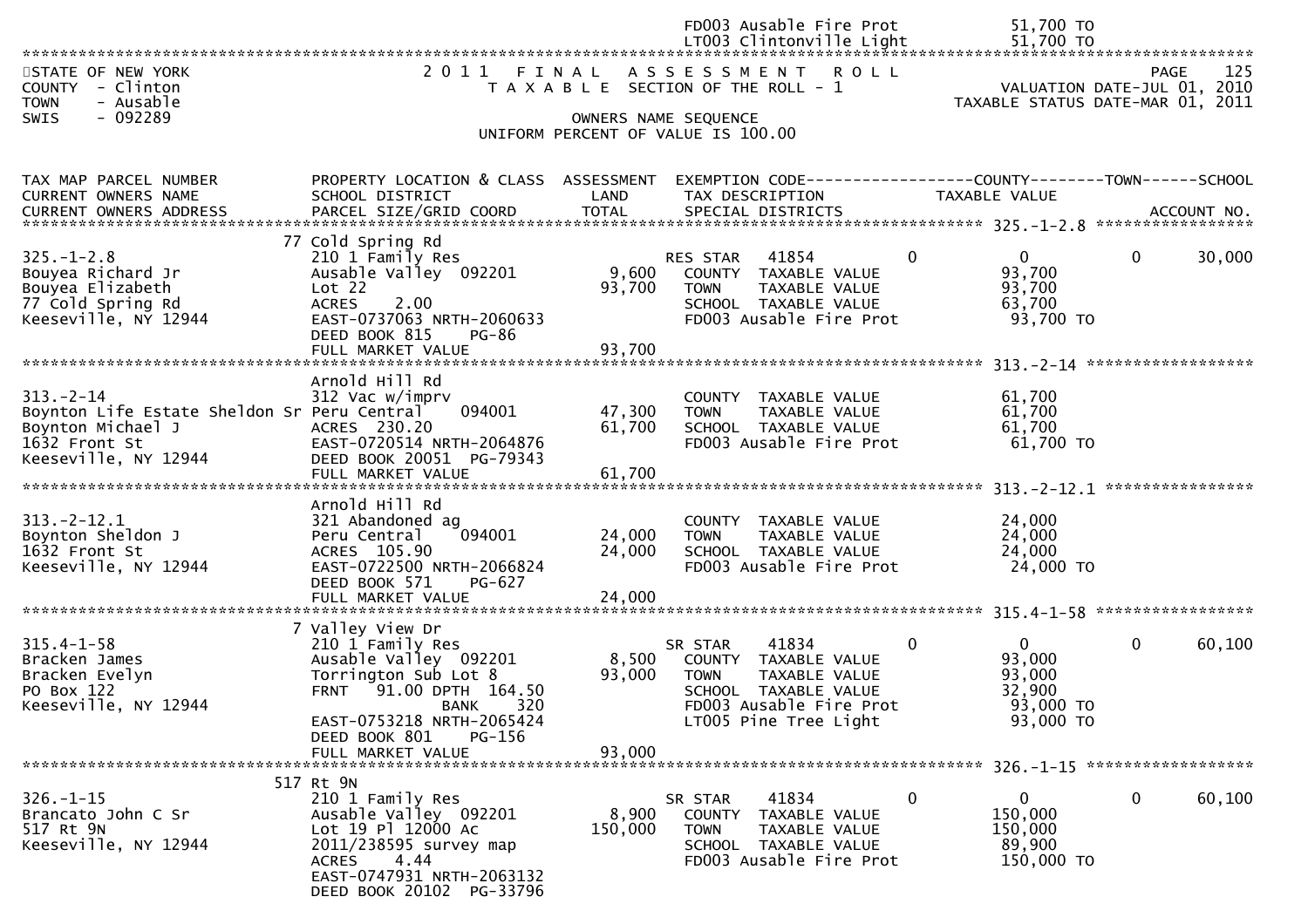| | | | | |
|---|---|---|---|---|
| | | | FD003 Ausable Fire Prot | 51,700 TO |
| | | | LT003 Clintonville Light | 51,700 TO |

STATE OF NEW YORK
COUNTY - Clinton
TOWN - Ausable
SWIS - 092289

## 2011 FINAL ASSESSMENT ROLL
TAXABLE SECTION OF THE ROLL - 1

OWNERS NAME SEQUENCE
UNIFORM PERCENT OF VALUE IS 100.00

PAGE 125
VALUATION DATE-JUL 01, 2010
TAXABLE STATUS DATE-MAR 01, 2011

| TAX MAP PARCEL NUMBER / CURRENT OWNERS NAME / CURRENT OWNERS ADDRESS | PROPERTY LOCATION & CLASS / SCHOOL DISTRICT / PARCEL SIZE/GRID COORD | ASSESSMENT LAND / TOTAL | EXEMPTION CODE / TAX DESCRIPTION / SPECIAL DISTRICTS | COUNTY | TOWN | SCHOOL |
|---|---|---|---|---|---|---|
| **325.-1-2.8** | 77 Cold Spring Rd | | | | | |
| 325.-1-2.8 | 210 1 Family Res | | RES STAR 41854 | 0 | 0 | 0 / 30,000 |
| Bouyea Richard Jr | Ausable Valley 092201 | 9,600 | COUNTY TAXABLE VALUE | 93,700 | | |
| Bouyea Elizabeth | Lot 22 | 93,700 | TOWN TAXABLE VALUE | | 93,700 | |
| 77 Cold Spring Rd | ACRES 2.00 | | SCHOOL TAXABLE VALUE | | | 63,700 |
| Keeseville, NY 12944 | EAST-0737063 NRTH-2060633 | | FD003 Ausable Fire Prot | 93,700 TO | | |
| | DEED BOOK 815 PG-86 | | | | | |
| | FULL MARKET VALUE | 93,700 | | | | |
| **313.-2-14** | Arnold Hill Rd | | | | | |
| 313.-2-14 | 312 Vac w/imprv | | COUNTY TAXABLE VALUE | 61,700 | | |
| Boynton Life Estate Sheldon Sr | Peru Central 094001 | 47,300 | TOWN TAXABLE VALUE | | 61,700 | |
| Boynton Michael J | ACRES 230.20 | 61,700 | SCHOOL TAXABLE VALUE | | | 61,700 |
| 1632 Front St | EAST-0720514 NRTH-2064876 | | FD003 Ausable Fire Prot | 61,700 TO | | |
| Keeseville, NY 12944 | DEED BOOK 20051 PG-79343 | | | | | |
| | FULL MARKET VALUE | 61,700 | | | | |
| **313.-2-12.1** | Arnold Hill Rd | | | | | |
| 313.-2-12.1 | 321 Abandoned ag | | COUNTY TAXABLE VALUE | 24,000 | | |
| Boynton Sheldon J | Peru Central 094001 | 24,000 | TOWN TAXABLE VALUE | | 24,000 | |
| 1632 Front St | ACRES 105.90 | 24,000 | SCHOOL TAXABLE VALUE | | | 24,000 |
| Keeseville, NY 12944 | EAST-0722500 NRTH-2066824 | | FD003 Ausable Fire Prot | 24,000 TO | | |
| | DEED BOOK 571 PG-627 | | | | | |
| | FULL MARKET VALUE | 24,000 | | | | |
| **315.4-1-58** | 7 Valley View Dr | | | | | |
| 315.4-1-58 | 210 1 Family Res | | SR STAR 41834 | 0 | 0 | 0 / 60,100 |
| Bracken James | Ausable Valley 092201 | 8,500 | COUNTY TAXABLE VALUE | 93,000 | | |
| Bracken Evelyn | Torrington Sub Lot 8 | 93,000 | TOWN TAXABLE VALUE | | 93,000 | |
| PO Box 122 | FRNT 91.00 DPTH 164.50 | | SCHOOL TAXABLE VALUE | | | 32,900 |
| Keeseville, NY 12944 | BANK 320 | | FD003 Ausable Fire Prot | 93,000 TO | | |
| | EAST-0753218 NRTH-2065424 | | LT005 Pine Tree Light | 93,000 TO | | |
| | DEED BOOK 801 PG-156 | | | | | |
| | FULL MARKET VALUE | 93,000 | | | | |
| **326.-1-15** | 517 Rt 9N | | | | | |
| 326.-1-15 | 210 1 Family Res | | SR STAR 41834 | 0 | 0 | 0 / 60,100 |
| Brancato John C Sr | Ausable Valley 092201 | 8,900 | COUNTY TAXABLE VALUE | 150,000 | | |
| 517 Rt 9N | Lot 19 Pl 12000 Ac | 150,000 | TOWN TAXABLE VALUE | | 150,000 | |
| Keeseville, NY 12944 | 2011/238595 survey map | | SCHOOL TAXABLE VALUE | | | 89,900 |
| | ACRES 4.44 | | FD003 Ausable Fire Prot | 150,000 TO | | |
| | EAST-0747931 NRTH-2063132 | | | | | |
| | DEED BOOK 20102 PG-33796 | | | | | |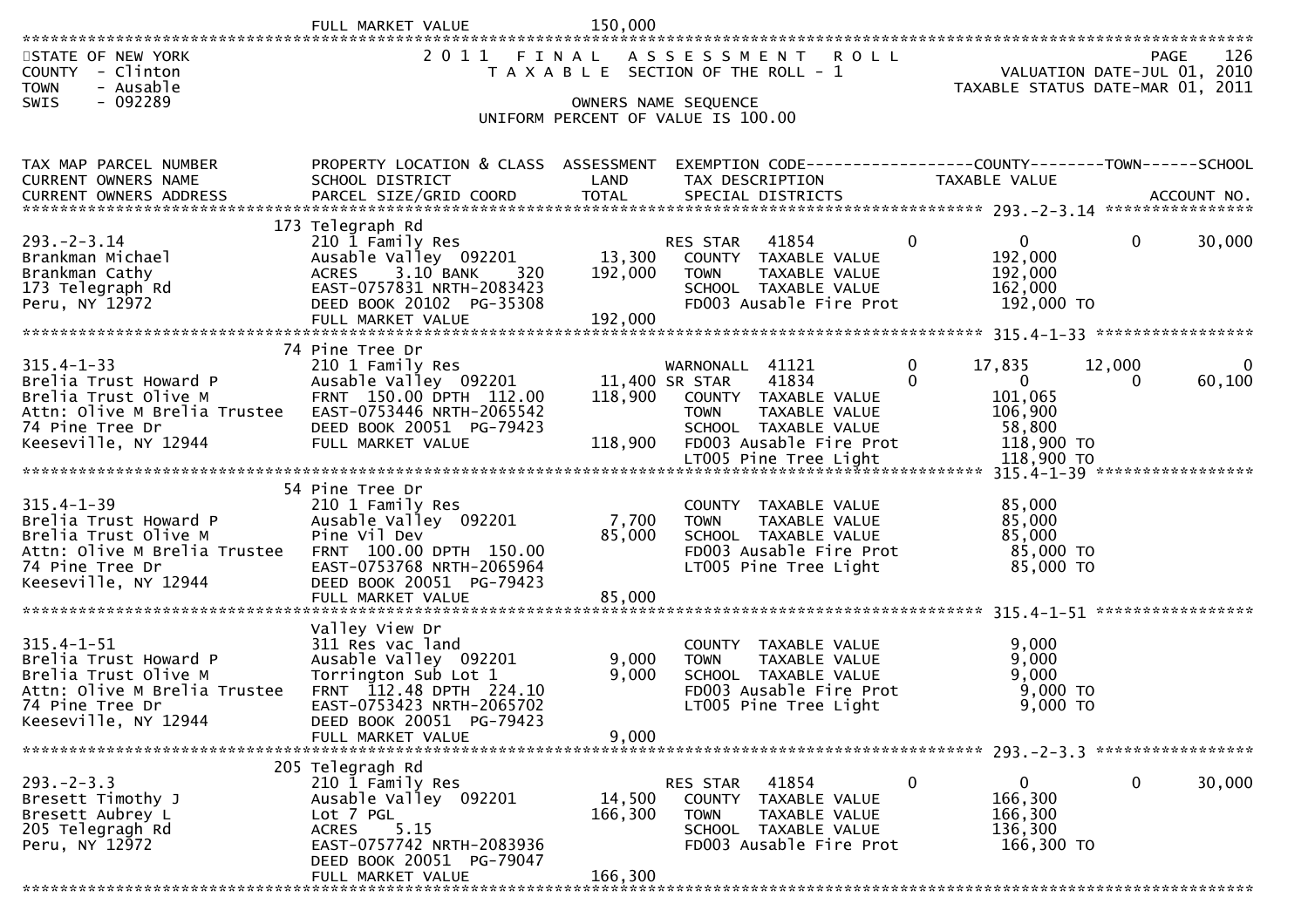FULL MARKET VALUE 150,000

STATE OF NEW YORK
COUNTY - Clinton
TOWN - Ausable
SWIS - 092289

2011 FINAL ASSESSMENT ROLL
TAXABLE SECTION OF THE ROLL - 1
OWNERS NAME SEQUENCE
UNIFORM PERCENT OF VALUE IS 100.00

PAGE 126
VALUATION DATE-JUL 01, 2010
TAXABLE STATUS DATE-MAR 01, 2011

| TAX MAP PARCEL NUMBER / CURRENT OWNERS NAME / CURRENT OWNERS ADDRESS | PROPERTY LOCATION & CLASS / SCHOOL DISTRICT / PARCEL SIZE/GRID COORD | ASSESSMENT LAND / TOTAL | EXEMPTION CODE / TAX DESCRIPTION / SPECIAL DISTRICTS | COUNTY TAXABLE VALUE | TOWN | SCHOOL | ACCOUNT NO. |
|---|---|---|---|---|---|---|---|
| **293.-2-3.14** | 173 Telegraph Rd | | | | | | |
| 293.-2-3.14 | 210 1 Family Res | | RES STAR 41854 0 | 0 | 0 | 30,000 | |
| Brankman Michael | Ausable Valley 092201 | 13,300 | COUNTY TAXABLE VALUE | 192,000 | | | |
| Brankman Cathy | ACRES 3.10 BANK 320 | 192,000 | TOWN TAXABLE VALUE | 192,000 | | | |
| 173 Telegraph Rd | EAST-0757831 NRTH-2083423 | | SCHOOL TAXABLE VALUE | 162,000 | | | |
| Peru, NY 12972 | DEED BOOK 20102 PG-35308 | | FD003 Ausable Fire Prot | 192,000 TO | | | |
| | FULL MARKET VALUE | 192,000 | | | | | |
| **315.4-1-33** | 74 Pine Tree Dr | | | | | | |
| 315.4-1-33 | 210 1 Family Res | | WARNONALL 41121 0 | 17,835 | 12,000 | 0 | |
| Brelia Trust Howard P | Ausable Valley 092201 | 11,400 | SR STAR 41834 0 | 0 | 0 | 60,100 | |
| Brelia Trust Olive M | FRNT 150.00 DPTH 112.00 | 118,900 | COUNTY TAXABLE VALUE | 101,065 | | | |
| Attn: Olive M Brelia Trustee | EAST-0753446 NRTH-2065542 | | TOWN TAXABLE VALUE | 106,900 | | | |
| 74 Pine Tree Dr | DEED BOOK 20051 PG-79423 | | SCHOOL TAXABLE VALUE | 58,800 | | | |
| Keeseville, NY 12944 | FULL MARKET VALUE | 118,900 | FD003 Ausable Fire Prot | 118,900 TO | | | |
| | | | LT005 Pine Tree Light | 118,900 TO | | | |
| **315.4-1-39** | 54 Pine Tree Dr | | | | | | |
| 315.4-1-39 | 210 1 Family Res | | COUNTY TAXABLE VALUE | 85,000 | | | |
| Brelia Trust Howard P | Ausable Valley 092201 | 7,700 | TOWN TAXABLE VALUE | 85,000 | | | |
| Brelia Trust Olive M | Pine Vil Dev | 85,000 | SCHOOL TAXABLE VALUE | 85,000 | | | |
| Attn: Olive M Brelia Trustee | FRNT 100.00 DPTH 150.00 | | FD003 Ausable Fire Prot | 85,000 TO | | | |
| 74 Pine Tree Dr | EAST-0753768 NRTH-2065964 | | LT005 Pine Tree Light | 85,000 TO | | | |
| Keeseville, NY 12944 | DEED BOOK 20051 PG-79423 | | | | | | |
| | FULL MARKET VALUE | 85,000 | | | | | |
| **315.4-1-51** | Valley View Dr | | | | | | |
| 315.4-1-51 | 311 Res vac land | | COUNTY TAXABLE VALUE | 9,000 | | | |
| Brelia Trust Howard P | Ausable Valley 092201 | 9,000 | TOWN TAXABLE VALUE | 9,000 | | | |
| Brelia Trust Olive M | Torrington Sub Lot 1 | 9,000 | SCHOOL TAXABLE VALUE | 9,000 | | | |
| Attn: Olive M Brelia Trustee | FRNT 112.48 DPTH 224.10 | | FD003 Ausable Fire Prot | 9,000 TO | | | |
| 74 Pine Tree Dr | EAST-0753423 NRTH-2065702 | | LT005 Pine Tree Light | 9,000 TO | | | |
| Keeseville, NY 12944 | DEED BOOK 20051 PG-79423 | | | | | | |
| | FULL MARKET VALUE | 9,000 | | | | | |
| **293.-2-3.3** | 205 Telegragh Rd | | | | | | |
| 293.-2-3.3 | 210 1 Family Res | | RES STAR 41854 0 | 0 | 0 | 30,000 | |
| Bresett Timothy J | Ausable Valley 092201 | 14,500 | COUNTY TAXABLE VALUE | 166,300 | | | |
| Bresett Aubrey L | Lot 7 PGL | 166,300 | TOWN TAXABLE VALUE | 166,300 | | | |
| 205 Telegragh Rd | ACRES 5.15 | | SCHOOL TAXABLE VALUE | 136,300 | | | |
| Peru, NY 12972 | EAST-0757742 NRTH-2083936 | | FD003 Ausable Fire Prot | 166,300 TO | | | |
| | DEED BOOK 20051 PG-79047 | | | | | | |
| | FULL MARKET VALUE | 166,300 | | | | | |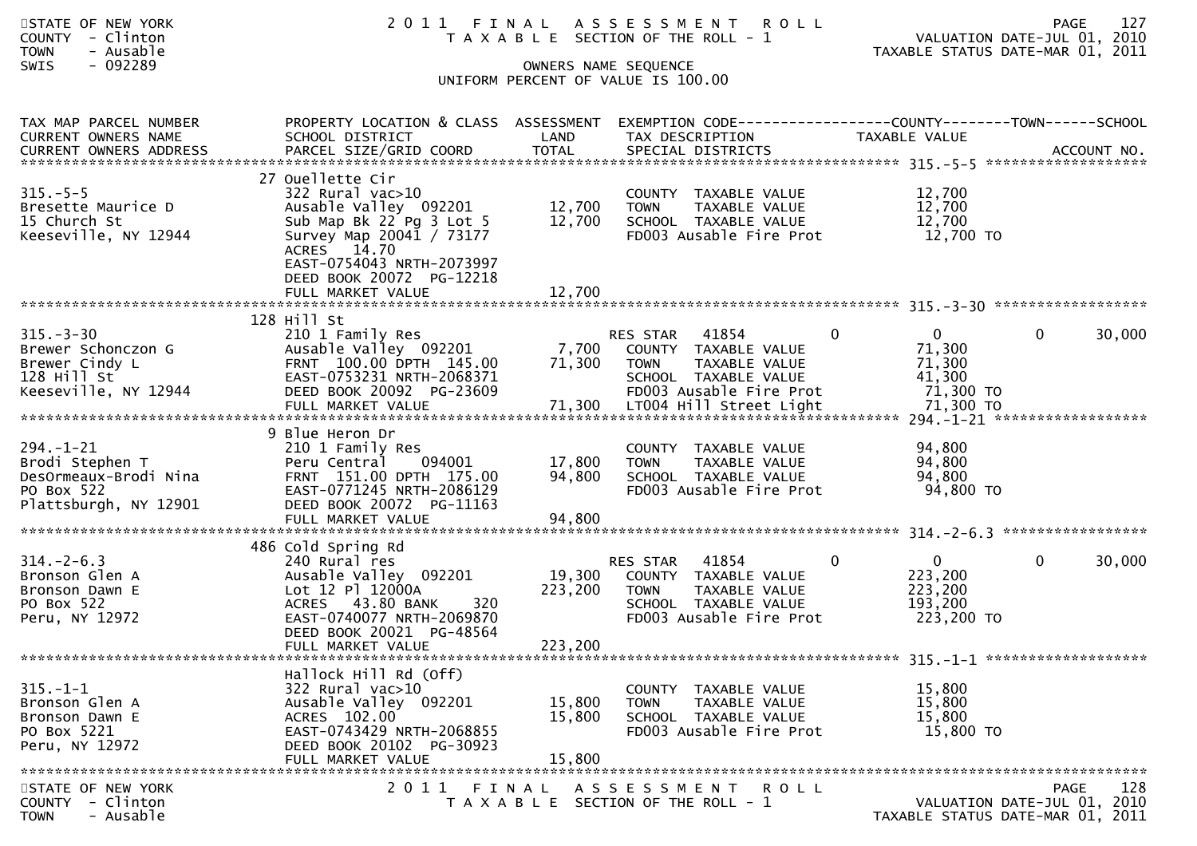STATE OF NEW YORK
COUNTY - Clinton
TOWN - Ausable
SWIS - 092289

# 2011 FINAL ASSESSMENT ROLL

TAXABLE SECTION OF THE ROLL - 1

OWNERS NAME SEQUENCE

UNIFORM PERCENT OF VALUE IS 100.00

VALUATION DATE-JUL 01, 2010
TAXABLE STATUS DATE-MAR 01, 2011

```
TAX MAP PARCEL NUMBER          PROPERTY LOCATION & CLASS  ASSESSMENT  EXEMPTION CODE------------------COUNTY--------TOWN------SCHOOL
CURRENT OWNERS NAME            SCHOOL DISTRICT               LAND      TAX DESCRIPTION            TAXABLE VALUE
CURRENT OWNERS ADDRESS         PARCEL SIZE/GRID COORD        TOTAL     SPECIAL DISTRICTS                                      ACCOUNT NO.
******************************************************************************************************* 315.-5-5 *******************
                               27 Ouellette Cir
315.-5-5                       322 Rural vac>10                        COUNTY  TAXABLE VALUE           12,700
Bresette Maurice D             Ausable Valley  092201        12,700    TOWN    TAXABLE VALUE           12,700
15 Church St                   Sub Map Bk 22 Pg 3 Lot 5      12,700    SCHOOL  TAXABLE VALUE           12,700
Keeseville, NY 12944           Survey Map 20041 / 73177                FD003 Ausable Fire Prot          12,700 TO
                               ACRES   14.70
                               EAST-0754043 NRTH-2073997
                               DEED BOOK 20072  PG-12218
                               FULL MARKET VALUE             12,700
******************************************************************************************************* 315.-3-30 ******************
                               128 Hill St
315.-3-30                      210 1 Family Res                        RES STAR    41854      0           0          0      30,000
Brewer Schonczon G             Ausable Valley  092201         7,700    COUNTY  TAXABLE VALUE           71,300
Brewer Cindy L                 FRNT 100.00 DPTH 145.00       71,300    TOWN    TAXABLE VALUE           71,300
128 Hill St                    EAST-0753231 NRTH-2068371               SCHOOL  TAXABLE VALUE           41,300
Keeseville, NY 12944           DEED BOOK 20092  PG-23609               FD003 Ausable Fire Prot          71,300 TO
                               FULL MARKET VALUE             71,300    LT004 Hill Street Light          71,300 TO
******************************************************************************************************* 294.-1-21 ******************
                               9 Blue Heron Dr
294.-1-21                      210 1 Family Res                        COUNTY  TAXABLE VALUE           94,800
Brodi Stephen T                Peru Central     094001       17,800    TOWN    TAXABLE VALUE           94,800
DesOrmeaux-Brodi Nina          FRNT 151.00 DPTH 175.00       94,800    SCHOOL  TAXABLE VALUE           94,800
PO Box 522                     EAST-0771245 NRTH-2086129               FD003 Ausable Fire Prot          94,800 TO
Plattsburgh, NY 12901          DEED BOOK 20072  PG-11163
                               FULL MARKET VALUE             94,800
******************************************************************************************************* 314.-2-6.3 *****************
                               486 Cold Spring Rd
314.-2-6.3                     240 Rural res                           RES STAR    41854      0           0          0      30,000
Bronson Glen A                 Ausable Valley  092201        19,300    COUNTY  TAXABLE VALUE          223,200
Bronson Dawn E                 Lot 12 Pl 12000A             223,200    TOWN    TAXABLE VALUE          223,200
PO Box 522                     ACRES   43.80 BANK    320               SCHOOL  TAXABLE VALUE          193,200
Peru, NY 12972                 EAST-0740077 NRTH-2069870               FD003 Ausable Fire Prot         223,200 TO
                               DEED BOOK 20021  PG-48564
                               FULL MARKET VALUE            223,200
******************************************************************************************************* 315.-1-1 *******************
                               Hallock Hill Rd (Off)
315.-1-1                       322 Rural vac>10                        COUNTY  TAXABLE VALUE           15,800
Bronson Glen A                 Ausable Valley  092201        15,800    TOWN    TAXABLE VALUE           15,800
Bronson Dawn E                 ACRES  102.00                 15,800    SCHOOL  TAXABLE VALUE           15,800
PO Box 5221                    EAST-0743429 NRTH-2068855               FD003 Ausable Fire Prot          15,800 TO
Peru, NY 12972                 DEED BOOK 20102  PG-30923
                               FULL MARKET VALUE             15,800
************************************************************************************************************************************
```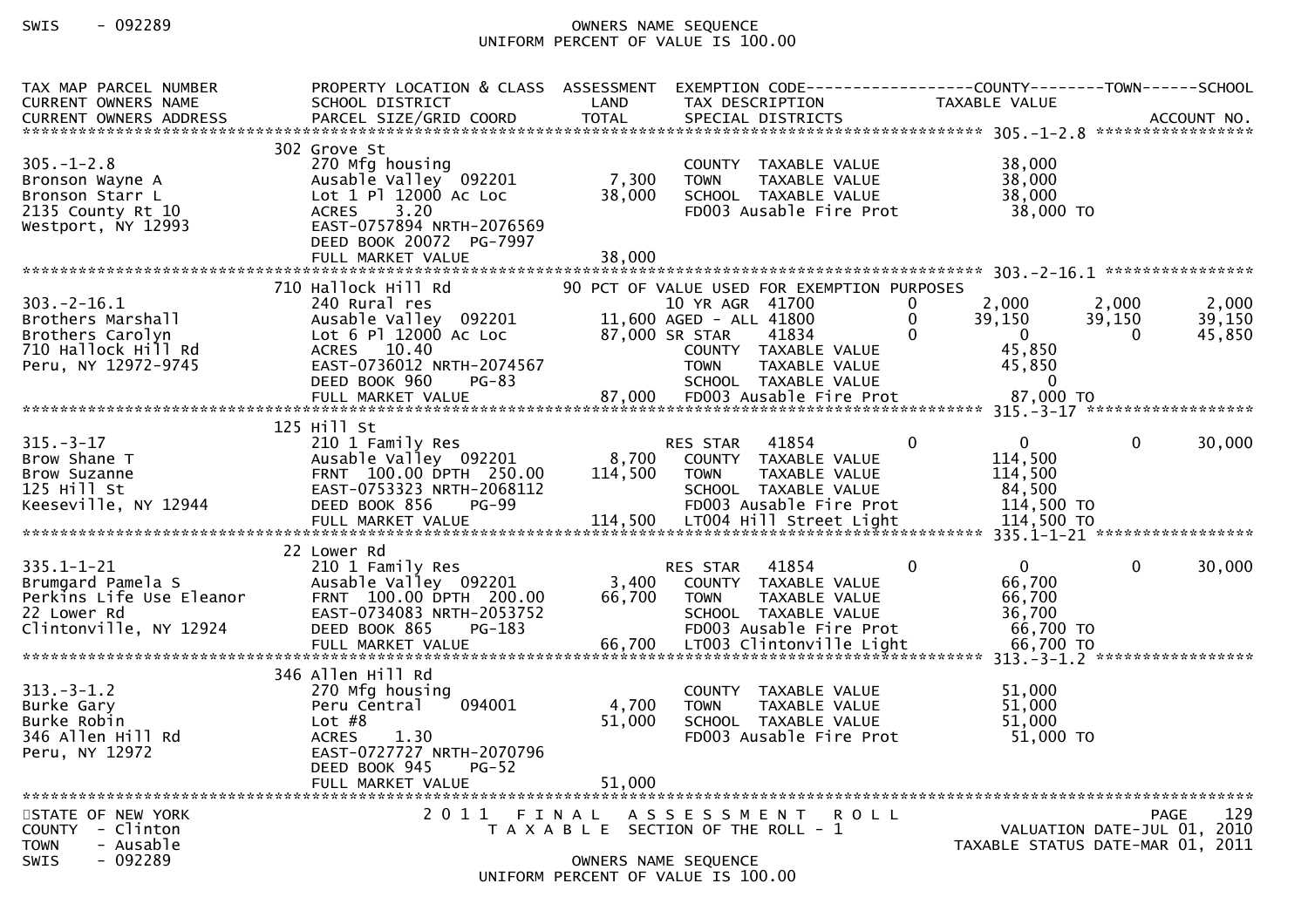| TAX MAP PARCEL NUMBER<br>CURRENT OWNERS NAME<br>CURRENT OWNERS ADDRESS | PROPERTY LOCATION & CLASS<br>SCHOOL DISTRICT<br>PARCEL SIZE/GRID COORD | ASSESSMENT<br>LAND<br>TOTAL | EXEMPTION CODE<br>TAX DESCRIPTION<br>SPECIAL DISTRICTS | | COUNTY<br>TAXABLE VALUE | TOWN | SCHOOL<br>ACCOUNT NO. |
|---|---|---|---|---|---|---|---|
| 305.-1-2.8 | 302 Grove St | | | | | | |
| 305.-1-2.8 | 270 Mfg housing | | COUNTY TAXABLE VALUE | | 38,000 | | |
| Bronson Wayne A | Ausable Valley 092201 | 7,300 | TOWN TAXABLE VALUE | | 38,000 | | |
| Bronson Starr L | Lot 1 Pl 12000 Ac Loc | 38,000 | SCHOOL TAXABLE VALUE | | 38,000 | | |
| 2135 County Rt 10 | ACRES 3.20 | | FD003 Ausable Fire Prot | | 38,000 TO | | |
| Westport, NY 12993 | EAST-0757894 NRTH-2076569 | | | | | | |
| | DEED BOOK 20072 PG-7997 | | | | | | |
| | FULL MARKET VALUE | 38,000 | | | | | |
| 303.-2-16.1 | 710 Hallock Hill Rd | | 90 PCT OF VALUE USED FOR EXEMPTION PURPOSES | | | | |
| 303.-2-16.1 | 240 Rural res | | 10 YR AGR 41700 | 0 | 2,000 | 2,000 | 2,000 |
| Brothers Marshall | Ausable Valley 092201 | 11,600 | AGED - ALL 41800 | 0 | 39,150 | 39,150 | 39,150 |
| Brothers Carolyn | Lot 6 Pl 12000 Ac Loc | 87,000 | SR STAR 41834 | 0 | 0 | 0 | 45,850 |
| 710 Hallock Hill Rd | ACRES 10.40 | | COUNTY TAXABLE VALUE | | 45,850 | | |
| Peru, NY 12972-9745 | EAST-0736012 NRTH-2074567 | | TOWN TAXABLE VALUE | | 45,850 | | |
| | DEED BOOK 960 PG-83 | | SCHOOL TAXABLE VALUE | | 0 | | |
| | FULL MARKET VALUE | 87,000 | FD003 Ausable Fire Prot | | 87,000 TO | | |
| 315.-3-17 | 125 Hill St | | | | | | |
| 315.-3-17 | 210 1 Family Res | | RES STAR 41854 | 0 | 0 | 0 | 30,000 |
| Brow Shane T | Ausable Valley 092201 | 8,700 | COUNTY TAXABLE VALUE | | 114,500 | | |
| Brow Suzanne | FRNT 100.00 DPTH 250.00 | 114,500 | TOWN TAXABLE VALUE | | 114,500 | | |
| 125 Hill St | EAST-0753323 NRTH-2068112 | | SCHOOL TAXABLE VALUE | | 84,500 | | |
| Keeseville, NY 12944 | DEED BOOK 856 PG-99 | | FD003 Ausable Fire Prot | | 114,500 TO | | |
| | FULL MARKET VALUE | 114,500 | LT004 Hill Street Light | | 114,500 TO | | |
| 335.1-1-21 | 22 Lower Rd | | | | | | |
| 335.1-1-21 | 210 1 Family Res | | RES STAR 41854 | 0 | 0 | 0 | 30,000 |
| Brumgard Pamela S | Ausable Valley 092201 | 3,400 | COUNTY TAXABLE VALUE | | 66,700 | | |
| Perkins Life Use Eleanor | FRNT 100.00 DPTH 200.00 | 66,700 | TOWN TAXABLE VALUE | | 66,700 | | |
| 22 Lower Rd | EAST-0734083 NRTH-2053752 | | SCHOOL TAXABLE VALUE | | 36,700 | | |
| Clintonville, NY 12924 | DEED BOOK 865 PG-183 | | FD003 Ausable Fire Prot | | 66,700 TO | | |
| | FULL MARKET VALUE | 66,700 | LT003 Clintonville Light | | 66,700 TO | | |
| 313.-3-1.2 | 346 Allen Hill Rd | | | | | | |
| 313.-3-1.2 | 270 Mfg housing | | COUNTY TAXABLE VALUE | | 51,000 | | |
| Burke Gary | Peru Central 094001 | 4,700 | TOWN TAXABLE VALUE | | 51,000 | | |
| Burke Robin | Lot #8 | 51,000 | SCHOOL TAXABLE VALUE | | 51,000 | | |
| 346 Allen Hill Rd | ACRES 1.30 | | FD003 Ausable Fire Prot | | 51,000 TO | | |
| Peru, NY 12972 | EAST-0727727 NRTH-2070796 | | | | | | |
| | DEED BOOK 945 PG-52 | | | | | | |
| | FULL MARKET VALUE | 51,000 | | | | | |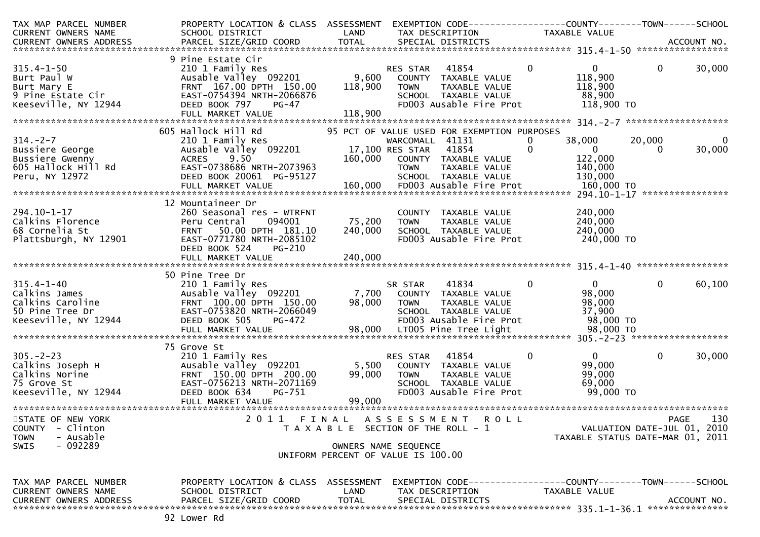```
TAX MAP PARCEL NUMBER          PROPERTY LOCATION & CLASS  ASSESSMENT  EXEMPTION CODE------------------COUNTY--------TOWN------SCHOOL
CURRENT OWNERS NAME            SCHOOL DISTRICT               LAND      TAX DESCRIPTION            TAXABLE VALUE
CURRENT OWNERS ADDRESS         PARCEL SIZE/GRID COORD        TOTAL     SPECIAL DISTRICTS                                 ACCOUNT NO.
******************************************************************************************************* 315.4-1-50 *****************
                               9 Pine Estate Cir
315.4-1-50                     210 1 Family Res                        RES STAR   41854        0          0          0      30,000
Burt Paul W                    Ausable Valley  092201         9,600    COUNTY  TAXABLE VALUE          118,900
Burt Mary E                    FRNT 167.00 DPTH 150.00      118,900    TOWN    TAXABLE VALUE          118,900
9 Pine Estate Cir              EAST-0754394 NRTH-2066876               SCHOOL  TAXABLE VALUE           88,900
Keeseville, NY 12944           DEED BOOK 797    PG-47                  FD003 Ausable Fire Prot         118,900 TO
                               FULL MARKET VALUE            118,900
******************************************************************************************************* 314.-2-7 *******************
                               605 Hallock Hill Rd            95 PCT OF VALUE USED FOR EXEMPTION PURPOSES
314.-2-7                       210 1 Family Res                        WARCOMALL  41131        0     38,000     20,000           0
Bussiere George                Ausable Valley  092201        17,100 RES STAR   41854        0          0          0      30,000
Bussiere Gwenny                ACRES    9.50                160,000    COUNTY  TAXABLE VALUE          122,000
605 Hallock Hill Rd            EAST-0738686 NRTH-2073963               TOWN    TAXABLE VALUE          140,000
Peru, NY 12972                 DEED BOOK 20061 PG-95127                SCHOOL  TAXABLE VALUE          130,000
                               FULL MARKET VALUE            160,000    FD003 Ausable Fire Prot         160,000 TO
******************************************************************************************************* 294.10-1-17 ****************
                               12 Mountaineer Dr
294.10-1-17                    260 Seasonal res - WTRFNT               COUNTY  TAXABLE VALUE          240,000
Calkins Florence               Peru Central    094001        75,200    TOWN    TAXABLE VALUE          240,000
68 Cornelia St                 FRNT  50.00 DPTH 181.10      240,000    SCHOOL  TAXABLE VALUE          240,000
Plattsburgh, NY 12901          EAST-0771780 NRTH-2085102               FD003 Ausable Fire Prot         240,000 TO
                               DEED BOOK 524    PG-210
                               FULL MARKET VALUE            240,000
******************************************************************************************************* 315.4-1-40 *****************
                               50 Pine Tree Dr
315.4-1-40                     210 1 Family Res                        SR STAR    41834        0          0          0      60,100
Calkins James                  Ausable Valley  092201         7,700    COUNTY  TAXABLE VALUE           98,000
Calkins Caroline               FRNT 100.00 DPTH 150.00       98,000    TOWN    TAXABLE VALUE           98,000
50 Pine Tree Dr                EAST-0753820 NRTH-2066049               SCHOOL  TAXABLE VALUE           37,900
Keeseville, NY 12944           DEED BOOK 505    PG-472                 FD003 Ausable Fire Prot          98,000 TO
                               FULL MARKET VALUE             98,000    LT005 Pine Tree Light            98,000 TO
******************************************************************************************************* 305.-2-23 ******************
                               75 Grove St
305.-2-23                      210 1 Family Res                        RES STAR   41854        0          0          0      30,000
Calkins Joseph H               Ausable Valley  092201         5,500    COUNTY  TAXABLE VALUE           99,000
Calkins Norine                 FRNT 150.00 DPTH 200.00       99,000    TOWN    TAXABLE VALUE           99,000
75 Grove St                    EAST-0756213 NRTH-2071169               SCHOOL  TAXABLE VALUE           69,000
Keeseville, NY 12944           DEED BOOK 634    PG-751                 FD003 Ausable Fire Prot          99,000 TO
                               FULL MARKET VALUE             99,000
************************************************************************************************************************************
STATE OF NEW YORK                     2 0 1 1   F I N A L   A S S E S S M E N T   R O L L                               PAGE    130
COUNTY  - Clinton                          T A X A B L E  SECTION OF THE ROLL - 1                        VALUATION DATE-JUL 01, 2010
TOWN    - Ausable                                                                                 TAXABLE STATUS DATE-MAR 01, 2011
SWIS    - 092289                                      OWNERS NAME SEQUENCE
                                               UNIFORM PERCENT OF VALUE IS 100.00

TAX MAP PARCEL NUMBER          PROPERTY LOCATION & CLASS  ASSESSMENT  EXEMPTION CODE------------------COUNTY--------TOWN------SCHOOL
CURRENT OWNERS NAME            SCHOOL DISTRICT               LAND      TAX DESCRIPTION            TAXABLE VALUE
CURRENT OWNERS ADDRESS         PARCEL SIZE/GRID COORD        TOTAL     SPECIAL DISTRICTS                                 ACCOUNT NO.
******************************************************************************************************* 335.1-1-36.1 ***************
                               92 Lower Rd
```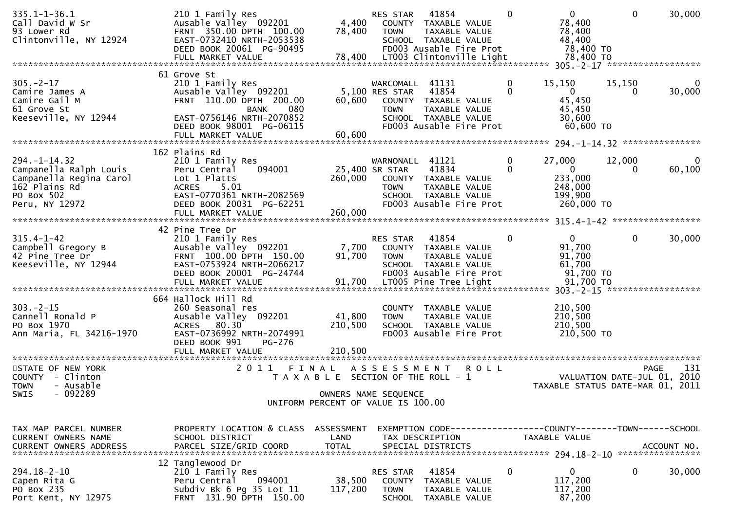```
335.1-1-36.1                 210 1 Family Res                        RES STAR    41854         0            0            0        30,000
Call David W Sr              Ausable Valley  092201       4,400      COUNTY  TAXABLE VALUE             78,400
93 Lower Rd                  FRNT  350.00 DPTH  100.00   78,400      TOWN    TAXABLE VALUE             78,400
Clintonville, NY 12924       EAST-0732410 NRTH-2053538               SCHOOL  TAXABLE VALUE             48,400
                             DEED BOOK 20061  PG-90495               FD003 Ausable Fire Prot            78,400 TO
                             FULL MARKET VALUE           78,400      LT003 Clintonville Light           78,400 TO
******************************************************************************************************* 305.-2-17 *****************
                          61 Grove St
305.-2-17                    210 1 Family Res                        WARCOMALL  41131          0       15,150       15,150             0
Camire James A               Ausable Valley  092201       5,100 RES STAR    41854          0            0            0        30,000
Camire Gail M                FRNT  110.00 DPTH  200.00   60,600      COUNTY  TAXABLE VALUE             45,450
61 Grove St                               BANK     080               TOWN    TAXABLE VALUE             45,450
Keeseville, NY 12944         EAST-0756146 NRTH-2070852               SCHOOL  TAXABLE VALUE             30,600
                             DEED BOOK 98001  PG-06115               FD003 Ausable Fire Prot            60,600 TO
                             FULL MARKET VALUE           60,600
******************************************************************************************************* 294.-1-14.32 ***************
                         162 Plains Rd
294.-1-14.32                 210 1 Family Res                        WARNONALL  41121          0       27,000       12,000             0
Campanella Ralph Louis       Peru Central    094001      25,400 SR STAR     41834          0            0            0        60,100
Campanella Regina Carol      Lot 1 Platts               260,000      COUNTY  TAXABLE VALUE            233,000
162 Plains Rd                ACRES    5.01                           TOWN    TAXABLE VALUE            248,000
PO Box 502                   EAST-0770361 NRTH-2082569               SCHOOL  TAXABLE VALUE            199,900
Peru, NY 12972               DEED BOOK 20031  PG-62251               FD003 Ausable Fire Prot           260,000 TO
                             FULL MARKET VALUE          260,000
******************************************************************************************************* 315.4-1-42 *****************
                          42 Pine Tree Dr
315.4-1-42                   210 1 Family Res                        RES STAR    41854         0            0            0        30,000
Campbell Gregory B           Ausable Valley  092201       7,700      COUNTY  TAXABLE VALUE             91,700
42 Pine Tree Dr              FRNT  100.00 DPTH  150.00   91,700      TOWN    TAXABLE VALUE             91,700
Keeseville, NY 12944         EAST-0753924 NRTH-2066217               SCHOOL  TAXABLE VALUE             61,700
                             DEED BOOK 20001  PG-24744               FD003 Ausable Fire Prot            91,700 TO
                             FULL MARKET VALUE           91,700      LT005 Pine Tree Light              91,700 TO
******************************************************************************************************* 303.-2-15 ******************
                         664 Hallock Hill Rd
303.-2-15                    260 Seasonal res                        COUNTY  TAXABLE VALUE            210,500
Cannell Ronald P             Ausable Valley  092201      41,800      TOWN    TAXABLE VALUE            210,500
PO Box 1970                  ACRES   80.30              210,500      SCHOOL  TAXABLE VALUE            210,500
Ann Maria, FL 34216-1970     EAST-0736992 NRTH-2074991               FD003 Ausable Fire Prot           210,500 TO
                             DEED BOOK 991    PG-276
                             FULL MARKET VALUE          210,500
************************************************************************************************************************************
STATE OF NEW YORK                    2 0 1 1   F I N A L   A S S E S S M E N T   R O L L                              PAGE   131
COUNTY  - Clinton                         T A X A B L E  SECTION OF THE ROLL - 1                        VALUATION DATE-JUL 01, 2010
TOWN    - Ausable                                                                                     TAXABLE STATUS DATE-MAR 01, 2011
SWIS    - 092289                                        OWNERS NAME SEQUENCE
                                                 UNIFORM PERCENT OF VALUE IS 100.00


TAX MAP PARCEL NUMBER        PROPERTY LOCATION & CLASS  ASSESSMENT  EXEMPTION CODE------------------COUNTY--------TOWN------SCHOOL
CURRENT OWNERS NAME          SCHOOL DISTRICT               LAND      TAX DESCRIPTION              TAXABLE VALUE
CURRENT OWNERS ADDRESS       PARCEL SIZE/GRID COORD        TOTAL     SPECIAL DISTRICTS                                    ACCOUNT NO.
******************************************************************************************************* 294.18-2-10 ****************
                          12 Tanglewood Dr
294.18-2-10                  210 1 Family Res                        RES STAR    41854         0            0            0        30,000
Capen Rita G                 Peru Central    094001      38,500      COUNTY  TAXABLE VALUE            117,200
PO Box 235                   Subdiv Bk 6 Pg 35 Lot 11   117,200      TOWN    TAXABLE VALUE            117,200
Port Kent, NY 12975          FRNT  131.90 DPTH  150.00               SCHOOL  TAXABLE VALUE             87,200
```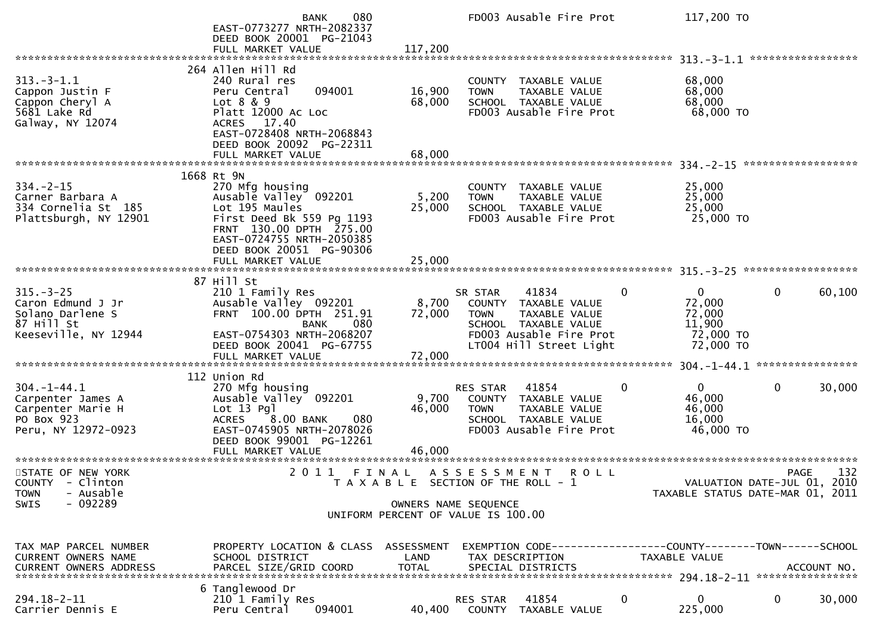```
                                  BANK     080                  FD003 Ausable Fire Prot            117,200 TO
                              EAST-0773277 NRTH-2082337
                              DEED BOOK 20001  PG-21043
                              FULL MARKET VALUE              117,200
******************************************************************************************************* 313.-3-1.1 *****************
                          264 Allen Hill Rd
313.-3-1.1                    240 Rural res                          COUNTY  TAXABLE VALUE              68,000
Cappon Justin F               Peru Central      094001      16,900   TOWN    TAXABLE VALUE              68,000
Cappon Cheryl A               Lot 8 & 9                     68,000   SCHOOL  TAXABLE VALUE              68,000
5681 Lake Rd                  Platt 12000 Ac Loc                     FD003 Ausable Fire Prot             68,000 TO
Galway, NY 12074              ACRES   17.40
                              EAST-0728408 NRTH-2068843
                              DEED BOOK 20092  PG-22311
                              FULL MARKET VALUE               68,000
******************************************************************************************************* 334.-2-15 ******************
                         1668 Rt 9N
334.-2-15                     270 Mfg housing                        COUNTY  TAXABLE VALUE              25,000
Carner Barbara A              Ausable Valley  092201         5,200   TOWN    TAXABLE VALUE              25,000
334 Cornelia St  185          Lot 195 Maules                25,000   SCHOOL  TAXABLE VALUE              25,000
Plattsburgh, NY 12901         First Deed Bk 559 Pg 1193              FD003 Ausable Fire Prot             25,000 TO
                              FRNT  130.00 DPTH  275.00
                              EAST-0724755 NRTH-2050385
                              DEED BOOK 20051  PG-90306
                              FULL MARKET VALUE               25,000
******************************************************************************************************* 315.-3-25 ******************
                           87 Hill St
315.-3-25                     210 1 Family Res                       SR STAR    41834           0            0           0        60,100
Caron Edmund J Jr             Ausable Valley  092201         8,700   COUNTY  TAXABLE VALUE              72,000
Solano Darlene S              FRNT  100.00 DPTH  251.91     72,000   TOWN    TAXABLE VALUE              72,000
87 Hill St                                BANK     080               SCHOOL  TAXABLE VALUE              11,900
Keeseville, NY 12944          EAST-0754303 NRTH-2068207              FD003 Ausable Fire Prot             72,000 TO
                              DEED BOOK 20041  PG-67755              LT004 Hill Street Light             72,000 TO
                              FULL MARKET VALUE               72,000
******************************************************************************************************* 304.-1-44.1 ****************
                          112 Union Rd
304.-1-44.1                   270 Mfg housing                        RES STAR   41854           0            0           0        30,000
Carpenter James A             Ausable Valley  092201         9,700   COUNTY  TAXABLE VALUE              46,000
Carpenter Marie H             Lot 13 Pgl                    46,000   TOWN    TAXABLE VALUE              46,000
PO Box 923                    ACRES    8.00 BANK     080             SCHOOL  TAXABLE VALUE              16,000
Peru, NY 12972-0923           EAST-0745905 NRTH-2078026              FD003 Ausable Fire Prot             46,000 TO
                              DEED BOOK 99001  PG-12261
                              FULL MARKET VALUE               46,000
************************************************************************************************************************************
STATE OF NEW YORK                  2 0 1 1   F I N A L   A S S E S S M E N T   R O L L                                PAGE   132
COUNTY  - Clinton                     T A X A B L E  SECTION OF THE ROLL - 1                           VALUATION DATE-JUL 01, 2010
TOWN    - Ausable                                                                                  TAXABLE STATUS DATE-MAR 01, 2011
SWIS    - 092289                                        OWNERS NAME SEQUENCE
                                                  UNIFORM PERCENT OF VALUE IS 100.00


TAX MAP PARCEL NUMBER          PROPERTY LOCATION & CLASS  ASSESSMENT  EXEMPTION CODE------------------COUNTY--------TOWN------SCHOOL
CURRENT OWNERS NAME            SCHOOL DISTRICT               LAND      TAX DESCRIPTION              TAXABLE VALUE
CURRENT OWNERS ADDRESS         PARCEL SIZE/GRID COORD        TOTAL     SPECIAL DISTRICTS                                 ACCOUNT NO.
******************************************************************************************************* 294.18-2-11 ****************
                            6 Tanglewood Dr
294.18-2-11                   210 1 Family Res                       RES STAR   41854           0            0           0        30,000
Carrier Dennis E              Peru Central      094001      40,400   COUNTY  TAXABLE VALUE             225,000
```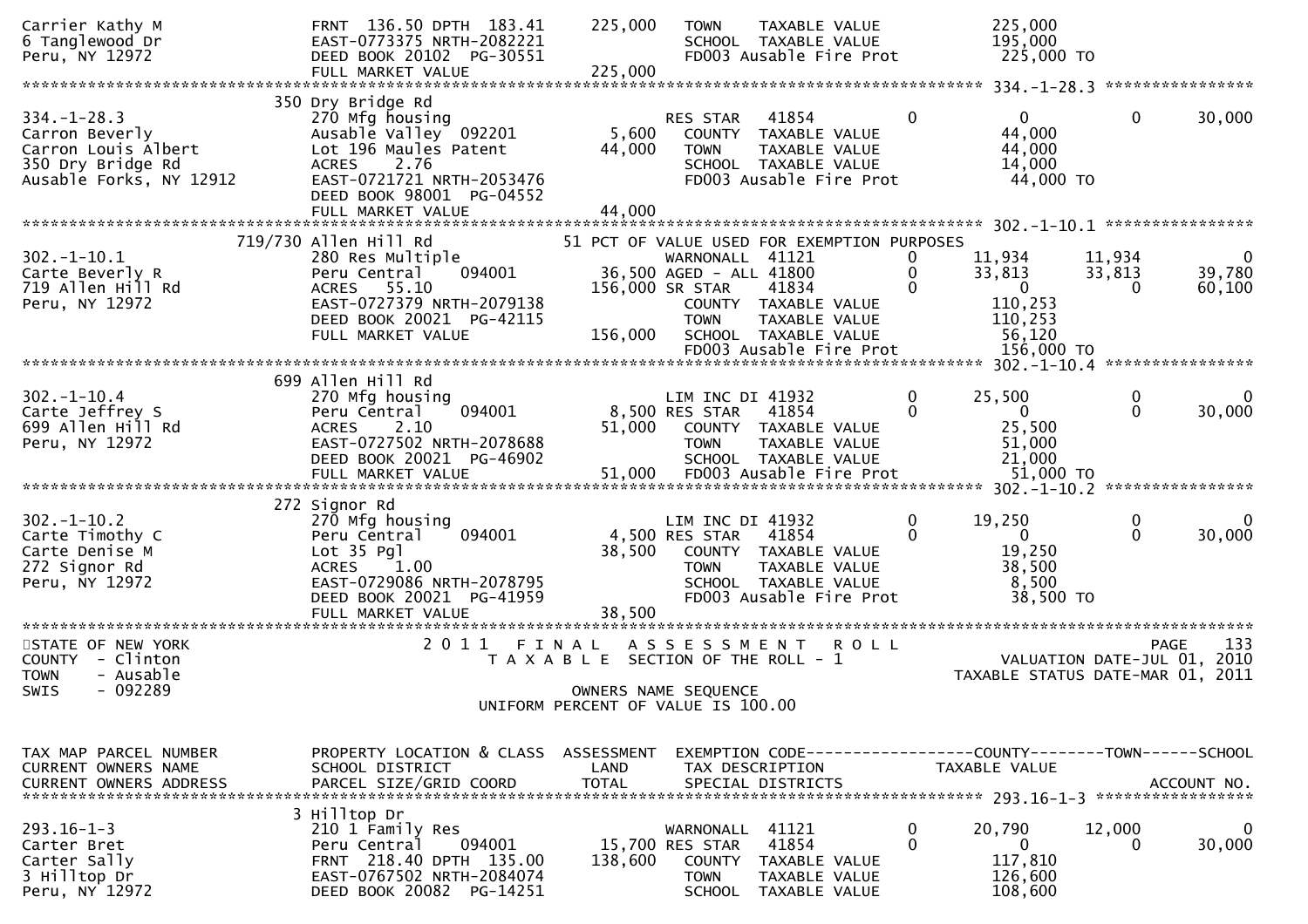```
Carrier Kathy M                  FRNT 136.50 DPTH 183.41     225,000    TOWN     TAXABLE VALUE              225,000
6 Tanglewood Dr                  EAST-0773375 NRTH-2082221              SCHOOL   TAXABLE VALUE              195,000
Peru, NY 12972                   DEED BOOK 20102  PG-30551              FD003 Ausable Fire Prot              225,000 TO
                                 FULL MARKET VALUE           225,000
******************************************************************************************************* 334.-1-28.3 ****************
                               350 Dry Bridge Rd
334.-1-28.3                      270 Mfg housing                        RES STAR    41854         0            0            0      30,000
Carron Beverly                   Ausable Valley  092201        5,600    COUNTY   TAXABLE VALUE               44,000
Carron Louis Albert              Lot 196 Maules Patent        44,000    TOWN     TAXABLE VALUE               44,000
350 Dry Bridge Rd                ACRES    2.76                          SCHOOL   TAXABLE VALUE               14,000
Ausable Forks, NY 12912          EAST-0721721 NRTH-2053476              FD003 Ausable Fire Prot               44,000 TO
                                 DEED BOOK 98001  PG-04552
                                 FULL MARKET VALUE            44,000
******************************************************************************************************* 302.-1-10.1 ****************
                           719/730 Allen Hill Rd               51 PCT OF VALUE USED FOR EXEMPTION PURPOSES
302.-1-10.1                      280 Res Multiple                       WARNONALL  41121          0       11,934       11,934           0
Carte Beverly R                  Peru Central    094001       36,500 AGED - ALL 41800             0       33,813       33,813      39,780
719 Allen Hill Rd                ACRES   55.10               156,000 SR STAR    41834             0            0            0      60,100
Peru, NY 12972                   EAST-0727379 NRTH-2079138              COUNTY   TAXABLE VALUE              110,253
                                 DEED BOOK 20021  PG-42115              TOWN     TAXABLE VALUE              110,253
                                 FULL MARKET VALUE           156,000    SCHOOL   TAXABLE VALUE               56,120
                                                                        FD003 Ausable Fire Prot              156,000 TO
******************************************************************************************************* 302.-1-10.4 ****************
                               699 Allen Hill Rd
302.-1-10.4                      270 Mfg housing                        LIM INC DI 41932          0       25,500            0           0
Carte Jeffrey S                  Peru Central    094001        8,500 RES STAR    41854            0            0            0      30,000
699 Allen Hill Rd                ACRES    2.10                51,000    COUNTY   TAXABLE VALUE               25,500
Peru, NY 12972                   EAST-0727502 NRTH-2078688              TOWN     TAXABLE VALUE               51,000
                                 DEED BOOK 20021  PG-46902              SCHOOL   TAXABLE VALUE               21,000
                                 FULL MARKET VALUE            51,000    FD003 Ausable Fire Prot               51,000 TO
******************************************************************************************************* 302.-1-10.2 ****************
                               272 Signor Rd
302.-1-10.2                      270 Mfg housing                        LIM INC DI 41932          0       19,250            0           0
Carte Timothy C                  Peru Central    094001        4,500 RES STAR    41854            0            0            0      30,000
Carte Denise M                   Lot 35 Pgl                   38,500    COUNTY   TAXABLE VALUE               19,250
272 Signor Rd                    ACRES    1.00                          TOWN     TAXABLE VALUE               38,500
Peru, NY 12972                   EAST-0729086 NRTH-2078795              SCHOOL   TAXABLE VALUE                8,500
                                 DEED BOOK 20021  PG-41959              FD003 Ausable Fire Prot               38,500 TO
                                 FULL MARKET VALUE            38,500
************************************************************************************************************************************
STATE OF NEW YORK                      2 0 1 1   F I N A L   A S S E S S M E N T   R O L L                                  PAGE    133
COUNTY  - Clinton                          T A X A B L E  SECTION OF THE ROLL - 1                          VALUATION DATE-JUL 01, 2010
TOWN    - Ausable                                                                                     TAXABLE STATUS DATE-MAR 01, 2011
SWIS    - 092289                                          OWNERS NAME SEQUENCE
                                                    UNIFORM PERCENT OF VALUE IS 100.00


TAX MAP PARCEL NUMBER            PROPERTY LOCATION & CLASS  ASSESSMENT  EXEMPTION CODE------------------COUNTY--------TOWN------SCHOOL
CURRENT OWNERS NAME              SCHOOL DISTRICT               LAND      TAX DESCRIPTION              TAXABLE VALUE
CURRENT OWNERS ADDRESS           PARCEL SIZE/GRID COORD        TOTAL     SPECIAL DISTRICTS                                  ACCOUNT NO.
******************************************************************************************************* 293.16-1-3 *****************
                                 3 Hilltop Dr
293.16-1-3                       210 1 Family Res                       WARNONALL  41121          0       20,790       12,000           0
Carter Bret                      Peru Central    094001       15,700 RES STAR    41854            0            0            0      30,000
Carter Sally                     FRNT 218.40 DPTH 135.00     138,600    COUNTY   TAXABLE VALUE              117,810
3 Hilltop Dr                     EAST-0767502 NRTH-2084074              TOWN     TAXABLE VALUE              126,600
Peru, NY 12972                   DEED BOOK 20082  PG-14251              SCHOOL   TAXABLE VALUE              108,600
```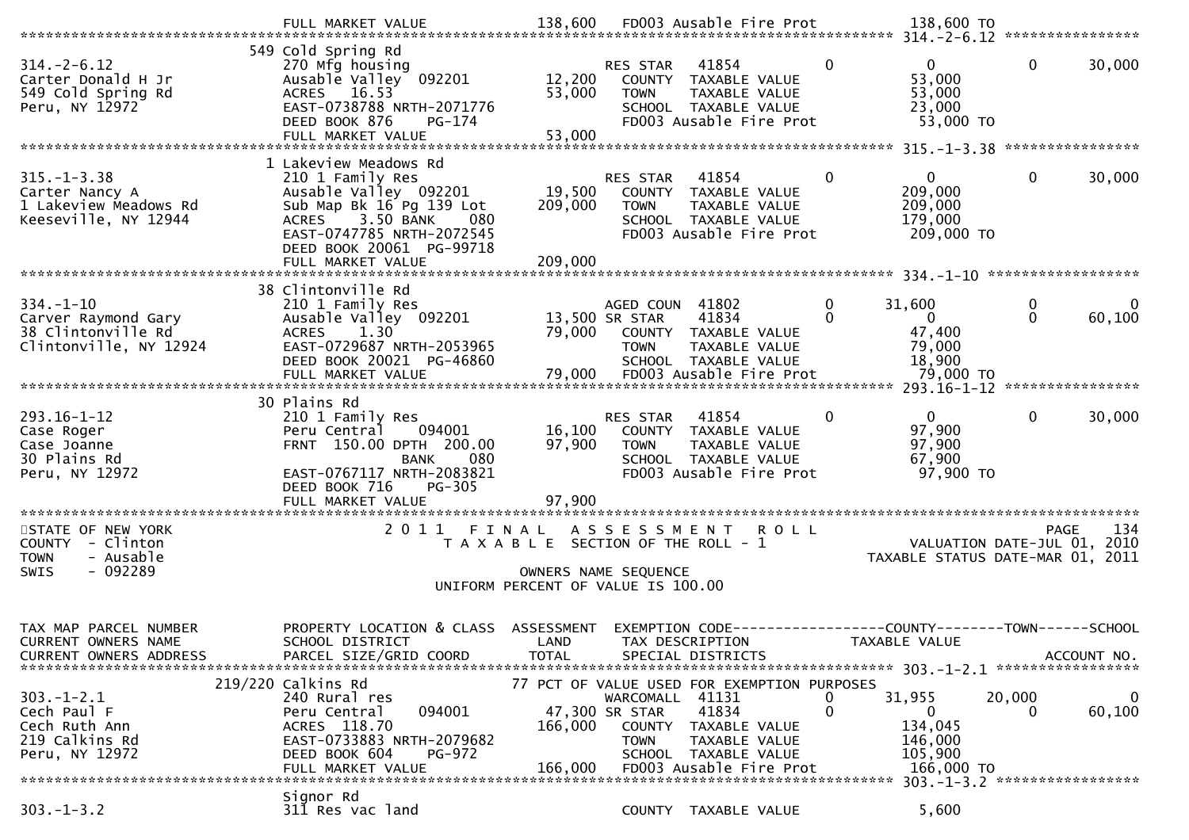```
                                  FULL MARKET VALUE           138,600   FD003 Ausable Fire Prot             138,600 TO
******************************************************************************************************* 314.-2-6.12 ****************
                                549 Cold Spring Rd
314.-2-6.12                      270 Mfg housing                        RES STAR   41854          0              0            0        30,000
Carter Donald H Jr               Ausable Valley  092201       12,200      COUNTY  TAXABLE VALUE                53,000
549 Cold Spring Rd               ACRES   16.53                53,000      TOWN    TAXABLE VALUE                53,000
Peru, NY 12972                   EAST-0738788 NRTH-2071776                SCHOOL  TAXABLE VALUE                23,000
                                 DEED BOOK 876     PG-174                 FD003 Ausable Fire Prot               53,000 TO
                                 FULL MARKET VALUE             53,000
******************************************************************************************************* 315.-1-3.38 ****************
                                  1 Lakeview Meadows Rd
315.-1-3.38                      210 1 Family Res                       RES STAR   41854          0              0            0        30,000
Carter Nancy A                   Ausable Valley  092201       19,500      COUNTY  TAXABLE VALUE               209,000
1 Lakeview Meadows Rd            Sub Map Bk 16 Pg 139 Lot    209,000      TOWN    TAXABLE VALUE               209,000
Keeseville, NY 12944             ACRES     3.50 BANK     080              SCHOOL  TAXABLE VALUE               179,000
                                 EAST-0747785 NRTH-2072545                FD003 Ausable Fire Prot              209,000 TO
                                 DEED BOOK 20061  PG-99718
                                 FULL MARKET VALUE            209,000
******************************************************************************************************* 334.-1-10 ******************
                                 38 Clintonville Rd
334.-1-10                        210 1 Family Res                       AGED COUN  41802          0         31,600            0             0
Carver Raymond Gary              Ausable Valley  092201       13,500 SR STAR    41834          0              0            0        60,100
38 Clintonville Rd               ACRES     1.30               79,000      COUNTY  TAXABLE VALUE                47,400
Clintonville, NY 12924           EAST-0729687 NRTH-2053965                TOWN    TAXABLE VALUE                79,000
                                 DEED BOOK 20021  PG-46860                SCHOOL  TAXABLE VALUE                18,900
                                 FULL MARKET VALUE             79,000     FD003 Ausable Fire Prot               79,000 TO
******************************************************************************************************* 293.16-1-12 ****************
                                 30 Plains Rd
293.16-1-12                      210 1 Family Res                       RES STAR   41854          0              0            0        30,000
Case Roger                       Peru Central      094001       16,100      COUNTY  TAXABLE VALUE                97,900
Case Joanne                      FRNT  150.00 DPTH  200.00    97,900      TOWN    TAXABLE VALUE                97,900
30 Plains Rd                                   BANK     080               SCHOOL  TAXABLE VALUE                67,900
Peru, NY 12972                   EAST-0767117 NRTH-2083821                FD003 Ausable Fire Prot               97,900 TO
                                 DEED BOOK 716     PG-305
                                 FULL MARKET VALUE             97,900
************************************************************************************************************************************
STATE OF NEW YORK                    2 0 1 1   F I N A L   A S S E S S M E N T   R O L L                                 PAGE    134
COUNTY  - Clinton                       T A X A B L E  SECTION OF THE ROLL - 1                         VALUATION DATE-JUL 01, 2010
TOWN    - Ausable                                                                                 TAXABLE STATUS DATE-MAR 01, 2011
SWIS    - 092289                                        OWNERS NAME SEQUENCE
                                                UNIFORM PERCENT OF VALUE IS 100.00


TAX MAP PARCEL NUMBER            PROPERTY LOCATION & CLASS  ASSESSMENT  EXEMPTION CODE------------------COUNTY--------TOWN------SCHOOL
CURRENT OWNERS NAME              SCHOOL DISTRICT               LAND      TAX DESCRIPTION              TAXABLE VALUE
CURRENT OWNERS ADDRESS           PARCEL SIZE/GRID COORD       TOTAL      SPECIAL DISTRICTS                                  ACCOUNT NO.
******************************************************************************************************* 303.-1-2.1 *****************
                         219/220 Calkins Rd                     77 PCT OF VALUE USED FOR EXEMPTION PURPOSES
303.-1-2.1                       240 Rural res                          WARCOMALL  41131          0         31,955       20,000             0
Cech Paul F                      Peru Central      094001       47,300 SR STAR    41834          0              0            0        60,100
Cech Ruth Ann                    ACRES  118.70               166,000      COUNTY  TAXABLE VALUE               134,045
219 Calkins Rd                   EAST-0733883 NRTH-2079682                TOWN    TAXABLE VALUE               146,000
Peru, NY 12972                   DEED BOOK 604     PG-972                 SCHOOL  TAXABLE VALUE               105,900
                                 FULL MARKET VALUE            166,000     FD003 Ausable Fire Prot              166,000 TO
******************************************************************************************************* 303.-1-3.2 *****************
                                 Signor Rd
303.-1-3.2                       311 Res vac land                         COUNTY  TAXABLE VALUE                 5,600
```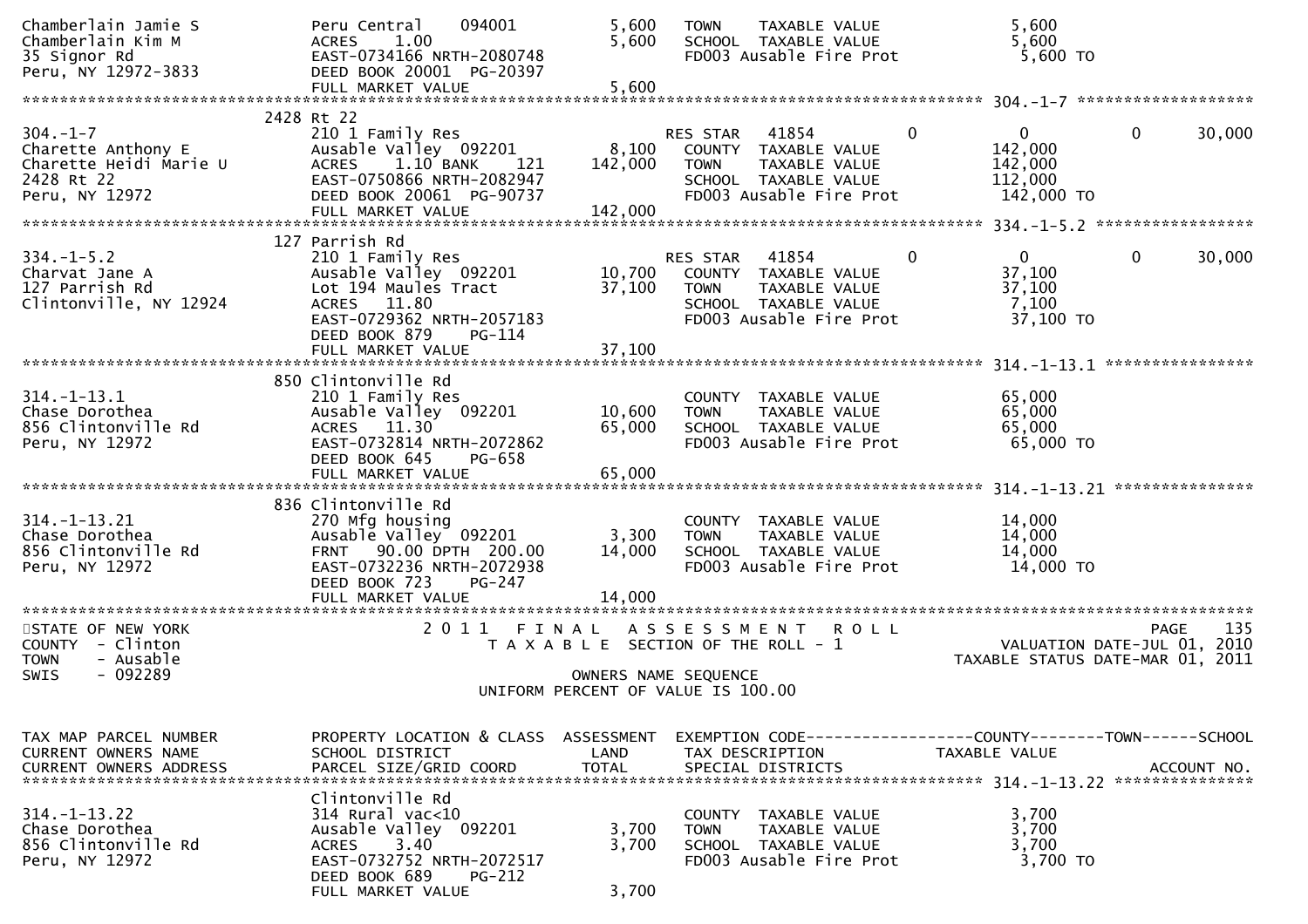```
Chamberlain Jamie S           Peru Central    094001          5,600   TOWN    TAXABLE VALUE              5,600
Chamberlain Kim M             ACRES    1.00                   5,600   SCHOOL  TAXABLE VALUE              5,600
35 Signor Rd                  EAST-0734166 NRTH-2080748               FD003 Ausable Fire Prot            5,600 TO
Peru, NY 12972-3833           DEED BOOK 20001  PG-20397
                              FULL MARKET VALUE               5,600
******************************************************************************************************* 304.-1-7 ********************
                          2428 Rt 22
304.-1-7                      210 1 Family Res                        RES STAR   41854          0          0          0       30,000
Charette Anthony E            Ausable Valley  092201          8,100   COUNTY  TAXABLE VALUE            142,000
Charette Heidi Marie U        ACRES    1.10 BANK     121    142,000   TOWN    TAXABLE VALUE            142,000
2428 Rt 22                    EAST-0750866 NRTH-2082947               SCHOOL  TAXABLE VALUE            112,000
Peru, NY 12972                DEED BOOK 20061  PG-90737               FD003 Ausable Fire Prot          142,000 TO
                              FULL MARKET VALUE             142,000
******************************************************************************************************* 334.-1-5.2 ******************
                          127 Parrish Rd
334.-1-5.2                    210 1 Family Res                        RES STAR   41854          0          0          0       30,000
Charvat Jane A                Ausable Valley  092201         10,700   COUNTY  TAXABLE VALUE             37,100
127 Parrish Rd                Lot 194 Maules Tract           37,100   TOWN    TAXABLE VALUE             37,100
Clintonville, NY 12924        ACRES   11.80                           SCHOOL  TAXABLE VALUE              7,100
                              EAST-0729362 NRTH-2057183               FD003 Ausable Fire Prot           37,100 TO
                              DEED BOOK 879     PG-114
                              FULL MARKET VALUE              37,100
******************************************************************************************************* 314.-1-13.1 *****************
                          850 Clintonville Rd
314.-1-13.1                   210 1 Family Res                        COUNTY  TAXABLE VALUE             65,000
Chase Dorothea                Ausable Valley  092201         10,600   TOWN    TAXABLE VALUE             65,000
856 Clintonville Rd           ACRES   11.30                  65,000   SCHOOL  TAXABLE VALUE             65,000
Peru, NY 12972                EAST-0732814 NRTH-2072862               FD003 Ausable Fire Prot           65,000 TO
                              DEED BOOK 645     PG-658
                              FULL MARKET VALUE              65,000
******************************************************************************************************* 314.-1-13.21 ****************
                          836 Clintonville Rd
314.-1-13.21                  270 Mfg housing                         COUNTY  TAXABLE VALUE             14,000
Chase Dorothea                Ausable Valley  092201          3,300   TOWN    TAXABLE VALUE             14,000
856 Clintonville Rd           FRNT   90.00 DPTH  200.00      14,000   SCHOOL  TAXABLE VALUE             14,000
Peru, NY 12972                EAST-0732236 NRTH-2072938               FD003 Ausable Fire Prot           14,000 TO
                              DEED BOOK 723     PG-247
                              FULL MARKET VALUE              14,000
**************************************************************************************************************************************
STATE OF NEW YORK                  2 0 1 1   F I N A L   A S S E S S M E N T   R O L L                                   PAGE    135
COUNTY  - Clinton                     T A X A B L E  SECTION OF THE ROLL - 1                           VALUATION DATE-JUL 01, 2010
TOWN    - Ausable                                                                                TAXABLE STATUS DATE-MAR 01, 2011
SWIS    - 092289                                      OWNERS NAME SEQUENCE
                                              UNIFORM PERCENT OF VALUE IS 100.00


TAX MAP PARCEL NUMBER         PROPERTY LOCATION & CLASS  ASSESSMENT  EXEMPTION CODE------------------COUNTY--------TOWN------SCHOOL
CURRENT OWNERS NAME           SCHOOL DISTRICT               LAND      TAX DESCRIPTION              TAXABLE VALUE
CURRENT OWNERS ADDRESS        PARCEL SIZE/GRID COORD        TOTAL     SPECIAL DISTRICTS                                  ACCOUNT NO.
******************************************************************************************************* 314.-1-13.22 ****************
                              Clintonville Rd
314.-1-13.22                  314 Rural vac<10                        COUNTY  TAXABLE VALUE              3,700
Chase Dorothea                Ausable Valley  092201          3,700   TOWN    TAXABLE VALUE              3,700
856 Clintonville Rd           ACRES    3.40                   3,700   SCHOOL  TAXABLE VALUE              3,700
Peru, NY 12972                EAST-0732752 NRTH-2072517               FD003 Ausable Fire Prot            3,700 TO
                              DEED BOOK 689     PG-212
                              FULL MARKET VALUE               3,700
```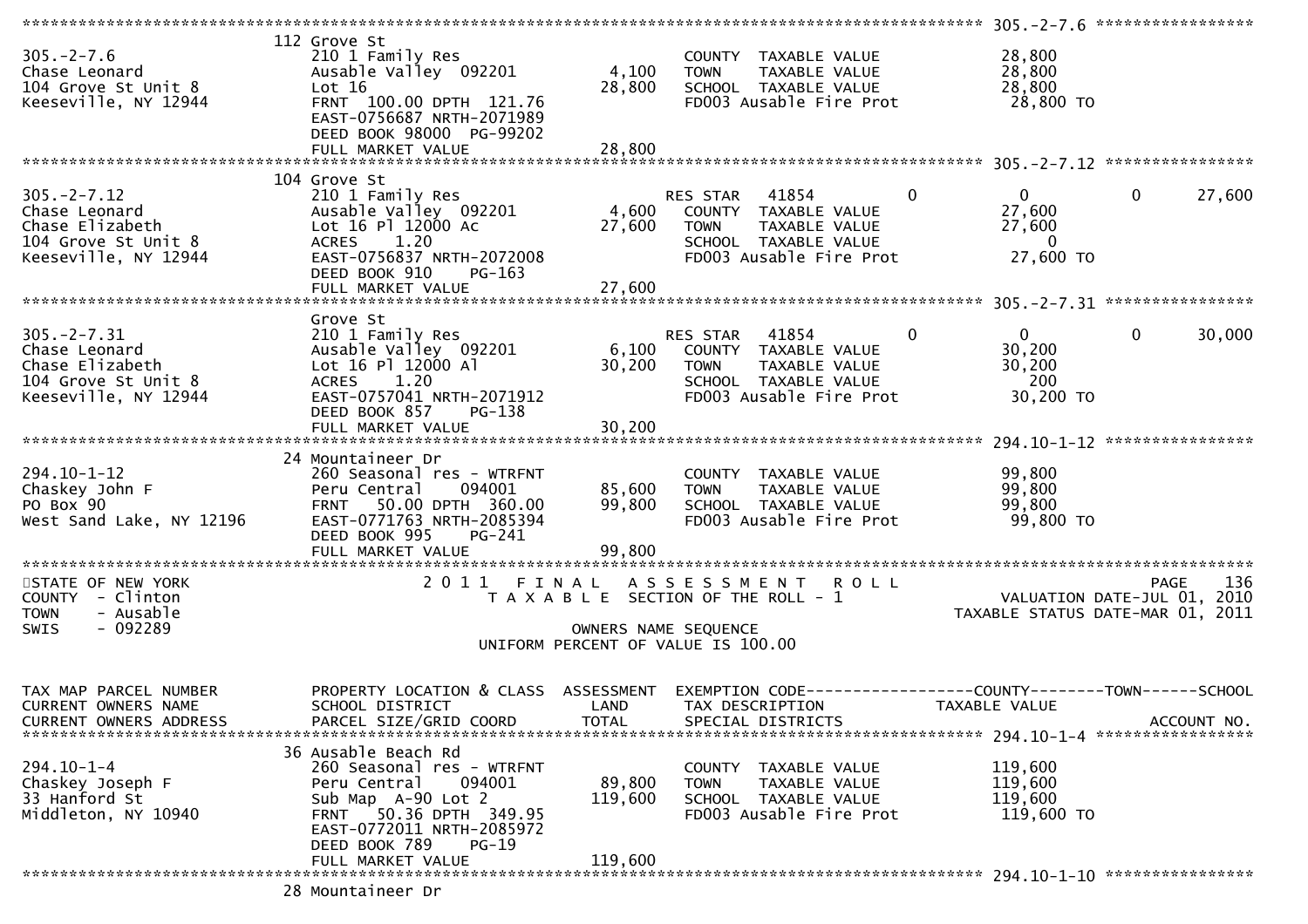```
******************************************************************************************************* 305.-2-7.6 *****************
               112 Grove St
305.-2-7.6                    210 1 Family Res                       COUNTY  TAXABLE VALUE             28,800
Chase Leonard                 Ausable Valley  092201        4,100    TOWN    TAXABLE VALUE             28,800
104 Grove St Unit 8           Lot 16                        28,800   SCHOOL  TAXABLE VALUE             28,800
Keeseville, NY 12944          FRNT  100.00 DPTH  121.76              FD003 Ausable Fire Prot            28,800 TO
                              EAST-0756687 NRTH-2071989
                              DEED BOOK 98000  PG-99202
                              FULL MARKET VALUE             28,800
******************************************************************************************************* 305.-2-7.12 ****************
               104 Grove St
305.-2-7.12                   210 1 Family Res                       RES STAR   41854         0           0           0      27,600
Chase Leonard                 Ausable Valley  092201        4,600    COUNTY  TAXABLE VALUE             27,600
Chase Elizabeth               Lot 16 Pl 12000 Ac            27,600   TOWN    TAXABLE VALUE             27,600
104 Grove St Unit 8           ACRES    1.20                          SCHOOL  TAXABLE VALUE                  0
Keeseville, NY 12944          EAST-0756837 NRTH-2072008              FD003 Ausable Fire Prot            27,600 TO
                              DEED BOOK 910    PG-163
                              FULL MARKET VALUE             27,600
******************************************************************************************************* 305.-2-7.31 ****************
               Grove St
305.-2-7.31                   210 1 Family Res                       RES STAR   41854         0           0           0      30,000
Chase Leonard                 Ausable Valley  092201        6,100    COUNTY  TAXABLE VALUE             30,200
Chase Elizabeth               Lot 16 Pl 12000 Al            30,200   TOWN    TAXABLE VALUE             30,200
104 Grove St Unit 8           ACRES    1.20                          SCHOOL  TAXABLE VALUE                200
Keeseville, NY 12944          EAST-0757041 NRTH-2071912              FD003 Ausable Fire Prot            30,200 TO
                              DEED BOOK 857    PG-138
                              FULL MARKET VALUE             30,200
******************************************************************************************************* 294.10-1-12 ****************
               24 Mountaineer Dr
294.10-1-12                   260 Seasonal res - WTRFNT              COUNTY  TAXABLE VALUE             99,800
Chaskey John F                Peru Central     094001       85,600   TOWN    TAXABLE VALUE             99,800
PO Box 90                     FRNT   50.00 DPTH  360.00     99,800   SCHOOL  TAXABLE VALUE             99,800
West Sand Lake, NY 12196      EAST-0771763 NRTH-2085394              FD003 Ausable Fire Prot            99,800 TO
                              DEED BOOK 995    PG-241
                              FULL MARKET VALUE             99,800
************************************************************************************************************************************
STATE OF NEW YORK                  2 0 1 1   F I N A L   A S S E S S M E N T   R O L L                                  PAGE   136
COUNTY  - Clinton                     T A X A B L E  SECTION OF THE ROLL - 1                          VALUATION DATE-JUL 01, 2010
TOWN    - Ausable                                                                                  TAXABLE STATUS DATE-MAR 01, 2011
SWIS    - 092289                                  OWNERS NAME SEQUENCE
                                            UNIFORM PERCENT OF VALUE IS 100.00


TAX MAP PARCEL NUMBER         PROPERTY LOCATION & CLASS  ASSESSMENT  EXEMPTION CODE------------------COUNTY--------TOWN------SCHOOL
CURRENT OWNERS NAME           SCHOOL DISTRICT               LAND     TAX DESCRIPTION              TAXABLE VALUE
CURRENT OWNERS ADDRESS        PARCEL SIZE/GRID COORD        TOTAL    SPECIAL DISTRICTS                                   ACCOUNT NO.
******************************************************************************************************* 294.10-1-4 *****************
               36 Ausable Beach Rd
294.10-1-4                    260 Seasonal res - WTRFNT              COUNTY  TAXABLE VALUE            119,600
Chaskey Joseph F              Peru Central     094001       89,800   TOWN    TAXABLE VALUE            119,600
33 Hanford St                 Sub Map  A-90 Lot 2          119,600   SCHOOL  TAXABLE VALUE            119,600
Middleton, NY 10940           FRNT   50.36 DPTH  349.95              FD003 Ausable Fire Prot           119,600 TO
                              EAST-0772011 NRTH-2085972
                              DEED BOOK 789    PG-19
                              FULL MARKET VALUE            119,600
******************************************************************************************************* 294.10-1-10 ****************
               28 Mountaineer Dr
```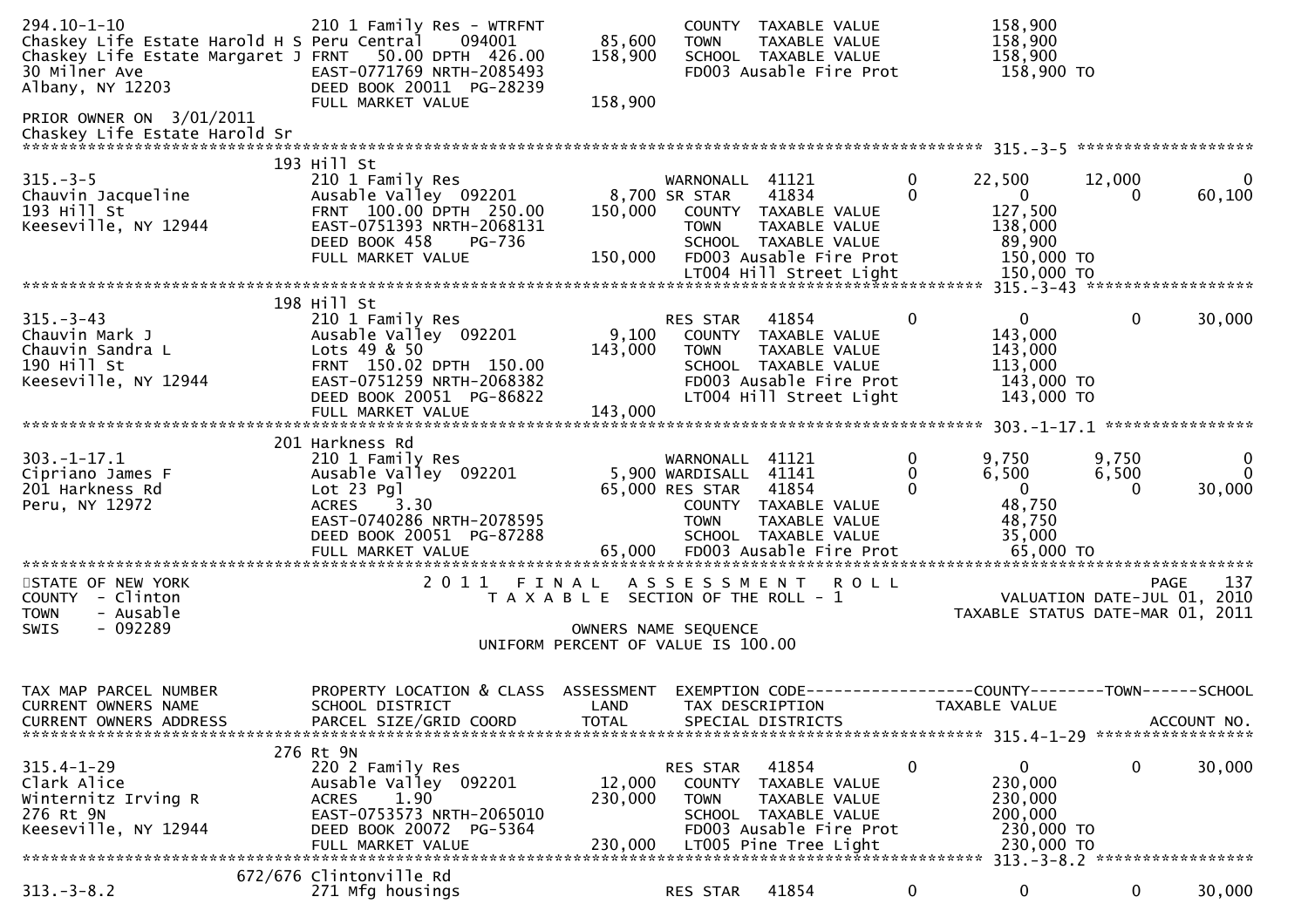```
294.10-1-10                     210 1 Family Res - WTRFNT              COUNTY  TAXABLE VALUE           158,900
Chaskey Life Estate Harold H S Peru Central     094001        85,600   TOWN    TAXABLE VALUE           158,900
Chaskey Life Estate Margaret J FRNT    50.00 DPTH  426.00     158,900   SCHOOL  TAXABLE VALUE           158,900
30 Milner Ave                   EAST-0771769 NRTH-2085493              FD003 Ausable Fire Prot          158,900 TO
Albany, NY 12203                DEED BOOK 20011  PG-28239
                                FULL MARKET VALUE             158,900
PRIOR OWNER ON  3/01/2011
Chaskey Life Estate Harold Sr
******************************************************************************************************* 315.-3-5 *******************
                              193 Hill St
315.-3-5                        210 1 Family Res                       WARNONALL  41121          0        22,500      12,000           0
Chauvin Jacqueline              Ausable Valley  092201         8,700 SR STAR    41834          0             0           0      60,100
193 Hill St                     FRNT  100.00 DPTH  250.00     150,000   COUNTY  TAXABLE VALUE           127,500
Keeseville, NY 12944            EAST-0751393 NRTH-2068131              TOWN    TAXABLE VALUE           138,000
                                DEED BOOK 458     PG-736               SCHOOL  TAXABLE VALUE            89,900
                                FULL MARKET VALUE             150,000   FD003 Ausable Fire Prot          150,000 TO
                                                                       LT004 Hill Street Light          150,000 TO
******************************************************************************************************* 315.-3-43 ******************
                              198 Hill St
315.-3-43                       210 1 Family Res                       RES STAR   41854          0             0           0      30,000
Chauvin Mark J                  Ausable Valley  092201         9,100   COUNTY  TAXABLE VALUE           143,000
Chauvin Sandra L                Lots 49 & 50                  143,000   TOWN    TAXABLE VALUE           143,000
190 Hill St                     FRNT  150.02 DPTH  150.00              SCHOOL  TAXABLE VALUE           113,000
Keeseville, NY 12944            EAST-0751259 NRTH-2068382              FD003 Ausable Fire Prot          143,000 TO
                                DEED BOOK 20051  PG-86822              LT004 Hill Street Light          143,000 TO
                                FULL MARKET VALUE             143,000
******************************************************************************************************* 303.-1-17.1 ****************
                              201 Harkness Rd
303.-1-17.1                     210 1 Family Res                       WARNONALL  41121          0         9,750       9,750           0
Cipriano James F                Ausable Valley  092201         5,900 WARDISALL  41141          0         6,500       6,500           0
201 Harkness Rd                 Lot 23 Pgl                    65,000 RES STAR   41854          0             0           0      30,000
Peru, NY 12972                  ACRES     3.30                         COUNTY  TAXABLE VALUE            48,750
                                EAST-0740286 NRTH-2078595              TOWN    TAXABLE VALUE            48,750
                                DEED BOOK 20051  PG-87288              SCHOOL  TAXABLE VALUE            35,000
                                FULL MARKET VALUE              65,000   FD003 Ausable Fire Prot           65,000 TO
************************************************************************************************************************************
STATE OF NEW YORK                          2 0 1 1   F I N A L   A S S E S S M E N T   R O L L                              PAGE   137
COUNTY  - Clinton                             T A X A B L E  SECTION OF THE ROLL - 1                       VALUATION DATE-JUL 01, 2010
TOWN    - Ausable                                                                                      TAXABLE STATUS DATE-MAR 01, 2011
SWIS    - 092289                                         OWNERS NAME SEQUENCE
                                                   UNIFORM PERCENT OF VALUE IS 100.00


TAX MAP PARCEL NUMBER           PROPERTY LOCATION & CLASS  ASSESSMENT  EXEMPTION CODE------------------COUNTY--------TOWN------SCHOOL
CURRENT OWNERS NAME             SCHOOL DISTRICT               LAND      TAX DESCRIPTION              TAXABLE VALUE
CURRENT OWNERS ADDRESS          PARCEL SIZE/GRID COORD        TOTAL     SPECIAL DISTRICTS                                 ACCOUNT NO.
******************************************************************************************************* 315.4-1-29 *****************
                              276 Rt 9N
315.4-1-29                      220 2 Family Res                       RES STAR   41854          0             0           0      30,000
Clark Alice                     Ausable Valley  092201        12,000   COUNTY  TAXABLE VALUE           230,000
Winternitz Irving R             ACRES     1.90                230,000   TOWN    TAXABLE VALUE           230,000
276 Rt 9N                       EAST-0753573 NRTH-2065010              SCHOOL  TAXABLE VALUE           200,000
Keeseville, NY 12944            DEED BOOK 20072  PG-5364               FD003 Ausable Fire Prot          230,000 TO
                                FULL MARKET VALUE             230,000   LT005 Pine Tree Light            230,000 TO
******************************************************************************************************* 313.-3-8.2 *****************
                          672/676 Clintonville Rd
313.-3-8.2                      271 Mfg housings                       RES STAR   41854          0             0           0      30,000
```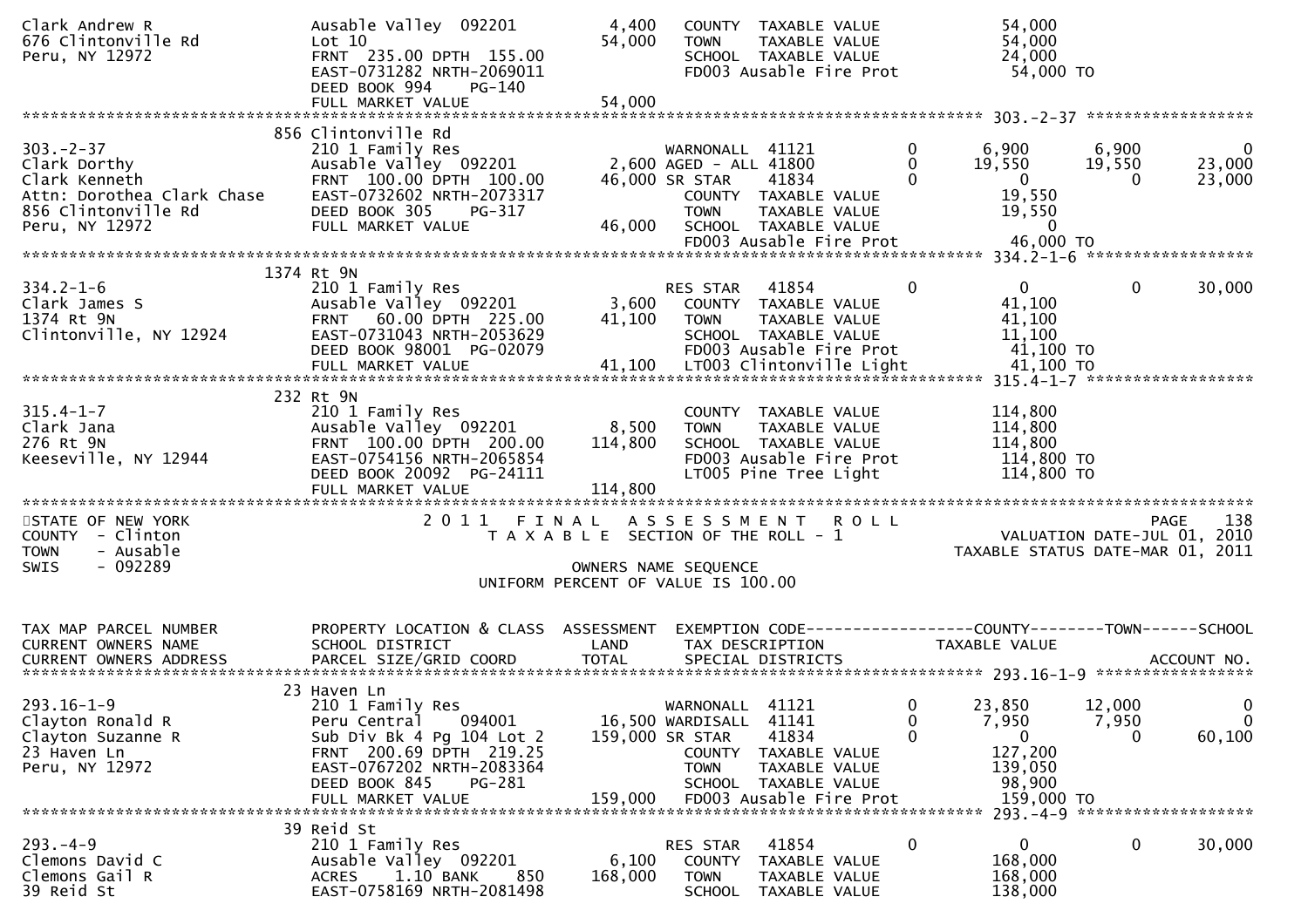```
Clark Andrew R                  Ausable Valley  092201        4,400   COUNTY  TAXABLE VALUE              54,000
676 Clintonville Rd             Lot 10                       54,000   TOWN    TAXABLE VALUE              54,000
Peru, NY 12972                  FRNT 235.00 DPTH 155.00               SCHOOL  TAXABLE VALUE              24,000
                                EAST-0731282 NRTH-2069011             FD003 Ausable Fire Prot             54,000 TO
                                DEED BOOK 994    PG-140
                                FULL MARKET VALUE            54,000
******************************************************************************************************* 303.-2-37 ******************
                            856 Clintonville Rd
303.-2-37                       210 1 Family Res                      WARNONALL  41121          0         6,900      6,900           0
Clark Dorthy                    Ausable Valley  092201        2,600 AGED - ALL 41800          0        19,550     19,550      23,000
Clark Kenneth                   FRNT 100.00 DPTH 100.00      46,000 SR STAR    41834          0             0          0      23,000
Attn: Dorothea Clark Chase      EAST-0732602 NRTH-2073317             COUNTY  TAXABLE VALUE              19,550
856 Clintonville Rd             DEED BOOK 305    PG-317               TOWN    TAXABLE VALUE              19,550
Peru, NY 12972                  FULL MARKET VALUE            46,000   SCHOOL  TAXABLE VALUE                   0
                                                                      FD003 Ausable Fire Prot             46,000 TO
******************************************************************************************************* 334.2-1-6 ******************
                           1374 Rt 9N
334.2-1-6                       210 1 Family Res                      RES STAR   41854          0             0          0      30,000
Clark James S                   Ausable Valley  092201        3,600   COUNTY  TAXABLE VALUE              41,100
1374 Rt 9N                      FRNT  60.00 DPTH 225.00      41,100   TOWN    TAXABLE VALUE              41,100
Clintonville, NY 12924          EAST-0731043 NRTH-2053629             SCHOOL  TAXABLE VALUE              11,100
                                DEED BOOK 98001 PG-02079              FD003 Ausable Fire Prot             41,100 TO
                                FULL MARKET VALUE            41,100   LT003 Clintonville Light            41,100 TO
******************************************************************************************************* 315.4-1-7 ******************
                            232 Rt 9N
315.4-1-7                       210 1 Family Res                      COUNTY  TAXABLE VALUE             114,800
Clark Jana                      Ausable Valley  092201        8,500   TOWN    TAXABLE VALUE             114,800
276 Rt 9N                       FRNT 100.00 DPTH 200.00     114,800   SCHOOL  TAXABLE VALUE             114,800
Keeseville, NY 12944            EAST-0754156 NRTH-2065854             FD003 Ausable Fire Prot            114,800 TO
                                DEED BOOK 20092 PG-24111              LT005 Pine Tree Light              114,800 TO
                                FULL MARKET VALUE           114,800
************************************************************************************************************************************
STATE OF NEW YORK                    2 0 1 1   F I N A L   A S S E S S M E N T   R O L L                              PAGE   138
COUNTY  - Clinton                       T A X A B L E  SECTION OF THE ROLL - 1                       VALUATION DATE-JUL 01, 2010
TOWN    - Ausable                                                                               TAXABLE STATUS DATE-MAR 01, 2011
SWIS    - 092289                                    OWNERS NAME SEQUENCE
                                             UNIFORM PERCENT OF VALUE IS 100.00

TAX MAP PARCEL NUMBER           PROPERTY LOCATION & CLASS  ASSESSMENT  EXEMPTION CODE------------------COUNTY--------TOWN------SCHOOL
CURRENT OWNERS NAME             SCHOOL DISTRICT               LAND      TAX DESCRIPTION             TAXABLE VALUE
CURRENT OWNERS ADDRESS          PARCEL SIZE/GRID COORD       TOTAL      SPECIAL DISTRICTS                                  ACCOUNT NO.
******************************************************************************************************* 293.16-1-9 *****************
                             23 Haven Ln
293.16-1-9                      210 1 Family Res                      WARNONALL  41121          0        23,850     12,000           0
Clayton Ronald R                Peru Central     094001      16,500 WARDISALL  41141          0         7,950      7,950           0
Clayton Suzanne R               Sub Div Bk 4 Pg 104 Lot 2   159,000 SR STAR    41834          0             0          0      60,100
23 Haven Ln                     FRNT 200.69 DPTH 219.25               COUNTY  TAXABLE VALUE             127,200
Peru, NY 12972                  EAST-0767202 NRTH-2083364             TOWN    TAXABLE VALUE             139,050
                                DEED BOOK 845    PG-281               SCHOOL  TAXABLE VALUE              98,900
                                FULL MARKET VALUE           159,000   FD003 Ausable Fire Prot            159,000 TO
******************************************************************************************************* 293.-4-9 *******************
                             39 Reid St
293.-4-9                        210 1 Family Res                      RES STAR   41854          0             0          0      30,000
Clemons David C                 Ausable Valley  092201        6,100   COUNTY  TAXABLE VALUE             168,000
Clemons Gail R                  ACRES    1.10 BANK     850  168,000   TOWN    TAXABLE VALUE             168,000
39 Reid St                      EAST-0758169 NRTH-2081498             SCHOOL  TAXABLE VALUE             138,000
```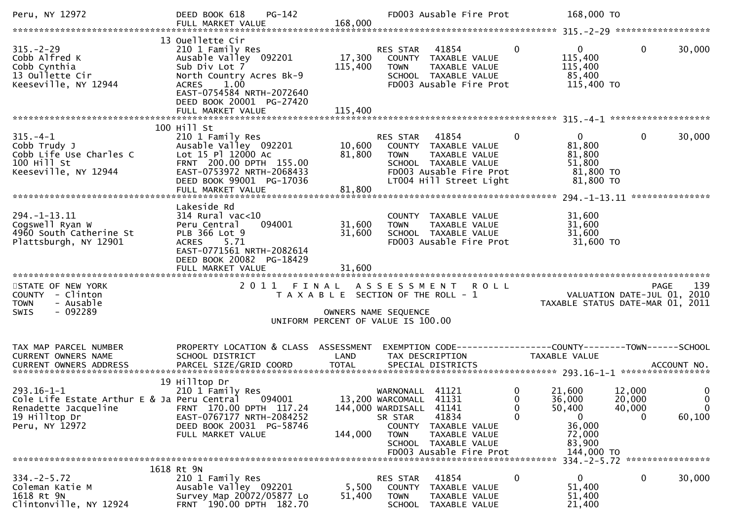```
Peru, NY 12972                 DEED BOOK 618    PG-142                      FD003 Ausable Fire Prot          168,000 TO
                               FULL MARKET VALUE            168,000
******************************************************************************************************* 315.-2-29 ******************
                            13 Ouellette Cir
315.-2-29                      210 1 Family Res                     RES STAR   41854           0           0             0       30,000
Cobb Alfred K                  Ausable Valley  092201        17,300    COUNTY  TAXABLE VALUE           115,400
Cobb Cynthia                   Sub Div Lot 7                115,400    TOWN    TAXABLE VALUE           115,400
13 Oullette Cir                North Country Acres Bk-9                SCHOOL  TAXABLE VALUE            85,400
Keeseville, NY 12944           ACRES     1.00                          FD003 Ausable Fire Prot          115,400 TO
                               EAST-0754584 NRTH-2072640
                               DEED BOOK 20001  PG-27420
                               FULL MARKET VALUE            115,400
******************************************************************************************************* 315.-4-1 *******************
                            100 Hill St
315.-4-1                       210 1 Family Res                     RES STAR   41854           0           0             0       30,000
Cobb Trudy J                   Ausable Valley  092201        10,600    COUNTY  TAXABLE VALUE            81,800
Cobb Life Use Charles C        Lot 15 Pl 12000 Ac            81,800    TOWN    TAXABLE VALUE            81,800
100 Hill St                    FRNT  200.00 DPTH  155.00               SCHOOL  TAXABLE VALUE            51,800
Keeseville, NY 12944           EAST-0753972 NRTH-2068433               FD003 Ausable Fire Prot           81,800 TO
                               DEED BOOK 99001  PG-17036               LT004 Hill Street Light           81,800 TO
                               FULL MARKET VALUE             81,800
******************************************************************************************************* 294.-1-13.11 ***************
                            Lakeside Rd
294.-1-13.11                   314 Rural vac<10                        COUNTY  TAXABLE VALUE            31,600
Cogswell Ryan W                Peru Central    094001        31,600    TOWN    TAXABLE VALUE            31,600
4960 South Catherine St        PLB 366 Lot 9                 31,600    SCHOOL  TAXABLE VALUE            31,600
Plattsburgh, NY 12901          ACRES     5.71                          FD003 Ausable Fire Prot           31,600 TO
                               EAST-0771561 NRTH-2082614
                               DEED BOOK 20082  PG-18429
                               FULL MARKET VALUE             31,600
************************************************************************************************************************************
STATE OF NEW YORK                         2 0 1 1   F I N A L   A S S E S S M E N T   R O L L                          PAGE    139
COUNTY  - Clinton                            T A X A B L E  SECTION OF THE ROLL - 1                   VALUATION DATE-JUL 01, 2010
TOWN    - Ausable                                                                                  TAXABLE STATUS DATE-MAR 01, 2011
SWIS    - 092289                                        OWNERS NAME SEQUENCE
                                                UNIFORM PERCENT OF VALUE IS 100.00


TAX MAP PARCEL NUMBER          PROPERTY LOCATION & CLASS  ASSESSMENT  EXEMPTION CODE------------------COUNTY--------TOWN------SCHOOL
CURRENT OWNERS NAME            SCHOOL DISTRICT               LAND      TAX DESCRIPTION            TAXABLE VALUE
CURRENT OWNERS ADDRESS         PARCEL SIZE/GRID COORD        TOTAL     SPECIAL DISTRICTS                                 ACCOUNT NO.
******************************************************************************************************* 293.16-1-1 *****************
                            19 Hilltop Dr
293.16-1-1                     210 1 Family Res                     WARNONALL  41121           0      21,600        12,000            0
Cole Life Estate Arthur E & Ja Peru Central    094001        13,200 WARCOMALL  41131           0      36,000        20,000            0
Renadette Jacqueline           FRNT  170.00 DPTH  117.24    144,000 WARDISALL  41141           0      50,400        40,000            0
19 Hilltop Dr                  EAST-0767177 NRTH-2084252            SR STAR    41834           0           0             0       60,100
Peru, NY 12972                 DEED BOOK 20031  PG-58746               COUNTY  TAXABLE VALUE            36,000
                               FULL MARKET VALUE            144,000    TOWN    TAXABLE VALUE            72,000
                                                                       SCHOOL  TAXABLE VALUE            83,900
                                                                       FD003 Ausable Fire Prot          144,000 TO
******************************************************************************************************* 334.-2-5.72 ****************
                          1618 Rt 9N
334.-2-5.72                    210 1 Family Res                     RES STAR   41854           0           0             0       30,000
Coleman Katie M                Ausable Valley  092201         5,500    COUNTY  TAXABLE VALUE            51,400
1618 Rt 9N                     Survey Map 20072/05877 Lo     51,400    TOWN    TAXABLE VALUE            51,400
Clintonville, NY 12924         FRNT  190.00 DPTH  182.70               SCHOOL  TAXABLE VALUE            21,400
```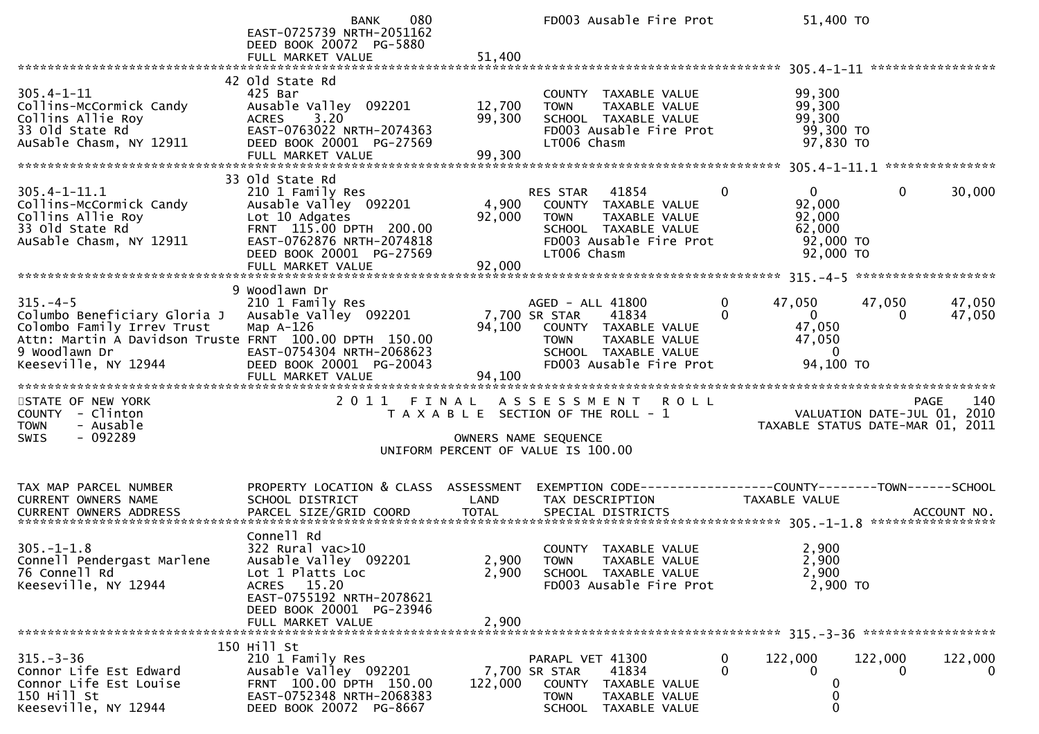```
                              BANK     080                 FD003 Ausable Fire Prot                51,400 TO
                           EAST-0725739 NRTH-2051162
                           DEED BOOK 20072  PG-5880
                           FULL MARKET VALUE              51,400
******************************************************************************************************* 305.4-1-11 *****************
                           42 Old State Rd
305.4-1-11                 425 Bar                                 COUNTY  TAXABLE VALUE                99,300
Collins-McCormick Candy    Ausable Valley  092201        12,700    TOWN    TAXABLE VALUE                99,300
Collins Allie Roy          ACRES    3.20                 99,300    SCHOOL  TAXABLE VALUE                99,300
33 Old State Rd            EAST-0763022 NRTH-2074363               FD003 Ausable Fire Prot               99,300 TO
AuSable Chasm, NY 12911    DEED BOOK 20001  PG-27569               LT006 Chasm                           97,830 TO
                           FULL MARKET VALUE              99,300
******************************************************************************************************* 305.4-1-11.1 ***************
                           33 Old State Rd
305.4-1-11.1               210 1 Family Res                        RES STAR   41854          0             0            0         30,000
Collins-McCormick Candy    Ausable Valley  092201         4,900    COUNTY  TAXABLE VALUE                92,000
Collins Allie Roy          Lot 10 Adgates                92,000    TOWN    TAXABLE VALUE                92,000
33 Old State Rd            FRNT  115.00 DPTH  200.00               SCHOOL  TAXABLE VALUE                62,000
AuSable Chasm, NY 12911    EAST-0762876 NRTH-2074818               FD003 Ausable Fire Prot               92,000 TO
                           DEED BOOK 20001  PG-27569               LT006 Chasm                           92,000 TO
                           FULL MARKET VALUE              92,000
******************************************************************************************************* 315.-4-5 *******************
                           9 Woodlawn Dr
315.-4-5                   210 1 Family Res                        AGED - ALL 41800          0        47,050       47,050         47,050
Columbo Beneficiary Gloria J  Ausable Valley  092201      7,700 SR STAR    41834          0             0            0         47,050
Colombo Family Irrev Trust    Map A-126                  94,100    COUNTY  TAXABLE VALUE                47,050
Attn: Martin A Davidson Truste FRNT  100.00 DPTH  150.00            TOWN    TAXABLE VALUE                47,050
9 Woodlawn Dr              EAST-0754304 NRTH-2068623               SCHOOL  TAXABLE VALUE                     0
Keeseville, NY 12944       DEED BOOK 20001  PG-20043               FD003 Ausable Fire Prot               94,100 TO
                           FULL MARKET VALUE              94,100
************************************************************************************************************************************
STATE OF NEW YORK                 2 0 1 1   F I N A L   A S S E S S M E N T   R O L L                                    PAGE   140
COUNTY  - Clinton                    T A X A B L E  SECTION OF THE ROLL - 1                              VALUATION DATE-JUL 01, 2010
TOWN    - Ausable                                                                                      TAXABLE STATUS DATE-MAR 01, 2011
SWIS    - 092289                                        OWNERS NAME SEQUENCE
                                                   UNIFORM PERCENT OF VALUE IS 100.00


TAX MAP PARCEL NUMBER      PROPERTY LOCATION & CLASS  ASSESSMENT  EXEMPTION CODE------------------COUNTY--------TOWN------SCHOOL
CURRENT OWNERS NAME        SCHOOL DISTRICT               LAND      TAX DESCRIPTION             TAXABLE VALUE
CURRENT OWNERS ADDRESS     PARCEL SIZE/GRID COORD        TOTAL     SPECIAL DISTRICTS                                    ACCOUNT NO.
******************************************************************************************************* 305.-1-1.8 *****************
                           Connell Rd
305.-1-1.8                 322 Rural vac>10                        COUNTY  TAXABLE VALUE                 2,900
Connell Pendergast Marlene Ausable Valley  092201         2,900    TOWN    TAXABLE VALUE                 2,900
76 Connell Rd              Lot 1 Platts Loc               2,900    SCHOOL  TAXABLE VALUE                 2,900
Keeseville, NY 12944       ACRES   15.20                           FD003 Ausable Fire Prot                2,900 TO
                           EAST-0755192 NRTH-2078621
                           DEED BOOK 20001  PG-23946
                           FULL MARKET VALUE               2,900
******************************************************************************************************* 315.-3-36 ******************
                           150 Hill St
315.-3-36                  210 1 Family Res                        PARAPL VET 41300          0       122,000      122,000        122,000
Connor Life Est Edward     Ausable Valley  092201         7,700 SR STAR    41834          0             0            0              0
Connor Life Est Louise     FRNT  100.00 DPTH  150.00    122,000    COUNTY  TAXABLE VALUE                     0
150 Hill St                EAST-0752348 NRTH-2068383               TOWN    TAXABLE VALUE                     0
Keeseville, NY 12944       DEED BOOK 20072  PG-8667                SCHOOL  TAXABLE VALUE                     0
```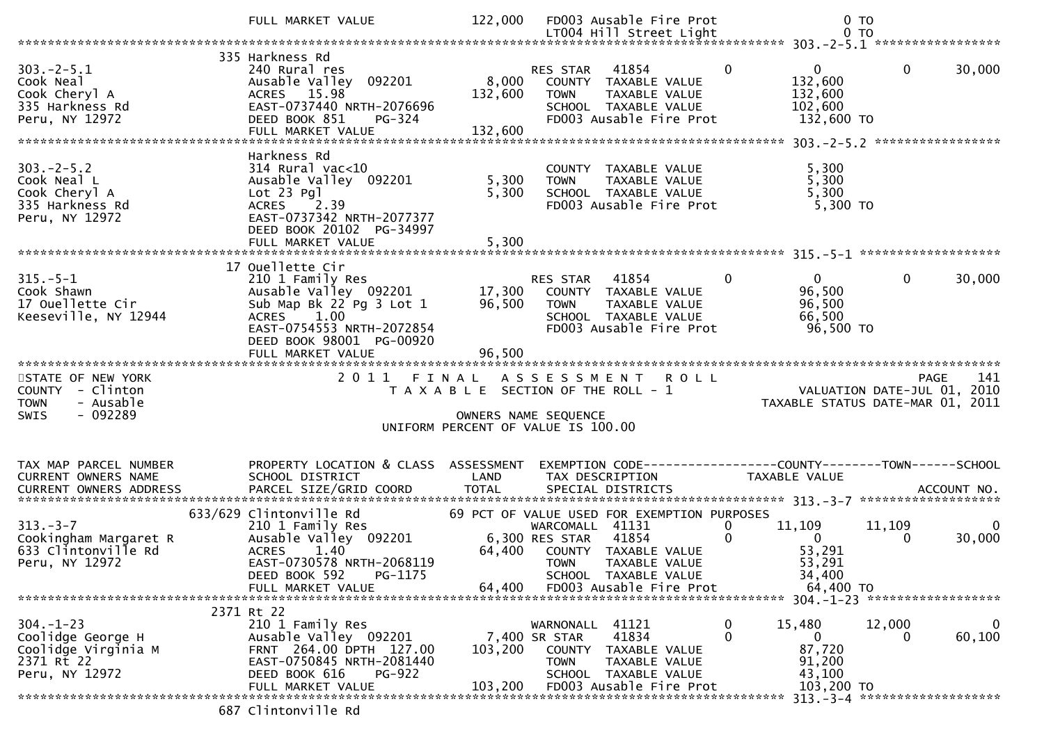```
                         FULL MARKET VALUE            122,000   FD003 Ausable Fire Prot               0 TO
                                                                LT004 Hill Street Light               0 TO
******************************************************************************************************* 303.-2-5.1 *****************
                         335 Harkness Rd
303.-2-5.1               240 Rural res                          RES STAR   41854         0          0            0      30,000
Cook Neal                Ausable Valley  092201         8,000    COUNTY  TAXABLE VALUE          132,600
Cook Cheryl A            ACRES   15.98                132,600    TOWN    TAXABLE VALUE          132,600
335 Harkness Rd          EAST-0737440 NRTH-2076696               SCHOOL  TAXABLE VALUE          102,600
Peru, NY 12972           DEED BOOK 851    PG-324                 FD003 Ausable Fire Prot        132,600 TO
                         FULL MARKET VALUE            132,600
******************************************************************************************************* 303.-2-5.2 *****************
                         Harkness Rd
303.-2-5.2               314 Rural vac<10                        COUNTY  TAXABLE VALUE            5,300
Cook Neal L              Ausable Valley  092201         5,300    TOWN    TAXABLE VALUE            5,300
Cook Cheryl A            Lot 23 Pgl                     5,300    SCHOOL  TAXABLE VALUE            5,300
335 Harkness Rd          ACRES    2.39                           FD003 Ausable Fire Prot          5,300 TO
Peru, NY 12972           EAST-0737342 NRTH-2077377
                         DEED BOOK 20102  PG-34997
                         FULL MARKET VALUE              5,300
******************************************************************************************************* 315.-5-1 *******************
                         17 Ouellette Cir
315.-5-1                 210 1 Family Res                       RES STAR   41854         0          0            0      30,000
Cook Shawn               Ausable Valley  092201        17,300    COUNTY  TAXABLE VALUE           96,500
17 Ouellette Cir         Sub Map Bk 22 Pg 3 Lot 1      96,500    TOWN    TAXABLE VALUE           96,500
Keeseville, NY 12944     ACRES    1.00                           SCHOOL  TAXABLE VALUE           66,500
                         EAST-0754553 NRTH-2072854               FD003 Ausable Fire Prot         96,500 TO
                         DEED BOOK 98001  PG-00920
                         FULL MARKET VALUE             96,500
************************************************************************************************************************************
STATE OF NEW YORK                  2 0 1 1   F I N A L   A S S E S S M E N T   R O L L                                   PAGE   141
COUNTY  - Clinton                      T A X A B L E  SECTION OF THE ROLL - 1                         VALUATION DATE-JUL 01, 2010
TOWN    - Ausable                                                                                   TAXABLE STATUS DATE-MAR 01, 2011
SWIS    - 092289                                     OWNERS NAME SEQUENCE
                                              UNIFORM PERCENT OF VALUE IS 100.00


TAX MAP PARCEL NUMBER    PROPERTY LOCATION & CLASS  ASSESSMENT  EXEMPTION CODE------------------COUNTY--------TOWN------SCHOOL
CURRENT OWNERS NAME      SCHOOL DISTRICT               LAND     TAX DESCRIPTION             TAXABLE VALUE
CURRENT OWNERS ADDRESS   PARCEL SIZE/GRID COORD        TOTAL    SPECIAL DISTRICTS                                     ACCOUNT NO.
******************************************************************************************************* 313.-3-7 *******************
                         633/629 Clintonville Rd        69 PCT OF VALUE USED FOR EXEMPTION PURPOSES
313.-3-7                 210 1 Family Res                       WARCOMALL  41131         0     11,109       11,109           0
Cookingham Margaret R    Ausable Valley  092201         6,300 RES STAR   41854         0          0            0      30,000
633 Clintonville Rd      ACRES    1.40                 64,400    COUNTY  TAXABLE VALUE           53,291
Peru, NY 12972           EAST-0730578 NRTH-2068119               TOWN    TAXABLE VALUE           53,291
                         DEED BOOK 592    PG-1175                SCHOOL  TAXABLE VALUE           34,400
                         FULL MARKET VALUE             64,400    FD003 Ausable Fire Prot         64,400 TO
******************************************************************************************************* 304.-1-23 ******************
                         2371 Rt 22
304.-1-23                210 1 Family Res                       WARNONALL  41121         0     15,480       12,000           0
Coolidge George H        Ausable Valley  092201         7,400 SR STAR    41834         0          0            0      60,100
Coolidge Virginia M      FRNT 264.00 DPTH 127.00      103,200    COUNTY  TAXABLE VALUE           87,720
2371 Rt 22               EAST-0750845 NRTH-2081440               TOWN    TAXABLE VALUE           91,200
Peru, NY 12972           DEED BOOK 616    PG-922                 SCHOOL  TAXABLE VALUE           43,100
                         FULL MARKET VALUE            103,200    FD003 Ausable Fire Prot        103,200 TO
******************************************************************************************************* 313.-3-4 *******************
                         687 Clintonville Rd
```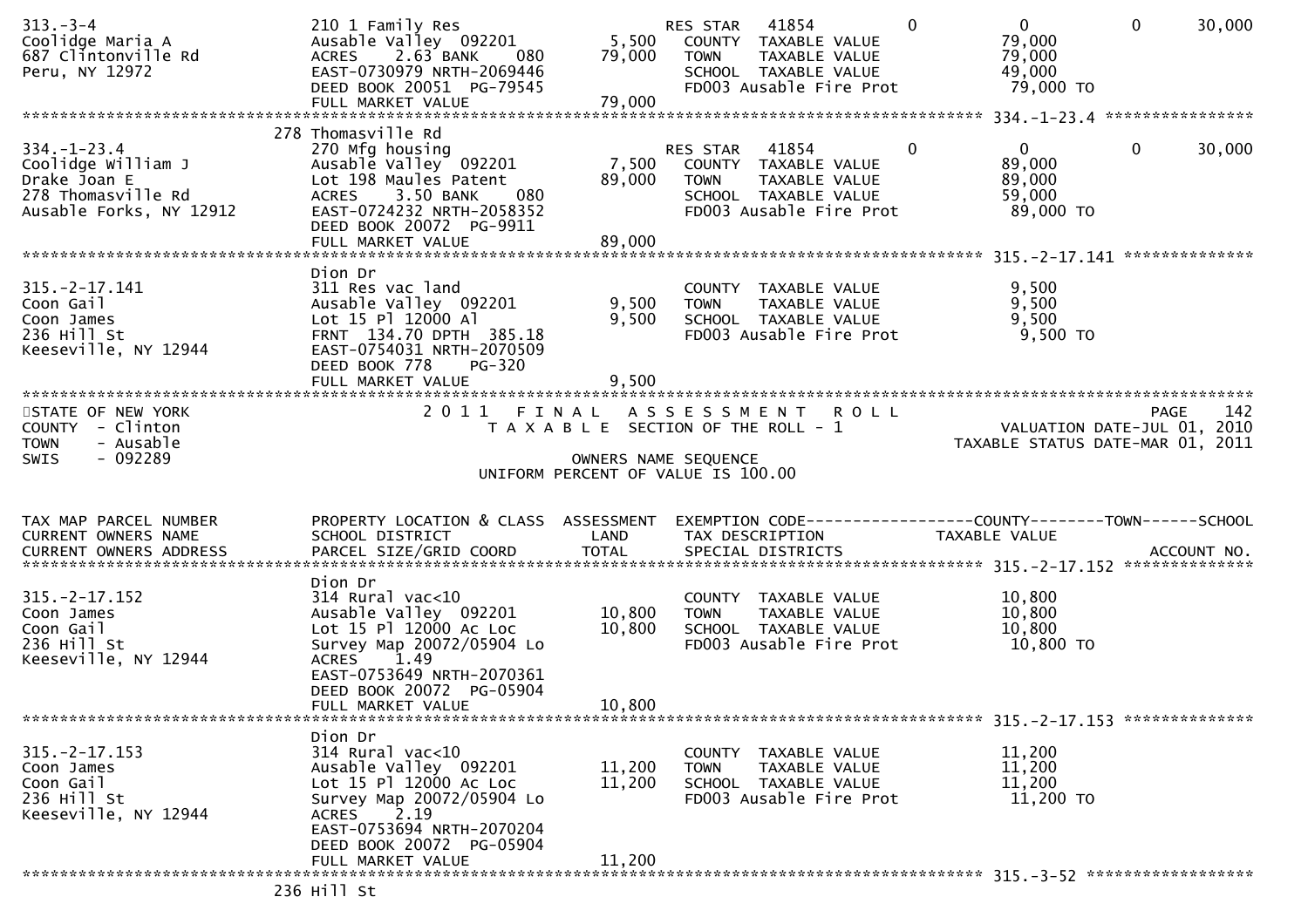```
313.-3-4                     210 1 Family Res                      RES STAR   41854          0             0            0       30,000
Coolidge Maria A             Ausable Valley  092201        5,500    COUNTY  TAXABLE VALUE                  79,000
687 Clintonville Rd          ACRES    2.63 BANK     080    79,000   TOWN    TAXABLE VALUE                  79,000
Peru, NY 12972               EAST-0730979 NRTH-2069446              SCHOOL  TAXABLE VALUE                  49,000
                             DEED BOOK 20051  PG-79545               FD003 Ausable Fire Prot                79,000 TO
                             FULL MARKET VALUE             79,000
******************************************************************************************************* 334.-1-23.4 ****************
                         278 Thomasville Rd
334.-1-23.4                  270 Mfg housing                       RES STAR   41854          0             0            0       30,000
Coolidge William J           Ausable Valley  092201        7,500    COUNTY  TAXABLE VALUE                  89,000
Drake Joan E                 Lot 198 Maules Patent         89,000   TOWN    TAXABLE VALUE                  89,000
278 Thomasville Rd           ACRES    3.50 BANK     080             SCHOOL  TAXABLE VALUE                  59,000
Ausable Forks, NY 12912      EAST-0724232 NRTH-2058352              FD003 Ausable Fire Prot                89,000 TO
                             DEED BOOK 20072  PG-9911
                             FULL MARKET VALUE             89,000
******************************************************************************************************* 315.-2-17.141 **************
                             Dion Dr
315.-2-17.141                311 Res vac land                       COUNTY  TAXABLE VALUE                   9,500
Coon Gail                    Ausable Valley  092201        9,500    TOWN    TAXABLE VALUE                   9,500
Coon James                   Lot 15 Pl 12000 Al            9,500    SCHOOL  TAXABLE VALUE                   9,500
236 Hill St                  FRNT 134.70 DPTH 385.18                FD003 Ausable Fire Prot                 9,500 TO
Keeseville, NY 12944         EAST-0754031 NRTH-2070509
                             DEED BOOK 778     PG-320
                             FULL MARKET VALUE              9,500
************************************************************************************************************************************
STATE OF NEW YORK                         2 0 1 1   F I N A L   A S S E S S M E N T   R O L L                            PAGE    142
COUNTY  - Clinton                             T A X A B L E  SECTION OF THE ROLL - 1                      VALUATION DATE-JUL 01, 2010
TOWN    - Ausable                                                                                   TAXABLE STATUS DATE-MAR 01, 2011
SWIS    - 092289                                          OWNERS NAME SEQUENCE
                                                   UNIFORM PERCENT OF VALUE IS 100.00


TAX MAP PARCEL NUMBER        PROPERTY LOCATION & CLASS  ASSESSMENT  EXEMPTION CODE------------------COUNTY--------TOWN------SCHOOL
CURRENT OWNERS NAME          SCHOOL DISTRICT               LAND      TAX DESCRIPTION                  TAXABLE VALUE
CURRENT OWNERS ADDRESS       PARCEL SIZE/GRID COORD        TOTAL     SPECIAL DISTRICTS                                    ACCOUNT NO.
******************************************************************************************************* 315.-2-17.152 **************
                             Dion Dr
315.-2-17.152                314 Rural vac<10                       COUNTY  TAXABLE VALUE                  10,800
Coon James                   Ausable Valley  092201       10,800    TOWN    TAXABLE VALUE                  10,800
Coon Gail                    Lot 15 Pl 12000 Ac Loc       10,800    SCHOOL  TAXABLE VALUE                  10,800
236 Hill St                  Survey Map 20072/05904 Lo              FD003 Ausable Fire Prot                10,800 TO
Keeseville, NY 12944         ACRES    1.49
                             EAST-0753649 NRTH-2070361
                             DEED BOOK 20072  PG-05904
                             FULL MARKET VALUE             10,800
******************************************************************************************************* 315.-2-17.153 **************
                             Dion Dr
315.-2-17.153                314 Rural vac<10                       COUNTY  TAXABLE VALUE                  11,200
Coon James                   Ausable Valley  092201       11,200    TOWN    TAXABLE VALUE                  11,200
Coon Gail                    Lot 15 Pl 12000 Ac Loc       11,200    SCHOOL  TAXABLE VALUE                  11,200
236 Hill St                  Survey Map 20072/05904 Lo              FD003 Ausable Fire Prot                11,200 TO
Keeseville, NY 12944         ACRES    2.19
                             EAST-0753694 NRTH-2070204
                             DEED BOOK 20072  PG-05904
                             FULL MARKET VALUE             11,200
******************************************************************************************************* 315.-3-52 ******************
                         236 Hill St
```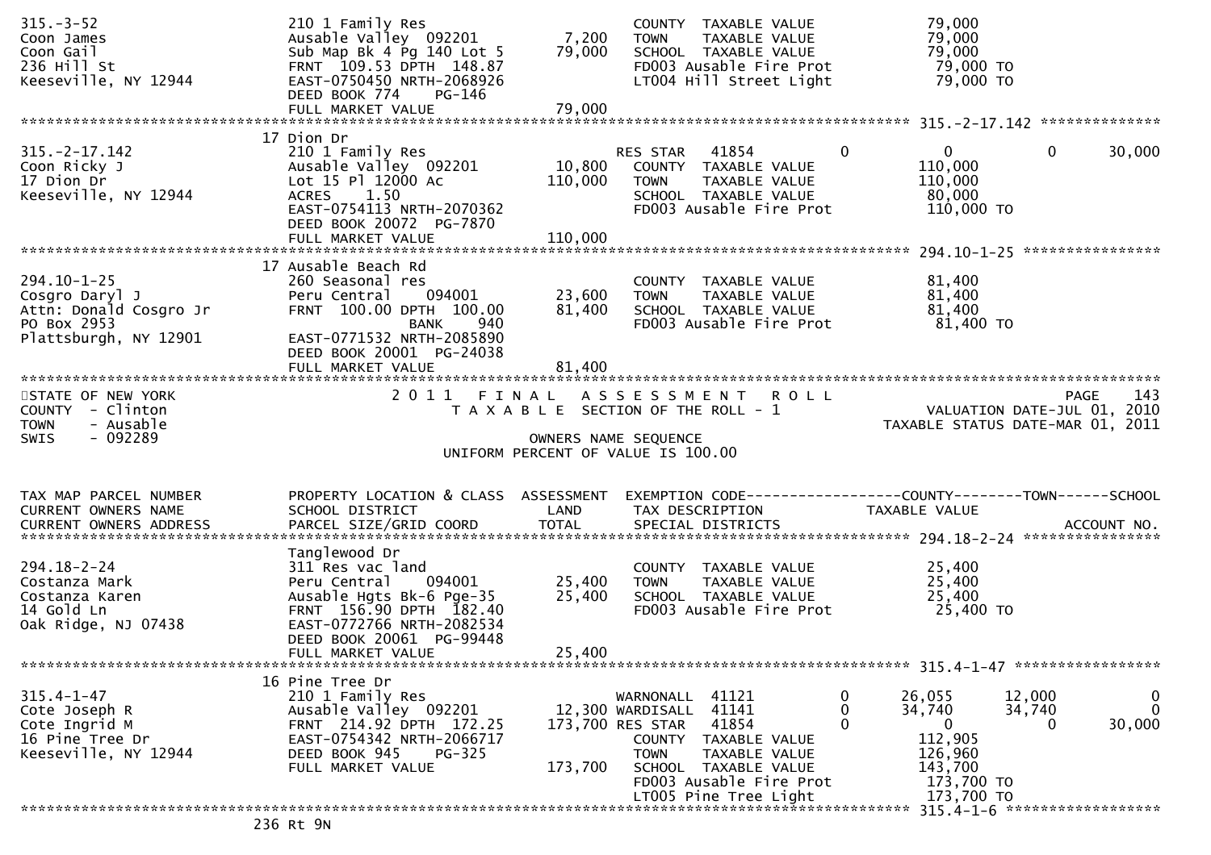| TAX MAP PARCEL NUMBER | PROPERTY LOCATION & CLASS | ASSESSMENT | EXEMPTION CODE | COUNTY | TOWN | SCHOOL |
|---|---|---|---|---|---|---|
| CURRENT OWNERS NAME | SCHOOL DISTRICT | LAND | TAX DESCRIPTION | TAXABLE VALUE | | |
| CURRENT OWNERS ADDRESS | PARCEL SIZE/GRID COORD | TOTAL | SPECIAL DISTRICTS | | | ACCOUNT NO. |
| 315.-3-52 | 210 1 Family Res | | COUNTY TAXABLE VALUE | 79,000 | | |
| Coon James | Ausable Valley 092201 | 7,200 | TOWN TAXABLE VALUE | 79,000 | | |
| Coon Gail | Sub Map Bk 4 Pg 140 Lot 5 | 79,000 | SCHOOL TAXABLE VALUE | 79,000 | | |
| 236 Hill St | FRNT 109.53 DPTH 148.87 | | FD003 Ausable Fire Prot | 79,000 TO | | |
| Keeseville, NY 12944 | EAST-0750450 NRTH-2068926 | | LT004 Hill Street Light | 79,000 TO | | |
| | DEED BOOK 774 PG-146 | | | | | |
| | FULL MARKET VALUE | 79,000 | | | | |
| 315.-2-17.142 | 17 Dion Dr | | | | | |
| 315.-2-17.142 | 210 1 Family Res | | RES STAR 41854 0 | 0 | 0 | 30,000 |
| Coon Ricky J | Ausable Valley 092201 | 10,800 | COUNTY TAXABLE VALUE | 110,000 | | |
| 17 Dion Dr | Lot 15 Pl 12000 Ac | 110,000 | TOWN TAXABLE VALUE | 110,000 | | |
| Keeseville, NY 12944 | ACRES 1.50 | | SCHOOL TAXABLE VALUE | 80,000 | | |
| | EAST-0754113 NRTH-2070362 | | FD003 Ausable Fire Prot | 110,000 TO | | |
| | DEED BOOK 20072 PG-7870 | | | | | |
| | FULL MARKET VALUE | 110,000 | | | | |
| 294.10-1-25 | 17 Ausable Beach Rd | | | | | |
| 294.10-1-25 | 260 Seasonal res | | COUNTY TAXABLE VALUE | 81,400 | | |
| Cosgro Daryl J | Peru Central 094001 | 23,600 | TOWN TAXABLE VALUE | 81,400 | | |
| Attn: Donald Cosgro Jr | FRNT 100.00 DPTH 100.00 | 81,400 | SCHOOL TAXABLE VALUE | 81,400 | | |
| PO Box 2953 | BANK 940 | | FD003 Ausable Fire Prot | 81,400 TO | | |
| Plattsburgh, NY 12901 | EAST-0771532 NRTH-2085890 | | | | | |
| | DEED BOOK 20001 PG-24038 | | | | | |
| | FULL MARKET VALUE | 81,400 | | | | |

STATE OF NEW YORK — COUNTY - Clinton — TOWN - Ausable — SWIS - 092289

2011 FINAL ASSESSMENT ROLL — TAXABLE SECTION OF THE ROLL - 1 — VALUATION DATE-JUL 01, 2010 — TAXABLE STATUS DATE-MAR 01, 2011

OWNERS NAME SEQUENCE — UNIFORM PERCENT OF VALUE IS 100.00

| TAX MAP PARCEL NUMBER | PROPERTY LOCATION & CLASS | ASSESSMENT | EXEMPTION CODE | COUNTY | TOWN | SCHOOL |
|---|---|---|---|---|---|---|
| CURRENT OWNERS NAME | SCHOOL DISTRICT | LAND | TAX DESCRIPTION | TAXABLE VALUE | | |
| CURRENT OWNERS ADDRESS | PARCEL SIZE/GRID COORD | TOTAL | SPECIAL DISTRICTS | | | ACCOUNT NO. |
| 294.18-2-24 | Tanglewood Dr | | | | | |
| 294.18-2-24 | 311 Res vac land | | COUNTY TAXABLE VALUE | 25,400 | | |
| Costanza Mark | Peru Central 094001 | 25,400 | TOWN TAXABLE VALUE | 25,400 | | |
| Costanza Karen | Ausable Hgts Bk-6 Pge-35 | 25,400 | SCHOOL TAXABLE VALUE | 25,400 | | |
| 14 Gold Ln | FRNT 156.90 DPTH 182.40 | | FD003 Ausable Fire Prot | 25,400 TO | | |
| Oak Ridge, NJ 07438 | EAST-0772766 NRTH-2082534 | | | | | |
| | DEED BOOK 20061 PG-99448 | | | | | |
| | FULL MARKET VALUE | 25,400 | | | | |
| 315.4-1-47 | 16 Pine Tree Dr | | | | | |
| 315.4-1-47 | 210 1 Family Res | | WARNONALL 41121 0 | 26,055 | 12,000 | 0 |
| Cote Joseph R | Ausable Valley 092201 | 12,300 | WARDISALL 41141 0 | 34,740 | 34,740 | 0 |
| Cote Ingrid M | FRNT 214.92 DPTH 172.25 | 173,700 | RES STAR 41854 0 | 0 | 0 | 30,000 |
| 16 Pine Tree Dr | EAST-0754342 NRTH-2066717 | | COUNTY TAXABLE VALUE | 112,905 | | |
| Keeseville, NY 12944 | DEED BOOK 945 PG-325 | | TOWN TAXABLE VALUE | 126,960 | | |
| | FULL MARKET VALUE | 173,700 | SCHOOL TAXABLE VALUE | 143,700 | | |
| | | | FD003 Ausable Fire Prot | 173,700 TO | | |
| | | | LT005 Pine Tree Light | 173,700 TO | | |
| 315.4-1-6 | 236 Rt 9N | | | | | |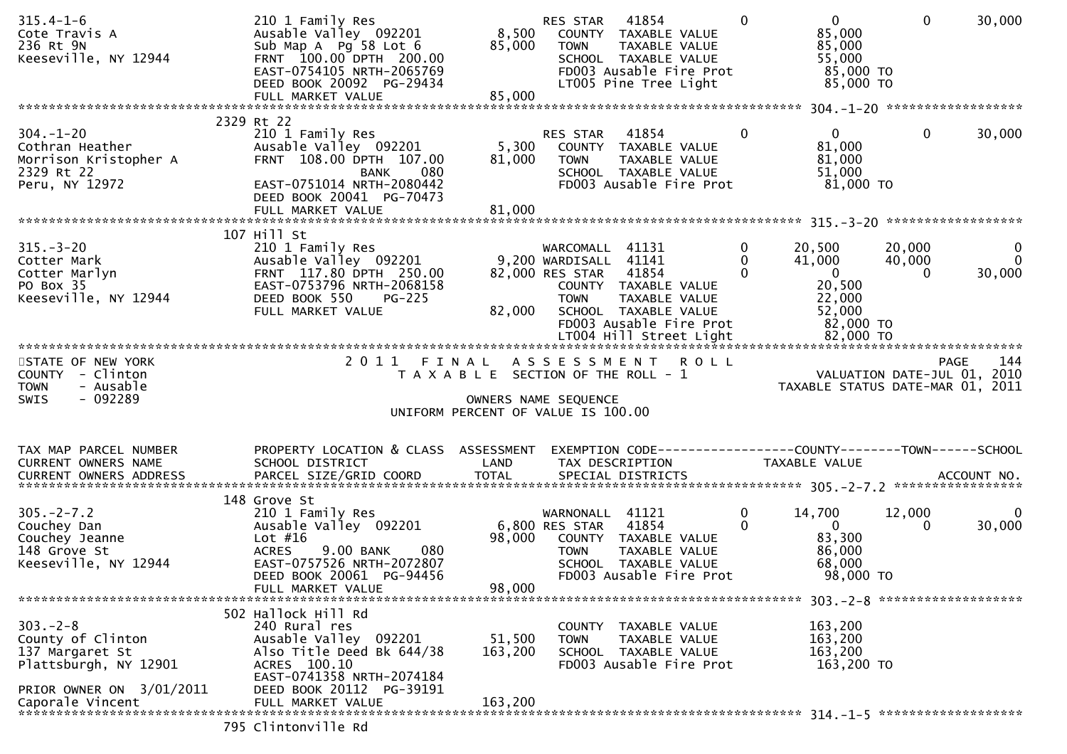```
315.4-1-6            210 1 Family Res                    RES STAR   41854         0         0          0      30,000
Cote Travis A        Ausable Valley  092201       8,500   COUNTY  TAXABLE VALUE             85,000
236 Rt 9N            Sub Map A  Pg 58 Lot 6      85,000   TOWN    TAXABLE VALUE             85,000
Keeseville, NY 12944 FRNT 100.00 DPTH 200.00              SCHOOL  TAXABLE VALUE             55,000
                     EAST-0754105 NRTH-2065769            FD003 Ausable Fire Prot           85,000 TO
                     DEED BOOK 20092  PG-29434            LT005 Pine Tree Light             85,000 TO
                     FULL MARKET VALUE           85,000
******************************************************************************************* 304.-1-20 ******************
                 2329 Rt 22
304.-1-20            210 1 Family Res                    RES STAR   41854         0         0          0      30,000
Cothran Heather      Ausable Valley  092201       5,300   COUNTY  TAXABLE VALUE             81,000
Morrison Kristopher A FRNT 108.00 DPTH 107.00    81,000   TOWN    TAXABLE VALUE             81,000
2329 Rt 22                        BANK     080            SCHOOL  TAXABLE VALUE             51,000
Peru, NY 12972       EAST-0751014 NRTH-2080442            FD003 Ausable Fire Prot           81,000 TO
                     DEED BOOK 20041  PG-70473
                     FULL MARKET VALUE           81,000
******************************************************************************************* 315.-3-20 ******************
                 107 Hill St
315.-3-20            210 1 Family Res                    WARCOMALL  41131         0    20,500     20,000           0
Cotter Mark          Ausable Valley  092201       9,200 WARDISALL  41141          0    41,000     40,000           0
Cotter Marlyn        FRNT 117.80 DPTH 250.00     82,000 RES STAR   41854          0         0          0      30,000
PO Box 35            EAST-0753796 NRTH-2068158            COUNTY  TAXABLE VALUE             20,500
Keeseville, NY 12944 DEED BOOK 550     PG-225             TOWN    TAXABLE VALUE             22,000
                     FULL MARKET VALUE           82,000   SCHOOL  TAXABLE VALUE             52,000
                                                          FD003 Ausable Fire Prot           82,000 TO
                                                          LT004 Hill Street Light           82,000 TO
**************************************************************************************************************************
STATE OF NEW YORK                 2011  FINAL  ASSESSMENT  ROLL                                              PAGE   144
COUNTY  - Clinton                 TAXABLE SECTION OF THE ROLL - 1                          VALUATION DATE-JUL 01, 2010
TOWN    - Ausable                                                                  TAXABLE STATUS DATE-MAR 01, 2011
SWIS    - 092289                         OWNERS NAME SEQUENCE
                                    UNIFORM PERCENT OF VALUE IS 100.00


TAX MAP PARCEL NUMBER       PROPERTY LOCATION & CLASS  ASSESSMENT  EXEMPTION CODE------------------COUNTY--------TOWN------SCHOOL
CURRENT OWNERS NAME         SCHOOL DISTRICT               LAND      TAX DESCRIPTION            TAXABLE VALUE
CURRENT OWNERS ADDRESS      PARCEL SIZE/GRID COORD        TOTAL     SPECIAL DISTRICTS                                  ACCOUNT NO.
******************************************************************************************* 305.-2-7.2 *****************
                 148 Grove St
305.-2-7.2           210 1 Family Res                    WARNONALL  41121         0    14,700     12,000           0
Couchey Dan          Ausable Valley  092201       6,800 RES STAR   41854          0         0          0      30,000
Couchey Jeanne       Lot #16                     98,000   COUNTY  TAXABLE VALUE             83,300
148 Grove St         ACRES    9.00 BANK    080            TOWN    TAXABLE VALUE             86,000
Keeseville, NY 12944 EAST-0757526 NRTH-2072807            SCHOOL  TAXABLE VALUE             68,000
                     DEED BOOK 20061  PG-94456            FD003 Ausable Fire Prot           98,000 TO
                     FULL MARKET VALUE           98,000
******************************************************************************************* 303.-2-8 *******************
                 502 Hallock Hill Rd
303.-2-8             240 Rural res                        COUNTY  TAXABLE VALUE            163,200
County of Clinton    Ausable Valley  092201      51,500   TOWN    TAXABLE VALUE            163,200
137 Margaret St      Also Title Deed Bk 644/38  163,200   SCHOOL  TAXABLE VALUE            163,200
Plattsburgh, NY 12901 ACRES 100.10                        FD003 Ausable Fire Prot          163,200 TO
                     EAST-0741358 NRTH-2074184
PRIOR OWNER ON  3/01/2011  DEED BOOK 20112  PG-39191
Caporale Vincent     FULL MARKET VALUE          163,200
******************************************************************************************* 314.-1-5 *******************
                 795 Clintonville Rd
```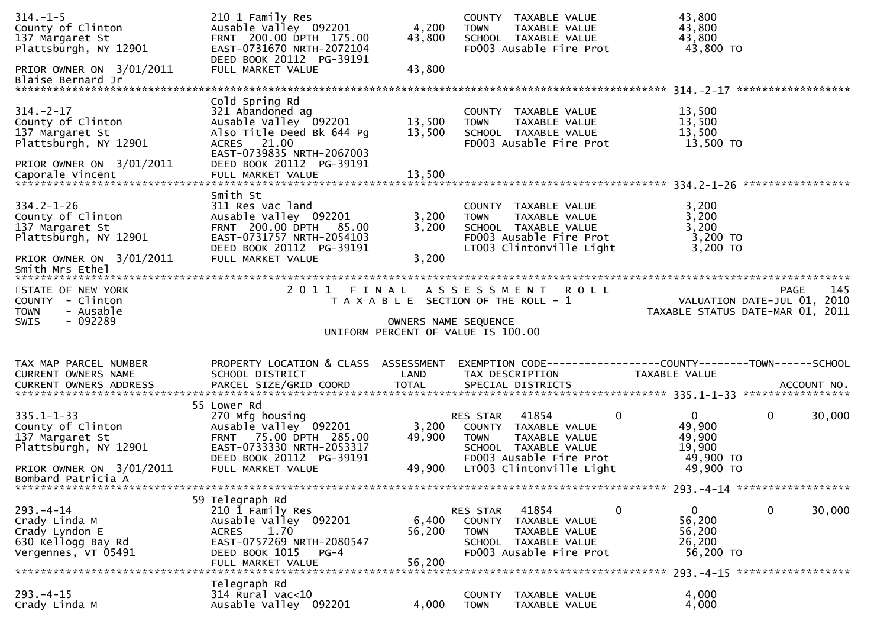```
314.-1-5                        210 1 Family Res                          COUNTY  TAXABLE VALUE             43,800
County of Clinton               Ausable Valley  092201        4,200       TOWN    TAXABLE VALUE             43,800
137 Margaret St                 FRNT  200.00 DPTH  175.00    43,800       SCHOOL  TAXABLE VALUE             43,800
Plattsburgh, NY 12901           EAST-0731670 NRTH-2072104                 FD003 Ausable Fire Prot            43,800 TO
                                DEED BOOK 20112  PG-39191
PRIOR OWNER ON  3/01/2011       FULL MARKET VALUE            43,800
Blaise Bernard Jr
******************************************************************************************************* 314.-2-17 *****************
                                Cold Spring Rd
314.-2-17                       321 Abandoned ag                          COUNTY  TAXABLE VALUE             13,500
County of Clinton               Ausable Valley  092201       13,500       TOWN    TAXABLE VALUE             13,500
137 Margaret St                 Also Title Deed Bk 644 Pg    13,500       SCHOOL  TAXABLE VALUE             13,500
Plattsburgh, NY 12901           ACRES   21.00                             FD003 Ausable Fire Prot            13,500 TO
                                EAST-0739835 NRTH-2067003
PRIOR OWNER ON  3/01/2011       DEED BOOK 20112  PG-39191
Caporale Vincent                FULL MARKET VALUE            13,500
******************************************************************************************************* 334.2-1-26 ****************
                                Smith St
334.2-1-26                      311 Res vac land                          COUNTY  TAXABLE VALUE              3,200
County of Clinton               Ausable Valley  092201        3,200       TOWN    TAXABLE VALUE              3,200
137 Margaret St                 FRNT  200.00 DPTH   85.00     3,200       SCHOOL  TAXABLE VALUE              3,200
Plattsburgh, NY 12901           EAST-0731757 NRTH-2054103                 FD003 Ausable Fire Prot             3,200 TO
                                DEED BOOK 20112  PG-39191                 LT003 Clintonville Light            3,200 TO
PRIOR OWNER ON  3/01/2011       FULL MARKET VALUE             3,200
Smith Mrs Ethel
************************************************************************************************************************************
STATE OF NEW YORK                  2 0 1 1   F I N A L   A S S E S S M E N T   R O L L                             PAGE   145
COUNTY  - Clinton                      T A X A B L E  SECTION OF THE ROLL - 1                         VALUATION DATE-JUL 01, 2010
TOWN    - Ausable                                                                                 TAXABLE STATUS DATE-MAR 01, 2011
SWIS    - 092289                                          OWNERS NAME SEQUENCE
                                                   UNIFORM PERCENT OF VALUE IS 100.00

TAX MAP PARCEL NUMBER           PROPERTY LOCATION & CLASS  ASSESSMENT  EXEMPTION CODE------------------COUNTY--------TOWN------SCHOOL
CURRENT OWNERS NAME             SCHOOL DISTRICT               LAND      TAX DESCRIPTION            TAXABLE VALUE
CURRENT OWNERS ADDRESS          PARCEL SIZE/GRID COORD       TOTAL      SPECIAL DISTRICTS                                ACCOUNT NO.
******************************************************************************************************* 335.1-1-33 ****************
                             55 Lower Rd
335.1-1-33                      270 Mfg housing                           RES STAR   41854         0           0          0     30,000
County of Clinton               Ausable Valley  092201        3,200       COUNTY  TAXABLE VALUE             49,900
137 Margaret St                 FRNT   75.00 DPTH  285.00    49,900       TOWN    TAXABLE VALUE             49,900
Plattsburgh, NY 12901           EAST-0733330 NRTH-2053317                 SCHOOL  TAXABLE VALUE             19,900
                                DEED BOOK 20112  PG-39191                 FD003 Ausable Fire Prot            49,900 TO
PRIOR OWNER ON  3/01/2011       FULL MARKET VALUE            49,900       LT003 Clintonville Light           49,900 TO
Bombard Patricia A
******************************************************************************************************* 293.-4-14 *****************
                             59 Telegraph Rd
293.-4-14                       210 1 Family Res                          RES STAR   41854         0           0          0     30,000
Crady Linda M                   Ausable Valley  092201        6,400       COUNTY  TAXABLE VALUE             56,200
Crady Lyndon E                  ACRES    1.70                56,200       TOWN    TAXABLE VALUE             56,200
630 Kellogg Bay Rd              EAST-0757269 NRTH-2080547                 SCHOOL  TAXABLE VALUE             26,200
Vergennes, VT 05491             DEED BOOK 1015   PG-4                     FD003 Ausable Fire Prot            56,200 TO
                                FULL MARKET VALUE            56,200
******************************************************************************************************* 293.-4-15 *****************
                                Telegraph Rd
293.-4-15                       314 Rural vac<10                          COUNTY  TAXABLE VALUE              4,000
Crady Linda M                   Ausable Valley  092201        4,000       TOWN    TAXABLE VALUE              4,000
```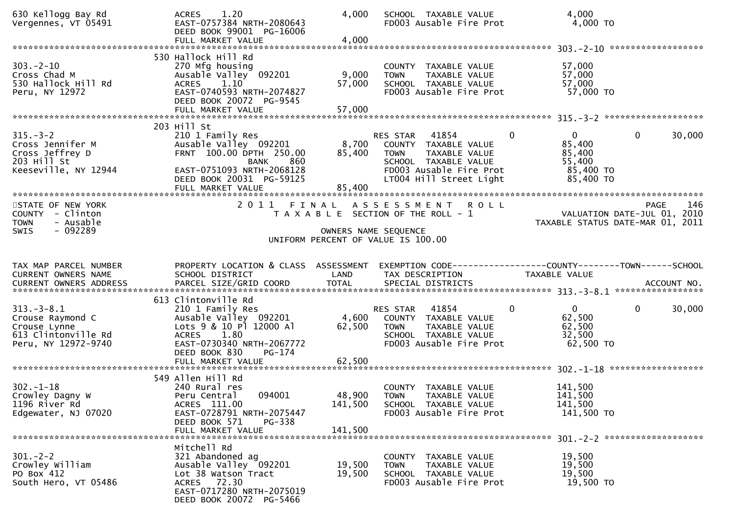```
630 Kellogg Bay Rd                ACRES     1.20                   4,000   SCHOOL  TAXABLE VALUE                4,000
Vergennes, VT 05491               EAST-0757384 NRTH-2080643                FD003 Ausable Fire Prot               4,000 TO
                                  DEED BOOK 99001  PG-16006
                                  FULL MARKET VALUE                4,000
******************************************************************************************************* 303.-2-10 *****************
                                  530 Hallock Hill Rd
303.-2-10                         270 Mfg housing                          COUNTY  TAXABLE VALUE               57,000
Cross Chad M                      Ausable Valley  092201           9,000   TOWN    TAXABLE VALUE               57,000
530 Hallock Hill Rd               ACRES     1.10                  57,000   SCHOOL  TAXABLE VALUE               57,000
Peru, NY 12972                    EAST-0740593 NRTH-2074827                FD003 Ausable Fire Prot              57,000 TO
                                  DEED BOOK 20072  PG-9545
                                  FULL MARKET VALUE               57,000
******************************************************************************************************* 315.-3-2 ******************
                                  203 Hill St
315.-3-2                          210 1 Family Res                         RES STAR   41854          0            0          0      30,000
Cross Jennifer M                  Ausable Valley  092201           8,700   COUNTY  TAXABLE VALUE               85,400
Cross Jeffrey D                   FRNT  100.00 DPTH  250.00       85,400   TOWN    TAXABLE VALUE               85,400
203 Hill St                                    BANK     860                SCHOOL  TAXABLE VALUE               55,400
Keeseville, NY 12944              EAST-0751093 NRTH-2068128                FD003 Ausable Fire Prot              85,400 TO
                                  DEED BOOK 20031  PG-59125                LT004 Hill Street Light              85,400 TO
                                  FULL MARKET VALUE               85,400
************************************************************************************************************************************
STATE OF NEW YORK                    2 0 1 1   F I N A L   A S S E S S M E N T   R O L L                              PAGE    146
COUNTY  - Clinton                         T A X A B L E  SECTION OF THE ROLL - 1                        VALUATION DATE-JUL 01, 2010
TOWN    - Ausable                                                                                    TAXABLE STATUS DATE-MAR 01, 2011
SWIS    - 092289                                       OWNERS NAME SEQUENCE
                                                UNIFORM PERCENT OF VALUE IS 100.00


TAX MAP PARCEL NUMBER             PROPERTY LOCATION & CLASS  ASSESSMENT  EXEMPTION CODE-----------------COUNTY--------TOWN------SCHOOL
CURRENT OWNERS NAME               SCHOOL DISTRICT               LAND      TAX DESCRIPTION             TAXABLE VALUE
CURRENT OWNERS ADDRESS            PARCEL SIZE/GRID COORD        TOTAL     SPECIAL DISTRICTS                                 ACCOUNT NO.
******************************************************************************************************* 313.-3-8.1 ****************
                                  613 Clintonville Rd
313.-3-8.1                        210 1 Family Res                         RES STAR   41854          0            0          0      30,000
Crouse Raymond C                  Ausable Valley  092201           4,600   COUNTY  TAXABLE VALUE               62,500
Crouse Lynne                      Lots 9 & 10 Pl 12000 Al         62,500   TOWN    TAXABLE VALUE               62,500
613 Clintonville Rd               ACRES     1.80                           SCHOOL  TAXABLE VALUE               32,500
Peru, NY 12972-9740               EAST-0730340 NRTH-2067772                FD003 Ausable Fire Prot              62,500 TO
                                  DEED BOOK 830     PG-174
                                  FULL MARKET VALUE               62,500
******************************************************************************************************* 302.-1-18 *****************
                                  549 Allen Hill Rd
302.-1-18                         240 Rural res                            COUNTY  TAXABLE VALUE              141,500
Crowley Dagny W                   Peru Central     094001         48,900   TOWN    TAXABLE VALUE              141,500
1196 River Rd                     ACRES  111.00                  141,500   SCHOOL  TAXABLE VALUE              141,500
Edgewater, NJ 07020               EAST-0728791 NRTH-2075447                FD003 Ausable Fire Prot             141,500 TO
                                  DEED BOOK 571     PG-338
                                  FULL MARKET VALUE              141,500
******************************************************************************************************* 301.-2-2 ******************
                                  Mitchell Rd
301.-2-2                          321 Abandoned ag                         COUNTY  TAXABLE VALUE               19,500
Crowley William                   Ausable Valley  092201          19,500   TOWN    TAXABLE VALUE               19,500
PO Box 412                        Lot 38 Watson Tract             19,500   SCHOOL  TAXABLE VALUE               19,500
South Hero, VT 05486              ACRES    72.30                           FD003 Ausable Fire Prot              19,500 TO
                                  EAST-0717280 NRTH-2075019
                                  DEED BOOK 20072  PG-5466
```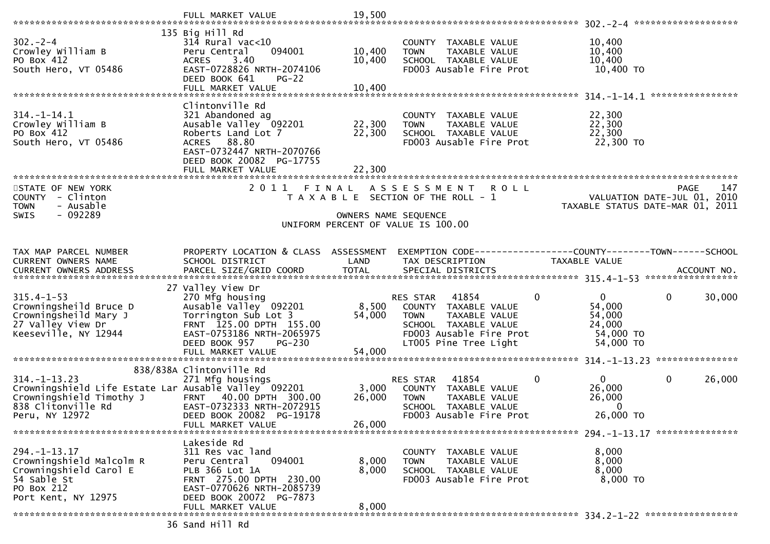FULL MARKET VALUE 19,500

| TAX MAP PARCEL NUMBER / CURRENT OWNERS NAME / CURRENT OWNERS ADDRESS | PROPERTY LOCATION & CLASS / SCHOOL DISTRICT / PARCEL SIZE/GRID COORD | LAND | TOTAL | EXEMPTION CODE / TAX DESCRIPTION / SPECIAL DISTRICTS | COUNTY | TOWN | SCHOOL |
|---|---|---|---|---|---|---|---|
| 302.-2-4 | 135 Big Hill Rd | | | | | | |
| Crowley William B | 314 Rural vac<10 | | | COUNTY TAXABLE VALUE | 10,400 | | |
| PO Box 412 | Peru Central 094001 | 10,400 | | TOWN TAXABLE VALUE | | 10,400 | |
| South Hero, VT 05486 | ACRES 3.40 | | 10,400 | SCHOOL TAXABLE VALUE | | | 10,400 |
| | EAST-0728826 NRTH-2074106 | | | FD003 Ausable Fire Prot | 10,400 TO | | |
| | DEED BOOK 641 PG-22 | | | | | | |
| | FULL MARKET VALUE | | 10,400 | | | | |
| 314.-1-14.1 | Clintonville Rd | | | | | | |
| Crowley William B | 321 Abandoned ag | | | COUNTY TAXABLE VALUE | 22,300 | | |
| PO Box 412 | Ausable Valley 092201 | 22,300 | | TOWN TAXABLE VALUE | | 22,300 | |
| South Hero, VT 05486 | Roberts Land Lot 7 | | 22,300 | SCHOOL TAXABLE VALUE | | | 22,300 |
| | ACRES 88.80 | | | FD003 Ausable Fire Prot | 22,300 TO | | |
| | EAST-0732447 NRTH-2070766 | | | | | | |
| | DEED BOOK 20082 PG-17755 | | | | | | |
| | FULL MARKET VALUE | | 22,300 | | | | |

STATE OF NEW YORK
COUNTY - Clinton
TOWN - Ausable
SWIS - 092289

2011 FINAL ASSESSMENT ROLL
TAXABLE SECTION OF THE ROLL - 1
OWNERS NAME SEQUENCE
UNIFORM PERCENT OF VALUE IS 100.00

PAGE 147
VALUATION DATE-JUL 01, 2010
TAXABLE STATUS DATE-MAR 01, 2011

| TAX MAP PARCEL NUMBER / CURRENT OWNERS NAME / CURRENT OWNERS ADDRESS | PROPERTY LOCATION & CLASS / SCHOOL DISTRICT / PARCEL SIZE/GRID COORD | ASSESSMENT LAND | ASSESSMENT TOTAL | EXEMPTION CODE / TAX DESCRIPTION / SPECIAL DISTRICTS | COUNTY | TOWN | SCHOOL |
|---|---|---|---|---|---|---|---|
| 315.4-1-53 | 27 Valley View Dr | | | | | | |
| Crowningsheild Bruce D | 270 Mfg housing | | | RES STAR 41854 | 0 | 0 | 30,000 |
| Crowningsheild Mary J | Ausable Valley 092201 | 8,500 | | COUNTY TAXABLE VALUE | 54,000 | | |
| 27 Valley View Dr | Torrington Sub Lot 3 | | 54,000 | TOWN TAXABLE VALUE | | 54,000 | |
| Keeseville, NY 12944 | FRNT 125.00 DPTH 155.00 | | | SCHOOL TAXABLE VALUE | | | 24,000 |
| | EAST-0753186 NRTH-2065975 | | | FD003 Ausable Fire Prot | 54,000 TO | | |
| | DEED BOOK 957 PG-230 | | | LT005 Pine Tree Light | 54,000 TO | | |
| | FULL MARKET VALUE | | 54,000 | | | | |
| 314.-1-13.23 | 838/838A Clintonville Rd | | | | | | |
| Crowningshield Life Estate Lar | 271 Mfg housings | | | RES STAR 41854 | 0 | 0 | 26,000 |
| Crowningshield Timothy J | Ausable Valley 092201 | 3,000 | | COUNTY TAXABLE VALUE | 26,000 | | |
| 838 Clitonville Rd | FRNT 40.00 DPTH 300.00 | | 26,000 | TOWN TAXABLE VALUE | | 26,000 | |
| Peru, NY 12972 | EAST-0732333 NRTH-2072915 | | | SCHOOL TAXABLE VALUE | | | 0 |
| | DEED BOOK 20082 PG-19178 | | | FD003 Ausable Fire Prot | 26,000 TO | | |
| | FULL MARKET VALUE | | 26,000 | | | | |
| 294.-1-13.17 | Lakeside Rd | | | | | | |
| Crowningshield Malcolm R | 311 Res vac land | | | COUNTY TAXABLE VALUE | 8,000 | | |
| Crowningshield Carol E | Peru Central 094001 | 8,000 | | TOWN TAXABLE VALUE | | 8,000 | |
| 54 Sable St | PLB 366 Lot 1A | | 8,000 | SCHOOL TAXABLE VALUE | | | 8,000 |
| PO Box 212 | FRNT 275.00 DPTH 230.00 | | | FD003 Ausable Fire Prot | 8,000 TO | | |
| Port Kent, NY 12975 | EAST-0770626 NRTH-2085739 | | | | | | |
| | DEED BOOK 20072 PG-7873 | | | | | | |
| | FULL MARKET VALUE | | 8,000 | | | | |
| 334.2-1-22 | 36 Sand Hill Rd | | | | | | |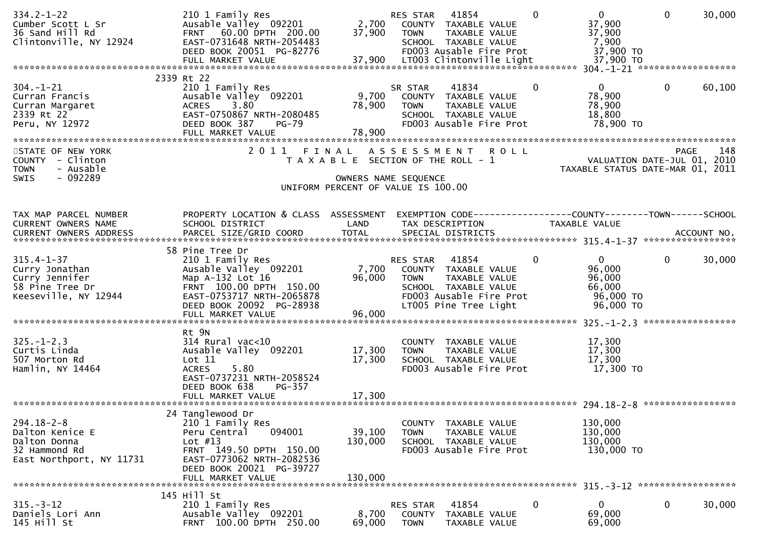```
334.2-1-22                  210 1 Family Res                   RES STAR   41854           0          0            0       30,000
Cumber Scott L Sr           Ausable Valley  092201      2,700    COUNTY  TAXABLE VALUE            37,900
36 Sand Hill Rd             FRNT   60.00 DPTH  200.00  37,900    TOWN    TAXABLE VALUE            37,900
Clintonville, NY 12924      EAST-0731648 NRTH-2054483            SCHOOL  TAXABLE VALUE             7,900
                            DEED BOOK 20051 PG-82776             FD003 Ausable Fire Prot           37,900 TO
                            FULL MARKET VALUE          37,900    LT003 Clintonville Light          37,900 TO
******************************************************************************************************* 304.-1-21 *****************
                        2339 Rt 22
304.-1-21                   210 1 Family Res                   SR STAR    41834           0          0            0       60,100
Curran Francis              Ausable Valley  092201      9,700    COUNTY  TAXABLE VALUE            78,900
Curran Margaret             ACRES    3.80              78,900    TOWN    TAXABLE VALUE            78,900
2339 Rt 22                  EAST-0750867 NRTH-2080485            SCHOOL  TAXABLE VALUE            18,800
Peru, NY 12972              DEED BOOK 387    PG-79               FD003 Ausable Fire Prot           78,900 TO
                            FULL MARKET VALUE          78,900
************************************************************************************************************************************
STATE OF NEW YORK                  2 0 1 1   F I N A L   A S S E S S M E N T   R O L L                              PAGE    148
COUNTY  - Clinton                    T A X A B L E  SECTION OF THE ROLL - 1                           VALUATION DATE-JUL 01, 2010
TOWN    - Ausable                                                                              TAXABLE STATUS DATE-MAR 01, 2011
SWIS    - 092289                                    OWNERS NAME SEQUENCE
                                           UNIFORM PERCENT OF VALUE IS 100.00


TAX MAP PARCEL NUMBER       PROPERTY LOCATION & CLASS  ASSESSMENT  EXEMPTION CODE------------------COUNTY--------TOWN------SCHOOL
CURRENT OWNERS NAME         SCHOOL DISTRICT             LAND      TAX DESCRIPTION            TAXABLE VALUE
CURRENT OWNERS ADDRESS      PARCEL SIZE/GRID COORD     TOTAL      SPECIAL DISTRICTS                                    ACCOUNT NO.
******************************************************************************************************* 315.4-1-37 ****************
                        58 Pine Tree Dr
315.4-1-37                  210 1 Family Res                   RES STAR   41854           0          0            0       30,000
Curry Jonathan              Ausable Valley  092201      7,700    COUNTY  TAXABLE VALUE            96,000
Curry Jennifer              Map A-132 Lot 16           96,000    TOWN    TAXABLE VALUE            96,000
58 Pine Tree Dr             FRNT  100.00 DPTH  150.00            SCHOOL  TAXABLE VALUE            66,000
Keeseville, NY 12944        EAST-0753717 NRTH-2065878            FD003 Ausable Fire Prot           96,000 TO
                            DEED BOOK 20092 PG-28938             LT005 Pine Tree Light             96,000 TO
                            FULL MARKET VALUE          96,000
******************************************************************************************************* 325.-1-2.3 ****************
                        Rt 9N
325.-1-2.3                  314 Rural vac<10                     COUNTY  TAXABLE VALUE            17,300
Curtis Linda                Ausable Valley  092201     17,300    TOWN    TAXABLE VALUE            17,300
507 Morton Rd               Lot 11                     17,300    SCHOOL  TAXABLE VALUE            17,300
Hamlin, NY 14464            ACRES    5.80                        FD003 Ausable Fire Prot           17,300 TO
                            EAST-0737231 NRTH-2058524
                            DEED BOOK 638    PG-357
                            FULL MARKET VALUE          17,300
******************************************************************************************************* 294.18-2-8 ****************
                        24 Tanglewood Dr
294.18-2-8                  210 1 Family Res                     COUNTY  TAXABLE VALUE           130,000
Dalton Kenice E             Peru Central    094001     39,100    TOWN    TAXABLE VALUE           130,000
Dalton Donna                Lot #13                   130,000    SCHOOL  TAXABLE VALUE           130,000
32 Hammond Rd               FRNT  149.50 DPTH  150.00            FD003 Ausable Fire Prot          130,000 TO
East Northport, NY 11731    EAST-0773062 NRTH-2082536
                            DEED BOOK 20021 PG-39727
                            FULL MARKET VALUE         130,000
******************************************************************************************************* 315.-3-12 *****************
                        145 Hill St
315.-3-12                   210 1 Family Res                   RES STAR   41854           0          0            0       30,000
Daniels Lori Ann            Ausable Valley  092201      8,700    COUNTY  TAXABLE VALUE            69,000
145 Hill St                 FRNT  100.00 DPTH  250.00  69,000    TOWN    TAXABLE VALUE            69,000
```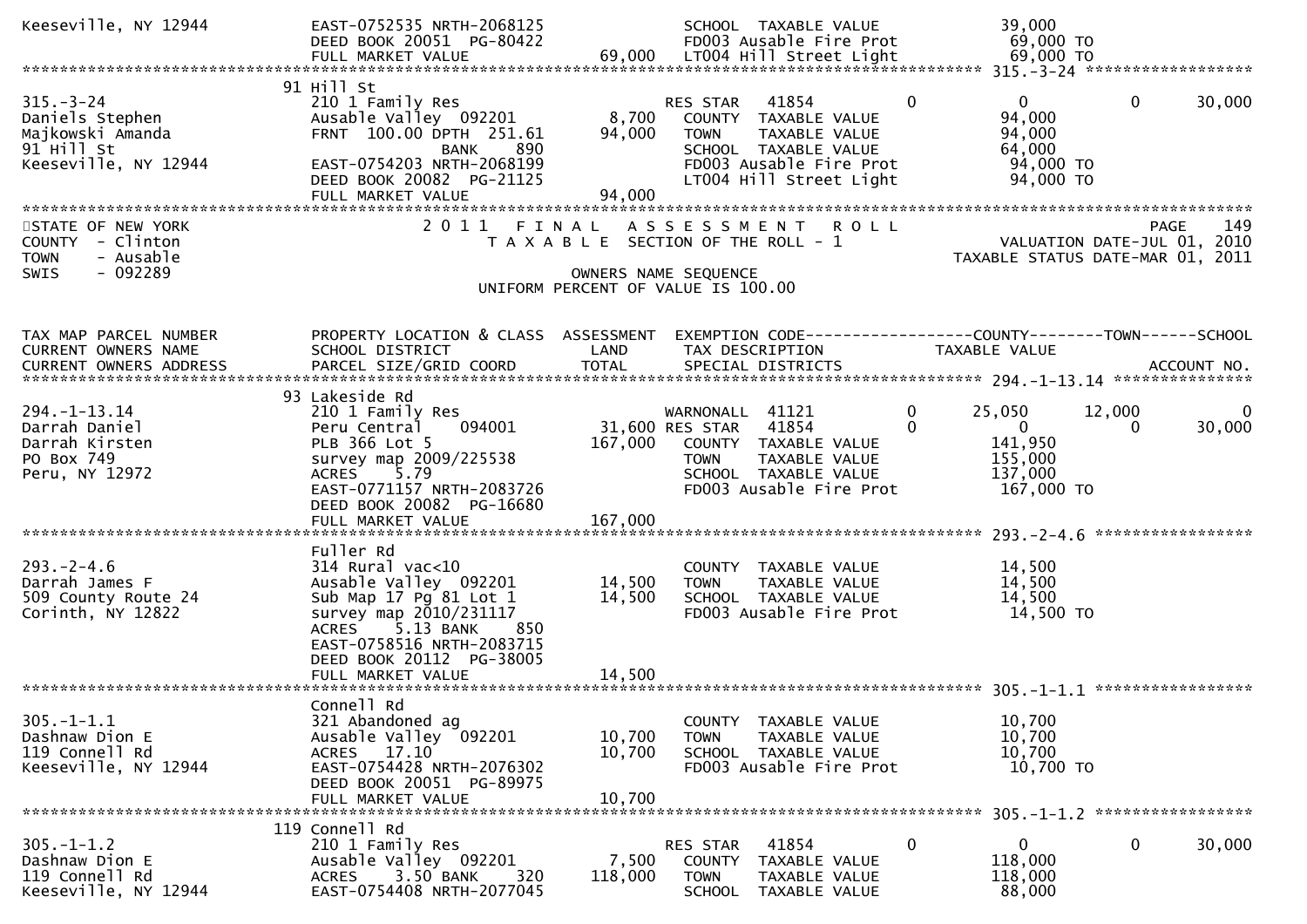```
Keeseville, NY 12944           EAST-0752535 NRTH-2068125                SCHOOL  TAXABLE VALUE              39,000
                               DEED BOOK 20051  PG-80422                FD003 Ausable Fire Prot             69,000 TO
                               FULL MARKET VALUE                69,000  LT004 Hill Street Light             69,000 TO
******************************************************************************************************* 315.-3-24 ******************
                             91 Hill St
315.-3-24                      210 1 Family Res                          RES STAR   41854          0            0           0      30,000
Daniels Stephen                Ausable Valley  092201            8,700   COUNTY  TAXABLE VALUE              94,000
Majkowski Amanda               FRNT  100.00 DPTH  251.61        94,000   TOWN    TAXABLE VALUE              94,000
91 Hill St                                  BANK     890                 SCHOOL  TAXABLE VALUE              64,000
Keeseville, NY 12944           EAST-0754203 NRTH-2068199                 FD003 Ausable Fire Prot             94,000 TO
                               DEED BOOK 20082  PG-21125                 LT004 Hill Street Light             94,000 TO
                               FULL MARKET VALUE                94,000
************************************************************************************************************************************
STATE OF NEW YORK                 2 0 1 1   F I N A L   A S S E S S M E N T   R O L L                                 PAGE   149
COUNTY  - Clinton                    T A X A B L E  SECTION OF THE ROLL - 1                          VALUATION DATE-JUL 01, 2010
TOWN    - Ausable                                                                                TAXABLE STATUS DATE-MAR 01, 2011
SWIS    - 092289                                         OWNERS NAME SEQUENCE
                                                  UNIFORM PERCENT OF VALUE IS 100.00


TAX MAP PARCEL NUMBER          PROPERTY LOCATION & CLASS  ASSESSMENT  EXEMPTION CODE------------------COUNTY--------TOWN------SCHOOL
CURRENT OWNERS NAME            SCHOOL DISTRICT              LAND      TAX DESCRIPTION              TAXABLE VALUE
CURRENT OWNERS ADDRESS         PARCEL SIZE/GRID COORD       TOTAL     SPECIAL DISTRICTS                                 ACCOUNT NO.
******************************************************************************************************* 294.-1-13.14 ***************
                             93 Lakeside Rd
294.-1-13.14                   210 1 Family Res                          WARNONALL  41121          0       25,050      12,000           0
Darrah Daniel                  Peru Central    094001           31,600 RES STAR   41854          0            0           0      30,000
Darrah Kirsten                 PLB 366 Lot 5                   167,000   COUNTY  TAXABLE VALUE             141,950
PO Box 749                     survey map 2009/225538                    TOWN    TAXABLE VALUE             155,000
Peru, NY 12972                 ACRES     5.79                            SCHOOL  TAXABLE VALUE             137,000
                               EAST-0771157 NRTH-2083726                 FD003 Ausable Fire Prot            167,000 TO
                               DEED BOOK 20082  PG-16680
                               FULL MARKET VALUE               167,000
******************************************************************************************************* 293.-2-4.6 *****************
                               Fuller Rd
293.-2-4.6                     314 Rural vac<10                          COUNTY  TAXABLE VALUE              14,500
Darrah James F                 Ausable Valley  092201           14,500   TOWN    TAXABLE VALUE              14,500
509 County Route 24            Sub Map 17 Pg 81 Lot 1           14,500   SCHOOL  TAXABLE VALUE              14,500
Corinth, NY 12822              survey map 2010/231117                    FD003 Ausable Fire Prot             14,500 TO
                               ACRES     5.13 BANK     850
                               EAST-0758516 NRTH-2083715
                               DEED BOOK 20112  PG-38005
                               FULL MARKET VALUE                14,500
******************************************************************************************************* 305.-1-1.1 *****************
                               Connell Rd
305.-1-1.1                     321 Abandoned ag                          COUNTY  TAXABLE VALUE              10,700
Dashnaw Dion E                 Ausable Valley  092201           10,700   TOWN    TAXABLE VALUE              10,700
119 Connell Rd                 ACRES    17.10                   10,700   SCHOOL  TAXABLE VALUE              10,700
Keeseville, NY 12944           EAST-0754428 NRTH-2076302                 FD003 Ausable Fire Prot             10,700 TO
                               DEED BOOK 20051  PG-89975
                               FULL MARKET VALUE                10,700
******************************************************************************************************* 305.-1-1.2 *****************
                             119 Connell Rd
305.-1-1.2                     210 1 Family Res                          RES STAR   41854          0            0           0      30,000
Dashnaw Dion E                 Ausable Valley  092201            7,500   COUNTY  TAXABLE VALUE             118,000
119 Connell Rd                 ACRES     3.50 BANK     320     118,000   TOWN    TAXABLE VALUE             118,000
Keeseville, NY 12944           EAST-0754408 NRTH-2077045                 SCHOOL  TAXABLE VALUE              88,000
```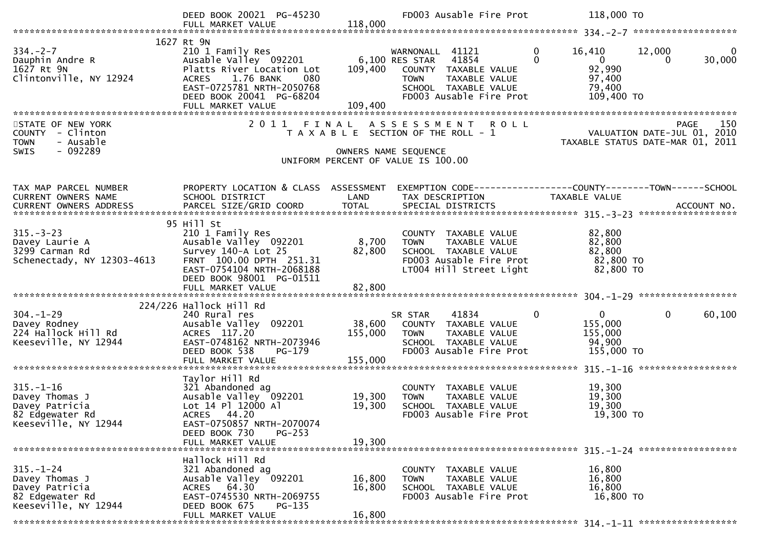| | | | | |
|---|---|---|---|---|
| | DEED BOOK 20021 PG-45230 | | FD003 Ausable Fire Prot | 118,000 TO |
| | FULL MARKET VALUE | 118,000 | | |

******************************************************************************************************* 334.-2-7 ******************

| | | | | | | | |
|---|---|---|---|---|---|---|---|
| | 1627 Rt 9N | | | | | | |
| 334.-2-7 | 210 1 Family Res | | WARNONALL 41121 | 0 | 16,410 | 12,000 | 0 |
| Dauphin Andre R | Ausable Valley 092201 | 6,100 | RES STAR 41854 | 0 | 0 | 0 | 30,000 |
| 1627 Rt 9N | Platts River Location Lot | 109,400 | COUNTY TAXABLE VALUE | | 92,990 | | |
| Clintonville, NY 12924 | ACRES 1.76 BANK 080 | | TOWN TAXABLE VALUE | | 97,400 | | |
| | EAST-0725781 NRTH-2050768 | | SCHOOL TAXABLE VALUE | | 79,400 | | |
| | DEED BOOK 20041 PG-68204 | | FD003 Ausable Fire Prot | | 109,400 TO | | |
| | FULL MARKET VALUE | 109,400 | | | | | |

STATE OF NEW YORK — 2011 FINAL ASSESSMENT ROLL — PAGE 150
COUNTY - Clinton — TAXABLE SECTION OF THE ROLL - 1 — VALUATION DATE-JUL 01, 2010
TOWN - Ausable — TAXABLE STATUS DATE-MAR 01, 2011
SWIS - 092289

OWNERS NAME SEQUENCE
UNIFORM PERCENT OF VALUE IS 100.00

| TAX MAP PARCEL NUMBER / CURRENT OWNERS NAME / CURRENT OWNERS ADDRESS | PROPERTY LOCATION & CLASS / SCHOOL DISTRICT / PARCEL SIZE/GRID COORD | ASSESSMENT LAND / TOTAL | EXEMPTION CODE / TAX DESCRIPTION / SPECIAL DISTRICTS | | COUNTY TAXABLE VALUE | TOWN | SCHOOL / ACCOUNT NO. |
|---|---|---|---|---|---|---|---|
| | **315.-3-23** | | | | | | |
| | 95 Hill St | | | | | | |
| 315.-3-23 | 210 1 Family Res | | COUNTY TAXABLE VALUE | | 82,800 | | |
| Davey Laurie A | Ausable Valley 092201 | 8,700 | TOWN TAXABLE VALUE | | 82,800 | | |
| 3299 Carman Rd | Survey 140-A Lot 25 | 82,800 | SCHOOL TAXABLE VALUE | | 82,800 | | |
| Schenectady, NY 12303-4613 | FRNT 100.00 DPTH 251.31 | | FD003 Ausable Fire Prot | | 82,800 TO | | |
| | EAST-0754104 NRTH-2068188 | | LT004 Hill Street Light | | 82,800 TO | | |
| | DEED BOOK 98001 PG-01511 | | | | | | |
| | FULL MARKET VALUE | 82,800 | | | | | |
| | **304.-1-29** | | | | | | |
| | 224/226 Hallock Hill Rd | | | | | | |
| 304.-1-29 | 240 Rural res | | SR STAR 41834 | 0 | 0 | 0 | 60,100 |
| Davey Rodney | Ausable Valley 092201 | 38,600 | COUNTY TAXABLE VALUE | | 155,000 | | |
| 224 Hallock Hill Rd | ACRES 117.20 | 155,000 | TOWN TAXABLE VALUE | | 155,000 | | |
| Keeseville, NY 12944 | EAST-0748162 NRTH-2073946 | | SCHOOL TAXABLE VALUE | | 94,900 | | |
| | DEED BOOK 538 PG-179 | | FD003 Ausable Fire Prot | | 155,000 TO | | |
| | FULL MARKET VALUE | 155,000 | | | | | |
| | **315.-1-16** | | | | | | |
| | Taylor Hill Rd | | | | | | |
| 315.-1-16 | 321 Abandoned ag | | COUNTY TAXABLE VALUE | | 19,300 | | |
| Davey Thomas J | Ausable Valley 092201 | 19,300 | TOWN TAXABLE VALUE | | 19,300 | | |
| Davey Patricia | Lot 14 Pl 12000 Al | 19,300 | SCHOOL TAXABLE VALUE | | 19,300 | | |
| 82 Edgewater Rd | ACRES 44.20 | | FD003 Ausable Fire Prot | | 19,300 TO | | |
| Keeseville, NY 12944 | EAST-0750857 NRTH-2070074 | | | | | | |
| | DEED BOOK 730 PG-253 | | | | | | |
| | FULL MARKET VALUE | 19,300 | | | | | |
| | **315.-1-24** | | | | | | |
| | Hallock Hill Rd | | | | | | |
| 315.-1-24 | 321 Abandoned ag | | COUNTY TAXABLE VALUE | | 16,800 | | |
| Davey Thomas J | Ausable Valley 092201 | 16,800 | TOWN TAXABLE VALUE | | 16,800 | | |
| Davey Patricia | ACRES 64.30 | 16,800 | SCHOOL TAXABLE VALUE | | 16,800 | | |
| 82 Edgewater Rd | EAST-0745530 NRTH-2069755 | | FD003 Ausable Fire Prot | | 16,800 TO | | |
| Keeseville, NY 12944 | DEED BOOK 675 PG-135 | | | | | | |
| | FULL MARKET VALUE | 16,800 | | | | | |

******************************************************************************************************* 314.-1-11 ******************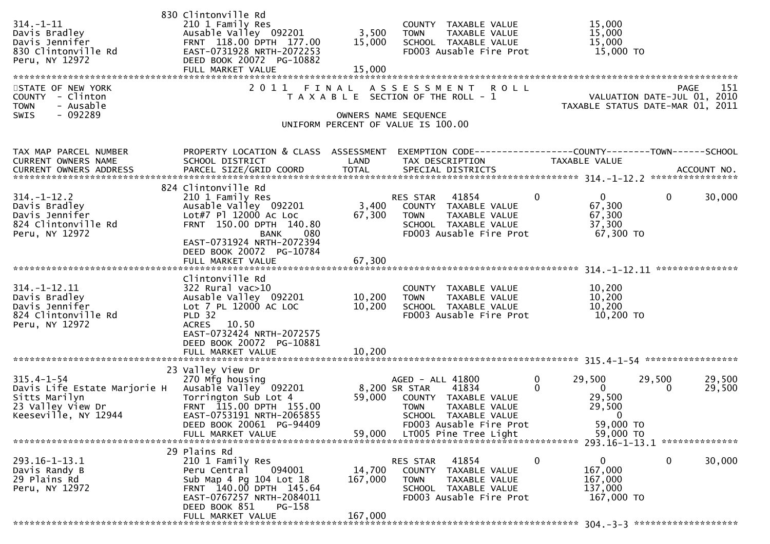```
                             830 Clintonville Rd
314.-1-11                    210 1 Family Res                      COUNTY  TAXABLE VALUE            15,000
Davis Bradley                Ausable Valley  092201       3,500    TOWN    TAXABLE VALUE            15,000
Davis Jennifer               FRNT  118.00 DPTH  177.00   15,000    SCHOOL  TAXABLE VALUE            15,000
830 Clintonville Rd          EAST-0731928 NRTH-2072253             FD003 Ausable Fire Prot           15,000 TO
Peru, NY 12972               DEED BOOK 20072  PG-10882
                             FULL MARKET VALUE           15,000
******************************************************************************************************************************
STATE OF NEW YORK                2 0 1 1   F I N A L   A S S E S S M E N T   R O L L                              PAGE    151
COUNTY  - Clinton                  T A X A B L E  SECTION OF THE ROLL - 1                          VALUATION DATE-JUL 01, 2010
TOWN    - Ausable                                                                              TAXABLE STATUS DATE-MAR 01, 2011
SWIS    - 092289                                  OWNERS NAME SEQUENCE
                                          UNIFORM PERCENT OF VALUE IS 100.00


TAX MAP PARCEL NUMBER          PROPERTY LOCATION & CLASS  ASSESSMENT  EXEMPTION CODE-----------------COUNTY--------TOWN------SCHOOL
CURRENT OWNERS NAME            SCHOOL DISTRICT               LAND      TAX DESCRIPTION             TAXABLE VALUE
CURRENT OWNERS ADDRESS         PARCEL SIZE/GRID COORD        TOTAL     SPECIAL DISTRICTS                                  ACCOUNT NO.
*********************************************************************************************** 314.-1-12.2 ****************
                             824 Clintonville Rd
314.-1-12.2                  210 1 Family Res                      RES STAR   41854         0          0          0      30,000
Davis Bradley                Ausable Valley  092201       3,400    COUNTY  TAXABLE VALUE            67,300
Davis Jennifer               Lot#7 Pl 12000 Ac Loc       67,300    TOWN    TAXABLE VALUE            67,300
824 Clintonville Rd          FRNT  150.00 DPTH  140.80             SCHOOL  TAXABLE VALUE            37,300
Peru, NY 12972                          BANK     080               FD003 Ausable Fire Prot           67,300 TO
                             EAST-0731924 NRTH-2072394
                             DEED BOOK 20072  PG-10784
                             FULL MARKET VALUE           67,300
*********************************************************************************************** 314.-1-12.11 ***************
                             Clintonville Rd
314.-1-12.11                 322 Rural vac>10                      COUNTY  TAXABLE VALUE            10,200
Davis Bradley                Ausable Valley  092201      10,200    TOWN    TAXABLE VALUE            10,200
Davis Jennifer               Lot 7 PL 12000 AC LOC       10,200    SCHOOL  TAXABLE VALUE            10,200
824 Clintonville Rd          PLD 32                                FD003 Ausable Fire Prot           10,200 TO
Peru, NY 12972               ACRES    10.50
                             EAST-0732424 NRTH-2072575
                             DEED BOOK 20072  PG-10881
                             FULL MARKET VALUE           10,200
*********************************************************************************************** 315.4-1-54 *****************
                             23 Valley View Dr
315.4-1-54                   270 Mfg housing                       AGED - ALL 41800         0     29,500     29,500      29,500
Davis Life Estate Marjorie H Ausable Valley  092201       8,200 SR STAR    41834         0          0          0      29,500
Sitts Marilyn                Torrington Sub Lot 4        59,000    COUNTY  TAXABLE VALUE            29,500
23 Valley View Dr            FRNT  115.00 DPTH  155.00             TOWN    TAXABLE VALUE            29,500
Keeseville, NY 12944         EAST-0753191 NRTH-2065855             SCHOOL  TAXABLE VALUE                 0
                             DEED BOOK 20061  PG-94409             FD003 Ausable Fire Prot           59,000 TO
                             FULL MARKET VALUE           59,000    LT005 Pine Tree Light             59,000 TO
*********************************************************************************************** 293.16-1-13.1 **************
                             29 Plains Rd
293.16-1-13.1                210 1 Family Res                      RES STAR   41854         0          0          0      30,000
Davis Randy B                Peru Central    094001      14,700    COUNTY  TAXABLE VALUE           167,000
29 Plains Rd                 Sub Map 4 Pg 104 Lot 18    167,000    TOWN    TAXABLE VALUE           167,000
Peru, NY 12972               FRNT  140.00 DPTH  145.64             SCHOOL  TAXABLE VALUE           137,000
                             EAST-0767257 NRTH-2084011             FD003 Ausable Fire Prot          167,000 TO
                             DEED BOOK 851    PG-158
                             FULL MARKET VALUE          167,000
*********************************************************************************************** 304.-3-3 *******************
```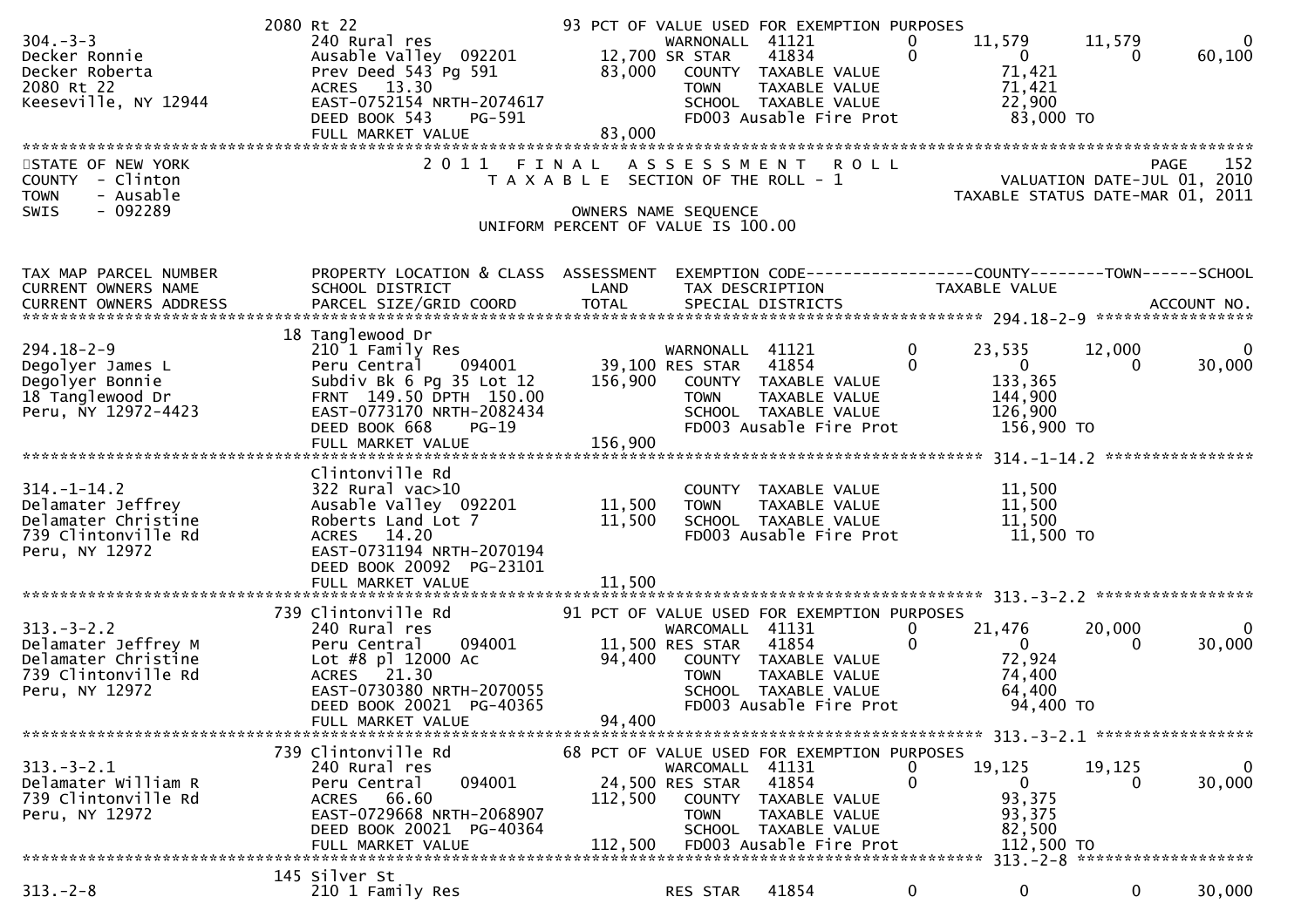```
                  2080 Rt 22                          93 PCT OF VALUE USED FOR EXEMPTION PURPOSES
304.-3-3          240 Rural res                          WARNONALL  41121         0      11,579     11,579          0
Decker Ronnie     Ausable Valley  092201        12,700 SR STAR    41834          0           0          0     60,100
Decker Roberta    Prev Deed 543 Pg 591          83,000   COUNTY  TAXABLE VALUE           71,421
2080 Rt 22        ACRES  13.30                           TOWN    TAXABLE VALUE           71,421
Keeseville, NY 12944  EAST-0752154 NRTH-2074617          SCHOOL  TAXABLE VALUE           22,900
                  DEED BOOK 543    PG-591                FD003 Ausable Fire Prot          83,000 TO
                  FULL MARKET VALUE             83,000
******************************************************************************************************************
STATE OF NEW YORK                 2 0 1 1   F I N A L   A S S E S S M E N T   R O L L                        PAGE    152
COUNTY  - Clinton                    T A X A B L E  SECTION OF THE ROLL - 1                     VALUATION DATE-JUL 01, 2010
TOWN    - Ausable                                                                           TAXABLE STATUS DATE-MAR 01, 2011
SWIS    - 092289                                    OWNERS NAME SEQUENCE
                                               UNIFORM PERCENT OF VALUE IS 100.00


TAX MAP PARCEL NUMBER      PROPERTY LOCATION & CLASS  ASSESSMENT  EXEMPTION CODE------------------COUNTY--------TOWN------SCHOOL
CURRENT OWNERS NAME        SCHOOL DISTRICT              LAND      TAX DESCRIPTION            TAXABLE VALUE
CURRENT OWNERS ADDRESS     PARCEL SIZE/GRID COORD       TOTAL     SPECIAL DISTRICTS                                 ACCOUNT NO.
*********************************************************************************************** 294.18-2-9 *****************
                  18 Tanglewood Dr
294.18-2-9        210 1 Family Res                       WARNONALL  41121         0      23,535     12,000          0
Degolyer James L  Peru Central    094001        39,100 RES STAR   41854          0           0          0     30,000
Degolyer Bonnie   Subdiv Bk 6 Pg 35 Lot 12     156,900   COUNTY  TAXABLE VALUE          133,365
18 Tanglewood Dr  FRNT 149.50 DPTH 150.00                TOWN    TAXABLE VALUE          144,900
Peru, NY 12972-4423  EAST-0773170 NRTH-2082434           SCHOOL  TAXABLE VALUE          126,900
                  DEED BOOK 668    PG-19                 FD003 Ausable Fire Prot         156,900 TO
                  FULL MARKET VALUE            156,900
*********************************************************************************************** 314.-1-14.2 ****************
                  Clintonville Rd
314.-1-14.2       322 Rural vac>10                       COUNTY  TAXABLE VALUE           11,500
Delamater Jeffrey  Ausable Valley  092201       11,500   TOWN    TAXABLE VALUE           11,500
Delamater Christine  Roberts Land Lot 7         11,500   SCHOOL  TAXABLE VALUE           11,500
739 Clintonville Rd  ACRES  14.20                        FD003 Ausable Fire Prot          11,500 TO
Peru, NY 12972    EAST-0731194 NRTH-2070194
                  DEED BOOK 20092  PG-23101
                  FULL MARKET VALUE             11,500
*********************************************************************************************** 313.-3-2.2 *****************
                  739 Clintonville Rd                 91 PCT OF VALUE USED FOR EXEMPTION PURPOSES
313.-3-2.2        240 Rural res                          WARCOMALL  41131         0      21,476     20,000          0
Delamater Jeffrey M  Peru Central    094001     11,500 RES STAR   41854          0           0          0     30,000
Delamater Christine  Lot #8 pl 12000 Ac         94,400   COUNTY  TAXABLE VALUE           72,924
739 Clintonville Rd  ACRES  21.30                        TOWN    TAXABLE VALUE           74,400
Peru, NY 12972    EAST-0730380 NRTH-2070055              SCHOOL  TAXABLE VALUE           64,400
                  DEED BOOK 20021  PG-40365              FD003 Ausable Fire Prot          94,400 TO
                  FULL MARKET VALUE             94,400
*********************************************************************************************** 313.-3-2.1 *****************
                  739 Clintonville Rd                 68 PCT OF VALUE USED FOR EXEMPTION PURPOSES
313.-3-2.1        240 Rural res                          WARCOMALL  41131         0      19,125     19,125          0
Delamater William R  Peru Central    094001     24,500 RES STAR   41854          0           0          0     30,000
739 Clintonville Rd  ACRES  66.60              112,500   COUNTY  TAXABLE VALUE           93,375
Peru, NY 12972    EAST-0729668 NRTH-2068907              TOWN    TAXABLE VALUE           93,375
                  DEED BOOK 20021  PG-40364              SCHOOL  TAXABLE VALUE           82,500
                  FULL MARKET VALUE            112,500   FD003 Ausable Fire Prot         112,500 TO
*********************************************************************************************** 313.-2-8 *******************
                  145 Silver St
313.-2-8          210 1 Family Res                       RES STAR   41854         0           0          0     30,000
```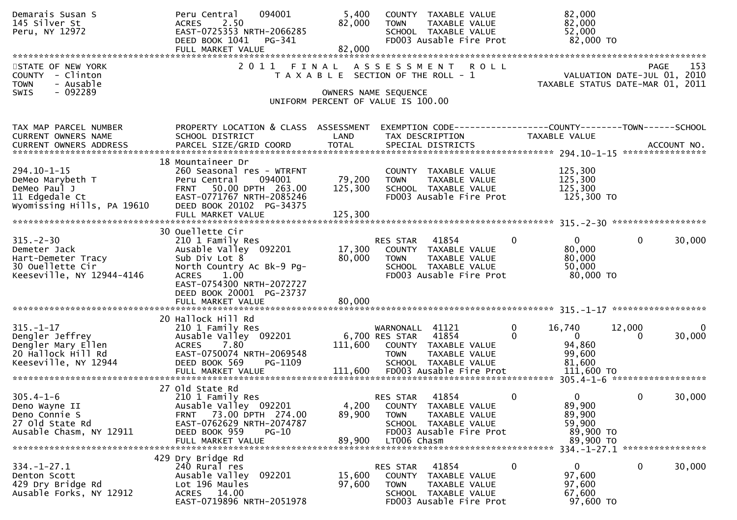| | | | | |
|---|---|---|---|---|
| Demarais Susan S | Peru Central 094001 | 5,400 | COUNTY TAXABLE VALUE | 82,000 |
| 145 Silver St | ACRES 2.50 | 82,000 | TOWN TAXABLE VALUE | 82,000 |
| Peru, NY 12972 | EAST-0725353 NRTH-2066285 | | SCHOOL TAXABLE VALUE | 52,000 |
| | DEED BOOK 1041 PG-341 | | FD003 Ausable Fire Prot | 82,000 TO |
| | FULL MARKET VALUE | 82,000 | | |

STATE OF NEW YORK
COUNTY - Clinton
TOWN - Ausable
SWIS - 092289

2011 FINAL ASSESSMENT ROLL
TAXABLE SECTION OF THE ROLL - 1
OWNERS NAME SEQUENCE
UNIFORM PERCENT OF VALUE IS 100.00

PAGE 153
VALUATION DATE-JUL 01, 2010
TAXABLE STATUS DATE-MAR 01, 2011

| TAX MAP PARCEL NUMBER / CURRENT OWNERS NAME / CURRENT OWNERS ADDRESS | PROPERTY LOCATION & CLASS / SCHOOL DISTRICT / PARCEL SIZE/GRID COORD | ASSESSMENT LAND / TOTAL | EXEMPTION CODE / TAX DESCRIPTION / SPECIAL DISTRICTS | | COUNTY TAXABLE VALUE | TOWN | SCHOOL / ACCOUNT NO. |
|---|---|---|---|---|---|---|---|
| **294.10-1-15** | 18 Mountaineer Dr | | | | | | |
| 294.10-1-15 | 260 Seasonal res - WTRFNT | | COUNTY TAXABLE VALUE | | 125,300 | | |
| DeMeo Marybeth T | Peru Central 094001 | 79,200 | TOWN TAXABLE VALUE | | 125,300 | | |
| DeMeo Paul J | FRNT 50.00 DPTH 263.00 | 125,300 | SCHOOL TAXABLE VALUE | | 125,300 | | |
| 11 Edgedale Ct | EAST-0771767 NRTH-2085246 | | FD003 Ausable Fire Prot | | 125,300 TO | | |
| Wyomissing Hills, PA 19610 | DEED BOOK 20102 PG-34375 | | | | | | |
| | FULL MARKET VALUE | 125,300 | | | | | |
| **315.-2-30** | 30 Ouellette Cir | | | | | | |
| 315.-2-30 | 210 1 Family Res | | RES STAR 41854 | 0 | 0 | 0 | 30,000 |
| Demeter Jack | Ausable Valley 092201 | 17,300 | COUNTY TAXABLE VALUE | | 80,000 | | |
| Hart-Demeter Tracy | Sub Div Lot 8 | 80,000 | TOWN TAXABLE VALUE | | 80,000 | | |
| 30 Ouellette Cir | North Country Ac Bk-9 Pg- | | SCHOOL TAXABLE VALUE | | 50,000 | | |
| Keeseville, NY 12944-4146 | ACRES 1.00 | | FD003 Ausable Fire Prot | | 80,000 TO | | |
| | EAST-0754300 NRTH-2072727 | | | | | | |
| | DEED BOOK 20001 PG-23737 | | | | | | |
| | FULL MARKET VALUE | 80,000 | | | | | |
| **315.-1-17** | 20 Hallock Hill Rd | | | | | | |
| 315.-1-17 | 210 1 Family Res | | WARNONALL 41121 | 0 | 16,740 | 12,000 | 0 |
| Dengler Jeffrey | Ausable Valley 092201 | 6,700 | RES STAR 41854 | 0 | 0 | 0 | 30,000 |
| Dengler Mary Ellen | ACRES 7.80 | 111,600 | COUNTY TAXABLE VALUE | | 94,860 | | |
| 20 Hallock Hill Rd | EAST-0750074 NRTH-2069548 | | TOWN TAXABLE VALUE | | 99,600 | | |
| Keeseville, NY 12944 | DEED BOOK 569 PG-1109 | | SCHOOL TAXABLE VALUE | | 81,600 | | |
| | FULL MARKET VALUE | 111,600 | FD003 Ausable Fire Prot | | 111,600 TO | | |
| **305.4-1-6** | 27 Old State Rd | | | | | | |
| 305.4-1-6 | 210 1 Family Res | | RES STAR 41854 | 0 | 0 | 0 | 30,000 |
| Deno Wayne II | Ausable Valley 092201 | 4,200 | COUNTY TAXABLE VALUE | | 89,900 | | |
| Deno Connie S | FRNT 73.00 DPTH 274.00 | 89,900 | TOWN TAXABLE VALUE | | 89,900 | | |
| 27 Old State Rd | EAST-0762629 NRTH-2074787 | | SCHOOL TAXABLE VALUE | | 59,900 | | |
| Ausable Chasm, NY 12911 | DEED BOOK 959 PG-10 | | FD003 Ausable Fire Prot | | 89,900 TO | | |
| | FULL MARKET VALUE | 89,900 | LT006 Chasm | | 89,900 TO | | |
| **334.-1-27.1** | 429 Dry Bridge Rd | | | | | | |
| 334.-1-27.1 | 240 Rural res | | RES STAR 41854 | 0 | 0 | 0 | 30,000 |
| Denton Scott | Ausable Valley 092201 | 15,600 | COUNTY TAXABLE VALUE | | 97,600 | | |
| 429 Dry Bridge Rd | Lot 196 Maules | 97,600 | TOWN TAXABLE VALUE | | 97,600 | | |
| Ausable Forks, NY 12912 | ACRES 14.00 | | SCHOOL TAXABLE VALUE | | 67,600 | | |
| | EAST-0719896 NRTH-2051978 | | FD003 Ausable Fire Prot | | 97,600 TO | | |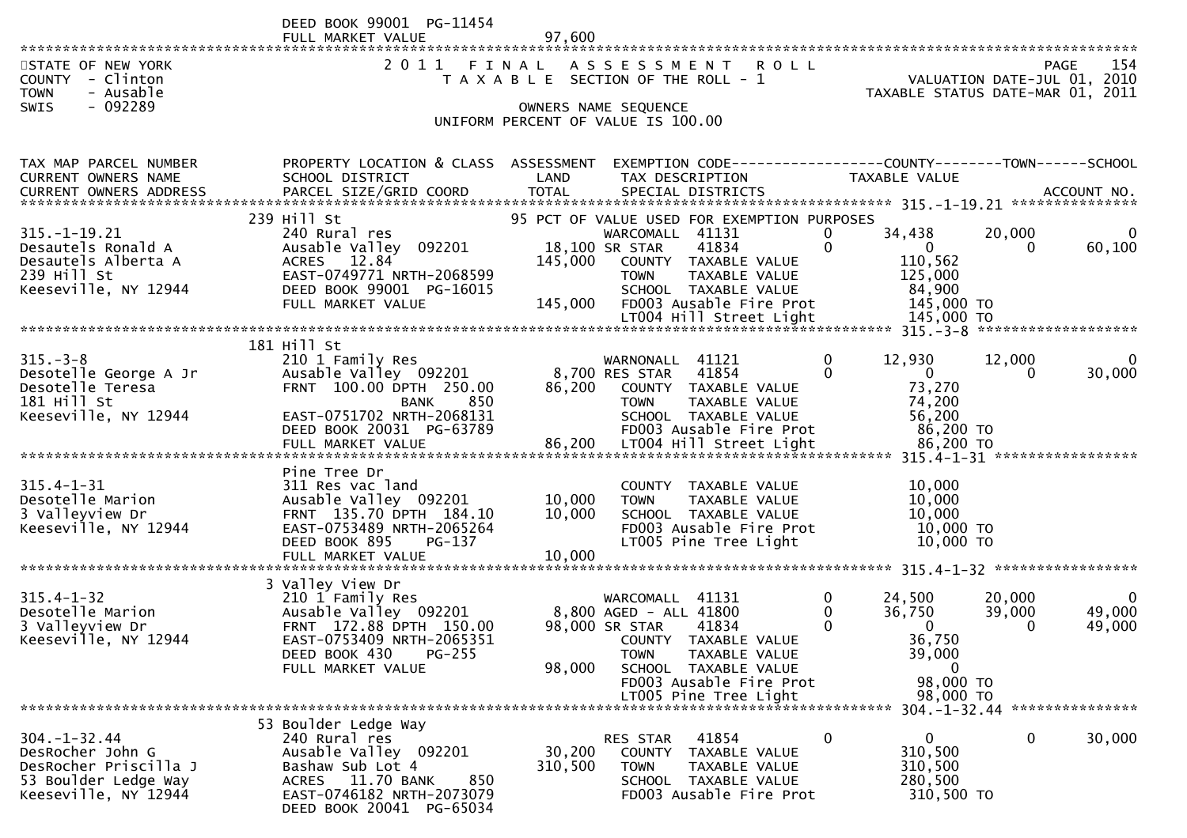DEED BOOK 99001 PG-11454
FULL MARKET VALUE 97,600

STATE OF NEW YORK
COUNTY - Clinton
TOWN - Ausable
SWIS - 092289

2011 FINAL ASSESSMENT ROLL
TAXABLE SECTION OF THE ROLL - 1
OWNERS NAME SEQUENCE
UNIFORM PERCENT OF VALUE IS 100.00

PAGE 154
VALUATION DATE-JUL 01, 2010
TAXABLE STATUS DATE-MAR 01, 2011

| TAX MAP PARCEL NUMBER / CURRENT OWNERS NAME / CURRENT OWNERS ADDRESS | PROPERTY LOCATION & CLASS / SCHOOL DISTRICT / PARCEL SIZE/GRID COORD | ASSESSMENT LAND / TOTAL | EXEMPTION CODE / TAX DESCRIPTION / SPECIAL DISTRICTS | COUNTY TAXABLE VALUE | TOWN | SCHOOL |
|---|---|---|---|---|---|---|
| **315.-1-19.21** | 239 Hill St | | 95 PCT OF VALUE USED FOR EXEMPTION PURPOSES | | | |
| 315.-1-19.21 | 240 Rural res | | WARCOMALL 41131 0 | 34,438 | 20,000 | 0 |
| Desautels Ronald A | Ausable Valley 092201 | 18,100 | SR STAR 41834 0 | 0 | 0 | 60,100 |
| Desautels Alberta A | ACRES 12.84 | 145,000 | COUNTY TAXABLE VALUE | 110,562 | | |
| 239 Hill St | EAST-0749771 NRTH-2068599 | | TOWN TAXABLE VALUE | 125,000 | | |
| Keeseville, NY 12944 | DEED BOOK 99001 PG-16015 | | SCHOOL TAXABLE VALUE | 84,900 | | |
| | FULL MARKET VALUE | 145,000 | FD003 Ausable Fire Prot | 145,000 TO | | |
| | | | LT004 Hill Street Light | 145,000 TO | | |
| **315.-3-8** | 181 Hill St | | | | | |
| 315.-3-8 | 210 1 Family Res | | WARNONALL 41121 0 | 12,930 | 12,000 | 0 |
| Desotelle George A Jr | Ausable Valley 092201 | 8,700 | RES STAR 41854 0 | 0 | 0 | 30,000 |
| Desotelle Teresa | FRNT 100.00 DPTH 250.00 | 86,200 | COUNTY TAXABLE VALUE | 73,270 | | |
| 181 Hill St | BANK 850 | | TOWN TAXABLE VALUE | 74,200 | | |
| Keeseville, NY 12944 | EAST-0751702 NRTH-2068131 | | SCHOOL TAXABLE VALUE | 56,200 | | |
| | DEED BOOK 20031 PG-63789 | | FD003 Ausable Fire Prot | 86,200 TO | | |
| | FULL MARKET VALUE | 86,200 | LT004 Hill Street Light | 86,200 TO | | |
| **315.4-1-31** | Pine Tree Dr | | | | | |
| 315.4-1-31 | 311 Res vac land | | COUNTY TAXABLE VALUE | 10,000 | | |
| Desotelle Marion | Ausable Valley 092201 | 10,000 | TOWN TAXABLE VALUE | 10,000 | | |
| 3 Valleyview Dr | FRNT 135.70 DPTH 184.10 | 10,000 | SCHOOL TAXABLE VALUE | 10,000 | | |
| Keeseville, NY 12944 | EAST-0753489 NRTH-2065264 | | FD003 Ausable Fire Prot | 10,000 TO | | |
| | DEED BOOK 895 PG-137 | | LT005 Pine Tree Light | 10,000 TO | | |
| | FULL MARKET VALUE | 10,000 | | | | |
| **315.4-1-32** | 3 Valley View Dr | | | | | |
| 315.4-1-32 | 210 1 Family Res | | WARCOMALL 41131 0 | 24,500 | 20,000 | 0 |
| Desotelle Marion | Ausable Valley 092201 | 8,800 | AGED - ALL 41800 0 | 36,750 | 39,000 | 49,000 |
| 3 Valleyview Dr | FRNT 172.88 DPTH 150.00 | 98,000 | SR STAR 41834 0 | 0 | 0 | 49,000 |
| Keeseville, NY 12944 | EAST-0753409 NRTH-2065351 | | COUNTY TAXABLE VALUE | 36,750 | | |
| | DEED BOOK 430 PG-255 | | TOWN TAXABLE VALUE | 39,000 | | |
| | FULL MARKET VALUE | 98,000 | SCHOOL TAXABLE VALUE | 0 | | |
| | | | FD003 Ausable Fire Prot | 98,000 TO | | |
| | | | LT005 Pine Tree Light | 98,000 TO | | |
| **304.-1-32.44** | 53 Boulder Ledge Way | | | | | |
| 304.-1-32.44 | 240 Rural res | | RES STAR 41854 0 | 0 | 0 | 30,000 |
| DesRocher John G | Ausable Valley 092201 | 30,200 | COUNTY TAXABLE VALUE | 310,500 | | |
| DesRocher Priscilla J | Bashaw Sub Lot 4 | 310,500 | TOWN TAXABLE VALUE | 310,500 | | |
| 53 Boulder Ledge Way | ACRES 11.70 BANK 850 | | SCHOOL TAXABLE VALUE | 280,500 | | |
| Keeseville, NY 12944 | EAST-0746182 NRTH-2073079 | | FD003 Ausable Fire Prot | 310,500 TO | | |
| | DEED BOOK 20041 PG-65034 | | | | | |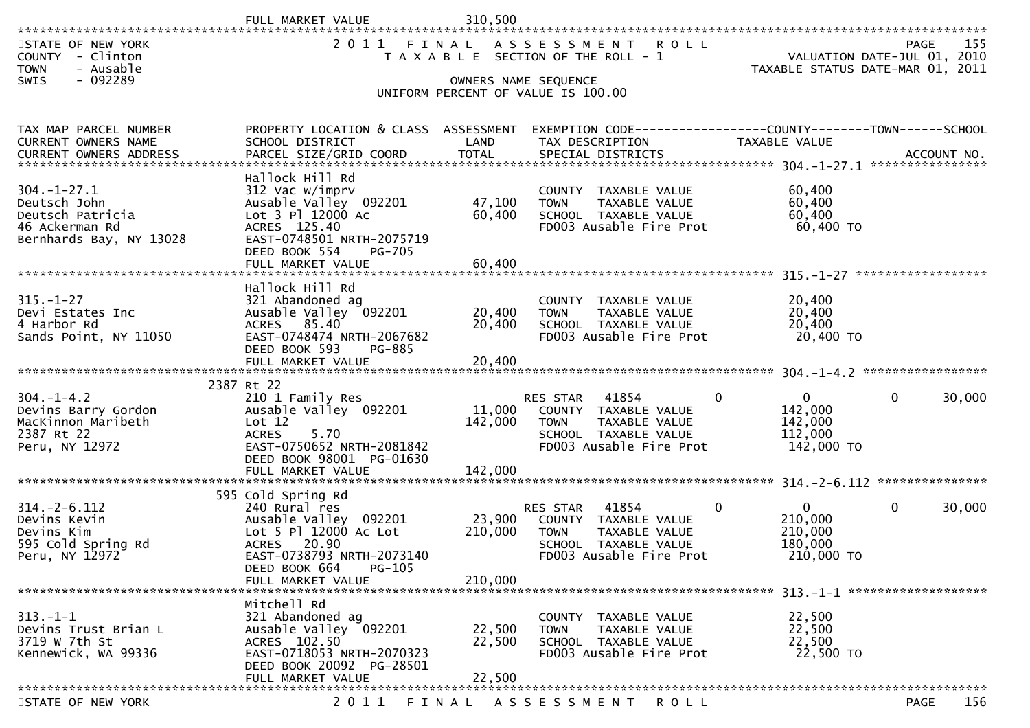FULL MARKET VALUE 310,500

STATE OF NEW YORK — 2011 FINAL ASSESSMENT ROLL — PAGE 155
COUNTY - Clinton — TAXABLE SECTION OF THE ROLL - 1 — VALUATION DATE-JUL 01, 2010
TOWN - Ausable — TAXABLE STATUS DATE-MAR 01, 2011
SWIS - 092289 — OWNERS NAME SEQUENCE
UNIFORM PERCENT OF VALUE IS 100.00

| TAX MAP PARCEL NUMBER / CURRENT OWNERS NAME / CURRENT OWNERS ADDRESS | PROPERTY LOCATION & CLASS / SCHOOL DISTRICT / PARCEL SIZE/GRID COORD | ASSESSMENT LAND / TOTAL | EXEMPTION CODE / TAX DESCRIPTION / SPECIAL DISTRICTS | COUNTY TAXABLE VALUE | TOWN | SCHOOL |
|---|---|---|---|---|---|---|
| **304.-1-27.1** | Hallock Hill Rd | | | | | |
| 304.-1-27.1 | 312 Vac w/imprv | | COUNTY TAXABLE VALUE | 60,400 | | |
| Deutsch John | Ausable Valley 092201 | 47,100 | TOWN TAXABLE VALUE | 60,400 | | |
| Deutsch Patricia | Lot 3 Pl 12000 Ac | 60,400 | SCHOOL TAXABLE VALUE | 60,400 | | |
| 46 Ackerman Rd | ACRES 125.40 | | FD003 Ausable Fire Prot | 60,400 TO | | |
| Bernhards Bay, NY 13028 | EAST-0748501 NRTH-2075719 | | | | | |
| | DEED BOOK 554 PG-705 | | | | | |
| | FULL MARKET VALUE | 60,400 | | | | |
| **315.-1-27** | Hallock Hill Rd | | | | | |
| 315.-1-27 | 321 Abandoned ag | | COUNTY TAXABLE VALUE | 20,400 | | |
| Devi Estates Inc | Ausable Valley 092201 | 20,400 | TOWN TAXABLE VALUE | 20,400 | | |
| 4 Harbor Rd | ACRES 85.40 | 20,400 | SCHOOL TAXABLE VALUE | 20,400 | | |
| Sands Point, NY 11050 | EAST-0748474 NRTH-2067682 | | FD003 Ausable Fire Prot | 20,400 TO | | |
| | DEED BOOK 593 PG-885 | | | | | |
| | FULL MARKET VALUE | 20,400 | | | | |
| **304.-1-4.2** | 2387 Rt 22 | | | | | |
| 304.-1-4.2 | 210 1 Family Res | | RES STAR 41854 | 0 | 0 | 30,000 |
| Devins Barry Gordon | Ausable Valley 092201 | 11,000 | COUNTY TAXABLE VALUE | 142,000 | | |
| MacKinnon Maribeth | Lot 12 | 142,000 | TOWN TAXABLE VALUE | 142,000 | | |
| 2387 Rt 22 | ACRES 5.70 | | SCHOOL TAXABLE VALUE | 112,000 | | |
| Peru, NY 12972 | EAST-0750652 NRTH-2081842 | | FD003 Ausable Fire Prot | 142,000 TO | | |
| | DEED BOOK 98001 PG-01630 | | | | | |
| | FULL MARKET VALUE | 142,000 | | | | |
| **314.-2-6.112** | 595 Cold Spring Rd | | | | | |
| 314.-2-6.112 | 240 Rural res | | RES STAR 41854 | 0 | 0 | 30,000 |
| Devins Kevin | Ausable Valley 092201 | 23,900 | COUNTY TAXABLE VALUE | 210,000 | | |
| Devins Kim | Lot 5 Pl 12000 Ac Lot | 210,000 | TOWN TAXABLE VALUE | 210,000 | | |
| 595 Cold Spring Rd | ACRES 20.90 | | SCHOOL TAXABLE VALUE | 180,000 | | |
| Peru, NY 12972 | EAST-0738793 NRTH-2073140 | | FD003 Ausable Fire Prot | 210,000 TO | | |
| | DEED BOOK 664 PG-105 | | | | | |
| | FULL MARKET VALUE | 210,000 | | | | |
| **313.-1-1** | Mitchell Rd | | | | | |
| 313.-1-1 | 321 Abandoned ag | | COUNTY TAXABLE VALUE | 22,500 | | |
| Devins Trust Brian L | Ausable Valley 092201 | 22,500 | TOWN TAXABLE VALUE | 22,500 | | |
| 3719 W 7th St | ACRES 102.50 | 22,500 | SCHOOL TAXABLE VALUE | 22,500 | | |
| Kennewick, WA 99336 | EAST-0718053 NRTH-2070323 | | FD003 Ausable Fire Prot | 22,500 TO | | |
| | DEED BOOK 20092 PG-28501 | | | | | |
| | FULL MARKET VALUE | 22,500 | | | | |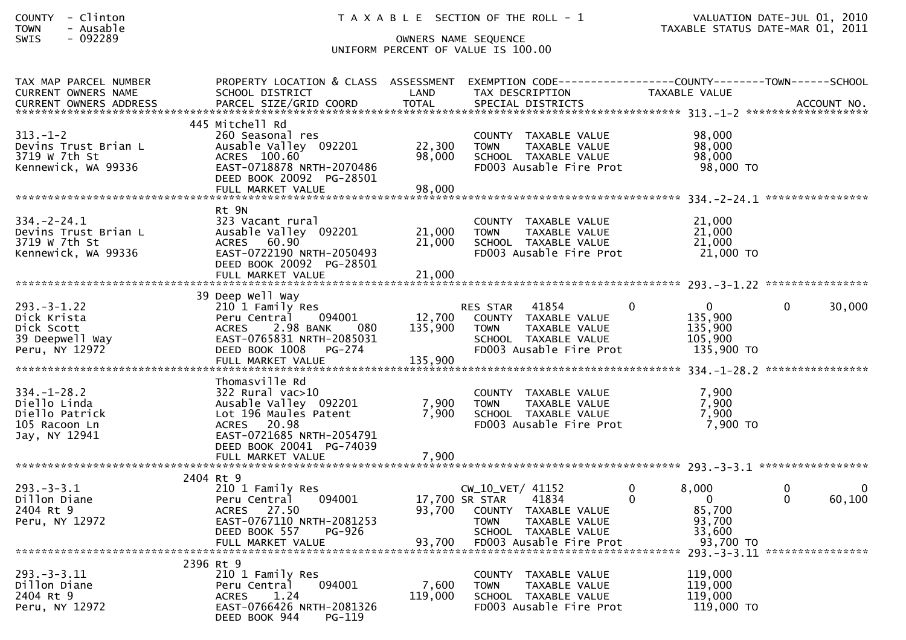COUNTY - Clinton
TOWN - Ausable
SWIS - 092289

T A X A B L E SECTION OF THE ROLL - 1

OWNERS NAME SEQUENCE
UNIFORM PERCENT OF VALUE IS 100.00

VALUATION DATE-JUL 01, 2010
TAXABLE STATUS DATE-MAR 01, 2011

| TAX MAP PARCEL NUMBER / CURRENT OWNERS NAME / CURRENT OWNERS ADDRESS | PROPERTY LOCATION & CLASS / SCHOOL DISTRICT / PARCEL SIZE/GRID COORD | ASSESSMENT LAND / TOTAL | EXEMPTION CODE / TAX DESCRIPTION / SPECIAL DISTRICTS | COUNTY | TOWN | SCHOOL |
|---|---|---|---|---|---|---|
| **313.-1-2** | 445 Mitchell Rd | | | | | |
| 313.-1-2 | 260 Seasonal res | | COUNTY TAXABLE VALUE | 98,000 | | |
| Devins Trust Brian L | Ausable Valley 092201 | 22,300 | TOWN TAXABLE VALUE | 98,000 | | |
| 3719 W 7th St | ACRES 100.60 | 98,000 | SCHOOL TAXABLE VALUE | 98,000 | | |
| Kennewick, WA 99336 | EAST-0718878 NRTH-2070486 | | FD003 Ausable Fire Prot | 98,000 TO | | |
| | DEED BOOK 20092 PG-28501 | | | | | |
| | FULL MARKET VALUE | 98,000 | | | | |
| **334.-2-24.1** | Rt 9N | | | | | |
| 334.-2-24.1 | 323 Vacant rural | | COUNTY TAXABLE VALUE | 21,000 | | |
| Devins Trust Brian L | Ausable Valley 092201 | 21,000 | TOWN TAXABLE VALUE | 21,000 | | |
| 3719 W 7th St | ACRES 60.90 | 21,000 | SCHOOL TAXABLE VALUE | 21,000 | | |
| Kennewick, WA 99336 | EAST-0722190 NRTH-2050493 | | FD003 Ausable Fire Prot | 21,000 TO | | |
| | DEED BOOK 20092 PG-28501 | | | | | |
| | FULL MARKET VALUE | 21,000 | | | | |
| **293.-3-1.22** | 39 Deep Well Way | | | | | |
| 293.-3-1.22 | 210 1 Family Res | | RES STAR 41854 | 0 | 0 | 0 | 30,000 |
| Dick Krista | Peru Central 094001 | 12,700 | COUNTY TAXABLE VALUE | 135,900 | | |
| Dick Scott | ACRES 2.98 BANK 080 | 135,900 | TOWN TAXABLE VALUE | 135,900 | | |
| 39 Deepwell Way | EAST-0765831 NRTH-2085031 | | SCHOOL TAXABLE VALUE | 105,900 | | |
| Peru, NY 12972 | DEED BOOK 1008 PG-274 | | FD003 Ausable Fire Prot | 135,900 TO | | |
| | FULL MARKET VALUE | 135,900 | | | | |
| **334.-1-28.2** | Thomasville Rd | | | | | |
| 334.-1-28.2 | 322 Rural vac>10 | | COUNTY TAXABLE VALUE | 7,900 | | |
| Diello Linda | Ausable Valley 092201 | 7,900 | TOWN TAXABLE VALUE | 7,900 | | |
| Diello Patrick | Lot 196 Maules Patent | 7,900 | SCHOOL TAXABLE VALUE | 7,900 | | |
| 105 Racoon Ln | ACRES 20.98 | | FD003 Ausable Fire Prot | 7,900 TO | | |
| Jay, NY 12941 | EAST-0721685 NRTH-2054791 | | | | | |
| | DEED BOOK 20041 PG-74039 | | | | | |
| | FULL MARKET VALUE | 7,900 | | | | |
| **293.-3-3.1** | 2404 Rt 9 | | | | | |
| 293.-3-3.1 | 210 1 Family Res | | CW_10_VET/ 41152 0 | 8,000 | 0 | 0 |
| Dillon Diane | Peru Central 094001 | 17,700 | SR STAR 41834 0 | 0 | 0 | 60,100 |
| 2404 Rt 9 | ACRES 27.50 | 93,700 | COUNTY TAXABLE VALUE | 85,700 | | |
| Peru, NY 12972 | EAST-0767110 NRTH-2081253 | | TOWN TAXABLE VALUE | 93,700 | | |
| | DEED BOOK 557 PG-926 | | SCHOOL TAXABLE VALUE | 33,600 | | |
| | FULL MARKET VALUE | 93,700 | FD003 Ausable Fire Prot | 93,700 TO | | |
| **293.-3-3.11** | 2396 Rt 9 | | | | | |
| 293.-3-3.11 | 210 1 Family Res | | COUNTY TAXABLE VALUE | 119,000 | | |
| Dillon Diane | Peru Central 094001 | 7,600 | TOWN TAXABLE VALUE | 119,000 | | |
| 2404 Rt 9 | ACRES 1.24 | 119,000 | SCHOOL TAXABLE VALUE | 119,000 | | |
| Peru, NY 12972 | EAST-0766426 NRTH-2081326 | | FD003 Ausable Fire Prot | 119,000 TO | | |
| | DEED BOOK 944 PG-119 | | | | | |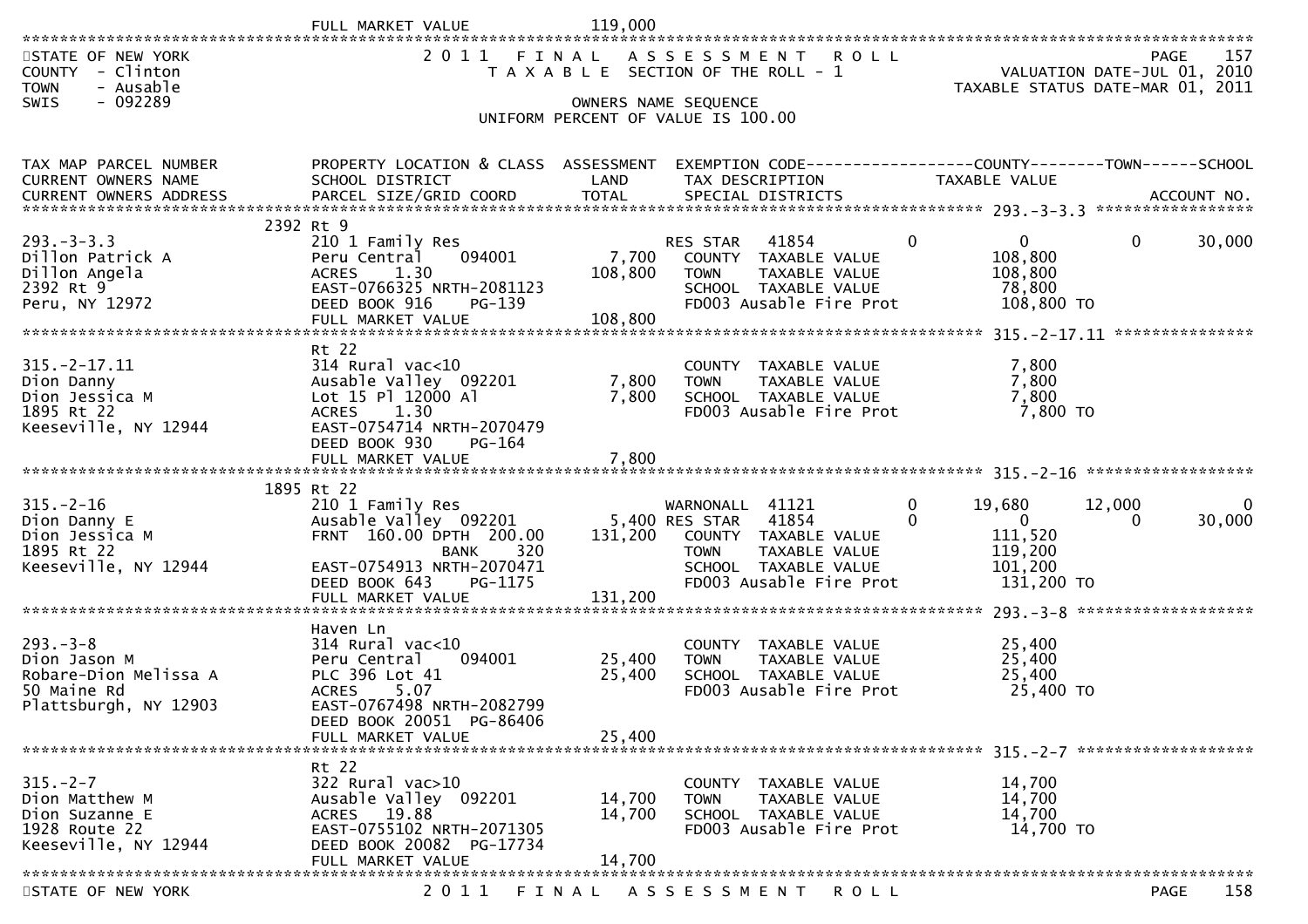FULL MARKET VALUE 119,000

STATE OF NEW YORK
COUNTY - Clinton
TOWN - Ausable
SWIS - 092289

# 2011 FINAL ASSESSMENT ROLL
TAXABLE SECTION OF THE ROLL - 1

VALUATION DATE-JUL 01, 2010
TAXABLE STATUS DATE-MAR 01, 2011

OWNERS NAME SEQUENCE
UNIFORM PERCENT OF VALUE IS 100.00

| TAX MAP PARCEL NUMBER / CURRENT OWNERS NAME / CURRENT OWNERS ADDRESS | PROPERTY LOCATION & CLASS / SCHOOL DISTRICT / PARCEL SIZE/GRID COORD | ASSESSMENT LAND / TOTAL | EXEMPTION CODE / TAX DESCRIPTION / SPECIAL DISTRICTS | | COUNTY TAXABLE VALUE | TOWN | SCHOOL / ACCOUNT NO. |
|---|---|---|---|---|---|---|---|
| 293.-3-3.3 | 2392 Rt 9 | | | | | | |
| 293.-3-3.3 | 210 1 Family Res | | RES STAR 41854 | 0 | 0 | 0 | 30,000 |
| Dillon Patrick A | Peru Central 094001 | 7,700 | COUNTY TAXABLE VALUE | | 108,800 | | |
| Dillon Angela | ACRES 1.30 | 108,800 | TOWN TAXABLE VALUE | | 108,800 | | |
| 2392 Rt 9 | EAST-0766325 NRTH-2081123 | | SCHOOL TAXABLE VALUE | | 78,800 | | |
| Peru, NY 12972 | DEED BOOK 916 PG-139 | | FD003 Ausable Fire Prot | | 108,800 TO | | |
| | FULL MARKET VALUE | 108,800 | | | | | |
| 315.-2-17.11 | Rt 22 | | | | | | |
| 315.-2-17.11 | 314 Rural vac<10 | | COUNTY TAXABLE VALUE | | 7,800 | | |
| Dion Danny | Ausable Valley 092201 | 7,800 | TOWN TAXABLE VALUE | | 7,800 | | |
| Dion Jessica M | Lot 15 Pl 12000 Al | 7,800 | SCHOOL TAXABLE VALUE | | 7,800 | | |
| 1895 Rt 22 | ACRES 1.30 | | FD003 Ausable Fire Prot | | 7,800 TO | | |
| Keeseville, NY 12944 | EAST-0754714 NRTH-2070479 | | | | | | |
| | DEED BOOK 930 PG-164 | | | | | | |
| | FULL MARKET VALUE | 7,800 | | | | | |
| 315.-2-16 | 1895 Rt 22 | | | | | | |
| 315.-2-16 | 210 1 Family Res | | WARNONALL 41121 | 0 | 19,680 | 12,000 | 0 |
| Dion Danny E | Ausable Valley 092201 | 5,400 | RES STAR 41854 | 0 | 0 | 0 | 30,000 |
| Dion Jessica M | FRNT 160.00 DPTH 200.00 | 131,200 | COUNTY TAXABLE VALUE | | 111,520 | | |
| 1895 Rt 22 | BANK 320 | | TOWN TAXABLE VALUE | | 119,200 | | |
| Keeseville, NY 12944 | EAST-0754913 NRTH-2070471 | | SCHOOL TAXABLE VALUE | | 101,200 | | |
| | DEED BOOK 643 PG-1175 | | FD003 Ausable Fire Prot | | 131,200 TO | | |
| | FULL MARKET VALUE | 131,200 | | | | | |
| 293.-3-8 | Haven Ln | | | | | | |
| 293.-3-8 | 314 Rural vac<10 | | COUNTY TAXABLE VALUE | | 25,400 | | |
| Dion Jason M | Peru Central 094001 | 25,400 | TOWN TAXABLE VALUE | | 25,400 | | |
| Robare-Dion Melissa A | PLC 396 Lot 41 | 25,400 | SCHOOL TAXABLE VALUE | | 25,400 | | |
| 50 Maine Rd | ACRES 5.07 | | FD003 Ausable Fire Prot | | 25,400 TO | | |
| Plattsburgh, NY 12903 | EAST-0767498 NRTH-2082799 | | | | | | |
| | DEED BOOK 20051 PG-86406 | | | | | | |
| | FULL MARKET VALUE | 25,400 | | | | | |
| 315.-2-7 | Rt 22 | | | | | | |
| 315.-2-7 | 322 Rural vac>10 | | COUNTY TAXABLE VALUE | | 14,700 | | |
| Dion Matthew M | Ausable Valley 092201 | 14,700 | TOWN TAXABLE VALUE | | 14,700 | | |
| Dion Suzanne E | ACRES 19.88 | 14,700 | SCHOOL TAXABLE VALUE | | 14,700 | | |
| 1928 Route 22 | EAST-0755102 NRTH-2071305 | | FD003 Ausable Fire Prot | | 14,700 TO | | |
| Keeseville, NY 12944 | DEED BOOK 20082 PG-17734 | | | | | | |
| | FULL MARKET VALUE | 14,700 | | | | | |

STATE OF NEW YORK 2011 FINAL ASSESSMENT ROLL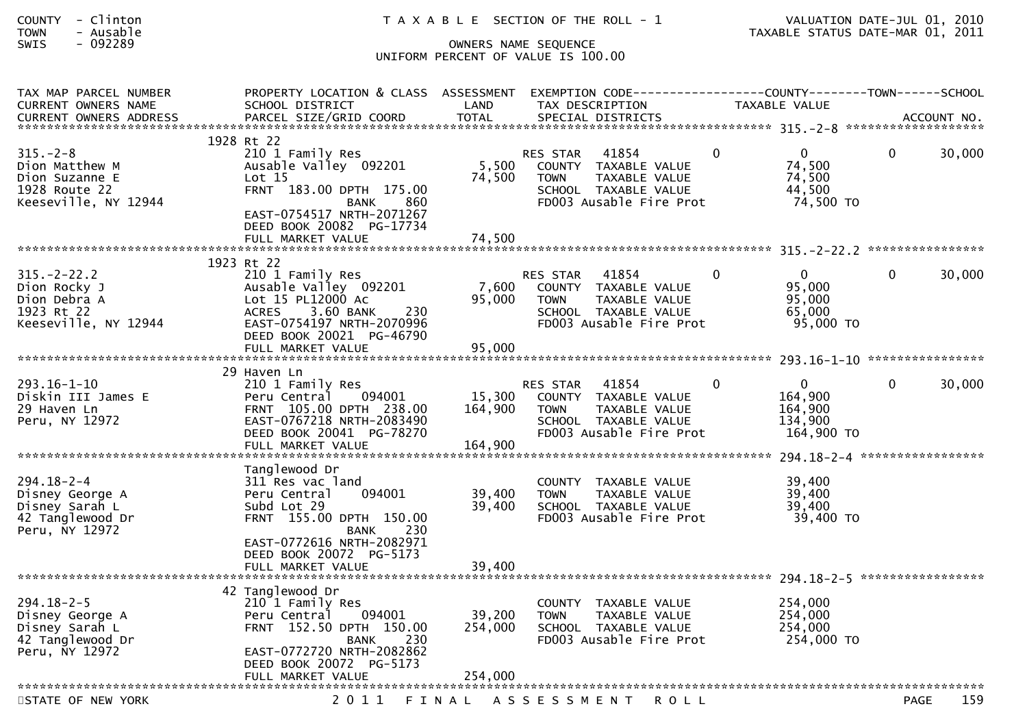COUNTY - Clinton
TOWN - Ausable
SWIS - 092289

T A X A B L E SECTION OF THE ROLL - 1

OWNERS NAME SEQUENCE
UNIFORM PERCENT OF VALUE IS 100.00

VALUATION DATE-JUL 01, 2010
TAXABLE STATUS DATE-MAR 01, 2011

| TAX MAP PARCEL NUMBER / CURRENT OWNERS NAME / CURRENT OWNERS ADDRESS | PROPERTY LOCATION & CLASS / SCHOOL DISTRICT / PARCEL SIZE/GRID COORD | ASSESSMENT LAND / TOTAL | EXEMPTION CODE / TAX DESCRIPTION / SPECIAL DISTRICTS | COUNTY | TOWN | SCHOOL |
|---|---|---|---|---|---|---|
| **315.-2-8** | 1928 Rt 22 | | | | | |
| 315.-2-8 | 210 1 Family Res | | RES STAR 41854 | 0 | 0 | 30,000 |
| Dion Matthew M | Ausable Valley 092201 | 5,500 | COUNTY TAXABLE VALUE | 74,500 | | |
| Dion Suzanne E | Lot 15 | 74,500 | TOWN TAXABLE VALUE | | 74,500 | |
| 1928 Route 22 | FRNT 183.00 DPTH 175.00 | | SCHOOL TAXABLE VALUE | | | 44,500 |
| Keeseville, NY 12944 | BANK 860 | | FD003 Ausable Fire Prot | 74,500 TO | | |
| | EAST-0754517 NRTH-2071267 | | | | | |
| | DEED BOOK 20082 PG-17734 | | | | | |
| | FULL MARKET VALUE | 74,500 | | | | |
| **315.-2-22.2** | 1923 Rt 22 | | | | | |
| 315.-2-22.2 | 210 1 Family Res | | RES STAR 41854 | 0 | 0 | 30,000 |
| Dion Rocky J | Ausable Valley 092201 | 7,600 | COUNTY TAXABLE VALUE | 95,000 | | |
| Dion Debra A | Lot 15 PL12000 Ac | 95,000 | TOWN TAXABLE VALUE | | 95,000 | |
| 1923 Rt 22 | ACRES 3.60 BANK 230 | | SCHOOL TAXABLE VALUE | | | 65,000 |
| Keeseville, NY 12944 | EAST-0754197 NRTH-2070996 | | FD003 Ausable Fire Prot | 95,000 TO | | |
| | DEED BOOK 20021 PG-46790 | | | | | |
| | FULL MARKET VALUE | 95,000 | | | | |
| **293.16-1-10** | 29 Haven Ln | | | | | |
| 293.16-1-10 | 210 1 Family Res | | RES STAR 41854 | 0 | 0 | 30,000 |
| Diskin III James E | Peru Central 094001 | 15,300 | COUNTY TAXABLE VALUE | 164,900 | | |
| 29 Haven Ln | FRNT 105.00 DPTH 238.00 | 164,900 | TOWN TAXABLE VALUE | | 164,900 | |
| Peru, NY 12972 | EAST-0767218 NRTH-2083490 | | SCHOOL TAXABLE VALUE | | | 134,900 |
| | DEED BOOK 20041 PG-78270 | | FD003 Ausable Fire Prot | 164,900 TO | | |
| | FULL MARKET VALUE | 164,900 | | | | |
| **294.18-2-4** | Tanglewood Dr | | | | | |
| 294.18-2-4 | 311 Res vac land | | COUNTY TAXABLE VALUE | 39,400 | | |
| Disney George A | Peru Central 094001 | 39,400 | TOWN TAXABLE VALUE | | 39,400 | |
| Disney Sarah L | Subd Lot 29 | 39,400 | SCHOOL TAXABLE VALUE | | | 39,400 |
| 42 Tanglewood Dr | FRNT 155.00 DPTH 150.00 | | FD003 Ausable Fire Prot | 39,400 TO | | |
| Peru, NY 12972 | BANK 230 | | | | | |
| | EAST-0772616 NRTH-2082971 | | | | | |
| | DEED BOOK 20072 PG-5173 | | | | | |
| | FULL MARKET VALUE | 39,400 | | | | |
| **294.18-2-5** | 42 Tanglewood Dr | | | | | |
| 294.18-2-5 | 210 1 Family Res | | COUNTY TAXABLE VALUE | 254,000 | | |
| Disney George A | Peru Central 094001 | 39,200 | TOWN TAXABLE VALUE | | 254,000 | |
| Disney Sarah L | FRNT 152.50 DPTH 150.00 | 254,000 | SCHOOL TAXABLE VALUE | | | 254,000 |
| 42 Tanglewood Dr | BANK 230 | | FD003 Ausable Fire Prot | 254,000 TO | | |
| Peru, NY 12972 | EAST-0772720 NRTH-2082862 | | | | | |
| | DEED BOOK 20072 PG-5173 | | | | | |
| | FULL MARKET VALUE | 254,000 | | | | |

STATE OF NEW YORK — 2011 FINAL ASSESSMENT ROLL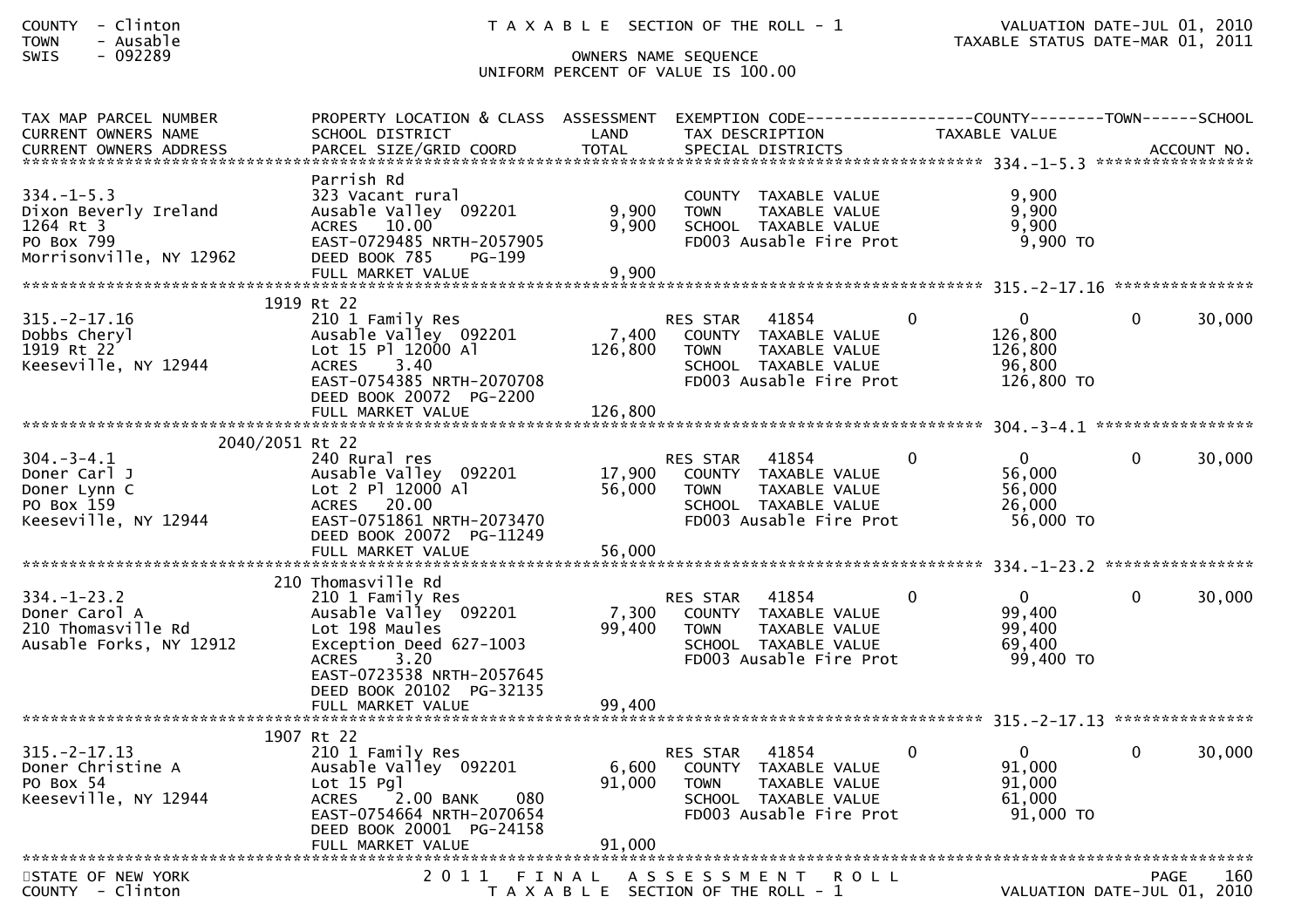COUNTY - Clinton
TOWN - Ausable
SWIS - 092289

T A X A B L E SECTION OF THE ROLL - 1

OWNERS NAME SEQUENCE
UNIFORM PERCENT OF VALUE IS 100.00

VALUATION DATE-JUL 01, 2010
TAXABLE STATUS DATE-MAR 01, 2011

| TAX MAP PARCEL NUMBER / CURRENT OWNERS NAME / CURRENT OWNERS ADDRESS | PROPERTY LOCATION & CLASS / SCHOOL DISTRICT / PARCEL SIZE/GRID COORD | ASSESSMENT LAND / TOTAL | EXEMPTION CODE / TAX DESCRIPTION / SPECIAL DISTRICTS | COUNTY | TOWN | SCHOOL / TAXABLE VALUE / ACCOUNT NO. |
|---|---|---|---|---|---|---|
| **334.-1-5.3** | Parrish Rd | | | | | |
| 334.-1-5.3 | 323 Vacant rural | | COUNTY TAXABLE VALUE | 9,900 | | |
| Dixon Beverly Ireland | Ausable Valley 092201 | 9,900 | TOWN TAXABLE VALUE | | 9,900 | |
| 1264 Rt 3 | ACRES 10.00 | 9,900 | SCHOOL TAXABLE VALUE | | | 9,900 |
| PO Box 799 | EAST-0729485 NRTH-2057905 | | FD003 Ausable Fire Prot | 9,900 TO | | |
| Morrisonville, NY 12962 | DEED BOOK 785 PG-199 | | | | | |
| | FULL MARKET VALUE | 9,900 | | | | |
| **315.-2-17.16** | 1919 Rt 22 | | | | | |
| 315.-2-17.16 | 210 1 Family Res | | RES STAR 41854 | 0 | 0 | 0 / 30,000 |
| Dobbs Cheryl | Ausable Valley 092201 | 7,400 | COUNTY TAXABLE VALUE | 126,800 | | |
| 1919 Rt 22 | Lot 15 Pl 12000 Al | 126,800 | TOWN TAXABLE VALUE | | 126,800 | |
| Keeseville, NY 12944 | ACRES 3.40 | | SCHOOL TAXABLE VALUE | | | 96,800 |
| | EAST-0754385 NRTH-2070708 | | FD003 Ausable Fire Prot | 126,800 TO | | |
| | DEED BOOK 20072 PG-2200 | | | | | |
| | FULL MARKET VALUE | 126,800 | | | | |
| **304.-3-4.1** | 2040/2051 Rt 22 | | | | | |
| 304.-3-4.1 | 240 Rural res | | RES STAR 41854 | 0 | 0 | 0 / 30,000 |
| Doner Carl J | Ausable Valley 092201 | 17,900 | COUNTY TAXABLE VALUE | 56,000 | | |
| Doner Lynn C | Lot 2 Pl 12000 Al | 56,000 | TOWN TAXABLE VALUE | | 56,000 | |
| PO Box 159 | ACRES 20.00 | | SCHOOL TAXABLE VALUE | | | 26,000 |
| Keeseville, NY 12944 | EAST-0751861 NRTH-2073470 | | FD003 Ausable Fire Prot | 56,000 TO | | |
| | DEED BOOK 20072 PG-11249 | | | | | |
| | FULL MARKET VALUE | 56,000 | | | | |
| **334.-1-23.2** | 210 Thomasville Rd | | | | | |
| 334.-1-23.2 | 210 1 Family Res | | RES STAR 41854 | 0 | 0 | 0 / 30,000 |
| Doner Carol A | Ausable Valley 092201 | 7,300 | COUNTY TAXABLE VALUE | 99,400 | | |
| 210 Thomasville Rd | Lot 198 Maules | 99,400 | TOWN TAXABLE VALUE | | 99,400 | |
| Ausable Forks, NY 12912 | Exception Deed 627-1003 | | SCHOOL TAXABLE VALUE | | | 69,400 |
| | ACRES 3.20 | | FD003 Ausable Fire Prot | 99,400 TO | | |
| | EAST-0723538 NRTH-2057645 | | | | | |
| | DEED BOOK 20102 PG-32135 | | | | | |
| | FULL MARKET VALUE | 99,400 | | | | |
| **315.-2-17.13** | 1907 Rt 22 | | | | | |
| 315.-2-17.13 | 210 1 Family Res | | RES STAR 41854 | 0 | 0 | 0 / 30,000 |
| Doner Christine A | Ausable Valley 092201 | 6,600 | COUNTY TAXABLE VALUE | 91,000 | | |
| PO Box 54 | Lot 15 Pgl | 91,000 | TOWN TAXABLE VALUE | | 91,000 | |
| Keeseville, NY 12944 | ACRES 2.00 BANK 080 | | SCHOOL TAXABLE VALUE | | | 61,000 |
| | EAST-0754664 NRTH-2070654 | | FD003 Ausable Fire Prot | 91,000 TO | | |
| | DEED BOOK 20001 PG-24158 | | | | | |
| | FULL MARKET VALUE | 91,000 | | | | |

STATE OF NEW YORK
COUNTY - Clinton

2 0 1 1 F I N A L A S S E S S M E N T R O L L
T A X A B L E SECTION OF THE ROLL - 1

VALUATION DATE-JUL 01, 2010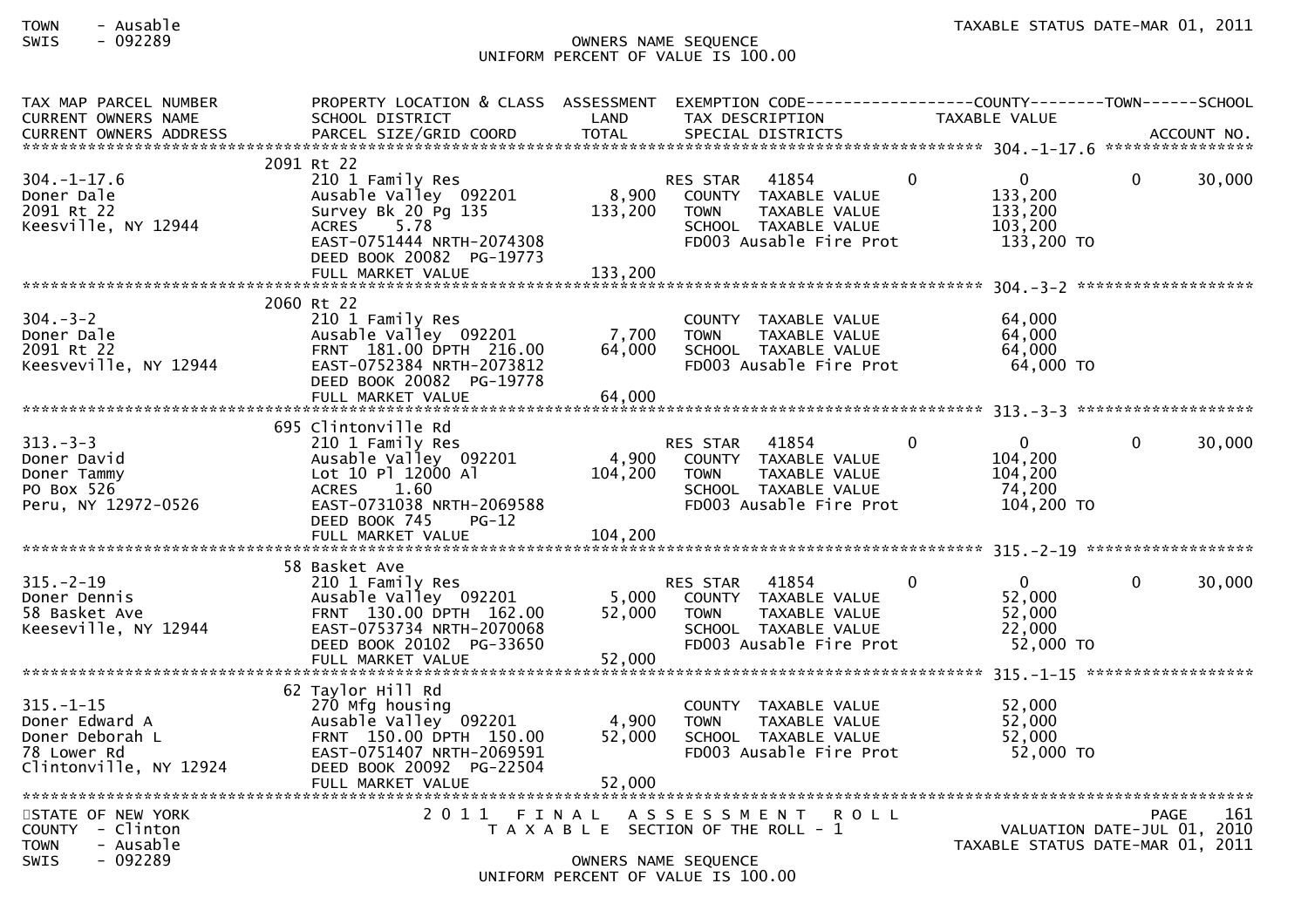| TAX MAP PARCEL NUMBER<br>CURRENT OWNERS NAME<br>CURRENT OWNERS ADDRESS | PROPERTY LOCATION & CLASS<br>SCHOOL DISTRICT<br>PARCEL SIZE/GRID COORD | ASSESSMENT<br>LAND<br>TOTAL | EXEMPTION CODE<br>TAX DESCRIPTION<br>SPECIAL DISTRICTS | COUNTY<br>TAXABLE VALUE | TOWN | SCHOOL<br>ACCOUNT NO. |
|---|---|---|---|---|---|---|
| **304.-1-17.6** | 2091 Rt 22 | | | | | |
| 304.-1-17.6 | 210 1 Family Res | | RES STAR 41854 | 0 | 0 | 0 30,000 |
| Doner Dale | Ausable Valley 092201 | 8,900 | COUNTY TAXABLE VALUE | 133,200 | | |
| 2091 Rt 22 | Survey Bk 20 Pg 135 | 133,200 | TOWN TAXABLE VALUE | 133,200 | | |
| Keesville, NY 12944 | ACRES 5.78 | | SCHOOL TAXABLE VALUE | 103,200 | | |
| | EAST-0751444 NRTH-2074308 | | FD003 Ausable Fire Prot | 133,200 TO | | |
| | DEED BOOK 20082 PG-19773 | | | | | |
| | FULL MARKET VALUE | 133,200 | | | | |
| **304.-3-2** | 2060 Rt 22 | | | | | |
| 304.-3-2 | 210 1 Family Res | | COUNTY TAXABLE VALUE | 64,000 | | |
| Doner Dale | Ausable Valley 092201 | 7,700 | TOWN TAXABLE VALUE | 64,000 | | |
| 2091 Rt 22 | FRNT 181.00 DPTH 216.00 | 64,000 | SCHOOL TAXABLE VALUE | 64,000 | | |
| Keesveville, NY 12944 | EAST-0752384 NRTH-2073812 | | FD003 Ausable Fire Prot | 64,000 TO | | |
| | DEED BOOK 20082 PG-19778 | | | | | |
| | FULL MARKET VALUE | 64,000 | | | | |
| **313.-3-3** | 695 Clintonville Rd | | | | | |
| 313.-3-3 | 210 1 Family Res | | RES STAR 41854 | 0 | 0 | 0 30,000 |
| Doner David | Ausable Valley 092201 | 4,900 | COUNTY TAXABLE VALUE | 104,200 | | |
| Doner Tammy | Lot 10 Pl 12000 Al | 104,200 | TOWN TAXABLE VALUE | 104,200 | | |
| PO Box 526 | ACRES 1.60 | | SCHOOL TAXABLE VALUE | 74,200 | | |
| Peru, NY 12972-0526 | EAST-0731038 NRTH-2069588 | | FD003 Ausable Fire Prot | 104,200 TO | | |
| | DEED BOOK 745 PG-12 | | | | | |
| | FULL MARKET VALUE | 104,200 | | | | |
| **315.-2-19** | 58 Basket Ave | | | | | |
| 315.-2-19 | 210 1 Family Res | | RES STAR 41854 | 0 | 0 | 0 30,000 |
| Doner Dennis | Ausable Valley 092201 | 5,000 | COUNTY TAXABLE VALUE | 52,000 | | |
| 58 Basket Ave | FRNT 130.00 DPTH 162.00 | 52,000 | TOWN TAXABLE VALUE | 52,000 | | |
| Keeseville, NY 12944 | EAST-0753734 NRTH-2070068 | | SCHOOL TAXABLE VALUE | 22,000 | | |
| | DEED BOOK 20102 PG-33650 | | FD003 Ausable Fire Prot | 52,000 TO | | |
| | FULL MARKET VALUE | 52,000 | | | | |
| **315.-1-15** | 62 Taylor Hill Rd | | | | | |
| 315.-1-15 | 270 Mfg housing | | COUNTY TAXABLE VALUE | 52,000 | | |
| Doner Edward A | Ausable Valley 092201 | 4,900 | TOWN TAXABLE VALUE | 52,000 | | |
| Doner Deborah L | FRNT 150.00 DPTH 150.00 | 52,000 | SCHOOL TAXABLE VALUE | 52,000 | | |
| 78 Lower Rd | EAST-0751407 NRTH-2069591 | | FD003 Ausable Fire Prot | 52,000 TO | | |
| Clintonville, NY 12924 | DEED BOOK 20092 PG-22504 | | | | | |
| | FULL MARKET VALUE | 52,000 | | | | |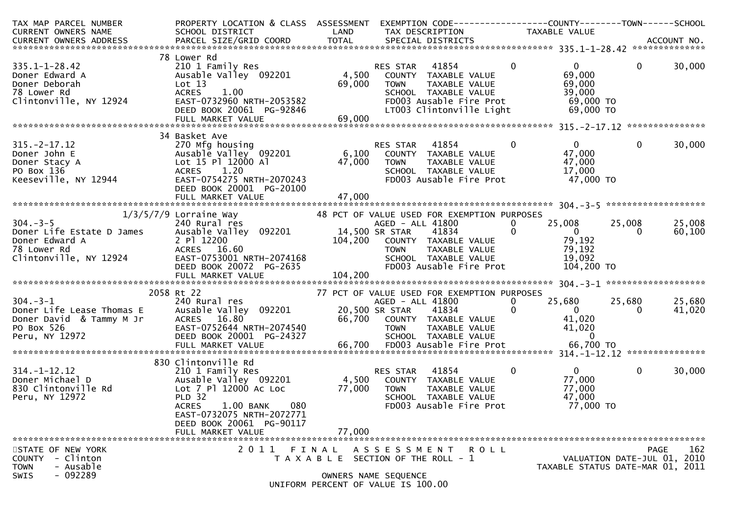```
TAX MAP PARCEL NUMBER          PROPERTY LOCATION & CLASS  ASSESSMENT  EXEMPTION CODE------------------COUNTY--------TOWN------SCHOOL
CURRENT OWNERS NAME            SCHOOL DISTRICT              LAND      TAX DESCRIPTION            TAXABLE VALUE
CURRENT OWNERS ADDRESS         PARCEL SIZE/GRID COORD      TOTAL      SPECIAL DISTRICTS                                   ACCOUNT NO.
******************************************************************************************************* 335.1-1-28.42 **************
                               78 Lower Rd
335.1-1-28.42                  210 1 Family Res                     RES STAR   41854        0         0          0       30,000
Doner Edward A                 Ausable Valley  092201       4,500    COUNTY  TAXABLE VALUE          69,000
Doner Deborah                  Lot 13                      69,000    TOWN    TAXABLE VALUE          69,000
78 Lower Rd                    ACRES    1.00                         SCHOOL  TAXABLE VALUE          39,000
Clintonville, NY 12924         EAST-0732960 NRTH-2053582             FD003 Ausable Fire Prot         69,000 TO
                               DEED BOOK 20061  PG-92846             LT003 Clintonville Light        69,000 TO
                               FULL MARKET VALUE           69,000
******************************************************************************************************* 315.-2-17.12 ***************
                               34 Basket Ave
315.-2-17.12                   270 Mfg housing                      RES STAR   41854        0         0          0       30,000
Doner John E                   Ausable Valley  092201       6,100    COUNTY  TAXABLE VALUE          47,000
Doner Stacy A                  Lot 15 Pl 12000 Al          47,000    TOWN    TAXABLE VALUE          47,000
PO Box 136                     ACRES    1.20                         SCHOOL  TAXABLE VALUE          17,000
Keeseville, NY 12944           EAST-0754275 NRTH-2070243             FD003 Ausable Fire Prot         47,000 TO
                               DEED BOOK 20001  PG-20100
                               FULL MARKET VALUE           47,000
******************************************************************************************************* 304.-3-5 *******************
                    1/3/5/7/9 Lorraine Way                48 PCT OF VALUE USED FOR EXEMPTION PURPOSES
304.-3-5                       240 Rural res                         AGED - ALL 41800       0     25,008     25,008       25,008
Doner Life Estate D James      Ausable Valley  092201      14,500 SR STAR     41834         0         0          0       60,100
Doner Edward A                 2 Pl 12200                 104,200    COUNTY  TAXABLE VALUE          79,192
78 Lower Rd                    ACRES   16.60                         TOWN    TAXABLE VALUE          79,192
Clintonville, NY 12924         EAST-0753001 NRTH-2074168             SCHOOL  TAXABLE VALUE          19,092
                               DEED BOOK 20072  PG-2635              FD003 Ausable Fire Prot        104,200 TO
                               FULL MARKET VALUE          104,200
******************************************************************************************************* 304.-3-1 *******************
                    2058 Rt 22                            77 PCT OF VALUE USED FOR EXEMPTION PURPOSES
304.-3-1                       240 Rural res                         AGED - ALL 41800       0     25,680     25,680       25,680
Doner Life Lease Thomas E      Ausable Valley  092201      20,500 SR STAR     41834         0         0          0       41,020
Doner David  & Tammy M Jr      ACRES   16.80               66,700    COUNTY  TAXABLE VALUE          41,020
PO Box 526                     EAST-0752644 NRTH-2074540             TOWN    TAXABLE VALUE          41,020
Peru, NY 12972                 DEED BOOK 20001  PG-24327             SCHOOL  TAXABLE VALUE               0
                               FULL MARKET VALUE           66,700    FD003 Ausable Fire Prot         66,700 TO
******************************************************************************************************* 314.-1-12.12 ***************
                               830 Clintonville Rd
314.-1-12.12                   210 1 Family Res                     RES STAR   41854        0         0          0       30,000
Doner Michael D                Ausable Valley  092201       4,500    COUNTY  TAXABLE VALUE          77,000
830 Clintonville Rd            Lot 7 Pl 12000 Ac Loc       77,000    TOWN    TAXABLE VALUE          77,000
Peru, NY 12972                 PLD 32                                SCHOOL  TAXABLE VALUE          47,000
                               ACRES    1.00 BANK     080            FD003 Ausable Fire Prot         77,000 TO
                               EAST-0732075 NRTH-2072771
                               DEED BOOK 20061  PG-90117
                               FULL MARKET VALUE           77,000
************************************************************************************************************************************
STATE OF NEW YORK                    2 0 1 1   F I N A L   A S S E S S M E N T   R O L L                                  PAGE   162
COUNTY  - Clinton                       T A X A B L E  SECTION OF THE ROLL - 1                          VALUATION DATE-JUL 01, 2010
TOWN    - Ausable                                                                                 TAXABLE STATUS DATE-MAR 01, 2011
SWIS    - 092289                                  OWNERS NAME SEQUENCE
                                           UNIFORM PERCENT OF VALUE IS 100.00
```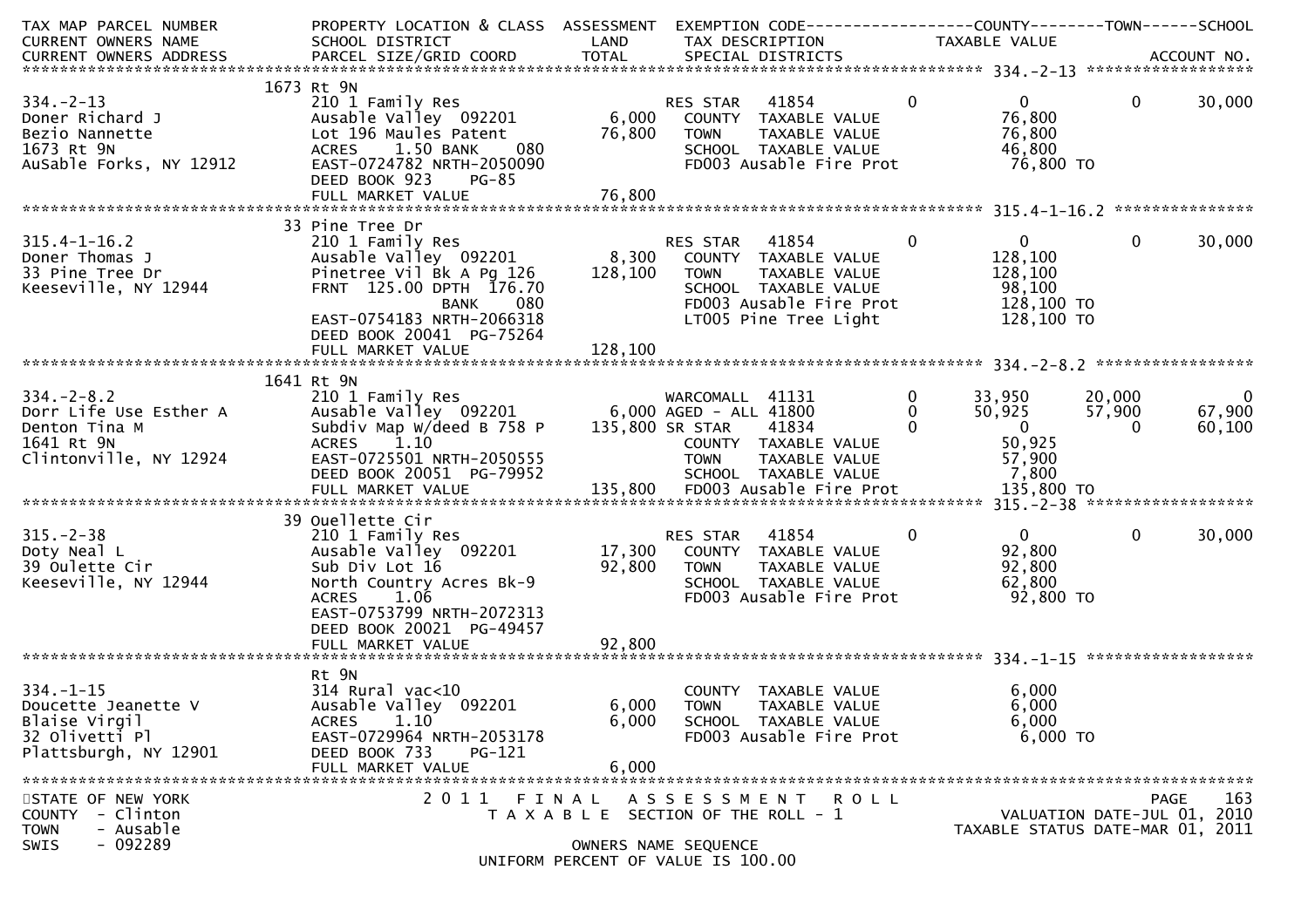| TAX MAP PARCEL NUMBER<br>CURRENT OWNERS NAME<br>CURRENT OWNERS ADDRESS | PROPERTY LOCATION & CLASS<br>SCHOOL DISTRICT<br>PARCEL SIZE/GRID COORD | ASSESSMENT<br>LAND<br>TOTAL | EXEMPTION CODE<br>TAX DESCRIPTION<br>SPECIAL DISTRICTS | | COUNTY<br>TAXABLE VALUE | TOWN | SCHOOL<br><br>ACCOUNT NO. |
|---|---|---|---|---|---|---|---|
| **334.-2-13** | 1673 Rt 9N | | | | | | |
| 334.-2-13 | 210 1 Family Res | | RES STAR 41854 | 0 | 0 | 0 | 30,000 |
| Doner Richard J | Ausable Valley 092201 | 6,000 | COUNTY TAXABLE VALUE | | 76,800 | | |
| Bezio Nannette | Lot 196 Maules Patent | 76,800 | TOWN TAXABLE VALUE | | 76,800 | | |
| 1673 Rt 9N | ACRES 1.50 BANK 080 | | SCHOOL TAXABLE VALUE | | 46,800 | | |
| AuSable Forks, NY 12912 | EAST-0724782 NRTH-2050090 | | FD003 Ausable Fire Prot | | 76,800 TO | | |
| | DEED BOOK 923 PG-85 | | | | | | |
| | FULL MARKET VALUE | 76,800 | | | | | |
| **315.4-1-16.2** | 33 Pine Tree Dr | | | | | | |
| 315.4-1-16.2 | 210 1 Family Res | | RES STAR 41854 | 0 | 0 | 0 | 30,000 |
| Doner Thomas J | Ausable Valley 092201 | 8,300 | COUNTY TAXABLE VALUE | | 128,100 | | |
| 33 Pine Tree Dr | Pinetree Vil Bk A Pg 126 | 128,100 | TOWN TAXABLE VALUE | | 128,100 | | |
| Keeseville, NY 12944 | FRNT 125.00 DPTH 176.70 | | SCHOOL TAXABLE VALUE | | 98,100 | | |
| | BANK 080 | | FD003 Ausable Fire Prot | | 128,100 TO | | |
| | EAST-0754183 NRTH-2066318 | | LT005 Pine Tree Light | | 128,100 TO | | |
| | DEED BOOK 20041 PG-75264 | | | | | | |
| | FULL MARKET VALUE | 128,100 | | | | | |
| **334.-2-8.2** | 1641 Rt 9N | | | | | | |
| 334.-2-8.2 | 210 1 Family Res | | WARCOMALL 41131 | 0 | 33,950 | 20,000 | 0 |
| Dorr Life Use Esther A | Ausable Valley 092201 | 6,000 | AGED - ALL 41800 | 0 | 50,925 | 57,900 | 67,900 |
| Denton Tina M | Subdiv Map W/deed B 758 P | 135,800 | SR STAR 41834 | 0 | 0 | 0 | 60,100 |
| 1641 Rt 9N | ACRES 1.10 | | COUNTY TAXABLE VALUE | | 50,925 | | |
| Clintonville, NY 12924 | EAST-0725501 NRTH-2050555 | | TOWN TAXABLE VALUE | | 57,900 | | |
| | DEED BOOK 20051 PG-79952 | | SCHOOL TAXABLE VALUE | | 7,800 | | |
| | FULL MARKET VALUE | 135,800 | FD003 Ausable Fire Prot | | 135,800 TO | | |
| **315.-2-38** | 39 Ouellette Cir | | | | | | |
| 315.-2-38 | 210 1 Family Res | | RES STAR 41854 | 0 | 0 | 0 | 30,000 |
| Doty Neal L | Ausable Valley 092201 | 17,300 | COUNTY TAXABLE VALUE | | 92,800 | | |
| 39 Oulette Cir | Sub Div Lot 16 | 92,800 | TOWN TAXABLE VALUE | | 92,800 | | |
| Keeseville, NY 12944 | North Country Acres Bk-9 | | SCHOOL TAXABLE VALUE | | 62,800 | | |
| | ACRES 1.06 | | FD003 Ausable Fire Prot | | 92,800 TO | | |
| | EAST-0753799 NRTH-2072313 | | | | | | |
| | DEED BOOK 20021 PG-49457 | | | | | | |
| | FULL MARKET VALUE | 92,800 | | | | | |
| **334.-1-15** | Rt 9N | | | | | | |
| 334.-1-15 | 314 Rural vac<10 | | COUNTY TAXABLE VALUE | | 6,000 | | |
| Doucette Jeanette V | Ausable Valley 092201 | 6,000 | TOWN TAXABLE VALUE | | 6,000 | | |
| Blaise Virgil | ACRES 1.10 | 6,000 | SCHOOL TAXABLE VALUE | | 6,000 | | |
| 32 Olivetti Pl | EAST-0729964 NRTH-2053178 | | FD003 Ausable Fire Prot | | 6,000 TO | | |
| Plattsburgh, NY 12901 | DEED BOOK 733 PG-121 | | | | | | |
| | FULL MARKET VALUE | 6,000 | | | | | |

STATE OF NEW YORK
COUNTY - Clinton
TOWN - Ausable
SWIS - 092289

2011 FINAL ASSESSMENT ROLL
TAXABLE SECTION OF THE ROLL - 1
OWNERS NAME SEQUENCE
UNIFORM PERCENT OF VALUE IS 100.00

VALUATION DATE-JUL 01, 2010
TAXABLE STATUS DATE-MAR 01, 2011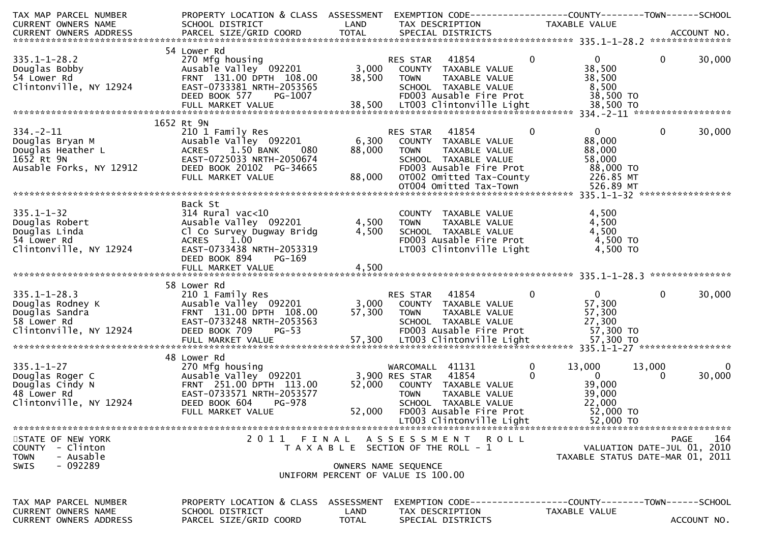| TAX MAP PARCEL NUMBER<br>CURRENT OWNERS NAME<br>CURRENT OWNERS ADDRESS | PROPERTY LOCATION & CLASS<br>SCHOOL DISTRICT<br>PARCEL SIZE/GRID COORD | ASSESSMENT<br>LAND<br>TOTAL | EXEMPTION CODE<br>TAX DESCRIPTION<br>SPECIAL DISTRICTS | | COUNTY<br>TAXABLE VALUE | TOWN | SCHOOL<br>ACCOUNT NO. |
|---|---|---|---|---|---|---|---|
| **335.1-1-28.2** | 54 Lower Rd | | | | | | |
| 335.1-1-28.2 | 270 Mfg housing | | RES STAR 41854 | 0 | 0 | 0 | 30,000 |
| Douglas Bobby | Ausable Valley 092201 | 3,000 | COUNTY TAXABLE VALUE | | 38,500 | | |
| 54 Lower Rd | FRNT 131.00 DPTH 108.00 | 38,500 | TOWN TAXABLE VALUE | | 38,500 | | |
| Clintonville, NY 12924 | EAST-0733381 NRTH-2053565 | | SCHOOL TAXABLE VALUE | | 8,500 | | |
| | DEED BOOK 577 PG-1007 | | FD003 Ausable Fire Prot | | 38,500 TO | | |
| | FULL MARKET VALUE | 38,500 | LT003 Clintonville Light | | 38,500 TO | | |
| **334.-2-11** | 1652 Rt 9N | | | | | | |
| 334.-2-11 | 210 1 Family Res | | RES STAR 41854 | 0 | 0 | 0 | 30,000 |
| Douglas Bryan M | Ausable Valley 092201 | 6,300 | COUNTY TAXABLE VALUE | | 88,000 | | |
| Douglas Heather L | ACRES 1.50 BANK 080 | 88,000 | TOWN TAXABLE VALUE | | 88,000 | | |
| 1652 Rt 9N | EAST-0725033 NRTH-2050674 | | SCHOOL TAXABLE VALUE | | 58,000 | | |
| Ausable Forks, NY 12912 | DEED BOOK 20102 PG-34665 | | FD003 Ausable Fire Prot | | 88,000 TO | | |
| | FULL MARKET VALUE | 88,000 | OT002 Omitted Tax-County | | 226.85 MT | | |
| | | | OT004 Omitted Tax-Town | | 526.89 MT | | |
| **335.1-1-32** | Back St | | | | | | |
| 335.1-1-32 | 314 Rural vac<10 | | COUNTY TAXABLE VALUE | | 4,500 | | |
| Douglas Robert | Ausable Valley 092201 | 4,500 | TOWN TAXABLE VALUE | | 4,500 | | |
| Douglas Linda | Cl Co Survey Dugway Bridg | 4,500 | SCHOOL TAXABLE VALUE | | 4,500 | | |
| 54 Lower Rd | ACRES 1.00 | | FD003 Ausable Fire Prot | | 4,500 TO | | |
| Clintonville, NY 12924 | EAST-0733438 NRTH-2053319 | | LT003 Clintonville Light | | 4,500 TO | | |
| | DEED BOOK 894 PG-169 | | | | | | |
| | FULL MARKET VALUE | 4,500 | | | | | |
| **335.1-1-28.3** | 58 Lower Rd | | | | | | |
| 335.1-1-28.3 | 210 1 Family Res | | RES STAR 41854 | 0 | 0 | 0 | 30,000 |
| Douglas Rodney K | Ausable Valley 092201 | 3,000 | COUNTY TAXABLE VALUE | | 57,300 | | |
| Douglas Sandra | FRNT 131.00 DPTH 108.00 | 57,300 | TOWN TAXABLE VALUE | | 57,300 | | |
| 58 Lower Rd | EAST-0733248 NRTH-2053563 | | SCHOOL TAXABLE VALUE | | 27,300 | | |
| Clintonville, NY 12924 | DEED BOOK 709 PG-53 | | FD003 Ausable Fire Prot | | 57,300 TO | | |
| | FULL MARKET VALUE | 57,300 | LT003 Clintonville Light | | 57,300 TO | | |
| **335.1-1-27** | 48 Lower Rd | | | | | | |
| 335.1-1-27 | 270 Mfg housing | | WARCOMALL 41131 | 0 | 13,000 | 13,000 | 0 |
| Douglas Roger C | Ausable Valley 092201 | 3,900 | RES STAR 41854 | 0 | 0 | 0 | 30,000 |
| Douglas Cindy N | FRNT 251.00 DPTH 113.00 | 52,000 | COUNTY TAXABLE VALUE | | 39,000 | | |
| 48 Lower Rd | EAST-0733571 NRTH-2053577 | | TOWN TAXABLE VALUE | | 39,000 | | |
| Clintonville, NY 12924 | DEED BOOK 604 PG-978 | | SCHOOL TAXABLE VALUE | | 22,000 | | |
| | FULL MARKET VALUE | 52,000 | FD003 Ausable Fire Prot | | 52,000 TO | | |
| | | | LT003 Clintonville Light | | 52,000 TO | | |

STATE OF NEW YORK — 2011 FINAL ASSESSMENT ROLL — PAGE 164
COUNTY - Clinton — TAXABLE SECTION OF THE ROLL - 1 — VALUATION DATE-JUL 01, 2010
TOWN - Ausable — TAXABLE STATUS DATE-MAR 01, 2011
SWIS - 092289 — OWNERS NAME SEQUENCE
UNIFORM PERCENT OF VALUE IS 100.00

| TAX MAP PARCEL NUMBER<br>CURRENT OWNERS NAME<br>CURRENT OWNERS ADDRESS | PROPERTY LOCATION & CLASS<br>SCHOOL DISTRICT<br>PARCEL SIZE/GRID COORD | ASSESSMENT<br>LAND<br>TOTAL | EXEMPTION CODE<br>TAX DESCRIPTION<br>SPECIAL DISTRICTS | COUNTY<br>TAXABLE VALUE | TOWN | SCHOOL<br>ACCOUNT NO. |
|---|---|---|---|---|---|---|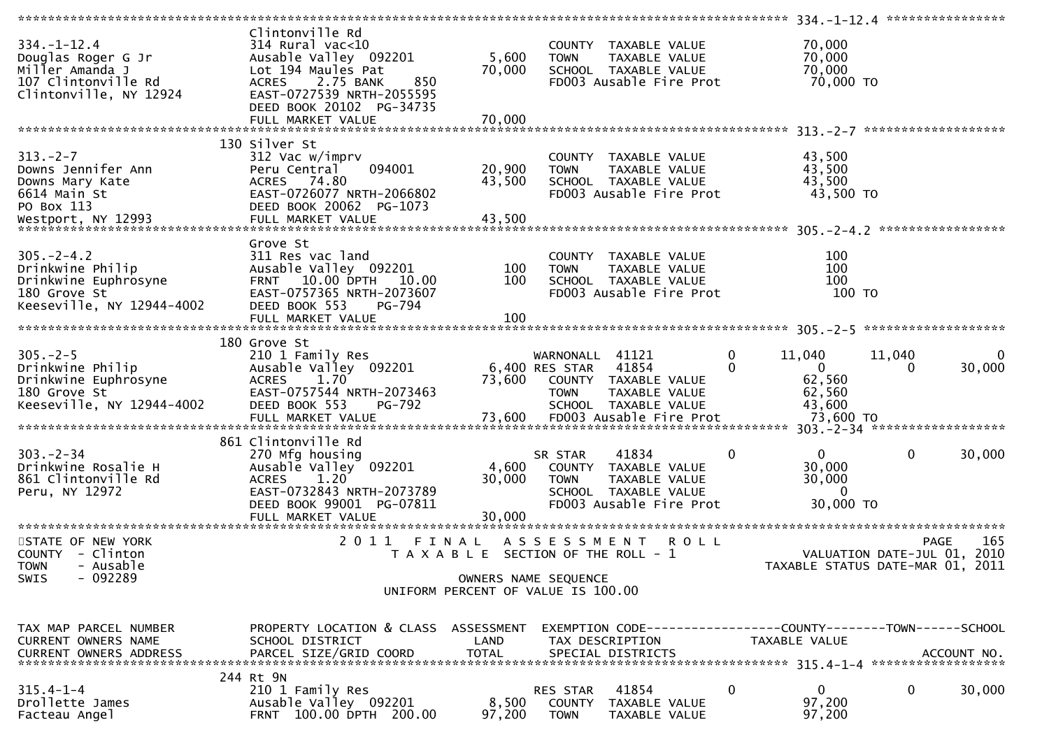```
********************************************************************************************************* 334.-1-12.4 ****************
                               Clintonville Rd
334.-1-12.4                    314 Rural vac<10                           COUNTY  TAXABLE VALUE            70,000
Douglas Roger G Jr             Ausable Valley  092201        5,600        TOWN    TAXABLE VALUE            70,000
Miller Amanda J                Lot 194 Maules Pat           70,000        SCHOOL  TAXABLE VALUE            70,000
107 Clintonville Rd            ACRES    2.75 BANK     850                 FD003 Ausable Fire Prot           70,000 TO
Clintonville, NY 12924         EAST-0727539 NRTH-2055595
                               DEED BOOK 20102  PG-34735
                               FULL MARKET VALUE            70,000
********************************************************************************************************* 313.-2-7 *******************
                           130 Silver St
313.-2-7                       312 Vac w/imprv                            COUNTY  TAXABLE VALUE            43,500
Downs Jennifer Ann             Peru Central    094001       20,900        TOWN    TAXABLE VALUE            43,500
Downs Mary Kate                ACRES   74.80                43,500        SCHOOL  TAXABLE VALUE            43,500
6614 Main St                   EAST-0726077 NRTH-2066802                  FD003 Ausable Fire Prot           43,500 TO
PO Box 113                     DEED BOOK 20062  PG-1073
Westport, NY 12993             FULL MARKET VALUE            43,500
********************************************************************************************************* 305.-2-4.2 *****************
                               Grove St
305.-2-4.2                     311 Res vac land                           COUNTY  TAXABLE VALUE               100
Drinkwine Philip               Ausable Valley  092201          100        TOWN    TAXABLE VALUE               100
Drinkwine Euphrosyne           FRNT   10.00 DPTH   10.00       100        SCHOOL  TAXABLE VALUE               100
180 Grove St                   EAST-0757365 NRTH-2073607                  FD003 Ausable Fire Prot              100 TO
Keeseville, NY 12944-4002      DEED BOOK 553     PG-794
                               FULL MARKET VALUE               100
********************************************************************************************************* 305.-2-5 *******************
                           180 Grove St
305.-2-5                       210 1 Family Res                   WARNONALL  41121        0        11,040      11,040            0
Drinkwine Philip               Ausable Valley  092201        6,400 RES STAR  41854        0             0           0       30,000
Drinkwine Euphrosyne           ACRES    1.70                73,600    COUNTY  TAXABLE VALUE            62,560
180 Grove St                   EAST-0757544 NRTH-2073463                  TOWN    TAXABLE VALUE            62,560
Keeseville, NY 12944-4002      DEED BOOK 553     PG-792                   SCHOOL  TAXABLE VALUE            43,600
                               FULL MARKET VALUE            73,600    FD003 Ausable Fire Prot           73,600 TO
********************************************************************************************************* 303.-2-34 ******************
                           861 Clintonville Rd
303.-2-34                      270 Mfg housing                        SR STAR     41834       0             0           0       30,000
Drinkwine Rosalie H            Ausable Valley  092201        4,600    COUNTY  TAXABLE VALUE            30,000
861 Clintonville Rd            ACRES    1.20                30,000    TOWN    TAXABLE VALUE            30,000
Peru, NY 12972                 EAST-0732843 NRTH-2073789                  SCHOOL  TAXABLE VALUE                 0
                               DEED BOOK 99001  PG-07811                  FD003 Ausable Fire Prot           30,000 TO
                               FULL MARKET VALUE            30,000
************************************************************************************************************************************
STATE OF NEW YORK                   2 0 1 1   F I N A L   A S S E S S M E N T   R O L L                              PAGE     165
COUNTY  - Clinton                      T A X A B L E  SECTION OF THE ROLL - 1                          VALUATION DATE-JUL 01, 2010
TOWN    - Ausable                                                                                      TAXABLE STATUS DATE-MAR 01, 2011
SWIS    - 092289                                      OWNERS NAME SEQUENCE
                                                UNIFORM PERCENT OF VALUE IS 100.00


TAX MAP PARCEL NUMBER          PROPERTY LOCATION & CLASS  ASSESSMENT  EXEMPTION CODE------------------COUNTY--------TOWN------SCHOOL
CURRENT OWNERS NAME            SCHOOL DISTRICT               LAND      TAX DESCRIPTION            TAXABLE VALUE
CURRENT OWNERS ADDRESS         PARCEL SIZE/GRID COORD       TOTAL      SPECIAL DISTRICTS                                    ACCOUNT NO.
********************************************************************************************************* 315.4-1-4 ******************
                           244 Rt 9N
315.4-1-4                      210 1 Family Res                       RES STAR    41854       0             0           0       30,000
Drollette James                Ausable Valley  092201        8,500    COUNTY  TAXABLE VALUE            97,200
Facteau Angel                  FRNT  100.00 DPTH  200.00    97,200    TOWN    TAXABLE VALUE            97,200
```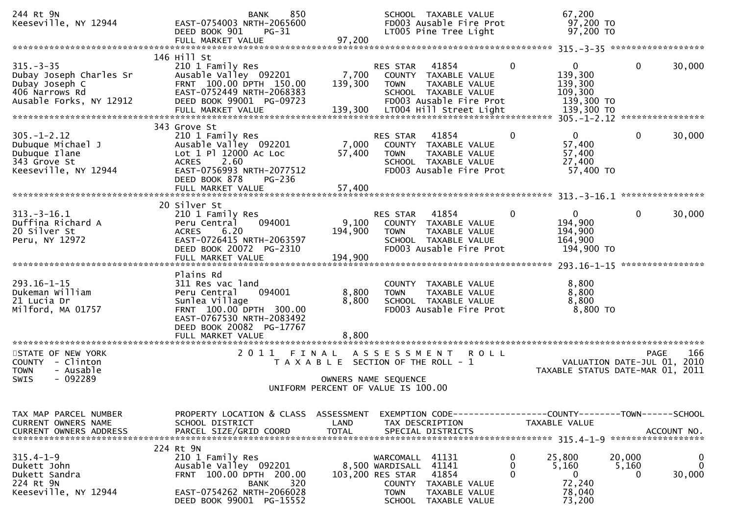```
244 Rt 9N                              BANK     850                 SCHOOL  TAXABLE VALUE              67,200
Keeseville, NY 12944              EAST-0754003 NRTH-2065600              FD003 Ausable Fire Prot            97,200 TO
                                  DEED BOOK 901    PG-31                 LT005 Pine Tree Light              97,200 TO
                                  FULL MARKET VALUE             97,200
******************************************************************************************************* 315.-3-35 ******************
                                146 Hill St
315.-3-35                         210 1 Family Res                    RES STAR   41854          0           0          0      30,000
Dubay Joseph Charles Sr           Ausable Valley  092201       7,700   COUNTY  TAXABLE VALUE             139,300
Dubay Joseph C                    FRNT 100.00 DPTH 150.00    139,300   TOWN    TAXABLE VALUE             139,300
406 Narrows Rd                    EAST-0752449 NRTH-2068383             SCHOOL  TAXABLE VALUE             109,300
Ausable Forks, NY 12912           DEED BOOK 99001  PG-09723             FD003 Ausable Fire Prot           139,300 TO
                                  FULL MARKET VALUE            139,300  LT004 Hill Street Light           139,300 TO
******************************************************************************************************* 305.-1-2.12 ****************
                                343 Grove St
305.-1-2.12                       210 1 Family Res                    RES STAR   41854          0           0          0      30,000
Dubuque Michael J                 Ausable Valley  092201       7,000   COUNTY  TAXABLE VALUE              57,400
Dubuque Ilane                     Lot 1 Pl 12000 Ac Loc       57,400   TOWN    TAXABLE VALUE              57,400
343 Grove St                      ACRES    2.60                         SCHOOL  TAXABLE VALUE              27,400
Keeseville, NY 12944              EAST-0756993 NRTH-2077512             FD003 Ausable Fire Prot            57,400 TO
                                  DEED BOOK 878    PG-236
                                  FULL MARKET VALUE             57,400
******************************************************************************************************* 313.-3-16.1 ****************
                                20 Silver St
313.-3-16.1                       210 1 Family Res                    RES STAR   41854          0           0          0      30,000
Duffina Richard A                 Peru Central    094001       9,100   COUNTY  TAXABLE VALUE             194,900
20 Silver St                      ACRES    6.20              194,900   TOWN    TAXABLE VALUE             194,900
Peru, NY 12972                    EAST-0726415 NRTH-2063597             SCHOOL  TAXABLE VALUE             164,900
                                  DEED BOOK 20072  PG-2310              FD003 Ausable Fire Prot           194,900 TO
                                  FULL MARKET VALUE            194,900
******************************************************************************************************* 293.16-1-15 ****************
                                Plains Rd
293.16-1-15                       311 Res vac land                      COUNTY  TAXABLE VALUE               8,800
Dukeman William                   Peru Central    094001       8,800   TOWN    TAXABLE VALUE               8,800
21 Lucia Dr                       Sunlea Village               8,800   SCHOOL  TAXABLE VALUE               8,800
Milford, MA 01757                 FRNT 100.00 DPTH 300.00               FD003 Ausable Fire Prot             8,800 TO
                                  EAST-0767530 NRTH-2083492
                                  DEED BOOK 20082  PG-17767
                                  FULL MARKET VALUE              8,800
*******************************************************************************************************************************************
STATE OF NEW YORK                     2 0 1 1   F I N A L   A S S E S S M E N T   R O L L                              PAGE    166
COUNTY  - Clinton                          T A X A B L E  SECTION OF THE ROLL - 1                          VALUATION DATE-JUL 01, 2010
TOWN    - Ausable                                                                                  TAXABLE STATUS DATE-MAR 01, 2011
SWIS    - 092289                                      OWNERS NAME SEQUENCE
                                               UNIFORM PERCENT OF VALUE IS 100.00


TAX MAP PARCEL NUMBER             PROPERTY LOCATION & CLASS  ASSESSMENT  EXEMPTION CODE------------------COUNTY--------TOWN------SCHOOL
CURRENT OWNERS NAME               SCHOOL DISTRICT               LAND      TAX DESCRIPTION            TAXABLE VALUE
CURRENT OWNERS ADDRESS            PARCEL SIZE/GRID COORD       TOTAL      SPECIAL DISTRICTS                                   ACCOUNT NO.
******************************************************************************************************* 315.4-1-9 ******************
                                224 Rt 9N
315.4-1-9                         210 1 Family Res                    WARCOMALL  41131          0      25,800     20,000          0
Dukett John                       Ausable Valley  092201       8,500 WARDISALL  41141          0       5,160      5,160          0
Dukett Sandra                     FRNT 100.00 DPTH 200.00    103,200 RES STAR   41854          0           0          0      30,000
224 Rt 9N                              BANK     320                 COUNTY  TAXABLE VALUE              72,240
Keeseville, NY 12944              EAST-0754262 NRTH-2066028             TOWN    TAXABLE VALUE              78,040
                                  DEED BOOK 99001  PG-15552             SCHOOL  TAXABLE VALUE              73,200
```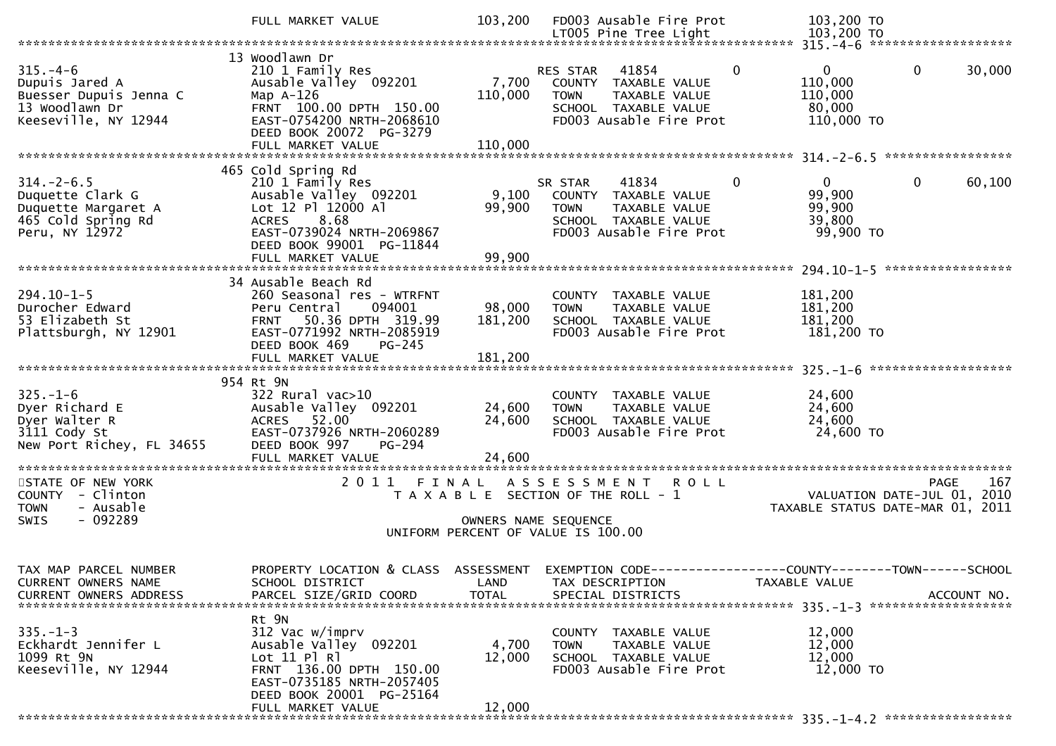| | FULL MARKET VALUE | 103,200 | FD003 Ausable Fire Prot | 103,200 TO |
|---|---|---|---|---|
| | | | LT005 Pine Tree Light | 103,200 TO |

**315.-4-6**

| | 13 Woodlawn Dr | | | | | |
|---|---|---|---|---|---|---|
| 315.-4-6 | 210 1 Family Res | | RES STAR 41854 | 0 | 0 | 0 30,000 |
| Dupuis Jared A | Ausable Valley 092201 | 7,700 | COUNTY TAXABLE VALUE | | 110,000 | |
| Buesser Dupuis Jenna C | Map A-126 | 110,000 | TOWN TAXABLE VALUE | | 110,000 | |
| 13 Woodlawn Dr | FRNT 100.00 DPTH 150.00 | | SCHOOL TAXABLE VALUE | | 80,000 | |
| Keeseville, NY 12944 | EAST-0754200 NRTH-2068610 | | FD003 Ausable Fire Prot | | 110,000 TO | |
| | DEED BOOK 20072 PG-3279 | | | | | |
| | FULL MARKET VALUE | 110,000 | | | | |

**314.-2-6.5**

| | 465 Cold Spring Rd | | | | | |
|---|---|---|---|---|---|---|
| 314.-2-6.5 | 210 1 Family Res | | SR STAR 41834 | 0 | 0 | 0 60,100 |
| Duquette Clark G | Ausable Valley 092201 | 9,100 | COUNTY TAXABLE VALUE | | 99,900 | |
| Duquette Margaret A | Lot 12 Pl 12000 Al | 99,900 | TOWN TAXABLE VALUE | | 99,900 | |
| 465 Cold Spring Rd | ACRES 8.68 | | SCHOOL TAXABLE VALUE | | 39,800 | |
| Peru, NY 12972 | EAST-0739024 NRTH-2069867 | | FD003 Ausable Fire Prot | | 99,900 TO | |
| | DEED BOOK 99001 PG-11844 | | | | | |
| | FULL MARKET VALUE | 99,900 | | | | |

**294.10-1-5**

| | 34 Ausable Beach Rd | | | |
|---|---|---|---|---|
| 294.10-1-5 | 260 Seasonal res - WTRFNT | | COUNTY TAXABLE VALUE | 181,200 |
| Durocher Edward | Peru Central 094001 | 98,000 | TOWN TAXABLE VALUE | 181,200 |
| 53 Elizabeth St | FRNT 50.36 DPTH 319.99 | 181,200 | SCHOOL TAXABLE VALUE | 181,200 |
| Plattsburgh, NY 12901 | EAST-0771992 NRTH-2085919 | | FD003 Ausable Fire Prot | 181,200 TO |
| | DEED BOOK 469 PG-245 | | | |
| | FULL MARKET VALUE | 181,200 | | |

**325.-1-6**

| | 954 Rt 9N | | | |
|---|---|---|---|---|
| 325.-1-6 | 322 Rural vac>10 | | COUNTY TAXABLE VALUE | 24,600 |
| Dyer Richard E | Ausable Valley 092201 | 24,600 | TOWN TAXABLE VALUE | 24,600 |
| Dyer Walter R | ACRES 52.00 | 24,600 | SCHOOL TAXABLE VALUE | 24,600 |
| 3111 Cody St | EAST-0737926 NRTH-2060289 | | FD003 Ausable Fire Prot | 24,600 TO |
| New Port Richey, FL 34655 | DEED BOOK 997 PG-294 | | | |
| | FULL MARKET VALUE | 24,600 | | |

STATE OF NEW YORK
COUNTY - Clinton
TOWN - Ausable
SWIS - 092289

# 2011 FINAL ASSESSMENT ROLL

TAXABLE SECTION OF THE ROLL - 1

OWNERS NAME SEQUENCE

UNIFORM PERCENT OF VALUE IS 100.00

PAGE 167
VALUATION DATE-JUL 01, 2010
TAXABLE STATUS DATE-MAR 01, 2011

| TAX MAP PARCEL NUMBER<br>CURRENT OWNERS NAME<br>CURRENT OWNERS ADDRESS | PROPERTY LOCATION & CLASS<br>SCHOOL DISTRICT<br>PARCEL SIZE/GRID COORD | ASSESSMENT<br>LAND<br>TOTAL | EXEMPTION CODE-----COUNTY-----TOWN-----SCHOOL<br>TAX DESCRIPTION<br>SPECIAL DISTRICTS | TAXABLE VALUE<br><br>ACCOUNT NO. |
|---|---|---|---|---|

**335.-1-3**

| | Rt 9N | | | |
|---|---|---|---|---|
| 335.-1-3 | 312 Vac w/imprv | | COUNTY TAXABLE VALUE | 12,000 |
| Eckhardt Jennifer L | Ausable Valley 092201 | 4,700 | TOWN TAXABLE VALUE | 12,000 |
| 1099 Rt 9N | Lot 11 Pl Rl | 12,000 | SCHOOL TAXABLE VALUE | 12,000 |
| Keeseville, NY 12944 | FRNT 136.00 DPTH 150.00 | | FD003 Ausable Fire Prot | 12,000 TO |
| | EAST-0735185 NRTH-2057405 | | | |
| | DEED BOOK 20001 PG-25164 | | | |
| | FULL MARKET VALUE | 12,000 | | |

**335.-1-4.2**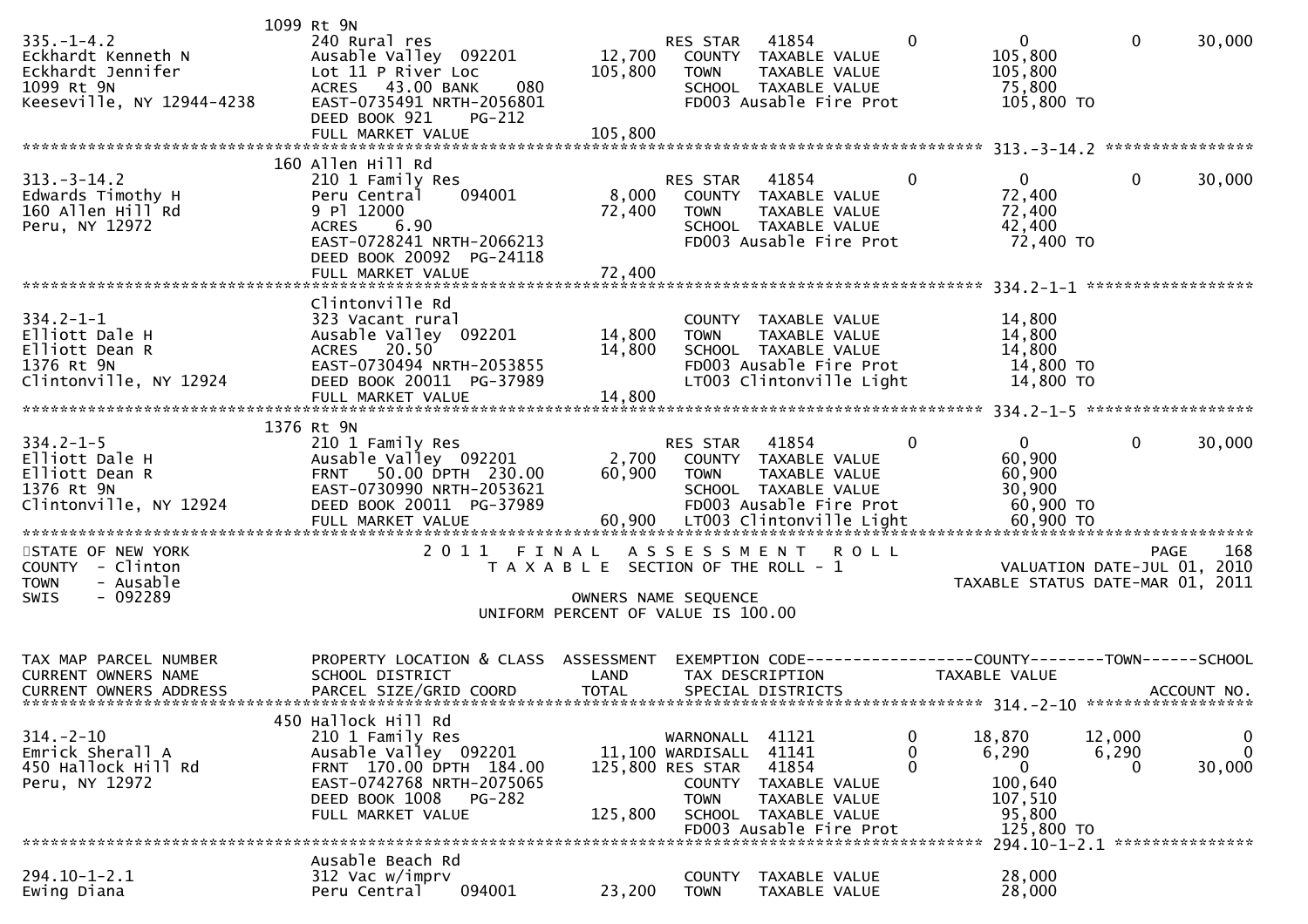```
                         1099 Rt 9N
335.-1-4.2               240 Rural res                          RES STAR   41854           0            0            0       30,000
Eckhardt Kenneth N       Ausable Valley  092201     12,700     COUNTY  TAXABLE VALUE              105,800
Eckhardt Jennifer        Lot 11 P River Loc        105,800     TOWN    TAXABLE VALUE              105,800
1099 Rt 9N               ACRES   43.00 BANK    080             SCHOOL  TAXABLE VALUE               75,800
Keeseville, NY 12944-4238 EAST-0735491 NRTH-2056801            FD003 Ausable Fire Prot            105,800 TO
                         DEED BOOK 921    PG-212
                         FULL MARKET VALUE         105,800
******************************************************************************************************* 313.-3-14.2 ****************
                         160 Allen Hill Rd
313.-3-14.2              210 1 Family Res                       RES STAR   41854           0            0            0       30,000
Edwards Timothy H        Peru Central     094001     8,000     COUNTY  TAXABLE VALUE               72,400
160 Allen Hill Rd        9 Pl 12000                 72,400     TOWN    TAXABLE VALUE               72,400
Peru, NY 12972           ACRES    6.90                         SCHOOL  TAXABLE VALUE               42,400
                         EAST-0728241 NRTH-2066213             FD003 Ausable Fire Prot             72,400 TO
                         DEED BOOK 20092  PG-24118
                         FULL MARKET VALUE          72,400
******************************************************************************************************* 334.2-1-1 ******************
                         Clintonville Rd
334.2-1-1                323 Vacant rural                      COUNTY  TAXABLE VALUE               14,800
Elliott Dale H           Ausable Valley  092201     14,800     TOWN    TAXABLE VALUE               14,800
Elliott Dean R           ACRES   20.50              14,800     SCHOOL  TAXABLE VALUE               14,800
1376 Rt 9N               EAST-0730494 NRTH-2053855             FD003 Ausable Fire Prot             14,800 TO
Clintonville, NY 12924   DEED BOOK 20011  PG-37989             LT003 Clintonville Light            14,800 TO
                         FULL MARKET VALUE          14,800
******************************************************************************************************* 334.2-1-5 ******************
                         1376 Rt 9N
334.2-1-5                210 1 Family Res                       RES STAR   41854           0            0            0       30,000
Elliott Dale H           Ausable Valley  092201      2,700     COUNTY  TAXABLE VALUE               60,900
Elliott Dean R           FRNT   50.00 DPTH 230.00   60,900     TOWN    TAXABLE VALUE               60,900
1376 Rt 9N               EAST-0730990 NRTH-2053621             SCHOOL  TAXABLE VALUE               30,900
Clintonville, NY 12924   DEED BOOK 20011  PG-37989             FD003 Ausable Fire Prot             60,900 TO
                         FULL MARKET VALUE          60,900     LT003 Clintonville Light            60,900 TO
************************************************************************************************************************************
STATE OF NEW YORK                       2011  FINAL  ASSESSMENT  ROLL                                                  PAGE    168
COUNTY  - Clinton                  TAXABLE SECTION OF THE ROLL - 1                              VALUATION DATE-JUL 01, 2010
TOWN    - Ausable                                                                            TAXABLE STATUS DATE-MAR 01, 2011
SWIS    - 092289                              OWNERS NAME SEQUENCE
                                         UNIFORM PERCENT OF VALUE IS 100.00

TAX MAP PARCEL NUMBER    PROPERTY LOCATION & CLASS  ASSESSMENT  EXEMPTION CODE------------------COUNTY--------TOWN------SCHOOL
CURRENT OWNERS NAME      SCHOOL DISTRICT               LAND      TAX DESCRIPTION            TAXABLE VALUE
CURRENT OWNERS ADDRESS   PARCEL SIZE/GRID COORD        TOTAL     SPECIAL DISTRICTS                                    ACCOUNT NO.
******************************************************************************************************* 314.-2-10 ******************
                         450 Hallock Hill Rd
314.-2-10                210 1 Family Res                       WARNONALL  41121           0       18,870       12,000            0
Emrick Sherall A         Ausable Valley  092201     11,100 WARDISALL  41141           0        6,290        6,290            0
450 Hallock Hill Rd      FRNT  170.00 DPTH 184.00  125,800 RES STAR   41854           0            0            0       30,000
Peru, NY 12972           EAST-0742768 NRTH-2075065             COUNTY  TAXABLE VALUE              100,640
                         DEED BOOK 1008   PG-282               TOWN    TAXABLE VALUE              107,510
                         FULL MARKET VALUE         125,800     SCHOOL  TAXABLE VALUE               95,800
                                                               FD003 Ausable Fire Prot            125,800 TO
******************************************************************************************************* 294.10-1-2.1 ***************
                         Ausable Beach Rd
294.10-1-2.1             312 Vac w/imprv                       COUNTY  TAXABLE VALUE               28,000
Ewing Diana              Peru Central     094001    23,200     TOWN    TAXABLE VALUE               28,000
```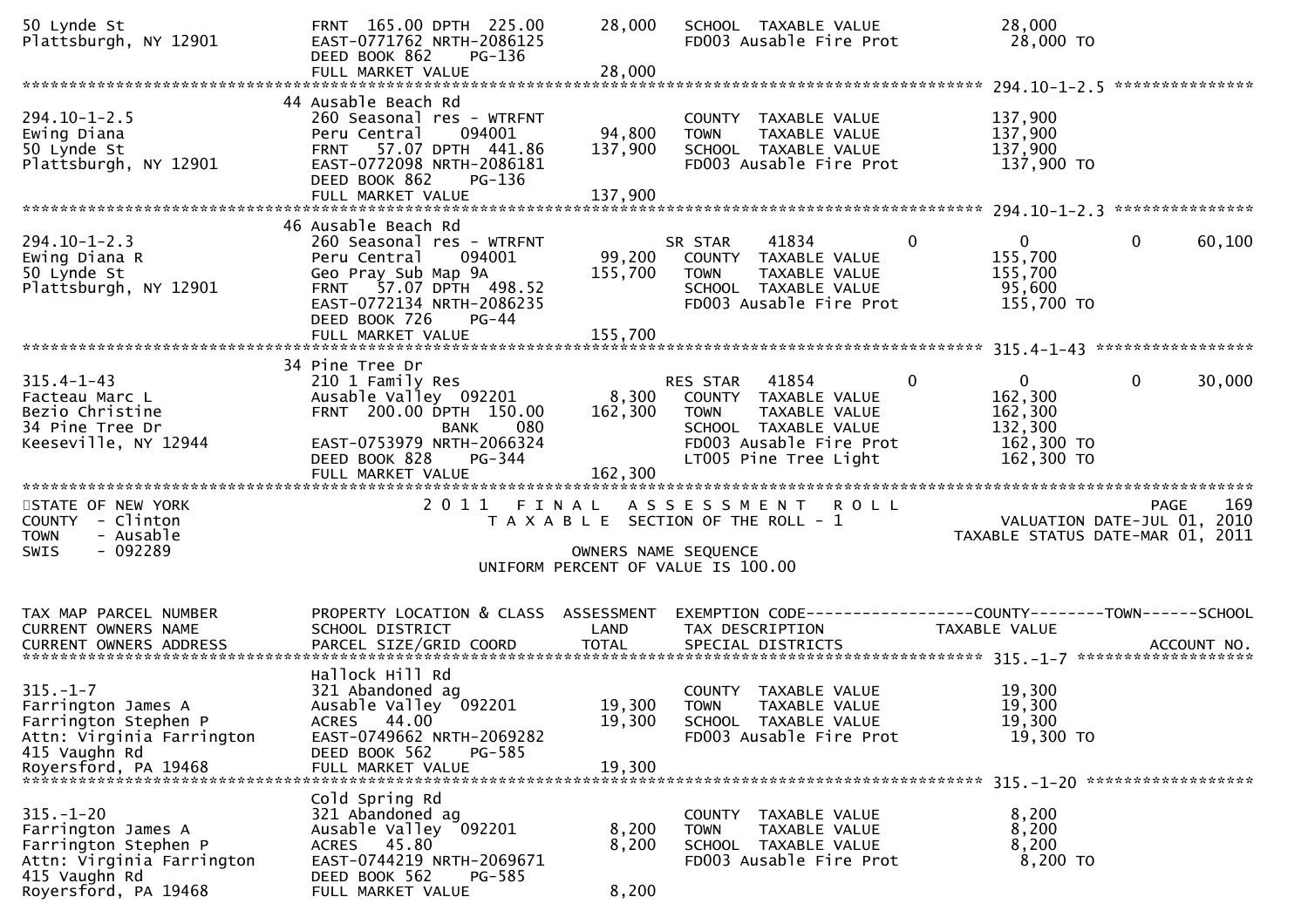```
50 Lynde St                    FRNT 165.00 DPTH 225.00      28,000   SCHOOL  TAXABLE VALUE              28,000
Plattsburgh, NY 12901          EAST-0771762 NRTH-2086125             FD003 Ausable Fire Prot             28,000 TO
                               DEED BOOK 862    PG-136
                               FULL MARKET VALUE            28,000
******************************************************************************************************* 294.10-1-2.5 ***************
                               44 Ausable Beach Rd
294.10-1-2.5                   260 Seasonal res - WTRFNT             COUNTY  TAXABLE VALUE             137,900
Ewing Diana                    Peru Central      094001     94,800   TOWN    TAXABLE VALUE             137,900
50 Lynde St                    FRNT  57.07 DPTH 441.86     137,900   SCHOOL  TAXABLE VALUE             137,900
Plattsburgh, NY 12901          EAST-0772098 NRTH-2086181             FD003 Ausable Fire Prot            137,900 TO
                               DEED BOOK 862    PG-136
                               FULL MARKET VALUE           137,900
******************************************************************************************************* 294.10-1-2.3 ***************
                               46 Ausable Beach Rd
294.10-1-2.3                   260 Seasonal res - WTRFNT             SR STAR    41834         0             0            0      60,100
Ewing Diana R                  Peru Central      094001     99,200   COUNTY  TAXABLE VALUE             155,700
50 Lynde St                    Geo Pray Sub Map 9A         155,700   TOWN    TAXABLE VALUE             155,700
Plattsburgh, NY 12901          FRNT  57.07 DPTH 498.52               SCHOOL  TAXABLE VALUE              95,600
                               EAST-0772134 NRTH-2086235             FD003 Ausable Fire Prot            155,700 TO
                               DEED BOOK 726    PG-44
                               FULL MARKET VALUE           155,700
******************************************************************************************************* 315.4-1-43 *****************
                               34 Pine Tree Dr
315.4-1-43                     210 1 Family Res                      RES STAR   41854         0             0            0      30,000
Facteau Marc L                 Ausable Valley  092201        8,300   COUNTY  TAXABLE VALUE             162,300
Bezio Christine                FRNT 200.00 DPTH 150.00     162,300   TOWN    TAXABLE VALUE             162,300
34 Pine Tree Dr                            BANK     080              SCHOOL  TAXABLE VALUE             132,300
Keeseville, NY 12944           EAST-0753979 NRTH-2066324             FD003 Ausable Fire Prot            162,300 TO
                               DEED BOOK 828    PG-344               LT005 Pine Tree Light              162,300 TO
                               FULL MARKET VALUE           162,300
************************************************************************************************************************************
STATE OF NEW YORK                   2 0 1 1   F I N A L   A S S E S S M E N T   R O L L                                   PAGE   169
COUNTY  - Clinton                        T A X A B L E  SECTION OF THE ROLL - 1                        VALUATION DATE-JUL 01, 2010
TOWN    - Ausable                                                                                  TAXABLE STATUS DATE-MAR 01, 2011
SWIS    - 092289                                      OWNERS NAME SEQUENCE
                                               UNIFORM PERCENT OF VALUE IS 100.00


TAX MAP PARCEL NUMBER          PROPERTY LOCATION & CLASS  ASSESSMENT  EXEMPTION CODE-----------------COUNTY--------TOWN------SCHOOL
CURRENT OWNERS NAME            SCHOOL DISTRICT               LAND     TAX DESCRIPTION            TAXABLE VALUE
CURRENT OWNERS ADDRESS         PARCEL SIZE/GRID COORD        TOTAL    SPECIAL DISTRICTS                                  ACCOUNT NO.
******************************************************************************************************* 315.-1-7 *******************
                               Hallock Hill Rd
315.-1-7                       321 Abandoned ag                      COUNTY  TAXABLE VALUE              19,300
Farrington James A             Ausable Valley  092201       19,300   TOWN    TAXABLE VALUE              19,300
Farrington Stephen P           ACRES   44.00                19,300   SCHOOL  TAXABLE VALUE              19,300
Attn: Virginia Farrington      EAST-0749662 NRTH-2069282             FD003 Ausable Fire Prot             19,300 TO
415 Vaughn Rd                  DEED BOOK 562    PG-585
Royersford, PA 19468           FULL MARKET VALUE            19,300
******************************************************************************************************* 315.-1-20 ******************
                               Cold Spring Rd
315.-1-20                      321 Abandoned ag                      COUNTY  TAXABLE VALUE               8,200
Farrington James A             Ausable Valley  092201        8,200   TOWN    TAXABLE VALUE               8,200
Farrington Stephen P           ACRES   45.80                 8,200   SCHOOL  TAXABLE VALUE               8,200
Attn: Virginia Farrington      EAST-0744219 NRTH-2069671             FD003 Ausable Fire Prot              8,200 TO
415 Vaughn Rd                  DEED BOOK 562    PG-585
Royersford, PA 19468           FULL MARKET VALUE             8,200
```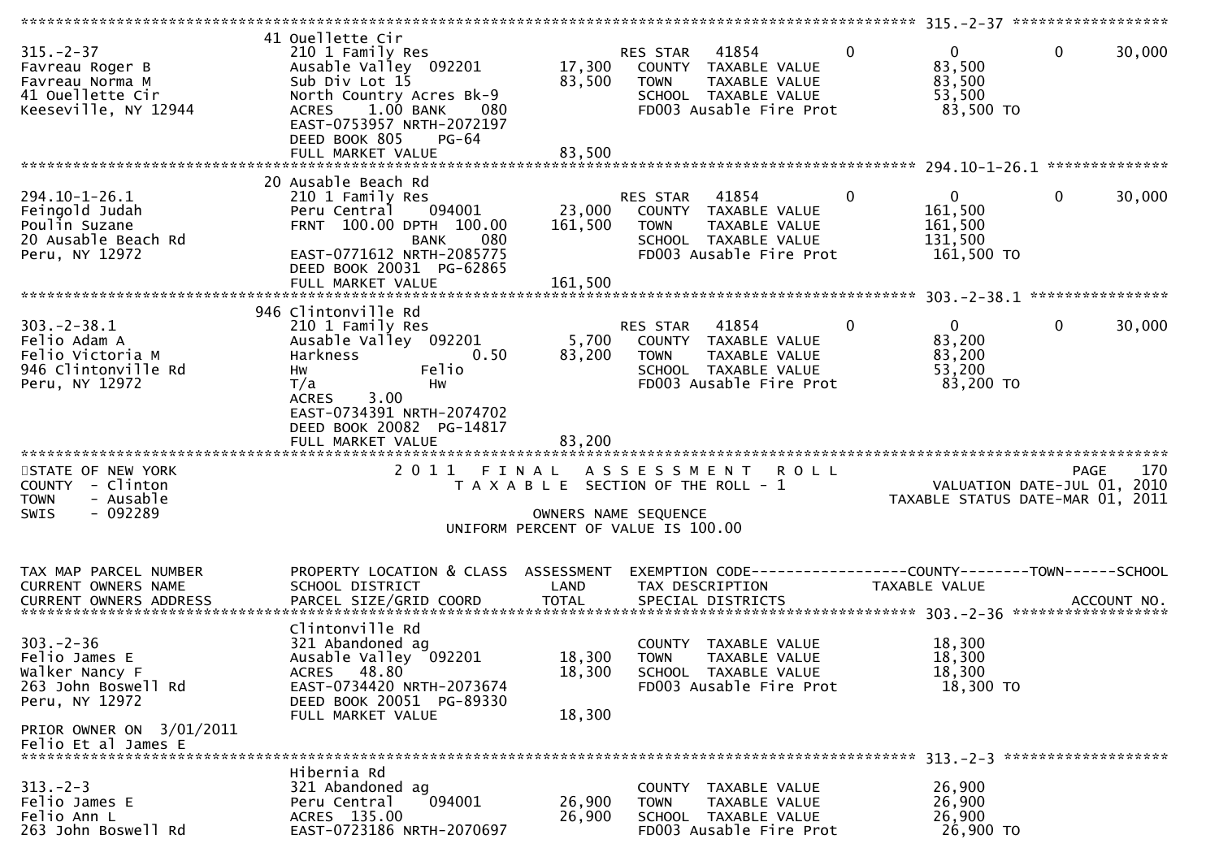```
******************************************************************************************************* 315.-2-37 ******************
                          41 Ouellette Cir
315.-2-37                 210 1 Family Res                   RES STAR    41854           0            0           0        30,000
Favreau Roger B           Ausable Valley  092201     17,300    COUNTY  TAXABLE VALUE                 83,500
Favreau Norma M           Sub Div Lot 15             83,500    TOWN    TAXABLE VALUE                 83,500
41 Ouellette Cir          North Country Acres Bk-9             SCHOOL  TAXABLE VALUE                 53,500
Keeseville, NY 12944      ACRES    1.00 BANK    080            FD003 Ausable Fire Prot                83,500 TO
                          EAST-0753957 NRTH-2072197
                          DEED BOOK 805    PG-64
                          FULL MARKET VALUE          83,500
******************************************************************************************************* 294.10-1-26.1 **************
                          20 Ausable Beach Rd
294.10-1-26.1             210 1 Family Res                   RES STAR    41854           0            0           0        30,000
Feingold Judah            Peru Central    094001     23,000    COUNTY  TAXABLE VALUE                161,500
Poulin Suzane             FRNT 100.00 DPTH 100.00   161,500    TOWN    TAXABLE VALUE                161,500
20 Ausable Beach Rd                      BANK    080           SCHOOL  TAXABLE VALUE                131,500
Peru, NY 12972            EAST-0771612 NRTH-2085775            FD003 Ausable Fire Prot               161,500 TO
                          DEED BOOK 20031 PG-62865
                          FULL MARKET VALUE         161,500
******************************************************************************************************* 303.-2-38.1 ****************
                          946 Clintonville Rd
303.-2-38.1               210 1 Family Res                   RES STAR    41854           0            0           0        30,000
Felio Adam A              Ausable Valley  092201      5,700    COUNTY  TAXABLE VALUE                 83,200
Felio Victoria M          Harkness              0.50  83,200   TOWN    TAXABLE VALUE                 83,200
946 Clintonville Rd       Hw              Felio                SCHOOL  TAXABLE VALUE                 53,200
Peru, NY 12972            T/a             Hw                   FD003 Ausable Fire Prot                83,200 TO
                          ACRES    3.00
                          EAST-0734391 NRTH-2074702
                          DEED BOOK 20082 PG-14817
                          FULL MARKET VALUE          83,200
************************************************************************************************************************************
STATE OF NEW YORK               2 0 1 1   F I N A L   A S S E S S M E N T   R O L L                                  PAGE    170
COUNTY  - Clinton                   T A X A B L E  SECTION OF THE ROLL - 1                       VALUATION DATE-JUL 01, 2010
TOWN    - Ausable                                                                              TAXABLE STATUS DATE-MAR 01, 2011
SWIS    - 092289                                   OWNERS NAME SEQUENCE
                                           UNIFORM PERCENT OF VALUE IS 100.00


TAX MAP PARCEL NUMBER     PROPERTY LOCATION & CLASS  ASSESSMENT  EXEMPTION CODE-----------------COUNTY--------TOWN------SCHOOL
CURRENT OWNERS NAME       SCHOOL DISTRICT               LAND      TAX DESCRIPTION             TAXABLE VALUE
CURRENT OWNERS ADDRESS    PARCEL SIZE/GRID COORD       TOTAL      SPECIAL DISTRICTS                                   ACCOUNT NO.
******************************************************************************************************* 303.-2-36 ******************
                          Clintonville Rd
303.-2-36                 321 Abandoned ag                     COUNTY  TAXABLE VALUE                 18,300
Felio James E             Ausable Valley  092201     18,300    TOWN    TAXABLE VALUE                 18,300
Walker Nancy F            ACRES   48.80              18,300    SCHOOL  TAXABLE VALUE                 18,300
263 John Boswell Rd       EAST-0734420 NRTH-2073674            FD003 Ausable Fire Prot                18,300 TO
Peru, NY 12972            DEED BOOK 20051 PG-89330
                          FULL MARKET VALUE          18,300
PRIOR OWNER ON  3/01/2011
Felio Et al James E
******************************************************************************************************* 313.-2-3 *******************
                          Hibernia Rd
313.-2-3                  321 Abandoned ag                     COUNTY  TAXABLE VALUE                 26,900
Felio James E             Peru Central    094001     26,900    TOWN    TAXABLE VALUE                 26,900
Felio Ann L               ACRES  135.00              26,900    SCHOOL  TAXABLE VALUE                 26,900
263 John Boswell Rd       EAST-0723186 NRTH-2070697            FD003 Ausable Fire Prot                26,900 TO
```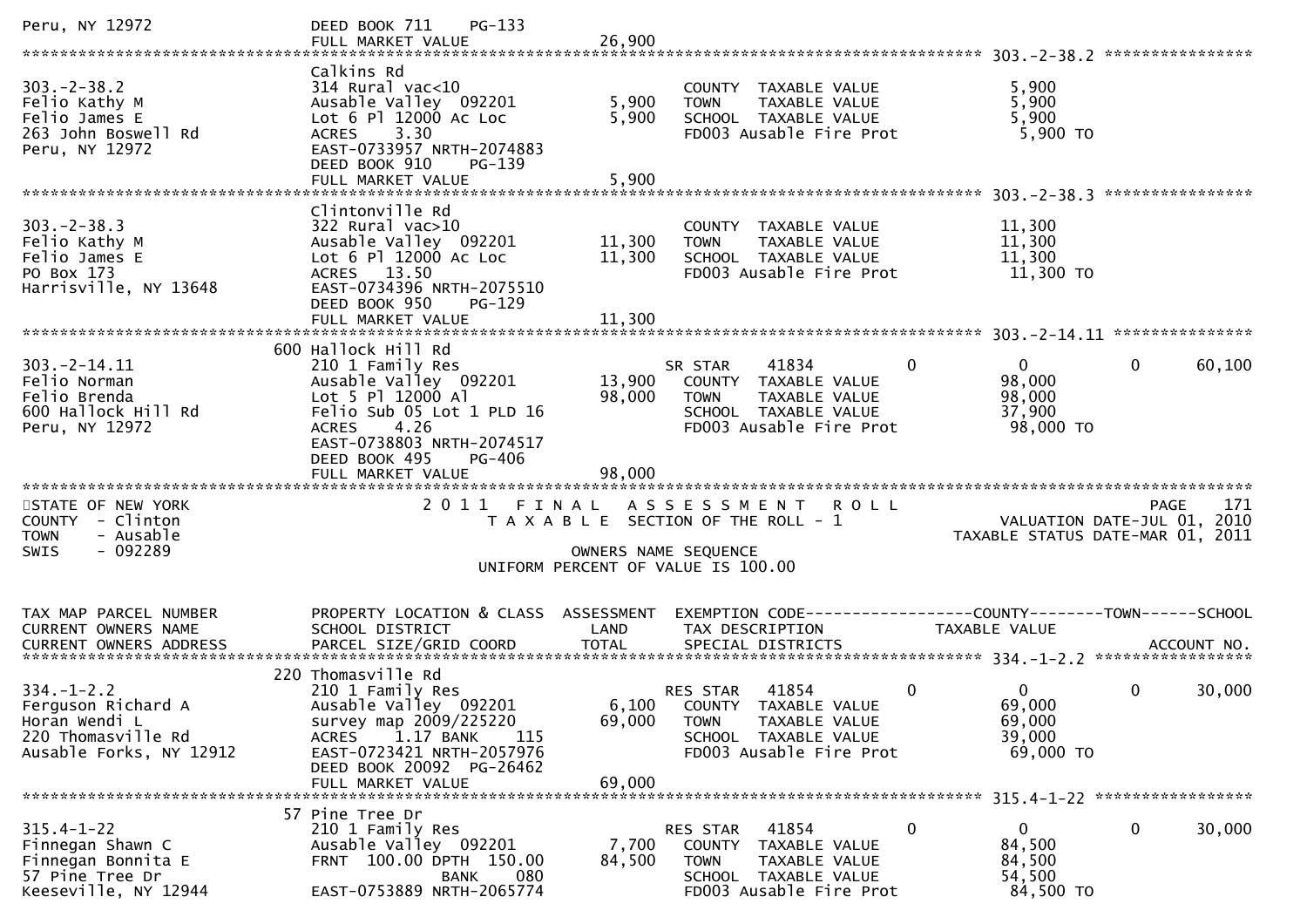```
Peru, NY 12972                     DEED BOOK 711    PG-133
                                   FULL MARKET VALUE               26,900
******************************************************************************************************* 303.-2-38.2 ****************
                                   Calkins Rd
303.-2-38.2                        314 Rural vac<10                         COUNTY  TAXABLE VALUE              5,900
Felio Kathy M                      Ausable Valley  092201          5,900    TOWN    TAXABLE VALUE              5,900
Felio James E                      Lot 6 Pl 12000 Ac Loc           5,900    SCHOOL  TAXABLE VALUE              5,900
263 John Boswell Rd                ACRES    3.30                            FD003 Ausable Fire Prot             5,900 TO
Peru, NY 12972                     EAST-0733957 NRTH-2074883
                                   DEED BOOK 910    PG-139
                                   FULL MARKET VALUE                5,900
******************************************************************************************************* 303.-2-38.3 ****************
                                   Clintonville Rd
303.-2-38.3                        322 Rural vac>10                         COUNTY  TAXABLE VALUE             11,300
Felio Kathy M                      Ausable Valley  092201         11,300    TOWN    TAXABLE VALUE             11,300
Felio James E                      Lot 6 Pl 12000 Ac Loc          11,300    SCHOOL  TAXABLE VALUE             11,300
PO Box 173                         ACRES   13.50                            FD003 Ausable Fire Prot            11,300 TO
Harrisville, NY 13648              EAST-0734396 NRTH-2075510
                                   DEED BOOK 950    PG-129
                                   FULL MARKET VALUE               11,300
******************************************************************************************************* 303.-2-14.11 ***************
                               600 Hallock Hill Rd
303.-2-14.11                       210 1 Family Res                         SR STAR     41834        0            0          0      60,100
Felio Norman                       Ausable Valley  092201         13,900    COUNTY  TAXABLE VALUE             98,000
Felio Brenda                       Lot 5 Pl 12000 Al              98,000    TOWN    TAXABLE VALUE             98,000
600 Hallock Hill Rd                Felio Sub 05 Lot 1 PLD 16                SCHOOL  TAXABLE VALUE             37,900
Peru, NY 12972                     ACRES    4.26                            FD003 Ausable Fire Prot            98,000 TO
                                   EAST-0738803 NRTH-2074517
                                   DEED BOOK 495    PG-406
                                   FULL MARKET VALUE               98,000
*************************************************************************************************************************************
STATE OF NEW YORK                       2 0 1 1   F I N A L   A S S E S S M E N T   R O L L                            PAGE    171
COUNTY  - Clinton                            T A X A B L E  SECTION OF THE ROLL - 1                        VALUATION DATE-JUL 01, 2010
TOWN    - Ausable                                                                                    TAXABLE STATUS DATE-MAR 01, 2011
SWIS    - 092289                                        OWNERS NAME SEQUENCE
                                                   UNIFORM PERCENT OF VALUE IS 100.00

TAX MAP PARCEL NUMBER              PROPERTY LOCATION & CLASS  ASSESSMENT  EXEMPTION CODE------------------COUNTY--------TOWN------SCHOOL
CURRENT OWNERS NAME                SCHOOL DISTRICT              LAND      TAX DESCRIPTION             TAXABLE VALUE
CURRENT OWNERS ADDRESS             PARCEL SIZE/GRID COORD       TOTAL     SPECIAL DISTRICTS                                  ACCOUNT NO.
******************************************************************************************************* 334.-1-2.2 *****************
                               220 Thomasville Rd
334.-1-2.2                         210 1 Family Res                         RES STAR    41854        0            0          0      30,000
Ferguson Richard A                 Ausable Valley  092201          6,100    COUNTY  TAXABLE VALUE             69,000
Horan Wendi L                      survey map 2009/225220         69,000    TOWN    TAXABLE VALUE             69,000
220 Thomasville Rd                 ACRES    1.17 BANK     115               SCHOOL  TAXABLE VALUE             39,000
Ausable Forks, NY 12912            EAST-0723421 NRTH-2057976                FD003 Ausable Fire Prot            69,000 TO
                                   DEED BOOK 20092  PG-26462
                                   FULL MARKET VALUE               69,000
******************************************************************************************************* 315.4-1-22 *****************
                                57 Pine Tree Dr
315.4-1-22                         210 1 Family Res                         RES STAR    41854        0            0          0      30,000
Finnegan Shawn C                   Ausable Valley  092201          7,700    COUNTY  TAXABLE VALUE             84,500
Finnegan Bonnita E                 FRNT 100.00 DPTH 150.00        84,500    TOWN    TAXABLE VALUE             84,500
57 Pine Tree Dr                                BANK     080                 SCHOOL  TAXABLE VALUE             54,500
Keeseville, NY 12944               EAST-0753889 NRTH-2065774                FD003 Ausable Fire Prot            84,500 TO
```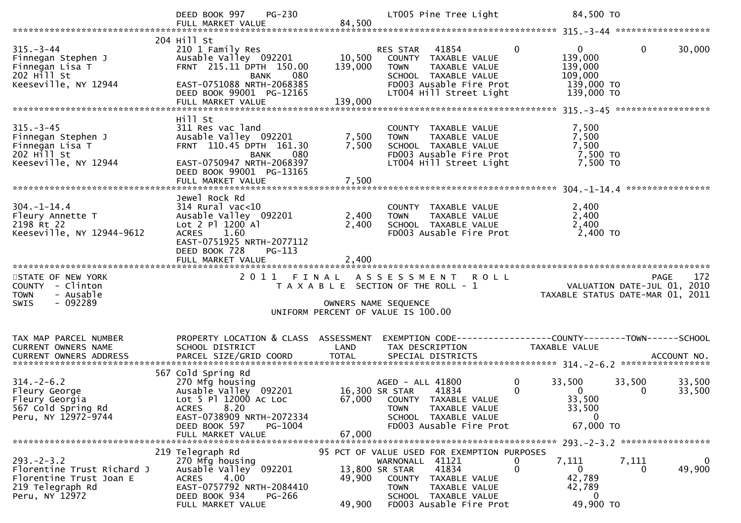```
               DEED BOOK 997    PG-230                    LT005 Pine Tree Light              84,500 TO
               FULL MARKET VALUE              84,500
******************************************************************************************************* 315.-3-44 ******************
               204 Hill St
315.-3-44      210 1 Family Res                          RES STAR   41854         0          0          0      30,000
Finnegan Stephen J          Ausable Valley  092201      10,500   COUNTY  TAXABLE VALUE           139,000
Finnegan Lisa T             FRNT  215.11 DPTH  150.00  139,000   TOWN    TAXABLE VALUE           139,000
202 Hill St                          BANK     080                SCHOOL  TAXABLE VALUE           109,000
Keeseville, NY 12944        EAST-0751088 NRTH-2068385            FD003 Ausable Fire Prot          139,000 TO
                            DEED BOOK 99001  PG-12165            LT004 Hill Street Light          139,000 TO
                            FULL MARKET VALUE         139,000
******************************************************************************************************* 315.-3-45 ******************
                            Hill St
315.-3-45                   311 Res vac land                     COUNTY  TAXABLE VALUE             7,500
Finnegan Stephen J          Ausable Valley  092201       7,500   TOWN    TAXABLE VALUE             7,500
Finnegan Lisa T             FRNT  110.45 DPTH  161.30    7,500   SCHOOL  TAXABLE VALUE             7,500
202 Hill St                          BANK     080                FD003 Ausable Fire Prot            7,500 TO
Keeseville, NY 12944        EAST-0750947 NRTH-2068397            LT004 Hill Street Light            7,500 TO
                            DEED BOOK 99001  PG-13165
                            FULL MARKET VALUE           7,500
******************************************************************************************************* 304.-1-14.4 ****************
                            Jewel Rock Rd
304.-1-14.4                 314 Rural vac<10                     COUNTY  TAXABLE VALUE             2,400
Fleury Annette T            Ausable Valley  092201       2,400   TOWN    TAXABLE VALUE             2,400
2198 Rt 22                  Lot 2 Pl 1200 Al             2,400   SCHOOL  TAXABLE VALUE             2,400
Keeseville, NY 12944-9612   ACRES    1.60                        FD003 Ausable Fire Prot            2,400 TO
                            EAST-0751925 NRTH-2077112
                            DEED BOOK 728    PG-113
                            FULL MARKET VALUE           2,400
************************************************************************************************************************************
STATE OF NEW YORK                  2 0 1 1   F I N A L   A S S E S S M E N T   R O L L                              PAGE    172
COUNTY  - Clinton                        T A X A B L E  SECTION OF THE ROLL - 1                     VALUATION DATE-JUL 01, 2010
TOWN    - Ausable                                                                                TAXABLE STATUS DATE-MAR 01, 2011
SWIS    - 092289                                    OWNERS NAME SEQUENCE
                                               UNIFORM PERCENT OF VALUE IS 100.00


TAX MAP PARCEL NUMBER       PROPERTY LOCATION & CLASS  ASSESSMENT  EXEMPTION CODE------------------COUNTY--------TOWN------SCHOOL
CURRENT OWNERS NAME         SCHOOL DISTRICT              LAND      TAX DESCRIPTION              TAXABLE VALUE
CURRENT OWNERS ADDRESS      PARCEL SIZE/GRID COORD       TOTAL     SPECIAL DISTRICTS                                  ACCOUNT NO.
******************************************************************************************************* 314.-2-6.2 *****************
                            567 Cold Spring Rd
314.-2-6.2                  270 Mfg housing                      AGED - ALL 41800         0     33,500     33,500      33,500
Fleury George               Ausable Valley  092201      16,300 SR STAR    41834         0          0          0      33,500
Fleury Georgia              Lot 5 Pl 12000 Ac Loc       67,000   COUNTY  TAXABLE VALUE            33,500
567 Cold Spring Rd          ACRES    8.20                        TOWN    TAXABLE VALUE            33,500
Peru, NY 12972-9744         EAST-0738909 NRTH-2072334            SCHOOL  TAXABLE VALUE                 0
                            DEED BOOK 597    PG-1004             FD003 Ausable Fire Prot           67,000 TO
                            FULL MARKET VALUE          67,000
******************************************************************************************************* 293.-2-3.2 *****************
                            219 Telegraph Rd            95 PCT OF VALUE USED FOR EXEMPTION PURPOSES
293.-2-3.2                  270 Mfg housing                      WARNONALL  41121         0      7,111      7,111           0
Florentine Trust Richard J  Ausable Valley  092201      13,800 SR STAR    41834         0          0          0      49,900
Florentine Trust Joan E     ACRES    4.00               49,900   COUNTY  TAXABLE VALUE            42,789
219 Telegraph Rd            EAST-0757792 NRTH-2084410            TOWN    TAXABLE VALUE            42,789
Peru, NY 12972              DEED BOOK 934    PG-266              SCHOOL  TAXABLE VALUE                 0
                            FULL MARKET VALUE          49,900    FD003 Ausable Fire Prot           49,900 TO
```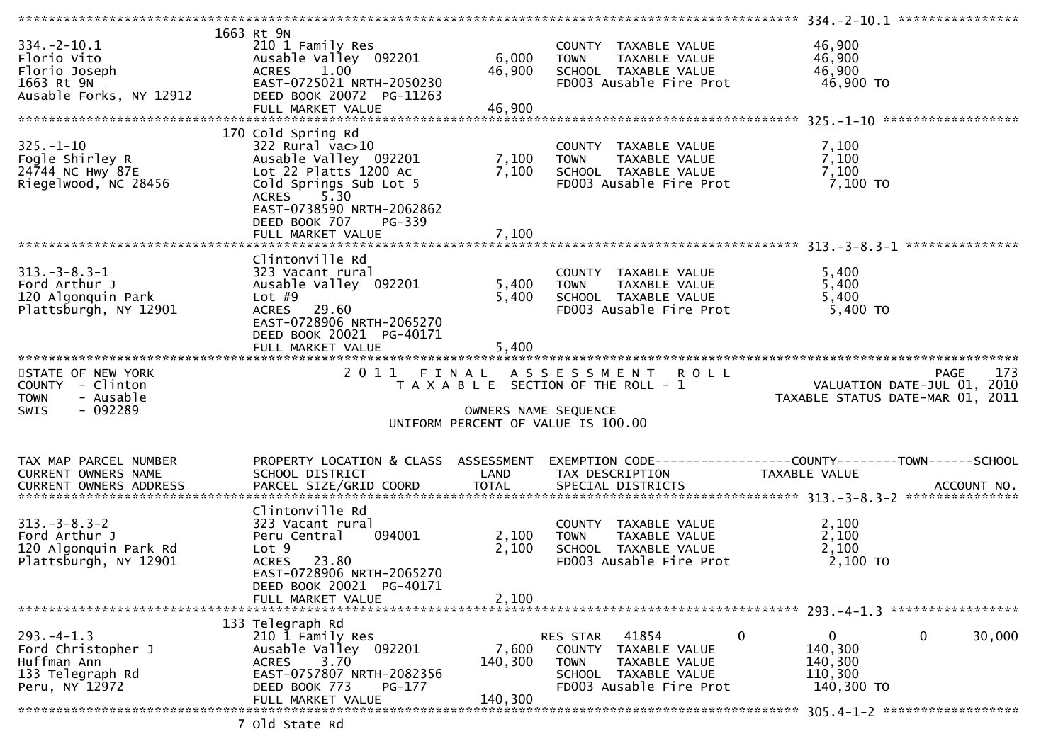```
******************************************************************************************************* 334.-2-10.1 ****************
                    1663 Rt 9N
334.-2-10.1                    210 1 Family Res                          COUNTY  TAXABLE VALUE            46,900
Florio Vito                    Ausable Valley  092201       6,000        TOWN    TAXABLE VALUE            46,900
Florio Joseph                  ACRES     1.00              46,900        SCHOOL  TAXABLE VALUE            46,900
1663 Rt 9N                     EAST-0725021 NRTH-2050230                 FD003 Ausable Fire Prot           46,900 TO
Ausable Forks, NY 12912        DEED BOOK 20072  PG-11263
                               FULL MARKET VALUE           46,900
******************************************************************************************************* 325.-1-10 ******************
                    170 Cold Spring Rd
325.-1-10                      322 Rural vac>10                          COUNTY  TAXABLE VALUE             7,100
Fogle Shirley R                Ausable Valley  092201       7,100        TOWN    TAXABLE VALUE             7,100
24744 NC Hwy 87E               Lot 22 Platts 1200 Ac        7,100        SCHOOL  TAXABLE VALUE             7,100
Riegelwood, NC 28456           Cold Springs Sub Lot 5                    FD003 Ausable Fire Prot            7,100 TO
                               ACRES     5.30
                               EAST-0738590 NRTH-2062862
                               DEED BOOK 707     PG-339
                               FULL MARKET VALUE            7,100
******************************************************************************************************* 313.-3-8.3-1 ***************
                    Clintonville Rd
313.-3-8.3-1                   323 Vacant rural                          COUNTY  TAXABLE VALUE             5,400
Ford Arthur J                  Ausable Valley  092201       5,400        TOWN    TAXABLE VALUE             5,400
120 Algonquin Park             Lot #9                       5,400        SCHOOL  TAXABLE VALUE             5,400
Plattsburgh, NY 12901          ACRES    29.60                            FD003 Ausable Fire Prot            5,400 TO
                               EAST-0728906 NRTH-2065270
                               DEED BOOK 20021  PG-40171
                               FULL MARKET VALUE            5,400
************************************************************************************************************************************
STATE OF NEW YORK                   2 0 1 1   F I N A L   A S S E S S M E N T   R O L L                                  PAGE    173
COUNTY  - Clinton                      T A X A B L E  SECTION OF THE ROLL - 1                           VALUATION DATE-JUL 01, 2010
TOWN    - Ausable                                                                                     TAXABLE STATUS DATE-MAR 01, 2011
SWIS    - 092289                                      OWNERS NAME SEQUENCE
                                                UNIFORM PERCENT OF VALUE IS 100.00


TAX MAP PARCEL NUMBER          PROPERTY LOCATION & CLASS  ASSESSMENT  EXEMPTION CODE------------------COUNTY--------TOWN------SCHOOL
CURRENT OWNERS NAME            SCHOOL DISTRICT               LAND      TAX DESCRIPTION            TAXABLE VALUE
CURRENT OWNERS ADDRESS         PARCEL SIZE/GRID COORD       TOTAL      SPECIAL DISTRICTS                                  ACCOUNT NO.
******************************************************************************************************* 313.-3-8.3-2 ***************
                    Clintonville Rd
313.-3-8.3-2                   323 Vacant rural                          COUNTY  TAXABLE VALUE             2,100
Ford Arthur J                  Peru Central     094001      2,100        TOWN    TAXABLE VALUE             2,100
120 Algonquin Park Rd          Lot 9                        2,100        SCHOOL  TAXABLE VALUE             2,100
Plattsburgh, NY 12901          ACRES    23.80                            FD003 Ausable Fire Prot            2,100 TO
                               EAST-0728906 NRTH-2065270
                               DEED BOOK 20021  PG-40171
                               FULL MARKET VALUE            2,100
******************************************************************************************************* 293.-4-1.3 *****************
                    133 Telegraph Rd
293.-4-1.3                     210 1 Family Res                  RES STAR   41854          0             0            0      30,000
Ford Christopher J             Ausable Valley  092201       7,600   COUNTY  TAXABLE VALUE           140,300
Huffman Ann                    ACRES     3.70             140,300   TOWN    TAXABLE VALUE           140,300
133 Telegraph Rd               EAST-0757807 NRTH-2082356            SCHOOL  TAXABLE VALUE           110,300
Peru, NY 12972                 DEED BOOK 773     PG-177             FD003 Ausable Fire Prot          140,300 TO
                               FULL MARKET VALUE          140,300
******************************************************************************************************* 305.4-1-2 ******************
                    7 Old State Rd
```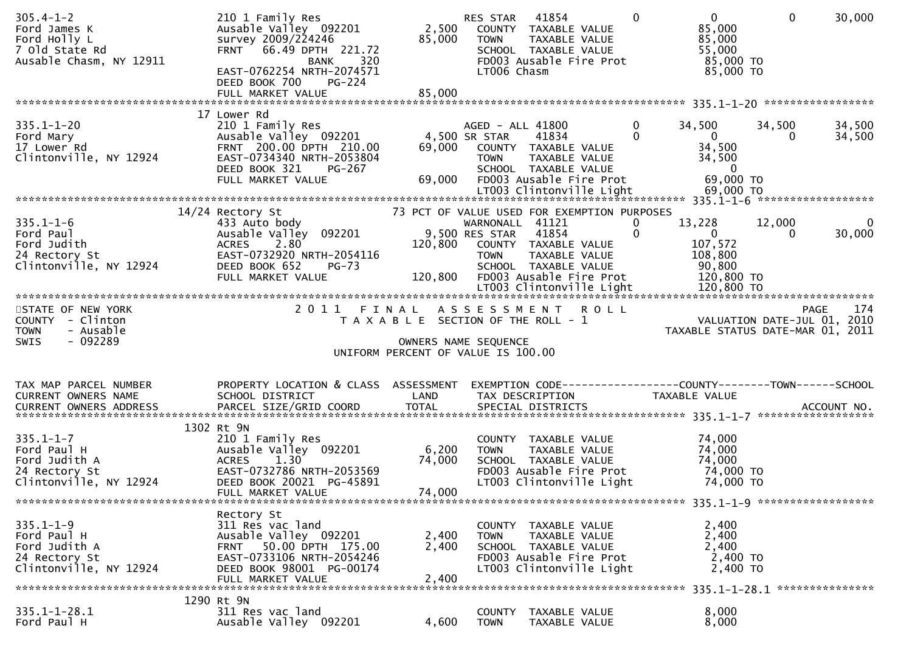```
305.4-1-2                      210 1 Family Res                     RES STAR   41854          0          0          0     30,000
Ford James K                   Ausable Valley  092201      2,500      COUNTY  TAXABLE VALUE            85,000
Ford Holly L                   survey 2009/224246         85,000      TOWN    TAXABLE VALUE            85,000
7 Old State Rd                 FRNT   66.49 DPTH  221.72              SCHOOL  TAXABLE VALUE            55,000
Ausable Chasm, NY 12911                   BANK     320                FD003 Ausable Fire Prot          85,000 TO
                               EAST-0762254 NRTH-2074571              LT006 Chasm                      85,000 TO
                               DEED BOOK 700    PG-224
                               FULL MARKET VALUE          85,000
******************************************************************************************************* 335.1-1-20 *****************
                            17 Lower Rd
335.1-1-20                     210 1 Family Res                     AGED - ALL 41800          0     34,500     34,500     34,500
Ford Mary                      Ausable Valley  092201      4,500 SR STAR    41834          0          0          0     34,500
17 Lower Rd                    FRNT  200.00 DPTH  210.00  69,000      COUNTY  TAXABLE VALUE            34,500
Clintonville, NY 12924         EAST-0734340 NRTH-2053804              TOWN    TAXABLE VALUE            34,500
                               DEED BOOK 321    PG-267                SCHOOL  TAXABLE VALUE                 0
                               FULL MARKET VALUE          69,000      FD003 Ausable Fire Prot          69,000 TO
                                                                      LT003 Clintonville Light         69,000 TO
******************************************************************************************************* 335.1-1-6 ******************
                            14/24 Rectory St                  73 PCT OF VALUE USED FOR EXEMPTION PURPOSES
335.1-1-6                      433 Auto body                        WARNONALL  41121          0     13,228     12,000          0
Ford Paul                      Ausable Valley  092201      9,500 RES STAR   41854          0          0          0     30,000
Ford Judith                    ACRES     2.80            120,800      COUNTY  TAXABLE VALUE           107,572
24 Rectory St                  EAST-0732920 NRTH-2054116              TOWN    TAXABLE VALUE           108,800
Clintonville, NY 12924         DEED BOOK 652    PG-73                 SCHOOL  TAXABLE VALUE            90,800
                               FULL MARKET VALUE         120,800      FD003 Ausable Fire Prot         120,800 TO
                                                                      LT003 Clintonville Light        120,800 TO
*************************************************************************************************************************************
STATE OF NEW YORK                     2 0 1 1   F I N A L   A S S E S S M E N T   R O L L                                PAGE    174
COUNTY  - Clinton                          T A X A B L E  SECTION OF THE ROLL - 1                         VALUATION DATE-JUL 01, 2010
TOWN    - Ausable                                                                                    TAXABLE STATUS DATE-MAR 01, 2011
SWIS    - 092289                                     OWNERS NAME SEQUENCE
                                             UNIFORM PERCENT OF VALUE IS 100.00


TAX MAP PARCEL NUMBER          PROPERTY LOCATION & CLASS  ASSESSMENT  EXEMPTION CODE------------------COUNTY--------TOWN------SCHOOL
CURRENT OWNERS NAME            SCHOOL DISTRICT               LAND      TAX DESCRIPTION            TAXABLE VALUE
CURRENT OWNERS ADDRESS         PARCEL SIZE/GRID COORD        TOTAL     SPECIAL DISTRICTS                                 ACCOUNT NO.
******************************************************************************************************* 335.1-1-7 ******************
                            1302 Rt 9N
335.1-1-7                      210 1 Family Res                        COUNTY  TAXABLE VALUE            74,000
Ford Paul H                    Ausable Valley  092201      6,200      TOWN    TAXABLE VALUE            74,000
Ford Judith A                  ACRES     1.30             74,000      SCHOOL  TAXABLE VALUE            74,000
24 Rectory St                  EAST-0732786 NRTH-2053569              FD003 Ausable Fire Prot          74,000 TO
Clintonville, NY 12924         DEED BOOK 20021  PG-45891              LT003 Clintonville Light         74,000 TO
                               FULL MARKET VALUE          74,000
******************************************************************************************************* 335.1-1-9 ******************
                               Rectory St
335.1-1-9                      311 Res vac land                        COUNTY  TAXABLE VALUE             2,400
Ford Paul H                    Ausable Valley  092201      2,400      TOWN    TAXABLE VALUE             2,400
Ford Judith A                  FRNT   50.00 DPTH  175.00   2,400      SCHOOL  TAXABLE VALUE             2,400
24 Rectory St                  EAST-0733106 NRTH-2054246              FD003 Ausable Fire Prot           2,400 TO
Clintonville, NY 12924         DEED BOOK 98001  PG-00174              LT003 Clintonville Light          2,400 TO
                               FULL MARKET VALUE           2,400
******************************************************************************************************* 335.1-1-28.1 ***************
                            1290 Rt 9N
335.1-1-28.1                   311 Res vac land                        COUNTY  TAXABLE VALUE             8,000
Ford Paul H                    Ausable Valley  092201      4,600      TOWN    TAXABLE VALUE             8,000
```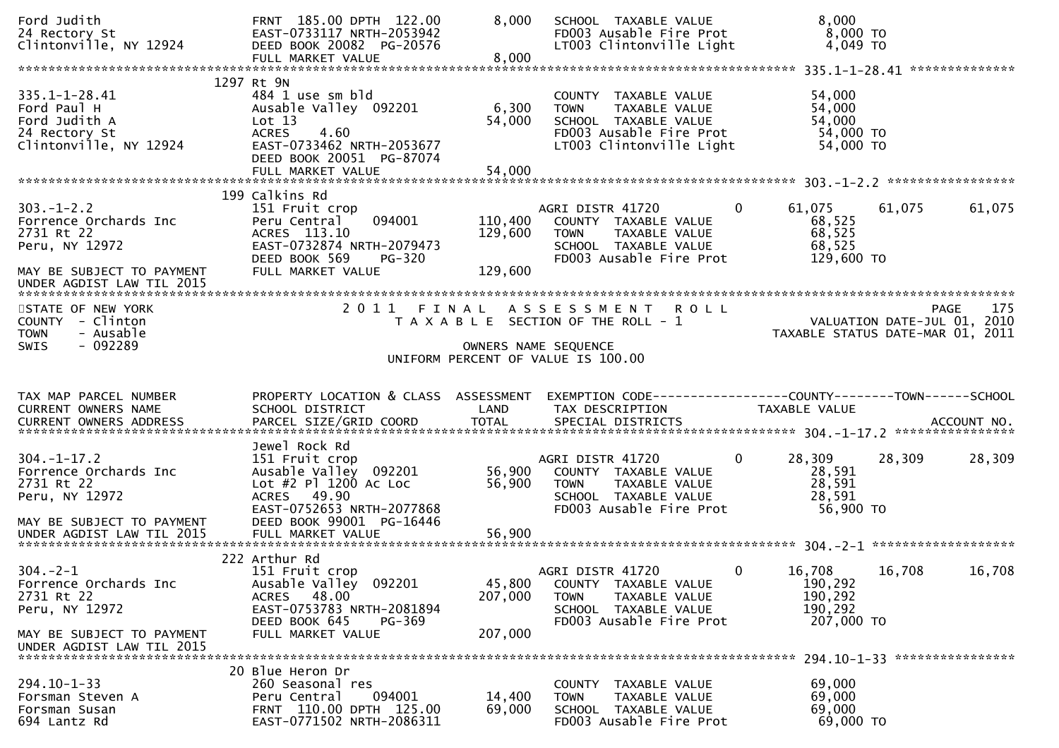```
Ford Judith                    FRNT 185.00 DPTH 122.00         8,000   SCHOOL  TAXABLE VALUE                 8,000
24 Rectory St                  EAST-0733117 NRTH-2053942                FD003 Ausable Fire Prot                8,000 TO
Clintonville, NY 12924         DEED BOOK 20082  PG-20576                LT003 Clintonville Light               4,049 TO
                               FULL MARKET VALUE               8,000
******************************************************************************************************* 335.1-1-28.41 **************
                           1297 Rt 9N
335.1-1-28.41                  484 1 use sm bld                         COUNTY  TAXABLE VALUE                54,000
Ford Paul H                    Ausable Valley  092201          6,300   TOWN    TAXABLE VALUE                54,000
Ford Judith A                  Lot 13                         54,000   SCHOOL  TAXABLE VALUE                54,000
24 Rectory St                  ACRES    4.60                            FD003 Ausable Fire Prot               54,000 TO
Clintonville, NY 12924         EAST-0733462 NRTH-2053677                LT003 Clintonville Light              54,000 TO
                               DEED BOOK 20051  PG-87074
                               FULL MARKET VALUE              54,000
******************************************************************************************************* 303.-1-2.2 *****************
                           199 Calkins Rd
303.-1-2.2                     151 Fruit crop                           AGRI DISTR 41720         0       61,075     61,075     61,075
Forrence Orchards Inc          Peru Central     094001       110,400   COUNTY  TAXABLE VALUE                68,525
2731 Rt 22                     ACRES  113.10                 129,600   TOWN    TAXABLE VALUE                68,525
Peru, NY 12972                 EAST-0732874 NRTH-2079473                SCHOOL  TAXABLE VALUE                68,525
                               DEED BOOK 569    PG-320                  FD003 Ausable Fire Prot              129,600 TO
MAY BE SUBJECT TO PAYMENT      FULL MARKET VALUE             129,600
UNDER AGDIST LAW TIL 2015
************************************************************************************************************************************
STATE OF NEW YORK                    2 0 1 1   F I N A L   A S S E S S M E N T   R O L L                                  PAGE    175
COUNTY  - Clinton                         T A X A B L E  SECTION OF THE ROLL - 1                          VALUATION DATE-JUL 01, 2010
TOWN    - Ausable                                                                                    TAXABLE STATUS DATE-MAR 01, 2011
SWIS    - 092289                                           OWNERS NAME SEQUENCE
                                                  UNIFORM PERCENT OF VALUE IS 100.00


TAX MAP PARCEL NUMBER          PROPERTY LOCATION & CLASS  ASSESSMENT  EXEMPTION CODE------------------COUNTY--------TOWN------SCHOOL
CURRENT OWNERS NAME            SCHOOL DISTRICT               LAND      TAX DESCRIPTION             TAXABLE VALUE
CURRENT OWNERS ADDRESS         PARCEL SIZE/GRID COORD        TOTAL     SPECIAL DISTRICTS                                   ACCOUNT NO.
******************************************************************************************************* 304.-1-17.2 ****************
                               Jewel Rock Rd
304.-1-17.2                    151 Fruit crop                           AGRI DISTR 41720         0       28,309     28,309     28,309
Forrence Orchards Inc          Ausable Valley  092201         56,900   COUNTY  TAXABLE VALUE                28,591
2731 Rt 22                     Lot #2 Pl 1200 Ac Loc          56,900   TOWN    TAXABLE VALUE                28,591
Peru, NY 12972                 ACRES   49.90                            SCHOOL  TAXABLE VALUE                28,591
                               EAST-0752653 NRTH-2077868                FD003 Ausable Fire Prot               56,900 TO
MAY BE SUBJECT TO PAYMENT      DEED BOOK 99001  PG-16446
UNDER AGDIST LAW TIL 2015      FULL MARKET VALUE              56,900
******************************************************************************************************* 304.-2-1 *******************
                           222 Arthur Rd
304.-2-1                       151 Fruit crop                           AGRI DISTR 41720         0       16,708     16,708     16,708
Forrence Orchards Inc          Ausable Valley  092201         45,800   COUNTY  TAXABLE VALUE               190,292
2731 Rt 22                     ACRES   48.00                 207,000   TOWN    TAXABLE VALUE               190,292
Peru, NY 12972                 EAST-0753783 NRTH-2081894                SCHOOL  TAXABLE VALUE               190,292
                               DEED BOOK 645    PG-369                  FD003 Ausable Fire Prot              207,000 TO
MAY BE SUBJECT TO PAYMENT      FULL MARKET VALUE             207,000
UNDER AGDIST LAW TIL 2015
******************************************************************************************************* 294.10-1-33 ****************
                            20 Blue Heron Dr
294.10-1-33                    260 Seasonal res                         COUNTY  TAXABLE VALUE                69,000
Forsman Steven A               Peru Central     094001        14,400   TOWN    TAXABLE VALUE                69,000
Forsman Susan                  FRNT 110.00 DPTH 125.00        69,000   SCHOOL  TAXABLE VALUE                69,000
694 Lantz Rd                   EAST-0771502 NRTH-2086311                FD003 Ausable Fire Prot               69,000 TO
```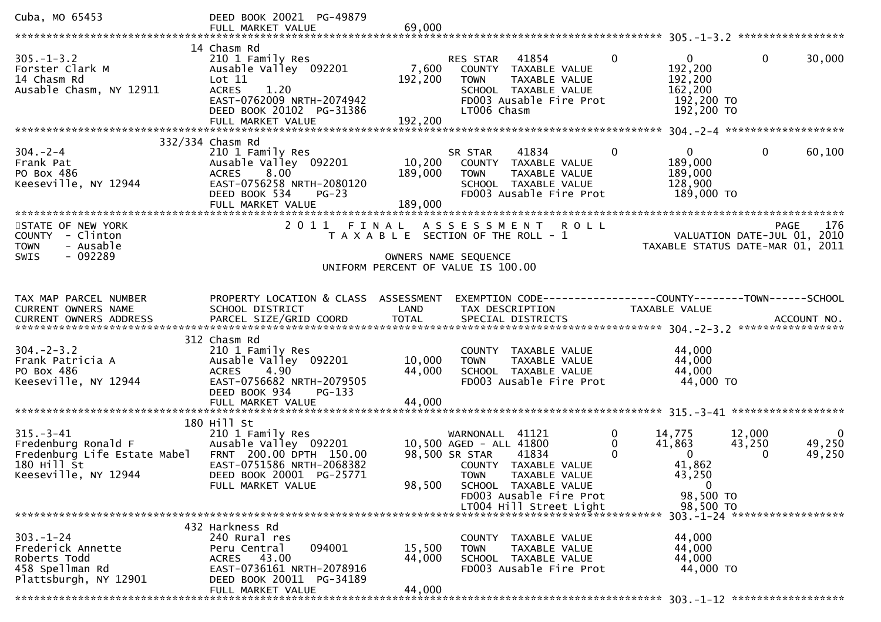```
Cuba, MO 65453                  DEED BOOK 20021  PG-49879
                                FULL MARKET VALUE              69,000
******************************************************************************************************* 305.-1-3.2 *****************
                                14 Chasm Rd
305.-1-3.2                      210 1 Family Res                  RES STAR    41854          0             0            0       30,000
Forster Clark M                 Ausable Valley  092201     7,600    COUNTY  TAXABLE VALUE              192,200
14 Chasm Rd                     Lot 11                    192,200   TOWN    TAXABLE VALUE              192,200
Ausable Chasm, NY 12911         ACRES     1.20                      SCHOOL  TAXABLE VALUE              162,200
                                EAST-0762009 NRTH-2074942           FD003 Ausable Fire Prot             192,200 TO
                                DEED BOOK 20102  PG-31386           LT006 Chasm                         192,200 TO
                                FULL MARKET VALUE             192,200
******************************************************************************************************* 304.-2-4 *******************
                            332/334 Chasm Rd
304.-2-4                        210 1 Family Res                  SR STAR     41834          0             0            0       60,100
Frank Pat                       Ausable Valley  092201    10,200    COUNTY  TAXABLE VALUE              189,000
PO Box 486                      ACRES     8.00            189,000   TOWN    TAXABLE VALUE              189,000
Keeseville, NY 12944            EAST-0756258 NRTH-2080120           SCHOOL  TAXABLE VALUE              128,900
                                DEED BOOK 534     PG-23             FD003 Ausable Fire Prot             189,000 TO
                                FULL MARKET VALUE             189,000
************************************************************************************************************************************
STATE OF NEW YORK                 2 0 1 1   F I N A L   A S S E S S M E N T   R O L L                                  PAGE    176
COUNTY  - Clinton                    T A X A B L E  SECTION OF THE ROLL - 1                          VALUATION DATE-JUL 01, 2010
TOWN    - Ausable                                                                              TAXABLE STATUS DATE-MAR 01, 2011
SWIS    - 092289                                       OWNERS NAME SEQUENCE
                                               UNIFORM PERCENT OF VALUE IS 100.00


TAX MAP PARCEL NUMBER           PROPERTY LOCATION & CLASS  ASSESSMENT  EXEMPTION CODE------------------COUNTY--------TOWN------SCHOOL
CURRENT OWNERS NAME             SCHOOL DISTRICT              LAND      TAX DESCRIPTION              TAXABLE VALUE
CURRENT OWNERS ADDRESS          PARCEL SIZE/GRID COORD       TOTAL     SPECIAL DISTRICTS                                  ACCOUNT NO.
******************************************************************************************************* 304.-2-3.2 *****************
                                312 Chasm Rd
304.-2-3.2                      210 1 Family Res                    COUNTY  TAXABLE VALUE               44,000
Frank Patricia A                Ausable Valley  092201    10,000    TOWN    TAXABLE VALUE               44,000
PO Box 486                      ACRES     4.90             44,000   SCHOOL  TAXABLE VALUE               44,000
Keeseville, NY 12944            EAST-0756682 NRTH-2079505           FD003 Ausable Fire Prot              44,000 TO
                                DEED BOOK 934     PG-133
                                FULL MARKET VALUE              44,000
******************************************************************************************************* 315.-3-41 ******************
                                180 Hill St
315.-3-41                       210 1 Family Res                  WARNONALL  41121           0        14,775       12,000            0
Fredenburg Ronald F             Ausable Valley  092201    10,500 AGED - ALL  41800           0        41,863       43,250       49,250
Fredenburg Life Estate Mabel    FRNT  200.00 DPTH  150.00  98,500 SR STAR    41834           0             0            0       49,250
180 Hill St                     EAST-0751586 NRTH-2068382           COUNTY  TAXABLE VALUE               41,862
Keeseville, NY 12944            DEED BOOK 20001  PG-25771           TOWN    TAXABLE VALUE               43,250
                                FULL MARKET VALUE              98,500   SCHOOL  TAXABLE VALUE                    0
                                                                    FD003 Ausable Fire Prot              98,500 TO
                                                                    LT004 Hill Street Light              98,500 TO
******************************************************************************************************* 303.-1-24 ******************
                                432 Harkness Rd
303.-1-24                       240 Rural res                       COUNTY  TAXABLE VALUE               44,000
Frederick Annette               Peru Central      094001  15,500    TOWN    TAXABLE VALUE               44,000
Roberts Todd                    ACRES    43.00             44,000   SCHOOL  TAXABLE VALUE               44,000
458 Spellman Rd                 EAST-0736161 NRTH-2078916           FD003 Ausable Fire Prot              44,000 TO
Plattsburgh, NY 12901           DEED BOOK 20011  PG-34189
                                FULL MARKET VALUE              44,000
******************************************************************************************************* 303.-1-12 ******************
```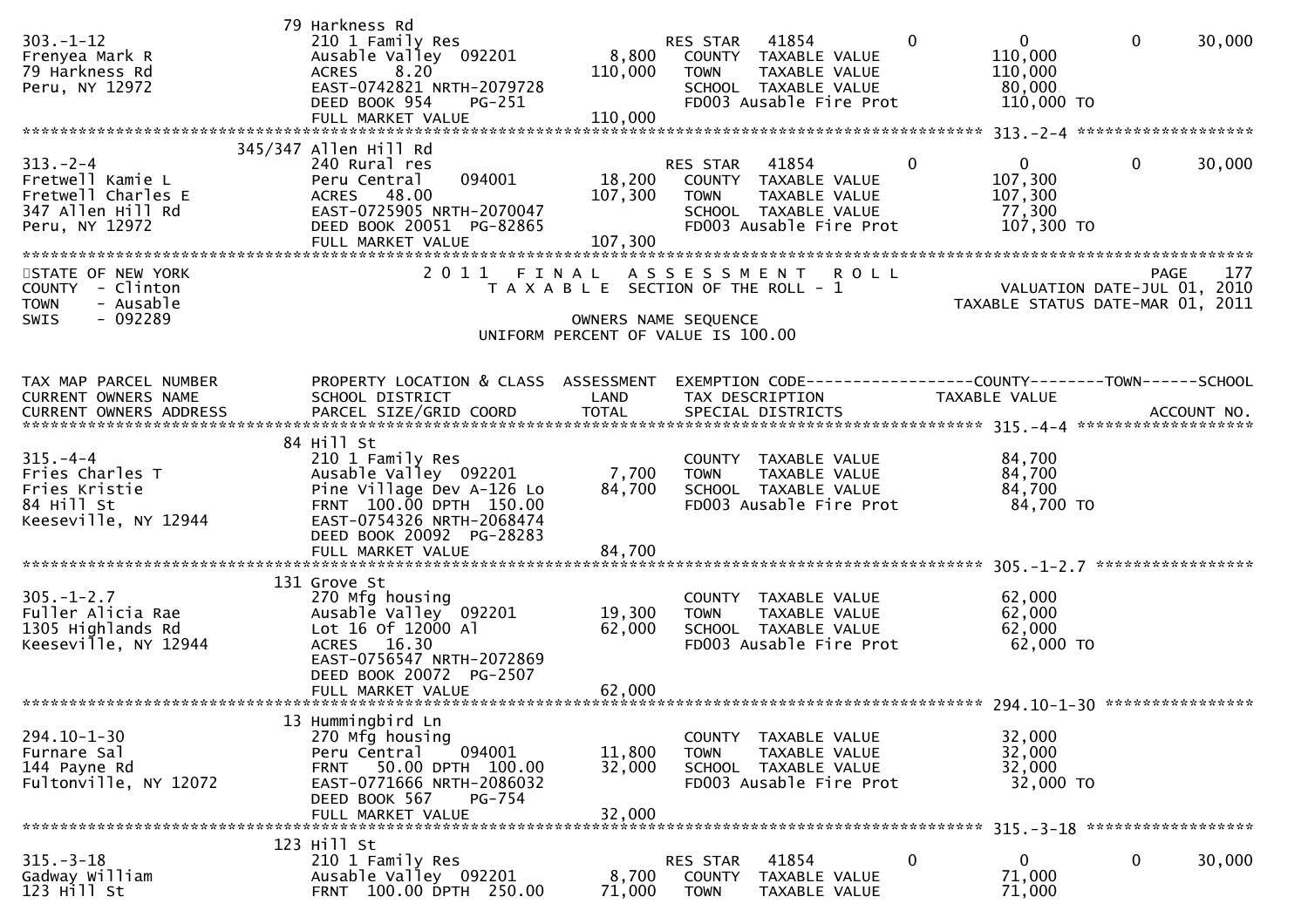| TAX MAP PARCEL NUMBER / CURRENT OWNERS NAME / CURRENT OWNERS ADDRESS | PROPERTY LOCATION & CLASS / SCHOOL DISTRICT / PARCEL SIZE/GRID COORD | ASSESSMENT LAND / TOTAL | EXEMPTION CODE / TAX DESCRIPTION / SPECIAL DISTRICTS | COUNTY TAXABLE VALUE | TOWN | SCHOOL / ACCOUNT NO. |
|---|---|---|---|---|---|---|
| 303.-1-12 | 79 Harkness Rd | | | | | |
| Frenyea Mark R | 210 1 Family Res | | RES STAR 41854 | 0 | 0 | 30,000 |
| 79 Harkness Rd | Ausable Valley 092201 | 8,800 | COUNTY TAXABLE VALUE | 110,000 | | |
| Peru, NY 12972 | ACRES 8.20 | 110,000 | TOWN TAXABLE VALUE | 110,000 | | |
| | EAST-0742821 NRTH-2079728 | | SCHOOL TAXABLE VALUE | 80,000 | | |
| | DEED BOOK 954 PG-251 | | FD003 Ausable Fire Prot | 110,000 TO | | |
| | FULL MARKET VALUE | 110,000 | | | | |
| 313.-2-4 | 345/347 Allen Hill Rd | | | | | |
| Fretwell Kamie L | 240 Rural res | | RES STAR 41854 | 0 | 0 | 30,000 |
| Fretwell Charles E | Peru Central 094001 | 18,200 | COUNTY TAXABLE VALUE | 107,300 | | |
| 347 Allen Hill Rd | ACRES 48.00 | 107,300 | TOWN TAXABLE VALUE | 107,300 | | |
| Peru, NY 12972 | EAST-0725905 NRTH-2070047 | | SCHOOL TAXABLE VALUE | 77,300 | | |
| | DEED BOOK 20051 PG-82865 | | FD003 Ausable Fire Prot | 107,300 TO | | |
| | FULL MARKET VALUE | 107,300 | | | | |

STATE OF NEW YORK — 2011 FINAL ASSESSMENT ROLL — PAGE 177
COUNTY - Clinton — TAXABLE SECTION OF THE ROLL - 1 — VALUATION DATE-JUL 01, 2010
TOWN - Ausable — TAXABLE STATUS DATE-MAR 01, 2011
SWIS - 092289 — OWNERS NAME SEQUENCE
UNIFORM PERCENT OF VALUE IS 100.00

| TAX MAP PARCEL NUMBER / CURRENT OWNERS NAME / CURRENT OWNERS ADDRESS | PROPERTY LOCATION & CLASS / SCHOOL DISTRICT / PARCEL SIZE/GRID COORD | ASSESSMENT LAND / TOTAL | EXEMPTION CODE / TAX DESCRIPTION / SPECIAL DISTRICTS | COUNTY TAXABLE VALUE | TOWN | SCHOOL / ACCOUNT NO. |
|---|---|---|---|---|---|---|
| 315.-4-4 | 84 Hill St | | | | | |
| Fries Charles T | 210 1 Family Res | | COUNTY TAXABLE VALUE | 84,700 | | |
| Fries Kristie | Ausable Valley 092201 | 7,700 | TOWN TAXABLE VALUE | 84,700 | | |
| 84 Hill St | Pine Village Dev A-126 Lo | 84,700 | SCHOOL TAXABLE VALUE | 84,700 | | |
| Keeseville, NY 12944 | FRNT 100.00 DPTH 150.00 | | FD003 Ausable Fire Prot | 84,700 TO | | |
| | EAST-0754326 NRTH-2068474 | | | | | |
| | DEED BOOK 20092 PG-28283 | | | | | |
| | FULL MARKET VALUE | 84,700 | | | | |
| 305.-1-2.7 | 131 Grove St | | | | | |
| Fuller Alicia Rae | 270 Mfg housing | | COUNTY TAXABLE VALUE | 62,000 | | |
| 1305 Highlands Rd | Ausable Valley 092201 | 19,300 | TOWN TAXABLE VALUE | 62,000 | | |
| Keeseville, NY 12944 | Lot 16 Of 12000 Al | 62,000 | SCHOOL TAXABLE VALUE | 62,000 | | |
| | ACRES 16.30 | | FD003 Ausable Fire Prot | 62,000 TO | | |
| | EAST-0756547 NRTH-2072869 | | | | | |
| | DEED BOOK 20072 PG-2507 | | | | | |
| | FULL MARKET VALUE | 62,000 | | | | |
| 294.10-1-30 | 13 Hummingbird Ln | | | | | |
| Furnare Sal | 270 Mfg housing | | COUNTY TAXABLE VALUE | 32,000 | | |
| 144 Payne Rd | Peru Central 094001 | 11,800 | TOWN TAXABLE VALUE | 32,000 | | |
| Fultonville, NY 12072 | FRNT 50.00 DPTH 100.00 | 32,000 | SCHOOL TAXABLE VALUE | 32,000 | | |
| | EAST-0771666 NRTH-2086032 | | FD003 Ausable Fire Prot | 32,000 TO | | |
| | DEED BOOK 567 PG-754 | | | | | |
| | FULL MARKET VALUE | 32,000 | | | | |
| 315.-3-18 | 123 Hill St | | | | | |
| Gadway William | 210 1 Family Res | | RES STAR 41854 | 0 | 0 | 30,000 |
| 123 Hill St | Ausable Valley 092201 | 8,700 | COUNTY TAXABLE VALUE | 71,000 | | |
| | FRNT 100.00 DPTH 250.00 | 71,000 | TOWN TAXABLE VALUE | 71,000 | | |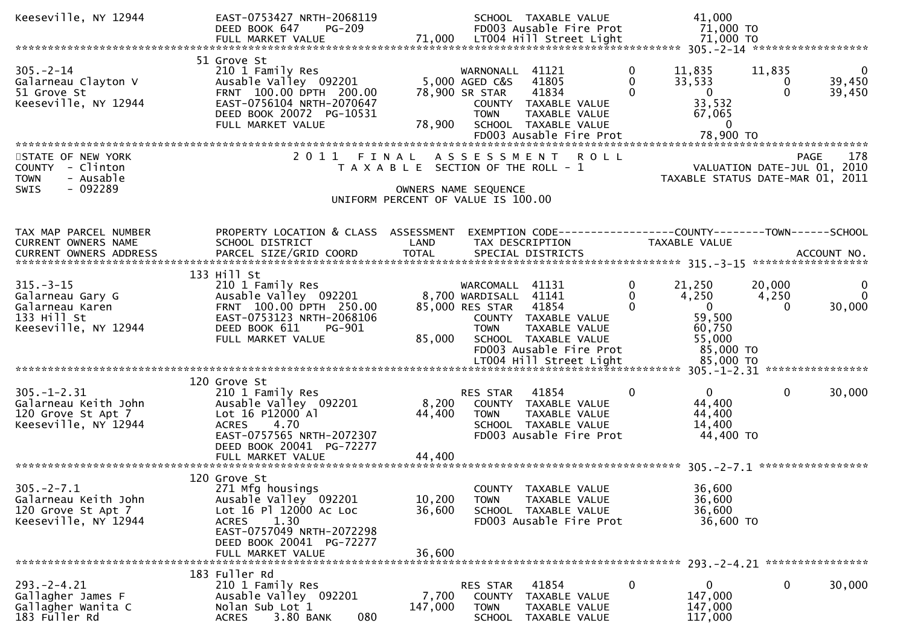```
Keeseville, NY 12944           EAST-0753427 NRTH-2068119                SCHOOL  TAXABLE VALUE                41,000
                               DEED BOOK 647     PG-209                 FD003 Ausable Fire Prot              71,000 TO
                               FULL MARKET VALUE             71,000     LT004 Hill Street Light              71,000 TO
******************************************************************************************************* 305.-2-14 *****************
                             51 Grove St
305.-2-14                      210 1 Family Res                    WARNONALL  41121         0        11,835      11,835           0
Galarneau Clayton V            Ausable Valley  092201         5,000 AGED C&S   41805         0        33,533           0      39,450
51 Grove St                    FRNT 100.00 DPTH 200.00       78,900 SR STAR    41834         0             0           0      39,450
Keeseville, NY 12944           EAST-0756104 NRTH-2070647               COUNTY  TAXABLE VALUE                33,532
                               DEED BOOK 20072 PG-10531                TOWN    TAXABLE VALUE                67,065
                               FULL MARKET VALUE             78,900    SCHOOL  TAXABLE VALUE                     0
                                                                       FD003 Ausable Fire Prot              78,900 TO
************************************************************************************************************************************
STATE OF NEW YORK                  2 0 1 1   F I N A L   A S S E S S M E N T   R O L L                                 PAGE   178
COUNTY  - Clinton                     T A X A B L E  SECTION OF THE ROLL - 1                       VALUATION DATE-JUL 01, 2010
TOWN    - Ausable                                                                                TAXABLE STATUS DATE-MAR 01, 2011
SWIS    - 092289                                      OWNERS NAME SEQUENCE
                                          UNIFORM PERCENT OF VALUE IS 100.00


TAX MAP PARCEL NUMBER          PROPERTY LOCATION & CLASS  ASSESSMENT  EXEMPTION CODE------------------COUNTY--------TOWN------SCHOOL
CURRENT OWNERS NAME            SCHOOL DISTRICT               LAND      TAX DESCRIPTION              TAXABLE VALUE
CURRENT OWNERS ADDRESS         PARCEL SIZE/GRID COORD        TOTAL     SPECIAL DISTRICTS                                 ACCOUNT NO.
******************************************************************************************************* 315.-3-15 *****************
                             133 Hill St
315.-3-15                      210 1 Family Res                    WARCOMALL  41131         0        21,250      20,000           0
Galarneau Gary G               Ausable Valley  092201         8,700 WARDISALL  41141         0         4,250       4,250           0
Galarneau Karen                FRNT 100.00 DPTH 250.00       85,000 RES STAR   41854         0             0           0      30,000
133 Hill St                    EAST-0753123 NRTH-2068106               COUNTY  TAXABLE VALUE                59,500
Keeseville, NY 12944           DEED BOOK 611     PG-901                TOWN    TAXABLE VALUE                60,750
                               FULL MARKET VALUE             85,000    SCHOOL  TAXABLE VALUE                55,000
                                                                       FD003 Ausable Fire Prot              85,000 TO
                                                                       LT004 Hill Street Light              85,000 TO
******************************************************************************************************* 305.-1-2.31 ***************
                             120 Grove St
305.-1-2.31                    210 1 Family Res                    RES STAR   41854         0             0           0      30,000
Galarneau Keith John           Ausable Valley  092201         8,200    COUNTY  TAXABLE VALUE                44,400
120 Grove St Apt 7             Lot 16 P12000 Al              44,400    TOWN    TAXABLE VALUE                44,400
Keeseville, NY 12944           ACRES     4.70                          SCHOOL  TAXABLE VALUE                14,400
                               EAST-0757565 NRTH-2072307               FD003 Ausable Fire Prot              44,400 TO
                               DEED BOOK 20041 PG-72277
                               FULL MARKET VALUE             44,400
******************************************************************************************************* 305.-2-7.1 ****************
                             120 Grove St
305.-2-7.1                     271 Mfg housings                        COUNTY  TAXABLE VALUE                36,600
Galarneau Keith John           Ausable Valley  092201        10,200    TOWN    TAXABLE VALUE                36,600
120 Grove St Apt 7             Lot 16 Pl 12000 Ac Loc        36,600    SCHOOL  TAXABLE VALUE                36,600
Keeseville, NY 12944           ACRES     1.30                          FD003 Ausable Fire Prot              36,600 TO
                               EAST-0757049 NRTH-2072298
                               DEED BOOK 20041 PG-72277
                               FULL MARKET VALUE             36,600
******************************************************************************************************* 293.-2-4.21 ***************
                             183 Fuller Rd
293.-2-4.21                    210 1 Family Res                    RES STAR   41854         0             0           0      30,000
Gallagher James F              Ausable Valley  092201         7,700    COUNTY  TAXABLE VALUE               147,000
Gallagher Wanita C             Nolan Sub Lot 1              147,000    TOWN    TAXABLE VALUE               147,000
183 Fuller Rd                  ACRES     3.80 BANK     080             SCHOOL  TAXABLE VALUE               117,000
```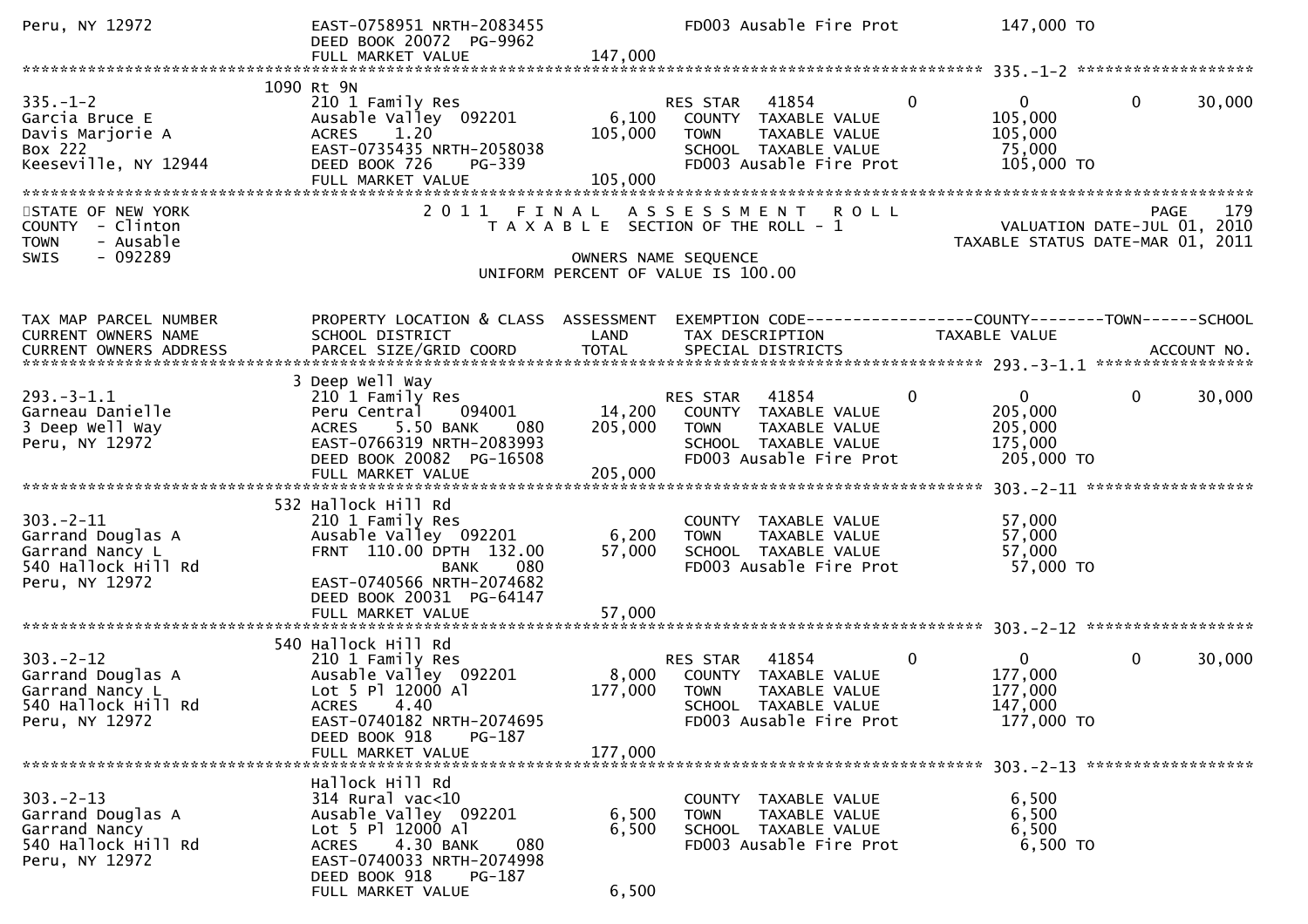```
Peru, NY 12972                 EAST-0758951 NRTH-2083455             FD003 Ausable Fire Prot          147,000 TO
                               DEED BOOK 20072 PG-9962
                               FULL MARKET VALUE            147,000
******************************************************************************************************* 335.-1-2 ********************
                          1090 Rt 9N
335.-1-2                       210 1 Family Res                     RES STAR   41854          0              0           0      30,000
Garcia Bruce E                 Ausable Valley  092201        6,100    COUNTY  TAXABLE VALUE            105,000
Davis Marjorie A               ACRES     1.20              105,000    TOWN    TAXABLE VALUE            105,000
Box 222                        EAST-0735435 NRTH-2058038              SCHOOL  TAXABLE VALUE             75,000
Keeseville, NY 12944           DEED BOOK 726     PG-339               FD003 Ausable Fire Prot          105,000 TO
                               FULL MARKET VALUE            105,000
************************************************************************************************************************************
STATE OF NEW YORK                2 0 1 1   F I N A L   A S S E S S M E N T   R O L L                                  PAGE    179
COUNTY  - Clinton                   T A X A B L E  SECTION OF THE ROLL - 1                        VALUATION DATE-JUL 01, 2010
TOWN    - Ausable                                                                            TAXABLE STATUS DATE-MAR 01, 2011
SWIS    - 092289                                         OWNERS NAME SEQUENCE
                                                  UNIFORM PERCENT OF VALUE IS 100.00


TAX MAP PARCEL NUMBER          PROPERTY LOCATION & CLASS  ASSESSMENT  EXEMPTION CODE------------------COUNTY--------TOWN------SCHOOL
CURRENT OWNERS NAME            SCHOOL DISTRICT               LAND      TAX DESCRIPTION            TAXABLE VALUE
CURRENT OWNERS ADDRESS         PARCEL SIZE/GRID COORD        TOTAL     SPECIAL DISTRICTS                                  ACCOUNT NO.
******************************************************************************************************* 293.-3-1.1 ******************
                          3 Deep Well Way
293.-3-1.1                     210 1 Family Res                     RES STAR   41854          0              0           0      30,000
Garneau Danielle               Peru Central    094001       14,200    COUNTY  TAXABLE VALUE            205,000
3 Deep Well Way                ACRES     5.50 BANK     080 205,000    TOWN    TAXABLE VALUE            205,000
Peru, NY 12972                 EAST-0766319 NRTH-2083993              SCHOOL  TAXABLE VALUE            175,000
                               DEED BOOK 20082 PG-16508               FD003 Ausable Fire Prot          205,000 TO
                               FULL MARKET VALUE            205,000
******************************************************************************************************* 303.-2-11 *******************
                          532 Hallock Hill Rd
303.-2-11                      210 1 Family Res                       COUNTY  TAXABLE VALUE             57,000
Garrand Douglas A              Ausable Valley  092201        6,200    TOWN    TAXABLE VALUE             57,000
Garrand Nancy L                FRNT 110.00 DPTH 132.00      57,000    SCHOOL  TAXABLE VALUE             57,000
540 Hallock Hill Rd                        BANK     080               FD003 Ausable Fire Prot           57,000 TO
Peru, NY 12972                 EAST-0740566 NRTH-2074682
                               DEED BOOK 20031 PG-64147
                               FULL MARKET VALUE             57,000
******************************************************************************************************* 303.-2-12 *******************
                          540 Hallock Hill Rd
303.-2-12                      210 1 Family Res                     RES STAR   41854          0              0           0      30,000
Garrand Douglas A              Ausable Valley  092201        8,000    COUNTY  TAXABLE VALUE            177,000
Garrand Nancy L                Lot 5 Pl 12000 Al           177,000    TOWN    TAXABLE VALUE            177,000
540 Hallock Hill Rd            ACRES     4.40                         SCHOOL  TAXABLE VALUE            147,000
Peru, NY 12972                 EAST-0740182 NRTH-2074695              FD003 Ausable Fire Prot          177,000 TO
                               DEED BOOK 918     PG-187
                               FULL MARKET VALUE            177,000
******************************************************************************************************* 303.-2-13 *******************
                          Hallock Hill Rd
303.-2-13                      314 Rural vac<10                       COUNTY  TAXABLE VALUE              6,500
Garrand Douglas A              Ausable Valley  092201        6,500    TOWN    TAXABLE VALUE              6,500
Garrand Nancy                  Lot 5 Pl 12000 Al             6,500    SCHOOL  TAXABLE VALUE              6,500
540 Hallock Hill Rd            ACRES     4.30 BANK     080            FD003 Ausable Fire Prot            6,500 TO
Peru, NY 12972                 EAST-0740033 NRTH-2074998
                               DEED BOOK 918     PG-187
                               FULL MARKET VALUE              6,500
```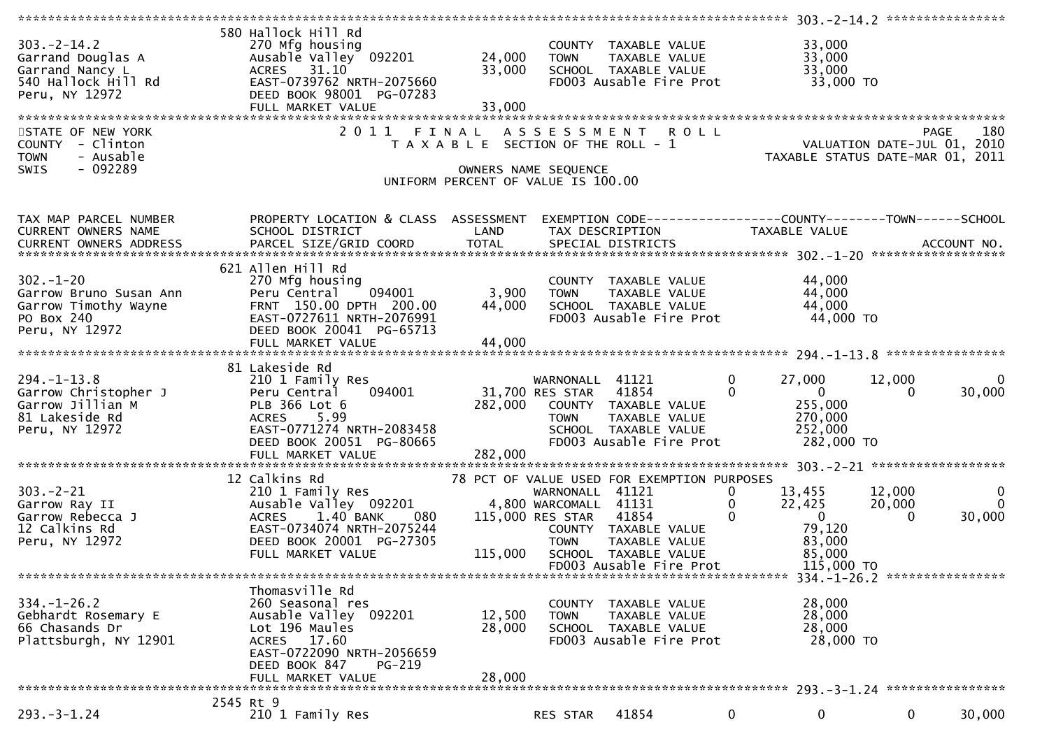303.-2-14.2

| | | | | |
|---|---|---|---|---|
| 303.-2-14.2 | 580 Hallock Hill Rd | | | |
| Garrand Douglas A | 270 Mfg housing | | COUNTY TAXABLE VALUE | 33,000 |
| Garrand Nancy L | Ausable Valley 092201 | 24,000 | TOWN TAXABLE VALUE | 33,000 |
| 540 Hallock Hill Rd | ACRES 31.10 | 33,000 | SCHOOL TAXABLE VALUE | 33,000 |
| Peru, NY 12972 | EAST-0739762 NRTH-2075660 | | FD003 Ausable Fire Prot | 33,000 TO |
| | DEED BOOK 98001 PG-07283 | | | |
| | FULL MARKET VALUE | 33,000 | | |

STATE OF NEW YORK
COUNTY - Clinton
TOWN - Ausable
SWIS - 092289

2011 FINAL ASSESSMENT ROLL
TAXABLE SECTION OF THE ROLL - 1
OWNERS NAME SEQUENCE
UNIFORM PERCENT OF VALUE IS 100.00

VALUATION DATE-JUL 01, 2010
TAXABLE STATUS DATE-MAR 01, 2011

| TAX MAP PARCEL NUMBER / CURRENT OWNERS NAME / CURRENT OWNERS ADDRESS | PROPERTY LOCATION & CLASS / SCHOOL DISTRICT / PARCEL SIZE/GRID COORD | ASSESSMENT LAND / TOTAL | EXEMPTION CODE / TAX DESCRIPTION / SPECIAL DISTRICTS | | COUNTY TAXABLE VALUE | TOWN | SCHOOL | ACCOUNT NO. |
|---|---|---|---|---|---|---|---|---|
| **302.-1-20** | 621 Allen Hill Rd | | | | | | | |
| 302.-1-20 | 270 Mfg housing | | COUNTY TAXABLE VALUE | | 44,000 | | | |
| Garrow Bruno Susan Ann | Peru Central 094001 | 3,900 | TOWN TAXABLE VALUE | | 44,000 | | | |
| Garrow Timothy Wayne | FRNT 150.00 DPTH 200.00 | 44,000 | SCHOOL TAXABLE VALUE | | 44,000 | | | |
| PO Box 240 | EAST-0727611 NRTH-2076991 | | FD003 Ausable Fire Prot | | 44,000 TO | | | |
| Peru, NY 12972 | DEED BOOK 20041 PG-65713 | | | | | | | |
| | FULL MARKET VALUE | 44,000 | | | | | | |
| **294.-1-13.8** | 81 Lakeside Rd | | | | | | | |
| 294.-1-13.8 | 210 1 Family Res | | WARNONALL 41121 | 0 | 27,000 | 12,000 | 0 | |
| Garrow Christopher J | Peru Central 094001 | 31,700 | RES STAR 41854 | 0 | 0 | 0 | 30,000 | |
| Garrow Jillian M | PLB 366 Lot 6 | 282,000 | COUNTY TAXABLE VALUE | | 255,000 | | | |
| 81 Lakeside Rd | ACRES 5.99 | | TOWN TAXABLE VALUE | | 270,000 | | | |
| Peru, NY 12972 | EAST-0771274 NRTH-2083458 | | SCHOOL TAXABLE VALUE | | 252,000 | | | |
| | DEED BOOK 20051 PG-80665 | | FD003 Ausable Fire Prot | | 282,000 TO | | | |
| | FULL MARKET VALUE | 282,000 | | | | | | |
| **303.-2-21** | 12 Calkins Rd | | 78 PCT OF VALUE USED FOR EXEMPTION PURPOSES | | | | | |
| 303.-2-21 | 210 1 Family Res | | WARNONALL 41121 | 0 | 13,455 | 12,000 | 0 | |
| Garrow Ray II | Ausable Valley 092201 | 4,800 | WARCOMALL 41131 | 0 | 22,425 | 20,000 | 0 | |
| Garrow Rebecca J | ACRES 1.40 BANK 080 | 115,000 | RES STAR 41854 | 0 | 0 | 0 | 30,000 | |
| 12 Calkins Rd | EAST-0734074 NRTH-2075244 | | COUNTY TAXABLE VALUE | | 79,120 | | | |
| Peru, NY 12972 | DEED BOOK 20001 PG-27305 | | TOWN TAXABLE VALUE | | 83,000 | | | |
| | FULL MARKET VALUE | 115,000 | SCHOOL TAXABLE VALUE | | 85,000 | | | |
| | | | FD003 Ausable Fire Prot | | 115,000 TO | | | |
| **334.-1-26.2** | Thomasville Rd | | | | | | | |
| 334.-1-26.2 | 260 Seasonal res | | COUNTY TAXABLE VALUE | | 28,000 | | | |
| Gebhardt Rosemary E | Ausable Valley 092201 | 12,500 | TOWN TAXABLE VALUE | | 28,000 | | | |
| 66 Chasands Dr | Lot 196 Maules | 28,000 | SCHOOL TAXABLE VALUE | | 28,000 | | | |
| Plattsburgh, NY 12901 | ACRES 17.60 | | FD003 Ausable Fire Prot | | 28,000 TO | | | |
| | EAST-0722090 NRTH-2056659 | | | | | | | |
| | DEED BOOK 847 PG-219 | | | | | | | |
| | FULL MARKET VALUE | 28,000 | | | | | | |
| **293.-3-1.24** | 2545 Rt 9 | | | | | | | |
| 293.-3-1.24 | 210 1 Family Res | | RES STAR 41854 | 0 | 0 | 0 | 30,000 | |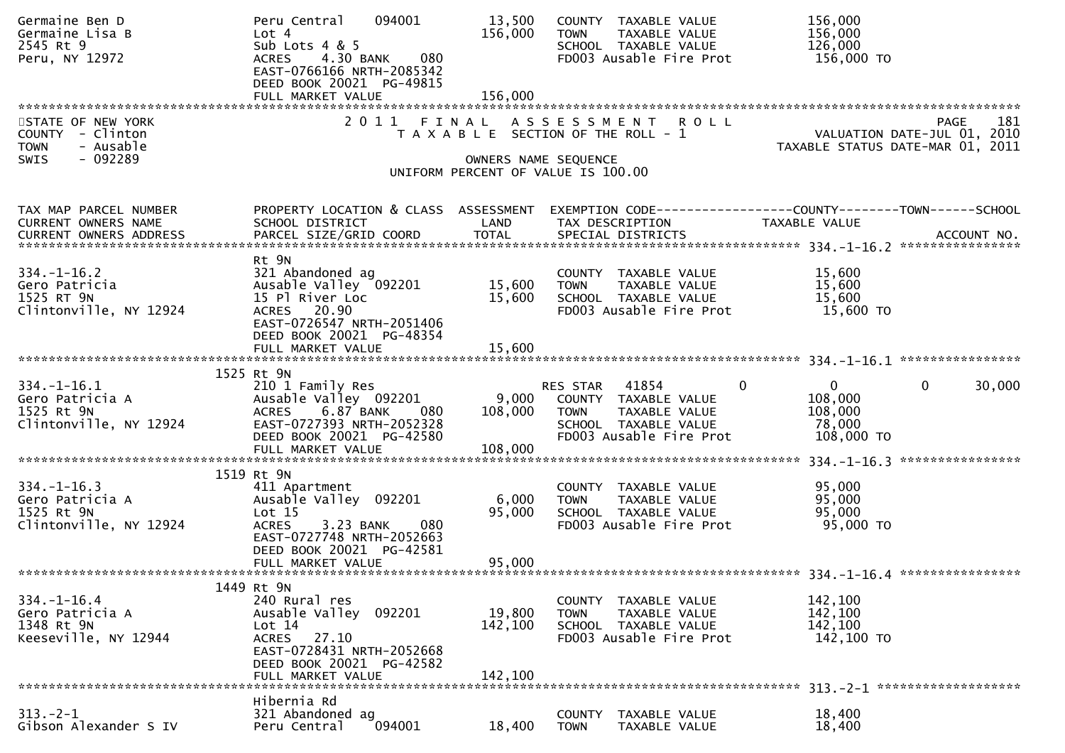```
Germaine Ben D                Peru Central    094001         13,500   COUNTY  TAXABLE VALUE             156,000
Germaine Lisa B               Lot 4                         156,000   TOWN    TAXABLE VALUE             156,000
2545 Rt 9                     Sub Lots 4 & 5                          SCHOOL  TAXABLE VALUE             126,000
Peru, NY 12972                ACRES    4.30 BANK    080               FD003 Ausable Fire Prot            156,000 TO
                              EAST-0766166 NRTH-2085342
                              DEED BOOK 20021  PG-49815
                              FULL MARKET VALUE             156,000
************************************************************************************************************************************
STATE OF NEW YORK                 2 0 1 1   F I N A L   A S S E S S M E N T   R O L L                                    PAGE   181
COUNTY  - Clinton                   T A X A B L E  SECTION OF THE ROLL - 1                          VALUATION DATE-JUL 01, 2010
TOWN    - Ausable                                                                                 TAXABLE STATUS DATE-MAR 01, 2011
SWIS    - 092289                                   OWNERS NAME SEQUENCE
                                           UNIFORM PERCENT OF VALUE IS 100.00

TAX MAP PARCEL NUMBER         PROPERTY LOCATION & CLASS  ASSESSMENT  EXEMPTION CODE------------------COUNTY--------TOWN------SCHOOL
CURRENT OWNERS NAME           SCHOOL DISTRICT               LAND      TAX DESCRIPTION            TAXABLE VALUE
CURRENT OWNERS ADDRESS        PARCEL SIZE/GRID COORD        TOTAL     SPECIAL DISTRICTS                                  ACCOUNT NO.
******************************************************************************************************* 334.-1-16.2 ****************
                              Rt 9N
334.-1-16.2                   321 Abandoned ag                        COUNTY  TAXABLE VALUE              15,600
Gero Patricia                 Ausable Valley  092201         15,600   TOWN    TAXABLE VALUE              15,600
1525 RT 9N                    15 Pl River Loc                15,600   SCHOOL  TAXABLE VALUE              15,600
Clintonville, NY 12924        ACRES   20.90                           FD003 Ausable Fire Prot             15,600 TO
                              EAST-0726547 NRTH-2051406
                              DEED BOOK 20021  PG-48354
                              FULL MARKET VALUE              15,600
******************************************************************************************************* 334.-1-16.1 ****************
                         1525 Rt 9N
334.-1-16.1                   210 1 Family Res                        RES STAR   41854          0              0            0       30,000
Gero Patricia A               Ausable Valley  092201          9,000   COUNTY  TAXABLE VALUE             108,000
1525 Rt 9N                    ACRES    6.87 BANK    080     108,000   TOWN    TAXABLE VALUE             108,000
Clintonville, NY 12924        EAST-0727393 NRTH-2052328               SCHOOL  TAXABLE VALUE              78,000
                              DEED BOOK 20021  PG-42580               FD003 Ausable Fire Prot            108,000 TO
                              FULL MARKET VALUE             108,000
******************************************************************************************************* 334.-1-16.3 ****************
                         1519 Rt 9N
334.-1-16.3                   411 Apartment                           COUNTY  TAXABLE VALUE              95,000
Gero Patricia A               Ausable Valley  092201          6,000   TOWN    TAXABLE VALUE              95,000
1525 Rt 9N                    Lot 15                         95,000   SCHOOL  TAXABLE VALUE              95,000
Clintonville, NY 12924        ACRES    3.23 BANK    080               FD003 Ausable Fire Prot             95,000 TO
                              EAST-0727748 NRTH-2052663
                              DEED BOOK 20021  PG-42581
                              FULL MARKET VALUE              95,000
******************************************************************************************************* 334.-1-16.4 ****************
                         1449 Rt 9N
334.-1-16.4                   240 Rural res                           COUNTY  TAXABLE VALUE             142,100
Gero Patricia A               Ausable Valley  092201         19,800   TOWN    TAXABLE VALUE             142,100
1348 Rt 9N                    Lot 14                        142,100   SCHOOL  TAXABLE VALUE             142,100
Keeseville, NY 12944          ACRES   27.10                           FD003 Ausable Fire Prot            142,100 TO
                              EAST-0728431 NRTH-2052668
                              DEED BOOK 20021  PG-42582
                              FULL MARKET VALUE             142,100
******************************************************************************************************* 313.-2-1 *******************
                              Hibernia Rd
313.-2-1                      321 Abandoned ag                        COUNTY  TAXABLE VALUE              18,400
Gibson Alexander S IV         Peru Central    094001         18,400   TOWN    TAXABLE VALUE              18,400
```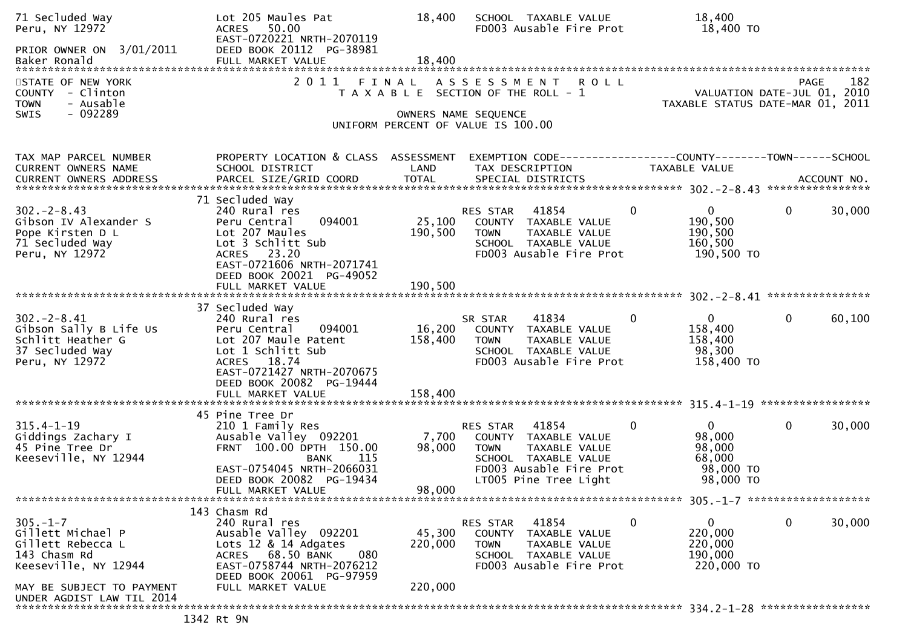```
71 Secluded Way                Lot 205 Maules Pat              18,400   SCHOOL  TAXABLE VALUE              18,400
Peru, NY 12972                 ACRES    50.00                           FD003 Ausable Fire Prot             18,400 TO
                               EAST-0720221 NRTH-2070119
PRIOR OWNER ON  3/01/2011      DEED BOOK 20112  PG-38981
Baker Ronald                   FULL MARKET VALUE               18,400
******************************************************************************************************************************************
STATE OF NEW YORK                    2 0 1 1   F I N A L   A S S E S S M E N T   R O L L                                   PAGE   182
COUNTY  - Clinton                       T A X A B L E  SECTION OF THE ROLL - 1                         VALUATION DATE-JUL 01, 2010
TOWN    - Ausable                                                                                    TAXABLE STATUS DATE-MAR 01, 2011
SWIS    - 092289                                    OWNERS NAME SEQUENCE
                                              UNIFORM PERCENT OF VALUE IS 100.00


TAX MAP PARCEL NUMBER          PROPERTY LOCATION & CLASS  ASSESSMENT  EXEMPTION CODE------------------COUNTY--------TOWN------SCHOOL
CURRENT OWNERS NAME            SCHOOL DISTRICT               LAND      TAX DESCRIPTION              TAXABLE VALUE
CURRENT OWNERS ADDRESS         PARCEL SIZE/GRID COORD        TOTAL     SPECIAL DISTRICTS                                   ACCOUNT NO.
******************************************************************************************************* 302.-2-8.43 *****************
                               71 Secluded Way
302.-2-8.43                    240 Rural res                           RES STAR   41854           0           0           0      30,000
Gibson IV Alexander S          Peru Central       094001     25,100    COUNTY  TAXABLE VALUE             190,500
Pope Kirsten D L               Lot 207 Maules               190,500    TOWN    TAXABLE VALUE             190,500
71 Secluded Way                Lot 3 Schlitt Sub                       SCHOOL  TAXABLE VALUE             160,500
Peru, NY 12972                 ACRES    23.20                          FD003 Ausable Fire Prot            190,500 TO
                               EAST-0721606 NRTH-2071741
                               DEED BOOK 20021  PG-49052
                               FULL MARKET VALUE            190,500
******************************************************************************************************* 302.-2-8.41 *****************
                               37 Secluded Way
302.-2-8.41                    240 Rural res                           SR STAR    41834           0           0           0      60,100
Gibson Sally B Life Us         Peru Central       094001     16,200    COUNTY  TAXABLE VALUE             158,400
Schlitt Heather G              Lot 207 Maule Patent         158,400    TOWN    TAXABLE VALUE             158,400
37 Secluded Way                Lot 1 Schlitt Sub                       SCHOOL  TAXABLE VALUE              98,300
Peru, NY 12972                 ACRES    18.74                          FD003 Ausable Fire Prot            158,400 TO
                               EAST-0721427 NRTH-2070675
                               DEED BOOK 20082  PG-19444
                               FULL MARKET VALUE            158,400
******************************************************************************************************* 315.4-1-19 ******************
                               45 Pine Tree Dr
315.4-1-19                     210 1 Family Res                        RES STAR   41854           0           0           0      30,000
Giddings Zachary I             Ausable Valley  092201         7,700    COUNTY  TAXABLE VALUE              98,000
45 Pine Tree Dr                FRNT  100.00 DPTH  150.00     98,000    TOWN    TAXABLE VALUE              98,000
Keeseville, NY 12944                          BANK     115             SCHOOL  TAXABLE VALUE              68,000
                               EAST-0754045 NRTH-2066031               FD003 Ausable Fire Prot             98,000 TO
                               DEED BOOK 20082  PG-19434               LT005 Pine Tree Light               98,000 TO
                               FULL MARKET VALUE             98,000
******************************************************************************************************* 305.-1-7 ********************
                               143 Chasm Rd
305.-1-7                       240 Rural res                           RES STAR   41854           0           0           0      30,000
Gillett Michael P              Ausable Valley  092201        45,300    COUNTY  TAXABLE VALUE             220,000
Gillett Rebecca L              Lots 12 & 14 Adgates         220,000    TOWN    TAXABLE VALUE             220,000
143 Chasm Rd                   ACRES    68.50 BANK     080             SCHOOL  TAXABLE VALUE             190,000
Keeseville, NY 12944           EAST-0758744 NRTH-2076212               FD003 Ausable Fire Prot            220,000 TO
                               DEED BOOK 20061  PG-97959
MAY BE SUBJECT TO PAYMENT      FULL MARKET VALUE            220,000
UNDER AGDIST LAW TIL 2014
******************************************************************************************************* 334.2-1-28 ******************
                               1342 Rt 9N
```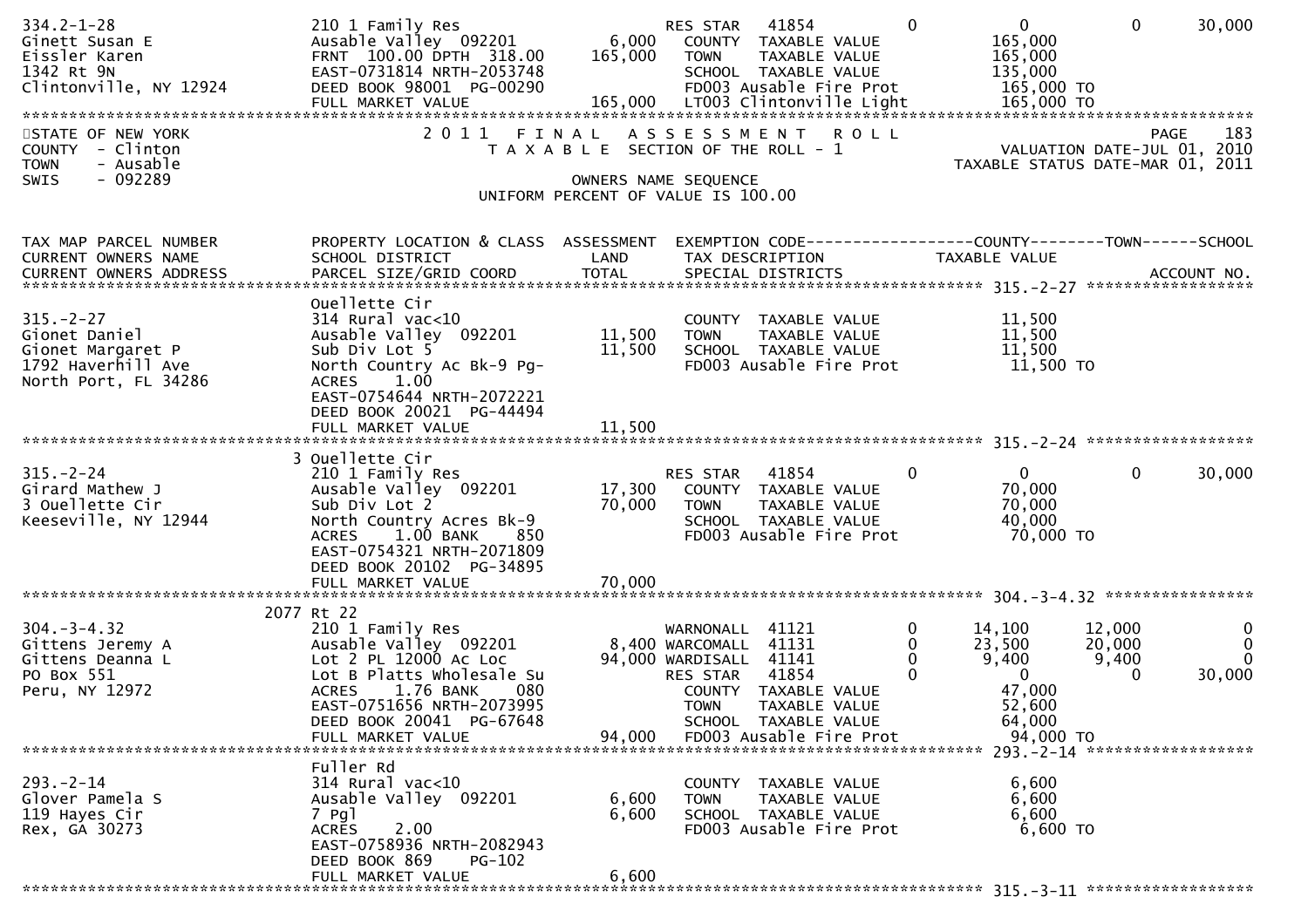```
334.2-1-28             210 1 Family Res                     RES STAR   41854          0            0             0        30,000
Ginett Susan E         Ausable Valley  092201        6,000   COUNTY  TAXABLE VALUE            165,000
Eissler Karen          FRNT 100.00 DPTH 318.00     165,000   TOWN    TAXABLE VALUE            165,000
1342 Rt 9N             EAST-0731814 NRTH-2053748             SCHOOL  TAXABLE VALUE            135,000
Clintonville, NY 12924 DEED BOOK 98001  PG-00290             FD003 Ausable Fire Prot          165,000 TO
                       FULL MARKET VALUE           165,000   LT003 Clintonville Light         165,000 TO
```

STATE OF NEW YORK
COUNTY - Clinton
TOWN - Ausable
SWIS - 092289

2011 FINAL ASSESSMENT ROLL
TAXABLE SECTION OF THE ROLL - 1
OWNERS NAME SEQUENCE
UNIFORM PERCENT OF VALUE IS 100.00

PAGE 183
VALUATION DATE-JUL 01, 2010
TAXABLE STATUS DATE-MAR 01, 2011

```
TAX MAP PARCEL NUMBER   PROPERTY LOCATION & CLASS  ASSESSMENT  EXEMPTION CODE------------------COUNTY--------TOWN------SCHOOL
CURRENT OWNERS NAME     SCHOOL DISTRICT               LAND     TAX DESCRIPTION            TAXABLE VALUE
CURRENT OWNERS ADDRESS  PARCEL SIZE/GRID COORD        TOTAL    SPECIAL DISTRICTS                                    ACCOUNT NO.
****************************************************************************************** 315.-2-27 *****************
                        Ouellette Cir
315.-2-27               314 Rural vac<10                       COUNTY  TAXABLE VALUE            11,500
Gionet Daniel           Ausable Valley  092201       11,500    TOWN    TAXABLE VALUE            11,500
Gionet Margaret P       Sub Div Lot 5                11,500    SCHOOL  TAXABLE VALUE            11,500
1792 Haverhill Ave      North Country Ac Bk-9 Pg-              FD003 Ausable Fire Prot          11,500 TO
North Port, FL 34286    ACRES     1.00
                        EAST-0754644 NRTH-2072221
                        DEED BOOK 20021  PG-44494
                        FULL MARKET VALUE            11,500
****************************************************************************************** 315.-2-24 *****************
                      3 Ouellette Cir
315.-2-24               210 1 Family Res                       RES STAR   41854          0            0             0        30,000
Girard Mathew J         Ausable Valley  092201       17,300    COUNTY  TAXABLE VALUE            70,000
3 Ouellette Cir         Sub Div Lot 2                70,000    TOWN    TAXABLE VALUE            70,000
Keeseville, NY 12944    North Country Acres Bk-9               SCHOOL  TAXABLE VALUE            40,000
                        ACRES     1.00 BANK     850            FD003 Ausable Fire Prot          70,000 TO
                        EAST-0754321 NRTH-2071809
                        DEED BOOK 20102  PG-34895
                        FULL MARKET VALUE            70,000
****************************************************************************************** 304.-3-4.32 ***************
                   2077 Rt 22
304.-3-4.32             210 1 Family Res                       WARNONALL  41121          0       14,100        12,000             0
Gittens Jeremy A        Ausable Valley  092201        8,400 WARCOMALL  41131          0       23,500        20,000             0
Gittens Deanna L        Lot 2 PL 12000 Ac Loc        94,000 WARDISALL  41141          0        9,400         9,400             0
PO Box 551              Lot B Platts Wholesale Su              RES STAR   41854          0            0             0        30,000
Peru, NY 12972          ACRES     1.76 BANK     080            COUNTY  TAXABLE VALUE            47,000
                        EAST-0751656 NRTH-2073995              TOWN    TAXABLE VALUE            52,600
                        DEED BOOK 20041  PG-67648              SCHOOL  TAXABLE VALUE            64,000
                        FULL MARKET VALUE            94,000    FD003 Ausable Fire Prot          94,000 TO
****************************************************************************************** 293.-2-14 *****************
                        Fuller Rd
293.-2-14               314 Rural vac<10                       COUNTY  TAXABLE VALUE             6,600
Glover Pamela S         Ausable Valley  092201        6,600    TOWN    TAXABLE VALUE             6,600
119 Hayes Cir           7 Pgl                         6,600    SCHOOL  TAXABLE VALUE             6,600
Rex, GA 30273           ACRES     2.00                         FD003 Ausable Fire Prot           6,600 TO
                        EAST-0758936 NRTH-2082943
                        DEED BOOK 869    PG-102
                        FULL MARKET VALUE             6,600
****************************************************************************************** 315.-3-11 *****************
```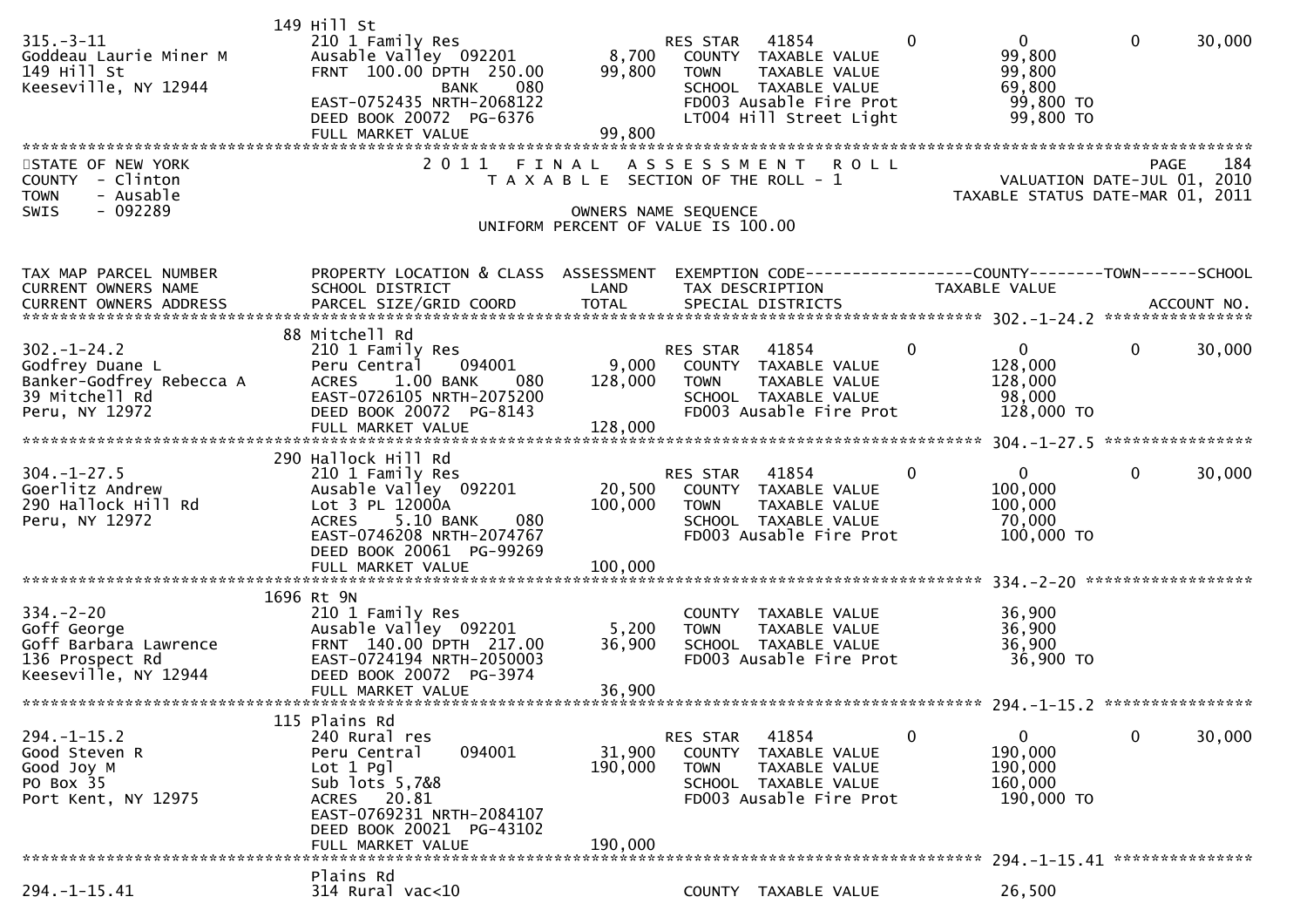```
                           149 Hill St
315.-3-11                  210 1 Family Res                    RES STAR   41854            0          0             0        30,000
Goddeau Laurie Miner M     Ausable Valley  092201        8,700    COUNTY  TAXABLE VALUE              99,800
149 Hill St                FRNT 100.00 DPTH 250.00      99,800    TOWN    TAXABLE VALUE              99,800
Keeseville, NY 12944            BANK     080                      SCHOOL  TAXABLE VALUE              69,800
                           EAST-0752435 NRTH-2068122              FD003 Ausable Fire Prot            99,800 TO
                           DEED BOOK 20072  PG-6376               LT004 Hill Street Light            99,800 TO
                           FULL MARKET VALUE            99,800
************************************************************************************************************************************
STATE OF NEW YORK              2 0 1 1   F I N A L   A S S E S S M E N T   R O L L                                    PAGE   184
COUNTY  - Clinton                  T A X A B L E  SECTION OF THE ROLL - 1                         VALUATION DATE-JUL 01, 2010
TOWN    - Ausable                                                                               TAXABLE STATUS DATE-MAR 01, 2011
SWIS    - 092289                              OWNERS NAME SEQUENCE
                                        UNIFORM PERCENT OF VALUE IS 100.00


TAX MAP PARCEL NUMBER      PROPERTY LOCATION & CLASS  ASSESSMENT  EXEMPTION CODE------------------COUNTY--------TOWN------SCHOOL
CURRENT OWNERS NAME        SCHOOL DISTRICT              LAND      TAX DESCRIPTION              TAXABLE VALUE
CURRENT OWNERS ADDRESS     PARCEL SIZE/GRID COORD       TOTAL     SPECIAL DISTRICTS                                  ACCOUNT NO.
******************************************************************************************************* 302.-1-24.2 ****************
                           88 Mitchell Rd
302.-1-24.2                210 1 Family Res                    RES STAR   41854            0          0             0        30,000
Godfrey Duane L            Peru Central    094001        9,000    COUNTY  TAXABLE VALUE             128,000
Banker-Godfrey Rebecca A   ACRES    1.00 BANK    080   128,000    TOWN    TAXABLE VALUE             128,000
39 Mitchell Rd             EAST-0726105 NRTH-2075200              SCHOOL  TAXABLE VALUE              98,000
Peru, NY 12972             DEED BOOK 20072  PG-8143               FD003 Ausable Fire Prot           128,000 TO
                           FULL MARKET VALUE           128,000
******************************************************************************************************* 304.-1-27.5 ****************
                           290 Hallock Hill Rd
304.-1-27.5                210 1 Family Res                    RES STAR   41854            0          0             0        30,000
Goerlitz Andrew            Ausable Valley  092201       20,500    COUNTY  TAXABLE VALUE             100,000
290 Hallock Hill Rd        Lot 3 PL 12000A             100,000    TOWN    TAXABLE VALUE             100,000
Peru, NY 12972             ACRES    5.10 BANK    080              SCHOOL  TAXABLE VALUE              70,000
                           EAST-0746208 NRTH-2074767              FD003 Ausable Fire Prot           100,000 TO
                           DEED BOOK 20061  PG-99269
                           FULL MARKET VALUE           100,000
******************************************************************************************************* 334.-2-20 ******************
                           1696 Rt 9N
334.-2-20                  210 1 Family Res                       COUNTY  TAXABLE VALUE              36,900
Goff George                Ausable Valley  092201        5,200    TOWN    TAXABLE VALUE              36,900
Goff Barbara Lawrence      FRNT 140.00 DPTH 217.00      36,900    SCHOOL  TAXABLE VALUE              36,900
136 Prospect Rd            EAST-0724194 NRTH-2050003              FD003 Ausable Fire Prot            36,900 TO
Keeseville, NY 12944       DEED BOOK 20072  PG-3974
                           FULL MARKET VALUE            36,900
******************************************************************************************************* 294.-1-15.2 ****************
                           115 Plains Rd
294.-1-15.2                240 Rural res                       RES STAR   41854            0          0             0        30,000
Good Steven R              Peru Central    094001       31,900    COUNTY  TAXABLE VALUE             190,000
Good Joy M                 Lot 1 Pgl                   190,000    TOWN    TAXABLE VALUE             190,000
PO Box 35                  Sub lots 5,7&8                         SCHOOL  TAXABLE VALUE             160,000
Port Kent, NY 12975        ACRES   20.81                          FD003 Ausable Fire Prot           190,000 TO
                           EAST-0769231 NRTH-2084107
                           DEED BOOK 20021  PG-43102
                           FULL MARKET VALUE           190,000
******************************************************************************************************* 294.-1-15.41 ***************
                           Plains Rd
294.-1-15.41               314 Rural vac<10                       COUNTY  TAXABLE VALUE              26,500
```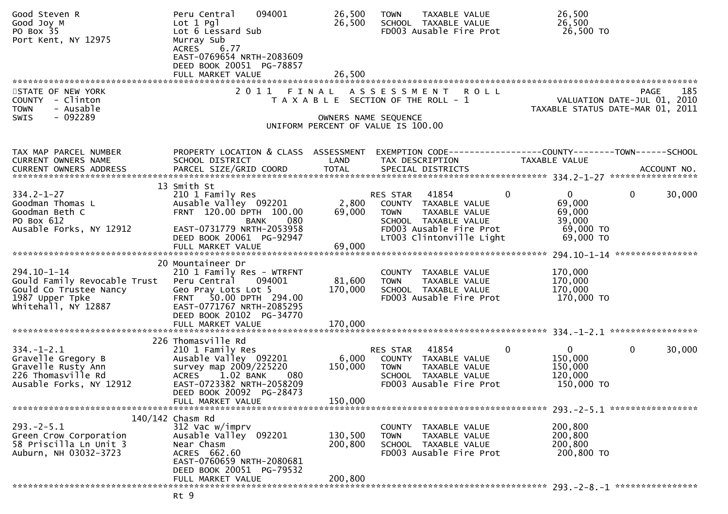Good Steven R
Good Joy M
PO Box 35
Port Kent, NY 12975

Peru Central 094001 | 26,500 | TOWN TAXABLE VALUE 26,500
Lot 1 Pgl | 26,500 | SCHOOL TAXABLE VALUE 26,500
Lot 6 Lessard Sub | | FD003 Ausable Fire Prot 26,500 TO
Murray Sub
ACRES 6.77
EAST-0769654 NRTH-2083609
DEED BOOK 20051 PG-78857
FULL MARKET VALUE 26,500

## STATE OF NEW YORK — 2011 FINAL ASSESSMENT ROLL

COUNTY - Clinton
TOWN - Ausable
SWIS - 092289

TAXABLE SECTION OF THE ROLL - 1
OWNERS NAME SEQUENCE
UNIFORM PERCENT OF VALUE IS 100.00

PAGE 185
VALUATION DATE-JUL 01, 2010
TAXABLE STATUS DATE-MAR 01, 2011

| TAX MAP PARCEL NUMBER / CURRENT OWNERS NAME / CURRENT OWNERS ADDRESS | PROPERTY LOCATION & CLASS / SCHOOL DISTRICT / PARCEL SIZE/GRID COORD | ASSESSMENT LAND / TOTAL | EXEMPTION CODE / TAX DESCRIPTION / SPECIAL DISTRICTS | COUNTY TAXABLE VALUE | TOWN | SCHOOL / ACCOUNT NO. |
|---|---|---|---|---|---|---|
| 334.2-1-27 | 13 Smith St | | | | | |
| 334.2-1-27 | 210 1 Family Res | | RES STAR 41854 | 0 | 0 | 30,000 |
| Goodman Thomas L | Ausable Valley 092201 | 2,800 | COUNTY TAXABLE VALUE | 69,000 | | |
| Goodman Beth C | FRNT 120.00 DPTH 100.00 | 69,000 | TOWN TAXABLE VALUE | 69,000 | | |
| PO Box 612 | BANK 080 | | SCHOOL TAXABLE VALUE | 39,000 | | |
| Ausable Forks, NY 12912 | EAST-0731779 NRTH-2053958 | | FD003 Ausable Fire Prot | 69,000 TO | | |
| | DEED BOOK 20061 PG-92947 | | LT003 Clintonville Light | 69,000 TO | | |
| | FULL MARKET VALUE | 69,000 | | | | |
| 294.10-1-14 | 20 Mountaineer Dr | | | | | |
| 294.10-1-14 | 210 1 Family Res - WTRFNT | | COUNTY TAXABLE VALUE | 170,000 | | |
| Gould Family Revocable Trust | Peru Central 094001 | 81,600 | TOWN TAXABLE VALUE | 170,000 | | |
| Gould Co Trustee Nancy | Geo Pray Lots Lot 5 | 170,000 | SCHOOL TAXABLE VALUE | 170,000 | | |
| 1987 Upper Tpke | FRNT 50.00 DPTH 294.00 | | FD003 Ausable Fire Prot | 170,000 TO | | |
| Whitehall, NY 12887 | EAST-0771767 NRTH-2085295 | | | | | |
| | DEED BOOK 20102 PG-34770 | | | | | |
| | FULL MARKET VALUE | 170,000 | | | | |
| 334.-1-2.1 | 226 Thomasville Rd | | | | | |
| 334.-1-2.1 | 210 1 Family Res | | RES STAR 41854 | 0 | 0 | 30,000 |
| Gravelle Gregory B | Ausable Valley 092201 | 6,000 | COUNTY TAXABLE VALUE | 150,000 | | |
| Gravelle Rusty Ann | survey map 2009/225220 | 150,000 | TOWN TAXABLE VALUE | 150,000 | | |
| 226 Thomasville Rd | ACRES 1.02 BANK 080 | | SCHOOL TAXABLE VALUE | 120,000 | | |
| Ausable Forks, NY 12912 | EAST-0723382 NRTH-2058209 | | FD003 Ausable Fire Prot | 150,000 TO | | |
| | DEED BOOK 20092 PG-28473 | | | | | |
| | FULL MARKET VALUE | 150,000 | | | | |
| 293.-2-5.1 | 140/142 Chasm Rd | | | | | |
| 293.-2-5.1 | 312 Vac w/imprv | | COUNTY TAXABLE VALUE | 200,800 | | |
| Green Crow Corporation | Ausable Valley 092201 | 130,500 | TOWN TAXABLE VALUE | 200,800 | | |
| 58 Priscilla Ln Unit 3 | Near Chasm | 200,800 | SCHOOL TAXABLE VALUE | 200,800 | | |
| Auburn, NH 03032-3723 | ACRES 662.60 | | FD003 Ausable Fire Prot | 200,800 TO | | |
| | EAST-0760659 NRTH-2080681 | | | | | |
| | DEED BOOK 20051 PG-79532 | | | | | |
| | FULL MARKET VALUE | 200,800 | | | | |
| 293.-2-8.-1 | Rt 9 | | | | | |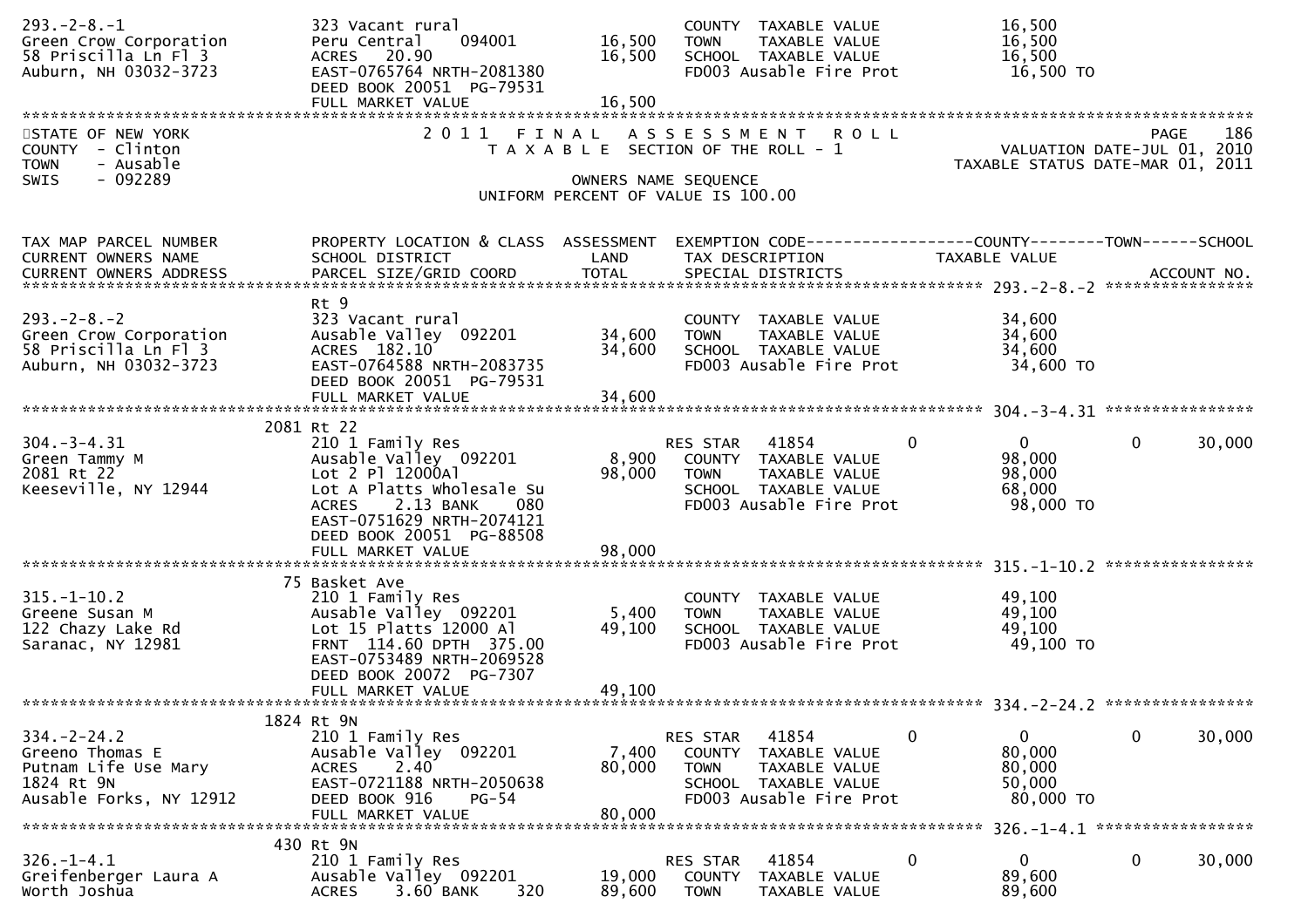```
293.-2-8.-1                     323 Vacant rural                          COUNTY  TAXABLE VALUE             16,500
Green Crow Corporation          Peru Central    094001       16,500     TOWN    TAXABLE VALUE             16,500
58 Priscilla Ln Fl 3            ACRES   20.90                16,500     SCHOOL  TAXABLE VALUE             16,500
Auburn, NH 03032-3723           EAST-0765764 NRTH-2081380                FD003 Ausable Fire Prot            16,500 TO
                                DEED BOOK 20051  PG-79531
                                FULL MARKET VALUE             16,500
******************************************************************************************************************************************
STATE OF NEW YORK                   2 0 1 1   F I N A L   A S S E S S M E N T   R O L L                                   PAGE    186
COUNTY  - Clinton                      T A X A B L E  SECTION OF THE ROLL - 1                            VALUATION DATE-JUL 01, 2010
TOWN    - Ausable                                                                                   TAXABLE STATUS DATE-MAR 01, 2011
SWIS    - 092289                                      OWNERS NAME SEQUENCE
                                                 UNIFORM PERCENT OF VALUE IS 100.00


TAX MAP PARCEL NUMBER           PROPERTY LOCATION & CLASS  ASSESSMENT  EXEMPTION CODE------------------COUNTY--------TOWN------SCHOOL
CURRENT OWNERS NAME             SCHOOL DISTRICT               LAND      TAX DESCRIPTION             TAXABLE VALUE
CURRENT OWNERS ADDRESS          PARCEL SIZE/GRID COORD        TOTAL     SPECIAL DISTRICTS                                  ACCOUNT NO.
************************************************************************************************* 293.-2-8.-2 ****************
                                Rt 9
293.-2-8.-2                     323 Vacant rural                          COUNTY  TAXABLE VALUE             34,600
Green Crow Corporation          Ausable Valley  092201       34,600     TOWN    TAXABLE VALUE             34,600
58 Priscilla Ln Fl 3            ACRES  182.10                34,600     SCHOOL  TAXABLE VALUE             34,600
Auburn, NH 03032-3723           EAST-0764588 NRTH-2083735                FD003 Ausable Fire Prot            34,600 TO
                                DEED BOOK 20051  PG-79531
                                FULL MARKET VALUE             34,600
************************************************************************************************* 304.-3-4.31 ****************
                           2081 Rt 22
304.-3-4.31                     210 1 Family Res                   RES STAR   41854         0            0            0      30,000
Green Tammy M                   Ausable Valley  092201        8,900     COUNTY  TAXABLE VALUE             98,000
2081 Rt 22                      Lot 2 Pl 12000Al             98,000     TOWN    TAXABLE VALUE             98,000
Keeseville, NY 12944            Lot A Platts Wholesale Su               SCHOOL  TAXABLE VALUE             68,000
                                ACRES     2.13 BANK     080             FD003 Ausable Fire Prot            98,000 TO
                                EAST-0751629 NRTH-2074121
                                DEED BOOK 20051  PG-88508
                                FULL MARKET VALUE             98,000
************************************************************************************************* 315.-1-10.2 ****************
                             75 Basket Ave
315.-1-10.2                     210 1 Family Res                          COUNTY  TAXABLE VALUE             49,100
Greene Susan M                  Ausable Valley  092201        5,400     TOWN    TAXABLE VALUE             49,100
122 Chazy Lake Rd               Lot 15 Platts 12000 Al       49,100     SCHOOL  TAXABLE VALUE             49,100
Saranac, NY 12981               FRNT  114.60 DPTH  375.00                FD003 Ausable Fire Prot            49,100 TO
                                EAST-0753489 NRTH-2069528
                                DEED BOOK 20072  PG-7307
                                FULL MARKET VALUE             49,100
************************************************************************************************* 334.-2-24.2 ****************
                           1824 Rt 9N
334.-2-24.2                     210 1 Family Res                   RES STAR   41854         0            0            0      30,000
Greeno Thomas E                 Ausable Valley  092201        7,400     COUNTY  TAXABLE VALUE             80,000
Putnam Life Use Mary            ACRES     2.40               80,000     TOWN    TAXABLE VALUE             80,000
1824 Rt 9N                      EAST-0721188 NRTH-2050638               SCHOOL  TAXABLE VALUE             50,000
Ausable Forks, NY 12912         DEED BOOK 916     PG-54                 FD003 Ausable Fire Prot            80,000 TO
                                FULL MARKET VALUE             80,000
************************************************************************************************* 326.-1-4.1 *****************
                            430 Rt 9N
326.-1-4.1                      210 1 Family Res                   RES STAR   41854         0            0            0      30,000
Greifenberger Laura A           Ausable Valley  092201       19,000     COUNTY  TAXABLE VALUE             89,600
Worth Joshua                    ACRES     3.60 BANK     320  89,600     TOWN    TAXABLE VALUE             89,600
```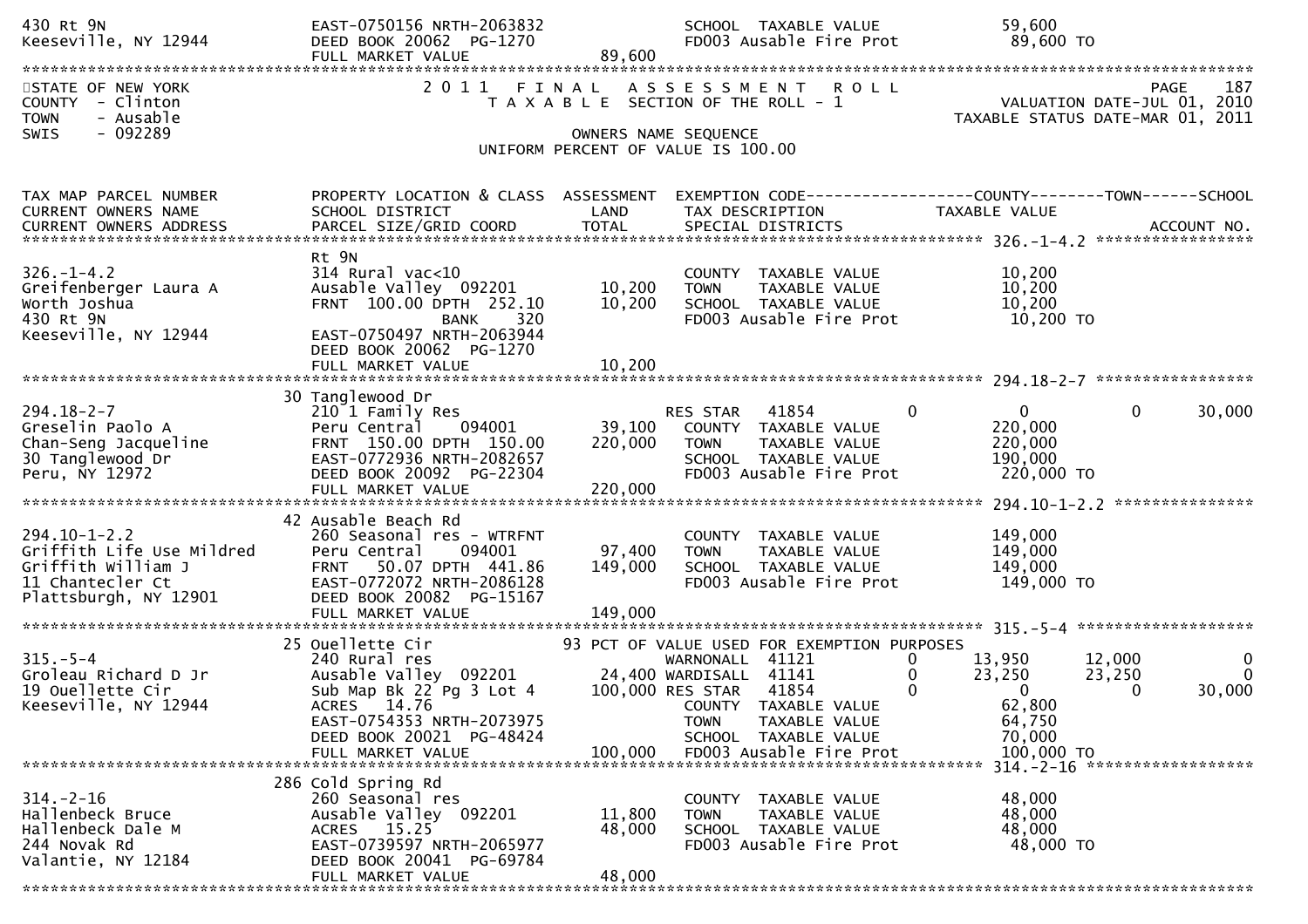```
430 Rt 9N                       EAST-0750156 NRTH-2063832          SCHOOL  TAXABLE VALUE              59,600
Keeseville, NY 12944            DEED BOOK 20062  PG-1270           FD003 Ausable Fire Prot            89,600 TO
                                FULL MARKET VALUE            89,600
******************************************************************************************************************
STATE OF NEW YORK                2 0 1 1   F I N A L   A S S E S S M E N T   R O L L                      PAGE   187
COUNTY  - Clinton                   T A X A B L E  SECTION OF THE ROLL - 1                  VALUATION DATE-JUL 01, 2010
TOWN    - Ausable                                                                       TAXABLE STATUS DATE-MAR 01, 2011
SWIS    - 092289                                  OWNERS NAME SEQUENCE
                                            UNIFORM PERCENT OF VALUE IS 100.00

TAX MAP PARCEL NUMBER          PROPERTY LOCATION & CLASS  ASSESSMENT  EXEMPTION CODE------------------COUNTY--------TOWN------SCHOOL
CURRENT OWNERS NAME            SCHOOL DISTRICT               LAND      TAX DESCRIPTION            TAXABLE VALUE
CURRENT OWNERS ADDRESS         PARCEL SIZE/GRID COORD        TOTAL     SPECIAL DISTRICTS                                  ACCOUNT NO.
****************************************************************************************** 326.-1-4.2 *****************
                               Rt 9N
326.-1-4.2                     314 Rural vac<10                        COUNTY  TAXABLE VALUE              10,200
Greifenberger Laura A          Ausable Valley  092201        10,200    TOWN    TAXABLE VALUE              10,200
Worth Joshua                   FRNT  100.00 DPTH  252.10     10,200    SCHOOL  TAXABLE VALUE              10,200
430 Rt 9N                                  BANK     320                FD003 Ausable Fire Prot            10,200 TO
Keeseville, NY 12944           EAST-0750497 NRTH-2063944
                               DEED BOOK 20062  PG-1270
                               FULL MARKET VALUE             10,200
****************************************************************************************** 294.18-2-7 *****************
                               30 Tanglewood Dr
294.18-2-7                     210 1 Family Res                        RES STAR   41854         0          0          0      30,000
Greselin Paolo A               Peru Central    094001        39,100    COUNTY  TAXABLE VALUE             220,000
Chan-Seng Jacqueline           FRNT  150.00 DPTH  150.00    220,000    TOWN    TAXABLE VALUE             220,000
30 Tanglewood Dr               EAST-0772936 NRTH-2082657               SCHOOL  TAXABLE VALUE             190,000
Peru, NY 12972                 DEED BOOK 20092  PG-22304               FD003 Ausable Fire Prot           220,000 TO
                               FULL MARKET VALUE            220,000
****************************************************************************************** 294.10-1-2.2 ***************
                               42 Ausable Beach Rd
294.10-1-2.2                   260 Seasonal res - WTRFNT               COUNTY  TAXABLE VALUE             149,000
Griffith Life Use Mildred      Peru Central    094001        97,400    TOWN    TAXABLE VALUE             149,000
Griffith William J             FRNT   50.07 DPTH  441.86    149,000    SCHOOL  TAXABLE VALUE             149,000
11 Chantecler Ct               EAST-0772072 NRTH-2086128               FD003 Ausable Fire Prot           149,000 TO
Plattsburgh, NY 12901          DEED BOOK 20082  PG-15167
                               FULL MARKET VALUE            149,000
****************************************************************************************** 315.-5-4 *******************
                               25 Ouellette Cir                  93 PCT OF VALUE USED FOR EXEMPTION PURPOSES
315.-5-4                       240 Rural res                           WARNONALL  41121         0     13,950     12,000           0
Groleau Richard D Jr           Ausable Valley  092201        24,400    WARDISALL  41141         0     23,250     23,250           0
19 Ouellette Cir               Sub Map Bk 22 Pg 3 Lot 4     100,000    RES STAR   41854         0          0          0      30,000
Keeseville, NY 12944           ACRES   14.76                           COUNTY  TAXABLE VALUE              62,800
                               EAST-0754353 NRTH-2073975               TOWN    TAXABLE VALUE              64,750
                               DEED BOOK 20021  PG-48424               SCHOOL  TAXABLE VALUE              70,000
                               FULL MARKET VALUE            100,000    FD003 Ausable Fire Prot           100,000 TO
****************************************************************************************** 314.-2-16 ******************
                               286 Cold Spring Rd
314.-2-16                      260 Seasonal res                        COUNTY  TAXABLE VALUE              48,000
Hallenbeck Bruce               Ausable Valley  092201        11,800    TOWN    TAXABLE VALUE              48,000
Hallenbeck Dale M              ACRES   15.25                 48,000    SCHOOL  TAXABLE VALUE              48,000
244 Novak Rd                   EAST-0739597 NRTH-2065977               FD003 Ausable Fire Prot            48,000 TO
Valantie, NY 12184             DEED BOOK 20041  PG-69784
                               FULL MARKET VALUE             48,000
******************************************************************************************************************
```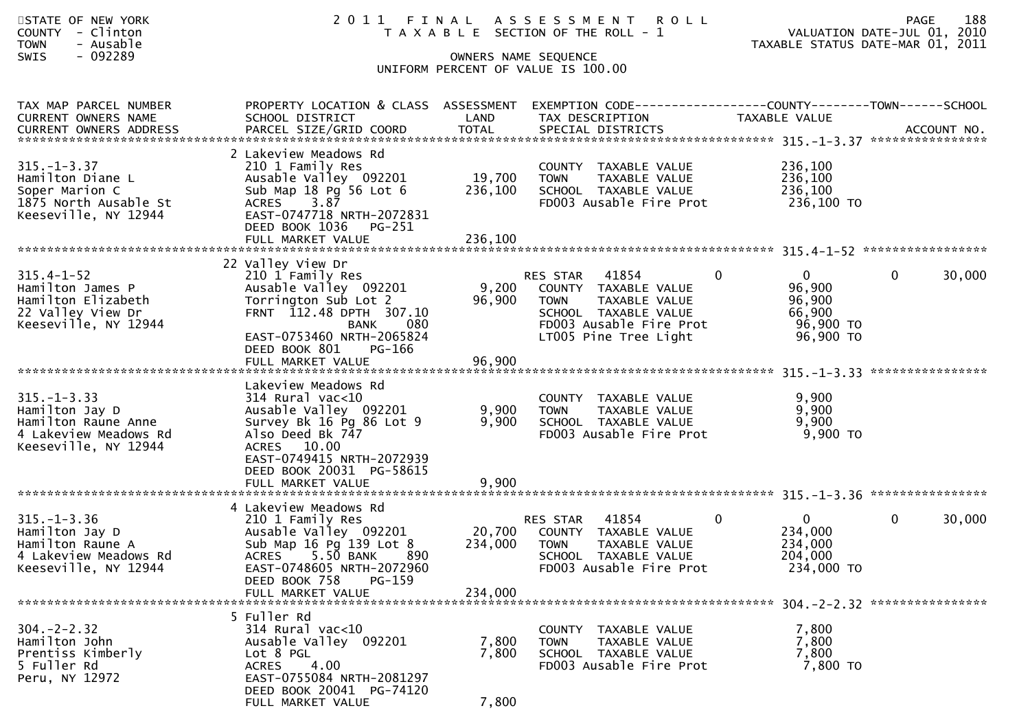STATE OF NEW YORK
COUNTY - Clinton
TOWN - Ausable
SWIS - 092289

# 2011 FINAL ASSESSMENT ROLL

TAXABLE SECTION OF THE ROLL - 1

OWNERS NAME SEQUENCE

UNIFORM PERCENT OF VALUE IS 100.00

VALUATION DATE-JUL 01, 2010
TAXABLE STATUS DATE-MAR 01, 2011

| TAX MAP PARCEL NUMBER / CURRENT OWNERS NAME / CURRENT OWNERS ADDRESS | PROPERTY LOCATION & CLASS / SCHOOL DISTRICT / PARCEL SIZE/GRID COORD | ASSESSMENT LAND | ASSESSMENT TOTAL | EXEMPTION CODE / TAX DESCRIPTION / SPECIAL DISTRICTS | COUNTY TAXABLE VALUE | TOWN | SCHOOL / ACCOUNT NO. |
|---|---|---|---|---|---|---|---|
| 315.-1-3.37 | 2 Lakeview Meadows Rd | | | | | | |
| Hamilton Diane L | 210 1 Family Res | | | COUNTY TAXABLE VALUE | 236,100 | | |
| Soper Marion C | Ausable Valley 092201 | 19,700 | | TOWN TAXABLE VALUE | 236,100 | | |
| 1875 North Ausable St | Sub Map 18 Pg 56 Lot 6 | | 236,100 | SCHOOL TAXABLE VALUE | 236,100 | | |
| Keeseville, NY 12944 | ACRES 3.87 | | | FD003 Ausable Fire Prot | 236,100 TO | | |
| | EAST-0747718 NRTH-2072831 | | | | | | |
| | DEED BOOK 1036 PG-251 | | | | | | |
| | FULL MARKET VALUE | | 236,100 | | | | |
| 315.4-1-52 | 22 Valley View Dr | | | | | | |
| Hamilton James P | 210 1 Family Res | | | RES STAR 41854 | 0 | 0 | 0 / 30,000 |
| Hamilton Elizabeth | Ausable Valley 092201 | 9,200 | | COUNTY TAXABLE VALUE | 96,900 | | |
| 22 Valley View Dr | Torrington Sub Lot 2 | | 96,900 | TOWN TAXABLE VALUE | 96,900 | | |
| Keeseville, NY 12944 | FRNT 112.48 DPTH 307.10 | | | SCHOOL TAXABLE VALUE | 66,900 | | |
| | BANK 080 | | | FD003 Ausable Fire Prot | 96,900 TO | | |
| | EAST-0753460 NRTH-2065824 | | | LT005 Pine Tree Light | 96,900 TO | | |
| | DEED BOOK 801 PG-166 | | | | | | |
| | FULL MARKET VALUE | | 96,900 | | | | |
| 315.-1-3.33 | Lakeview Meadows Rd | | | | | | |
| Hamilton Jay D | 314 Rural vac<10 | | | COUNTY TAXABLE VALUE | 9,900 | | |
| Hamilton Raune Anne | Ausable Valley 092201 | 9,900 | | TOWN TAXABLE VALUE | 9,900 | | |
| 4 Lakeview Meadows Rd | Survey Bk 16 Pg 86 Lot 9 | | 9,900 | SCHOOL TAXABLE VALUE | 9,900 | | |
| Keeseville, NY 12944 | Also Deed Bk 747 | | | FD003 Ausable Fire Prot | 9,900 TO | | |
| | ACRES 10.00 | | | | | | |
| | EAST-0749415 NRTH-2072939 | | | | | | |
| | DEED BOOK 20031 PG-58615 | | | | | | |
| | FULL MARKET VALUE | | 9,900 | | | | |
| 315.-1-3.36 | 4 Lakeview Meadows Rd | | | | | | |
| Hamilton Jay D | 210 1 Family Res | | | RES STAR 41854 | 0 | 0 | 0 / 30,000 |
| Hamilton Raune A | Ausable Valley 092201 | 20,700 | | COUNTY TAXABLE VALUE | 234,000 | | |
| 4 Lakeview Meadows Rd | Sub Map 16 Pg 139 Lot 8 | | 234,000 | TOWN TAXABLE VALUE | 234,000 | | |
| Keeseville, NY 12944 | ACRES 5.50 BANK 890 | | | SCHOOL TAXABLE VALUE | 204,000 | | |
| | EAST-0748605 NRTH-2072960 | | | FD003 Ausable Fire Prot | 234,000 TO | | |
| | DEED BOOK 758 PG-159 | | | | | | |
| | FULL MARKET VALUE | | 234,000 | | | | |
| 304.-2-2.32 | 5 Fuller Rd | | | | | | |
| Hamilton John | 314 Rural vac<10 | | | COUNTY TAXABLE VALUE | 7,800 | | |
| Prentiss Kimberly | Ausable Valley 092201 | 7,800 | | TOWN TAXABLE VALUE | 7,800 | | |
| 5 Fuller Rd | Lot 8 PGL | | 7,800 | SCHOOL TAXABLE VALUE | 7,800 | | |
| Peru, NY 12972 | ACRES 4.00 | | | FD003 Ausable Fire Prot | 7,800 TO | | |
| | EAST-0755084 NRTH-2081297 | | | | | | |
| | DEED BOOK 20041 PG-74120 | | | | | | |
| | FULL MARKET VALUE | | 7,800 | | | | |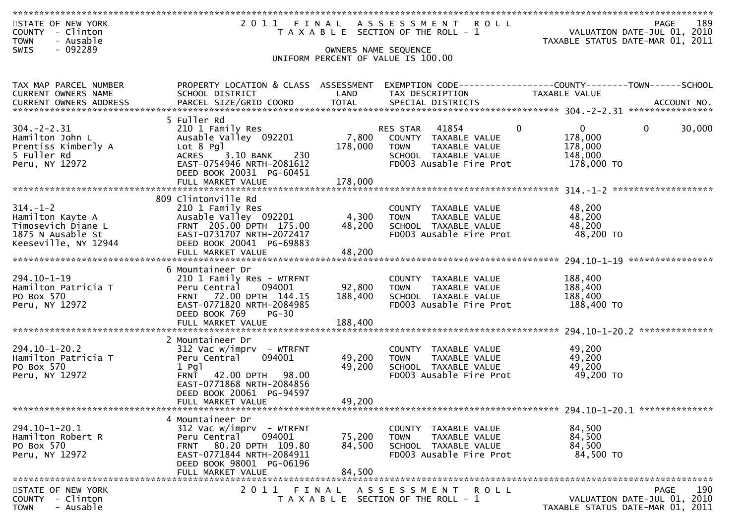STATE OF NEW YORK
COUNTY - Clinton
TOWN - Ausable
SWIS - 092289

2011 FINAL ASSESSMENT ROLL
TAXABLE SECTION OF THE ROLL - 1
OWNERS NAME SEQUENCE
UNIFORM PERCENT OF VALUE IS 100.00

VALUATION DATE-JUL 01, 2010
TAXABLE STATUS DATE-MAR 01, 2011

| TAX MAP PARCEL NUMBER / CURRENT OWNERS NAME / CURRENT OWNERS ADDRESS | PROPERTY LOCATION & CLASS / SCHOOL DISTRICT / PARCEL SIZE/GRID COORD | ASSESSMENT LAND / TOTAL | EXEMPTION CODE / TAX DESCRIPTION / SPECIAL DISTRICTS | COUNTY | TOWN | SCHOOL / TAXABLE VALUE / ACCOUNT NO. |
|---|---|---|---|---|---|---|
| | 5 Fuller Rd | | | | | |
| 304.-2-2.31 | 210 1 Family Res | | RES STAR 41854 | 0 | 0 | 0 30,000 |
| Hamilton John L | Ausable Valley 092201 | 7,800 | COUNTY TAXABLE VALUE | 178,000 | | |
| Prentiss Kimberly A | Lot 8 Pgl | 178,000 | TOWN TAXABLE VALUE | | 178,000 | |
| 5 Fuller Rd | ACRES 3.10 BANK 230 | | SCHOOL TAXABLE VALUE | | | 148,000 |
| Peru, NY 12972 | EAST-0754946 NRTH-2081612 | | FD003 Ausable Fire Prot | 178,000 TO | | |
| | DEED BOOK 20031 PG-60451 | | | | | |
| | FULL MARKET VALUE | 178,000 | | | | |
| | 809 Clintonville Rd | | | | | |
| 314.-1-2 | 210 1 Family Res | | COUNTY TAXABLE VALUE | 48,200 | | |
| Hamilton Kayte A | Ausable Valley 092201 | 4,300 | TOWN TAXABLE VALUE | | 48,200 | |
| Timosevich Diane L | FRNT 205.00 DPTH 175.00 | 48,200 | SCHOOL TAXABLE VALUE | | | 48,200 |
| 1875 N Ausable St | EAST-0731707 NRTH-2072417 | | FD003 Ausable Fire Prot | 48,200 TO | | |
| Keeseville, NY 12944 | DEED BOOK 20041 PG-69883 | | | | | |
| | FULL MARKET VALUE | 48,200 | | | | |
| | 6 Mountaineer Dr | | | | | |
| 294.10-1-19 | 210 1 Family Res - WTRFNT | | COUNTY TAXABLE VALUE | 188,400 | | |
| Hamilton Patricia T | Peru Central 094001 | 92,800 | TOWN TAXABLE VALUE | | 188,400 | |
| PO Box 570 | FRNT 72.00 DPTH 144.15 | 188,400 | SCHOOL TAXABLE VALUE | | | 188,400 |
| Peru, NY 12972 | EAST-0771820 NRTH-2084985 | | FD003 Ausable Fire Prot | 188,400 TO | | |
| | DEED BOOK 769 PG-30 | | | | | |
| | FULL MARKET VALUE | 188,400 | | | | |
| | 2 Mountaineer Dr | | | | | |
| 294.10-1-20.2 | 312 Vac w/imprv - WTRFNT | | COUNTY TAXABLE VALUE | 49,200 | | |
| Hamilton Patricia T | Peru Central 094001 | 49,200 | TOWN TAXABLE VALUE | | 49,200 | |
| PO Box 570 | 1 Pgl | 49,200 | SCHOOL TAXABLE VALUE | | | 49,200 |
| Peru, NY 12972 | FRNT 42.00 DPTH 98.00 | | FD003 Ausable Fire Prot | 49,200 TO | | |
| | EAST-0771868 NRTH-2084856 | | | | | |
| | DEED BOOK 20061 PG-94597 | | | | | |
| | FULL MARKET VALUE | 49,200 | | | | |
| | 4 Mountaineer Dr | | | | | |
| 294.10-1-20.1 | 312 Vac w/imprv - WTRFNT | | COUNTY TAXABLE VALUE | 84,500 | | |
| Hamilton Robert R | Peru Central 094001 | 75,200 | TOWN TAXABLE VALUE | | 84,500 | |
| PO Box 570 | FRNT 80.20 DPTH 109.80 | 84,500 | SCHOOL TAXABLE VALUE | | | 84,500 |
| Peru, NY 12972 | EAST-0771844 NRTH-2084911 | | FD003 Ausable Fire Prot | 84,500 TO | | |
| | DEED BOOK 98001 PG-06196 | | | | | |
| | FULL MARKET VALUE | 84,500 | | | | |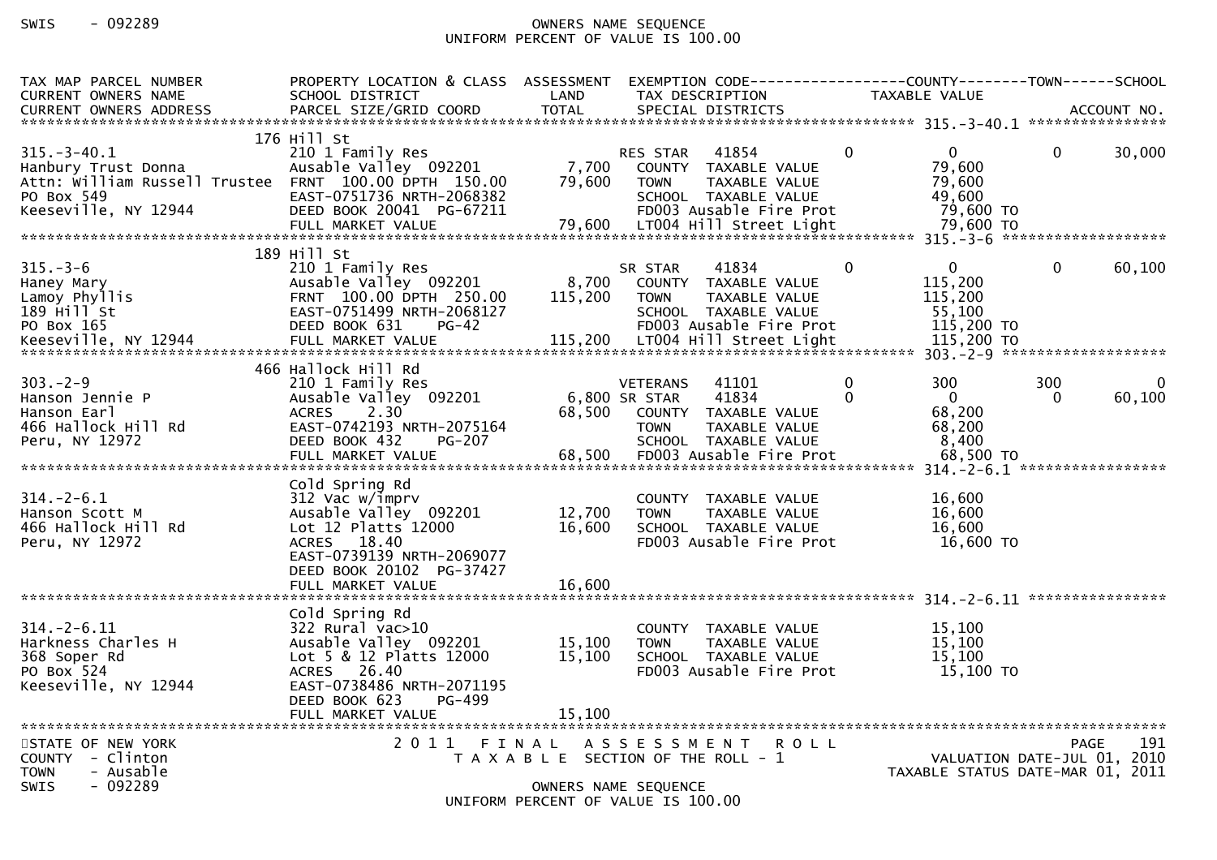| TAX MAP PARCEL NUMBER<br>CURRENT OWNERS NAME<br>CURRENT OWNERS ADDRESS | PROPERTY LOCATION & CLASS<br>SCHOOL DISTRICT<br>PARCEL SIZE/GRID COORD | ASSESSMENT<br>LAND<br>TOTAL | EXEMPTION CODE<br>TAX DESCRIPTION<br>SPECIAL DISTRICTS | COUNTY<br>TAXABLE VALUE | TOWN | SCHOOL<br>ACCOUNT NO. |
|---|---|---|---|---|---|---|
| **315.-3-40.1** | 176 Hill St | | | | | |
| 315.-3-40.1 | 210 1 Family Res | | RES STAR 41854 0 | 0 | 0 | 30,000 |
| Hanbury Trust Donna | Ausable Valley 092201 | 7,700 | COUNTY TAXABLE VALUE | 79,600 | | |
| Attn: William Russell Trustee | FRNT 100.00 DPTH 150.00 | 79,600 | TOWN TAXABLE VALUE | 79,600 | | |
| PO Box 549 | EAST-0751736 NRTH-2068382 | | SCHOOL TAXABLE VALUE | 49,600 | | |
| Keeseville, NY 12944 | DEED BOOK 20041 PG-67211 | | FD003 Ausable Fire Prot | 79,600 TO | | |
| | FULL MARKET VALUE | 79,600 | LT004 Hill Street Light | 79,600 TO | | |
| **315.-3-6** | 189 Hill St | | | | | |
| 315.-3-6 | 210 1 Family Res | | SR STAR 41834 0 | 0 | 0 | 60,100 |
| Haney Mary | Ausable Valley 092201 | 8,700 | COUNTY TAXABLE VALUE | 115,200 | | |
| Lamoy Phyllis | FRNT 100.00 DPTH 250.00 | 115,200 | TOWN TAXABLE VALUE | 115,200 | | |
| 189 Hill St | EAST-0751499 NRTH-2068127 | | SCHOOL TAXABLE VALUE | 55,100 | | |
| PO Box 165 | DEED BOOK 631 PG-42 | | FD003 Ausable Fire Prot | 115,200 TO | | |
| Keeseville, NY 12944 | FULL MARKET VALUE | 115,200 | LT004 Hill Street Light | 115,200 TO | | |
| **303.-2-9** | 466 Hallock Hill Rd | | | | | |
| 303.-2-9 | 210 1 Family Res | | VETERANS 41101 0 | 300 | 300 | 0 |
| Hanson Jennie P | Ausable Valley 092201 | 6,800 | SR STAR 41834 0 | 0 | 0 | 60,100 |
| Hanson Earl | ACRES 2.30 | 68,500 | COUNTY TAXABLE VALUE | 68,200 | | |
| 466 Hallock Hill Rd | EAST-0742193 NRTH-2075164 | | TOWN TAXABLE VALUE | 68,200 | | |
| Peru, NY 12972 | DEED BOOK 432 PG-207 | | SCHOOL TAXABLE VALUE | 8,400 | | |
| | FULL MARKET VALUE | 68,500 | FD003 Ausable Fire Prot | 68,500 TO | | |
| **314.-2-6.1** | Cold Spring Rd | | | | | |
| 314.-2-6.1 | 312 Vac w/imprv | | COUNTY TAXABLE VALUE | 16,600 | | |
| Hanson Scott M | Ausable Valley 092201 | 12,700 | TOWN TAXABLE VALUE | 16,600 | | |
| 466 Hallock Hill Rd | Lot 12 Platts 12000 | 16,600 | SCHOOL TAXABLE VALUE | 16,600 | | |
| Peru, NY 12972 | ACRES 18.40 | | FD003 Ausable Fire Prot | 16,600 TO | | |
| | EAST-0739139 NRTH-2069077 | | | | | |
| | DEED BOOK 20102 PG-37427 | | | | | |
| | FULL MARKET VALUE | 16,600 | | | | |
| **314.-2-6.11** | Cold Spring Rd | | | | | |
| 314.-2-6.11 | 322 Rural vac>10 | | COUNTY TAXABLE VALUE | 15,100 | | |
| Harkness Charles H | Ausable Valley 092201 | 15,100 | TOWN TAXABLE VALUE | 15,100 | | |
| 368 Soper Rd | Lot 5 & 12 Platts 12000 | 15,100 | SCHOOL TAXABLE VALUE | 15,100 | | |
| PO Box 524 | ACRES 26.40 | | FD003 Ausable Fire Prot | 15,100 TO | | |
| Keeseville, NY 12944 | EAST-0738486 NRTH-2071195 | | | | | |
| | DEED BOOK 623 PG-499 | | | | | |
| | FULL MARKET VALUE | 15,100 | | | | |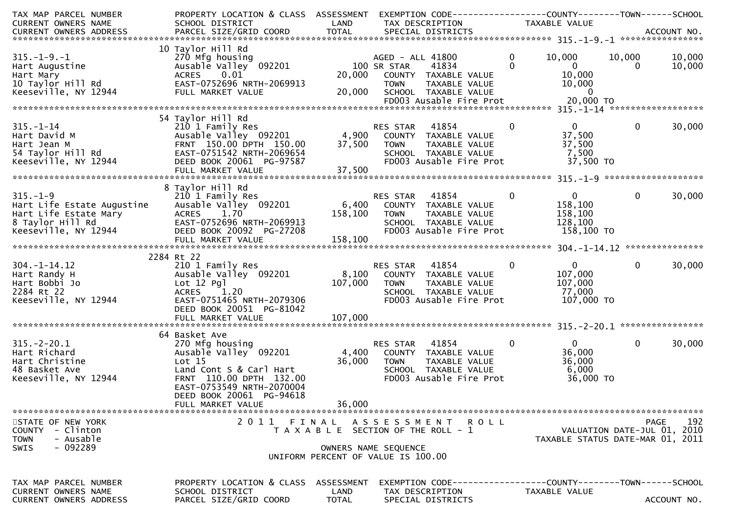STATE OF NEW YORK — 2011 FINAL ASSESSMENT ROLL
COUNTY - Clinton — TAXABLE SECTION OF THE ROLL - 1 — VALUATION DATE-JUL 01, 2010
TOWN - Ausable — TAXABLE STATUS DATE-MAR 01, 2011
SWIS - 092289 — OWNERS NAME SEQUENCE
UNIFORM PERCENT OF VALUE IS 100.00

| TAX MAP PARCEL NUMBER / CURRENT OWNERS NAME / CURRENT OWNERS ADDRESS | PROPERTY LOCATION & CLASS / SCHOOL DISTRICT / PARCEL SIZE/GRID COORD | ASSESSMENT LAND / TOTAL | EXEMPTION CODE / TAX DESCRIPTION / SPECIAL DISTRICTS | | COUNTY TAXABLE VALUE | TOWN | SCHOOL | ACCOUNT NO. |
|---|---|---|---|---|---|---|---|---|
| **315.-1-9.-1** | 10 Taylor Hill Rd | | | | | | | |
| 315.-1-9.-1 | 270 Mfg housing | | AGED - ALL 41800 | 0 | 10,000 | 10,000 | 10,000 | |
| Hart Augustine | Ausable Valley 092201 | 100 | SR STAR 41834 | 0 | 0 | 0 | 10,000 | |
| Hart Mary | ACRES 0.01 | 20,000 | COUNTY TAXABLE VALUE | | 10,000 | | | |
| 10 Taylor Hill Rd | EAST-0752696 NRTH-2069913 | | TOWN TAXABLE VALUE | | 10,000 | | | |
| Keeseville, NY 12944 | FULL MARKET VALUE | 20,000 | SCHOOL TAXABLE VALUE | | 0 | | | |
| | | | FD003 Ausable Fire Prot | | 20,000 TO | | | |
| **315.-1-14** | 54 Taylor Hill Rd | | | | | | | |
| 315.-1-14 | 210 1 Family Res | | RES STAR 41854 | 0 | 0 | 0 | 30,000 | |
| Hart David M | Ausable Valley 092201 | 4,900 | COUNTY TAXABLE VALUE | | 37,500 | | | |
| Hart Jean M | FRNT 150.00 DPTH 150.00 | 37,500 | TOWN TAXABLE VALUE | | 37,500 | | | |
| 54 Taylor Hill Rd | EAST-0751542 NRTH-2069654 | | SCHOOL TAXABLE VALUE | | 7,500 | | | |
| Keeseville, NY 12944 | DEED BOOK 20061 PG-97587 | | FD003 Ausable Fire Prot | | 37,500 TO | | | |
| | FULL MARKET VALUE | 37,500 | | | | | | |
| **315.-1-9** | 8 Taylor Hill Rd | | | | | | | |
| 315.-1-9 | 210 1 Family Res | | RES STAR 41854 | 0 | 0 | 0 | 30,000 | |
| Hart Life Estate Augustine | Ausable Valley 092201 | 6,400 | COUNTY TAXABLE VALUE | | 158,100 | | | |
| Hart Life Estate Mary | ACRES 1.70 | 158,100 | TOWN TAXABLE VALUE | | 158,100 | | | |
| 8 Taylor Hill Rd | EAST-0752696 NRTH-2069913 | | SCHOOL TAXABLE VALUE | | 128,100 | | | |
| Keeseville, NY 12944 | DEED BOOK 20092 PG-27208 | | FD003 Ausable Fire Prot | | 158,100 TO | | | |
| | FULL MARKET VALUE | 158,100 | | | | | | |
| **304.-1-14.12** | 2284 Rt 22 | | | | | | | |
| 304.-1-14.12 | 210 1 Family Res | | RES STAR 41854 | 0 | 0 | 0 | 30,000 | |
| Hart Randy H | Ausable Valley 092201 | 8,100 | COUNTY TAXABLE VALUE | | 107,000 | | | |
| Hart Bobbi Jo | Lot 12 Pgl | 107,000 | TOWN TAXABLE VALUE | | 107,000 | | | |
| 2284 Rt 22 | ACRES 1.20 | | SCHOOL TAXABLE VALUE | | 77,000 | | | |
| Keeseville, NY 12944 | EAST-0751465 NRTH-2079306 | | FD003 Ausable Fire Prot | | 107,000 TO | | | |
| | DEED BOOK 20051 PG-81042 | | | | | | | |
| | FULL MARKET VALUE | 107,000 | | | | | | |
| **315.-2-20.1** | 64 Basket Ave | | | | | | | |
| 315.-2-20.1 | 270 Mfg housing | | RES STAR 41854 | 0 | 0 | 0 | 30,000 | |
| Hart Richard | Ausable Valley 092201 | 4,400 | COUNTY TAXABLE VALUE | | 36,000 | | | |
| Hart Christine | Lot 15 | 36,000 | TOWN TAXABLE VALUE | | 36,000 | | | |
| 48 Basket Ave | Land Cont S & Carl Hart | | SCHOOL TAXABLE VALUE | | 6,000 | | | |
| Keeseville, NY 12944 | FRNT 110.00 DPTH 132.00 | | FD003 Ausable Fire Prot | | 36,000 TO | | | |
| | EAST-0753549 NRTH-2070004 | | | | | | | |
| | DEED BOOK 20061 PG-94618 | | | | | | | |
| | FULL MARKET VALUE | 36,000 | | | | | | |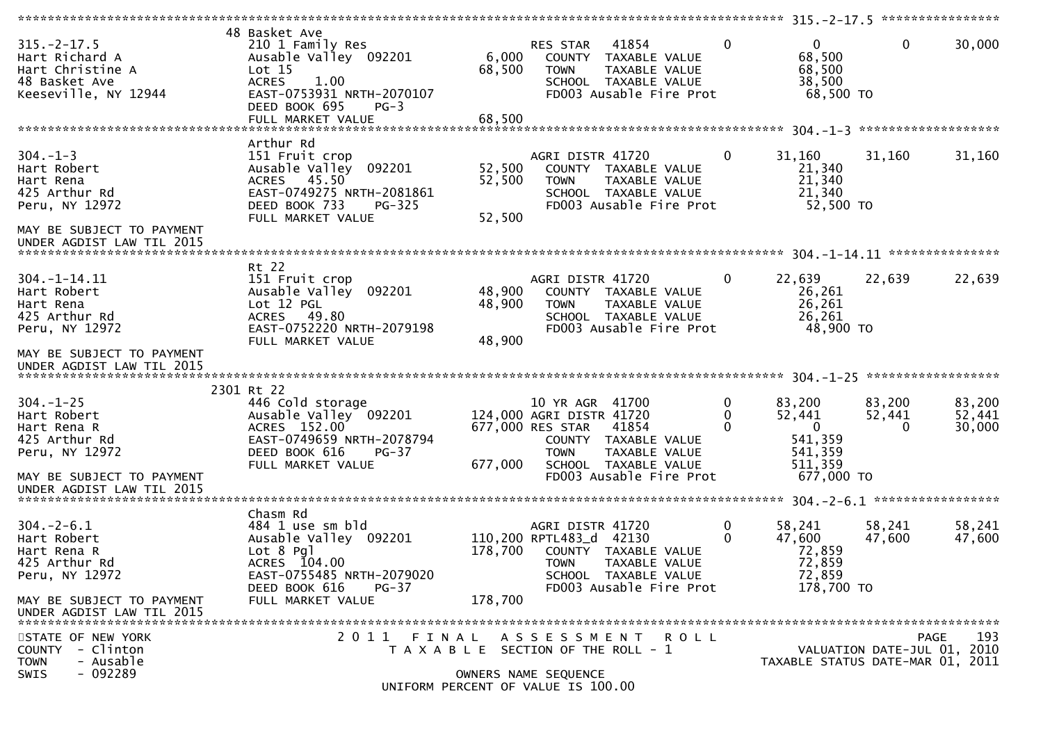```
******************************************************************************************************* 315.-2-17.5 ****************
                     48 Basket Ave
315.-2-17.5          210 1 Family Res               RES STAR   41854        0          0          0      30,000
Hart Richard A       Ausable Valley  092201    6,000   COUNTY  TAXABLE VALUE         68,500
Hart Christine A     Lot 15                   68,500   TOWN    TAXABLE VALUE         68,500
48 Basket Ave        ACRES    1.00                     SCHOOL  TAXABLE VALUE         38,500
Keeseville, NY 12944 EAST-0753931 NRTH-2070107         FD003 Ausable Fire Prot        68,500 TO
                     DEED BOOK 695    PG-3
                     FULL MARKET VALUE        68,500
******************************************************************************************************* 304.-1-3 ******************
                     Arthur Rd
304.-1-3             151 Fruit crop                 AGRI DISTR 41720        0     31,160     31,160      31,160
Hart Robert          Ausable Valley  092201   52,500   COUNTY  TAXABLE VALUE         21,340
Hart Rena            ACRES   45.50            52,500   TOWN    TAXABLE VALUE         21,340
425 Arthur Rd        EAST-0749275 NRTH-2081861         SCHOOL  TAXABLE VALUE         21,340
Peru, NY 12972       DEED BOOK 733    PG-325           FD003 Ausable Fire Prot        52,500 TO
                     FULL MARKET VALUE        52,500
MAY BE SUBJECT TO PAYMENT
UNDER AGDIST LAW TIL 2015
******************************************************************************************************* 304.-1-14.11 **************
                     Rt 22
304.-1-14.11         151 Fruit crop                 AGRI DISTR 41720        0     22,639     22,639      22,639
Hart Robert          Ausable Valley  092201   48,900   COUNTY  TAXABLE VALUE         26,261
Hart Rena            Lot 12 PGL               48,900   TOWN    TAXABLE VALUE         26,261
425 Arthur Rd        ACRES   49.80                     SCHOOL  TAXABLE VALUE         26,261
Peru, NY 12972       EAST-0752220 NRTH-2079198         FD003 Ausable Fire Prot        48,900 TO
                     FULL MARKET VALUE        48,900
MAY BE SUBJECT TO PAYMENT
UNDER AGDIST LAW TIL 2015
******************************************************************************************************* 304.-1-25 *****************
                   2301 Rt 22
304.-1-25            446 Cold storage               10 YR AGR  41700        0     83,200     83,200      83,200
Hart Robert          Ausable Valley  092201  124,000 AGRI DISTR 41720        0     52,441     52,441      52,441
Hart Rena R          ACRES  152.00           677,000 RES STAR   41854        0          0          0      30,000
425 Arthur Rd        EAST-0749659 NRTH-2078794         COUNTY  TAXABLE VALUE        541,359
Peru, NY 12972       DEED BOOK 616    PG-37            TOWN    TAXABLE VALUE        541,359
                     FULL MARKET VALUE       677,000   SCHOOL  TAXABLE VALUE        511,359
MAY BE SUBJECT TO PAYMENT                              FD003 Ausable Fire Prot       677,000 TO
UNDER AGDIST LAW TIL 2015
******************************************************************************************************* 304.-2-6.1 ****************
                     Chasm Rd
304.-2-6.1           484 1 use sm bld               AGRI DISTR 41720        0     58,241     58,241      58,241
Hart Robert          Ausable Valley  092201  110,200 RPTL483_d  42130        0     47,600     47,600      47,600
Hart Rena R          Lot 8 Pgl               178,700   COUNTY  TAXABLE VALUE         72,859
425 Arthur Rd        ACRES  104.00                     TOWN    TAXABLE VALUE         72,859
Peru, NY 12972       EAST-0755485 NRTH-2079020         SCHOOL  TAXABLE VALUE         72,859
                     DEED BOOK 616    PG-37            FD003 Ausable Fire Prot       178,700 TO
MAY BE SUBJECT TO PAYMENT FULL MARKET VALUE  178,700
UNDER AGDIST LAW TIL 2015
*************************************************************************************************************************************
STATE OF NEW YORK                    2 0 1 1   F I N A L   A S S E S S M E N T   R O L L                          PAGE   193
COUNTY  - Clinton                         T A X A B L E  SECTION OF THE ROLL - 1                   VALUATION DATE-JUL 01, 2010
TOWN    - Ausable                                                                             TAXABLE STATUS DATE-MAR 01, 2011
SWIS    - 092289                               OWNERS NAME SEQUENCE
                                        UNIFORM PERCENT OF VALUE IS 100.00
```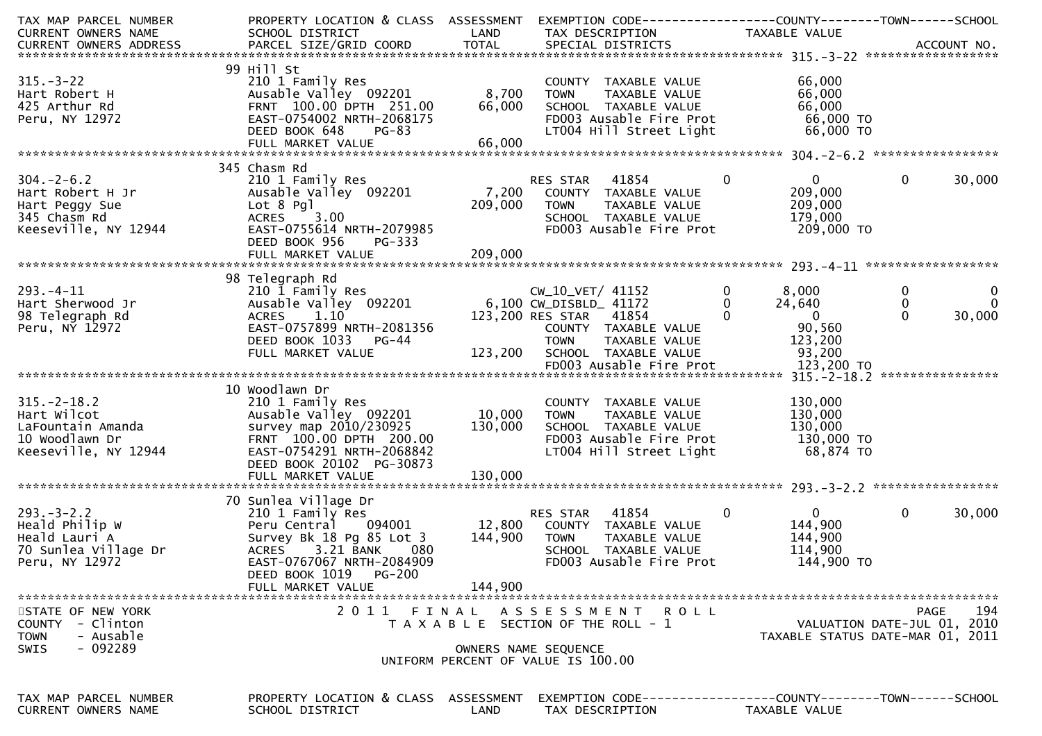| TAX MAP PARCEL NUMBER<br>CURRENT OWNERS NAME<br>CURRENT OWNERS ADDRESS | PROPERTY LOCATION & CLASS<br>SCHOOL DISTRICT<br>PARCEL SIZE/GRID COORD | ASSESSMENT<br>LAND<br>TOTAL | EXEMPTION CODE<br>TAX DESCRIPTION<br>SPECIAL DISTRICTS | COUNTY<br>TAXABLE VALUE | TOWN | SCHOOL<br>ACCOUNT NO. |
|---|---|---|---|---|---|---|
| **315.-3-22** | | | | | | |
| 315.-3-22 | 99 Hill St<br>210 1 Family Res | | COUNTY TAXABLE VALUE | 66,000 | | |
| Hart Robert H | Ausable Valley 092201 | 8,700 | TOWN TAXABLE VALUE | 66,000 | | |
| 425 Arthur Rd | FRNT 100.00 DPTH 251.00 | 66,000 | SCHOOL TAXABLE VALUE | 66,000 | | |
| Peru, NY 12972 | EAST-0754002 NRTH-2068175 | | FD003 Ausable Fire Prot | 66,000 TO | | |
| | DEED BOOK 648 PG-83 | | LT004 Hill Street Light | 66,000 TO | | |
| | FULL MARKET VALUE | 66,000 | | | | |
| **304.-2-6.2** | | | | | | |
| 304.-2-6.2 | 345 Chasm Rd<br>210 1 Family Res | | RES STAR 41854 0 | 0 | 0 | 30,000 |
| Hart Robert H Jr | Ausable Valley 092201 | 7,200 | COUNTY TAXABLE VALUE | 209,000 | | |
| Hart Peggy Sue | Lot 8 Pgl | 209,000 | TOWN TAXABLE VALUE | 209,000 | | |
| 345 Chasm Rd | ACRES 3.00 | | SCHOOL TAXABLE VALUE | 179,000 | | |
| Keeseville, NY 12944 | EAST-0755614 NRTH-2079985 | | FD003 Ausable Fire Prot | 209,000 TO | | |
| | DEED BOOK 956 PG-333 | | | | | |
| | FULL MARKET VALUE | 209,000 | | | | |
| **293.-4-11** | | | | | | |
| 293.-4-11 | 98 Telegraph Rd<br>210 1 Family Res | | CW_10_VET/ 41152 0 | 8,000 | 0 | 0 |
| Hart Sherwood Jr | Ausable Valley 092201 | 6,100 | CW_DISBLD_ 41172 0 | 24,640 | 0 | 0 |
| 98 Telegraph Rd | ACRES 1.10 | 123,200 | RES STAR 41854 0 | 0 | 0 | 30,000 |
| Peru, NY 12972 | EAST-0757899 NRTH-2081356 | | COUNTY TAXABLE VALUE | 90,560 | | |
| | DEED BOOK 1033 PG-44 | | TOWN TAXABLE VALUE | 123,200 | | |
| | FULL MARKET VALUE | 123,200 | SCHOOL TAXABLE VALUE | 93,200 | | |
| | | | FD003 Ausable Fire Prot | 123,200 TO | | |
| **315.-2-18.2** | | | | | | |
| 315.-2-18.2 | 10 Woodlawn Dr<br>210 1 Family Res | | COUNTY TAXABLE VALUE | 130,000 | | |
| Hart Wilcot | Ausable Valley 092201 | 10,000 | TOWN TAXABLE VALUE | 130,000 | | |
| LaFountain Amanda | survey map 2010/230925 | 130,000 | SCHOOL TAXABLE VALUE | 130,000 | | |
| 10 Woodlawn Dr | FRNT 100.00 DPTH 200.00 | | FD003 Ausable Fire Prot | 130,000 TO | | |
| Keeseville, NY 12944 | EAST-0754291 NRTH-2068842 | | LT004 Hill Street Light | 68,874 TO | | |
| | DEED BOOK 20102 PG-30873 | | | | | |
| | FULL MARKET VALUE | 130,000 | | | | |
| **293.-3-2.2** | | | | | | |
| 293.-3-2.2 | 70 Sunlea Village Dr<br>210 1 Family Res | | RES STAR 41854 0 | 0 | 0 | 30,000 |
| Heald Philip W | Peru Central 094001 | 12,800 | COUNTY TAXABLE VALUE | 144,900 | | |
| Heald Lauri A | Survey Bk 18 Pg 85 Lot 3 | 144,900 | TOWN TAXABLE VALUE | 144,900 | | |
| 70 Sunlea Village Dr | ACRES 3.21 BANK 080 | | SCHOOL TAXABLE VALUE | 114,900 | | |
| Peru, NY 12972 | EAST-0767067 NRTH-2084909 | | FD003 Ausable Fire Prot | 144,900 TO | | |
| | DEED BOOK 1019 PG-200 | | | | | |
| | FULL MARKET VALUE | 144,900 | | | | |

STATE OF NEW YORK
COUNTY - Clinton
TOWN - Ausable
SWIS - 092289

2011 FINAL ASSESSMENT ROLL
TAXABLE SECTION OF THE ROLL - 1

VALUATION DATE-JUL 01, 2010
TAXABLE STATUS DATE-MAR 01, 2011

OWNERS NAME SEQUENCE
UNIFORM PERCENT OF VALUE IS 100.00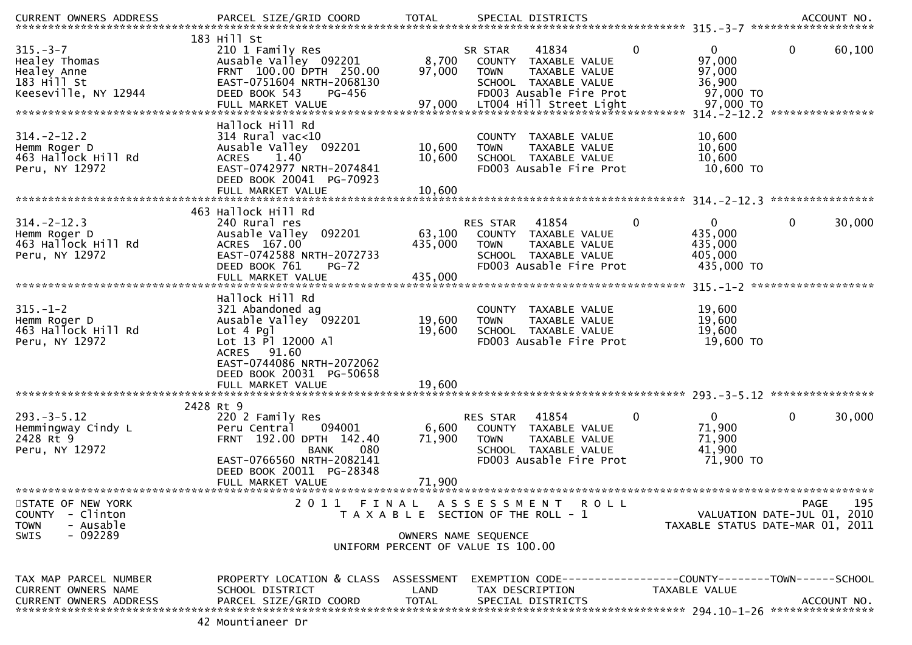CURRENT OWNERS ADDRESS PARCEL SIZE/GRID COORD TOTAL SPECIAL DISTRICTS ACCOUNT NO.

**315.-3-7** — 183 Hill St

| | | | | | | |
|---|---|---|---|---|---|---|
| 315.-3-7 | 210 1 Family Res | | SR STAR 41834 | 0 | 0 | 0 60,100 |
| Healey Thomas | Ausable Valley 092201 | 8,700 | COUNTY TAXABLE VALUE | | 97,000 | |
| Healey Anne | FRNT 100.00 DPTH 250.00 | 97,000 | TOWN TAXABLE VALUE | | 97,000 | |
| 183 Hill St | EAST-0751604 NRTH-2068130 | | SCHOOL TAXABLE VALUE | | 36,900 | |
| Keeseville, NY 12944 | DEED BOOK 543 PG-456 | | FD003 Ausable Fire Prot | | 97,000 TO | |
| | FULL MARKET VALUE | 97,000 | LT004 Hill Street Light | | 97,000 TO | |

**314.-2-12.2** — Hallock Hill Rd

| | | | | | | |
|---|---|---|---|---|---|---|
| 314.-2-12.2 | 314 Rural vac<10 | | COUNTY TAXABLE VALUE | | 10,600 | |
| Hemm Roger D | Ausable Valley 092201 | 10,600 | TOWN TAXABLE VALUE | | 10,600 | |
| 463 Hallock Hill Rd | ACRES 1.40 | 10,600 | SCHOOL TAXABLE VALUE | | 10,600 | |
| Peru, NY 12972 | EAST-0742977 NRTH-2074841 | | FD003 Ausable Fire Prot | | 10,600 TO | |
| | DEED BOOK 20041 PG-70923 | | | | | |
| | FULL MARKET VALUE | 10,600 | | | | |

**314.-2-12.3** — 463 Hallock Hill Rd

| | | | | | | |
|---|---|---|---|---|---|---|
| 314.-2-12.3 | 240 Rural res | | RES STAR 41854 | 0 | 0 | 0 30,000 |
| Hemm Roger D | Ausable Valley 092201 | 63,100 | COUNTY TAXABLE VALUE | | 435,000 | |
| 463 Hallock Hill Rd | ACRES 167.00 | 435,000 | TOWN TAXABLE VALUE | | 435,000 | |
| Peru, NY 12972 | EAST-0742588 NRTH-2072733 | | SCHOOL TAXABLE VALUE | | 405,000 | |
| | DEED BOOK 761 PG-72 | | FD003 Ausable Fire Prot | | 435,000 TO | |
| | FULL MARKET VALUE | 435,000 | | | | |

**315.-1-2** — Hallock Hill Rd

| | | | | | | |
|---|---|---|---|---|---|---|
| 315.-1-2 | 321 Abandoned ag | | COUNTY TAXABLE VALUE | | 19,600 | |
| Hemm Roger D | Ausable Valley 092201 | 19,600 | TOWN TAXABLE VALUE | | 19,600 | |
| 463 Hallock Hill Rd | Lot 4 Pgl | 19,600 | SCHOOL TAXABLE VALUE | | 19,600 | |
| Peru, NY 12972 | Lot 13 Pl 12000 Al | | FD003 Ausable Fire Prot | | 19,600 TO | |
| | ACRES 91.60 | | | | | |
| | EAST-0744086 NRTH-2072062 | | | | | |
| | DEED BOOK 20031 PG-50658 | | | | | |
| | FULL MARKET VALUE | 19,600 | | | | |

**293.-3-5.12** — 2428 Rt 9

| | | | | | | |
|---|---|---|---|---|---|---|
| 293.-3-5.12 | 220 2 Family Res | | RES STAR 41854 | 0 | 0 | 0 30,000 |
| Hemmingway Cindy L | Peru Central 094001 | 6,600 | COUNTY TAXABLE VALUE | | 71,900 | |
| 2428 Rt 9 | FRNT 192.00 DPTH 142.40 | 71,900 | TOWN TAXABLE VALUE | | 71,900 | |
| Peru, NY 12972 | BANK 080 | | SCHOOL TAXABLE VALUE | | 41,900 | |
| | EAST-0766560 NRTH-2082141 | | FD003 Ausable Fire Prot | | 71,900 TO | |
| | DEED BOOK 20011 PG-28348 | | | | | |
| | FULL MARKET VALUE | 71,900 | | | | |

STATE OF NEW YORK — 2011 FINAL ASSESSMENT ROLL — PAGE 195
COUNTY - Clinton — TAXABLE SECTION OF THE ROLL - 1 — VALUATION DATE-JUL 01, 2010
TOWN - Ausable — TAXABLE STATUS DATE-MAR 01, 2011
SWIS - 092289 — OWNERS NAME SEQUENCE
UNIFORM PERCENT OF VALUE IS 100.00

| TAX MAP PARCEL NUMBER | PROPERTY LOCATION & CLASS | ASSESSMENT | EXEMPTION CODE------------------COUNTY--------TOWN------SCHOOL |
|---|---|---|---|
| CURRENT OWNERS NAME | SCHOOL DISTRICT | LAND | TAX DESCRIPTION TAXABLE VALUE |
| CURRENT OWNERS ADDRESS | PARCEL SIZE/GRID COORD | TOTAL | SPECIAL DISTRICTS ACCOUNT NO. |

**294.10-1-26** — 42 Mountianeer Dr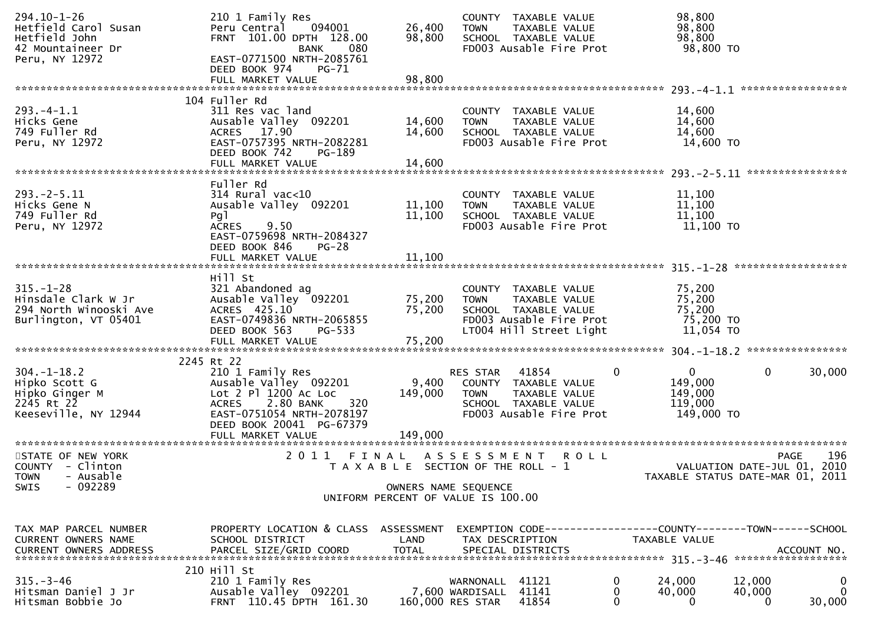```
294.10-1-26                    210 1 Family Res                            COUNTY  TAXABLE VALUE              98,800
Hetfield Carol Susan           Peru Central    094001         26,400       TOWN    TAXABLE VALUE              98,800
Hetfield John                  FRNT  101.00 DPTH  128.00      98,800       SCHOOL  TAXABLE VALUE              98,800
42 Mountaineer Dr                             BANK    080                  FD003 Ausable Fire Prot             98,800 TO
Peru, NY 12972                 EAST-0771500 NRTH-2085761
                               DEED BOOK 974     PG-71
                               FULL MARKET VALUE              98,800
******************************************************************************************************* 293.-4-1.1 *****************
                          104 Fuller Rd
293.-4-1.1                     311 Res vac land                            COUNTY  TAXABLE VALUE              14,600
Hicks Gene                     Ausable Valley  092201         14,600       TOWN    TAXABLE VALUE              14,600
749 Fuller Rd                  ACRES   17.90                  14,600       SCHOOL  TAXABLE VALUE              14,600
Peru, NY 12972                 EAST-0757395 NRTH-2082281                   FD003 Ausable Fire Prot             14,600 TO
                               DEED BOOK 742     PG-189
                               FULL MARKET VALUE              14,600
******************************************************************************************************* 293.-2-5.11 ****************
                               Fuller Rd
293.-2-5.11                    314 Rural vac<10                            COUNTY  TAXABLE VALUE              11,100
Hicks Gene N                   Ausable Valley  092201         11,100       TOWN    TAXABLE VALUE              11,100
749 Fuller Rd                  Pgl                            11,100       SCHOOL  TAXABLE VALUE              11,100
Peru, NY 12972                 ACRES    9.50                               FD003 Ausable Fire Prot             11,100 TO
                               EAST-0759698 NRTH-2084327
                               DEED BOOK 846     PG-28
                               FULL MARKET VALUE              11,100
******************************************************************************************************* 315.-1-28 ******************
                               Hill St
315.-1-28                      321 Abandoned ag                            COUNTY  TAXABLE VALUE              75,200
Hinsdale Clark W Jr            Ausable Valley  092201         75,200       TOWN    TAXABLE VALUE              75,200
294 North Winooski Ave         ACRES  425.10                  75,200       SCHOOL  TAXABLE VALUE              75,200
Burlington, VT 05401           EAST-0749836 NRTH-2065855                   FD003 Ausable Fire Prot             75,200 TO
                               DEED BOOK 563     PG-533                    LT004 Hill Street Light             11,054 TO
                               FULL MARKET VALUE              75,200
******************************************************************************************************* 304.-1-18.2 ****************
                          2245 Rt 22
304.-1-18.2                    210 1 Family Res                    RES STAR   41854          0               0            0       30,000
Hipko Scott G                  Ausable Valley  092201          9,400       COUNTY  TAXABLE VALUE             149,000
Hipko Ginger M                 Lot 2 Pl 1200 Ac Loc          149,000       TOWN    TAXABLE VALUE             149,000
2245 Rt 22                     ACRES    2.80 BANK     320                  SCHOOL  TAXABLE VALUE             119,000
Keeseville, NY 12944           EAST-0751054 NRTH-2078197                   FD003 Ausable Fire Prot            149,000 TO
                               DEED BOOK 20041  PG-67379
                               FULL MARKET VALUE             149,000
************************************************************************************************************************************
STATE OF NEW YORK                   2 0 1 1   F I N A L   A S S E S S M E N T   R O L L                                PAGE    196
COUNTY  - Clinton                       T A X A B L E  SECTION OF THE ROLL - 1                           VALUATION DATE-JUL 01, 2010
TOWN    - Ausable                                                                                     TAXABLE STATUS DATE-MAR 01, 2011
SWIS    - 092289                                      OWNERS NAME SEQUENCE
                                                 UNIFORM PERCENT OF VALUE IS 100.00


TAX MAP PARCEL NUMBER          PROPERTY LOCATION & CLASS  ASSESSMENT  EXEMPTION CODE------------------COUNTY--------TOWN------SCHOOL
CURRENT OWNERS NAME            SCHOOL DISTRICT               LAND      TAX DESCRIPTION            TAXABLE VALUE
CURRENT OWNERS ADDRESS         PARCEL SIZE/GRID COORD        TOTAL     SPECIAL DISTRICTS                                    ACCOUNT NO.
******************************************************************************************************* 315.-3-46 ******************
                           210 Hill St
315.-3-46                      210 1 Family Res                    WARNONALL  41121          0          24,000       12,000            0
Hitsman Daniel J Jr            Ausable Valley  092201        7,600 WARDISALL  41141          0          40,000       40,000            0
Hitsman Bobbie Jo              FRNT  110.45 DPTH  161.30   160,000 RES STAR   41854          0               0            0       30,000
```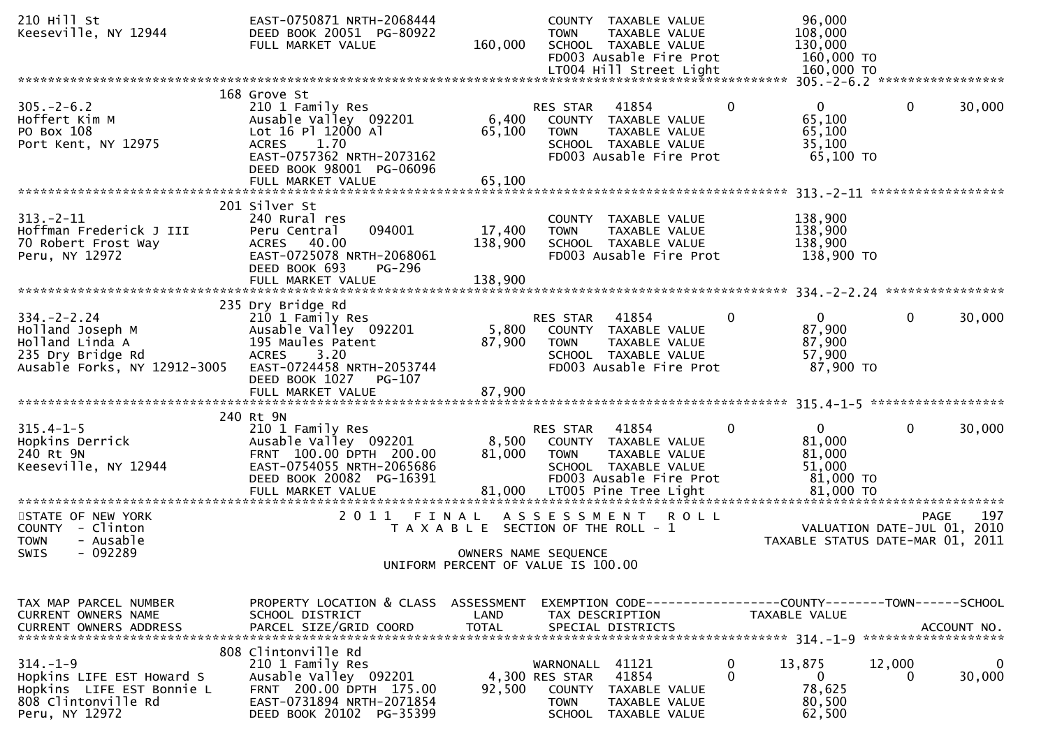```
210 Hill St                   EAST-0750871 NRTH-2068444               COUNTY  TAXABLE VALUE             96,000
Keeseville, NY 12944          DEED BOOK 20051  PG-80922               TOWN    TAXABLE VALUE            108,000
                              FULL MARKET VALUE             160,000   SCHOOL  TAXABLE VALUE            130,000
                                                                      FD003 Ausable Fire Prot           160,000 TO
                                                                      LT004 Hill Street Light           160,000 TO
******************************************************************************************************* 305.-2-6.2 *****************
                           168 Grove St
305.-2-6.2                    210 1 Family Res                        RES STAR   41854          0          0            0      30,000
Hoffert Kim M                 Ausable Valley  092201          6,400   COUNTY  TAXABLE VALUE             65,100
PO Box 108                    Lot 16 Pl 12000 Al             65,100   TOWN    TAXABLE VALUE             65,100
Port Kent, NY 12975           ACRES     1.70                          SCHOOL  TAXABLE VALUE             35,100
                              EAST-0757362 NRTH-2073162               FD003 Ausable Fire Prot            65,100 TO
                              DEED BOOK 98001  PG-06096
                              FULL MARKET VALUE              65,100
******************************************************************************************************* 313.-2-11 ******************
                           201 Silver St
313.-2-11                     240 Rural res                           COUNTY  TAXABLE VALUE            138,900
Hoffman Frederick J III       Peru Central     094001        17,400   TOWN    TAXABLE VALUE            138,900
70 Robert Frost Way           ACRES    40.00                138,900   SCHOOL  TAXABLE VALUE            138,900
Peru, NY 12972                EAST-0725078 NRTH-2068061               FD003 Ausable Fire Prot           138,900 TO
                              DEED BOOK 693     PG-296
                              FULL MARKET VALUE             138,900
******************************************************************************************************* 334.-2-2.24 ****************
                           235 Dry Bridge Rd
334.-2-2.24                   210 1 Family Res                        RES STAR   41854          0          0            0      30,000
Holland Joseph M              Ausable Valley  092201          5,800   COUNTY  TAXABLE VALUE             87,900
Holland Linda A               195 Maules Patent              87,900   TOWN    TAXABLE VALUE             87,900
235 Dry Bridge Rd             ACRES     3.20                          SCHOOL  TAXABLE VALUE             57,900
Ausable Forks, NY 12912-3005  EAST-0724458 NRTH-2053744               FD003 Ausable Fire Prot            87,900 TO
                              DEED BOOK 1027    PG-107
                              FULL MARKET VALUE              87,900
******************************************************************************************************* 315.4-1-5 ******************
                           240 Rt 9N
315.4-1-5                     210 1 Family Res                        RES STAR   41854          0          0            0      30,000
Hopkins Derrick               Ausable Valley  092201          8,500   COUNTY  TAXABLE VALUE             81,000
240 Rt 9N                     FRNT  100.00 DPTH  200.00      81,000   TOWN    TAXABLE VALUE             81,000
Keeseville, NY 12944          EAST-0754055 NRTH-2065686               SCHOOL  TAXABLE VALUE             51,000
                              DEED BOOK 20082  PG-16391               FD003 Ausable Fire Prot            81,000 TO
                              FULL MARKET VALUE              81,000   LT005 Pine Tree Light              81,000 TO
************************************************************************************************************************************
STATE OF NEW YORK                      2 0 1 1   F I N A L   A S S E S S M E N T   R O L L                               PAGE   197
COUNTY  - Clinton                         T A X A B L E  SECTION OF THE ROLL - 1                          VALUATION DATE-JUL 01, 2010
TOWN    - Ausable                                                                                   TAXABLE STATUS DATE-MAR 01, 2011
SWIS    - 092289                                      OWNERS NAME SEQUENCE
                                               UNIFORM PERCENT OF VALUE IS 100.00


TAX MAP PARCEL NUMBER         PROPERTY LOCATION & CLASS  ASSESSMENT  EXEMPTION CODE------------------COUNTY--------TOWN------SCHOOL
CURRENT OWNERS NAME           SCHOOL DISTRICT               LAND      TAX DESCRIPTION             TAXABLE VALUE
CURRENT OWNERS ADDRESS        PARCEL SIZE/GRID COORD        TOTAL     SPECIAL DISTRICTS                                  ACCOUNT NO.
******************************************************************************************************* 314.-1-9 *******************
                           808 Clintonville Rd
314.-1-9                      210 1 Family Res                        WARNONALL  41121          0     13,875       12,000           0
Hopkins LIFE EST Howard S     Ausable Valley  092201          4,300 RES STAR   41854          0          0            0      30,000
Hopkins  LIFE EST Bonnie L    FRNT  200.00 DPTH  175.00      92,500   COUNTY  TAXABLE VALUE             78,625
808 Clintonville Rd           EAST-0731894 NRTH-2071854               TOWN    TAXABLE VALUE             80,500
Peru, NY 12972                DEED BOOK 20102  PG-35399               SCHOOL  TAXABLE VALUE             62,500
```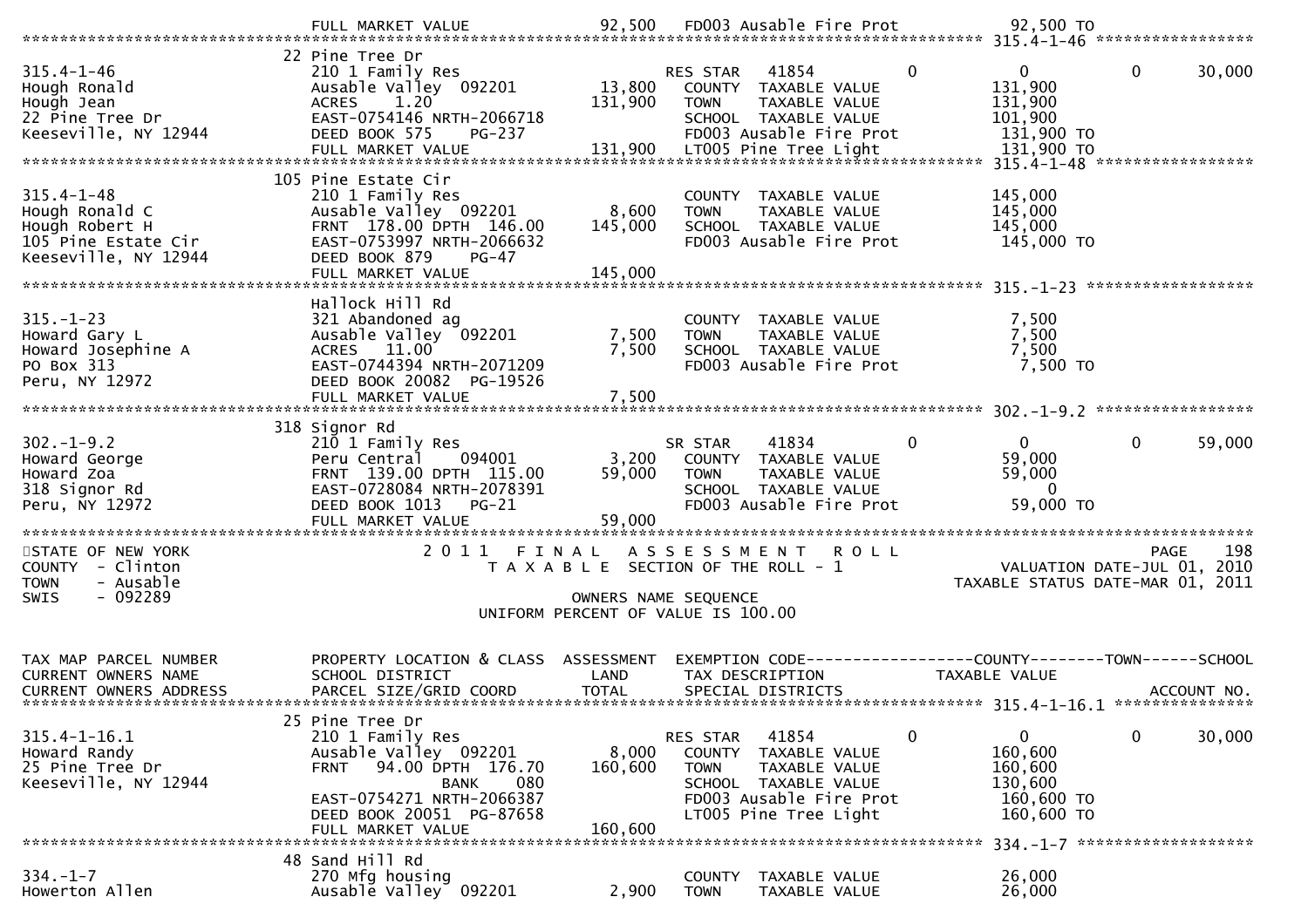| | FULL MARKET VALUE | 92,500 | FD003 Ausable Fire Prot | | 92,500 TO | | |
|---|---|---|---|---|---|---|---|

**315.4-1-46**

| | | | | | | | |
|---|---|---|---|---|---|---|---|
| | 22 Pine Tree Dr | | | | | | |
| 315.4-1-46 | 210 1 Family Res | | RES STAR 41854 | 0 | 0 | 0 | 30,000 |
| Hough Ronald | Ausable Valley 092201 | 13,800 | COUNTY TAXABLE VALUE | | 131,900 | | |
| Hough Jean | ACRES 1.20 | 131,900 | TOWN TAXABLE VALUE | | 131,900 | | |
| 22 Pine Tree Dr | EAST-0754146 NRTH-2066718 | | SCHOOL TAXABLE VALUE | | 101,900 | | |
| Keeseville, NY 12944 | DEED BOOK 575 PG-237 | | FD003 Ausable Fire Prot | | 131,900 TO | | |
| | FULL MARKET VALUE | 131,900 | LT005 Pine Tree Light | | 131,900 TO | | |

**315.4-1-48**

| | | | | | |
|---|---|---|---|---|---|
| | 105 Pine Estate Cir | | | | |
| 315.4-1-48 | 210 1 Family Res | | COUNTY TAXABLE VALUE | | 145,000 |
| Hough Ronald C | Ausable Valley 092201 | 8,600 | TOWN TAXABLE VALUE | | 145,000 |
| Hough Robert H | FRNT 178.00 DPTH 146.00 | 145,000 | SCHOOL TAXABLE VALUE | | 145,000 |
| 105 Pine Estate Cir | EAST-0753997 NRTH-2066632 | | FD003 Ausable Fire Prot | | 145,000 TO |
| Keeseville, NY 12944 | DEED BOOK 879 PG-47 | | | | |
| | FULL MARKET VALUE | 145,000 | | | |

**315.-1-23**

| | | | | | |
|---|---|---|---|---|---|
| | Hallock Hill Rd | | | | |
| 315.-1-23 | 321 Abandoned ag | | COUNTY TAXABLE VALUE | | 7,500 |
| Howard Gary L | Ausable Valley 092201 | 7,500 | TOWN TAXABLE VALUE | | 7,500 |
| Howard Josephine A | ACRES 11.00 | 7,500 | SCHOOL TAXABLE VALUE | | 7,500 |
| PO Box 313 | EAST-0744394 NRTH-2071209 | | FD003 Ausable Fire Prot | | 7,500 TO |
| Peru, NY 12972 | DEED BOOK 20082 PG-19526 | | | | |
| | FULL MARKET VALUE | 7,500 | | | |

**302.-1-9.2**

| | | | | | | | |
|---|---|---|---|---|---|---|---|
| | 318 Signor Rd | | | | | | |
| 302.-1-9.2 | 210 1 Family Res | | SR STAR 41834 | 0 | 0 | 0 | 59,000 |
| Howard George | Peru Central 094001 | 3,200 | COUNTY TAXABLE VALUE | | 59,000 | | |
| Howard Zoa | FRNT 139.00 DPTH 115.00 | 59,000 | TOWN TAXABLE VALUE | | 59,000 | | |
| 318 Signor Rd | EAST-0728084 NRTH-2078391 | | SCHOOL TAXABLE VALUE | | 0 | | |
| Peru, NY 12972 | DEED BOOK 1013 PG-21 | | FD003 Ausable Fire Prot | | 59,000 TO | | |
| | FULL MARKET VALUE | 59,000 | | | | | |

STATE OF NEW YORK — 2011 FINAL ASSESSMENT ROLL — PAGE 198
COUNTY - Clinton — TAXABLE SECTION OF THE ROLL - 1 — VALUATION DATE-JUL 01, 2010
TOWN - Ausable — TAXABLE STATUS DATE-MAR 01, 2011
SWIS - 092289 — OWNERS NAME SEQUENCE
UNIFORM PERCENT OF VALUE IS 100.00

| TAX MAP PARCEL NUMBER<br>CURRENT OWNERS NAME<br>CURRENT OWNERS ADDRESS | PROPERTY LOCATION & CLASS<br>SCHOOL DISTRICT<br>PARCEL SIZE/GRID COORD | ASSESSMENT<br>LAND<br>TOTAL | EXEMPTION CODE<br>TAX DESCRIPTION<br>SPECIAL DISTRICTS | | COUNTY<br>TAXABLE VALUE | TOWN | SCHOOL<br>ACCOUNT NO. |
|---|---|---|---|---|---|---|---|
| | 25 Pine Tree Dr | | | | | | |
| 315.4-1-16.1 | 210 1 Family Res | | RES STAR 41854 | 0 | 0 | 0 | 30,000 |
| Howard Randy | Ausable Valley 092201 | 8,000 | COUNTY TAXABLE VALUE | | 160,600 | | |
| 25 Pine Tree Dr | FRNT 94.00 DPTH 176.70 | 160,600 | TOWN TAXABLE VALUE | | 160,600 | | |
| Keeseville, NY 12944 | BANK 080 | | SCHOOL TAXABLE VALUE | | 130,600 | | |
| | EAST-0754271 NRTH-2066387 | | FD003 Ausable Fire Prot | | 160,600 TO | | |
| | DEED BOOK 20051 PG-87658 | | LT005 Pine Tree Light | | 160,600 TO | | |
| | FULL MARKET VALUE | 160,600 | | | | | |

**334.-1-7**

| | | | | | |
|---|---|---|---|---|---|
| | 48 Sand Hill Rd | | | | |
| 334.-1-7 | 270 Mfg housing | | COUNTY TAXABLE VALUE | | 26,000 |
| Howerton Allen | Ausable Valley 092201 | 2,900 | TOWN TAXABLE VALUE | | 26,000 |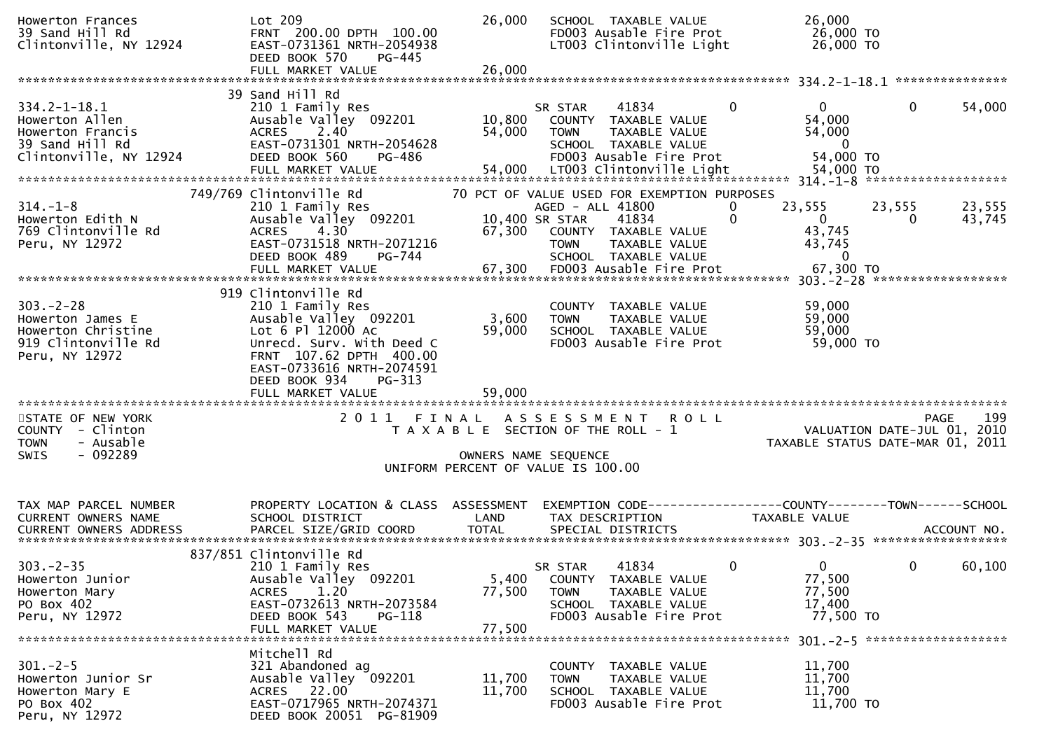```
Howerton Frances              Lot 209                             26,000   SCHOOL  TAXABLE VALUE              26,000
39 Sand Hill Rd               FRNT  200.00 DPTH  100.00                    FD003 Ausable Fire Prot             26,000 TO
Clintonville, NY 12924        EAST-0731361 NRTH-2054938                    LT003 Clintonville Light            26,000 TO
                              DEED BOOK 570    PG-445
                              FULL MARKET VALUE                   26,000
******************************************************************************************************* 334.2-1-18.1 ***************
                          39 Sand Hill Rd
334.2-1-18.1                  210 1 Family Res                             SR STAR     41834          0          0          0      54,000
Howerton Allen                Ausable Valley  092201             10,800    COUNTY  TAXABLE VALUE              54,000
Howerton Francis              ACRES     2.40                     54,000    TOWN    TAXABLE VALUE              54,000
39 Sand Hill Rd               EAST-0731301 NRTH-2054628                    SCHOOL  TAXABLE VALUE                   0
Clintonville, NY 12924        DEED BOOK 560    PG-486                      FD003 Ausable Fire Prot             54,000 TO
                              FULL MARKET VALUE                   54,000   LT003 Clintonville Light            54,000 TO
******************************************************************************************************* 314.-1-8 *******************
                      749/769 Clintonville Rd                70 PCT OF VALUE USED FOR EXEMPTION PURPOSES
314.-1-8                      210 1 Family Res                             AGED - ALL 41800           0     23,555     23,555     23,555
Howerton Edith N              Ausable Valley  092201             10,400 SR STAR    41834              0          0          0     43,745
769 Clintonville Rd           ACRES     4.30                     67,300    COUNTY  TAXABLE VALUE              43,745
Peru, NY 12972                EAST-0731518 NRTH-2071216                    TOWN    TAXABLE VALUE              43,745
                              DEED BOOK 489    PG-744                      SCHOOL  TAXABLE VALUE                   0
                              FULL MARKET VALUE                   67,300   FD003 Ausable Fire Prot             67,300 TO
******************************************************************************************************* 303.-2-28 ******************
                          919 Clintonville Rd
303.-2-28                     210 1 Family Res                             COUNTY  TAXABLE VALUE              59,000
Howerton James E              Ausable Valley  092201              3,600    TOWN    TAXABLE VALUE              59,000
Howerton Christine            Lot 6 Pl 12000 Ac                  59,000    SCHOOL  TAXABLE VALUE              59,000
919 Clintonville Rd           Unrecd. Surv. With Deed C                    FD003 Ausable Fire Prot             59,000 TO
Peru, NY 12972                FRNT  107.62 DPTH  400.00
                              EAST-0733616 NRTH-2074591
                              DEED BOOK 934    PG-313
                              FULL MARKET VALUE                   59,000
************************************************************************************************************************************
STATE OF NEW YORK                       2 0 1 1   F I N A L   A S S E S S M E N T   R O L L                                PAGE    199
COUNTY  - Clinton                         T A X A B L E  SECTION OF THE ROLL - 1                       VALUATION DATE-JUL 01, 2010
TOWN    - Ausable                                                                                TAXABLE STATUS DATE-MAR 01, 2011
SWIS    - 092289                                      OWNERS NAME SEQUENCE
                                                UNIFORM PERCENT OF VALUE IS 100.00


TAX MAP PARCEL NUMBER         PROPERTY LOCATION & CLASS  ASSESSMENT  EXEMPTION CODE------------------COUNTY--------TOWN------SCHOOL
CURRENT OWNERS NAME           SCHOOL DISTRICT               LAND      TAX DESCRIPTION             TAXABLE VALUE
CURRENT OWNERS ADDRESS        PARCEL SIZE/GRID COORD        TOTAL     SPECIAL DISTRICTS                                  ACCOUNT NO.
******************************************************************************************************* 303.-2-35 ******************
                      837/851 Clintonville Rd
303.-2-35                     210 1 Family Res                             SR STAR     41834          0          0          0      60,100
Howerton Junior               Ausable Valley  092201              5,400    COUNTY  TAXABLE VALUE              77,500
Howerton Mary                 ACRES     1.20                     77,500    TOWN    TAXABLE VALUE              77,500
PO Box 402                    EAST-0732613 NRTH-2073584                    SCHOOL  TAXABLE VALUE              17,400
Peru, NY 12972                DEED BOOK 543    PG-118                      FD003 Ausable Fire Prot             77,500 TO
                              FULL MARKET VALUE                   77,500
******************************************************************************************************* 301.-2-5 *******************
                              Mitchell Rd
301.-2-5                      321 Abandoned ag                             COUNTY  TAXABLE VALUE              11,700
Howerton Junior Sr            Ausable Valley  092201             11,700    TOWN    TAXABLE VALUE              11,700
Howerton Mary E               ACRES    22.00                     11,700    SCHOOL  TAXABLE VALUE              11,700
PO Box 402                    EAST-0717965 NRTH-2074371                    FD003 Ausable Fire Prot             11,700 TO
Peru, NY 12972                DEED BOOK 20051  PG-81909
```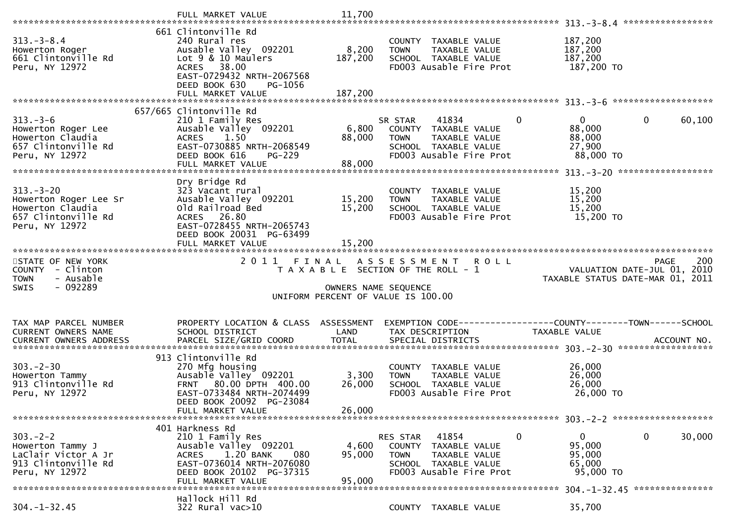```
                                 FULL MARKET VALUE              11,700
******************************************************************************************************* 313.-3-8.4 *****************
                                661 Clintonville Rd
313.-3-8.4                       240 Rural res                          COUNTY  TAXABLE VALUE            187,200
Howerton Roger                   Ausable Valley  092201        8,200    TOWN    TAXABLE VALUE            187,200
661 Clintonville Rd              Lot 9 & 10 Maulers          187,200    SCHOOL  TAXABLE VALUE            187,200
Peru, NY 12972                   ACRES   38.00                          FD003 Ausable Fire Prot           187,200 TO
                                 EAST-0729432 NRTH-2067568
                                 DEED BOOK 630    PG-1056
                                 FULL MARKET VALUE             187,200
******************************************************************************************************* 313.-3-6 *******************
                            657/665 Clintonville Rd
313.-3-6                         210 1 Family Res                       SR STAR     41834          0          0           0      60,100
Howerton Roger Lee               Ausable Valley  092201        6,800    COUNTY  TAXABLE VALUE             88,000
Howerton Claudia                 ACRES    1.50                88,000    TOWN    TAXABLE VALUE             88,000
657 Clintonville Rd              EAST-0730885 NRTH-2068549              SCHOOL  TAXABLE VALUE             27,900
Peru, NY 12972                   DEED BOOK 616    PG-229                FD003 Ausable Fire Prot            88,000 TO
                                 FULL MARKET VALUE              88,000
******************************************************************************************************* 313.-3-20 ******************
                                 Dry Bridge Rd
313.-3-20                        323 Vacant rural                       COUNTY  TAXABLE VALUE             15,200
Howerton Roger Lee Sr            Ausable Valley  092201       15,200    TOWN    TAXABLE VALUE             15,200
Howerton Claudia                 Old Railroad Bed             15,200    SCHOOL  TAXABLE VALUE             15,200
657 Clintonville Rd              ACRES   26.80                          FD003 Ausable Fire Prot            15,200 TO
Peru, NY 12972                   EAST-0728455 NRTH-2065743
                                 DEED BOOK 20031 PG-63499
                                 FULL MARKET VALUE              15,200
************************************************************************************************************************************
STATE OF NEW YORK                         2 0 1 1   F I N A L   A S S E S S M E N T   R O L L                            PAGE    200
COUNTY  - Clinton                            T A X A B L E  SECTION OF THE ROLL - 1                       VALUATION DATE-JUL 01, 2010
TOWN    - Ausable                                                                                     TAXABLE STATUS DATE-MAR 01, 2011
SWIS    - 092289                                          OWNERS NAME SEQUENCE
                                                   UNIFORM PERCENT OF VALUE IS 100.00


TAX MAP PARCEL NUMBER            PROPERTY LOCATION & CLASS  ASSESSMENT  EXEMPTION CODE------------------COUNTY--------TOWN------SCHOOL
CURRENT OWNERS NAME              SCHOOL DISTRICT               LAND     TAX DESCRIPTION              TAXABLE VALUE
CURRENT OWNERS ADDRESS           PARCEL SIZE/GRID COORD        TOTAL    SPECIAL DISTRICTS                                  ACCOUNT NO.
******************************************************************************************************* 303.-2-30 ******************
                                913 Clintonville Rd
303.-2-30                        270 Mfg housing                        COUNTY  TAXABLE VALUE             26,000
Howerton Tammy                   Ausable Valley  092201        3,300    TOWN    TAXABLE VALUE             26,000
913 Clintonville Rd              FRNT   80.00 DPTH  400.00    26,000    SCHOOL  TAXABLE VALUE             26,000
Peru, NY 12972                   EAST-0733484 NRTH-2074499              FD003 Ausable Fire Prot            26,000 TO
                                 DEED BOOK 20092 PG-23084
                                 FULL MARKET VALUE              26,000
******************************************************************************************************* 303.-2-2 *******************
                                401 Harkness Rd
303.-2-2                         210 1 Family Res                       RES STAR    41854          0          0           0      30,000
Howerton Tammy J                 Ausable Valley  092201        4,600    COUNTY  TAXABLE VALUE             95,000
LaClair Victor A Jr              ACRES    1.20 BANK     080   95,000    TOWN    TAXABLE VALUE             95,000
913 Clintonville Rd              EAST-0736014 NRTH-2076080              SCHOOL  TAXABLE VALUE             65,000
Peru, NY 12972                   DEED BOOK 20102 PG-37315               FD003 Ausable Fire Prot            95,000 TO
                                 FULL MARKET VALUE              95,000
******************************************************************************************************* 304.-1-32.45 ***************
                                 Hallock Hill Rd
304.-1-32.45                     322 Rural vac>10                       COUNTY  TAXABLE VALUE             35,700
```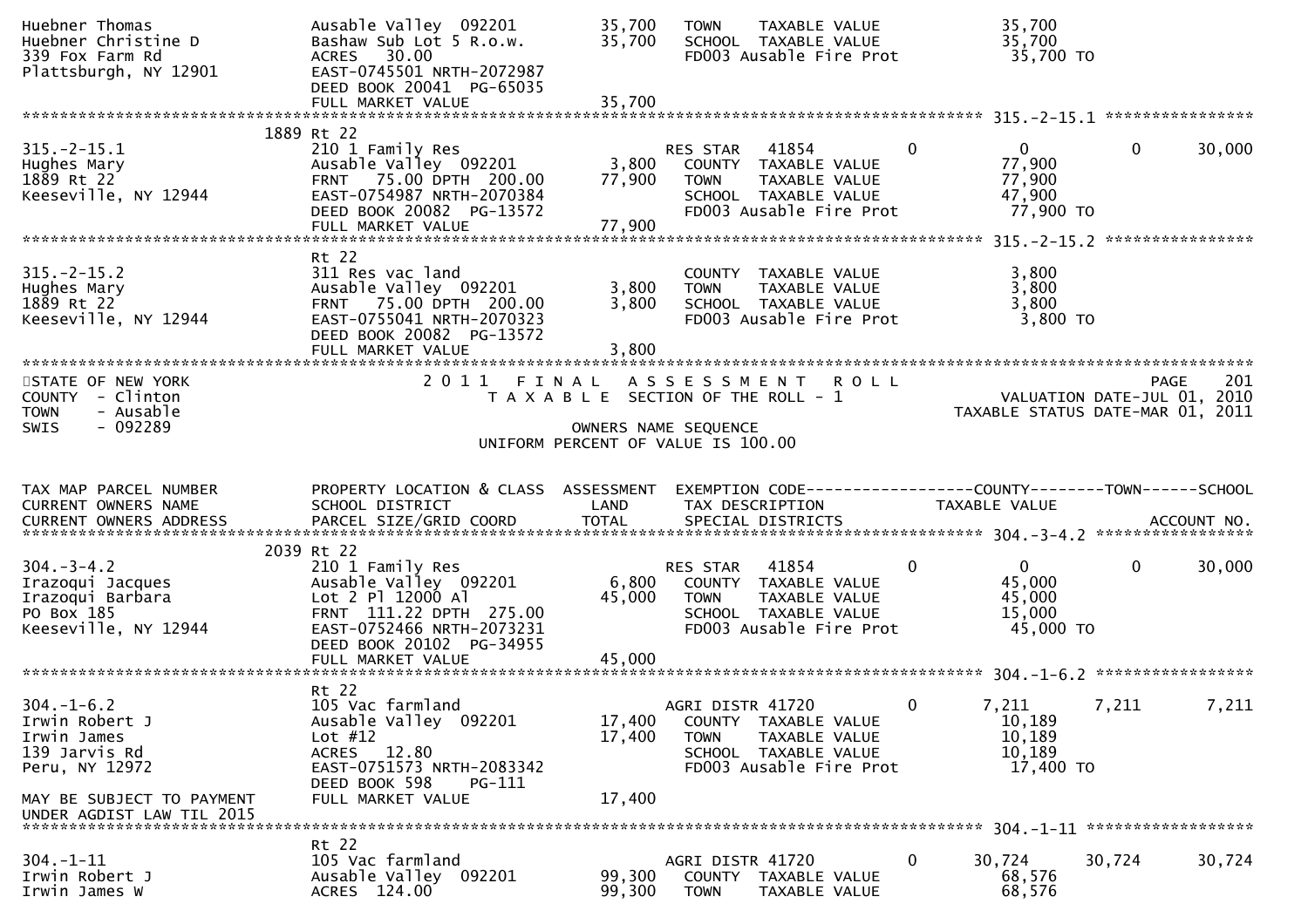```
Huebner Thomas                 Ausable Valley  092201         35,700   TOWN    TAXABLE VALUE              35,700
Huebner Christine D            Bashaw Sub Lot 5 R.o.w.        35,700   SCHOOL  TAXABLE VALUE              35,700
339 Fox Farm Rd                ACRES   30.00                           FD003 Ausable Fire Prot             35,700 TO
Plattsburgh, NY 12901          EAST-0745501 NRTH-2072987
                               DEED BOOK 20041  PG-65035
                               FULL MARKET VALUE              35,700
******************************************************************************************************* 315.-2-15.1 ****************
                          1889 Rt 22
315.-2-15.1                    210 1 Family Res                         RES STAR   41854          0          0          0     30,000
Hughes Mary                    Ausable Valley  092201          3,800    COUNTY  TAXABLE VALUE             77,900
1889 Rt 22                     FRNT   75.00 DPTH  200.00      77,900    TOWN    TAXABLE VALUE             77,900
Keeseville, NY 12944           EAST-0754987 NRTH-2070384                SCHOOL  TAXABLE VALUE             47,900
                               DEED BOOK 20082  PG-13572                FD003 Ausable Fire Prot            77,900 TO
                               FULL MARKET VALUE              77,900
******************************************************************************************************* 315.-2-15.2 ****************
                               Rt 22
315.-2-15.2                    311 Res vac land                         COUNTY  TAXABLE VALUE              3,800
Hughes Mary                    Ausable Valley  092201          3,800    TOWN    TAXABLE VALUE              3,800
1889 Rt 22                     FRNT   75.00 DPTH  200.00       3,800    SCHOOL  TAXABLE VALUE              3,800
Keeseville, NY 12944           EAST-0755041 NRTH-2070323                FD003 Ausable Fire Prot             3,800 TO
                               DEED BOOK 20082  PG-13572
                               FULL MARKET VALUE               3,800
************************************************************************************************************************************
STATE OF NEW YORK                    2 0 1 1   F I N A L   A S S E S S M E N T   R O L L                                  PAGE    201
COUNTY  - Clinton                          T A X A B L E  SECTION OF THE ROLL - 1                      VALUATION DATE-JUL 01, 2010
TOWN    - Ausable                                                                                  TAXABLE STATUS DATE-MAR 01, 2011
SWIS    - 092289                                          OWNERS NAME SEQUENCE
                                                  UNIFORM PERCENT OF VALUE IS 100.00


TAX MAP PARCEL NUMBER          PROPERTY LOCATION & CLASS  ASSESSMENT  EXEMPTION CODE------------------COUNTY--------TOWN------SCHOOL
CURRENT OWNERS NAME            SCHOOL DISTRICT               LAND      TAX DESCRIPTION             TAXABLE VALUE
CURRENT OWNERS ADDRESS         PARCEL SIZE/GRID COORD       TOTAL      SPECIAL DISTRICTS                                  ACCOUNT NO.
******************************************************************************************************* 304.-3-4.2 *****************
                          2039 Rt 22
304.-3-4.2                     210 1 Family Res                         RES STAR   41854          0          0          0     30,000
Irazoqui Jacques               Ausable Valley  092201          6,800    COUNTY  TAXABLE VALUE             45,000
Irazoqui Barbara               Lot 2 Pl 12000 Al              45,000    TOWN    TAXABLE VALUE             45,000
PO Box 185                     FRNT  111.22 DPTH  275.00                SCHOOL  TAXABLE VALUE             15,000
Keeseville, NY 12944           EAST-0752466 NRTH-2073231                FD003 Ausable Fire Prot            45,000 TO
                               DEED BOOK 20102  PG-34955
                               FULL MARKET VALUE              45,000
******************************************************************************************************* 304.-1-6.2 *****************
                               Rt 22
304.-1-6.2                     105 Vac farmland                         AGRI DISTR 41720          0      7,211      7,211      7,211
Irwin Robert J                 Ausable Valley  092201         17,400    COUNTY  TAXABLE VALUE             10,189
Irwin James                    Lot #12                        17,400    TOWN    TAXABLE VALUE             10,189
139 Jarvis Rd                  ACRES   12.80                            SCHOOL  TAXABLE VALUE             10,189
Peru, NY 12972                 EAST-0751573 NRTH-2083342                FD003 Ausable Fire Prot            17,400 TO
                               DEED BOOK 598    PG-111
MAY BE SUBJECT TO PAYMENT      FULL MARKET VALUE              17,400
UNDER AGDIST LAW TIL 2015
******************************************************************************************************* 304.-1-11 ******************
                               Rt 22
304.-1-11                      105 Vac farmland                         AGRI DISTR 41720          0     30,724     30,724     30,724
Irwin Robert J                 Ausable Valley  092201         99,300    COUNTY  TAXABLE VALUE             68,576
Irwin James W                  ACRES  124.00                  99,300    TOWN    TAXABLE VALUE             68,576
```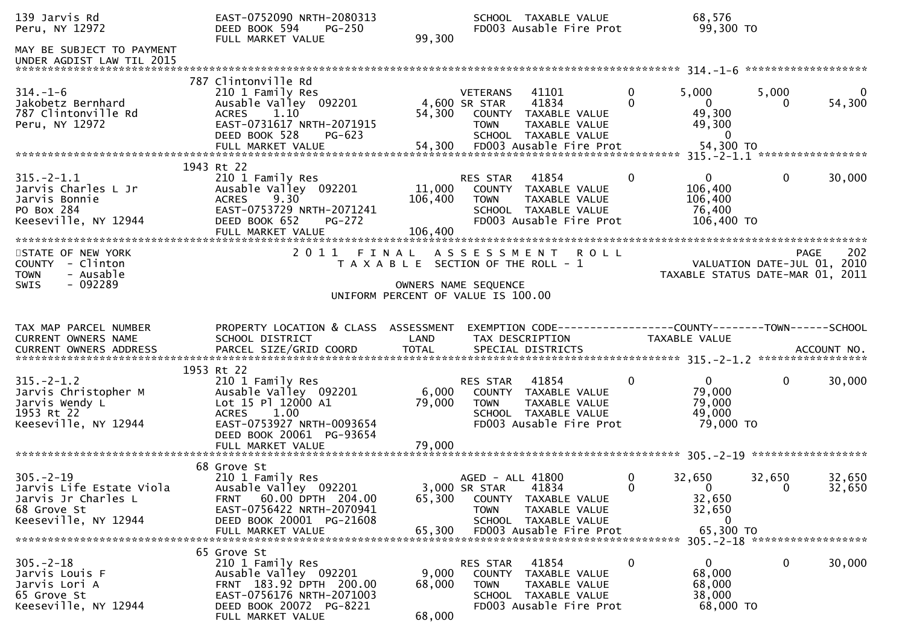```
139 Jarvis Rd                      EAST-0752090 NRTH-2080313            SCHOOL  TAXABLE VALUE             68,576
Peru, NY 12972                     DEED BOOK 594     PG-250             FD003 Ausable Fire Prot            99,300 TO
                                   FULL MARKET VALUE              99,300
MAY BE SUBJECT TO PAYMENT
UNDER AGDIST LAW TIL 2015
******************************************************************************************************* 314.-1-6 *******************
                              787 Clintonville Rd
314.-1-6                           210 1 Family Res                     VETERANS   41101         0         5,000        5,000           0
Jakobetz Bernhard                  Ausable Valley  092201         4,600 SR STAR    41834         0             0            0      54,300
787 Clintonville Rd                ACRES     1.10                54,300   COUNTY  TAXABLE VALUE             49,300
Peru, NY 12972                     EAST-0731617 NRTH-2071915              TOWN    TAXABLE VALUE             49,300
                                   DEED BOOK 528     PG-623               SCHOOL  TAXABLE VALUE                  0
                                   FULL MARKET VALUE              54,300   FD003 Ausable Fire Prot            54,300 TO
******************************************************************************************************* 315.-2-1.1 *****************
                              1943 Rt 22
315.-2-1.1                         210 1 Family Res                     RES STAR   41854         0             0            0      30,000
Jarvis Charles L Jr                Ausable Valley  092201        11,000   COUNTY  TAXABLE VALUE            106,400
Jarvis Bonnie                      ACRES     9.30               106,400   TOWN    TAXABLE VALUE            106,400
PO Box 284                         EAST-0753729 NRTH-2071241              SCHOOL  TAXABLE VALUE             76,400
Keeseville, NY 12944               DEED BOOK 652     PG-272               FD003 Ausable Fire Prot           106,400 TO
                                   FULL MARKET VALUE             106,400
************************************************************************************************************************************
STATE OF NEW YORK                    2 0 1 1   F I N A L   A S S E S S M E N T   R O L L                                  PAGE    202
COUNTY  - Clinton                         T A X A B L E  SECTION OF THE ROLL - 1                             VALUATION DATE-JUL 01, 2010
TOWN    - Ausable                                                                                     TAXABLE STATUS DATE-MAR 01, 2011
SWIS    - 092289                                          OWNERS NAME SEQUENCE
                                                  UNIFORM PERCENT OF VALUE IS 100.00


TAX MAP PARCEL NUMBER              PROPERTY LOCATION & CLASS  ASSESSMENT  EXEMPTION CODE------------------COUNTY--------TOWN------SCHOOL
CURRENT OWNERS NAME                SCHOOL DISTRICT                LAND      TAX DESCRIPTION               TAXABLE VALUE
CURRENT OWNERS ADDRESS             PARCEL SIZE/GRID COORD         TOTAL     SPECIAL DISTRICTS                                    ACCOUNT NO.
******************************************************************************************************* 315.-2-1.2 *****************
                              1953 Rt 22
315.-2-1.2                         210 1 Family Res                     RES STAR   41854         0             0            0      30,000
Jarvis Christopher M               Ausable Valley  092201         6,000   COUNTY  TAXABLE VALUE             79,000
Jarvis Wendy L                     Lot 15 Pl 12000 A1            79,000   TOWN    TAXABLE VALUE             79,000
1953 Rt 22                         ACRES     1.00                         SCHOOL  TAXABLE VALUE             49,000
Keeseville, NY 12944               EAST-0753927 NRTH-0093654              FD003 Ausable Fire Prot            79,000 TO
                                   DEED BOOK 20061 PG-93654
                                   FULL MARKET VALUE              79,000
******************************************************************************************************* 305.-2-19 ******************
                              68 Grove St
305.-2-19                          210 1 Family Res                     AGED - ALL 41800         0        32,650       32,650      32,650
Jarvis Life Estate Viola           Ausable Valley  092201         3,000 SR STAR    41834         0             0            0      32,650
Jarvis Jr Charles L                FRNT    60.00 DPTH  204.00    65,300   COUNTY  TAXABLE VALUE             32,650
68 Grove St                        EAST-0756422 NRTH-2070941              TOWN    TAXABLE VALUE             32,650
Keeseville, NY 12944               DEED BOOK 20001 PG-21608               SCHOOL  TAXABLE VALUE                  0
                                   FULL MARKET VALUE              65,300   FD003 Ausable Fire Prot            65,300 TO
******************************************************************************************************* 305.-2-18 ******************
                              65 Grove St
305.-2-18                          210 1 Family Res                     RES STAR   41854         0             0            0      30,000
Jarvis Louis F                     Ausable Valley  092201         9,000   COUNTY  TAXABLE VALUE             68,000
Jarvis Lori A                      FRNT   183.92 DPTH  200.00    68,000   TOWN    TAXABLE VALUE             68,000
65 Grove St                        EAST-0756176 NRTH-2071003              SCHOOL  TAXABLE VALUE             38,000
Keeseville, NY 12944               DEED BOOK 20072 PG-8221                FD003 Ausable Fire Prot            68,000 TO
                                   FULL MARKET VALUE              68,000
```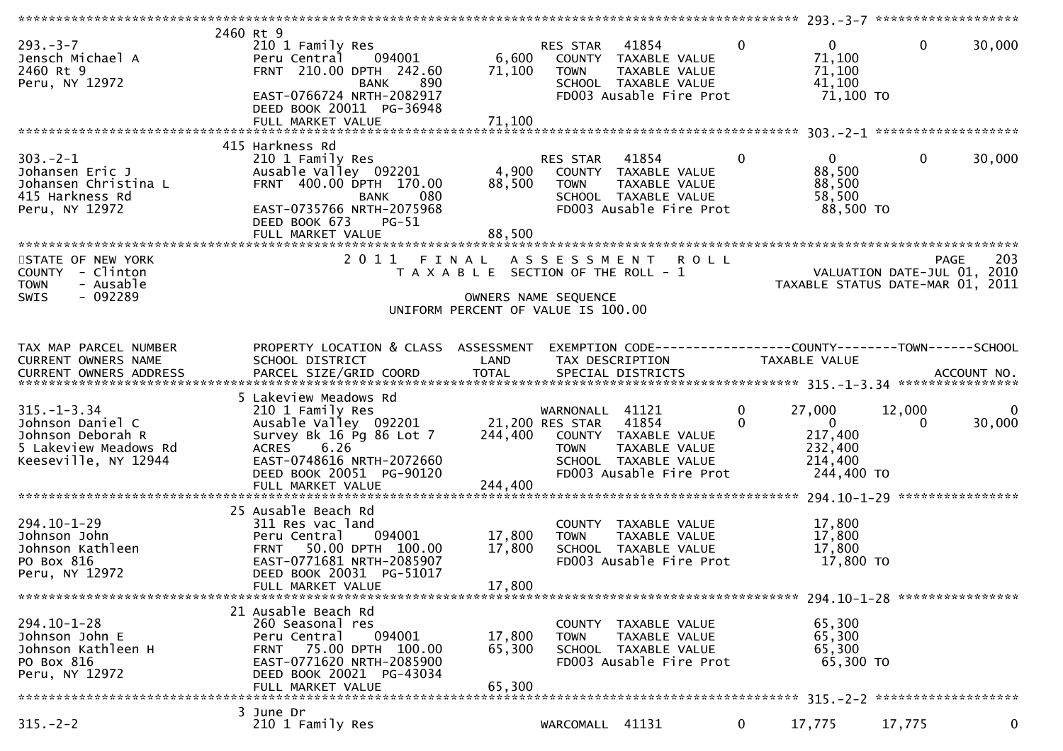```
******************************************************************************************************* 293.-3-7 ******************
                    2460 Rt 9
293.-3-7            210 1 Family Res                    RES STAR   41854           0           0             0        30,000
Jensch Michael A    Peru Central     094001     6,600   COUNTY  TAXABLE VALUE             71,100
2460 Rt 9           FRNT 210.00 DPTH 242.60    71,100   TOWN    TAXABLE VALUE             71,100
Peru, NY 12972               BANK     890              SCHOOL  TAXABLE VALUE             41,100
                    EAST-0766724 NRTH-2082917            FD003 Ausable Fire Prot           71,100 TO
                    DEED BOOK 20011 PG-36948
                    FULL MARKET VALUE          71,100
******************************************************************************************************* 303.-2-1 ******************
                    415 Harkness Rd
303.-2-1            210 1 Family Res                    RES STAR   41854           0           0             0        30,000
Johansen Eric J     Ausable Valley  092201      4,900   COUNTY  TAXABLE VALUE             88,500
Johansen Christina L FRNT 400.00 DPTH 170.00   88,500   TOWN    TAXABLE VALUE             88,500
415 Harkness Rd              BANK     080              SCHOOL  TAXABLE VALUE             58,500
Peru, NY 12972      EAST-0735766 NRTH-2075968            FD003 Ausable Fire Prot           88,500 TO
                    DEED BOOK 673    PG-51
                    FULL MARKET VALUE          88,500
*******************************************************************************************************************************
STATE OF NEW YORK              2 0 1 1   F I N A L   A S S E S S M E N T   R O L L                              PAGE     203
COUNTY  - Clinton                 T A X A B L E  SECTION OF THE ROLL - 1                        VALUATION DATE-JUL 01, 2010
TOWN    - Ausable                                                                            TAXABLE STATUS DATE-MAR 01, 2011
SWIS    - 092289                              OWNERS NAME SEQUENCE
                                       UNIFORM PERCENT OF VALUE IS 100.00


TAX MAP PARCEL NUMBER     PROPERTY LOCATION & CLASS  ASSESSMENT  EXEMPTION CODE-----------------COUNTY--------TOWN------SCHOOL
CURRENT OWNERS NAME       SCHOOL DISTRICT               LAND      TAX DESCRIPTION            TAXABLE VALUE
CURRENT OWNERS ADDRESS    PARCEL SIZE/GRID COORD        TOTAL     SPECIAL DISTRICTS                                  ACCOUNT NO.
******************************************************************************************************* 315.-1-3.34 ****************
                    5 Lakeview Meadows Rd
315.-1-3.34         210 1 Family Res                    WARNONALL  41121           0      27,000        12,000             0
Johnson Daniel C    Ausable Valley  092201     21,200 RES STAR   41854           0           0             0        30,000
Johnson Deborah R   Survey Bk 16 Pg 86 Lot 7  244,400   COUNTY  TAXABLE VALUE            217,400
5 Lakeview Meadows Rd ACRES    6.26                      TOWN    TAXABLE VALUE            232,400
Keeseville, NY 12944 EAST-0748616 NRTH-2072660           SCHOOL  TAXABLE VALUE            214,400
                    DEED BOOK 20051 PG-90120             FD003 Ausable Fire Prot          244,400 TO
                    FULL MARKET VALUE         244,400
******************************************************************************************************* 294.10-1-29 ****************
                    25 Ausable Beach Rd
294.10-1-29         311 Res vac land                    COUNTY  TAXABLE VALUE             17,800
Johnson John        Peru Central     094001    17,800   TOWN    TAXABLE VALUE             17,800
Johnson Kathleen    FRNT  50.00 DPTH 100.00    17,800   SCHOOL  TAXABLE VALUE             17,800
PO Box 816          EAST-0771681 NRTH-2085907            FD003 Ausable Fire Prot           17,800 TO
Peru, NY 12972      DEED BOOK 20031 PG-51017
                    FULL MARKET VALUE          17,800
******************************************************************************************************* 294.10-1-28 ****************
                    21 Ausable Beach Rd
294.10-1-28         260 Seasonal res                    COUNTY  TAXABLE VALUE             65,300
Johnson John E      Peru Central     094001    17,800   TOWN    TAXABLE VALUE             65,300
Johnson Kathleen H  FRNT  75.00 DPTH 100.00    65,300   SCHOOL  TAXABLE VALUE             65,300
PO Box 816          EAST-0771620 NRTH-2085900            FD003 Ausable Fire Prot           65,300 TO
Peru, NY 12972      DEED BOOK 20021 PG-43034
                    FULL MARKET VALUE          65,300
******************************************************************************************************* 315.-2-2 *******************
                    3 June Dr
315.-2-2            210 1 Family Res                    WARCOMALL  41131           0      17,775        17,775             0
```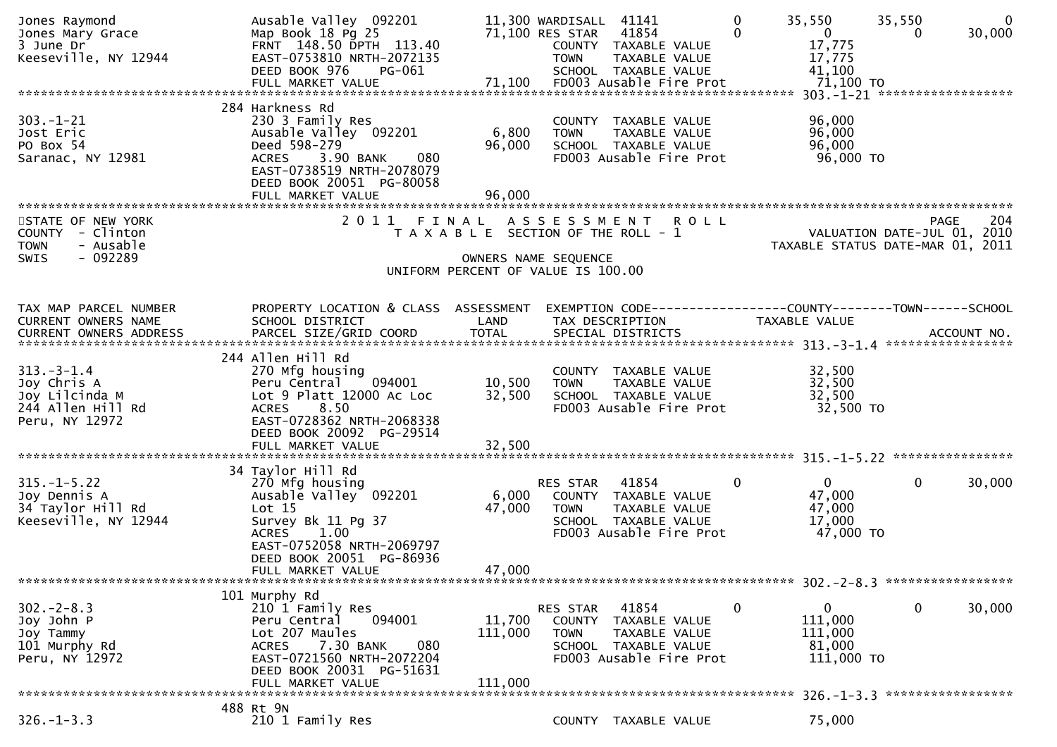```
Jones Raymond                  Ausable Valley  092201          11,300 WARDISALL  41141          0       35,550      35,550           0
Jones Mary Grace               Map Book 18 Pg 25               71,100 RES STAR   41854          0            0           0      30,000
3 June Dr                      FRNT  148.50 DPTH  113.40              COUNTY  TAXABLE VALUE              17,775
Keeseville, NY 12944           EAST-0753810 NRTH-2072135              TOWN    TAXABLE VALUE              17,775
                               DEED BOOK 976     PG-061               SCHOOL  TAXABLE VALUE              41,100
                               FULL MARKET VALUE                71,100  FD003 Ausable Fire Prot            71,100 TO
******************************************************************************************************* 303.-1-21 *****************
                               284 Harkness Rd
303.-1-21                      230 3 Family Res                        COUNTY  TAXABLE VALUE              96,000
Jost Eric                      Ausable Valley  092201           6,800  TOWN    TAXABLE VALUE              96,000
PO Box 54                      Deed 598-279                    96,000  SCHOOL  TAXABLE VALUE              96,000
Saranac, NY 12981              ACRES     3.90 BANK     080             FD003 Ausable Fire Prot            96,000 TO
                               EAST-0738519 NRTH-2078079
                               DEED BOOK 20051  PG-80058
                               FULL MARKET VALUE                96,000
************************************************************************************************************************************
STATE OF NEW YORK                      2 0 1 1   F I N A L   A S S E S S M E N T   R O L L                                PAGE    204
COUNTY  - Clinton                        T A X A B L E  SECTION OF THE ROLL - 1                            VALUATION DATE-JUL 01, 2010
TOWN    - Ausable                                                                                       TAXABLE STATUS DATE-MAR 01, 2011
SWIS    - 092289                                        OWNERS NAME SEQUENCE
                                              UNIFORM PERCENT OF VALUE IS 100.00


TAX MAP PARCEL NUMBER          PROPERTY LOCATION & CLASS  ASSESSMENT  EXEMPTION CODE------------------COUNTY--------TOWN------SCHOOL
CURRENT OWNERS NAME            SCHOOL DISTRICT               LAND     TAX DESCRIPTION              TAXABLE VALUE
CURRENT OWNERS ADDRESS         PARCEL SIZE/GRID COORD        TOTAL    SPECIAL DISTRICTS                                    ACCOUNT NO.
******************************************************************************************************* 313.-3-1.4 ****************
                               244 Allen Hill Rd
313.-3-1.4                     270 Mfg housing                         COUNTY  TAXABLE VALUE              32,500
Joy Chris A                    Peru Central    094001          10,500  TOWN    TAXABLE VALUE              32,500
Joy Lilcinda M                 Lot 9 Platt 12000 Ac Loc        32,500  SCHOOL  TAXABLE VALUE              32,500
244 Allen Hill Rd              ACRES     8.50                          FD003 Ausable Fire Prot            32,500 TO
Peru, NY 12972                 EAST-0728362 NRTH-2068338
                               DEED BOOK 20092  PG-29514
                               FULL MARKET VALUE                32,500
******************************************************************************************************* 315.-1-5.22 ***************
                               34 Taylor Hill Rd
315.-1-5.22                    270 Mfg housing                         RES STAR   41854          0            0           0      30,000
Joy Dennis A                   Ausable Valley  092201           6,000  COUNTY  TAXABLE VALUE              47,000
34 Taylor Hill Rd              Lot 15                          47,000  TOWN    TAXABLE VALUE              47,000
Keeseville, NY 12944           Survey Bk 11 Pg 37                      SCHOOL  TAXABLE VALUE              17,000
                               ACRES     1.00                          FD003 Ausable Fire Prot            47,000 TO
                               EAST-0752058 NRTH-2069797
                               DEED BOOK 20051  PG-86936
                               FULL MARKET VALUE                47,000
******************************************************************************************************* 302.-2-8.3 ****************
                               101 Murphy Rd
302.-2-8.3                     210 1 Family Res                        RES STAR   41854          0            0           0      30,000
Joy John P                     Peru Central    094001          11,700  COUNTY  TAXABLE VALUE             111,000
Joy Tammy                      Lot 207 Maules                 111,000  TOWN    TAXABLE VALUE             111,000
101 Murphy Rd                  ACRES     7.30 BANK     080             SCHOOL  TAXABLE VALUE              81,000
Peru, NY 12972                 EAST-0721560 NRTH-2072204               FD003 Ausable Fire Prot           111,000 TO
                               DEED BOOK 20031  PG-51631
                               FULL MARKET VALUE               111,000
******************************************************************************************************* 326.-1-3.3 ****************
                               488 Rt 9N
326.-1-3.3                     210 1 Family Res                        COUNTY  TAXABLE VALUE              75,000
```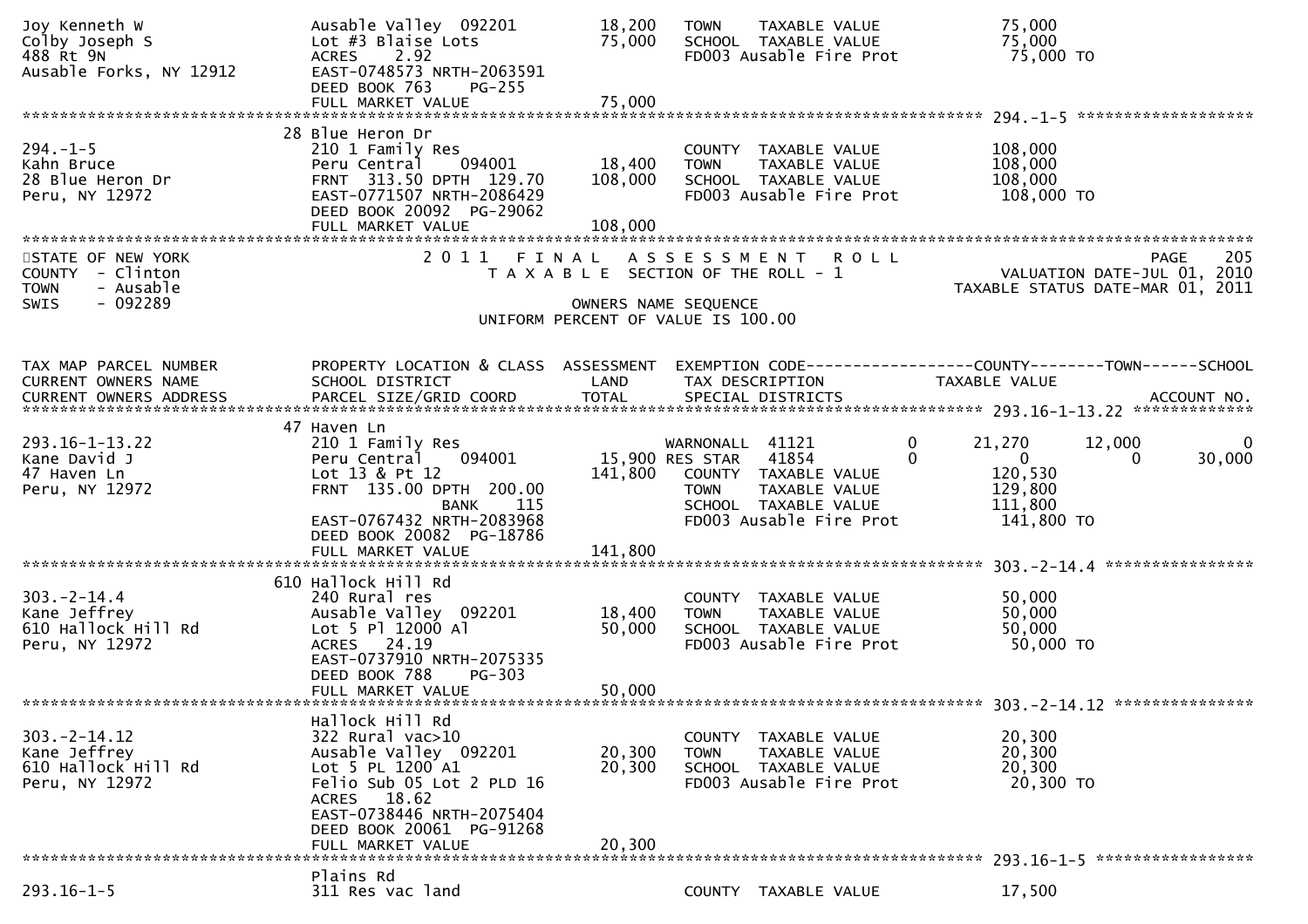```
Joy Kenneth W                  Ausable Valley  092201      18,200   TOWN    TAXABLE VALUE              75,000
Colby Joseph S                 Lot #3 Blaise Lots           75,000   SCHOOL  TAXABLE VALUE              75,000
488 Rt 9N                      ACRES    2.92                         FD003 Ausable Fire Prot             75,000 TO
Ausable Forks, NY 12912        EAST-0748573 NRTH-2063591
                               DEED BOOK 763     PG-255
                               FULL MARKET VALUE            75,000
******************************************************************************************************* 294.-1-5 ******************
                               28 Blue Heron Dr
294.-1-5                       210 1 Family Res                      COUNTY  TAXABLE VALUE             108,000
Kahn Bruce                     Peru Central     094001      18,400   TOWN    TAXABLE VALUE             108,000
28 Blue Heron Dr               FRNT  313.50 DPTH  129.70   108,000   SCHOOL  TAXABLE VALUE             108,000
Peru, NY 12972                 EAST-0771507 NRTH-2086429             FD003 Ausable Fire Prot            108,000 TO
                               DEED BOOK 20092  PG-29062
                               FULL MARKET VALUE           108,000
***********************************************************************************************************************************
STATE OF NEW YORK                    2 0 1 1   F I N A L   A S S E S S M E N T   R O L L                                PAGE    205
COUNTY  - Clinton                       T A X A B L E  SECTION OF THE ROLL - 1                          VALUATION DATE-JUL 01, 2010
TOWN    - Ausable                                                                                  TAXABLE STATUS DATE-MAR 01, 2011
SWIS    - 092289                                         OWNERS NAME SEQUENCE
                                                  UNIFORM PERCENT OF VALUE IS 100.00


TAX MAP PARCEL NUMBER          PROPERTY LOCATION & CLASS  ASSESSMENT  EXEMPTION CODE------------------COUNTY--------TOWN------SCHOOL
CURRENT OWNERS NAME            SCHOOL DISTRICT               LAND      TAX DESCRIPTION            TAXABLE VALUE
CURRENT OWNERS ADDRESS         PARCEL SIZE/GRID COORD        TOTAL     SPECIAL DISTRICTS                                 ACCOUNT NO.
******************************************************************************************************* 293.16-1-13.22 *************
                               47 Haven Ln
293.16-1-13.22                 210 1 Family Res                       WARNONALL  41121         0      21,270      12,000           0
Kane David J                   Peru Central     094001       15,900 RES STAR   41854         0           0           0      30,000
47 Haven Ln                    Lot 13 & Pt 12              141,800    COUNTY  TAXABLE VALUE             120,530
Peru, NY 12972                 FRNT  135.00 DPTH  200.00              TOWN    TAXABLE VALUE             129,800
                                          BANK      115               SCHOOL  TAXABLE VALUE             111,800
                               EAST-0767432 NRTH-2083968              FD003 Ausable Fire Prot            141,800 TO
                               DEED BOOK 20082  PG-18786
                               FULL MARKET VALUE           141,800
******************************************************************************************************* 303.-2-14.4 ****************
                               610 Hallock Hill Rd
303.-2-14.4                    240 Rural res                          COUNTY  TAXABLE VALUE              50,000
Kane Jeffrey                   Ausable Valley  092201      18,400    TOWN    TAXABLE VALUE              50,000
610 Hallock Hill Rd            Lot 5 Pl 12000 Al            50,000    SCHOOL  TAXABLE VALUE              50,000
Peru, NY 12972                 ACRES   24.19                          FD003 Ausable Fire Prot             50,000 TO
                               EAST-0737910 NRTH-2075335
                               DEED BOOK 788     PG-303
                               FULL MARKET VALUE            50,000
******************************************************************************************************* 303.-2-14.12 ***************
                               Hallock Hill Rd
303.-2-14.12                   322 Rural vac>10                       COUNTY  TAXABLE VALUE              20,300
Kane Jeffrey                   Ausable Valley  092201      20,300    TOWN    TAXABLE VALUE              20,300
610 Hallock Hill Rd            Lot 5 PL 1200 A1             20,300    SCHOOL  TAXABLE VALUE              20,300
Peru, NY 12972                 Felio Sub 05 Lot 2 PLD 16              FD003 Ausable Fire Prot             20,300 TO
                               ACRES   18.62
                               EAST-0738446 NRTH-2075404
                               DEED BOOK 20061  PG-91268
                               FULL MARKET VALUE            20,300
******************************************************************************************************* 293.16-1-5 *****************
                               Plains Rd
293.16-1-5                     311 Res vac land                       COUNTY  TAXABLE VALUE              17,500
```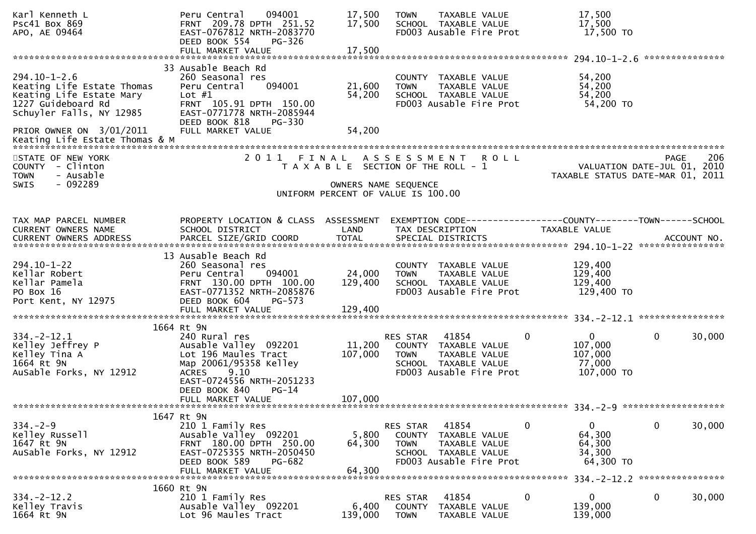```
Karl Kenneth L                 Peru Central    094001        17,500   TOWN    TAXABLE VALUE              17,500
Psc41 Box 869                  FRNT  209.78 DPTH  251.52      17,500   SCHOOL  TAXABLE VALUE              17,500
APO, AE 09464                  EAST-0767812 NRTH-2083770               FD003 Ausable Fire Prot              17,500 TO
                               DEED BOOK 554     PG-326
                               FULL MARKET VALUE              17,500
******************************************************************************************************* 294.10-1-2.6 ***************
                            33 Ausable Beach Rd
294.10-1-2.6                   260 Seasonal res                        COUNTY  TAXABLE VALUE              54,200
Keating Life Estate Thomas     Peru Central    094001        21,600   TOWN    TAXABLE VALUE              54,200
Keating Life Estate Mary       Lot #1                         54,200   SCHOOL  TAXABLE VALUE              54,200
1227 Guideboard Rd             FRNT  105.91 DPTH  150.00               FD003 Ausable Fire Prot              54,200 TO
Schuyler Falls, NY 12985       EAST-0771778 NRTH-2085944
                               DEED BOOK 818     PG-330
PRIOR OWNER ON  3/01/2011      FULL MARKET VALUE              54,200
Keating Life Estate Thomas & M
************************************************************************************************************************************
STATE OF NEW YORK                   2 0 1 1   F I N A L   A S S E S S M E N T   R O L L                                 PAGE    206
COUNTY  - Clinton                      T A X A B L E  SECTION OF THE ROLL - 1                           VALUATION DATE-JUL 01, 2010
TOWN    - Ausable                                                                                  TAXABLE STATUS DATE-MAR 01, 2011
SWIS    - 092289                                       OWNERS NAME SEQUENCE
                                             UNIFORM PERCENT OF VALUE IS 100.00


TAX MAP PARCEL NUMBER          PROPERTY LOCATION & CLASS  ASSESSMENT  EXEMPTION CODE------------------COUNTY--------TOWN------SCHOOL
CURRENT OWNERS NAME            SCHOOL DISTRICT               LAND      TAX DESCRIPTION             TAXABLE VALUE
CURRENT OWNERS ADDRESS         PARCEL SIZE/GRID COORD        TOTAL     SPECIAL DISTRICTS                                    ACCOUNT NO.
******************************************************************************************************* 294.10-1-22 ****************
                            13 Ausable Beach Rd
294.10-1-22                    260 Seasonal res                        COUNTY  TAXABLE VALUE             129,400
Kellar Robert                  Peru Central    094001        24,000   TOWN    TAXABLE VALUE             129,400
Kellar Pamela                  FRNT  130.00 DPTH  100.00     129,400   SCHOOL  TAXABLE VALUE             129,400
PO Box 16                      EAST-0771352 NRTH-2085876               FD003 Ausable Fire Prot             129,400 TO
Port Kent, NY 12975            DEED BOOK 604     PG-573
                               FULL MARKET VALUE             129,400
******************************************************************************************************* 334.-2-12.1 ****************
                          1664 Rt 9N
334.-2-12.1                    240 Rural res                           RES STAR   41854        0             0             0      30,000
Kelley Jeffrey P               Ausable Valley  092201        11,200   COUNTY  TAXABLE VALUE             107,000
Kelley Tina A                  Lot 196 Maules Tract          107,000   TOWN    TAXABLE VALUE             107,000
1664 Rt 9N                     Map 20061/95358 Kelley                  SCHOOL  TAXABLE VALUE              77,000
AuSable Forks, NY 12912        ACRES     9.10                          FD003 Ausable Fire Prot             107,000 TO
                               EAST-0724556 NRTH-2051233
                               DEED BOOK 840     PG-14
                               FULL MARKET VALUE             107,000
******************************************************************************************************* 334.-2-9 *******************
                          1647 Rt 9N
334.-2-9                       210 1 Family Res                        RES STAR   41854        0             0             0      30,000
Kelley Russell                 Ausable Valley  092201         5,800   COUNTY  TAXABLE VALUE              64,300
1647 Rt 9N                     FRNT  180.00 DPTH  250.00      64,300   TOWN    TAXABLE VALUE              64,300
AuSable Forks, NY 12912        EAST-0725355 NRTH-2050450               SCHOOL  TAXABLE VALUE              34,300
                               DEED BOOK 589     PG-682                FD003 Ausable Fire Prot              64,300 TO
                               FULL MARKET VALUE              64,300
******************************************************************************************************* 334.-2-12.2 ****************
                          1660 Rt 9N
334.-2-12.2                    210 1 Family Res                        RES STAR   41854        0             0             0      30,000
Kelley Travis                  Ausable Valley  092201         6,400   COUNTY  TAXABLE VALUE             139,000
1664 Rt 9N                     Lot 96 Maules Tract           139,000   TOWN    TAXABLE VALUE             139,000
```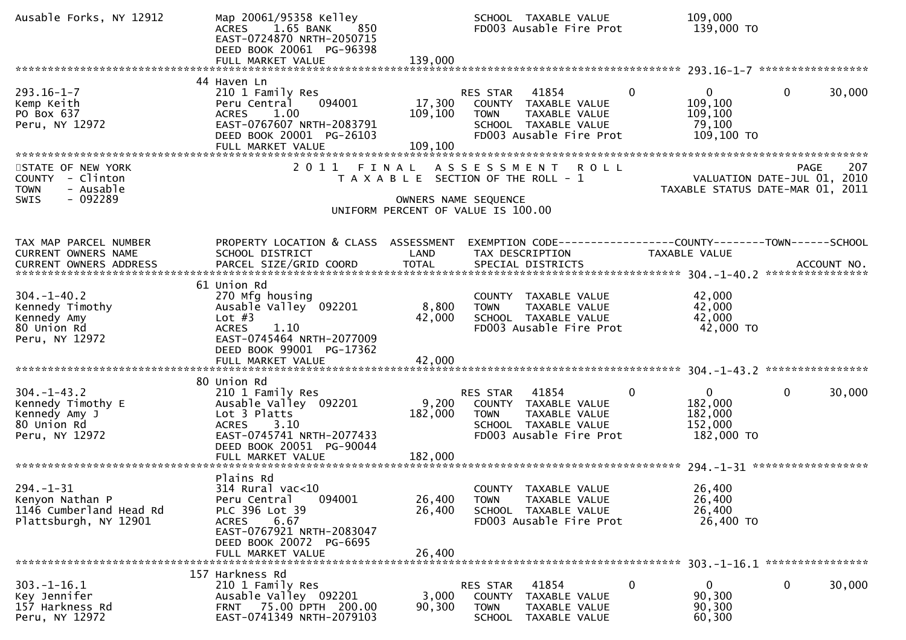```
Ausable Forks, NY 12912       Map 20061/95358 Kelley                   SCHOOL  TAXABLE VALUE              109,000
                              ACRES    1.65 BANK    850                FD003 Ausable Fire Prot             139,000 TO
                              EAST-0724870 NRTH-2050715
                              DEED BOOK 20061  PG-96398
                              FULL MARKET VALUE             139,000
******************************************************************************************************* 293.16-1-7 ******************
                              44 Haven Ln
293.16-1-7                    210 1 Family Res                         RES STAR   41854          0          0           0      30,000
Kemp Keith                    Peru Central     094001       17,300    COUNTY  TAXABLE VALUE              109,100
PO Box 637                    ACRES    1.00                109,100    TOWN    TAXABLE VALUE              109,100
Peru, NY 12972                EAST-0767607 NRTH-2083791                SCHOOL  TAXABLE VALUE               79,100
                              DEED BOOK 20001  PG-26103                FD003 Ausable Fire Prot             109,100 TO
                              FULL MARKET VALUE             109,100
************************************************************************************************************************************
STATE OF NEW YORK                 2 0 1 1   F I N A L   A S S E S S M E N T   R O L L                                 PAGE    207
COUNTY  - Clinton                      T A X A B L E  SECTION OF THE ROLL - 1                          VALUATION DATE-JUL 01, 2010
TOWN    - Ausable                                                                                  TAXABLE STATUS DATE-MAR 01, 2011
SWIS    - 092289                                       OWNERS NAME SEQUENCE
                                                 UNIFORM PERCENT OF VALUE IS 100.00


TAX MAP PARCEL NUMBER         PROPERTY LOCATION & CLASS  ASSESSMENT  EXEMPTION CODE------------------COUNTY--------TOWN------SCHOOL
CURRENT OWNERS NAME           SCHOOL DISTRICT               LAND      TAX DESCRIPTION            TAXABLE VALUE
CURRENT OWNERS ADDRESS        PARCEL SIZE/GRID COORD        TOTAL     SPECIAL DISTRICTS                                ACCOUNT NO.
******************************************************************************************************* 304.-1-40.2 ****************
                              61 Union Rd
304.-1-40.2                   270 Mfg housing                          COUNTY  TAXABLE VALUE               42,000
Kennedy Timothy               Ausable Valley  092201        8,800     TOWN    TAXABLE VALUE               42,000
Kennedy Amy                   Lot #3                        42,000    SCHOOL  TAXABLE VALUE               42,000
80 Union Rd                   ACRES    1.10                            FD003 Ausable Fire Prot              42,000 TO
Peru, NY 12972                EAST-0745464 NRTH-2077009
                              DEED BOOK 99001  PG-17362
                              FULL MARKET VALUE              42,000
******************************************************************************************************* 304.-1-43.2 ****************
                              80 Union Rd
304.-1-43.2                   210 1 Family Res                         RES STAR   41854          0          0           0      30,000
Kennedy Timothy E             Ausable Valley  092201        9,200     COUNTY  TAXABLE VALUE              182,000
Kennedy Amy J                 Lot 3 Platts                 182,000    TOWN    TAXABLE VALUE              182,000
80 Union Rd                   ACRES    3.10                            SCHOOL  TAXABLE VALUE              152,000
Peru, NY 12972                EAST-0745741 NRTH-2077433                FD003 Ausable Fire Prot             182,000 TO
                              DEED BOOK 20051  PG-90044
                              FULL MARKET VALUE             182,000
******************************************************************************************************* 294.-1-31 ******************
                              Plains Rd
294.-1-31                     314 Rural vac<10                         COUNTY  TAXABLE VALUE               26,400
Kenyon Nathan P               Peru Central     094001       26,400    TOWN    TAXABLE VALUE               26,400
1146 Cumberland Head Rd       PLC 396 Lot 39                26,400    SCHOOL  TAXABLE VALUE               26,400
Plattsburgh, NY 12901         ACRES    6.67                            FD003 Ausable Fire Prot              26,400 TO
                              EAST-0767921 NRTH-2083047
                              DEED BOOK 20072  PG-6695
                              FULL MARKET VALUE              26,400
******************************************************************************************************* 303.-1-16.1 ****************
                             157 Harkness Rd
303.-1-16.1                   210 1 Family Res                         RES STAR   41854          0          0           0      30,000
Key Jennifer                  Ausable Valley  092201        3,000     COUNTY  TAXABLE VALUE               90,300
157 Harkness Rd               FRNT   75.00 DPTH  200.00     90,300    TOWN    TAXABLE VALUE               90,300
Peru, NY 12972                EAST-0741349 NRTH-2079103                SCHOOL  TAXABLE VALUE               60,300
```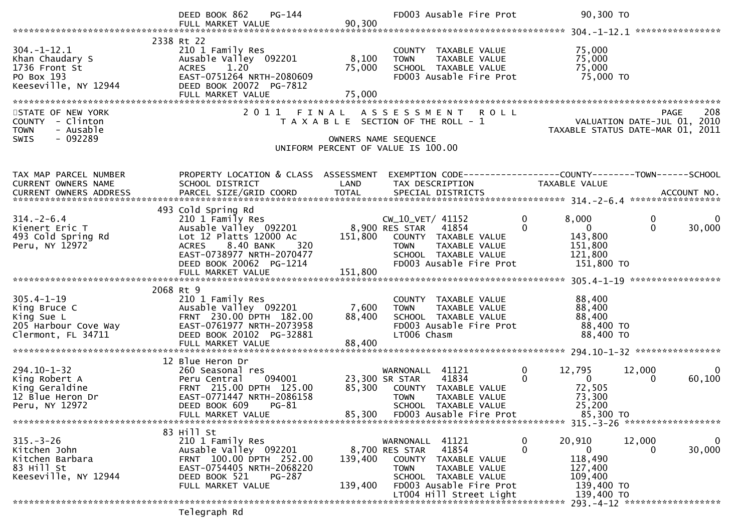| | DEED BOOK 862 PG-144 | | FD003 Ausable Fire Prot | 90,300 TO | | |
|---|---|---|---|---|---|---|
| | FULL MARKET VALUE | 90,300 | | | | |

************************************************************************************************ 304.-1-12.1 ****************

| | 2338 Rt 22 | | | | | |
|---|---|---|---|---|---|---|
| 304.-1-12.1 | 210 1 Family Res | | COUNTY TAXABLE VALUE | 75,000 | | |
| Khan Chaudary S | Ausable Valley 092201 | 8,100 | TOWN TAXABLE VALUE | 75,000 | | |
| 1736 Front St | ACRES 1.20 | 75,000 | SCHOOL TAXABLE VALUE | 75,000 | | |
| PO Box 193 | EAST-0751264 NRTH-2080609 | | FD003 Ausable Fire Prot | 75,000 TO | | |
| Keeseville, NY 12944 | DEED BOOK 20072 PG-7812 | | | | | |
| | FULL MARKET VALUE | 75,000 | | | | |

STATE OF NEW YORK
COUNTY - Clinton
TOWN - Ausable
SWIS - 092289

2011 FINAL ASSESSMENT ROLL
TAXABLE SECTION OF THE ROLL - 1
OWNERS NAME SEQUENCE
UNIFORM PERCENT OF VALUE IS 100.00

PAGE 208
VALUATION DATE-JUL 01, 2010
TAXABLE STATUS DATE-MAR 01, 2011

| TAX MAP PARCEL NUMBER<br>CURRENT OWNERS NAME<br>CURRENT OWNERS ADDRESS | PROPERTY LOCATION & CLASS<br>SCHOOL DISTRICT<br>PARCEL SIZE/GRID COORD | ASSESSMENT<br>LAND<br>TOTAL | EXEMPTION CODE<br>TAX DESCRIPTION<br>SPECIAL DISTRICTS | | COUNTY<br>TAXABLE VALUE | TOWN | SCHOOL<br>ACCOUNT NO. |
|---|---|---|---|---|---|---|---|
| | 493 Cold Spring Rd | | | | | | |
| 314.-2-6.4 | 210 1 Family Res | | CW_10_VET/ 41152 | 0 | 8,000 | 0 | 0 |
| Kienert Eric T | Ausable Valley 092201 | 8,900 | RES STAR 41854 | 0 | 0 | 0 | 30,000 |
| 493 Cold Spring Rd | Lot 12 Platts 12000 Ac | 151,800 | COUNTY TAXABLE VALUE | | 143,800 | | |
| Peru, NY 12972 | ACRES 8.40 BANK 320 | | TOWN TAXABLE VALUE | | 151,800 | | |
| | EAST-0738977 NRTH-2070477 | | SCHOOL TAXABLE VALUE | | 121,800 | | |
| | DEED BOOK 20062 PG-1214 | | FD003 Ausable Fire Prot | | 151,800 TO | | |
| | FULL MARKET VALUE | 151,800 | | | | | |
| | 2068 Rt 9 | | | | | | |
| 305.4-1-19 | 210 1 Family Res | | COUNTY TAXABLE VALUE | | 88,400 | | |
| King Bruce C | Ausable Valley 092201 | 7,600 | TOWN TAXABLE VALUE | | 88,400 | | |
| King Sue L | FRNT 230.00 DPTH 182.00 | 88,400 | SCHOOL TAXABLE VALUE | | 88,400 | | |
| 205 Harbour Cove Way | EAST-0761977 NRTH-2073958 | | FD003 Ausable Fire Prot | | 88,400 TO | | |
| Clermont, FL 34711 | DEED BOOK 20102 PG-32881 | | LT006 Chasm | | 88,400 TO | | |
| | FULL MARKET VALUE | 88,400 | | | | | |
| | 12 Blue Heron Dr | | | | | | |
| 294.10-1-32 | 260 Seasonal res | | WARNONALL 41121 | 0 | 12,795 | 12,000 | 0 |
| King Robert A | Peru Central 094001 | 23,300 | SR STAR 41834 | 0 | 0 | 0 | 60,100 |
| King Geraldine | FRNT 215.00 DPTH 125.00 | 85,300 | COUNTY TAXABLE VALUE | | 72,505 | | |
| 12 Blue Heron Dr | EAST-0771447 NRTH-2086158 | | TOWN TAXABLE VALUE | | 73,300 | | |
| Peru, NY 12972 | DEED BOOK 609 PG-81 | | SCHOOL TAXABLE VALUE | | 25,200 | | |
| | FULL MARKET VALUE | 85,300 | FD003 Ausable Fire Prot | | 85,300 TO | | |
| | 83 Hill St | | | | | | |
| 315.-3-26 | 210 1 Family Res | | WARNONALL 41121 | 0 | 20,910 | 12,000 | 0 |
| Kitchen John | Ausable Valley 092201 | 8,700 | RES STAR 41854 | 0 | 0 | 0 | 30,000 |
| Kitchen Barbara | FRNT 100.00 DPTH 252.00 | 139,400 | COUNTY TAXABLE VALUE | | 118,490 | | |
| 83 Hill St | EAST-0754405 NRTH-2068220 | | TOWN TAXABLE VALUE | | 127,400 | | |
| Keeseville, NY 12944 | DEED BOOK 521 PG-287 | | SCHOOL TAXABLE VALUE | | 109,400 | | |
| | FULL MARKET VALUE | 139,400 | FD003 Ausable Fire Prot | | 139,400 TO | | |
| | | | LT004 Hill Street Light | | 139,400 TO | | |

************************************************************************************************ 293.-4-12 ******************

Telegraph Rd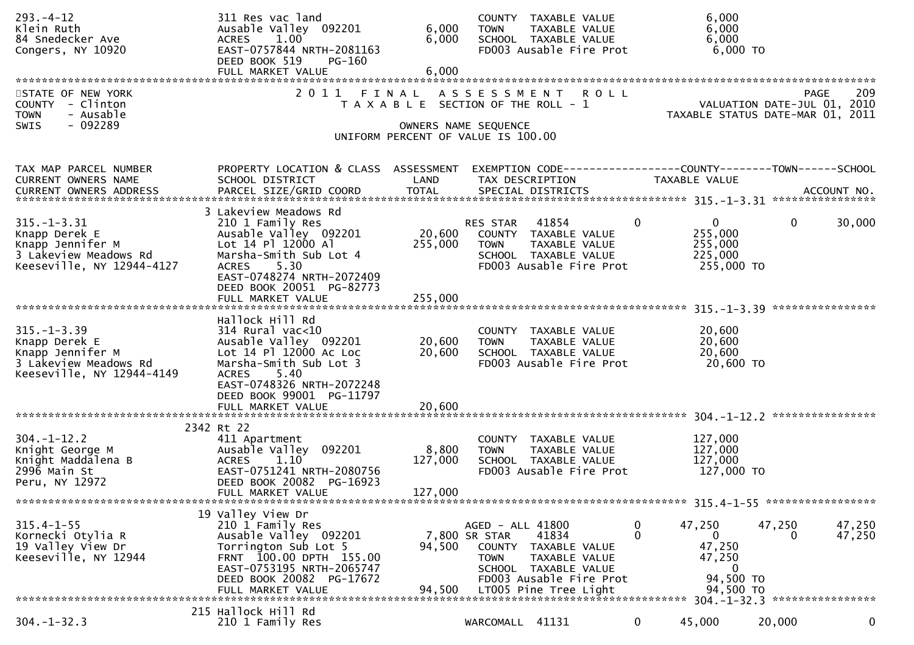```
293.-4-12                      311 Res vac land                        COUNTY  TAXABLE VALUE              6,000
Klein Ruth                     Ausable Valley  092201        6,000     TOWN    TAXABLE VALUE              6,000
84 Snedecker Ave               ACRES    1.00                 6,000     SCHOOL  TAXABLE VALUE              6,000
Congers, NY 10920              EAST-0757844 NRTH-2081163               FD003 Ausable Fire Prot            6,000 TO
                               DEED BOOK 519     PG-160
                               FULL MARKET VALUE             6,000
******************************************************************************************************************************************
STATE OF NEW YORK              2 0 1 1   F I N A L   A S S E S S M E N T   R O L L                                  PAGE    209
COUNTY  - Clinton                 T A X A B L E  SECTION OF THE ROLL - 1                         VALUATION DATE-JUL 01, 2010
TOWN    - Ausable                                                                           TAXABLE STATUS DATE-MAR 01, 2011
SWIS    - 092289                                  OWNERS NAME SEQUENCE
                                             UNIFORM PERCENT OF VALUE IS 100.00


TAX MAP PARCEL NUMBER          PROPERTY LOCATION & CLASS  ASSESSMENT  EXEMPTION CODE------------------COUNTY--------TOWN------SCHOOL
CURRENT OWNERS NAME            SCHOOL DISTRICT               LAND      TAX DESCRIPTION            TAXABLE VALUE
CURRENT OWNERS ADDRESS         PARCEL SIZE/GRID COORD        TOTAL     SPECIAL DISTRICTS                                   ACCOUNT NO.
*********************************************************************************************** 315.-1-3.31 ****************
                               3 Lakeview Meadows Rd
315.-1-3.31                    210 1 Family Res                        RES STAR    41854         0          0          0      30,000
Knapp Derek E                  Ausable Valley  092201        20,600    COUNTY  TAXABLE VALUE            255,000
Knapp Jennifer M               Lot 14 Pl 12000 Al           255,000    TOWN    TAXABLE VALUE            255,000
3 Lakeview Meadows Rd          Marsha-Smith Sub Lot 4                  SCHOOL  TAXABLE VALUE            225,000
Keeseville, NY 12944-4127      ACRES    5.30                           FD003 Ausable Fire Prot          255,000 TO
                               EAST-0748274 NRTH-2072409
                               DEED BOOK 20051  PG-82773
                               FULL MARKET VALUE            255,000
*********************************************************************************************** 315.-1-3.39 ****************
                               Hallock Hill Rd
315.-1-3.39                    314 Rural vac<10                        COUNTY  TAXABLE VALUE             20,600
Knapp Derek E                  Ausable Valley  092201        20,600    TOWN    TAXABLE VALUE             20,600
Knapp Jennifer M               Lot 14 Pl 12000 Ac Loc        20,600    SCHOOL  TAXABLE VALUE             20,600
3 Lakeview Meadows Rd          Marsha-Smith Sub Lot 3                  FD003 Ausable Fire Prot           20,600 TO
Keeseville, NY 12944-4149      ACRES    5.40
                               EAST-0748326 NRTH-2072248
                               DEED BOOK 99001  PG-11797
                               FULL MARKET VALUE             20,600
*********************************************************************************************** 304.-1-12.2 ****************
                               2342 Rt 22
304.-1-12.2                    411 Apartment                           COUNTY  TAXABLE VALUE            127,000
Knight George M                Ausable Valley  092201         8,800    TOWN    TAXABLE VALUE            127,000
Knight Maddalena B             ACRES    1.10                127,000    SCHOOL  TAXABLE VALUE            127,000
2996 Main St                   EAST-0751241 NRTH-2080756               FD003 Ausable Fire Prot          127,000 TO
Peru, NY 12972                 DEED BOOK 20082  PG-16923
                               FULL MARKET VALUE            127,000
*********************************************************************************************** 315.4-1-55 *****************
                               19 Valley View Dr
315.4-1-55                     210 1 Family Res                        AGED - ALL  41800         0     47,250     47,250     47,250
Kornecki Otylia R              Ausable Valley  092201         7,800 SR STAR     41834         0          0          0      47,250
19 Valley View Dr              Torrington Sub Lot 5          94,500    COUNTY  TAXABLE VALUE             47,250
Keeseville, NY 12944           FRNT 100.00 DPTH 155.00                 TOWN    TAXABLE VALUE             47,250
                               EAST-0753195 NRTH-2065747               SCHOOL  TAXABLE VALUE                  0
                               DEED BOOK 20082  PG-17672               FD003 Ausable Fire Prot           94,500 TO
                               FULL MARKET VALUE             94,500    LT005 Pine Tree Light             94,500 TO
*********************************************************************************************** 304.-1-32.3 ****************
                               215 Hallock Hill Rd
304.-1-32.3                    210 1 Family Res                        WARCOMALL  41131          0     45,000     20,000          0
```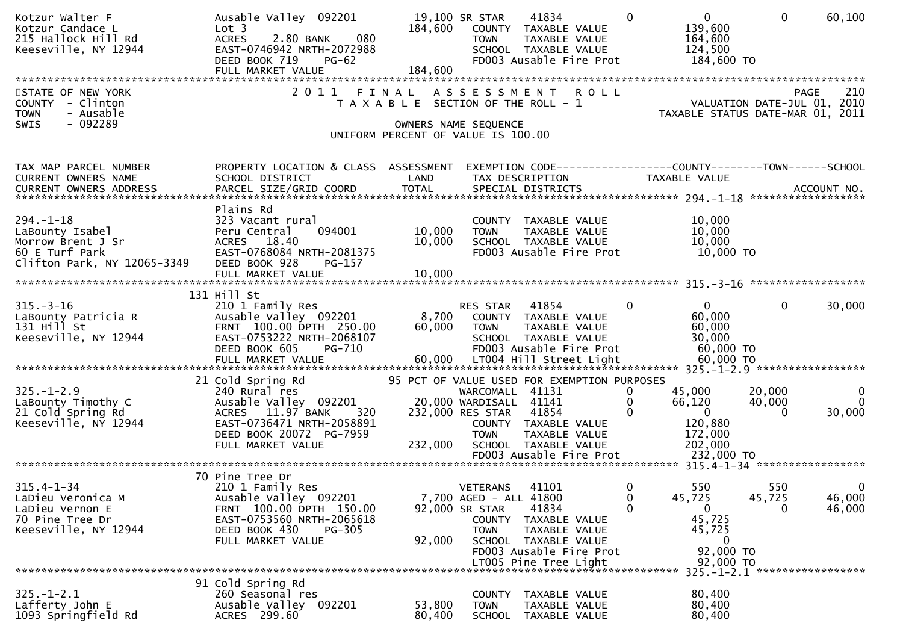```
Kotzur Walter F                    Ausable Valley  092201         19,100 SR STAR     41834           0            0            0        60,100
Kotzur Candace L                   Lot 3                         184,600   COUNTY  TAXABLE VALUE               139,600
215 Hallock Hill Rd                ACRES    2.80 BANK     080              TOWN    TAXABLE VALUE               164,600
Keeseville, NY 12944               EAST-0746942 NRTH-2072988               SCHOOL  TAXABLE VALUE               124,500
                                   DEED BOOK 719     PG-62                 FD003 Ausable Fire Prot              184,600 TO
                                   FULL MARKET VALUE             184,600
******************************************************************************************************************************************
```

```
STATE OF NEW YORK                  2 0 1 1   F I N A L   A S S E S S M E N T   R O L L                                       PAGE    210
COUNTY  - Clinton                        T A X A B L E  SECTION OF THE ROLL - 1                          VALUATION DATE-JUL 01, 2010
TOWN    - Ausable                                                                                    TAXABLE STATUS DATE-MAR 01, 2011
SWIS    - 092289                                      OWNERS NAME SEQUENCE
                                               UNIFORM PERCENT OF VALUE IS 100.00
```

```
TAX MAP PARCEL NUMBER              PROPERTY LOCATION & CLASS  ASSESSMENT  EXEMPTION CODE------------------COUNTY--------TOWN------SCHOOL
CURRENT OWNERS NAME                SCHOOL DISTRICT               LAND      TAX DESCRIPTION            TAXABLE VALUE
CURRENT OWNERS ADDRESS             PARCEL SIZE/GRID COORD       TOTAL      SPECIAL DISTRICTS                                  ACCOUNT NO.
******************************************************************************************************* 294.-1-18 ******************
                                   Plains Rd
294.-1-18                          323 Vacant rural                        COUNTY  TAXABLE VALUE                10,000
LaBounty Isabel                    Peru Central    094001         10,000   TOWN    TAXABLE VALUE                10,000
Morrow Brent J Sr                  ACRES   18.40                  10,000   SCHOOL  TAXABLE VALUE                10,000
60 E Turf Park                     EAST-0768084 NRTH-2081375               FD003 Ausable Fire Prot               10,000 TO
Clifton Park, NY 12065-3349        DEED BOOK 928     PG-157
                                   FULL MARKET VALUE              10,000
******************************************************************************************************* 315.-3-16 ******************
                               131 Hill St
315.-3-16                          210 1 Family Res                        RES STAR    41854         0            0            0        30,000
LaBounty Patricia R                Ausable Valley  092201          8,700   COUNTY  TAXABLE VALUE                60,000
131 Hill St                        FRNT 100.00 DPTH 250.00        60,000   TOWN    TAXABLE VALUE                60,000
Keeseville, NY 12944               EAST-0753222 NRTH-2068107               SCHOOL  TAXABLE VALUE                30,000
                                   DEED BOOK 605     PG-710                FD003 Ausable Fire Prot               60,000 TO
                                   FULL MARKET VALUE              60,000   LT004 Hill Street Light               60,000 TO
******************************************************************************************************* 325.-1-2.9 *****************
                               21 Cold Spring Rd                95 PCT OF VALUE USED FOR EXEMPTION PURPOSES
325.-1-2.9                         240 Rural res                           WARCOMALL  41131          0        45,000       20,000             0
LaBounty Timothy C                 Ausable Valley  092201         20,000 WARDISALL  41141            0        66,120       40,000             0
21 Cold Spring Rd                  ACRES   11.97 BANK     320    232,000 RES STAR   41854            0            0            0        30,000
Keeseville, NY 12944               EAST-0736471 NRTH-2058891               COUNTY  TAXABLE VALUE               120,880
                                   DEED BOOK 20072 PG-7959                 TOWN    TAXABLE VALUE               172,000
                                   FULL MARKET VALUE             232,000   SCHOOL  TAXABLE VALUE               202,000
                                                                           FD003 Ausable Fire Prot              232,000 TO
******************************************************************************************************* 315.4-1-34 *****************
                               70 Pine Tree Dr
315.4-1-34                         210 1 Family Res                        VETERANS   41101          0          550          550             0
LaDieu Veronica M                  Ausable Valley  092201          7,700 AGED - ALL 41800            0        45,725       45,725        46,000
LaDieu Vernon E                    FRNT 100.00 DPTH 150.00        92,000 SR STAR    41834            0            0            0        46,000
70 Pine Tree Dr                    EAST-0753560 NRTH-2065618               COUNTY  TAXABLE VALUE                45,725
Keeseville, NY 12944               DEED BOOK 430     PG-305                TOWN    TAXABLE VALUE                45,725
                                   FULL MARKET VALUE              92,000   SCHOOL  TAXABLE VALUE                     0
                                                                           FD003 Ausable Fire Prot               92,000 TO
                                                                           LT005 Pine Tree Light                 92,000 TO
******************************************************************************************************* 325.-1-2.1 *****************
                               91 Cold Spring Rd
325.-1-2.1                         260 Seasonal res                        COUNTY  TAXABLE VALUE                80,400
Lafferty John E                    Ausable Valley  092201         53,800   TOWN    TAXABLE VALUE                80,400
1093 Springfield Rd                ACRES  299.60                  80,400   SCHOOL  TAXABLE VALUE                80,400
```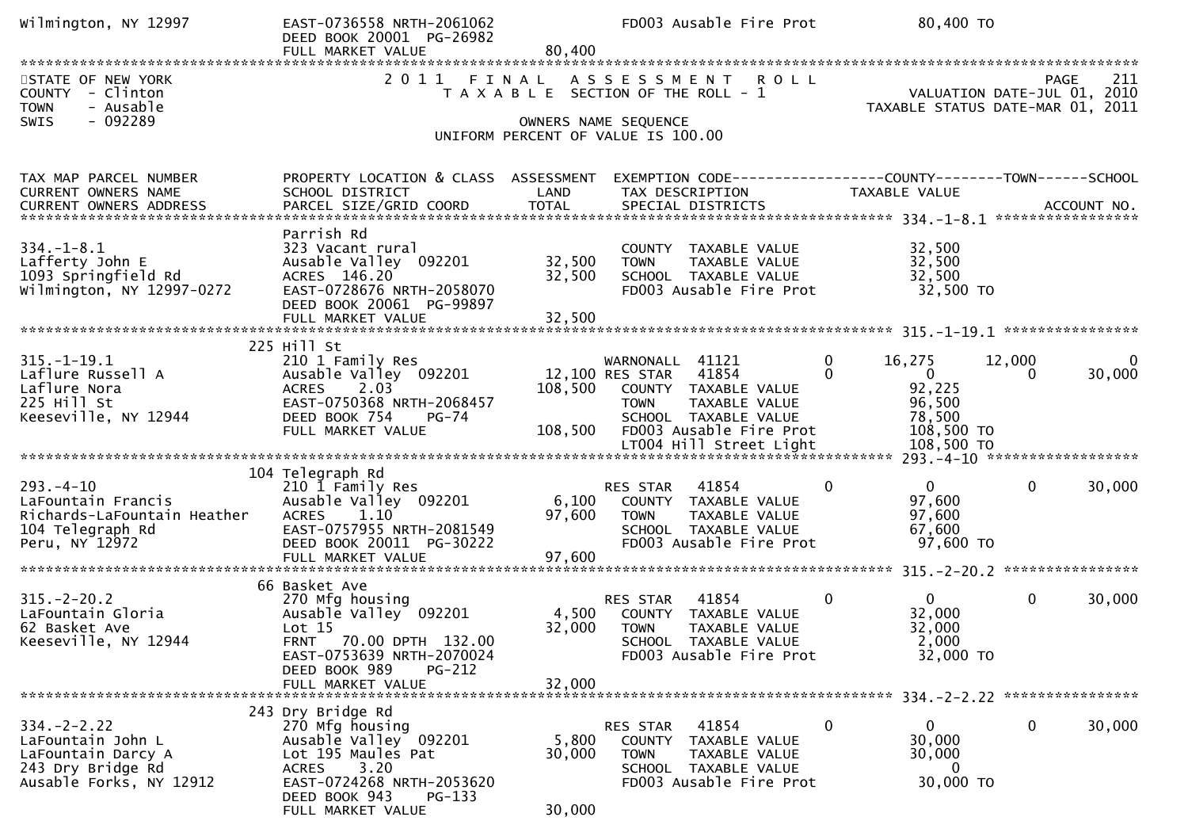Wilmington, NY 12997 | EAST-0736558 NRTH-2061062 | | FD003 Ausable Fire Prot | 80,400 TO

DEED BOOK 20001 PG-26982

FULL MARKET VALUE 80,400

STATE OF NEW YORK
COUNTY - Clinton
TOWN - Ausable
SWIS - 092289

2011 FINAL ASSESSMENT ROLL
TAXABLE SECTION OF THE ROLL - 1

OWNERS NAME SEQUENCE
UNIFORM PERCENT OF VALUE IS 100.00

PAGE 211
VALUATION DATE-JUL 01, 2010
TAXABLE STATUS DATE-MAR 01, 2011

| TAX MAP PARCEL NUMBER / CURRENT OWNERS NAME / CURRENT OWNERS ADDRESS | PROPERTY LOCATION & CLASS / SCHOOL DISTRICT / PARCEL SIZE/GRID COORD | ASSESSMENT LAND / TOTAL | EXEMPTION CODE / TAX DESCRIPTION / SPECIAL DISTRICTS | | COUNTY TAXABLE VALUE | TOWN | SCHOOL | ACCOUNT NO. |
|---|---|---|---|---|---|---|---|---|
| **334.-1-8.1** | Parrish Rd | | | | | | | |
| 334.-1-8.1 | 323 Vacant rural | | COUNTY TAXABLE VALUE | | 32,500 | | | |
| Lafferty John E | Ausable Valley 092201 | 32,500 | TOWN TAXABLE VALUE | | 32,500 | | | |
| 1093 Springfield Rd | ACRES 146.20 | 32,500 | SCHOOL TAXABLE VALUE | | 32,500 | | | |
| Wilmington, NY 12997-0272 | EAST-0728676 NRTH-2058070 | | FD003 Ausable Fire Prot | | 32,500 TO | | | |
| | DEED BOOK 20061 PG-99897 | | | | | | | |
| | FULL MARKET VALUE | 32,500 | | | | | | |
| **315.-1-19.1** | 225 Hill St | | | | | | | |
| 315.-1-19.1 | 210 1 Family Res | | WARNONALL 41121 | 0 | 16,275 | 12,000 | 0 | |
| Laflure Russell A | Ausable Valley 092201 | 12,100 | RES STAR 41854 | 0 | 0 | 0 | 30,000 | |
| Laflure Nora | ACRES 2.03 | 108,500 | COUNTY TAXABLE VALUE | | 92,225 | | | |
| 225 Hill St | EAST-0750368 NRTH-2068457 | | TOWN TAXABLE VALUE | | 96,500 | | | |
| Keeseville, NY 12944 | DEED BOOK 754 PG-74 | | SCHOOL TAXABLE VALUE | | 78,500 | | | |
| | FULL MARKET VALUE | 108,500 | FD003 Ausable Fire Prot | | 108,500 TO | | | |
| | | | LT004 Hill Street Light | | 108,500 TO | | | |
| **293.-4-10** | 104 Telegraph Rd | | | | | | | |
| 293.-4-10 | 210 1 Family Res | | RES STAR 41854 | 0 | 0 | 0 | 30,000 | |
| LaFountain Francis | Ausable Valley 092201 | 6,100 | COUNTY TAXABLE VALUE | | 97,600 | | | |
| Richards-LaFountain Heather | ACRES 1.10 | 97,600 | TOWN TAXABLE VALUE | | 97,600 | | | |
| 104 Telegraph Rd | EAST-0757955 NRTH-2081549 | | SCHOOL TAXABLE VALUE | | 67,600 | | | |
| Peru, NY 12972 | DEED BOOK 20011 PG-30222 | | FD003 Ausable Fire Prot | | 97,600 TO | | | |
| | FULL MARKET VALUE | 97,600 | | | | | | |
| **315.-2-20.2** | 66 Basket Ave | | | | | | | |
| 315.-2-20.2 | 270 Mfg housing | | RES STAR 41854 | 0 | 0 | 0 | 30,000 | |
| LaFountain Gloria | Ausable Valley 092201 | 4,500 | COUNTY TAXABLE VALUE | | 32,000 | | | |
| 62 Basket Ave | Lot 15 | 32,000 | TOWN TAXABLE VALUE | | 32,000 | | | |
| Keeseville, NY 12944 | FRNT 70.00 DPTH 132.00 | | SCHOOL TAXABLE VALUE | | 2,000 | | | |
| | EAST-0753639 NRTH-2070024 | | FD003 Ausable Fire Prot | | 32,000 TO | | | |
| | DEED BOOK 989 PG-212 | | | | | | | |
| | FULL MARKET VALUE | 32,000 | | | | | | |
| **334.-2-2.22** | 243 Dry Bridge Rd | | | | | | | |
| 334.-2-2.22 | 270 Mfg housing | | RES STAR 41854 | 0 | 0 | 0 | 30,000 | |
| LaFountain John L | Ausable Valley 092201 | 5,800 | COUNTY TAXABLE VALUE | | 30,000 | | | |
| LaFountain Darcy A | Lot 195 Maules Pat | 30,000 | TOWN TAXABLE VALUE | | 30,000 | | | |
| 243 Dry Bridge Rd | ACRES 3.20 | | SCHOOL TAXABLE VALUE | | 0 | | | |
| Ausable Forks, NY 12912 | EAST-0724268 NRTH-2053620 | | FD003 Ausable Fire Prot | | 30,000 TO | | | |
| | DEED BOOK 943 PG-133 | | | | | | | |
| | FULL MARKET VALUE | 30,000 | | | | | | |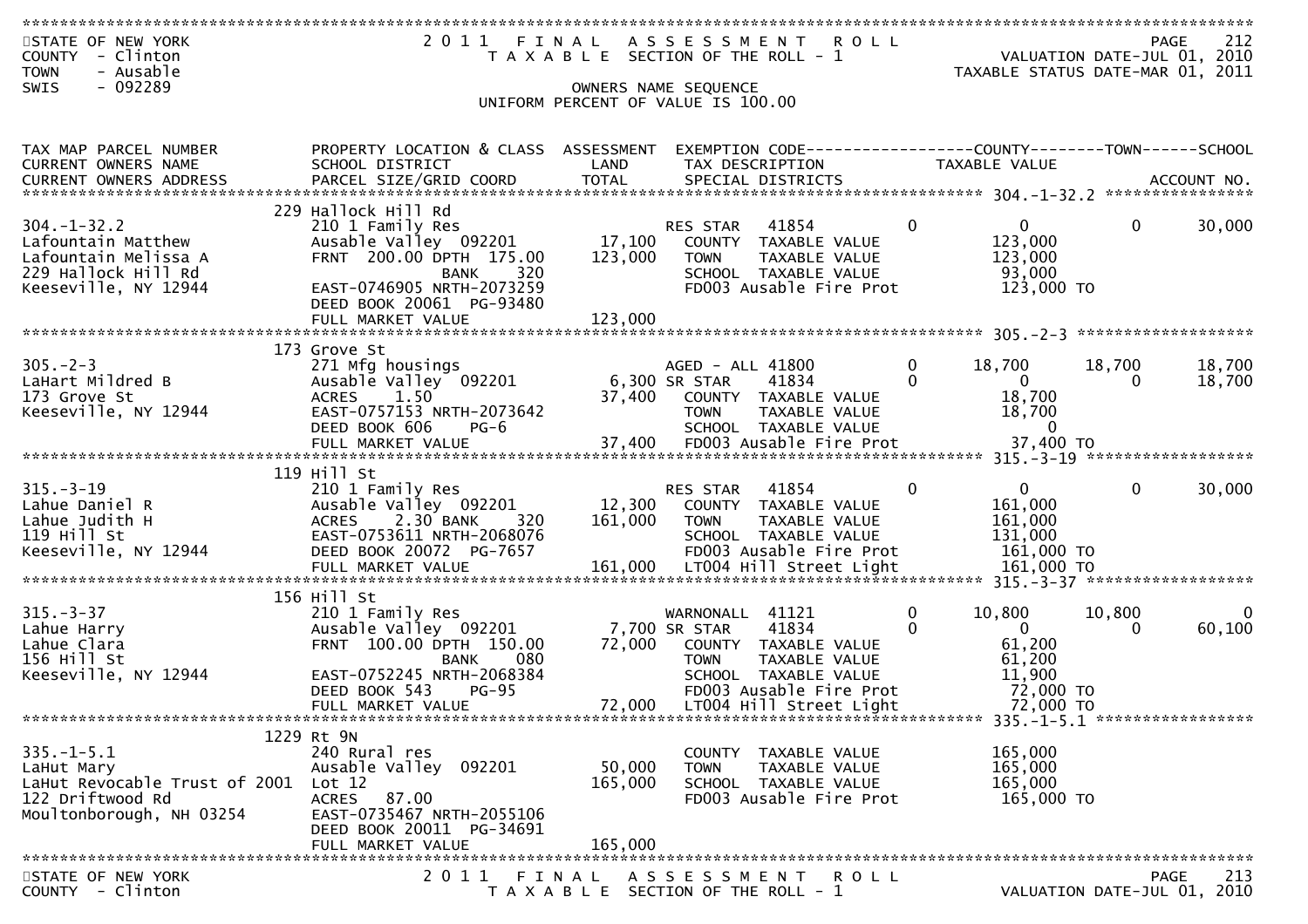STATE OF NEW YORK
COUNTY - Clinton
TOWN - Ausable
SWIS - 092289

2011 FINAL ASSESSMENT ROLL
TAXABLE SECTION OF THE ROLL - 1

VALUATION DATE-JUL 01, 2010
TAXABLE STATUS DATE-MAR 01, 2011

OWNERS NAME SEQUENCE
UNIFORM PERCENT OF VALUE IS 100.00

| TAX MAP PARCEL NUMBER / CURRENT OWNERS NAME / CURRENT OWNERS ADDRESS | PROPERTY LOCATION & CLASS / SCHOOL DISTRICT / PARCEL SIZE/GRID COORD | ASSESSMENT LAND / TOTAL | EXEMPTION CODE / TAX DESCRIPTION / SPECIAL DISTRICTS | | COUNTY TAXABLE VALUE | TOWN | SCHOOL |
|---|---|---|---|---|---|---|---|
| **304.-1-32.2** | 229 Hallock Hill Rd | | | | | | |
| 304.-1-32.2 | 210 1 Family Res | | RES STAR 41854 | 0 | 0 | 0 | 30,000 |
| Lafountain Matthew | Ausable Valley 092201 | 17,100 | COUNTY TAXABLE VALUE | | 123,000 | | |
| Lafountain Melissa A | FRNT 200.00 DPTH 175.00 | 123,000 | TOWN TAXABLE VALUE | | 123,000 | | |
| 229 Hallock Hill Rd | BANK 320 | | SCHOOL TAXABLE VALUE | | 93,000 | | |
| Keeseville, NY 12944 | EAST-0746905 NRTH-2073259 | | FD003 Ausable Fire Prot | | 123,000 TO | | |
| | DEED BOOK 20061 PG-93480 | | | | | | |
| | FULL MARKET VALUE | 123,000 | | | | | |
| **305.-2-3** | 173 Grove St | | | | | | |
| 305.-2-3 | 271 Mfg housings | | AGED - ALL 41800 | 0 | 18,700 | 18,700 | 18,700 |
| LaHart Mildred B | Ausable Valley 092201 | 6,300 | SR STAR 41834 | 0 | 0 | 0 | 18,700 |
| 173 Grove St | ACRES 1.50 | 37,400 | COUNTY TAXABLE VALUE | | 18,700 | | |
| Keeseville, NY 12944 | EAST-0757153 NRTH-2073642 | | TOWN TAXABLE VALUE | | 18,700 | | |
| | DEED BOOK 606 PG-6 | | SCHOOL TAXABLE VALUE | | 0 | | |
| | FULL MARKET VALUE | 37,400 | FD003 Ausable Fire Prot | | 37,400 TO | | |
| **315.-3-19** | 119 Hill St | | | | | | |
| 315.-3-19 | 210 1 Family Res | | RES STAR 41854 | 0 | 0 | 0 | 30,000 |
| Lahue Daniel R | Ausable Valley 092201 | 12,300 | COUNTY TAXABLE VALUE | | 161,000 | | |
| Lahue Judith H | ACRES 2.30 BANK 320 | 161,000 | TOWN TAXABLE VALUE | | 161,000 | | |
| 119 Hill St | EAST-0753611 NRTH-2068076 | | SCHOOL TAXABLE VALUE | | 131,000 | | |
| Keeseville, NY 12944 | DEED BOOK 20072 PG-7657 | | FD003 Ausable Fire Prot | | 161,000 TO | | |
| | FULL MARKET VALUE | 161,000 | LT004 Hill Street Light | | 161,000 TO | | |
| **315.-3-37** | 156 Hill St | | | | | | |
| 315.-3-37 | 210 1 Family Res | | WARNONALL 41121 | 0 | 10,800 | 10,800 | 0 |
| Lahue Harry | Ausable Valley 092201 | 7,700 | SR STAR 41834 | 0 | 0 | 0 | 60,100 |
| Lahue Clara | FRNT 100.00 DPTH 150.00 | 72,000 | COUNTY TAXABLE VALUE | | 61,200 | | |
| 156 Hill St | BANK 080 | | TOWN TAXABLE VALUE | | 61,200 | | |
| Keeseville, NY 12944 | EAST-0752245 NRTH-2068384 | | SCHOOL TAXABLE VALUE | | 11,900 | | |
| | DEED BOOK 543 PG-95 | | FD003 Ausable Fire Prot | | 72,000 TO | | |
| | FULL MARKET VALUE | 72,000 | LT004 Hill Street Light | | 72,000 TO | | |
| **335.-1-5.1** | 1229 Rt 9N | | | | | | |
| 335.-1-5.1 | 240 Rural res | | COUNTY TAXABLE VALUE | | 165,000 | | |
| LaHut Mary | Ausable Valley 092201 | 50,000 | TOWN TAXABLE VALUE | | 165,000 | | |
| LaHut Revocable Trust of 2001 | Lot 12 | 165,000 | SCHOOL TAXABLE VALUE | | 165,000 | | |
| 122 Driftwood Rd | ACRES 87.00 | | FD003 Ausable Fire Prot | | 165,000 TO | | |
| Moultonborough, NH 03254 | EAST-0735467 NRTH-2055106 | | | | | | |
| | DEED BOOK 20011 PG-34691 | | | | | | |
| | FULL MARKET VALUE | 165,000 | | | | | |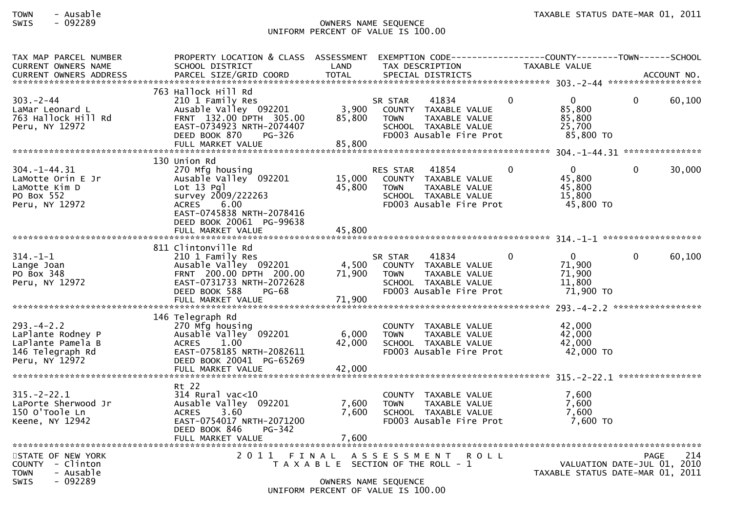OWNERS NAME SEQUENCE
UNIFORM PERCENT OF VALUE IS 100.00

| TAX MAP PARCEL NUMBER / CURRENT OWNERS NAME / CURRENT OWNERS ADDRESS | PROPERTY LOCATION & CLASS / SCHOOL DISTRICT / PARCEL SIZE/GRID COORD | ASSESSMENT LAND / TOTAL | EXEMPTION CODE / TAX DESCRIPTION / SPECIAL DISTRICTS | COUNTY | TOWN | SCHOOL / TAXABLE VALUE / ACCOUNT NO. |
|---|---|---|---|---|---|---|
| **303.-2-44** | 763 Hallock Hill Rd | | | | | |
| 303.-2-44 | 210 1 Family Res | | SR STAR 41834 | 0 | 0 | 0 60,100 |
| LaMar Leonard L | Ausable Valley 092201 | 3,900 | COUNTY TAXABLE VALUE | | 85,800 | |
| 763 Hallock Hill Rd | FRNT 132.00 DPTH 305.00 | 85,800 | TOWN TAXABLE VALUE | | 85,800 | |
| Peru, NY 12972 | EAST-0734923 NRTH-2074407 | | SCHOOL TAXABLE VALUE | | 25,700 | |
| | DEED BOOK 870 PG-326 | | FD003 Ausable Fire Prot | | 85,800 TO | |
| | FULL MARKET VALUE | 85,800 | | | | |
| **304.-1-44.31** | 130 Union Rd | | | | | |
| 304.-1-44.31 | 270 Mfg housing | | RES STAR 41854 | 0 | 0 | 0 30,000 |
| LaMotte Orin E Jr | Ausable Valley 092201 | 15,000 | COUNTY TAXABLE VALUE | | 45,800 | |
| LaMotte Kim D | Lot 13 Pgl | 45,800 | TOWN TAXABLE VALUE | | 45,800 | |
| PO Box 552 | survey 2009/222263 | | SCHOOL TAXABLE VALUE | | 15,800 | |
| Peru, NY 12972 | ACRES 6.00 | | FD003 Ausable Fire Prot | | 45,800 TO | |
| | EAST-0745838 NRTH-2078416 | | | | | |
| | DEED BOOK 20061 PG-99638 | | | | | |
| | FULL MARKET VALUE | 45,800 | | | | |
| **314.-1-1** | 811 Clintonville Rd | | | | | |
| 314.-1-1 | 210 1 Family Res | | SR STAR 41834 | 0 | 0 | 0 60,100 |
| Lange Joan | Ausable Valley 092201 | 4,500 | COUNTY TAXABLE VALUE | | 71,900 | |
| PO Box 348 | FRNT 200.00 DPTH 200.00 | 71,900 | TOWN TAXABLE VALUE | | 71,900 | |
| Peru, NY 12972 | EAST-0731733 NRTH-2072628 | | SCHOOL TAXABLE VALUE | | 11,800 | |
| | DEED BOOK 588 PG-68 | | FD003 Ausable Fire Prot | | 71,900 TO | |
| | FULL MARKET VALUE | 71,900 | | | | |
| **293.-4-2.2** | 146 Telegraph Rd | | | | | |
| 293.-4-2.2 | 270 Mfg housing | | COUNTY TAXABLE VALUE | | 42,000 | |
| LaPlante Rodney P | Ausable Valley 092201 | 6,000 | TOWN TAXABLE VALUE | | 42,000 | |
| LaPlante Pamela B | ACRES 1.00 | 42,000 | SCHOOL TAXABLE VALUE | | 42,000 | |
| 146 Telegraph Rd | EAST-0758185 NRTH-2082611 | | FD003 Ausable Fire Prot | | 42,000 TO | |
| Peru, NY 12972 | DEED BOOK 20041 PG-65269 | | | | | |
| | FULL MARKET VALUE | 42,000 | | | | |
| **315.-2-22.1** | Rt 22 | | | | | |
| 315.-2-22.1 | 314 Rural vac<10 | | COUNTY TAXABLE VALUE | | 7,600 | |
| LaPorte Sherwood Jr | Ausable Valley 092201 | 7,600 | TOWN TAXABLE VALUE | | 7,600 | |
| 150 O'Toole Ln | ACRES 3.60 | 7,600 | SCHOOL TAXABLE VALUE | | 7,600 | |
| Keene, NY 12942 | EAST-0754017 NRTH-2071200 | | FD003 Ausable Fire Prot | | 7,600 TO | |
| | DEED BOOK 846 PG-342 | | | | | |
| | FULL MARKET VALUE | 7,600 | | | | |

STATE OF NEW YORK
COUNTY - Clinton
TOWN - Ausable
SWIS - 092289

2011 FINAL ASSESSMENT ROLL
TAXABLE SECTION OF THE ROLL - 1

VALUATION DATE-JUL 01, 2010
TAXABLE STATUS DATE-MAR 01, 2011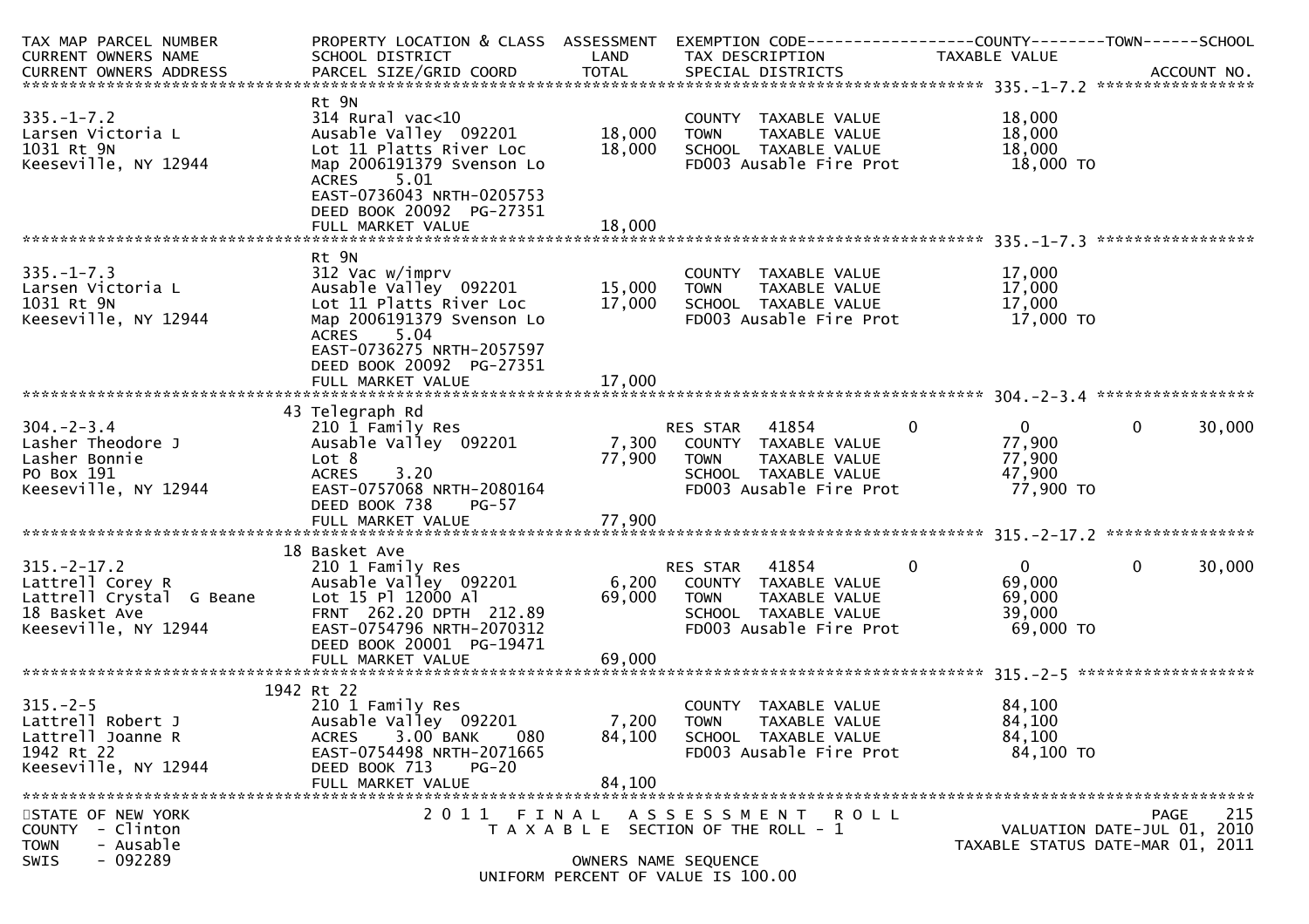| TAX MAP PARCEL NUMBER<br>CURRENT OWNERS NAME<br>CURRENT OWNERS ADDRESS | PROPERTY LOCATION & CLASS<br>SCHOOL DISTRICT<br>PARCEL SIZE/GRID COORD | ASSESSMENT<br>LAND<br>TOTAL | EXEMPTION CODE<br>TAX DESCRIPTION<br>SPECIAL DISTRICTS | COUNTY<br>TAXABLE VALUE | TOWN | SCHOOL<br>ACCOUNT NO. |
|---|---|---|---|---|---|---|
| **335.-1-7.2** | | | | | | |
| 335.-1-7.2 | Rt 9N | | | | | |
| Larsen Victoria L | 314 Rural vac<10 | | COUNTY TAXABLE VALUE | 18,000 | | |
| 1031 Rt 9N | Ausable Valley 092201 | 18,000 | TOWN TAXABLE VALUE | 18,000 | | |
| Keeseville, NY 12944 | Lot 11 Platts River Loc | 18,000 | SCHOOL TAXABLE VALUE | 18,000 | | |
| | Map 2006191379 Svenson Lo | | FD003 Ausable Fire Prot | 18,000 TO | | |
| | ACRES 5.01 | | | | | |
| | EAST-0736043 NRTH-0205753 | | | | | |
| | DEED BOOK 20092 PG-27351 | | | | | |
| | FULL MARKET VALUE | 18,000 | | | | |
| **335.-1-7.3** | | | | | | |
| 335.-1-7.3 | Rt 9N | | | | | |
| Larsen Victoria L | 312 Vac w/imprv | | COUNTY TAXABLE VALUE | 17,000 | | |
| 1031 Rt 9N | Ausable Valley 092201 | 15,000 | TOWN TAXABLE VALUE | 17,000 | | |
| Keeseville, NY 12944 | Lot 11 Platts River Loc | 17,000 | SCHOOL TAXABLE VALUE | 17,000 | | |
| | Map 2006191379 Svenson Lo | | FD003 Ausable Fire Prot | 17,000 TO | | |
| | ACRES 5.04 | | | | | |
| | EAST-0736275 NRTH-2057597 | | | | | |
| | DEED BOOK 20092 PG-27351 | | | | | |
| | FULL MARKET VALUE | 17,000 | | | | |
| **304.-2-3.4** | | | | | | |
| 304.-2-3.4 | 43 Telegraph Rd | | | | | |
| Lasher Theodore J | 210 1 Family Res | | RES STAR 41854 | 0 | 0 | 0 30,000 |
| Lasher Bonnie | Ausable Valley 092201 | 7,300 | COUNTY TAXABLE VALUE | 77,900 | | |
| PO Box 191 | Lot 8 | 77,900 | TOWN TAXABLE VALUE | 77,900 | | |
| Keeseville, NY 12944 | ACRES 3.20 | | SCHOOL TAXABLE VALUE | 47,900 | | |
| | EAST-0757068 NRTH-2080164 | | FD003 Ausable Fire Prot | 77,900 TO | | |
| | DEED BOOK 738 PG-57 | | | | | |
| | FULL MARKET VALUE | 77,900 | | | | |
| **315.-2-17.2** | | | | | | |
| 315.-2-17.2 | 18 Basket Ave | | | | | |
| Lattrell Corey R | 210 1 Family Res | | RES STAR 41854 | 0 | 0 | 0 30,000 |
| Lattrell Crystal G Beane | Ausable Valley 092201 | 6,200 | COUNTY TAXABLE VALUE | 69,000 | | |
| 18 Basket Ave | Lot 15 Pl 12000 Al | 69,000 | TOWN TAXABLE VALUE | 69,000 | | |
| Keeseville, NY 12944 | FRNT 262.20 DPTH 212.89 | | SCHOOL TAXABLE VALUE | 39,000 | | |
| | EAST-0754796 NRTH-2070312 | | FD003 Ausable Fire Prot | 69,000 TO | | |
| | DEED BOOK 20001 PG-19471 | | | | | |
| | FULL MARKET VALUE | 69,000 | | | | |
| **315.-2-5** | | | | | | |
| 315.-2-5 | 1942 Rt 22 | | | | | |
| Lattrell Robert J | 210 1 Family Res | | COUNTY TAXABLE VALUE | 84,100 | | |
| Lattrell Joanne R | Ausable Valley 092201 | 7,200 | TOWN TAXABLE VALUE | 84,100 | | |
| 1942 Rt 22 | ACRES 3.00 BANK 080 | 84,100 | SCHOOL TAXABLE VALUE | 84,100 | | |
| Keeseville, NY 12944 | EAST-0754498 NRTH-2071665 | | FD003 Ausable Fire Prot | 84,100 TO | | |
| | DEED BOOK 713 PG-20 | | | | | |
| | FULL MARKET VALUE | 84,100 | | | | |

STATE OF NEW YORK
COUNTY - Clinton
TOWN - Ausable
SWIS - 092289

2011 FINAL ASSESSMENT ROLL
TAXABLE SECTION OF THE ROLL - 1
OWNERS NAME SEQUENCE
UNIFORM PERCENT OF VALUE IS 100.00

VALUATION DATE-JUL 01, 2010
TAXABLE STATUS DATE-MAR 01, 2011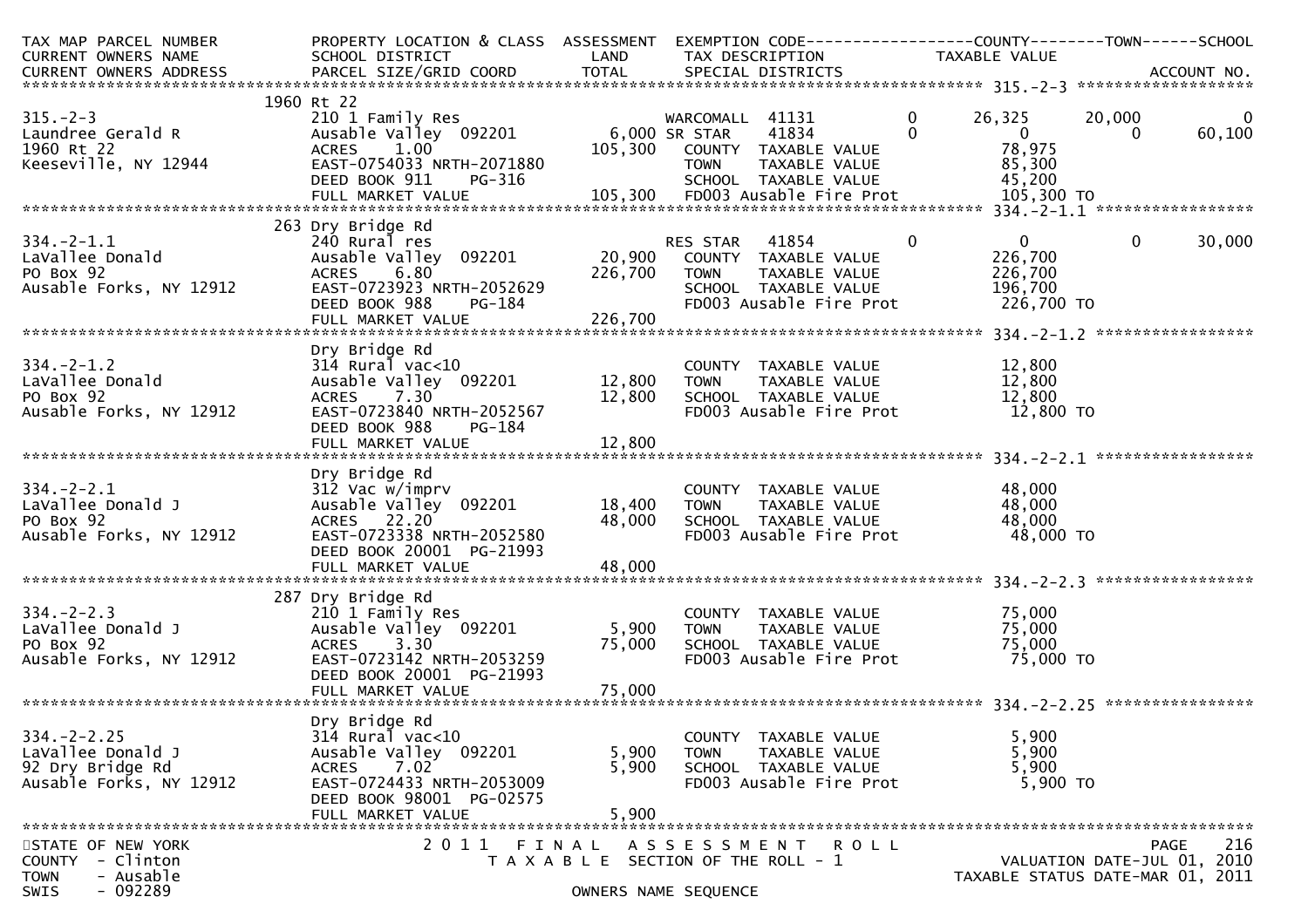```
TAX MAP PARCEL NUMBER          PROPERTY LOCATION & CLASS  ASSESSMENT  EXEMPTION CODE------------------COUNTY--------TOWN------SCHOOL
CURRENT OWNERS NAME            SCHOOL DISTRICT               LAND      TAX DESCRIPTION               TAXABLE VALUE
CURRENT OWNERS ADDRESS         PARCEL SIZE/GRID COORD        TOTAL     SPECIAL DISTRICTS                                      ACCOUNT NO.
******************************************************************************************************* 315.-2-3 ********************
                            1960 Rt 22
315.-2-3                       210 1 Family Res                        WARCOMALL  41131         0      26,325      20,000           0
Laundree Gerald R              Ausable Valley  092201        6,000 SR STAR    41834         0           0           0      60,100
1960 Rt 22                     ACRES     1.00              105,300   COUNTY  TAXABLE VALUE               78,975
Keeseville, NY 12944           EAST-0754033 NRTH-2071880             TOWN    TAXABLE VALUE               85,300
                               DEED BOOK 911     PG-316              SCHOOL  TAXABLE VALUE               45,200
                               FULL MARKET VALUE           105,300   FD003 Ausable Fire Prot           105,300 TO
******************************************************************************************************* 334.-2-1.1 ******************
                            263 Dry Bridge Rd
334.-2-1.1                     240 Rural res                           RES STAR   41854         0           0           0      30,000
LaVallee Donald                Ausable Valley  092201       20,900   COUNTY  TAXABLE VALUE              226,700
PO Box 92                      ACRES     6.80              226,700   TOWN    TAXABLE VALUE              226,700
Ausable Forks, NY 12912        EAST-0723923 NRTH-2052629             SCHOOL  TAXABLE VALUE              196,700
                               DEED BOOK 988     PG-184              FD003 Ausable Fire Prot           226,700 TO
                               FULL MARKET VALUE           226,700
******************************************************************************************************* 334.-2-1.2 ******************
                               Dry Bridge Rd
334.-2-1.2                     314 Rural vac<10                        COUNTY  TAXABLE VALUE               12,800
LaVallee Donald                Ausable Valley  092201       12,800   TOWN    TAXABLE VALUE               12,800
PO Box 92                      ACRES     7.30               12,800   SCHOOL  TAXABLE VALUE               12,800
Ausable Forks, NY 12912        EAST-0723840 NRTH-2052567             FD003 Ausable Fire Prot            12,800 TO
                               DEED BOOK 988     PG-184
                               FULL MARKET VALUE            12,800
******************************************************************************************************* 334.-2-2.1 ******************
                               Dry Bridge Rd
334.-2-2.1                     312 Vac w/imprv                         COUNTY  TAXABLE VALUE               48,000
LaVallee Donald J              Ausable Valley  092201       18,400   TOWN    TAXABLE VALUE               48,000
PO Box 92                      ACRES    22.20               48,000   SCHOOL  TAXABLE VALUE               48,000
Ausable Forks, NY 12912        EAST-0723338 NRTH-2052580             FD003 Ausable Fire Prot            48,000 TO
                               DEED BOOK 20001 PG-21993
                               FULL MARKET VALUE            48,000
******************************************************************************************************* 334.-2-2.3 ******************
                            287 Dry Bridge Rd
334.-2-2.3                     210 1 Family Res                        COUNTY  TAXABLE VALUE               75,000
LaVallee Donald J              Ausable Valley  092201        5,900   TOWN    TAXABLE VALUE               75,000
PO Box 92                      ACRES     3.30               75,000   SCHOOL  TAXABLE VALUE               75,000
Ausable Forks, NY 12912        EAST-0723142 NRTH-2053259             FD003 Ausable Fire Prot            75,000 TO
                               DEED BOOK 20001 PG-21993
                               FULL MARKET VALUE            75,000
******************************************************************************************************* 334.-2-2.25 *****************
                               Dry Bridge Rd
334.-2-2.25                    314 Rural vac<10                        COUNTY  TAXABLE VALUE                5,900
LaVallee Donald J              Ausable Valley  092201        5,900   TOWN    TAXABLE VALUE                5,900
92 Dry Bridge Rd               ACRES     7.02                5,900   SCHOOL  TAXABLE VALUE                5,900
Ausable Forks, NY 12912        EAST-0724433 NRTH-2053009             FD003 Ausable Fire Prot             5,900 TO
                               DEED BOOK 98001 PG-02575
                               FULL MARKET VALUE             5,900
*************************************************************************************************************************************
STATE OF NEW YORK                         2 0 1 1   F I N A L   A S S E S S M E N T   R O L L                                PAGE   216
COUNTY  - Clinton                              T A X A B L E  SECTION OF THE ROLL - 1                          VALUATION DATE-JUL 01, 2010
TOWN    - Ausable                                                                                          TAXABLE STATUS DATE-MAR 01, 2011
SWIS    - 092289                                         OWNERS NAME SEQUENCE
```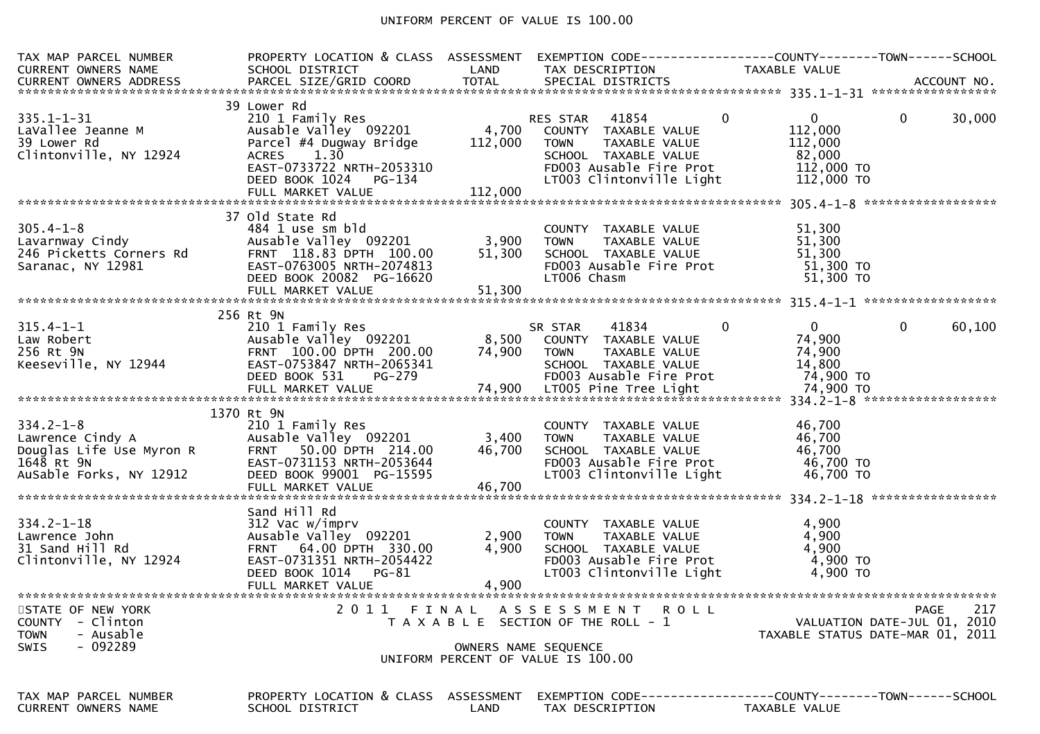UNIFORM PERCENT OF VALUE IS 100.00

| TAX MAP PARCEL NUMBER<br>CURRENT OWNERS NAME<br>CURRENT OWNERS ADDRESS | PROPERTY LOCATION & CLASS<br>SCHOOL DISTRICT<br>PARCEL SIZE/GRID COORD | ASSESSMENT<br>LAND<br>TOTAL | EXEMPTION CODE<br>TAX DESCRIPTION<br>SPECIAL DISTRICTS | COUNTY<br>TAXABLE VALUE | TOWN | SCHOOL<br>ACCOUNT NO. |
|---|---|---|---|---|---|---|
| 335.1-1-31<br>LaVallee Jeanne M<br>39 Lower Rd<br>Clintonville, NY 12924 | 39 Lower Rd<br>210 1 Family Res<br>Ausable Valley 092201<br>Parcel #4 Dugway Bridge<br>ACRES 1.30<br>EAST-0733722 NRTH-2053310<br>DEED BOOK 1024 PG-134<br>FULL MARKET VALUE | <br><br>4,700<br>112,000<br><br><br><br>112,000 | RES STAR 41854 0<br>COUNTY TAXABLE VALUE<br>TOWN TAXABLE VALUE<br>SCHOOL TAXABLE VALUE<br>FD003 Ausable Fire Prot<br>LT003 Clintonville Light | 0<br>112,000<br>112,000<br>82,000<br>112,000 TO<br>112,000 TO | 0 | 30,000 |
| 305.4-1-8<br>Lavarnway Cindy<br>246 Picketts Corners Rd<br>Saranac, NY 12981 | 37 Old State Rd<br>484 1 use sm bld<br>Ausable Valley 092201<br>FRNT 118.83 DPTH 100.00<br>EAST-0763005 NRTH-2074813<br>DEED BOOK 20082 PG-16620<br>FULL MARKET VALUE | <br><br>3,900<br>51,300<br><br><br>51,300 | COUNTY TAXABLE VALUE<br>TOWN TAXABLE VALUE<br>SCHOOL TAXABLE VALUE<br>FD003 Ausable Fire Prot<br>LT006 Chasm | 51,300<br>51,300<br>51,300<br>51,300 TO<br>51,300 TO | | |
| 315.4-1-1<br>Law Robert<br>256 Rt 9N<br>Keeseville, NY 12944 | 256 Rt 9N<br>210 1 Family Res<br>Ausable Valley 092201<br>FRNT 100.00 DPTH 200.00<br>EAST-0753847 NRTH-2065341<br>DEED BOOK 531 PG-279<br>FULL MARKET VALUE | <br><br>8,500<br>74,900<br><br><br>74,900 | SR STAR 41834 0<br>COUNTY TAXABLE VALUE<br>TOWN TAXABLE VALUE<br>SCHOOL TAXABLE VALUE<br>FD003 Ausable Fire Prot<br>LT005 Pine Tree Light | 0<br>74,900<br>74,900<br>14,800<br>74,900 TO<br>74,900 TO | 0 | 60,100 |
| 334.2-1-8<br>Lawrence Cindy A<br>Douglas Life Use Myron R<br>1648 Rt 9N<br>AuSable Forks, NY 12912 | 1370 Rt 9N<br>210 1 Family Res<br>Ausable Valley 092201<br>FRNT 50.00 DPTH 214.00<br>EAST-0731153 NRTH-2053644<br>DEED BOOK 99001 PG-15595<br>FULL MARKET VALUE | <br><br>3,400<br>46,700<br><br><br>46,700 | COUNTY TAXABLE VALUE<br>TOWN TAXABLE VALUE<br>SCHOOL TAXABLE VALUE<br>FD003 Ausable Fire Prot<br>LT003 Clintonville Light | 46,700<br>46,700<br>46,700<br>46,700 TO<br>46,700 TO | | |
| 334.2-1-18<br>Lawrence John<br>31 Sand Hill Rd<br>Clintonville, NY 12924 | Sand Hill Rd<br>312 Vac w/imprv<br>Ausable Valley 092201<br>FRNT 64.00 DPTH 330.00<br>EAST-0731351 NRTH-2054422<br>DEED BOOK 1014 PG-81<br>FULL MARKET VALUE | <br><br>2,900<br>4,900<br><br><br>4,900 | COUNTY TAXABLE VALUE<br>TOWN TAXABLE VALUE<br>SCHOOL TAXABLE VALUE<br>FD003 Ausable Fire Prot<br>LT003 Clintonville Light | 4,900<br>4,900<br>4,900<br>4,900 TO<br>4,900 TO | | |

STATE OF NEW YORK
COUNTY - Clinton
TOWN - Ausable
SWIS - 092289

2011 FINAL ASSESSMENT ROLL
TAXABLE SECTION OF THE ROLL - 1
OWNERS NAME SEQUENCE
UNIFORM PERCENT OF VALUE IS 100.00

PAGE 217
VALUATION DATE-JUL 01, 2010
TAXABLE STATUS DATE-MAR 01, 2011

| TAX MAP PARCEL NUMBER<br>CURRENT OWNERS NAME | PROPERTY LOCATION & CLASS<br>SCHOOL DISTRICT | ASSESSMENT<br>LAND | EXEMPTION CODE<br>TAX DESCRIPTION | COUNTY<br>TAXABLE VALUE | TOWN | SCHOOL |
|---|---|---|---|---|---|---|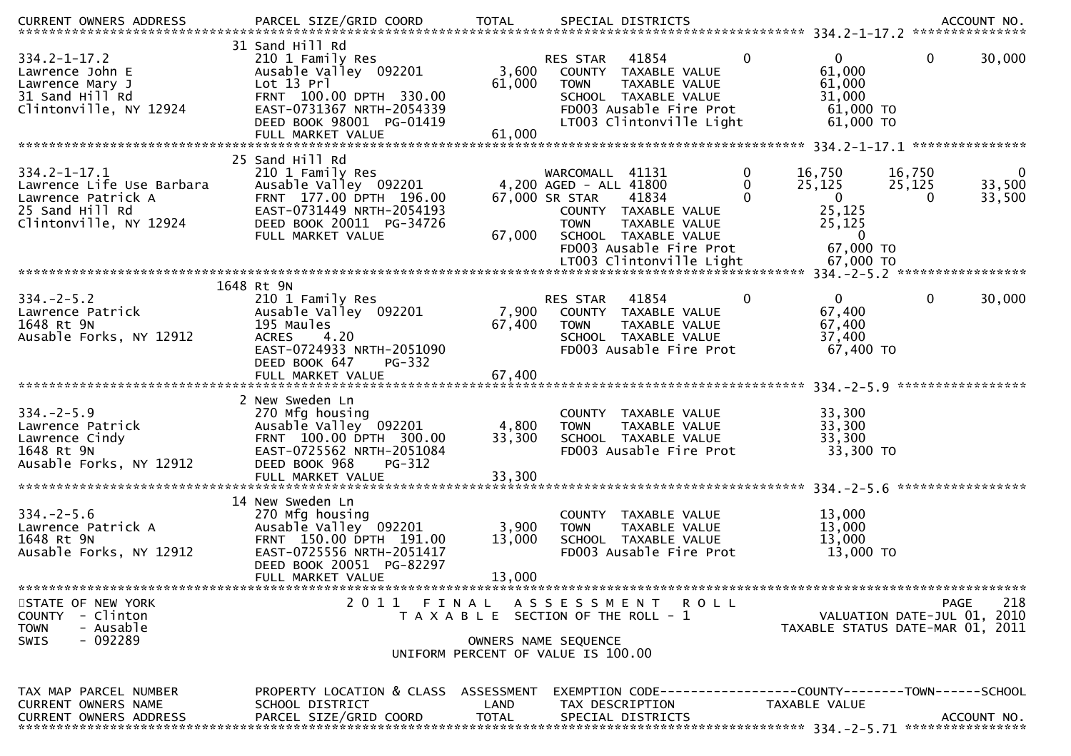| CURRENT OWNERS ADDRESS | PARCEL SIZE/GRID COORD | TOTAL | SPECIAL DISTRICTS | | | | ACCOUNT NO. |
|---|---|---|---|---|---|---|---|
| | | | | | | | 334.2-1-17.2 |
| | 31 Sand Hill Rd | | | | | | |
| 334.2-1-17.2 | 210 1 Family Res | | RES STAR 41854 | 0 | 0 | 0 | 30,000 |
| Lawrence John E | Ausable Valley 092201 | 3,600 | COUNTY TAXABLE VALUE | | 61,000 | | |
| Lawrence Mary J | Lot 13 Prl | 61,000 | TOWN TAXABLE VALUE | | 61,000 | | |
| 31 Sand Hill Rd | FRNT 100.00 DPTH 330.00 | | SCHOOL TAXABLE VALUE | | 31,000 | | |
| Clintonville, NY 12924 | EAST-0731367 NRTH-2054339 | | FD003 Ausable Fire Prot | | 61,000 TO | | |
| | DEED BOOK 98001 PG-01419 | | LT003 Clintonville Light | | 61,000 TO | | |
| | FULL MARKET VALUE | 61,000 | | | | | |
| | | | | | | | 334.2-1-17.1 |
| | 25 Sand Hill Rd | | | | | | |
| 334.2-1-17.1 | 210 1 Family Res | | WARCOMALL 41131 | 0 | 16,750 | 16,750 | 0 |
| Lawrence Life Use Barbara | Ausable Valley 092201 | 4,200 | AGED - ALL 41800 | 0 | 25,125 | 25,125 | 33,500 |
| Lawrence Patrick A | FRNT 177.00 DPTH 196.00 | 67,000 | SR STAR 41834 | 0 | 0 | 0 | 33,500 |
| 25 Sand Hill Rd | EAST-0731449 NRTH-2054193 | | COUNTY TAXABLE VALUE | | 25,125 | | |
| Clintonville, NY 12924 | DEED BOOK 20011 PG-34726 | | TOWN TAXABLE VALUE | | 25,125 | | |
| | FULL MARKET VALUE | 67,000 | SCHOOL TAXABLE VALUE | | 0 | | |
| | | | FD003 Ausable Fire Prot | | 67,000 TO | | |
| | | | LT003 Clintonville Light | | 67,000 TO | | |
| | | | | | | | 334.-2-5.2 |
| | 1648 Rt 9N | | | | | | |
| 334.-2-5.2 | 210 1 Family Res | | RES STAR 41854 | 0 | 0 | 0 | 30,000 |
| Lawrence Patrick | Ausable Valley 092201 | 7,900 | COUNTY TAXABLE VALUE | | 67,400 | | |
| 1648 Rt 9N | 195 Maules | 67,400 | TOWN TAXABLE VALUE | | 67,400 | | |
| Ausable Forks, NY 12912 | ACRES 4.20 | | SCHOOL TAXABLE VALUE | | 37,400 | | |
| | EAST-0724933 NRTH-2051090 | | FD003 Ausable Fire Prot | | 67,400 TO | | |
| | DEED BOOK 647 PG-332 | | | | | | |
| | FULL MARKET VALUE | 67,400 | | | | | |
| | | | | | | | 334.-2-5.9 |
| | 2 New Sweden Ln | | | | | | |
| 334.-2-5.9 | 270 Mfg housing | | COUNTY TAXABLE VALUE | | 33,300 | | |
| Lawrence Patrick | Ausable Valley 092201 | 4,800 | TOWN TAXABLE VALUE | | 33,300 | | |
| Lawrence Cindy | FRNT 100.00 DPTH 300.00 | 33,300 | SCHOOL TAXABLE VALUE | | 33,300 | | |
| 1648 Rt 9N | EAST-0725562 NRTH-2051084 | | FD003 Ausable Fire Prot | | 33,300 TO | | |
| Ausable Forks, NY 12912 | DEED BOOK 968 PG-312 | | | | | | |
| | FULL MARKET VALUE | 33,300 | | | | | |
| | | | | | | | 334.-2-5.6 |
| | 14 New Sweden Ln | | | | | | |
| 334.-2-5.6 | 270 Mfg housing | | COUNTY TAXABLE VALUE | | 13,000 | | |
| Lawrence Patrick A | Ausable Valley 092201 | 3,900 | TOWN TAXABLE VALUE | | 13,000 | | |
| 1648 Rt 9N | FRNT 150.00 DPTH 191.00 | 13,000 | SCHOOL TAXABLE VALUE | | 13,000 | | |
| Ausable Forks, NY 12912 | EAST-0725556 NRTH-2051417 | | FD003 Ausable Fire Prot | | 13,000 TO | | |
| | DEED BOOK 20051 PG-82297 | | | | | | |
| | FULL MARKET VALUE | 13,000 | | | | | |

STATE OF NEW YORK
COUNTY - Clinton
TOWN - Ausable
SWIS - 092289

2011 FINAL ASSESSMENT ROLL
TAXABLE SECTION OF THE ROLL - 1

PAGE 218
VALUATION DATE-JUL 01, 2010
TAXABLE STATUS DATE-MAR 01, 2011

OWNERS NAME SEQUENCE
UNIFORM PERCENT OF VALUE IS 100.00

| TAX MAP PARCEL NUMBER | PROPERTY LOCATION & CLASS | ASSESSMENT | EXEMPTION CODE | COUNTY | TOWN | SCHOOL |
|---|---|---|---|---|---|---|
| CURRENT OWNERS NAME | SCHOOL DISTRICT | LAND | TAX DESCRIPTION | TAXABLE VALUE | | |
| CURRENT OWNERS ADDRESS | PARCEL SIZE/GRID COORD | TOTAL | SPECIAL DISTRICTS | | | ACCOUNT NO. |
| | | | | | | 334.-2-5.71 |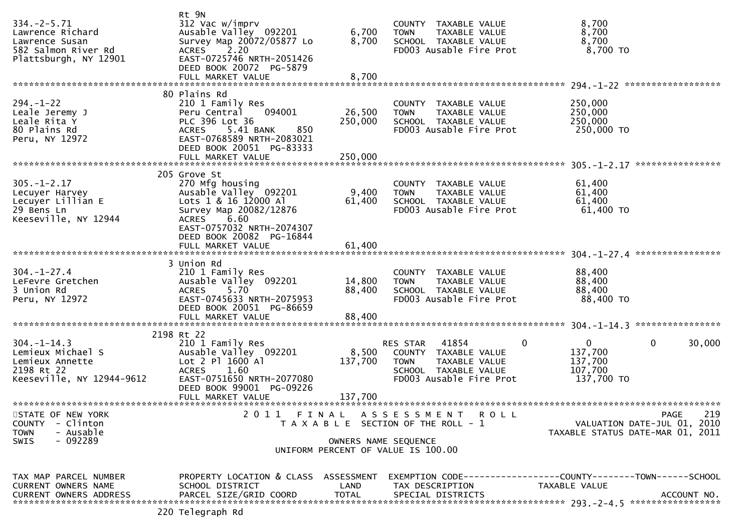```
                               Rt 9N
334.-2-5.71                    312 Vac w/imprv                       COUNTY  TAXABLE VALUE              8,700
Lawrence Richard               Ausable Valley  092201       6,700    TOWN    TAXABLE VALUE              8,700
Lawrence Susan                 Survey Map 20072/05877 Lo    8,700    SCHOOL  TAXABLE VALUE              8,700
582 Salmon River Rd            ACRES    2.20                         FD003 Ausable Fire Prot             8,700 TO
Plattsburgh, NY 12901          EAST-0725746 NRTH-2051426
                               DEED BOOK 20072  PG-5879
                               FULL MARKET VALUE            8,700
******************************************************************************************************* 294.-1-22 ******************
                               80 Plains Rd
294.-1-22                      210 1 Family Res                      COUNTY  TAXABLE VALUE            250,000
Leale Jeremy J                 Peru Central    094001      26,500    TOWN    TAXABLE VALUE            250,000
Leale Rita Y                   PLC 396 Lot 36             250,000    SCHOOL  TAXABLE VALUE            250,000
80 Plains Rd                   ACRES    5.41 BANK    850             FD003 Ausable Fire Prot           250,000 TO
Peru, NY 12972                 EAST-0768589 NRTH-2083021
                               DEED BOOK 20051  PG-83333
                               FULL MARKET VALUE          250,000
******************************************************************************************************* 305.-1-2.17 ****************
                               205 Grove St
305.-1-2.17                    270 Mfg housing                       COUNTY  TAXABLE VALUE             61,400
Lecuyer Harvey                 Ausable Valley  092201       9,400    TOWN    TAXABLE VALUE             61,400
Lecuyer Lillian E              Lots 1 & 16 12000 Al        61,400    SCHOOL  TAXABLE VALUE             61,400
29 Bens Ln                     Survey Map 20082/12876                FD003 Ausable Fire Prot            61,400 TO
Keeseville, NY 12944           ACRES    6.60
                               EAST-0757032 NRTH-2074307
                               DEED BOOK 20082  PG-16844
                               FULL MARKET VALUE           61,400
******************************************************************************************************* 304.-1-27.4 ****************
                               3 Union Rd
304.-1-27.4                    210 1 Family Res                      COUNTY  TAXABLE VALUE             88,400
LeFevre Gretchen               Ausable Valley  092201      14,800    TOWN    TAXABLE VALUE             88,400
3 Union Rd                     ACRES    5.70               88,400    SCHOOL  TAXABLE VALUE             88,400
Peru, NY 12972                 EAST-0745633 NRTH-2075953             FD003 Ausable Fire Prot            88,400 TO
                               DEED BOOK 20051  PG-86659
                               FULL MARKET VALUE           88,400
******************************************************************************************************* 304.-1-14.3 ****************
                               2198 Rt 22
304.-1-14.3                    210 1 Family Res                      RES STAR   41854          0             0            0     30,000
Lemieux Michael S              Ausable Valley  092201       8,500    COUNTY  TAXABLE VALUE            137,700
Lemieux Annette                Lot 2 Pl 1600 Al           137,700    TOWN    TAXABLE VALUE            137,700
2198 Rt 22                     ACRES    1.60                         SCHOOL  TAXABLE VALUE            107,700
Keeseville, NY 12944-9612      EAST-0751650 NRTH-2077080             FD003 Ausable Fire Prot           137,700 TO
                               DEED BOOK 99001  PG-09226
                               FULL MARKET VALUE          137,700
*************************************************************************************************************************************
STATE OF NEW YORK                 2 0 1 1   F I N A L   A S S E S S M E N T   R O L L                                   PAGE   219
COUNTY  - Clinton                     T A X A B L E  SECTION OF THE ROLL - 1                           VALUATION DATE-JUL 01, 2010
TOWN    - Ausable                                                                                 TAXABLE STATUS DATE-MAR 01, 2011
SWIS    - 092289                                    OWNERS NAME SEQUENCE
                                            UNIFORM PERCENT OF VALUE IS 100.00


TAX MAP PARCEL NUMBER          PROPERTY LOCATION & CLASS  ASSESSMENT  EXEMPTION CODE------------------COUNTY--------TOWN------SCHOOL
CURRENT OWNERS NAME            SCHOOL DISTRICT               LAND     TAX DESCRIPTION              TAXABLE VALUE
CURRENT OWNERS ADDRESS         PARCEL SIZE/GRID COORD       TOTAL     SPECIAL DISTRICTS                                   ACCOUNT NO.
******************************************************************************************************* 293.-2-4.5 *****************
                               220 Telegraph Rd
```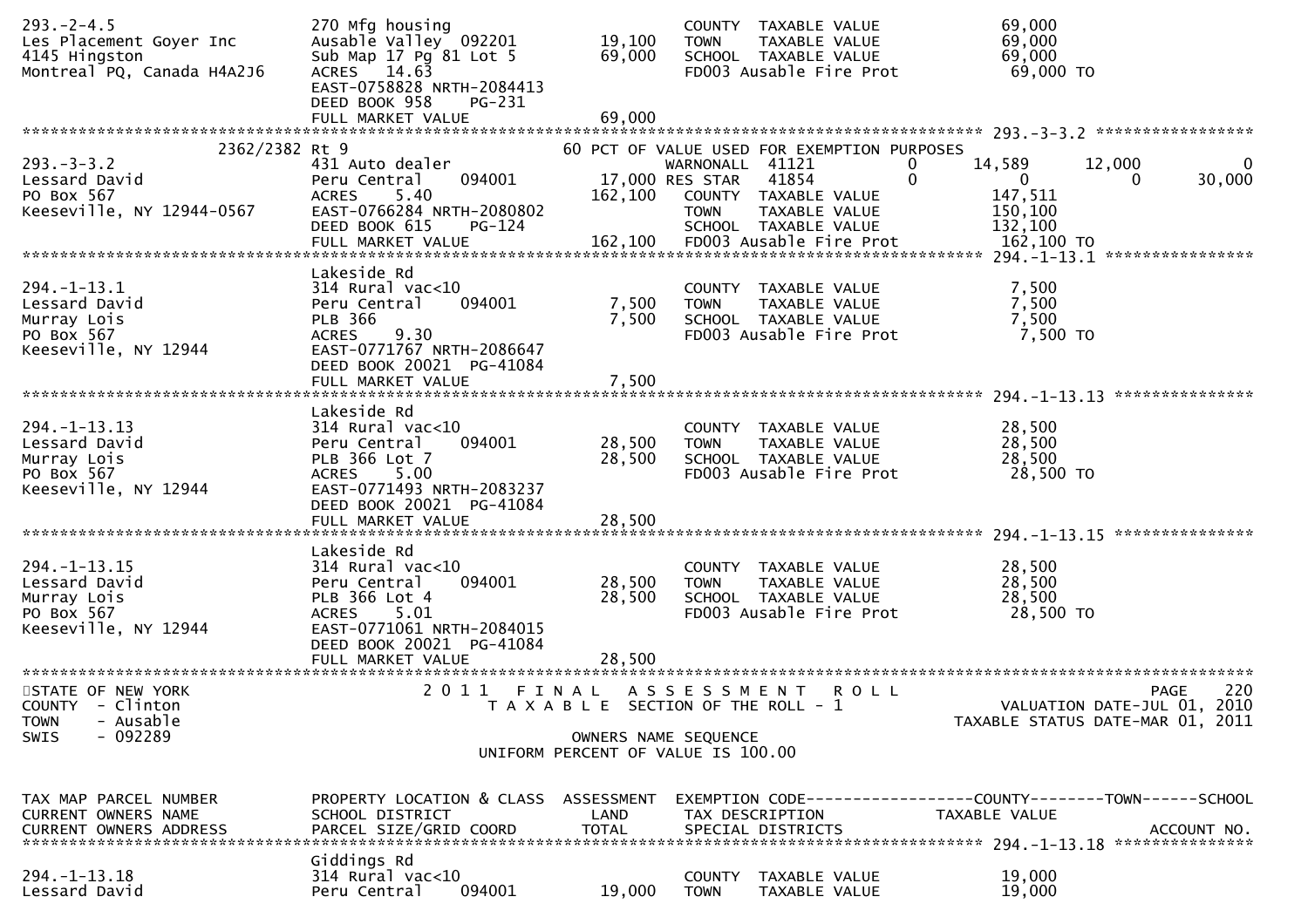```
293.-2-4.5                  270 Mfg housing                          COUNTY  TAXABLE VALUE              69,000
Les Placement Goyer Inc     Ausable Valley  092201       19,100    TOWN    TAXABLE VALUE              69,000
4145 Hingston               Sub Map 17 Pg 81 Lot 5       69,000    SCHOOL  TAXABLE VALUE              69,000
Montreal PQ, Canada H4A2J6  ACRES   14.63                          FD003 Ausable Fire Prot             69,000 TO
                            EAST-0758828 NRTH-2084413
                            DEED BOOK 958    PG-231
                            FULL MARKET VALUE            69,000
******************************************************************************************************* 293.-3-3.2 *****************
              2362/2382 Rt 9                             60 PCT OF VALUE USED FOR EXEMPTION PURPOSES
293.-3-3.2                  431 Auto dealer                        WARNONALL  41121           0       14,589      12,000           0
Lessard David               Peru Central    094001       17,000 RES STAR   41854           0            0           0      30,000
PO Box 567                  ACRES    5.40               162,100    COUNTY  TAXABLE VALUE             147,511
Keeseville, NY 12944-0567   EAST-0766284 NRTH-2080802              TOWN    TAXABLE VALUE             150,100
                            DEED BOOK 615    PG-124                SCHOOL  TAXABLE VALUE             132,100
                            FULL MARKET VALUE           162,100    FD003 Ausable Fire Prot            162,100 TO
******************************************************************************************************* 294.-1-13.1 ****************
                            Lakeside Rd
294.-1-13.1                 314 Rural vac<10                       COUNTY  TAXABLE VALUE               7,500
Lessard David               Peru Central    094001        7,500    TOWN    TAXABLE VALUE               7,500
Murray Lois                 PLB 366                       7,500    SCHOOL  TAXABLE VALUE               7,500
PO Box 567                  ACRES    9.30                          FD003 Ausable Fire Prot              7,500 TO
Keeseville, NY 12944        EAST-0771767 NRTH-2086647
                            DEED BOOK 20021  PG-41084
                            FULL MARKET VALUE             7,500
******************************************************************************************************* 294.-1-13.13 ***************
                            Lakeside Rd
294.-1-13.13                314 Rural vac<10                       COUNTY  TAXABLE VALUE              28,500
Lessard David               Peru Central    094001       28,500    TOWN    TAXABLE VALUE              28,500
Murray Lois                 PLB 366 Lot 7                28,500    SCHOOL  TAXABLE VALUE              28,500
PO Box 567                  ACRES    5.00                          FD003 Ausable Fire Prot             28,500 TO
Keeseville, NY 12944        EAST-0771493 NRTH-2083237
                            DEED BOOK 20021  PG-41084
                            FULL MARKET VALUE            28,500
******************************************************************************************************* 294.-1-13.15 ***************
                            Lakeside Rd
294.-1-13.15                314 Rural vac<10                       COUNTY  TAXABLE VALUE              28,500
Lessard David               Peru Central    094001       28,500    TOWN    TAXABLE VALUE              28,500
Murray Lois                 PLB 366 Lot 4                28,500    SCHOOL  TAXABLE VALUE              28,500
PO Box 567                  ACRES    5.01                          FD003 Ausable Fire Prot             28,500 TO
Keeseville, NY 12944        EAST-0771061 NRTH-2084015
                            DEED BOOK 20021  PG-41084
                            FULL MARKET VALUE            28,500
************************************************************************************************************************************
STATE OF NEW YORK                 2 0 1 1   F I N A L   A S S E S S M E N T   R O L L                                   PAGE    220
COUNTY  - Clinton                     T A X A B L E  SECTION OF THE ROLL - 1                             VALUATION DATE-JUL 01, 2010
TOWN    - Ausable                                                                                   TAXABLE STATUS DATE-MAR 01, 2011
SWIS    - 092289                                    OWNERS NAME SEQUENCE
                                              UNIFORM PERCENT OF VALUE IS 100.00


TAX MAP PARCEL NUMBER       PROPERTY LOCATION & CLASS  ASSESSMENT  EXEMPTION CODE------------------COUNTY--------TOWN------SCHOOL
CURRENT OWNERS NAME         SCHOOL DISTRICT               LAND     TAX DESCRIPTION              TAXABLE VALUE
CURRENT OWNERS ADDRESS      PARCEL SIZE/GRID COORD        TOTAL    SPECIAL DISTRICTS                                    ACCOUNT NO.
******************************************************************************************************* 294.-1-13.18 ***************
                            Giddings Rd
294.-1-13.18                314 Rural vac<10                       COUNTY  TAXABLE VALUE              19,000
Lessard David               Peru Central    094001       19,000    TOWN    TAXABLE VALUE              19,000
```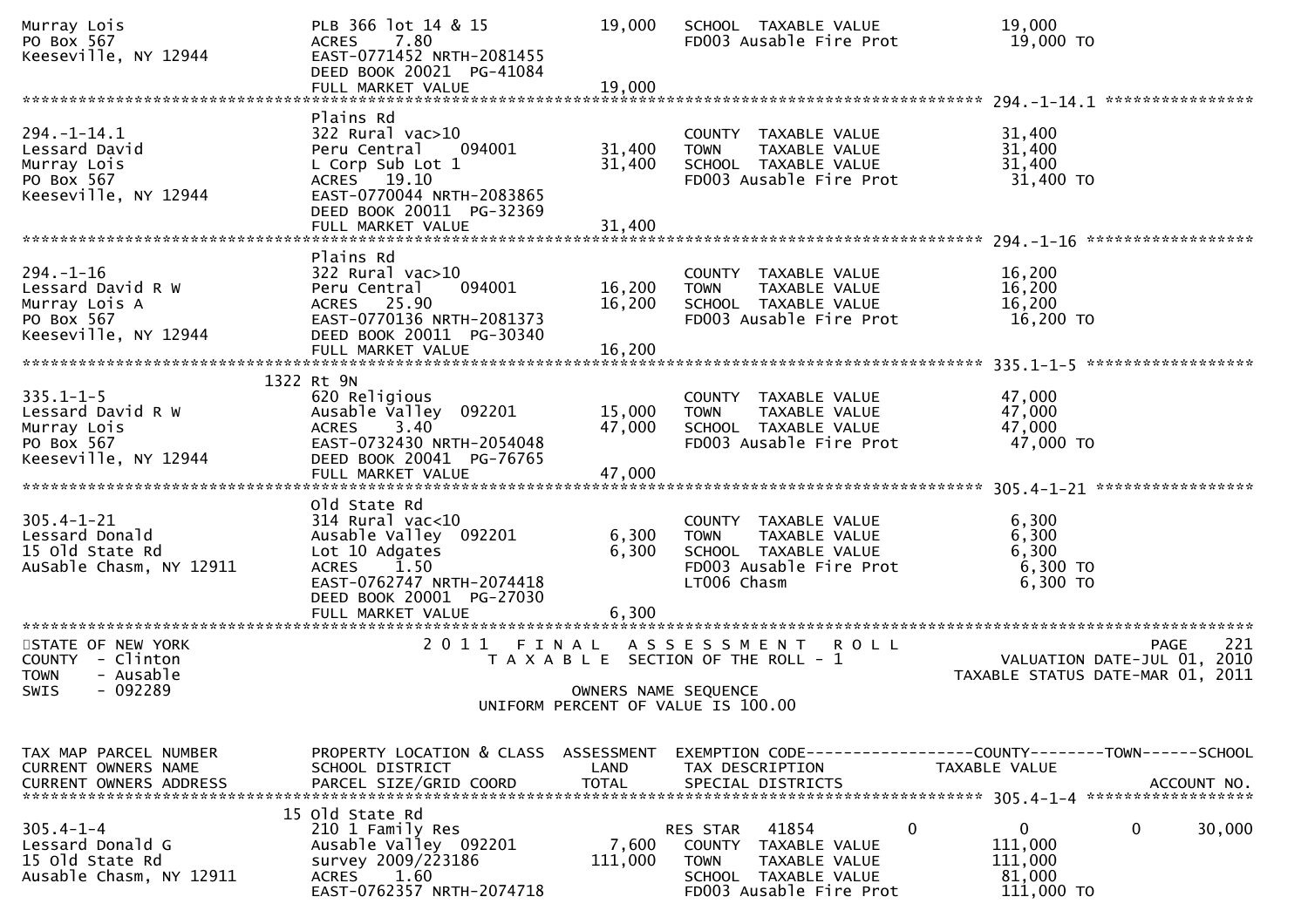```
Murray Lois                    PLB 366 lot 14 & 15          19,000   SCHOOL  TAXABLE VALUE              19,000
PO Box 567                     ACRES    7.80                         FD003 Ausable Fire Prot             19,000 TO
Keeseville, NY 12944           EAST-0771452 NRTH-2081455
                               DEED BOOK 20021  PG-41084
                               FULL MARKET VALUE            19,000
******************************************************************************************************* 294.-1-14.1 ****************
                               Plains Rd
294.-1-14.1                    322 Rural vac>10                      COUNTY  TAXABLE VALUE              31,400
Lessard David                  Peru Central     094001      31,400   TOWN    TAXABLE VALUE              31,400
Murray Lois                    L Corp Sub Lot 1             31,400   SCHOOL  TAXABLE VALUE              31,400
PO Box 567                     ACRES   19.10                         FD003 Ausable Fire Prot             31,400 TO
Keeseville, NY 12944           EAST-0770044 NRTH-2083865
                               DEED BOOK 20011  PG-32369
                               FULL MARKET VALUE            31,400
******************************************************************************************************* 294.-1-16 ******************
                               Plains Rd
294.-1-16                      322 Rural vac>10                      COUNTY  TAXABLE VALUE              16,200
Lessard David R W              Peru Central     094001      16,200   TOWN    TAXABLE VALUE              16,200
Murray Lois A                  ACRES   25.90                16,200   SCHOOL  TAXABLE VALUE              16,200
PO Box 567                     EAST-0770136 NRTH-2081373             FD003 Ausable Fire Prot             16,200 TO
Keeseville, NY 12944           DEED BOOK 20011  PG-30340
                               FULL MARKET VALUE            16,200
******************************************************************************************************* 335.1-1-5 ******************
                          1322 Rt 9N
335.1-1-5                      620 Religious                         COUNTY  TAXABLE VALUE              47,000
Lessard David R W              Ausable Valley   092201      15,000   TOWN    TAXABLE VALUE              47,000
Murray Lois                    ACRES    3.40                47,000   SCHOOL  TAXABLE VALUE              47,000
PO Box 567                     EAST-0732430 NRTH-2054048             FD003 Ausable Fire Prot             47,000 TO
Keeseville, NY 12944           DEED BOOK 20041  PG-76765
                               FULL MARKET VALUE            47,000
******************************************************************************************************* 305.4-1-21 *****************
                               Old State Rd
305.4-1-21                     314 Rural vac<10                      COUNTY  TAXABLE VALUE               6,300
Lessard Donald                 Ausable Valley   092201       6,300   TOWN    TAXABLE VALUE               6,300
15 Old State Rd                Lot 10 Adgates                6,300   SCHOOL  TAXABLE VALUE               6,300
AuSable Chasm, NY 12911        ACRES    1.50                         FD003 Ausable Fire Prot              6,300 TO
                               EAST-0762747 NRTH-2074418             LT006 Chasm                          6,300 TO
                               DEED BOOK 20001  PG-27030
                               FULL MARKET VALUE             6,300
************************************************************************************************************************************
STATE OF NEW YORK                  2 0 1 1   F I N A L   A S S E S S M E N T   R O L L                               PAGE    221
COUNTY  - Clinton                      T A X A B L E  SECTION OF THE ROLL - 1                        VALUATION DATE-JUL 01, 2010
TOWN    - Ausable                                                                                TAXABLE STATUS DATE-MAR 01, 2011
SWIS    - 092289                                    OWNERS NAME SEQUENCE
                                             UNIFORM PERCENT OF VALUE IS 100.00


TAX MAP PARCEL NUMBER          PROPERTY LOCATION & CLASS  ASSESSMENT  EXEMPTION CODE------------------COUNTY--------TOWN------SCHOOL
CURRENT OWNERS NAME            SCHOOL DISTRICT               LAND     TAX DESCRIPTION            TAXABLE VALUE
CURRENT OWNERS ADDRESS         PARCEL SIZE/GRID COORD        TOTAL    SPECIAL DISTRICTS                                 ACCOUNT NO.
******************************************************************************************************* 305.4-1-4 ******************
                            15 Old State Rd
305.4-1-4                      210 1 Family Res                      RES STAR   41854         0              0            0      30,000
Lessard Donald G               Ausable Valley   092201       7,600   COUNTY  TAXABLE VALUE             111,000
15 Old State Rd                survey 2009/223186          111,000   TOWN    TAXABLE VALUE             111,000
Ausable Chasm, NY 12911        ACRES    1.60                         SCHOOL  TAXABLE VALUE              81,000
                               EAST-0762357 NRTH-2074718             FD003 Ausable Fire Prot            111,000 TO
```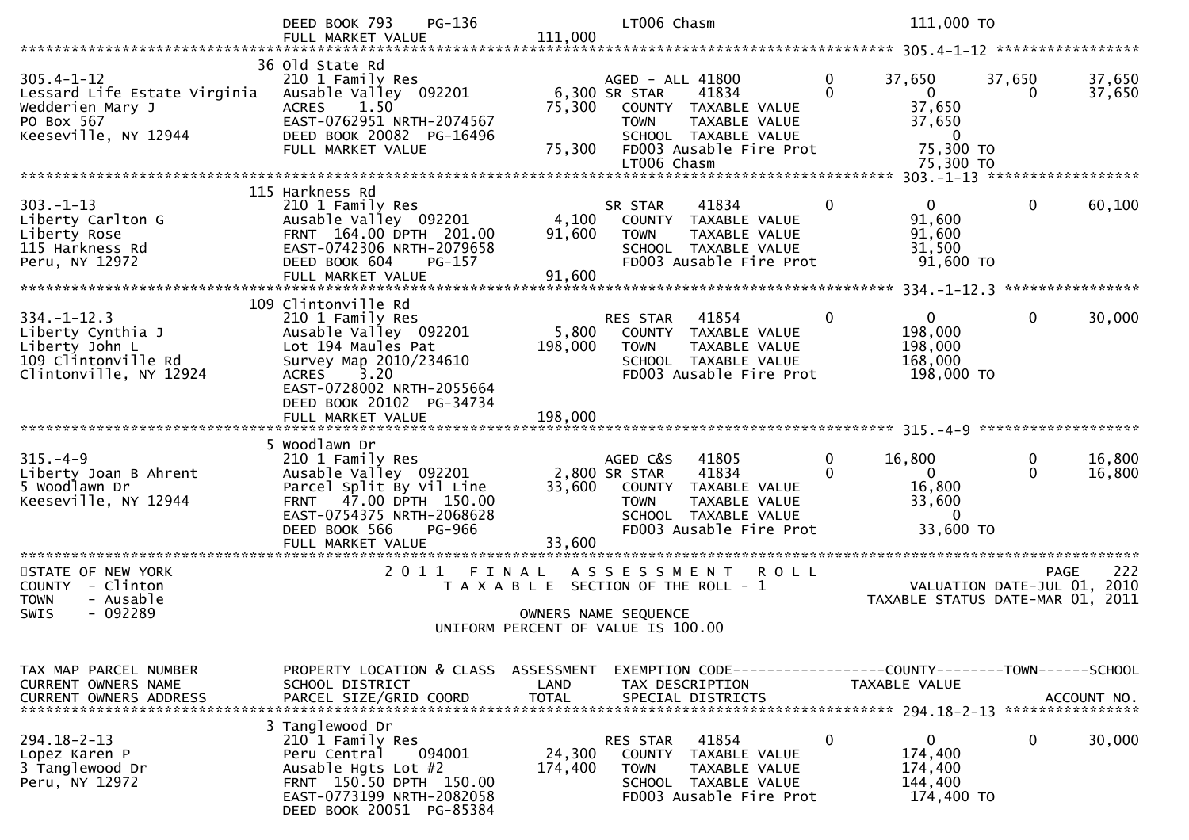```
                  DEED BOOK 793    PG-136                    LT006 Chasm                              111,000 TO
                  FULL MARKET VALUE              111,000
******************************************************************************************************* 305.4-1-12 *****************
                  36 Old State Rd
305.4-1-12                   210 1 Family Res                   AGED - ALL 41800         0      37,650      37,650      37,650
Lessard Life Estate Virginia Ausable Valley  092201       6,300 SR STAR    41834         0           0           0      37,650
Wedderien Mary J             ACRES    1.50               75,300   COUNTY  TAXABLE VALUE         37,650
PO Box 567                   EAST-0762951 NRTH-2074567            TOWN    TAXABLE VALUE         37,650
Keeseville, NY 12944         DEED BOOK 20082 PG-16496             SCHOOL  TAXABLE VALUE              0
                             FULL MARKET VALUE           75,300   FD003 Ausable Fire Prot       75,300 TO
                                                                  LT006 Chasm                   75,300 TO
******************************************************************************************************* 303.-1-13 ******************
                  115 Harkness Rd
303.-1-13                    210 1 Family Res                   SR STAR    41834         0           0           0      60,100
Liberty Carlton G            Ausable Valley  092201       4,100   COUNTY  TAXABLE VALUE         91,600
Liberty Rose                 FRNT 164.00 DPTH 201.00     91,600   TOWN    TAXABLE VALUE         91,600
115 Harkness Rd              EAST-0742306 NRTH-2079658            SCHOOL  TAXABLE VALUE         31,500
Peru, NY 12972               DEED BOOK 604    PG-157              FD003 Ausable Fire Prot       91,600 TO
                             FULL MARKET VALUE           91,600
******************************************************************************************************* 334.-1-12.3 ****************
                  109 Clintonville Rd
334.-1-12.3                  210 1 Family Res                   RES STAR   41854         0           0           0      30,000
Liberty Cynthia J            Ausable Valley  092201       5,800   COUNTY  TAXABLE VALUE        198,000
Liberty John L               Lot 194 Maules Pat         198,000   TOWN    TAXABLE VALUE        198,000
109 Clintonville Rd          Survey Map 2010/234610               SCHOOL  TAXABLE VALUE        168,000
Clintonville, NY 12924       ACRES    3.20                        FD003 Ausable Fire Prot      198,000 TO
                             EAST-0728002 NRTH-2055664
                             DEED BOOK 20102 PG-34734
                             FULL MARKET VALUE          198,000
******************************************************************************************************* 315.-4-9 *******************
                  5 Woodlawn Dr
315.-4-9                     210 1 Family Res                   AGED C&S   41805         0      16,800           0      16,800
Liberty Joan B Ahrent        Ausable Valley  092201       2,800 SR STAR    41834         0           0           0      16,800
5 Woodlawn Dr                Parcel Split By Vil Line    33,600   COUNTY  TAXABLE VALUE         16,800
Keeseville, NY 12944         FRNT  47.00 DPTH 150.00              TOWN    TAXABLE VALUE         33,600
                             EAST-0754375 NRTH-2068628            SCHOOL  TAXABLE VALUE              0
                             DEED BOOK 566    PG-966              FD003 Ausable Fire Prot       33,600 TO
                             FULL MARKET VALUE           33,600
************************************************************************************************************************************
STATE OF NEW YORK                 2 0 1 1   F I N A L   A S S E S S M E N T   R O L L                                PAGE    222
COUNTY  - Clinton                       T A X A B L E  SECTION OF THE ROLL - 1                       VALUATION DATE-JUL 01, 2010
TOWN    - Ausable                                                                                 TAXABLE STATUS DATE-MAR 01, 2011
SWIS    - 092289                                      OWNERS NAME SEQUENCE
                                            UNIFORM PERCENT OF VALUE IS 100.00


TAX MAP PARCEL NUMBER        PROPERTY LOCATION & CLASS  ASSESSMENT  EXEMPTION CODE------------------COUNTY--------TOWN------SCHOOL
CURRENT OWNERS NAME          SCHOOL DISTRICT               LAND     TAX DESCRIPTION            TAXABLE VALUE
CURRENT OWNERS ADDRESS       PARCEL SIZE/GRID COORD       TOTAL     SPECIAL DISTRICTS                                  ACCOUNT NO.
******************************************************************************************************* 294.18-2-13 ****************
                  3 Tanglewood Dr
294.18-2-13                  210 1 Family Res                   RES STAR   41854         0           0           0      30,000
Lopez Karen P                Peru Central     094001     24,300   COUNTY  TAXABLE VALUE        174,400
3 Tanglewood Dr              Ausable Hgts Lot #2        174,400   TOWN    TAXABLE VALUE        174,400
Peru, NY 12972               FRNT 150.50 DPTH 150.00              SCHOOL  TAXABLE VALUE        144,400
                             EAST-0773199 NRTH-2082058            FD003 Ausable Fire Prot      174,400 TO
                             DEED BOOK 20051 PG-85384
```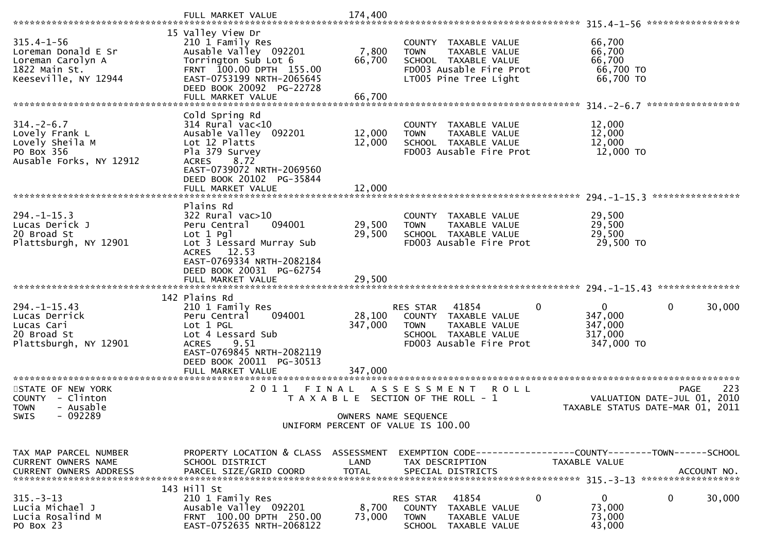```
                                FULL MARKET VALUE              174,400
******************************************************************************************************* 315.4-1-56 *****************
                               15 Valley View Dr
315.4-1-56                     210 1 Family Res                        COUNTY  TAXABLE VALUE              66,700
Loreman Donald E Sr            Ausable Valley  092201       7,800      TOWN    TAXABLE VALUE              66,700
Loreman Carolyn A              Torrington Sub Lot 6        66,700      SCHOOL  TAXABLE VALUE              66,700
1822 Main St.                  FRNT 100.00 DPTH 155.00                 FD003 Ausable Fire Prot             66,700 TO
Keeseville, NY 12944           EAST-0753199 NRTH-2065645               LT005 Pine Tree Light               66,700 TO
                               DEED BOOK 20092  PG-22728
                               FULL MARKET VALUE           66,700
******************************************************************************************************* 314.-2-6.7 *****************
                               Cold Spring Rd
314.-2-6.7                     314 Rural vac<10                        COUNTY  TAXABLE VALUE              12,000
Lovely Frank L                 Ausable Valley  092201      12,000      TOWN    TAXABLE VALUE              12,000
Lovely Sheila M                Lot 12 Platts               12,000      SCHOOL  TAXABLE VALUE              12,000
PO Box 356                     Pla 379 Survey                          FD003 Ausable Fire Prot             12,000 TO
Ausable Forks, NY 12912        ACRES    8.72
                               EAST-0739072 NRTH-2069560
                               DEED BOOK 20102  PG-35844
                               FULL MARKET VALUE           12,000
******************************************************************************************************* 294.-1-15.3 ****************
                               Plains Rd
294.-1-15.3                    322 Rural vac>10                        COUNTY  TAXABLE VALUE              29,500
Lucas Derick J                 Peru Central    094001      29,500      TOWN    TAXABLE VALUE              29,500
20 Broad St                    Lot 1 Pgl                   29,500      SCHOOL  TAXABLE VALUE              29,500
Plattsburgh, NY 12901          Lot 3 Lessard Murray Sub                FD003 Ausable Fire Prot             29,500 TO
                               ACRES   12.53
                               EAST-0769334 NRTH-2082184
                               DEED BOOK 20031  PG-62754
                               FULL MARKET VALUE           29,500
******************************************************************************************************* 294.-1-15.43 ***************
                               142 Plains Rd
294.-1-15.43                   210 1 Family Res                        RES STAR   41854         0          0           0       30,000
Lucas Derrick                  Peru Central    094001      28,100      COUNTY  TAXABLE VALUE             347,000
Lucas Cari                     Lot 1 PGL                  347,000      TOWN    TAXABLE VALUE             347,000
20 Broad St                    Lot 4 Lessard Sub                       SCHOOL  TAXABLE VALUE             317,000
Plattsburgh, NY 12901          ACRES    9.51                           FD003 Ausable Fire Prot            347,000 TO
                               EAST-0769845 NRTH-2082119
                               DEED BOOK 20011  PG-30513
                               FULL MARKET VALUE          347,000
************************************************************************************************************************************
STATE OF NEW YORK                 2 0 1 1   F I N A L   A S S E S S M E N T   R O L L                                    PAGE   223
COUNTY  - Clinton                    T A X A B L E  SECTION OF THE ROLL - 1                              VALUATION DATE-JUL 01, 2010
TOWN    - Ausable                                                                                  TAXABLE STATUS DATE-MAR 01, 2011
SWIS    - 092289                                  OWNERS NAME SEQUENCE
                                          UNIFORM PERCENT OF VALUE IS 100.00


TAX MAP PARCEL NUMBER          PROPERTY LOCATION & CLASS  ASSESSMENT  EXEMPTION CODE------------------COUNTY--------TOWN------SCHOOL
CURRENT OWNERS NAME            SCHOOL DISTRICT               LAND      TAX DESCRIPTION             TAXABLE VALUE
CURRENT OWNERS ADDRESS         PARCEL SIZE/GRID COORD        TOTAL     SPECIAL DISTRICTS                                 ACCOUNT NO.
******************************************************************************************************* 315.-3-13 ******************
                               143 Hill St
315.-3-13                      210 1 Family Res                        RES STAR   41854         0          0           0       30,000
Lucia Michael J                Ausable Valley  092201       8,700      COUNTY  TAXABLE VALUE              73,000
Lucia Rosalind M               FRNT 100.00 DPTH 250.00     73,000      TOWN    TAXABLE VALUE              73,000
PO Box 23                      EAST-0752635 NRTH-2068122               SCHOOL  TAXABLE VALUE              43,000
```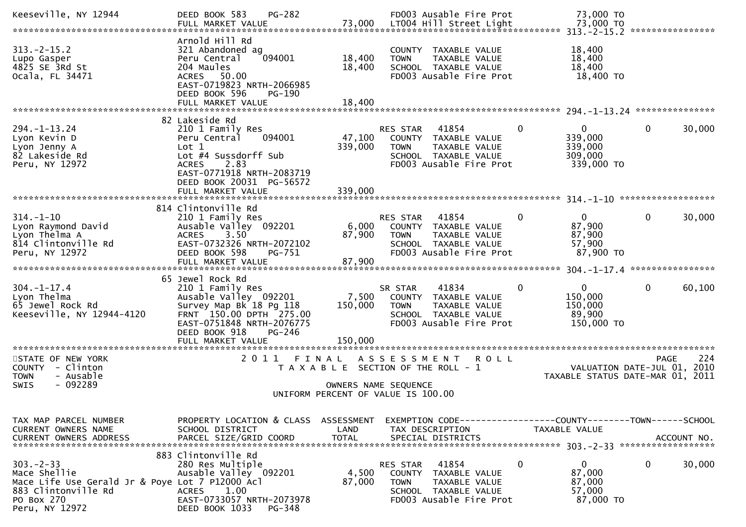```
Keeseville, NY 12944           DEED BOOK 583    PG-282                    FD003 Ausable Fire Prot              73,000 TO
                               FULL MARKET VALUE             73,000   LT004 Hill Street Light              73,000 TO
******************************************************************************************************* 313.-2-15.2 ****************
                               Arnold Hill Rd
313.-2-15.2                    321 Abandoned ag                           COUNTY  TAXABLE VALUE            18,400
Lupo Gasper                    Peru Central     094001       18,400   TOWN    TAXABLE VALUE            18,400
4825 SE 3Rd St                 204 Maules                    18,400   SCHOOL  TAXABLE VALUE            18,400
Ocala, FL 34471                ACRES   50.00                              FD003 Ausable Fire Prot              18,400 TO
                               EAST-0719823 NRTH-2066985
                               DEED BOOK 596    PG-190
                               FULL MARKET VALUE             18,400
******************************************************************************************************* 294.-1-13.24 ***************
                            82 Lakeside Rd
294.-1-13.24                   210 1 Family Res                           RES STAR   41854          0             0          0     30,000
Lyon Kevin D                   Peru Central     094001       47,100   COUNTY  TAXABLE VALUE           339,000
Lyon Jenny A                   Lot 1                        339,000   TOWN    TAXABLE VALUE           339,000
82 Lakeside Rd                 Lot #4 Sussdorff Sub                       SCHOOL  TAXABLE VALUE           309,000
Peru, NY 12972                 ACRES    2.83                              FD003 Ausable Fire Prot             339,000 TO
                               EAST-0771918 NRTH-2083719
                               DEED BOOK 20031  PG-56572
                               FULL MARKET VALUE            339,000
******************************************************************************************************* 314.-1-10 ******************
                           814 Clintonville Rd
314.-1-10                      210 1 Family Res                           RES STAR   41854          0             0          0     30,000
Lyon Raymond David             Ausable Valley  092201         6,000   COUNTY  TAXABLE VALUE            87,900
Lyon Thelma A                  ACRES    3.50                 87,900   TOWN    TAXABLE VALUE            87,900
814 Clintonville Rd            EAST-0732326 NRTH-2072102                  SCHOOL  TAXABLE VALUE            57,900
Peru, NY 12972                 DEED BOOK 598    PG-751                    FD003 Ausable Fire Prot              87,900 TO
                               FULL MARKET VALUE             87,900
******************************************************************************************************* 304.-1-17.4 ****************
                            65 Jewel Rock Rd
304.-1-17.4                    210 1 Family Res                           SR STAR    41834          0             0          0     60,100
Lyon Thelma                    Ausable Valley  092201         7,500   COUNTY  TAXABLE VALUE           150,000
65 Jewel Rock Rd               Survey Map Bk 18 Pg 118      150,000   TOWN    TAXABLE VALUE           150,000
Keeseville, NY 12944-4120      FRNT 150.00 DPTH 275.00                    SCHOOL  TAXABLE VALUE            89,900
                               EAST-0751848 NRTH-2076775                  FD003 Ausable Fire Prot             150,000 TO
                               DEED BOOK 918    PG-246
                               FULL MARKET VALUE            150,000
************************************************************************************************************************************
STATE OF NEW YORK                   2 0 1 1   F I N A L   A S S E S S M E N T   R O L L                                PAGE    224
COUNTY  - Clinton                      T A X A B L E  SECTION OF THE ROLL - 1                            VALUATION DATE-JUL 01, 2010
TOWN    - Ausable                                                                                  TAXABLE STATUS DATE-MAR 01, 2011
SWIS    - 092289                                      OWNERS NAME SEQUENCE
                                               UNIFORM PERCENT OF VALUE IS 100.00


TAX MAP PARCEL NUMBER          PROPERTY LOCATION & CLASS  ASSESSMENT  EXEMPTION CODE------------------COUNTY--------TOWN------SCHOOL
CURRENT OWNERS NAME            SCHOOL DISTRICT               LAND     TAX DESCRIPTION              TAXABLE VALUE
CURRENT OWNERS ADDRESS         PARCEL SIZE/GRID COORD        TOTAL    SPECIAL DISTRICTS                                  ACCOUNT NO.
******************************************************************************************************* 303.-2-33 ******************
                           883 Clintonville Rd
303.-2-33                      280 Res Multiple                           RES STAR   41854          0             0          0     30,000
Mace Shellie                   Ausable Valley  092201         4,500   COUNTY  TAXABLE VALUE            87,000
Mace Life Use Gerald Jr & Poye Lot 7 P12000 Ac1              87,000   TOWN    TAXABLE VALUE            87,000
883 Clintonville Rd            ACRES    1.00                              SCHOOL  TAXABLE VALUE            57,000
PO Box 270                     EAST-0733057 NRTH-2073978                  FD003 Ausable Fire Prot              87,000 TO
Peru, NY 12972                 DEED BOOK 1033   PG-348
```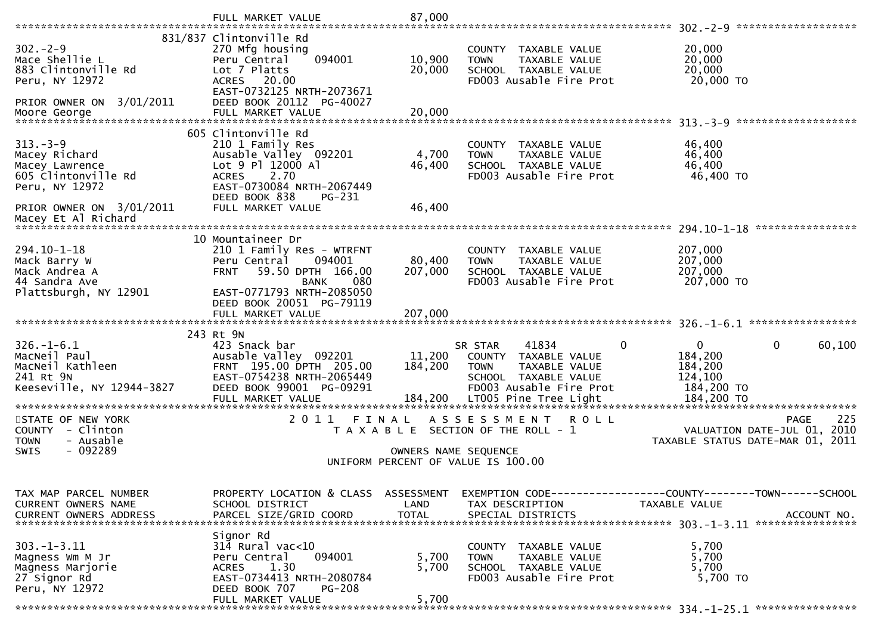FULL MARKET VALUE 87,000

******************************************************************************************************* 302.-2-9 *******************

| Parcel / Owner | Property Location & Class / School District / Parcel Size | Land / Total | Exemption / Tax Description | Taxable Value |
|---|---|---|---|---|
| 302.-2-9<br>Mace Shellie L<br>883 Clintonville Rd<br>Peru, NY 12972<br><br>PRIOR OWNER ON 3/01/2011<br>Moore George | 831/837 Clintonville Rd<br>270 Mfg housing<br>Peru Central 094001<br>Lot 7 Platts<br>ACRES 20.00<br>EAST-0732125 NRTH-2073671<br>DEED BOOK 20112 PG-40027<br>FULL MARKET VALUE | 10,900<br>20,000<br><br><br><br><br>20,000 | COUNTY TAXABLE VALUE<br>TOWN TAXABLE VALUE<br>SCHOOL TAXABLE VALUE<br>FD003 Ausable Fire Prot | 20,000<br>20,000<br>20,000<br>20,000 TO |

******************************************************************************************************* 313.-3-9 *******************

| Parcel / Owner | Property Location & Class / School District / Parcel Size | Land / Total | Exemption / Tax Description | Taxable Value |
|---|---|---|---|---|
| 313.-3-9<br>Macey Richard<br>Macey Lawrence<br>605 Clintonville Rd<br>Peru, NY 12972<br><br>PRIOR OWNER ON 3/01/2011<br>Macey Et Al Richard | 605 Clintonville Rd<br>210 1 Family Res<br>Ausable Valley 092201<br>Lot 9 Pl 12000 Al<br>ACRES 2.70<br>EAST-0730084 NRTH-2067449<br>DEED BOOK 838 PG-231<br>FULL MARKET VALUE | 4,700<br>46,400<br><br><br><br><br>46,400 | COUNTY TAXABLE VALUE<br>TOWN TAXABLE VALUE<br>SCHOOL TAXABLE VALUE<br>FD003 Ausable Fire Prot | 46,400<br>46,400<br>46,400<br>46,400 TO |

******************************************************************************************************* 294.10-1-18 ****************

| Parcel / Owner | Property Location & Class / School District / Parcel Size | Land / Total | Exemption / Tax Description | Taxable Value |
|---|---|---|---|---|
| 294.10-1-18<br>Mack Barry W<br>Mack Andrea A<br>44 Sandra Ave<br>Plattsburgh, NY 12901 | 10 Mountaineer Dr<br>210 1 Family Res - WTRFNT<br>Peru Central 094001<br>FRNT 59.50 DPTH 166.00<br>BANK 080<br>EAST-0771793 NRTH-2085050<br>DEED BOOK 20051 PG-79119<br>FULL MARKET VALUE | 80,400<br>207,000<br><br><br><br><br>207,000 | COUNTY TAXABLE VALUE<br>TOWN TAXABLE VALUE<br>SCHOOL TAXABLE VALUE<br>FD003 Ausable Fire Prot | 207,000<br>207,000<br>207,000<br>207,000 TO |

******************************************************************************************************* 326.-1-6.1 *****************

| Parcel / Owner | Property Location & Class / School District / Parcel Size | Land / Total | Exemption / Tax Description | County | Town | School |
|---|---|---|---|---|---|---|
| 326.-1-6.1<br>MacNeil Paul<br>MacNeil Kathleen<br>241 Rt 9N<br>Keeseville, NY 12944-3827 | 243 Rt 9N<br>423 Snack bar<br>Ausable Valley 092201<br>FRNT 195.00 DPTH 205.00<br>EAST-0754238 NRTH-2065449<br>DEED BOOK 99001 PG-09291<br>FULL MARKET VALUE | 11,200<br>184,200<br><br><br><br>184,200 | SR STAR 41834 | 0 | 0 | 60,100 |
| | | | COUNTY TAXABLE VALUE | 184,200 | | |
| | | | TOWN TAXABLE VALUE | 184,200 | | |
| | | | SCHOOL TAXABLE VALUE | 124,100 | | |
| | | | FD003 Ausable Fire Prot | 184,200 TO | | |
| | | | LT005 Pine Tree Light | 184,200 TO | | |

STATE OF NEW YORK — 2011 FINAL ASSESSMENT ROLL — PAGE 225
COUNTY - Clinton — TAXABLE SECTION OF THE ROLL - 1 — VALUATION DATE-JUL 01, 2010
TOWN - Ausable — TAXABLE STATUS DATE-MAR 01, 2011
SWIS - 092289 — OWNERS NAME SEQUENCE
UNIFORM PERCENT OF VALUE IS 100.00

| TAX MAP PARCEL NUMBER<br>CURRENT OWNERS NAME<br>CURRENT OWNERS ADDRESS | PROPERTY LOCATION & CLASS<br>SCHOOL DISTRICT<br>PARCEL SIZE/GRID COORD | ASSESSMENT<br>LAND<br>TOTAL | EXEMPTION CODE<br>TAX DESCRIPTION<br>SPECIAL DISTRICTS | COUNTY--------TOWN------SCHOOL<br>TAXABLE VALUE<br>ACCOUNT NO. |
|---|---|---|---|---|

******************************************************************************************************* 303.-1-3.11 ****************

| Parcel / Owner | Property Location & Class / School District / Parcel Size | Land / Total | Exemption / Tax Description | Taxable Value |
|---|---|---|---|---|
| 303.-1-3.11<br>Magness Wm M Jr<br>Magness Marjorie<br>27 Signor Rd<br>Peru, NY 12972 | Signor Rd<br>314 Rural vac<10<br>Peru Central 094001<br>ACRES 1.30<br>EAST-0734413 NRTH-2080784<br>DEED BOOK 707 PG-208<br>FULL MARKET VALUE | 5,700<br>5,700<br><br><br><br>5,700 | COUNTY TAXABLE VALUE<br>TOWN TAXABLE VALUE<br>SCHOOL TAXABLE VALUE<br>FD003 Ausable Fire Prot | 5,700<br>5,700<br>5,700<br>5,700 TO |

******************************************************************************************************* 334.-1-25.1 ****************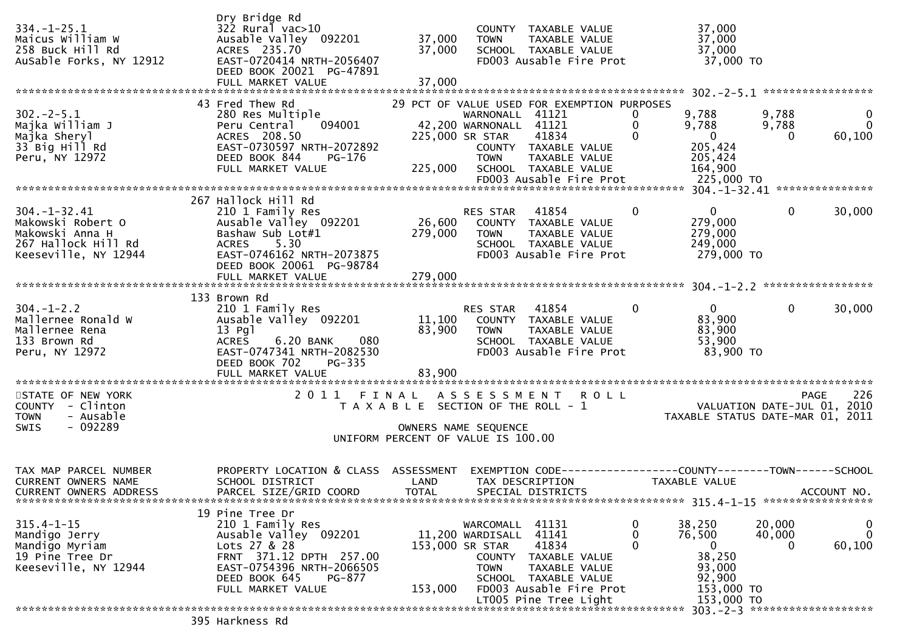```
                                    Dry Bridge Rd
334.-1-25.1                         322 Rural vac>10                            COUNTY  TAXABLE VALUE             37,000
Maicus William W                    Ausable Valley  092201       37,000    TOWN    TAXABLE VALUE             37,000
258 Buck Hill Rd                    ACRES 235.70                 37,000    SCHOOL  TAXABLE VALUE             37,000
AuSable Forks, NY 12912             EAST-0720414 NRTH-2056407                  FD003 Ausable Fire Prot           37,000 TO
                                    DEED BOOK 20021  PG-47891
                                    FULL MARKET VALUE            37,000
******************************************************************************************************* 302.-2-5.1 *****************
                                 43 Fred Thew Rd                    29 PCT OF VALUE USED FOR EXEMPTION PURPOSES
302.-2-5.1                          280 Res Multiple                       WARNONALL  41121         0         9,788       9,788          0
Majka William J                     Peru Central    094001         42,200 WARNONALL  41121         0         9,788       9,788          0
Majka Sheryl                        ACRES 208.50                  225,000 SR STAR    41834         0             0           0     60,100
33 Big Hill Rd                      EAST-0730597 NRTH-2072892              COUNTY  TAXABLE VALUE             205,424
Peru, NY 12972                      DEED BOOK 844     PG-176               TOWN    TAXABLE VALUE             205,424
                                    FULL MARKET VALUE           225,000    SCHOOL  TAXABLE VALUE             164,900
                                                                           FD003 Ausable Fire Prot           225,000 TO
******************************************************************************************************* 304.-1-32.41 ***************
                                267 Hallock Hill Rd
304.-1-32.41                        210 1 Family Res                       RES STAR   41854         0             0           0     30,000
Makowski Robert O                   Ausable Valley  092201        26,600   COUNTY  TAXABLE VALUE             279,000
Makowski Anna H                     Bashaw Sub Lot#1             279,000   TOWN    TAXABLE VALUE             279,000
267 Hallock Hill Rd                 ACRES     5.30                         SCHOOL  TAXABLE VALUE             249,000
Keeseville, NY 12944                EAST-0746162 NRTH-2073875              FD003 Ausable Fire Prot           279,000 TO
                                    DEED BOOK 20061  PG-98784
                                    FULL MARKET VALUE           279,000
******************************************************************************************************* 304.-1-2.2 *****************
                                133 Brown Rd
304.-1-2.2                          210 1 Family Res                       RES STAR   41854         0             0           0     30,000
Mallernee Ronald W                  Ausable Valley  092201        11,100   COUNTY  TAXABLE VALUE              83,900
Mallernee Rena                      13 Pgl                        83,900   TOWN    TAXABLE VALUE              83,900
133 Brown Rd                        ACRES     6.20 BANK     080            SCHOOL  TAXABLE VALUE              53,900
Peru, NY 12972                      EAST-0747341 NRTH-2082530              FD003 Ausable Fire Prot            83,900 TO
                                    DEED BOOK 702     PG-335
                                    FULL MARKET VALUE            83,900
************************************************************************************************************************************
STATE OF NEW YORK                   2 0 1 1   F I N A L   A S S E S S M E N T   R O L L                                   PAGE   226
COUNTY  - Clinton                       T A X A B L E  SECTION OF THE ROLL - 1                         VALUATION DATE-JUL 01, 2010
TOWN    - Ausable                                                                                  TAXABLE STATUS DATE-MAR 01, 2011
SWIS    - 092289                                          OWNERS NAME SEQUENCE
                                                   UNIFORM PERCENT OF VALUE IS 100.00


TAX MAP PARCEL NUMBER               PROPERTY LOCATION & CLASS  ASSESSMENT  EXEMPTION CODE------------------COUNTY--------TOWN------SCHOOL
CURRENT OWNERS NAME                 SCHOOL DISTRICT               LAND      TAX DESCRIPTION             TAXABLE VALUE
CURRENT OWNERS ADDRESS              PARCEL SIZE/GRID COORD        TOTAL     SPECIAL DISTRICTS                                  ACCOUNT NO.
******************************************************************************************************* 315.4-1-15 *****************
                                 19 Pine Tree Dr
315.4-1-15                          210 1 Family Res                       WARCOMALL  41131         0        38,250      20,000          0
Mandigo Jerry                       Ausable Valley  092201         11,200 WARDISALL  41141         0        76,500      40,000          0
Mandigo Myriam                      Lots 27 & 28                  153,000 SR STAR    41834         0             0           0     60,100
19 Pine Tree Dr                     FRNT 371.12 DPTH 257.00                COUNTY  TAXABLE VALUE              38,250
Keeseville, NY 12944                EAST-0754396 NRTH-2066505              TOWN    TAXABLE VALUE              93,000
                                    DEED BOOK 645     PG-877               SCHOOL  TAXABLE VALUE              92,900
                                    FULL MARKET VALUE           153,000    FD003 Ausable Fire Prot           153,000 TO
                                                                           LT005 Pine Tree Light             153,000 TO
******************************************************************************************************* 303.-2-3 *******************
                                395 Harkness Rd
```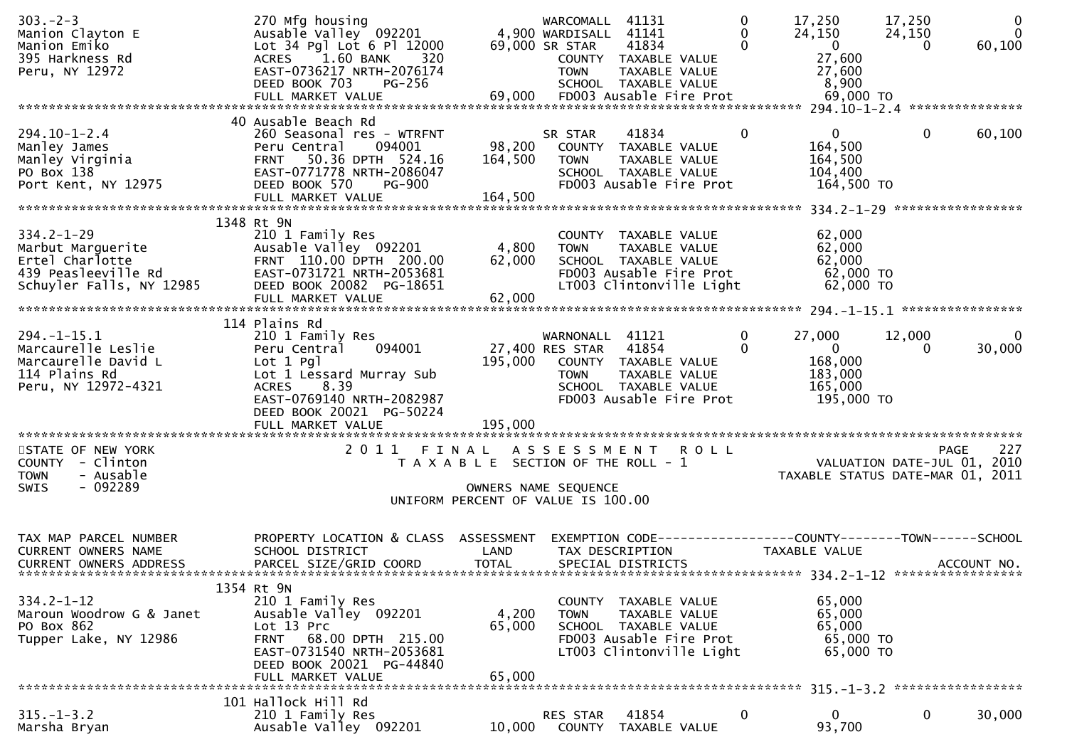```
303.-2-3                        270 Mfg housing                       WARCOMALL  41131              0      17,250       17,250            0
Manion Clayton E                Ausable Valley  092201          4,900 WARDISALL  41141              0      24,150       24,150            0
Manion Emiko                    Lot 34 Pgl Lot 6 Pl 12000      69,000 SR STAR    41834              0           0            0       60,100
395 Harkness Rd                 ACRES     1.60 BANK     320           COUNTY  TAXABLE VALUE               27,600
Peru, NY 12972                  EAST-0736217 NRTH-2076174             TOWN    TAXABLE VALUE               27,600
                                DEED BOOK 703    PG-256               SCHOOL  TAXABLE VALUE                8,900
                                FULL MARKET VALUE              69,000 FD003 Ausable Fire Prot             69,000 TO
******************************************************************************************************* 294.10-1-2.4 ***************
                             40 Ausable Beach Rd
294.10-1-2.4                    260 Seasonal res - WTRFNT             SR STAR    41834              0           0            0       60,100
Manley James                    Peru Central     094001        98,200    COUNTY  TAXABLE VALUE              164,500
Manley Virginia                 FRNT    50.36 DPTH  524.16    164,500    TOWN    TAXABLE VALUE              164,500
PO Box 138                      EAST-0771778 NRTH-2086047                SCHOOL  TAXABLE VALUE              104,400
Port Kent, NY 12975             DEED BOOK 570    PG-900                  FD003 Ausable Fire Prot            164,500 TO
                                FULL MARKET VALUE             164,500
******************************************************************************************************* 334.2-1-29 *****************
                           1348 Rt 9N
334.2-1-29                      210 1 Family Res                         COUNTY  TAXABLE VALUE               62,000
Marbut Marguerite               Ausable Valley  092201          4,800    TOWN    TAXABLE VALUE               62,000
Ertel Charlotte                 FRNT   110.00 DPTH  200.00     62,000    SCHOOL  TAXABLE VALUE               62,000
439 Peasleeville Rd             EAST-0731721 NRTH-2053681                FD003 Ausable Fire Prot             62,000 TO
Schuyler Falls, NY 12985        DEED BOOK 20082  PG-18651                LT003 Clintonville Light            62,000 TO
                                FULL MARKET VALUE              62,000
******************************************************************************************************* 294.-1-15.1 ****************
                            114 Plains Rd
294.-1-15.1                     210 1 Family Res                      WARNONALL  41121              0      27,000       12,000            0
Marcaurelle Leslie              Peru Central     094001        27,400 RES STAR   41854              0           0            0       30,000
Marcaurelle David L             Lot 1 Pgl                     195,000    COUNTY  TAXABLE VALUE              168,000
114 Plains Rd                   Lot 1 Lessard Murray Sub                 TOWN    TAXABLE VALUE              183,000
Peru, NY 12972-4321             ACRES     8.39                           SCHOOL  TAXABLE VALUE              165,000
                                EAST-0769140 NRTH-2082987                FD003 Ausable Fire Prot            195,000 TO
                                DEED BOOK 20021  PG-50224
                                FULL MARKET VALUE             195,000
************************************************************************************************************************************
STATE OF NEW YORK                    2 0 1 1   F I N A L   A S S E S S M E N T   R O L L                                  PAGE    227
COUNTY  - Clinton                       T A X A B L E  SECTION OF THE ROLL - 1                          VALUATION DATE-JUL 01, 2010
TOWN    - Ausable                                                                                    TAXABLE STATUS DATE-MAR 01, 2011
SWIS    - 092289                                        OWNERS NAME SEQUENCE
                                                   UNIFORM PERCENT OF VALUE IS 100.00


TAX MAP PARCEL NUMBER           PROPERTY LOCATION & CLASS  ASSESSMENT  EXEMPTION CODE------------------COUNTY--------TOWN------SCHOOL
CURRENT OWNERS NAME             SCHOOL DISTRICT               LAND      TAX DESCRIPTION             TAXABLE VALUE
CURRENT OWNERS ADDRESS          PARCEL SIZE/GRID COORD        TOTAL     SPECIAL DISTRICTS                                  ACCOUNT NO.
******************************************************************************************************* 334.2-1-12 *****************
                           1354 Rt 9N
334.2-1-12                      210 1 Family Res                         COUNTY  TAXABLE VALUE               65,000
Maroun Woodrow G & Janet        Ausable Valley  092201          4,200    TOWN    TAXABLE VALUE               65,000
PO Box 862                      Lot 13 Prc                     65,000    SCHOOL  TAXABLE VALUE               65,000
Tupper Lake, NY 12986           FRNT    68.00 DPTH  215.00               FD003 Ausable Fire Prot             65,000 TO
                                EAST-0731540 NRTH-2053681                LT003 Clintonville Light            65,000 TO
                                DEED BOOK 20021  PG-44840
                                FULL MARKET VALUE              65,000
******************************************************************************************************* 315.-1-3.2 *****************
                            101 Hallock Hill Rd
315.-1-3.2                      210 1 Family Res                      RES STAR   41854              0           0            0       30,000
Marsha Bryan                    Ausable Valley  092201         10,000    COUNTY  TAXABLE VALUE               93,700
```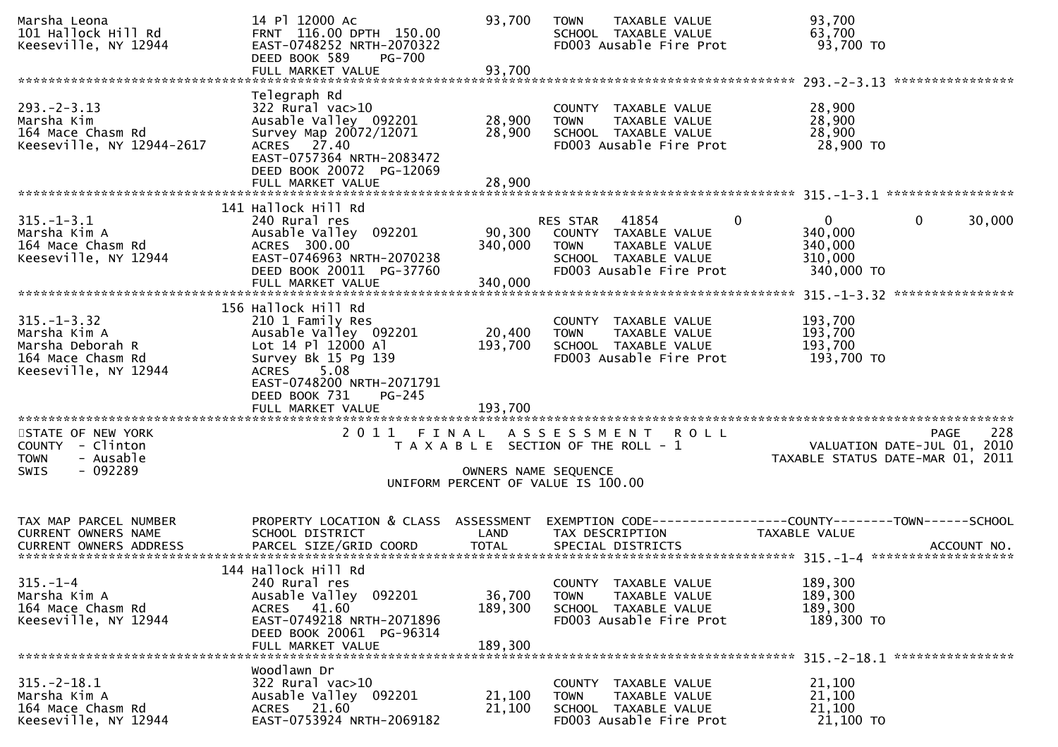```
Marsha Leona                   14 Pl 12000 Ac                     93,700   TOWN     TAXABLE VALUE              93,700
101 Hallock Hill Rd            FRNT  116.00 DPTH  150.00                   SCHOOL   TAXABLE VALUE              63,700
Keeseville, NY 12944           EAST-0748252 NRTH-2070322                   FD003 Ausable Fire Prot             93,700 TO
                               DEED BOOK 589     PG-700
                               FULL MARKET VALUE                  93,700
******************************************************************************************************* 293.-2-3.13 ****************
                               Telegraph Rd
293.-2-3.13                    322 Rural vac>10                            COUNTY   TAXABLE VALUE              28,900
Marsha Kim                     Ausable Valley  092201             28,900   TOWN     TAXABLE VALUE              28,900
164 Mace Chasm Rd              Survey Map 20072/12071             28,900   SCHOOL   TAXABLE VALUE              28,900
Keeseville, NY 12944-2617      ACRES   27.40                               FD003 Ausable Fire Prot             28,900 TO
                               EAST-0757364 NRTH-2083472
                               DEED BOOK 20072  PG-12069
                               FULL MARKET VALUE                  28,900
******************************************************************************************************* 315.-1-3.1 *****************
                               141 Hallock Hill Rd
315.-1-3.1                     240 Rural res                               RES STAR   41854          0           0           0     30,000
Marsha Kim A                   Ausable Valley  092201             90,300   COUNTY   TAXABLE VALUE             340,000
164 Mace Chasm Rd              ACRES  300.00                     340,000   TOWN     TAXABLE VALUE             340,000
Keeseville, NY 12944           EAST-0746963 NRTH-2070238                   SCHOOL   TAXABLE VALUE             310,000
                               DEED BOOK 20011  PG-37760                   FD003 Ausable Fire Prot            340,000 TO
                               FULL MARKET VALUE                 340,000
******************************************************************************************************* 315.-1-3.32 ****************
                               156 Hallock Hill Rd
315.-1-3.32                    210 1 Family Res                            COUNTY   TAXABLE VALUE             193,700
Marsha Kim A                   Ausable Valley  092201             20,400   TOWN     TAXABLE VALUE             193,700
Marsha Deborah R               Lot 14 Pl 12000 Al                193,700   SCHOOL   TAXABLE VALUE             193,700
164 Mace Chasm Rd              Survey Bk 15 Pg 139                         FD003 Ausable Fire Prot            193,700 TO
Keeseville, NY 12944           ACRES    5.08
                               EAST-0748200 NRTH-2071791
                               DEED BOOK 731     PG-245
                               FULL MARKET VALUE                 193,700
************************************************************************************************************************************
STATE OF NEW YORK                     2 0 1 1   F I N A L   A S S E S S M E N T   R O L L                                PAGE    228
COUNTY  - Clinton                        T A X A B L E  SECTION OF THE ROLL - 1                           VALUATION DATE-JUL 01, 2010
TOWN    - Ausable                                                                                       TAXABLE STATUS DATE-MAR 01, 2011
SWIS    - 092289                                        OWNERS NAME SEQUENCE
                                                UNIFORM PERCENT OF VALUE IS 100.00


TAX MAP PARCEL NUMBER          PROPERTY LOCATION & CLASS  ASSESSMENT  EXEMPTION CODE------------------COUNTY--------TOWN------SCHOOL
CURRENT OWNERS NAME            SCHOOL DISTRICT                 LAND   TAX DESCRIPTION            TAXABLE VALUE
CURRENT OWNERS ADDRESS         PARCEL SIZE/GRID COORD         TOTAL   SPECIAL DISTRICTS                                   ACCOUNT NO.
******************************************************************************************************* 315.-1-4 *******************
                               144 Hallock Hill Rd
315.-1-4                       240 Rural res                               COUNTY   TAXABLE VALUE             189,300
Marsha Kim A                   Ausable Valley  092201             36,700   TOWN     TAXABLE VALUE             189,300
164 Mace Chasm Rd              ACRES   41.60                     189,300   SCHOOL   TAXABLE VALUE             189,300
Keeseville, NY 12944           EAST-0749218 NRTH-2071896                   FD003 Ausable Fire Prot            189,300 TO
                               DEED BOOK 20061  PG-96314
                               FULL MARKET VALUE                 189,300
******************************************************************************************************* 315.-2-18.1 ****************
                               Woodlawn Dr
315.-2-18.1                    322 Rural vac>10                            COUNTY   TAXABLE VALUE              21,100
Marsha Kim A                   Ausable Valley  092201             21,100   TOWN     TAXABLE VALUE              21,100
164 Mace Chasm Rd              ACRES   21.60                      21,100   SCHOOL   TAXABLE VALUE              21,100
Keeseville, NY 12944           EAST-0753924 NRTH-2069182                   FD003 Ausable Fire Prot             21,100 TO
```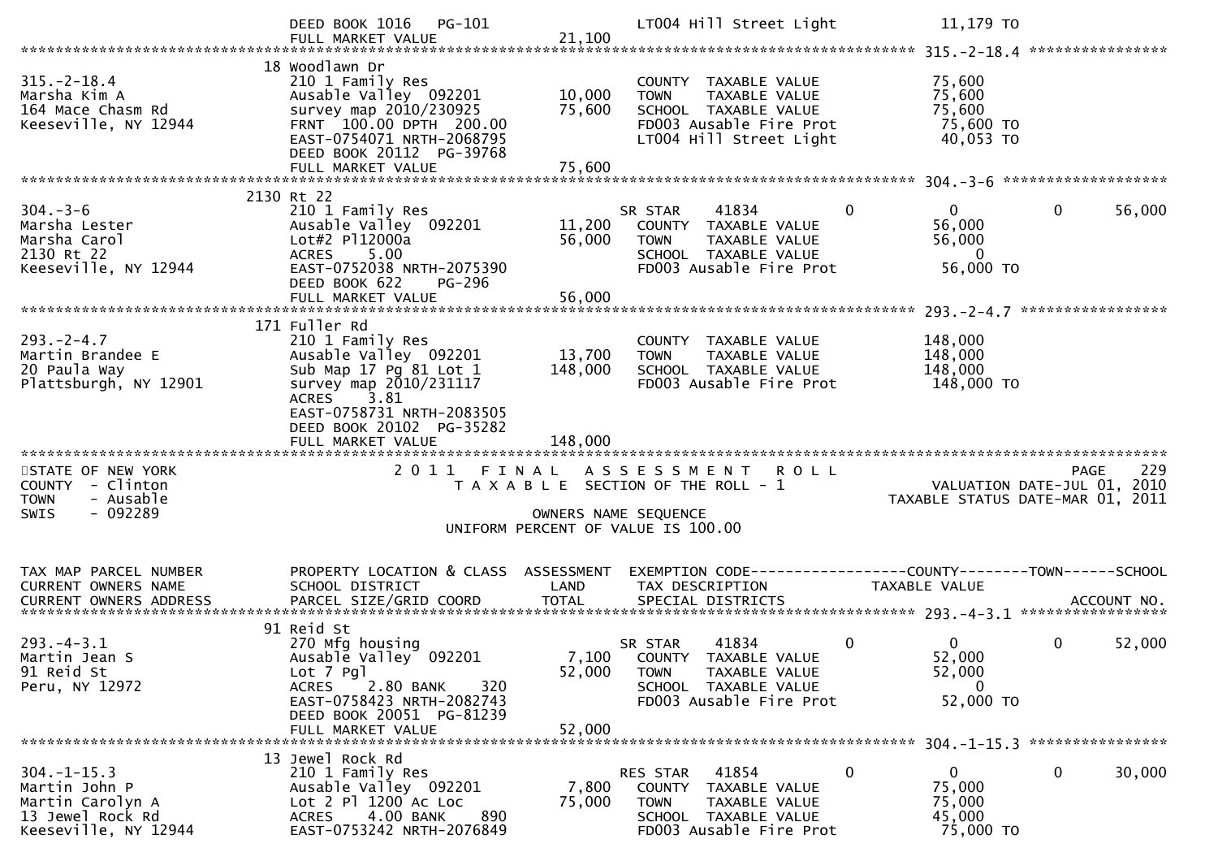```
                                  DEED BOOK 1016    PG-101                    LT004 Hill Street Light          11,179 TO
                                  FULL MARKET VALUE                21,100
******************************************************************************************************* 315.-2-18.4 ****************
                                18 Woodlawn Dr
315.-2-18.4                       210 1 Family Res                             COUNTY  TAXABLE VALUE             75,600
Marsha Kim A                      Ausable Valley  092201          10,000      TOWN    TAXABLE VALUE             75,600
164 Mace Chasm Rd                 survey map 2010/230925          75,600      SCHOOL  TAXABLE VALUE             75,600
Keeseville, NY 12944              FRNT  100.00 DPTH  200.00                    FD003 Ausable Fire Prot            75,600 TO
                                  EAST-0754071 NRTH-2068795                    LT004 Hill Street Light            40,053 TO
                                  DEED BOOK 20112  PG-39768
                                  FULL MARKET VALUE                75,600
******************************************************************************************************* 304.-3-6 *******************
                              2130 Rt 22
304.-3-6                          210 1 Family Res                             SR STAR     41834            0          0            0        56,000
Marsha Lester                     Ausable Valley  092201          11,200      COUNTY  TAXABLE VALUE             56,000
Marsha Carol                      Lot#2 Pl12000a                  56,000      TOWN    TAXABLE VALUE             56,000
2130 Rt 22                        ACRES     5.00                               SCHOOL  TAXABLE VALUE                  0
Keeseville, NY 12944              EAST-0752038 NRTH-2075390                    FD003 Ausable Fire Prot            56,000 TO
                                  DEED BOOK 622     PG-296
                                  FULL MARKET VALUE                56,000
******************************************************************************************************* 293.-2-4.7 *****************
                               171 Fuller Rd
293.-2-4.7                        210 1 Family Res                             COUNTY  TAXABLE VALUE            148,000
Martin Brandee E                  Ausable Valley  092201          13,700      TOWN    TAXABLE VALUE            148,000
20 Paula Way                      Sub Map 17 Pg 81 Lot 1         148,000      SCHOOL  TAXABLE VALUE            148,000
Plattsburgh, NY 12901             survey map 2010/231117                       FD003 Ausable Fire Prot           148,000 TO
                                  ACRES     3.81
                                  EAST-0758731 NRTH-2083505
                                  DEED BOOK 20102  PG-35282
                                  FULL MARKET VALUE               148,000
************************************************************************************************************************************
STATE OF NEW YORK                     2 0 1 1   F I N A L   A S S E S S M E N T   R O L L                              PAGE    229
COUNTY  - Clinton                          T A X A B L E  SECTION OF THE ROLL - 1                      VALUATION DATE-JUL 01, 2010
TOWN    - Ausable                                                                               TAXABLE STATUS DATE-MAR 01, 2011
SWIS    - 092289                                        OWNERS NAME SEQUENCE
                                                 UNIFORM PERCENT OF VALUE IS 100.00


TAX MAP PARCEL NUMBER             PROPERTY LOCATION & CLASS  ASSESSMENT  EXEMPTION CODE------------------COUNTY--------TOWN------SCHOOL
CURRENT OWNERS NAME               SCHOOL DISTRICT               LAND      TAX DESCRIPTION             TAXABLE VALUE
CURRENT OWNERS ADDRESS            PARCEL SIZE/GRID COORD        TOTAL     SPECIAL DISTRICTS                                  ACCOUNT NO.
******************************************************************************************************* 293.-4-3.1 *****************
                                91 Reid St
293.-4-3.1                        270 Mfg housing                              SR STAR     41834            0          0            0        52,000
Martin Jean S                     Ausable Valley  092201           7,100      COUNTY  TAXABLE VALUE             52,000
91 Reid St                        Lot 7 Pgl                       52,000      TOWN    TAXABLE VALUE             52,000
Peru, NY 12972                    ACRES     2.80 BANK     320                  SCHOOL  TAXABLE VALUE                  0
                                  EAST-0758423 NRTH-2082743                    FD003 Ausable Fire Prot            52,000 TO
                                  DEED BOOK 20051  PG-81239
                                  FULL MARKET VALUE                52,000
******************************************************************************************************* 304.-1-15.3 ****************
                                13 Jewel Rock Rd
304.-1-15.3                       210 1 Family Res                             RES STAR    41854            0          0            0        30,000
Martin John P                     Ausable Valley  092201           7,800      COUNTY  TAXABLE VALUE             75,000
Martin Carolyn A                  Lot 2 Pl 1200 Ac Loc            75,000      TOWN    TAXABLE VALUE             75,000
13 Jewel Rock Rd                  ACRES     4.00 BANK     890                  SCHOOL  TAXABLE VALUE             45,000
Keeseville, NY 12944              EAST-0753242 NRTH-2076849                    FD003 Ausable Fire Prot            75,000 TO
```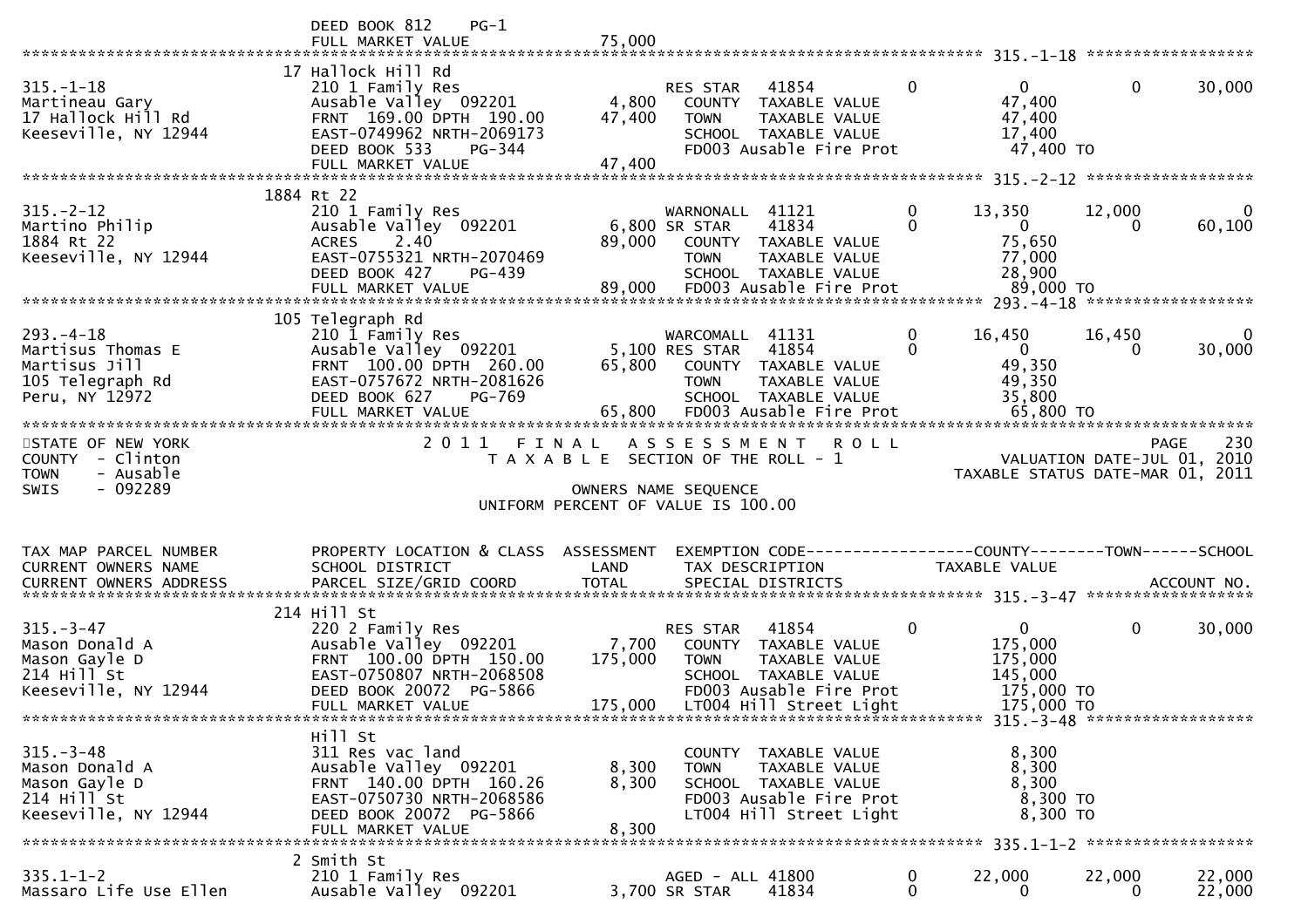DEED BOOK 812 PG-1
FULL MARKET VALUE 75,000

```
******************************************************************************************************* 315.-1-18 *****************
                          17 Hallock Hill Rd
315.-1-18                 210 1 Family Res                    RES STAR   41854         0             0          0       30,000
Martineau Gary            Ausable Valley  092201       4,800    COUNTY  TAXABLE VALUE             47,400
17 Hallock Hill Rd        FRNT 169.00 DPTH 190.00     47,400    TOWN    TAXABLE VALUE             47,400
Keeseville, NY 12944      EAST-0749962 NRTH-2069173             SCHOOL  TAXABLE VALUE             17,400
                          DEED BOOK 533    PG-344               FD003 Ausable Fire Prot           47,400 TO
                          FULL MARKET VALUE           47,400
******************************************************************************************************* 315.-2-12 *****************
                          1884 Rt 22
315.-2-12                 210 1 Family Res                    WARNONALL  41121         0        13,350     12,000            0
Martino Philip            Ausable Valley  092201       6,800 SR STAR     41834         0             0          0       60,100
1884 Rt 22                ACRES     2.40              89,000    COUNTY  TAXABLE VALUE             75,650
Keeseville, NY 12944      EAST-0755321 NRTH-2070469             TOWN    TAXABLE VALUE             77,000
                          DEED BOOK 427    PG-439               SCHOOL  TAXABLE VALUE             28,900
                          FULL MARKET VALUE           89,000    FD003 Ausable Fire Prot           89,000 TO
******************************************************************************************************* 293.-4-18 *****************
                          105 Telegraph Rd
293.-4-18                 210 1 Family Res                    WARCOMALL  41131         0        16,450     16,450            0
Martisus Thomas E         Ausable Valley  092201       5,100 RES STAR    41854         0             0          0       30,000
Martisus Jill             FRNT 100.00 DPTH 260.00     65,800    COUNTY  TAXABLE VALUE             49,350
105 Telegraph Rd          EAST-0757672 NRTH-2081626             TOWN    TAXABLE VALUE             49,350
Peru, NY 12972            DEED BOOK 627    PG-769               SCHOOL  TAXABLE VALUE             35,800
                          FULL MARKET VALUE           65,800    FD003 Ausable Fire Prot           65,800 TO
************************************************************************************************************************************
STATE OF NEW YORK                      2011  FINAL  ASSESSMENT  ROLL                                              PAGE    230
COUNTY  - Clinton                      TAXABLE SECTION OF THE ROLL - 1                          VALUATION DATE-JUL 01, 2010
TOWN    - Ausable                                                                          TAXABLE STATUS DATE-MAR 01, 2011
SWIS    - 092289                              OWNERS NAME SEQUENCE
                                        UNIFORM PERCENT OF VALUE IS 100.00


TAX MAP PARCEL NUMBER     PROPERTY LOCATION & CLASS  ASSESSMENT  EXEMPTION CODE-----------------COUNTY--------TOWN------SCHOOL
CURRENT OWNERS NAME       SCHOOL DISTRICT               LAND     TAX DESCRIPTION                TAXABLE VALUE
CURRENT OWNERS ADDRESS    PARCEL SIZE/GRID COORD       TOTAL     SPECIAL DISTRICTS                                  ACCOUNT NO.
******************************************************************************************************* 315.-3-47 *****************
                          214 Hill St
315.-3-47                 220 2 Family Res                    RES STAR   41854         0             0          0       30,000
Mason Donald A            Ausable Valley  092201       7,700    COUNTY  TAXABLE VALUE            175,000
Mason Gayle D             FRNT 100.00 DPTH 150.00    175,000    TOWN    TAXABLE VALUE            175,000
214 Hill St               EAST-0750807 NRTH-2068508             SCHOOL  TAXABLE VALUE            145,000
Keeseville, NY 12944      DEED BOOK 20072  PG-5866              FD003 Ausable Fire Prot          175,000 TO
                          FULL MARKET VALUE          175,000    LT004 Hill Street Light          175,000 TO
******************************************************************************************************* 315.-3-48 *****************
                          Hill St
315.-3-48                 311 Res vac land                      COUNTY  TAXABLE VALUE              8,300
Mason Donald A            Ausable Valley  092201       8,300    TOWN    TAXABLE VALUE              8,300
Mason Gayle D             FRNT 140.00 DPTH 160.26      8,300    SCHOOL  TAXABLE VALUE              8,300
214 Hill St               EAST-0750730 NRTH-2068586             FD003 Ausable Fire Prot            8,300 TO
Keeseville, NY 12944      DEED BOOK 20072  PG-5866              LT004 Hill Street Light            8,300 TO
                          FULL MARKET VALUE            8,300
******************************************************************************************************* 335.1-1-2 *****************
                          2 Smith St
335.1-1-2                 210 1 Family Res                    AGED - ALL 41800         0        22,000     22,000       22,000
Massaro Life Use Ellen    Ausable Valley  092201       3,700 SR STAR     41834         0             0          0       22,000
```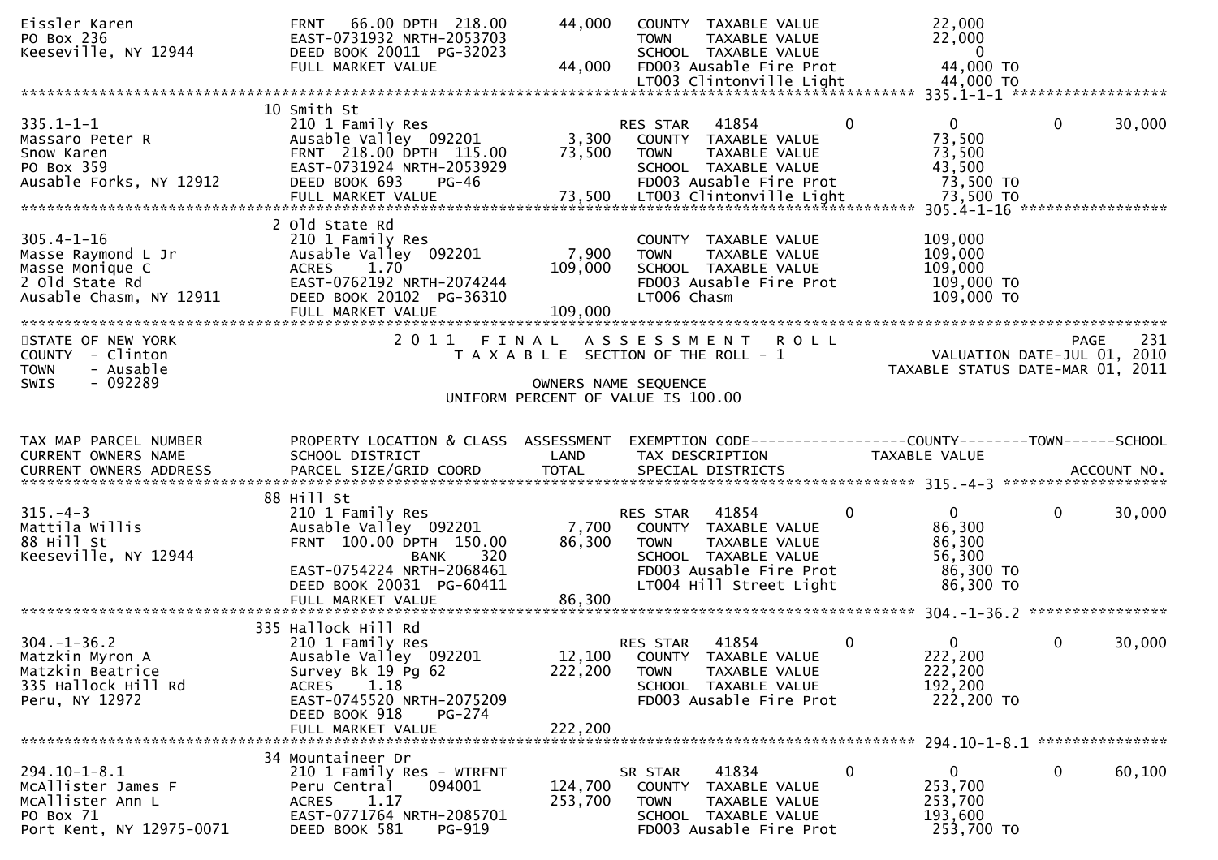```
Eissler Karen                     FRNT   66.00 DPTH  218.00       44,000   COUNTY  TAXABLE VALUE              22,000
PO Box 236                        EAST-0731932 NRTH-2053703                TOWN    TAXABLE VALUE              22,000
Keeseville, NY 12944              DEED BOOK 20011  PG-32023                SCHOOL  TAXABLE VALUE                   0
                                  FULL MARKET VALUE               44,000   FD003 Ausable Fire Prot            44,000 TO
                                                                           LT003 Clintonville Light           44,000 TO
******************************************************************************************************* 335.1-1-1 ******************
                                  10 Smith St
335.1-1-1                         210 1 Family Res                         RES STAR   41854           0            0          0     30,000
Massaro Peter R                   Ausable Valley  092201           3,300   COUNTY  TAXABLE VALUE              73,500
Snow Karen                        FRNT  218.00 DPTH  115.00       73,500   TOWN    TAXABLE VALUE              73,500
PO Box 359                        EAST-0731924 NRTH-2053929                SCHOOL  TAXABLE VALUE              43,500
Ausable Forks, NY 12912           DEED BOOK 693     PG-46                  FD003 Ausable Fire Prot            73,500 TO
                                  FULL MARKET VALUE               73,500   LT003 Clintonville Light           73,500 TO
******************************************************************************************************* 305.4-1-16 *****************
                                  2 Old State Rd
305.4-1-16                        210 1 Family Res                         COUNTY  TAXABLE VALUE             109,000
Masse Raymond L Jr                Ausable Valley  092201           7,900   TOWN    TAXABLE VALUE             109,000
Masse Monique C                   ACRES     1.70                 109,000   SCHOOL  TAXABLE VALUE             109,000
2 Old State Rd                    EAST-0762192 NRTH-2074244                FD003 Ausable Fire Prot           109,000 TO
Ausable Chasm, NY 12911           DEED BOOK 20102  PG-36310                LT006 Chasm                       109,000 TO
                                  FULL MARKET VALUE              109,000
************************************************************************************************************************************
STATE OF NEW YORK                      2 0 1 1   F I N A L   A S S E S S M E N T   R O L L                              PAGE    231
COUNTY  - Clinton                            T A X A B L E  SECTION OF THE ROLL - 1                          VALUATION DATE-JUL 01, 2010
TOWN    - Ausable                                                                                       TAXABLE STATUS DATE-MAR 01, 2011
SWIS    - 092289                                          OWNERS NAME SEQUENCE
                                                    UNIFORM PERCENT OF VALUE IS 100.00


TAX MAP PARCEL NUMBER             PROPERTY LOCATION & CLASS  ASSESSMENT  EXEMPTION CODE------------------COUNTY--------TOWN------SCHOOL
CURRENT OWNERS NAME               SCHOOL DISTRICT               LAND       TAX DESCRIPTION            TAXABLE VALUE
CURRENT OWNERS ADDRESS            PARCEL SIZE/GRID COORD        TOTAL      SPECIAL DISTRICTS                                  ACCOUNT NO.
******************************************************************************************************* 315.-4-3 *******************
                                  88 Hill St
315.-4-3                          210 1 Family Res                         RES STAR   41854           0            0          0     30,000
Mattila Willis                    Ausable Valley  092201           7,700   COUNTY  TAXABLE VALUE              86,300
88 Hill St                        FRNT  100.00 DPTH  150.00       86,300   TOWN    TAXABLE VALUE              86,300
Keeseville, NY 12944                            BANK     320               SCHOOL  TAXABLE VALUE              56,300
                                  EAST-0754224 NRTH-2068461                FD003 Ausable Fire Prot            86,300 TO
                                  DEED BOOK 20031  PG-60411                LT004 Hill Street Light            86,300 TO
                                  FULL MARKET VALUE               86,300
******************************************************************************************************* 304.-1-36.2 ****************
                                  335 Hallock Hill Rd
304.-1-36.2                       210 1 Family Res                         RES STAR   41854           0            0          0     30,000
Matzkin Myron A                   Ausable Valley  092201          12,100   COUNTY  TAXABLE VALUE             222,200
Matzkin Beatrice                  Survey Bk 19 Pg 62             222,200   TOWN    TAXABLE VALUE             222,200
335 Hallock Hill Rd               ACRES     1.18                           SCHOOL  TAXABLE VALUE             192,200
Peru, NY 12972                    EAST-0745520 NRTH-2075209                FD003 Ausable Fire Prot           222,200 TO
                                  DEED BOOK 918     PG-274
                                  FULL MARKET VALUE              222,200
******************************************************************************************************* 294.10-1-8.1 ***************
                                  34 Mountaineer Dr
294.10-1-8.1                      210 1 Family Res - WTRFNT                SR STAR    41834           0            0          0     60,100
McAllister James F                Peru Central    094001         124,700   COUNTY  TAXABLE VALUE             253,700
McAllister Ann L                  ACRES     1.17                 253,700   TOWN    TAXABLE VALUE             253,700
PO Box 71                         EAST-0771764 NRTH-2085701                SCHOOL  TAXABLE VALUE             193,600
Port Kent, NY 12975-0071          DEED BOOK 581     PG-919                 FD003 Ausable Fire Prot           253,700 TO
```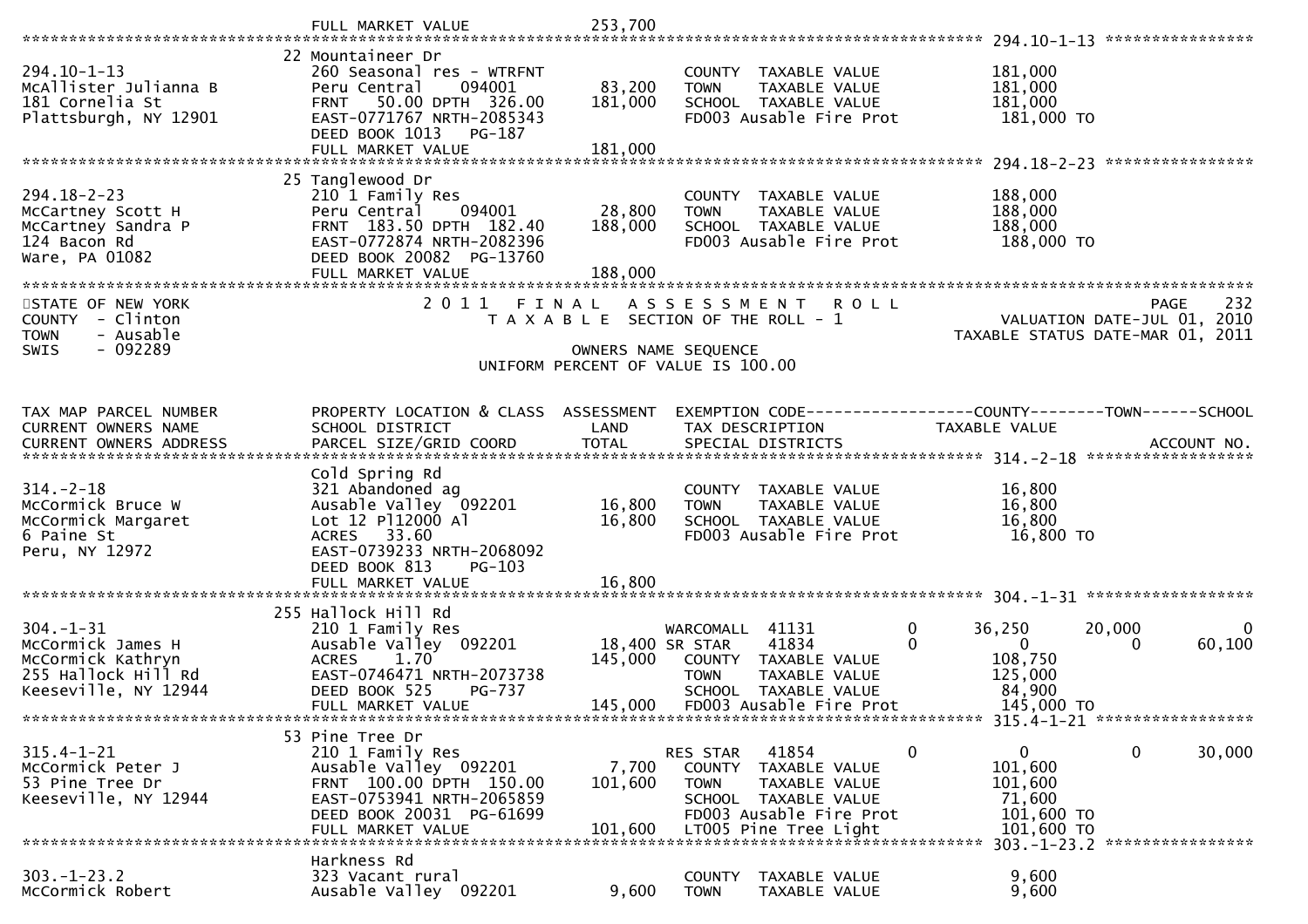```
                                   FULL MARKET VALUE             253,700
******************************************************************************************************* 294.10-1-13 ****************
                                 22 Mountaineer Dr
294.10-1-13                      260 Seasonal res - WTRFNT                   COUNTY  TAXABLE VALUE            181,000
McAllister Julianna B            Peru Central    094001         83,200       TOWN    TAXABLE VALUE            181,000
181 Cornelia St                  FRNT   50.00 DPTH  326.00     181,000       SCHOOL  TAXABLE VALUE            181,000
Plattsburgh, NY 12901            EAST-0771767 NRTH-2085343                   FD003 Ausable Fire Prot           181,000 TO
                                 DEED BOOK 1013    PG-187
                                 FULL MARKET VALUE             181,000
******************************************************************************************************* 294.18-2-23 ****************
                                 25 Tanglewood Dr
294.18-2-23                      210 1 Family Res                            COUNTY  TAXABLE VALUE            188,000
McCartney Scott H                Peru Central    094001         28,800       TOWN    TAXABLE VALUE            188,000
McCartney Sandra P               FRNT  183.50 DPTH  182.40     188,000       SCHOOL  TAXABLE VALUE            188,000
124 Bacon Rd                     EAST-0772874 NRTH-2082396                   FD003 Ausable Fire Prot           188,000 TO
Ware, PA 01082                   DEED BOOK 20082   PG-13760
                                 FULL MARKET VALUE             188,000
************************************************************************************************************************************
STATE OF NEW YORK                 2 0 1 1   F I N A L   A S S E S S M E N T   R O L L                                 PAGE    232
COUNTY  - Clinton                    T A X A B L E  SECTION OF THE ROLL - 1                         VALUATION DATE-JUL 01, 2010
TOWN    - Ausable                                                                                 TAXABLE STATUS DATE-MAR 01, 2011
SWIS    - 092289                                      OWNERS NAME SEQUENCE
                                                 UNIFORM PERCENT OF VALUE IS 100.00


TAX MAP PARCEL NUMBER            PROPERTY LOCATION & CLASS  ASSESSMENT  EXEMPTION CODE------------------COUNTY--------TOWN------SCHOOL
CURRENT OWNERS NAME              SCHOOL DISTRICT               LAND      TAX DESCRIPTION             TAXABLE VALUE
CURRENT OWNERS ADDRESS           PARCEL SIZE/GRID COORD        TOTAL     SPECIAL DISTRICTS                                 ACCOUNT NO.
******************************************************************************************************* 314.-2-18 ******************
                                 Cold Spring Rd
314.-2-18                        321 Abandoned ag                            COUNTY  TAXABLE VALUE             16,800
McCormick Bruce W                Ausable Valley  092201         16,800       TOWN    TAXABLE VALUE             16,800
McCormick Margaret               Lot 12 Pl12000 Al              16,800       SCHOOL  TAXABLE VALUE             16,800
6 Paine St                       ACRES   33.60                               FD003 Ausable Fire Prot            16,800 TO
Peru, NY 12972                   EAST-0739233 NRTH-2068092
                                 DEED BOOK 813     PG-103
                                 FULL MARKET VALUE              16,800
******************************************************************************************************* 304.-1-31 ******************
                                 255 Hallock Hill Rd
304.-1-31                        210 1 Family Res                       WARCOMALL  41131          0      36,250     20,000            0
McCormick James H                Ausable Valley  092201         18,400 SR STAR    41834          0           0          0       60,100
McCormick Kathryn                ACRES    1.70                 145,000   COUNTY  TAXABLE VALUE            108,750
255 Hallock Hill Rd              EAST-0746471 NRTH-2073738                   TOWN    TAXABLE VALUE            125,000
Keeseville, NY 12944             DEED BOOK 525     PG-737                    SCHOOL  TAXABLE VALUE             84,900
                                 FULL MARKET VALUE             145,000   FD003 Ausable Fire Prot           145,000 TO
******************************************************************************************************* 315.4-1-21 *****************
                                 53 Pine Tree Dr
315.4-1-21                       210 1 Family Res                        RES STAR   41854          0           0          0       30,000
McCormick Peter J                Ausable Valley  092201          7,700   COUNTY  TAXABLE VALUE            101,600
53 Pine Tree Dr                  FRNT  100.00 DPTH  150.00     101,600   TOWN    TAXABLE VALUE            101,600
Keeseville, NY 12944             EAST-0753941 NRTH-2065859                   SCHOOL  TAXABLE VALUE             71,600
                                 DEED BOOK 20031   PG-61699                  FD003 Ausable Fire Prot           101,600 TO
                                 FULL MARKET VALUE             101,600   LT005 Pine Tree Light             101,600 TO
******************************************************************************************************* 303.-1-23.2 ****************
                                 Harkness Rd
303.-1-23.2                      323 Vacant rural                            COUNTY  TAXABLE VALUE              9,600
McCormick Robert                 Ausable Valley  092201          9,600       TOWN    TAXABLE VALUE              9,600
```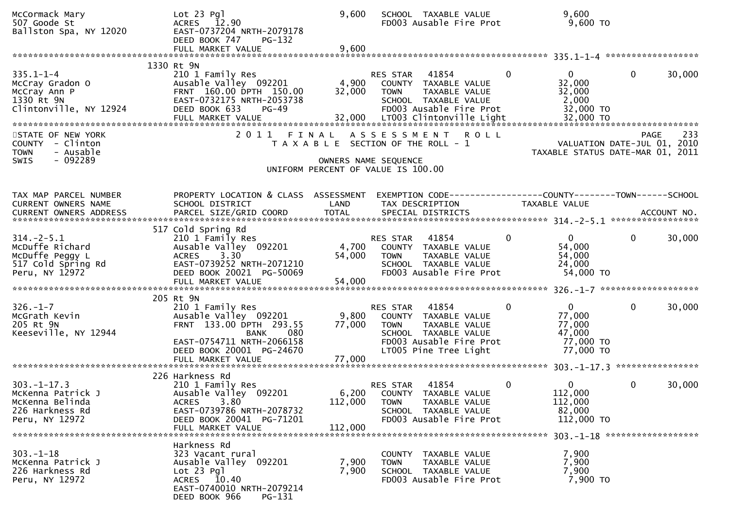```
McCormack Mary                 Lot 23 Pgl                        9,600   SCHOOL  TAXABLE VALUE               9,600
507 Goode St                   ACRES   12.90                             FD003 Ausable Fire Prot              9,600 TO
Ballston Spa, NY 12020         EAST-0737204 NRTH-2079178
                               DEED BOOK 747    PG-132
                               FULL MARKET VALUE                 9,600
******************************************************************************************************* 335.1-1-4 ******************
                             1330 Rt 9N
335.1-1-4                      210 1 Family Res                          RES STAR   41854          0            0          0     30,000
McCray Gradon O                Ausable Valley  092201            4,900   COUNTY  TAXABLE VALUE              32,000
McCray Ann P                   FRNT 160.00 DPTH 150.00          32,000   TOWN    TAXABLE VALUE              32,000
1330 Rt 9N                     EAST-0732175 NRTH-2053738                 SCHOOL  TAXABLE VALUE               2,000
Clintonville, NY 12924         DEED BOOK 633    PG-49                    FD003 Ausable Fire Prot             32,000 TO
                               FULL MARKET VALUE                32,000   LT003 Clintonville Light            32,000 TO
**************************************************************************************************************************************
STATE OF NEW YORK                          2 0 1 1   F I N A L   A S S E S S M E N T   R O L L                              PAGE    233
COUNTY  - Clinton                             T A X A B L E  SECTION OF THE ROLL - 1                           VALUATION DATE-JUL 01, 2010
TOWN    - Ausable                                                                                           TAXABLE STATUS DATE-MAR 01, 2011
SWIS    - 092289                                            OWNERS NAME SEQUENCE
                                                     UNIFORM PERCENT OF VALUE IS 100.00


TAX MAP PARCEL NUMBER          PROPERTY LOCATION & CLASS  ASSESSMENT  EXEMPTION CODE------------------COUNTY--------TOWN------SCHOOL
CURRENT OWNERS NAME            SCHOOL DISTRICT               LAND      TAX DESCRIPTION            TAXABLE VALUE
CURRENT OWNERS ADDRESS         PARCEL SIZE/GRID COORD        TOTAL     SPECIAL DISTRICTS                                    ACCOUNT NO.
******************************************************************************************************* 314.-2-5.1 *****************
                             517 Cold Spring Rd
314.-2-5.1                     210 1 Family Res                          RES STAR   41854          0            0          0     30,000
McDuffe Richard                Ausable Valley  092201            4,700   COUNTY  TAXABLE VALUE              54,000
McDuffe Peggy L                ACRES    3.30                    54,000   TOWN    TAXABLE VALUE              54,000
517 Cold Spring Rd             EAST-0739252 NRTH-2071210                 SCHOOL  TAXABLE VALUE              24,000
Peru, NY 12972                 DEED BOOK 20021 PG-50069                  FD003 Ausable Fire Prot             54,000 TO
                               FULL MARKET VALUE                54,000
******************************************************************************************************* 326.-1-7 *******************
                             205 Rt 9N
326.-1-7                       210 1 Family Res                          RES STAR   41854          0            0          0     30,000
McGrath Kevin                  Ausable Valley  092201            9,800   COUNTY  TAXABLE VALUE              77,000
205 Rt 9N                      FRNT 133.00 DPTH 293.55          77,000   TOWN    TAXABLE VALUE              77,000
Keeseville, NY 12944                          BANK     080               SCHOOL  TAXABLE VALUE              47,000
                               EAST-0754711 NRTH-2066158                 FD003 Ausable Fire Prot             77,000 TO
                               DEED BOOK 20001 PG-24670                  LT005 Pine Tree Light               77,000 TO
                               FULL MARKET VALUE                77,000
******************************************************************************************************* 303.-1-17.3 ****************
                             226 Harkness Rd
303.-1-17.3                    210 1 Family Res                          RES STAR   41854          0            0          0     30,000
McKenna Patrick J              Ausable Valley  092201            6,200   COUNTY  TAXABLE VALUE             112,000
McKenna Belinda                ACRES    3.80                   112,000   TOWN    TAXABLE VALUE             112,000
226 Harkness Rd                EAST-0739786 NRTH-2078732                 SCHOOL  TAXABLE VALUE              82,000
Peru, NY 12972                 DEED BOOK 20041 PG-71201                  FD003 Ausable Fire Prot            112,000 TO
                               FULL MARKET VALUE               112,000
******************************************************************************************************* 303.-1-18 ******************
                               Harkness Rd
303.-1-18                      323 Vacant rural                          COUNTY  TAXABLE VALUE               7,900
McKenna Patrick J              Ausable Valley  092201            7,900   TOWN    TAXABLE VALUE               7,900
226 Harkness Rd                Lot 23 Pgl                        7,900   SCHOOL  TAXABLE VALUE               7,900
Peru, NY 12972                 ACRES   10.40                             FD003 Ausable Fire Prot              7,900 TO
                               EAST-0740010 NRTH-2079214
                               DEED BOOK 966    PG-131
```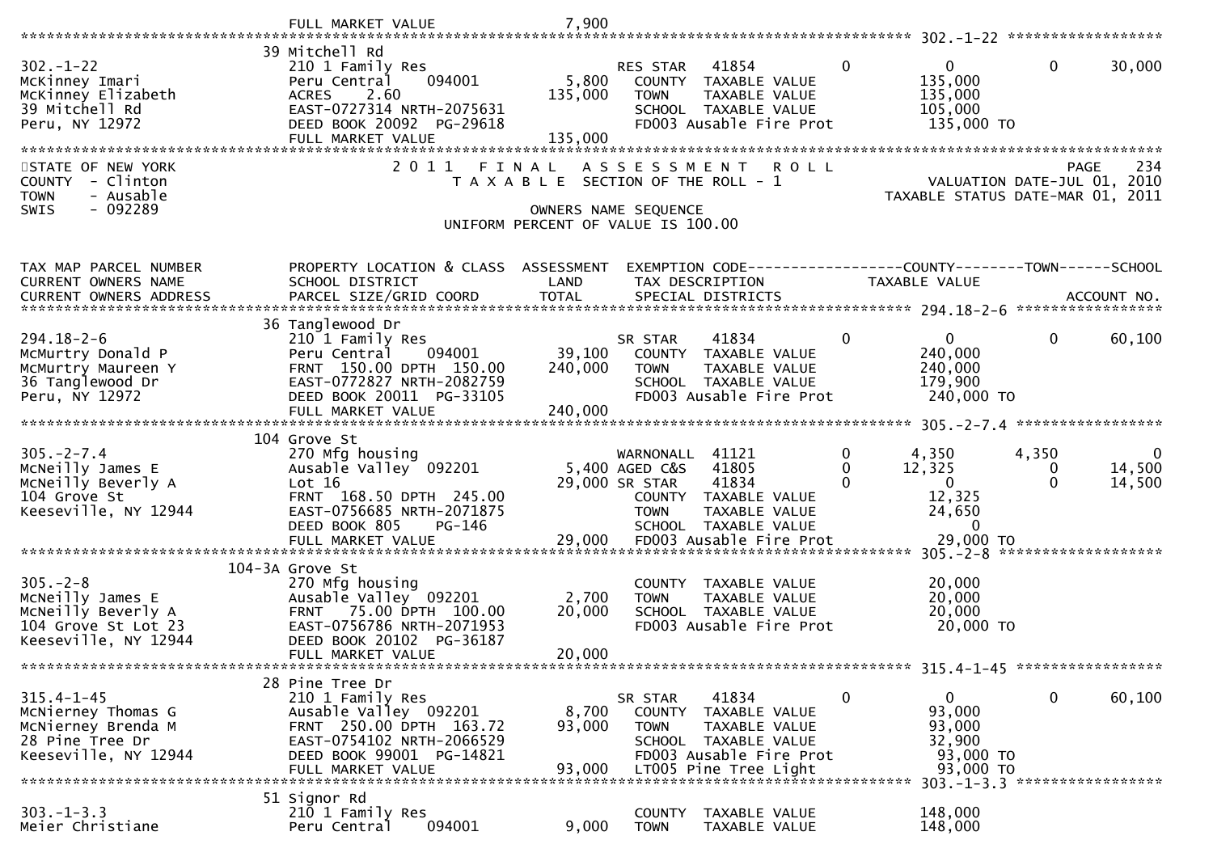```
                               FULL MARKET VALUE                7,900
******************************************************************************************************* 302.-1-22 ******************
                              39 Mitchell Rd
302.-1-22                     210 1 Family Res                        RES STAR   41854        0             0            0       30,000
McKinney Imari                Peru Central     094001         5,800     COUNTY  TAXABLE VALUE               135,000
McKinney Elizabeth            ACRES     2.60                135,000     TOWN    TAXABLE VALUE               135,000
39 Mitchell Rd                EAST-0727314 NRTH-2075631                SCHOOL  TAXABLE VALUE               105,000
Peru, NY 12972                DEED BOOK 20092  PG-29618                FD003 Ausable Fire Prot             135,000 TO
                              FULL MARKET VALUE               135,000
************************************************************************************************************************************
STATE OF NEW YORK                  2 0 1 1   F I N A L   A S S E S S M E N T   R O L L                               PAGE    234
COUNTY  - Clinton                     T A X A B L E  SECTION OF THE ROLL - 1                       VALUATION DATE-JUL 01, 2010
TOWN    - Ausable                                                                            TAXABLE STATUS DATE-MAR 01, 2011
SWIS    - 092289                                     OWNERS NAME SEQUENCE
                                               UNIFORM PERCENT OF VALUE IS 100.00


TAX MAP PARCEL NUMBER          PROPERTY LOCATION & CLASS  ASSESSMENT  EXEMPTION CODE------------------COUNTY--------TOWN------SCHOOL
CURRENT OWNERS NAME            SCHOOL DISTRICT              LAND      TAX DESCRIPTION              TAXABLE VALUE
CURRENT OWNERS ADDRESS         PARCEL SIZE/GRID COORD       TOTAL     SPECIAL DISTRICTS                                   ACCOUNT NO.
******************************************************************************************************* 294.18-2-6 *****************
                              36 Tanglewood Dr
294.18-2-6                    210 1 Family Res                        SR STAR    41834        0             0            0       60,100
McMurtry Donald P             Peru Central     094001        39,100     COUNTY  TAXABLE VALUE               240,000
McMurtry Maureen Y            FRNT  150.00 DPTH  150.00     240,000     TOWN    TAXABLE VALUE               240,000
36 Tanglewood Dr              EAST-0772827 NRTH-2082759                SCHOOL  TAXABLE VALUE               179,900
Peru, NY 12972                DEED BOOK 20011  PG-33105                FD003 Ausable Fire Prot             240,000 TO
                              FULL MARKET VALUE               240,000
******************************************************************************************************* 305.-2-7.4 *****************
                              104 Grove St
305.-2-7.4                    270 Mfg housing                         WARNONALL  41121        0         4,350        4,350            0
McNeilly James E              Ausable Valley  092201          5,400 AGED C&S   41805        0        12,325            0       14,500
McNeilly Beverly A            Lot 16                         29,000 SR STAR    41834        0             0            0       14,500
104 Grove St                  FRNT  168.50 DPTH  245.00                COUNTY  TAXABLE VALUE                12,325
Keeseville, NY 12944          EAST-0756685 NRTH-2071875                TOWN    TAXABLE VALUE                24,650
                              DEED BOOK 805    PG-146                  SCHOOL  TAXABLE VALUE                     0
                              FULL MARKET VALUE                29,000  FD003 Ausable Fire Prot              29,000 TO
******************************************************************************************************* 305.-2-8 *******************
                              104-3A Grove St
305.-2-8                      270 Mfg housing                          COUNTY  TAXABLE VALUE                20,000
McNeilly James E              Ausable Valley  092201          2,700     TOWN    TAXABLE VALUE                20,000
McNeilly Beverly A            FRNT   75.00 DPTH  100.00      20,000     SCHOOL  TAXABLE VALUE                20,000
104 Grove St Lot 23           EAST-0756786 NRTH-2071953                FD003 Ausable Fire Prot              20,000 TO
Keeseville, NY 12944          DEED BOOK 20102  PG-36187
                              FULL MARKET VALUE                20,000
******************************************************************************************************* 315.4-1-45 *****************
                              28 Pine Tree Dr
315.4-1-45                    210 1 Family Res                        SR STAR    41834        0             0            0       60,100
McNierney Thomas G            Ausable Valley  092201          8,700     COUNTY  TAXABLE VALUE                93,000
McNierney Brenda M            FRNT  250.00 DPTH  163.72      93,000     TOWN    TAXABLE VALUE                93,000
28 Pine Tree Dr               EAST-0754102 NRTH-2066529                SCHOOL  TAXABLE VALUE                32,900
Keeseville, NY 12944          DEED BOOK 99001  PG-14821                FD003 Ausable Fire Prot              93,000 TO
                              FULL MARKET VALUE                93,000  LT005 Pine Tree Light                93,000 TO
******************************************************************************************************* 303.-1-3.3 *****************
                              51 Signor Rd
303.-1-3.3                    210 1 Family Res                         COUNTY  TAXABLE VALUE               148,000
Meier Christiane              Peru Central     094001         9,000     TOWN    TAXABLE VALUE               148,000
```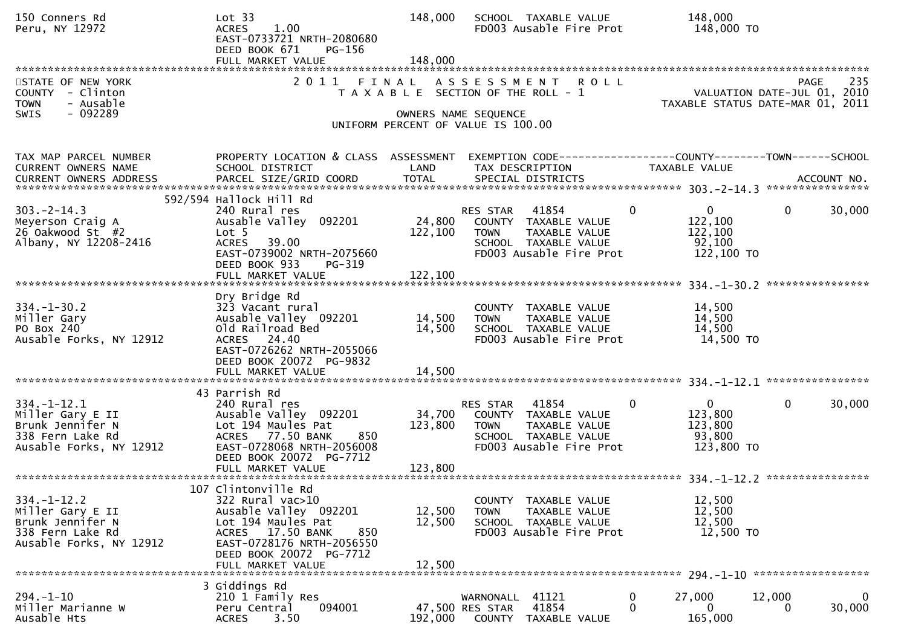150 Conners Rd | Lot 33 | 148,000 | SCHOOL TAXABLE VALUE | 148,000
Peru, NY 12972 | ACRES 1.00 | | FD003 Ausable Fire Prot | 148,000 TO
EAST-0733721 NRTH-2080680
DEED BOOK 671 PG-156
FULL MARKET VALUE 148,000

STATE OF NEW YORK
COUNTY - Clinton
TOWN - Ausable
SWIS - 092289

2011 FINAL ASSESSMENT ROLL
TAXABLE SECTION OF THE ROLL - 1
OWNERS NAME SEQUENCE
UNIFORM PERCENT OF VALUE IS 100.00

PAGE 235
VALUATION DATE-JUL 01, 2010
TAXABLE STATUS DATE-MAR 01, 2011

| TAX MAP PARCEL NUMBER / CURRENT OWNERS NAME / CURRENT OWNERS ADDRESS | PROPERTY LOCATION & CLASS / SCHOOL DISTRICT / PARCEL SIZE/GRID COORD | ASSESSMENT LAND / TOTAL | EXEMPTION CODE / TAX DESCRIPTION / SPECIAL DISTRICTS | | COUNTY TAXABLE VALUE | TOWN | SCHOOL / ACCOUNT NO. |
|---|---|---|---|---|---|---|---|
| **303.-2-14.3** | 592/594 Hallock Hill Rd | | | | | | |
| 303.-2-14.3 | 240 Rural res | | RES STAR 41854 | 0 | 0 | 0 | 30,000 |
| Meyerson Craig A | Ausable Valley 092201 | 24,800 | COUNTY TAXABLE VALUE | | 122,100 | | |
| 26 Oakwood St #2 | Lot 5 | 122,100 | TOWN TAXABLE VALUE | | 122,100 | | |
| Albany, NY 12208-2416 | ACRES 39.00 | | SCHOOL TAXABLE VALUE | | 92,100 | | |
| | EAST-0739002 NRTH-2075660 | | FD003 Ausable Fire Prot | | 122,100 TO | | |
| | DEED BOOK 933 PG-319 | | | | | | |
| | FULL MARKET VALUE | 122,100 | | | | | |
| **334.-1-30.2** | Dry Bridge Rd | | | | | | |
| 334.-1-30.2 | 323 Vacant rural | | COUNTY TAXABLE VALUE | | 14,500 | | |
| Miller Gary | Ausable Valley 092201 | 14,500 | TOWN TAXABLE VALUE | | 14,500 | | |
| PO Box 240 | Old Railroad Bed | 14,500 | SCHOOL TAXABLE VALUE | | 14,500 | | |
| Ausable Forks, NY 12912 | ACRES 24.40 | | FD003 Ausable Fire Prot | | 14,500 TO | | |
| | EAST-0726262 NRTH-2055066 | | | | | | |
| | DEED BOOK 20072 PG-9832 | | | | | | |
| | FULL MARKET VALUE | 14,500 | | | | | |
| **334.-1-12.1** | 43 Parrish Rd | | | | | | |
| 334.-1-12.1 | 240 Rural res | | RES STAR 41854 | 0 | 0 | 0 | 30,000 |
| Miller Gary E II | Ausable Valley 092201 | 34,700 | COUNTY TAXABLE VALUE | | 123,800 | | |
| Brunk Jennifer N | Lot 194 Maules Pat | 123,800 | TOWN TAXABLE VALUE | | 123,800 | | |
| 338 Fern Lake Rd | ACRES 77.50 BANK 850 | | SCHOOL TAXABLE VALUE | | 93,800 | | |
| Ausable Forks, NY 12912 | EAST-0728068 NRTH-2056008 | | FD003 Ausable Fire Prot | | 123,800 TO | | |
| | DEED BOOK 20072 PG-7712 | | | | | | |
| | FULL MARKET VALUE | 123,800 | | | | | |
| **334.-1-12.2** | 107 Clintonville Rd | | | | | | |
| 334.-1-12.2 | 322 Rural vac>10 | | COUNTY TAXABLE VALUE | | 12,500 | | |
| Miller Gary E II | Ausable Valley 092201 | 12,500 | TOWN TAXABLE VALUE | | 12,500 | | |
| Brunk Jennifer N | Lot 194 Maules Pat | 12,500 | SCHOOL TAXABLE VALUE | | 12,500 | | |
| 338 Fern Lake Rd | ACRES 17.50 BANK 850 | | FD003 Ausable Fire Prot | | 12,500 TO | | |
| Ausable Forks, NY 12912 | EAST-0728176 NRTH-2056550 | | | | | | |
| | DEED BOOK 20072 PG-7712 | | | | | | |
| | FULL MARKET VALUE | 12,500 | | | | | |
| **294.-1-10** | 3 Giddings Rd | | | | | | |
| 294.-1-10 | 210 1 Family Res | | WARNONALL 41121 | 0 | 27,000 | 12,000 | 0 |
| Miller Marianne W | Peru Central 094001 | 47,500 | RES STAR 41854 | 0 | 0 | 0 | 30,000 |
| Ausable Hts | ACRES 3.50 | 192,000 | COUNTY TAXABLE VALUE | | 165,000 | | |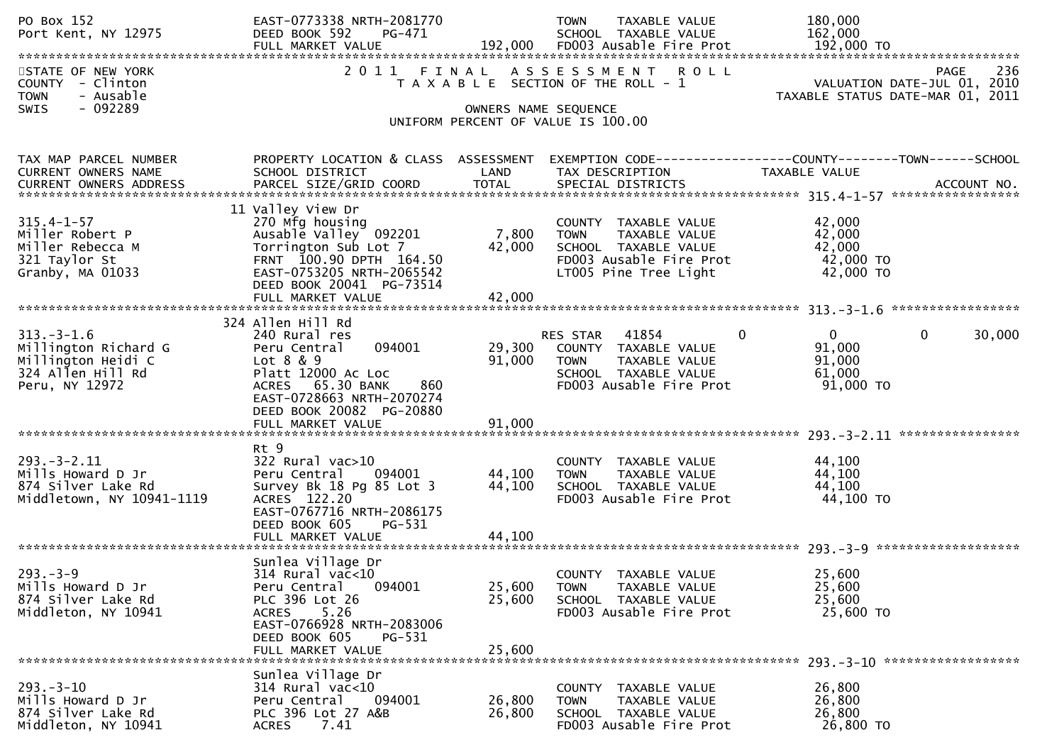PO Box 152 | EAST-0773338 NRTH-2081770 | | TOWN TAXABLE VALUE | 180,000
Port Kent, NY 12975 | DEED BOOK 592 PG-471 | | SCHOOL TAXABLE VALUE | 162,000
| FULL MARKET VALUE | 192,000 | FD003 Ausable Fire Prot | 192,000 TO

STATE OF NEW YORK
COUNTY - Clinton
TOWN - Ausable
SWIS - 092289

# 2011 FINAL ASSESSMENT ROLL

TAXABLE SECTION OF THE ROLL - 1

OWNERS NAME SEQUENCE

UNIFORM PERCENT OF VALUE IS 100.00

PAGE 236
VALUATION DATE-JUL 01, 2010
TAXABLE STATUS DATE-MAR 01, 2011

| TAX MAP PARCEL NUMBER / CURRENT OWNERS NAME / CURRENT OWNERS ADDRESS | PROPERTY LOCATION & CLASS / SCHOOL DISTRICT / PARCEL SIZE/GRID COORD | ASSESSMENT LAND / TOTAL | EXEMPTION CODE / TAX DESCRIPTION / SPECIAL DISTRICTS | COUNTY | TOWN | SCHOOL / ACCOUNT NO. |
|---|---|---|---|---|---|---|
| **315.4-1-57** | 11 Valley View Dr | | | | | |
| 315.4-1-57 | 270 Mfg housing | | COUNTY TAXABLE VALUE | 42,000 | | |
| Miller Robert P | Ausable Valley 092201 | 7,800 | TOWN TAXABLE VALUE | 42,000 | | |
| Miller Rebecca M | Torrington Sub Lot 7 | 42,000 | SCHOOL TAXABLE VALUE | 42,000 | | |
| 321 Taylor St | FRNT 100.90 DPTH 164.50 | | FD003 Ausable Fire Prot | 42,000 TO | | |
| Granby, MA 01033 | EAST-0753205 NRTH-2065542 | | LT005 Pine Tree Light | 42,000 TO | | |
| | DEED BOOK 20041 PG-73514 | | | | | |
| | FULL MARKET VALUE | 42,000 | | | | |
| **313.-3-1.6** | 324 Allen Hill Rd | | | | | |
| 313.-3-1.6 | 240 Rural res | | RES STAR 41854 | 0 | 0 | 0 | 30,000 |
| Millington Richard G | Peru Central 094001 | 29,300 | COUNTY TAXABLE VALUE | 91,000 | | |
| Millington Heidi C | Lot 8 & 9 | 91,000 | TOWN TAXABLE VALUE | 91,000 | | |
| 324 Allen Hill Rd | Platt 12000 Ac Loc | | SCHOOL TAXABLE VALUE | 61,000 | | |
| Peru, NY 12972 | ACRES 65.30 BANK 860 | | FD003 Ausable Fire Prot | 91,000 TO | | |
| | EAST-0728663 NRTH-2070274 | | | | | |
| | DEED BOOK 20082 PG-20880 | | | | | |
| | FULL MARKET VALUE | 91,000 | | | | |
| **293.-3-2.11** | Rt 9 | | | | | |
| 293.-3-2.11 | 322 Rural vac>10 | | COUNTY TAXABLE VALUE | 44,100 | | |
| Mills Howard D Jr | Peru Central 094001 | 44,100 | TOWN TAXABLE VALUE | 44,100 | | |
| 874 Silver Lake Rd | Survey Bk 18 Pg 85 Lot 3 | 44,100 | SCHOOL TAXABLE VALUE | 44,100 | | |
| Middletown, NY 10941-1119 | ACRES 122.20 | | FD003 Ausable Fire Prot | 44,100 TO | | |
| | EAST-0767716 NRTH-2086175 | | | | | |
| | DEED BOOK 605 PG-531 | | | | | |
| | FULL MARKET VALUE | 44,100 | | | | |
| **293.-3-9** | Sunlea Village Dr | | | | | |
| 293.-3-9 | 314 Rural vac<10 | | COUNTY TAXABLE VALUE | 25,600 | | |
| Mills Howard D Jr | Peru Central 094001 | 25,600 | TOWN TAXABLE VALUE | 25,600 | | |
| 874 Silver Lake Rd | PLC 396 Lot 26 | 25,600 | SCHOOL TAXABLE VALUE | 25,600 | | |
| Middleton, NY 10941 | ACRES 5.26 | | FD003 Ausable Fire Prot | 25,600 TO | | |
| | EAST-0766928 NRTH-2083006 | | | | | |
| | DEED BOOK 605 PG-531 | | | | | |
| | FULL MARKET VALUE | 25,600 | | | | |
| **293.-3-10** | Sunlea Village Dr | | | | | |
| 293.-3-10 | 314 Rural vac<10 | | COUNTY TAXABLE VALUE | 26,800 | | |
| Mills Howard D Jr | Peru Central 094001 | 26,800 | TOWN TAXABLE VALUE | 26,800 | | |
| 874 Silver Lake Rd | PLC 396 Lot 27 A&B | 26,800 | SCHOOL TAXABLE VALUE | 26,800 | | |
| Middleton, NY 10941 | ACRES 7.41 | | FD003 Ausable Fire Prot | 26,800 TO | | |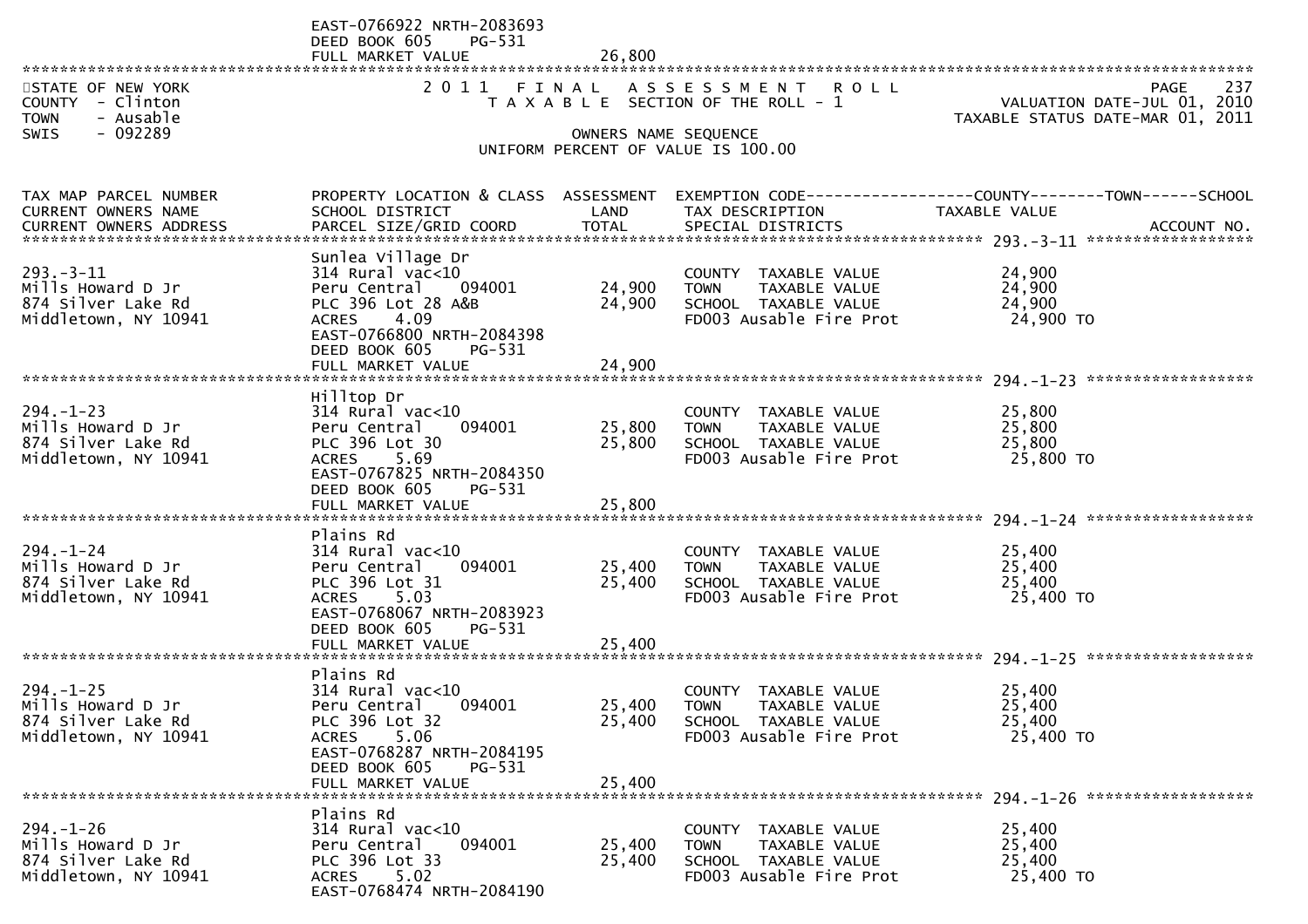EAST-0766922 NRTH-2083693
DEED BOOK 605 PG-531
FULL MARKET VALUE 26,800

STATE OF NEW YORK
COUNTY - Clinton
TOWN - Ausable
SWIS - 092289

2011 FINAL ASSESSMENT ROLL
TAXABLE SECTION OF THE ROLL - 1

VALUATION DATE-JUL 01, 2010
TAXABLE STATUS DATE-MAR 01, 2011

OWNERS NAME SEQUENCE
UNIFORM PERCENT OF VALUE IS 100.00

| TAX MAP PARCEL NUMBER / CURRENT OWNERS NAME / CURRENT OWNERS ADDRESS | PROPERTY LOCATION & CLASS / SCHOOL DISTRICT / PARCEL SIZE/GRID COORD | ASSESSMENT LAND / TOTAL | EXEMPTION CODE / TAX DESCRIPTION / SPECIAL DISTRICTS | COUNTY / TOWN / SCHOOL TAXABLE VALUE | ACCOUNT NO. |
|---|---|---|---|---|---|
| 293.-3-11 | Sunlea Village Dr | | | | |
| Mills Howard D Jr | 314 Rural vac<10 | | COUNTY TAXABLE VALUE | 24,900 | |
| 874 Silver Lake Rd | Peru Central 094001 | 24,900 | TOWN TAXABLE VALUE | 24,900 | |
| Middletown, NY 10941 | PLC 396 Lot 28 A&B | 24,900 | SCHOOL TAXABLE VALUE | 24,900 | |
| | ACRES 4.09 | | FD003 Ausable Fire Prot | 24,900 TO | |
| | EAST-0766800 NRTH-2084398 | | | | |
| | DEED BOOK 605 PG-531 | | | | |
| | FULL MARKET VALUE | 24,900 | | | |
| 294.-1-23 | Hilltop Dr | | | | |
| Mills Howard D Jr | 314 Rural vac<10 | | COUNTY TAXABLE VALUE | 25,800 | |
| 874 Silver Lake Rd | Peru Central 094001 | 25,800 | TOWN TAXABLE VALUE | 25,800 | |
| Middletown, NY 10941 | PLC 396 Lot 30 | 25,800 | SCHOOL TAXABLE VALUE | 25,800 | |
| | ACRES 5.69 | | FD003 Ausable Fire Prot | 25,800 TO | |
| | EAST-0767825 NRTH-2084350 | | | | |
| | DEED BOOK 605 PG-531 | | | | |
| | FULL MARKET VALUE | 25,800 | | | |
| 294.-1-24 | Plains Rd | | | | |
| Mills Howard D Jr | 314 Rural vac<10 | | COUNTY TAXABLE VALUE | 25,400 | |
| 874 Silver Lake Rd | Peru Central 094001 | 25,400 | TOWN TAXABLE VALUE | 25,400 | |
| Middletown, NY 10941 | PLC 396 Lot 31 | 25,400 | SCHOOL TAXABLE VALUE | 25,400 | |
| | ACRES 5.03 | | FD003 Ausable Fire Prot | 25,400 TO | |
| | EAST-0768067 NRTH-2083923 | | | | |
| | DEED BOOK 605 PG-531 | | | | |
| | FULL MARKET VALUE | 25,400 | | | |
| 294.-1-25 | Plains Rd | | | | |
| Mills Howard D Jr | 314 Rural vac<10 | | COUNTY TAXABLE VALUE | 25,400 | |
| 874 Silver Lake Rd | Peru Central 094001 | 25,400 | TOWN TAXABLE VALUE | 25,400 | |
| Middletown, NY 10941 | PLC 396 Lot 32 | 25,400 | SCHOOL TAXABLE VALUE | 25,400 | |
| | ACRES 5.06 | | FD003 Ausable Fire Prot | 25,400 TO | |
| | EAST-0768287 NRTH-2084195 | | | | |
| | DEED BOOK 605 PG-531 | | | | |
| | FULL MARKET VALUE | 25,400 | | | |
| 294.-1-26 | Plains Rd | | | | |
| Mills Howard D Jr | 314 Rural vac<10 | | COUNTY TAXABLE VALUE | 25,400 | |
| 874 Silver Lake Rd | Peru Central 094001 | 25,400 | TOWN TAXABLE VALUE | 25,400 | |
| Middletown, NY 10941 | PLC 396 Lot 33 | 25,400 | SCHOOL TAXABLE VALUE | 25,400 | |
| | ACRES 5.02 | | FD003 Ausable Fire Prot | 25,400 TO | |
| | EAST-0768474 NRTH-2084190 | | | | |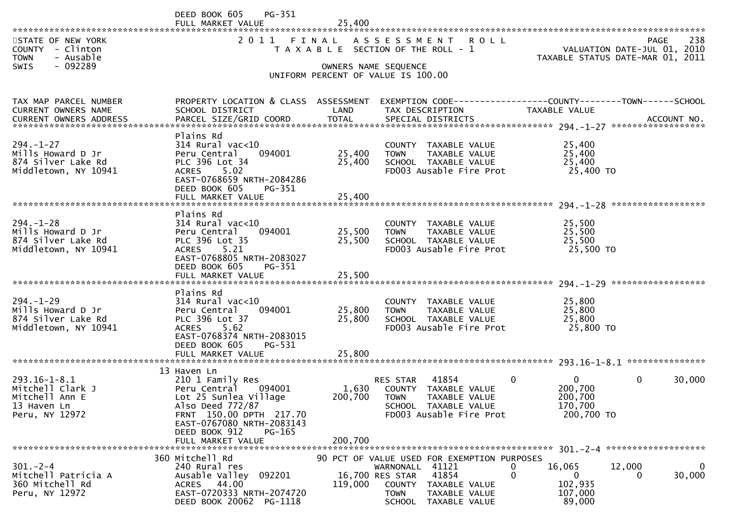DEED BOOK 605 PG-351
FULL MARKET VALUE 25,400

STATE OF NEW YORK
COUNTY - Clinton
TOWN - Ausable
SWIS - 092289

# 2011 FINAL ASSESSMENT ROLL

TAXABLE SECTION OF THE ROLL - 1

OWNERS NAME SEQUENCE

UNIFORM PERCENT OF VALUE IS 100.00

PAGE 238
VALUATION DATE-JUL 01, 2010
TAXABLE STATUS DATE-MAR 01, 2011

| TAX MAP PARCEL NUMBER / CURRENT OWNERS NAME / CURRENT OWNERS ADDRESS | PROPERTY LOCATION & CLASS / SCHOOL DISTRICT / PARCEL SIZE/GRID COORD | ASSESSMENT LAND / TOTAL | EXEMPTION CODE / TAX DESCRIPTION / SPECIAL DISTRICTS | COUNTY TAXABLE VALUE | TOWN | SCHOOL | ACCOUNT NO. |
|---|---|---|---|---|---|---|---|
| 294.-1-27 | Plains Rd | | | | | | |
| 294.-1-27 | 314 Rural vac<10 | | COUNTY TAXABLE VALUE | 25,400 | | | |
| Mills Howard D Jr | Peru Central 094001 | 25,400 | TOWN TAXABLE VALUE | 25,400 | | | |
| 874 Silver Lake Rd | PLC 396 Lot 34 | 25,400 | SCHOOL TAXABLE VALUE | 25,400 | | | |
| Middletown, NY 10941 | ACRES 5.02 | | FD003 Ausable Fire Prot | 25,400 TO | | | |
| | EAST-0768659 NRTH-2084286 | | | | | | |
| | DEED BOOK 605 PG-351 | | | | | | |
| | FULL MARKET VALUE | 25,400 | | | | | |
| 294.-1-28 | Plains Rd | | | | | | |
| 294.-1-28 | 314 Rural vac<10 | | COUNTY TAXABLE VALUE | 25,500 | | | |
| Mills Howard D Jr | Peru Central 094001 | 25,500 | TOWN TAXABLE VALUE | 25,500 | | | |
| 874 Silver Lake Rd | PLC 396 Lot 35 | 25,500 | SCHOOL TAXABLE VALUE | 25,500 | | | |
| Middletown, NY 10941 | ACRES 5.21 | | FD003 Ausable Fire Prot | 25,500 TO | | | |
| | EAST-0768805 NRTH-2083027 | | | | | | |
| | DEED BOOK 605 PG-351 | | | | | | |
| | FULL MARKET VALUE | 25,500 | | | | | |
| 294.-1-29 | Plains Rd | | | | | | |
| 294.-1-29 | 314 Rural vac<10 | | COUNTY TAXABLE VALUE | 25,800 | | | |
| Mills Howard D Jr | Peru Central 094001 | 25,800 | TOWN TAXABLE VALUE | 25,800 | | | |
| 874 Silver Lake Rd | PLC 396 Lot 37 | 25,800 | SCHOOL TAXABLE VALUE | 25,800 | | | |
| Middletown, NY 10941 | ACRES 5.62 | | FD003 Ausable Fire Prot | 25,800 TO | | | |
| | EAST-0768374 NRTH-2083015 | | | | | | |
| | DEED BOOK 605 PG-531 | | | | | | |
| | FULL MARKET VALUE | 25,800 | | | | | |
| 293.16-1-8.1 | 13 Haven Ln | | | | | | |
| 293.16-1-8.1 | 210 1 Family Res | | RES STAR 41854 0 | 0 | 0 | 30,000 | |
| Mitchell Clark J | Peru Central 094001 | 1,630 | COUNTY TAXABLE VALUE | 200,700 | | | |
| Mitchell Ann E | Lot 25 Sunlea Village | 200,700 | TOWN TAXABLE VALUE | 200,700 | | | |
| 13 Haven Ln | Also Deed 772/87 | | SCHOOL TAXABLE VALUE | 170,700 | | | |
| Peru, NY 12972 | FRNT 150.00 DPTH 217.70 | | FD003 Ausable Fire Prot | 200,700 TO | | | |
| | EAST-0767080 NRTH-2083143 | | | | | | |
| | DEED BOOK 912 PG-165 | | | | | | |
| | FULL MARKET VALUE | 200,700 | | | | | |
| 301.-2-4 | 360 Mitchell Rd | | 90 PCT OF VALUE USED FOR EXEMPTION PURPOSES | | | | |
| 301.-2-4 | 240 Rural res | | WARNONALL 41121 0 | 16,065 | 12,000 | 0 | |
| Mitchell Patricia A | Ausable Valley 092201 | 16,700 | RES STAR 41854 0 | 0 | 0 | 30,000 | |
| 360 Mitchell Rd | ACRES 44.00 | 119,000 | COUNTY TAXABLE VALUE | 102,935 | | | |
| Peru, NY 12972 | EAST-0720333 NRTH-2074720 | | TOWN TAXABLE VALUE | 107,000 | | | |
| | DEED BOOK 20062 PG-1118 | | SCHOOL TAXABLE VALUE | 89,000 | | | |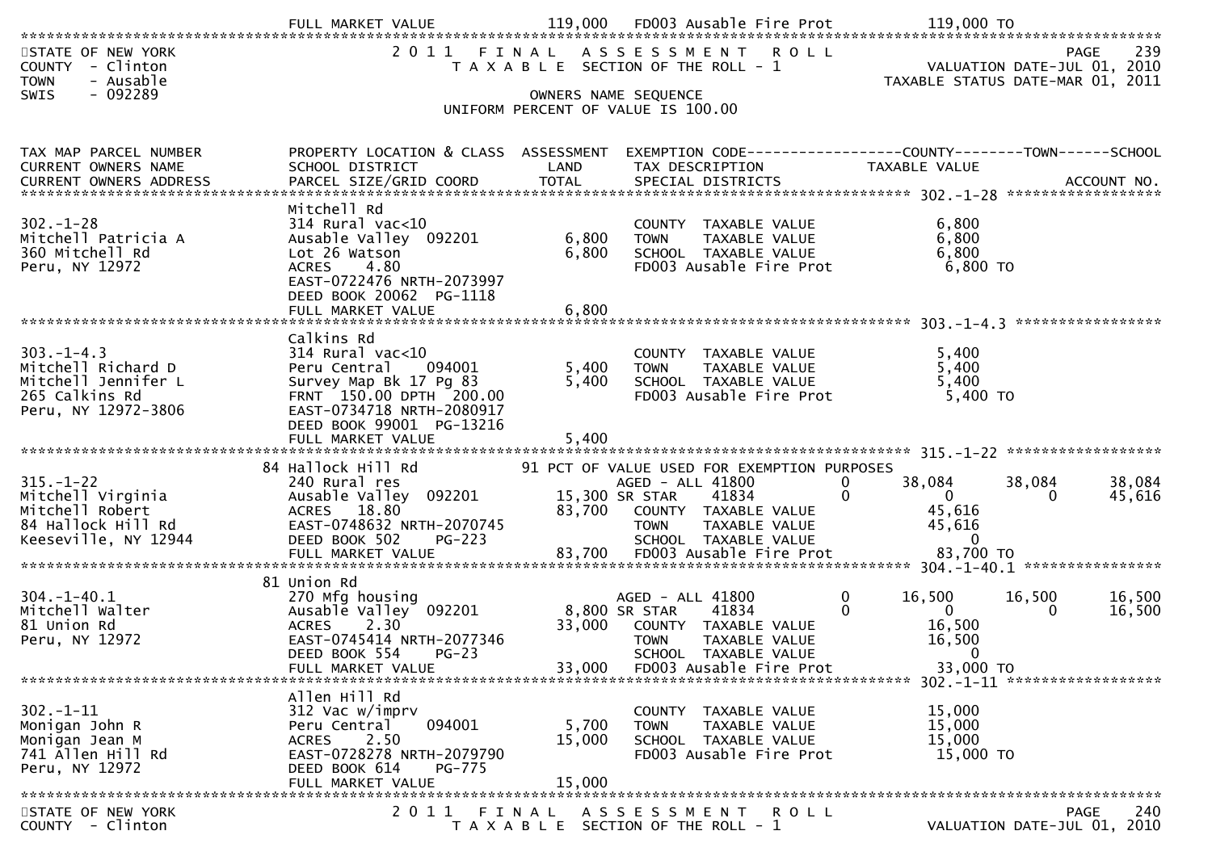| | FULL MARKET VALUE | 119,000 | FD003 Ausable Fire Prot | | 119,000 TO | | |
|---|---|---|---|---|---|---|---|

## 2011 FINAL ASSESSMENT ROLL

STATE OF NEW YORK
COUNTY - Clinton
TOWN - Ausable
SWIS - 092289

TAXABLE SECTION OF THE ROLL - 1

OWNERS NAME SEQUENCE

UNIFORM PERCENT OF VALUE IS 100.00

VALUATION DATE-JUL 01, 2010
TAXABLE STATUS DATE-MAR 01, 2011

| TAX MAP PARCEL NUMBER / CURRENT OWNERS NAME / CURRENT OWNERS ADDRESS | PROPERTY LOCATION & CLASS / SCHOOL DISTRICT / PARCEL SIZE/GRID COORD | ASSESSMENT LAND / TOTAL | EXEMPTION CODE / TAX DESCRIPTION / SPECIAL DISTRICTS | | COUNTY / TAXABLE VALUE | TOWN | SCHOOL / ACCOUNT NO. |
|---|---|---|---|---|---|---|---|
| **302.-1-28** | Mitchell Rd | | | | | | |
| 302.-1-28 | 314 Rural vac<10 | | COUNTY TAXABLE VALUE | | 6,800 | | |
| Mitchell Patricia A | Ausable Valley 092201 | 6,800 | TOWN TAXABLE VALUE | | 6,800 | | |
| 360 Mitchell Rd | Lot 26 Watson | 6,800 | SCHOOL TAXABLE VALUE | | 6,800 | | |
| Peru, NY 12972 | ACRES 4.80 | | FD003 Ausable Fire Prot | | 6,800 TO | | |
| | EAST-0722476 NRTH-2073997 | | | | | | |
| | DEED BOOK 20062 PG-1118 | | | | | | |
| | FULL MARKET VALUE | 6,800 | | | | | |
| **303.-1-4.3** | Calkins Rd | | | | | | |
| 303.-1-4.3 | 314 Rural vac<10 | | COUNTY TAXABLE VALUE | | 5,400 | | |
| Mitchell Richard D | Peru Central 094001 | 5,400 | TOWN TAXABLE VALUE | | 5,400 | | |
| Mitchell Jennifer L | Survey Map Bk 17 Pg 83 | 5,400 | SCHOOL TAXABLE VALUE | | 5,400 | | |
| 265 Calkins Rd | FRNT 150.00 DPTH 200.00 | | FD003 Ausable Fire Prot | | 5,400 TO | | |
| Peru, NY 12972-3806 | EAST-0734718 NRTH-2080917 | | | | | | |
| | DEED BOOK 99001 PG-13216 | | | | | | |
| | FULL MARKET VALUE | 5,400 | | | | | |
| **315.-1-22** | 84 Hallock Hill Rd | | 91 PCT OF VALUE USED FOR EXEMPTION PURPOSES | | | | |
| 315.-1-22 | 240 Rural res | | AGED - ALL 41800 | 0 | 38,084 | 38,084 | 38,084 |
| Mitchell Virginia | Ausable Valley 092201 | 15,300 | SR STAR 41834 | 0 | 0 | 0 | 45,616 |
| Mitchell Robert | ACRES 18.80 | 83,700 | COUNTY TAXABLE VALUE | | 45,616 | | |
| 84 Hallock Hill Rd | EAST-0748632 NRTH-2070745 | | TOWN TAXABLE VALUE | | 45,616 | | |
| Keeseville, NY 12944 | DEED BOOK 502 PG-223 | | SCHOOL TAXABLE VALUE | | 0 | | |
| | FULL MARKET VALUE | 83,700 | FD003 Ausable Fire Prot | | 83,700 TO | | |
| **304.-1-40.1** | 81 Union Rd | | | | | | |
| 304.-1-40.1 | 270 Mfg housing | | AGED - ALL 41800 | 0 | 16,500 | 16,500 | 16,500 |
| Mitchell Walter | Ausable Valley 092201 | 8,800 | SR STAR 41834 | 0 | 0 | 0 | 16,500 |
| 81 Union Rd | ACRES 2.30 | 33,000 | COUNTY TAXABLE VALUE | | 16,500 | | |
| Peru, NY 12972 | EAST-0745414 NRTH-2077346 | | TOWN TAXABLE VALUE | | 16,500 | | |
| | DEED BOOK 554 PG-23 | | SCHOOL TAXABLE VALUE | | 0 | | |
| | FULL MARKET VALUE | 33,000 | FD003 Ausable Fire Prot | | 33,000 TO | | |
| **302.-1-11** | Allen Hill Rd | | | | | | |
| 302.-1-11 | 312 Vac w/imprv | | COUNTY TAXABLE VALUE | | 15,000 | | |
| Monigan John R | Peru Central 094001 | 5,700 | TOWN TAXABLE VALUE | | 15,000 | | |
| Monigan Jean M | ACRES 2.50 | 15,000 | SCHOOL TAXABLE VALUE | | 15,000 | | |
| 741 Allen Hill Rd | EAST-0728278 NRTH-2079790 | | FD003 Ausable Fire Prot | | 15,000 TO | | |
| Peru, NY 12972 | DEED BOOK 614 PG-775 | | | | | | |
| | FULL MARKET VALUE | 15,000 | | | | | |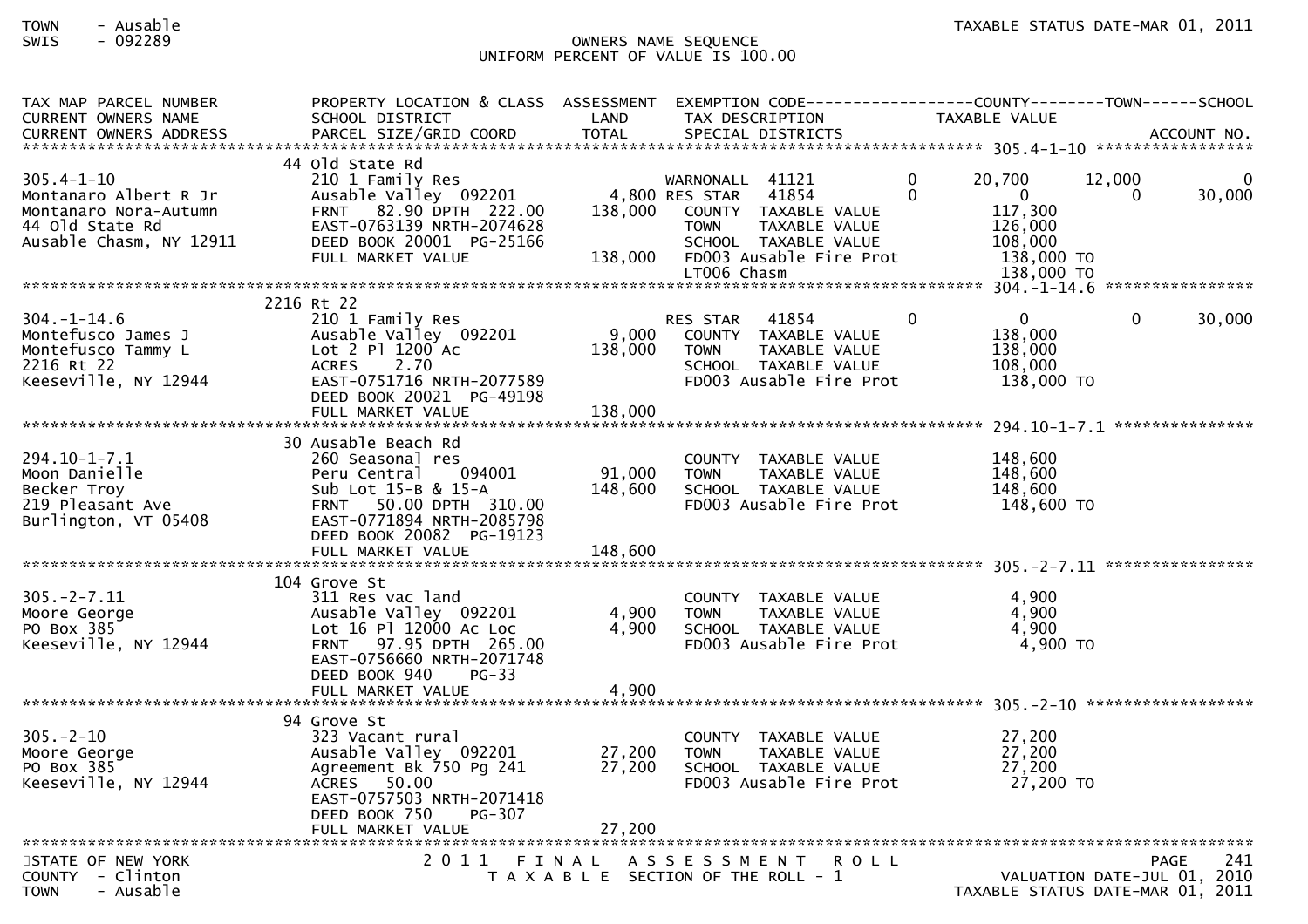OWNERS NAME SEQUENCE
UNIFORM PERCENT OF VALUE IS 100.00

| TAX MAP PARCEL NUMBER<br>CURRENT OWNERS NAME<br>CURRENT OWNERS ADDRESS | PROPERTY LOCATION & CLASS<br>SCHOOL DISTRICT<br>PARCEL SIZE/GRID COORD | ASSESSMENT<br>LAND<br>TOTAL | EXEMPTION CODE<br>TAX DESCRIPTION<br>SPECIAL DISTRICTS | | COUNTY<br>TAXABLE VALUE | TOWN | SCHOOL<br>ACCOUNT NO. |
|---|---|---|---|---|---|---|---|
| **305.4-1-10** | 44 Old State Rd | | | | | | |
| 305.4-1-10 | 210 1 Family Res | | WARNONALL 41121 | 0 | 20,700 | 12,000 | 0 |
| Montanaro Albert R Jr | Ausable Valley 092201 | 4,800 | RES STAR 41854 | 0 | 0 | 0 | 30,000 |
| Montanaro Nora-Autumn | FRNT 82.90 DPTH 222.00 | 138,000 | COUNTY TAXABLE VALUE | | 117,300 | | |
| 44 Old State Rd | EAST-0763139 NRTH-2074628 | | TOWN TAXABLE VALUE | | 126,000 | | |
| Ausable Chasm, NY 12911 | DEED BOOK 20001 PG-25166 | | SCHOOL TAXABLE VALUE | | 108,000 | | |
| | FULL MARKET VALUE | 138,000 | FD003 Ausable Fire Prot | | 138,000 TO | | |
| | | | LT006 Chasm | | 138,000 TO | | |
| **304.-1-14.6** | 2216 Rt 22 | | | | | | |
| 304.-1-14.6 | 210 1 Family Res | | RES STAR 41854 | 0 | 0 | 0 | 30,000 |
| Montefusco James J | Ausable Valley 092201 | 9,000 | COUNTY TAXABLE VALUE | | 138,000 | | |
| Montefusco Tammy L | Lot 2 Pl 1200 Ac | 138,000 | TOWN TAXABLE VALUE | | 138,000 | | |
| 2216 Rt 22 | ACRES 2.70 | | SCHOOL TAXABLE VALUE | | 108,000 | | |
| Keeseville, NY 12944 | EAST-0751716 NRTH-2077589 | | FD003 Ausable Fire Prot | | 138,000 TO | | |
| | DEED BOOK 20021 PG-49198 | | | | | | |
| | FULL MARKET VALUE | 138,000 | | | | | |
| **294.10-1-7.1** | 30 Ausable Beach Rd | | | | | | |
| 294.10-1-7.1 | 260 Seasonal res | | COUNTY TAXABLE VALUE | | 148,600 | | |
| Moon Danielle | Peru Central 094001 | 91,000 | TOWN TAXABLE VALUE | | 148,600 | | |
| Becker Troy | Sub Lot 15-B & 15-A | 148,600 | SCHOOL TAXABLE VALUE | | 148,600 | | |
| 219 Pleasant Ave | FRNT 50.00 DPTH 310.00 | | FD003 Ausable Fire Prot | | 148,600 TO | | |
| Burlington, VT 05408 | EAST-0771894 NRTH-2085798 | | | | | | |
| | DEED BOOK 20082 PG-19123 | | | | | | |
| | FULL MARKET VALUE | 148,600 | | | | | |
| **305.-2-7.11** | 104 Grove St | | | | | | |
| 305.-2-7.11 | 311 Res vac land | | COUNTY TAXABLE VALUE | | 4,900 | | |
| Moore George | Ausable Valley 092201 | 4,900 | TOWN TAXABLE VALUE | | 4,900 | | |
| PO Box 385 | Lot 16 Pl 12000 Ac Loc | 4,900 | SCHOOL TAXABLE VALUE | | 4,900 | | |
| Keeseville, NY 12944 | FRNT 97.95 DPTH 265.00 | | FD003 Ausable Fire Prot | | 4,900 TO | | |
| | EAST-0756660 NRTH-2071748 | | | | | | |
| | DEED BOOK 940 PG-33 | | | | | | |
| | FULL MARKET VALUE | 4,900 | | | | | |
| **305.-2-10** | 94 Grove St | | | | | | |
| 305.-2-10 | 323 Vacant rural | | COUNTY TAXABLE VALUE | | 27,200 | | |
| Moore George | Ausable Valley 092201 | 27,200 | TOWN TAXABLE VALUE | | 27,200 | | |
| PO Box 385 | Agreement Bk 750 Pg 241 | 27,200 | SCHOOL TAXABLE VALUE | | 27,200 | | |
| Keeseville, NY 12944 | ACRES 50.00 | | FD003 Ausable Fire Prot | | 27,200 TO | | |
| | EAST-0757503 NRTH-2071418 | | | | | | |
| | DEED BOOK 750 PG-307 | | | | | | |
| | FULL MARKET VALUE | 27,200 | | | | | |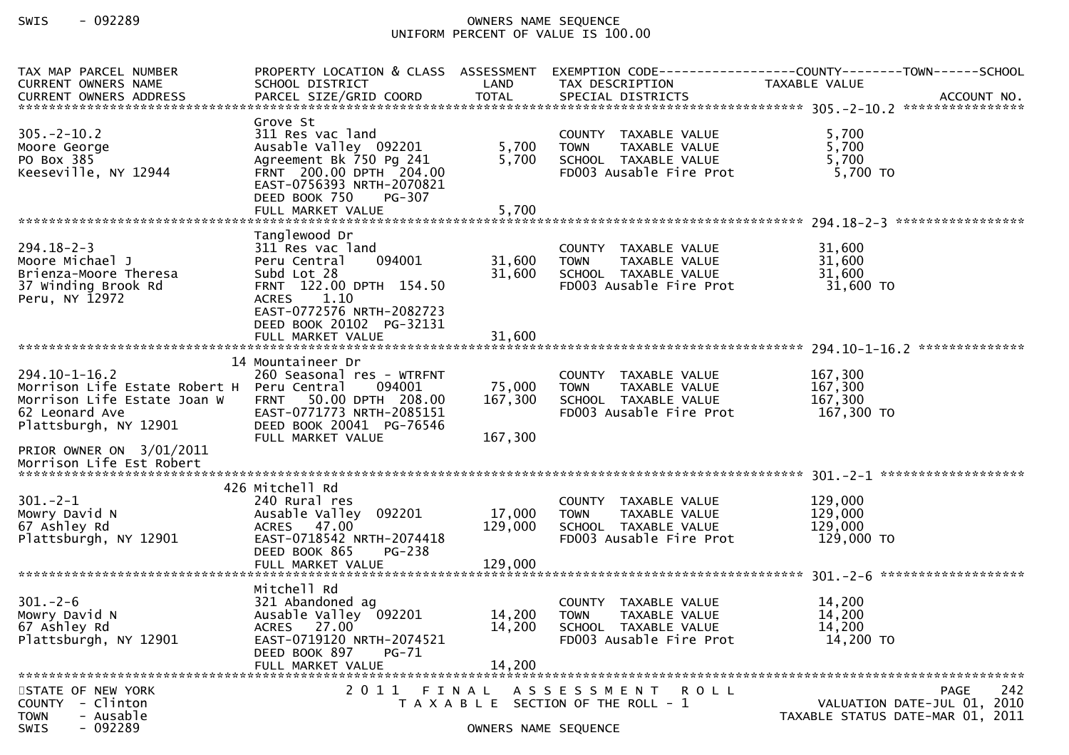SWIS - 092289 OWNERS NAME SEQUENCE
UNIFORM PERCENT OF VALUE IS 100.00

| TAX MAP PARCEL NUMBER<br>CURRENT OWNERS NAME<br>CURRENT OWNERS ADDRESS | PROPERTY LOCATION & CLASS<br>SCHOOL DISTRICT<br>PARCEL SIZE/GRID COORD | ASSESSMENT<br>LAND<br>TOTAL | EXEMPTION CODE<br>TAX DESCRIPTION<br>SPECIAL DISTRICTS | COUNTY--------TOWN------SCHOOL<br>TAXABLE VALUE<br>ACCOUNT NO. |
|---|---|---|---|---|
| **305.-2-10.2** | | | | |
| 305.-2-10.2<br>Moore George<br>PO Box 385<br>Keeseville, NY 12944 | Grove St<br>311 Res vac land<br>Ausable Valley 092201<br>Agreement Bk 750 Pg 241<br>FRNT 200.00 DPTH 204.00<br>EAST-0756393 NRTH-2070821<br>DEED BOOK 750 PG-307<br>FULL MARKET VALUE | <br><br>5,700<br>5,700<br><br><br><br>5,700 | COUNTY TAXABLE VALUE<br>TOWN TAXABLE VALUE<br>SCHOOL TAXABLE VALUE<br>FD003 Ausable Fire Prot | 5,700<br>5,700<br>5,700<br>5,700 TO |
| **294.18-2-3** | | | | |
| 294.18-2-3<br>Moore Michael J<br>Brienza-Moore Theresa<br>37 Winding Brook Rd<br>Peru, NY 12972 | Tanglewood Dr<br>311 Res vac land<br>Peru Central 094001<br>Subd Lot 28<br>FRNT 122.00 DPTH 154.50<br>ACRES 1.10<br>EAST-0772576 NRTH-2082723<br>DEED BOOK 20102 PG-32131<br>FULL MARKET VALUE | <br><br>31,600<br>31,600<br><br><br><br><br>31,600 | COUNTY TAXABLE VALUE<br>TOWN TAXABLE VALUE<br>SCHOOL TAXABLE VALUE<br>FD003 Ausable Fire Prot | 31,600<br>31,600<br>31,600<br>31,600 TO |
| **294.10-1-16.2** | | | | |
| 294.10-1-16.2<br>Morrison Life Estate Robert H<br>Morrison Life Estate Joan W<br>62 Leonard Ave<br>Plattsburgh, NY 12901<br><br>PRIOR OWNER ON 3/01/2011<br>Morrison Life Est Robert | 14 Mountaineer Dr<br>260 Seasonal res - WTRFNT<br>Peru Central 094001<br>FRNT 50.00 DPTH 208.00<br>EAST-0771773 NRTH-2085151<br>DEED BOOK 20041 PG-76546<br>FULL MARKET VALUE | <br><br>75,000<br>167,300<br><br><br>167,300 | COUNTY TAXABLE VALUE<br>TOWN TAXABLE VALUE<br>SCHOOL TAXABLE VALUE<br>FD003 Ausable Fire Prot | 167,300<br>167,300<br>167,300<br>167,300 TO |
| **301.-2-1** | | | | |
| 301.-2-1<br>Mowry David N<br>67 Ashley Rd<br>Plattsburgh, NY 12901 | 426 Mitchell Rd<br>240 Rural res<br>Ausable Valley 092201<br>ACRES 47.00<br>EAST-0718542 NRTH-2074418<br>DEED BOOK 865 PG-238<br>FULL MARKET VALUE | <br><br>17,000<br>129,000<br><br><br>129,000 | COUNTY TAXABLE VALUE<br>TOWN TAXABLE VALUE<br>SCHOOL TAXABLE VALUE<br>FD003 Ausable Fire Prot | 129,000<br>129,000<br>129,000<br>129,000 TO |
| **301.-2-6** | | | | |
| 301.-2-6<br>Mowry David N<br>67 Ashley Rd<br>Plattsburgh, NY 12901 | Mitchell Rd<br>321 Abandoned ag<br>Ausable Valley 092201<br>ACRES 27.00<br>EAST-0719120 NRTH-2074521<br>DEED BOOK 897 PG-71<br>FULL MARKET VALUE | <br><br>14,200<br>14,200<br><br><br>14,200 | COUNTY TAXABLE VALUE<br>TOWN TAXABLE VALUE<br>SCHOOL TAXABLE VALUE<br>FD003 Ausable Fire Prot | 14,200<br>14,200<br>14,200<br>14,200 TO |

STATE OF NEW YORK 2 0 1 1 F I N A L A S S E S S M E N T R O L L PAGE 242
COUNTY - Clinton T A X A B L E SECTION OF THE ROLL - 1 VALUATION DATE-JUL 01, 2010
TOWN - Ausable TAXABLE STATUS DATE-MAR 01, 2011
SWIS - 092289 OWNERS NAME SEQUENCE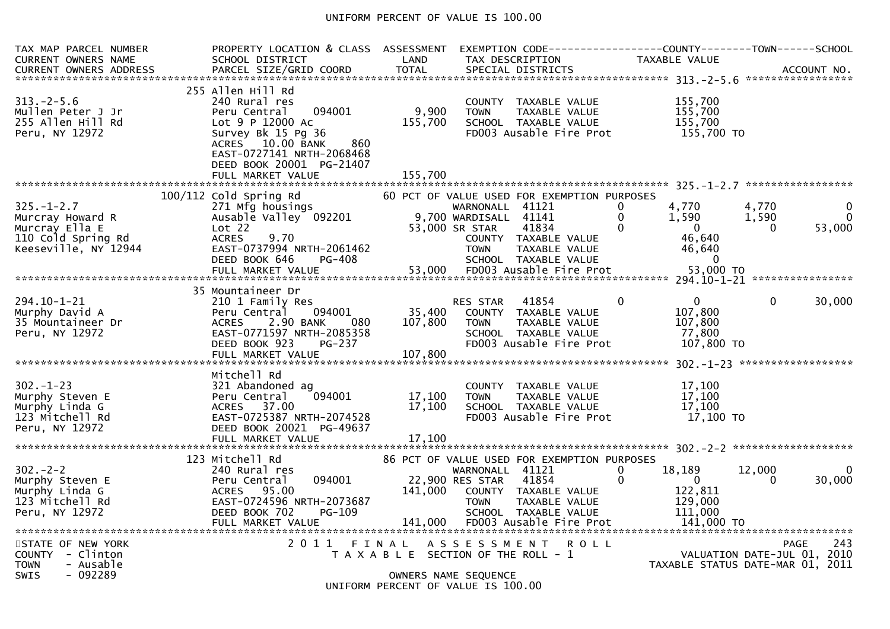UNIFORM PERCENT OF VALUE IS 100.00

```
TAX MAP PARCEL NUMBER          PROPERTY LOCATION & CLASS  ASSESSMENT  EXEMPTION CODE------------------COUNTY--------TOWN------SCHOOL
CURRENT OWNERS NAME            SCHOOL DISTRICT               LAND      TAX DESCRIPTION            TAXABLE VALUE
CURRENT OWNERS ADDRESS         PARCEL SIZE/GRID COORD        TOTAL     SPECIAL DISTRICTS                                    ACCOUNT NO.
******************************************************************************************************* 313.-2-5.6 *****************
                               255 Allen Hill Rd
313.-2-5.6                     240 Rural res                           COUNTY  TAXABLE VALUE           155,700
Mullen Peter J Jr              Peru Central    094001       9,900      TOWN    TAXABLE VALUE           155,700
255 Allen Hill Rd              Lot 9 P 12000 Ac           155,700      SCHOOL  TAXABLE VALUE           155,700
Peru, NY 12972                 Survey Bk 15 Pg 36                      FD003 Ausable Fire Prot          155,700 TO
                               ACRES   10.00 BANK     860
                               EAST-0727141 NRTH-2068468
                               DEED BOOK 20001  PG-21407
                               FULL MARKET VALUE          155,700
******************************************************************************************************* 325.-1-2.7 *****************
                               100/112 Cold Spring Rd     60 PCT OF VALUE USED FOR EXEMPTION PURPOSES
325.-1-2.7                     271 Mfg housings               WARNONALL  41121        0       4,770       4,770             0
Murcray Howard R               Ausable Valley  092201       9,700 WARDISALL  41141        0       1,590       1,590             0
Murcray Ella E                 Lot 22                      53,000 SR STAR    41834        0           0           0        53,000
110 Cold Spring Rd             ACRES    9.70                      COUNTY  TAXABLE VALUE            46,640
Keeseville, NY 12944           EAST-0737994 NRTH-2061462          TOWN    TAXABLE VALUE            46,640
                               DEED BOOK 646    PG-408            SCHOOL  TAXABLE VALUE                 0
                               FULL MARKET VALUE           53,000   FD003 Ausable Fire Prot          53,000 TO
******************************************************************************************************* 294.10-1-21 ****************
                               35 Mountaineer Dr
294.10-1-21                    210 1 Family Res               RES STAR   41854        0           0           0        30,000
Murphy David A                 Peru Central    094001      35,400   COUNTY  TAXABLE VALUE           107,800
35 Mountaineer Dr              ACRES    2.90 BANK     080 107,800   TOWN    TAXABLE VALUE           107,800
Peru, NY 12972                 EAST-0771597 NRTH-2085358          SCHOOL  TAXABLE VALUE            77,800
                               DEED BOOK 923    PG-237            FD003 Ausable Fire Prot          107,800 TO
                               FULL MARKET VALUE          107,800
******************************************************************************************************* 302.-1-23 ******************
                               Mitchell Rd
302.-1-23                      321 Abandoned ag                        COUNTY  TAXABLE VALUE            17,100
Murphy Steven E                Peru Central    094001      17,100      TOWN    TAXABLE VALUE            17,100
Murphy Linda G                 ACRES   37.00               17,100      SCHOOL  TAXABLE VALUE            17,100
123 Mitchell Rd                EAST-0725387 NRTH-2074528               FD003 Ausable Fire Prot           17,100 TO
Peru, NY 12972                 DEED BOOK 20021  PG-49637
                               FULL MARKET VALUE           17,100
******************************************************************************************************* 302.-2-2 *******************
                               123 Mitchell Rd            86 PCT OF VALUE USED FOR EXEMPTION PURPOSES
302.-2-2                       240 Rural res                  WARNONALL  41121        0      18,189      12,000             0
Murphy Steven E                Peru Central    094001      22,900 RES STAR   41854        0           0           0        30,000
Murphy Linda G                 ACRES   95.00              141,000   COUNTY  TAXABLE VALUE           122,811
123 Mitchell Rd                EAST-0724596 NRTH-2073687          TOWN    TAXABLE VALUE           129,000
Peru, NY 12972                 DEED BOOK 702    PG-109            SCHOOL  TAXABLE VALUE           111,000
                               FULL MARKET VALUE          141,000   FD003 Ausable Fire Prot          141,000 TO
*************************************************************************************************************************************
```

STATE OF NEW YORK
COUNTY - Clinton
TOWN - Ausable
SWIS - 092289

2011 FINAL ASSESSMENT ROLL
TAXABLE SECTION OF THE ROLL - 1
OWNERS NAME SEQUENCE
UNIFORM PERCENT OF VALUE IS 100.00

PAGE 243
VALUATION DATE-JUL 01, 2010
TAXABLE STATUS DATE-MAR 01, 2011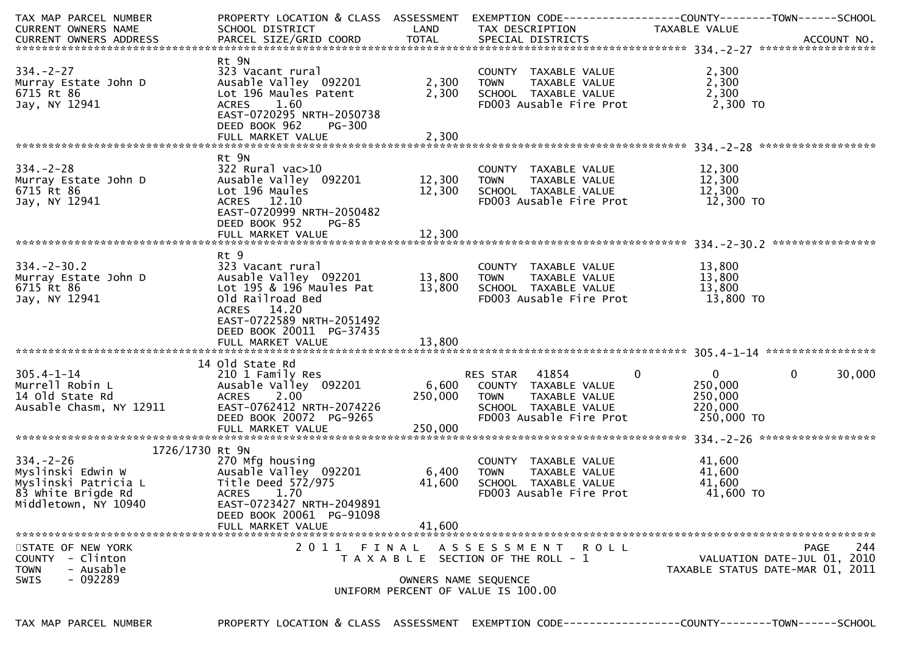| TAX MAP PARCEL NUMBER<br>CURRENT OWNERS NAME<br>CURRENT OWNERS ADDRESS | PROPERTY LOCATION & CLASS<br>SCHOOL DISTRICT<br>PARCEL SIZE/GRID COORD | ASSESSMENT<br>LAND<br>TOTAL | EXEMPTION CODE<br>TAX DESCRIPTION<br>SPECIAL DISTRICTS | COUNTY<br>TAXABLE VALUE | TOWN | SCHOOL<br><br>ACCOUNT NO. |
|---|---|---|---|---|---|---|
| **334.-2-27** | | | | | | |
| 334.-2-27 | Rt 9N | | | | | |
| Murray Estate John D | 323 Vacant rural | | COUNTY TAXABLE VALUE | 2,300 | | |
| 6715 Rt 86 | Ausable Valley 092201 | 2,300 | TOWN TAXABLE VALUE | 2,300 | | |
| Jay, NY 12941 | Lot 196 Maules Patent | 2,300 | SCHOOL TAXABLE VALUE | 2,300 | | |
| | ACRES 1.60 | | FD003 Ausable Fire Prot | 2,300 TO | | |
| | EAST-0720295 NRTH-2050738 | | | | | |
| | DEED BOOK 962 PG-300 | | | | | |
| | FULL MARKET VALUE | 2,300 | | | | |
| **334.-2-28** | | | | | | |
| 334.-2-28 | Rt 9N | | | | | |
| Murray Estate John D | 322 Rural vac>10 | | COUNTY TAXABLE VALUE | 12,300 | | |
| 6715 Rt 86 | Ausable Valley 092201 | 12,300 | TOWN TAXABLE VALUE | 12,300 | | |
| Jay, NY 12941 | Lot 196 Maules | 12,300 | SCHOOL TAXABLE VALUE | 12,300 | | |
| | ACRES 12.10 | | FD003 Ausable Fire Prot | 12,300 TO | | |
| | EAST-0720999 NRTH-2050482 | | | | | |
| | DEED BOOK 952 PG-85 | | | | | |
| | FULL MARKET VALUE | 12,300 | | | | |
| **334.-2-30.2** | | | | | | |
| 334.-2-30.2 | Rt 9 | | | | | |
| Murray Estate John D | 323 Vacant rural | | COUNTY TAXABLE VALUE | 13,800 | | |
| 6715 Rt 86 | Ausable Valley 092201 | 13,800 | TOWN TAXABLE VALUE | 13,800 | | |
| Jay, NY 12941 | Lot 195 & 196 Maules Pat | 13,800 | SCHOOL TAXABLE VALUE | 13,800 | | |
| | Old Railroad Bed | | FD003 Ausable Fire Prot | 13,800 TO | | |
| | ACRES 14.20 | | | | | |
| | EAST-0722589 NRTH-2051492 | | | | | |
| | DEED BOOK 20011 PG-37435 | | | | | |
| | FULL MARKET VALUE | 13,800 | | | | |
| **305.4-1-14** | | | | | | |
| 305.4-1-14 | 14 Old State Rd | | | | | |
| Murrell Robin L | 210 1 Family Res | | RES STAR 41854 | 0 | 0 | 30,000 |
| 14 Old State Rd | Ausable Valley 092201 | 6,600 | COUNTY TAXABLE VALUE | 250,000 | | |
| Ausable Chasm, NY 12911 | ACRES 2.00 | 250,000 | TOWN TAXABLE VALUE | 250,000 | | |
| | EAST-0762412 NRTH-2074226 | | SCHOOL TAXABLE VALUE | 220,000 | | |
| | DEED BOOK 20072 PG-9265 | | FD003 Ausable Fire Prot | 250,000 TO | | |
| | FULL MARKET VALUE | 250,000 | | | | |
| **334.-2-26** | | | | | | |
| 334.-2-26 | 1726/1730 Rt 9N | | | | | |
| Myslinski Edwin W | 270 Mfg housing | | COUNTY TAXABLE VALUE | 41,600 | | |
| Myslinski Patricia L | Ausable Valley 092201 | 6,400 | TOWN TAXABLE VALUE | 41,600 | | |
| 83 White Brigde Rd | Title Deed 572/975 | 41,600 | SCHOOL TAXABLE VALUE | 41,600 | | |
| Middletown, NY 10940 | ACRES 1.70 | | FD003 Ausable Fire Prot | 41,600 TO | | |
| | EAST-0723427 NRTH-2049891 | | | | | |
| | DEED BOOK 20061 PG-91098 | | | | | |
| | FULL MARKET VALUE | 41,600 | | | | |

STATE OF NEW YORK
COUNTY - Clinton
TOWN - Ausable
SWIS - 092289

2011 FINAL ASSESSMENT ROLL
TAXABLE SECTION OF THE ROLL - 1
OWNERS NAME SEQUENCE
UNIFORM PERCENT OF VALUE IS 100.00

PAGE 244
VALUATION DATE-JUL 01, 2010
TAXABLE STATUS DATE-MAR 01, 2011

TAX MAP PARCEL NUMBER PROPERTY LOCATION & CLASS ASSESSMENT EXEMPTION CODE------------------COUNTY--------TOWN------SCHOOL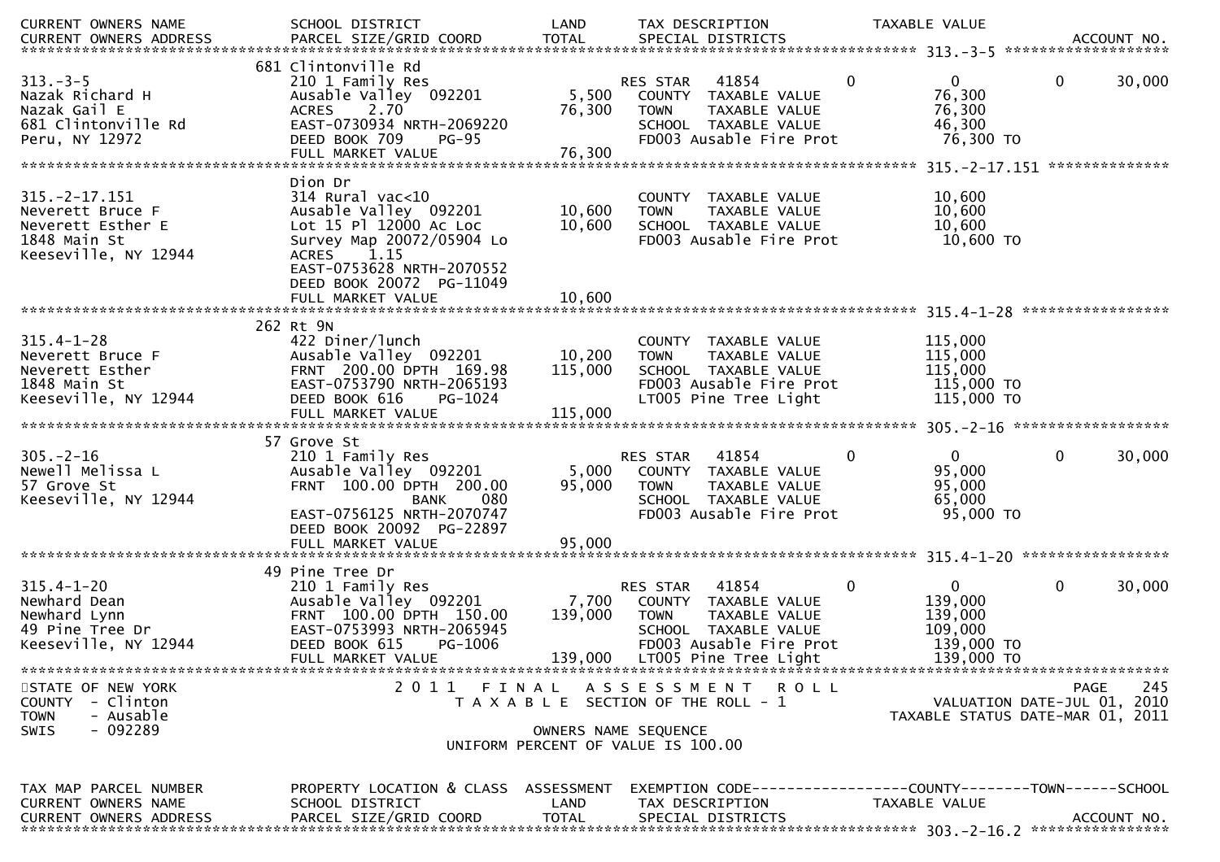| CURRENT OWNERS NAME | SCHOOL DISTRICT | LAND | TAX DESCRIPTION | TAXABLE VALUE | |
|---|---|---|---|---|---|
| CURRENT OWNERS ADDRESS | PARCEL SIZE/GRID COORD | TOTAL | SPECIAL DISTRICTS | | ACCOUNT NO. |

************************************************************************************** 313.-3-5 *******************

| | | | | | |
|---|---|---|---|---|---|
| | 681 Clintonville Rd | | | | |
| 313.-3-5 | 210 1 Family Res | | RES STAR 41854 0 | 0 0 | 30,000 |
| Nazak Richard H | Ausable Valley 092201 | 5,500 | COUNTY TAXABLE VALUE | 76,300 | |
| Nazak Gail E | ACRES 2.70 | 76,300 | TOWN TAXABLE VALUE | 76,300 | |
| 681 Clintonville Rd | EAST-0730934 NRTH-2069220 | | SCHOOL TAXABLE VALUE | 46,300 | |
| Peru, NY 12972 | DEED BOOK 709 PG-95 | | FD003 Ausable Fire Prot | 76,300 TO | |
| | FULL MARKET VALUE | 76,300 | | | |

************************************************************************************** 315.-2-17.151 **************

| | | | | | |
|---|---|---|---|---|---|
| | Dion Dr | | | | |
| 315.-2-17.151 | 314 Rural vac<10 | | COUNTY TAXABLE VALUE | 10,600 | |
| Neverett Bruce F | Ausable Valley 092201 | 10,600 | TOWN TAXABLE VALUE | 10,600 | |
| Neverett Esther E | Lot 15 Pl 12000 Ac Loc | 10,600 | SCHOOL TAXABLE VALUE | 10,600 | |
| 1848 Main St | Survey Map 20072/05904 Lo | | FD003 Ausable Fire Prot | 10,600 TO | |
| Keeseville, NY 12944 | ACRES 1.15 | | | | |
| | EAST-0753628 NRTH-2070552 | | | | |
| | DEED BOOK 20072 PG-11049 | | | | |
| | FULL MARKET VALUE | 10,600 | | | |

************************************************************************************** 315.4-1-28 *****************

| | | | | | |
|---|---|---|---|---|---|
| | 262 Rt 9N | | | | |
| 315.4-1-28 | 422 Diner/lunch | | COUNTY TAXABLE VALUE | 115,000 | |
| Neverett Bruce F | Ausable Valley 092201 | 10,200 | TOWN TAXABLE VALUE | 115,000 | |
| Neverett Esther | FRNT 200.00 DPTH 169.98 | 115,000 | SCHOOL TAXABLE VALUE | 115,000 | |
| 1848 Main St | EAST-0753790 NRTH-2065193 | | FD003 Ausable Fire Prot | 115,000 TO | |
| Keeseville, NY 12944 | DEED BOOK 616 PG-1024 | | LT005 Pine Tree Light | 115,000 TO | |
| | FULL MARKET VALUE | 115,000 | | | |

************************************************************************************** 305.-2-16 ******************

| | | | | | |
|---|---|---|---|---|---|
| | 57 Grove St | | | | |
| 305.-2-16 | 210 1 Family Res | | RES STAR 41854 0 | 0 0 | 30,000 |
| Newell Melissa L | Ausable Valley 092201 | 5,000 | COUNTY TAXABLE VALUE | 95,000 | |
| 57 Grove St | FRNT 100.00 DPTH 200.00 | 95,000 | TOWN TAXABLE VALUE | 95,000 | |
| Keeseville, NY 12944 | BANK 080 | | SCHOOL TAXABLE VALUE | 65,000 | |
| | EAST-0756125 NRTH-2070747 | | FD003 Ausable Fire Prot | 95,000 TO | |
| | DEED BOOK 20092 PG-22897 | | | | |
| | FULL MARKET VALUE | 95,000 | | | |

************************************************************************************** 315.4-1-20 *****************

| | | | | | |
|---|---|---|---|---|---|
| | 49 Pine Tree Dr | | | | |
| 315.4-1-20 | 210 1 Family Res | | RES STAR 41854 0 | 0 0 | 30,000 |
| Newhard Dean | Ausable Valley 092201 | 7,700 | COUNTY TAXABLE VALUE | 139,000 | |
| Newhard Lynn | FRNT 100.00 DPTH 150.00 | 139,000 | TOWN TAXABLE VALUE | 139,000 | |
| 49 Pine Tree Dr | EAST-0753993 NRTH-2065945 | | SCHOOL TAXABLE VALUE | 109,000 | |
| Keeseville, NY 12944 | DEED BOOK 615 PG-1006 | | FD003 Ausable Fire Prot | 139,000 TO | |
| | FULL MARKET VALUE | 139,000 | LT005 Pine Tree Light | 139,000 TO | |

**************************************************************************************************************

STATE OF NEW YORK
COUNTY - Clinton
TOWN - Ausable
SWIS - 092289

2011 FINAL ASSESSMENT ROLL
TAXABLE SECTION OF THE ROLL - 1
OWNERS NAME SEQUENCE
UNIFORM PERCENT OF VALUE IS 100.00

VALUATION DATE-JUL 01, 2010
TAXABLE STATUS DATE-MAR 01, 2011

| TAX MAP PARCEL NUMBER | PROPERTY LOCATION & CLASS | ASSESSMENT | EXEMPTION CODE------------------COUNTY--------TOWN------SCHOOL | | |
|---|---|---|---|---|---|
| CURRENT OWNERS NAME | SCHOOL DISTRICT | LAND | TAX DESCRIPTION | TAXABLE VALUE | |
| CURRENT OWNERS ADDRESS | PARCEL SIZE/GRID COORD | TOTAL | SPECIAL DISTRICTS | | ACCOUNT NO. |

************************************************************************************** 303.-2-16.2 ****************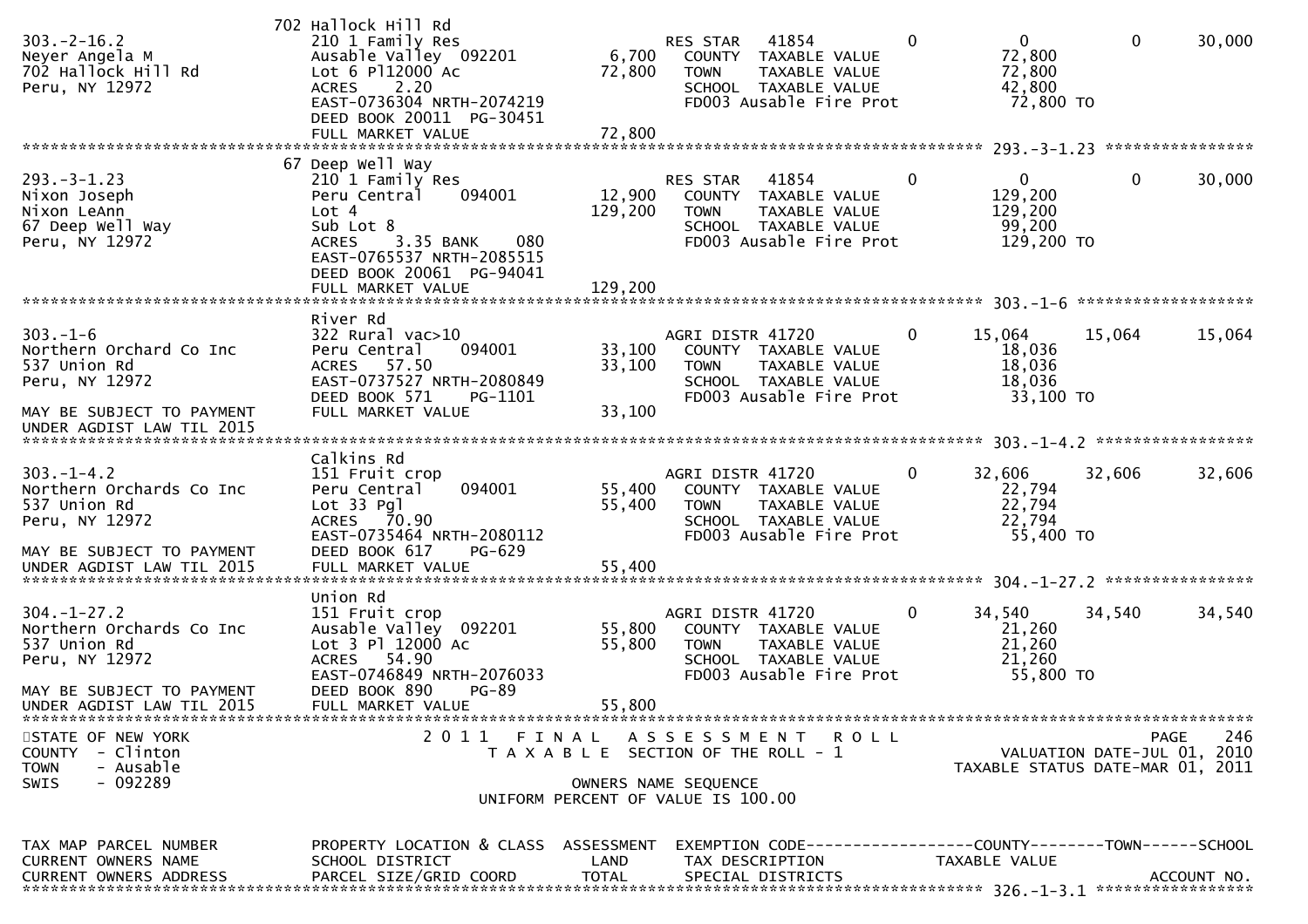```
                           702 Hallock Hill Rd
303.-2-16.2                210 1 Family Res                        RES STAR   41854        0          0           0       30,000
Neyer Angela M             Ausable Valley  092201           6,700   COUNTY  TAXABLE VALUE              72,800
702 Hallock Hill Rd        Lot 6 Pl12000 Ac                72,800   TOWN    TAXABLE VALUE              72,800
Peru, NY 12972             ACRES     2.20                           SCHOOL  TAXABLE VALUE              42,800
                           EAST-0736304 NRTH-2074219                FD003 Ausable Fire Prot            72,800 TO
                           DEED BOOK 20011  PG-30451
                           FULL MARKET VALUE               72,800
******************************************************************************************************* 293.-3-1.23 ****************
                           67 Deep Well Way
293.-3-1.23                210 1 Family Res                        RES STAR   41854        0          0           0       30,000
Nixon Joseph               Peru Central    094001          12,900   COUNTY  TAXABLE VALUE             129,200
Nixon LeAnn                Lot 4                          129,200   TOWN    TAXABLE VALUE             129,200
67 Deep Well Way           Sub Lot 8                                SCHOOL  TAXABLE VALUE              99,200
Peru, NY 12972             ACRES     3.35 BANK     080              FD003 Ausable Fire Prot           129,200 TO
                           EAST-0765537 NRTH-2085515
                           DEED BOOK 20061  PG-94041
                           FULL MARKET VALUE              129,200
******************************************************************************************************* 303.-1-6 *******************
                           River Rd
303.-1-6                   322 Rural vac>10                        AGRI DISTR 41720        0     15,064      15,064       15,064
Northern Orchard Co Inc    Peru Central    094001          33,100   COUNTY  TAXABLE VALUE              18,036
537 Union Rd               ACRES    57.50                  33,100   TOWN    TAXABLE VALUE              18,036
Peru, NY 12972             EAST-0737527 NRTH-2080849                SCHOOL  TAXABLE VALUE              18,036
                           DEED BOOK 571    PG-1101                 FD003 Ausable Fire Prot            33,100 TO
MAY BE SUBJECT TO PAYMENT  FULL MARKET VALUE               33,100
UNDER AGDIST LAW TIL 2015
******************************************************************************************************* 303.-1-4.2 *****************
                           Calkins Rd
303.-1-4.2                 151 Fruit crop                          AGRI DISTR 41720        0     32,606      32,606       32,606
Northern Orchards Co Inc   Peru Central    094001          55,400   COUNTY  TAXABLE VALUE              22,794
537 Union Rd               Lot 33 Pgl                      55,400   TOWN    TAXABLE VALUE              22,794
Peru, NY 12972             ACRES    70.90                           SCHOOL  TAXABLE VALUE              22,794
                           EAST-0735464 NRTH-2080112                FD003 Ausable Fire Prot            55,400 TO
MAY BE SUBJECT TO PAYMENT  DEED BOOK 617    PG-629
UNDER AGDIST LAW TIL 2015  FULL MARKET VALUE               55,400
******************************************************************************************************* 304.-1-27.2 ****************
                           Union Rd
304.-1-27.2                151 Fruit crop                          AGRI DISTR 41720        0     34,540      34,540       34,540
Northern Orchards Co Inc   Ausable Valley  092201          55,800   COUNTY  TAXABLE VALUE              21,260
537 Union Rd               Lot 3 Pl 12000 Ac               55,800   TOWN    TAXABLE VALUE              21,260
Peru, NY 12972             ACRES    54.90                           SCHOOL  TAXABLE VALUE              21,260
                           EAST-0746849 NRTH-2076033                FD003 Ausable Fire Prot            55,800 TO
MAY BE SUBJECT TO PAYMENT  DEED BOOK 890    PG-89
UNDER AGDIST LAW TIL 2015  FULL MARKET VALUE               55,800
************************************************************************************************************************************
STATE OF NEW YORK               2 0 1 1   F I N A L   A S S E S S M E N T   R O L L                                    PAGE    246
COUNTY  - Clinton                     T A X A B L E  SECTION OF THE ROLL - 1                          VALUATION DATE-JUL 01, 2010
TOWN    - Ausable                                                                                 TAXABLE STATUS DATE-MAR 01, 2011
SWIS    - 092289                                  OWNERS NAME SEQUENCE
                                           UNIFORM PERCENT OF VALUE IS 100.00


TAX MAP PARCEL NUMBER          PROPERTY LOCATION & CLASS  ASSESSMENT  EXEMPTION CODE------------------COUNTY--------TOWN------SCHOOL
CURRENT OWNERS NAME            SCHOOL DISTRICT               LAND     TAX DESCRIPTION              TAXABLE VALUE
CURRENT OWNERS ADDRESS         PARCEL SIZE/GRID COORD       TOTAL     SPECIAL DISTRICTS                                   ACCOUNT NO.
******************************************************************************************************* 326.-1-3.1 *****************
```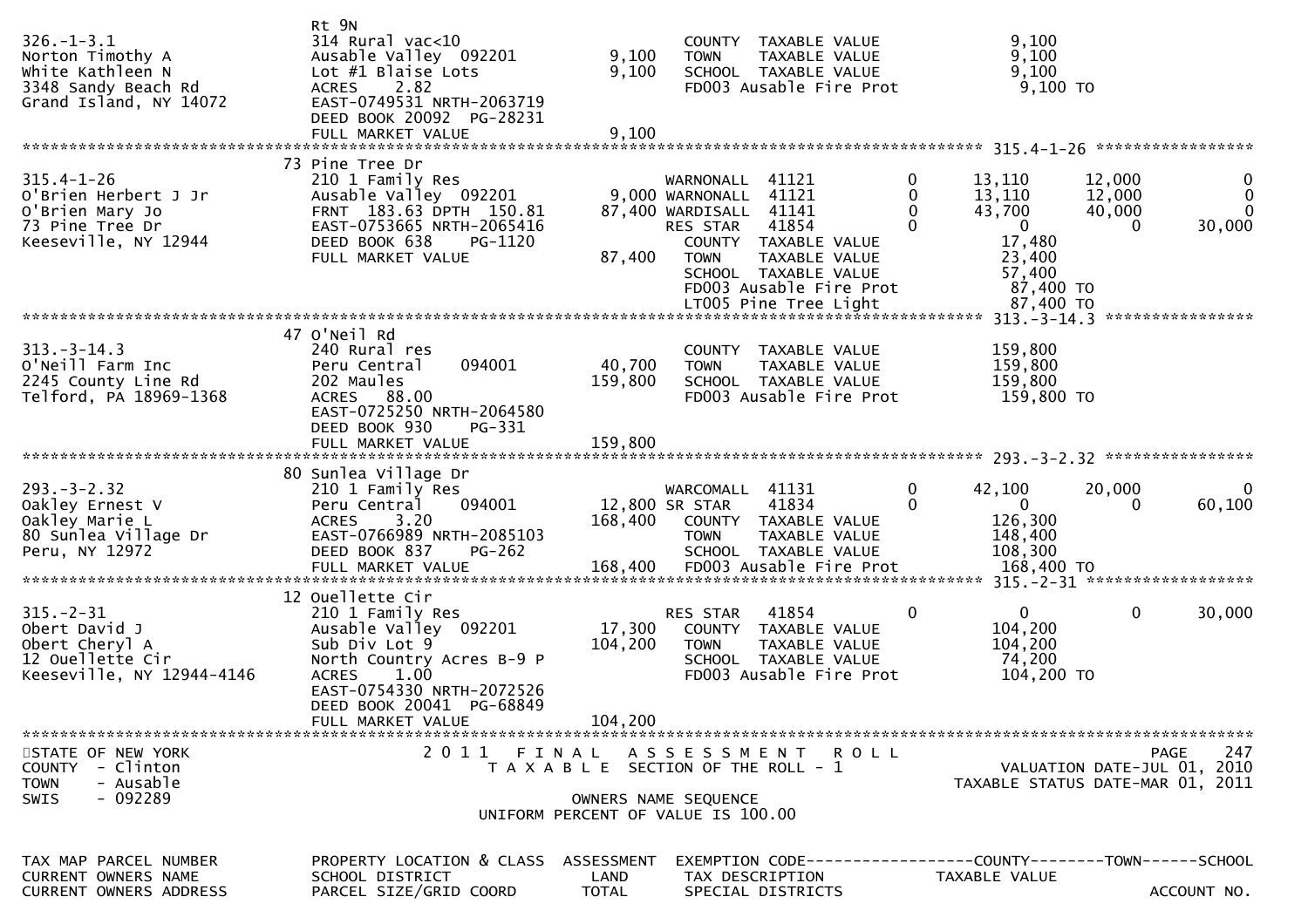```
326.-1-3.1                     Rt 9N
326.-1-3.1                     314 Rural vac<10                       COUNTY  TAXABLE VALUE              9,100
Norton Timothy A               Ausable Valley  092201        9,100    TOWN    TAXABLE VALUE              9,100
White Kathleen N               Lot #1 Blaise Lots            9,100    SCHOOL  TAXABLE VALUE              9,100
3348 Sandy Beach Rd            ACRES    2.82                          FD003 Ausable Fire Prot             9,100 TO
Grand Island, NY 14072         EAST-0749531 NRTH-2063719
                               DEED BOOK 20092  PG-28231
                               FULL MARKET VALUE             9,100
******************************************************************************************************* 315.4-1-26 *****************
                               73 Pine Tree Dr
315.4-1-26                     210 1 Family Res                   WARNONALL  41121        0      13,110      12,000          0
O'Brien Herbert J Jr           Ausable Valley  092201        9,000 WARNONALL  41121        0      13,110      12,000          0
O'Brien Mary Jo                FRNT 183.63 DPTH 150.81      87,400 WARDISALL  41141        0      43,700      40,000          0
73 Pine Tree Dr                EAST-0753665 NRTH-2065416          RES STAR   41854        0           0           0     30,000
Keeseville, NY 12944           DEED BOOK 638    PG-1120              COUNTY  TAXABLE VALUE              17,480
                               FULL MARKET VALUE            87,400    TOWN    TAXABLE VALUE              23,400
                                                                      SCHOOL  TAXABLE VALUE              57,400
                                                                      FD003 Ausable Fire Prot            87,400 TO
                                                                      LT005 Pine Tree Light              87,400 TO
******************************************************************************************************* 313.-3-14.3 ****************
                               47 O'Neil Rd
313.-3-14.3                    240 Rural res                          COUNTY  TAXABLE VALUE             159,800
O'Neill Farm Inc               Peru Central    094001       40,700    TOWN    TAXABLE VALUE             159,800
2245 County Line Rd            202 Maules                  159,800    SCHOOL  TAXABLE VALUE             159,800
Telford, PA 18969-1368         ACRES   88.00                          FD003 Ausable Fire Prot           159,800 TO
                               EAST-0725250 NRTH-2064580
                               DEED BOOK 930    PG-331
                               FULL MARKET VALUE           159,800
******************************************************************************************************* 293.-3-2.32 ****************
                               80 Sunlea Village Dr
293.-3-2.32                    210 1 Family Res                   WARCOMALL  41131        0      42,100      20,000          0
Oakley Ernest V                Peru Central    094001       12,800 SR STAR    41834        0           0           0     60,100
Oakley Marie L                 ACRES    3.20               168,400    COUNTY  TAXABLE VALUE             126,300
80 Sunlea Village Dr           EAST-0766989 NRTH-2085103              TOWN    TAXABLE VALUE             148,400
Peru, NY 12972                 DEED BOOK 837    PG-262                SCHOOL  TAXABLE VALUE             108,300
                               FULL MARKET VALUE           168,400    FD003 Ausable Fire Prot           168,400 TO
******************************************************************************************************* 315.-2-31 ******************
                               12 Ouellette Cir
315.-2-31                      210 1 Family Res                   RES STAR   41854        0           0           0     30,000
Obert David J                  Ausable Valley  092201       17,300    COUNTY  TAXABLE VALUE             104,200
Obert Cheryl A                 Sub Div Lot 9               104,200    TOWN    TAXABLE VALUE             104,200
12 Ouellette Cir               North Country Acres B-9 P              SCHOOL  TAXABLE VALUE              74,200
Keeseville, NY 12944-4146      ACRES    1.00                          FD003 Ausable Fire Prot           104,200 TO
                               EAST-0754330 NRTH-2072526
                               DEED BOOK 20041  PG-68849
                               FULL MARKET VALUE           104,200
************************************************************************************************************************************
STATE OF NEW YORK                     2 0 1 1   F I N A L   A S S E S S M E N T   R O L L                              PAGE    247
COUNTY  - Clinton                          T A X A B L E  SECTION OF THE ROLL - 1                       VALUATION DATE-JUL 01, 2010
TOWN    - Ausable                                                                                    TAXABLE STATUS DATE-MAR 01, 2011
SWIS    - 092289                                      OWNERS NAME SEQUENCE
                                             UNIFORM PERCENT OF VALUE IS 100.00


TAX MAP PARCEL NUMBER          PROPERTY LOCATION & CLASS  ASSESSMENT  EXEMPTION CODE------------------COUNTY--------TOWN------SCHOOL
CURRENT OWNERS NAME            SCHOOL DISTRICT               LAND     TAX DESCRIPTION               TAXABLE VALUE
CURRENT OWNERS ADDRESS         PARCEL SIZE/GRID COORD        TOTAL    SPECIAL DISTRICTS                                  ACCOUNT NO.
```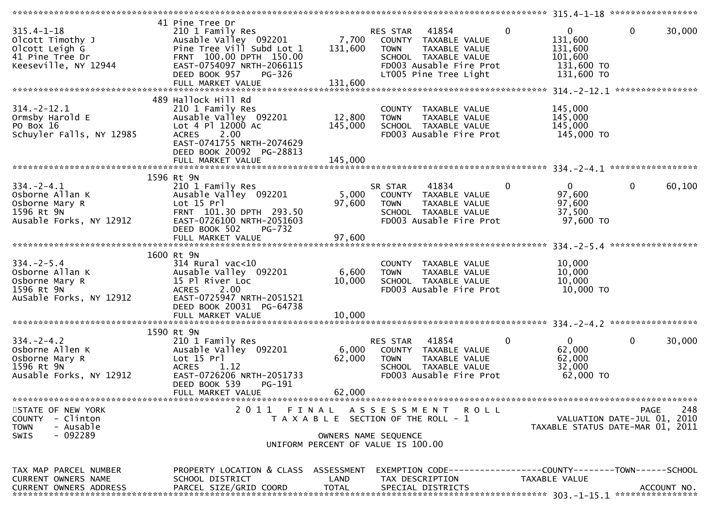```
******************************************************************************************************* 315.4-1-18 *****************
                     41 Pine Tree Dr
315.4-1-18           210 1 Family Res                  RES STAR   41854          0          0            0        30,000
Olcott Timothy J     Ausable Valley  092201    7,700   COUNTY  TAXABLE VALUE             131,600
Olcott Leigh G       Pine Tree Vill Subd Lot 1 131,600 TOWN    TAXABLE VALUE             131,600
41 Pine Tree Dr      FRNT 100.00 DPTH 150.00           SCHOOL  TAXABLE VALUE             101,600
Keeseville, NY 12944 EAST-0754097 NRTH-2066115         FD003 Ausable Fire Prot            131,600 TO
                     DEED BOOK 957    PG-326           LT005 Pine Tree Light              131,600 TO
                     FULL MARKET VALUE         131,600
******************************************************************************************************* 314.-2-12.1 ****************
                     489 Hallock Hill Rd
314.-2-12.1          210 1 Family Res                  COUNTY  TAXABLE VALUE             145,000
Ormsby Harold E      Ausable Valley  092201   12,800   TOWN    TAXABLE VALUE             145,000
PO Box 16            Lot 4 Pl 12000 Ac        145,000  SCHOOL  TAXABLE VALUE             145,000
Schuyler Falls, NY 12985 ACRES   2.00                  FD003 Ausable Fire Prot            145,000 TO
                     EAST-0741755 NRTH-2074629
                     DEED BOOK 20092 PG-28813
                     FULL MARKET VALUE        145,000
******************************************************************************************************* 334.-2-4.1 *****************
                     1596 Rt 9N
334.-2-4.1           210 1 Family Res                  SR STAR    41834          0          0            0        60,100
Osborne Allan K      Ausable Valley  092201    5,000   COUNTY  TAXABLE VALUE              97,600
Osborne Mary R       Lot 15 Prl                97,600  TOWN    TAXABLE VALUE              97,600
1596 Rt 9N           FRNT 101.30 DPTH 293.50           SCHOOL  TAXABLE VALUE              37,500
Ausable Forks, NY 12912 EAST-0726100 NRTH-2051603      FD003 Ausable Fire Prot             97,600 TO
                     DEED BOOK 502    PG-732
                     FULL MARKET VALUE         97,600
******************************************************************************************************* 334.-2-5.4 *****************
                     1600 Rt 9N
334.-2-5.4           314 Rural vac<10                  COUNTY  TAXABLE VALUE              10,000
Osborne Allan K      Ausable Valley  092201    6,600   TOWN    TAXABLE VALUE              10,000
Osborne Mary R       15 Pl River Loc           10,000  SCHOOL  TAXABLE VALUE              10,000
1596 Rt 9N           ACRES   2.00                      FD003 Ausable Fire Prot             10,000 TO
AuSable Forks, NY 12912 EAST-0725947 NRTH-2051521
                     DEED BOOK 20031 PG-64738
                     FULL MARKET VALUE         10,000
******************************************************************************************************* 334.-2-4.2 *****************
                     1590 Rt 9N
334.-2-4.2           210 1 Family Res                  RES STAR   41854          0          0            0        30,000
Osborne Allen K      Ausable Valley  092201    6,000   COUNTY  TAXABLE VALUE              62,000
Osborne Mary R       Lot 15 Prl                62,000  TOWN    TAXABLE VALUE              62,000
1596 Rt 9N           ACRES   1.12                      SCHOOL  TAXABLE VALUE              32,000
Ausable Forks, NY 12912 EAST-0726206 NRTH-2051733      FD003 Ausable Fire Prot             62,000 TO
                     DEED BOOK 539    PG-191
                     FULL MARKET VALUE         62,000
************************************************************************************************************************************
STATE OF NEW YORK              2 0 1 1   F I N A L   A S S E S S M E N T   R O L L                                    PAGE   248
COUNTY  - Clinton                    T A X A B L E  SECTION OF THE ROLL - 1                        VALUATION DATE-JUL 01, 2010
TOWN    - Ausable                                                                           TAXABLE STATUS DATE-MAR 01, 2011
SWIS    - 092289                              OWNERS NAME SEQUENCE
                                     UNIFORM PERCENT OF VALUE IS 100.00


TAX MAP PARCEL NUMBER     PROPERTY LOCATION & CLASS  ASSESSMENT  EXEMPTION CODE------------------COUNTY--------TOWN------SCHOOL
CURRENT OWNERS NAME       SCHOOL DISTRICT               LAND      TAX DESCRIPTION              TAXABLE VALUE
CURRENT OWNERS ADDRESS    PARCEL SIZE/GRID COORD       TOTAL      SPECIAL DISTRICTS                                   ACCOUNT NO.
******************************************************************************************************* 303.-1-15.1 ****************
```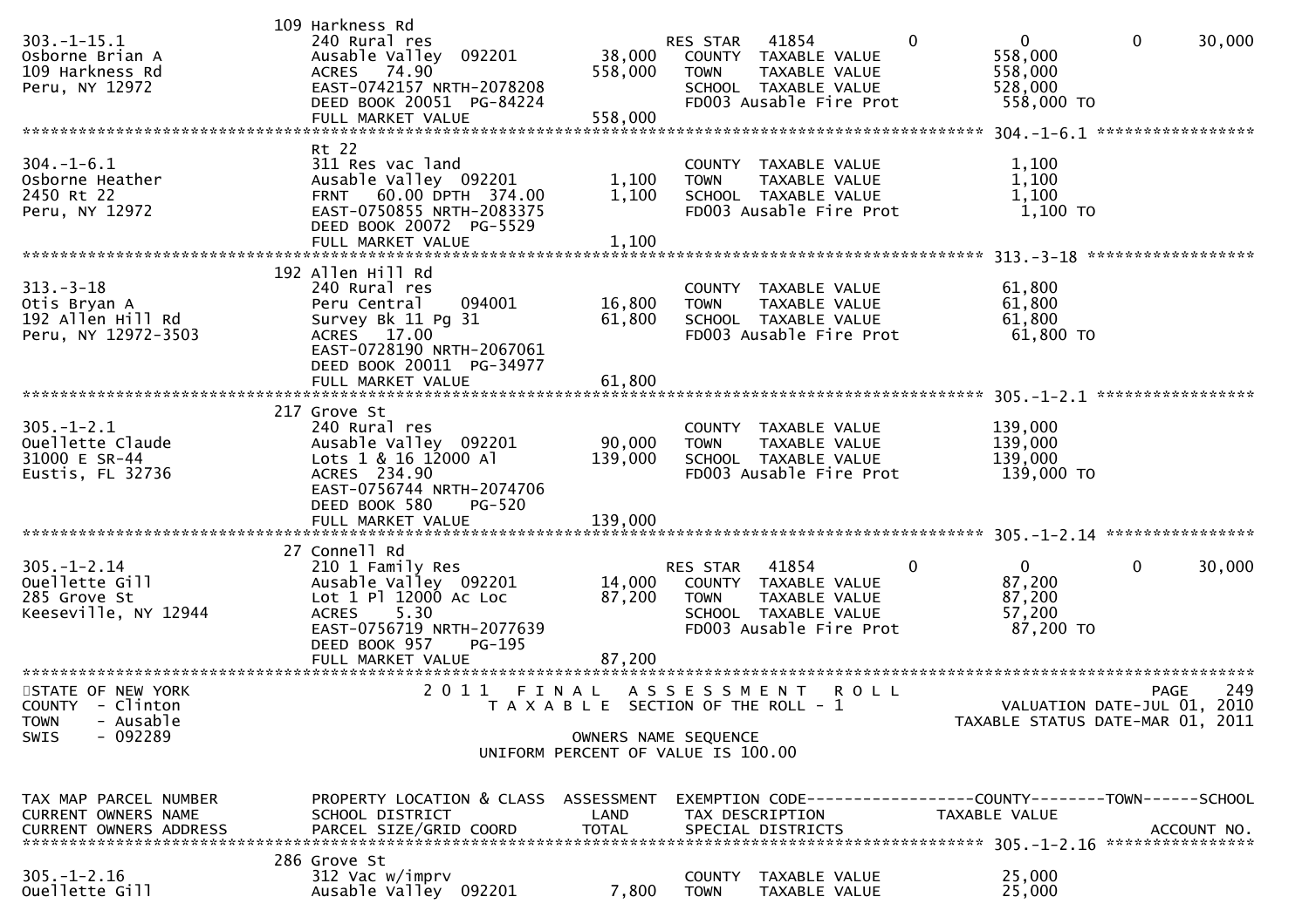```
                               109 Harkness Rd
303.-1-15.1                    240 Rural res                       RES STAR   41854          0            0            0      30,000
Osborne Brian A                Ausable Valley  092201     38,000     COUNTY  TAXABLE VALUE              558,000
109 Harkness Rd                ACRES   74.90             558,000     TOWN    TAXABLE VALUE              558,000
Peru, NY 12972                 EAST-0742157 NRTH-2078208             SCHOOL  TAXABLE VALUE              528,000
                               DEED BOOK 20051  PG-84224             FD003 Ausable Fire Prot             558,000 TO
                               FULL MARKET VALUE         558,000
******************************************************************************************************* 304.-1-6.1 *****************
                               Rt 22
304.-1-6.1                     311 Res vac land                      COUNTY  TAXABLE VALUE                1,100
Osborne Heather                Ausable Valley  092201      1,100     TOWN    TAXABLE VALUE                1,100
2450 Rt 22                     FRNT   60.00 DPTH  374.00   1,100     SCHOOL  TAXABLE VALUE                1,100
Peru, NY 12972                 EAST-0750855 NRTH-2083375             FD003 Ausable Fire Prot               1,100 TO
                               DEED BOOK 20072  PG-5529
                               FULL MARKET VALUE           1,100
******************************************************************************************************* 313.-3-18 ******************
                               192 Allen Hill Rd
313.-3-18                      240 Rural res                         COUNTY  TAXABLE VALUE               61,800
Otis Bryan A                   Peru Central    094001     16,800     TOWN    TAXABLE VALUE               61,800
192 Allen Hill Rd              Survey Bk 11 Pg 31         61,800     SCHOOL  TAXABLE VALUE               61,800
Peru, NY 12972-3503            ACRES   17.00                         FD003 Ausable Fire Prot              61,800 TO
                               EAST-0728190 NRTH-2067061
                               DEED BOOK 20011  PG-34977
                               FULL MARKET VALUE          61,800
******************************************************************************************************* 305.-1-2.1 *****************
                               217 Grove St
305.-1-2.1                     240 Rural res                         COUNTY  TAXABLE VALUE              139,000
Ouellette Claude               Ausable Valley  092201     90,000     TOWN    TAXABLE VALUE              139,000
31000 E SR-44                  Lots 1 & 16 12000 Al      139,000     SCHOOL  TAXABLE VALUE              139,000
Eustis, FL 32736               ACRES  234.90                         FD003 Ausable Fire Prot             139,000 TO
                               EAST-0756744 NRTH-2074706
                               DEED BOOK 580     PG-520
                               FULL MARKET VALUE         139,000
******************************************************************************************************* 305.-1-2.14 ****************
                               27 Connell Rd
305.-1-2.14                    210 1 Family Res                    RES STAR   41854          0            0            0      30,000
Ouellette Gill                 Ausable Valley  092201     14,000     COUNTY  TAXABLE VALUE               87,200
285 Grove St                   Lot 1 Pl 12000 Ac Loc      87,200     TOWN    TAXABLE VALUE               87,200
Keeseville, NY 12944           ACRES    5.30                         SCHOOL  TAXABLE VALUE               57,200
                               EAST-0756719 NRTH-2077639             FD003 Ausable Fire Prot              87,200 TO
                               DEED BOOK 957     PG-195
                               FULL MARKET VALUE          87,200
************************************************************************************************************************************
STATE OF NEW YORK                   2 0 1 1   F I N A L   A S S E S S M E N T   R O L L                              PAGE   249
COUNTY  - Clinton                     T A X A B L E  SECTION OF THE ROLL - 1                        VALUATION DATE-JUL 01, 2010
TOWN    - Ausable                                                                                TAXABLE STATUS DATE-MAR 01, 2011
SWIS    - 092289                                    OWNERS NAME SEQUENCE
                                              UNIFORM PERCENT OF VALUE IS 100.00


TAX MAP PARCEL NUMBER          PROPERTY LOCATION & CLASS  ASSESSMENT  EXEMPTION CODE------------------COUNTY--------TOWN------SCHOOL
CURRENT OWNERS NAME            SCHOOL DISTRICT              LAND      TAX DESCRIPTION            TAXABLE VALUE
CURRENT OWNERS ADDRESS         PARCEL SIZE/GRID COORD      TOTAL      SPECIAL DISTRICTS                                  ACCOUNT NO.
******************************************************************************************************* 305.-1-2.16 ****************
                               286 Grove St
305.-1-2.16                    312 Vac w/imprv                       COUNTY  TAXABLE VALUE               25,000
Ouellette Gill                 Ausable Valley  092201      7,800     TOWN    TAXABLE VALUE               25,000
```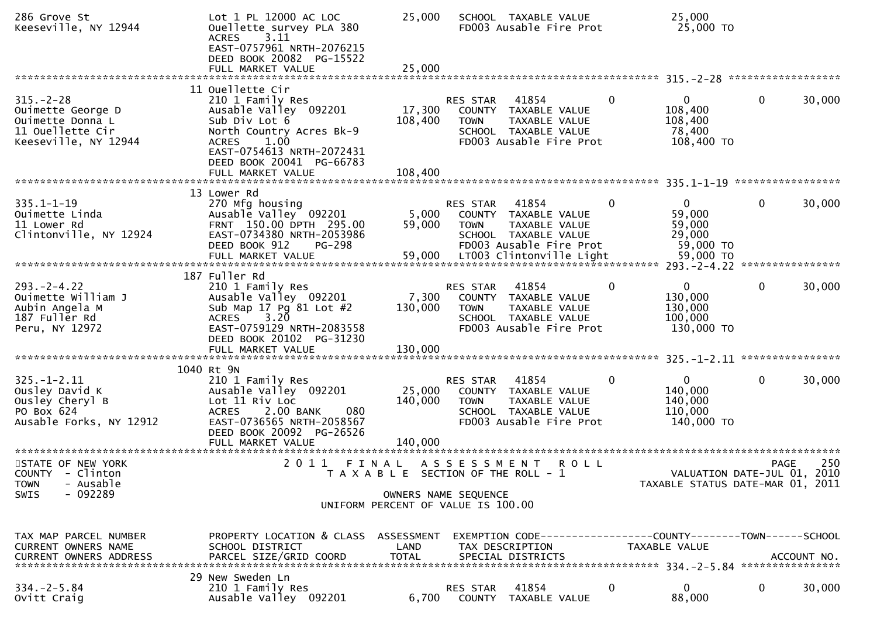```
286 Grove St                        Lot 1 PL 12000 AC LOC           25,000    SCHOOL  TAXABLE VALUE              25,000
Keeseville, NY 12944                Ouellette survey PLA 380                  FD003 Ausable Fire Prot             25,000 TO
                                    ACRES     3.11
                                    EAST-0757961 NRTH-2076215
                                    DEED BOOK 20082  PG-15522
                                    FULL MARKET VALUE               25,000
******************************************************************************************************* 315.-2-28 ******************
                                  11 Ouellette Cir
315.-2-28                           210 1 Family Res                          RES STAR   41854           0           0          0        30,000
Ouimette George D                   Ausable Valley  092201          17,300    COUNTY  TAXABLE VALUE             108,400
Ouimette Donna L                    Sub Div Lot 6                  108,400    TOWN    TAXABLE VALUE             108,400
11 Ouellette Cir                    North Country Acres Bk-9                  SCHOOL  TAXABLE VALUE              78,400
Keeseville, NY 12944                ACRES     1.00                            FD003 Ausable Fire Prot            108,400 TO
                                    EAST-0754613 NRTH-2072431
                                    DEED BOOK 20041  PG-66783
                                    FULL MARKET VALUE              108,400
******************************************************************************************************* 335.1-1-19 *****************
                                  13 Lower Rd
335.1-1-19                          270 Mfg housing                           RES STAR   41854           0           0          0        30,000
Ouimette Linda                      Ausable Valley  092201           5,000    COUNTY  TAXABLE VALUE              59,000
11 Lower Rd                         FRNT  150.00 DPTH  295.00       59,000    TOWN    TAXABLE VALUE              59,000
Clintonville, NY 12924              EAST-0734380 NRTH-2053986                 SCHOOL  TAXABLE VALUE              29,000
                                    DEED BOOK 912     PG-298                  FD003 Ausable Fire Prot             59,000 TO
                                    FULL MARKET VALUE               59,000    LT003 Clintonville Light            59,000 TO
******************************************************************************************************* 293.-2-4.22 ****************
                                 187 Fuller Rd
293.-2-4.22                         210 1 Family Res                          RES STAR   41854           0           0          0        30,000
Ouimette William J                  Ausable Valley  092201           7,300    COUNTY  TAXABLE VALUE             130,000
Aubin Angela M                      Sub Map 17 Pg 81 Lot #2        130,000    TOWN    TAXABLE VALUE             130,000
187 Fuller Rd                       ACRES     3.20                            SCHOOL  TAXABLE VALUE             100,000
Peru, NY 12972                      EAST-0759129 NRTH-2083558                 FD003 Ausable Fire Prot            130,000 TO
                                    DEED BOOK 20102  PG-31230
                                    FULL MARKET VALUE              130,000
******************************************************************************************************* 325.-1-2.11 ****************
                                1040 Rt 9N
325.-1-2.11                         210 1 Family Res                          RES STAR   41854           0           0          0        30,000
Ousley David K                      Ausable Valley  092201          25,000    COUNTY  TAXABLE VALUE             140,000
Ousley Cheryl B                     Lot 11 Riv Loc                 140,000    TOWN    TAXABLE VALUE             140,000
PO Box 624                          ACRES     2.00 BANK     080               SCHOOL  TAXABLE VALUE             110,000
Ausable Forks, NY 12912             EAST-0736565 NRTH-2058567                 FD003 Ausable Fire Prot            140,000 TO
                                    DEED BOOK 20092  PG-26526
                                    FULL MARKET VALUE              140,000
************************************************************************************************************************************
STATE OF NEW YORK                      2 0 1 1   F I N A L   A S S E S S M E N T   R O L L                                  PAGE   250
COUNTY  - Clinton                         T A X A B L E  SECTION OF THE ROLL - 1                          VALUATION DATE-JUL 01, 2010
TOWN    - Ausable                                                                                  TAXABLE STATUS DATE-MAR 01, 2011
SWIS    - 092289                                        OWNERS NAME SEQUENCE
                                                  UNIFORM PERCENT OF VALUE IS 100.00


TAX MAP PARCEL NUMBER               PROPERTY LOCATION & CLASS  ASSESSMENT  EXEMPTION CODE------------------COUNTY--------TOWN------SCHOOL
CURRENT OWNERS NAME                 SCHOOL DISTRICT               LAND      TAX DESCRIPTION              TAXABLE VALUE
CURRENT OWNERS ADDRESS              PARCEL SIZE/GRID COORD        TOTAL     SPECIAL DISTRICTS                                  ACCOUNT NO.
******************************************************************************************************* 334.-2-5.84 ****************
                                  29 New Sweden Ln
334.-2-5.84                         210 1 Family Res                          RES STAR   41854           0           0          0        30,000
Ovitt Craig                         Ausable Valley  092201           6,700    COUNTY  TAXABLE VALUE              88,000
```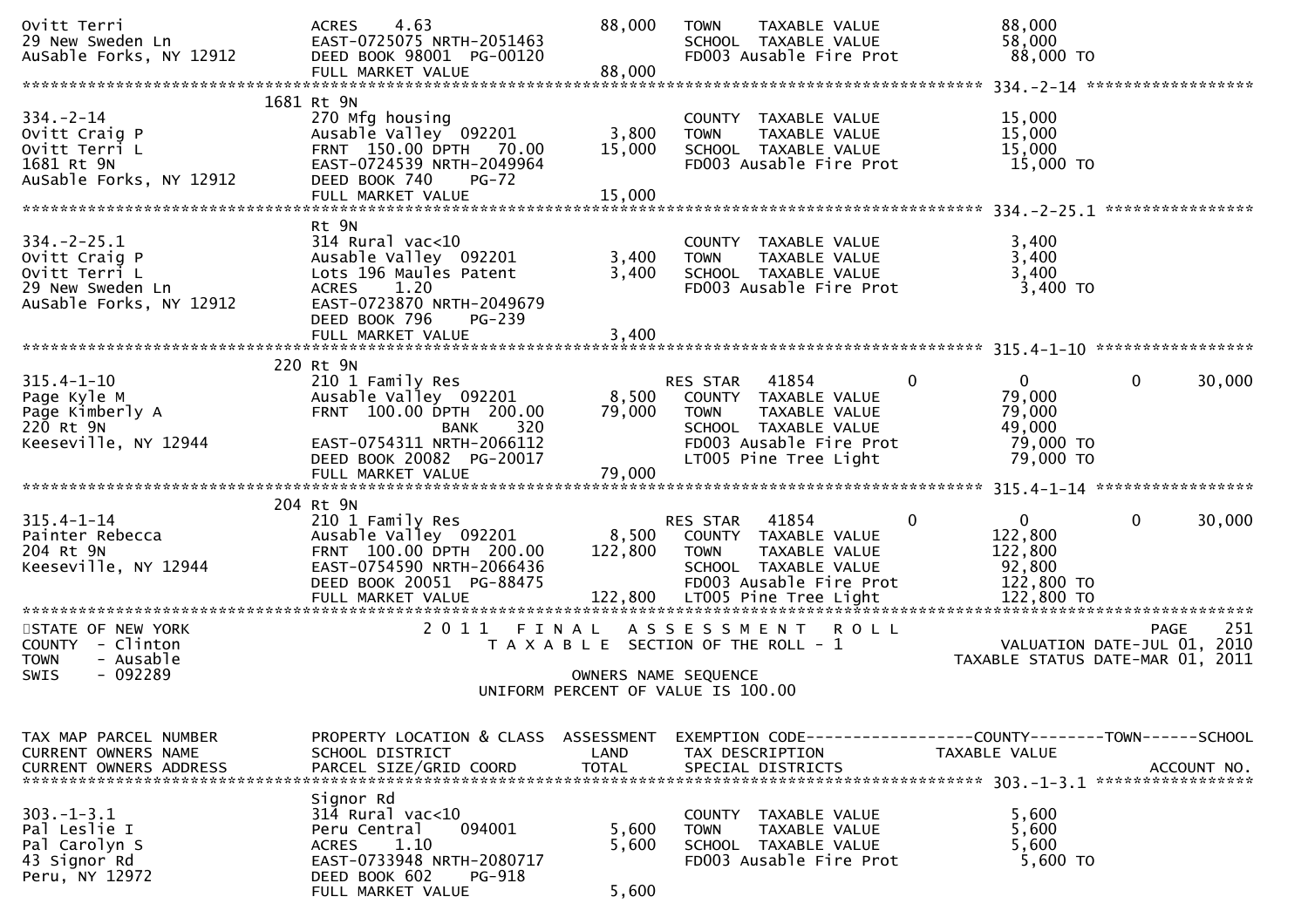```
Ovitt Terri                     ACRES    4.63                   88,000   TOWN    TAXABLE VALUE             88,000
29 New Sweden Ln                EAST-0725075 NRTH-2051463                SCHOOL  TAXABLE VALUE             58,000
AuSable Forks, NY 12912         DEED BOOK 98001 PG-00120                 FD003 Ausable Fire Prot            88,000 TO
                                FULL MARKET VALUE               88,000
******************************************************************************************************* 334.-2-14 ******************
                           1681 Rt 9N
334.-2-14                       270 Mfg housing                          COUNTY  TAXABLE VALUE             15,000
Ovitt Craig P                   Ausable Valley  092201           3,800   TOWN    TAXABLE VALUE             15,000
Ovitt Terri L                   FRNT  150.00 DPTH   70.00       15,000   SCHOOL  TAXABLE VALUE             15,000
1681 Rt 9N                      EAST-0724539 NRTH-2049964                FD003 Ausable Fire Prot            15,000 TO
AuSable Forks, NY 12912         DEED BOOK 740    PG-72
                                FULL MARKET VALUE               15,000
******************************************************************************************************* 334.-2-25.1 ****************
                                Rt 9N
334.-2-25.1                     314 Rural vac<10                         COUNTY  TAXABLE VALUE              3,400
Ovitt Craig P                   Ausable Valley  092201           3,400   TOWN    TAXABLE VALUE              3,400
Ovitt Terri L                   Lots 196 Maules Patent           3,400   SCHOOL  TAXABLE VALUE              3,400
29 New Sweden Ln                ACRES    1.20                            FD003 Ausable Fire Prot             3,400 TO
AuSable Forks, NY 12912         EAST-0723870 NRTH-2049679
                                DEED BOOK 796    PG-239
                                FULL MARKET VALUE                3,400
******************************************************************************************************* 315.4-1-10 *****************
                            220 Rt 9N
315.4-1-10                      210 1 Family Res                         RES STAR   41854         0             0          0      30,000
Page Kyle M                     Ausable Valley  092201           8,500   COUNTY  TAXABLE VALUE             79,000
Page Kimberly A                 FRNT  100.00 DPTH  200.00       79,000   TOWN    TAXABLE VALUE             79,000
220 Rt 9N                                   BANK     320                 SCHOOL  TAXABLE VALUE             49,000
Keeseville, NY 12944            EAST-0754311 NRTH-2066112                FD003 Ausable Fire Prot            79,000 TO
                                DEED BOOK 20082 PG-20017                 LT005 Pine Tree Light              79,000 TO
                                FULL MARKET VALUE               79,000
******************************************************************************************************* 315.4-1-14 *****************
                            204 Rt 9N
315.4-1-14                      210 1 Family Res                         RES STAR   41854         0             0          0      30,000
Painter Rebecca                 Ausable Valley  092201           8,500   COUNTY  TAXABLE VALUE            122,800
204 Rt 9N                       FRNT  100.00 DPTH  200.00      122,800   TOWN    TAXABLE VALUE            122,800
Keeseville, NY 12944            EAST-0754590 NRTH-2066436                SCHOOL  TAXABLE VALUE             92,800
                                DEED BOOK 20051 PG-88475                 FD003 Ausable Fire Prot           122,800 TO
                                FULL MARKET VALUE              122,800   LT005 Pine Tree Light             122,800 TO
************************************************************************************************************************************
STATE OF NEW YORK                    2 0 1 1   F I N A L   A S S E S S M E N T   R O L L                                 PAGE    251
COUNTY  - Clinton                       T A X A B L E  SECTION OF THE ROLL - 1                        VALUATION DATE-JUL 01, 2010
TOWN    - Ausable                                                                                 TAXABLE STATUS DATE-MAR 01, 2011
SWIS    - 092289                                    OWNERS NAME SEQUENCE
                                              UNIFORM PERCENT OF VALUE IS 100.00


TAX MAP PARCEL NUMBER           PROPERTY LOCATION & CLASS  ASSESSMENT  EXEMPTION CODE------------------COUNTY--------TOWN------SCHOOL
CURRENT OWNERS NAME             SCHOOL DISTRICT               LAND     TAX DESCRIPTION             TAXABLE VALUE
CURRENT OWNERS ADDRESS          PARCEL SIZE/GRID COORD        TOTAL    SPECIAL DISTRICTS                                  ACCOUNT NO.
******************************************************************************************************* 303.-1-3.1 *****************
                                Signor Rd
303.-1-3.1                      314 Rural vac<10                         COUNTY  TAXABLE VALUE              5,600
Pal Leslie I                    Peru Central    094001           5,600   TOWN    TAXABLE VALUE              5,600
Pal Carolyn S                   ACRES    1.10                    5,600   SCHOOL  TAXABLE VALUE              5,600
43 Signor Rd                    EAST-0733948 NRTH-2080717                FD003 Ausable Fire Prot             5,600 TO
Peru, NY 12972                  DEED BOOK 602    PG-918
                                FULL MARKET VALUE                5,600
```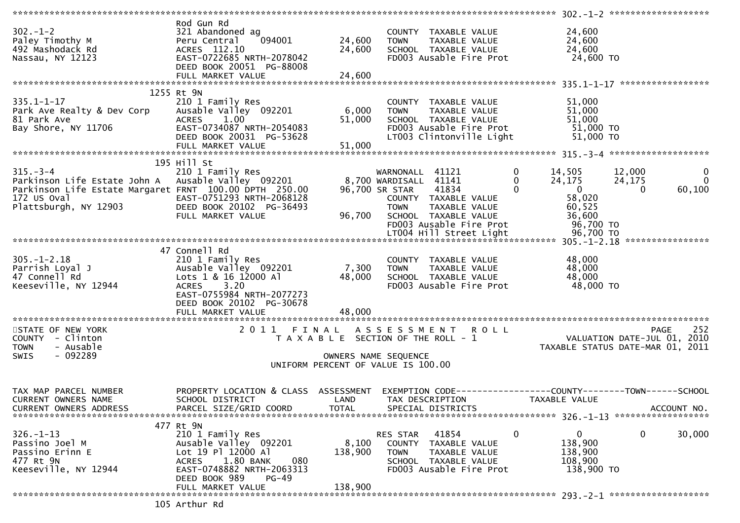```
******************************************************************************************************* 302.-1-2 ********************
                                 Rod Gun Rd
302.-1-2                         321 Abandoned ag                           COUNTY  TAXABLE VALUE          24,600
Paley Timothy M                  Peru Central    094001        24,600       TOWN    TAXABLE VALUE          24,600
492 Mashodack Rd                 ACRES  112.10                  24,600      SCHOOL  TAXABLE VALUE          24,600
Nassau, NY 12123                 EAST-0722685 NRTH-2078042                  FD003 Ausable Fire Prot         24,600 TO
                                 DEED BOOK 20051  PG-88008
                                 FULL MARKET VALUE              24,600
******************************************************************************************************* 335.1-1-17 ******************
                            1255 Rt 9N
335.1-1-17                       210 1 Family Res                           COUNTY  TAXABLE VALUE          51,000
Park Ave Realty & Dev Corp       Ausable Valley  092201          6,000      TOWN    TAXABLE VALUE          51,000
81 Park Ave                      ACRES    1.00                  51,000      SCHOOL  TAXABLE VALUE          51,000
Bay Shore, NY 11706              EAST-0734087 NRTH-2054083                  FD003 Ausable Fire Prot         51,000 TO
                                 DEED BOOK 20031  PG-53628                  LT003 Clintonville Light        51,000 TO
                                 FULL MARKET VALUE              51,000
******************************************************************************************************* 315.-3-4 ********************
                             195 Hill St
315.-3-4                         210 1 Family Res                    WARNONALL  41121          0       14,505      12,000           0
Parkinson Life Estate John A     Ausable Valley  092201          8,700 WARDISALL  41141          0       24,175      24,175           0
Parkinson Life Estate Margaret FRNT 100.00 DPTH 250.00          96,700 SR STAR    41834          0            0           0      60,100
172 US Oval                      EAST-0751293 NRTH-2068128                  COUNTY  TAXABLE VALUE          58,020
Plattsburgh, NY 12903            DEED BOOK 20102  PG-36493                  TOWN    TAXABLE VALUE          60,525
                                 FULL MARKET VALUE              96,700      SCHOOL  TAXABLE VALUE          36,600
                                                                            FD003 Ausable Fire Prot         96,700 TO
                                                                            LT004 Hill Street Light         96,700 TO
******************************************************************************************************* 305.-1-2.18 *****************
                              47 Connell Rd
305.-1-2.18                      210 1 Family Res                           COUNTY  TAXABLE VALUE          48,000
Parrish Loyal J                  Ausable Valley  092201          7,300      TOWN    TAXABLE VALUE          48,000
47 Connell Rd                    Lots 1 & 16 12000 Al           48,000      SCHOOL  TAXABLE VALUE          48,000
Keeseville, NY 12944             ACRES    3.20                              FD003 Ausable Fire Prot         48,000 TO
                                 EAST-0755984 NRTH-2077273
                                 DEED BOOK 20102  PG-30678
                                 FULL MARKET VALUE              48,000
************************************************************************************************************************************
STATE OF NEW YORK                     2 0 1 1   F I N A L   A S S E S S M E N T   R O L L                                  PAGE   252
COUNTY  - Clinton                        T A X A B L E  SECTION OF THE ROLL - 1                        VALUATION DATE-JUL 01, 2010
TOWN    - Ausable                                                                                  TAXABLE STATUS DATE-MAR 01, 2011
SWIS    - 092289                                     OWNERS NAME SEQUENCE
                                              UNIFORM PERCENT OF VALUE IS 100.00


TAX MAP PARCEL NUMBER            PROPERTY LOCATION & CLASS  ASSESSMENT  EXEMPTION CODE------------------COUNTY--------TOWN------SCHOOL
CURRENT OWNERS NAME              SCHOOL DISTRICT               LAND      TAX DESCRIPTION               TAXABLE VALUE
CURRENT OWNERS ADDRESS           PARCEL SIZE/GRID COORD        TOTAL     SPECIAL DISTRICTS                                ACCOUNT NO.
******************************************************************************************************* 326.-1-13 *******************
                             477 Rt 9N
326.-1-13                        210 1 Family Res                    RES STAR   41854          0            0           0      30,000
Passino Joel M                   Ausable Valley  092201          8,100      COUNTY  TAXABLE VALUE         138,900
Passino Erinn E                  Lot 19 Pl 12000 Al            138,900      TOWN    TAXABLE VALUE         138,900
477 Rt 9N                        ACRES    1.80 BANK     080                 SCHOOL  TAXABLE VALUE         108,900
Keeseville, NY 12944             EAST-0748882 NRTH-2063313                  FD003 Ausable Fire Prot        138,900 TO
                                 DEED BOOK 989     PG-49
                                 FULL MARKET VALUE             138,900
******************************************************************************************************* 293.-2-1 ********************
                             105 Arthur Rd
```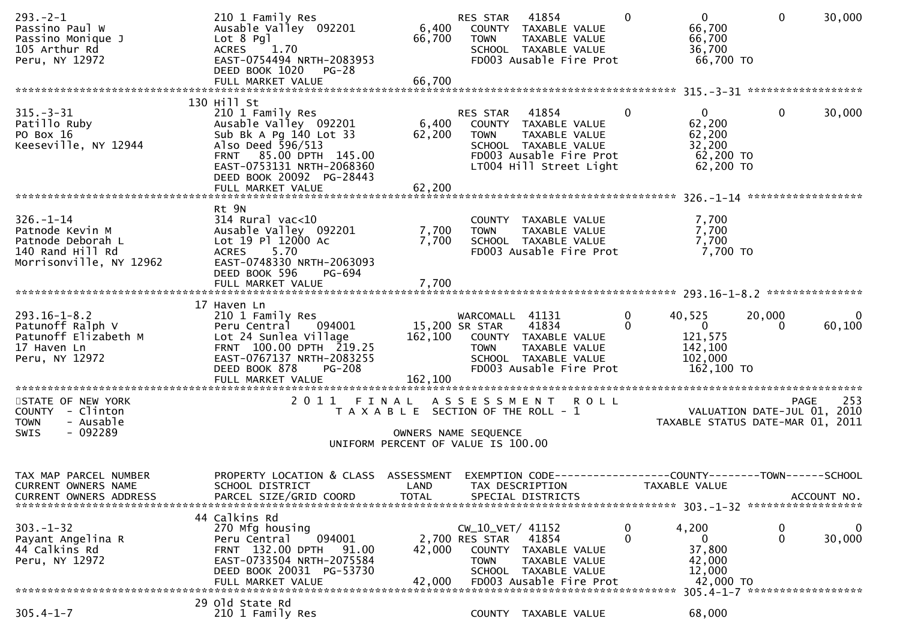```
293.-2-1                        210 1 Family Res                          RES STAR   41854            0          0            0       30,000
Passino Paul W                  Ausable Valley  092201          6,400       COUNTY  TAXABLE VALUE              66,700
Passino Monique J               Lot 8 Pgl                      66,700       TOWN    TAXABLE VALUE              66,700
105 Arthur Rd                   ACRES    1.70                               SCHOOL  TAXABLE VALUE              36,700
Peru, NY 12972                  EAST-0754494 NRTH-2083953                   FD003 Ausable Fire Prot             66,700 TO
                                DEED BOOK 1020   PG-28
                                FULL MARKET VALUE              66,700
******************************************************************************************************* 315.-3-31 ******************
                                130 Hill St
315.-3-31                       210 1 Family Res                          RES STAR   41854            0          0            0       30,000
Patillo Ruby                    Ausable Valley  092201          6,400       COUNTY  TAXABLE VALUE              62,200
PO Box 16                       Sub Bk A Pg 140 Lot 33         62,200       TOWN    TAXABLE VALUE              62,200
Keeseville, NY 12944            Also Deed 596/513                           SCHOOL  TAXABLE VALUE              32,200
                                FRNT   85.00 DPTH 145.00                    FD003 Ausable Fire Prot             62,200 TO
                                EAST-0753131 NRTH-2068360                   LT004 Hill Street Light             62,200 TO
                                DEED BOOK 20092  PG-28443
                                FULL MARKET VALUE              62,200
******************************************************************************************************* 326.-1-14 ******************
                                Rt 9N
326.-1-14                       314 Rural vac<10                            COUNTY  TAXABLE VALUE               7,700
Patnode Kevin M                 Ausable Valley  092201          7,700       TOWN    TAXABLE VALUE               7,700
Patnode Deborah L               Lot 19 Pl 12000 Ac              7,700       SCHOOL  TAXABLE VALUE               7,700
140 Rand Hill Rd                ACRES    5.70                               FD003 Ausable Fire Prot              7,700 TO
Morrisonville, NY 12962         EAST-0748330 NRTH-2063093
                                DEED BOOK 596    PG-694
                                FULL MARKET VALUE               7,700
******************************************************************************************************* 293.16-1-8.2 ***************
                                17 Haven Ln
293.16-1-8.2                    210 1 Family Res                          WARCOMALL  41131            0     40,525       20,000            0
Patunoff Ralph V                Peru Central    094001         15,200 SR STAR    41834            0          0            0       60,100
Patunoff Elizabeth M            Lot 24 Sunlea Village         162,100       COUNTY  TAXABLE VALUE             121,575
17 Haven Ln                     FRNT  100.00 DPTH 219.25                    TOWN    TAXABLE VALUE             142,100
Peru, NY 12972                  EAST-0767137 NRTH-2083255                   SCHOOL  TAXABLE VALUE             102,000
                                DEED BOOK 878    PG-208                     FD003 Ausable Fire Prot            162,100 TO
                                FULL MARKET VALUE             162,100
************************************************************************************************************************************
STATE OF NEW YORK                         2 0 1 1   F I N A L   A S S E S S M E N T   R O L L                              PAGE    253
COUNTY  - Clinton                            T A X A B L E  SECTION OF THE ROLL - 1                          VALUATION DATE-JUL 01, 2010
TOWN    - Ausable                                                                                      TAXABLE STATUS DATE-MAR 01, 2011
SWIS    - 092289                                          OWNERS NAME SEQUENCE
                                                   UNIFORM PERCENT OF VALUE IS 100.00


TAX MAP PARCEL NUMBER           PROPERTY LOCATION & CLASS  ASSESSMENT  EXEMPTION CODE------------------COUNTY--------TOWN------SCHOOL
CURRENT OWNERS NAME             SCHOOL DISTRICT               LAND      TAX DESCRIPTION            TAXABLE VALUE
CURRENT OWNERS ADDRESS          PARCEL SIZE/GRID COORD       TOTAL      SPECIAL DISTRICTS                                  ACCOUNT NO.
******************************************************************************************************* 303.-1-32 ******************
                                44 Calkins Rd
303.-1-32                       270 Mfg housing                           CW_10_VET/ 41152            0      4,200            0            0
Payant Angelina R               Peru Central    094001          2,700 RES STAR   41854            0          0            0       30,000
44 Calkins Rd                   FRNT  132.00 DPTH   91.00      42,000       COUNTY  TAXABLE VALUE              37,800
Peru, NY 12972                  EAST-0733504 NRTH-2075584                   TOWN    TAXABLE VALUE              42,000
                                DEED BOOK 20031  PG-53730                   SCHOOL  TAXABLE VALUE              12,000
                                FULL MARKET VALUE              42,000       FD003 Ausable Fire Prot             42,000 TO
******************************************************************************************************* 305.4-1-7 ******************
                                29 Old State Rd
305.4-1-7                       210 1 Family Res                            COUNTY  TAXABLE VALUE              68,000
```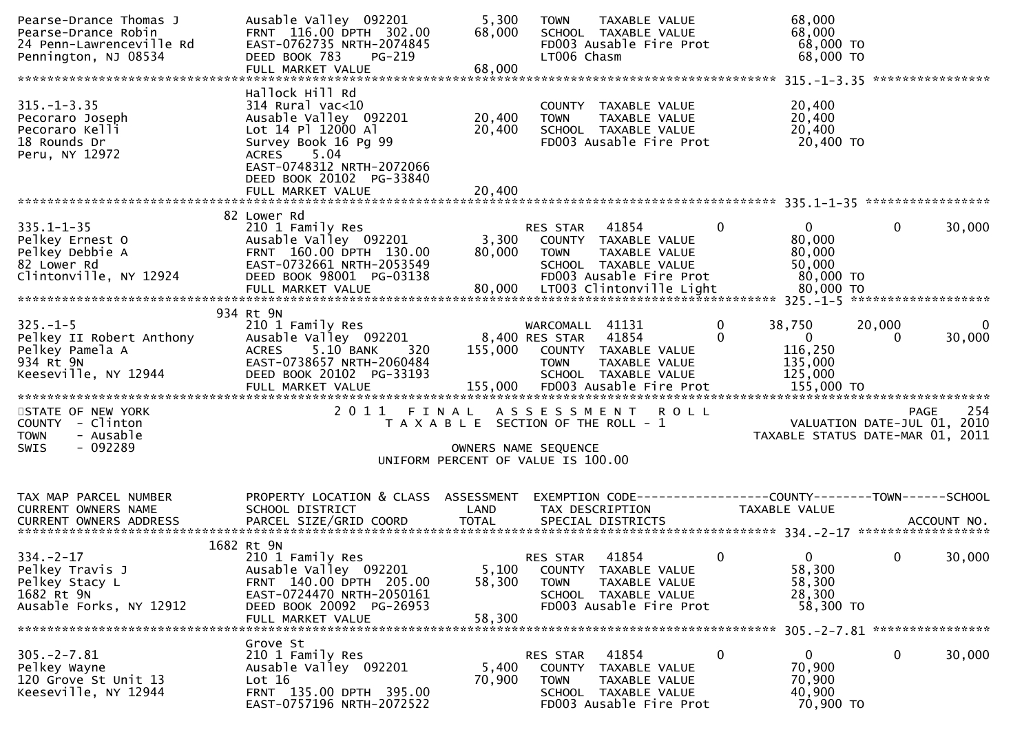```
Pearse-Drance Thomas J         Ausable Valley  092201          5,300   TOWN     TAXABLE VALUE                 68,000
Pearse-Drance Robin            FRNT  116.00 DPTH  302.00      68,000   SCHOOL  TAXABLE VALUE                 68,000
24 Penn-Lawrenceville Rd       EAST-0762735 NRTH-2074845               FD003 Ausable Fire Prot                68,000 TO
Pennington, NJ 08534           DEED BOOK 783    PG-219                 LT006 Chasm                            68,000 TO
                               FULL MARKET VALUE              68,000
******************************************************************************************************* 315.-1-3.35 ****************
                               Hallock Hill Rd
315.-1-3.35                    314 Rural vac<10                        COUNTY  TAXABLE VALUE                 20,400
Pecoraro Joseph                Ausable Valley  092201         20,400   TOWN     TAXABLE VALUE                 20,400
Pecoraro Kelli                 Lot 14 Pl 12000 Al             20,400   SCHOOL  TAXABLE VALUE                 20,400
18 Rounds Dr                   Survey Book 16 Pg 99                    FD003 Ausable Fire Prot                20,400 TO
Peru, NY 12972                 ACRES     5.04
                               EAST-0748312 NRTH-2072066
                               DEED BOOK 20102  PG-33840
                               FULL MARKET VALUE              20,400
******************************************************************************************************* 335.1-1-35 *****************
                           82 Lower Rd
335.1-1-35                     210 1 Family Res                        RES STAR    41854          0            0           0        30,000
Pelkey Ernest O                Ausable Valley  092201          3,300   COUNTY  TAXABLE VALUE                 80,000
Pelkey Debbie A                FRNT  160.00 DPTH  130.00      80,000   TOWN     TAXABLE VALUE                 80,000
82 Lower Rd                    EAST-0732661 NRTH-2053549               SCHOOL  TAXABLE VALUE                 50,000
Clintonville, NY 12924         DEED BOOK 98001  PG-03138               FD003 Ausable Fire Prot                80,000 TO
                               FULL MARKET VALUE              80,000   LT003 Clintonville Light               80,000 TO
******************************************************************************************************* 325.-1-5 *******************
                           934 Rt 9N
325.-1-5                       210 1 Family Res                        WARCOMALL   41131          0       38,750      20,000            0
Pelkey II Robert Anthony       Ausable Valley  092201          8,400 RES STAR    41854          0            0           0        30,000
Pelkey Pamela A                ACRES     5.10 BANK     320   155,000   COUNTY  TAXABLE VALUE                116,250
934 Rt 9N                      EAST-0738657 NRTH-2060484               TOWN     TAXABLE VALUE                135,000
Keeseville, NY 12944           DEED BOOK 20102  PG-33193               SCHOOL  TAXABLE VALUE                125,000
                               FULL MARKET VALUE             155,000   FD003 Ausable Fire Prot               155,000 TO
************************************************************************************************************************************
STATE OF NEW YORK                    2 0 1 1   F I N A L   A S S E S S M E N T   R O L L                                PAGE    254
COUNTY  - Clinton                       T A X A B L E  SECTION OF THE ROLL - 1                     VALUATION DATE-JUL 01, 2010
TOWN    - Ausable                                                                              TAXABLE STATUS DATE-MAR 01, 2011
SWIS    - 092289                                    OWNERS NAME SEQUENCE
                                              UNIFORM PERCENT OF VALUE IS 100.00


TAX MAP PARCEL NUMBER          PROPERTY LOCATION & CLASS  ASSESSMENT  EXEMPTION CODE------------------COUNTY--------TOWN------SCHOOL
CURRENT OWNERS NAME            SCHOOL DISTRICT               LAND      TAX DESCRIPTION               TAXABLE VALUE
CURRENT OWNERS ADDRESS         PARCEL SIZE/GRID COORD        TOTAL     SPECIAL DISTRICTS                                    ACCOUNT NO.
******************************************************************************************************* 334.-2-17 ******************
                          1682 Rt 9N
334.-2-17                      210 1 Family Res                        RES STAR    41854          0            0           0        30,000
Pelkey Travis J                Ausable Valley  092201          5,100   COUNTY  TAXABLE VALUE                 58,300
Pelkey Stacy L                 FRNT  140.00 DPTH  205.00      58,300   TOWN     TAXABLE VALUE                 58,300
1682 Rt 9N                     EAST-0724470 NRTH-2050161               SCHOOL  TAXABLE VALUE                 28,300
Ausable Forks, NY 12912        DEED BOOK 20092  PG-26953               FD003 Ausable Fire Prot                58,300 TO
                               FULL MARKET VALUE              58,300
******************************************************************************************************* 305.-2-7.81 ****************
                               Grove St
305.-2-7.81                    210 1 Family Res                        RES STAR    41854          0            0           0        30,000
Pelkey Wayne                   Ausable Valley  092201          5,400   COUNTY  TAXABLE VALUE                 70,900
120 Grove St Unit 13           Lot 16                         70,900   TOWN     TAXABLE VALUE                 70,900
Keeseville, NY 12944           FRNT  135.00 DPTH  395.00               SCHOOL  TAXABLE VALUE                 40,900
                               EAST-0757196 NRTH-2072522               FD003 Ausable Fire Prot                70,900 TO
```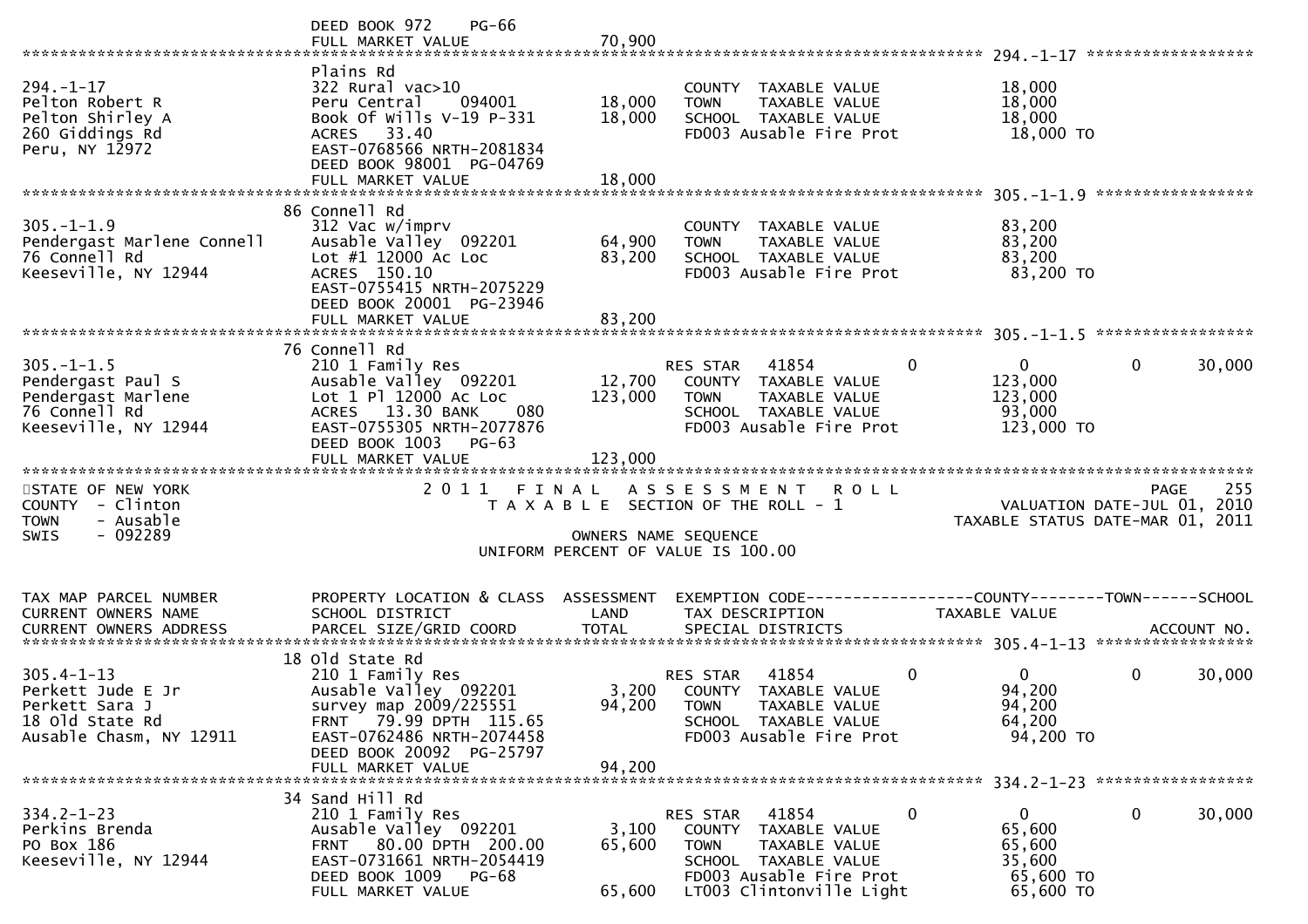DEED BOOK 972 PG-66
FULL MARKET VALUE 70,900

******************************************************************************************************* 294.-1-17 *****************

| | | | | | |
|---|---|---|---|---|---|
| 294.-1-17 | Plains Rd | | | | |
| Pelton Robert R | 322 Rural vac>10 | | COUNTY TAXABLE VALUE | 18,000 | |
| Pelton Shirley A | Peru Central 094001 | 18,000 | TOWN TAXABLE VALUE | 18,000 | |
| 260 Giddings Rd | Book Of Wills V-19 P-331 | 18,000 | SCHOOL TAXABLE VALUE | 18,000 | |
| Peru, NY 12972 | ACRES 33.40 | | FD003 Ausable Fire Prot | 18,000 TO | |
| | EAST-0768566 NRTH-2081834 | | | | |
| | DEED BOOK 98001 PG-04769 | | | | |
| | FULL MARKET VALUE | 18,000 | | | |

******************************************************************************************************* 305.-1-1.9 *****************

| | | | | | |
|---|---|---|---|---|---|
| 305.-1-1.9 | 86 Connell Rd | | | | |
| Pendergast Marlene Connell | 312 Vac w/imprv | | COUNTY TAXABLE VALUE | 83,200 | |
| 76 Connell Rd | Ausable Valley 092201 | 64,900 | TOWN TAXABLE VALUE | 83,200 | |
| Keeseville, NY 12944 | Lot #1 12000 Ac Loc | 83,200 | SCHOOL TAXABLE VALUE | 83,200 | |
| | ACRES 150.10 | | FD003 Ausable Fire Prot | 83,200 TO | |
| | EAST-0755415 NRTH-2075229 | | | | |
| | DEED BOOK 20001 PG-23946 | | | | |
| | FULL MARKET VALUE | 83,200 | | | |

******************************************************************************************************* 305.-1-1.5 *****************

| | | | | | | | |
|---|---|---|---|---|---|---|---|
| 305.-1-1.5 | 76 Connell Rd | | | | | | |
| Pendergast Paul S | 210 1 Family Res | | RES STAR 41854 | 0 | 0 | 0 | 30,000 |
| Pendergast Marlene | Ausable Valley 092201 | 12,700 | COUNTY TAXABLE VALUE | | 123,000 | | |
| 76 Connell Rd | Lot 1 Pl 12000 Ac Loc | 123,000 | TOWN TAXABLE VALUE | | 123,000 | | |
| Keeseville, NY 12944 | ACRES 13.30 BANK 080 | | SCHOOL TAXABLE VALUE | | 93,000 | | |
| | EAST-0755305 NRTH-2077876 | | FD003 Ausable Fire Prot | | 123,000 TO | | |
| | DEED BOOK 1003 PG-63 | | | | | | |
| | FULL MARKET VALUE | 123,000 | | | | | |

*******************************************************************************************************************************************

STATE OF NEW YORK
COUNTY - Clinton
TOWN - Ausable
SWIS - 092289

2011 FINAL ASSESSMENT ROLL
TAXABLE SECTION OF THE ROLL - 1
OWNERS NAME SEQUENCE
UNIFORM PERCENT OF VALUE IS 100.00

PAGE 255
VALUATION DATE-JUL 01, 2010
TAXABLE STATUS DATE-MAR 01, 2011

| TAX MAP PARCEL NUMBER<br>CURRENT OWNERS NAME<br>CURRENT OWNERS ADDRESS | PROPERTY LOCATION & CLASS<br>SCHOOL DISTRICT<br>PARCEL SIZE/GRID COORD | ASSESSMENT<br>LAND<br>TOTAL | EXEMPTION CODE<br>TAX DESCRIPTION<br>SPECIAL DISTRICTS | | COUNTY<br>TAXABLE VALUE | TOWN | SCHOOL<br><br>ACCOUNT NO. |
|---|---|---|---|---|---|---|---|

******************************************************************************************************* 305.4-1-13 *****************

| | | | | | | | |
|---|---|---|---|---|---|---|---|
| 305.4-1-13 | 18 Old State Rd | | | | | | |
| Perkett Jude E Jr | 210 1 Family Res | | RES STAR 41854 | 0 | 0 | 0 | 30,000 |
| Perkett Sara J | Ausable Valley 092201 | 3,200 | COUNTY TAXABLE VALUE | | 94,200 | | |
| 18 Old State Rd | survey map 2009/225551 | 94,200 | TOWN TAXABLE VALUE | | 94,200 | | |
| Ausable Chasm, NY 12911 | FRNT 79.99 DPTH 115.65 | | SCHOOL TAXABLE VALUE | | 64,200 | | |
| | EAST-0762486 NRTH-2074458 | | FD003 Ausable Fire Prot | | 94,200 TO | | |
| | DEED BOOK 20092 PG-25797 | | | | | | |
| | FULL MARKET VALUE | 94,200 | | | | | |

******************************************************************************************************* 334.2-1-23 *****************

| | | | | | | | |
|---|---|---|---|---|---|---|---|
| 334.2-1-23 | 34 Sand Hill Rd | | | | | | |
| Perkins Brenda | 210 1 Family Res | | RES STAR 41854 | 0 | 0 | 0 | 30,000 |
| PO Box 186 | Ausable Valley 092201 | 3,100 | COUNTY TAXABLE VALUE | | 65,600 | | |
| Keeseville, NY 12944 | FRNT 80.00 DPTH 200.00 | 65,600 | TOWN TAXABLE VALUE | | 65,600 | | |
| | EAST-0731661 NRTH-2054419 | | SCHOOL TAXABLE VALUE | | 35,600 | | |
| | DEED BOOK 1009 PG-68 | | FD003 Ausable Fire Prot | | 65,600 TO | | |
| | FULL MARKET VALUE | 65,600 | LT003 Clintonville Light | | 65,600 TO | | |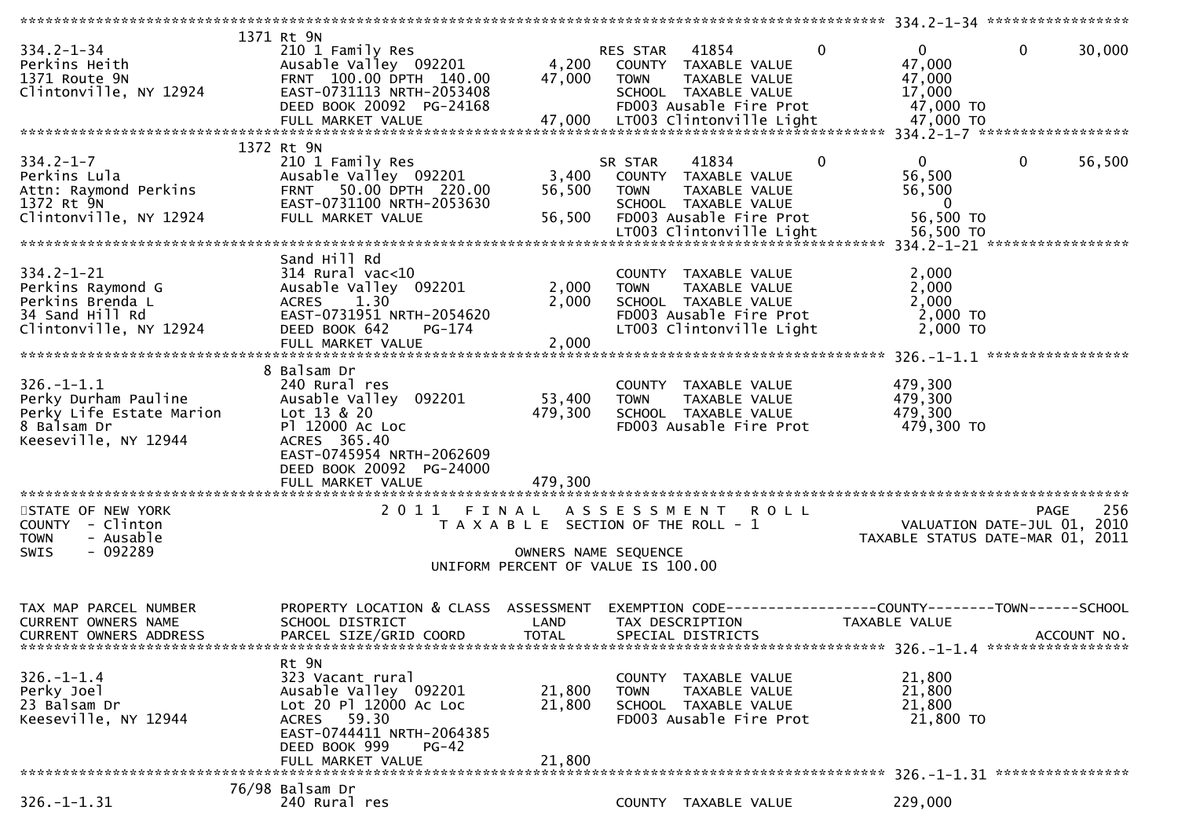```
******************************************************************************************************* 334.2-1-34 *****************
                        1371 Rt 9N
334.2-1-34               210 1 Family Res                    RES STAR   41854        0          0          0     30,000
Perkins Heith            Ausable Valley  092201      4,200   COUNTY  TAXABLE VALUE           47,000
1371 Route 9N            FRNT 100.00 DPTH 140.00    47,000   TOWN    TAXABLE VALUE           47,000
Clintonville, NY 12924   EAST-0731113 NRTH-2053408           SCHOOL  TAXABLE VALUE           17,000
                         DEED BOOK 20092 PG-24168            FD003 Ausable Fire Prot          47,000 TO
                         FULL MARKET VALUE          47,000   LT003 Clintonville Light         47,000 TO
******************************************************************************************************* 334.2-1-7 ******************
                        1372 Rt 9N
334.2-1-7                210 1 Family Res                    SR STAR    41834        0          0          0     56,500
Perkins Lula             Ausable Valley  092201      3,400   COUNTY  TAXABLE VALUE           56,500
Attn: Raymond Perkins    FRNT  50.00 DPTH 220.00    56,500   TOWN    TAXABLE VALUE           56,500
1372 Rt 9N               EAST-0731100 NRTH-2053630           SCHOOL  TAXABLE VALUE                0
Clintonville, NY 12924   FULL MARKET VALUE          56,500   FD003 Ausable Fire Prot          56,500 TO
                                                             LT003 Clintonville Light         56,500 TO
******************************************************************************************************* 334.2-1-21 *****************
                        Sand Hill Rd
334.2-1-21               314 Rural vac<10                    COUNTY  TAXABLE VALUE            2,000
Perkins Raymond G        Ausable Valley  092201      2,000   TOWN    TAXABLE VALUE            2,000
Perkins Brenda L         ACRES    1.30               2,000   SCHOOL  TAXABLE VALUE            2,000
34 Sand Hill Rd          EAST-0731951 NRTH-2054620           FD003 Ausable Fire Prot           2,000 TO
Clintonville, NY 12924   DEED BOOK 642    PG-174             LT003 Clintonville Light          2,000 TO
                         FULL MARKET VALUE           2,000
******************************************************************************************************* 326.-1-1.1 *****************
                        8 Balsam Dr
326.-1-1.1               240 Rural res                       COUNTY  TAXABLE VALUE          479,300
Perky Durham Pauline     Ausable Valley  092201     53,400   TOWN    TAXABLE VALUE          479,300
Perky Life Estate Marion Lot 13 & 20               479,300   SCHOOL  TAXABLE VALUE          479,300
8 Balsam Dr              Pl 12000 Ac Loc                     FD003 Ausable Fire Prot         479,300 TO
Keeseville, NY 12944     ACRES  365.40
                         EAST-0745954 NRTH-2062609
                         DEED BOOK 20092 PG-24000
                         FULL MARKET VALUE         479,300
************************************************************************************************************************************
STATE OF NEW YORK                  2011  FINAL  ASSESSMENT  ROLL                                     PAGE    256
COUNTY  - Clinton                  TAXABLE SECTION OF THE ROLL - 1                   VALUATION DATE-JUL 01, 2010
TOWN    - Ausable                                                             TAXABLE STATUS DATE-MAR 01, 2011
SWIS    - 092289                          OWNERS NAME SEQUENCE
                                   UNIFORM PERCENT OF VALUE IS 100.00

TAX MAP PARCEL NUMBER     PROPERTY LOCATION & CLASS  ASSESSMENT  EXEMPTION CODE-----------------COUNTY--------TOWN------SCHOOL
CURRENT OWNERS NAME       SCHOOL DISTRICT               LAND      TAX DESCRIPTION            TAXABLE VALUE
CURRENT OWNERS ADDRESS    PARCEL SIZE/GRID COORD        TOTAL     SPECIAL DISTRICTS                                  ACCOUNT NO.
******************************************************************************************************* 326.-1-1.4 *****************
                        Rt 9N
326.-1-1.4               323 Vacant rural                    COUNTY  TAXABLE VALUE           21,800
Perky Joel               Ausable Valley  092201     21,800   TOWN    TAXABLE VALUE           21,800
23 Balsam Dr             Lot 20 Pl 12000 Ac Loc     21,800   SCHOOL  TAXABLE VALUE           21,800
Keeseville, NY 12944     ACRES   59.30                       FD003 Ausable Fire Prot          21,800 TO
                         EAST-0744411 NRTH-2064385
                         DEED BOOK 999    PG-42
                         FULL MARKET VALUE          21,800
******************************************************************************************************* 326.-1-1.31 ****************
                        76/98 Balsam Dr
326.-1-1.31              240 Rural res                       COUNTY  TAXABLE VALUE          229,000
```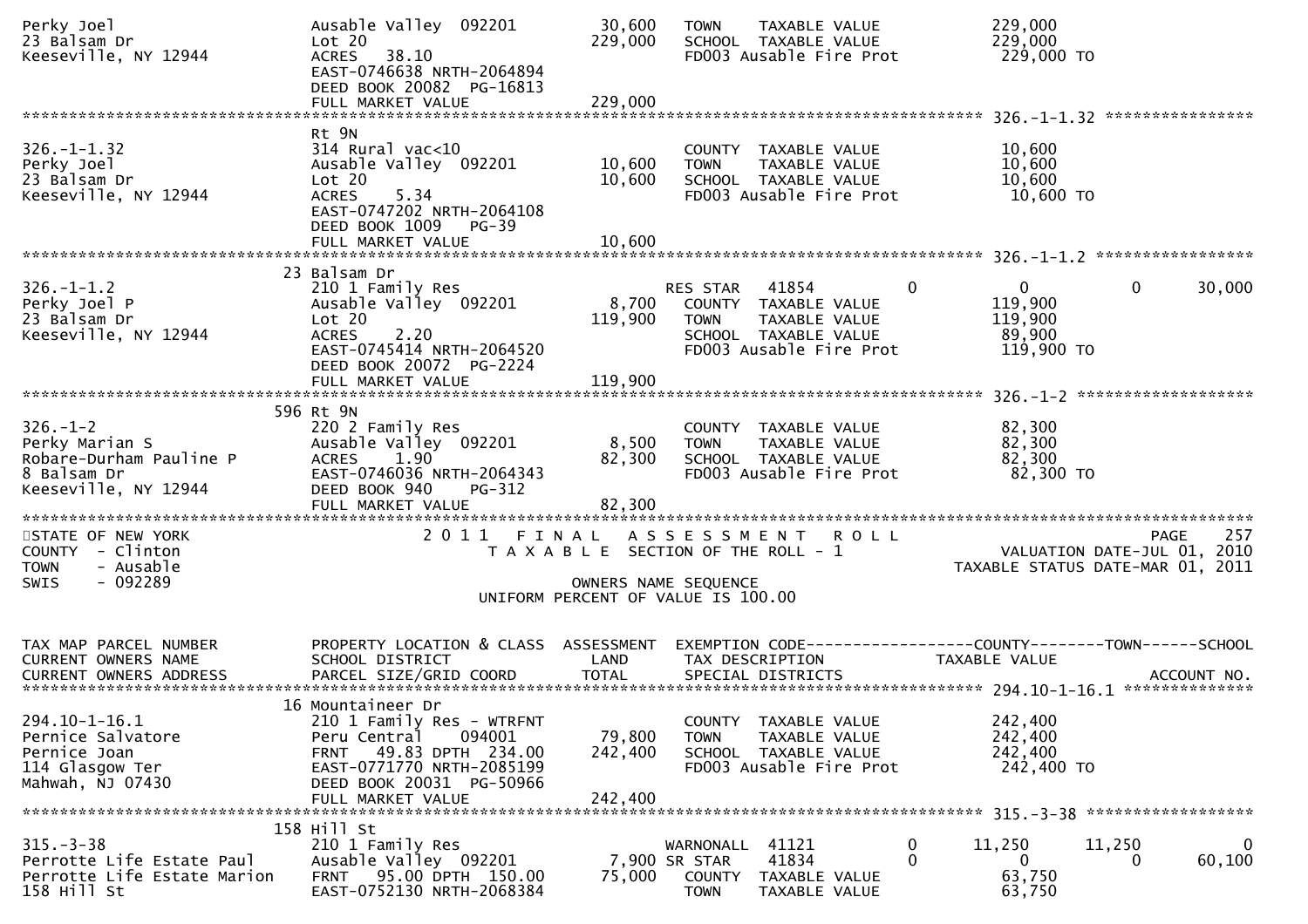```
Perky Joel                     Ausable Valley  092201         30,600   TOWN    TAXABLE VALUE            229,000
23 Balsam Dr                   Lot 20                        229,000   SCHOOL  TAXABLE VALUE            229,000
Keeseville, NY 12944           ACRES   38.10                           FD003 Ausable Fire Prot           229,000 TO
                               EAST-0746638 NRTH-2064894
                               DEED BOOK 20082  PG-16813
                               FULL MARKET VALUE             229,000
******************************************************************************************************* 326.-1-1.32 ****************
                               Rt 9N
326.-1-1.32                    314 Rural vac<10                        COUNTY  TAXABLE VALUE             10,600
Perky Joel                     Ausable Valley  092201         10,600   TOWN    TAXABLE VALUE             10,600
23 Balsam Dr                   Lot 20                         10,600   SCHOOL  TAXABLE VALUE             10,600
Keeseville, NY 12944           ACRES    5.34                           FD003 Ausable Fire Prot            10,600 TO
                               EAST-0747202 NRTH-2064108
                               DEED BOOK 1009   PG-39
                               FULL MARKET VALUE              10,600
******************************************************************************************************* 326.-1-1.2 *****************
                               23 Balsam Dr
326.-1-1.2                     210 1 Family Res                        RES STAR   41854          0            0            0       30,000
Perky Joel P                   Ausable Valley  092201          8,700   COUNTY  TAXABLE VALUE            119,900
23 Balsam Dr                   Lot 20                        119,900   TOWN    TAXABLE VALUE            119,900
Keeseville, NY 12944           ACRES    2.20                           SCHOOL  TAXABLE VALUE             89,900
                               EAST-0745414 NRTH-2064520               FD003 Ausable Fire Prot           119,900 TO
                               DEED BOOK 20072  PG-2224
                               FULL MARKET VALUE             119,900
******************************************************************************************************* 326.-1-2 *******************
                               596 Rt 9N
326.-1-2                       220 2 Family Res                        COUNTY  TAXABLE VALUE             82,300
Perky Marian S                 Ausable Valley  092201          8,500   TOWN    TAXABLE VALUE             82,300
Robare-Durham Pauline P        ACRES    1.90                  82,300   SCHOOL  TAXABLE VALUE             82,300
8 Balsam Dr                    EAST-0746036 NRTH-2064343               FD003 Ausable Fire Prot            82,300 TO
Keeseville, NY 12944           DEED BOOK 940    PG-312
                               FULL MARKET VALUE              82,300
************************************************************************************************************************************
STATE OF NEW YORK                     2 0 1 1   F I N A L   A S S E S S M E N T   R O L L                                  PAGE   257
COUNTY  - Clinton                          T A X A B L E  SECTION OF THE ROLL - 1                          VALUATION DATE-JUL 01, 2010
TOWN    - Ausable                                                                                   TAXABLE STATUS DATE-MAR 01, 2011
SWIS    - 092289                                       OWNERS NAME SEQUENCE
                                                 UNIFORM PERCENT OF VALUE IS 100.00


TAX MAP PARCEL NUMBER          PROPERTY LOCATION & CLASS  ASSESSMENT  EXEMPTION CODE------------------COUNTY--------TOWN------SCHOOL
CURRENT OWNERS NAME            SCHOOL DISTRICT               LAND      TAX DESCRIPTION             TAXABLE VALUE
CURRENT OWNERS ADDRESS         PARCEL SIZE/GRID COORD        TOTAL     SPECIAL DISTRICTS                                   ACCOUNT NO.
******************************************************************************************************* 294.10-1-16.1 **************
                               16 Mountaineer Dr
294.10-1-16.1                  210 1 Family Res - WTRFNT               COUNTY  TAXABLE VALUE            242,400
Pernice Salvatore              Peru Central    094001         79,800   TOWN    TAXABLE VALUE            242,400
Pernice Joan                   FRNT   49.83 DPTH  234.00     242,400   SCHOOL  TAXABLE VALUE            242,400
114 Glasgow Ter                EAST-0771770 NRTH-2085199               FD003 Ausable Fire Prot           242,400 TO
Mahwah, NJ 07430               DEED BOOK 20031  PG-50966
                               FULL MARKET VALUE             242,400
******************************************************************************************************* 315.-3-38 ******************
                               158 Hill St
315.-3-38                      210 1 Family Res                        WARNONALL  41121          0       11,250       11,250           0
Perrotte Life Estate Paul      Ausable Valley  092201          7,900 SR STAR    41834          0            0            0       60,100
Perrotte Life Estate Marion    FRNT   95.00 DPTH  150.00      75,000   COUNTY  TAXABLE VALUE             63,750
158 Hill St                    EAST-0752130 NRTH-2068384               TOWN    TAXABLE VALUE             63,750
```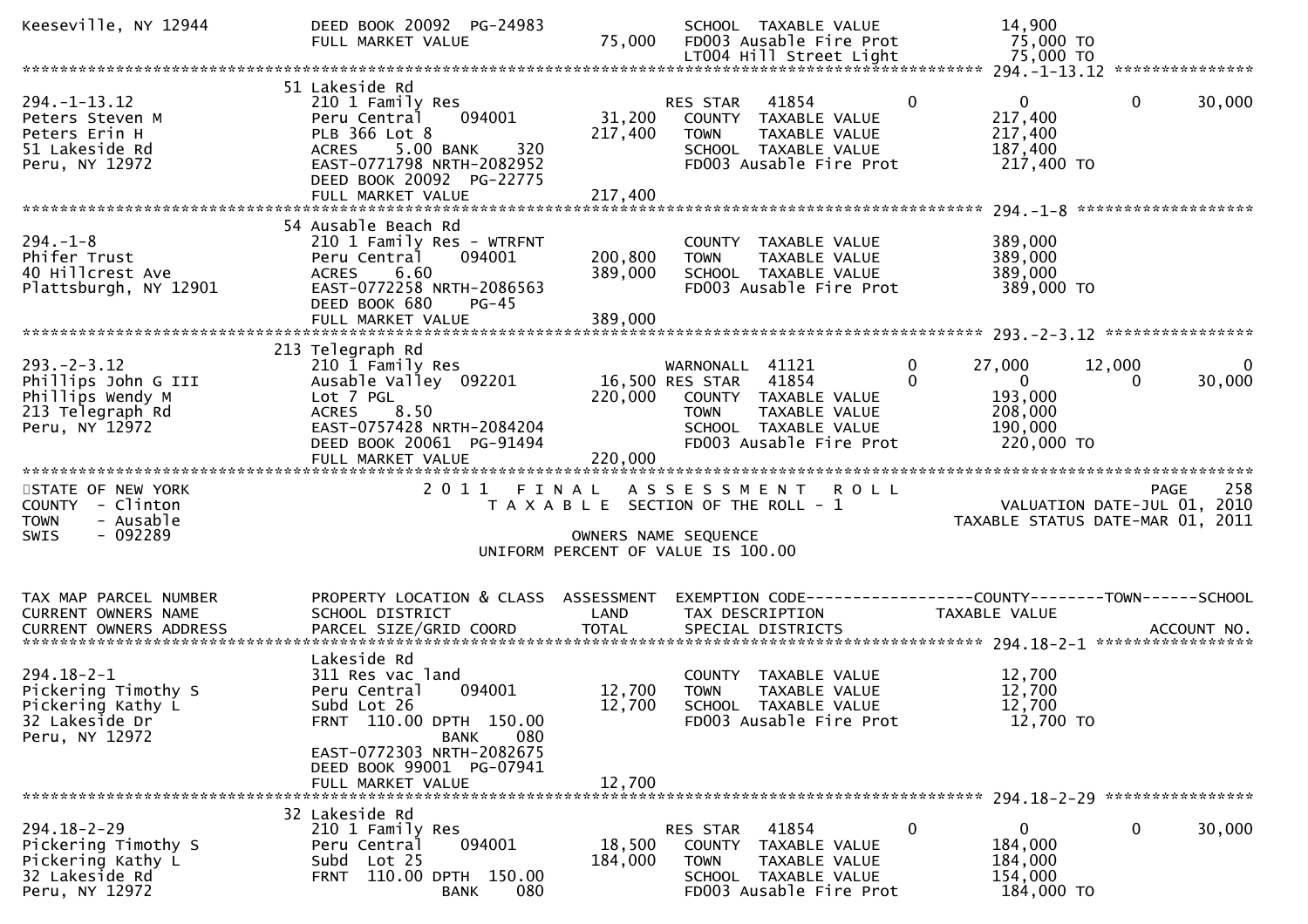```
Keeseville, NY 12944          DEED BOOK 20092  PG-24983                  SCHOOL  TAXABLE VALUE              14,900
                              FULL MARKET VALUE             75,000   FD003 Ausable Fire Prot            75,000 TO
                                                                     LT004 Hill Street Light            75,000 TO
******************************************************************************************************* 294.-1-13.12 ***************
                              51 Lakeside Rd
294.-1-13.12                  210 1 Family Res                       RES STAR   41854          0           0          0      30,000
Peters Steven M               Peru Central    094001        31,200   COUNTY  TAXABLE VALUE            217,400
Peters Erin H                 PLB 366 Lot 8                217,400   TOWN    TAXABLE VALUE            217,400
51 Lakeside Rd                ACRES    5.00 BANK    320              SCHOOL  TAXABLE VALUE            187,400
Peru, NY 12972                EAST-0771798 NRTH-2082952              FD003 Ausable Fire Prot           217,400 TO
                              DEED BOOK 20092  PG-22775
                              FULL MARKET VALUE            217,400
******************************************************************************************************* 294.-1-8 *******************
                              54 Ausable Beach Rd
294.-1-8                      210 1 Family Res - WTRFNT              COUNTY  TAXABLE VALUE            389,000
Phifer Trust                  Peru Central    094001       200,800   TOWN    TAXABLE VALUE            389,000
40 Hillcrest Ave              ACRES    6.60                389,000   SCHOOL  TAXABLE VALUE            389,000
Plattsburgh, NY 12901         EAST-0772258 NRTH-2086563              FD003 Ausable Fire Prot           389,000 TO
                              DEED BOOK 680    PG-45
                              FULL MARKET VALUE            389,000
******************************************************************************************************* 293.-2-3.12 ****************
                              213 Telegraph Rd
293.-2-3.12                   210 1 Family Res                       WARNONALL  41121          0      27,000     12,000          0
Phillips John G III           Ausable Valley  092201        16,500 RES STAR   41854          0           0          0      30,000
Phillips Wendy M              Lot 7 PGL                    220,000   COUNTY  TAXABLE VALUE            193,000
213 Telegraph Rd              ACRES    8.50                          TOWN    TAXABLE VALUE            208,000
Peru, NY 12972                EAST-0757428 NRTH-2084204              SCHOOL  TAXABLE VALUE            190,000
                              DEED BOOK 20061  PG-91494              FD003 Ausable Fire Prot           220,000 TO
                              FULL MARKET VALUE            220,000
************************************************************************************************************************************
STATE OF NEW YORK                 2 0 1 1   F I N A L   A S S E S S M E N T   R O L L                               PAGE    258
COUNTY  - Clinton                      T A X A B L E  SECTION OF THE ROLL - 1                          VALUATION DATE-JUL 01, 2010
TOWN    - Ausable                                                                               TAXABLE STATUS DATE-MAR 01, 2011
SWIS    - 092289                                    OWNERS NAME SEQUENCE
                                              UNIFORM PERCENT OF VALUE IS 100.00

TAX MAP PARCEL NUMBER         PROPERTY LOCATION & CLASS  ASSESSMENT  EXEMPTION CODE------------------COUNTY--------TOWN------SCHOOL
CURRENT OWNERS NAME           SCHOOL DISTRICT               LAND     TAX DESCRIPTION            TAXABLE VALUE
CURRENT OWNERS ADDRESS        PARCEL SIZE/GRID COORD        TOTAL    SPECIAL DISTRICTS                                   ACCOUNT NO.
******************************************************************************************************* 294.18-2-1 *****************
                              Lakeside Rd
294.18-2-1                    311 Res vac land                       COUNTY  TAXABLE VALUE             12,700
Pickering Timothy S           Peru Central    094001        12,700   TOWN    TAXABLE VALUE             12,700
Pickering Kathy L             Subd Lot 26                   12,700   SCHOOL  TAXABLE VALUE             12,700
32 Lakeside Dr                FRNT  110.00 DPTH  150.00              FD003 Ausable Fire Prot            12,700 TO
Peru, NY 12972                              BANK    080
                              EAST-0772303 NRTH-2082675
                              DEED BOOK 99001  PG-07941
                              FULL MARKET VALUE             12,700
******************************************************************************************************* 294.18-2-29 ****************
                              32 Lakeside Rd
294.18-2-29                   210 1 Family Res                       RES STAR   41854          0           0          0      30,000
Pickering Timothy S           Peru Central    094001        18,500   COUNTY  TAXABLE VALUE            184,000
Pickering Kathy L             Subd  Lot 25                 184,000   TOWN    TAXABLE VALUE            184,000
32 Lakeside Rd                FRNT  110.00 DPTH  150.00              SCHOOL  TAXABLE VALUE            154,000
Peru, NY 12972                              BANK    080              FD003 Ausable Fire Prot           184,000 TO
```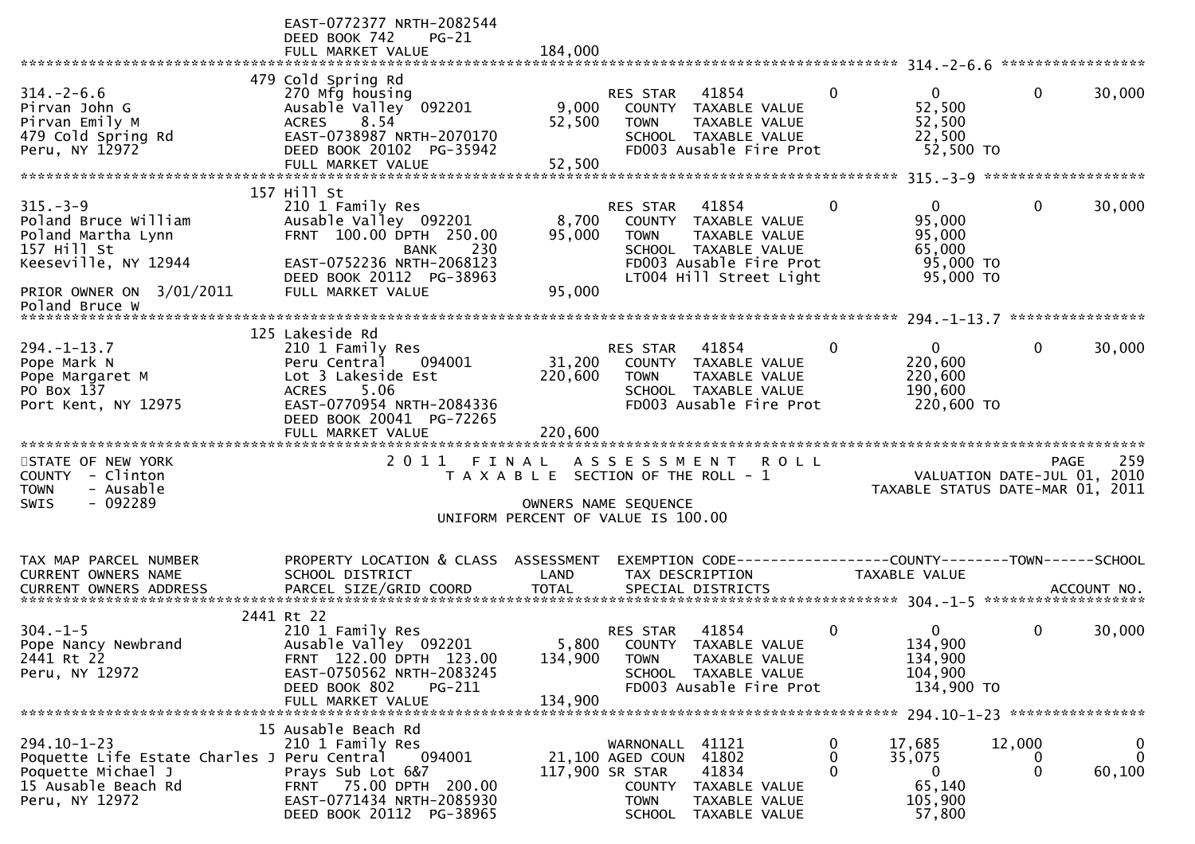```
                             EAST-0772377 NRTH-2082544
                             DEED BOOK 742     PG-21
                             FULL MARKET VALUE              184,000
******************************************************************************************************* 314.-2-6.6 *****************
                             479 Cold Spring Rd
314.-2-6.6                   270 Mfg housing                       RES STAR    41854          0              0          0       30,000
Pirvan John G                Ausable Valley  092201         9,000     COUNTY  TAXABLE VALUE              52,500
Pirvan Emily M               ACRES     8.54                52,500     TOWN    TAXABLE VALUE              52,500
479 Cold Spring Rd           EAST-0738987 NRTH-2070170               SCHOOL  TAXABLE VALUE              22,500
Peru, NY 12972               DEED BOOK 20102  PG-35942               FD003 Ausable Fire Prot             52,500 TO
                             FULL MARKET VALUE              52,500
******************************************************************************************************* 315.-3-9 *******************
                             157 Hill St
315.-3-9                     210 1 Family Res                      RES STAR    41854          0              0          0       30,000
Poland Bruce William         Ausable Valley  092201         8,700     COUNTY  TAXABLE VALUE              95,000
Poland Martha Lynn           FRNT  100.00 DPTH  250.00     95,000     TOWN    TAXABLE VALUE              95,000
157 Hill St                               BANK     230               SCHOOL  TAXABLE VALUE              65,000
Keeseville, NY 12944         EAST-0752236 NRTH-2068123               FD003 Ausable Fire Prot             95,000 TO
                             DEED BOOK 20112  PG-38963               LT004 Hill Street Light             95,000 TO
PRIOR OWNER ON  3/01/2011    FULL MARKET VALUE              95,000
Poland Bruce W
******************************************************************************************************* 294.-1-13.7 ****************
                             125 Lakeside Rd
294.-1-13.7                  210 1 Family Res                      RES STAR    41854          0              0          0       30,000
Pope Mark N                  Peru Central    094001        31,200     COUNTY  TAXABLE VALUE             220,600
Pope Margaret M              Lot 3 Lakeside Est           220,600     TOWN    TAXABLE VALUE             220,600
PO Box 137                   ACRES     5.06                           SCHOOL  TAXABLE VALUE             190,600
Port Kent, NY 12975          EAST-0770954 NRTH-2084336               FD003 Ausable Fire Prot            220,600 TO
                             DEED BOOK 20041  PG-72265
                             FULL MARKET VALUE             220,600
************************************************************************************************************************************
STATE OF NEW YORK                  2 0 1 1   F I N A L   A S S E S S M E N T   R O L L                                PAGE    259
COUNTY  - Clinton                     T A X A B L E  SECTION OF THE ROLL - 1                       VALUATION DATE-JUL 01, 2010
TOWN    - Ausable                                                                            TAXABLE STATUS DATE-MAR 01, 2011
SWIS    - 092289                                      OWNERS NAME SEQUENCE
                                               UNIFORM PERCENT OF VALUE IS 100.00


TAX MAP PARCEL NUMBER        PROPERTY LOCATION & CLASS  ASSESSMENT  EXEMPTION CODE-----------------COUNTY--------TOWN------SCHOOL
CURRENT OWNERS NAME          SCHOOL DISTRICT               LAND      TAX DESCRIPTION            TAXABLE VALUE
CURRENT OWNERS ADDRESS       PARCEL SIZE/GRID COORD       TOTAL      SPECIAL DISTRICTS                                  ACCOUNT NO.
******************************************************************************************************* 304.-1-5 *******************
                             2441 Rt 22
304.-1-5                     210 1 Family Res                      RES STAR    41854          0              0          0       30,000
Pope Nancy Newbrand          Ausable Valley  092201         5,800     COUNTY  TAXABLE VALUE             134,900
2441 Rt 22                   FRNT  122.00 DPTH  123.00    134,900     TOWN    TAXABLE VALUE             134,900
Peru, NY 12972               EAST-0750562 NRTH-2083245               SCHOOL  TAXABLE VALUE             104,900
                             DEED BOOK 802     PG-211                FD003 Ausable Fire Prot            134,900 TO
                             FULL MARKET VALUE             134,900
******************************************************************************************************* 294.10-1-23 ****************
                             15 Ausable Beach Rd
294.10-1-23                  210 1 Family Res                      WARNONALL  41121           0         17,685     12,000            0
Poquette Life Estate Charles J Peru Central    094001      21,100 AGED COUN  41802           0         35,075          0            0
Poquette Michael J           Prays Sub Lot 6&7            117,900 SR STAR    41834           0              0          0       60,100
15 Ausable Beach Rd          FRNT   75.00 DPTH  200.00               COUNTY  TAXABLE VALUE              65,140
Peru, NY 12972               EAST-0771434 NRTH-2085930               TOWN    TAXABLE VALUE             105,900
                             DEED BOOK 20112  PG-38965               SCHOOL  TAXABLE VALUE              57,800
```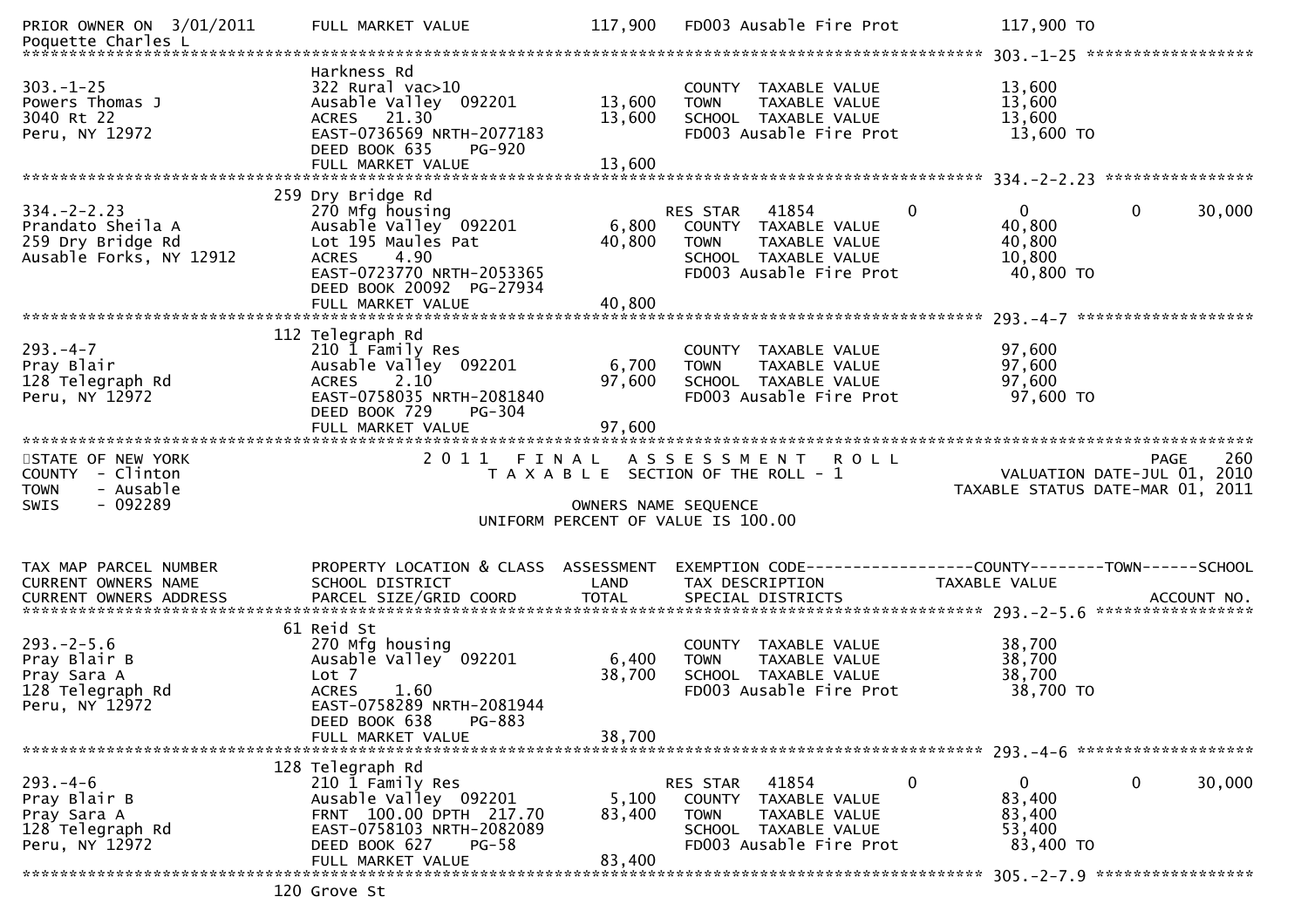| TAX MAP PARCEL NUMBER / CURRENT OWNERS NAME / CURRENT OWNERS ADDRESS | PROPERTY LOCATION & CLASS / SCHOOL DISTRICT / PARCEL SIZE/GRID COORD | ASSESSMENT LAND / TOTAL | EXEMPTION CODE / TAX DESCRIPTION / SPECIAL DISTRICTS | COUNTY TAXABLE VALUE | TOWN | SCHOOL / ACCOUNT NO. |
|---|---|---|---|---|---|---|
| PRIOR OWNER ON 3/01/2011 Poquette Charles L | FULL MARKET VALUE | 117,900 | FD003 Ausable Fire Prot | 117,900 TO | | |
| **303.-1-25** | | | | | | |
| 303.-1-25 | Harkness Rd | | | | | |
| Powers Thomas J | 322 Rural vac>10 | | COUNTY TAXABLE VALUE | 13,600 | | |
| 3040 Rt 22 | Ausable Valley 092201 | 13,600 | TOWN TAXABLE VALUE | 13,600 | | |
| Peru, NY 12972 | ACRES 21.30 | 13,600 | SCHOOL TAXABLE VALUE | 13,600 | | |
| | EAST-0736569 NRTH-2077183 | | FD003 Ausable Fire Prot | 13,600 TO | | |
| | DEED BOOK 635 PG-920 | | | | | |
| | FULL MARKET VALUE | 13,600 | | | | |
| **334.-2-2.23** | | | | | | |
| 334.-2-2.23 | 259 Dry Bridge Rd | | | | | |
| Prandato Sheila A | 270 Mfg housing | | RES STAR 41854 | 0 | 0 | 30,000 |
| 259 Dry Bridge Rd | Ausable Valley 092201 | 6,800 | COUNTY TAXABLE VALUE | 40,800 | | |
| Ausable Forks, NY 12912 | Lot 195 Maules Pat | 40,800 | TOWN TAXABLE VALUE | 40,800 | | |
| | ACRES 4.90 | | SCHOOL TAXABLE VALUE | 10,800 | | |
| | EAST-0723770 NRTH-2053365 | | FD003 Ausable Fire Prot | 40,800 TO | | |
| | DEED BOOK 20092 PG-27934 | | | | | |
| | FULL MARKET VALUE | 40,800 | | | | |
| **293.-4-7** | | | | | | |
| 293.-4-7 | 112 Telegraph Rd | | | | | |
| Pray Blair | 210 1 Family Res | | COUNTY TAXABLE VALUE | 97,600 | | |
| 128 Telegraph Rd | Ausable Valley 092201 | 6,700 | TOWN TAXABLE VALUE | 97,600 | | |
| Peru, NY 12972 | ACRES 2.10 | 97,600 | SCHOOL TAXABLE VALUE | 97,600 | | |
| | EAST-0758035 NRTH-2081840 | | FD003 Ausable Fire Prot | 97,600 TO | | |
| | DEED BOOK 729 PG-304 | | | | | |
| | FULL MARKET VALUE | 97,600 | | | | |

STATE OF NEW YORK
COUNTY - Clinton
TOWN - Ausable
SWIS - 092289

2011 FINAL ASSESSMENT ROLL
TAXABLE SECTION OF THE ROLL - 1
OWNERS NAME SEQUENCE
UNIFORM PERCENT OF VALUE IS 100.00

VALUATION DATE-JUL 01, 2010
TAXABLE STATUS DATE-MAR 01, 2011

| TAX MAP PARCEL NUMBER / CURRENT OWNERS NAME / CURRENT OWNERS ADDRESS | PROPERTY LOCATION & CLASS / SCHOOL DISTRICT / PARCEL SIZE/GRID COORD | ASSESSMENT LAND / TOTAL | EXEMPTION CODE / TAX DESCRIPTION / SPECIAL DISTRICTS | COUNTY TAXABLE VALUE | TOWN | SCHOOL / ACCOUNT NO. |
|---|---|---|---|---|---|---|
| **293.-2-5.6** | | | | | | |
| 293.-2-5.6 | 61 Reid St | | | | | |
| Pray Blair B | 270 Mfg housing | | COUNTY TAXABLE VALUE | 38,700 | | |
| Pray Sara A | Ausable Valley 092201 | 6,400 | TOWN TAXABLE VALUE | 38,700 | | |
| 128 Telegraph Rd | Lot 7 | 38,700 | SCHOOL TAXABLE VALUE | 38,700 | | |
| Peru, NY 12972 | ACRES 1.60 | | FD003 Ausable Fire Prot | 38,700 TO | | |
| | EAST-0758289 NRTH-2081944 | | | | | |
| | DEED BOOK 638 PG-883 | | | | | |
| | FULL MARKET VALUE | 38,700 | | | | |
| **293.-4-6** | | | | | | |
| 293.-4-6 | 128 Telegraph Rd | | | | | |
| Pray Blair B | 210 1 Family Res | | RES STAR 41854 | 0 | 0 | 30,000 |
| Pray Sara A | Ausable Valley 092201 | 5,100 | COUNTY TAXABLE VALUE | 83,400 | | |
| 128 Telegraph Rd | FRNT 100.00 DPTH 217.70 | 83,400 | TOWN TAXABLE VALUE | 83,400 | | |
| Peru, NY 12972 | EAST-0758103 NRTH-2082089 | | SCHOOL TAXABLE VALUE | 53,400 | | |
| | DEED BOOK 627 PG-58 | | FD003 Ausable Fire Prot | 83,400 TO | | |
| | FULL MARKET VALUE | 83,400 | | | | |
| **305.-2-7.9** | | | | | | |
| | 120 Grove St | | | | | |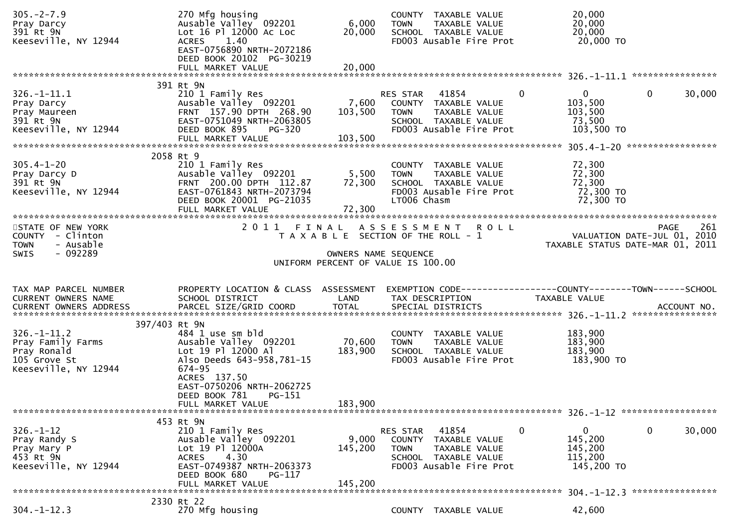```
305.-2-7.9                    270 Mfg housing                         COUNTY  TAXABLE VALUE            20,000
Pray Darcy                    Ausable Valley  092201      6,000      TOWN    TAXABLE VALUE            20,000
391 Rt 9N                     Lot 16 Pl 12000 Ac Loc     20,000      SCHOOL  TAXABLE VALUE            20,000
Keeseville, NY 12944          ACRES    1.40                           FD003 Ausable Fire Prot           20,000 TO
                              EAST-0756890 NRTH-2072186
                              DEED BOOK 20102  PG-30219
                              FULL MARKET VALUE          20,000
******************************************************************************************************* 326.-1-11.1 ****************
                         391 Rt 9N
326.-1-11.1                   210 1 Family Res                       RES STAR   41854          0            0            0      30,000
Pray Darcy                    Ausable Valley  092201      7,600      COUNTY  TAXABLE VALUE           103,500
Pray Maureen                  FRNT  157.90 DPTH  268.90 103,500      TOWN    TAXABLE VALUE           103,500
391 Rt 9N                     EAST-0751049 NRTH-2063805              SCHOOL  TAXABLE VALUE            73,500
Keeseville, NY 12944          DEED BOOK 895     PG-320                FD003 Ausable Fire Prot          103,500 TO
                              FULL MARKET VALUE         103,500
******************************************************************************************************* 305.4-1-20 *****************
                        2058 Rt 9
305.4-1-20                    210 1 Family Res                        COUNTY  TAXABLE VALUE            72,300
Pray Darcy D                  Ausable Valley  092201      5,500      TOWN    TAXABLE VALUE            72,300
391 Rt 9N                     FRNT  200.00 DPTH  112.87  72,300      SCHOOL  TAXABLE VALUE            72,300
Keeseville, NY 12944          EAST-0761843 NRTH-2073794              FD003 Ausable Fire Prot           72,300 TO
                              DEED BOOK 20001  PG-21035               LT006 Chasm                       72,300 TO
                              FULL MARKET VALUE          72,300
*************************************************************************************************************************************
STATE OF NEW YORK                          2 0 1 1   F I N A L   A S S E S S M E N T   R O L L                              PAGE   261
COUNTY  - Clinton                              T A X A B L E  SECTION OF THE ROLL - 1                        VALUATION DATE-JUL 01, 2010
TOWN    - Ausable                                                                                        TAXABLE STATUS DATE-MAR 01, 2011
SWIS    - 092289                                          OWNERS NAME SEQUENCE
                                                   UNIFORM PERCENT OF VALUE IS 100.00


TAX MAP PARCEL NUMBER         PROPERTY LOCATION & CLASS  ASSESSMENT  EXEMPTION CODE------------------COUNTY--------TOWN------SCHOOL
CURRENT OWNERS NAME           SCHOOL DISTRICT               LAND      TAX DESCRIPTION              TAXABLE VALUE
CURRENT OWNERS ADDRESS        PARCEL SIZE/GRID COORD        TOTAL     SPECIAL DISTRICTS                                  ACCOUNT NO.
******************************************************************************************************* 326.-1-11.2 ****************
                     397/403 Rt 9N
326.-1-11.2                   484 1 use sm bld                        COUNTY  TAXABLE VALUE           183,900
Pray Family Farms             Ausable Valley  092201     70,600      TOWN    TAXABLE VALUE           183,900
Pray Ronald                   Lot 19 Pl 12000 Al        183,900      SCHOOL  TAXABLE VALUE           183,900
105 Grove St                  Also Deeds 643-958,781-15               FD003 Ausable Fire Prot          183,900 TO
Keeseville, NY 12944          674-95
                              ACRES  137.50
                              EAST-0750206 NRTH-2062725
                              DEED BOOK 781     PG-151
                              FULL MARKET VALUE         183,900
******************************************************************************************************* 326.-1-12 ******************
                         453 Rt 9N
326.-1-12                     210 1 Family Res                       RES STAR   41854          0            0            0      30,000
Pray Randy S                  Ausable Valley  092201      9,000      COUNTY  TAXABLE VALUE           145,200
Pray Mary P                   Lot 19 Pl 12000A          145,200      TOWN    TAXABLE VALUE           145,200
453 Rt 9N                     ACRES    4.30                           SCHOOL  TAXABLE VALUE           115,200
Keeseville, NY 12944          EAST-0749387 NRTH-2063373              FD003 Ausable Fire Prot          145,200 TO
                              DEED BOOK 680     PG-117
                              FULL MARKET VALUE         145,200
******************************************************************************************************* 304.-1-12.3 ****************
                        2330 Rt 22
304.-1-12.3                   270 Mfg housing                         COUNTY  TAXABLE VALUE            42,600
```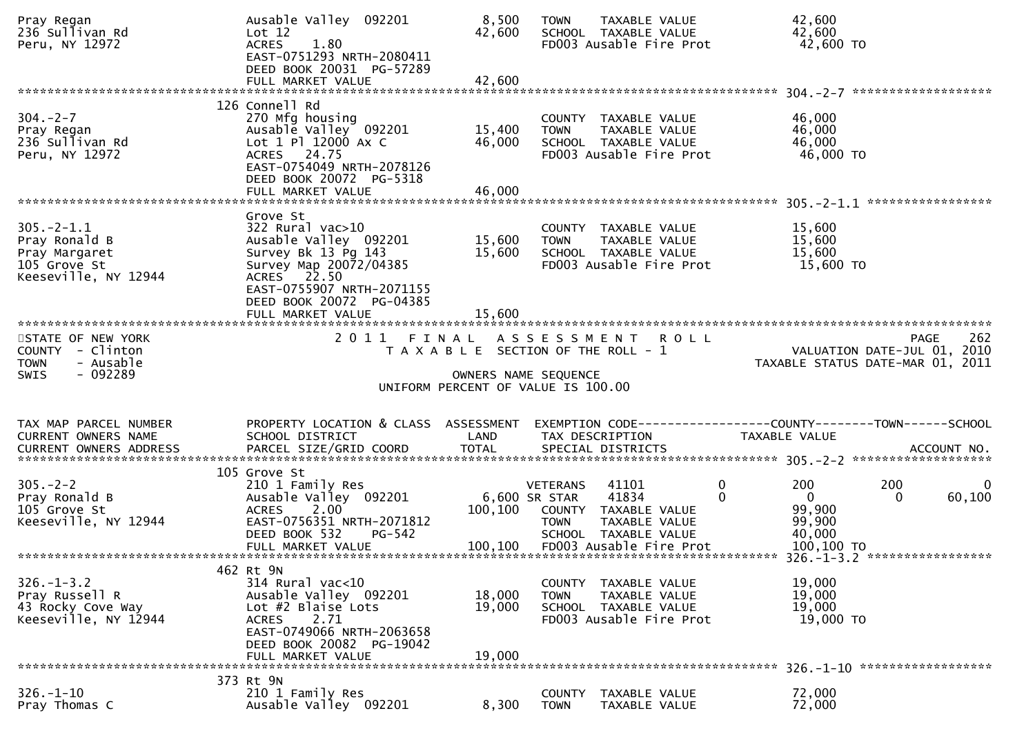```
Pray Regan                     Ausable Valley  092201          8,500   TOWN     TAXABLE VALUE               42,600
236 Sullivan Rd                Lot 12                         42,600   SCHOOL   TAXABLE VALUE               42,600
Peru, NY 12972                 ACRES    1.80                           FD003 Ausable Fire Prot              42,600 TO
                               EAST-0751293 NRTH-2080411
                               DEED BOOK 20031  PG-57289
                               FULL MARKET VALUE              42,600
******************************************************************************************************* 304.-2-7 ******************
                             126 Connell Rd
304.-2-7                       270 Mfg housing                         COUNTY   TAXABLE VALUE               46,000
Pray Regan                     Ausable Valley  092201         15,400   TOWN     TAXABLE VALUE               46,000
236 Sullivan Rd                Lot 1 Pl 12000 Ax C            46,000   SCHOOL   TAXABLE VALUE               46,000
Peru, NY 12972                 ACRES   24.75                           FD003 Ausable Fire Prot              46,000 TO
                               EAST-0754049 NRTH-2078126
                               DEED BOOK 20072  PG-5318
                               FULL MARKET VALUE              46,000
******************************************************************************************************* 305.-2-1.1 ****************
                               Grove St
305.-2-1.1                     322 Rural vac>10                        COUNTY   TAXABLE VALUE               15,600
Pray Ronald B                  Ausable Valley  092201         15,600   TOWN     TAXABLE VALUE               15,600
Pray Margaret                  Survey Bk 13 Pg 143            15,600   SCHOOL   TAXABLE VALUE               15,600
105 Grove St                   Survey Map 20072/04385                  FD003 Ausable Fire Prot              15,600 TO
Keeseville, NY 12944           ACRES   22.50
                               EAST-0755907 NRTH-2071155
                               DEED BOOK 20072  PG-04385
                               FULL MARKET VALUE              15,600
************************************************************************************************************************************
STATE OF NEW YORK                    2 0 1 1   F I N A L   A S S E S S M E N T   R O L L                              PAGE   262
COUNTY  - Clinton                       T A X A B L E  SECTION OF THE ROLL - 1                           VALUATION DATE-JUL 01, 2010
TOWN    - Ausable                                                                                    TAXABLE STATUS DATE-MAR 01, 2011
SWIS    - 092289                                        OWNERS NAME SEQUENCE
                                                UNIFORM PERCENT OF VALUE IS 100.00


TAX MAP PARCEL NUMBER          PROPERTY LOCATION & CLASS  ASSESSMENT  EXEMPTION CODE------------------COUNTY--------TOWN------SCHOOL
CURRENT OWNERS NAME            SCHOOL DISTRICT               LAND      TAX DESCRIPTION            TAXABLE VALUE
CURRENT OWNERS ADDRESS         PARCEL SIZE/GRID COORD        TOTAL     SPECIAL DISTRICTS                                 ACCOUNT NO.
******************************************************************************************************* 305.-2-2 ******************
                             105 Grove St
305.-2-2                       210 1 Family Res                        VETERANS   41101         0          200          200            0
Pray Ronald B                  Ausable Valley  092201          6,600 SR STAR    41834         0            0            0       60,100
105 Grove St                   ACRES    2.00                 100,100   COUNTY   TAXABLE VALUE               99,900
Keeseville, NY 12944           EAST-0756351 NRTH-2071812               TOWN     TAXABLE VALUE               99,900
                               DEED BOOK 532     PG-542                SCHOOL   TAXABLE VALUE               40,000
                               FULL MARKET VALUE             100,100   FD003 Ausable Fire Prot             100,100 TO
******************************************************************************************************* 326.-1-3.2 ****************
                             462 Rt 9N
326.-1-3.2                     314 Rural vac<10                        COUNTY   TAXABLE VALUE               19,000
Pray Russell R                 Ausable Valley  092201         18,000   TOWN     TAXABLE VALUE               19,000
43 Rocky Cove Way              Lot #2 Blaise Lots             19,000   SCHOOL   TAXABLE VALUE               19,000
Keeseville, NY 12944           ACRES    2.71                           FD003 Ausable Fire Prot              19,000 TO
                               EAST-0749066 NRTH-2063658
                               DEED BOOK 20082  PG-19042
                               FULL MARKET VALUE              19,000
******************************************************************************************************* 326.-1-10 *****************
                             373 Rt 9N
326.-1-10                      210 1 Family Res                        COUNTY   TAXABLE VALUE               72,000
Pray Thomas C                  Ausable Valley  092201          8,300   TOWN     TAXABLE VALUE               72,000
```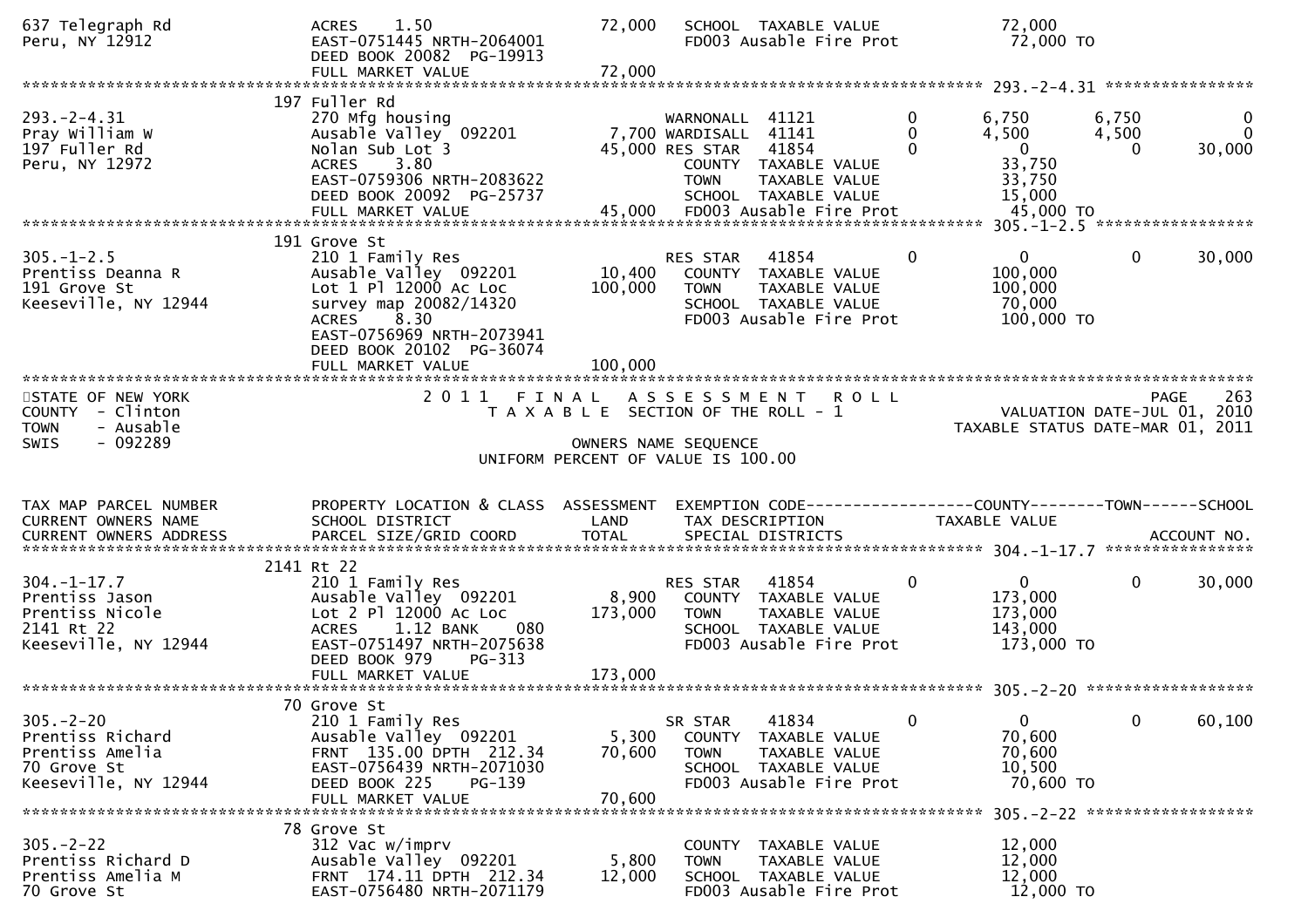```
637 Telegraph Rd                  ACRES     1.50                72,000   SCHOOL  TAXABLE VALUE              72,000
Peru, NY 12912                    EAST-0751445 NRTH-2064001              FD003 Ausable Fire Prot             72,000 TO
                                  DEED BOOK 20082  PG-19913
                                  FULL MARKET VALUE             72,000
******************************************************************************************************* 293.-2-4.31 ****************
                                  197 Fuller Rd
293.-2-4.31                       270 Mfg housing                        WARNONALL  41121          0        6,750       6,750            0
Pray William W                    Ausable Valley  092201         7,700 WARDISALL  41141           0        4,500       4,500            0
197 Fuller Rd                     Nolan Sub Lot 3               45,000 RES STAR    41854          0            0           0       30,000
Peru, NY 12972                    ACRES     3.80                         COUNTY  TAXABLE VALUE              33,750
                                  EAST-0759306 NRTH-2083622              TOWN    TAXABLE VALUE              33,750
                                  DEED BOOK 20092  PG-25737              SCHOOL  TAXABLE VALUE              15,000
                                  FULL MARKET VALUE             45,000   FD003 Ausable Fire Prot             45,000 TO
******************************************************************************************************* 305.-1-2.5 *****************
                                  191 Grove St
305.-1-2.5                        210 1 Family Res                       RES STAR    41854          0            0           0       30,000
Prentiss Deanna R                 Ausable Valley  092201        10,400   COUNTY  TAXABLE VALUE             100,000
191 Grove St                      Lot 1 Pl 12000 Ac Loc        100,000   TOWN    TAXABLE VALUE             100,000
Keeseville, NY 12944              survey map 20082/14320                 SCHOOL  TAXABLE VALUE              70,000
                                  ACRES     8.30                         FD003 Ausable Fire Prot            100,000 TO
                                  EAST-0756969 NRTH-2073941
                                  DEED BOOK 20102  PG-36074
                                  FULL MARKET VALUE            100,000
************************************************************************************************************************************
STATE OF NEW YORK                       2 0 1 1   F I N A L   A S S E S S M E N T   R O L L                                PAGE   263
COUNTY  - Clinton                          T A X A B L E  SECTION OF THE ROLL - 1                           VALUATION DATE-JUL 01, 2010
TOWN    - Ausable                                                                                       TAXABLE STATUS DATE-MAR 01, 2011
SWIS    - 092289                                             OWNERS NAME SEQUENCE
                                                    UNIFORM PERCENT OF VALUE IS 100.00


TAX MAP PARCEL NUMBER             PROPERTY LOCATION & CLASS  ASSESSMENT  EXEMPTION CODE------------------COUNTY--------TOWN------SCHOOL
CURRENT OWNERS NAME               SCHOOL DISTRICT               LAND      TAX DESCRIPTION            TAXABLE VALUE
CURRENT OWNERS ADDRESS            PARCEL SIZE/GRID COORD        TOTAL     SPECIAL DISTRICTS                                   ACCOUNT NO.
******************************************************************************************************* 304.-1-17.7 ****************
                                  2141 Rt 22
304.-1-17.7                       210 1 Family Res                       RES STAR    41854          0            0           0       30,000
Prentiss Jason                    Ausable Valley  092201         8,900   COUNTY  TAXABLE VALUE             173,000
Prentiss Nicole                   Lot 2 Pl 12000 Ac Loc        173,000   TOWN    TAXABLE VALUE             173,000
2141 Rt 22                        ACRES     1.12 BANK     080            SCHOOL  TAXABLE VALUE             143,000
Keeseville, NY 12944              EAST-0751497 NRTH-2075638              FD003 Ausable Fire Prot            173,000 TO
                                  DEED BOOK 979    PG-313
                                  FULL MARKET VALUE            173,000
******************************************************************************************************* 305.-2-20 ******************
                                  70 Grove St
305.-2-20                         210 1 Family Res                       SR STAR     41834          0            0           0       60,100
Prentiss Richard                  Ausable Valley  092201         5,300   COUNTY  TAXABLE VALUE              70,600
Prentiss Amelia                   FRNT 135.00 DPTH 212.34       70,600   TOWN    TAXABLE VALUE              70,600
70 Grove St                       EAST-0756439 NRTH-2071030              SCHOOL  TAXABLE VALUE              10,500
Keeseville, NY 12944              DEED BOOK 225    PG-139                FD003 Ausable Fire Prot             70,600 TO
                                  FULL MARKET VALUE             70,600
******************************************************************************************************* 305.-2-22 ******************
                                  78 Grove St
305.-2-22                         312 Vac w/imprv                        COUNTY  TAXABLE VALUE              12,000
Prentiss Richard D                Ausable Valley  092201         5,800   TOWN    TAXABLE VALUE              12,000
Prentiss Amelia M                 FRNT 174.11 DPTH 212.34       12,000   SCHOOL  TAXABLE VALUE              12,000
70 Grove St                       EAST-0756480 NRTH-2071179              FD003 Ausable Fire Prot             12,000 TO
```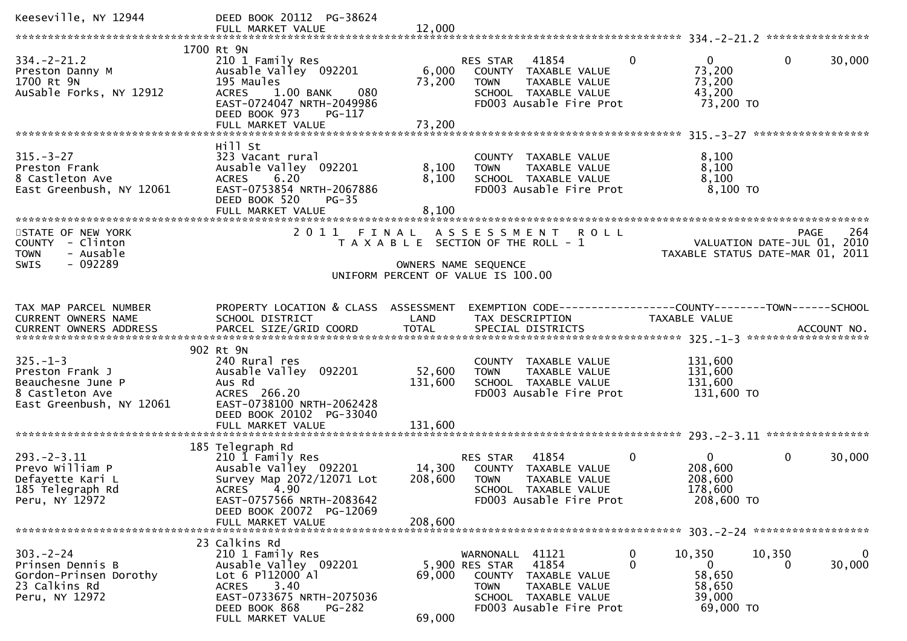```
Keeseville, NY 12944          DEED BOOK 20112  PG-38624
                              FULL MARKET VALUE              12,000
******************************************************************************************************* 334.-2-21.2 ****************
                         1700 Rt 9N
334.-2-21.2                   210 1 Family Res                    RES STAR   41854          0              0              0        30,000
Preston Danny M               Ausable Valley  092201       6,000   COUNTY  TAXABLE VALUE              73,200
1700 Rt 9N                    195 Maules                  73,200   TOWN    TAXABLE VALUE              73,200
AuSable Forks, NY 12912       ACRES    1.00 BANK    080            SCHOOL  TAXABLE VALUE              43,200
                              EAST-0724047 NRTH-2049986            FD003 Ausable Fire Prot            73,200 TO
                              DEED BOOK 973    PG-117
                              FULL MARKET VALUE              73,200
******************************************************************************************************* 315.-3-27 ******************
                         Hill St
315.-3-27                     323 Vacant rural                     COUNTY  TAXABLE VALUE               8,100
Preston Frank                 Ausable Valley  092201       8,100   TOWN    TAXABLE VALUE               8,100
8 Castleton Ave               ACRES    6.20                8,100   SCHOOL  TAXABLE VALUE               8,100
East Greenbush, NY 12061      EAST-0753854 NRTH-2067886            FD003 Ausable Fire Prot             8,100 TO
                              DEED BOOK 520    PG-35
                              FULL MARKET VALUE               8,100
*******************************************************************************************************************************
STATE OF NEW YORK                   2 0 1 1   F I N A L   A S S E S S M E N T   R O L L                                PAGE    264
COUNTY  - Clinton                         T A X A B L E  SECTION OF THE ROLL - 1                      VALUATION DATE-JUL 01, 2010
TOWN    - Ausable                                                                                  TAXABLE STATUS DATE-MAR 01, 2011
SWIS    - 092289                                        OWNERS NAME SEQUENCE
                                                 UNIFORM PERCENT OF VALUE IS 100.00


TAX MAP PARCEL NUMBER         PROPERTY LOCATION & CLASS  ASSESSMENT  EXEMPTION CODE------------------COUNTY--------TOWN------SCHOOL
CURRENT OWNERS NAME           SCHOOL DISTRICT               LAND      TAX DESCRIPTION            TAXABLE VALUE
CURRENT OWNERS ADDRESS        PARCEL SIZE/GRID COORD       TOTAL      SPECIAL DISTRICTS                                    ACCOUNT NO.
******************************************************************************************************* 325.-1-3 *******************
                          902 Rt 9N
325.-1-3                      240 Rural res                        COUNTY  TAXABLE VALUE             131,600
Preston Frank J               Ausable Valley  092201      52,600   TOWN    TAXABLE VALUE             131,600
Beauchesne June P             Aus Rd                     131,600   SCHOOL  TAXABLE VALUE             131,600
8 Castleton Ave               ACRES  266.20                        FD003 Ausable Fire Prot           131,600 TO
East Greenbush, NY 12061      EAST-0738100 NRTH-2062428
                              DEED BOOK 20102  PG-33040
                              FULL MARKET VALUE             131,600
******************************************************************************************************* 293.-2-3.11 ****************
                          185 Telegraph Rd
293.-2-3.11                   210 1 Family Res                    RES STAR   41854          0              0              0        30,000
Prevo William P               Ausable Valley  092201      14,300   COUNTY  TAXABLE VALUE             208,600
Defayette Kari L              Survey Map 2072/12071 Lot  208,600   TOWN    TAXABLE VALUE             208,600
185 Telegraph Rd              ACRES    4.90                        SCHOOL  TAXABLE VALUE             178,600
Peru, NY 12972                EAST-0757566 NRTH-2083642            FD003 Ausable Fire Prot           208,600 TO
                              DEED BOOK 20072  PG-12069
                              FULL MARKET VALUE             208,600
******************************************************************************************************* 303.-2-24 ******************
                           23 Calkins Rd
303.-2-24                     210 1 Family Res                    WARNONALL  41121          0         10,350         10,350             0
Prinsen Dennis B              Ausable Valley  092201       5,900 RES STAR   41854          0              0              0        30,000
Gordon-Prinsen Dorothy        Lot 6 Pl12000 Al            69,000   COUNTY  TAXABLE VALUE              58,650
23 Calkins Rd                 ACRES    3.40                        TOWN    TAXABLE VALUE              58,650
Peru, NY 12972                EAST-0733675 NRTH-2075036            SCHOOL  TAXABLE VALUE              39,000
                              DEED BOOK 868    PG-282              FD003 Ausable Fire Prot            69,000 TO
                              FULL MARKET VALUE              69,000
```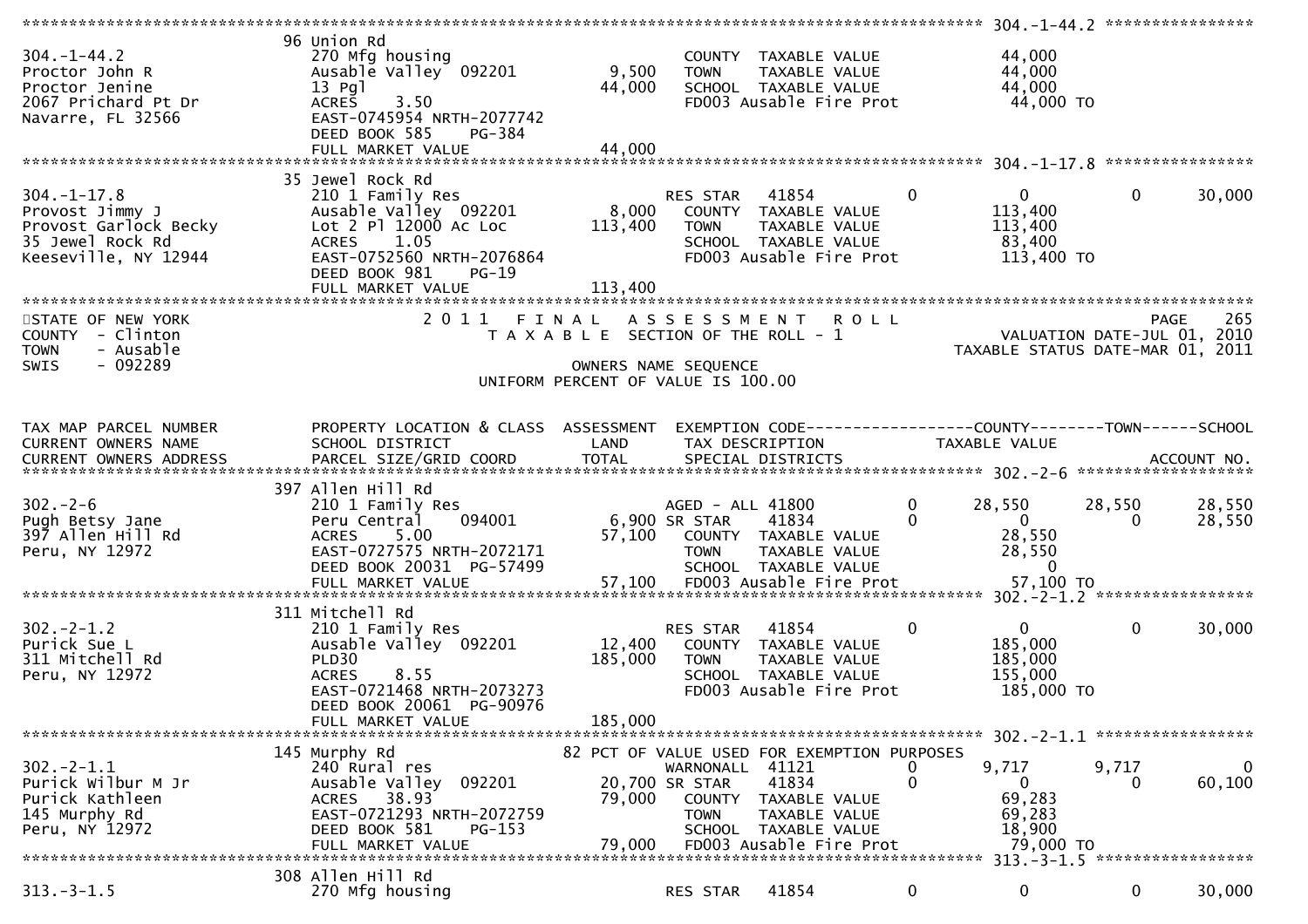```
******************************************************************************************************* 304.-1-44.2 ****************
                                96 Union Rd
304.-1-44.2                     270 Mfg housing                             COUNTY  TAXABLE VALUE              44,000
Proctor John R                  Ausable Valley  092201       9,500          TOWN    TAXABLE VALUE              44,000
Proctor Jenine                  13 Pgl                      44,000          SCHOOL  TAXABLE VALUE              44,000
2067 Prichard Pt Dr             ACRES    3.50                               FD003 Ausable Fire Prot             44,000 TO
Navarre, FL 32566               EAST-0745954 NRTH-2077742
                                DEED BOOK 585    PG-384
                                FULL MARKET VALUE           44,000
******************************************************************************************************* 304.-1-17.8 ****************
                                35 Jewel Rock Rd
304.-1-17.8                     210 1 Family Res                            RES STAR    41854        0              0            0       30,000
Provost Jimmy J                 Ausable Valley  092201       8,000          COUNTY  TAXABLE VALUE             113,400
Provost Garlock Becky           Lot 2 Pl 12000 Ac Loc      113,400          TOWN    TAXABLE VALUE             113,400
35 Jewel Rock Rd                ACRES    1.05                               SCHOOL  TAXABLE VALUE              83,400
Keeseville, NY 12944            EAST-0752560 NRTH-2076864                   FD003 Ausable Fire Prot            113,400 TO
                                DEED BOOK 981    PG-19
                                FULL MARKET VALUE          113,400
************************************************************************************************************************************
STATE OF NEW YORK                    2 0 1 1   F I N A L   A S S E S S M E N T   R O L L                                    PAGE    265
COUNTY  - Clinton                         T A X A B L E  SECTION OF THE ROLL - 1                            VALUATION DATE-JUL 01, 2010
TOWN    - Ausable                                                                                    TAXABLE STATUS DATE-MAR 01, 2011
SWIS    - 092289                                        OWNERS NAME SEQUENCE
                                                  UNIFORM PERCENT OF VALUE IS 100.00


TAX MAP PARCEL NUMBER           PROPERTY LOCATION & CLASS  ASSESSMENT  EXEMPTION CODE------------------COUNTY--------TOWN------SCHOOL
CURRENT OWNERS NAME             SCHOOL DISTRICT               LAND      TAX DESCRIPTION             TAXABLE VALUE
CURRENT OWNERS ADDRESS          PARCEL SIZE/GRID COORD        TOTAL     SPECIAL DISTRICTS                                  ACCOUNT NO.
******************************************************************************************************* 302.-2-6 *******************
                                397 Allen Hill Rd
302.-2-6                        210 1 Family Res                            AGED - ALL 41800         0         28,550       28,550       28,550
Pugh Betsy Jane                 Peru Central    094001       6,900 SR STAR      41834         0              0            0       28,550
397 Allen Hill Rd               ACRES    5.00               57,100          COUNTY  TAXABLE VALUE              28,550
Peru, NY 12972                  EAST-0727575 NRTH-2072171                   TOWN    TAXABLE VALUE              28,550
                                DEED BOOK 20031  PG-57499                   SCHOOL  TAXABLE VALUE                   0
                                FULL MARKET VALUE           57,100          FD003 Ausable Fire Prot             57,100 TO
******************************************************************************************************* 302.-2-1.2 *****************
                                311 Mitchell Rd
302.-2-1.2                      210 1 Family Res                            RES STAR    41854        0              0            0       30,000
Purick Sue L                    Ausable Valley  092201      12,400          COUNTY  TAXABLE VALUE             185,000
311 Mitchell Rd                 PLD30                      185,000          TOWN    TAXABLE VALUE             185,000
Peru, NY 12972                  ACRES    8.55                               SCHOOL  TAXABLE VALUE             155,000
                                EAST-0721468 NRTH-2073273                   FD003 Ausable Fire Prot            185,000 TO
                                DEED BOOK 20061  PG-90976
                                FULL MARKET VALUE          185,000
******************************************************************************************************* 302.-2-1.1 *****************
                                145 Murphy Rd               82 PCT OF VALUE USED FOR EXEMPTION PURPOSES
302.-2-1.1                      240 Rural res                               WARNONALL  41121         0          9,717        9,717            0
Purick Wilbur M Jr              Ausable Valley  092201      20,700 SR STAR      41834         0              0            0       60,100
Purick Kathleen                 ACRES   38.93               79,000          COUNTY  TAXABLE VALUE              69,283
145 Murphy Rd                   EAST-0721293 NRTH-2072759                   TOWN    TAXABLE VALUE              69,283
Peru, NY 12972                  DEED BOOK 581    PG-153                     SCHOOL  TAXABLE VALUE              18,900
                                FULL MARKET VALUE           79,000          FD003 Ausable Fire Prot             79,000 TO
******************************************************************************************************* 313.-3-1.5 *****************
                                308 Allen Hill Rd
313.-3-1.5                      270 Mfg housing                             RES STAR    41854        0              0            0       30,000
```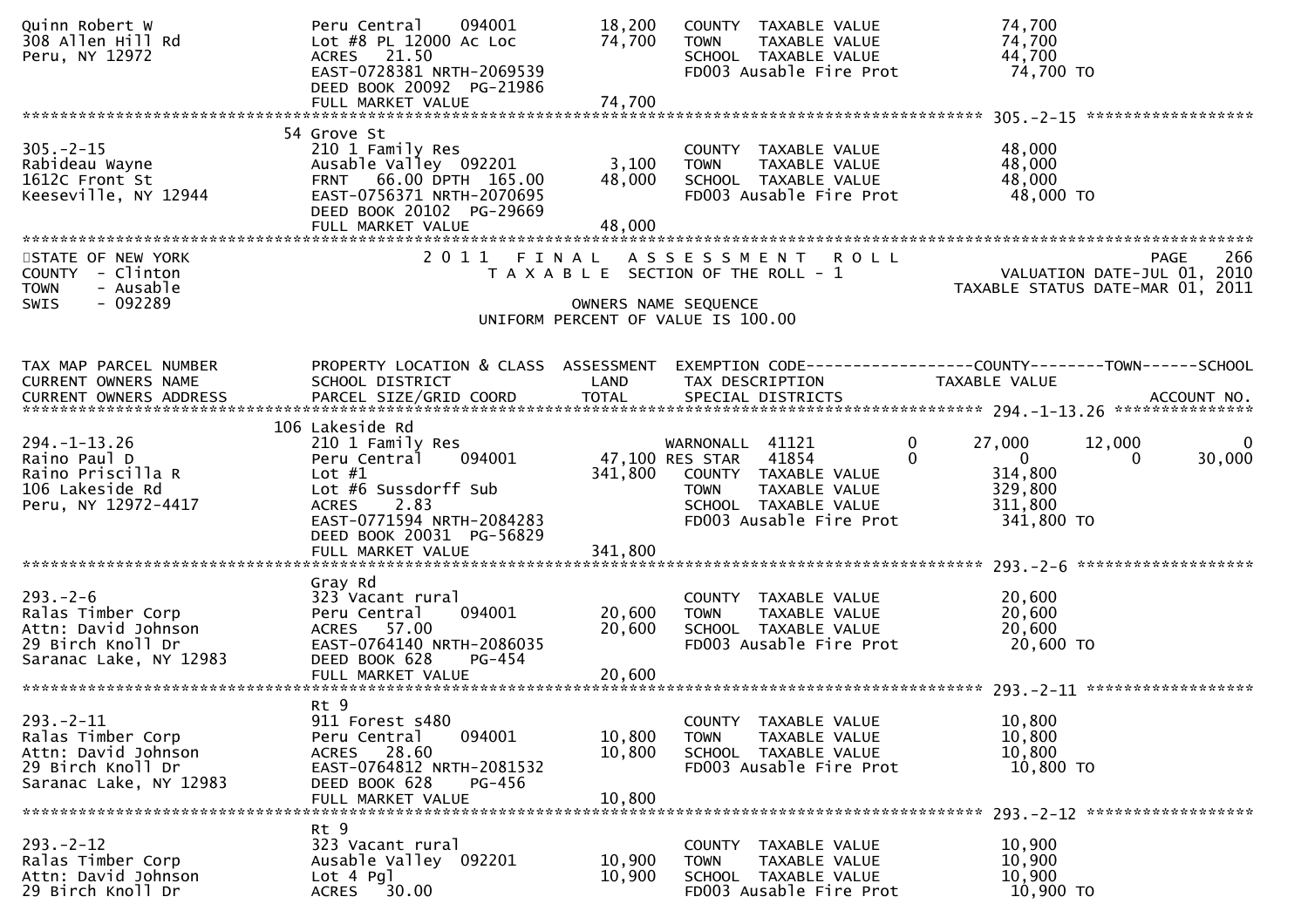```
Quinn Robert W                 Peru Central    094001         18,200    COUNTY  TAXABLE VALUE              74,700
308 Allen Hill Rd              Lot #8 PL 12000 Ac Loc         74,700    TOWN    TAXABLE VALUE              74,700
Peru, NY 12972                 ACRES   21.50                            SCHOOL  TAXABLE VALUE              44,700
                               EAST-0728381 NRTH-2069539                FD003 Ausable Fire Prot             74,700 TO
                               DEED BOOK 20092  PG-21986
                               FULL MARKET VALUE              74,700
******************************************************************************************************* 305.-2-15 *****************
                             54 Grove St
305.-2-15                      210 1 Family Res                         COUNTY  TAXABLE VALUE              48,000
Rabideau Wayne                 Ausable Valley  092201          3,100    TOWN    TAXABLE VALUE              48,000
1612C Front St                 FRNT   66.00 DPTH 165.00       48,000    SCHOOL  TAXABLE VALUE              48,000
Keeseville, NY 12944           EAST-0756371 NRTH-2070695                FD003 Ausable Fire Prot             48,000 TO
                               DEED BOOK 20102  PG-29669
                               FULL MARKET VALUE              48,000
************************************************************************************************************************************
STATE OF NEW YORK                    2 0 1 1   F I N A L   A S S E S S M E N T   R O L L                              PAGE    266
COUNTY  - Clinton                         T A X A B L E  SECTION OF THE ROLL - 1                        VALUATION DATE-JUL 01, 2010
TOWN    - Ausable                                                                                      TAXABLE STATUS DATE-MAR 01, 2011
SWIS    - 092289                                        OWNERS NAME SEQUENCE
                                                   UNIFORM PERCENT OF VALUE IS 100.00


TAX MAP PARCEL NUMBER          PROPERTY LOCATION & CLASS  ASSESSMENT  EXEMPTION CODE------------------COUNTY--------TOWN------SCHOOL
CURRENT OWNERS NAME            SCHOOL DISTRICT               LAND      TAX DESCRIPTION            TAXABLE VALUE
CURRENT OWNERS ADDRESS         PARCEL SIZE/GRID COORD        TOTAL     SPECIAL DISTRICTS                                  ACCOUNT NO.
******************************************************************************************************* 294.-1-13.26 ***************
                             106 Lakeside Rd
294.-1-13.26                   210 1 Family Res                      WARNONALL  41121         0       27,000      12,000          0
Raino Paul D                   Peru Central    094001         47,100 RES STAR   41854         0            0           0     30,000
Raino Priscilla R              Lot #1                        341,800    COUNTY  TAXABLE VALUE             314,800
106 Lakeside Rd                Lot #6 Sussdorff Sub                     TOWN    TAXABLE VALUE             329,800
Peru, NY 12972-4417            ACRES    2.83                            SCHOOL  TAXABLE VALUE             311,800
                               EAST-0771594 NRTH-2084283                FD003 Ausable Fire Prot            341,800 TO
                               DEED BOOK 20031  PG-56829
                               FULL MARKET VALUE             341,800
******************************************************************************************************* 293.-2-6 *******************
                               Gray Rd
293.-2-6                       323 Vacant rural                         COUNTY  TAXABLE VALUE              20,600
Ralas Timber Corp              Peru Central    094001         20,600    TOWN    TAXABLE VALUE              20,600
Attn: David Johnson            ACRES   57.00                  20,600    SCHOOL  TAXABLE VALUE              20,600
29 Birch Knoll Dr              EAST-0764140 NRTH-2086035                FD003 Ausable Fire Prot             20,600 TO
Saranac Lake, NY 12983         DEED BOOK 628     PG-454
                               FULL MARKET VALUE              20,600
******************************************************************************************************* 293.-2-11 ******************
                               Rt 9
293.-2-11                      911 Forest s480                          COUNTY  TAXABLE VALUE              10,800
Ralas Timber Corp              Peru Central    094001         10,800    TOWN    TAXABLE VALUE              10,800
Attn: David Johnson            ACRES   28.60                  10,800    SCHOOL  TAXABLE VALUE              10,800
29 Birch Knoll Dr              EAST-0764812 NRTH-2081532                FD003 Ausable Fire Prot             10,800 TO
Saranac Lake, NY 12983         DEED BOOK 628     PG-456
                               FULL MARKET VALUE              10,800
******************************************************************************************************* 293.-2-12 ******************
                               Rt 9
293.-2-12                      323 Vacant rural                         COUNTY  TAXABLE VALUE              10,900
Ralas Timber Corp              Ausable Valley  092201         10,900    TOWN    TAXABLE VALUE              10,900
Attn: David Johnson            Lot 4 Pgl                      10,900    SCHOOL  TAXABLE VALUE              10,900
29 Birch Knoll Dr              ACRES   30.00                            FD003 Ausable Fire Prot             10,900 TO
```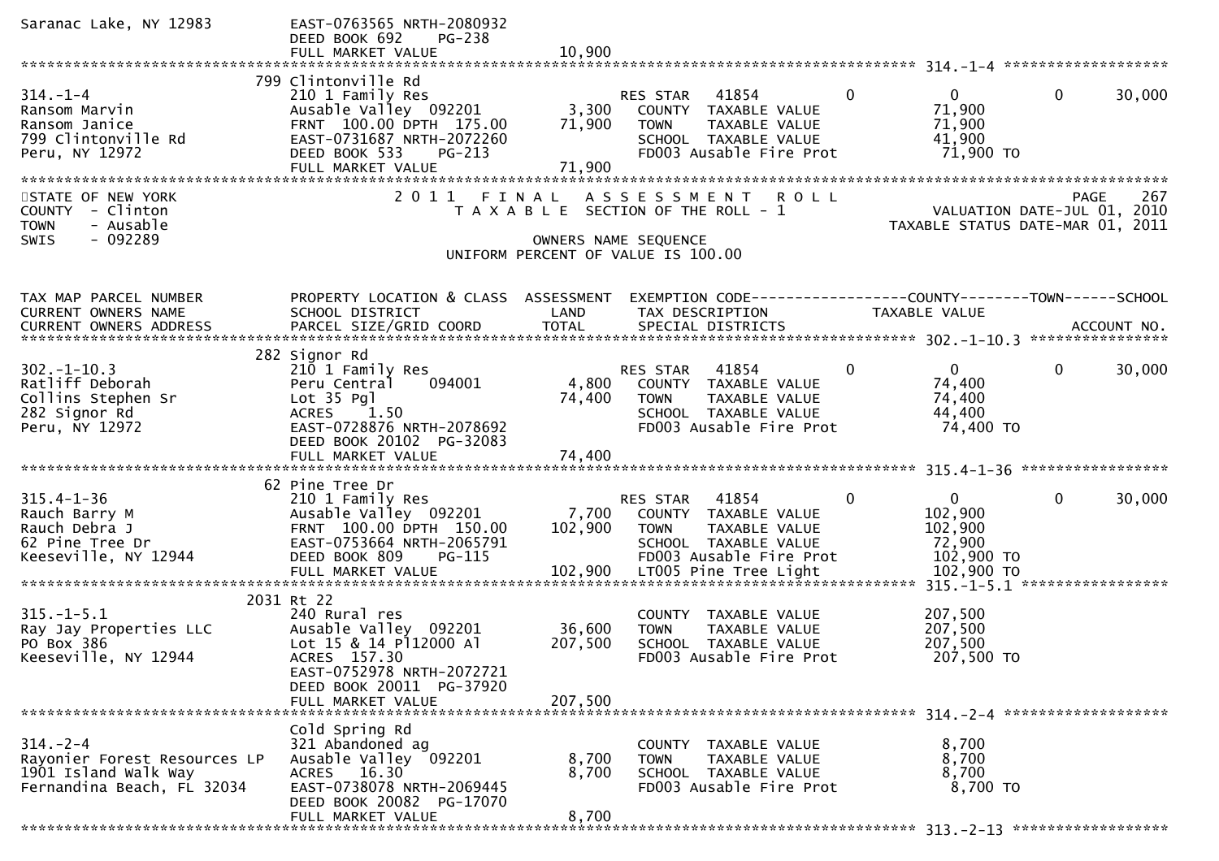Saranac Lake, NY 12983 — EAST-0763565 NRTH-2080932
DEED BOOK 692 PG-238
FULL MARKET VALUE 10,900

******************************************************************************************************* 314.-1-4 *******************

| TAX MAP PARCEL NUMBER / CURRENT OWNERS NAME / CURRENT OWNERS ADDRESS | PROPERTY LOCATION & CLASS / SCHOOL DISTRICT / PARCEL SIZE/GRID COORD | ASSESSMENT LAND / TOTAL | EXEMPTION CODE / TAX DESCRIPTION / SPECIAL DISTRICTS | COUNTY | TOWN | SCHOOL |
|---|---|---|---|---|---|---|
| 314.-1-4 | 799 Clintonville Rd | | | | | |
| Ransom Marvin | 210 1 Family Res | | RES STAR 41854 | 0 | 0 | 30,000 |
| Ransom Janice | Ausable Valley 092201 | 3,300 | COUNTY TAXABLE VALUE | 71,900 | | |
| 799 Clintonville Rd | FRNT 100.00 DPTH 175.00 | 71,900 | TOWN TAXABLE VALUE | 71,900 | | |
| Peru, NY 12972 | EAST-0731687 NRTH-2072260 | | SCHOOL TAXABLE VALUE | 41,900 | | |
| | DEED BOOK 533 PG-213 | | FD003 Ausable Fire Prot | 71,900 TO | | |
| | FULL MARKET VALUE | 71,900 | | | | |

STATE OF NEW YORK — 2011 FINAL ASSESSMENT ROLL — PAGE 267
COUNTY - Clinton — TAXABLE SECTION OF THE ROLL - 1 — VALUATION DATE-JUL 01, 2010
TOWN - Ausable — TAXABLE STATUS DATE-MAR 01, 2011
SWIS - 092289 — OWNERS NAME SEQUENCE
UNIFORM PERCENT OF VALUE IS 100.00

| TAX MAP PARCEL NUMBER / CURRENT OWNERS NAME / CURRENT OWNERS ADDRESS | PROPERTY LOCATION & CLASS / SCHOOL DISTRICT / PARCEL SIZE/GRID COORD | ASSESSMENT LAND / TOTAL | EXEMPTION CODE / TAX DESCRIPTION / SPECIAL DISTRICTS | COUNTY | TOWN | SCHOOL / ACCOUNT NO. |
|---|---|---|---|---|---|---|
| **302.-1-10.3** | 282 Signor Rd | | | | | |
| 302.-1-10.3 | 210 1 Family Res | | RES STAR 41854 | 0 | 0 | 30,000 |
| Ratliff Deborah | Peru Central 094001 | 4,800 | COUNTY TAXABLE VALUE | 74,400 | | |
| Collins Stephen Sr | Lot 35 Pgl | 74,400 | TOWN TAXABLE VALUE | 74,400 | | |
| 282 Signor Rd | ACRES 1.50 | | SCHOOL TAXABLE VALUE | 44,400 | | |
| Peru, NY 12972 | EAST-0728876 NRTH-2078692 | | FD003 Ausable Fire Prot | 74,400 TO | | |
| | DEED BOOK 20102 PG-32083 | | | | | |
| | FULL MARKET VALUE | 74,400 | | | | |
| **315.4-1-36** | 62 Pine Tree Dr | | | | | |
| 315.4-1-36 | 210 1 Family Res | | RES STAR 41854 | 0 | 0 | 30,000 |
| Rauch Barry M | Ausable Valley 092201 | 7,700 | COUNTY TAXABLE VALUE | 102,900 | | |
| Rauch Debra J | FRNT 100.00 DPTH 150.00 | 102,900 | TOWN TAXABLE VALUE | 102,900 | | |
| 62 Pine Tree Dr | EAST-0753664 NRTH-2065791 | | SCHOOL TAXABLE VALUE | 72,900 | | |
| Keeseville, NY 12944 | DEED BOOK 809 PG-115 | | FD003 Ausable Fire Prot | 102,900 TO | | |
| | FULL MARKET VALUE | 102,900 | LT005 Pine Tree Light | 102,900 TO | | |
| **315.-1-5.1** | 2031 Rt 22 | | | | | |
| 315.-1-5.1 | 240 Rural res | | COUNTY TAXABLE VALUE | 207,500 | | |
| Ray Jay Properties LLC | Ausable Valley 092201 | 36,600 | TOWN TAXABLE VALUE | 207,500 | | |
| PO Box 386 | Lot 15 & 14 Pl12000 Al | 207,500 | SCHOOL TAXABLE VALUE | 207,500 | | |
| Keeseville, NY 12944 | ACRES 157.30 | | FD003 Ausable Fire Prot | 207,500 TO | | |
| | EAST-0752978 NRTH-2072721 | | | | | |
| | DEED BOOK 20011 PG-37920 | | | | | |
| | FULL MARKET VALUE | 207,500 | | | | |
| **314.-2-4** | Cold Spring Rd | | | | | |
| 314.-2-4 | 321 Abandoned ag | | COUNTY TAXABLE VALUE | 8,700 | | |
| Rayonier Forest Resources LP | Ausable Valley 092201 | 8,700 | TOWN TAXABLE VALUE | 8,700 | | |
| 1901 Island Walk Way | ACRES 16.30 | 8,700 | SCHOOL TAXABLE VALUE | 8,700 | | |
| Fernandina Beach, FL 32034 | EAST-0738078 NRTH-2069445 | | FD003 Ausable Fire Prot | 8,700 TO | | |
| | DEED BOOK 20082 PG-17070 | | | | | |
| | FULL MARKET VALUE | 8,700 | | | | |

******************************************************************************************************* 313.-2-13 *******************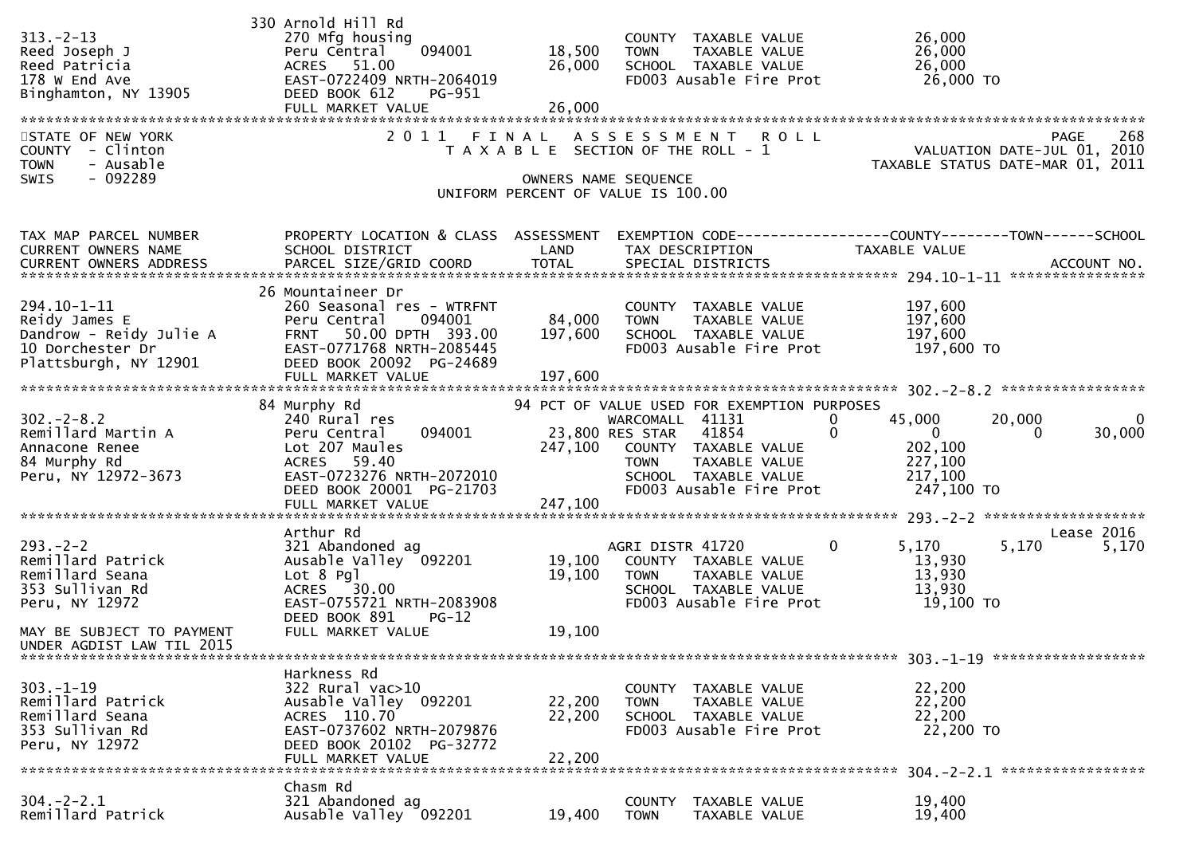| | 330 Arnold Hill Rd | | | |
|---|---|---|---|---|
| 313.-2-13 | 270 Mfg housing | | COUNTY TAXABLE VALUE | 26,000 |
| Reed Joseph J | Peru Central 094001 | 18,500 | TOWN TAXABLE VALUE | 26,000 |
| Reed Patricia | ACRES 51.00 | 26,000 | SCHOOL TAXABLE VALUE | 26,000 |
| 178 W End Ave | EAST-0722409 NRTH-2064019 | | FD003 Ausable Fire Prot | 26,000 TO |
| Binghamton, NY 13905 | DEED BOOK 612 PG-951 | | | |
| | FULL MARKET VALUE | 26,000 | | |

STATE OF NEW YORK
COUNTY - Clinton
TOWN - Ausable
SWIS - 092289

2011 FINAL ASSESSMENT ROLL
TAXABLE SECTION OF THE ROLL - 1

OWNERS NAME SEQUENCE
UNIFORM PERCENT OF VALUE IS 100.00

PAGE 268
VALUATION DATE-JUL 01, 2010
TAXABLE STATUS DATE-MAR 01, 2011

| TAX MAP PARCEL NUMBER / CURRENT OWNERS NAME / CURRENT OWNERS ADDRESS | PROPERTY LOCATION & CLASS / SCHOOL DISTRICT / PARCEL SIZE/GRID COORD | ASSESSMENT LAND / TOTAL | EXEMPTION CODE / TAX DESCRIPTION / SPECIAL DISTRICTS | | COUNTY TAXABLE VALUE | TOWN | SCHOOL / ACCOUNT NO. |
|---|---|---|---|---|---|---|---|
| **294.10-1-11** | 26 Mountaineer Dr | | | | | | |
| 294.10-1-11 | 260 Seasonal res - WTRFNT | | COUNTY TAXABLE VALUE | | 197,600 | | |
| Reidy James E | Peru Central 094001 | 84,000 | TOWN TAXABLE VALUE | | 197,600 | | |
| Dandrow - Reidy Julie A | FRNT 50.00 DPTH 393.00 | 197,600 | SCHOOL TAXABLE VALUE | | 197,600 | | |
| 10 Dorchester Dr | EAST-0771768 NRTH-2085445 | | FD003 Ausable Fire Prot | | 197,600 TO | | |
| Plattsburgh, NY 12901 | DEED BOOK 20092 PG-24689 | | | | | | |
| | FULL MARKET VALUE | 197,600 | | | | | |
| **302.-2-8.2** | 84 Murphy Rd | | 94 PCT OF VALUE USED FOR EXEMPTION PURPOSES | | | | |
| 302.-2-8.2 | 240 Rural res | | WARCOMALL 41131 | 0 | 45,000 | 20,000 | 0 |
| Remillard Martin A | Peru Central 094001 | 23,800 | RES STAR 41854 | 0 | 0 | 0 | 30,000 |
| Annacone Renee | Lot 207 Maules | 247,100 | COUNTY TAXABLE VALUE | | 202,100 | | |
| 84 Murphy Rd | ACRES 59.40 | | TOWN TAXABLE VALUE | | 227,100 | | |
| Peru, NY 12972-3673 | EAST-0723276 NRTH-2072010 | | SCHOOL TAXABLE VALUE | | 217,100 | | |
| | DEED BOOK 20001 PG-21703 | | FD003 Ausable Fire Prot | | 247,100 TO | | |
| | FULL MARKET VALUE | 247,100 | | | | | |
| **293.-2-2** | Arthur Rd | | | | | | Lease 2016 |
| 293.-2-2 | 321 Abandoned ag | | AGRI DISTR 41720 | 0 | 5,170 | 5,170 | 5,170 |
| Remillard Patrick | Ausable Valley 092201 | 19,100 | COUNTY TAXABLE VALUE | | 13,930 | | |
| Remillard Seana | Lot 8 Pgl | 19,100 | TOWN TAXABLE VALUE | | 13,930 | | |
| 353 Sullivan Rd | ACRES 30.00 | | SCHOOL TAXABLE VALUE | | 13,930 | | |
| Peru, NY 12972 | EAST-0755721 NRTH-2083908 | | FD003 Ausable Fire Prot | | 19,100 TO | | |
| | DEED BOOK 891 PG-12 | | | | | | |
| MAY BE SUBJECT TO PAYMENT UNDER AGDIST LAW TIL 2015 | FULL MARKET VALUE | 19,100 | | | | | |
| **303.-1-19** | Harkness Rd | | | | | | |
| 303.-1-19 | 322 Rural vac>10 | | COUNTY TAXABLE VALUE | | 22,200 | | |
| Remillard Patrick | Ausable Valley 092201 | 22,200 | TOWN TAXABLE VALUE | | 22,200 | | |
| Remillard Seana | ACRES 110.70 | 22,200 | SCHOOL TAXABLE VALUE | | 22,200 | | |
| 353 Sullivan Rd | EAST-0737602 NRTH-2079876 | | FD003 Ausable Fire Prot | | 22,200 TO | | |
| Peru, NY 12972 | DEED BOOK 20102 PG-32772 | | | | | | |
| | FULL MARKET VALUE | 22,200 | | | | | |
| **304.-2-2.1** | Chasm Rd | | | | | | |
| 304.-2-2.1 | 321 Abandoned ag | | COUNTY TAXABLE VALUE | | 19,400 | | |
| Remillard Patrick | Ausable Valley 092201 | 19,400 | TOWN TAXABLE VALUE | | 19,400 | | |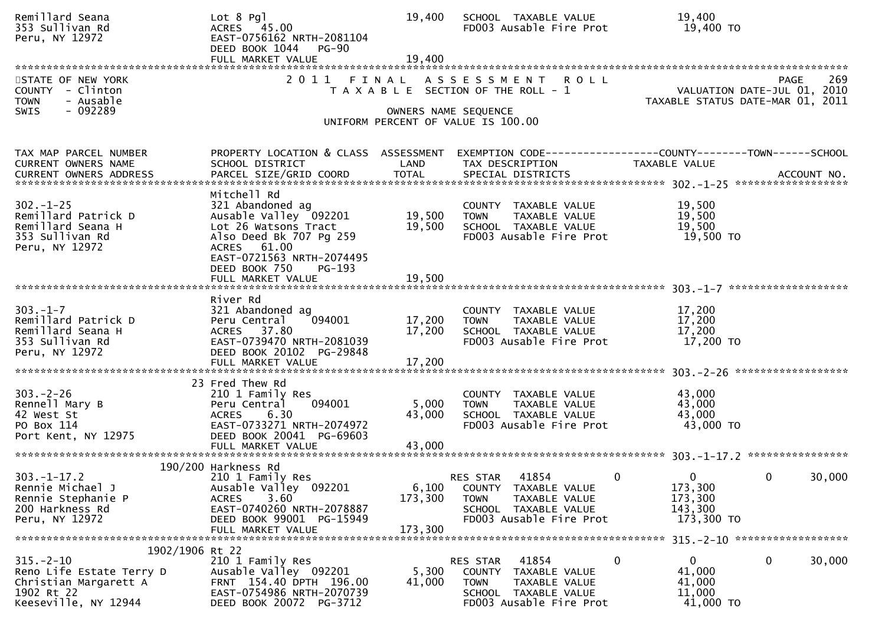```
Remillard Seana                 Lot 8 Pgl                         19,400   SCHOOL  TAXABLE VALUE              19,400
353 Sullivan Rd                 ACRES   45.00                              FD003 Ausable Fire Prot             19,400 TO
Peru, NY 12972                  EAST-0756162 NRTH-2081104
                                DEED BOOK 1044    PG-90
                                FULL MARKET VALUE                 19,400
******************************************************************************************************************************************
```

STATE OF NEW YORK — 2011 FINAL ASSESSMENT ROLL — PAGE 269
COUNTY - Clinton — TAXABLE SECTION OF THE ROLL - 1 — VALUATION DATE-JUL 01, 2010
TOWN - Ausable — TAXABLE STATUS DATE-MAR 01, 2011
SWIS - 092289 — OWNERS NAME SEQUENCE
UNIFORM PERCENT OF VALUE IS 100.00

```
TAX MAP PARCEL NUMBER           PROPERTY LOCATION & CLASS  ASSESSMENT  EXEMPTION CODE------------------COUNTY--------TOWN------SCHOOL
CURRENT OWNERS NAME             SCHOOL DISTRICT               LAND      TAX DESCRIPTION              TAXABLE VALUE
CURRENT OWNERS ADDRESS          PARCEL SIZE/GRID COORD       TOTAL      SPECIAL DISTRICTS                                  ACCOUNT NO.
******************************************************************************************************* 302.-1-25 ******************
                                Mitchell Rd
302.-1-25                       321 Abandoned ag                          COUNTY  TAXABLE VALUE              19,500
Remillard Patrick D             Ausable Valley  092201        19,500     TOWN    TAXABLE VALUE              19,500
Remillard Seana H               Lot 26 Watsons Tract          19,500     SCHOOL  TAXABLE VALUE              19,500
353 Sullivan Rd                 Also Deed Bk 707 Pg 259                   FD003 Ausable Fire Prot             19,500 TO
Peru, NY 12972                  ACRES   61.00
                                EAST-0721563 NRTH-2074495
                                DEED BOOK 750     PG-193
                                FULL MARKET VALUE              19,500
******************************************************************************************************* 303.-1-7 *******************
                                River Rd
303.-1-7                        321 Abandoned ag                          COUNTY  TAXABLE VALUE              17,200
Remillard Patrick D             Peru Central    094001        17,200     TOWN    TAXABLE VALUE              17,200
Remillard Seana H               ACRES   37.80                 17,200     SCHOOL  TAXABLE VALUE              17,200
353 Sullivan Rd                 EAST-0739470 NRTH-2081039                 FD003 Ausable Fire Prot             17,200 TO
Peru, NY 12972                  DEED BOOK 20102  PG-29848
                                FULL MARKET VALUE              17,200
******************************************************************************************************* 303.-2-26 ******************
                              23 Fred Thew Rd
303.-2-26                       210 1 Family Res                          COUNTY  TAXABLE VALUE              43,000
Rennell Mary B                  Peru Central    094001         5,000     TOWN    TAXABLE VALUE              43,000
42 West St                      ACRES    6.30                 43,000     SCHOOL  TAXABLE VALUE              43,000
PO Box 114                      EAST-0733271 NRTH-2074972                 FD003 Ausable Fire Prot             43,000 TO
Port Kent, NY 12975             DEED BOOK 20041  PG-69603
                                FULL MARKET VALUE              43,000
******************************************************************************************************* 303.-1-17.2 ****************
                         190/200 Harkness Rd
303.-1-17.2                     210 1 Family Res                          RES STAR    41854          0           0          0      30,000
Rennie Michael J                Ausable Valley  092201         6,100     COUNTY  TAXABLE VALUE             173,300
Rennie Stephanie P              ACRES    3.60                173,300     TOWN    TAXABLE VALUE             173,300
200 Harkness Rd                 EAST-0740260 NRTH-2078887                 SCHOOL  TAXABLE VALUE             143,300
Peru, NY 12972                  DEED BOOK 99001  PG-15949                 FD003 Ausable Fire Prot            173,300 TO
                                FULL MARKET VALUE             173,300
******************************************************************************************************* 315.-2-10 ******************
                       1902/1906 Rt 22
315.-2-10                       210 1 Family Res                          RES STAR    41854          0           0          0      30,000
Reno Life Estate Terry D        Ausable Valley  092201         5,300     COUNTY  TAXABLE VALUE              41,000
Christian Margarett A           FRNT 154.40 DPTH 196.00       41,000     TOWN    TAXABLE VALUE              41,000
1902 Rt 22                      EAST-0754986 NRTH-2070739                 SCHOOL  TAXABLE VALUE              11,000
Keeseville, NY 12944            DEED BOOK 20072  PG-3712                  FD003 Ausable Fire Prot             41,000 TO
```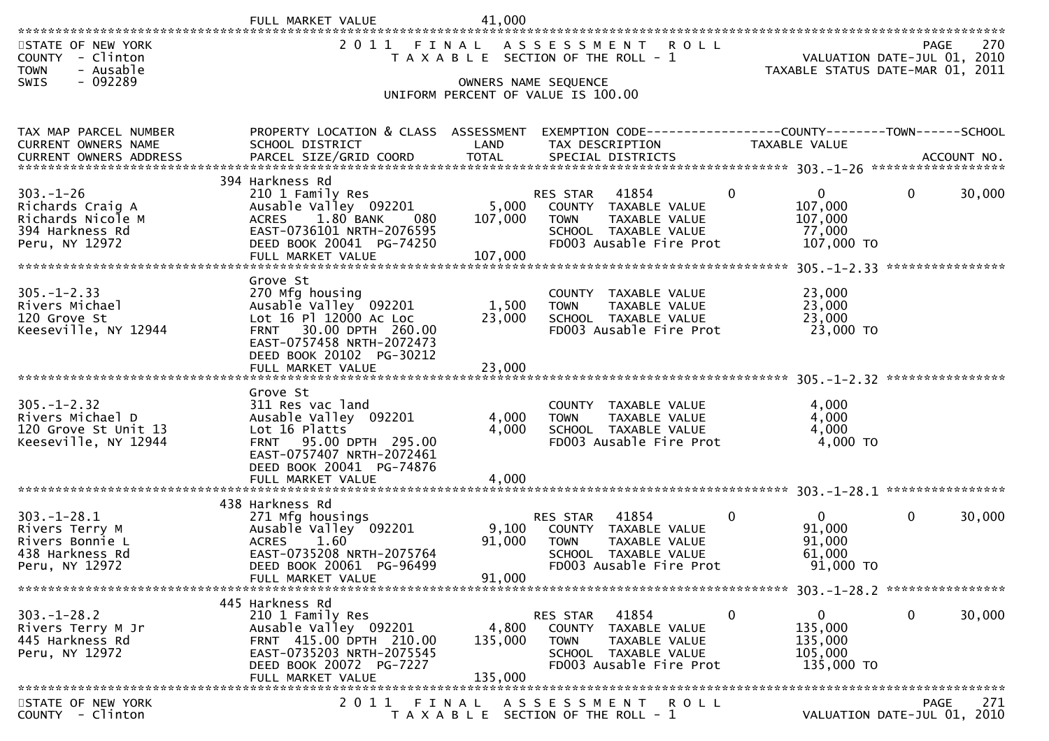FULL MARKET VALUE 41,000

STATE OF NEW YORK
COUNTY - Clinton
TOWN - Ausable
SWIS - 092289

2011 FINAL ASSESSMENT ROLL
TAXABLE SECTION OF THE ROLL - 1
OWNERS NAME SEQUENCE
UNIFORM PERCENT OF VALUE IS 100.00

VALUATION DATE-JUL 01, 2010
TAXABLE STATUS DATE-MAR 01, 2011

| TAX MAP PARCEL NUMBER / CURRENT OWNERS NAME / CURRENT OWNERS ADDRESS | PROPERTY LOCATION & CLASS / SCHOOL DISTRICT / PARCEL SIZE/GRID COORD | ASSESSMENT LAND | ASSESSMENT TOTAL | EXEMPTION CODE / TAX DESCRIPTION / SPECIAL DISTRICTS | COUNTY TAXABLE VALUE | TOWN | SCHOOL |
|---|---|---|---|---|---|---|---|
| **303.-1-26** | 394 Harkness Rd | | | | | | |
| 303.-1-26 | 210 1 Family Res | | | RES STAR 41854 | 0 | 0 | 0 30,000 |
| Richards Craig A | Ausable Valley 092201 | 5,000 | | COUNTY TAXABLE VALUE | 107,000 | | |
| Richards Nicole M | ACRES 1.80 BANK 080 | | 107,000 | TOWN TAXABLE VALUE | 107,000 | | |
| 394 Harkness Rd | EAST-0736101 NRTH-2076595 | | | SCHOOL TAXABLE VALUE | 77,000 | | |
| Peru, NY 12972 | DEED BOOK 20041 PG-74250 | | | FD003 Ausable Fire Prot | 107,000 TO | | |
| | FULL MARKET VALUE | | 107,000 | | | | |
| **305.-1-2.33** | Grove St | | | | | | |
| 305.-1-2.33 | 270 Mfg housing | | | COUNTY TAXABLE VALUE | 23,000 | | |
| Rivers Michael | Ausable Valley 092201 | 1,500 | | TOWN TAXABLE VALUE | 23,000 | | |
| 120 Grove St | Lot 16 Pl 12000 Ac Loc | | 23,000 | SCHOOL TAXABLE VALUE | 23,000 | | |
| Keeseville, NY 12944 | FRNT 30.00 DPTH 260.00 | | | FD003 Ausable Fire Prot | 23,000 TO | | |
| | EAST-0757458 NRTH-2072473 | | | | | | |
| | DEED BOOK 20102 PG-30212 | | | | | | |
| | FULL MARKET VALUE | | 23,000 | | | | |
| **305.-1-2.32** | Grove St | | | | | | |
| 305.-1-2.32 | 311 Res vac land | | | COUNTY TAXABLE VALUE | 4,000 | | |
| Rivers Michael D | Ausable Valley 092201 | 4,000 | | TOWN TAXABLE VALUE | 4,000 | | |
| 120 Grove St Unit 13 | Lot 16 Platts | | 4,000 | SCHOOL TAXABLE VALUE | 4,000 | | |
| Keeseville, NY 12944 | FRNT 95.00 DPTH 295.00 | | | FD003 Ausable Fire Prot | 4,000 TO | | |
| | EAST-0757407 NRTH-2072461 | | | | | | |
| | DEED BOOK 20041 PG-74876 | | | | | | |
| | FULL MARKET VALUE | | 4,000 | | | | |
| **303.-1-28.1** | 438 Harkness Rd | | | | | | |
| 303.-1-28.1 | 271 Mfg housings | | | RES STAR 41854 | 0 | 0 | 0 30,000 |
| Rivers Terry M | Ausable Valley 092201 | 9,100 | | COUNTY TAXABLE VALUE | 91,000 | | |
| Rivers Bonnie L | ACRES 1.60 | | 91,000 | TOWN TAXABLE VALUE | 91,000 | | |
| 438 Harkness Rd | EAST-0735208 NRTH-2075764 | | | SCHOOL TAXABLE VALUE | 61,000 | | |
| Peru, NY 12972 | DEED BOOK 20061 PG-96499 | | | FD003 Ausable Fire Prot | 91,000 TO | | |
| | FULL MARKET VALUE | | 91,000 | | | | |
| **303.-1-28.2** | 445 Harkness Rd | | | | | | |
| 303.-1-28.2 | 210 1 Family Res | | | RES STAR 41854 | 0 | 0 | 0 30,000 |
| Rivers Terry M Jr | Ausable Valley 092201 | 4,800 | | COUNTY TAXABLE VALUE | 135,000 | | |
| 445 Harkness Rd | FRNT 415.00 DPTH 210.00 | | 135,000 | TOWN TAXABLE VALUE | 135,000 | | |
| Peru, NY 12972 | EAST-0735203 NRTH-2075545 | | | SCHOOL TAXABLE VALUE | 105,000 | | |
| | DEED BOOK 20072 PG-7227 | | | FD003 Ausable Fire Prot | 135,000 TO | | |
| | FULL MARKET VALUE | | 135,000 | | | | |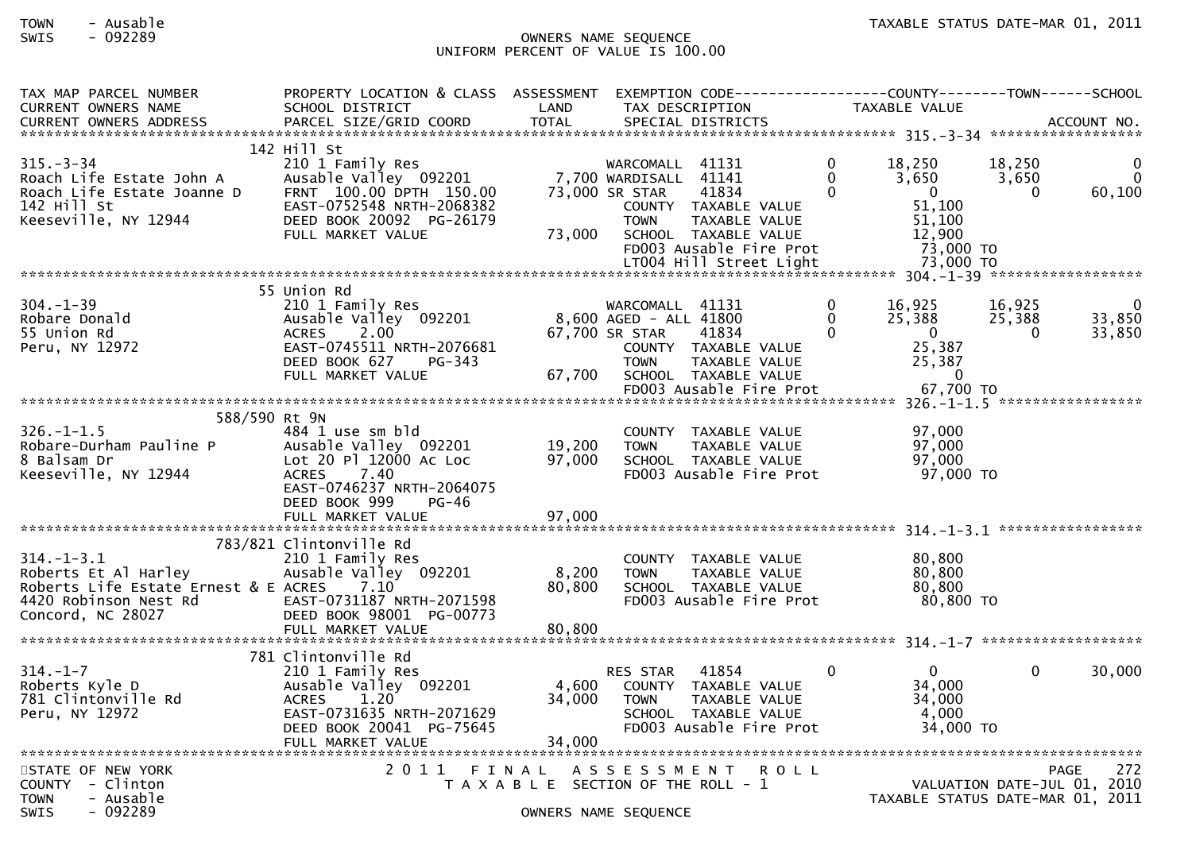TOWN - Ausable
SWIS - 092289

OWNERS NAME SEQUENCE
UNIFORM PERCENT OF VALUE IS 100.00

TAXABLE STATUS DATE-MAR 01, 2011

| TAX MAP PARCEL NUMBER / CURRENT OWNERS NAME / CURRENT OWNERS ADDRESS | PROPERTY LOCATION & CLASS / SCHOOL DISTRICT / PARCEL SIZE/GRID COORD | ASSESSMENT LAND / TOTAL | EXEMPTION CODE / TAX DESCRIPTION / SPECIAL DISTRICTS | | COUNTY TAXABLE VALUE | TOWN | SCHOOL / ACCOUNT NO. |
|---|---|---|---|---|---|---|---|
| **315.-3-34** | 142 Hill St | | | | | | |
| 315.-3-34 | 210 1 Family Res | | WARCOMALL 41131 | 0 | 18,250 | 18,250 | 0 |
| Roach Life Estate John A | Ausable Valley 092201 | 7,700 | WARDISALL 41141 | 0 | 3,650 | 3,650 | 0 |
| Roach Life Estate Joanne D | FRNT 100.00 DPTH 150.00 | 73,000 | SR STAR 41834 | 0 | 0 | 0 | 60,100 |
| 142 Hill St | EAST-0752548 NRTH-2068382 | | COUNTY TAXABLE VALUE | | 51,100 | | |
| Keeseville, NY 12944 | DEED BOOK 20092 PG-26179 | | TOWN TAXABLE VALUE | | 51,100 | | |
| | FULL MARKET VALUE | 73,000 | SCHOOL TAXABLE VALUE | | 12,900 | | |
| | | | FD003 Ausable Fire Prot | | 73,000 TO | | |
| | | | LT004 Hill Street Light | | 73,000 TO | | |
| **304.-1-39** | 55 Union Rd | | | | | | |
| 304.-1-39 | 210 1 Family Res | | WARCOMALL 41131 | 0 | 16,925 | 16,925 | 0 |
| Robare Donald | Ausable Valley 092201 | 8,600 | AGED - ALL 41800 | 0 | 25,388 | 25,388 | 33,850 |
| 55 Union Rd | ACRES 2.00 | 67,700 | SR STAR 41834 | 0 | 0 | 0 | 33,850 |
| Peru, NY 12972 | EAST-0745511 NRTH-2076681 | | COUNTY TAXABLE VALUE | | 25,387 | | |
| | DEED BOOK 627 PG-343 | | TOWN TAXABLE VALUE | | 25,387 | | |
| | FULL MARKET VALUE | 67,700 | SCHOOL TAXABLE VALUE | | 0 | | |
| | | | FD003 Ausable Fire Prot | | 67,700 TO | | |
| **326.-1-1.5** | 588/590 Rt 9N | | | | | | |
| 326.-1-1.5 | 484 1 use sm bld | | COUNTY TAXABLE VALUE | | 97,000 | | |
| Robare-Durham Pauline P | Ausable Valley 092201 | 19,200 | TOWN TAXABLE VALUE | | 97,000 | | |
| 8 Balsam Dr | Lot 20 Pl 12000 Ac Loc | 97,000 | SCHOOL TAXABLE VALUE | | 97,000 | | |
| Keeseville, NY 12944 | ACRES 7.40 | | FD003 Ausable Fire Prot | | 97,000 TO | | |
| | EAST-0746237 NRTH-2064075 | | | | | | |
| | DEED BOOK 999 PG-46 | | | | | | |
| | FULL MARKET VALUE | 97,000 | | | | | |
| **314.-1-3.1** | 783/821 Clintonville Rd | | | | | | |
| 314.-1-3.1 | 210 1 Family Res | | COUNTY TAXABLE VALUE | | 80,800 | | |
| Roberts Et Al Harley | Ausable Valley 092201 | 8,200 | TOWN TAXABLE VALUE | | 80,800 | | |
| Roberts Life Estate Ernest & E | ACRES 7.10 | 80,800 | SCHOOL TAXABLE VALUE | | 80,800 | | |
| 4420 Robinson Nest Rd | EAST-0731187 NRTH-2071598 | | FD003 Ausable Fire Prot | | 80,800 TO | | |
| Concord, NC 28027 | DEED BOOK 98001 PG-00773 | | | | | | |
| | FULL MARKET VALUE | 80,800 | | | | | |
| **314.-1-7** | 781 Clintonville Rd | | | | | | |
| 314.-1-7 | 210 1 Family Res | | RES STAR 41854 | 0 | 0 | 0 | 30,000 |
| Roberts Kyle D | Ausable Valley 092201 | 4,600 | COUNTY TAXABLE VALUE | | 34,000 | | |
| 781 Clintonville Rd | ACRES 1.20 | 34,000 | TOWN TAXABLE VALUE | | 34,000 | | |
| Peru, NY 12972 | EAST-0731635 NRTH-2071629 | | SCHOOL TAXABLE VALUE | | 4,000 | | |
| | DEED BOOK 20041 PG-75645 | | FD003 Ausable Fire Prot | | 34,000 TO | | |
| | FULL MARKET VALUE | 34,000 | | | | | |

STATE OF NEW YORK
COUNTY - Clinton
TOWN - Ausable
SWIS - 092289

2011 FINAL ASSESSMENT ROLL
TAXABLE SECTION OF THE ROLL - 1
OWNERS NAME SEQUENCE

PAGE 272
VALUATION DATE-JUL 01, 2010
TAXABLE STATUS DATE-MAR 01, 2011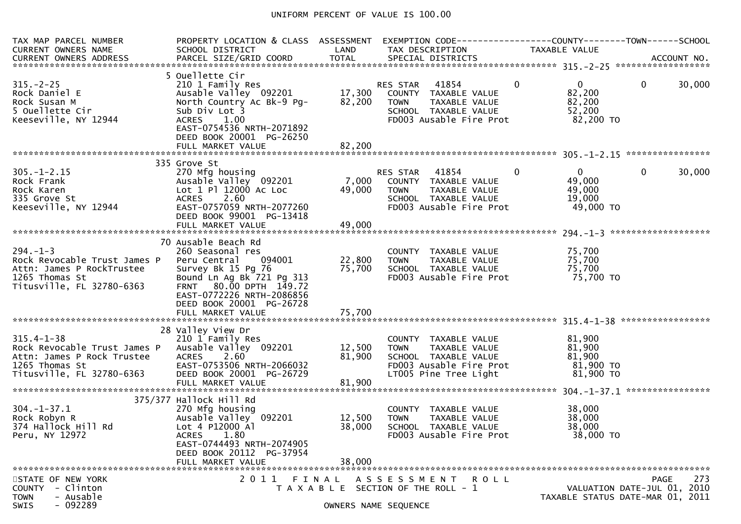UNIFORM PERCENT OF VALUE IS 100.00

| TAX MAP PARCEL NUMBER<br>CURRENT OWNERS NAME<br>CURRENT OWNERS ADDRESS | PROPERTY LOCATION & CLASS<br>SCHOOL DISTRICT<br>PARCEL SIZE/GRID COORD | ASSESSMENT<br>LAND<br>TOTAL | EXEMPTION CODE / TAX DESCRIPTION / SPECIAL DISTRICTS | COUNTY | TOWN | SCHOOL<br>TAXABLE VALUE<br>ACCOUNT NO. |
|---|---|---|---|---|---|---|
| **315.-2-25** | 5 Ouellette Cir | | | | | |
| 315.-2-25 | 210 1 Family Res | | RES STAR 41854 | 0 | 0 | 30,000 |
| Rock Daniel E | Ausable Valley 092201 | 17,300 | COUNTY TAXABLE VALUE | 82,200 | | |
| Rock Susan M | North Country Ac Bk-9 Pg- | 82,200 | TOWN TAXABLE VALUE | | 82,200 | |
| 5 Ouellette Cir | Sub Div Lot 3 | | SCHOOL TAXABLE VALUE | | | 52,200 |
| Keeseville, NY 12944 | ACRES 1.00 | | FD003 Ausable Fire Prot | 82,200 TO | | |
| | EAST-0754536 NRTH-2071892 | | | | | |
| | DEED BOOK 20001 PG-26250 | | | | | |
| | FULL MARKET VALUE | 82,200 | | | | |
| **305.-1-2.15** | 335 Grove St | | | | | |
| 305.-1-2.15 | 270 Mfg housing | | RES STAR 41854 | 0 | 0 | 30,000 |
| Rock Frank | Ausable Valley 092201 | 7,000 | COUNTY TAXABLE VALUE | 49,000 | | |
| Rock Karen | Lot 1 Pl 12000 Ac Loc | 49,000 | TOWN TAXABLE VALUE | | 49,000 | |
| 335 Grove St | ACRES 2.60 | | SCHOOL TAXABLE VALUE | | | 19,000 |
| Keeseville, NY 12944 | EAST-0757059 NRTH-2077260 | | FD003 Ausable Fire Prot | 49,000 TO | | |
| | DEED BOOK 99001 PG-13418 | | | | | |
| | FULL MARKET VALUE | 49,000 | | | | |
| **294.-1-3** | 70 Ausable Beach Rd | | | | | |
| 294.-1-3 | 260 Seasonal res | | COUNTY TAXABLE VALUE | 75,700 | | |
| Rock Revocable Trust James P | Peru Central 094001 | 22,800 | TOWN TAXABLE VALUE | | 75,700 | |
| Attn: James P RockTrustee | Survey Bk 15 Pg 76 | 75,700 | SCHOOL TAXABLE VALUE | | | 75,700 |
| 1265 Thomas St | Bound Ln Ag Bk 721 Pg 313 | | FD003 Ausable Fire Prot | 75,700 TO | | |
| Titusville, FL 32780-6363 | FRNT 80.00 DPTH 149.72 | | | | | |
| | EAST-0772226 NRTH-2086856 | | | | | |
| | DEED BOOK 20001 PG-26728 | | | | | |
| | FULL MARKET VALUE | 75,700 | | | | |
| **315.4-1-38** | 28 Valley View Dr | | | | | |
| 315.4-1-38 | 210 1 Family Res | | COUNTY TAXABLE VALUE | 81,900 | | |
| Rock Revocable Trust James P | Ausable Valley 092201 | 12,500 | TOWN TAXABLE VALUE | | 81,900 | |
| Attn: James P Rock Trustee | ACRES 2.60 | 81,900 | SCHOOL TAXABLE VALUE | | | 81,900 |
| 1265 Thomas St | EAST-0753506 NRTH-2066032 | | FD003 Ausable Fire Prot | 81,900 TO | | |
| Titusville, FL 32780-6363 | DEED BOOK 20001 PG-26729 | | LT005 Pine Tree Light | 81,900 TO | | |
| | FULL MARKET VALUE | 81,900 | | | | |
| **304.-1-37.1** | 375/377 Hallock Hill Rd | | | | | |
| 304.-1-37.1 | 270 Mfg housing | | COUNTY TAXABLE VALUE | 38,000 | | |
| Rock Robyn R | Ausable Valley 092201 | 12,500 | TOWN TAXABLE VALUE | | 38,000 | |
| 374 Hallock Hill Rd | Lot 4 P12000 Al | 38,000 | SCHOOL TAXABLE VALUE | | | 38,000 |
| Peru, NY 12972 | ACRES 1.80 | | FD003 Ausable Fire Prot | 38,000 TO | | |
| | EAST-0744493 NRTH-2074905 | | | | | |
| | DEED BOOK 20112 PG-37954 | | | | | |
| | FULL MARKET VALUE | 38,000 | | | | |

STATE OF NEW YORK — 2011 FINAL ASSESSMENT ROLL
COUNTY - Clinton — TAXABLE SECTION OF THE ROLL - 1 — VALUATION DATE-JUL 01, 2010
TOWN - Ausable — TAXABLE STATUS DATE-MAR 01, 2011
SWIS - 092289 — OWNERS NAME SEQUENCE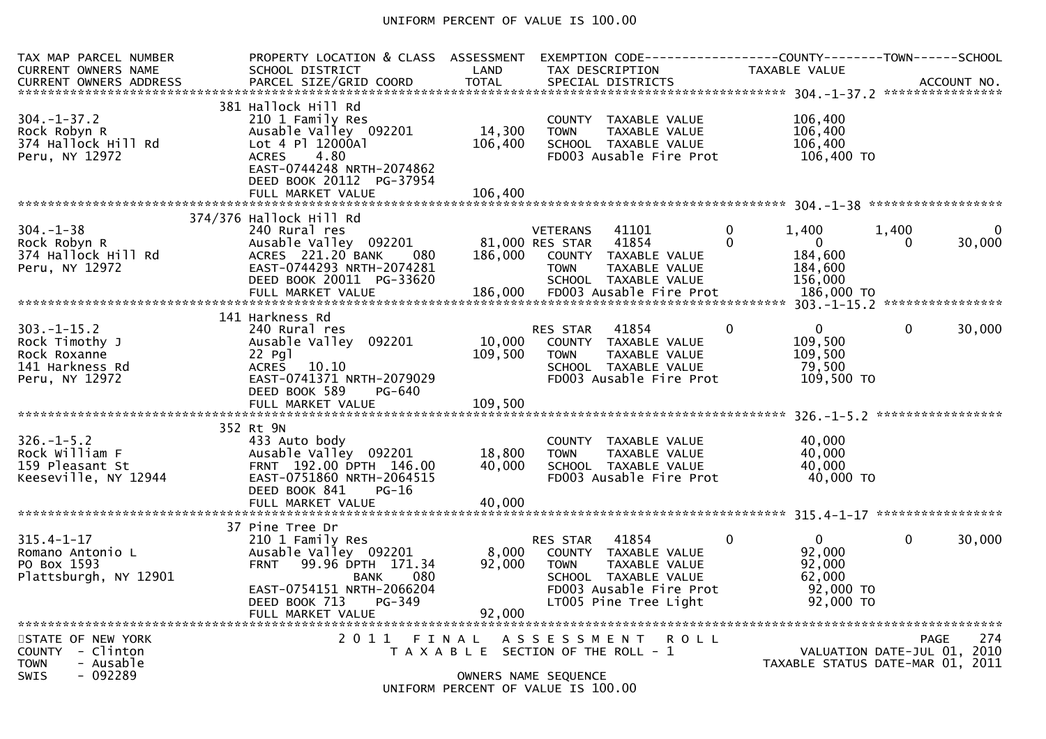UNIFORM PERCENT OF VALUE IS 100.00

| TAX MAP PARCEL NUMBER<br>CURRENT OWNERS NAME<br>CURRENT OWNERS ADDRESS | PROPERTY LOCATION & CLASS<br>SCHOOL DISTRICT<br>PARCEL SIZE/GRID COORD | ASSESSMENT<br>LAND<br>TOTAL | EXEMPTION CODE<br>TAX DESCRIPTION<br>SPECIAL DISTRICTS | | COUNTY<br>TAXABLE VALUE | TOWN | SCHOOL<br>ACCOUNT NO. |
|---|---|---|---|---|---|---|---|
| **304.-1-37.2** | | | | | | | |
| 304.-1-37.2 | 381 Hallock Hill Rd | | | | | | |
| Rock Robyn R | 210 1 Family Res | | COUNTY TAXABLE VALUE | | 106,400 | | |
| 374 Hallock Hill Rd | Ausable Valley 092201 | 14,300 | TOWN TAXABLE VALUE | | 106,400 | | |
| Peru, NY 12972 | Lot 4 Pl 12000Al | 106,400 | SCHOOL TAXABLE VALUE | | 106,400 | | |
| | ACRES 4.80 | | FD003 Ausable Fire Prot | | 106,400 TO | | |
| | EAST-0744248 NRTH-2074862 | | | | | | |
| | DEED BOOK 20112 PG-37954 | | | | | | |
| | FULL MARKET VALUE | 106,400 | | | | | |
| **304.-1-38** | | | | | | | |
| 304.-1-38 | 374/376 Hallock Hill Rd | | | | | | |
| Rock Robyn R | 240 Rural res | | VETERANS 41101 | 0 | 1,400 | 1,400 | 0 |
| 374 Hallock Hill Rd | Ausable Valley 092201 | 81,000 | RES STAR 41854 | 0 | 0 | 0 | 30,000 |
| Peru, NY 12972 | ACRES 221.20 BANK 080 | 186,000 | COUNTY TAXABLE VALUE | | 184,600 | | |
| | EAST-0744293 NRTH-2074281 | | TOWN TAXABLE VALUE | | 184,600 | | |
| | DEED BOOK 20011 PG-33620 | | SCHOOL TAXABLE VALUE | | 156,000 | | |
| | FULL MARKET VALUE | 186,000 | FD003 Ausable Fire Prot | | 186,000 TO | | |
| **303.-1-15.2** | | | | | | | |
| 303.-1-15.2 | 141 Harkness Rd | | | | | | |
| Rock Timothy J | 240 Rural res | | RES STAR 41854 | 0 | 0 | 0 | 30,000 |
| Rock Roxanne | Ausable Valley 092201 | 10,000 | COUNTY TAXABLE VALUE | | 109,500 | | |
| 141 Harkness Rd | 22 Pgl | 109,500 | TOWN TAXABLE VALUE | | 109,500 | | |
| Peru, NY 12972 | ACRES 10.10 | | SCHOOL TAXABLE VALUE | | 79,500 | | |
| | EAST-0741371 NRTH-2079029 | | FD003 Ausable Fire Prot | | 109,500 TO | | |
| | DEED BOOK 589 PG-640 | | | | | | |
| | FULL MARKET VALUE | 109,500 | | | | | |
| **326.-1-5.2** | | | | | | | |
| 326.-1-5.2 | 352 Rt 9N | | | | | | |
| Rock William F | 433 Auto body | | COUNTY TAXABLE VALUE | | 40,000 | | |
| 159 Pleasant St | Ausable Valley 092201 | 18,800 | TOWN TAXABLE VALUE | | 40,000 | | |
| Keeseville, NY 12944 | FRNT 192.00 DPTH 146.00 | 40,000 | SCHOOL TAXABLE VALUE | | 40,000 | | |
| | EAST-0751860 NRTH-2064515 | | FD003 Ausable Fire Prot | | 40,000 TO | | |
| | DEED BOOK 841 PG-16 | | | | | | |
| | FULL MARKET VALUE | 40,000 | | | | | |
| **315.4-1-17** | | | | | | | |
| 315.4-1-17 | 37 Pine Tree Dr | | | | | | |
| Romano Antonio L | 210 1 Family Res | | RES STAR 41854 | 0 | 0 | 0 | 30,000 |
| PO Box 1593 | Ausable Valley 092201 | 8,000 | COUNTY TAXABLE VALUE | | 92,000 | | |
| Plattsburgh, NY 12901 | FRNT 99.96 DPTH 171.34 | 92,000 | TOWN TAXABLE VALUE | | 92,000 | | |
| | BANK 080 | | SCHOOL TAXABLE VALUE | | 62,000 | | |
| | EAST-0754151 NRTH-2066204 | | FD003 Ausable Fire Prot | | 92,000 TO | | |
| | DEED BOOK 713 PG-349 | | LT005 Pine Tree Light | | 92,000 TO | | |
| | FULL MARKET VALUE | 92,000 | | | | | |

STATE OF NEW YORK
COUNTY - Clinton
TOWN - Ausable
SWIS - 092289

2011 FINAL ASSESSMENT ROLL
TAXABLE SECTION OF THE ROLL - 1
OWNERS NAME SEQUENCE
UNIFORM PERCENT OF VALUE IS 100.00

VALUATION DATE-JUL 01, 2010
TAXABLE STATUS DATE-MAR 01, 2011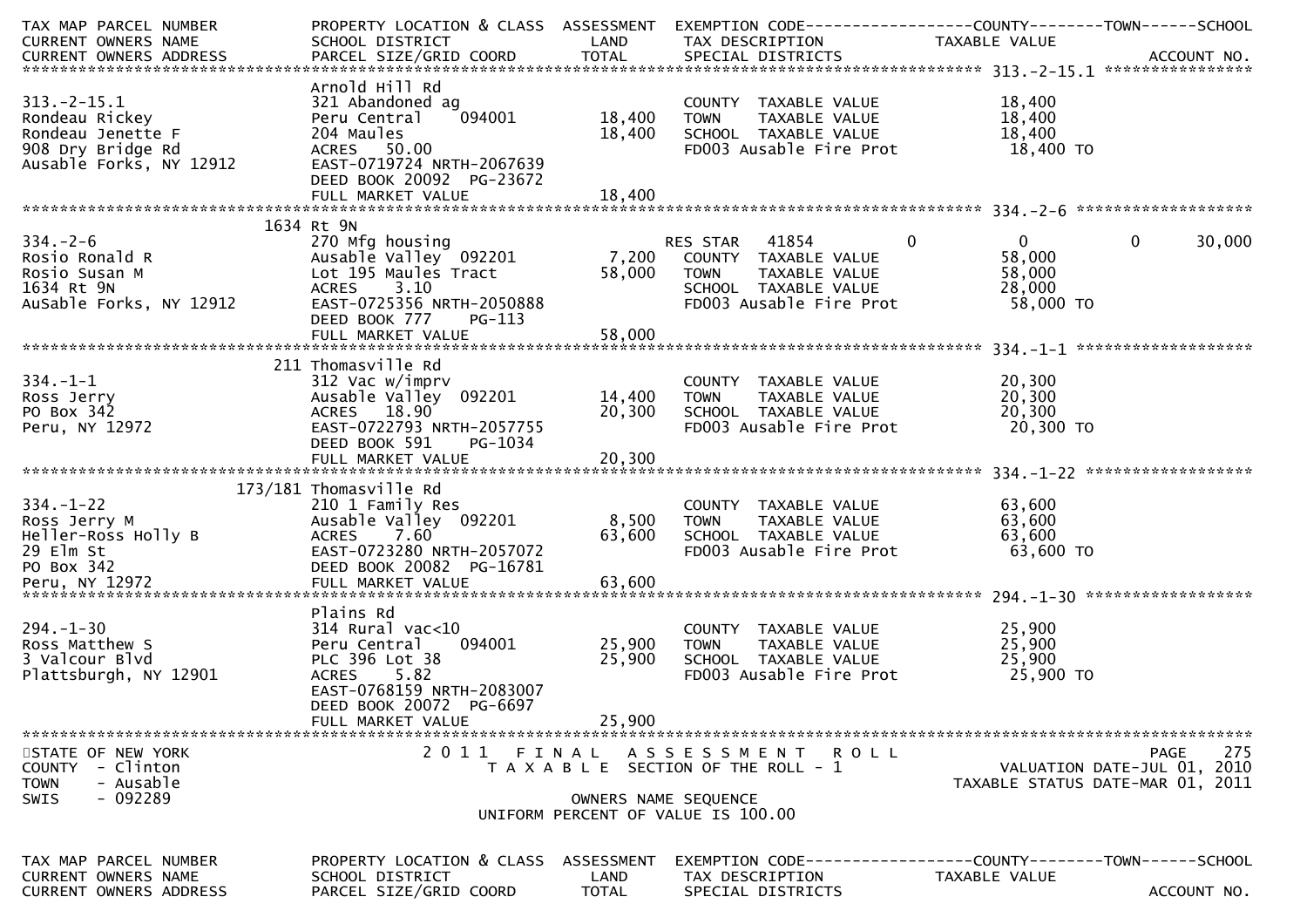| TAX MAP PARCEL NUMBER<br>CURRENT OWNERS NAME<br>CURRENT OWNERS ADDRESS | PROPERTY LOCATION & CLASS<br>SCHOOL DISTRICT<br>PARCEL SIZE/GRID COORD | ASSESSMENT<br>LAND<br>TOTAL | EXEMPTION CODE<br>TAX DESCRIPTION<br>SPECIAL DISTRICTS | COUNTY<br>TAXABLE VALUE | TOWN | SCHOOL<br>ACCOUNT NO. |
|---|---|---|---|---|---|---|
| **313.-2-15.1** | Arnold Hill Rd | | | | | |
| 313.-2-15.1 | 321 Abandoned ag | | COUNTY TAXABLE VALUE | 18,400 | | |
| Rondeau Rickey | Peru Central 094001 | 18,400 | TOWN TAXABLE VALUE | 18,400 | | |
| Rondeau Jenette F | 204 Maules | 18,400 | SCHOOL TAXABLE VALUE | 18,400 | | |
| 908 Dry Bridge Rd | ACRES 50.00 | | FD003 Ausable Fire Prot | 18,400 TO | | |
| Ausable Forks, NY 12912 | EAST-0719724 NRTH-2067639 | | | | | |
| | DEED BOOK 20092 PG-23672 | | | | | |
| | FULL MARKET VALUE | 18,400 | | | | |
| **334.-2-6** | 1634 Rt 9N | | | | | |
| 334.-2-6 | 270 Mfg housing | | RES STAR 41854 | 0 | 0 | 0 30,000 |
| Rosio Ronald R | Ausable Valley 092201 | 7,200 | COUNTY TAXABLE VALUE | 58,000 | | |
| Rosio Susan M | Lot 195 Maules Tract | 58,000 | TOWN TAXABLE VALUE | 58,000 | | |
| 1634 Rt 9N | ACRES 3.10 | | SCHOOL TAXABLE VALUE | 28,000 | | |
| AuSable Forks, NY 12912 | EAST-0725356 NRTH-2050888 | | FD003 Ausable Fire Prot | 58,000 TO | | |
| | DEED BOOK 777 PG-113 | | | | | |
| | FULL MARKET VALUE | 58,000 | | | | |
| **334.-1-1** | 211 Thomasville Rd | | | | | |
| 334.-1-1 | 312 Vac w/imprv | | COUNTY TAXABLE VALUE | 20,300 | | |
| Ross Jerry | Ausable Valley 092201 | 14,400 | TOWN TAXABLE VALUE | 20,300 | | |
| PO Box 342 | ACRES 18.90 | 20,300 | SCHOOL TAXABLE VALUE | 20,300 | | |
| Peru, NY 12972 | EAST-0722793 NRTH-2057755 | | FD003 Ausable Fire Prot | 20,300 TO | | |
| | DEED BOOK 591 PG-1034 | | | | | |
| | FULL MARKET VALUE | 20,300 | | | | |
| **334.-1-22** | 173/181 Thomasville Rd | | | | | |
| 334.-1-22 | 210 1 Family Res | | COUNTY TAXABLE VALUE | 63,600 | | |
| Ross Jerry M | Ausable Valley 092201 | 8,500 | TOWN TAXABLE VALUE | 63,600 | | |
| Heller-Ross Holly B | ACRES 7.60 | 63,600 | SCHOOL TAXABLE VALUE | 63,600 | | |
| 29 Elm St | EAST-0723280 NRTH-2057072 | | FD003 Ausable Fire Prot | 63,600 TO | | |
| PO Box 342 | DEED BOOK 20082 PG-16781 | | | | | |
| Peru, NY 12972 | FULL MARKET VALUE | 63,600 | | | | |
| **294.-1-30** | Plains Rd | | | | | |
| 294.-1-30 | 314 Rural vac<10 | | COUNTY TAXABLE VALUE | 25,900 | | |
| Ross Matthew S | Peru Central 094001 | 25,900 | TOWN TAXABLE VALUE | 25,900 | | |
| 3 Valcour Blvd | PLC 396 Lot 38 | 25,900 | SCHOOL TAXABLE VALUE | 25,900 | | |
| Plattsburgh, NY 12901 | ACRES 5.82 | | FD003 Ausable Fire Prot | 25,900 TO | | |
| | EAST-0768159 NRTH-2083007 | | | | | |
| | DEED BOOK 20072 PG-6697 | | | | | |
| | FULL MARKET VALUE | 25,900 | | | | |

STATE OF NEW YORK
COUNTY - Clinton
TOWN - Ausable
SWIS - 092289

2011 FINAL ASSESSMENT ROLL
TAXABLE SECTION OF THE ROLL - 1

OWNERS NAME SEQUENCE
UNIFORM PERCENT OF VALUE IS 100.00

VALUATION DATE-JUL 01, 2010
TAXABLE STATUS DATE-MAR 01, 2011

| TAX MAP PARCEL NUMBER<br>CURRENT OWNERS NAME<br>CURRENT OWNERS ADDRESS | PROPERTY LOCATION & CLASS<br>SCHOOL DISTRICT<br>PARCEL SIZE/GRID COORD | ASSESSMENT<br>LAND<br>TOTAL | EXEMPTION CODE<br>TAX DESCRIPTION<br>SPECIAL DISTRICTS | COUNTY<br>TAXABLE VALUE | TOWN | SCHOOL<br>ACCOUNT NO. |
|---|---|---|---|---|---|---|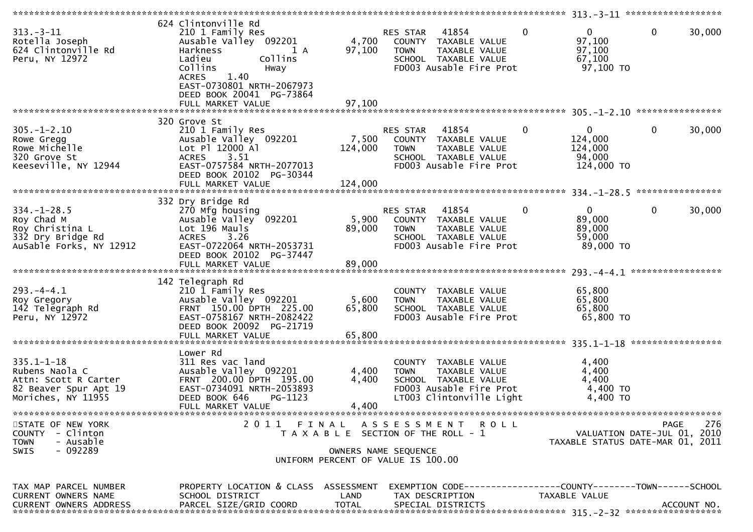| Parcel | Owner / Address | Property Location & Class / School District / Parcel Size / Grid Coord | Land / Total | Exemption / Tax Description / Special Districts | County | Town | School |
|---|---|---|---|---|---|---|---|
| 313.-3-11 | Rotella Joseph<br>624 Clintonville Rd<br>Peru, NY 12972 | 624 Clintonville Rd<br>210 1 Family Res<br>Ausable Valley 092201<br>Harkness 1 A<br>Ladieu Collins<br>Collins Hway<br>ACRES 1.40<br>EAST-0730801 NRTH-2067973<br>DEED BOOK 20041 PG-73864<br>FULL MARKET VALUE 97,100 | 4,700<br>97,100 | RES STAR 41854<br>COUNTY TAXABLE VALUE<br>TOWN TAXABLE VALUE<br>SCHOOL TAXABLE VALUE<br>FD003 Ausable Fire Prot | 0<br>97,100<br>97,100<br>67,100<br>97,100 TO | 0 | 0<br><br><br><br><br>30,000 |
| 305.-1-2.10 | Rowe Gregg<br>Rowe Michelle<br>320 Grove St<br>Keeseville, NY 12944 | 320 Grove St<br>210 1 Family Res<br>Ausable Valley 092201<br>Lot Pl 12000 Al<br>ACRES 3.51<br>EAST-0757584 NRTH-2077013<br>DEED BOOK 20102 PG-30344<br>FULL MARKET VALUE 124,000 | 7,500<br>124,000 | RES STAR 41854<br>COUNTY TAXABLE VALUE<br>TOWN TAXABLE VALUE<br>SCHOOL TAXABLE VALUE<br>FD003 Ausable Fire Prot | 0<br>124,000<br>124,000<br>94,000<br>124,000 TO | 0 | 0<br><br><br><br><br>30,000 |
| 334.-1-28.5 | Roy Chad M<br>Roy Christina L<br>332 Dry Bridge Rd<br>AuSable Forks, NY 12912 | 332 Dry Bridge Rd<br>270 Mfg housing<br>Ausable Valley 092201<br>Lot 196 Mauls<br>ACRES 3.26<br>EAST-0722064 NRTH-2053731<br>DEED BOOK 20102 PG-37447<br>FULL MARKET VALUE 89,000 | 5,900<br>89,000 | RES STAR 41854<br>COUNTY TAXABLE VALUE<br>TOWN TAXABLE VALUE<br>SCHOOL TAXABLE VALUE<br>FD003 Ausable Fire Prot | 0<br>89,000<br>89,000<br>59,000<br>89,000 TO | 0 | 0<br><br><br><br><br>30,000 |
| 293.-4-4.1 | Roy Gregory<br>142 Telegraph Rd<br>Peru, NY 12972 | 142 Telegraph Rd<br>210 1 Family Res<br>Ausable Valley 092201<br>FRNT 150.00 DPTH 225.00<br>EAST-0758167 NRTH-2082422<br>DEED BOOK 20092 PG-21719<br>FULL MARKET VALUE 65,800 | 5,600<br>65,800 | COUNTY TAXABLE VALUE<br>TOWN TAXABLE VALUE<br>SCHOOL TAXABLE VALUE<br>FD003 Ausable Fire Prot | 65,800<br>65,800<br>65,800<br>65,800 TO | | |
| 335.1-1-18 | Rubens Naola C<br>Attn: Scott R Carter<br>82 Beaver Spur Apt 19<br>Moriches, NY 11955 | Lower Rd<br>311 Res vac land<br>Ausable Valley 092201<br>FRNT 200.00 DPTH 195.00<br>EAST-0734091 NRTH-2053893<br>DEED BOOK 646 PG-1123<br>FULL MARKET VALUE 4,400 | 4,400<br>4,400 | COUNTY TAXABLE VALUE<br>TOWN TAXABLE VALUE<br>SCHOOL TAXABLE VALUE<br>FD003 Ausable Fire Prot<br>LT003 Clintonville Light | 4,400<br>4,400<br>4,400<br>4,400 TO<br>4,400 TO | | |

STATE OF NEW YORK — 2011 FINAL ASSESSMENT ROLL — PAGE 276
COUNTY - Clinton — TAXABLE SECTION OF THE ROLL - 1 — VALUATION DATE-JUL 01, 2010
TOWN - Ausable — TAXABLE STATUS DATE-MAR 01, 2011
SWIS - 092289 — OWNERS NAME SEQUENCE
UNIFORM PERCENT OF VALUE IS 100.00

| TAX MAP PARCEL NUMBER<br>CURRENT OWNERS NAME<br>CURRENT OWNERS ADDRESS | PROPERTY LOCATION & CLASS<br>SCHOOL DISTRICT<br>PARCEL SIZE/GRID COORD | ASSESSMENT<br>LAND<br>TOTAL | EXEMPTION CODE<br>TAX DESCRIPTION<br>SPECIAL DISTRICTS | COUNTY | TOWN | SCHOOL<br>TAXABLE VALUE<br>ACCOUNT NO. |
|---|---|---|---|---|---|---|
| 315.-2-32 | | | | | | |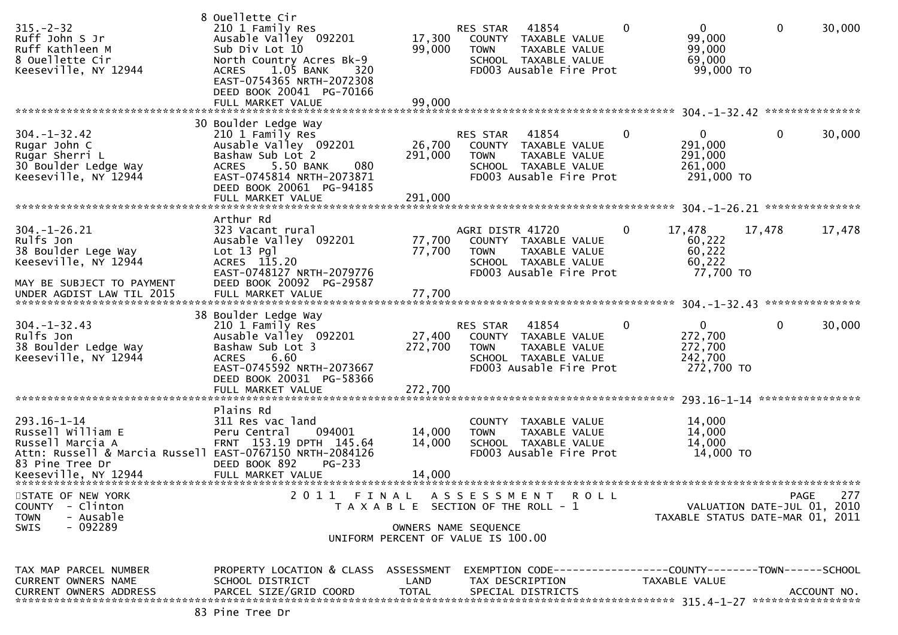```
                                 8 Ouellette Cir
315.-2-32                        210 1 Family Res                      RES STAR   41854          0          0            0       30,000
Ruff John S Jr                   Ausable Valley  092201       17,300     COUNTY  TAXABLE VALUE            99,000
Ruff Kathleen M                  Sub Div Lot 10                99,000     TOWN    TAXABLE VALUE            99,000
8 Ouellette Cir                  North Country Acres Bk-9                 SCHOOL  TAXABLE VALUE            69,000
Keeseville, NY 12944             ACRES    1.05 BANK     320               FD003 Ausable Fire Prot           99,000 TO
                                 EAST-0754365 NRTH-2072308
                                 DEED BOOK 20041  PG-70166
                                 FULL MARKET VALUE             99,000
******************************************************************************************************* 304.-1-32.42 ***************
                                 30 Boulder Ledge Way
304.-1-32.42                     210 1 Family Res                      RES STAR   41854          0          0            0       30,000
Rugar John C                     Ausable Valley  092201       26,700     COUNTY  TAXABLE VALUE           291,000
Rugar Sherri L                   Bashaw Sub Lot 2             291,000     TOWN    TAXABLE VALUE           291,000
30 Boulder Ledge Way             ACRES    5.50 BANK     080               SCHOOL  TAXABLE VALUE           261,000
Keeseville, NY 12944             EAST-0745814 NRTH-2073871                FD003 Ausable Fire Prot          291,000 TO
                                 DEED BOOK 20061  PG-94185
                                 FULL MARKET VALUE            291,000
******************************************************************************************************* 304.-1-26.21 ***************
                                 Arthur Rd
304.-1-26.21                     323 Vacant rural                      AGRI DISTR 41720          0     17,478       17,478       17,478
Rulfs Jon                        Ausable Valley  092201       77,700     COUNTY  TAXABLE VALUE            60,222
38 Boulder Lege Way              Lot 13 Pgl                    77,700     TOWN    TAXABLE VALUE            60,222
Keeseville, NY 12944             ACRES  115.20                            SCHOOL  TAXABLE VALUE            60,222
                                 EAST-0748127 NRTH-2079776                FD003 Ausable Fire Prot           77,700 TO
MAY BE SUBJECT TO PAYMENT        DEED BOOK 20092  PG-29587
UNDER AGDIST LAW TIL 2015        FULL MARKET VALUE             77,700
******************************************************************************************************* 304.-1-32.43 ***************
                                 38 Boulder Ledge Way
304.-1-32.43                     210 1 Family Res                      RES STAR   41854          0          0            0       30,000
Rulfs Jon                        Ausable Valley  092201       27,400     COUNTY  TAXABLE VALUE           272,700
38 Boulder Ledge Way             Bashaw Sub Lot 3             272,700     TOWN    TAXABLE VALUE           272,700
Keeseville, NY 12944             ACRES    6.60                            SCHOOL  TAXABLE VALUE           242,700
                                 EAST-0745592 NRTH-2073667                FD003 Ausable Fire Prot          272,700 TO
                                 DEED BOOK 20031  PG-58366
                                 FULL MARKET VALUE            272,700
******************************************************************************************************* 293.16-1-14 ****************
                                 Plains Rd
293.16-1-14                      311 Res vac land                         COUNTY  TAXABLE VALUE            14,000
Russell William E                Peru Central    094001       14,000      TOWN    TAXABLE VALUE            14,000
Russell Marcia A                 FRNT 153.19 DPTH 145.64       14,000      SCHOOL  TAXABLE VALUE            14,000
Attn: Russell & Marcia Russell   EAST-0767150 NRTH-2084126                FD003 Ausable Fire Prot           14,000 TO
83 Pine Tree Dr                  DEED BOOK 892    PG-233
Keeseville, NY 12944             FULL MARKET VALUE             14,000
************************************************************************************************************************************
STATE OF NEW YORK                2 0 1 1   F I N A L   A S S E S S M E N T   R O L L                                 PAGE    277
COUNTY  - Clinton                      T A X A B L E  SECTION OF THE ROLL - 1                        VALUATION DATE-JUL 01, 2010
TOWN    - Ausable                                                                               TAXABLE STATUS DATE-MAR 01, 2011
SWIS    - 092289                                    OWNERS NAME SEQUENCE
                                               UNIFORM PERCENT OF VALUE IS 100.00

TAX MAP PARCEL NUMBER            PROPERTY LOCATION & CLASS  ASSESSMENT  EXEMPTION CODE------------------COUNTY--------TOWN------SCHOOL
CURRENT OWNERS NAME              SCHOOL DISTRICT               LAND      TAX DESCRIPTION             TAXABLE VALUE
CURRENT OWNERS ADDRESS           PARCEL SIZE/GRID COORD       TOTAL      SPECIAL DISTRICTS                                 ACCOUNT NO.
******************************************************************************************************* 315.4-1-27 *****************
                                 83 Pine Tree Dr
```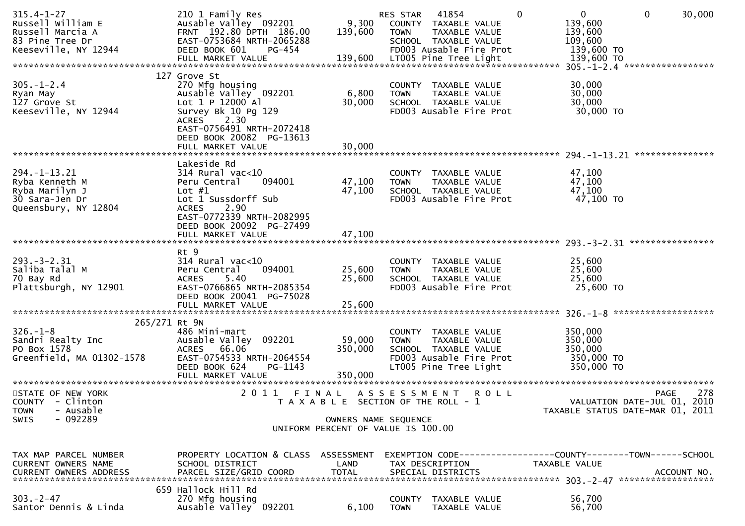```
315.4-1-27                   210 1 Family Res                   RES STAR   41854          0            0            0        30,000
Russell William E            Ausable Valley  092201        9,300   COUNTY  TAXABLE VALUE              139,600
Russell Marcia A             FRNT 192.80 DPTH 186.00     139,600   TOWN    TAXABLE VALUE              139,600
83 Pine Tree Dr              EAST-0753684 NRTH-2065288             SCHOOL  TAXABLE VALUE              109,600
Keeseville, NY 12944         DEED BOOK 601     PG-454              FD003 Ausable Fire Prot             139,600 TO
                             FULL MARKET VALUE           139,600   LT005 Pine Tree Light               139,600 TO
******************************************************************************************************* 305.-1-2.4 *****************
                         127 Grove St
305.-1-2.4                   270 Mfg housing                       COUNTY  TAXABLE VALUE               30,000
Ryan May                     Ausable Valley  092201        6,800   TOWN    TAXABLE VALUE               30,000
127 Grove St                 Lot 1 P 12000 Al             30,000   SCHOOL  TAXABLE VALUE               30,000
Keeseville, NY 12944         Survey Bk 10 Pg 129                   FD003 Ausable Fire Prot              30,000 TO
                             ACRES    2.30
                             EAST-0756491 NRTH-2072418
                             DEED BOOK 20082  PG-13613
                             FULL MARKET VALUE            30,000
******************************************************************************************************* 294.-1-13.21 ***************
                             Lakeside Rd
294.-1-13.21                 314 Rural vac<10                      COUNTY  TAXABLE VALUE               47,100
Ryba Kenneth M               Peru Central    094001       47,100   TOWN    TAXABLE VALUE               47,100
Ryba Marilyn J               Lot #1                       47,100   SCHOOL  TAXABLE VALUE               47,100
30 Sara-Jen Dr               Lot 1 Sussdorff Sub                   FD003 Ausable Fire Prot              47,100 TO
Queensbury, NY 12804         ACRES    2.90
                             EAST-0772339 NRTH-2082995
                             DEED BOOK 20092  PG-27499
                             FULL MARKET VALUE            47,100
******************************************************************************************************* 293.-3-2.31 ****************
                             Rt 9
293.-3-2.31                  314 Rural vac<10                      COUNTY  TAXABLE VALUE               25,600
Saliba Talal M               Peru Central    094001       25,600   TOWN    TAXABLE VALUE               25,600
70 Bay Rd                    ACRES    5.40                25,600   SCHOOL  TAXABLE VALUE               25,600
Plattsburgh, NY 12901        EAST-0766865 NRTH-2085354             FD003 Ausable Fire Prot              25,600 TO
                             DEED BOOK 20041  PG-75028
                             FULL MARKET VALUE            25,600
******************************************************************************************************* 326.-1-8 *******************
                     265/271 Rt 9N
326.-1-8                     486 Mini-mart                         COUNTY  TAXABLE VALUE              350,000
Sandri Realty Inc            Ausable Valley  092201       59,000   TOWN    TAXABLE VALUE              350,000
PO Box 1578                  ACRES   66.06               350,000   SCHOOL  TAXABLE VALUE              350,000
Greenfield, MA 01302-1578    EAST-0754533 NRTH-2064554             FD003 Ausable Fire Prot             350,000 TO
                             DEED BOOK 624     PG-1143             LT005 Pine Tree Light               350,000 TO
                             FULL MARKET VALUE           350,000
************************************************************************************************************************************
STATE OF NEW YORK                    2 0 1 1   F I N A L   A S S E S S M E N T   R O L L                                 PAGE   278
COUNTY  - Clinton                       T A X A B L E  SECTION OF THE ROLL - 1                       VALUATION DATE-JUL 01, 2010
TOWN    - Ausable                                                                                 TAXABLE STATUS DATE-MAR 01, 2011
SWIS    - 092289                                    OWNERS NAME SEQUENCE
                                          UNIFORM PERCENT OF VALUE IS 100.00


TAX MAP PARCEL NUMBER        PROPERTY LOCATION & CLASS  ASSESSMENT  EXEMPTION CODE------------------COUNTY--------TOWN------SCHOOL
CURRENT OWNERS NAME          SCHOOL DISTRICT               LAND     TAX DESCRIPTION              TAXABLE VALUE
CURRENT OWNERS ADDRESS       PARCEL SIZE/GRID COORD       TOTAL     SPECIAL DISTRICTS                                  ACCOUNT NO.
******************************************************************************************************* 303.-2-47 ******************
                         659 Hallock Hill Rd
303.-2-47                    270 Mfg housing                       COUNTY  TAXABLE VALUE               56,700
Santor Dennis & Linda        Ausable Valley  092201        6,100   TOWN    TAXABLE VALUE               56,700
```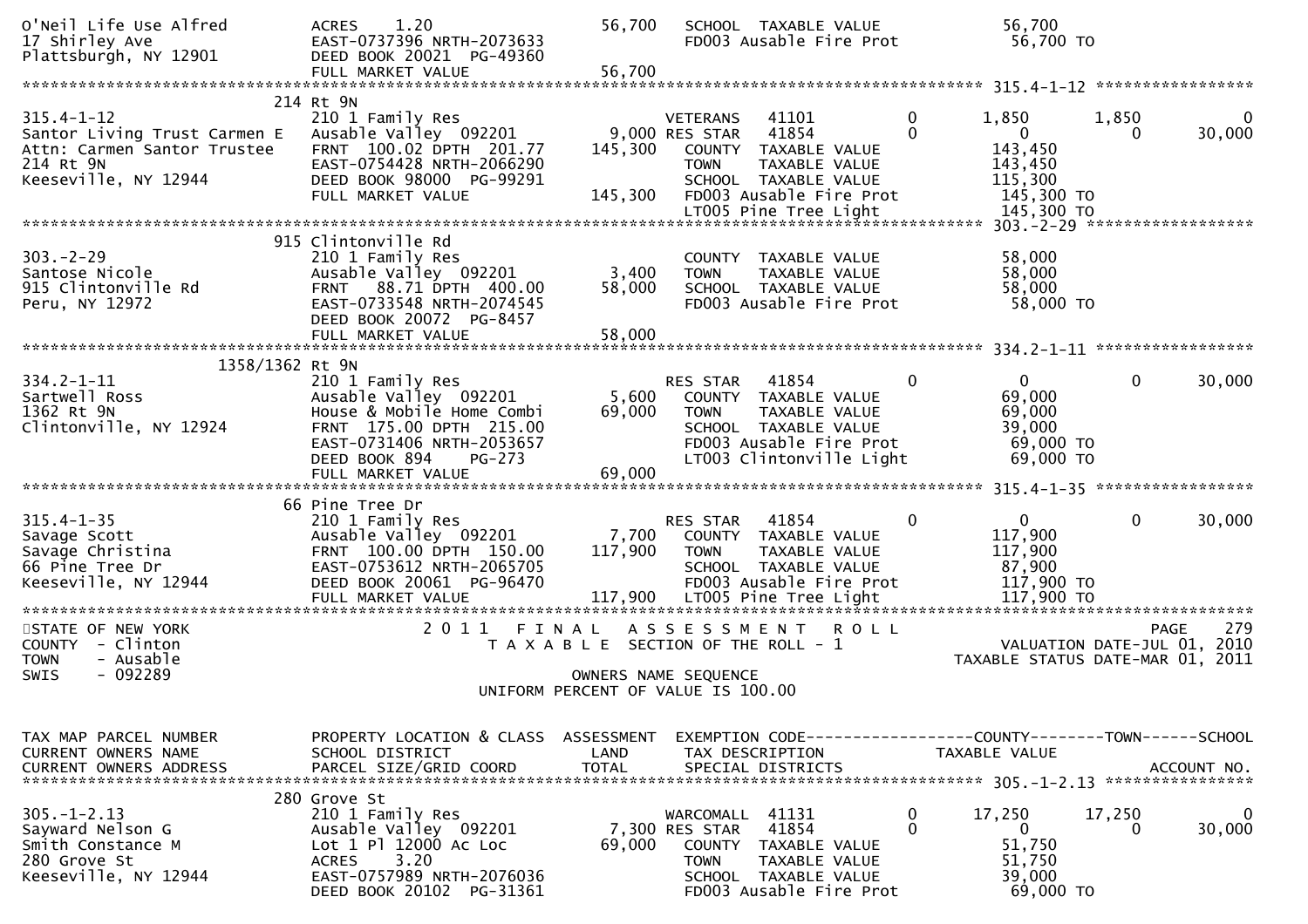```
O'Neil Life Use Alfred         ACRES    1.20                      56,700   SCHOOL  TAXABLE VALUE             56,700
17 Shirley Ave                 EAST-0737396 NRTH-2073633                   FD003 Ausable Fire Prot           56,700 TO
Plattsburgh, NY 12901          DEED BOOK 20021  PG-49360
                               FULL MARKET VALUE                  56,700
******************************************************************************************************* 315.4-1-12 *****************
                           214 Rt 9N
315.4-1-12                     210 1 Family Res                    VETERANS   41101            0       1,850       1,850            0
Santor Living Trust Carmen E   Ausable Valley  092201          9,000 RES STAR   41854            0           0           0       30,000
Attn: Carmen Santor Trustee    FRNT  100.02 DPTH  201.77     145,300   COUNTY  TAXABLE VALUE            143,450
214 Rt 9N                      EAST-0754428 NRTH-2066290                   TOWN    TAXABLE VALUE            143,450
Keeseville, NY 12944           DEED BOOK 98000  PG-99291                   SCHOOL  TAXABLE VALUE            115,300
                               FULL MARKET VALUE                 145,300   FD003 Ausable Fire Prot          145,300 TO
                                                                           LT005 Pine Tree Light            145,300 TO
******************************************************************************************************* 303.-2-29 ******************
                           915 Clintonville Rd
303.-2-29                      210 1 Family Res                            COUNTY  TAXABLE VALUE             58,000
Santose Nicole                 Ausable Valley  092201          3,400       TOWN    TAXABLE VALUE             58,000
915 Clintonville Rd            FRNT   88.71 DPTH  400.00      58,000       SCHOOL  TAXABLE VALUE             58,000
Peru, NY 12972                 EAST-0733548 NRTH-2074545                   FD003 Ausable Fire Prot           58,000 TO
                               DEED BOOK 20072  PG-8457
                               FULL MARKET VALUE                  58,000
******************************************************************************************************* 334.2-1-11 *****************
                      1358/1362 Rt 9N
334.2-1-11                     210 1 Family Res                    RES STAR   41854            0           0           0       30,000
Sartwell Ross                  Ausable Valley  092201          5,600   COUNTY  TAXABLE VALUE             69,000
1362 Rt 9N                     House & Mobile Home Combi      69,000   TOWN    TAXABLE VALUE             69,000
Clintonville, NY 12924         FRNT  175.00 DPTH  215.00                   SCHOOL  TAXABLE VALUE             39,000
                               EAST-0731406 NRTH-2053657                   FD003 Ausable Fire Prot           69,000 TO
                               DEED BOOK 894    PG-273                     LT003 Clintonville Light          69,000 TO
                               FULL MARKET VALUE                  69,000
******************************************************************************************************* 315.4-1-35 *****************
                           66 Pine Tree Dr
315.4-1-35                     210 1 Family Res                    RES STAR   41854            0           0           0       30,000
Savage Scott                   Ausable Valley  092201          7,700   COUNTY  TAXABLE VALUE            117,900
Savage Christina               FRNT  100.00 DPTH  150.00     117,900   TOWN    TAXABLE VALUE            117,900
66 Pine Tree Dr                EAST-0753612 NRTH-2065705                   SCHOOL  TAXABLE VALUE             87,900
Keeseville, NY 12944           DEED BOOK 20061  PG-96470                   FD003 Ausable Fire Prot          117,900 TO
                               FULL MARKET VALUE                 117,900   LT005 Pine Tree Light            117,900 TO
************************************************************************************************************************************
STATE OF NEW YORK                         2 0 1 1   F I N A L   A S S E S S M E N T   R O L L                              PAGE   279
COUNTY  - Clinton                                 T A X A B L E  SECTION OF THE ROLL - 1                        VALUATION DATE-JUL 01, 2010
TOWN    - Ausable                                                                                           TAXABLE STATUS DATE-MAR 01, 2011
SWIS    - 092289                                              OWNERS NAME SEQUENCE
                                                     UNIFORM PERCENT OF VALUE IS 100.00


TAX MAP PARCEL NUMBER          PROPERTY LOCATION & CLASS  ASSESSMENT  EXEMPTION CODE------------------COUNTY--------TOWN------SCHOOL
CURRENT OWNERS NAME            SCHOOL DISTRICT               LAND      TAX DESCRIPTION            TAXABLE VALUE
CURRENT OWNERS ADDRESS         PARCEL SIZE/GRID COORD        TOTAL     SPECIAL DISTRICTS                                   ACCOUNT NO.
******************************************************************************************************* 305.-1-2.13 ****************
                           280 Grove St
305.-1-2.13                    210 1 Family Res                    WARCOMALL  41131            0      17,250      17,250            0
Sayward Nelson G               Ausable Valley  092201          7,300 RES STAR   41854            0           0           0       30,000
Smith Constance M              Lot 1 Pl 12000 Ac Loc          69,000   COUNTY  TAXABLE VALUE             51,750
280 Grove St                   ACRES    3.20                               TOWN    TAXABLE VALUE             51,750
Keeseville, NY 12944           EAST-0757989 NRTH-2076036                   SCHOOL  TAXABLE VALUE             39,000
                               DEED BOOK 20102  PG-31361                   FD003 Ausable Fire Prot           69,000 TO
```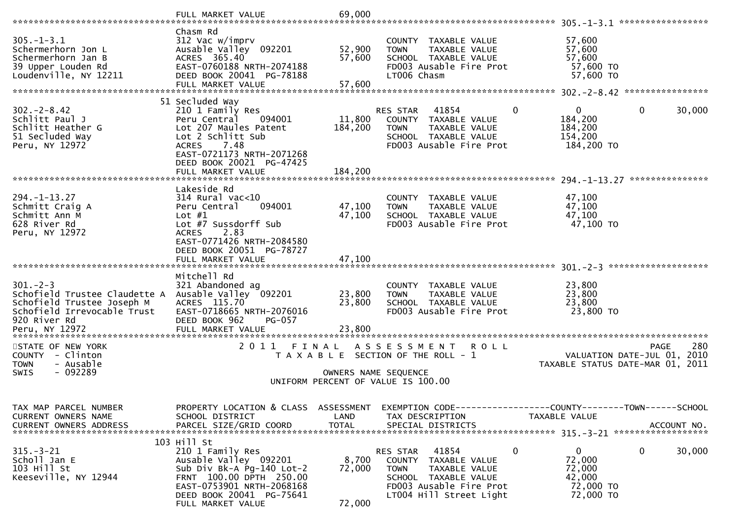FULL MARKET VALUE 69,000

---

**305.-1-3.1**

| | | | | |
|---|---|---|---|---|
| 305.-1-3.1 | Chasm Rd | | | |
| Schermerhorn Jon L | 312 Vac w/imprv | | COUNTY TAXABLE VALUE | 57,600 |
| Schermerhorn Jan B | Ausable Valley 092201 | 52,900 | TOWN TAXABLE VALUE | 57,600 |
| 39 Upper Louden Rd | ACRES 365.40 | 57,600 | SCHOOL TAXABLE VALUE | 57,600 |
| Loudenville, NY 12211 | EAST-0760188 NRTH-2074188 | | FD003 Ausable Fire Prot | 57,600 TO |
| | DEED BOOK 20041 PG-78188 | | LT006 Chasm | 57,600 TO |
| | FULL MARKET VALUE | 57,600 | | |

---

**302.-2-8.42**

| | | | | |
|---|---|---|---|---|
| 302.-2-8.42 | 51 Secluded Way | | | |
| Schlitt Paul J | 210 1 Family Res | | RES STAR 41854 0 | 0 0 30,000 |
| Schlitt Heather G | Peru Central 094001 | 11,800 | COUNTY TAXABLE VALUE | 184,200 |
| 51 Secluded Way | Lot 207 Maules Patent | 184,200 | TOWN TAXABLE VALUE | 184,200 |
| Peru, NY 12972 | Lot 2 Schlitt Sub | | SCHOOL TAXABLE VALUE | 154,200 |
| | ACRES 7.48 | | FD003 Ausable Fire Prot | 184,200 TO |
| | EAST-0721173 NRTH-2071268 | | | |
| | DEED BOOK 20021 PG-47425 | | | |
| | FULL MARKET VALUE | 184,200 | | |

---

**294.-1-13.27**

| | | | | |
|---|---|---|---|---|
| 294.-1-13.27 | Lakeside Rd | | | |
| Schmitt Craig A | 314 Rural vac<10 | | COUNTY TAXABLE VALUE | 47,100 |
| Schmitt Ann M | Peru Central 094001 | 47,100 | TOWN TAXABLE VALUE | 47,100 |
| 628 River Rd | Lot #1 | 47,100 | SCHOOL TAXABLE VALUE | 47,100 |
| Peru, NY 12972 | Lot #7 Sussdorff Sub | | FD003 Ausable Fire Prot | 47,100 TO |
| | ACRES 2.83 | | | |
| | EAST-0771426 NRTH-2084580 | | | |
| | DEED BOOK 20051 PG-78727 | | | |
| | FULL MARKET VALUE | 47,100 | | |

---

**301.-2-3**

| | | | | |
|---|---|---|---|---|
| 301.-2-3 | Mitchell Rd | | | |
| Schofield Trustee Claudette A | 321 Abandoned ag | | COUNTY TAXABLE VALUE | 23,800 |
| Schofield Trustee Joseph M | Ausable Valley 092201 | 23,800 | TOWN TAXABLE VALUE | 23,800 |
| Schofield Irrevocable Trust | ACRES 115.70 | 23,800 | SCHOOL TAXABLE VALUE | 23,800 |
| 920 River Rd | EAST-0718665 NRTH-2076016 | | FD003 Ausable Fire Prot | 23,800 TO |
| Peru, NY 12972 | DEED BOOK 962 PG-057 | | | |
| | FULL MARKET VALUE | 23,800 | | |

---

STATE OF NEW YORK — 2011 FINAL ASSESSMENT ROLL — PAGE 280
COUNTY - Clinton — TAXABLE SECTION OF THE ROLL - 1 — VALUATION DATE-JUL 01, 2010
TOWN - Ausable — TAXABLE STATUS DATE-MAR 01, 2011
SWIS - 092289 — OWNERS NAME SEQUENCE
UNIFORM PERCENT OF VALUE IS 100.00

| TAX MAP PARCEL NUMBER / CURRENT OWNERS NAME / CURRENT OWNERS ADDRESS | PROPERTY LOCATION & CLASS / SCHOOL DISTRICT / PARCEL SIZE/GRID COORD | ASSESSMENT / LAND / TOTAL | EXEMPTION CODE / TAX DESCRIPTION / SPECIAL DISTRICTS | COUNTY--------TOWN------SCHOOL / TAXABLE VALUE / ACCOUNT NO. |
|---|---|---|---|---|
| 315.-3-21 | 103 Hill St | | | |
| Scholl Jan E | 210 1 Family Res | | RES STAR 41854 0 | 0 0 30,000 |
| 103 Hill St | Ausable Valley 092201 | 8,700 | COUNTY TAXABLE VALUE | 72,000 |
| Keeseville, NY 12944 | Sub Div Bk-A Pg-140 Lot-2 | 72,000 | TOWN TAXABLE VALUE | 72,000 |
| | FRNT 100.00 DPTH 250.00 | | SCHOOL TAXABLE VALUE | 42,000 |
| | EAST-0753901 NRTH-2068168 | | FD003 Ausable Fire Prot | 72,000 TO |
| | DEED BOOK 20041 PG-75641 | | LT004 Hill Street Light | 72,000 TO |
| | FULL MARKET VALUE | 72,000 | | |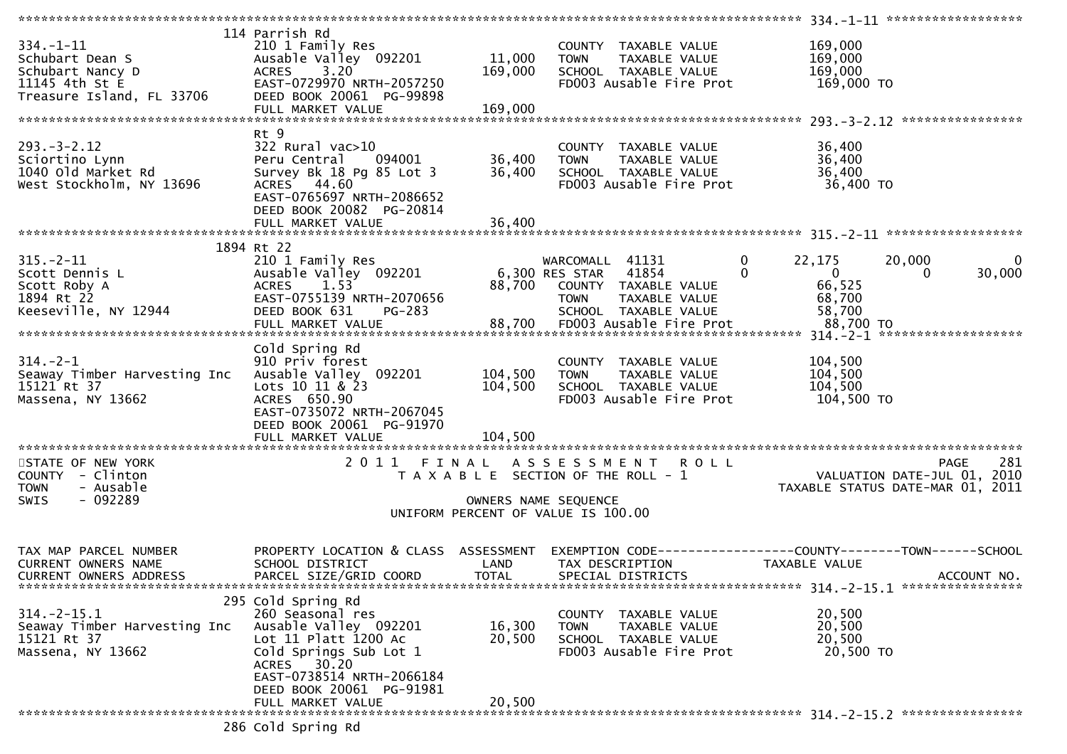```
******************************************************************************************************* 334.-1-11 ******************
                              114 Parrish Rd
334.-1-11                     210 1 Family Res                        COUNTY  TAXABLE VALUE             169,000
Schubart Dean S               Ausable Valley  092201       11,000     TOWN    TAXABLE VALUE             169,000
Schubart Nancy D              ACRES    3.20               169,000     SCHOOL  TAXABLE VALUE             169,000
11145 4th St E                EAST-0729970 NRTH-2057250               FD003 Ausable Fire Prot            169,000 TO
Treasure Island, FL 33706     DEED BOOK 20061 PG-99898
                              FULL MARKET VALUE           169,000
******************************************************************************************************* 293.-3-2.12 ****************
                              Rt 9
293.-3-2.12                   322 Rural vac>10                        COUNTY  TAXABLE VALUE              36,400
Sciortino Lynn                Peru Central     094001      36,400     TOWN    TAXABLE VALUE              36,400
1040 Old Market Rd            Survey Bk 18 Pg 85 Lot 3     36,400     SCHOOL  TAXABLE VALUE              36,400
West Stockholm, NY 13696      ACRES   44.60                           FD003 Ausable Fire Prot             36,400 TO
                              EAST-0765697 NRTH-2086652
                              DEED BOOK 20082 PG-20814
                              FULL MARKET VALUE            36,400
******************************************************************************************************* 315.-2-11 ******************
                              1894 Rt 22
315.-2-11                     210 1 Family Res                    WARCOMALL  41131          0        22,175      20,000          0
Scott Dennis L                Ausable Valley  092201        6,300 RES STAR   41854          0             0           0     30,000
Scott Roby A                  ACRES    1.53                88,700     COUNTY  TAXABLE VALUE              66,525
1894 Rt 22                    EAST-0755139 NRTH-2070656               TOWN    TAXABLE VALUE              68,700
Keeseville, NY 12944          DEED BOOK 631    PG-283                 SCHOOL  TAXABLE VALUE              58,700
                              FULL MARKET VALUE            88,700     FD003 Ausable Fire Prot             88,700 TO
******************************************************************************************************* 314.-2-1 *******************
                              Cold Spring Rd
314.-2-1                      910 Priv forest                         COUNTY  TAXABLE VALUE             104,500
Seaway Timber Harvesting Inc  Ausable Valley  092201      104,500     TOWN    TAXABLE VALUE             104,500
15121 Rt 37                   Lots 10 11 & 23             104,500     SCHOOL  TAXABLE VALUE             104,500
Massena, NY 13662             ACRES  650.90                           FD003 Ausable Fire Prot            104,500 TO
                              EAST-0735072 NRTH-2067045
                              DEED BOOK 20061 PG-91970
                              FULL MARKET VALUE           104,500
************************************************************************************************************************************
STATE OF NEW YORK                  2 0 1 1   F I N A L   A S S E S S M E N T   R O L L                                  PAGE   281
COUNTY  - Clinton                     T A X A B L E  SECTION OF THE ROLL - 1                         VALUATION DATE-JUL 01, 2010
TOWN    - Ausable                                                                                TAXABLE STATUS DATE-MAR 01, 2011
SWIS    - 092289                                 OWNERS NAME SEQUENCE
                                            UNIFORM PERCENT OF VALUE IS 100.00


TAX MAP PARCEL NUMBER         PROPERTY LOCATION & CLASS  ASSESSMENT  EXEMPTION CODE------------------COUNTY--------TOWN------SCHOOL
CURRENT OWNERS NAME           SCHOOL DISTRICT               LAND      TAX DESCRIPTION             TAXABLE VALUE
CURRENT OWNERS ADDRESS        PARCEL SIZE/GRID COORD        TOTAL     SPECIAL DISTRICTS                                  ACCOUNT NO.
******************************************************************************************************* 314.-2-15.1 ****************
                              295 Cold Spring Rd
314.-2-15.1                   260 Seasonal res                        COUNTY  TAXABLE VALUE              20,500
Seaway Timber Harvesting Inc  Ausable Valley  092201       16,300     TOWN    TAXABLE VALUE              20,500
15121 Rt 37                   Lot 11 Platt 1200 Ac         20,500     SCHOOL  TAXABLE VALUE              20,500
Massena, NY 13662             Cold Springs Sub Lot 1                  FD003 Ausable Fire Prot             20,500 TO
                              ACRES   30.20
                              EAST-0738514 NRTH-2066184
                              DEED BOOK 20061 PG-91981
                              FULL MARKET VALUE            20,500
******************************************************************************************************* 314.-2-15.2 ****************
                              286 Cold Spring Rd
```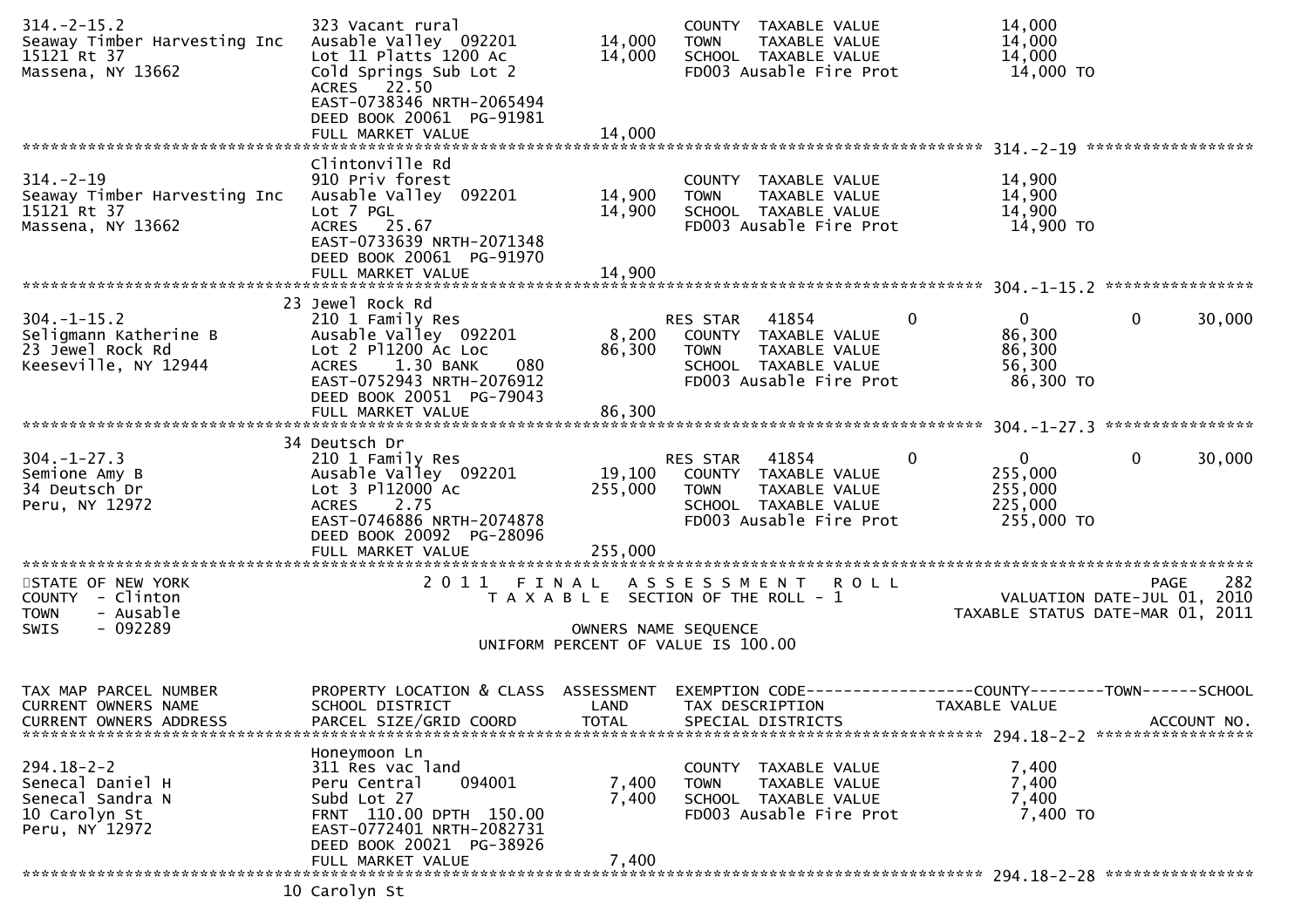```
314.-2-15.2                   323 Vacant rural                          COUNTY  TAXABLE VALUE              14,000
Seaway Timber Harvesting Inc  Ausable Valley  092201       14,000   TOWN    TAXABLE VALUE              14,000
15121 Rt 37                   Lot 11 Platts 1200 Ac        14,000   SCHOOL  TAXABLE VALUE              14,000
Massena, NY 13662             Cold Springs Sub Lot 2                FD003 Ausable Fire Prot             14,000 TO
                              ACRES   22.50
                              EAST-0738346 NRTH-2065494
                              DEED BOOK 20061  PG-91981
                              FULL MARKET VALUE            14,000
******************************************************************************************************* 314.-2-19 *****************
                              Clintonville Rd
314.-2-19                     910 Priv forest                       COUNTY  TAXABLE VALUE              14,900
Seaway Timber Harvesting Inc  Ausable Valley  092201       14,900   TOWN    TAXABLE VALUE              14,900
15121 Rt 37                   Lot 7 PGL                    14,900   SCHOOL  TAXABLE VALUE              14,900
Massena, NY 13662             ACRES   25.67                         FD003 Ausable Fire Prot             14,900 TO
                              EAST-0733639 NRTH-2071348
                              DEED BOOK 20061  PG-91970
                              FULL MARKET VALUE            14,900
******************************************************************************************************* 304.-1-15.2 ***************
                           23 Jewel Rock Rd
304.-1-15.2                   210 1 Family Res                      RES STAR   41854        0           0          0      30,000
Seligmann Katherine B         Ausable Valley  092201        8,200   COUNTY  TAXABLE VALUE              86,300
23 Jewel Rock Rd              Lot 2 Pl1200 Ac Loc          86,300   TOWN    TAXABLE VALUE              86,300
Keeseville, NY 12944          ACRES    1.30 BANK     080            SCHOOL  TAXABLE VALUE              56,300
                              EAST-0752943 NRTH-2076912             FD003 Ausable Fire Prot             86,300 TO
                              DEED BOOK 20051  PG-79043
                              FULL MARKET VALUE            86,300
******************************************************************************************************* 304.-1-27.3 ***************
                           34 Deutsch Dr
304.-1-27.3                   210 1 Family Res                      RES STAR   41854        0           0          0      30,000
Semione Amy B                 Ausable Valley  092201       19,100   COUNTY  TAXABLE VALUE             255,000
34 Deutsch Dr                 Lot 3 Pl12000 Ac            255,000   TOWN    TAXABLE VALUE             255,000
Peru, NY 12972                ACRES    2.75                         SCHOOL  TAXABLE VALUE             225,000
                              EAST-0746886 NRTH-2074878             FD003 Ausable Fire Prot            255,000 TO
                              DEED BOOK 20092  PG-28096
                              FULL MARKET VALUE           255,000
************************************************************************************************************************************
STATE OF NEW YORK                    2 0 1 1   F I N A L   A S S E S S M E N T   R O L L                              PAGE    282
COUNTY  - Clinton                      T A X A B L E  SECTION OF THE ROLL - 1                           VALUATION DATE-JUL 01, 2010
TOWN    - Ausable                                                                                    TAXABLE STATUS DATE-MAR 01, 2011
SWIS    - 092289                                    OWNERS NAME SEQUENCE
                                             UNIFORM PERCENT OF VALUE IS 100.00


TAX MAP PARCEL NUMBER         PROPERTY LOCATION & CLASS  ASSESSMENT  EXEMPTION CODE------------------COUNTY--------TOWN------SCHOOL
CURRENT OWNERS NAME           SCHOOL DISTRICT               LAND      TAX DESCRIPTION             TAXABLE VALUE
CURRENT OWNERS ADDRESS        PARCEL SIZE/GRID COORD       TOTAL      SPECIAL DISTRICTS                                 ACCOUNT NO.
******************************************************************************************************* 294.18-2-2 ****************
                              Honeymoon Ln
294.18-2-2                    311 Res vac land                      COUNTY  TAXABLE VALUE               7,400
Senecal Daniel H              Peru Central     094001       7,400   TOWN    TAXABLE VALUE               7,400
Senecal Sandra N              Subd Lot 27                   7,400   SCHOOL  TAXABLE VALUE               7,400
10 Carolyn St                 FRNT 110.00 DPTH 150.00               FD003 Ausable Fire Prot              7,400 TO
Peru, NY 12972                EAST-0772401 NRTH-2082731
                              DEED BOOK 20021  PG-38926
                              FULL MARKET VALUE             7,400
******************************************************************************************************* 294.18-2-28 ***************
                           10 Carolyn St
```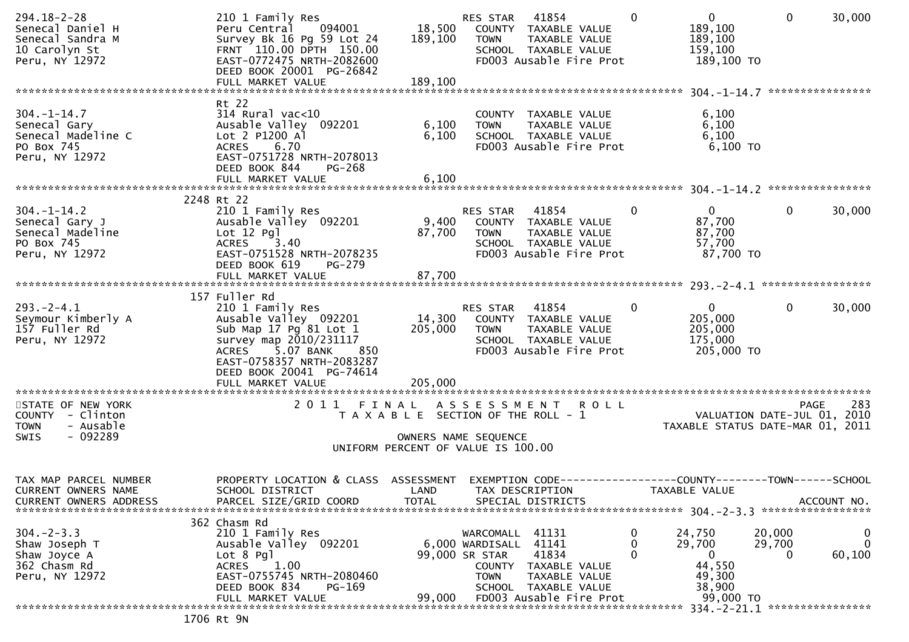| TAX MAP PARCEL NUMBER / CURRENT OWNERS NAME / CURRENT OWNERS ADDRESS | PROPERTY LOCATION & CLASS / SCHOOL DISTRICT / PARCEL SIZE/GRID COORD | ASSESSMENT LAND / TOTAL | EXEMPTION CODE / TAX DESCRIPTION / SPECIAL DISTRICTS | | COUNTY | TOWN | SCHOOL |
|---|---|---|---|---|---|---|---|
| 294.18-2-28 | 210 1 Family Res | | RES STAR 41854 | 0 | 0 | 0 | 30,000 |
| Senecal Daniel H | Peru Central 094001 | 18,500 | COUNTY TAXABLE VALUE | | 189,100 | | |
| Senecal Sandra M | Survey Bk 16 Pg 59 Lot 24 | 189,100 | TOWN TAXABLE VALUE | | 189,100 | | |
| 10 Carolyn St | FRNT 110.00 DPTH 150.00 | | SCHOOL TAXABLE VALUE | | 159,100 | | |
| Peru, NY 12972 | EAST-0772475 NRTH-2082600 | | FD003 Ausable Fire Prot | | 189,100 TO | | |
| | DEED BOOK 20001 PG-26842 | | | | | | |
| | FULL MARKET VALUE | 189,100 | | | | | |
| **304.-1-14.7** | Rt 22 | | | | | | |
| 304.-1-14.7 | 314 Rural vac<10 | | COUNTY TAXABLE VALUE | | 6,100 | | |
| Senecal Gary | Ausable Valley 092201 | 6,100 | TOWN TAXABLE VALUE | | 6,100 | | |
| Senecal Madeline C | Lot 2 P1200 Al | 6,100 | SCHOOL TAXABLE VALUE | | 6,100 | | |
| PO Box 745 | ACRES 6.70 | | FD003 Ausable Fire Prot | | 6,100 TO | | |
| Peru, NY 12972 | EAST-0751728 NRTH-2078013 | | | | | | |
| | DEED BOOK 844 PG-268 | | | | | | |
| | FULL MARKET VALUE | 6,100 | | | | | |
| **304.-1-14.2** | 2248 Rt 22 | | | | | | |
| 304.-1-14.2 | 210 1 Family Res | | RES STAR 41854 | 0 | 0 | 0 | 30,000 |
| Senecal Gary J | Ausable Valley 092201 | 9,400 | COUNTY TAXABLE VALUE | | 87,700 | | |
| Senecal Madeline | Lot 12 Pgl | 87,700 | TOWN TAXABLE VALUE | | 87,700 | | |
| PO Box 745 | ACRES 3.40 | | SCHOOL TAXABLE VALUE | | 57,700 | | |
| Peru, NY 12972 | EAST-0751528 NRTH-2078235 | | FD003 Ausable Fire Prot | | 87,700 TO | | |
| | DEED BOOK 619 PG-279 | | | | | | |
| | FULL MARKET VALUE | 87,700 | | | | | |
| **293.-2-4.1** | 157 Fuller Rd | | | | | | |
| 293.-2-4.1 | 210 1 Family Res | | RES STAR 41854 | 0 | 0 | 0 | 30,000 |
| Seymour Kimberly A | Ausable Valley 092201 | 14,300 | COUNTY TAXABLE VALUE | | 205,000 | | |
| 157 Fuller Rd | Sub Map 17 Pg 81 Lot 1 | 205,000 | TOWN TAXABLE VALUE | | 205,000 | | |
| Peru, NY 12972 | survey map 2010/231117 | | SCHOOL TAXABLE VALUE | | 175,000 | | |
| | ACRES 5.07 BANK 850 | | FD003 Ausable Fire Prot | | 205,000 TO | | |
| | EAST-0758357 NRTH-2083287 | | | | | | |
| | DEED BOOK 20041 PG-74614 | | | | | | |
| | FULL MARKET VALUE | 205,000 | | | | | |

STATE OF NEW YORK
COUNTY - Clinton
TOWN - Ausable
SWIS - 092289

2011 FINAL ASSESSMENT ROLL
TAXABLE SECTION OF THE ROLL - 1
OWNERS NAME SEQUENCE
UNIFORM PERCENT OF VALUE IS 100.00

PAGE 283
VALUATION DATE-JUL 01, 2010
TAXABLE STATUS DATE-MAR 01, 2011

| TAX MAP PARCEL NUMBER / CURRENT OWNERS NAME / CURRENT OWNERS ADDRESS | PROPERTY LOCATION & CLASS / SCHOOL DISTRICT / PARCEL SIZE/GRID COORD | ASSESSMENT LAND / TOTAL | EXEMPTION CODE / TAX DESCRIPTION / SPECIAL DISTRICTS | | COUNTY (TAXABLE VALUE) | TOWN | SCHOOL (ACCOUNT NO.) |
|---|---|---|---|---|---|---|---|
| **304.-2-3.3** | 362 Chasm Rd | | | | | | |
| 304.-2-3.3 | 210 1 Family Res | | WARCOMALL 41131 | 0 | 24,750 | 20,000 | 0 |
| Shaw Joseph T | Ausable Valley 092201 | 6,000 | WARDISALL 41141 | 0 | 29,700 | 29,700 | 0 |
| Shaw Joyce A | Lot 8 Pgl | 99,000 | SR STAR 41834 | 0 | 0 | 0 | 60,100 |
| 362 Chasm Rd | ACRES 1.00 | | COUNTY TAXABLE VALUE | | 44,550 | | |
| Peru, NY 12972 | EAST-0755745 NRTH-2080460 | | TOWN TAXABLE VALUE | | 49,300 | | |
| | DEED BOOK 834 PG-169 | | SCHOOL TAXABLE VALUE | | 38,900 | | |
| | FULL MARKET VALUE | 99,000 | FD003 Ausable Fire Prot | | 99,000 TO | | |
| **334.-2-21.1** | 1706 Rt 9N | | | | | | |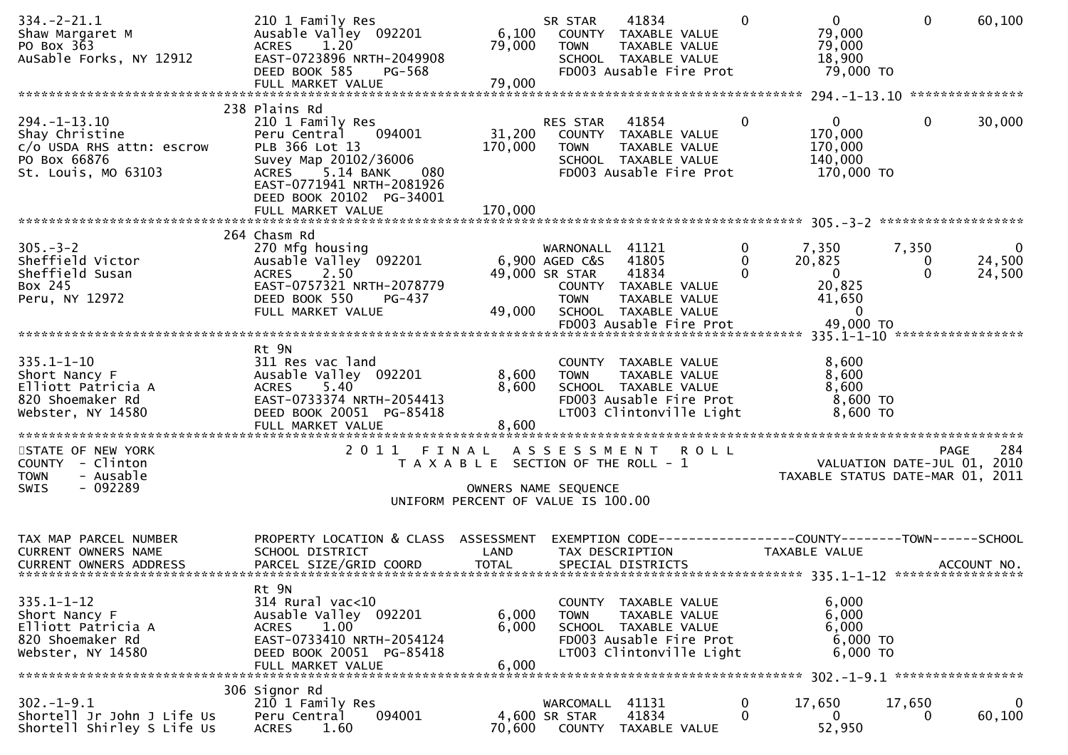```
334.-2-21.1                    210 1 Family Res                       SR STAR     41834          0            0            0        60,100
Shaw Margaret M                Ausable Valley  092201        6,100    COUNTY  TAXABLE VALUE                79,000
PO Box 363                     ACRES     1.20               79,000    TOWN    TAXABLE VALUE                79,000
AuSable Forks, NY 12912        EAST-0723896 NRTH-2049908              SCHOOL  TAXABLE VALUE                18,900
                               DEED BOOK 585     PG-568               FD003 Ausable Fire Prot               79,000 TO
                               FULL MARKET VALUE            79,000
******************************************************************************************************* 294.-1-13.10 ***************
                               238 Plains Rd
294.-1-13.10                   210 1 Family Res                       RES STAR    41854          0            0            0        30,000
Shay Christine                 Peru Central    094001       31,200    COUNTY  TAXABLE VALUE               170,000
c/o USDA RHS attn: escrow      PLB 366 Lot 13              170,000    TOWN    TAXABLE VALUE               170,000
PO Box 66876                   Suvey Map 20102/36006                  SCHOOL  TAXABLE VALUE               140,000
St. Louis, MO 63103            ACRES     5.14 BANK     080            FD003 Ausable Fire Prot              170,000 TO
                               EAST-0771941 NRTH-2081926
                               DEED BOOK 20102  PG-34001
                               FULL MARKET VALUE           170,000
******************************************************************************************************* 305.-3-2 *******************
                               264 Chasm Rd
305.-3-2                       270 Mfg housing                        WARNONALL   41121          0        7,350        7,350             0
Sheffield Victor               Ausable Valley  092201        6,900 AGED C&S   41805          0       20,825            0        24,500
Sheffield Susan                ACRES     2.50               49,000 SR STAR    41834          0            0            0        24,500
Box 245                        EAST-0757321 NRTH-2078779              COUNTY  TAXABLE VALUE                20,825
Peru, NY 12972                 DEED BOOK 550     PG-437               TOWN    TAXABLE VALUE                41,650
                               FULL MARKET VALUE            49,000    SCHOOL  TAXABLE VALUE                     0
                                                                      FD003 Ausable Fire Prot               49,000 TO
******************************************************************************************************* 335.1-1-10 *****************
                               Rt 9N
335.1-1-10                     311 Res vac land                       COUNTY  TAXABLE VALUE                 8,600
Short Nancy F                  Ausable Valley  092201        8,600    TOWN    TAXABLE VALUE                 8,600
Elliott Patricia A             ACRES     5.40                8,600    SCHOOL  TAXABLE VALUE                 8,600
820 Shoemaker Rd               EAST-0733374 NRTH-2054413              FD003 Ausable Fire Prot                8,600 TO
Webster, NY 14580              DEED BOOK 20051  PG-85418              LT003 Clintonville Light               8,600 TO
                               FULL MARKET VALUE             8,600
************************************************************************************************************************************
STATE OF NEW YORK                    2 0 1 1   F I N A L   A S S E S S M E N T   R O L L                                 PAGE    284
COUNTY  - Clinton                        T A X A B L E  SECTION OF THE ROLL - 1                         VALUATION DATE-JUL 01, 2010
TOWN    - Ausable                                                                                  TAXABLE STATUS DATE-MAR 01, 2011
SWIS    - 092289                                      OWNERS NAME SEQUENCE
                                                UNIFORM PERCENT OF VALUE IS 100.00


TAX MAP PARCEL NUMBER          PROPERTY LOCATION & CLASS  ASSESSMENT  EXEMPTION CODE------------------COUNTY--------TOWN------SCHOOL
CURRENT OWNERS NAME            SCHOOL DISTRICT               LAND      TAX DESCRIPTION             TAXABLE VALUE
CURRENT OWNERS ADDRESS         PARCEL SIZE/GRID COORD        TOTAL     SPECIAL DISTRICTS                                  ACCOUNT NO.
******************************************************************************************************* 335.1-1-12 *****************
                               Rt 9N
335.1-1-12                     314 Rural vac<10                       COUNTY  TAXABLE VALUE                 6,000
Short Nancy F                  Ausable Valley  092201        6,000    TOWN    TAXABLE VALUE                 6,000
Elliott Patricia A             ACRES     1.00                6,000    SCHOOL  TAXABLE VALUE                 6,000
820 Shoemaker Rd               EAST-0733410 NRTH-2054124              FD003 Ausable Fire Prot                6,000 TO
Webster, NY 14580              DEED BOOK 20051  PG-85418              LT003 Clintonville Light               6,000 TO
                               FULL MARKET VALUE             6,000
******************************************************************************************************* 302.-1-9.1 *****************
                               306 Signor Rd
302.-1-9.1                     210 1 Family Res                       WARCOMALL   41131          0       17,650       17,650             0
Shortell Jr John J Life Us     Peru Central    094001        4,600 SR STAR    41834          0            0            0        60,100
Shortell Shirley S Life Us     ACRES     1.60               70,600    COUNTY  TAXABLE VALUE                52,950
```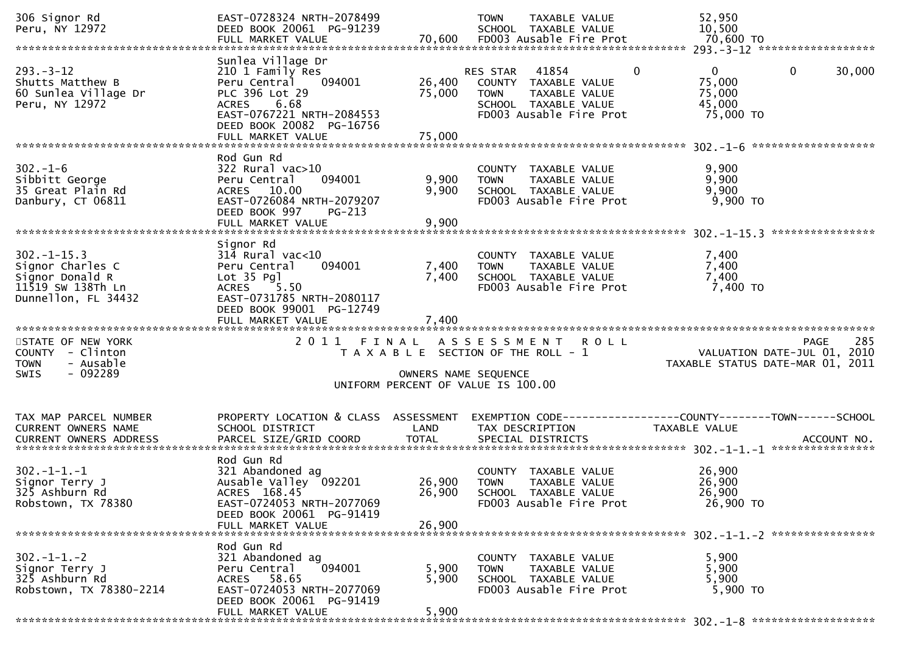```
306 Signor Rd                    EAST-0728324 NRTH-2078499                    TOWN    TAXABLE VALUE              52,950
Peru, NY 12972                   DEED BOOK 20061  PG-91239                    SCHOOL  TAXABLE VALUE              10,500
                                 FULL MARKET VALUE              70,600        FD003 Ausable Fire Prot             70,600 TO
******************************************************************************************************* 293.-3-12 ******************
                                 Sunlea Village Dr
293.-3-12                        210 1 Family Res                             RES STAR    41854          0             0           0      30,000
Shutts Matthew B                 Peru Central    094001         26,400        COUNTY  TAXABLE VALUE              75,000
60 Sunlea Village Dr             PLC 396 Lot 29                 75,000        TOWN    TAXABLE VALUE              75,000
Peru, NY 12972                   ACRES    6.68                                SCHOOL  TAXABLE VALUE              45,000
                                 EAST-0767221 NRTH-2084553                    FD003 Ausable Fire Prot             75,000 TO
                                 DEED BOOK 20082  PG-16756
                                 FULL MARKET VALUE              75,000
******************************************************************************************************* 302.-1-6 *******************
                                 Rod Gun Rd
302.-1-6                         322 Rural vac>10                             COUNTY  TAXABLE VALUE               9,900
Sibbitt George                   Peru Central    094001          9,900        TOWN    TAXABLE VALUE               9,900
35 Great Plain Rd                ACRES   10.00                   9,900        SCHOOL  TAXABLE VALUE               9,900
Danbury, CT 06811                EAST-0726084 NRTH-2079207                    FD003 Ausable Fire Prot              9,900 TO
                                 DEED BOOK 997    PG-213
                                 FULL MARKET VALUE               9,900
******************************************************************************************************* 302.-1-15.3 ****************
                                 Signor Rd
302.-1-15.3                      314 Rural vac<10                             COUNTY  TAXABLE VALUE               7,400
Signor Charles C                 Peru Central    094001          7,400        TOWN    TAXABLE VALUE               7,400
Signor Donald R                  Lot 35 Pgl                      7,400        SCHOOL  TAXABLE VALUE               7,400
11519 SW 138Th Ln                ACRES    5.50                                FD003 Ausable Fire Prot              7,400 TO
Dunnellon, FL 34432              EAST-0731785 NRTH-2080117
                                 DEED BOOK 99001  PG-12749
                                 FULL MARKET VALUE               7,400
************************************************************************************************************************************
STATE OF NEW YORK                   2 0 1 1   F I N A L   A S S E S S M E N T   R O L L                                 PAGE    285
COUNTY  - Clinton                      T A X A B L E  SECTION OF THE ROLL - 1                        VALUATION DATE-JUL 01, 2010
TOWN    - Ausable                                                                                TAXABLE STATUS DATE-MAR 01, 2011
SWIS    - 092289                                   OWNERS NAME SEQUENCE
                                          UNIFORM PERCENT OF VALUE IS 100.00


TAX MAP PARCEL NUMBER            PROPERTY LOCATION & CLASS  ASSESSMENT  EXEMPTION CODE------------------COUNTY--------TOWN------SCHOOL
CURRENT OWNERS NAME              SCHOOL DISTRICT               LAND     TAX DESCRIPTION              TAXABLE VALUE
CURRENT OWNERS ADDRESS           PARCEL SIZE/GRID COORD        TOTAL    SPECIAL DISTRICTS                                    ACCOUNT NO.
******************************************************************************************************* 302.-1-1.-1 ****************
                                 Rod Gun Rd
302.-1-1.-1                      321 Abandoned ag                             COUNTY  TAXABLE VALUE              26,900
Signor Terry J                   Ausable Valley  092201         26,900        TOWN    TAXABLE VALUE              26,900
325 Ashburn Rd                   ACRES  168.45                  26,900        SCHOOL  TAXABLE VALUE              26,900
Robstown, TX 78380               EAST-0724053 NRTH-2077069                    FD003 Ausable Fire Prot             26,900 TO
                                 DEED BOOK 20061  PG-91419
                                 FULL MARKET VALUE              26,900
******************************************************************************************************* 302.-1-1.-2 ****************
                                 Rod Gun Rd
302.-1-1.-2                      321 Abandoned ag                             COUNTY  TAXABLE VALUE               5,900
Signor Terry J                   Peru Central    094001          5,900        TOWN    TAXABLE VALUE               5,900
325 Ashburn Rd                   ACRES   58.65                   5,900        SCHOOL  TAXABLE VALUE               5,900
Robstown, TX 78380-2214          EAST-0724053 NRTH-2077069                    FD003 Ausable Fire Prot              5,900 TO
                                 DEED BOOK 20061  PG-91419
                                 FULL MARKET VALUE               5,900
******************************************************************************************************* 302.-1-8 *******************
```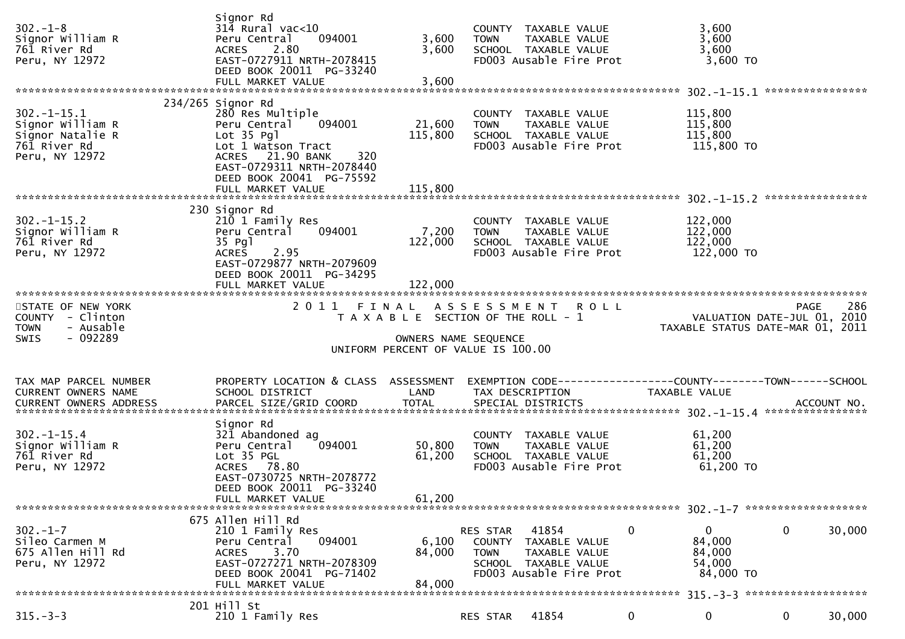```
                               Signor Rd
302.-1-8                       314 Rural vac<10                        COUNTY  TAXABLE VALUE              3,600
Signor William R               Peru Central    094001        3,600     TOWN    TAXABLE VALUE              3,600
761 River Rd                   ACRES    2.80                 3,600     SCHOOL  TAXABLE VALUE              3,600
Peru, NY 12972                 EAST-0727911 NRTH-2078415               FD003 Ausable Fire Prot             3,600 TO
                               DEED BOOK 20011  PG-33240
                               FULL MARKET VALUE             3,600
******************************************************************************************************* 302.-1-15.1 ****************
                       234/265 Signor Rd
302.-1-15.1                    280 Res Multiple                        COUNTY  TAXABLE VALUE            115,800
Signor William R               Peru Central    094001       21,600     TOWN    TAXABLE VALUE            115,800
Signor Natalie R               Lot 35 Pgl                  115,800     SCHOOL  TAXABLE VALUE            115,800
761 River Rd                   Lot 1 Watson Tract                      FD003 Ausable Fire Prot           115,800 TO
Peru, NY 12972                 ACRES   21.90 BANK     320
                               EAST-0729311 NRTH-2078440
                               DEED BOOK 20041  PG-75592
                               FULL MARKET VALUE           115,800
******************************************************************************************************* 302.-1-15.2 ****************
                           230 Signor Rd
302.-1-15.2                    210 1 Family Res                        COUNTY  TAXABLE VALUE            122,000
Signor William R               Peru Central    094001        7,200     TOWN    TAXABLE VALUE            122,000
761 River Rd                   35 Pgl                      122,000     SCHOOL  TAXABLE VALUE            122,000
Peru, NY 12972                 ACRES    2.95                           FD003 Ausable Fire Prot           122,000 TO
                               EAST-0729877 NRTH-2079609
                               DEED BOOK 20011  PG-34295
                               FULL MARKET VALUE           122,000
************************************************************************************************************************************
STATE OF NEW YORK                    2 0 1 1   F I N A L   A S S E S S M E N T   R O L L                                 PAGE   286
COUNTY  - Clinton                          T A X A B L E  SECTION OF THE ROLL - 1                     VALUATION DATE-JUL 01, 2010
TOWN    - Ausable                                                                                   TAXABLE STATUS DATE-MAR 01, 2011
SWIS    - 092289                                       OWNERS NAME SEQUENCE
                                              UNIFORM PERCENT OF VALUE IS 100.00


TAX MAP PARCEL NUMBER          PROPERTY LOCATION & CLASS  ASSESSMENT  EXEMPTION CODE------------------COUNTY--------TOWN------SCHOOL
CURRENT OWNERS NAME            SCHOOL DISTRICT               LAND      TAX DESCRIPTION              TAXABLE VALUE
CURRENT OWNERS ADDRESS         PARCEL SIZE/GRID COORD        TOTAL     SPECIAL DISTRICTS                                  ACCOUNT NO.
******************************************************************************************************* 302.-1-15.4 ****************
                               Signor Rd
302.-1-15.4                    321 Abandoned ag                        COUNTY  TAXABLE VALUE             61,200
Signor William R               Peru Central    094001       50,800     TOWN    TAXABLE VALUE             61,200
761 River Rd                   Lot 35 PGL                   61,200     SCHOOL  TAXABLE VALUE             61,200
Peru, NY 12972                 ACRES   78.80                           FD003 Ausable Fire Prot            61,200 TO
                               EAST-0730725 NRTH-2078772
                               DEED BOOK 20011  PG-33240
                               FULL MARKET VALUE            61,200
******************************************************************************************************* 302.-1-7 *******************
                           675 Allen Hill Rd
302.-1-7                       210 1 Family Res                        RES STAR    41854           0             0            0      30,000
Sileo Carmen M                 Peru Central    094001        6,100     COUNTY  TAXABLE VALUE             84,000
675 Allen Hill Rd              ACRES    3.70                84,000     TOWN    TAXABLE VALUE             84,000
Peru, NY 12972                 EAST-0727271 NRTH-2078309               SCHOOL  TAXABLE VALUE             54,000
                               DEED BOOK 20041  PG-71402               FD003 Ausable Fire Prot            84,000 TO
                               FULL MARKET VALUE            84,000
******************************************************************************************************* 315.-3-3 *******************
                           201 Hill St
315.-3-3                       210 1 Family Res                        RES STAR    41854           0             0            0      30,000
```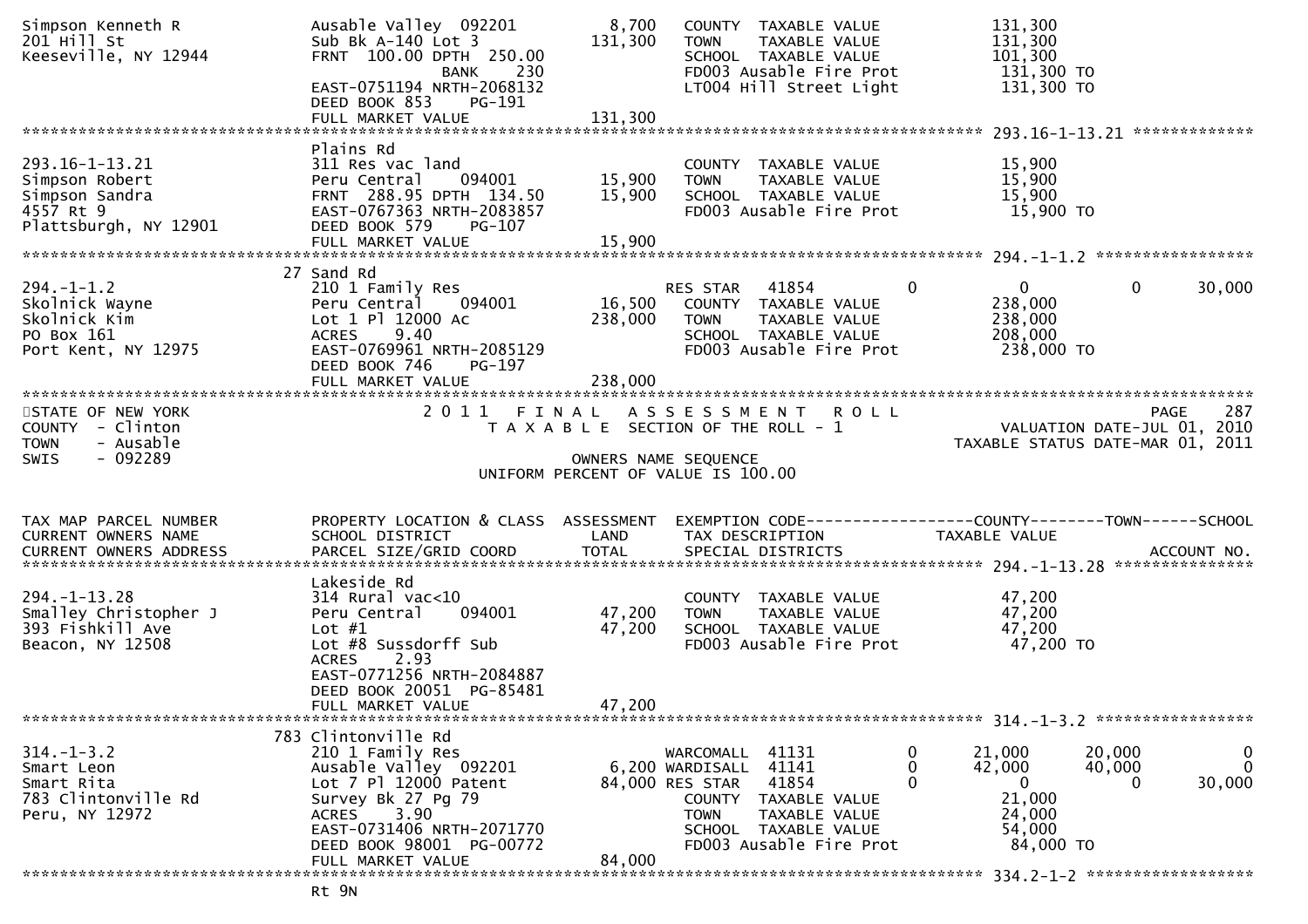```
Simpson Kenneth R              Ausable Valley  092201          8,700    COUNTY  TAXABLE VALUE              131,300
201 Hill St                    Sub Bk A-140 Lot 3            131,300    TOWN    TAXABLE VALUE              131,300
Keeseville, NY 12944           FRNT  100.00 DPTH  250.00                SCHOOL  TAXABLE VALUE              101,300
                                             BANK     230               FD003 Ausable Fire Prot             131,300 TO
                               EAST-0751194 NRTH-2068132                LT004 Hill Street Light             131,300 TO
                               DEED BOOK 853    PG-191
                               FULL MARKET VALUE             131,300
******************************************************************************************************* 293.16-1-13.21 *************
                               Plains Rd
293.16-1-13.21                 311 Res vac land                         COUNTY  TAXABLE VALUE               15,900
Simpson Robert                 Peru Central    094001         15,900    TOWN    TAXABLE VALUE               15,900
Simpson Sandra                 FRNT  288.95 DPTH  134.50      15,900    SCHOOL  TAXABLE VALUE               15,900
4557 Rt 9                      EAST-0767363 NRTH-2083857                FD003 Ausable Fire Prot              15,900 TO
Plattsburgh, NY 12901          DEED BOOK 579    PG-107
                               FULL MARKET VALUE              15,900
******************************************************************************************************* 294.-1-1.2 *****************
                            27 Sand Rd
294.-1-1.2                     210 1 Family Res                         RES STAR   41854          0              0            0       30,000
Skolnick Wayne                 Peru Central    094001         16,500    COUNTY  TAXABLE VALUE              238,000
Skolnick Kim                   Lot 1 Pl 12000 Ac             238,000    TOWN    TAXABLE VALUE              238,000
PO Box 161                     ACRES     9.40                           SCHOOL  TAXABLE VALUE              208,000
Port Kent, NY 12975            EAST-0769961 NRTH-2085129                FD003 Ausable Fire Prot             238,000 TO
                               DEED BOOK 746    PG-197
                               FULL MARKET VALUE             238,000
************************************************************************************************************************************
STATE OF NEW YORK                      2 0 1 1   F I N A L   A S S E S S M E N T   R O L L                                 PAGE   287
COUNTY  - Clinton                          T A X A B L E  SECTION OF THE ROLL - 1                           VALUATION DATE-JUL 01, 2010
TOWN    - Ausable                                                                                   TAXABLE STATUS DATE-MAR 01, 2011
SWIS    - 092289                                      OWNERS NAME SEQUENCE
                                                 UNIFORM PERCENT OF VALUE IS 100.00


TAX MAP PARCEL NUMBER          PROPERTY LOCATION & CLASS  ASSESSMENT  EXEMPTION CODE------------------COUNTY--------TOWN------SCHOOL
CURRENT OWNERS NAME            SCHOOL DISTRICT               LAND      TAX DESCRIPTION              TAXABLE VALUE
CURRENT OWNERS ADDRESS         PARCEL SIZE/GRID COORD        TOTAL     SPECIAL DISTRICTS                                  ACCOUNT NO.
******************************************************************************************************* 294.-1-13.28 ***************
                               Lakeside Rd
294.-1-13.28                   314 Rural vac<10                         COUNTY  TAXABLE VALUE               47,200
Smalley Christopher J          Peru Central    094001         47,200    TOWN    TAXABLE VALUE               47,200
393 Fishkill Ave               Lot #1                         47,200    SCHOOL  TAXABLE VALUE               47,200
Beacon, NY 12508               Lot #8 Sussdorff Sub                     FD003 Ausable Fire Prot              47,200 TO
                               ACRES     2.93
                               EAST-0771256 NRTH-2084887
                               DEED BOOK 20051  PG-85481
                               FULL MARKET VALUE              47,200
******************************************************************************************************* 314.-1-3.2 *****************
                           783 Clintonville Rd
314.-1-3.2                     210 1 Family Res                         WARCOMALL  41131          0         21,000       20,000            0
Smart Leon                     Ausable Valley  092201          6,200 WARDISALL  41141          0         42,000       40,000            0
Smart Rita                     Lot 7 Pl 12000 Patent          84,000 RES STAR   41854          0              0            0       30,000
783 Clintonville Rd            Survey Bk 27 Pg 79                       COUNTY  TAXABLE VALUE               21,000
Peru, NY 12972                 ACRES     3.90                           TOWN    TAXABLE VALUE               24,000
                               EAST-0731406 NRTH-2071770                SCHOOL  TAXABLE VALUE               54,000
                               DEED BOOK 98001  PG-00772                FD003 Ausable Fire Prot              84,000 TO
                               FULL MARKET VALUE              84,000
******************************************************************************************************* 334.2-1-2 ******************
                               Rt 9N
```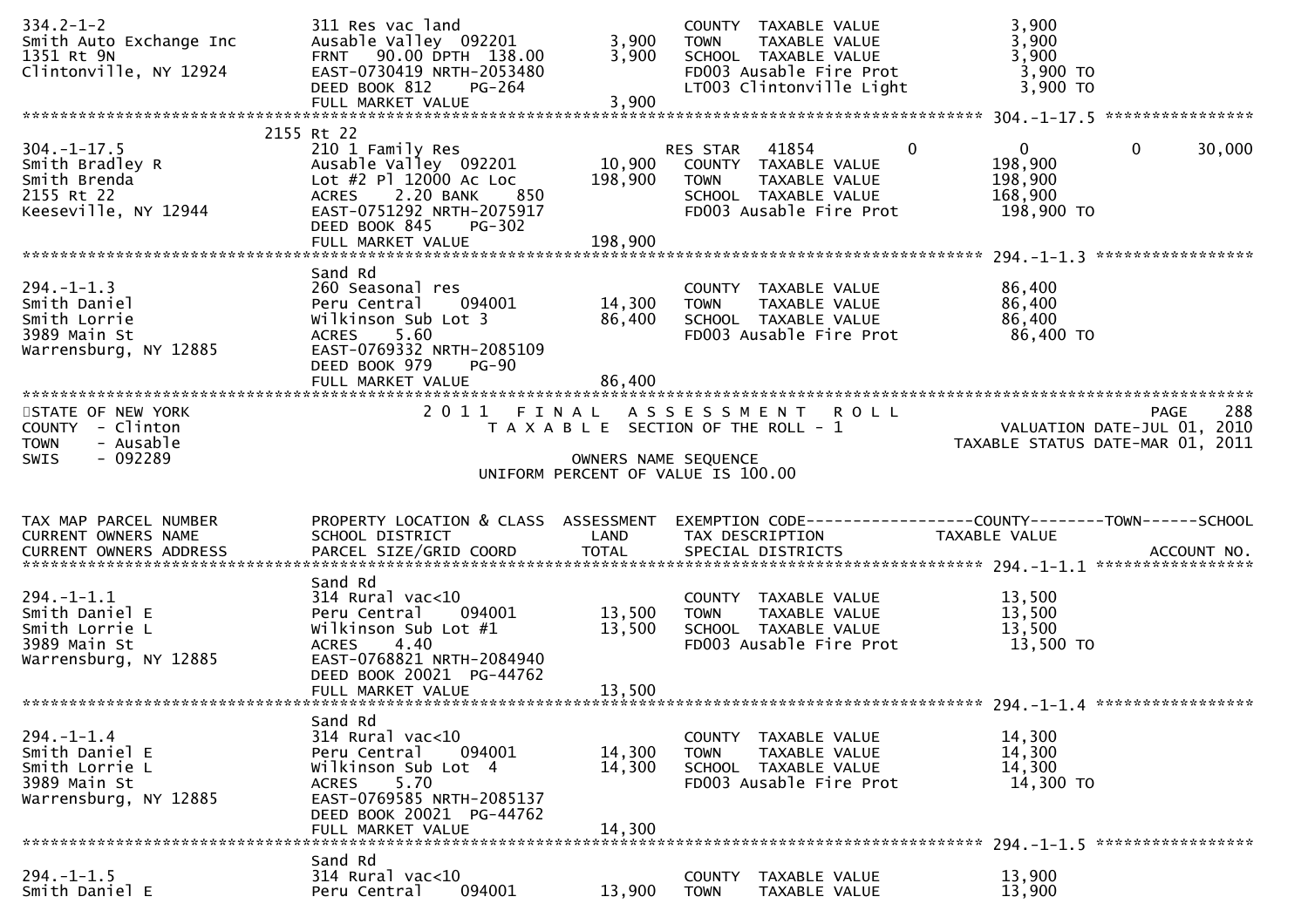```
334.2-1-2                      311 Res vac land                          COUNTY  TAXABLE VALUE              3,900
Smith Auto Exchange Inc        Ausable Valley  092201          3,900     TOWN    TAXABLE VALUE              3,900
1351 Rt 9N                     FRNT   90.00 DPTH  138.00       3,900     SCHOOL  TAXABLE VALUE              3,900
Clintonville, NY 12924         EAST-0730419 NRTH-2053480                 FD003 Ausable Fire Prot             3,900 TO
                               DEED BOOK 812     PG-264                  LT003 Clintonville Light            3,900 TO
                               FULL MARKET VALUE               3,900
******************************************************************************************************* 304.-1-17.5 *****************
                          2155 Rt 22
304.-1-17.5                    210 1 Family Res                          RES STAR   41854          0           0          0      30,000
Smith Bradley R                Ausable Valley  092201         10,900     COUNTY  TAXABLE VALUE            198,900
Smith Brenda                   Lot #2 Pl 12000 Ac Loc        198,900     TOWN    TAXABLE VALUE            198,900
2155 Rt 22                     ACRES    2.20 BANK     850                SCHOOL  TAXABLE VALUE            168,900
Keeseville, NY 12944           EAST-0751292 NRTH-2075917                 FD003 Ausable Fire Prot           198,900 TO
                               DEED BOOK 845     PG-302
                               FULL MARKET VALUE             198,900
******************************************************************************************************* 294.-1-1.3 *****************
                               Sand Rd
294.-1-1.3                     260 Seasonal res                          COUNTY  TAXABLE VALUE             86,400
Smith Daniel                   Peru Central     094001        14,300     TOWN    TAXABLE VALUE             86,400
Smith Lorrie                   Wilkinson Sub Lot 3            86,400     SCHOOL  TAXABLE VALUE             86,400
3989 Main St                   ACRES    5.60                             FD003 Ausable Fire Prot            86,400 TO
Warrensburg, NY 12885          EAST-0769332 NRTH-2085109
                               DEED BOOK 979     PG-90
                               FULL MARKET VALUE              86,400
************************************************************************************************************************************
STATE OF NEW YORK                   2 0 1 1   F I N A L   A S S E S S M E N T   R O L L                                    PAGE    288
COUNTY  - Clinton                        T A X A B L E  SECTION OF THE ROLL - 1                          VALUATION DATE-JUL 01, 2010
TOWN    - Ausable                                                                                   TAXABLE STATUS DATE-MAR 01, 2011
SWIS    - 092289                                       OWNERS NAME SEQUENCE
                                                UNIFORM PERCENT OF VALUE IS 100.00


TAX MAP PARCEL NUMBER          PROPERTY LOCATION & CLASS  ASSESSMENT  EXEMPTION CODE------------------COUNTY--------TOWN------SCHOOL
CURRENT OWNERS NAME            SCHOOL DISTRICT               LAND      TAX DESCRIPTION              TAXABLE VALUE
CURRENT OWNERS ADDRESS         PARCEL SIZE/GRID COORD        TOTAL     SPECIAL DISTRICTS                                  ACCOUNT NO.
******************************************************************************************************* 294.-1-1.1 *****************
                               Sand Rd
294.-1-1.1                     314 Rural vac<10                          COUNTY  TAXABLE VALUE             13,500
Smith Daniel E                 Peru Central     094001        13,500     TOWN    TAXABLE VALUE             13,500
Smith Lorrie L                 Wilkinson Sub Lot #1           13,500     SCHOOL  TAXABLE VALUE             13,500
3989 Main St                   ACRES    4.40                             FD003 Ausable Fire Prot            13,500 TO
Warrensburg, NY 12885          EAST-0768821 NRTH-2084940
                               DEED BOOK 20021  PG-44762
                               FULL MARKET VALUE              13,500
******************************************************************************************************* 294.-1-1.4 *****************
                               Sand Rd
294.-1-1.4                     314 Rural vac<10                          COUNTY  TAXABLE VALUE             14,300
Smith Daniel E                 Peru Central     094001        14,300     TOWN    TAXABLE VALUE             14,300
Smith Lorrie L                 Wilkinson Sub Lot  4           14,300     SCHOOL  TAXABLE VALUE             14,300
3989 Main St                   ACRES    5.70                             FD003 Ausable Fire Prot            14,300 TO
Warrensburg, NY 12885          EAST-0769585 NRTH-2085137
                               DEED BOOK 20021  PG-44762
                               FULL MARKET VALUE              14,300
******************************************************************************************************* 294.-1-1.5 *****************
                               Sand Rd
294.-1-1.5                     314 Rural vac<10                          COUNTY  TAXABLE VALUE             13,900
Smith Daniel E                 Peru Central     094001        13,900     TOWN    TAXABLE VALUE             13,900
```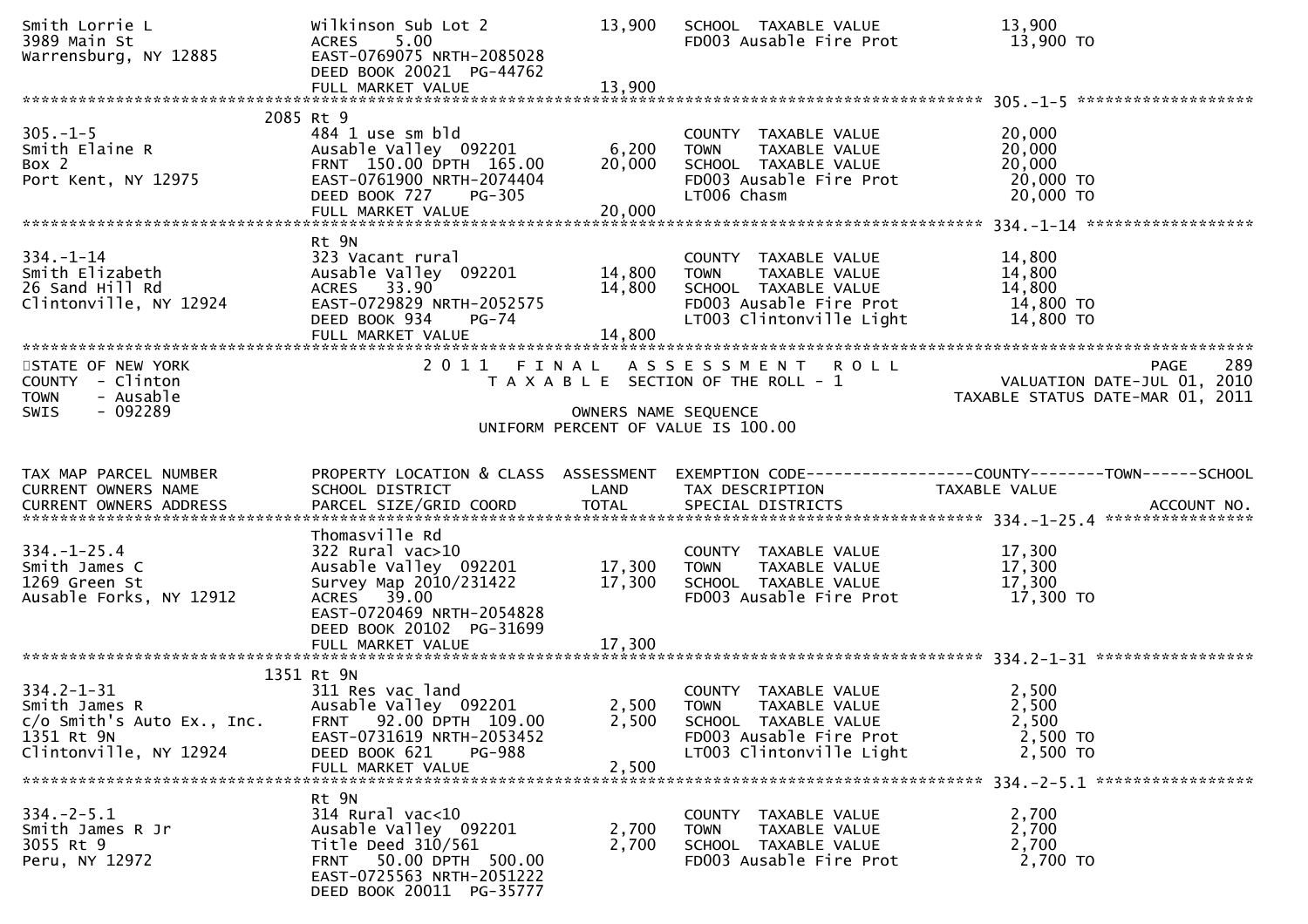```
Smith Lorrie L                 Wilkinson Sub Lot 2           13,900   SCHOOL  TAXABLE VALUE              13,900
3989 Main St                   ACRES     5.00                         FD003 Ausable Fire Prot             13,900 TO
Warrensburg, NY 12885          EAST-0769075 NRTH-2085028
                               DEED BOOK 20021  PG-44762
                               FULL MARKET VALUE             13,900
******************************************************************************************************* 305.-1-5 ********************
                       2085 Rt 9
305.-1-5                       484 1 use sm bld                        COUNTY  TAXABLE VALUE              20,000
Smith Elaine R                 Ausable Valley  092201         6,200   TOWN    TAXABLE VALUE              20,000
Box 2                          FRNT  150.00 DPTH  165.00     20,000   SCHOOL  TAXABLE VALUE              20,000
Port Kent, NY 12975            EAST-0761900 NRTH-2074404              FD003 Ausable Fire Prot             20,000 TO
                               DEED BOOK 727     PG-305               LT006 Chasm                         20,000 TO
                               FULL MARKET VALUE             20,000
******************************************************************************************************* 334.-1-14 *******************
                               Rt 9N
334.-1-14                      323 Vacant rural                        COUNTY  TAXABLE VALUE              14,800
Smith Elizabeth                Ausable Valley  092201        14,800   TOWN    TAXABLE VALUE              14,800
26 Sand Hill Rd                ACRES    33.90                14,800   SCHOOL  TAXABLE VALUE              14,800
Clintonville, NY 12924         EAST-0729829 NRTH-2052575              FD003 Ausable Fire Prot             14,800 TO
                               DEED BOOK 934     PG-74                LT003 Clintonville Light            14,800 TO
                               FULL MARKET VALUE             14,800
***************************************************************************************************************************************
STATE OF NEW YORK                   2 0 1 1   F I N A L   A S S E S S M E N T   R O L L                                 PAGE    289
COUNTY  - Clinton                         T A X A B L E  SECTION OF THE ROLL - 1                        VALUATION DATE-JUL 01, 2010
TOWN    - Ausable                                                                                   TAXABLE STATUS DATE-MAR 01, 2011
SWIS    - 092289                                      OWNERS NAME SEQUENCE
                                                UNIFORM PERCENT OF VALUE IS 100.00


TAX MAP PARCEL NUMBER          PROPERTY LOCATION & CLASS  ASSESSMENT  EXEMPTION CODE------------------COUNTY--------TOWN------SCHOOL
CURRENT OWNERS NAME            SCHOOL DISTRICT               LAND     TAX DESCRIPTION                  TAXABLE VALUE
CURRENT OWNERS ADDRESS         PARCEL SIZE/GRID COORD        TOTAL    SPECIAL DISTRICTS                                    ACCOUNT NO.
******************************************************************************************************* 334.-1-25.4 *****************
                               Thomasville Rd
334.-1-25.4                    322 Rural vac>10                        COUNTY  TAXABLE VALUE              17,300
Smith James C                  Ausable Valley  092201        17,300   TOWN    TAXABLE VALUE              17,300
1269 Green St                  Survey Map 2010/231422        17,300   SCHOOL  TAXABLE VALUE              17,300
Ausable Forks, NY 12912        ACRES    39.00                         FD003 Ausable Fire Prot             17,300 TO
                               EAST-0720469 NRTH-2054828
                               DEED BOOK 20102  PG-31699
                               FULL MARKET VALUE             17,300
******************************************************************************************************* 334.2-1-31 ******************
                       1351 Rt 9N
334.2-1-31                     311 Res vac land                        COUNTY  TAXABLE VALUE               2,500
Smith James R                  Ausable Valley  092201         2,500   TOWN    TAXABLE VALUE               2,500
c/o Smith's Auto Ex., Inc.     FRNT   92.00 DPTH  109.00      2,500   SCHOOL  TAXABLE VALUE               2,500
1351 Rt 9N                     EAST-0731619 NRTH-2053452              FD003 Ausable Fire Prot              2,500 TO
Clintonville, NY 12924         DEED BOOK 621     PG-988               LT003 Clintonville Light             2,500 TO
                               FULL MARKET VALUE              2,500
******************************************************************************************************* 334.-2-5.1 ******************
                               Rt 9N
334.-2-5.1                     314 Rural vac<10                        COUNTY  TAXABLE VALUE               2,700
Smith James R Jr               Ausable Valley  092201         2,700   TOWN    TAXABLE VALUE               2,700
3055 Rt 9                      Title Deed 310/561             2,700   SCHOOL  TAXABLE VALUE               2,700
Peru, NY 12972                 FRNT   50.00 DPTH  500.00              FD003 Ausable Fire Prot              2,700 TO
                               EAST-0725563 NRTH-2051222
                               DEED BOOK 20011  PG-35777
```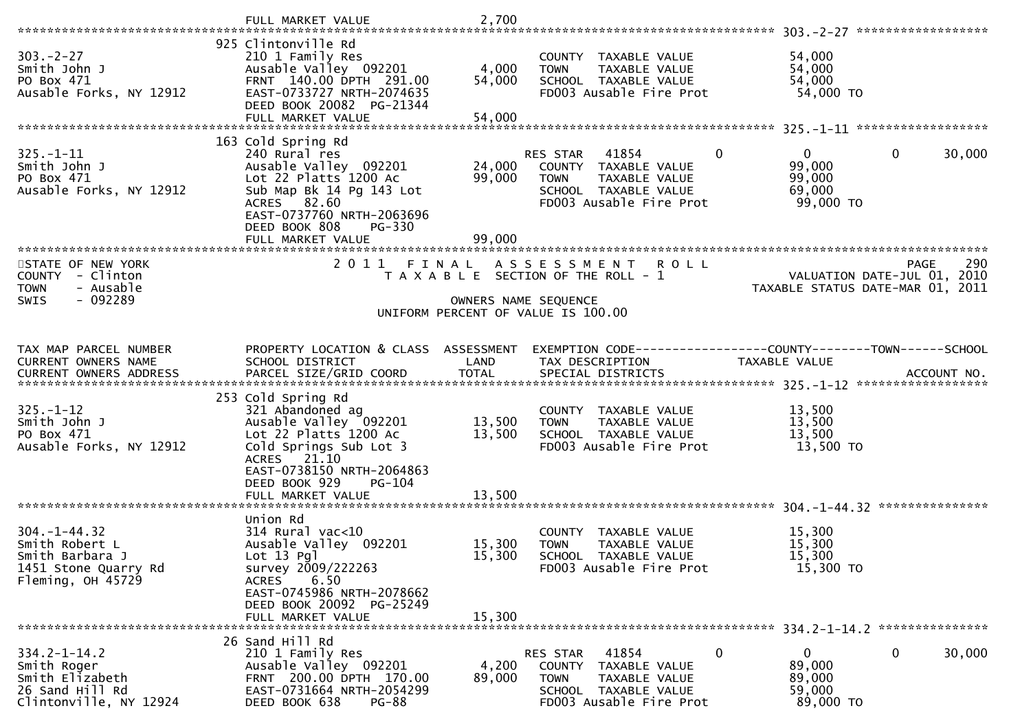```
                                 FULL MARKET VALUE                2,700
******************************************************************************************************* 303.-2-27 ******************
                                 925 Clintonville Rd
303.-2-27                        210 1 Family Res                          COUNTY  TAXABLE VALUE            54,000
Smith John J                     Ausable Valley  092201          4,000     TOWN    TAXABLE VALUE            54,000
PO Box 471                       FRNT  140.00 DPTH  291.00      54,000     SCHOOL  TAXABLE VALUE            54,000
Ausable Forks, NY 12912          EAST-0733727 NRTH-2074635                 FD003 Ausable Fire Prot           54,000 TO
                                 DEED BOOK 20082  PG-21344
                                 FULL MARKET VALUE               54,000
******************************************************************************************************* 325.-1-11 ******************
                                 163 Cold Spring Rd
325.-1-11                        240 Rural res                             RES STAR   41854          0            0          0      30,000
Smith John J                     Ausable Valley  092201         24,000     COUNTY  TAXABLE VALUE            99,000
PO Box 471                       Lot 22 Platts 1200 Ac          99,000     TOWN    TAXABLE VALUE            99,000
Ausable Forks, NY 12912          Sub Map Bk 14 Pg 143 Lot                  SCHOOL  TAXABLE VALUE            69,000
                                 ACRES   82.60                             FD003 Ausable Fire Prot           99,000 TO
                                 EAST-0737760 NRTH-2063696
                                 DEED BOOK 808     PG-330
                                 FULL MARKET VALUE               99,000
************************************************************************************************************************************
STATE OF NEW YORK                       2 0 1 1   F I N A L   A S S E S S M E N T   R O L L                              PAGE   290
COUNTY  - Clinton                          T A X A B L E  SECTION OF THE ROLL - 1                        VALUATION DATE-JUL 01, 2010
TOWN    - Ausable                                                                                  TAXABLE STATUS DATE-MAR 01, 2011
SWIS    - 092289                                           OWNERS NAME SEQUENCE
                                                  UNIFORM PERCENT OF VALUE IS 100.00


TAX MAP PARCEL NUMBER            PROPERTY LOCATION & CLASS  ASSESSMENT  EXEMPTION CODE------------------COUNTY--------TOWN------SCHOOL
CURRENT OWNERS NAME              SCHOOL DISTRICT               LAND     TAX DESCRIPTION             TAXABLE VALUE
CURRENT OWNERS ADDRESS           PARCEL SIZE/GRID COORD       TOTAL     SPECIAL DISTRICTS                                  ACCOUNT NO.
******************************************************************************************************* 325.-1-12 ******************
                                 253 Cold Spring Rd
325.-1-12                        321 Abandoned ag                          COUNTY  TAXABLE VALUE            13,500
Smith John J                     Ausable Valley  092201         13,500     TOWN    TAXABLE VALUE            13,500
PO Box 471                       Lot 22 Platts 1200 Ac          13,500     SCHOOL  TAXABLE VALUE            13,500
Ausable Forks, NY 12912          Cold Springs Sub Lot 3                    FD003 Ausable Fire Prot           13,500 TO
                                 ACRES   21.10
                                 EAST-0738150 NRTH-2064863
                                 DEED BOOK 929     PG-104
                                 FULL MARKET VALUE               13,500
******************************************************************************************************* 304.-1-44.32 ***************
                                 Union Rd
304.-1-44.32                     314 Rural vac<10                          COUNTY  TAXABLE VALUE            15,300
Smith Robert L                   Ausable Valley  092201         15,300     TOWN    TAXABLE VALUE            15,300
Smith Barbara J                  Lot 13 Pgl                     15,300     SCHOOL  TAXABLE VALUE            15,300
1451 Stone Quarry Rd             survey 2009/222263                        FD003 Ausable Fire Prot           15,300 TO
Fleming, OH 45729                ACRES    6.50
                                 EAST-0745986 NRTH-2078662
                                 DEED BOOK 20092  PG-25249
                                 FULL MARKET VALUE               15,300
******************************************************************************************************* 334.2-1-14.2 ***************
                                 26 Sand Hill Rd
334.2-1-14.2                     210 1 Family Res                          RES STAR   41854          0            0          0      30,000
Smith Roger                      Ausable Valley  092201          4,200     COUNTY  TAXABLE VALUE            89,000
Smith Elizabeth                  FRNT  200.00 DPTH  170.00      89,000     TOWN    TAXABLE VALUE            89,000
26 Sand Hill Rd                  EAST-0731664 NRTH-2054299                 SCHOOL  TAXABLE VALUE            59,000
Clintonville, NY 12924           DEED BOOK 638     PG-88                   FD003 Ausable Fire Prot           89,000 TO
```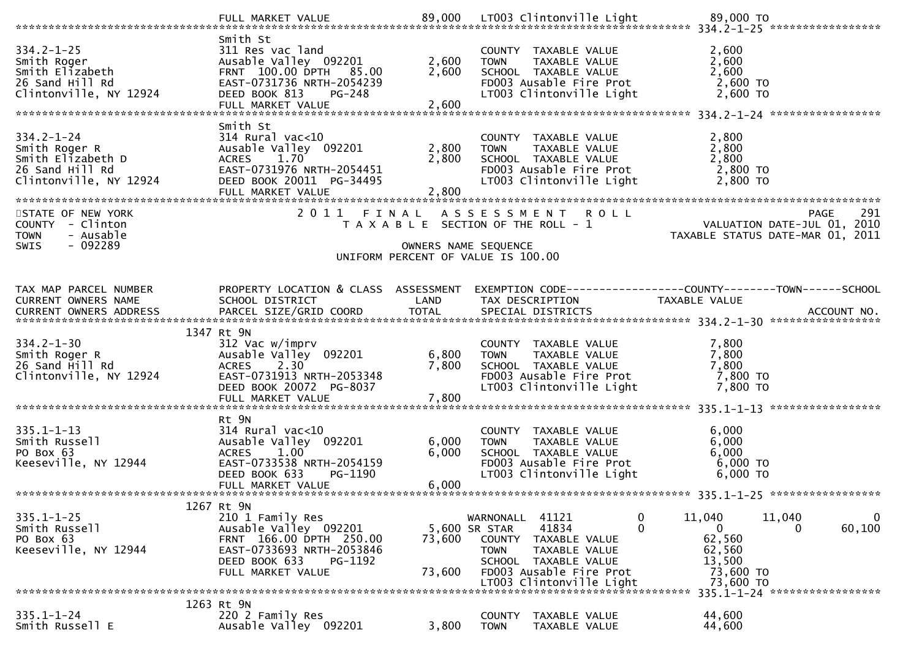```
                               FULL MARKET VALUE            89,000   LT003 Clintonville Light            89,000 TO
******************************************************************************************************* 334.2-1-25 *****************
                               Smith St
334.2-1-25                     311 Res vac land                       COUNTY  TAXABLE VALUE              2,600
Smith Roger                    Ausable Valley  092201        2,600   TOWN    TAXABLE VALUE              2,600
Smith Elizabeth                FRNT  100.00 DPTH   85.00     2,600   SCHOOL  TAXABLE VALUE              2,600
26 Sand Hill Rd                EAST-0731736 NRTH-2054239             FD003 Ausable Fire Prot             2,600 TO
Clintonville, NY 12924         DEED BOOK 813     PG-248              LT003 Clintonville Light            2,600 TO
                               FULL MARKET VALUE             2,600
******************************************************************************************************* 334.2-1-24 *****************
                               Smith St
334.2-1-24                     314 Rural vac<10                       COUNTY  TAXABLE VALUE              2,800
Smith Roger R                  Ausable Valley  092201        2,800   TOWN    TAXABLE VALUE              2,800
Smith Elizabeth D              ACRES    1.70                 2,800   SCHOOL  TAXABLE VALUE              2,800
26 Sand Hill Rd                EAST-0731976 NRTH-2054451             FD003 Ausable Fire Prot             2,800 TO
Clintonville, NY 12924         DEED BOOK 20011  PG-34495             LT003 Clintonville Light            2,800 TO
                               FULL MARKET VALUE             2,800
************************************************************************************************************************************
STATE OF NEW YORK                        2 0 1 1   F I N A L   A S S E S S M E N T   R O L L                              PAGE    291
COUNTY  - Clinton                           T A X A B L E  SECTION OF THE ROLL - 1                        VALUATION DATE-JUL 01, 2010
TOWN    - Ausable                                                                                 TAXABLE STATUS DATE-MAR 01, 2011
SWIS    - 092289                                      OWNERS NAME SEQUENCE
                                             UNIFORM PERCENT OF VALUE IS 100.00


TAX MAP PARCEL NUMBER          PROPERTY LOCATION & CLASS  ASSESSMENT  EXEMPTION CODE------------------COUNTY--------TOWN------SCHOOL
CURRENT OWNERS NAME            SCHOOL DISTRICT               LAND      TAX DESCRIPTION             TAXABLE VALUE
CURRENT OWNERS ADDRESS         PARCEL SIZE/GRID COORD        TOTAL     SPECIAL DISTRICTS                                  ACCOUNT NO.
******************************************************************************************************* 334.2-1-30 *****************
                          1347 Rt 9N
334.2-1-30                     312 Vac w/imprv                        COUNTY  TAXABLE VALUE              7,800
Smith Roger R                  Ausable Valley  092201        6,800   TOWN    TAXABLE VALUE              7,800
26 Sand Hill Rd                ACRES    2.30                 7,800   SCHOOL  TAXABLE VALUE              7,800
Clintonville, NY 12924         EAST-0731913 NRTH-2053348             FD003 Ausable Fire Prot             7,800 TO
                               DEED BOOK 20072  PG-8037              LT003 Clintonville Light            7,800 TO
                               FULL MARKET VALUE             7,800
******************************************************************************************************* 335.1-1-13 *****************
                               Rt 9N
335.1-1-13                     314 Rural vac<10                       COUNTY  TAXABLE VALUE              6,000
Smith Russell                  Ausable Valley  092201        6,000   TOWN    TAXABLE VALUE              6,000
PO Box 63                      ACRES    1.00                 6,000   SCHOOL  TAXABLE VALUE              6,000
Keeseville, NY 12944           EAST-0733538 NRTH-2054159             FD003 Ausable Fire Prot             6,000 TO
                               DEED BOOK 633     PG-1190             LT003 Clintonville Light            6,000 TO
                               FULL MARKET VALUE             6,000
******************************************************************************************************* 335.1-1-25 *****************
                          1267 Rt 9N
335.1-1-25                     210 1 Family Res                   WARNONALL  41121           0      11,040      11,040           0
Smith Russell                  Ausable Valley  092201        5,600 SR STAR    41834           0           0           0      60,100
PO Box 63                      FRNT  166.00 DPTH  250.00    73,600   COUNTY  TAXABLE VALUE             62,560
Keeseville, NY 12944           EAST-0733693 NRTH-2053846             TOWN    TAXABLE VALUE             62,560
                               DEED BOOK 633     PG-1192             SCHOOL  TAXABLE VALUE             13,500
                               FULL MARKET VALUE            73,600   FD003 Ausable Fire Prot            73,600 TO
                                                                     LT003 Clintonville Light           73,600 TO
******************************************************************************************************* 335.1-1-24 *****************
                          1263 Rt 9N
335.1-1-24                     220 2 Family Res                       COUNTY  TAXABLE VALUE             44,600
Smith Russell E                Ausable Valley  092201        3,800   TOWN    TAXABLE VALUE             44,600
```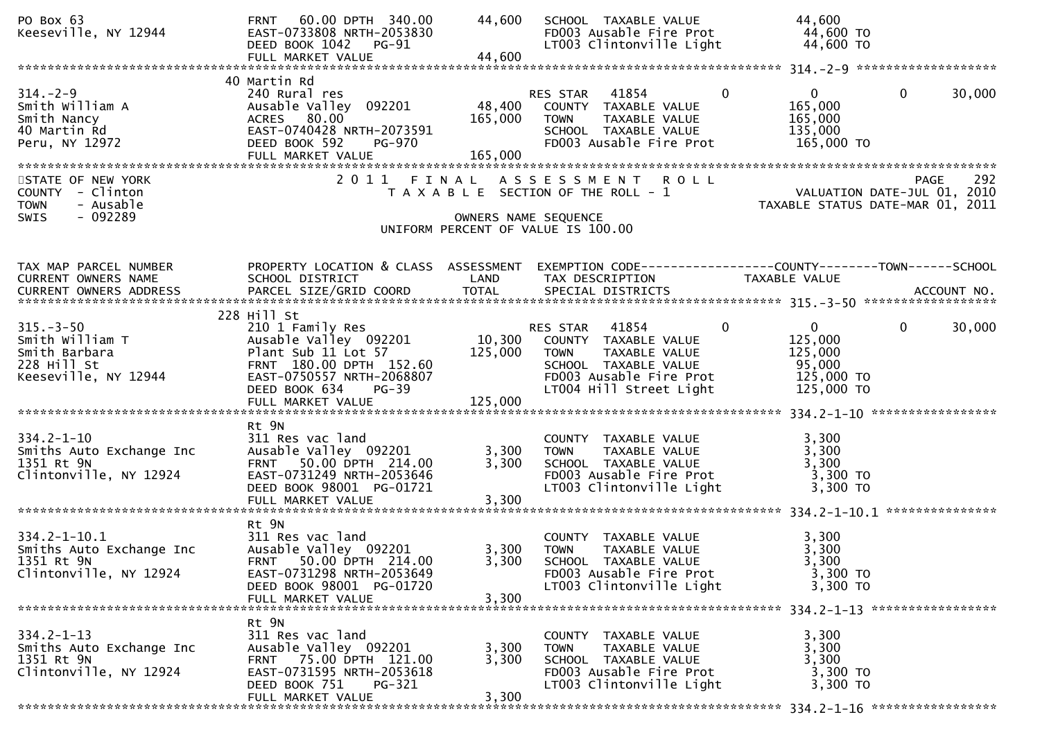PO Box 63 | FRNT 60.00 DPTH 340.00 | 44,600 | SCHOOL TAXABLE VALUE 44,600
Keeseville, NY 12944 | EAST-0733808 NRTH-2053830 | | FD003 Ausable Fire Prot 44,600 TO
DEED BOOK 1042 PG-91 | | LT003 Clintonville Light 44,600 TO
FULL MARKET VALUE 44,600

******************************************************************** 314.-2-9 ********************

```
                               40 Martin Rd
314.-2-9                       240 Rural res                      RES STAR   41854          0           0          0      30,000
Smith William A                Ausable Valley  092201     48,400    COUNTY  TAXABLE VALUE          165,000
Smith Nancy                    ACRES   80.00             165,000    TOWN    TAXABLE VALUE          165,000
40 Martin Rd                   EAST-0740428 NRTH-2073591            SCHOOL  TAXABLE VALUE          135,000
Peru, NY 12972                 DEED BOOK 592    PG-970              FD003 Ausable Fire Prot         165,000 TO
                               FULL MARKET VALUE         165,000
```

STATE OF NEW YORK — 2011 FINAL ASSESSMENT ROLL — PAGE 292
COUNTY - Clinton — TAXABLE SECTION OF THE ROLL - 1 — VALUATION DATE-JUL 01, 2010
TOWN - Ausable — TAXABLE STATUS DATE-MAR 01, 2011
SWIS - 092289 — OWNERS NAME SEQUENCE
UNIFORM PERCENT OF VALUE IS 100.00

```
TAX MAP PARCEL NUMBER          PROPERTY LOCATION & CLASS  ASSESSMENT  EXEMPTION CODE------------------COUNTY--------TOWN------SCHOOL
CURRENT OWNERS NAME            SCHOOL DISTRICT              LAND      TAX DESCRIPTION              TAXABLE VALUE
CURRENT OWNERS ADDRESS         PARCEL SIZE/GRID COORD       TOTAL     SPECIAL DISTRICTS                                   ACCOUNT NO.
******************************************************************************************** 315.-3-50 *****************
                               228 Hill St
315.-3-50                      210 1 Family Res                   RES STAR   41854          0           0          0      30,000
Smith William T                Ausable Valley  092201     10,300    COUNTY  TAXABLE VALUE          125,000
Smith Barbara                  Plant Sub 11 Lot 57       125,000    TOWN    TAXABLE VALUE          125,000
228 Hill St                    FRNT 180.00 DPTH 152.60              SCHOOL  TAXABLE VALUE           95,000
Keeseville, NY 12944           EAST-0750557 NRTH-2068807            FD003 Ausable Fire Prot         125,000 TO
                               DEED BOOK 634    PG-39               LT004 Hill Street Light         125,000 TO
                               FULL MARKET VALUE         125,000
******************************************************************************************** 334.2-1-10 ****************
                               Rt 9N
334.2-1-10                     311 Res vac land                     COUNTY  TAXABLE VALUE            3,300
Smiths Auto Exchange Inc       Ausable Valley  092201      3,300    TOWN    TAXABLE VALUE            3,300
1351 Rt 9N                     FRNT  50.00 DPTH 214.00     3,300    SCHOOL  TAXABLE VALUE            3,300
Clintonville, NY 12924         EAST-0731249 NRTH-2053646            FD003 Ausable Fire Prot           3,300 TO
                               DEED BOOK 98001  PG-01721            LT003 Clintonville Light          3,300 TO
                               FULL MARKET VALUE           3,300
******************************************************************************************** 334.2-1-10.1 **************
                               Rt 9N
334.2-1-10.1                   311 Res vac land                     COUNTY  TAXABLE VALUE            3,300
Smiths Auto Exchange Inc       Ausable Valley  092201      3,300    TOWN    TAXABLE VALUE            3,300
1351 Rt 9N                     FRNT  50.00 DPTH 214.00     3,300    SCHOOL  TAXABLE VALUE            3,300
Clintonville, NY 12924         EAST-0731298 NRTH-2053649            FD003 Ausable Fire Prot           3,300 TO
                               DEED BOOK 98001  PG-01720            LT003 Clintonville Light          3,300 TO
                               FULL MARKET VALUE           3,300
******************************************************************************************** 334.2-1-13 ****************
                               Rt 9N
334.2-1-13                     311 Res vac land                     COUNTY  TAXABLE VALUE            3,300
Smiths Auto Exchange Inc       Ausable Valley  092201      3,300    TOWN    TAXABLE VALUE            3,300
1351 Rt 9N                     FRNT  75.00 DPTH 121.00     3,300    SCHOOL  TAXABLE VALUE            3,300
Clintonville, NY 12924         EAST-0731595 NRTH-2053618            FD003 Ausable Fire Prot           3,300 TO
                               DEED BOOK 751    PG-321              LT003 Clintonville Light          3,300 TO
                               FULL MARKET VALUE           3,300
******************************************************************************************** 334.2-1-16 ****************
```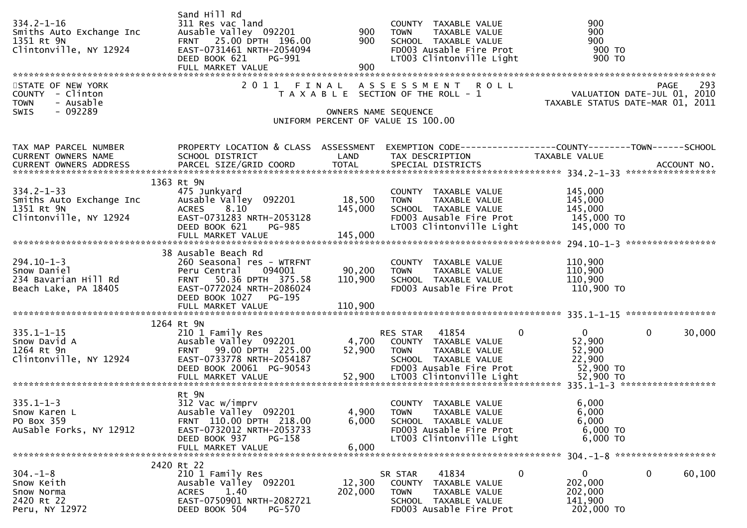| | | | | |
|---|---|---|---|---|
| 334.2-1-16 | Sand Hill Rd<br>311 Res vac land | | COUNTY TAXABLE VALUE | 900 |
| Smiths Auto Exchange Inc | Ausable Valley 092201 | 900 | TOWN TAXABLE VALUE | 900 |
| 1351 Rt 9N | FRNT 25.00 DPTH 196.00 | 900 | SCHOOL TAXABLE VALUE | 900 |
| Clintonville, NY 12924 | EAST-0731461 NRTH-2054094 | | FD003 Ausable Fire Prot | 900 TO |
| | DEED BOOK 621 PG-991 | | LT003 Clintonville Light | 900 TO |
| | FULL MARKET VALUE | 900 | | |

STATE OF NEW YORK
COUNTY - Clinton
TOWN - Ausable
SWIS - 092289

2011 FINAL ASSESSMENT ROLL
TAXABLE SECTION OF THE ROLL - 1
OWNERS NAME SEQUENCE
UNIFORM PERCENT OF VALUE IS 100.00

PAGE 293
VALUATION DATE-JUL 01, 2010
TAXABLE STATUS DATE-MAR 01, 2011

| TAX MAP PARCEL NUMBER / CURRENT OWNERS NAME / CURRENT OWNERS ADDRESS | PROPERTY LOCATION & CLASS / SCHOOL DISTRICT / PARCEL SIZE/GRID COORD | ASSESSMENT LAND / TOTAL | EXEMPTION CODE / TAX DESCRIPTION / SPECIAL DISTRICTS | COUNTY | TOWN | SCHOOL / ACCOUNT NO. |
|---|---|---|---|---|---|---|
| **334.2-1-33** | 1363 Rt 9N | | | | | |
| 334.2-1-33 | 475 Junkyard | | COUNTY TAXABLE VALUE | 145,000 | | |
| Smiths Auto Exchange Inc | Ausable Valley 092201 | 18,500 | TOWN TAXABLE VALUE | 145,000 | | |
| 1351 Rt 9N | ACRES 8.10 | 145,000 | SCHOOL TAXABLE VALUE | 145,000 | | |
| Clintonville, NY 12924 | EAST-0731283 NRTH-2053128 | | FD003 Ausable Fire Prot | 145,000 TO | | |
| | DEED BOOK 621 PG-985 | | LT003 Clintonville Light | 145,000 TO | | |
| | FULL MARKET VALUE | 145,000 | | | | |
| **294.10-1-3** | 38 Ausable Beach Rd | | | | | |
| 294.10-1-3 | 260 Seasonal res - WTRFNT | | COUNTY TAXABLE VALUE | 110,900 | | |
| Snow Daniel | Peru Central 094001 | 90,200 | TOWN TAXABLE VALUE | 110,900 | | |
| 234 Bavarian Hill Rd | FRNT 50.36 DPTH 375.58 | 110,900 | SCHOOL TAXABLE VALUE | 110,900 | | |
| Beach Lake, PA 18405 | EAST-0772024 NRTH-2086024 | | FD003 Ausable Fire Prot | 110,900 TO | | |
| | DEED BOOK 1027 PG-195 | | | | | |
| | FULL MARKET VALUE | 110,900 | | | | |
| **335.1-1-15** | 1264 Rt 9N | | | | | |
| 335.1-1-15 | 210 1 Family Res | | RES STAR 41854 | 0 | 0 | 0 / 30,000 |
| Snow David A | Ausable Valley 092201 | 4,700 | COUNTY TAXABLE VALUE | 52,900 | | |
| 1264 Rt 9n | FRNT 99.00 DPTH 225.00 | 52,900 | TOWN TAXABLE VALUE | 52,900 | | |
| Clintonville, NY 12924 | EAST-0733778 NRTH-2054187 | | SCHOOL TAXABLE VALUE | 22,900 | | |
| | DEED BOOK 20061 PG-90543 | | FD003 Ausable Fire Prot | 52,900 TO | | |
| | FULL MARKET VALUE | 52,900 | LT003 Clintonville Light | 52,900 TO | | |
| **335.1-1-3** | Rt 9N | | | | | |
| 335.1-1-3 | 312 Vac w/imprv | | COUNTY TAXABLE VALUE | 6,000 | | |
| Snow Karen L | Ausable Valley 092201 | 4,900 | TOWN TAXABLE VALUE | 6,000 | | |
| PO Box 359 | FRNT 110.00 DPTH 218.00 | 6,000 | SCHOOL TAXABLE VALUE | 6,000 | | |
| AuSable Forks, NY 12912 | EAST-0732012 NRTH-2053733 | | FD003 Ausable Fire Prot | 6,000 TO | | |
| | DEED BOOK 937 PG-158 | | LT003 Clintonville Light | 6,000 TO | | |
| | FULL MARKET VALUE | 6,000 | | | | |
| **304.-1-8** | 2420 Rt 22 | | | | | |
| 304.-1-8 | 210 1 Family Res | | SR STAR 41834 | 0 | 0 | 0 / 60,100 |
| Snow Keith | Ausable Valley 092201 | 12,300 | COUNTY TAXABLE VALUE | 202,000 | | |
| Snow Norma | ACRES 1.40 | 202,000 | TOWN TAXABLE VALUE | 202,000 | | |
| 2420 Rt 22 | EAST-0750901 NRTH-2082721 | | SCHOOL TAXABLE VALUE | 141,900 | | |
| Peru, NY 12972 | DEED BOOK 504 PG-570 | | FD003 Ausable Fire Prot | 202,000 TO | | |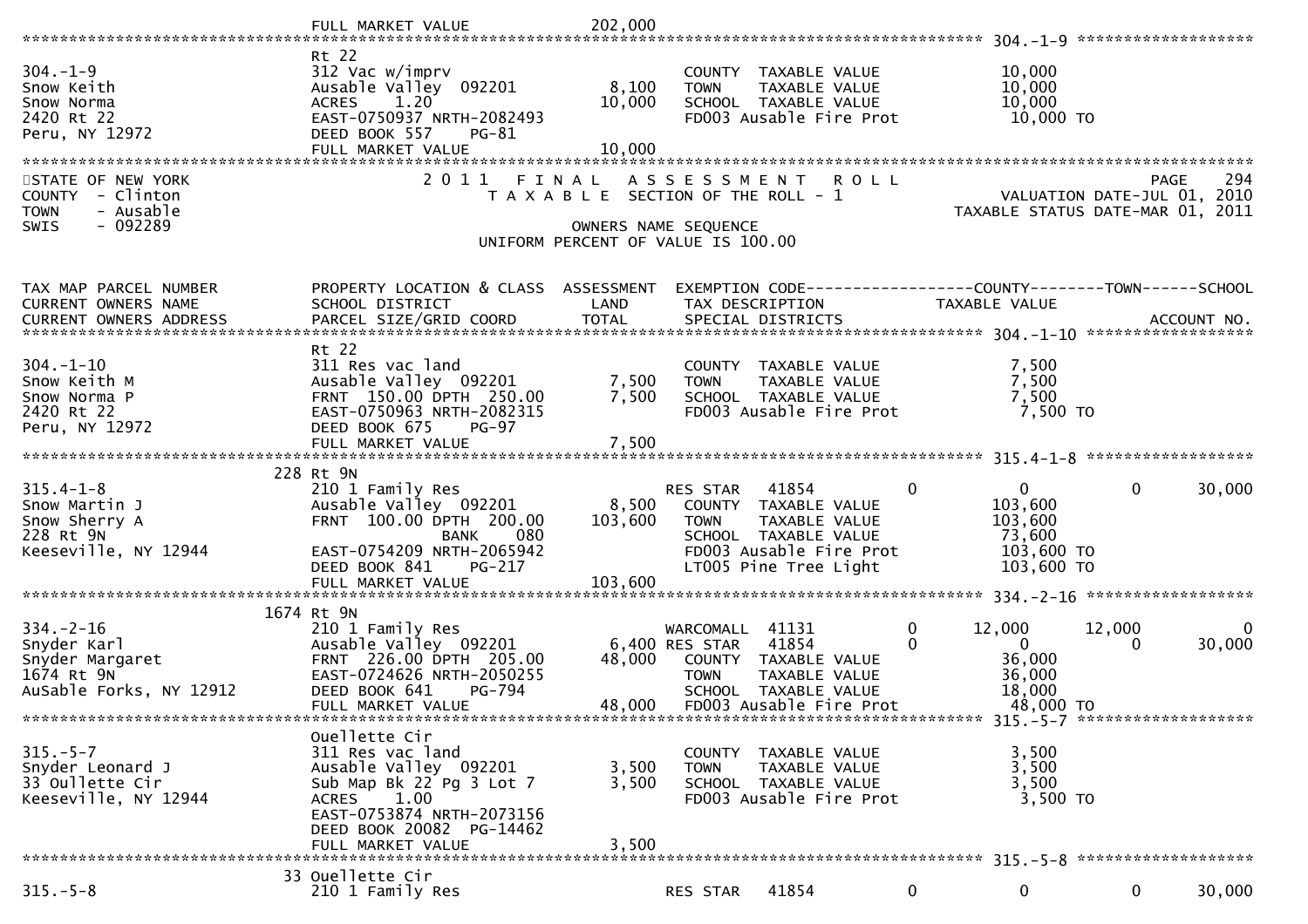```
                             FULL MARKET VALUE             202,000
******************************************************************************************************* 304.-1-9 ******************
                             Rt 22
304.-1-9                     312 Vac w/imprv                         COUNTY  TAXABLE VALUE             10,000
Snow Keith                   Ausable Valley  092201          8,100   TOWN    TAXABLE VALUE             10,000
Snow Norma                   ACRES     1.20                 10,000   SCHOOL  TAXABLE VALUE             10,000
2420 Rt 22                   EAST-0750937 NRTH-2082493               FD003 Ausable Fire Prot           10,000 TO
Peru, NY 12972               DEED BOOK 557     PG-81
                             FULL MARKET VALUE              10,000
************************************************************************************************************************************
STATE OF NEW YORK                  2 0 1 1   F I N A L   A S S E S S M E N T   R O L L                                  PAGE    294
COUNTY  - Clinton                     T A X A B L E  SECTION OF THE ROLL - 1                        VALUATION DATE-JUL 01, 2010
TOWN    - Ausable                                                                                 TAXABLE STATUS DATE-MAR 01, 2011
SWIS    - 092289                                          OWNERS NAME SEQUENCE
                                                 UNIFORM PERCENT OF VALUE IS 100.00


TAX MAP PARCEL NUMBER          PROPERTY LOCATION & CLASS  ASSESSMENT  EXEMPTION CODE------------------COUNTY--------TOWN------SCHOOL
CURRENT OWNERS NAME            SCHOOL DISTRICT               LAND      TAX DESCRIPTION            TAXABLE VALUE
CURRENT OWNERS ADDRESS         PARCEL SIZE/GRID COORD        TOTAL     SPECIAL DISTRICTS                                  ACCOUNT NO.
******************************************************************************************************* 304.-1-10 *****************
                             Rt 22
304.-1-10                    311 Res vac land                        COUNTY  TAXABLE VALUE              7,500
Snow Keith M                 Ausable Valley  092201          7,500   TOWN    TAXABLE VALUE              7,500
Snow Norma P                 FRNT 150.00 DPTH 250.00         7,500   SCHOOL  TAXABLE VALUE              7,500
2420 Rt 22                   EAST-0750963 NRTH-2082315               FD003 Ausable Fire Prot            7,500 TO
Peru, NY 12972               DEED BOOK 675     PG-97
                             FULL MARKET VALUE               7,500
******************************************************************************************************* 315.4-1-8 *****************
                         228 Rt 9N
315.4-1-8                    210 1 Family Res                    RES STAR   41854           0          0             0       30,000
Snow Martin J                Ausable Valley  092201          8,500   COUNTY  TAXABLE VALUE            103,600
Snow Sherry A                FRNT 100.00 DPTH 200.00       103,600   TOWN    TAXABLE VALUE            103,600
228 Rt 9N                                   BANK     080             SCHOOL  TAXABLE VALUE             73,600
Keeseville, NY 12944         EAST-0754209 NRTH-2065942               FD003 Ausable Fire Prot          103,600 TO
                             DEED BOOK 841     PG-217                LT005 Pine Tree Light            103,600 TO
                             FULL MARKET VALUE             103,600
******************************************************************************************************* 334.-2-16 *****************
                        1674 Rt 9N
334.-2-16                    210 1 Family Res                    WARCOMALL  41131           0     12,000        12,000            0
Snyder Karl                  Ausable Valley  092201          6,400 RES STAR   41854           0          0             0       30,000
Snyder Margaret              FRNT 226.00 DPTH 205.00        48,000   COUNTY  TAXABLE VALUE             36,000
1674 Rt 9N                   EAST-0724626 NRTH-2050255               TOWN    TAXABLE VALUE             36,000
AuSable Forks, NY 12912      DEED BOOK 641     PG-794                SCHOOL  TAXABLE VALUE             18,000
                             FULL MARKET VALUE              48,000   FD003 Ausable Fire Prot           48,000 TO
******************************************************************************************************* 315.-5-7 ******************
                             Ouellette Cir
315.-5-7                     311 Res vac land                        COUNTY  TAXABLE VALUE              3,500
Snyder Leonard J             Ausable Valley  092201          3,500   TOWN    TAXABLE VALUE              3,500
33 Oullette Cir              Sub Map Bk 22 Pg 3 Lot 7        3,500   SCHOOL  TAXABLE VALUE              3,500
Keeseville, NY 12944         ACRES     1.00                          FD003 Ausable Fire Prot            3,500 TO
                             EAST-0753874 NRTH-2073156
                             DEED BOOK 20082  PG-14462
                             FULL MARKET VALUE               3,500
******************************************************************************************************* 315.-5-8 ******************
                          33 Ouellette Cir
315.-5-8                     210 1 Family Res                    RES STAR   41854           0          0             0       30,000
```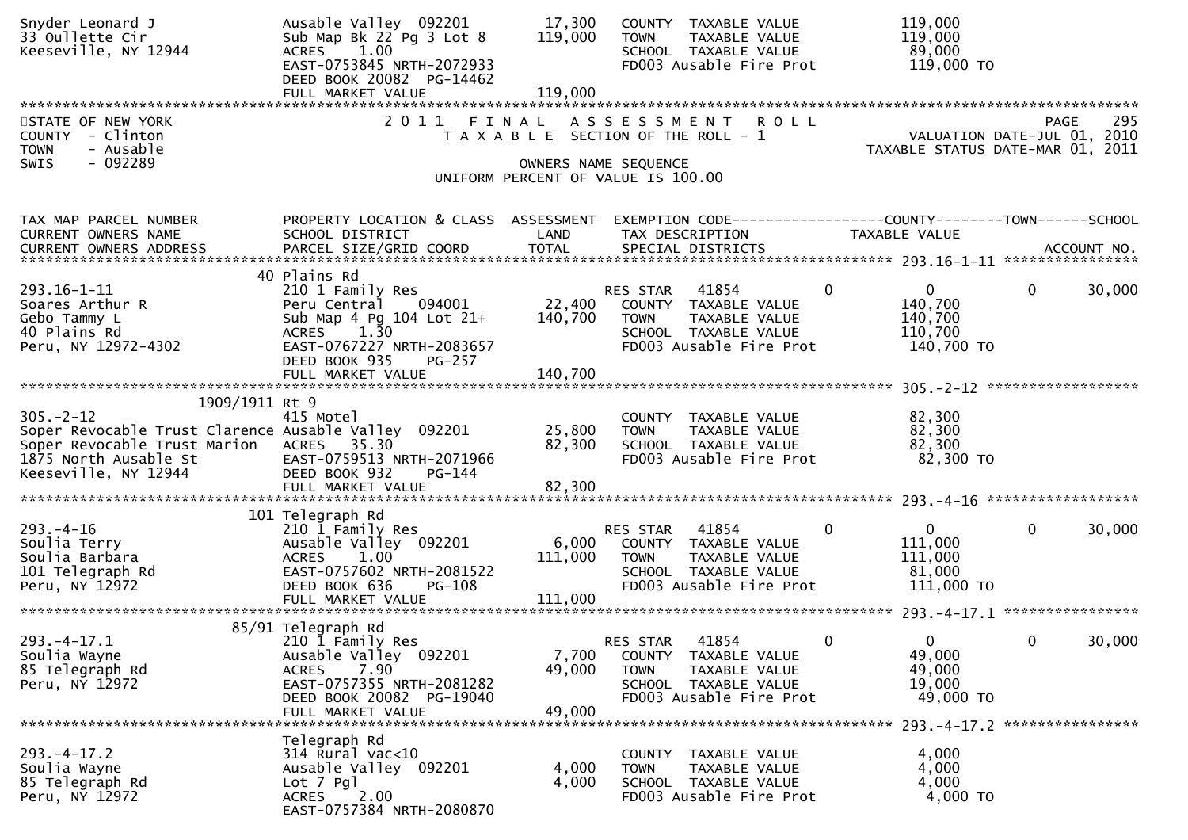```
Snyder Leonard J               Ausable Valley  092201         17,300    COUNTY  TAXABLE VALUE            119,000
33 Oullette Cir                Sub Map Bk 22 Pg 3 Lot 8      119,000    TOWN    TAXABLE VALUE            119,000
Keeseville, NY 12944           ACRES    1.00                            SCHOOL  TAXABLE VALUE             89,000
                               EAST-0753845 NRTH-2072933                FD003 Ausable Fire Prot          119,000 TO
                               DEED BOOK 20082  PG-14462
                               FULL MARKET VALUE             119,000
************************************************************************************************************************************
STATE OF NEW YORK                     2 0 1 1   F I N A L   A S S E S S M E N T   R O L L                          PAGE    295
COUNTY  - Clinton                         T A X A B L E  SECTION OF THE ROLL - 1                      VALUATION DATE-JUL 01, 2010
TOWN    - Ausable                                                                                  TAXABLE STATUS DATE-MAR 01, 2011
SWIS    - 092289                                      OWNERS NAME SEQUENCE
                                              UNIFORM PERCENT OF VALUE IS 100.00


TAX MAP PARCEL NUMBER          PROPERTY LOCATION & CLASS  ASSESSMENT  EXEMPTION CODE------------------COUNTY--------TOWN------SCHOOL
CURRENT OWNERS NAME            SCHOOL DISTRICT               LAND      TAX DESCRIPTION            TAXABLE VALUE
CURRENT OWNERS ADDRESS         PARCEL SIZE/GRID COORD       TOTAL      SPECIAL DISTRICTS                                  ACCOUNT NO.
***************************************************************************************************** 293.16-1-11 ****************
                            40 Plains Rd
293.16-1-11                    210 1 Family Res                         RES STAR   41854         0            0          0      30,000
Soares Arthur R                Peru Central    094001         22,400    COUNTY  TAXABLE VALUE            140,700
Gebo Tammy L                   Sub Map 4 Pg 104 Lot 21+      140,700    TOWN    TAXABLE VALUE            140,700
40 Plains Rd                   ACRES    1.30                            SCHOOL  TAXABLE VALUE            110,700
Peru, NY 12972-4302            EAST-0767227 NRTH-2083657                FD003 Ausable Fire Prot          140,700 TO
                               DEED BOOK 935    PG-257
                               FULL MARKET VALUE             140,700
***************************************************************************************************** 305.-2-12 ******************
                  1909/1911 Rt 9
305.-2-12                      415 Motel                                COUNTY  TAXABLE VALUE             82,300
Soper Revocable Trust Clarence Ausable Valley  092201         25,800    TOWN    TAXABLE VALUE             82,300
Soper Revocable Trust Marion   ACRES   35.30                  82,300    SCHOOL  TAXABLE VALUE             82,300
1875 North Ausable St          EAST-0759513 NRTH-2071966                FD003 Ausable Fire Prot           82,300 TO
Keeseville, NY 12944           DEED BOOK 932    PG-144
                               FULL MARKET VALUE              82,300
***************************************************************************************************** 293.-4-16 ******************
                           101 Telegraph Rd
293.-4-16                      210 1 Family Res                         RES STAR   41854         0            0          0      30,000
Soulia Terry                   Ausable Valley  092201          6,000    COUNTY  TAXABLE VALUE            111,000
Soulia Barbara                 ACRES    1.00                 111,000    TOWN    TAXABLE VALUE            111,000
101 Telegraph Rd               EAST-0757602 NRTH-2081522                SCHOOL  TAXABLE VALUE             81,000
Peru, NY 12972                 DEED BOOK 636    PG-108                  FD003 Ausable Fire Prot          111,000 TO
                               FULL MARKET VALUE             111,000
***************************************************************************************************** 293.-4-17.1 ****************
                         85/91 Telegraph Rd
293.-4-17.1                    210 1 Family Res                         RES STAR   41854         0            0          0      30,000
Soulia Wayne                   Ausable Valley  092201          7,700    COUNTY  TAXABLE VALUE             49,000
85 Telegraph Rd                ACRES    7.90                  49,000    TOWN    TAXABLE VALUE             49,000
Peru, NY 12972                 EAST-0757355 NRTH-2081282                SCHOOL  TAXABLE VALUE             19,000
                               DEED BOOK 20082  PG-19040                FD003 Ausable Fire Prot           49,000 TO
                               FULL MARKET VALUE              49,000
***************************************************************************************************** 293.-4-17.2 ****************
                               Telegraph Rd
293.-4-17.2                    314 Rural vac<10                         COUNTY  TAXABLE VALUE              4,000
Soulia Wayne                   Ausable Valley  092201          4,000    TOWN    TAXABLE VALUE              4,000
85 Telegraph Rd                Lot 7 Pgl                       4,000    SCHOOL  TAXABLE VALUE              4,000
Peru, NY 12972                 ACRES    2.00                            FD003 Ausable Fire Prot            4,000 TO
                               EAST-0757384 NRTH-2080870
```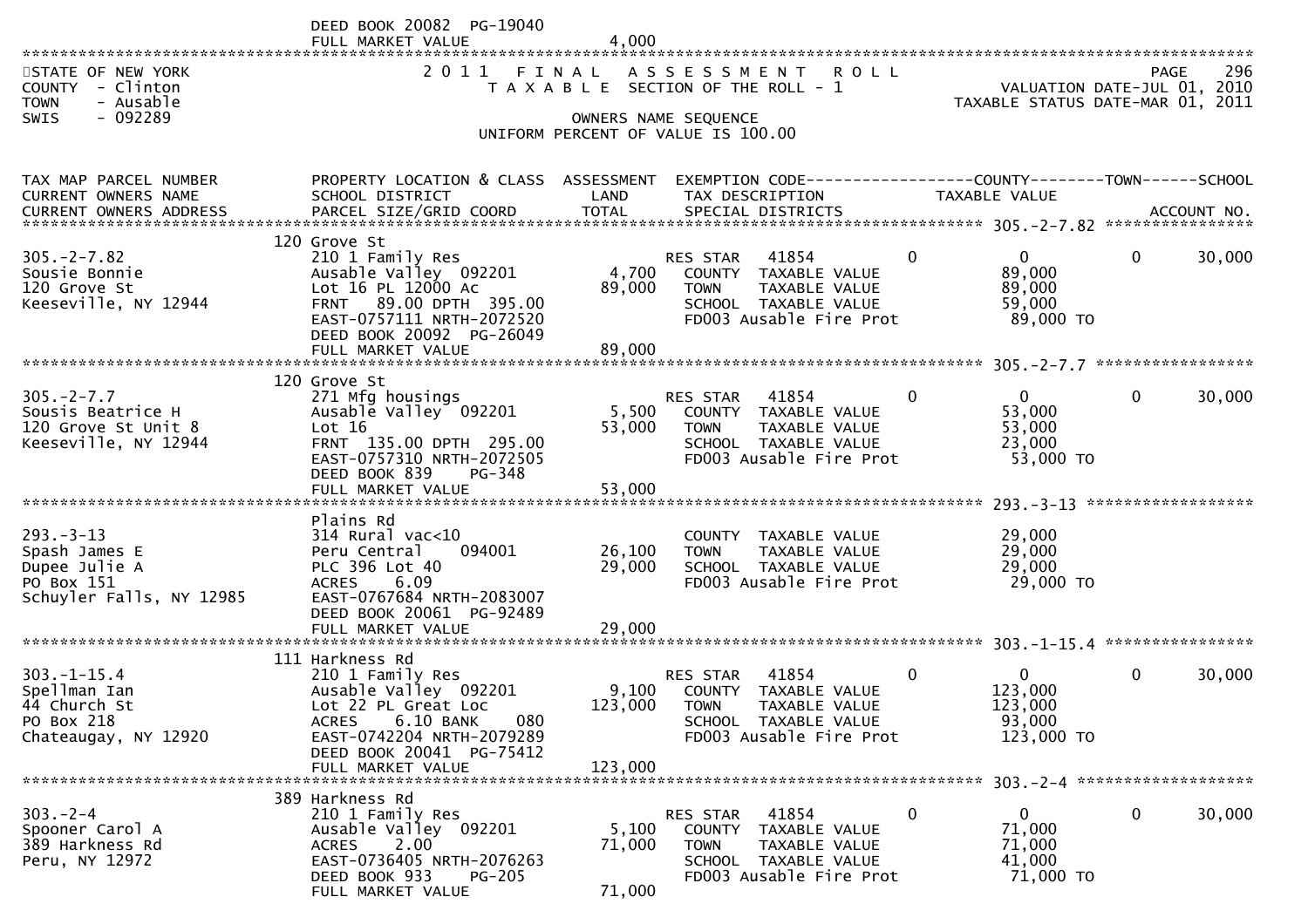DEED BOOK 20082 PG-19040
FULL MARKET VALUE 4,000

STATE OF NEW YORK
COUNTY - Clinton
TOWN - Ausable
SWIS - 092289

2011 FINAL ASSESSMENT ROLL
TAXABLE SECTION OF THE ROLL - 1
OWNERS NAME SEQUENCE
UNIFORM PERCENT OF VALUE IS 100.00

PAGE 296
VALUATION DATE-JUL 01, 2010
TAXABLE STATUS DATE-MAR 01, 2011

| TAX MAP PARCEL NUMBER / CURRENT OWNERS NAME / CURRENT OWNERS ADDRESS | PROPERTY LOCATION & CLASS / SCHOOL DISTRICT / PARCEL SIZE/GRID COORD | ASSESSMENT LAND / TOTAL | EXEMPTION CODE / TAX DESCRIPTION / SPECIAL DISTRICTS | COUNTY | TOWN | SCHOOL |
|---|---|---|---|---|---|---|
| **305.-2-7.82** | 120 Grove St | | | | | |
| 305.-2-7.82 | 210 1 Family Res | | RES STAR 41854 | 0 | 0 | 30,000 |
| Sousie Bonnie | Ausable Valley 092201 | 4,700 | COUNTY TAXABLE VALUE | 89,000 | | |
| 120 Grove St | Lot 16 PL 12000 Ac | 89,000 | TOWN TAXABLE VALUE | | 89,000 | |
| Keeseville, NY 12944 | FRNT 89.00 DPTH 395.00 | | SCHOOL TAXABLE VALUE | | | 59,000 |
| | EAST-0757111 NRTH-2072520 | | FD003 Ausable Fire Prot | 89,000 TO | | |
| | DEED BOOK 20092 PG-26049 | | | | | |
| | FULL MARKET VALUE | 89,000 | | | | |
| **305.-2-7.7** | 120 Grove St | | | | | |
| 305.-2-7.7 | 271 Mfg housings | | RES STAR 41854 | 0 | 0 | 30,000 |
| Sousis Beatrice H | Ausable Valley 092201 | 5,500 | COUNTY TAXABLE VALUE | 53,000 | | |
| 120 Grove St Unit 8 | Lot 16 | 53,000 | TOWN TAXABLE VALUE | | 53,000 | |
| Keeseville, NY 12944 | FRNT 135.00 DPTH 295.00 | | SCHOOL TAXABLE VALUE | | | 23,000 |
| | EAST-0757310 NRTH-2072505 | | FD003 Ausable Fire Prot | 53,000 TO | | |
| | DEED BOOK 839 PG-348 | | | | | |
| | FULL MARKET VALUE | 53,000 | | | | |
| **293.-3-13** | Plains Rd | | | | | |
| 293.-3-13 | 314 Rural vac<10 | | COUNTY TAXABLE VALUE | 29,000 | | |
| Spash James E | Peru Central 094001 | 26,100 | TOWN TAXABLE VALUE | | 29,000 | |
| Dupee Julie A | PLC 396 Lot 40 | 29,000 | SCHOOL TAXABLE VALUE | | | 29,000 |
| PO Box 151 | ACRES 6.09 | | FD003 Ausable Fire Prot | 29,000 TO | | |
| Schuyler Falls, NY 12985 | EAST-0767684 NRTH-2083007 | | | | | |
| | DEED BOOK 20061 PG-92489 | | | | | |
| | FULL MARKET VALUE | 29,000 | | | | |
| **303.-1-15.4** | 111 Harkness Rd | | | | | |
| 303.-1-15.4 | 210 1 Family Res | | RES STAR 41854 | 0 | 0 | 30,000 |
| Spellman Ian | Ausable Valley 092201 | 9,100 | COUNTY TAXABLE VALUE | 123,000 | | |
| 44 Church St | Lot 22 PL Great Loc | 123,000 | TOWN TAXABLE VALUE | | 123,000 | |
| PO Box 218 | ACRES 6.10 BANK 080 | | SCHOOL TAXABLE VALUE | | | 93,000 |
| Chateaugay, NY 12920 | EAST-0742204 NRTH-2079289 | | FD003 Ausable Fire Prot | 123,000 TO | | |
| | DEED BOOK 20041 PG-75412 | | | | | |
| | FULL MARKET VALUE | 123,000 | | | | |
| **303.-2-4** | 389 Harkness Rd | | | | | |
| 303.-2-4 | 210 1 Family Res | | RES STAR 41854 | 0 | 0 | 30,000 |
| Spooner Carol A | Ausable Valley 092201 | 5,100 | COUNTY TAXABLE VALUE | 71,000 | | |
| 389 Harkness Rd | ACRES 2.00 | 71,000 | TOWN TAXABLE VALUE | | 71,000 | |
| Peru, NY 12972 | EAST-0736405 NRTH-2076263 | | SCHOOL TAXABLE VALUE | | | 41,000 |
| | DEED BOOK 933 PG-205 | | FD003 Ausable Fire Prot | 71,000 TO | | |
| | FULL MARKET VALUE | 71,000 | | | | |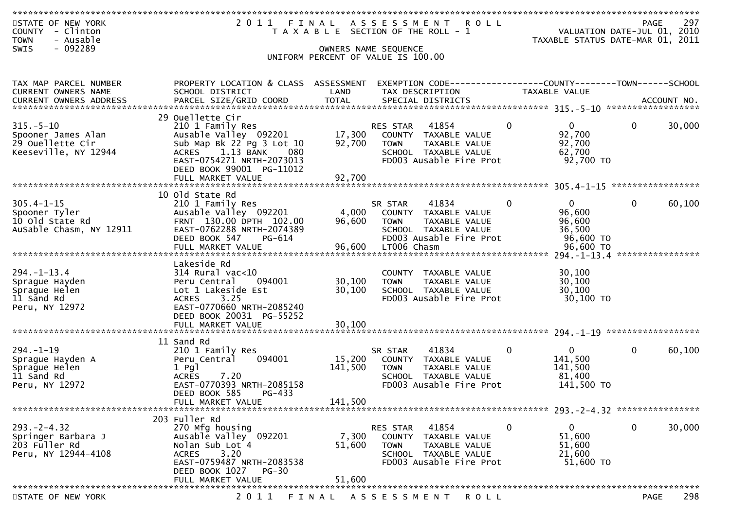STATE OF NEW YORK
COUNTY - Clinton
TOWN - Ausable
SWIS - 092289

# 2011 FINAL ASSESSMENT ROLL

TAXABLE SECTION OF THE ROLL - 1

VALUATION DATE-JUL 01, 2010
TAXABLE STATUS DATE-MAR 01, 2011

OWNERS NAME SEQUENCE
UNIFORM PERCENT OF VALUE IS 100.00

| TAX MAP PARCEL NUMBER / CURRENT OWNERS NAME / CURRENT OWNERS ADDRESS | PROPERTY LOCATION & CLASS / SCHOOL DISTRICT / PARCEL SIZE/GRID COORD | ASSESSMENT LAND / TOTAL | EXEMPTION CODE / TAX DESCRIPTION / SPECIAL DISTRICTS | COUNTY TAXABLE VALUE | TOWN | SCHOOL / ACCOUNT NO. |
|---|---|---|---|---|---|---|
| 315.-5-10 | 29 Ouellette Cir | | | | | |
| | 210 1 Family Res | | RES STAR 41854 | 0 | 0 | 30,000 |
| Spooner James Alan | Ausable Valley 092201 | 17,300 | COUNTY TAXABLE VALUE | 92,700 | | |
| 29 Ouellette Cir | Sub Map Bk 22 Pg 3 Lot 10 | 92,700 | TOWN TAXABLE VALUE | 92,700 | | |
| Keeseville, NY 12944 | ACRES 1.13 BANK 080 | | SCHOOL TAXABLE VALUE | 62,700 | | |
| | EAST-0754271 NRTH-2073013 | | FD003 Ausable Fire Prot | 92,700 TO | | |
| | DEED BOOK 99001 PG-11012 | | | | | |
| | FULL MARKET VALUE | 92,700 | | | | |
| 305.4-1-15 | 10 Old State Rd | | | | | |
| | 210 1 Family Res | | SR STAR 41834 | 0 | 0 | 60,100 |
| Spooner Tyler | Ausable Valley 092201 | 4,000 | COUNTY TAXABLE VALUE | 96,600 | | |
| 10 Old State Rd | FRNT 130.00 DPTH 102.00 | 96,600 | TOWN TAXABLE VALUE | 96,600 | | |
| AuSable Chasm, NY 12911 | EAST-0762288 NRTH-2074389 | | SCHOOL TAXABLE VALUE | 36,500 | | |
| | DEED BOOK 547 PG-614 | | FD003 Ausable Fire Prot | 96,600 TO | | |
| | FULL MARKET VALUE | 96,600 | LT006 Chasm | 96,600 TO | | |
| 294.-1-13.4 | Lakeside Rd | | | | | |
| | 314 Rural vac<10 | | COUNTY TAXABLE VALUE | 30,100 | | |
| Sprague Hayden | Peru Central 094001 | 30,100 | TOWN TAXABLE VALUE | 30,100 | | |
| Sprague Helen | Lot 1 Lakeside Est | 30,100 | SCHOOL TAXABLE VALUE | 30,100 | | |
| 11 Sand Rd | ACRES 3.25 | | FD003 Ausable Fire Prot | 30,100 TO | | |
| Peru, NY 12972 | EAST-0770660 NRTH-2085240 | | | | | |
| | DEED BOOK 20031 PG-55252 | | | | | |
| | FULL MARKET VALUE | 30,100 | | | | |
| 294.-1-19 | 11 Sand Rd | | | | | |
| | 210 1 Family Res | | SR STAR 41834 | 0 | 0 | 60,100 |
| Sprague Hayden A | Peru Central 094001 | 15,200 | COUNTY TAXABLE VALUE | 141,500 | | |
| Sprague Helen | 1 Pgl | 141,500 | TOWN TAXABLE VALUE | 141,500 | | |
| 11 Sand Rd | ACRES 7.20 | | SCHOOL TAXABLE VALUE | 81,400 | | |
| Peru, NY 12972 | EAST-0770393 NRTH-2085158 | | FD003 Ausable Fire Prot | 141,500 TO | | |
| | DEED BOOK 585 PG-433 | | | | | |
| | FULL MARKET VALUE | 141,500 | | | | |
| 293.-2-4.32 | 203 Fuller Rd | | | | | |
| | 270 Mfg housing | | RES STAR 41854 | 0 | 0 | 30,000 |
| Springer Barbara J | Ausable Valley 092201 | 7,300 | COUNTY TAXABLE VALUE | 51,600 | | |
| 203 Fuller Rd | Nolan Sub Lot 4 | 51,600 | TOWN TAXABLE VALUE | 51,600 | | |
| Peru, NY 12944-4108 | ACRES 3.20 | | SCHOOL TAXABLE VALUE | 21,600 | | |
| | EAST-0759487 NRTH-2083538 | | FD003 Ausable Fire Prot | 51,600 TO | | |
| | DEED BOOK 1027 PG-30 | | | | | |
| | FULL MARKET VALUE | 51,600 | | | | |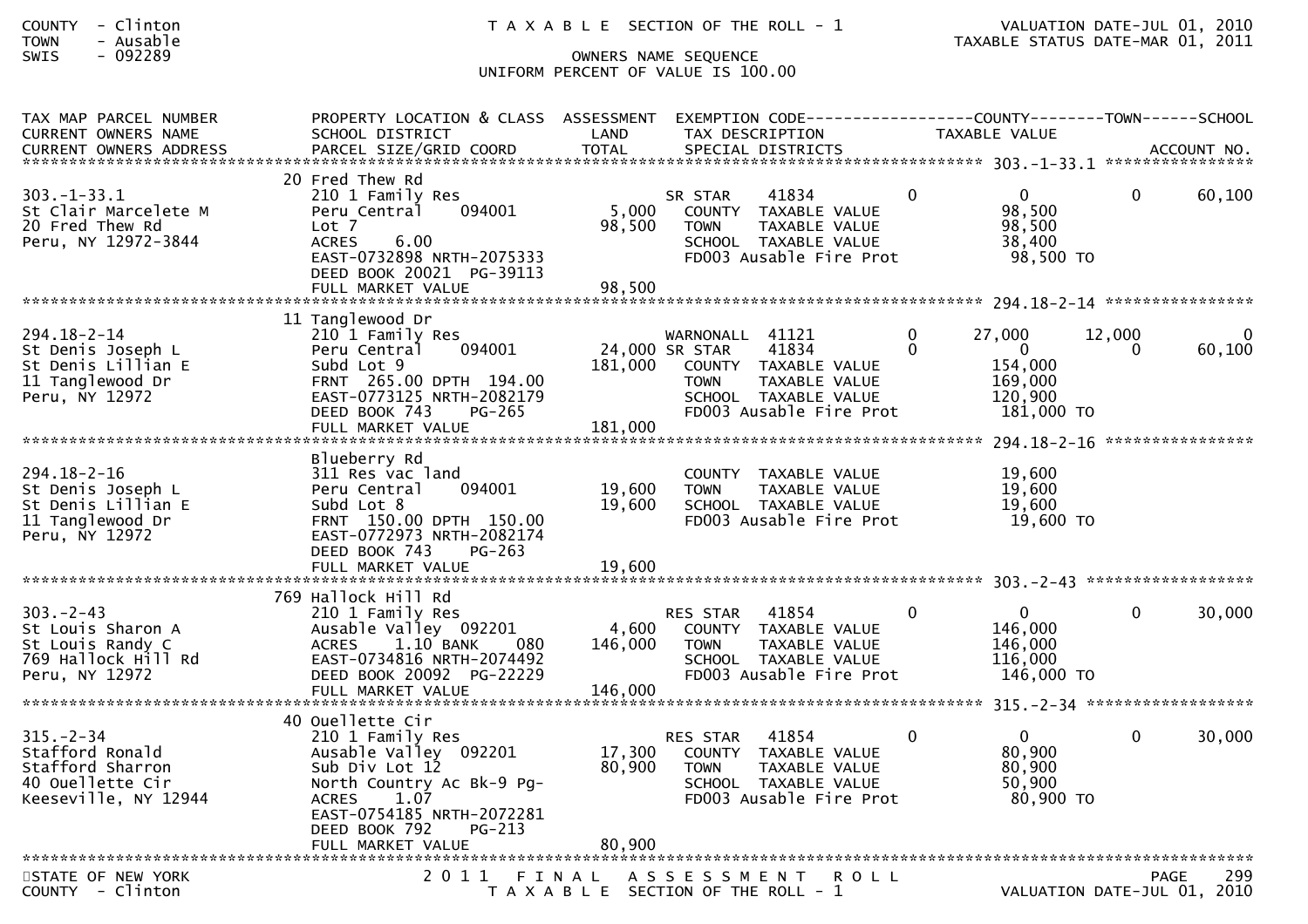COUNTY - Clinton
TOWN - Ausable
SWIS - 092289

T A X A B L E SECTION OF THE ROLL - 1

OWNERS NAME SEQUENCE
UNIFORM PERCENT OF VALUE IS 100.00

VALUATION DATE-JUL 01, 2010
TAXABLE STATUS DATE-MAR 01, 2011

| TAX MAP PARCEL NUMBER / CURRENT OWNERS NAME / CURRENT OWNERS ADDRESS | PROPERTY LOCATION & CLASS / SCHOOL DISTRICT / PARCEL SIZE/GRID COORD | ASSESSMENT LAND / TOTAL | EXEMPTION CODE / TAX DESCRIPTION / SPECIAL DISTRICTS | COUNTY TAXABLE VALUE | TOWN | SCHOOL | ACCOUNT NO. |
|---|---|---|---|---|---|---|---|
| **303.-1-33.1** | 20 Fred Thew Rd | | | | | | |
| 303.-1-33.1 | 210 1 Family Res | | SR STAR 41834 | 0 / 0 | 0 | 60,100 | |
| St Clair Marcelete M | Peru Central 094001 | 5,000 | COUNTY TAXABLE VALUE | 98,500 | | | |
| 20 Fred Thew Rd | Lot 7 | 98,500 | TOWN TAXABLE VALUE | 98,500 | | | |
| Peru, NY 12972-3844 | ACRES 6.00 | | SCHOOL TAXABLE VALUE | 38,400 | | | |
| | EAST-0732898 NRTH-2075333 | | FD003 Ausable Fire Prot | 98,500 TO | | | |
| | DEED BOOK 20021 PG-39113 | | | | | | |
| | FULL MARKET VALUE | 98,500 | | | | | |
| **294.18-2-14** | 11 Tanglewood Dr | | | | | | |
| 294.18-2-14 | 210 1 Family Res | | WARNONALL 41121 | 0 / 27,000 | 12,000 | 0 | |
| St Denis Joseph L | Peru Central 094001 | 24,000 | SR STAR 41834 | 0 / 0 | 0 | 60,100 | |
| St Denis Lillian E | Subd Lot 9 | 181,000 | COUNTY TAXABLE VALUE | 154,000 | | | |
| 11 Tanglewood Dr | FRNT 265.00 DPTH 194.00 | | TOWN TAXABLE VALUE | 169,000 | | | |
| Peru, NY 12972 | EAST-0773125 NRTH-2082179 | | SCHOOL TAXABLE VALUE | 120,900 | | | |
| | DEED BOOK 743 PG-265 | | FD003 Ausable Fire Prot | 181,000 TO | | | |
| | FULL MARKET VALUE | 181,000 | | | | | |
| **294.18-2-16** | Blueberry Rd | | | | | | |
| 294.18-2-16 | 311 Res vac land | | COUNTY TAXABLE VALUE | 19,600 | | | |
| St Denis Joseph L | Peru Central 094001 | 19,600 | TOWN TAXABLE VALUE | 19,600 | | | |
| St Denis Lillian E | Subd Lot 8 | 19,600 | SCHOOL TAXABLE VALUE | 19,600 | | | |
| 11 Tanglewood Dr | FRNT 150.00 DPTH 150.00 | | FD003 Ausable Fire Prot | 19,600 TO | | | |
| Peru, NY 12972 | EAST-0772973 NRTH-2082174 | | | | | | |
| | DEED BOOK 743 PG-263 | | | | | | |
| | FULL MARKET VALUE | 19,600 | | | | | |
| **303.-2-43** | 769 Hallock Hill Rd | | | | | | |
| 303.-2-43 | 210 1 Family Res | | RES STAR 41854 | 0 / 0 | 0 | 30,000 | |
| St Louis Sharon A | Ausable Valley 092201 | 4,600 | COUNTY TAXABLE VALUE | 146,000 | | | |
| St Louis Randy C | ACRES 1.10 BANK 080 | 146,000 | TOWN TAXABLE VALUE | 146,000 | | | |
| 769 Hallock Hill Rd | EAST-0734816 NRTH-2074492 | | SCHOOL TAXABLE VALUE | 116,000 | | | |
| Peru, NY 12972 | DEED BOOK 20092 PG-22229 | | FD003 Ausable Fire Prot | 146,000 TO | | | |
| | FULL MARKET VALUE | 146,000 | | | | | |
| **315.-2-34** | 40 Ouellette Cir | | | | | | |
| 315.-2-34 | 210 1 Family Res | | RES STAR 41854 | 0 / 0 | 0 | 30,000 | |
| Stafford Ronald | Ausable Valley 092201 | 17,300 | COUNTY TAXABLE VALUE | 80,900 | | | |
| Stafford Sharron | Sub Div Lot 12 | 80,900 | TOWN TAXABLE VALUE | 80,900 | | | |
| 40 Ouellette Cir | North Country Ac Bk-9 Pg- | | SCHOOL TAXABLE VALUE | 50,900 | | | |
| Keeseville, NY 12944 | ACRES 1.07 | | FD003 Ausable Fire Prot | 80,900 TO | | | |
| | EAST-0754185 NRTH-2072281 | | | | | | |
| | DEED BOOK 792 PG-213 | | | | | | |
| | FULL MARKET VALUE | 80,900 | | | | | |

STATE OF NEW YORK
COUNTY - Clinton

2 0 1 1 F I N A L A S S E S S M E N T R O L L
T A X A B L E SECTION OF THE ROLL - 1

PAGE 299
VALUATION DATE-JUL 01, 2010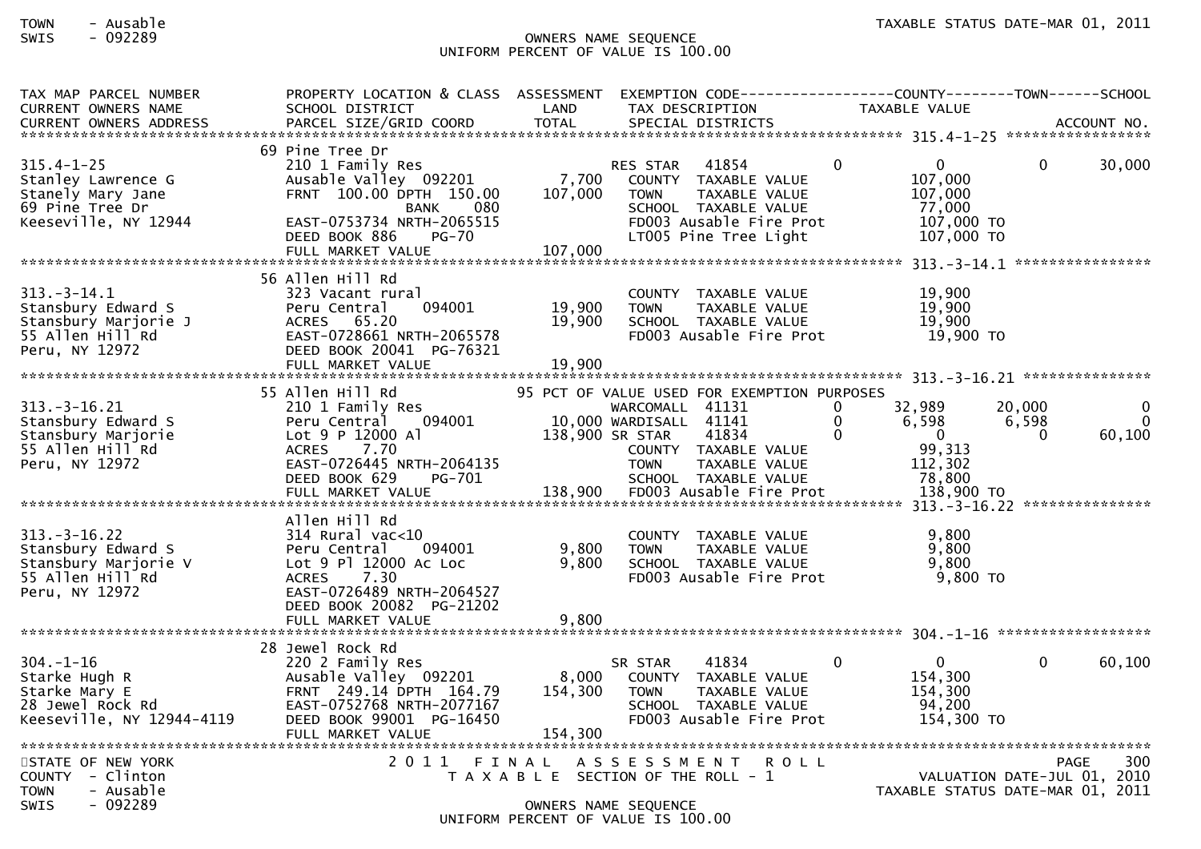TAX MAP PARCEL NUMBER / CURRENT OWNERS NAME / CURRENT OWNERS ADDRESS — PROPERTY LOCATION & CLASS / SCHOOL DISTRICT / PARCEL SIZE/GRID COORD — ASSESSMENT LAND / TOTAL — EXEMPTION CODE / TAX DESCRIPTION / SPECIAL DISTRICTS — COUNTY / TOWN / SCHOOL TAXABLE VALUE — ACCOUNT NO.

```
TAX MAP PARCEL NUMBER          PROPERTY LOCATION & CLASS  ASSESSMENT  EXEMPTION CODE------------------COUNTY--------TOWN------SCHOOL
CURRENT OWNERS NAME            SCHOOL DISTRICT               LAND      TAX DESCRIPTION            TAXABLE VALUE
CURRENT OWNERS ADDRESS         PARCEL SIZE/GRID COORD        TOTAL     SPECIAL DISTRICTS                                    ACCOUNT NO.
************************************************************************************************ 315.4-1-25 ******************
                               69 Pine Tree Dr
315.4-1-25                     210 1 Family Res                        RES STAR   41854        0          0          0     30,000
Stanley Lawrence G             Ausable Valley  092201      7,700       COUNTY  TAXABLE VALUE          107,000
Stanely Mary Jane              FRNT 100.00 DPTH 150.00   107,000       TOWN    TAXABLE VALUE          107,000
69 Pine Tree Dr                           BANK     080                 SCHOOL  TAXABLE VALUE           77,000
Keeseville, NY 12944           EAST-0753734 NRTH-2065515               FD003 Ausable Fire Prot         107,000 TO
                               DEED BOOK 886    PG-70                  LT005 Pine Tree Light           107,000 TO
                               FULL MARKET VALUE         107,000
************************************************************************************************ 313.-3-14.1 ****************
                               56 Allen Hill Rd
313.-3-14.1                    323 Vacant rural                        COUNTY  TAXABLE VALUE           19,900
Stansbury Edward S             Peru Central    094001     19,900       TOWN    TAXABLE VALUE           19,900
Stansbury Marjorie J           ACRES   65.20              19,900       SCHOOL  TAXABLE VALUE           19,900
55 Allen Hill Rd               EAST-0728661 NRTH-2065578               FD003 Ausable Fire Prot          19,900 TO
Peru, NY 12972                 DEED BOOK 20041 PG-76321
                               FULL MARKET VALUE          19,900
************************************************************************************************ 313.-3-16.21 ***************
                               55 Allen Hill Rd             95 PCT OF VALUE USED FOR EXEMPTION PURPOSES
313.-3-16.21                   210 1 Family Res                        WARCOMALL  41131        0     32,989     20,000          0
Stansbury Edward S             Peru Central    094001     10,000 WARDISALL  41141        0      6,598      6,598          0
Stansbury Marjorie             Lot 9 P 12000 Al          138,900 SR STAR    41834        0          0          0     60,100
55 Allen Hill Rd               ACRES    7.70                           COUNTY  TAXABLE VALUE           99,313
Peru, NY 12972                 EAST-0726445 NRTH-2064135               TOWN    TAXABLE VALUE          112,302
                               DEED BOOK 629    PG-701                 SCHOOL  TAXABLE VALUE           78,800
                               FULL MARKET VALUE         138,900       FD003 Ausable Fire Prot         138,900 TO
************************************************************************************************ 313.-3-16.22 ***************
                               Allen Hill Rd
313.-3-16.22                   314 Rural vac<10                        COUNTY  TAXABLE VALUE            9,800
Stansbury Edward S             Peru Central    094001      9,800       TOWN    TAXABLE VALUE            9,800
Stansbury Marjorie V           Lot 9 Pl 12000 Ac Loc       9,800       SCHOOL  TAXABLE VALUE            9,800
55 Allen Hill Rd               ACRES    7.30                           FD003 Ausable Fire Prot           9,800 TO
Peru, NY 12972                 EAST-0726489 NRTH-2064527
                               DEED BOOK 20082 PG-21202
                               FULL MARKET VALUE           9,800
************************************************************************************************ 304.-1-16 ******************
                               28 Jewel Rock Rd
304.-1-16                      220 2 Family Res                        SR STAR    41834        0          0          0     60,100
Starke Hugh R                  Ausable Valley  092201      8,000       COUNTY  TAXABLE VALUE          154,300
Starke Mary E                  FRNT 249.14 DPTH 164.79   154,300       TOWN    TAXABLE VALUE          154,300
28 Jewel Rock Rd               EAST-0752768 NRTH-2077167               SCHOOL  TAXABLE VALUE           94,200
Keeseville, NY 12944-4119      DEED BOOK 99001 PG-16450                FD003 Ausable Fire Prot         154,300 TO
                               FULL MARKET VALUE         154,300
*******************************************************************************************************************************
```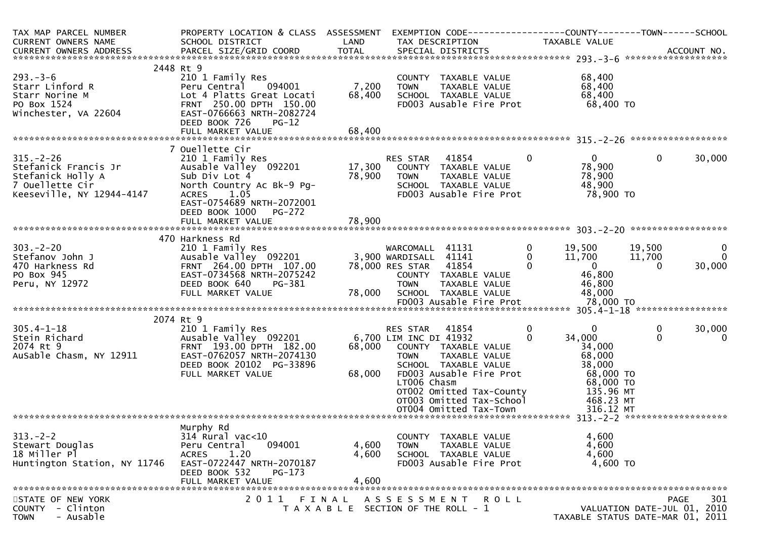| TAX MAP PARCEL NUMBER<br>CURRENT OWNERS NAME<br>CURRENT OWNERS ADDRESS | PROPERTY LOCATION & CLASS<br>SCHOOL DISTRICT<br>PARCEL SIZE/GRID COORD | ASSESSMENT<br>LAND<br>TOTAL | EXEMPTION CODE<br>TAX DESCRIPTION<br>SPECIAL DISTRICTS | | COUNTY<br>TAXABLE VALUE | TOWN | SCHOOL<br><br>ACCOUNT NO. |
|---|---|---|---|---|---|---|---|
| **293.-3-6** | 2448 Rt 9 | | | | | | |
| 293.-3-6 | 210 1 Family Res | | COUNTY TAXABLE VALUE | | 68,400 | | |
| Starr Linford R | Peru Central 094001 | 7,200 | TOWN TAXABLE VALUE | | 68,400 | | |
| Starr Norine M | Lot 4 Platts Great Locati | 68,400 | SCHOOL TAXABLE VALUE | | 68,400 | | |
| PO Box 1524 | FRNT 250.00 DPTH 150.00 | | FD003 Ausable Fire Prot | | 68,400 TO | | |
| Winchester, VA 22604 | EAST-0766663 NRTH-2082724 | | | | | | |
| | DEED BOOK 726 PG-12 | | | | | | |
| | FULL MARKET VALUE | 68,400 | | | | | |
| **315.-2-26** | 7 Ouellette Cir | | | | | | |
| 315.-2-26 | 210 1 Family Res | | RES STAR 41854 | 0 | 0 | 0 | 30,000 |
| Stefanick Francis Jr | Ausable Valley 092201 | 17,300 | COUNTY TAXABLE VALUE | | 78,900 | | |
| Stefanick Holly A | Sub Div Lot 4 | 78,900 | TOWN TAXABLE VALUE | | 78,900 | | |
| 7 Ouellette Cir | North Country Ac Bk-9 Pg- | | SCHOOL TAXABLE VALUE | | 48,900 | | |
| Keeseville, NY 12944-4147 | ACRES 1.05 | | FD003 Ausable Fire Prot | | 78,900 TO | | |
| | EAST-0754689 NRTH-2072001 | | | | | | |
| | DEED BOOK 1000 PG-272 | | | | | | |
| | FULL MARKET VALUE | 78,900 | | | | | |
| **303.-2-20** | 470 Harkness Rd | | | | | | |
| 303.-2-20 | 210 1 Family Res | | WARCOMALL 41131 | 0 | 19,500 | 19,500 | 0 |
| Stefanov John J | Ausable Valley 092201 | 3,900 | WARDISALL 41141 | 0 | 11,700 | 11,700 | 0 |
| 470 Harkness Rd | FRNT 264.00 DPTH 107.00 | 78,000 | RES STAR 41854 | 0 | 0 | 0 | 30,000 |
| PO Box 945 | EAST-0734568 NRTH-2075242 | | COUNTY TAXABLE VALUE | | 46,800 | | |
| Peru, NY 12972 | DEED BOOK 640 PG-381 | | TOWN TAXABLE VALUE | | 46,800 | | |
| | FULL MARKET VALUE | 78,000 | SCHOOL TAXABLE VALUE | | 48,000 | | |
| | | | FD003 Ausable Fire Prot | | 78,000 TO | | |
| **305.4-1-18** | 2074 Rt 9 | | | | | | |
| 305.4-1-18 | 210 1 Family Res | | RES STAR 41854 | 0 | 0 | 0 | 30,000 |
| Stein Richard | Ausable Valley 092201 | 6,700 | LIM INC DI 41932 | 0 | 34,000 | 0 | 0 |
| 2074 Rt 9 | FRNT 193.00 DPTH 182.00 | 68,000 | COUNTY TAXABLE VALUE | | 34,000 | | |
| AuSable Chasm, NY 12911 | EAST-0762057 NRTH-2074130 | | TOWN TAXABLE VALUE | | 68,000 | | |
| | DEED BOOK 20102 PG-33896 | | SCHOOL TAXABLE VALUE | | 38,000 | | |
| | FULL MARKET VALUE | 68,000 | FD003 Ausable Fire Prot | | 68,000 TO | | |
| | | | LT006 Chasm | | 68,000 TO | | |
| | | | OT002 Omitted Tax-County | | 135.96 MT | | |
| | | | OT003 Omitted Tax-School | | 468.23 MT | | |
| | | | OT004 Omitted Tax-Town | | 316.12 MT | | |
| **313.-2-2** | Murphy Rd | | | | | | |
| 313.-2-2 | 314 Rural vac<10 | | COUNTY TAXABLE VALUE | | 4,600 | | |
| Stewart Douglas | Peru Central 094001 | 4,600 | TOWN TAXABLE VALUE | | 4,600 | | |
| 18 Miller Pl | ACRES 1.20 | 4,600 | SCHOOL TAXABLE VALUE | | 4,600 | | |
| Huntington Station, NY 11746 | EAST-0722447 NRTH-2070187 | | FD003 Ausable Fire Prot | | 4,600 TO | | |
| | DEED BOOK 532 PG-173 | | | | | | |
| | FULL MARKET VALUE | 4,600 | | | | | |

STATE OF NEW YORK
COUNTY - Clinton
TOWN - Ausable

2011 FINAL ASSESSMENT ROLL
TAXABLE SECTION OF THE ROLL - 1

VALUATION DATE-JUL 01, 2010
TAXABLE STATUS DATE-MAR 01, 2011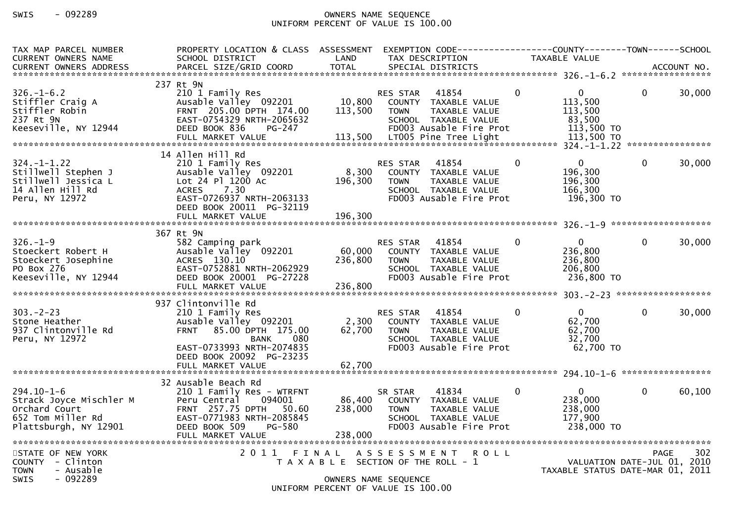| TAX MAP PARCEL NUMBER<br>CURRENT OWNERS NAME<br>CURRENT OWNERS ADDRESS | PROPERTY LOCATION & CLASS<br>SCHOOL DISTRICT<br>PARCEL SIZE/GRID COORD | ASSESSMENT<br>LAND<br>TOTAL | EXEMPTION CODE<br>TAX DESCRIPTION<br>SPECIAL DISTRICTS | COUNTY | TAXABLE VALUE | TOWN | SCHOOL<br>ACCOUNT NO. |
|---|---|---|---|---|---|---|---|
| 326.-1-6.2 | 237 Rt 9N | | | | | | |
| 326.-1-6.2 | 210 1 Family Res | | RES STAR 41854 | 0 | 0 | 0 | 30,000 |
| Stiffler Craig A | Ausable Valley 092201 | 10,800 | COUNTY TAXABLE VALUE | | 113,500 | | |
| Stiffler Robin | FRNT 205.00 DPTH 174.00 | 113,500 | TOWN TAXABLE VALUE | | 113,500 | | |
| 237 Rt 9N | EAST-0754329 NRTH-2065632 | | SCHOOL TAXABLE VALUE | | 83,500 | | |
| Keeseville, NY 12944 | DEED BOOK 836 PG-247 | | FD003 Ausable Fire Prot | | 113,500 TO | | |
| | FULL MARKET VALUE | 113,500 | LT005 Pine Tree Light | | 113,500 TO | | |
| 324.-1-1.22 | 14 Allen Hill Rd | | | | | | |
| 324.-1-1.22 | 210 1 Family Res | | RES STAR 41854 | 0 | 0 | 0 | 30,000 |
| Stillwell Stephen J | Ausable Valley 092201 | 8,300 | COUNTY TAXABLE VALUE | | 196,300 | | |
| Stillwell Jessica L | Lot 24 Pl 1200 Ac | 196,300 | TOWN TAXABLE VALUE | | 196,300 | | |
| 14 Allen Hill Rd | ACRES 7.30 | | SCHOOL TAXABLE VALUE | | 166,300 | | |
| Peru, NY 12972 | EAST-0726937 NRTH-2063133 | | FD003 Ausable Fire Prot | | 196,300 TO | | |
| | DEED BOOK 20011 PG-32119 | | | | | | |
| | FULL MARKET VALUE | 196,300 | | | | | |
| 326.-1-9 | 367 Rt 9N | | | | | | |
| 326.-1-9 | 582 Camping park | | RES STAR 41854 | 0 | 0 | 0 | 30,000 |
| Stoeckert Robert H | Ausable Valley 092201 | 60,000 | COUNTY TAXABLE VALUE | | 236,800 | | |
| Stoeckert Josephine | ACRES 130.10 | 236,800 | TOWN TAXABLE VALUE | | 236,800 | | |
| PO Box 276 | EAST-0752881 NRTH-2062929 | | SCHOOL TAXABLE VALUE | | 206,800 | | |
| Keeseville, NY 12944 | DEED BOOK 20001 PG-27228 | | FD003 Ausable Fire Prot | | 236,800 TO | | |
| | FULL MARKET VALUE | 236,800 | | | | | |
| 303.-2-23 | 937 Clintonville Rd | | | | | | |
| 303.-2-23 | 210 1 Family Res | | RES STAR 41854 | 0 | 0 | 0 | 30,000 |
| Stone Heather | Ausable Valley 092201 | 2,300 | COUNTY TAXABLE VALUE | | 62,700 | | |
| 937 Clintonville Rd | FRNT 85.00 DPTH 175.00 | 62,700 | TOWN TAXABLE VALUE | | 62,700 | | |
| Peru, NY 12972 | BANK 080 | | SCHOOL TAXABLE VALUE | | 32,700 | | |
| | EAST-0733993 NRTH-2074835 | | FD003 Ausable Fire Prot | | 62,700 TO | | |
| | DEED BOOK 20092 PG-23235 | | | | | | |
| | FULL MARKET VALUE | 62,700 | | | | | |
| 294.10-1-6 | 32 Ausable Beach Rd | | | | | | |
| 294.10-1-6 | 210 1 Family Res - WTRFNT | | SR STAR 41834 | 0 | 0 | 0 | 60,100 |
| Strack Joyce Mischler M | Peru Central 094001 | 86,400 | COUNTY TAXABLE VALUE | | 238,000 | | |
| Orchard Court | FRNT 257.75 DPTH 50.60 | 238,000 | TOWN TAXABLE VALUE | | 238,000 | | |
| 652 Tom Miller Rd | EAST-0771983 NRTH-2085845 | | SCHOOL TAXABLE VALUE | | 177,900 | | |
| Plattsburgh, NY 12901 | DEED BOOK 509 PG-580 | | FD003 Ausable Fire Prot | | 238,000 TO | | |
| | FULL MARKET VALUE | 238,000 | | | | | |

STATE OF NEW YORK
COUNTY - Clinton
TOWN - Ausable
SWIS - 092289

2011 FINAL ASSESSMENT ROLL
TAXABLE SECTION OF THE ROLL - 1

VALUATION DATE-JUL 01, 2010
TAXABLE STATUS DATE-MAR 01, 2011

OWNERS NAME SEQUENCE
UNIFORM PERCENT OF VALUE IS 100.00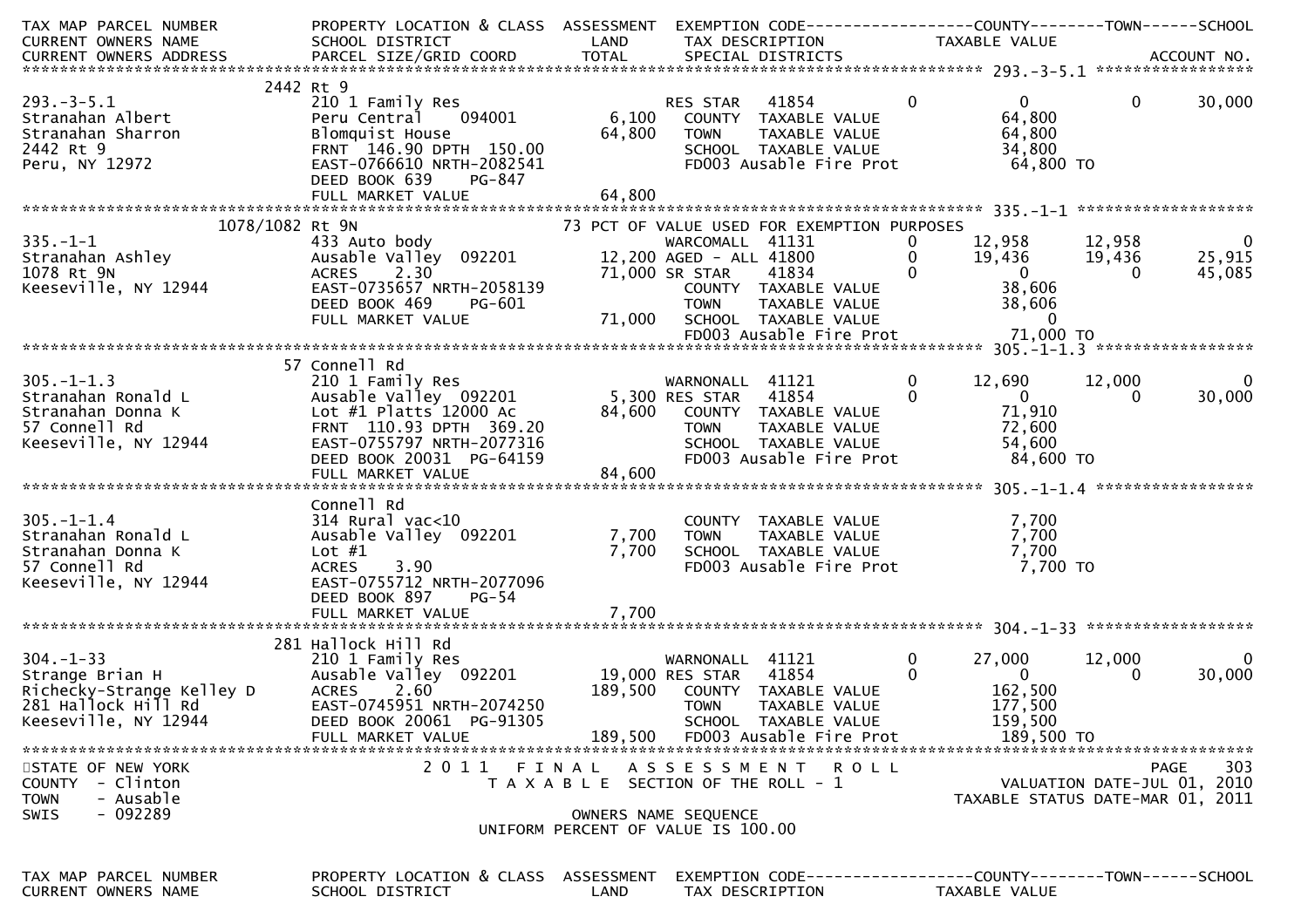| TAX MAP PARCEL NUMBER<br>CURRENT OWNERS NAME<br>CURRENT OWNERS ADDRESS | PROPERTY LOCATION & CLASS<br>SCHOOL DISTRICT<br>PARCEL SIZE/GRID COORD | ASSESSMENT<br>LAND<br>TOTAL | EXEMPTION CODE<br>TAX DESCRIPTION<br>SPECIAL DISTRICTS | | COUNTY<br>TAXABLE VALUE | TOWN | SCHOOL<br>ACCOUNT NO. |
|---|---|---|---|---|---|---|---|
| **293.-3-5.1** | 2442 Rt 9 | | | | | | |
| 293.-3-5.1 | 210 1 Family Res | | RES STAR 41854 | 0 | 0 | 0 | 30,000 |
| Stranahan Albert | Peru Central 094001 | 6,100 | COUNTY TAXABLE VALUE | | 64,800 | | |
| Stranahan Sharron | Blomquist House | 64,800 | TOWN TAXABLE VALUE | | 64,800 | | |
| 2442 Rt 9 | FRNT 146.90 DPTH 150.00 | | SCHOOL TAXABLE VALUE | | 34,800 | | |
| Peru, NY 12972 | EAST-0766610 NRTH-2082541 | | FD003 Ausable Fire Prot | | 64,800 TO | | |
| | DEED BOOK 639 PG-847 | | | | | | |
| | FULL MARKET VALUE | 64,800 | | | | | |
| **335.-1-1** | 1078/1082 Rt 9N | | 73 PCT OF VALUE USED FOR EXEMPTION PURPOSES | | | | |
| 335.-1-1 | 433 Auto body | | WARCOMALL 41131 | 0 | 12,958 | 12,958 | 0 |
| Stranahan Ashley | Ausable Valley 092201 | 12,200 | AGED - ALL 41800 | 0 | 19,436 | 19,436 | 25,915 |
| 1078 Rt 9N | ACRES 2.30 | 71,000 | SR STAR 41834 | 0 | 0 | 0 | 45,085 |
| Keeseville, NY 12944 | EAST-0735657 NRTH-2058139 | | COUNTY TAXABLE VALUE | | 38,606 | | |
| | DEED BOOK 469 PG-601 | | TOWN TAXABLE VALUE | | 38,606 | | |
| | FULL MARKET VALUE | 71,000 | SCHOOL TAXABLE VALUE | | 0 | | |
| | | | FD003 Ausable Fire Prot | | 71,000 TO | | |
| **305.-1-1.3** | 57 Connell Rd | | | | | | |
| 305.-1-1.3 | 210 1 Family Res | | WARNONALL 41121 | 0 | 12,690 | 12,000 | 0 |
| Stranahan Ronald L | Ausable Valley 092201 | 5,300 | RES STAR 41854 | 0 | 0 | 0 | 30,000 |
| Stranahan Donna K | Lot #1 Platts 12000 Ac | 84,600 | COUNTY TAXABLE VALUE | | 71,910 | | |
| 57 Connell Rd | FRNT 110.93 DPTH 369.20 | | TOWN TAXABLE VALUE | | 72,600 | | |
| Keeseville, NY 12944 | EAST-0755797 NRTH-2077316 | | SCHOOL TAXABLE VALUE | | 54,600 | | |
| | DEED BOOK 20031 PG-64159 | | FD003 Ausable Fire Prot | | 84,600 TO | | |
| | FULL MARKET VALUE | 84,600 | | | | | |
| **305.-1-1.4** | Connell Rd | | | | | | |
| 305.-1-1.4 | 314 Rural vac<10 | | COUNTY TAXABLE VALUE | | 7,700 | | |
| Stranahan Ronald L | Ausable Valley 092201 | 7,700 | TOWN TAXABLE VALUE | | 7,700 | | |
| Stranahan Donna K | Lot #1 | 7,700 | SCHOOL TAXABLE VALUE | | 7,700 | | |
| 57 Connell Rd | ACRES 3.90 | | FD003 Ausable Fire Prot | | 7,700 TO | | |
| Keeseville, NY 12944 | EAST-0755712 NRTH-2077096 | | | | | | |
| | DEED BOOK 897 PG-54 | | | | | | |
| | FULL MARKET VALUE | 7,700 | | | | | |
| **304.-1-33** | 281 Hallock Hill Rd | | | | | | |
| 304.-1-33 | 210 1 Family Res | | WARNONALL 41121 | 0 | 27,000 | 12,000 | 0 |
| Strange Brian H | Ausable Valley 092201 | 19,000 | RES STAR 41854 | 0 | 0 | 0 | 30,000 |
| Richecky-Strange Kelley D | ACRES 2.60 | 189,500 | COUNTY TAXABLE VALUE | | 162,500 | | |
| 281 Hallock Hill Rd | EAST-0745951 NRTH-2074250 | | TOWN TAXABLE VALUE | | 177,500 | | |
| Keeseville, NY 12944 | DEED BOOK 20061 PG-91305 | | SCHOOL TAXABLE VALUE | | 159,500 | | |
| | FULL MARKET VALUE | 189,500 | FD003 Ausable Fire Prot | | 189,500 TO | | |

STATE OF NEW YORK — COUNTY - Clinton — TOWN - Ausable — SWIS - 092289

2011 FINAL ASSESSMENT ROLL — TAXABLE SECTION OF THE ROLL - 1 — OWNERS NAME SEQUENCE — UNIFORM PERCENT OF VALUE IS 100.00

PAGE 303 — VALUATION DATE-JUL 01, 2010 — TAXABLE STATUS DATE-MAR 01, 2011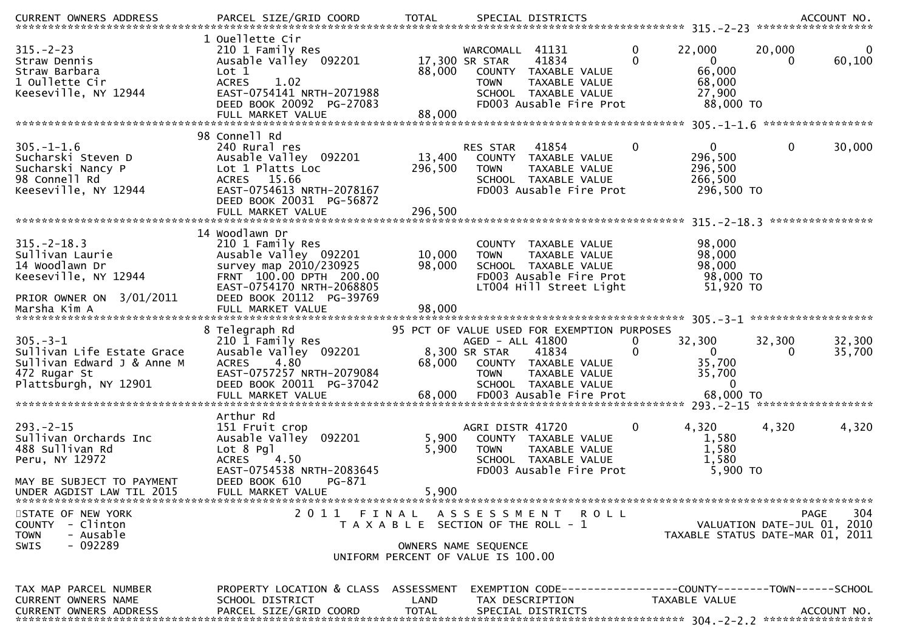| CURRENT OWNERS ADDRESS | PARCEL SIZE/GRID COORD | TOTAL | SPECIAL DISTRICTS | | | | | ACCOUNT NO. |
|---|---|---|---|---|---|---|---|---|
| ****** 315.-2-23 ****** | | | | | | | | |
| | 1 Ouellette Cir | | | | | | | |
| 315.-2-23 | 210 1 Family Res | | WARCOMALL 41131 | 0 | 22,000 | 20,000 | | 0 |
| Straw Dennis | Ausable Valley 092201 | 17,300 | SR STAR 41834 | 0 | 0 | 0 | | 60,100 |
| Straw Barbara | Lot 1 | 88,000 | COUNTY TAXABLE VALUE | | 66,000 | | | |
| 1 Oullette Cir | ACRES 1.02 | | TOWN TAXABLE VALUE | | 68,000 | | | |
| Keeseville, NY 12944 | EAST-0754141 NRTH-2071988 | | SCHOOL TAXABLE VALUE | | 27,900 | | | |
| | DEED BOOK 20092 PG-27083 | | FD003 Ausable Fire Prot | | 88,000 TO | | | |
| | FULL MARKET VALUE | 88,000 | | | | | | |
| ****** 305.-1-1.6 ****** | | | | | | | | |
| | 98 Connell Rd | | | | | | | |
| 305.-1-1.6 | 240 Rural res | | RES STAR 41854 | 0 | 0 | 0 | | 30,000 |
| Sucharski Steven D | Ausable Valley 092201 | 13,400 | COUNTY TAXABLE VALUE | | 296,500 | | | |
| Sucharski Nancy P | Lot 1 Platts Loc | 296,500 | TOWN TAXABLE VALUE | | 296,500 | | | |
| 98 Connell Rd | ACRES 15.66 | | SCHOOL TAXABLE VALUE | | 266,500 | | | |
| Keeseville, NY 12944 | EAST-0754613 NRTH-2078167 | | FD003 Ausable Fire Prot | | 296,500 TO | | | |
| | DEED BOOK 20031 PG-56872 | | | | | | | |
| | FULL MARKET VALUE | 296,500 | | | | | | |
| ****** 315.-2-18.3 ****** | | | | | | | | |
| | 14 Woodlawn Dr | | | | | | | |
| 315.-2-18.3 | 210 1 Family Res | | COUNTY TAXABLE VALUE | | 98,000 | | | |
| Sullivan Laurie | Ausable Valley 092201 | 10,000 | TOWN TAXABLE VALUE | | 98,000 | | | |
| 14 Woodlawn Dr | survey map 2010/230925 | 98,000 | SCHOOL TAXABLE VALUE | | 98,000 | | | |
| Keeseville, NY 12944 | FRNT 100.00 DPTH 200.00 | | FD003 Ausable Fire Prot | | 98,000 TO | | | |
| | EAST-0754170 NRTH-2068805 | | LT004 Hill Street Light | | 51,920 TO | | | |
| PRIOR OWNER ON 3/01/2011 | DEED BOOK 20112 PG-39769 | | | | | | | |
| Marsha Kim A | FULL MARKET VALUE | 98,000 | | | | | | |
| ****** 305.-3-1 ****** | | | | | | | | |
| | 8 Telegraph Rd | | 95 PCT OF VALUE USED FOR EXEMPTION PURPOSES | | | | | |
| 305.-3-1 | 210 1 Family Res | | AGED - ALL 41800 | 0 | 32,300 | 32,300 | | 32,300 |
| Sullivan Life Estate Grace | Ausable Valley 092201 | 8,300 | SR STAR 41834 | 0 | 0 | 0 | | 35,700 |
| Sullivan Edward J & Anne M | ACRES 4.80 | 68,000 | COUNTY TAXABLE VALUE | | 35,700 | | | |
| 472 Rugar St | EAST-0757257 NRTH-2079084 | | TOWN TAXABLE VALUE | | 35,700 | | | |
| Plattsburgh, NY 12901 | DEED BOOK 20011 PG-37042 | | SCHOOL TAXABLE VALUE | | 0 | | | |
| | FULL MARKET VALUE | 68,000 | FD003 Ausable Fire Prot | | 68,000 TO | | | |
| ****** 293.-2-15 ****** | | | | | | | | |
| | Arthur Rd | | | | | | | |
| 293.-2-15 | 151 Fruit crop | | AGRI DISTR 41720 | 0 | 4,320 | 4,320 | | 4,320 |
| Sullivan Orchards Inc | Ausable Valley 092201 | 5,900 | COUNTY TAXABLE VALUE | | 1,580 | | | |
| 488 Sullivan Rd | Lot 8 Pgl | 5,900 | TOWN TAXABLE VALUE | | 1,580 | | | |
| Peru, NY 12972 | ACRES 4.50 | | SCHOOL TAXABLE VALUE | | 1,580 | | | |
| | EAST-0754538 NRTH-2083645 | | FD003 Ausable Fire Prot | | 5,900 TO | | | |
| MAY BE SUBJECT TO PAYMENT | DEED BOOK 610 PG-871 | | | | | | | |
| UNDER AGDIST LAW TIL 2015 | FULL MARKET VALUE | 5,900 | | | | | | |

STATE OF NEW YORK
COUNTY - Clinton
TOWN - Ausable
SWIS - 092289

2011 FINAL ASSESSMENT ROLL
TAXABLE SECTION OF THE ROLL - 1
OWNERS NAME SEQUENCE
UNIFORM PERCENT OF VALUE IS 100.00

PAGE 304
VALUATION DATE-JUL 01, 2010
TAXABLE STATUS DATE-MAR 01, 2011

| TAX MAP PARCEL NUMBER | PROPERTY LOCATION & CLASS | ASSESSMENT | EXEMPTION CODE | COUNTY | TOWN | SCHOOL |
|---|---|---|---|---|---|---|
| CURRENT OWNERS NAME | SCHOOL DISTRICT | LAND | TAX DESCRIPTION | TAXABLE VALUE | | |
| CURRENT OWNERS ADDRESS | PARCEL SIZE/GRID COORD | TOTAL | SPECIAL DISTRICTS | | | ACCOUNT NO. |
| ****** 304.-2-2.2 ****** | | | | | | |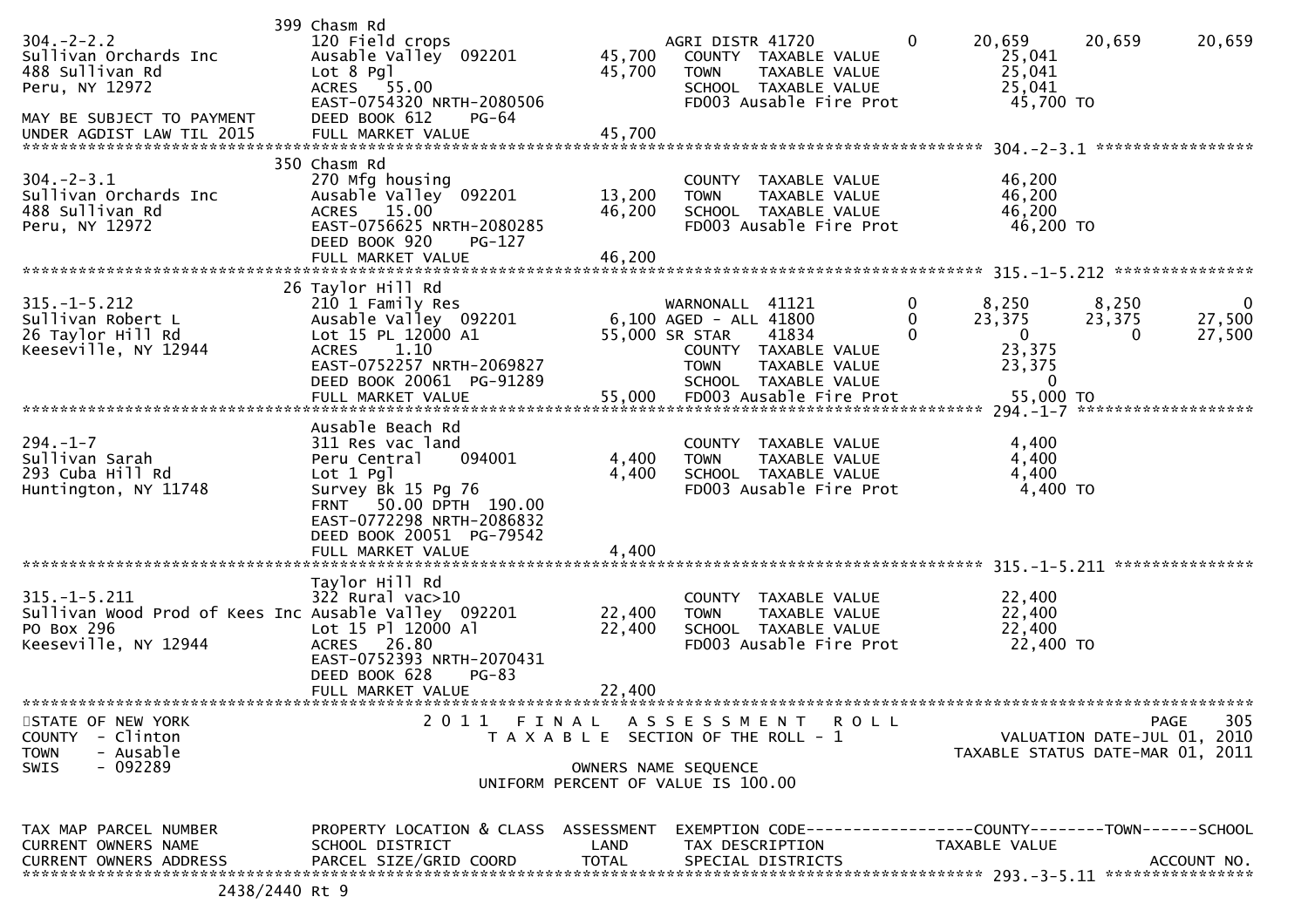```
                              399 Chasm Rd
304.-2-2.2                    120 Field crops                       AGRI DISTR 41720         0     20,659      20,659      20,659
Sullivan Orchards Inc         Ausable Valley  092201      45,700     COUNTY  TAXABLE VALUE            25,041
488 Sullivan Rd               Lot 8 Pgl                   45,700     TOWN    TAXABLE VALUE            25,041
Peru, NY 12972                ACRES   55.00                          SCHOOL  TAXABLE VALUE            25,041
                              EAST-0754320 NRTH-2080506              FD003 Ausable Fire Prot           45,700 TO
MAY BE SUBJECT TO PAYMENT     DEED BOOK 612     PG-64
UNDER AGDIST LAW TIL 2015     FULL MARKET VALUE           45,700
************************************************************************************************* 304.-2-3.1 *****************
                              350 Chasm Rd
304.-2-3.1                    270 Mfg housing                        COUNTY  TAXABLE VALUE            46,200
Sullivan Orchards Inc         Ausable Valley  092201      13,200     TOWN    TAXABLE VALUE            46,200
488 Sullivan Rd               ACRES   15.00               46,200     SCHOOL  TAXABLE VALUE            46,200
Peru, NY 12972                EAST-0756625 NRTH-2080285              FD003 Ausable Fire Prot           46,200 TO
                              DEED BOOK 920     PG-127
                              FULL MARKET VALUE           46,200
************************************************************************************************* 315.-1-5.212 ***************
                              26 Taylor Hill Rd
315.-1-5.212                  210 1 Family Res                       WARNONALL  41121        0      8,250       8,250           0
Sullivan Robert L             Ausable Valley  092201       6,100 AGED - ALL 41800           0     23,375      23,375      27,500
26 Taylor Hill Rd             Lot 15 PL 12000 A1          55,000 SR STAR     41834           0          0           0      27,500
Keeseville, NY 12944          ACRES    1.10                          COUNTY  TAXABLE VALUE            23,375
                              EAST-0752257 NRTH-2069827              TOWN    TAXABLE VALUE            23,375
                              DEED BOOK 20061 PG-91289               SCHOOL  TAXABLE VALUE                 0
                              FULL MARKET VALUE           55,000     FD003 Ausable Fire Prot           55,000 TO
************************************************************************************************* 294.-1-7 *******************
                              Ausable Beach Rd
294.-1-7                      311 Res vac land                       COUNTY  TAXABLE VALUE             4,400
Sullivan Sarah                Peru Central    094001       4,400     TOWN    TAXABLE VALUE             4,400
293 Cuba Hill Rd              Lot 1 Pgl                    4,400     SCHOOL  TAXABLE VALUE             4,400
Huntington, NY 11748          Survey Bk 15 Pg 76                     FD003 Ausable Fire Prot            4,400 TO
                              FRNT   50.00 DPTH 190.00
                              EAST-0772298 NRTH-2086832
                              DEED BOOK 20051 PG-79542
                              FULL MARKET VALUE            4,400
************************************************************************************************* 315.-1-5.211 ***************
                              Taylor Hill Rd
315.-1-5.211                  322 Rural vac>10                       COUNTY  TAXABLE VALUE            22,400
Sullivan Wood Prod of Kees Inc Ausable Valley  092201     22,400     TOWN    TAXABLE VALUE            22,400
PO Box 296                    Lot 15 Pl 12000 Al          22,400     SCHOOL  TAXABLE VALUE            22,400
Keeseville, NY 12944          ACRES   26.80                          FD003 Ausable Fire Prot           22,400 TO
                              EAST-0752393 NRTH-2070431
                              DEED BOOK 628     PG-83
                              FULL MARKET VALUE           22,400
******************************************************************************************************************************
STATE OF NEW YORK                    2 0 1 1   F I N A L   A S S E S S M E N T   R O L L                           PAGE    305
COUNTY  - Clinton                       T A X A B L E  SECTION OF THE ROLL - 1                       VALUATION DATE-JUL 01, 2010
TOWN    - Ausable                                                                              TAXABLE STATUS DATE-MAR 01, 2011
SWIS    - 092289                                     OWNERS NAME SEQUENCE
                                               UNIFORM PERCENT OF VALUE IS 100.00

TAX MAP PARCEL NUMBER         PROPERTY LOCATION & CLASS  ASSESSMENT  EXEMPTION CODE------------------COUNTY--------TOWN------SCHOOL
CURRENT OWNERS NAME           SCHOOL DISTRICT               LAND      TAX DESCRIPTION              TAXABLE VALUE
CURRENT OWNERS ADDRESS        PARCEL SIZE/GRID COORD       TOTAL      SPECIAL DISTRICTS                                ACCOUNT NO.
************************************************************************************************* 293.-3-5.11 ****************
                              2438/2440 Rt 9
```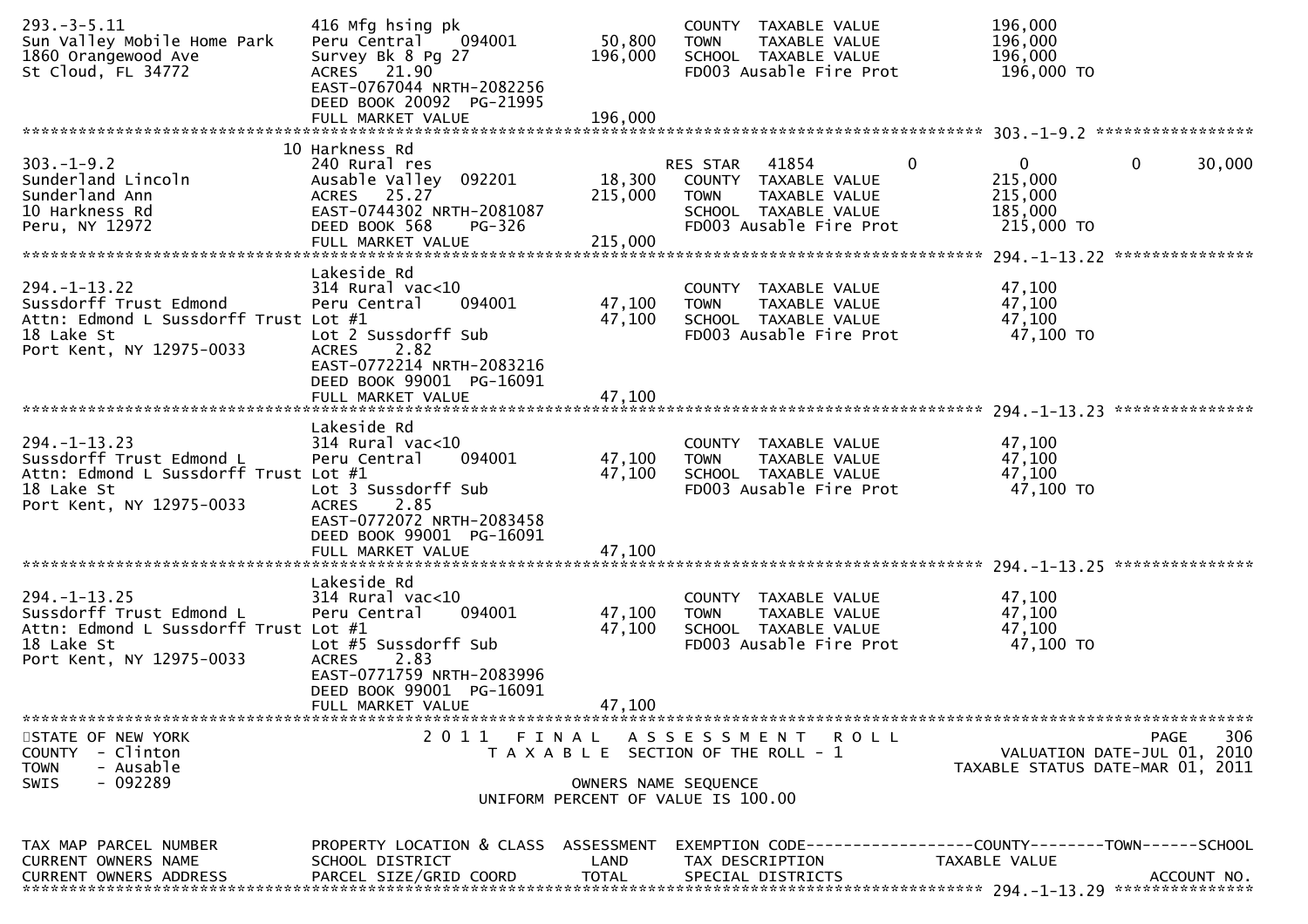```
293.-3-5.11                    416 Mfg hsing pk                        COUNTY  TAXABLE VALUE           196,000
Sun Valley Mobile Home Park    Peru Central    094001       50,800     TOWN    TAXABLE VALUE           196,000
1860 Orangewood Ave            Survey Bk 8 Pg 27           196,000     SCHOOL  TAXABLE VALUE           196,000
St Cloud, FL 34772             ACRES   21.90                           FD003 Ausable Fire Prot          196,000 TO
                               EAST-0767044 NRTH-2082256
                               DEED BOOK 20092  PG-21995
                               FULL MARKET VALUE           196,000
******************************************************************************************************* 303.-1-9.2 *****************
                            10 Harkness Rd
303.-1-9.2                     240 Rural res                           RES STAR   41854          0           0           0      30,000
Sunderland Lincoln             Ausable Valley  092201       18,300     COUNTY  TAXABLE VALUE           215,000
Sunderland Ann                 ACRES   25.27               215,000     TOWN    TAXABLE VALUE           215,000
10 Harkness Rd                 EAST-0744302 NRTH-2081087               SCHOOL  TAXABLE VALUE           185,000
Peru, NY 12972                 DEED BOOK 568     PG-326                FD003 Ausable Fire Prot          215,000 TO
                               FULL MARKET VALUE           215,000
******************************************************************************************************* 294.-1-13.22 ***************
                               Lakeside Rd
294.-1-13.22                   314 Rural vac<10                        COUNTY  TAXABLE VALUE            47,100
Sussdorff Trust Edmond         Peru Central    094001       47,100     TOWN    TAXABLE VALUE            47,100
Attn: Edmond L Sussdorff Trust Lot #1                       47,100     SCHOOL  TAXABLE VALUE            47,100
18 Lake St                     Lot 2 Sussdorff Sub                     FD003 Ausable Fire Prot           47,100 TO
Port Kent, NY 12975-0033       ACRES    2.82
                               EAST-0772214 NRTH-2083216
                               DEED BOOK 99001  PG-16091
                               FULL MARKET VALUE            47,100
******************************************************************************************************* 294.-1-13.23 ***************
                               Lakeside Rd
294.-1-13.23                   314 Rural vac<10                        COUNTY  TAXABLE VALUE            47,100
Sussdorff Trust Edmond L       Peru Central    094001       47,100     TOWN    TAXABLE VALUE            47,100
Attn: Edmond L Sussdorff Trust Lot #1                       47,100     SCHOOL  TAXABLE VALUE            47,100
18 Lake St                     Lot 3 Sussdorff Sub                     FD003 Ausable Fire Prot           47,100 TO
Port Kent, NY 12975-0033       ACRES    2.85
                               EAST-0772072 NRTH-2083458
                               DEED BOOK 99001  PG-16091
                               FULL MARKET VALUE            47,100
******************************************************************************************************* 294.-1-13.25 ***************
                               Lakeside Rd
294.-1-13.25                   314 Rural vac<10                        COUNTY  TAXABLE VALUE            47,100
Sussdorff Trust Edmond L       Peru Central    094001       47,100     TOWN    TAXABLE VALUE            47,100
Attn: Edmond L Sussdorff Trust Lot #1                       47,100     SCHOOL  TAXABLE VALUE            47,100
18 Lake St                     Lot #5 Sussdorff Sub                    FD003 Ausable Fire Prot           47,100 TO
Port Kent, NY 12975-0033       ACRES    2.83
                               EAST-0771759 NRTH-2083996
                               DEED BOOK 99001  PG-16091
                               FULL MARKET VALUE            47,100
*************************************************************************************************************************************
STATE OF NEW YORK                    2 0 1 1   F I N A L   A S S E S S M E N T   R O L L                              PAGE    306
COUNTY  - Clinton                        T A X A B L E  SECTION OF THE ROLL - 1                          VALUATION DATE-JUL 01, 2010
TOWN    - Ausable                                                                                    TAXABLE STATUS DATE-MAR 01, 2011
SWIS    - 092289                                      OWNERS NAME SEQUENCE
                                              UNIFORM PERCENT OF VALUE IS 100.00


TAX MAP PARCEL NUMBER          PROPERTY LOCATION & CLASS  ASSESSMENT  EXEMPTION CODE------------------COUNTY--------TOWN------SCHOOL
CURRENT OWNERS NAME            SCHOOL DISTRICT               LAND      TAX DESCRIPTION            TAXABLE VALUE
CURRENT OWNERS ADDRESS         PARCEL SIZE/GRID COORD       TOTAL      SPECIAL DISTRICTS                                  ACCOUNT NO.
******************************************************************************************************* 294.-1-13.29 ***************
```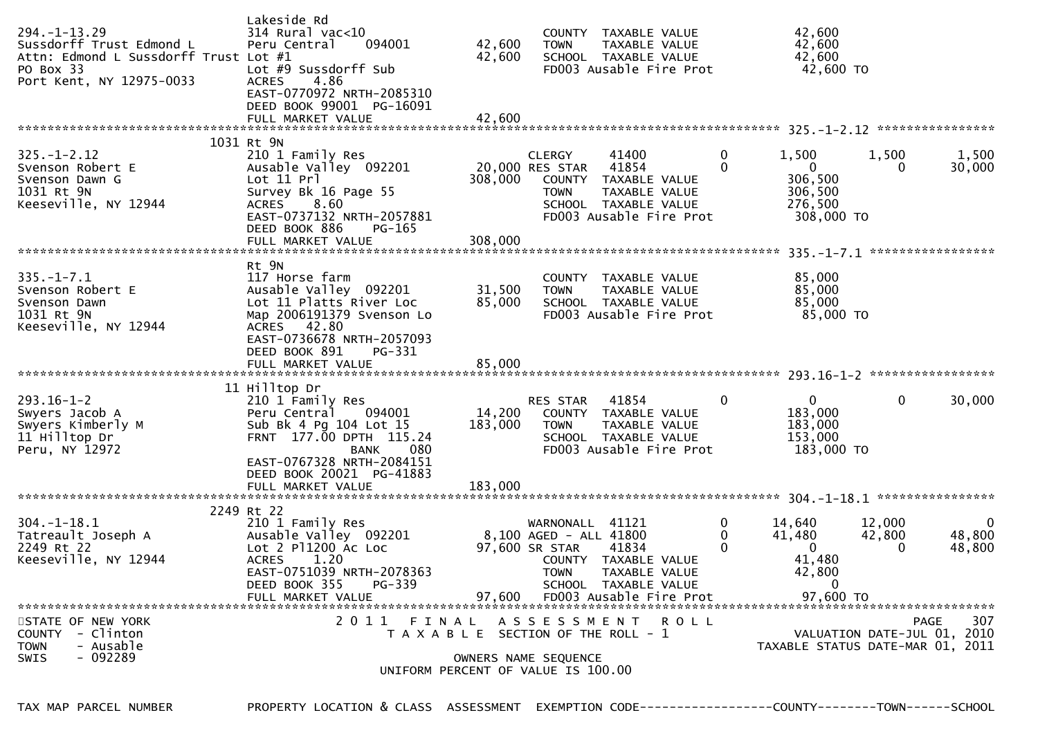| TAX MAP PARCEL NUMBER | PROPERTY LOCATION & CLASS | ASSESSMENT | EXEMPTION CODE | | | COUNTY | TOWN | SCHOOL |
|---|---|---|---|---|---|---|---|---|
| | Lakeside Rd | | | | | | | |
| 294.-1-13.29 | 314 Rural vac<10 | | COUNTY TAXABLE VALUE | | | 42,600 | | |
| Sussdorff Trust Edmond L | Peru Central 094001 | 42,600 | TOWN TAXABLE VALUE | | | 42,600 | | |
| Attn: Edmond L Sussdorff Trust | Lot #1 | 42,600 | SCHOOL TAXABLE VALUE | | | 42,600 | | |
| PO Box 33 | Lot #9 Sussdorff Sub | | FD003 Ausable Fire Prot | | | 42,600 TO | | |
| Port Kent, NY 12975-0033 | ACRES 4.86 | | | | | | | |
| | EAST-0770972 NRTH-2085310 | | | | | | | |
| | DEED BOOK 99001 PG-16091 | | | | | | | |
| | FULL MARKET VALUE | 42,600 | | | | | | |
| 325.-1-2.12 | 1031 Rt 9N | | | | | | | |
| 325.-1-2.12 | 210 1 Family Res | | CLERGY | 41400 | 0 | 1,500 | 1,500 | 1,500 |
| Svenson Robert E | Ausable Valley 092201 | 20,000 | RES STAR | 41854 | 0 | 0 | 0 | 30,000 |
| Svenson Dawn G | Lot 11 Prl | 308,000 | COUNTY TAXABLE VALUE | | | 306,500 | | |
| 1031 Rt 9N | Survey Bk 16 Page 55 | | TOWN TAXABLE VALUE | | | 306,500 | | |
| Keeseville, NY 12944 | ACRES 8.60 | | SCHOOL TAXABLE VALUE | | | 276,500 | | |
| | EAST-0737132 NRTH-2057881 | | FD003 Ausable Fire Prot | | | 308,000 TO | | |
| | DEED BOOK 886 PG-165 | | | | | | | |
| | FULL MARKET VALUE | 308,000 | | | | | | |
| 335.-1-7.1 | Rt 9N | | | | | | | |
| 335.-1-7.1 | 117 Horse farm | | COUNTY TAXABLE VALUE | | | 85,000 | | |
| Svenson Robert E | Ausable Valley 092201 | 31,500 | TOWN TAXABLE VALUE | | | 85,000 | | |
| Svenson Dawn | Lot 11 Platts River Loc | 85,000 | SCHOOL TAXABLE VALUE | | | 85,000 | | |
| 1031 Rt 9N | Map 2006191379 Svenson Lo | | FD003 Ausable Fire Prot | | | 85,000 TO | | |
| Keeseville, NY 12944 | ACRES 42.80 | | | | | | | |
| | EAST-0736678 NRTH-2057093 | | | | | | | |
| | DEED BOOK 891 PG-331 | | | | | | | |
| | FULL MARKET VALUE | 85,000 | | | | | | |
| 293.16-1-2 | 11 Hilltop Dr | | | | | | | |
| 293.16-1-2 | 210 1 Family Res | | RES STAR | 41854 | 0 | 0 | 0 | 30,000 |
| Swyers Jacob A | Peru Central 094001 | 14,200 | COUNTY TAXABLE VALUE | | | 183,000 | | |
| Swyers Kimberly M | Sub Bk 4 Pg 104 Lot 15 | 183,000 | TOWN TAXABLE VALUE | | | 183,000 | | |
| 11 Hilltop Dr | FRNT 177.00 DPTH 115.24 | | SCHOOL TAXABLE VALUE | | | 153,000 | | |
| Peru, NY 12972 | BANK 080 | | FD003 Ausable Fire Prot | | | 183,000 TO | | |
| | EAST-0767328 NRTH-2084151 | | | | | | | |
| | DEED BOOK 20021 PG-41883 | | | | | | | |
| | FULL MARKET VALUE | 183,000 | | | | | | |
| 304.-1-18.1 | 2249 Rt 22 | | | | | | | |
| 304.-1-18.1 | 210 1 Family Res | | WARNONALL | 41121 | 0 | 14,640 | 12,000 | 0 |
| Tatreault Joseph A | Ausable Valley 092201 | 8,100 | AGED - ALL | 41800 | 0 | 41,480 | 42,800 | 48,800 |
| 2249 Rt 22 | Lot 2 Pl1200 Ac Loc | 97,600 | SR STAR | 41834 | 0 | 0 | 0 | 48,800 |
| Keeseville, NY 12944 | ACRES 1.20 | | COUNTY TAXABLE VALUE | | | 41,480 | | |
| | EAST-0751039 NRTH-2078363 | | TOWN TAXABLE VALUE | | | 42,800 | | |
| | DEED BOOK 355 PG-339 | | SCHOOL TAXABLE VALUE | | | 0 | | |
| | FULL MARKET VALUE | 97,600 | FD003 Ausable Fire Prot | | | 97,600 TO | | |

STATE OF NEW YORK
COUNTY - Clinton
TOWN - Ausable
SWIS - 092289

2011 FINAL ASSESSMENT ROLL
TAXABLE SECTION OF THE ROLL - 1
OWNERS NAME SEQUENCE
UNIFORM PERCENT OF VALUE IS 100.00

PAGE 307
VALUATION DATE-JUL 01, 2010
TAXABLE STATUS DATE-MAR 01, 2011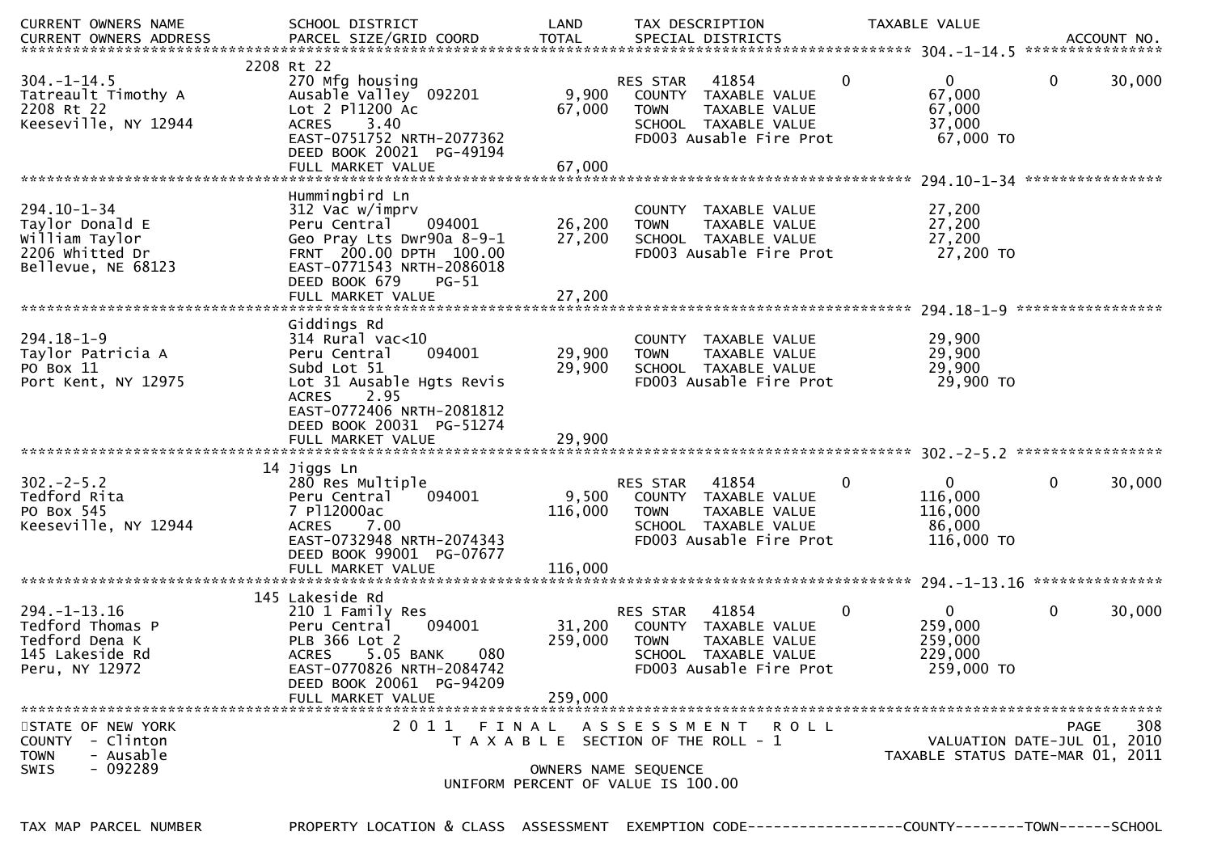| CURRENT OWNERS NAME<br>CURRENT OWNERS ADDRESS | SCHOOL DISTRICT<br>PARCEL SIZE/GRID COORD | LAND<br>TOTAL | TAX DESCRIPTION<br>SPECIAL DISTRICTS | | TAXABLE VALUE | | ACCOUNT NO. |
|---|---|---|---|---|---|---|---|
| **304.-1-14.5** | | | | | | | |
| | 2208 Rt 22 | | | | | | |
| 304.-1-14.5 | 270 Mfg housing | | RES STAR 41854 | 0 | 0 | 0 | 30,000 |
| Tatreault Timothy A | Ausable Valley 092201 | 9,900 | COUNTY TAXABLE VALUE | | 67,000 | | |
| 2208 Rt 22 | Lot 2 Pl1200 Ac | 67,000 | TOWN TAXABLE VALUE | | 67,000 | | |
| Keeseville, NY 12944 | ACRES 3.40 | | SCHOOL TAXABLE VALUE | | 37,000 | | |
| | EAST-0751752 NRTH-2077362 | | FD003 Ausable Fire Prot | | 67,000 TO | | |
| | DEED BOOK 20021 PG-49194 | | | | | | |
| | FULL MARKET VALUE | 67,000 | | | | | |
| **294.10-1-34** | | | | | | | |
| | Hummingbird Ln | | | | | | |
| 294.10-1-34 | 312 Vac w/imprv | | COUNTY TAXABLE VALUE | | 27,200 | | |
| Taylor Donald E | Peru Central 094001 | 26,200 | TOWN TAXABLE VALUE | | 27,200 | | |
| William Taylor | Geo Pray Lts Dwr90a 8-9-1 | 27,200 | SCHOOL TAXABLE VALUE | | 27,200 | | |
| 2206 Whitted Dr | FRNT 200.00 DPTH 100.00 | | FD003 Ausable Fire Prot | | 27,200 TO | | |
| Bellevue, NE 68123 | EAST-0771543 NRTH-2086018 | | | | | | |
| | DEED BOOK 679 PG-51 | | | | | | |
| | FULL MARKET VALUE | 27,200 | | | | | |
| **294.18-1-9** | | | | | | | |
| | Giddings Rd | | | | | | |
| 294.18-1-9 | 314 Rural vac<10 | | COUNTY TAXABLE VALUE | | 29,900 | | |
| Taylor Patricia A | Peru Central 094001 | 29,900 | TOWN TAXABLE VALUE | | 29,900 | | |
| PO Box 11 | Subd Lot 51 | 29,900 | SCHOOL TAXABLE VALUE | | 29,900 | | |
| Port Kent, NY 12975 | Lot 31 Ausable Hgts Revis | | FD003 Ausable Fire Prot | | 29,900 TO | | |
| | ACRES 2.95 | | | | | | |
| | EAST-0772406 NRTH-2081812 | | | | | | |
| | DEED BOOK 20031 PG-51274 | | | | | | |
| | FULL MARKET VALUE | 29,900 | | | | | |
| **302.-2-5.2** | | | | | | | |
| | 14 Jiggs Ln | | | | | | |
| 302.-2-5.2 | 280 Res Multiple | | RES STAR 41854 | 0 | 0 | 0 | 30,000 |
| Tedford Rita | Peru Central 094001 | 9,500 | COUNTY TAXABLE VALUE | | 116,000 | | |
| PO Box 545 | 7 Pl12000ac | 116,000 | TOWN TAXABLE VALUE | | 116,000 | | |
| Keeseville, NY 12944 | ACRES 7.00 | | SCHOOL TAXABLE VALUE | | 86,000 | | |
| | EAST-0732948 NRTH-2074343 | | FD003 Ausable Fire Prot | | 116,000 TO | | |
| | DEED BOOK 99001 PG-07677 | | | | | | |
| | FULL MARKET VALUE | 116,000 | | | | | |
| **294.-1-13.16** | | | | | | | |
| | 145 Lakeside Rd | | | | | | |
| 294.-1-13.16 | 210 1 Family Res | | RES STAR 41854 | 0 | 0 | 0 | 30,000 |
| Tedford Thomas P | Peru Central 094001 | 31,200 | COUNTY TAXABLE VALUE | | 259,000 | | |
| Tedford Dena K | PLB 366 Lot 2 | 259,000 | TOWN TAXABLE VALUE | | 259,000 | | |
| 145 Lakeside Rd | ACRES 5.05 BANK 080 | | SCHOOL TAXABLE VALUE | | 229,000 | | |
| Peru, NY 12972 | EAST-0770826 NRTH-2084742 | | FD003 Ausable Fire Prot | | 259,000 TO | | |
| | DEED BOOK 20061 PG-94209 | | | | | | |
| | FULL MARKET VALUE | 259,000 | | | | | |

STATE OF NEW YORK
COUNTY - Clinton
TOWN - Ausable
SWIS - 092289

2011 FINAL ASSESSMENT ROLL
TAXABLE SECTION OF THE ROLL - 1
OWNERS NAME SEQUENCE
UNIFORM PERCENT OF VALUE IS 100.00

PAGE 308
VALUATION DATE-JUL 01, 2010
TAXABLE STATUS DATE-MAR 01, 2011

TAX MAP PARCEL NUMBER | PROPERTY LOCATION & CLASS | ASSESSMENT | EXEMPTION CODE------------------COUNTY--------TOWN------SCHOOL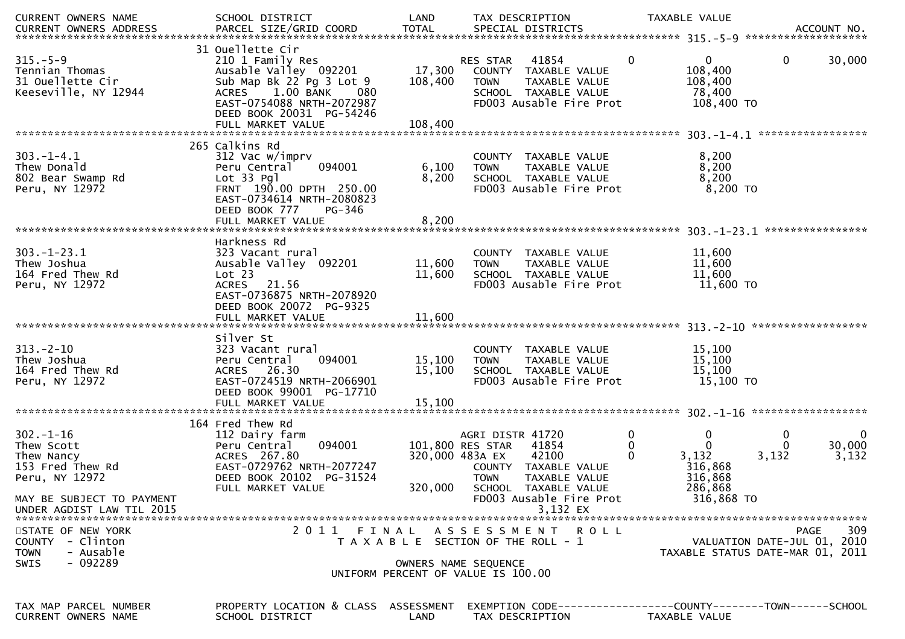| CURRENT OWNERS NAME<br>CURRENT OWNERS ADDRESS | SCHOOL DISTRICT<br>PARCEL SIZE/GRID COORD | LAND<br>TOTAL | TAX DESCRIPTION<br>SPECIAL DISTRICTS | | COUNTY | TOWN | SCHOOL<br>ACCOUNT NO. |
|---|---|---|---|---|---|---|---|
| **315.-5-9** | 31 Ouellette Cir | | | | | | |
| 315.-5-9 | 210 1 Family Res | | RES STAR 41854 | 0 | 0 | 0 | 30,000 |
| Tennian Thomas | Ausable Valley 092201 | 17,300 | COUNTY TAXABLE VALUE | | 108,400 | | |
| 31 Ouellette Cir | Sub Map Bk 22 Pg 3 Lot 9 | 108,400 | TOWN TAXABLE VALUE | | 108,400 | | |
| Keeseville, NY 12944 | ACRES 1.00 BANK 080 | | SCHOOL TAXABLE VALUE | | 78,400 | | |
| | EAST-0754088 NRTH-2072987 | | FD003 Ausable Fire Prot | | 108,400 TO | | |
| | DEED BOOK 20031 PG-54246 | | | | | | |
| | FULL MARKET VALUE | 108,400 | | | | | |
| **303.-1-4.1** | 265 Calkins Rd | | | | | | |
| 303.-1-4.1 | 312 Vac w/imprv | | COUNTY TAXABLE VALUE | | 8,200 | | |
| Thew Donald | Peru Central 094001 | 6,100 | TOWN TAXABLE VALUE | | 8,200 | | |
| 802 Bear Swamp Rd | Lot 33 Pgl | 8,200 | SCHOOL TAXABLE VALUE | | 8,200 | | |
| Peru, NY 12972 | FRNT 190.00 DPTH 250.00 | | FD003 Ausable Fire Prot | | 8,200 TO | | |
| | EAST-0734614 NRTH-2080823 | | | | | | |
| | DEED BOOK 777 PG-346 | | | | | | |
| | FULL MARKET VALUE | 8,200 | | | | | |
| **303.-1-23.1** | Harkness Rd | | | | | | |
| 303.-1-23.1 | 323 Vacant rural | | COUNTY TAXABLE VALUE | | 11,600 | | |
| Thew Joshua | Ausable Valley 092201 | 11,600 | TOWN TAXABLE VALUE | | 11,600 | | |
| 164 Fred Thew Rd | Lot 23 | 11,600 | SCHOOL TAXABLE VALUE | | 11,600 | | |
| Peru, NY 12972 | ACRES 21.56 | | FD003 Ausable Fire Prot | | 11,600 TO | | |
| | EAST-0736875 NRTH-2078920 | | | | | | |
| | DEED BOOK 20072 PG-9325 | | | | | | |
| | FULL MARKET VALUE | 11,600 | | | | | |
| **313.-2-10** | Silver St | | | | | | |
| 313.-2-10 | 323 Vacant rural | | COUNTY TAXABLE VALUE | | 15,100 | | |
| Thew Joshua | Peru Central 094001 | 15,100 | TOWN TAXABLE VALUE | | 15,100 | | |
| 164 Fred Thew Rd | ACRES 26.30 | 15,100 | SCHOOL TAXABLE VALUE | | 15,100 | | |
| Peru, NY 12972 | EAST-0724519 NRTH-2066901 | | FD003 Ausable Fire Prot | | 15,100 TO | | |
| | DEED BOOK 99001 PG-17710 | | | | | | |
| | FULL MARKET VALUE | 15,100 | | | | | |
| **302.-1-16** | 164 Fred Thew Rd | | | | | | |
| 302.-1-16 | 112 Dairy farm | | AGRI DISTR 41720 | 0 | 0 | 0 | 0 |
| Thew Scott | Peru Central 094001 | 101,800 | RES STAR 41854 | 0 | 0 | 0 | 30,000 |
| Thew Nancy | ACRES 267.80 | 320,000 | 483A EX 42100 | 0 | 3,132 | 3,132 | 3,132 |
| 153 Fred Thew Rd | EAST-0729762 NRTH-2077247 | | COUNTY TAXABLE VALUE | | 316,868 | | |
| Peru, NY 12972 | DEED BOOK 20102 PG-31524 | | TOWN TAXABLE VALUE | | 316,868 | | |
| | FULL MARKET VALUE | 320,000 | SCHOOL TAXABLE VALUE | | 286,868 | | |
| MAY BE SUBJECT TO PAYMENT | | | FD003 Ausable Fire Prot | | 316,868 TO | | |
| UNDER AGDIST LAW TIL 2015 | | | 3,132 EX | | | | |

STATE OF NEW YORK
COUNTY - Clinton
TOWN - Ausable
SWIS - 092289

2011 FINAL ASSESSMENT ROLL
TAXABLE SECTION OF THE ROLL - 1

OWNERS NAME SEQUENCE
UNIFORM PERCENT OF VALUE IS 100.00

PAGE 309
VALUATION DATE-JUL 01, 2010
TAXABLE STATUS DATE-MAR 01, 2011

| TAX MAP PARCEL NUMBER<br>CURRENT OWNERS NAME | PROPERTY LOCATION & CLASS<br>SCHOOL DISTRICT | ASSESSMENT<br>LAND | EXEMPTION CODE------------------COUNTY--------TOWN------SCHOOL<br>TAX DESCRIPTION TAXABLE VALUE |
|---|---|---|---|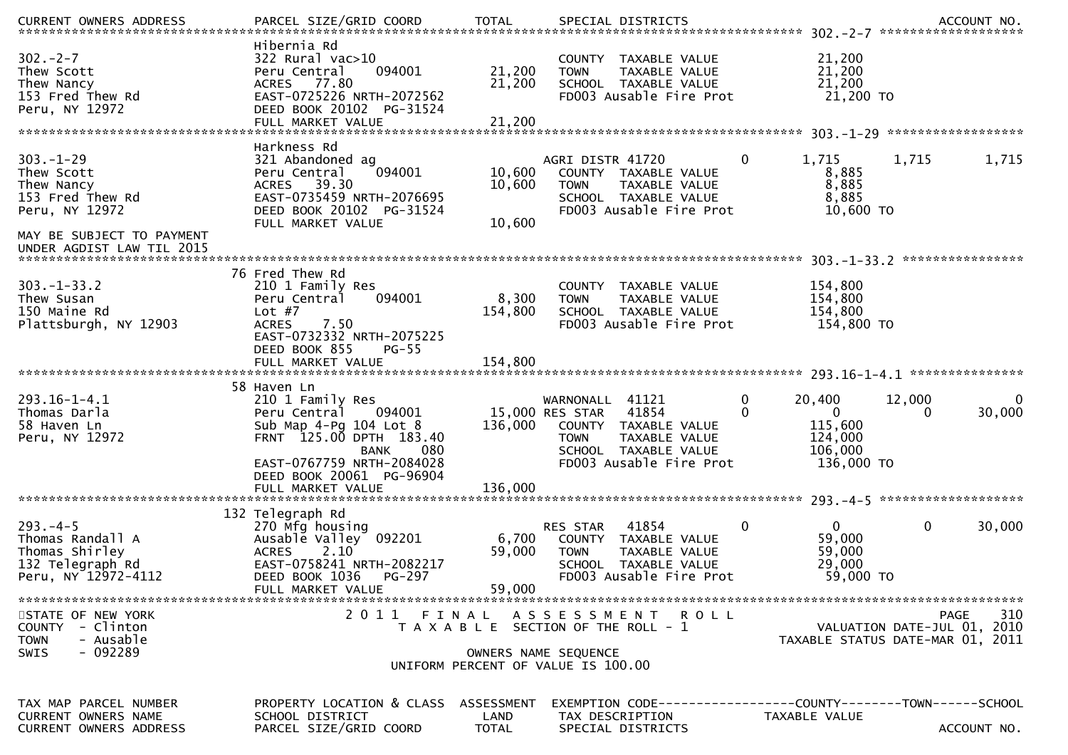| CURRENT OWNERS ADDRESS | PARCEL SIZE/GRID COORD | TOTAL | SPECIAL DISTRICTS | | | | ACCOUNT NO. |
|---|---|---|---|---|---|---|---|
| **302.-2-7** | | | | | | | |
| | Hibernia Rd | | | | | | |
| 302.-2-7 | 322 Rural vac>10 | | COUNTY TAXABLE VALUE | | 21,200 | | |
| Thew Scott | Peru Central 094001 | 21,200 | TOWN TAXABLE VALUE | | 21,200 | | |
| Thew Nancy | ACRES 77.80 | 21,200 | SCHOOL TAXABLE VALUE | | 21,200 | | |
| 153 Fred Thew Rd | EAST-0725226 NRTH-2072562 | | FD003 Ausable Fire Prot | | 21,200 TO | | |
| Peru, NY 12972 | DEED BOOK 20102 PG-31524 | | | | | | |
| | FULL MARKET VALUE | 21,200 | | | | | |
| **303.-1-29** | | | | | | | |
| | Harkness Rd | | | | | | |
| 303.-1-29 | 321 Abandoned ag | | AGRI DISTR 41720 | 0 | 1,715 | 1,715 | 1,715 |
| Thew Scott | Peru Central 094001 | 10,600 | COUNTY TAXABLE VALUE | | 8,885 | | |
| Thew Nancy | ACRES 39.30 | 10,600 | TOWN TAXABLE VALUE | | 8,885 | | |
| 153 Fred Thew Rd | EAST-0735459 NRTH-2076695 | | SCHOOL TAXABLE VALUE | | 8,885 | | |
| Peru, NY 12972 | DEED BOOK 20102 PG-31524 | | FD003 Ausable Fire Prot | | 10,600 TO | | |
| | FULL MARKET VALUE | 10,600 | | | | | |
| MAY BE SUBJECT TO PAYMENT UNDER AGDIST LAW TIL 2015 | | | | | | | |
| **303.-1-33.2** | | | | | | | |
| | 76 Fred Thew Rd | | | | | | |
| 303.-1-33.2 | 210 1 Family Res | | COUNTY TAXABLE VALUE | | 154,800 | | |
| Thew Susan | Peru Central 094001 | 8,300 | TOWN TAXABLE VALUE | | 154,800 | | |
| 150 Maine Rd | Lot #7 | 154,800 | SCHOOL TAXABLE VALUE | | 154,800 | | |
| Plattsburgh, NY 12903 | ACRES 7.50 | | FD003 Ausable Fire Prot | | 154,800 TO | | |
| | EAST-0732332 NRTH-2075225 | | | | | | |
| | DEED BOOK 855 PG-55 | | | | | | |
| | FULL MARKET VALUE | 154,800 | | | | | |
| **293.16-1-4.1** | | | | | | | |
| | 58 Haven Ln | | | | | | |
| 293.16-1-4.1 | 210 1 Family Res | | WARNONALL 41121 | 0 | 20,400 | 12,000 | 0 |
| Thomas Darla | Peru Central 094001 | 15,000 | RES STAR 41854 | 0 | 0 | 0 | 30,000 |
| 58 Haven Ln | Sub Map 4-Pg 104 Lot 8 | 136,000 | COUNTY TAXABLE VALUE | | 115,600 | | |
| Peru, NY 12972 | FRNT 125.00 DPTH 183.40 | | TOWN TAXABLE VALUE | | 124,000 | | |
| | BANK 080 | | SCHOOL TAXABLE VALUE | | 106,000 | | |
| | EAST-0767759 NRTH-2084028 | | FD003 Ausable Fire Prot | | 136,000 TO | | |
| | DEED BOOK 20061 PG-96904 | | | | | | |
| | FULL MARKET VALUE | 136,000 | | | | | |
| **293.-4-5** | | | | | | | |
| | 132 Telegraph Rd | | | | | | |
| 293.-4-5 | 270 Mfg housing | | RES STAR 41854 | 0 | 0 | 0 | 30,000 |
| Thomas Randall A | Ausable Valley 092201 | 6,700 | COUNTY TAXABLE VALUE | | 59,000 | | |
| Thomas Shirley | ACRES 2.10 | 59,000 | TOWN TAXABLE VALUE | | 59,000 | | |
| 132 Telegraph Rd | EAST-0758241 NRTH-2082217 | | SCHOOL TAXABLE VALUE | | 29,000 | | |
| Peru, NY 12972-4112 | DEED BOOK 1036 PG-297 | | FD003 Ausable Fire Prot | | 59,000 TO | | |
| | FULL MARKET VALUE | 59,000 | | | | | |

STATE OF NEW YORK
COUNTY - Clinton
TOWN - Ausable
SWIS - 092289

2011 FINAL ASSESSMENT ROLL
TAXABLE SECTION OF THE ROLL - 1

OWNERS NAME SEQUENCE
UNIFORM PERCENT OF VALUE IS 100.00

PAGE 310
VALUATION DATE-JUL 01, 2010
TAXABLE STATUS DATE-MAR 01, 2011

| TAX MAP PARCEL NUMBER | PROPERTY LOCATION & CLASS | ASSESSMENT | EXEMPTION CODE | COUNTY | TOWN | SCHOOL |
|---|---|---|---|---|---|---|
| CURRENT OWNERS NAME | SCHOOL DISTRICT | LAND | TAX DESCRIPTION | TAXABLE VALUE | | |
| CURRENT OWNERS ADDRESS | PARCEL SIZE/GRID COORD | TOTAL | SPECIAL DISTRICTS | | | ACCOUNT NO. |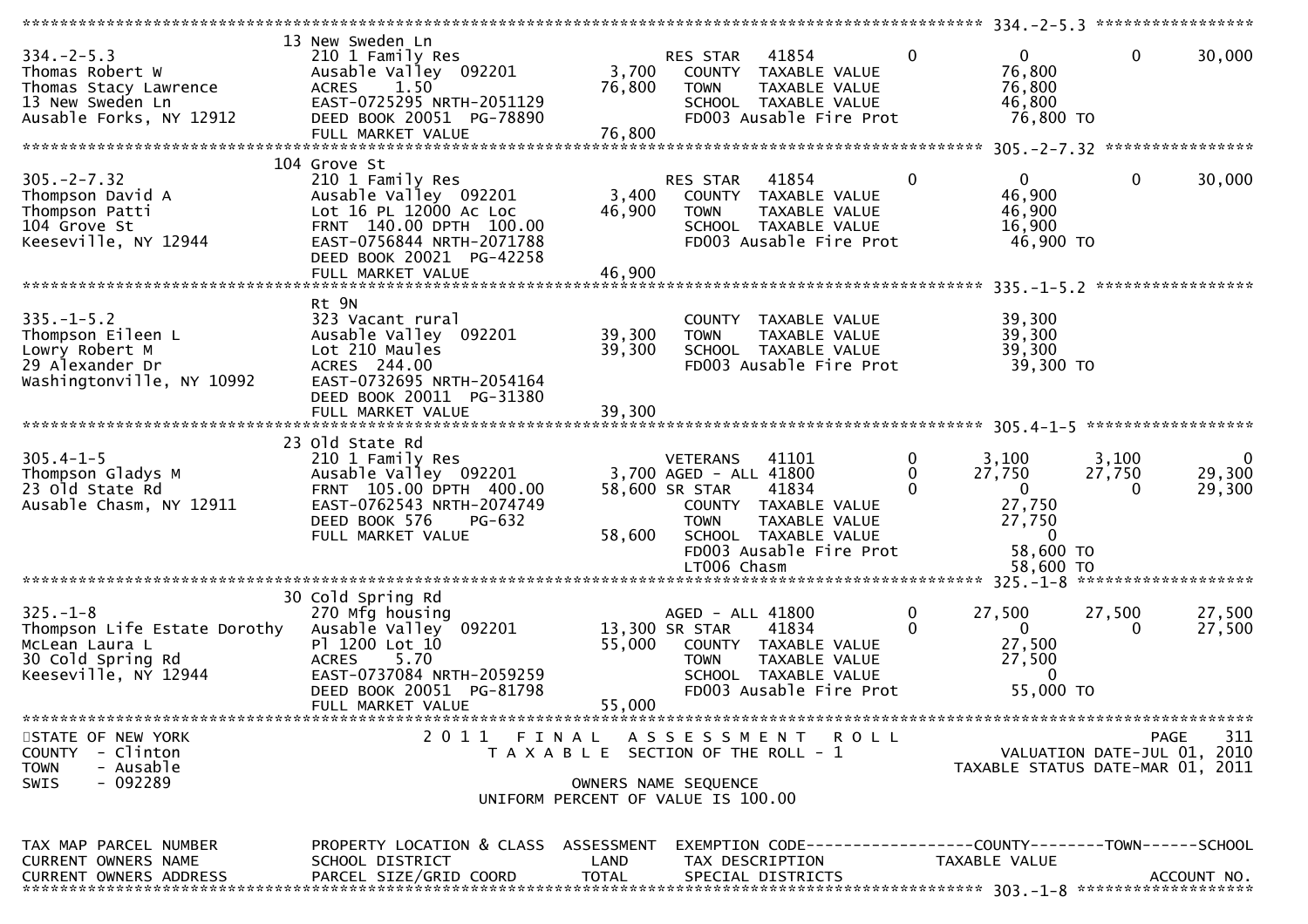```
******************************************************************************************************* 334.-2-5.3 *****************
                    13 New Sweden Ln
334.-2-5.3          210 1 Family Res                    RES STAR    41854      0          0          0     30,000
Thomas Robert W     Ausable Valley  092201      3,700   COUNTY  TAXABLE VALUE           76,800
Thomas Stacy Lawrence  ACRES    1.50           76,800   TOWN    TAXABLE VALUE           76,800
13 New Sweden Ln    EAST-0725295 NRTH-2051129            SCHOOL  TAXABLE VALUE           46,800
Ausable Forks, NY 12912  DEED BOOK 20051 PG-78890        FD003 Ausable Fire Prot          76,800 TO
                    FULL MARKET VALUE          76,800
******************************************************************************************************* 305.-2-7.32 ****************
                    104 Grove St
305.-2-7.32         210 1 Family Res                    RES STAR    41854      0          0          0     30,000
Thompson David A    Ausable Valley  092201      3,400   COUNTY  TAXABLE VALUE           46,900
Thompson Patti      Lot 16 PL 12000 Ac Loc     46,900   TOWN    TAXABLE VALUE           46,900
104 Grove St        FRNT 140.00 DPTH 100.00              SCHOOL  TAXABLE VALUE           16,900
Keeseville, NY 12944  EAST-0756844 NRTH-2071788          FD003 Ausable Fire Prot          46,900 TO
                    DEED BOOK 20021 PG-42258
                    FULL MARKET VALUE          46,900
******************************************************************************************************* 335.-1-5.2 *****************
                    Rt 9N
335.-1-5.2          323 Vacant rural                    COUNTY  TAXABLE VALUE           39,300
Thompson Eileen L   Ausable Valley  092201     39,300   TOWN    TAXABLE VALUE           39,300
Lowry Robert M      Lot 210 Maules             39,300   SCHOOL  TAXABLE VALUE           39,300
29 Alexander Dr     ACRES  244.00                        FD003 Ausable Fire Prot          39,300 TO
Washingtonville, NY 10992  EAST-0732695 NRTH-2054164
                    DEED BOOK 20011 PG-31380
                    FULL MARKET VALUE          39,300
******************************************************************************************************* 305.4-1-5 ******************
                    23 Old State Rd
305.4-1-5           210 1 Family Res                    VETERANS    41101      0      3,100      3,100          0
Thompson Gladys M   Ausable Valley  092201      3,700 AGED - ALL 41800         0     27,750     27,750     29,300
23 Old State Rd     FRNT 105.00 DPTH 400.00    58,600 SR STAR     41834         0          0          0     29,300
Ausable Chasm, NY 12911  EAST-0762543 NRTH-2074749       COUNTY  TAXABLE VALUE           27,750
                    DEED BOOK 576    PG-632              TOWN    TAXABLE VALUE           27,750
                    FULL MARKET VALUE          58,600   SCHOOL  TAXABLE VALUE                0
                                                        FD003 Ausable Fire Prot          58,600 TO
                                                        LT006 Chasm                      58,600 TO
******************************************************************************************************* 325.-1-8 *******************
                    30 Cold Spring Rd
325.-1-8            270 Mfg housing                     AGED - ALL 41800       0     27,500     27,500     27,500
Thompson Life Estate Dorothy  Ausable Valley  092201   13,300 SR STAR  41834  0          0          0     27,500
McLean Laura L      Pl 1200 Lot 10             55,000   COUNTY  TAXABLE VALUE           27,500
30 Cold Spring Rd   ACRES    5.70                        TOWN    TAXABLE VALUE           27,500
Keeseville, NY 12944  EAST-0737084 NRTH-2059259          SCHOOL  TAXABLE VALUE                0
                    DEED BOOK 20051 PG-81798             FD003 Ausable Fire Prot          55,000 TO
                    FULL MARKET VALUE          55,000
************************************************************************************************************************************
STATE OF NEW YORK              2 0 1 1   F I N A L   A S S E S S M E N T   R O L L                                    PAGE     311
COUNTY  - Clinton                  T A X A B L E  SECTION OF THE ROLL - 1                          VALUATION DATE-JUL 01, 2010
TOWN    - Ausable                                                                            TAXABLE STATUS DATE-MAR 01, 2011
SWIS    - 092289                             OWNERS NAME SEQUENCE
                                       UNIFORM PERCENT OF VALUE IS 100.00


TAX MAP PARCEL NUMBER      PROPERTY LOCATION & CLASS  ASSESSMENT  EXEMPTION CODE------------------COUNTY--------TOWN------SCHOOL
CURRENT OWNERS NAME        SCHOOL DISTRICT               LAND      TAX DESCRIPTION             TAXABLE VALUE
CURRENT OWNERS ADDRESS     PARCEL SIZE/GRID COORD        TOTAL     SPECIAL DISTRICTS                                  ACCOUNT NO.
******************************************************************************************************* 303.-1-8 *******************
```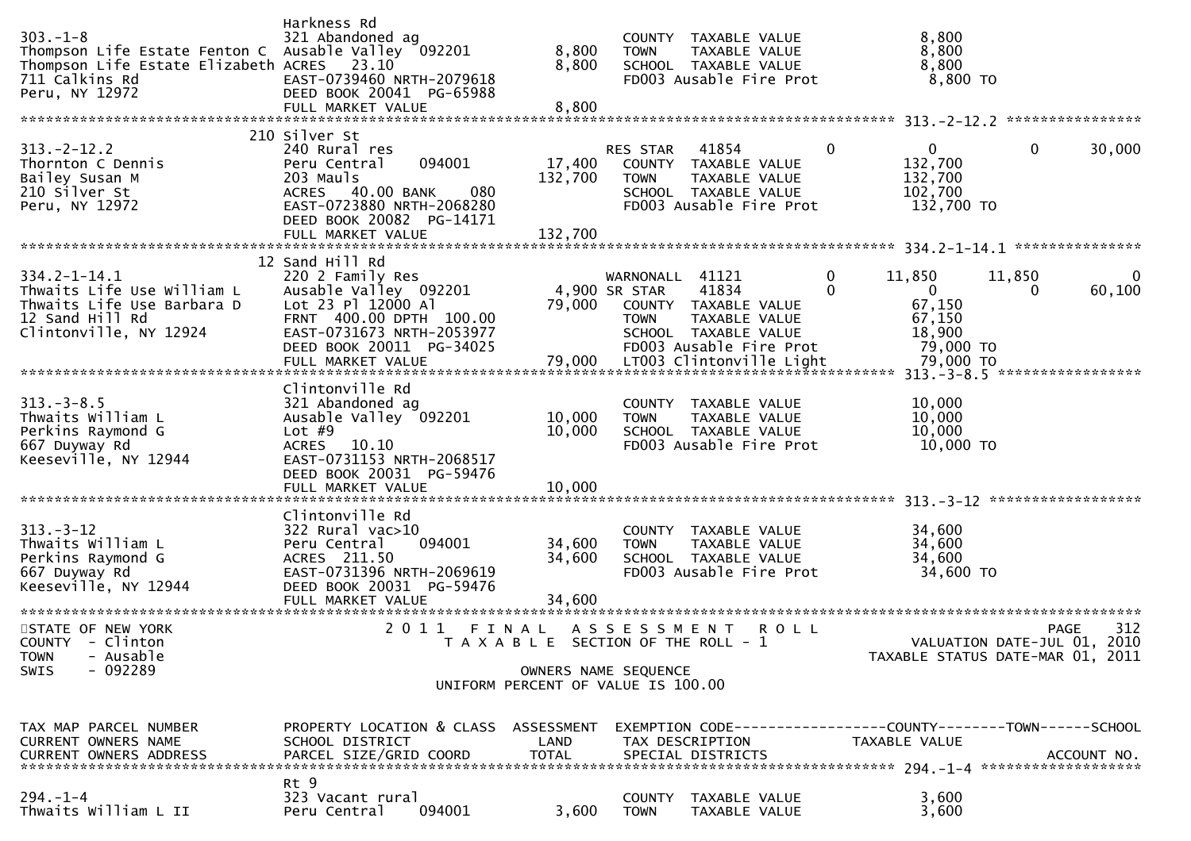```
                              Harkness Rd
303.-1-8                      321 Abandoned ag                          COUNTY  TAXABLE VALUE                  8,800
Thompson Life Estate Fenton C  Ausable Valley  092201        8,800     TOWN    TAXABLE VALUE                  8,800
Thompson Life Estate Elizabeth ACRES   23.10                 8,800     SCHOOL  TAXABLE VALUE                  8,800
711 Calkins Rd                EAST-0739460 NRTH-2079618                 FD003 Ausable Fire Prot                8,800 TO
Peru, NY 12972                DEED BOOK 20041  PG-65988
                              FULL MARKET VALUE              8,800
******************************************************************************************************* 313.-2-12.2 ****************
                          210 Silver St
313.-2-12.2                   240 Rural res                             RES STAR   41854          0              0            0       30,000
Thornton C Dennis             Peru Central     094001       17,400     COUNTY  TAXABLE VALUE                132,700
Bailey Susan M                203 Mauls                    132,700     TOWN    TAXABLE VALUE                132,700
210 Silver St                 ACRES   40.00 BANK     080                SCHOOL  TAXABLE VALUE                102,700
Peru, NY 12972                EAST-0723880 NRTH-2068280                 FD003 Ausable Fire Prot              132,700 TO
                              DEED BOOK 20082  PG-14171
                              FULL MARKET VALUE            132,700
******************************************************************************************************* 334.2-1-14.1 ***************
                           12 Sand Hill Rd
334.2-1-14.1                  220 2 Family Res                          WARNONALL  41121          0         11,850       11,850            0
Thwaits Life Use William L    Ausable Valley  092201         4,900 SR STAR    41834          0              0            0       60,100
Thwaits Life Use Barbara D    Lot 23 Pl 12000 Al            79,000     COUNTY  TAXABLE VALUE                 67,150
12 Sand Hill Rd               FRNT 400.00 DPTH 100.00                   TOWN    TAXABLE VALUE                 67,150
Clintonville, NY 12924        EAST-0731673 NRTH-2053977                 SCHOOL  TAXABLE VALUE                 18,900
                              DEED BOOK 20011  PG-34025                 FD003 Ausable Fire Prot               79,000 TO
                              FULL MARKET VALUE             79,000     LT003 Clintonville Light              79,000 TO
******************************************************************************************************* 313.-3-8.5 *****************
                              Clintonville Rd
313.-3-8.5                    321 Abandoned ag                          COUNTY  TAXABLE VALUE                 10,000
Thwaits William L             Ausable Valley  092201        10,000     TOWN    TAXABLE VALUE                 10,000
Perkins Raymond G             Lot #9                        10,000     SCHOOL  TAXABLE VALUE                 10,000
667 Duyway Rd                 ACRES   10.10                             FD003 Ausable Fire Prot               10,000 TO
Keeseville, NY 12944          EAST-0731153 NRTH-2068517
                              DEED BOOK 20031  PG-59476
                              FULL MARKET VALUE             10,000
******************************************************************************************************* 313.-3-12 ******************
                              Clintonville Rd
313.-3-12                     322 Rural vac>10                          COUNTY  TAXABLE VALUE                 34,600
Thwaits William L             Peru Central     094001       34,600     TOWN    TAXABLE VALUE                 34,600
Perkins Raymond G             ACRES  211.50                 34,600     SCHOOL  TAXABLE VALUE                 34,600
667 Duyway Rd                 EAST-0731396 NRTH-2069619                 FD003 Ausable Fire Prot               34,600 TO
Keeseville, NY 12944          DEED BOOK 20031  PG-59476
                              FULL MARKET VALUE             34,600
************************************************************************************************************************************
STATE OF NEW YORK                   2 0 1 1   F I N A L   A S S E S S M E N T   R O L L                                   PAGE   312
COUNTY  - Clinton                      T A X A B L E  SECTION OF THE ROLL - 1                         VALUATION DATE-JUL 01, 2010
TOWN    - Ausable                                                                                  TAXABLE STATUS DATE-MAR 01, 2011
SWIS    - 092289                                      OWNERS NAME SEQUENCE
                                                 UNIFORM PERCENT OF VALUE IS 100.00


TAX MAP PARCEL NUMBER         PROPERTY LOCATION & CLASS  ASSESSMENT  EXEMPTION CODE------------------COUNTY--------TOWN------SCHOOL
CURRENT OWNERS NAME           SCHOOL DISTRICT               LAND      TAX DESCRIPTION              TAXABLE VALUE
CURRENT OWNERS ADDRESS        PARCEL SIZE/GRID COORD       TOTAL      SPECIAL DISTRICTS                                      ACCOUNT NO.
******************************************************************************************************* 294.-1-4 *******************
                              Rt 9
294.-1-4                      323 Vacant rural                          COUNTY  TAXABLE VALUE                  3,600
Thwaits William L II          Peru Central     094001        3,600     TOWN    TAXABLE VALUE                  3,600
```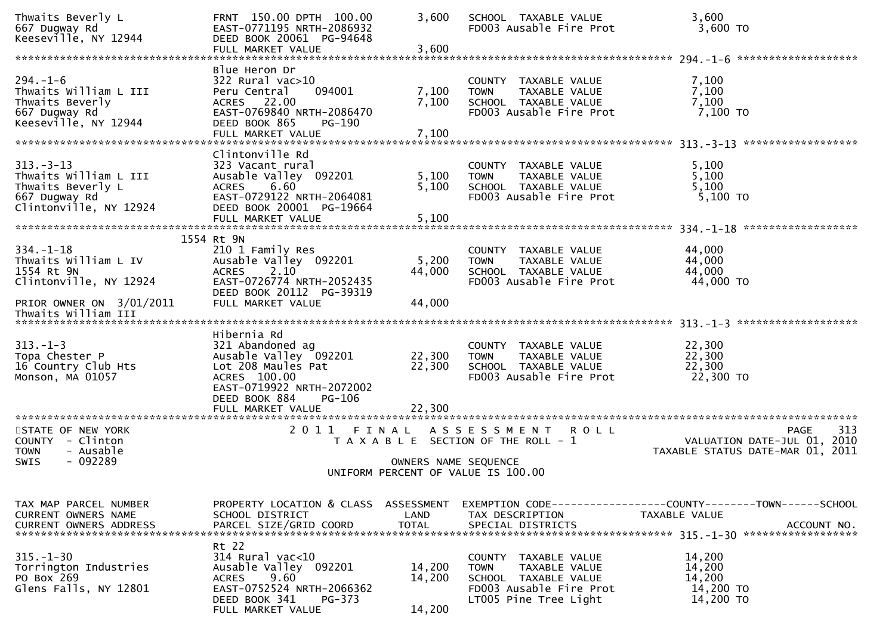```
Thwaits Beverly L              FRNT 150.00 DPTH 100.00       3,600   SCHOOL  TAXABLE VALUE            3,600
667 Dugway Rd                  EAST-0771195 NRTH-2086932             FD003 Ausable Fire Prot            3,600 TO
Keeseville, NY 12944           DEED BOOK 20061  PG-94648
                               FULL MARKET VALUE              3,600
******************************************************************************************************* 294.-1-6 ******************
                               Blue Heron Dr
294.-1-6                       322 Rural vac>10                      COUNTY  TAXABLE VALUE            7,100
Thwaits William L III          Peru Central      094001       7,100  TOWN    TAXABLE VALUE            7,100
Thwaits Beverly                ACRES   22.00                  7,100  SCHOOL  TAXABLE VALUE            7,100
667 Dugway Rd                  EAST-0769840 NRTH-2086470             FD003 Ausable Fire Prot            7,100 TO
Keeseville, NY 12944           DEED BOOK 865     PG-190
                               FULL MARKET VALUE              7,100
******************************************************************************************************* 313.-3-13 *****************
                               Clintonville Rd
313.-3-13                      323 Vacant rural                      COUNTY  TAXABLE VALUE            5,100
Thwaits William L III          Ausable Valley  092201         5,100  TOWN    TAXABLE VALUE            5,100
Thwaits Beverly L              ACRES    6.60                  5,100  SCHOOL  TAXABLE VALUE            5,100
667 Dugway Rd                  EAST-0729122 NRTH-2064081             FD003 Ausable Fire Prot            5,100 TO
Clintonville, NY 12924         DEED BOOK 20001  PG-19664
                               FULL MARKET VALUE              5,100
******************************************************************************************************* 334.-1-18 *****************
                         1554 Rt 9N
334.-1-18                      210 1 Family Res                      COUNTY  TAXABLE VALUE           44,000
Thwaits William L IV           Ausable Valley  092201         5,200  TOWN    TAXABLE VALUE           44,000
1554 Rt 9N                     ACRES    2.10                 44,000  SCHOOL  TAXABLE VALUE           44,000
Clintonville, NY 12924         EAST-0726774 NRTH-2052435             FD003 Ausable Fire Prot           44,000 TO
                               DEED BOOK 20112  PG-39319
PRIOR OWNER ON 3/01/2011       FULL MARKET VALUE             44,000
Thwaits William III
******************************************************************************************************* 313.-1-3 ******************
                               Hibernia Rd
313.-1-3                       321 Abandoned ag                      COUNTY  TAXABLE VALUE           22,300
Topa Chester P                 Ausable Valley  092201        22,300  TOWN    TAXABLE VALUE           22,300
16 Country Club Hts            Lot 208 Maules Pat            22,300  SCHOOL  TAXABLE VALUE           22,300
Monson, MA 01057               ACRES  100.00                         FD003 Ausable Fire Prot           22,300 TO
                               EAST-0719922 NRTH-2072002
                               DEED BOOK 884     PG-106
                               FULL MARKET VALUE             22,300
************************************************************************************************************************************
STATE OF NEW YORK                   2 0 1 1   F I N A L   A S S E S S M E N T   R O L L                              PAGE    313
COUNTY  - Clinton                       T A X A B L E  SECTION OF THE ROLL - 1                        VALUATION DATE-JUL 01, 2010
TOWN    - Ausable                                                                                TAXABLE STATUS DATE-MAR 01, 2011
SWIS    - 092289                                      OWNERS NAME SEQUENCE
                                               UNIFORM PERCENT OF VALUE IS 100.00

TAX MAP PARCEL NUMBER          PROPERTY LOCATION & CLASS  ASSESSMENT  EXEMPTION CODE------------------COUNTY--------TOWN------SCHOOL
CURRENT OWNERS NAME            SCHOOL DISTRICT              LAND      TAX DESCRIPTION            TAXABLE VALUE
CURRENT OWNERS ADDRESS         PARCEL SIZE/GRID COORD       TOTAL     SPECIAL DISTRICTS                                  ACCOUNT NO.
******************************************************************************************************* 315.-1-30 *****************
                               Rt 22
315.-1-30                      314 Rural vac<10                      COUNTY  TAXABLE VALUE           14,200
Torrington Industries          Ausable Valley  092201        14,200  TOWN    TAXABLE VALUE           14,200
PO Box 269                     ACRES    9.60                 14,200  SCHOOL  TAXABLE VALUE           14,200
Glens Falls, NY 12801          EAST-0752524 NRTH-2066362             FD003 Ausable Fire Prot           14,200 TO
                               DEED BOOK 341     PG-373              LT005 Pine Tree Light             14,200 TO
                               FULL MARKET VALUE             14,200
```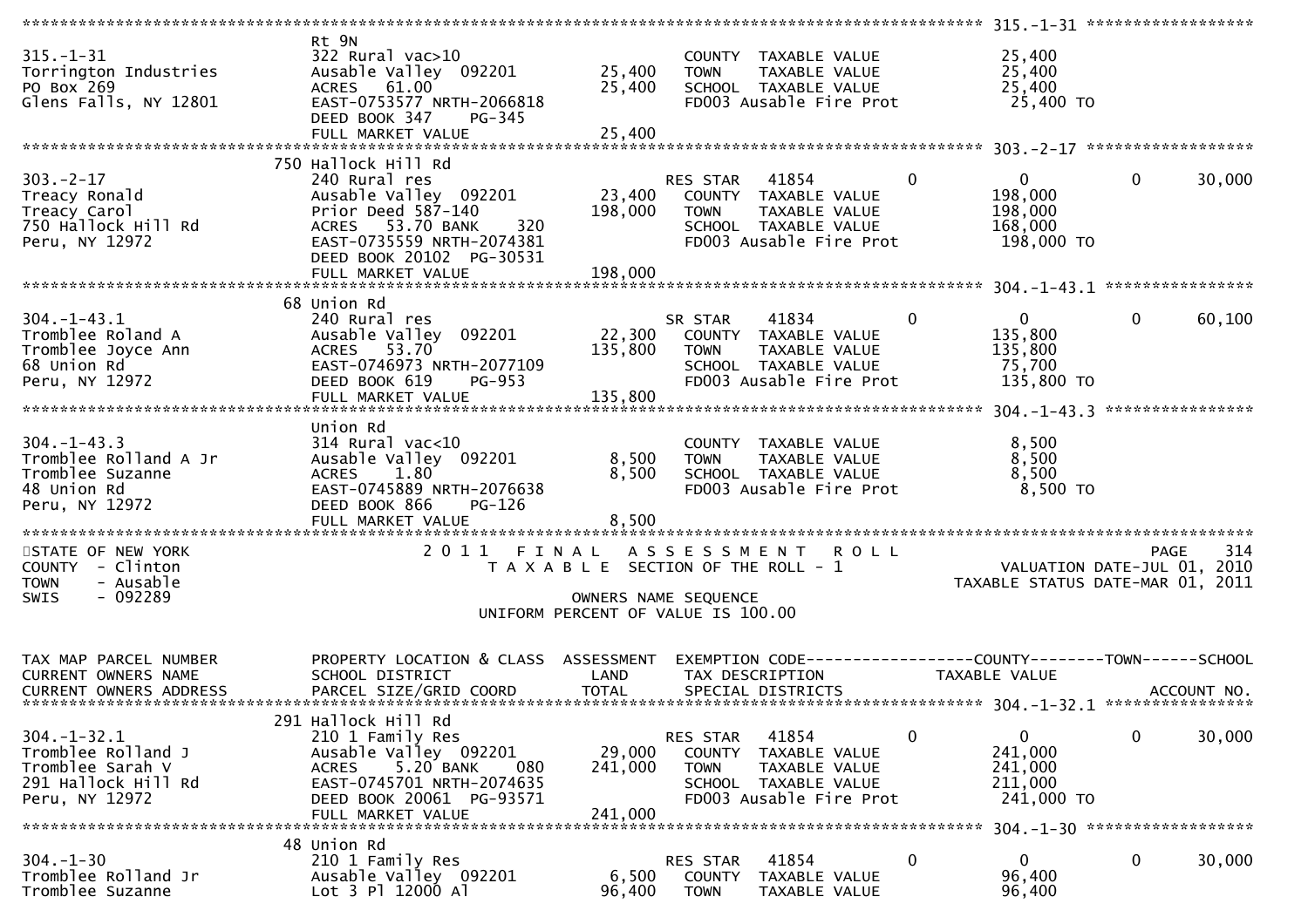```
******************************************************************************************************* 315.-1-31 ******************
                               Rt 9N
315.-1-31                      322 Rural vac>10                      COUNTY  TAXABLE VALUE              25,400
Torrington Industries          Ausable Valley  092201       25,400   TOWN    TAXABLE VALUE              25,400
PO Box 269                     ACRES   61.00                25,400   SCHOOL  TAXABLE VALUE              25,400
Glens Falls, NY 12801          EAST-0753577 NRTH-2066818             FD003 Ausable Fire Prot             25,400 TO
                               DEED BOOK 347     PG-345
                               FULL MARKET VALUE            25,400
******************************************************************************************************* 303.-2-17 ******************
                               750 Hallock Hill Rd
303.-2-17                      240 Rural res                         RES STAR    41854        0           0           0       30,000
Treacy Ronald                  Ausable Valley  092201       23,400   COUNTY  TAXABLE VALUE             198,000
Treacy Carol                   Prior Deed 587-140          198,000   TOWN    TAXABLE VALUE             198,000
750 Hallock Hill Rd            ACRES   53.70 BANK     320            SCHOOL  TAXABLE VALUE             168,000
Peru, NY 12972                 EAST-0735559 NRTH-2074381             FD003 Ausable Fire Prot            198,000 TO
                               DEED BOOK 20102 PG-30531
                               FULL MARKET VALUE           198,000
******************************************************************************************************* 304.-1-43.1 ****************
                               68 Union Rd
304.-1-43.1                    240 Rural res                         SR STAR     41834        0           0           0       60,100
Tromblee Roland A              Ausable Valley  092201       22,300   COUNTY  TAXABLE VALUE             135,800
Tromblee Joyce Ann             ACRES   53.70               135,800   TOWN    TAXABLE VALUE             135,800
68 Union Rd                    EAST-0746973 NRTH-2077109             SCHOOL  TAXABLE VALUE              75,700
Peru, NY 12972                 DEED BOOK 619     PG-953              FD003 Ausable Fire Prot            135,800 TO
                               FULL MARKET VALUE           135,800
******************************************************************************************************* 304.-1-43.3 ****************
                               Union Rd
304.-1-43.3                    314 Rural vac<10                      COUNTY  TAXABLE VALUE               8,500
Tromblee Rolland A Jr          Ausable Valley  092201        8,500   TOWN    TAXABLE VALUE               8,500
Tromblee Suzanne               ACRES    1.80                 8,500   SCHOOL  TAXABLE VALUE               8,500
48 Union Rd                    EAST-0745889 NRTH-2076638             FD003 Ausable Fire Prot              8,500 TO
Peru, NY 12972                 DEED BOOK 866     PG-126
                               FULL MARKET VALUE             8,500
************************************************************************************************************************************
STATE OF NEW YORK                  2 0 1 1   F I N A L   A S S E S S M E N T   R O L L                                  PAGE    314
COUNTY  - Clinton                      T A X A B L E  SECTION OF THE ROLL - 1                         VALUATION DATE-JUL 01, 2010
TOWN    - Ausable                                                                                 TAXABLE STATUS DATE-MAR 01, 2011
SWIS    - 092289                                        OWNERS NAME SEQUENCE
                                                  UNIFORM PERCENT OF VALUE IS 100.00


TAX MAP PARCEL NUMBER          PROPERTY LOCATION & CLASS  ASSESSMENT  EXEMPTION CODE------------------COUNTY--------TOWN------SCHOOL
CURRENT OWNERS NAME            SCHOOL DISTRICT               LAND     TAX DESCRIPTION             TAXABLE VALUE
CURRENT OWNERS ADDRESS         PARCEL SIZE/GRID COORD        TOTAL    SPECIAL DISTRICTS                                  ACCOUNT NO.
******************************************************************************************************* 304.-1-32.1 ****************
                               291 Hallock Hill Rd
304.-1-32.1                    210 1 Family Res                      RES STAR    41854        0           0           0       30,000
Tromblee Rolland J             Ausable Valley  092201       29,000   COUNTY  TAXABLE VALUE             241,000
Tromblee Sarah V               ACRES    5.20 BANK     080  241,000   TOWN    TAXABLE VALUE             241,000
291 Hallock Hill Rd            EAST-0745701 NRTH-2074635             SCHOOL  TAXABLE VALUE             211,000
Peru, NY 12972                 DEED BOOK 20061 PG-93571              FD003 Ausable Fire Prot            241,000 TO
                               FULL MARKET VALUE           241,000
******************************************************************************************************* 304.-1-30 ******************
                               48 Union Rd
304.-1-30                      210 1 Family Res                      RES STAR    41854        0           0           0       30,000
Tromblee Rolland Jr            Ausable Valley  092201        6,500   COUNTY  TAXABLE VALUE              96,400
Tromblee Suzanne               Lot 3 Pl 12000 Al            96,400   TOWN    TAXABLE VALUE              96,400
```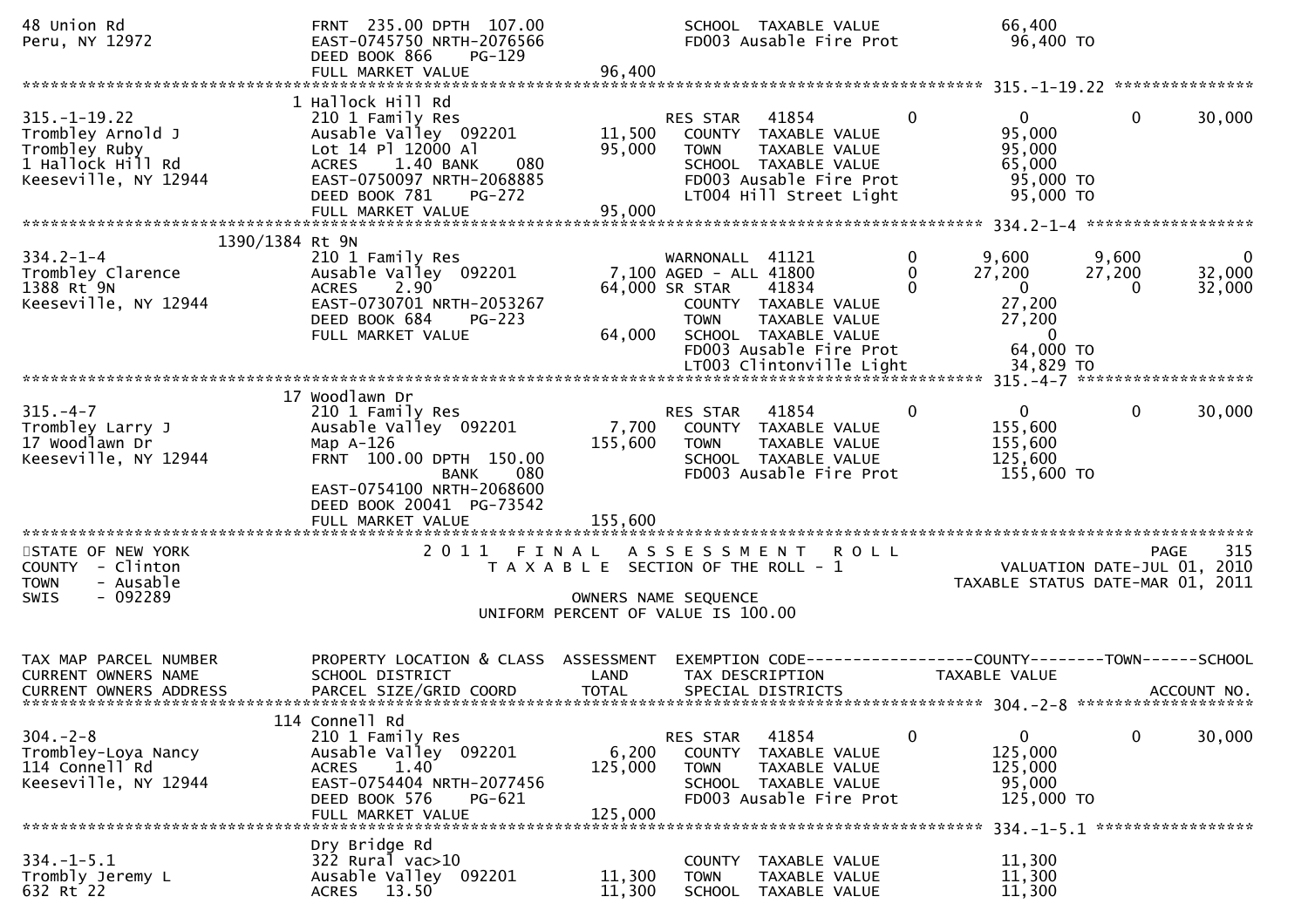```
48 Union Rd                         FRNT 235.00 DPTH 107.00            SCHOOL  TAXABLE VALUE              66,400
Peru, NY 12972                      EAST-0745750 NRTH-2076566          FD003 Ausable Fire Prot            96,400 TO
                                    DEED BOOK 866     PG-129
                                    FULL MARKET VALUE              96,400
******************************************************************************************************* 315.-1-19.22 ***************
                                 1 Hallock Hill Rd
315.-1-19.22                        210 1 Family Res                   RES STAR    41854         0              0            0      30,000
Trombley Arnold J                   Ausable Valley  092201      11,500   COUNTY  TAXABLE VALUE             95,000
Trombley Ruby                       Lot 14 Pl 12000 Al          95,000   TOWN    TAXABLE VALUE             95,000
1 Hallock Hill Rd                   ACRES    1.40 BANK     080           SCHOOL  TAXABLE VALUE             65,000
Keeseville, NY 12944                EAST-0750097 NRTH-2068885            FD003 Ausable Fire Prot            95,000 TO
                                    DEED BOOK 781     PG-272             LT004 Hill Street Light            95,000 TO
                                    FULL MARKET VALUE              95,000
******************************************************************************************************* 334.2-1-4 ******************
                         1390/1384 Rt 9N
334.2-1-4                           210 1 Family Res                   WARNONALL  41121         0          9,600        9,600           0
Trombley Clarence                   Ausable Valley  092201       7,100 AGED - ALL 41800         0         27,200       27,200      32,000
1388 Rt 9N                          ACRES    2.90               64,000 SR STAR    41834         0              0            0      32,000
Keeseville, NY 12944                EAST-0730701 NRTH-2053267            COUNTY  TAXABLE VALUE             27,200
                                    DEED BOOK 684     PG-223             TOWN    TAXABLE VALUE             27,200
                                    FULL MARKET VALUE              64,000   SCHOOL  TAXABLE VALUE                  0
                                                                         FD003 Ausable Fire Prot            64,000 TO
                                                                         LT003 Clintonville Light           34,829 TO
******************************************************************************************************* 315.-4-7 *******************
                                 17 Woodlawn Dr
315.-4-7                            210 1 Family Res                   RES STAR    41854         0              0            0      30,000
Trombley Larry J                    Ausable Valley  092201       7,700   COUNTY  TAXABLE VALUE            155,600
17 Woodlawn Dr                      Map A-126                  155,600   TOWN    TAXABLE VALUE            155,600
Keeseville, NY 12944                FRNT 100.00 DPTH 150.00              SCHOOL  TAXABLE VALUE            125,600
                                                  BANK     080           FD003 Ausable Fire Prot           155,600 TO
                                    EAST-0754100 NRTH-2068600
                                    DEED BOOK 20041 PG-73542
                                    FULL MARKET VALUE             155,600
************************************************************************************************************************************
STATE OF NEW YORK                   2 0 1 1   F I N A L   A S S E S S M E N T   R O L L                               PAGE    315
COUNTY  - Clinton                      T A X A B L E  SECTION OF THE ROLL - 1                          VALUATION DATE-JUL 01, 2010
TOWN    - Ausable                                                                                  TAXABLE STATUS DATE-MAR 01, 2011
SWIS    - 092289                                          OWNERS NAME SEQUENCE
                                                  UNIFORM PERCENT OF VALUE IS 100.00

TAX MAP PARCEL NUMBER               PROPERTY LOCATION & CLASS  ASSESSMENT  EXEMPTION CODE------------------COUNTY--------TOWN------SCHOOL
CURRENT OWNERS NAME                 SCHOOL DISTRICT               LAND      TAX DESCRIPTION             TAXABLE VALUE
CURRENT OWNERS ADDRESS              PARCEL SIZE/GRID COORD        TOTAL     SPECIAL DISTRICTS                                    ACCOUNT NO.
******************************************************************************************************* 304.-2-8 *******************
                                 114 Connell Rd
304.-2-8                            210 1 Family Res                   RES STAR    41854         0              0            0      30,000
Trombley-Loya Nancy                 Ausable Valley  092201       6,200   COUNTY  TAXABLE VALUE            125,000
114 Connell Rd                      ACRES    1.40              125,000   TOWN    TAXABLE VALUE            125,000
Keeseville, NY 12944                EAST-0754404 NRTH-2077456            SCHOOL  TAXABLE VALUE             95,000
                                    DEED BOOK 576     PG-621             FD003 Ausable Fire Prot           125,000 TO
                                    FULL MARKET VALUE             125,000
******************************************************************************************************* 334.-1-5.1 *****************
                                    Dry Bridge Rd
334.-1-5.1                          322 Rural vac>10                     COUNTY  TAXABLE VALUE             11,300
Trombly Jeremy L                    Ausable Valley  092201      11,300   TOWN    TAXABLE VALUE             11,300
632 Rt 22                           ACRES   13.50               11,300   SCHOOL  TAXABLE VALUE             11,300
```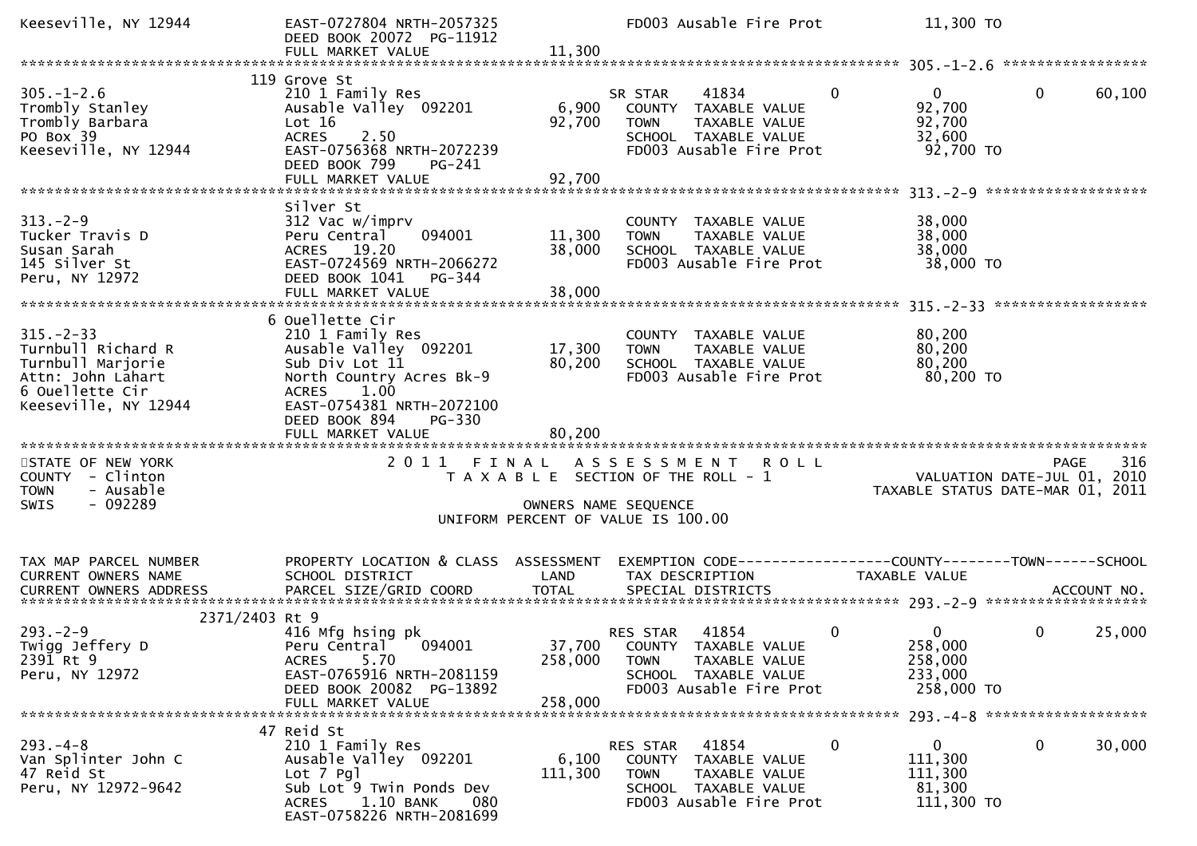```
Keeseville, NY 12944           EAST-0727804 NRTH-2057325              FD003 Ausable Fire Prot              11,300 TO
                               DEED BOOK 20072  PG-11912
                               FULL MARKET VALUE            11,300
******************************************************************************************************* 305.-1-2.6 *****************
                             119 Grove St
305.-1-2.6                     210 1 Family Res                   SR STAR     41834          0             0           0      60,100
Trombly Stanley                Ausable Valley  092201      6,900    COUNTY  TAXABLE VALUE               92,700
Trombly Barbara                Lot 16                     92,700    TOWN    TAXABLE VALUE               92,700
PO Box 39                      ACRES    2.50                        SCHOOL  TAXABLE VALUE               32,600
Keeseville, NY 12944           EAST-0756368 NRTH-2072239            FD003 Ausable Fire Prot              92,700 TO
                               DEED BOOK 799    PG-241
                               FULL MARKET VALUE            92,700
******************************************************************************************************* 313.-2-9 *******************
                               Silver St
313.-2-9                       312 Vac w/imprv                      COUNTY  TAXABLE VALUE               38,000
Tucker Travis D                Peru Central    094001     11,300    TOWN    TAXABLE VALUE               38,000
Susan Sarah                    ACRES   19.20              38,000    SCHOOL  TAXABLE VALUE               38,000
145 Silver St                  EAST-0724569 NRTH-2066272            FD003 Ausable Fire Prot              38,000 TO
Peru, NY 12972                 DEED BOOK 1041   PG-344
                               FULL MARKET VALUE            38,000
******************************************************************************************************* 315.-2-33 ******************
                             6 Ouellette Cir
315.-2-33                      210 1 Family Res                     COUNTY  TAXABLE VALUE               80,200
Turnbull Richard R             Ausable Valley  092201     17,300    TOWN    TAXABLE VALUE               80,200
Turnbull Marjorie              Sub Div Lot 11             80,200    SCHOOL  TAXABLE VALUE               80,200
Attn: John Lahart              North Country Acres Bk-9             FD003 Ausable Fire Prot              80,200 TO
6 Ouellette Cir                ACRES    1.00
Keeseville, NY 12944           EAST-0754381 NRTH-2072100
                               DEED BOOK 894    PG-330
                               FULL MARKET VALUE            80,200
************************************************************************************************************************************
STATE OF NEW YORK                    2 0 1 1   F I N A L   A S S E S S M E N T   R O L L                                PAGE    316
COUNTY  - Clinton                         T A X A B L E  SECTION OF THE ROLL - 1                      VALUATION DATE-JUL 01, 2010
TOWN    - Ausable                                                                                  TAXABLE STATUS DATE-MAR 01, 2011
SWIS    - 092289                                      OWNERS NAME SEQUENCE
                                               UNIFORM PERCENT OF VALUE IS 100.00


TAX MAP PARCEL NUMBER          PROPERTY LOCATION & CLASS  ASSESSMENT  EXEMPTION CODE------------------COUNTY--------TOWN------SCHOOL
CURRENT OWNERS NAME            SCHOOL DISTRICT               LAND      TAX DESCRIPTION            TAXABLE VALUE
CURRENT OWNERS ADDRESS         PARCEL SIZE/GRID COORD        TOTAL     SPECIAL DISTRICTS                                 ACCOUNT NO.
******************************************************************************************************* 293.-2-9 *******************
                       2371/2403 Rt 9
293.-2-9                       416 Mfg hsing pk                   RES STAR    41854          0             0           0      25,000
Twigg Jeffery D                Peru Central    094001     37,700    COUNTY  TAXABLE VALUE              258,000
2391 Rt 9                      ACRES    5.70             258,000    TOWN    TAXABLE VALUE              258,000
Peru, NY 12972                 EAST-0765916 NRTH-2081159            SCHOOL  TAXABLE VALUE              233,000
                               DEED BOOK 20082  PG-13892            FD003 Ausable Fire Prot             258,000 TO
                               FULL MARKET VALUE           258,000
******************************************************************************************************* 293.-4-8 *******************
                             47 Reid St
293.-4-8                       210 1 Family Res                   RES STAR    41854          0             0           0      30,000
Van Splinter John C            Ausable Valley  092201      6,100    COUNTY  TAXABLE VALUE              111,300
47 Reid St                     Lot 7 Pgl                 111,300    TOWN    TAXABLE VALUE              111,300
Peru, NY 12972-9642            Sub Lot 9 Twin Ponds Dev             SCHOOL  TAXABLE VALUE               81,300
                               ACRES    1.10 BANK     080           FD003 Ausable Fire Prot             111,300 TO
                               EAST-0758226 NRTH-2081699
```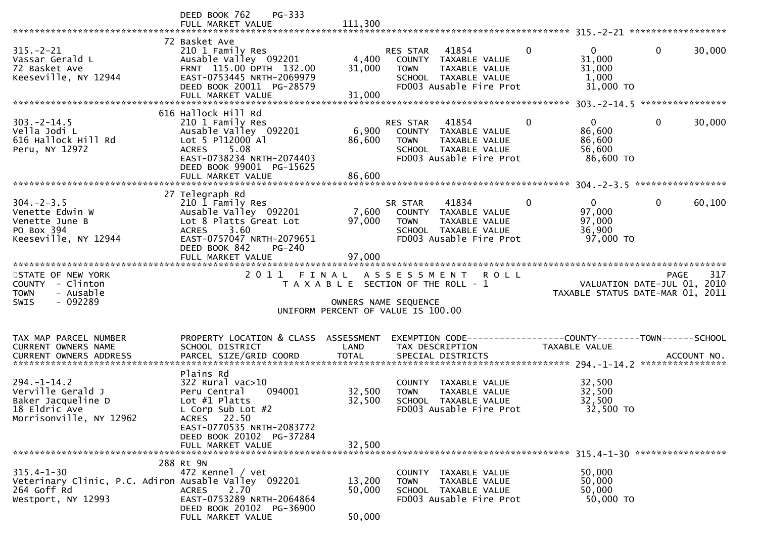DEED BOOK 762 PG-333
FULL MARKET VALUE 111,300

---

**315.-2-21**

| Field | Value |
|---|---|
| Tax Map Parcel Number | 315.-2-21 |
| Property Location | 72 Basket Ave |
| Owner | Vassar Gerald L |
| Address | 72 Basket Ave, Keeseville, NY 12944 |
| Class | 210 1 Family Res |
| School District | Ausable Valley 092201 |
| Parcel Size | FRNT 115.00 DPTH 132.00 |
| Grid Coord | EAST-0753445 NRTH-2069979 |
| Deed | DEED BOOK 20011 PG-28579 |
| Land | 4,400 |
| Total | 31,000 |
| Full Market Value | 31,000 |

| Exemption / Tax Description | Code | County | Town | School |
|---|---|---|---|---|
| RES STAR | 41854 | 0 | 0 | 30,000 |
| COUNTY TAXABLE VALUE | | 31,000 | | |
| TOWN TAXABLE VALUE | | 31,000 | | |
| SCHOOL TAXABLE VALUE | | 1,000 | | |
| FD003 Ausable Fire Prot | | 31,000 TO | | |

---

**303.-2-14.5**

| Field | Value |
|---|---|
| Tax Map Parcel Number | 303.-2-14.5 |
| Property Location | 616 Hallock Hill Rd |
| Owner | Vella Jodi L |
| Address | 616 Hallock Hill Rd, Peru, NY 12972 |
| Class | 210 1 Family Res |
| School District | Ausable Valley 092201 |
| Description | Lot 5 Pl12000 Al |
| Parcel Size | ACRES 5.08 |
| Grid Coord | EAST-0738234 NRTH-2074403 |
| Deed | DEED BOOK 99001 PG-15625 |
| Land | 6,900 |
| Total | 86,600 |
| Full Market Value | 86,600 |

| Exemption / Tax Description | Code | County | Town | School |
|---|---|---|---|---|
| RES STAR | 41854 | 0 | 0 | 30,000 |
| COUNTY TAXABLE VALUE | | 86,600 | | |
| TOWN TAXABLE VALUE | | 86,600 | | |
| SCHOOL TAXABLE VALUE | | 56,600 | | |
| FD003 Ausable Fire Prot | | 86,600 TO | | |

---

**304.-2-3.5**

| Field | Value |
|---|---|
| Tax Map Parcel Number | 304.-2-3.5 |
| Property Location | 27 Telegraph Rd |
| Owners | Venette Edwin W; Venette June B |
| Address | PO Box 394, Keeseville, NY 12944 |
| Class | 210 1 Family Res |
| School District | Ausable Valley 092201 |
| Description | Lot 8 Platts Great Lot |
| Parcel Size | ACRES 3.60 |
| Grid Coord | EAST-0757047 NRTH-2079651 |
| Deed | DEED BOOK 842 PG-240 |
| Land | 7,600 |
| Total | 97,000 |
| Full Market Value | 97,000 |

| Exemption / Tax Description | Code | County | Town | School |
|---|---|---|---|---|
| SR STAR | 41834 | 0 | 0 | 60,100 |
| COUNTY TAXABLE VALUE | | 97,000 | | |
| TOWN TAXABLE VALUE | | 97,000 | | |
| SCHOOL TAXABLE VALUE | | 36,900 | | |
| FD003 Ausable Fire Prot | | 97,000 TO | | |

---

STATE OF NEW YORK
COUNTY - Clinton
TOWN - Ausable
SWIS - 092289

## 2011 FINAL ASSESSMENT ROLL

TAXABLE SECTION OF THE ROLL - 1

VALUATION DATE-JUL 01, 2010
TAXABLE STATUS DATE-MAR 01, 2011

OWNERS NAME SEQUENCE
UNIFORM PERCENT OF VALUE IS 100.00

---

**294.-1-14.2**

| Field | Value |
|---|---|
| Tax Map Parcel Number | 294.-1-14.2 |
| Property Location | Plains Rd |
| Owners | Verville Gerald J; Baker Jacqueline D |
| Address | 18 Eldric Ave, Morrisonville, NY 12962 |
| Class | 322 Rural vac>10 |
| School District | Peru Central 094001 |
| Description | Lot #1 Platts; L Corp Sub Lot #2 |
| Parcel Size | ACRES 22.50 |
| Grid Coord | EAST-0770535 NRTH-2083772 |
| Deed | DEED BOOK 20102 PG-37284 |
| Land | 32,500 |
| Total | 32,500 |
| Full Market Value | 32,500 |

| Tax Description | Taxable Value |
|---|---|
| COUNTY TAXABLE VALUE | 32,500 |
| TOWN TAXABLE VALUE | 32,500 |
| SCHOOL TAXABLE VALUE | 32,500 |
| FD003 Ausable Fire Prot | 32,500 TO |

---

**315.4-1-30**

| Field | Value |
|---|---|
| Tax Map Parcel Number | 315.4-1-30 |
| Property Location | 288 Rt 9N |
| Owner | Veterinary Clinic, P.C. Adiron |
| Address | 264 Goff Rd, Westport, NY 12993 |
| Class | 472 Kennel / vet |
| School District | Ausable Valley 092201 |
| Parcel Size | ACRES 2.70 |
| Grid Coord | EAST-0753289 NRTH-2064864 |
| Deed | DEED BOOK 20102 PG-36900 |
| Land | 13,200 |
| Total | 50,000 |
| Full Market Value | 50,000 |

| Tax Description | Taxable Value |
|---|---|
| COUNTY TAXABLE VALUE | 50,000 |
| TOWN TAXABLE VALUE | 50,000 |
| SCHOOL TAXABLE VALUE | 50,000 |
| FD003 Ausable Fire Prot | 50,000 TO |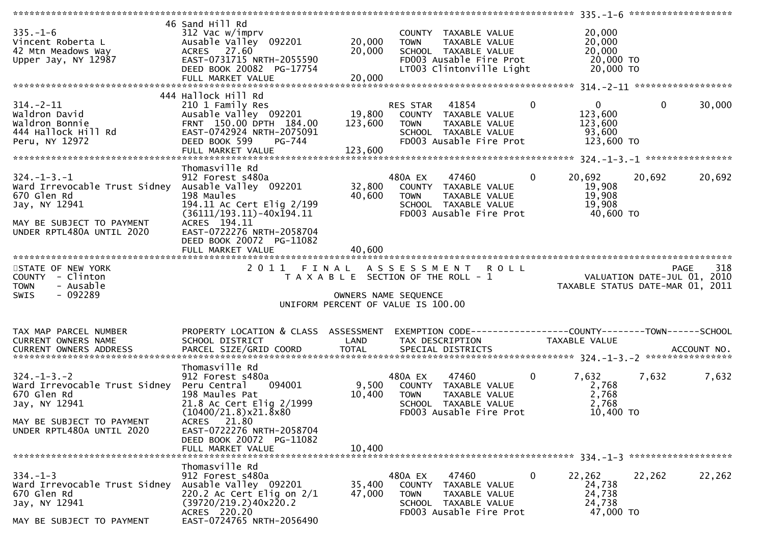```
******************************************************************************************************* 335.-1-6 ******************
                          46 Sand Hill Rd
335.-1-6                  312 Vac w/imprv                         COUNTY  TAXABLE VALUE             20,000
Vincent Roberta L         Ausable Valley  092201     20,000       TOWN    TAXABLE VALUE             20,000
42 Mtn Meadows Way        ACRES   27.60              20,000       SCHOOL  TAXABLE VALUE             20,000
Upper Jay, NY 12987       EAST-0731715 NRTH-2055590               FD003 Ausable Fire Prot            20,000 TO
                          DEED BOOK 20082  PG-17754               LT003 Clintonville Light           20,000 TO
                          FULL MARKET VALUE          20,000
******************************************************************************************************* 314.-2-11 *****************
                          444 Hallock Hill Rd
314.-2-11                 210 1 Family Res                        RES STAR   41854          0            0          0       30,000
Waldron David             Ausable Valley  092201     19,800       COUNTY  TAXABLE VALUE            123,600
Waldron Bonnie            FRNT 150.00 DPTH 184.00   123,600       TOWN    TAXABLE VALUE            123,600
444 Hallock Hill Rd       EAST-0742924 NRTH-2075091               SCHOOL  TAXABLE VALUE             93,600
Peru, NY 12972            DEED BOOK 599    PG-744                 FD003 Ausable Fire Prot           123,600 TO
                          FULL MARKET VALUE         123,600
******************************************************************************************************* 324.-1-3.-1 ***************
                          Thomasville Rd
324.-1-3.-1               912 Forest s480a                        480A EX    47460          0       20,692     20,692       20,692
Ward Irrevocable Trust Sidney Ausable Valley  092201  32,800     COUNTY  TAXABLE VALUE             19,908
670 Glen Rd               198 Maules                 40,600       TOWN    TAXABLE VALUE             19,908
Jay, NY 12941             194.11 Ac Cert Elig 2/199               SCHOOL  TAXABLE VALUE             19,908
                          (36111/193.11)-40x194.11                FD003 Ausable Fire Prot            40,600 TO
MAY BE SUBJECT TO PAYMENT ACRES  194.11
UNDER RPTL480A UNTIL 2020 EAST-0722276 NRTH-2058704
                          DEED BOOK 20072  PG-11082
                          FULL MARKET VALUE          40,600
************************************************************************************************************************************
STATE OF NEW YORK                2011  FINAL  ASSESSMENT  ROLL                                                       PAGE    318
COUNTY  - Clinton                  TAXABLE SECTION OF THE ROLL - 1                                       VALUATION DATE-JUL 01, 2010
TOWN    - Ausable                                                                                  TAXABLE STATUS DATE-MAR 01, 2011
SWIS    - 092289                             OWNERS NAME SEQUENCE
                                    UNIFORM PERCENT OF VALUE IS 100.00

TAX MAP PARCEL NUMBER     PROPERTY LOCATION & CLASS  ASSESSMENT  EXEMPTION CODE------------------COUNTY--------TOWN------SCHOOL
CURRENT OWNERS NAME       SCHOOL DISTRICT               LAND      TAX DESCRIPTION            TAXABLE VALUE
CURRENT OWNERS ADDRESS    PARCEL SIZE/GRID COORD       TOTAL      SPECIAL DISTRICTS                                   ACCOUNT NO.
******************************************************************************************************* 324.-1-3.-2 ***************
                          Thomasville Rd
324.-1-3.-2               912 Forest s480a                        480A EX    47460          0        7,632      7,632        7,632
Ward Irrevocable Trust Sidney Peru Central    094001   9,500      COUNTY  TAXABLE VALUE              2,768
670 Glen Rd               198 Maules Pat             10,400       TOWN    TAXABLE VALUE              2,768
Jay, NY 12941             21.8 Ac Cert Elig 2/1999                SCHOOL  TAXABLE VALUE              2,768
                          (10400/21.8)x21.8x80                    FD003 Ausable Fire Prot            10,400 TO
MAY BE SUBJECT TO PAYMENT ACRES   21.80
UNDER RPTL480A UNTIL 2020 EAST-0722276 NRTH-2058704
                          DEED BOOK 20072  PG-11082
                          FULL MARKET VALUE          10,400
******************************************************************************************************* 334.-1-3 ******************
                          Thomasville Rd
334.-1-3                  912 Forest s480a                        480A EX    47460          0       22,262     22,262       22,262
Ward Irrevocable Trust Sidney Ausable Valley  092201  35,400     COUNTY  TAXABLE VALUE             24,738
670 Glen Rd               220.2 Ac Cert Elig on 2/1  47,000       TOWN    TAXABLE VALUE             24,738
Jay, NY 12941             (39720/219.2)40x220.2                   SCHOOL  TAXABLE VALUE             24,738
                          ACRES  220.20                           FD003 Ausable Fire Prot            47,000 TO
MAY BE SUBJECT TO PAYMENT EAST-0724765 NRTH-2056490
```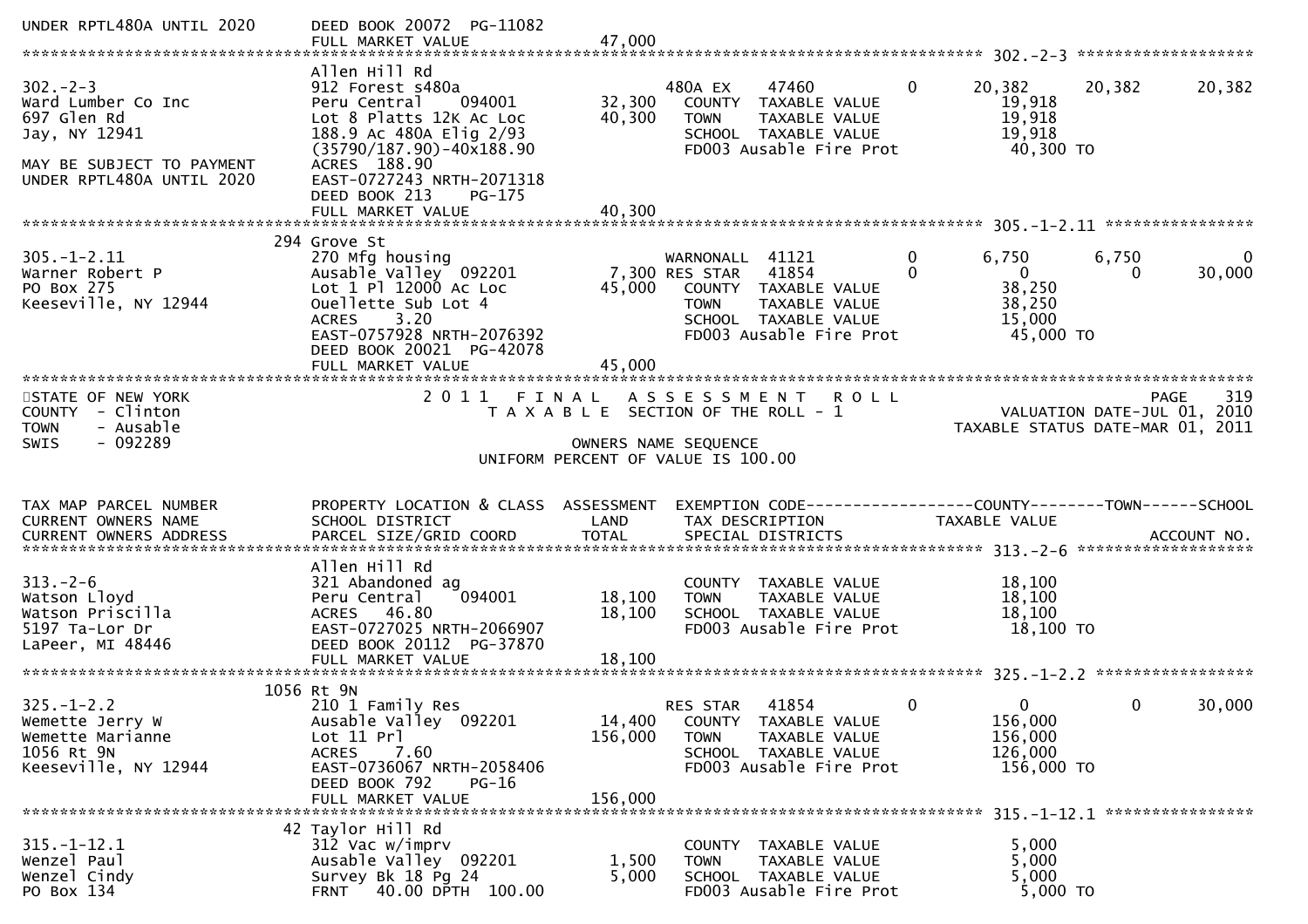```
UNDER RPTL480A UNTIL 2020      DEED BOOK 20072  PG-11082
                               FULL MARKET VALUE               47,000
******************************************************************************************************* 302.-2-3 ******************
                               Allen Hill Rd
302.-2-3                       912 Forest s480a                      480A EX    47460          0      20,382     20,382     20,382
Ward Lumber Co Inc             Peru Central    094001      32,300    COUNTY  TAXABLE VALUE               19,918
697 Glen Rd                    Lot 8 Platts 12K Ac Loc     40,300    TOWN    TAXABLE VALUE               19,918
Jay, NY 12941                  188.9 Ac 480A Elig 2/93               SCHOOL  TAXABLE VALUE               19,918
                               (35790/187.90)-40x188.90              FD003 Ausable Fire Prot             40,300 TO
MAY BE SUBJECT TO PAYMENT      ACRES  188.90
UNDER RPTL480A UNTIL 2020      EAST-0727243 NRTH-2071318
                               DEED BOOK 213    PG-175
                               FULL MARKET VALUE               40,300
******************************************************************************************************* 305.-1-2.11 ***************
                           294 Grove St
305.-1-2.11                    270 Mfg housing                       WARNONALL  41121          0       6,750      6,750          0
Warner Robert P                Ausable Valley  092201       7,300 RES STAR   41854          0           0          0     30,000
PO Box 275                     Lot 1 Pl 12000 Ac Loc       45,000    COUNTY  TAXABLE VALUE               38,250
Keeseville, NY 12944           Ouellette Sub Lot 4                   TOWN    TAXABLE VALUE               38,250
                               ACRES    3.20                         SCHOOL  TAXABLE VALUE               15,000
                               EAST-0757928 NRTH-2076392             FD003 Ausable Fire Prot             45,000 TO
                               DEED BOOK 20021  PG-42078
                               FULL MARKET VALUE               45,000
************************************************************************************************************************************
STATE OF NEW YORK                    2 0 1 1   F I N A L   A S S E S S M E N T   R O L L                              PAGE    319
COUNTY  - Clinton                       T A X A B L E  SECTION OF THE ROLL - 1                       VALUATION DATE-JUL 01, 2010
TOWN    - Ausable                                                                                TAXABLE STATUS DATE-MAR 01, 2011
SWIS    - 092289                                      OWNERS NAME SEQUENCE
                                                UNIFORM PERCENT OF VALUE IS 100.00


TAX MAP PARCEL NUMBER          PROPERTY LOCATION & CLASS  ASSESSMENT  EXEMPTION CODE------------------COUNTY--------TOWN------SCHOOL
CURRENT OWNERS NAME            SCHOOL DISTRICT               LAND      TAX DESCRIPTION            TAXABLE VALUE
CURRENT OWNERS ADDRESS         PARCEL SIZE/GRID COORD        TOTAL     SPECIAL DISTRICTS                                  ACCOUNT NO.
******************************************************************************************************* 313.-2-6 ******************
                               Allen Hill Rd
313.-2-6                       321 Abandoned ag                      COUNTY  TAXABLE VALUE               18,100
Watson Lloyd                   Peru Central    094001      18,100    TOWN    TAXABLE VALUE               18,100
Watson Priscilla               ACRES   46.80               18,100    SCHOOL  TAXABLE VALUE               18,100
5197 Ta-Lor Dr                 EAST-0727025 NRTH-2066907             FD003 Ausable Fire Prot             18,100 TO
LaPeer, MI 48446               DEED BOOK 20112  PG-37870
                               FULL MARKET VALUE               18,100
******************************************************************************************************* 325.-1-2.2 ****************
                          1056 Rt 9N
325.-1-2.2                     210 1 Family Res                      RES STAR   41854          0           0          0     30,000
Wemette Jerry W                Ausable Valley  092201      14,400    COUNTY  TAXABLE VALUE              156,000
Wemette Marianne               Lot 11 Prl                 156,000    TOWN    TAXABLE VALUE              156,000
1056 Rt 9N                     ACRES    7.60                         SCHOOL  TAXABLE VALUE              126,000
Keeseville, NY 12944           EAST-0736067 NRTH-2058406             FD003 Ausable Fire Prot            156,000 TO
                               DEED BOOK 792    PG-16
                               FULL MARKET VALUE              156,000
******************************************************************************************************* 315.-1-12.1 ***************
                            42 Taylor Hill Rd
315.-1-12.1                    312 Vac w/imprv                       COUNTY  TAXABLE VALUE                5,000
Wenzel Paul                    Ausable Valley  092201       1,500    TOWN    TAXABLE VALUE                5,000
Wenzel Cindy                   Survey Bk 18 Pg 24           5,000    SCHOOL  TAXABLE VALUE                5,000
PO Box 134                     FRNT   40.00 DPTH  100.00             FD003 Ausable Fire Prot              5,000 TO
```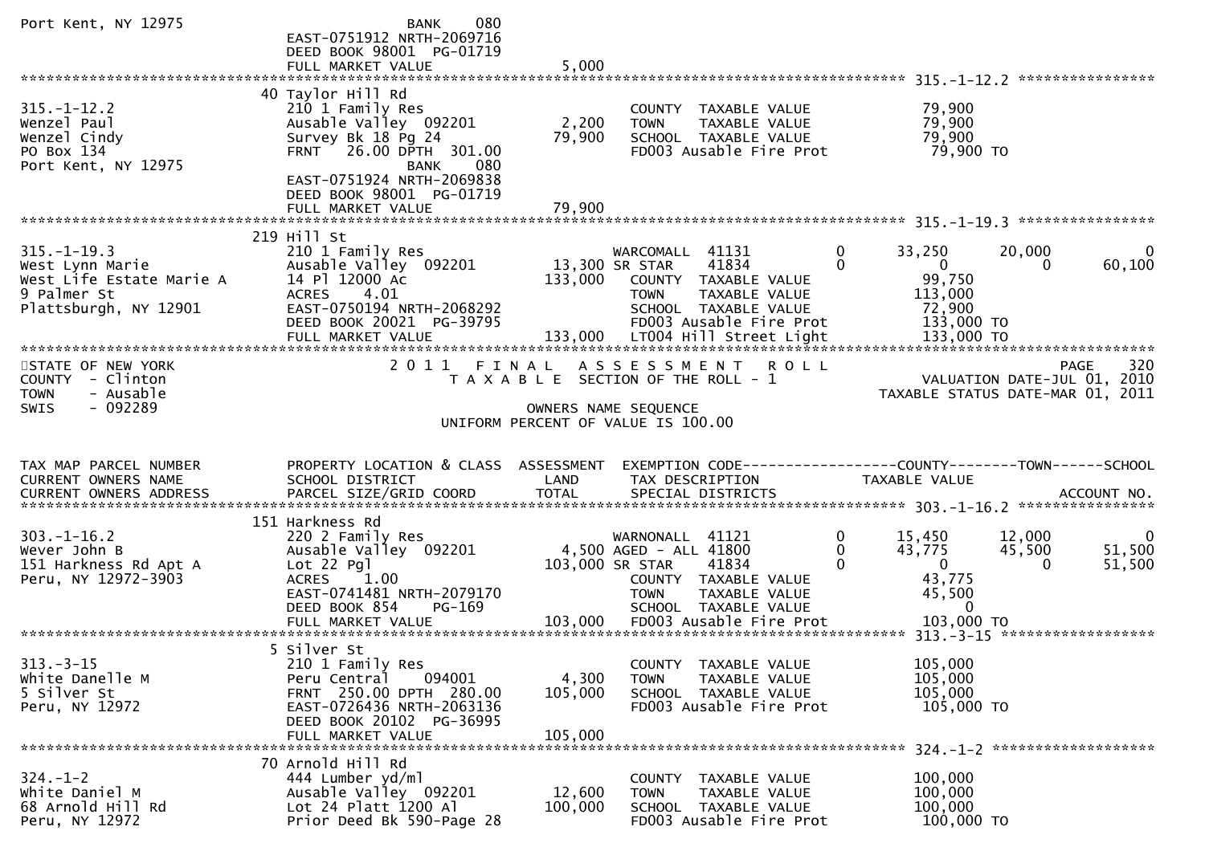```
Port Kent, NY 12975                BANK     080
                                   EAST-0751912 NRTH-2069716
                                   DEED BOOK 98001  PG-01719
                                   FULL MARKET VALUE               5,000
******************************************************************************************************* 315.-1-12.2 ****************
                                   40 Taylor Hill Rd
315.-1-12.2                        210 1 Family Res                        COUNTY  TAXABLE VALUE           79,900
Wenzel Paul                        Ausable Valley  092201        2,200     TOWN    TAXABLE VALUE           79,900
Wenzel Cindy                       Survey Bk 18 Pg 24           79,900     SCHOOL  TAXABLE VALUE           79,900
PO Box 134                         FRNT   26.00 DPTH  301.00               FD003 Ausable Fire Prot          79,900 TO
Port Kent, NY 12975                BANK     080
                                   EAST-0751924 NRTH-2069838
                                   DEED BOOK 98001  PG-01719
                                   FULL MARKET VALUE              79,900
******************************************************************************************************* 315.-1-19.3 ****************
                                   219 Hill St
315.-1-19.3                        210 1 Family Res                        WARCOMALL  41131          0      33,250      20,000           0
West Lynn Marie                    Ausable Valley  092201       13,300 SR STAR     41834          0           0           0      60,100
West Life Estate Marie A           14 Pl 12000 Ac              133,000     COUNTY  TAXABLE VALUE           99,750
9 Palmer St                        ACRES     4.01                          TOWN    TAXABLE VALUE          113,000
Plattsburgh, NY 12901              EAST-0750194 NRTH-2068292               SCHOOL  TAXABLE VALUE           72,900
                                   DEED BOOK 20021  PG-39795               FD003 Ausable Fire Prot         133,000 TO
                                   FULL MARKET VALUE             133,000   LT004 Hill Street Light         133,000 TO
************************************************************************************************************************************
STATE OF NEW YORK                  2 0 1 1   F I N A L   A S S E S S M E N T   R O L L                              PAGE    320
COUNTY  - Clinton                     T A X A B L E  SECTION OF THE ROLL - 1                   VALUATION DATE-JUL 01, 2010
TOWN    - Ausable                                                                               TAXABLE STATUS DATE-MAR 01, 2011
SWIS    - 092289                                   OWNERS NAME SEQUENCE
                                          UNIFORM PERCENT OF VALUE IS 100.00


TAX MAP PARCEL NUMBER              PROPERTY LOCATION & CLASS  ASSESSMENT  EXEMPTION CODE------------------COUNTY--------TOWN------SCHOOL
CURRENT OWNERS NAME                SCHOOL DISTRICT               LAND      TAX DESCRIPTION                TAXABLE VALUE
CURRENT OWNERS ADDRESS             PARCEL SIZE/GRID COORD        TOTAL     SPECIAL DISTRICTS                                 ACCOUNT NO.
******************************************************************************************************* 303.-1-16.2 ****************
                                   151 Harkness Rd
303.-1-16.2                        220 2 Family Res                        WARNONALL  41121          0      15,450      12,000           0
Wever John B                       Ausable Valley  092201        4,500 AGED - ALL 41800          0      43,775      45,500      51,500
151 Harkness Rd Apt A              Lot 22 Pgl                  103,000 SR STAR     41834          0           0           0      51,500
Peru, NY 12972-3903                ACRES     1.00                          COUNTY  TAXABLE VALUE           43,775
                                   EAST-0741481 NRTH-2079170               TOWN    TAXABLE VALUE           45,500
                                   DEED BOOK 854    PG-169                 SCHOOL  TAXABLE VALUE                0
                                   FULL MARKET VALUE             103,000   FD003 Ausable Fire Prot         103,000 TO
******************************************************************************************************* 313.-3-15 ******************
                                   5 Silver St
313.-3-15                          210 1 Family Res                        COUNTY  TAXABLE VALUE          105,000
White Danelle M                    Peru Central    094001        4,300     TOWN    TAXABLE VALUE          105,000
5 Silver St                        FRNT  250.00 DPTH  280.00   105,000     SCHOOL  TAXABLE VALUE          105,000
Peru, NY 12972                     EAST-0726436 NRTH-2063136               FD003 Ausable Fire Prot         105,000 TO
                                   DEED BOOK 20102  PG-36995
                                   FULL MARKET VALUE             105,000
******************************************************************************************************* 324.-1-2 *******************
                                   70 Arnold Hill Rd
324.-1-2                           444 Lumber yd/ml                        COUNTY  TAXABLE VALUE          100,000
White Daniel M                     Ausable Valley  092201       12,600     TOWN    TAXABLE VALUE          100,000
68 Arnold Hill Rd                  Lot 24 Platt 1200 Al        100,000     SCHOOL  TAXABLE VALUE          100,000
Peru, NY 12972                     Prior Deed Bk 590-Page 28               FD003 Ausable Fire Prot         100,000 TO
```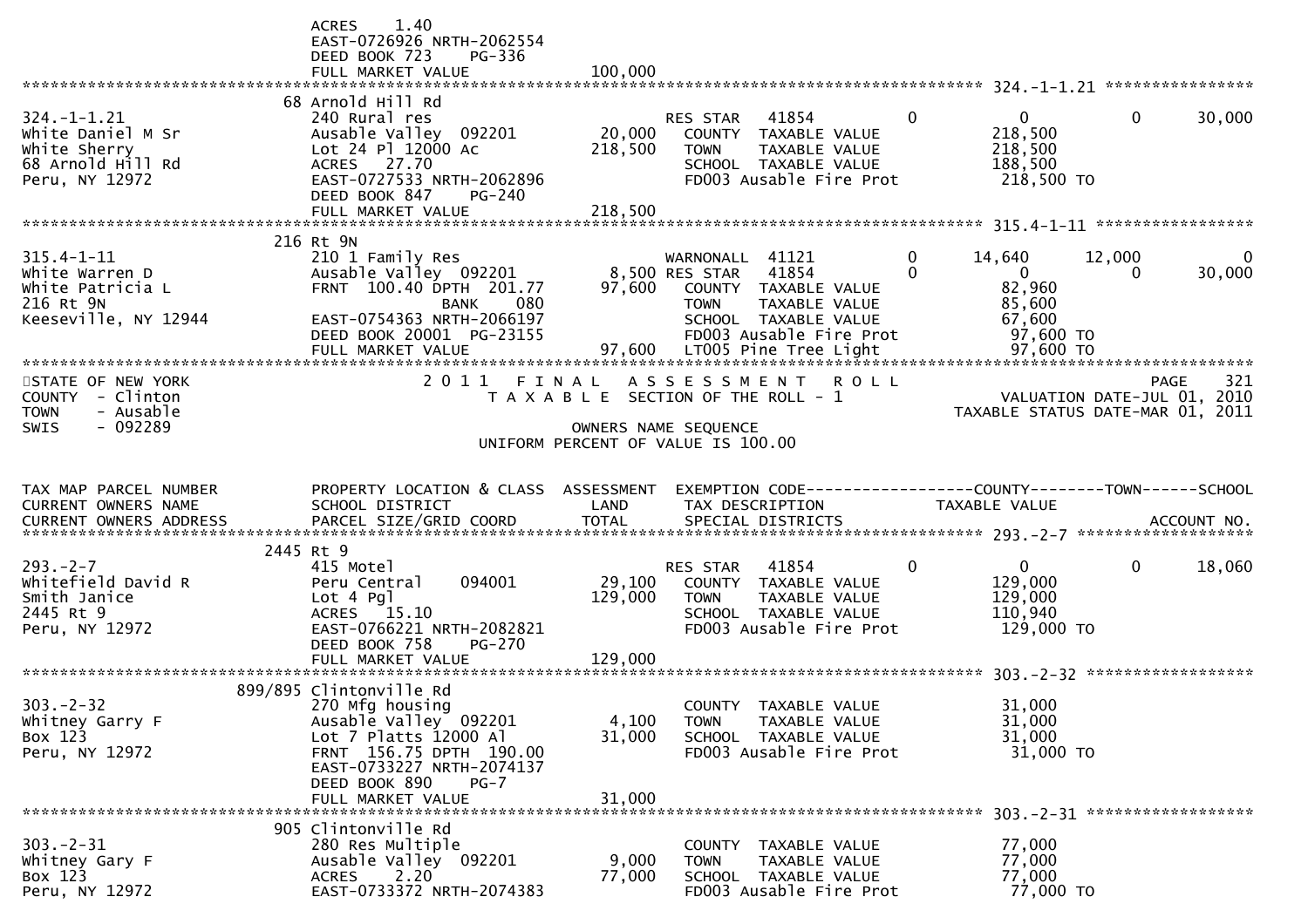```
                                   ACRES    1.40
                                   EAST-0726926 NRTH-2062554
                                   DEED BOOK 723    PG-336
                                   FULL MARKET VALUE             100,000
******************************************************************************************************* 324.-1-1.21 ****************
                              68 Arnold Hill Rd
324.-1-1.21                        240 Rural res                          RES STAR   41854          0          0          0     30,000
White Daniel M Sr                  Ausable Valley  092201        20,000    COUNTY  TAXABLE VALUE            218,500
White Sherry                       Lot 24 Pl 12000 Ac           218,500    TOWN    TAXABLE VALUE            218,500
68 Arnold Hill Rd                  ACRES   27.70                           SCHOOL  TAXABLE VALUE            188,500
Peru, NY 12972                     EAST-0727533 NRTH-2062896               FD003 Ausable Fire Prot           218,500 TO
                                   DEED BOOK 847    PG-240
                                   FULL MARKET VALUE             218,500
******************************************************************************************************* 315.4-1-11 *****************
                              216 Rt 9N
315.4-1-11                         210 1 Family Res                       WARNONALL  41121          0     14,640     12,000          0
White Warren D                     Ausable Valley  092201         8,500 RES STAR   41854          0          0          0     30,000
White Patricia L                   FRNT 100.40 DPTH 201.77       97,600    COUNTY  TAXABLE VALUE             82,960
216 Rt 9N                                      BANK    080                 TOWN    TAXABLE VALUE             85,600
Keeseville, NY 12944               EAST-0754363 NRTH-2066197               SCHOOL  TAXABLE VALUE             67,600
                                   DEED BOOK 20001 PG-23155                FD003 Ausable Fire Prot            97,600 TO
                                   FULL MARKET VALUE              97,600   LT005 Pine Tree Light              97,600 TO
************************************************************************************************************************************
STATE OF NEW YORK                        2 0 1 1   F I N A L   A S S E S S M E N T   R O L L                                 PAGE   321
COUNTY  - Clinton                           T A X A B L E  SECTION OF THE ROLL - 1                          VALUATION DATE-JUL 01, 2010
TOWN    - Ausable                                                                                   TAXABLE STATUS DATE-MAR 01, 2011
SWIS    - 092289                                          OWNERS NAME SEQUENCE
                                                   UNIFORM PERCENT OF VALUE IS 100.00


TAX MAP PARCEL NUMBER              PROPERTY LOCATION & CLASS  ASSESSMENT  EXEMPTION CODE------------------COUNTY--------TOWN------SCHOOL
CURRENT OWNERS NAME                SCHOOL DISTRICT               LAND      TAX DESCRIPTION            TAXABLE VALUE
CURRENT OWNERS ADDRESS             PARCEL SIZE/GRID COORD        TOTAL     SPECIAL DISTRICTS                                 ACCOUNT NO.
******************************************************************************************************* 293.-2-7 *******************
                              2445 Rt 9
293.-2-7                           415 Motel                              RES STAR   41854          0          0          0     18,060
Whitefield David R                 Peru Central     094001       29,100    COUNTY  TAXABLE VALUE            129,000
Smith Janice                       Lot 4 Pgl                    129,000    TOWN    TAXABLE VALUE            129,000
2445 Rt 9                          ACRES   15.10                           SCHOOL  TAXABLE VALUE            110,940
Peru, NY 12972                     EAST-0766221 NRTH-2082821               FD003 Ausable Fire Prot           129,000 TO
                                   DEED BOOK 758    PG-270
                                   FULL MARKET VALUE             129,000
******************************************************************************************************* 303.-2-32 ******************
                          899/895 Clintonville Rd
303.-2-32                          270 Mfg housing                         COUNTY  TAXABLE VALUE             31,000
Whitney Garry F                    Ausable Valley  092201         4,100    TOWN    TAXABLE VALUE             31,000
Box 123                            Lot 7 Platts 12000 Al         31,000    SCHOOL  TAXABLE VALUE             31,000
Peru, NY 12972                     FRNT 156.75 DPTH 190.00                 FD003 Ausable Fire Prot            31,000 TO
                                   EAST-0733227 NRTH-2074137
                                   DEED BOOK 890    PG-7
                                   FULL MARKET VALUE              31,000
******************************************************************************************************* 303.-2-31 ******************
                              905 Clintonville Rd
303.-2-31                          280 Res Multiple                        COUNTY  TAXABLE VALUE             77,000
Whitney Gary F                     Ausable Valley  092201         9,000    TOWN    TAXABLE VALUE             77,000
Box 123                            ACRES    2.20                  77,000    SCHOOL  TAXABLE VALUE             77,000
Peru, NY 12972                     EAST-0733372 NRTH-2074383               FD003 Ausable Fire Prot            77,000 TO
```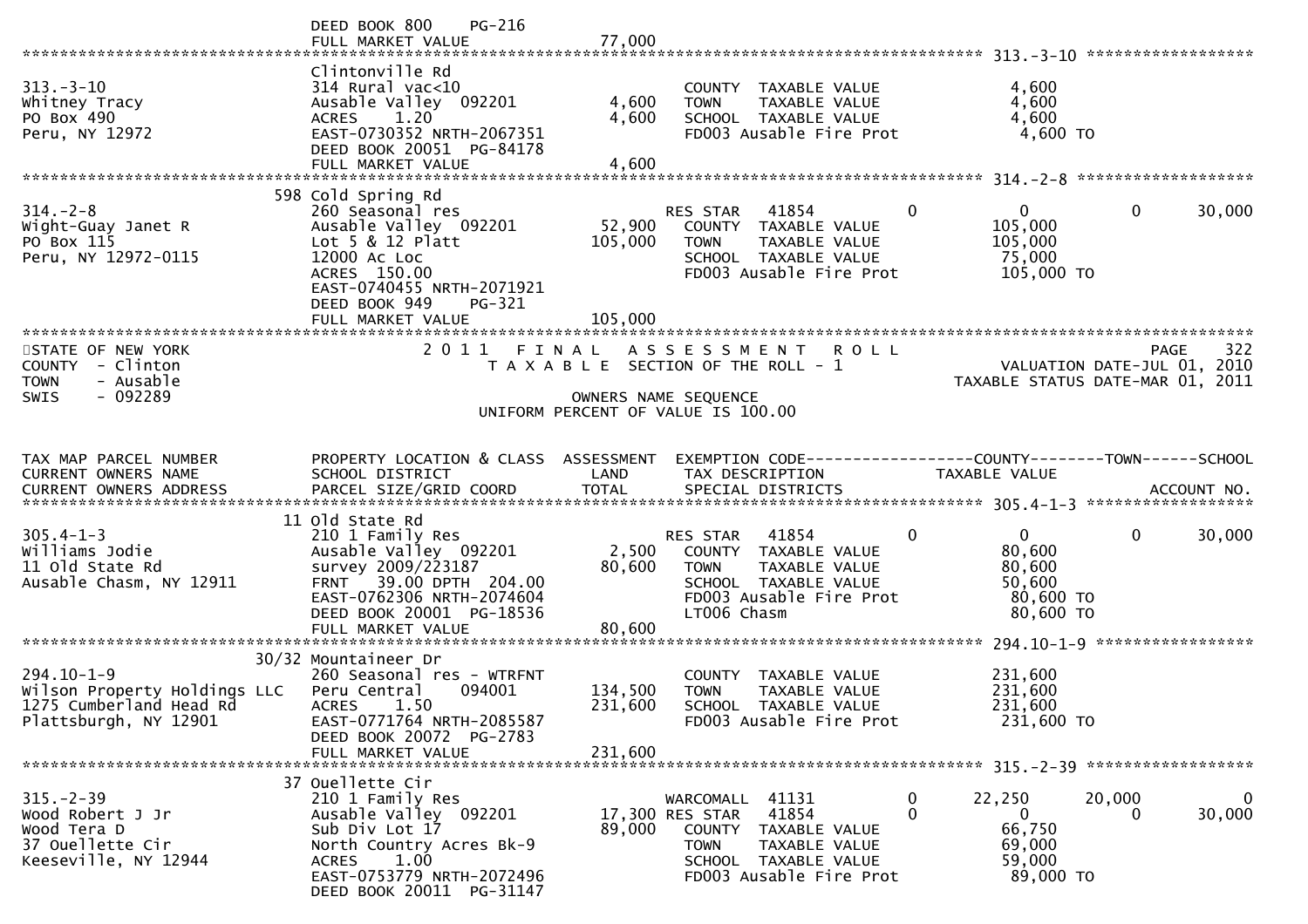```
                          DEED BOOK 800    PG-216
                          FULL MARKET VALUE              77,000
******************************************************************************************************* 313.-3-10 ******************
                          Clintonville Rd
313.-3-10                 314 Rural vac<10                      COUNTY  TAXABLE VALUE             4,600
Whitney Tracy             Ausable Valley  092201      4,600    TOWN    TAXABLE VALUE             4,600
PO Box 490                ACRES    1.20                4,600    SCHOOL  TAXABLE VALUE             4,600
Peru, NY 12972            EAST-0730352 NRTH-2067351             FD003 Ausable Fire Prot            4,600 TO
                          DEED BOOK 20051  PG-84178
                          FULL MARKET VALUE               4,600
******************************************************************************************************* 314.-2-8 *******************
                      598 Cold Spring Rd
314.-2-8                  260 Seasonal res                      RES STAR   41854         0          0          0      30,000
Wight-Guay Janet R        Ausable Valley  092201     52,900    COUNTY  TAXABLE VALUE           105,000
PO Box 115                Lot 5 & 12 Platt          105,000    TOWN    TAXABLE VALUE           105,000
Peru, NY 12972-0115       12000 Ac Loc                          SCHOOL  TAXABLE VALUE            75,000
                          ACRES  150.00                         FD003 Ausable Fire Prot          105,000 TO
                          EAST-0740455 NRTH-2071921
                          DEED BOOK 949    PG-321
                          FULL MARKET VALUE             105,000
************************************************************************************************************************************
STATE OF NEW YORK                 2 0 1 1   F I N A L   A S S E S S M E N T   R O L L                              PAGE    322
COUNTY  - Clinton                      T A X A B L E  SECTION OF THE ROLL - 1                        VALUATION DATE-JUL 01, 2010
TOWN    - Ausable                                                                                 TAXABLE STATUS DATE-MAR 01, 2011
SWIS    - 092289                                      OWNERS NAME SEQUENCE
                                               UNIFORM PERCENT OF VALUE IS 100.00


TAX MAP PARCEL NUMBER     PROPERTY LOCATION & CLASS  ASSESSMENT  EXEMPTION CODE------------------COUNTY--------TOWN------SCHOOL
CURRENT OWNERS NAME       SCHOOL DISTRICT               LAND      TAX DESCRIPTION            TAXABLE VALUE
CURRENT OWNERS ADDRESS    PARCEL SIZE/GRID COORD       TOTAL      SPECIAL DISTRICTS                                     ACCOUNT NO.
******************************************************************************************************* 305.4-1-3 ******************
                       11 Old State Rd
305.4-1-3                 210 1 Family Res                      RES STAR   41854         0          0          0      30,000
Williams Jodie            Ausable Valley  092201      2,500    COUNTY  TAXABLE VALUE            80,600
11 Old State Rd           survey 2009/223187         80,600    TOWN    TAXABLE VALUE            80,600
Ausable Chasm, NY 12911   FRNT   39.00 DPTH  204.00             SCHOOL  TAXABLE VALUE            50,600
                          EAST-0762306 NRTH-2074604             FD003 Ausable Fire Prot           80,600 TO
                          DEED BOOK 20001  PG-18536             LT006 Chasm                       80,600 TO
                          FULL MARKET VALUE              80,600
******************************************************************************************************* 294.10-1-9 *****************
                    30/32 Mountaineer Dr
294.10-1-9                260 Seasonal res - WTRFNT             COUNTY  TAXABLE VALUE           231,600
Wilson Property Holdings LLC  Peru Central    094001  134,500    TOWN    TAXABLE VALUE           231,600
1275 Cumberland Head Rd   ACRES    1.50              231,600    SCHOOL  TAXABLE VALUE           231,600
Plattsburgh, NY 12901     EAST-0771764 NRTH-2085587             FD003 Ausable Fire Prot          231,600 TO
                          DEED BOOK 20072  PG-2783
                          FULL MARKET VALUE             231,600
******************************************************************************************************* 315.-2-39 ******************
                       37 Ouellette Cir
315.-2-39                 210 1 Family Res                      WARCOMALL  41131         0     22,250     20,000           0
Wood Robert J Jr          Ausable Valley  092201     17,300 RES STAR   41854         0          0          0      30,000
Wood Tera D               Sub Div Lot 17             89,000    COUNTY  TAXABLE VALUE            66,750
37 Ouellette Cir          North Country Acres Bk-9              TOWN    TAXABLE VALUE            69,000
Keeseville, NY 12944      ACRES    1.00                         SCHOOL  TAXABLE VALUE            59,000
                          EAST-0753779 NRTH-2072496             FD003 Ausable Fire Prot           89,000 TO
                          DEED BOOK 20011  PG-31147
```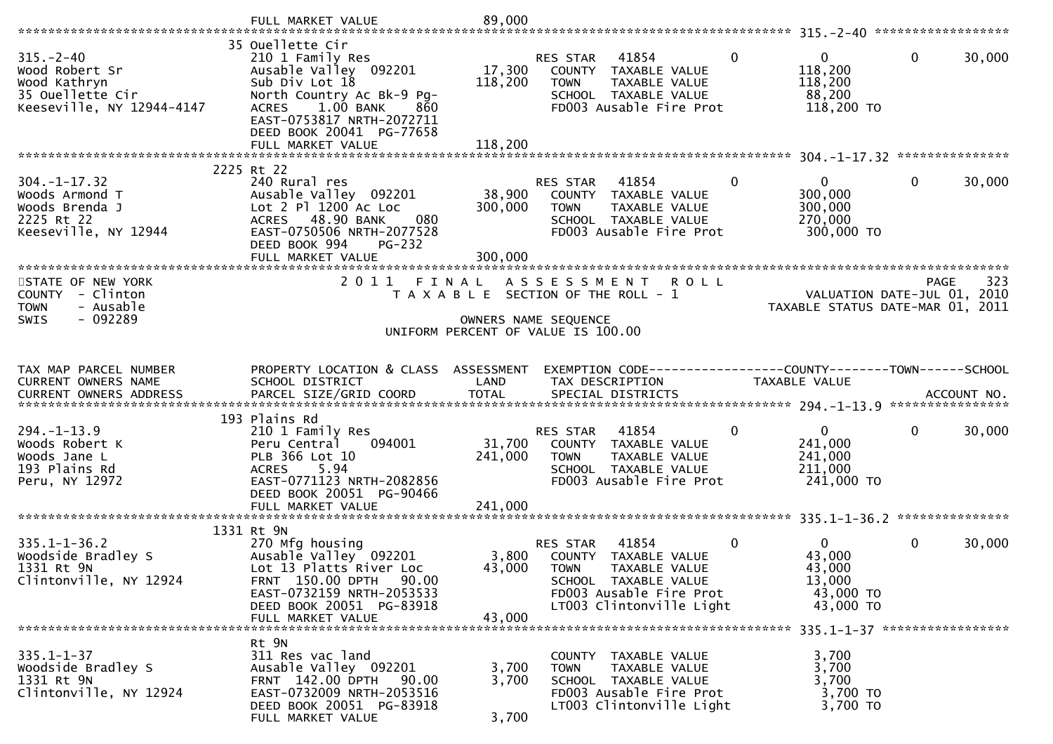```
                                FULL MARKET VALUE               89,000
******************************************************************************************************* 315.-2-40 ******************
                              35 Ouellette Cir
315.-2-40                     210 1 Family Res                       RES STAR   41854         0             0            0       30,000
Wood Robert Sr                Ausable Valley  092201        17,300    COUNTY  TAXABLE VALUE               118,200
Wood Kathryn                  Sub Div Lot 18               118,200    TOWN    TAXABLE VALUE               118,200
35 Ouellette Cir              North Country Ac Bk-9 Pg-               SCHOOL  TAXABLE VALUE                88,200
Keeseville, NY 12944-4147     ACRES     1.00 BANK     860             FD003 Ausable Fire Prot              118,200 TO
                              EAST-0753817 NRTH-2072711
                              DEED BOOK 20041  PG-77658
                              FULL MARKET VALUE            118,200
******************************************************************************************************* 304.-1-17.32 ***************
                            2225 Rt 22
304.-1-17.32                  240 Rural res                          RES STAR   41854         0             0            0       30,000
Woods Armond T                Ausable Valley  092201        38,900    COUNTY  TAXABLE VALUE               300,000
Woods Brenda J                Lot 2 Pl 1200 Ac Loc         300,000    TOWN    TAXABLE VALUE               300,000
2225 Rt 22                    ACRES    48.90 BANK     080             SCHOOL  TAXABLE VALUE               270,000
Keeseville, NY 12944          EAST-0750506 NRTH-2077528               FD003 Ausable Fire Prot              300,000 TO
                              DEED BOOK 994    PG-232
                              FULL MARKET VALUE            300,000
************************************************************************************************************************************
STATE OF NEW YORK                        2 0 1 1   F I N A L   A S S E S S M E N T   R O L L                                  PAGE   323
COUNTY  - Clinton                           T A X A B L E  SECTION OF THE ROLL - 1                        VALUATION DATE-JUL 01, 2010
TOWN    - Ausable                                                                                      TAXABLE STATUS DATE-MAR 01, 2011
SWIS    - 092289                                         OWNERS NAME SEQUENCE
                                                  UNIFORM PERCENT OF VALUE IS 100.00


TAX MAP PARCEL NUMBER         PROPERTY LOCATION & CLASS  ASSESSMENT  EXEMPTION CODE------------------COUNTY--------TOWN------SCHOOL
CURRENT OWNERS NAME           SCHOOL DISTRICT               LAND      TAX DESCRIPTION             TAXABLE VALUE
CURRENT OWNERS ADDRESS        PARCEL SIZE/GRID COORD       TOTAL      SPECIAL DISTRICTS                                    ACCOUNT NO.
******************************************************************************************************* 294.-1-13.9 ****************
                             193 Plains Rd
294.-1-13.9                   210 1 Family Res                       RES STAR   41854         0             0            0       30,000
Woods Robert K                Peru Central    094001        31,700    COUNTY  TAXABLE VALUE               241,000
Woods Jane L                  PLB 366 Lot 10               241,000    TOWN    TAXABLE VALUE               241,000
193 Plains Rd                 ACRES     5.94                          SCHOOL  TAXABLE VALUE               211,000
Peru, NY 12972                EAST-0771123 NRTH-2082856               FD003 Ausable Fire Prot              241,000 TO
                              DEED BOOK 20051  PG-90466
                              FULL MARKET VALUE            241,000
******************************************************************************************************* 335.1-1-36.2 ***************
                            1331 Rt 9N
335.1-1-36.2                  270 Mfg housing                        RES STAR   41854         0             0            0       30,000
Woodside Bradley S            Ausable Valley  092201         3,800    COUNTY  TAXABLE VALUE                43,000
1331 Rt 9N                    Lot 13 Platts River Loc       43,000    TOWN    TAXABLE VALUE                43,000
Clintonville, NY 12924        FRNT  150.00 DPTH   90.00               SCHOOL  TAXABLE VALUE                13,000
                              EAST-0732159 NRTH-2053533               FD003 Ausable Fire Prot               43,000 TO
                              DEED BOOK 20051  PG-83918               LT003 Clintonville Light              43,000 TO
                              FULL MARKET VALUE             43,000
******************************************************************************************************* 335.1-1-37 *****************
                              Rt 9N
335.1-1-37                    311 Res vac land                        COUNTY  TAXABLE VALUE                 3,700
Woodside Bradley S            Ausable Valley  092201         3,700    TOWN    TAXABLE VALUE                 3,700
1331 Rt 9N                    FRNT  142.00 DPTH   90.00      3,700    SCHOOL  TAXABLE VALUE                 3,700
Clintonville, NY 12924        EAST-0732009 NRTH-2053516               FD003 Ausable Fire Prot                3,700 TO
                              DEED BOOK 20051  PG-83918               LT003 Clintonville Light               3,700 TO
                              FULL MARKET VALUE              3,700
```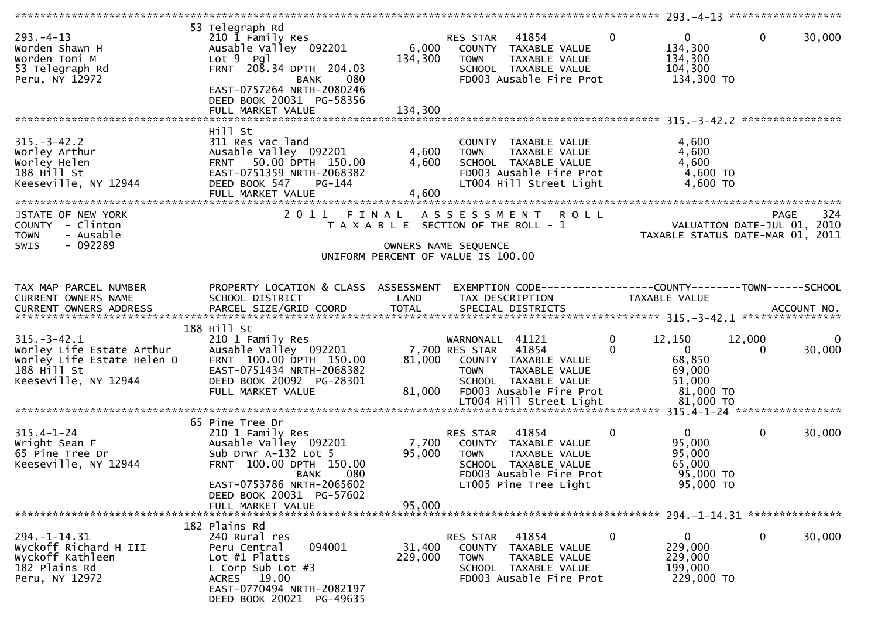```
********************************************************************************************** 293.-4-13 ******************
                      53 Telegraph Rd
293.-4-13             210 1 Family Res                     RES STAR    41854          0            0          0       30,000
Worden Shawn H        Ausable Valley  092201        6,000    COUNTY  TAXABLE VALUE              134,300
Worden Toni M         Lot 9  Pgl                  134,300    TOWN    TAXABLE VALUE              134,300
53 Telegraph Rd       FRNT  208.34 DPTH  204.03              SCHOOL  TAXABLE VALUE              104,300
Peru, NY 12972                        BANK     080           FD003 Ausable Fire Prot             134,300 TO
                      EAST-0757264 NRTH-2080246
                      DEED BOOK 20031  PG-58356
                      FULL MARKET VALUE           134,300
********************************************************************************************** 315.-3-42.2 ****************
                      Hill St
315.-3-42.2           311 Res vac land                       COUNTY  TAXABLE VALUE                4,600
Worley Arthur         Ausable Valley  092201        4,600    TOWN    TAXABLE VALUE                4,600
Worley Helen          FRNT   50.00 DPTH  150.00     4,600    SCHOOL  TAXABLE VALUE                4,600
188 Hill St           EAST-0751359 NRTH-2068382              FD003 Ausable Fire Prot               4,600 TO
Keeseville, NY 12944  DEED BOOK 547    PG-144                LT004 Hill Street Light               4,600 TO
                      FULL MARKET VALUE             4,600
******************************************************************************************************************************
STATE OF NEW YORK                  2 0 1 1   F I N A L   A S S E S S M E N T   R O L L                            PAGE    324
COUNTY  - Clinton                      T A X A B L E  SECTION OF THE ROLL - 1                      VALUATION DATE-JUL 01, 2010
TOWN    - Ausable                                                                            TAXABLE STATUS DATE-MAR 01, 2011
SWIS    - 092289                              OWNERS NAME SEQUENCE
                                       UNIFORM PERCENT OF VALUE IS 100.00


TAX MAP PARCEL NUMBER         PROPERTY LOCATION & CLASS  ASSESSMENT  EXEMPTION CODE------------------COUNTY--------TOWN------SCHOOL
CURRENT OWNERS NAME           SCHOOL DISTRICT               LAND      TAX DESCRIPTION             TAXABLE VALUE
CURRENT OWNERS ADDRESS        PARCEL SIZE/GRID COORD        TOTAL     SPECIAL DISTRICTS                                  ACCOUNT NO.
********************************************************************************************** 315.-3-42.1 ****************
                      188 Hill St
315.-3-42.1                210 1 Family Res                  WARNONALL  41121          0       12,150      12,000            0
Worley Life Estate Arthur  Ausable Valley  092201     7,700 RES STAR    41854          0            0           0       30,000
Worley Life Estate Helen O FRNT  100.00 DPTH  150.00  81,000    COUNTY  TAXABLE VALUE              68,850
188 Hill St                EAST-0751434 NRTH-2068382            TOWN    TAXABLE VALUE              69,000
Keeseville, NY 12944       DEED BOOK 20092  PG-28301            SCHOOL  TAXABLE VALUE              51,000
                           FULL MARKET VALUE          81,000    FD003 Ausable Fire Prot             81,000 TO
                                                                LT004 Hill Street Light             81,000 TO
********************************************************************************************** 315.4-1-24 *****************
                      65 Pine Tree Dr
315.4-1-24            210 1 Family Res                     RES STAR    41854          0            0          0       30,000
Wright Sean F         Ausable Valley  092201        7,700    COUNTY  TAXABLE VALUE               95,000
65 Pine Tree Dr       Sub Drwr A-132 Lot 5         95,000    TOWN    TAXABLE VALUE               95,000
Keeseville, NY 12944  FRNT  100.00 DPTH  150.00              SCHOOL  TAXABLE VALUE               65,000
                                      BANK     080           FD003 Ausable Fire Prot              95,000 TO
                      EAST-0753786 NRTH-2065602              LT005 Pine Tree Light                95,000 TO
                      DEED BOOK 20031  PG-57602
                      FULL MARKET VALUE            95,000
********************************************************************************************** 294.-1-14.31 ***************
                      182 Plains Rd
294.-1-14.31          240 Rural res                        RES STAR    41854          0            0          0       30,000
Wyckoff Richard H III Peru Central     094001      31,400    COUNTY  TAXABLE VALUE              229,000
Wyckoff Kathleen      Lot #1 Platts               229,000    TOWN    TAXABLE VALUE              229,000
182 Plains Rd         L Corp Sub Lot #3                      SCHOOL  TAXABLE VALUE              199,000
Peru, NY 12972        ACRES   19.00                          FD003 Ausable Fire Prot             229,000 TO
                      EAST-0770494 NRTH-2082197
                      DEED BOOK 20021  PG-49635
```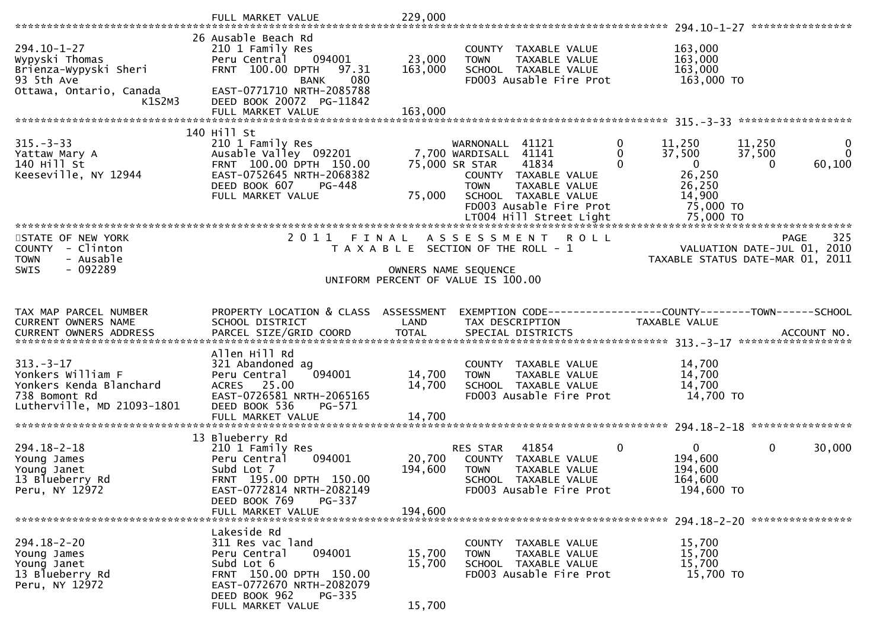FULL MARKET VALUE 229,000

******************************************************************************************************* 294.10-1-27 ****************

| TAX MAP PARCEL NUMBER / CURRENT OWNERS NAME / CURRENT OWNERS ADDRESS | PROPERTY LOCATION & CLASS / SCHOOL DISTRICT / PARCEL SIZE/GRID COORD | ASSESSMENT LAND / TOTAL | EXEMPTION CODE / TAX DESCRIPTION / SPECIAL DISTRICTS | COUNTY TAXABLE VALUE | TOWN | SCHOOL |
|---|---|---|---|---|---|---|
| | 26 Ausable Beach Rd | | | | | |
| 294.10-1-27 | 210 1 Family Res | | COUNTY TAXABLE VALUE | 163,000 | | |
| Wypyski Thomas | Peru Central 094001 | 23,000 | TOWN TAXABLE VALUE | 163,000 | | |
| Brienza-Wypyski Sheri | FRNT 100.00 DPTH 97.31 | 163,000 | SCHOOL TAXABLE VALUE | 163,000 | | |
| 93 5th Ave | BANK 080 | | FD003 Ausable Fire Prot | 163,000 TO | | |
| Ottawa, Ontario, Canada K1S2M3 | EAST-0771710 NRTH-2085788 | | | | | |
| | DEED BOOK 20072 PG-11842 | | | | | |
| | FULL MARKET VALUE | 163,000 | | | | |

******************************************************************************************************* 315.-3-33 ******************

| TAX MAP PARCEL NUMBER / CURRENT OWNERS NAME / CURRENT OWNERS ADDRESS | PROPERTY LOCATION & CLASS / SCHOOL DISTRICT / PARCEL SIZE/GRID COORD | ASSESSMENT LAND / TOTAL | EXEMPTION CODE / TAX DESCRIPTION / SPECIAL DISTRICTS | | COUNTY TAXABLE VALUE | TOWN | SCHOOL |
|---|---|---|---|---|---|---|---|
| | 140 Hill St | | | | | | |
| 315.-3-33 | 210 1 Family Res | | WARNONALL 41121 | 0 | 11,250 | 11,250 | 0 |
| Yattaw Mary A | Ausable Valley 092201 | 7,700 | WARDISALL 41141 | 0 | 37,500 | 37,500 | 0 |
| 140 Hill St | FRNT 100.00 DPTH 150.00 | 75,000 | SR STAR 41834 | 0 | 0 | 0 | 60,100 |
| Keeseville, NY 12944 | EAST-0752645 NRTH-2068382 | | COUNTY TAXABLE VALUE | | 26,250 | | |
| | DEED BOOK 607 PG-448 | | TOWN TAXABLE VALUE | | 26,250 | | |
| | FULL MARKET VALUE | 75,000 | SCHOOL TAXABLE VALUE | | 14,900 | | |
| | | | FD003 Ausable Fire Prot | | 75,000 TO | | |
| | | | LT004 Hill Street Light | | 75,000 TO | | |

*******************************************************************************************************************************************

STATE OF NEW YORK
COUNTY - Clinton
TOWN - Ausable
SWIS - 092289

2011 FINAL ASSESSMENT ROLL
TAXABLE SECTION OF THE ROLL - 1
OWNERS NAME SEQUENCE
UNIFORM PERCENT OF VALUE IS 100.00

PAGE 325
VALUATION DATE-JUL 01, 2010
TAXABLE STATUS DATE-MAR 01, 2011

| TAX MAP PARCEL NUMBER / CURRENT OWNERS NAME / CURRENT OWNERS ADDRESS | PROPERTY LOCATION & CLASS / SCHOOL DISTRICT / PARCEL SIZE/GRID COORD | ASSESSMENT LAND / TOTAL | EXEMPTION CODE / TAX DESCRIPTION / SPECIAL DISTRICTS | | COUNTY TAXABLE VALUE | TOWN | SCHOOL / ACCOUNT NO. |
|---|---|---|---|---|---|---|---|
| **313.-3-17** | | | | | | | |
| | Allen Hill Rd | | | | | | |
| 313.-3-17 | 321 Abandoned ag | | COUNTY TAXABLE VALUE | | 14,700 | | |
| Yonkers William F | Peru Central 094001 | 14,700 | TOWN TAXABLE VALUE | | 14,700 | | |
| Yonkers Kenda Blanchard | ACRES 25.00 | 14,700 | SCHOOL TAXABLE VALUE | | 14,700 | | |
| 738 Bomont Rd | EAST-0726581 NRTH-2065165 | | FD003 Ausable Fire Prot | | 14,700 TO | | |
| Lutherville, MD 21093-1801 | DEED BOOK 536 PG-571 | | | | | | |
| | FULL MARKET VALUE | 14,700 | | | | | |
| **294.18-2-18** | | | | | | | |
| | 13 Blueberry Rd | | | | | | |
| 294.18-2-18 | 210 1 Family Res | | RES STAR 41854 | 0 | 0 | 0 | 30,000 |
| Young James | Peru Central 094001 | 20,700 | COUNTY TAXABLE VALUE | | 194,600 | | |
| Young Janet | Subd Lot 7 | 194,600 | TOWN TAXABLE VALUE | | 194,600 | | |
| 13 Blueberry Rd | FRNT 195.00 DPTH 150.00 | | SCHOOL TAXABLE VALUE | | 164,600 | | |
| Peru, NY 12972 | EAST-0772814 NRTH-2082149 | | FD003 Ausable Fire Prot | | 194,600 TO | | |
| | DEED BOOK 769 PG-337 | | | | | | |
| | FULL MARKET VALUE | 194,600 | | | | | |
| **294.18-2-20** | | | | | | | |
| | Lakeside Rd | | | | | | |
| 294.18-2-20 | 311 Res vac land | | COUNTY TAXABLE VALUE | | 15,700 | | |
| Young James | Peru Central 094001 | 15,700 | TOWN TAXABLE VALUE | | 15,700 | | |
| Young Janet | Subd Lot 6 | 15,700 | SCHOOL TAXABLE VALUE | | 15,700 | | |
| 13 Blueberry Rd | FRNT 150.00 DPTH 150.00 | | FD003 Ausable Fire Prot | | 15,700 TO | | |
| Peru, NY 12972 | EAST-0772670 NRTH-2082079 | | | | | | |
| | DEED BOOK 962 PG-335 | | | | | | |
| | FULL MARKET VALUE | 15,700 | | | | | |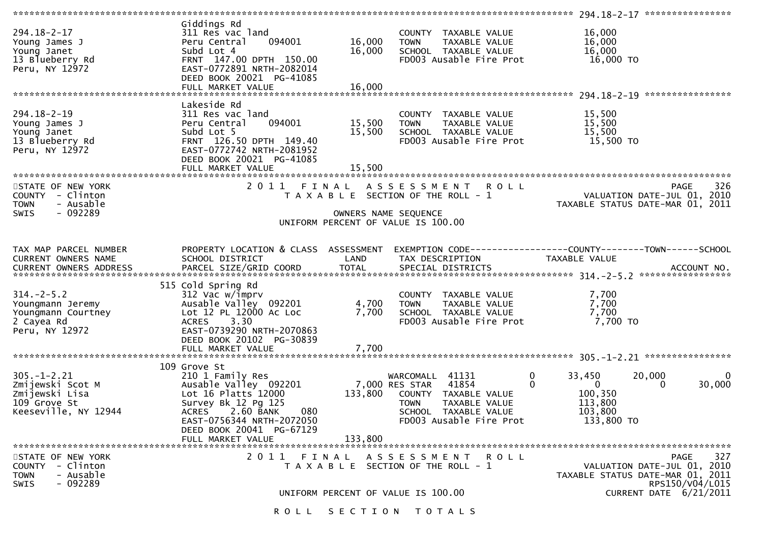```
******************************************************************************************************* 294.18-2-17 ****************
                                Giddings Rd
294.18-2-17                     311 Res vac land                        COUNTY  TAXABLE VALUE            16,000
Young James J                   Peru Central     094001       16,000    TOWN    TAXABLE VALUE            16,000
Young Janet                     Subd Lot 4                    16,000    SCHOOL  TAXABLE VALUE            16,000
13 Blueberry Rd                 FRNT  147.00 DPTH  150.00               FD003 Ausable Fire Prot           16,000 TO
Peru, NY 12972                  EAST-0772891 NRTH-2082014
                                DEED BOOK 20021  PG-41085
                                FULL MARKET VALUE             16,000
******************************************************************************************************* 294.18-2-19 ****************
                                Lakeside Rd
294.18-2-19                     311 Res vac land                        COUNTY  TAXABLE VALUE            15,500
Young James J                   Peru Central     094001       15,500    TOWN    TAXABLE VALUE            15,500
Young Janet                     Subd Lot 5                    15,500    SCHOOL  TAXABLE VALUE            15,500
13 Blueberry Rd                 FRNT  126.50 DPTH  149.40               FD003 Ausable Fire Prot           15,500 TO
Peru, NY 12972                  EAST-0772742 NRTH-2081952
                                DEED BOOK 20021  PG-41085
                                FULL MARKET VALUE             15,500
************************************************************************************************************************************
STATE OF NEW YORK                2 0 1 1   F I N A L   A S S E S S M E N T   R O L L                                   PAGE    326
COUNTY  - Clinton                    T A X A B L E  SECTION OF THE ROLL - 1                            VALUATION DATE-JUL 01, 2010
TOWN    - Ausable                                                                                    TAXABLE STATUS DATE-MAR 01, 2011
SWIS    - 092289                                     OWNERS NAME SEQUENCE
                                            UNIFORM PERCENT OF VALUE IS 100.00


TAX MAP PARCEL NUMBER           PROPERTY LOCATION & CLASS  ASSESSMENT  EXEMPTION CODE-----------------COUNTY--------TOWN------SCHOOL
CURRENT OWNERS NAME             SCHOOL DISTRICT               LAND      TAX DESCRIPTION              TAXABLE VALUE
CURRENT OWNERS ADDRESS          PARCEL SIZE/GRID COORD        TOTAL     SPECIAL DISTRICTS                                   ACCOUNT NO.
******************************************************************************************************* 314.-2-5.2 *****************
                                515 Cold Spring Rd
314.-2-5.2                      312 Vac w/imprv                         COUNTY  TAXABLE VALUE             7,700
Youngmann Jeremy                Ausable Valley  092201         4,700    TOWN    TAXABLE VALUE             7,700
Youngmann Courtney              Lot 12 PL 12000 Ac Loc         7,700    SCHOOL  TAXABLE VALUE             7,700
2 Cayea Rd                      ACRES     3.30                          FD003 Ausable Fire Prot            7,700 TO
Peru, NY 12972                  EAST-0739290 NRTH-2070863
                                DEED BOOK 20102  PG-30839
                                FULL MARKET VALUE              7,700
******************************************************************************************************* 305.-1-2.21 ****************
                                109 Grove St
305.-1-2.21                     210 1 Family Res                        WARCOMALL  41131          0      33,450       20,000            0
Zmijewski Scot M                Ausable Valley  092201         7,000 RES STAR  41854              0           0            0       30,000
Zmijewski Lisa                  Lot 16 Platts 12000          133,800    COUNTY  TAXABLE VALUE           100,350
109 Grove St                    Survey Bk 12 Pg 125                     TOWN    TAXABLE VALUE           113,800
Keeseville, NY 12944            ACRES     2.60 BANK     080             SCHOOL  TAXABLE VALUE           103,800
                                EAST-0756344 NRTH-2072050               FD003 Ausable Fire Prot          133,800 TO
                                DEED BOOK 20041  PG-67129
                                FULL MARKET VALUE            133,800
************************************************************************************************************************************
STATE OF NEW YORK                2 0 1 1   F I N A L   A S S E S S M E N T   R O L L                                   PAGE    327
COUNTY  - Clinton                    T A X A B L E  SECTION OF THE ROLL - 1                            VALUATION DATE-JUL 01, 2010
TOWN    - Ausable                                                                                    TAXABLE STATUS DATE-MAR 01, 2011
SWIS    - 092289                                                                                                  RPS150/V04/L015
                                            UNIFORM PERCENT OF VALUE IS 100.00                              CURRENT DATE  6/21/2011

                                              R O L L   S E C T I O N   T O T A L S
```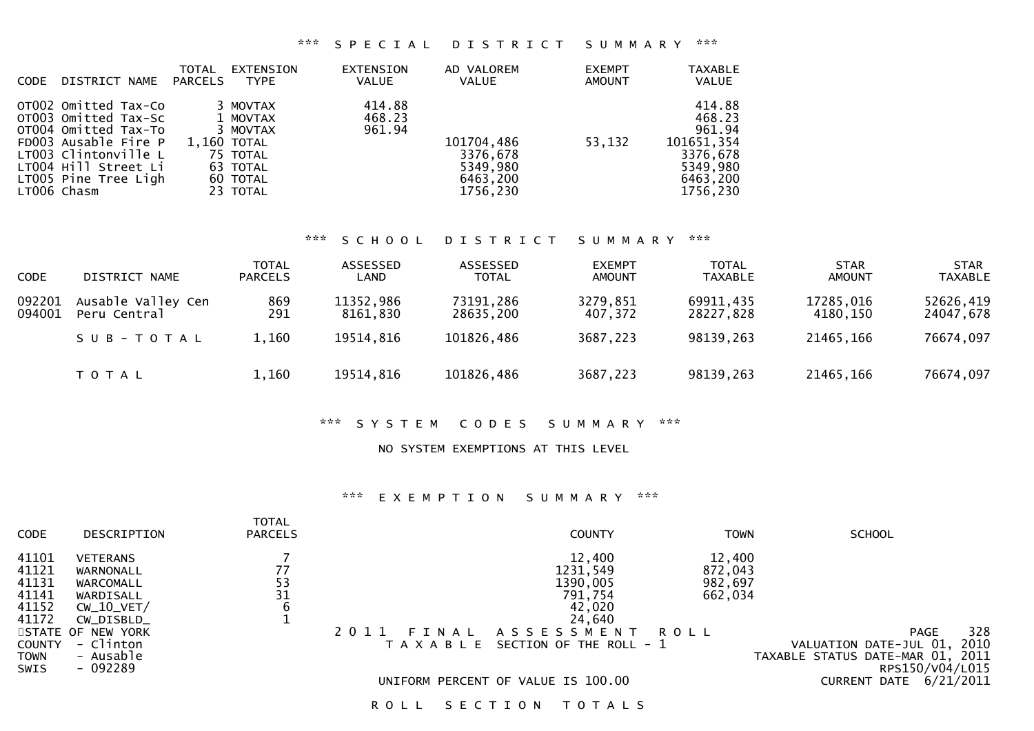### *** SPECIAL DISTRICT SUMMARY ***

| CODE | DISTRICT NAME | TOTAL PARCELS | EXTENSION TYPE | EXTENSION VALUE | AD VALOREM VALUE | EXEMPT AMOUNT | TAXABLE VALUE |
|---|---|---|---|---|---|---|---|
| OT002 | Omitted Tax-Co | 3 | MOVTAX | 414.88 | | | 414.88 |
| OT003 | Omitted Tax-Sc | 1 | MOVTAX | 468.23 | | | 468.23 |
| OT004 | Omitted Tax-To | 3 | MOVTAX | 961.94 | | | 961.94 |
| FD003 | Ausable Fire P | 1,160 | TOTAL | | 101704,486 | 53,132 | 101651,354 |
| LT003 | Clintonville L | 75 | TOTAL | | 3376,678 | | 3376,678 |
| LT004 | Hill Street Li | 63 | TOTAL | | 5349,980 | | 5349,980 |
| LT005 | Pine Tree Ligh | 60 | TOTAL | | 6463,200 | | 6463,200 |
| LT006 | Chasm | 23 | TOTAL | | 1756,230 | | 1756,230 |

### *** SCHOOL DISTRICT SUMMARY ***

| CODE | DISTRICT NAME | TOTAL PARCELS | ASSESSED LAND | ASSESSED TOTAL | EXEMPT AMOUNT | TOTAL TAXABLE | STAR AMOUNT | STAR TAXABLE |
|---|---|---|---|---|---|---|---|---|
| 092201 | Ausable Valley Cen | 869 | 11352,986 | 73191,286 | 3279,851 | 69911,435 | 17285,016 | 52626,419 |
| 094001 | Peru Central | 291 | 8161,830 | 28635,200 | 407,372 | 28227,828 | 4180,150 | 24047,678 |
| | SUB-TOTAL | 1,160 | 19514,816 | 101826,486 | 3687,223 | 98139,263 | 21465,166 | 76674,097 |
| | TOTAL | 1,160 | 19514,816 | 101826,486 | 3687,223 | 98139,263 | 21465,166 | 76674,097 |

### *** SYSTEM CODES SUMMARY ***

NO SYSTEM EXEMPTIONS AT THIS LEVEL

### *** EXEMPTION SUMMARY ***

| CODE | DESCRIPTION | TOTAL PARCELS | COUNTY | TOWN | SCHOOL |
|---|---|---|---|---|---|
| 41101 | VETERANS | 7 | 12,400 | 12,400 | |
| 41121 | WARNONALL | 77 | 1231,549 | 872,043 | |
| 41131 | WARCOMALL | 53 | 1390,005 | 982,697 | |
| 41141 | WARDISALL | 31 | 791,754 | 662,034 | |
| 41152 | CW_10_VET/ | 6 | 42,020 | | |
| 41172 | CW_DISBLD_ | 1 | 24,640 | | |

STATE OF NEW YORK
COUNTY - Clinton
TOWN - Ausable
SWIS - 092289

2011 FINAL ASSESSMENT ROLL
TAXABLE SECTION OF THE ROLL - 1

UNIFORM PERCENT OF VALUE IS 100.00

VALUATION DATE-JUL 01, 2010
TAXABLE STATUS DATE-MAR 01, 2011
RPS150/V04/L015
CURRENT DATE 6/21/2011

ROLL SECTION TOTALS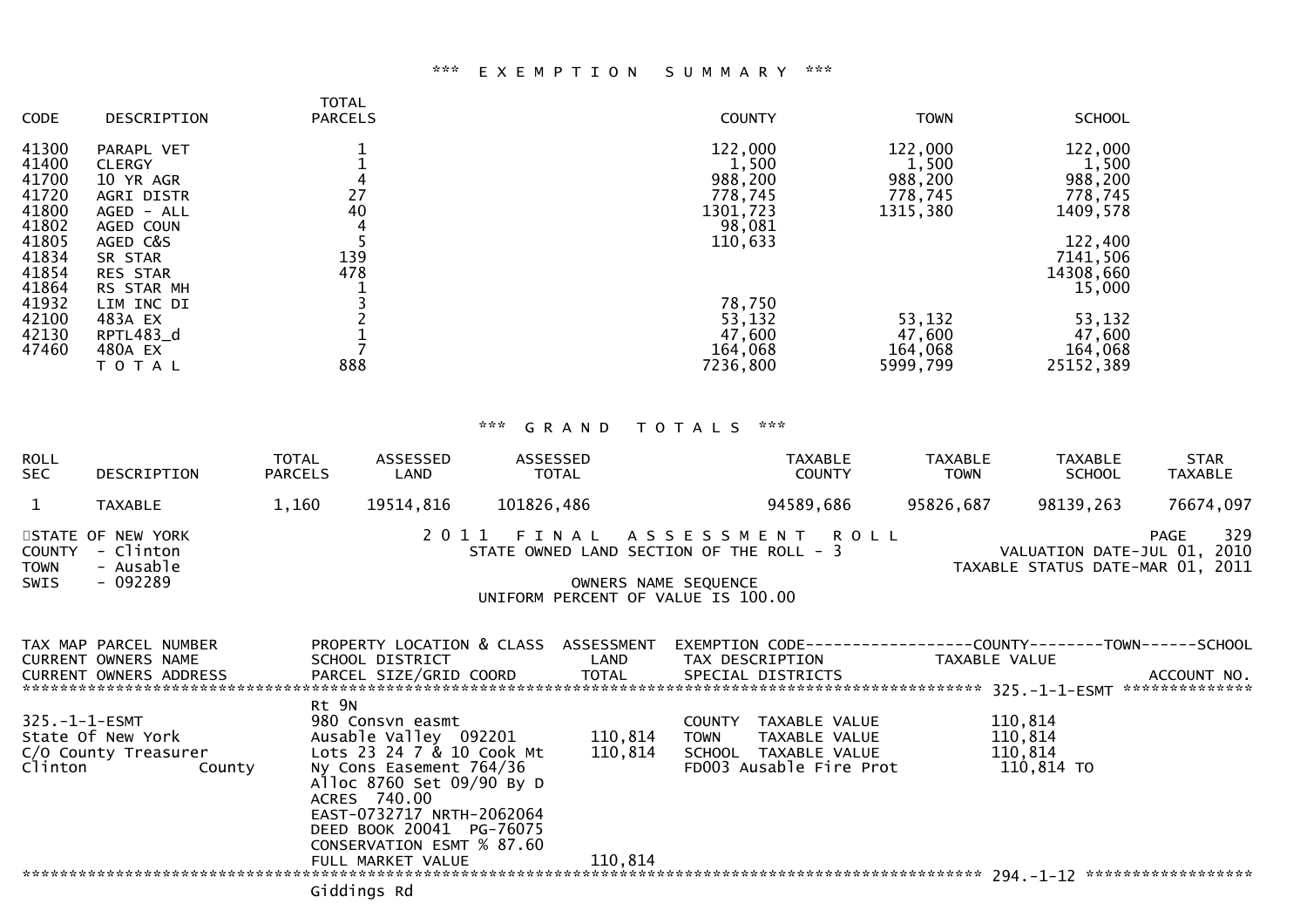## *** EXEMPTION SUMMARY ***

| CODE | DESCRIPTION | TOTAL PARCELS | COUNTY | TOWN | SCHOOL |
|---|---|---|---|---|---|
| 41300 | PARAPL VET | 1 | 122,000 | 122,000 | 122,000 |
| 41400 | CLERGY | 1 | 1,500 | 1,500 | 1,500 |
| 41700 | 10 YR AGR | 4 | 988,200 | 988,200 | 988,200 |
| 41720 | AGRI DISTR | 27 | 778,745 | 778,745 | 778,745 |
| 41800 | AGED - ALL | 40 | 1301,723 | 1315,380 | 1409,578 |
| 41802 | AGED COUN | 4 | 98,081 | | |
| 41805 | AGED C&S | 5 | 110,633 | | 122,400 |
| 41834 | SR STAR | 139 | | | 7141,506 |
| 41854 | RES STAR | 478 | | | 14308,660 |
| 41864 | RS STAR MH | 1 | | | 15,000 |
| 41932 | LIM INC DI | 3 | 78,750 | | |
| 42100 | 483A EX | 2 | 53,132 | 53,132 | 53,132 |
| 42130 | RPTL483_d | 1 | 47,600 | 47,600 | 47,600 |
| 47460 | 480A EX | 7 | 164,068 | 164,068 | 164,068 |
| | T O T A L | 888 | 7236,800 | 5999,799 | 25152,389 |

## *** GRAND TOTALS ***

| ROLL SEC | DESCRIPTION | TOTAL PARCELS | ASSESSED LAND | ASSESSED TOTAL | TAXABLE COUNTY | TAXABLE TOWN | TAXABLE SCHOOL | STAR TAXABLE |
|---|---|---|---|---|---|---|---|---|
| 1 | TAXABLE | 1,160 | 19514,816 | 101826,486 | 94589,686 | 95826,687 | 98139,263 | 76674,097 |

STATE OF NEW YORK
COUNTY - Clinton
TOWN - Ausable
SWIS - 092289

2 0 1 1 F I N A L A S S E S S M E N T R O L L
STATE OWNED LAND SECTION OF THE ROLL - 3
OWNERS NAME SEQUENCE
UNIFORM PERCENT OF VALUE IS 100.00

PAGE 329
VALUATION DATE-JUL 01, 2010
TAXABLE STATUS DATE-MAR 01, 2011

| TAX MAP PARCEL NUMBER / CURRENT OWNERS NAME / CURRENT OWNERS ADDRESS | PROPERTY LOCATION & CLASS / SCHOOL DISTRICT / PARCEL SIZE/GRID COORD | ASSESSMENT LAND / TOTAL | EXEMPTION CODE / TAX DESCRIPTION / SPECIAL DISTRICTS | COUNTY / TOWN / SCHOOL TAXABLE VALUE | ACCOUNT NO. |
|---|---|---|---|---|---|
| ******** 325.-1-1-ESMT ******** | | | | | |
| 325.-1-1-ESMT | Rt 9N | | | | |
| State Of New York | 980 Consvn easmt | | COUNTY TAXABLE VALUE | 110,814 | |
| C/O County Treasurer | Ausable Valley 092201 | 110,814 | TOWN TAXABLE VALUE | 110,814 | |
| Clinton County | Lots 23 24 7 & 10 Cook Mt | 110,814 | SCHOOL TAXABLE VALUE | 110,814 | |
| | Ny Cons Easement 764/36 | | FD003 Ausable Fire Prot | 110,814 TO | |
| | Alloc 8760 Set 09/90 By D | | | | |
| | ACRES 740.00 | | | | |
| | EAST-0732717 NRTH-2062064 | | | | |
| | DEED BOOK 20041 PG-76075 | | | | |
| | CONSERVATION ESMT % 87.60 | | | | |
| | FULL MARKET VALUE | 110,814 | | | |
| ******** 294.-1-12 ******** | | | | | |
| | Giddings Rd | | | | |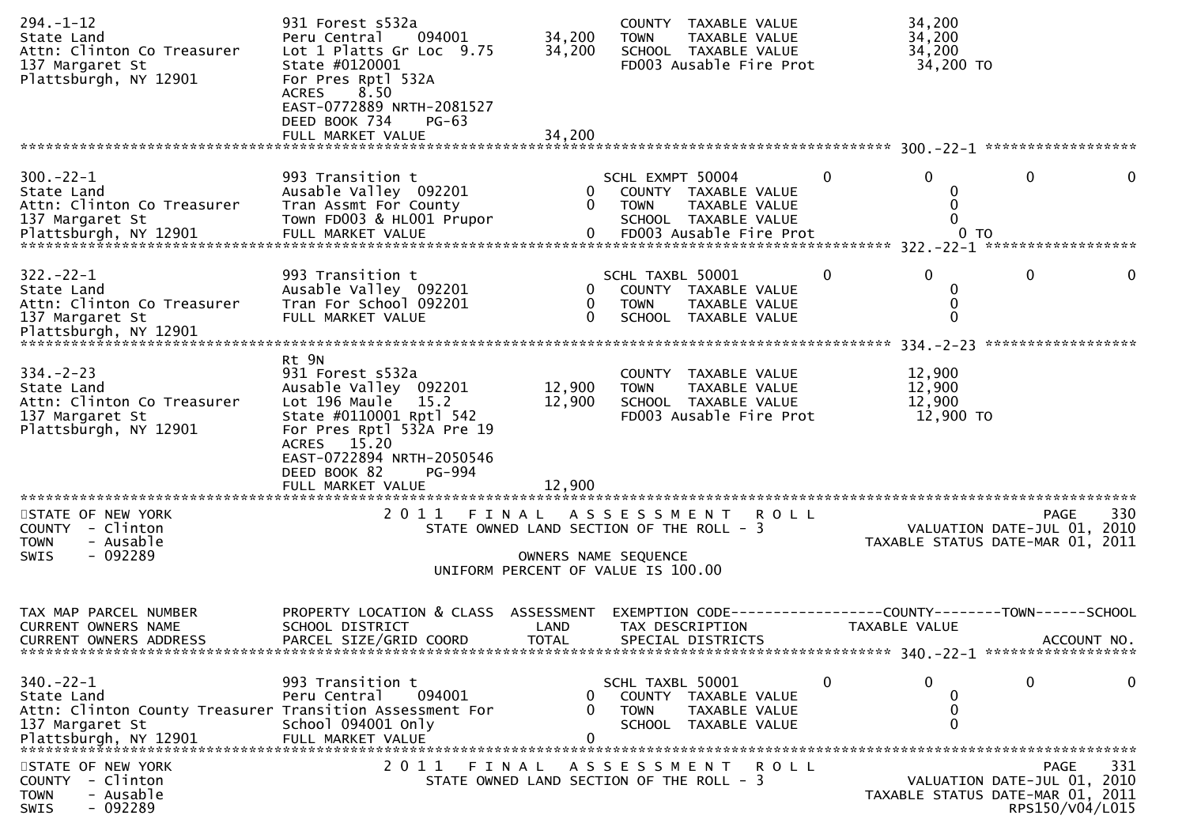```
294.-1-12                     931 Forest s532a                   COUNTY  TAXABLE VALUE          34,200
State Land                    Peru Central    094001    34,200   TOWN    TAXABLE VALUE          34,200
Attn: Clinton Co Treasurer    Lot 1 Platts Gr Loc  9.75 34,200   SCHOOL  TAXABLE VALUE          34,200
137 Margaret St               State #0120001                     FD003 Ausable Fire Prot         34,200 TO
Plattsburgh, NY 12901         For Pres Rptl 532A
                              ACRES    8.50
                              EAST-0772889 NRTH-2081527
                              DEED BOOK 734    PG-63
                              FULL MARKET VALUE         34,200
******************************************************************************************** 300.-22-1 ******************

300.-22-1                     993 Transition t                   SCHL EXMPT 50004          0          0            0          0
State Land                    Ausable Valley  092201         0   COUNTY  TAXABLE VALUE               0
Attn: Clinton Co Treasurer    Tran Assmt For County          0   TOWN    TAXABLE VALUE               0
137 Margaret St               Town FD003 & HL001 Prupor          SCHOOL  TAXABLE VALUE               0
Plattsburgh, NY 12901         FULL MARKET VALUE              0   FD003 Ausable Fire Prot             0 TO
******************************************************************************************** 322.-22-1 ******************

322.-22-1                     993 Transition t                   SCHL TAXBL 50001          0          0            0          0
State Land                    Ausable Valley  092201         0   COUNTY  TAXABLE VALUE               0
Attn: Clinton Co Treasurer    Tran For School 092201         0   TOWN    TAXABLE VALUE               0
137 Margaret St               FULL MARKET VALUE              0   SCHOOL  TAXABLE VALUE               0
Plattsburgh, NY 12901
******************************************************************************************** 334.-2-23 ******************
                              Rt 9N
334.-2-23                     931 Forest s532a                   COUNTY  TAXABLE VALUE          12,900
State Land                    Ausable Valley  092201    12,900   TOWN    TAXABLE VALUE          12,900
Attn: Clinton Co Treasurer    Lot 196 Maule   15.2      12,900   SCHOOL  TAXABLE VALUE          12,900
137 Margaret St               State #0110001 Rptl 542            FD003 Ausable Fire Prot         12,900 TO
Plattsburgh, NY 12901         For Pres Rptl 532A Pre 19
                              ACRES   15.20
                              EAST-0722894 NRTH-2050546
                              DEED BOOK 82     PG-994
                              FULL MARKET VALUE         12,900
***************************************************************************************************************************
STATE OF NEW YORK                  2 0 1 1   F I N A L   A S S E S S M E N T   R O L L                          PAGE    330
COUNTY  - Clinton                   STATE OWNED LAND SECTION OF THE ROLL - 3                      VALUATION DATE-JUL 01, 2010
TOWN    - Ausable                                                                               TAXABLE STATUS DATE-MAR 01, 2011
SWIS    - 092289                                   OWNERS NAME SEQUENCE
                                           UNIFORM PERCENT OF VALUE IS 100.00


TAX MAP PARCEL NUMBER         PROPERTY LOCATION & CLASS  ASSESSMENT  EXEMPTION CODE------------------COUNTY--------TOWN------SCHOOL
CURRENT OWNERS NAME           SCHOOL DISTRICT               LAND     TAX DESCRIPTION             TAXABLE VALUE
CURRENT OWNERS ADDRESS        PARCEL SIZE/GRID COORD        TOTAL    SPECIAL DISTRICTS                                 ACCOUNT NO.
******************************************************************************************** 340.-22-1 ******************

340.-22-1                     993 Transition t                   SCHL TAXBL 50001          0          0            0          0
State Land                    Peru Central    094001         0   COUNTY  TAXABLE VALUE               0
Attn: Clinton County Treasurer Transition Assessment For     0   TOWN    TAXABLE VALUE               0
137 Margaret St               School 094001 Only                 SCHOOL  TAXABLE VALUE               0
Plattsburgh, NY 12901         FULL MARKET VALUE              0
***************************************************************************************************************************
STATE OF NEW YORK                  2 0 1 1   F I N A L   A S S E S S M E N T   R O L L                          PAGE    331
COUNTY  - Clinton                   STATE OWNED LAND SECTION OF THE ROLL - 3                      VALUATION DATE-JUL 01, 2010
TOWN    - Ausable                                                                               TAXABLE STATUS DATE-MAR 01, 2011
SWIS    - 092289                                                                                               RPS150/V04/L015
```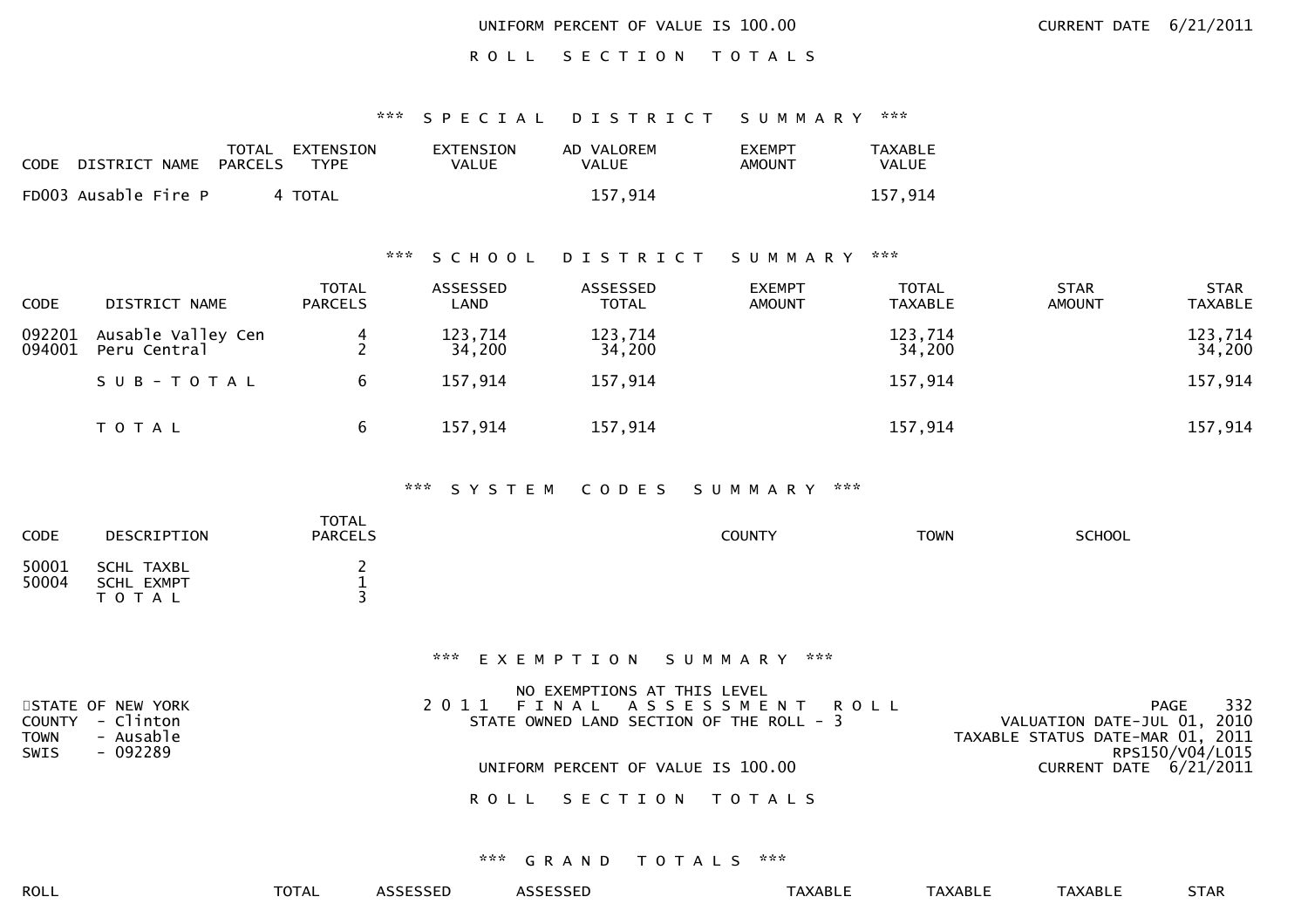UNIFORM PERCENT OF VALUE IS 100.00

CURRENT DATE 6/21/2011

R O L L   S E C T I O N   T O T A L S

### *** S P E C I A L   D I S T R I C T   S U M M A R Y ***

| CODE | DISTRICT NAME | TOTAL PARCELS | EXTENSION TYPE | EXTENSION VALUE | AD VALOREM VALUE | EXEMPT AMOUNT | TAXABLE VALUE |
|---|---|---|---|---|---|---|---|
| FD003 | Ausable Fire P | 4 | TOTAL | | 157,914 | | 157,914 |

### *** S C H O O L   D I S T R I C T   S U M M A R Y ***

| CODE | DISTRICT NAME | TOTAL PARCELS | ASSESSED LAND | ASSESSED TOTAL | EXEMPT AMOUNT | TOTAL TAXABLE | STAR AMOUNT | STAR TAXABLE |
|---|---|---|---|---|---|---|---|---|
| 092201 | Ausable Valley Cen | 4 | 123,714 | 123,714 | | 123,714 | | 123,714 |
| 094001 | Peru Central | 2 | 34,200 | 34,200 | | 34,200 | | 34,200 |
| | S U B - T O T A L | 6 | 157,914 | 157,914 | | 157,914 | | 157,914 |
| | T O T A L | 6 | 157,914 | 157,914 | | 157,914 | | 157,914 |

### *** S Y S T E M   C O D E S   S U M M A R Y ***

| CODE | DESCRIPTION | TOTAL PARCELS | COUNTY | TOWN | SCHOOL |
|---|---|---|---|---|---|
| 50001 | SCHL TAXBL | 2 | | | |
| 50004 | SCHL EXMPT | 1 | | | |
| | T O T A L | 3 | | | |

### *** E X E M P T I O N   S U M M A R Y ***

NO EXEMPTIONS AT THIS LEVEL

STATE OF NEW YORK
COUNTY - Clinton
TOWN - Ausable
SWIS - 092289

2 0 1 1   F I N A L   A S S E S S M E N T   R O L L
STATE OWNED LAND SECTION OF THE ROLL - 3

PAGE 332
VALUATION DATE-JUL 01, 2010
TAXABLE STATUS DATE-MAR 01, 2011
RPS150/V04/L015
CURRENT DATE 6/21/2011

UNIFORM PERCENT OF VALUE IS 100.00

R O L L   S E C T I O N   T O T A L S

### *** G R A N D   T O T A L S ***

| ROLL | TOTAL | ASSESSED | ASSESSED | TAXABLE | TAXABLE | TAXABLE | STAR |
|---|---|---|---|---|---|---|---|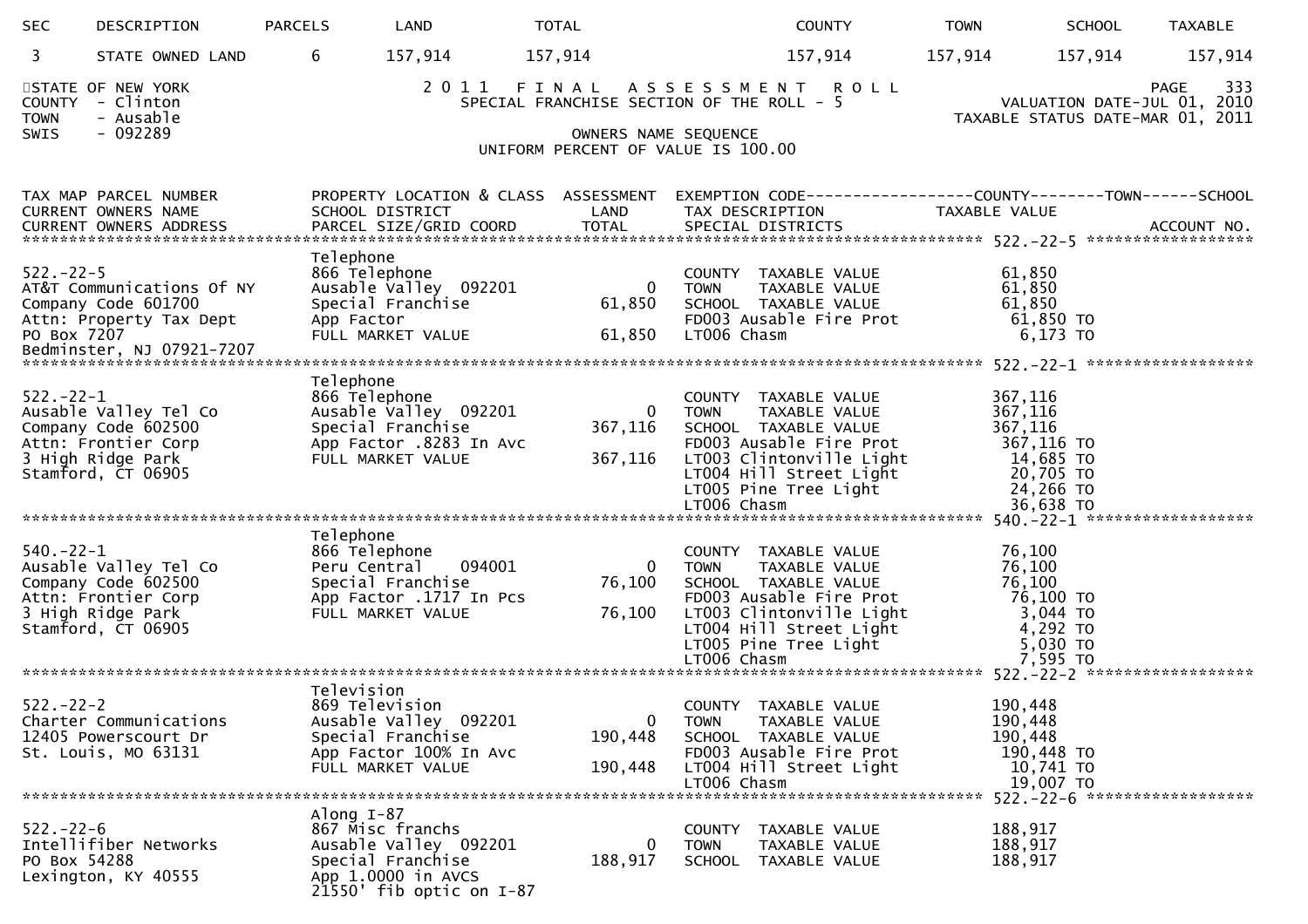| SEC | DESCRIPTION | PARCELS | LAND | TOTAL | COUNTY | TOWN | SCHOOL | TAXABLE |
|---|---|---|---|---|---|---|---|---|
| 3 | STATE OWNED LAND | 6 | 157,914 | 157,914 | 157,914 | 157,914 | 157,914 | 157,914 |

STATE OF NEW YORK
COUNTY - Clinton
TOWN - Ausable
SWIS - 092289

# 2011 FINAL ASSESSMENT ROLL

SPECIAL FRANCHISE SECTION OF THE ROLL - 5

OWNERS NAME SEQUENCE

UNIFORM PERCENT OF VALUE IS 100.00

PAGE 333
VALUATION DATE-JUL 01, 2010
TAXABLE STATUS DATE-MAR 01, 2011

| TAX MAP PARCEL NUMBER / CURRENT OWNERS NAME / CURRENT OWNERS ADDRESS | PROPERTY LOCATION & CLASS / SCHOOL DISTRICT / PARCEL SIZE/GRID COORD | ASSESSMENT LAND / TOTAL | EXEMPTION CODE / TAX DESCRIPTION / SPECIAL DISTRICTS | COUNTY / TOWN / SCHOOL TAXABLE VALUE | ACCOUNT NO. |
|---|---|---|---|---|---|
| **522.-22-5** | Telephone | | | | |
| 522.-22-5 | 866 Telephone | | COUNTY TAXABLE VALUE | 61,850 | |
| AT&T Communications Of NY | Ausable Valley 092201 | 0 | TOWN TAXABLE VALUE | 61,850 | |
| Company Code 601700 | Special Franchise | 61,850 | SCHOOL TAXABLE VALUE | 61,850 | |
| Attn: Property Tax Dept | App Factor | | FD003 Ausable Fire Prot | 61,850 TO | |
| PO Box 7207 | FULL MARKET VALUE | 61,850 | LT006 Chasm | 6,173 TO | |
| Bedminster, NJ 07921-7207 | | | | | |
| **522.-22-1** | Telephone | | | | |
| 522.-22-1 | 866 Telephone | | COUNTY TAXABLE VALUE | 367,116 | |
| Ausable Valley Tel Co | Ausable Valley 092201 | 0 | TOWN TAXABLE VALUE | 367,116 | |
| Company Code 602500 | Special Franchise | 367,116 | SCHOOL TAXABLE VALUE | 367,116 | |
| Attn: Frontier Corp | App Factor .8283 In Avc | | FD003 Ausable Fire Prot | 367,116 TO | |
| 3 High Ridge Park | FULL MARKET VALUE | 367,116 | LT003 Clintonville Light | 14,685 TO | |
| Stamford, CT 06905 | | | LT004 Hill Street Light | 20,705 TO | |
| | | | LT005 Pine Tree Light | 24,266 TO | |
| | | | LT006 Chasm | 36,638 TO | |
| **540.-22-1** | Telephone | | | | |
| 540.-22-1 | 866 Telephone | | COUNTY TAXABLE VALUE | 76,100 | |
| Ausable Valley Tel Co | Peru Central 094001 | 0 | TOWN TAXABLE VALUE | 76,100 | |
| Company Code 602500 | Special Franchise | 76,100 | SCHOOL TAXABLE VALUE | 76,100 | |
| Attn: Frontier Corp | App Factor .1717 In Pcs | | FD003 Ausable Fire Prot | 76,100 TO | |
| 3 High Ridge Park | FULL MARKET VALUE | 76,100 | LT003 Clintonville Light | 3,044 TO | |
| Stamford, CT 06905 | | | LT004 Hill Street Light | 4,292 TO | |
| | | | LT005 Pine Tree Light | 5,030 TO | |
| | | | LT006 Chasm | 7,595 TO | |
| **522.-22-2** | Television | | | | |
| 522.-22-2 | 869 Television | | COUNTY TAXABLE VALUE | 190,448 | |
| Charter Communications | Ausable Valley 092201 | 0 | TOWN TAXABLE VALUE | 190,448 | |
| 12405 Powerscourt Dr | Special Franchise | 190,448 | SCHOOL TAXABLE VALUE | 190,448 | |
| St. Louis, MO 63131 | App Factor 100% In Avc | | FD003 Ausable Fire Prot | 190,448 TO | |
| | FULL MARKET VALUE | 190,448 | LT004 Hill Street Light | 10,741 TO | |
| | | | LT006 Chasm | 19,007 TO | |
| **522.-22-6** | Along I-87 | | | | |
| 522.-22-6 | 867 Misc franchs | | COUNTY TAXABLE VALUE | 188,917 | |
| Intellifiber Networks | Ausable Valley 092201 | 0 | TOWN TAXABLE VALUE | 188,917 | |
| PO Box 54288 | Special Franchise | 188,917 | SCHOOL TAXABLE VALUE | 188,917 | |
| Lexington, KY 40555 | App 1.0000 in AVCS | | | | |
| | 21550' fib optic on I-87 | | | | |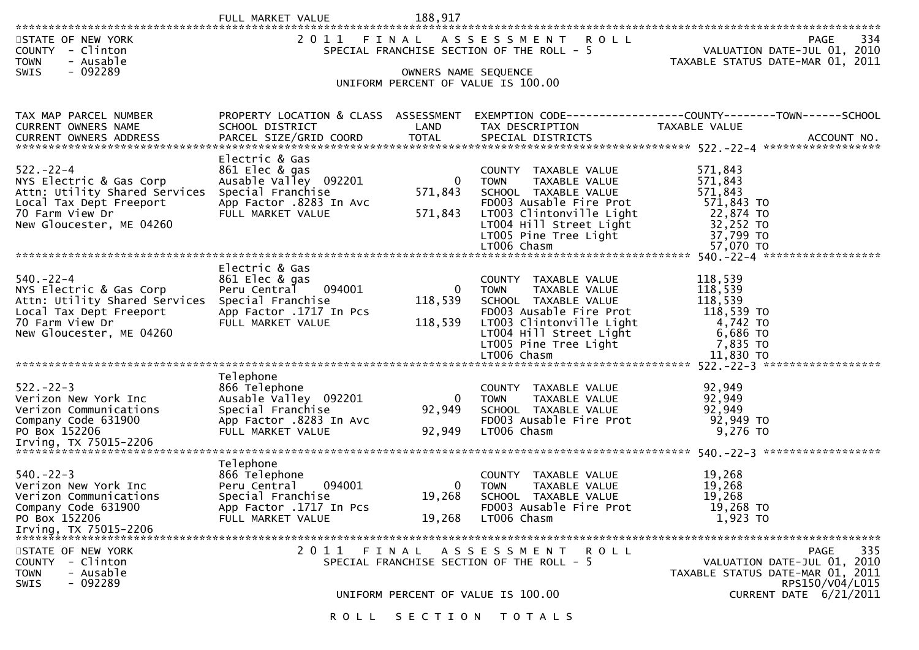| | FULL MARKET VALUE | 188,917 | | |
|---|---|---|---|---|

STATE OF NEW YORK
COUNTY - Clinton
TOWN - Ausable
SWIS - 092289

## 2011 FINAL ASSESSMENT ROLL

SPECIAL FRANCHISE SECTION OF THE ROLL - 5

VALUATION DATE-JUL 01, 2010
TAXABLE STATUS DATE-MAR 01, 2011

OWNERS NAME SEQUENCE
UNIFORM PERCENT OF VALUE IS 100.00

| TAX MAP PARCEL NUMBER / CURRENT OWNERS NAME / CURRENT OWNERS ADDRESS | PROPERTY LOCATION & CLASS / SCHOOL DISTRICT / PARCEL SIZE/GRID COORD | ASSESSMENT LAND / TOTAL | EXEMPTION CODE / TAX DESCRIPTION / SPECIAL DISTRICTS | COUNTY / TOWN / SCHOOL TAXABLE VALUE | ACCOUNT NO. |
|---|---|---|---|---|---|
| **522.-22-4** | Electric & Gas | | | | |
| 522.-22-4 | 861 Elec & gas | | COUNTY TAXABLE VALUE | 571,843 | |
| NYS Electric & Gas Corp | Ausable Valley 092201 | 0 | TOWN TAXABLE VALUE | 571,843 | |
| Attn: Utility Shared Services | Special Franchise | 571,843 | SCHOOL TAXABLE VALUE | 571,843 | |
| Local Tax Dept Freeport | App Factor .8283 In Avc | | FD003 Ausable Fire Prot | 571,843 TO | |
| 70 Farm View Dr | FULL MARKET VALUE | 571,843 | LT003 Clintonville Light | 22,874 TO | |
| New Gloucester, ME 04260 | | | LT004 Hill Street Light | 32,252 TO | |
| | | | LT005 Pine Tree Light | 37,799 TO | |
| | | | LT006 Chasm | 57,070 TO | |
| **540.-22-4** | Electric & Gas | | | | |
| 540.-22-4 | 861 Elec & gas | | COUNTY TAXABLE VALUE | 118,539 | |
| NYS Electric & Gas Corp | Peru Central 094001 | 0 | TOWN TAXABLE VALUE | 118,539 | |
| Attn: Utility Shared Services | Special Franchise | 118,539 | SCHOOL TAXABLE VALUE | 118,539 | |
| Local Tax Dept Freeport | App Factor .1717 In Pcs | | FD003 Ausable Fire Prot | 118,539 TO | |
| 70 Farm View Dr | FULL MARKET VALUE | 118,539 | LT003 Clintonville Light | 4,742 TO | |
| New Gloucester, ME 04260 | | | LT004 Hill Street Light | 6,686 TO | |
| | | | LT005 Pine Tree Light | 7,835 TO | |
| | | | LT006 Chasm | 11,830 TO | |
| **522.-22-3** | Telephone | | | | |
| 522.-22-3 | 866 Telephone | | COUNTY TAXABLE VALUE | 92,949 | |
| Verizon New York Inc | Ausable Valley 092201 | 0 | TOWN TAXABLE VALUE | 92,949 | |
| Verizon Communications | Special Franchise | 92,949 | SCHOOL TAXABLE VALUE | 92,949 | |
| Company Code 631900 | App Factor .8283 In Avc | | FD003 Ausable Fire Prot | 92,949 TO | |
| PO Box 152206 | FULL MARKET VALUE | 92,949 | LT006 Chasm | 9,276 TO | |
| Irving, TX 75015-2206 | | | | | |
| **540.-22-3** | Telephone | | | | |
| 540.-22-3 | 866 Telephone | | COUNTY TAXABLE VALUE | 19,268 | |
| Verizon New York Inc | Peru Central 094001 | 0 | TOWN TAXABLE VALUE | 19,268 | |
| Verizon Communications | Special Franchise | 19,268 | SCHOOL TAXABLE VALUE | 19,268 | |
| Company Code 631900 | App Factor .1717 In Pcs | | FD003 Ausable Fire Prot | 19,268 TO | |
| PO Box 152206 | FULL MARKET VALUE | 19,268 | LT006 Chasm | 1,923 TO | |
| Irving, TX 75015-2206 | | | | | |

STATE OF NEW YORK
COUNTY - Clinton
TOWN - Ausable
SWIS - 092289

## 2011 FINAL ASSESSMENT ROLL

SPECIAL FRANCHISE SECTION OF THE ROLL - 5

VALUATION DATE-JUL 01, 2010
TAXABLE STATUS DATE-MAR 01, 2011
RPS150/V04/L015
CURRENT DATE 6/21/2011

UNIFORM PERCENT OF VALUE IS 100.00

R O L L  S E C T I O N  T O T A L S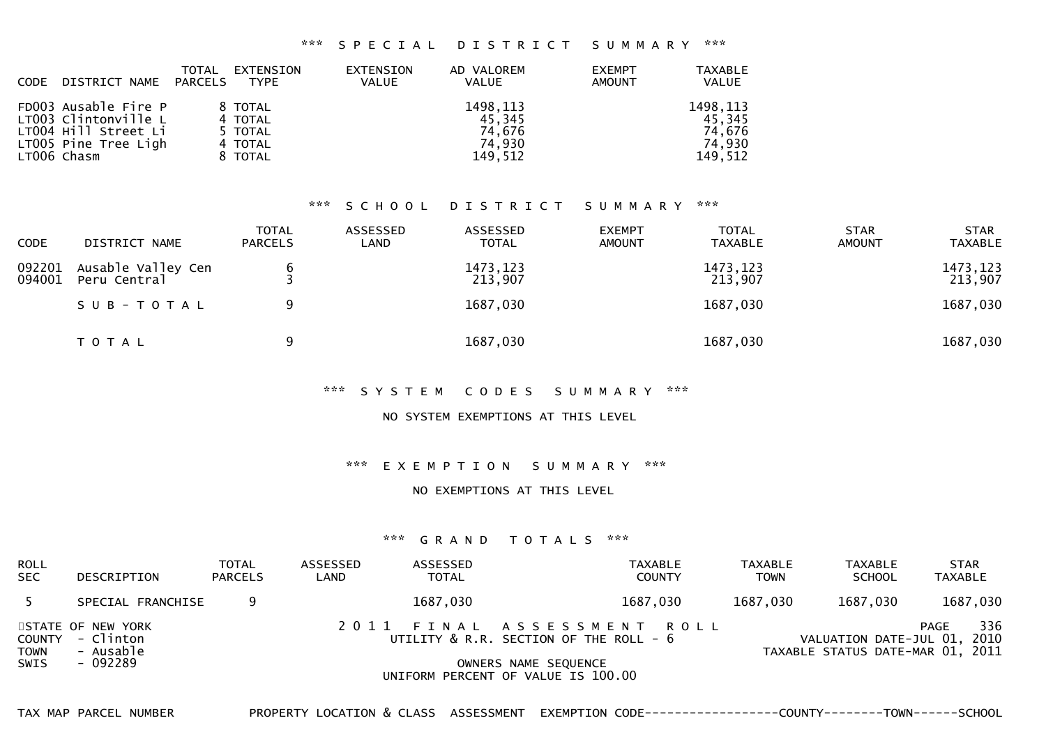### *** SPECIAL DISTRICT SUMMARY ***

| CODE | DISTRICT NAME | TOTAL PARCELS | EXTENSION TYPE | EXTENSION VALUE | AD VALOREM VALUE | EXEMPT AMOUNT | TAXABLE VALUE |
|---|---|---|---|---|---|---|---|
| FD003 | Ausable Fire P | 8 | TOTAL | | 1498,113 | | 1498,113 |
| LT003 | Clintonville L | 4 | TOTAL | | 45,345 | | 45,345 |
| LT004 | Hill Street Li | 5 | TOTAL | | 74,676 | | 74,676 |
| LT005 | Pine Tree Ligh | 4 | TOTAL | | 74,930 | | 74,930 |
| LT006 | Chasm | 8 | TOTAL | | 149,512 | | 149,512 |

### *** SCHOOL DISTRICT SUMMARY ***

| CODE | DISTRICT NAME | TOTAL PARCELS | ASSESSED LAND | ASSESSED TOTAL | EXEMPT AMOUNT | TOTAL TAXABLE | STAR AMOUNT | STAR TAXABLE |
|---|---|---|---|---|---|---|---|---|
| 092201 | Ausable Valley Cen | 6 | | 1473,123 | | 1473,123 | | 1473,123 |
| 094001 | Peru Central | 3 | | 213,907 | | 213,907 | | 213,907 |
| | SUB-TOTAL | 9 | | 1687,030 | | 1687,030 | | 1687,030 |
| | TOTAL | 9 | | 1687,030 | | 1687,030 | | 1687,030 |

### *** SYSTEM CODES SUMMARY ***

NO SYSTEM EXEMPTIONS AT THIS LEVEL

### *** EXEMPTION SUMMARY ***

NO EXEMPTIONS AT THIS LEVEL

### *** GRAND TOTALS ***

| ROLL SEC | DESCRIPTION | TOTAL PARCELS | ASSESSED LAND | ASSESSED TOTAL | TAXABLE COUNTY | TAXABLE TOWN | TAXABLE SCHOOL | STAR TAXABLE |
|---|---|---|---|---|---|---|---|---|
| 5 | SPECIAL FRANCHISE | 9 | | 1687,030 | 1687,030 | 1687,030 | 1687,030 | 1687,030 |

STATE OF NEW YORK
COUNTY - Clinton
TOWN - Ausable
SWIS - 092289

2011 FINAL ASSESSMENT ROLL
UTILITY & R.R. SECTION OF THE ROLL - 6

OWNERS NAME SEQUENCE
UNIFORM PERCENT OF VALUE IS 100.00

PAGE 336
VALUATION DATE-JUL 01, 2010
TAXABLE STATUS DATE-MAR 01, 2011

TAX MAP PARCEL NUMBER PROPERTY LOCATION & CLASS ASSESSMENT EXEMPTION CODE------------------COUNTY--------TOWN------SCHOOL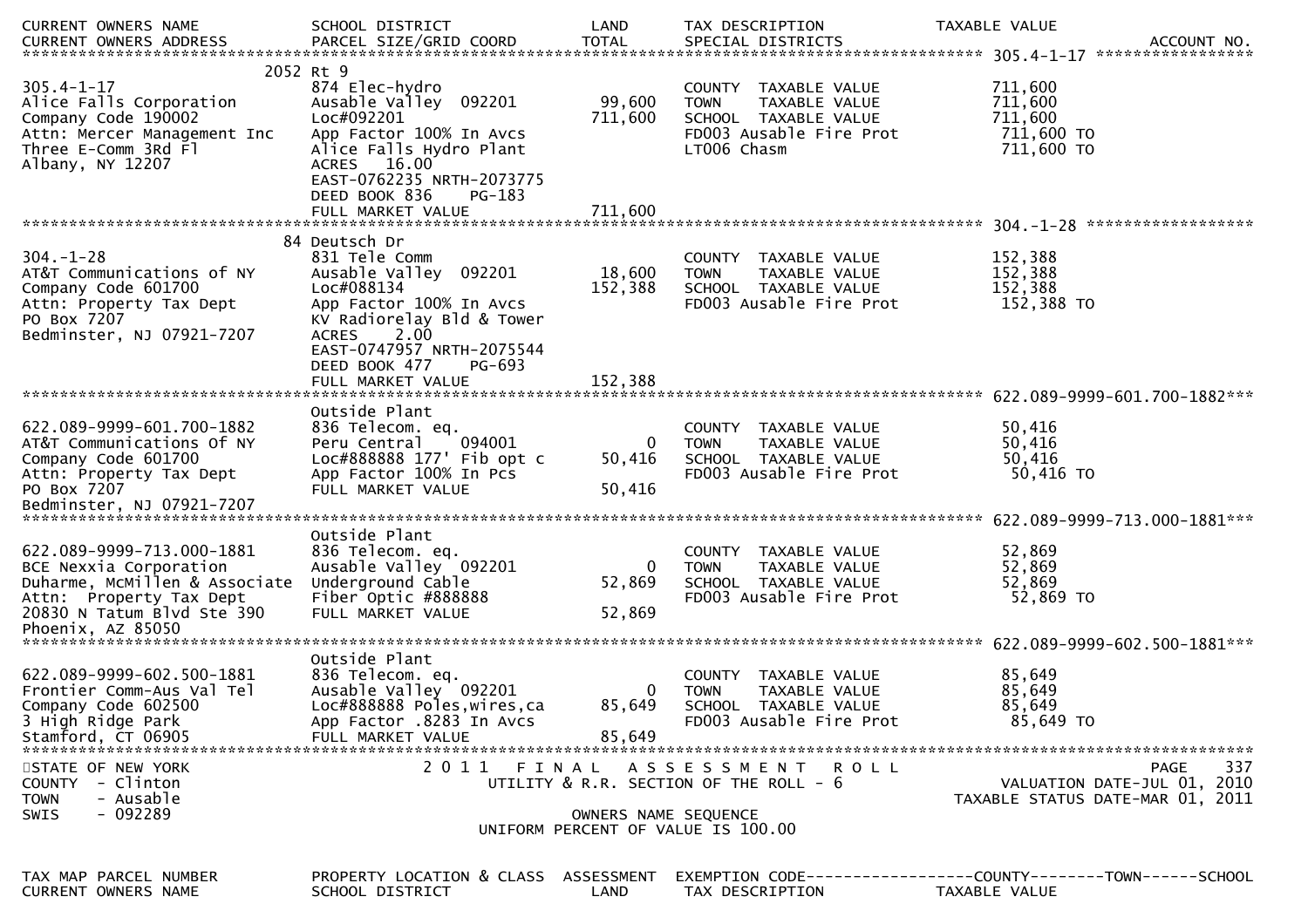| CURRENT OWNERS NAME | SCHOOL DISTRICT | LAND | TAX DESCRIPTION | TAXABLE VALUE |
|---|---|---|---|---|
| CURRENT OWNERS ADDRESS | PARCEL SIZE/GRID COORD | TOTAL | SPECIAL DISTRICTS | ACCOUNT NO. |

**305.4-1-17**

| | | | | |
|---|---|---|---|---|
| | 2052 Rt 9 | | | |
| 305.4-1-17 | 874 Elec-hydro | | COUNTY TAXABLE VALUE | 711,600 |
| Alice Falls Corporation | Ausable Valley 092201 | 99,600 | TOWN TAXABLE VALUE | 711,600 |
| Company Code 190002 | Loc#092201 | 711,600 | SCHOOL TAXABLE VALUE | 711,600 |
| Attn: Mercer Management Inc | App Factor 100% In Avcs | | FD003 Ausable Fire Prot | 711,600 TO |
| Three E-Comm 3rd Fl | Alice Falls Hydro Plant | | LT006 Chasm | 711,600 TO |
| Albany, NY 12207 | ACRES 16.00 | | | |
| | EAST-0762235 NRTH-2073775 | | | |
| | DEED BOOK 836 PG-183 | | | |
| | FULL MARKET VALUE | 711,600 | | |

**304.-1-28**

| | | | | |
|---|---|---|---|---|
| | 84 Deutsch Dr | | | |
| 304.-1-28 | 831 Tele Comm | | COUNTY TAXABLE VALUE | 152,388 |
| AT&T Communications of NY | Ausable Valley 092201 | 18,600 | TOWN TAXABLE VALUE | 152,388 |
| Company Code 601700 | Loc#088134 | 152,388 | SCHOOL TAXABLE VALUE | 152,388 |
| Attn: Property Tax Dept | App Factor 100% In Avcs | | FD003 Ausable Fire Prot | 152,388 TO |
| PO Box 7207 | KV Radiorelay Bld & Tower | | | |
| Bedminster, NJ 07921-7207 | ACRES 2.00 | | | |
| | EAST-0747957 NRTH-2075544 | | | |
| | DEED BOOK 477 PG-693 | | | |
| | FULL MARKET VALUE | 152,388 | | |

**622.089-9999-601.700-1882**

| | | | | |
|---|---|---|---|---|
| | Outside Plant | | | |
| 622.089-9999-601.700-1882 | 836 Telecom. eq. | | COUNTY TAXABLE VALUE | 50,416 |
| AT&T Communications Of NY | Peru Central 094001 | 0 | TOWN TAXABLE VALUE | 50,416 |
| Company Code 601700 | Loc#888888 177' Fib opt c | 50,416 | SCHOOL TAXABLE VALUE | 50,416 |
| Attn: Property Tax Dept | App Factor 100% In Pcs | | FD003 Ausable Fire Prot | 50,416 TO |
| PO Box 7207 | FULL MARKET VALUE | 50,416 | | |
| Bedminster, NJ 07921-7207 | | | | |

**622.089-9999-713.000-1881**

| | | | | |
|---|---|---|---|---|
| | Outside Plant | | | |
| 622.089-9999-713.000-1881 | 836 Telecom. eq. | | COUNTY TAXABLE VALUE | 52,869 |
| BCE Nexxia Corporation | Ausable Valley 092201 | 0 | TOWN TAXABLE VALUE | 52,869 |
| Duharme, McMillen & Associate | Underground Cable | 52,869 | SCHOOL TAXABLE VALUE | 52,869 |
| Attn: Property Tax Dept | Fiber Optic #888888 | | FD003 Ausable Fire Prot | 52,869 TO |
| 20830 N Tatum Blvd Ste 390 | FULL MARKET VALUE | 52,869 | | |
| Phoenix, AZ 85050 | | | | |

**622.089-9999-602.500-1881**

| | | | | |
|---|---|---|---|---|
| | Outside Plant | | | |
| 622.089-9999-602.500-1881 | 836 Telecom. eq. | | COUNTY TAXABLE VALUE | 85,649 |
| Frontier Comm-Aus Val Tel | Ausable Valley 092201 | 0 | TOWN TAXABLE VALUE | 85,649 |
| Company Code 602500 | Loc#888888 Poles,wires,ca | 85,649 | SCHOOL TAXABLE VALUE | 85,649 |
| 3 High Ridge Park | App Factor .8283 In Avcs | | FD003 Ausable Fire Prot | 85,649 TO |
| Stamford, CT 06905 | FULL MARKET VALUE | 85,649 | | |

STATE OF NEW YORK
COUNTY - Clinton
TOWN - Ausable
SWIS - 092289

2011 FINAL ASSESSMENT ROLL
UTILITY & R.R. SECTION OF THE ROLL - 6

OWNERS NAME SEQUENCE
UNIFORM PERCENT OF VALUE IS 100.00

VALUATION DATE-JUL 01, 2010
TAXABLE STATUS DATE-MAR 01, 2011

| TAX MAP PARCEL NUMBER | PROPERTY LOCATION & CLASS | ASSESSMENT | EXEMPTION CODE------------------COUNTY--------TOWN------SCHOOL | |
|---|---|---|---|---|
| CURRENT OWNERS NAME | SCHOOL DISTRICT | LAND | TAX DESCRIPTION | TAXABLE VALUE |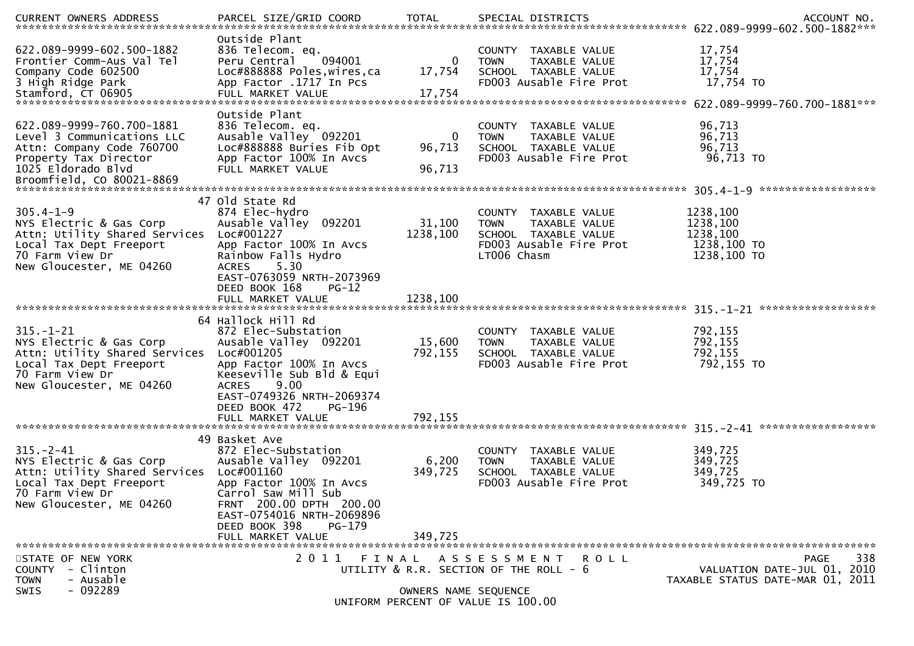| CURRENT OWNERS ADDRESS | PARCEL SIZE/GRID COORD | TOTAL | SPECIAL DISTRICTS | | ACCOUNT NO. |
|---|---|---|---|---|---|
| **622.089-9999-602.500-1882** | | | | | |
| | Outside Plant | | | | |
| 622.089-9999-602.500-1882 | 836 Telecom. eq. | | COUNTY TAXABLE VALUE | 17,754 | |
| Frontier Comm-Aus Val Tel | Peru Central 094001 | 0 | TOWN TAXABLE VALUE | 17,754 | |
| Company Code 602500 | Loc#888888 Poles,wires,ca | 17,754 | SCHOOL TAXABLE VALUE | 17,754 | |
| 3 High Ridge Park | App Factor .1717 In Pcs | | FD003 Ausable Fire Prot | 17,754 TO | |
| Stamford, CT 06905 | FULL MARKET VALUE | 17,754 | | | |
| **622.089-9999-760.700-1881** | | | | | |
| | Outside Plant | | | | |
| 622.089-9999-760.700-1881 | 836 Telecom. eq. | | COUNTY TAXABLE VALUE | 96,713 | |
| Level 3 Communications LLC | Ausable Valley 092201 | 0 | TOWN TAXABLE VALUE | 96,713 | |
| Attn: Company Code 760700 | Loc#888888 Buries Fib Opt | 96,713 | SCHOOL TAXABLE VALUE | 96,713 | |
| Property Tax Director | App Factor 100% In Avcs | | FD003 Ausable Fire Prot | 96,713 TO | |
| 1025 Eldorado Blvd | FULL MARKET VALUE | 96,713 | | | |
| Broomfield, CO 80021-8869 | | | | | |
| **305.4-1-9** | | | | | |
| | 47 Old State Rd | | | | |
| 305.4-1-9 | 874 Elec-hydro | | COUNTY TAXABLE VALUE | 1238,100 | |
| NYS Electric & Gas Corp | Ausable Valley 092201 | 31,100 | TOWN TAXABLE VALUE | 1238,100 | |
| Attn: Utility Shared Services | Loc#001227 | 1238,100 | SCHOOL TAXABLE VALUE | 1238,100 | |
| Local Tax Dept Freeport | App Factor 100% In Avcs | | FD003 Ausable Fire Prot | 1238,100 TO | |
| 70 Farm View Dr | Rainbow Falls Hydro | | LT006 Chasm | 1238,100 TO | |
| New Gloucester, ME 04260 | ACRES 5.30 | | | | |
| | EAST-0763059 NRTH-2073969 | | | | |
| | DEED BOOK 168 PG-12 | | | | |
| | FULL MARKET VALUE | 1238,100 | | | |
| **315.-1-21** | | | | | |
| | 64 Hallock Hill Rd | | | | |
| 315.-1-21 | 872 Elec-Substation | | COUNTY TAXABLE VALUE | 792,155 | |
| NYS Electric & Gas Corp | Ausable Valley 092201 | 15,600 | TOWN TAXABLE VALUE | 792,155 | |
| Attn: Utility Shared Services | Loc#001205 | 792,155 | SCHOOL TAXABLE VALUE | 792,155 | |
| Local Tax Dept Freeport | App Factor 100% In Avcs | | FD003 Ausable Fire Prot | 792,155 TO | |
| 70 Farm View Dr | Keeseville Sub Bld & Equi | | | | |
| New Gloucester, ME 04260 | ACRES 9.00 | | | | |
| | EAST-0749326 NRTH-2069374 | | | | |
| | DEED BOOK 472 PG-196 | | | | |
| | FULL MARKET VALUE | 792,155 | | | |
| **315.-2-41** | | | | | |
| | 49 Basket Ave | | | | |
| 315.-2-41 | 872 Elec-Substation | | COUNTY TAXABLE VALUE | 349,725 | |
| NYS Electric & Gas Corp | Ausable Valley 092201 | 6,200 | TOWN TAXABLE VALUE | 349,725 | |
| Attn: Utility Shared Services | Loc#001160 | 349,725 | SCHOOL TAXABLE VALUE | 349,725 | |
| Local Tax Dept Freeport | App Factor 100% In Avcs | | FD003 Ausable Fire Prot | 349,725 TO | |
| 70 Farm View Dr | Carrol Saw Mill Sub | | | | |
| New Gloucester, ME 04260 | FRNT 200.00 DPTH 200.00 | | | | |
| | EAST-0754016 NRTH-2069896 | | | | |
| | DEED BOOK 398 PG-179 | | | | |
| | FULL MARKET VALUE | 349,725 | | | |

STATE OF NEW YORK
COUNTY - Clinton
TOWN - Ausable
SWIS - 092289

2011 FINAL ASSESSMENT ROLL
UTILITY & R.R. SECTION OF THE ROLL - 6
OWNERS NAME SEQUENCE
UNIFORM PERCENT OF VALUE IS 100.00

PAGE 338
VALUATION DATE-JUL 01, 2010
TAXABLE STATUS DATE-MAR 01, 2011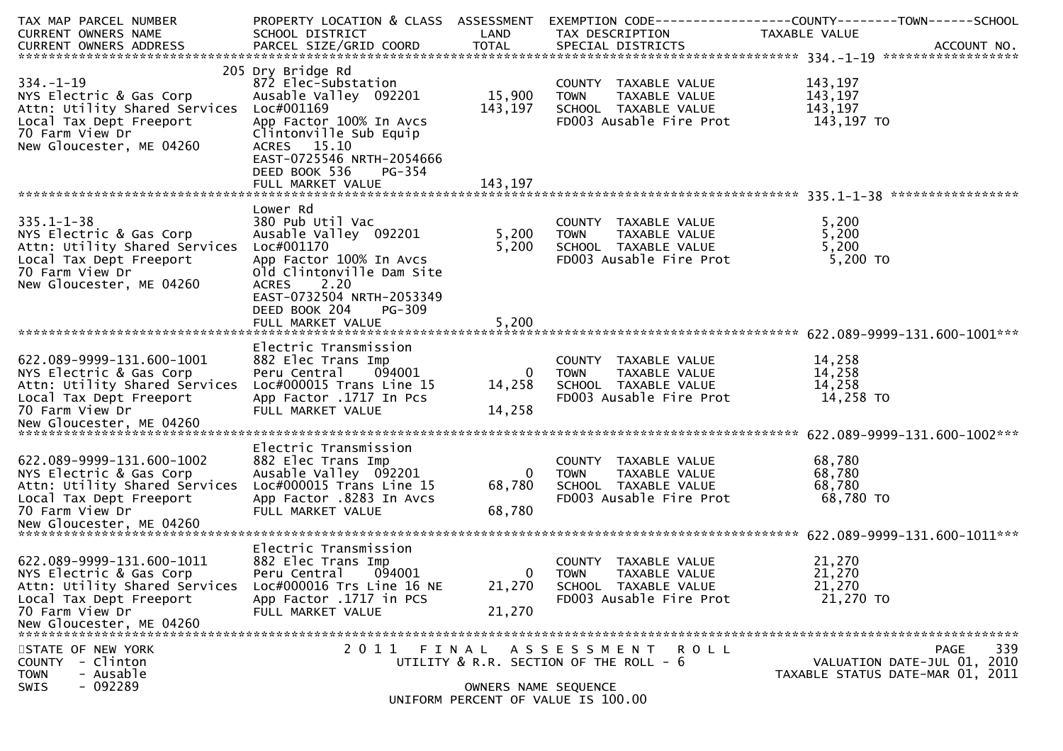| TAX MAP PARCEL NUMBER<br>CURRENT OWNERS NAME<br>CURRENT OWNERS ADDRESS | PROPERTY LOCATION & CLASS<br>SCHOOL DISTRICT<br>PARCEL SIZE/GRID COORD | ASSESSMENT<br>LAND<br>TOTAL | EXEMPTION CODE------------------COUNTY--------TOWN------SCHOOL<br>TAX DESCRIPTION<br>SPECIAL DISTRICTS | TAXABLE VALUE<br>ACCOUNT NO. |
|---|---|---|---|---|
| **334.-1-19** | | | | |
| | 205 Dry Bridge Rd | | | |
| 334.-1-19 | 872 Elec-Substation | | COUNTY TAXABLE VALUE | 143,197 |
| NYS Electric & Gas Corp | Ausable Valley 092201 | 15,900 | TOWN TAXABLE VALUE | 143,197 |
| Attn: Utility Shared Services | Loc#001169 | 143,197 | SCHOOL TAXABLE VALUE | 143,197 |
| Local Tax Dept Freeport | App Factor 100% In Avcs | | FD003 Ausable Fire Prot | 143,197 TO |
| 70 Farm View Dr | Clintonville Sub Equip | | | |
| New Gloucester, ME 04260 | ACRES 15.10 | | | |
| | EAST-0725546 NRTH-2054666 | | | |
| | DEED BOOK 536 PG-354 | | | |
| | FULL MARKET VALUE | 143,197 | | |
| **335.1-1-38** | | | | |
| | Lower Rd | | | |
| 335.1-1-38 | 380 Pub Util Vac | | COUNTY TAXABLE VALUE | 5,200 |
| NYS Electric & Gas Corp | Ausable Valley 092201 | 5,200 | TOWN TAXABLE VALUE | 5,200 |
| Attn: Utility Shared Services | Loc#001170 | 5,200 | SCHOOL TAXABLE VALUE | 5,200 |
| Local Tax Dept Freeport | App Factor 100% In Avcs | | FD003 Ausable Fire Prot | 5,200 TO |
| 70 Farm View Dr | Old Clintonville Dam Site | | | |
| New Gloucester, ME 04260 | ACRES 2.20 | | | |
| | EAST-0732504 NRTH-2053349 | | | |
| | DEED BOOK 204 PG-309 | | | |
| | FULL MARKET VALUE | 5,200 | | |
| **622.089-9999-131.600-1001** | | | | |
| | Electric Transmission | | | |
| 622.089-9999-131.600-1001 | 882 Elec Trans Imp | | COUNTY TAXABLE VALUE | 14,258 |
| NYS Electric & Gas Corp | Peru Central 094001 | 0 | TOWN TAXABLE VALUE | 14,258 |
| Attn: Utility Shared Services | Loc#000015 Trans Line 15 | 14,258 | SCHOOL TAXABLE VALUE | 14,258 |
| Local Tax Dept Freeport | App Factor .1717 In Pcs | | FD003 Ausable Fire Prot | 14,258 TO |
| 70 Farm View Dr | FULL MARKET VALUE | 14,258 | | |
| New Gloucester, ME 04260 | | | | |
| **622.089-9999-131.600-1002** | | | | |
| | Electric Transmission | | | |
| 622.089-9999-131.600-1002 | 882 Elec Trans Imp | | COUNTY TAXABLE VALUE | 68,780 |
| NYS Electric & Gas Corp | Ausable Valley 092201 | 0 | TOWN TAXABLE VALUE | 68,780 |
| Attn: Utility Shared Services | Loc#000015 Trans Line 15 | 68,780 | SCHOOL TAXABLE VALUE | 68,780 |
| Local Tax Dept Freeport | App Factor .8283 In Avcs | | FD003 Ausable Fire Prot | 68,780 TO |
| 70 Farm View Dr | FULL MARKET VALUE | 68,780 | | |
| New Gloucester, ME 04260 | | | | |
| **622.089-9999-131.600-1011** | | | | |
| | Electric Transmission | | | |
| 622.089-9999-131.600-1011 | 882 Elec Trans Imp | | COUNTY TAXABLE VALUE | 21,270 |
| NYS Electric & Gas Corp | Peru Central 094001 | 0 | TOWN TAXABLE VALUE | 21,270 |
| Attn: Utility Shared Services | Loc#000016 Trs Line 16 NE | 21,270 | SCHOOL TAXABLE VALUE | 21,270 |
| Local Tax Dept Freeport | App Factor .1717 in PCS | | FD003 Ausable Fire Prot | 21,270 TO |
| 70 Farm View Dr | FULL MARKET VALUE | 21,270 | | |
| New Gloucester, ME 04260 | | | | |

STATE OF NEW YORK
COUNTY - Clinton
TOWN - Ausable
SWIS - 092289

2011 FINAL ASSESSMENT ROLL
UTILITY & R.R. SECTION OF THE ROLL - 6
OWNERS NAME SEQUENCE
UNIFORM PERCENT OF VALUE IS 100.00

VALUATION DATE-JUL 01, 2010
TAXABLE STATUS DATE-MAR 01, 2011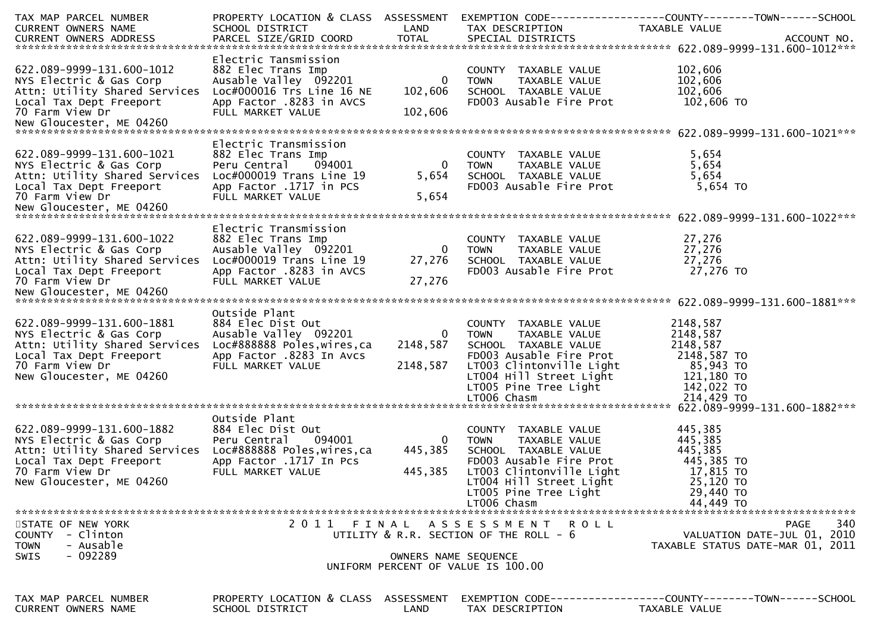| TAX MAP PARCEL NUMBER<br>CURRENT OWNERS NAME<br>CURRENT OWNERS ADDRESS | PROPERTY LOCATION & CLASS<br>SCHOOL DISTRICT<br>PARCEL SIZE/GRID COORD | ASSESSMENT<br>LAND<br>TOTAL | EXEMPTION CODE------------------COUNTY--------TOWN------SCHOOL<br>TAX DESCRIPTION<br>SPECIAL DISTRICTS | TAXABLE VALUE<br>ACCOUNT NO. |
|---|---|---|---|---|
| ******************* 622.089-9999-131.600-1012*** | | | | |
| 622.089-9999-131.600-1012<br>NYS Electric & Gas Corp<br>Attn: Utility Shared Services<br>Local Tax Dept Freeport<br>70 Farm View Dr<br>New Gloucester, ME 04260 | Electric Tansmission<br>882 Elec Trans Imp<br>Ausable Valley 092201<br>Loc#000016 Trs Line 16 NE<br>App Factor .8283 in AVCS<br>FULL MARKET VALUE | <br><br>0<br>102,606<br><br>102,606 | <br>COUNTY TAXABLE VALUE<br>TOWN TAXABLE VALUE<br>SCHOOL TAXABLE VALUE<br>FD003 Ausable Fire Prot | <br>102,606<br>102,606<br>102,606<br>102,606 TO |
| ******************* 622.089-9999-131.600-1021*** | | | | |
| 622.089-9999-131.600-1021<br>NYS Electric & Gas Corp<br>Attn: Utility Shared Services<br>Local Tax Dept Freeport<br>70 Farm View Dr<br>New Gloucester, ME 04260 | Electric Transmission<br>882 Elec Trans Imp<br>Peru Central 094001<br>Loc#000019 Trans Line 19<br>App Factor .1717 in PCS<br>FULL MARKET VALUE | <br><br>0<br>5,654<br><br>5,654 | <br>COUNTY TAXABLE VALUE<br>TOWN TAXABLE VALUE<br>SCHOOL TAXABLE VALUE<br>FD003 Ausable Fire Prot | <br>5,654<br>5,654<br>5,654<br>5,654 TO |
| ******************* 622.089-9999-131.600-1022*** | | | | |
| 622.089-9999-131.600-1022<br>NYS Electric & Gas Corp<br>Attn: Utility Shared Services<br>Local Tax Dept Freeport<br>70 Farm View Dr<br>New Gloucester, ME 04260 | Electric Transmission<br>882 Elec Trans Imp<br>Ausable Valley 092201<br>Loc#000019 Trans Line 19<br>App Factor .8283 in AVCS<br>FULL MARKET VALUE | <br><br>0<br>27,276<br><br>27,276 | <br>COUNTY TAXABLE VALUE<br>TOWN TAXABLE VALUE<br>SCHOOL TAXABLE VALUE<br>FD003 Ausable Fire Prot | <br>27,276<br>27,276<br>27,276<br>27,276 TO |
| ******************* 622.089-9999-131.600-1881*** | | | | |
| 622.089-9999-131.600-1881<br>NYS Electric & Gas Corp<br>Attn: Utility Shared Services<br>Local Tax Dept Freeport<br>70 Farm View Dr<br>New Gloucester, ME 04260 | Outside Plant<br>884 Elec Dist Out<br>Ausable Valley 092201<br>Loc#888888 Poles,wires,ca<br>App Factor .8283 In Avcs<br>FULL MARKET VALUE | <br><br>0<br>2148,587<br><br>2148,587 | <br>COUNTY TAXABLE VALUE<br>TOWN TAXABLE VALUE<br>SCHOOL TAXABLE VALUE<br>FD003 Ausable Fire Prot<br>LT003 Clintonville Light<br>LT004 Hill Street Light<br>LT005 Pine Tree Light<br>LT006 Chasm | <br>2148,587<br>2148,587<br>2148,587<br>2148,587 TO<br>85,943 TO<br>121,180 TO<br>142,022 TO<br>214,429 TO |
| ******************* 622.089-9999-131.600-1882*** | | | | |
| 622.089-9999-131.600-1882<br>NYS Electric & Gas Corp<br>Attn: Utility Shared Services<br>Local Tax Dept Freeport<br>70 Farm View Dr<br>New Gloucester, ME 04260 | Outside Plant<br>884 Elec Dist Out<br>Peru Central 094001<br>Loc#888888 Poles,wires,ca<br>App Factor .1717 In Pcs<br>FULL MARKET VALUE | <br><br>0<br>445,385<br><br>445,385 | <br>COUNTY TAXABLE VALUE<br>TOWN TAXABLE VALUE<br>SCHOOL TAXABLE VALUE<br>FD003 Ausable Fire Prot<br>LT003 Clintonville Light<br>LT004 Hill Street Light<br>LT005 Pine Tree Light<br>LT006 Chasm | <br>445,385<br>445,385<br>445,385<br>445,385 TO<br>17,815 TO<br>25,120 TO<br>29,440 TO<br>44,449 TO |

STATE OF NEW YORK
COUNTY - Clinton
TOWN - Ausable
SWIS - 092289

2011 FINAL ASSESSMENT ROLL
UTILITY & R.R. SECTION OF THE ROLL - 6

OWNERS NAME SEQUENCE
UNIFORM PERCENT OF VALUE IS 100.00

VALUATION DATE-JUL 01, 2010
TAXABLE STATUS DATE-MAR 01, 2011

| TAX MAP PARCEL NUMBER<br>CURRENT OWNERS NAME | PROPERTY LOCATION & CLASS<br>SCHOOL DISTRICT | ASSESSMENT<br>LAND | EXEMPTION CODE------------------COUNTY--------TOWN------SCHOOL<br>TAX DESCRIPTION | TAXABLE VALUE |
|---|---|---|---|---|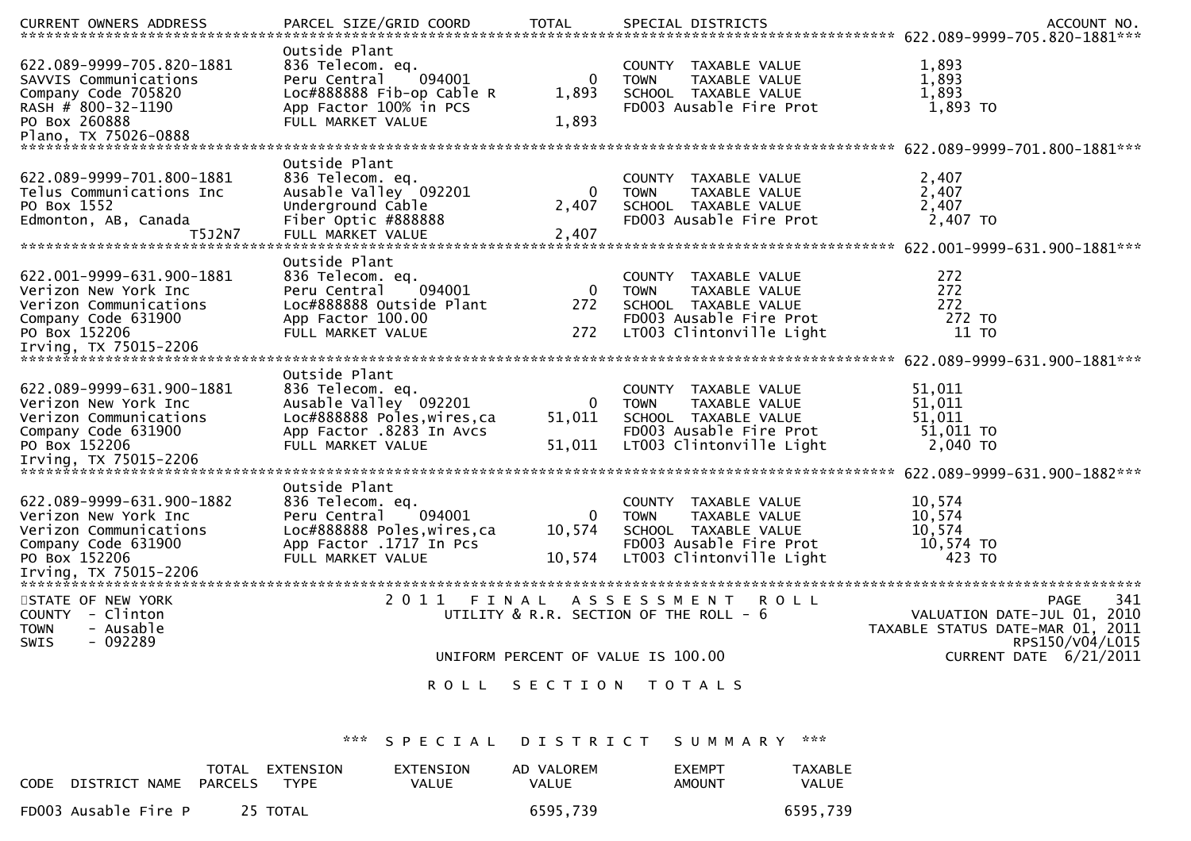CURRENT OWNERS ADDRESS | PARCEL SIZE/GRID COORD | TOTAL | SPECIAL DISTRICTS | ACCOUNT NO.

********************************************************************************************** 622.089-9999-705.820-1881***

```
                              Outside Plant
622.089-9999-705.820-1881     836 Telecom. eq.                        COUNTY  TAXABLE VALUE              1,893
SAVVIS Communications         Peru Central    094001        0     TOWN    TAXABLE VALUE              1,893
Company Code 705820           Loc#888888 Fib-op Cable R  1,893    SCHOOL  TAXABLE VALUE              1,893
RASH # 800-32-1190            App Factor 100% in PCS              FD003 Ausable Fire Prot            1,893 TO
PO Box 260888                 FULL MARKET VALUE           1,893
Plano, TX 75026-0888
```

********************************************************************************************** 622.089-9999-701.800-1881***

```
                              Outside Plant
622.089-9999-701.800-1881     836 Telecom. eq.                        COUNTY  TAXABLE VALUE              2,407
Telus Communications Inc      Ausable Valley  092201        0     TOWN    TAXABLE VALUE              2,407
PO Box 1552                   Underground Cable           2,407    SCHOOL  TAXABLE VALUE              2,407
Edmonton, AB, Canada          Fiber Optic #888888                 FD003 Ausable Fire Prot            2,407 TO
                    T5J2N7    FULL MARKET VALUE           2,407
```

********************************************************************************************** 622.001-9999-631.900-1881***

```
                              Outside Plant
622.001-9999-631.900-1881     836 Telecom. eq.                        COUNTY  TAXABLE VALUE                272
Verizon New York Inc          Peru Central    094001        0     TOWN    TAXABLE VALUE                272
Verizon Communications        Loc#888888 Outside Plant      272    SCHOOL  TAXABLE VALUE                272
Company Code 631900           App Factor 100.00                   FD003 Ausable Fire Prot              272 TO
PO Box 152206                 FULL MARKET VALUE             272    LT003 Clintonville Light              11 TO
Irving, TX 75015-2206
```

********************************************************************************************** 622.089-9999-631.900-1881***

```
                              Outside Plant
622.089-9999-631.900-1881     836 Telecom. eq.                        COUNTY  TAXABLE VALUE             51,011
Verizon New York Inc          Ausable Valley  092201        0     TOWN    TAXABLE VALUE             51,011
Verizon Communications        Loc#888888 Poles,wires,ca  51,011    SCHOOL  TAXABLE VALUE             51,011
Company Code 631900           App Factor .8283 In Avcs            FD003 Ausable Fire Prot           51,011 TO
PO Box 152206                 FULL MARKET VALUE          51,011    LT003 Clintonville Light           2,040 TO
Irving, TX 75015-2206
```

********************************************************************************************** 622.089-9999-631.900-1882***

```
                              Outside Plant
622.089-9999-631.900-1882     836 Telecom. eq.                        COUNTY  TAXABLE VALUE             10,574
Verizon New York Inc          Peru Central    094001        0     TOWN    TAXABLE VALUE             10,574
Verizon Communications        Loc#888888 Poles,wires,ca  10,574    SCHOOL  TAXABLE VALUE             10,574
Company Code 631900           App Factor .1717 In Pcs             FD003 Ausable Fire Prot           10,574 TO
PO Box 152206                 FULL MARKET VALUE          10,574    LT003 Clintonville Light             423 TO
Irving, TX 75015-2206
```

******************************************************************************************************************************

STATE OF NEW YORK — 2011 FINAL ASSESSMENT ROLL — PAGE 341
COUNTY - Clinton — UTILITY & R.R. SECTION OF THE ROLL - 6 — VALUATION DATE-JUL 01, 2010
TOWN - Ausable — TAXABLE STATUS DATE-MAR 01, 2011
SWIS - 092289 — RPS150/V04/L015
UNIFORM PERCENT OF VALUE IS 100.00 — CURRENT DATE 6/21/2011

## ROLL SECTION TOTALS

### *** SPECIAL DISTRICT SUMMARY ***

| CODE | DISTRICT NAME | TOTAL PARCELS | EXTENSION TYPE | EXTENSION VALUE | AD VALOREM VALUE | EXEMPT AMOUNT | TAXABLE VALUE |
|---|---|---|---|---|---|---|---|
| FD003 | Ausable Fire P | 25 | TOTAL | | 6595,739 | | 6595,739 |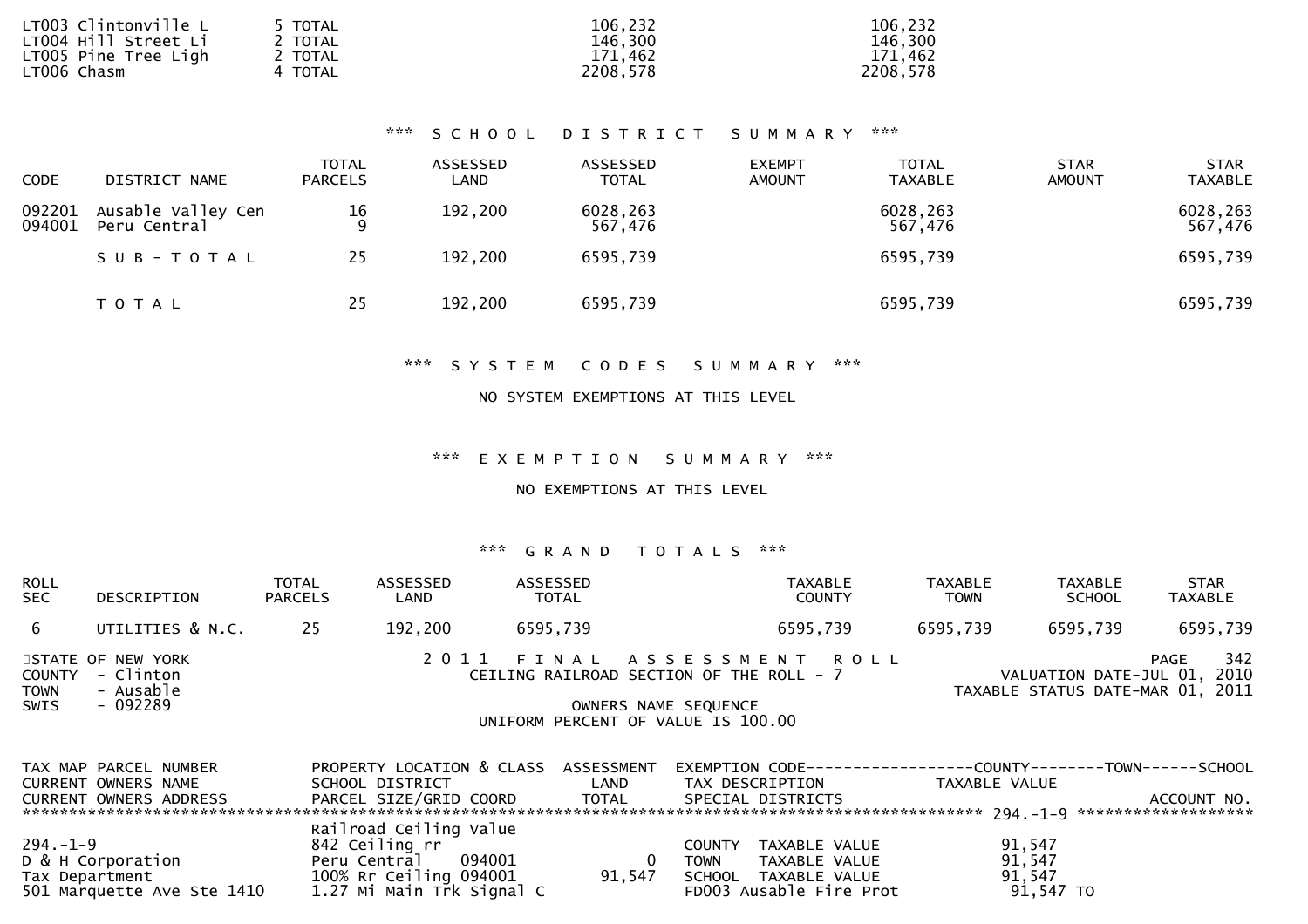| | | | |
|---|---|---|---|
| LT003 Clintonville L | 5 TOTAL | 106,232 | 106,232 |
| LT004 Hill Street Li | 2 TOTAL | 146,300 | 146,300 |
| LT005 Pine Tree Ligh | 2 TOTAL | 171,462 | 171,462 |
| LT006 Chasm | 4 TOTAL | 2208,578 | 2208,578 |

*** SCHOOL DISTRICT SUMMARY ***

| CODE | DISTRICT NAME | TOTAL PARCELS | ASSESSED LAND | ASSESSED TOTAL | EXEMPT AMOUNT | TOTAL TAXABLE | STAR AMOUNT | STAR TAXABLE |
|---|---|---|---|---|---|---|---|---|
| 092201 | Ausable Valley Cen | 16 | 192,200 | 6028,263 | | 6028,263 | | 6028,263 |
| 094001 | Peru Central | 9 | | 567,476 | | 567,476 | | 567,476 |
| | SUB-TOTAL | 25 | 192,200 | 6595,739 | | 6595,739 | | 6595,739 |
| | TOTAL | 25 | 192,200 | 6595,739 | | 6595,739 | | 6595,739 |

*** SYSTEM CODES SUMMARY ***

NO SYSTEM EXEMPTIONS AT THIS LEVEL

*** EXEMPTION SUMMARY ***

NO EXEMPTIONS AT THIS LEVEL

*** GRAND TOTALS ***

| ROLL SEC | DESCRIPTION | TOTAL PARCELS | ASSESSED LAND | ASSESSED TOTAL | TAXABLE COUNTY | TAXABLE TOWN | TAXABLE SCHOOL | STAR TAXABLE |
|---|---|---|---|---|---|---|---|---|
| 6 | UTILITIES & N.C. | 25 | 192,200 | 6595,739 | 6595,739 | 6595,739 | 6595,739 | 6595,739 |

STATE OF NEW YORK
COUNTY - Clinton
TOWN - Ausable
SWIS - 092289

2011 FINAL ASSESSMENT ROLL
CEILING RAILROAD SECTION OF THE ROLL - 7

PAGE 342
VALUATION DATE-JUL 01, 2010
TAXABLE STATUS DATE-MAR 01, 2011

OWNERS NAME SEQUENCE
UNIFORM PERCENT OF VALUE IS 100.00

| TAX MAP PARCEL NUMBER / CURRENT OWNERS NAME / CURRENT OWNERS ADDRESS | PROPERTY LOCATION & CLASS / SCHOOL DISTRICT / PARCEL SIZE/GRID COORD | ASSESSMENT LAND / TOTAL | EXEMPTION CODE / TAX DESCRIPTION / SPECIAL DISTRICTS | COUNTY / TOWN / SCHOOL TAXABLE VALUE | ACCOUNT NO. |
|---|---|---|---|---|---|
| 294.-1-9 | Railroad Ceiling Value | | | | |
| 294.-1-9 | 842 Ceiling rr | | COUNTY TAXABLE VALUE | 91,547 | |
| D & H Corporation | Peru Central 094001 | 0 | TOWN TAXABLE VALUE | 91,547 | |
| Tax Department | 100% Rr Ceiling 094001 | 91,547 | SCHOOL TAXABLE VALUE | 91,547 | |
| 501 Marquette Ave Ste 1410 | 1.27 Mi Main Trk Signal C | | FD003 Ausable Fire Prot | 91,547 TO | |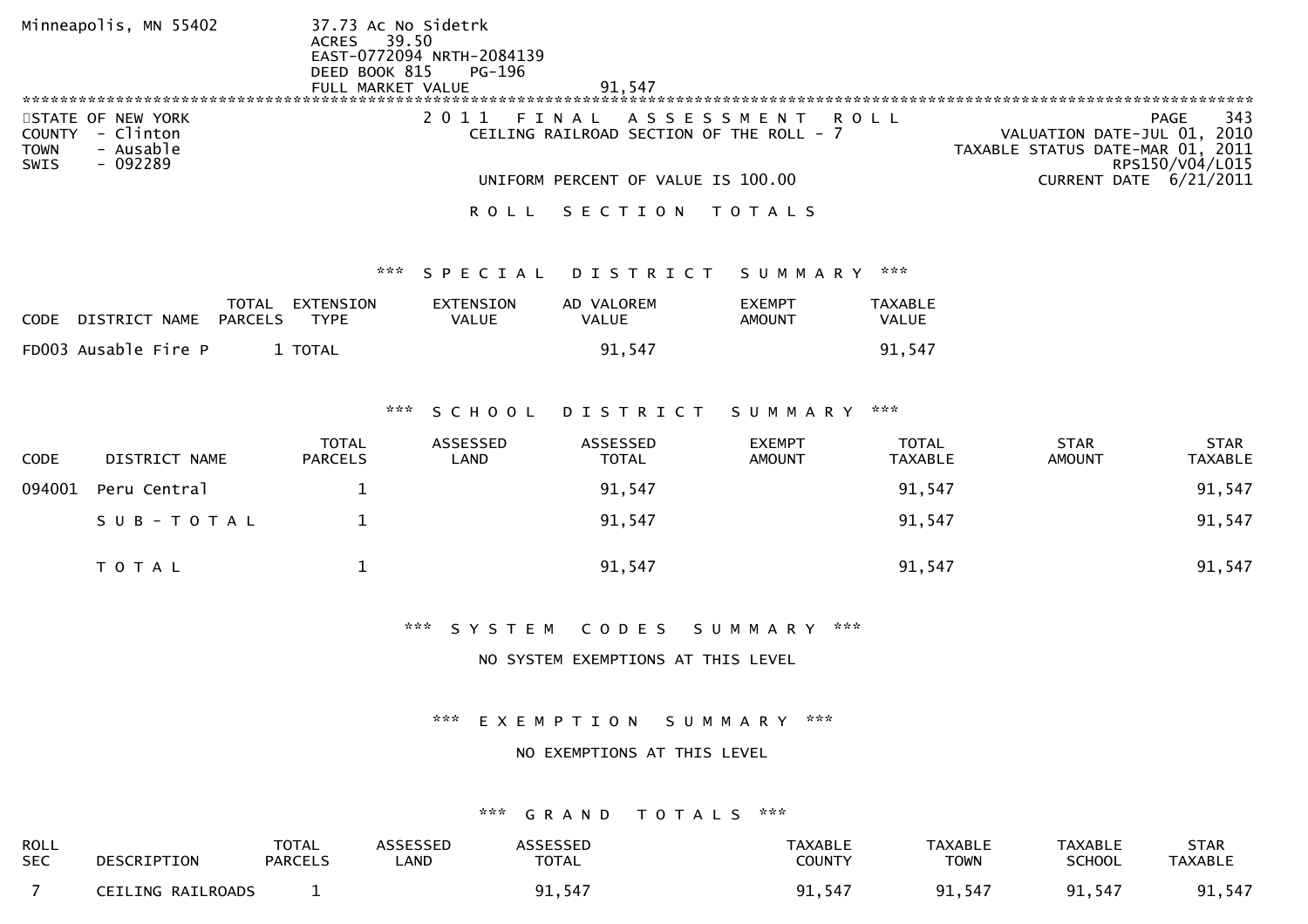Minneapolis, MN 55402 37.73 Ac No Sidetrk
ACRES 39.50
EAST-0772094 NRTH-2084139
DEED BOOK 815 PG-196
FULL MARKET VALUE 91,547

STATE OF NEW YORK
COUNTY - Clinton
TOWN - Ausable
SWIS - 092289

2011 FINAL ASSESSMENT ROLL
CEILING RAILROAD SECTION OF THE ROLL - 7

UNIFORM PERCENT OF VALUE IS 100.00

VALUATION DATE-JUL 01, 2010
TAXABLE STATUS DATE-MAR 01, 2011
RPS150/V04/L015
CURRENT DATE 6/21/2011

R O L L   S E C T I O N   T O T A L S

*** S P E C I A L   D I S T R I C T   S U M M A R Y ***

| CODE | DISTRICT NAME | TOTAL PARCELS | EXTENSION TYPE | EXTENSION VALUE | AD VALOREM VALUE | EXEMPT AMOUNT | TAXABLE VALUE |
|---|---|---|---|---|---|---|---|
| FD003 | Ausable Fire P | 1 | TOTAL | | 91,547 | | 91,547 |

*** S C H O O L   D I S T R I C T   S U M M A R Y ***

| CODE | DISTRICT NAME | TOTAL PARCELS | ASSESSED LAND | ASSESSED TOTAL | EXEMPT AMOUNT | TOTAL TAXABLE | STAR AMOUNT | STAR TAXABLE |
|---|---|---|---|---|---|---|---|---|
| 094001 | Peru Central | 1 | | 91,547 | | 91,547 | | 91,547 |
| | S U B - T O T A L | 1 | | 91,547 | | 91,547 | | 91,547 |
| | T O T A L | 1 | | 91,547 | | 91,547 | | 91,547 |

*** S Y S T E M   C O D E S   S U M M A R Y ***

NO SYSTEM EXEMPTIONS AT THIS LEVEL

*** E X E M P T I O N   S U M M A R Y ***

NO EXEMPTIONS AT THIS LEVEL

*** G R A N D   T O T A L S ***

| ROLL SEC | DESCRIPTION | TOTAL PARCELS | ASSESSED LAND | ASSESSED TOTAL | TAXABLE COUNTY | TAXABLE TOWN | TAXABLE SCHOOL | STAR TAXABLE |
|---|---|---|---|---|---|---|---|---|
| 7 | CEILING RAILROADS | 1 | | 91,547 | 91,547 | 91,547 | 91,547 | 91,547 |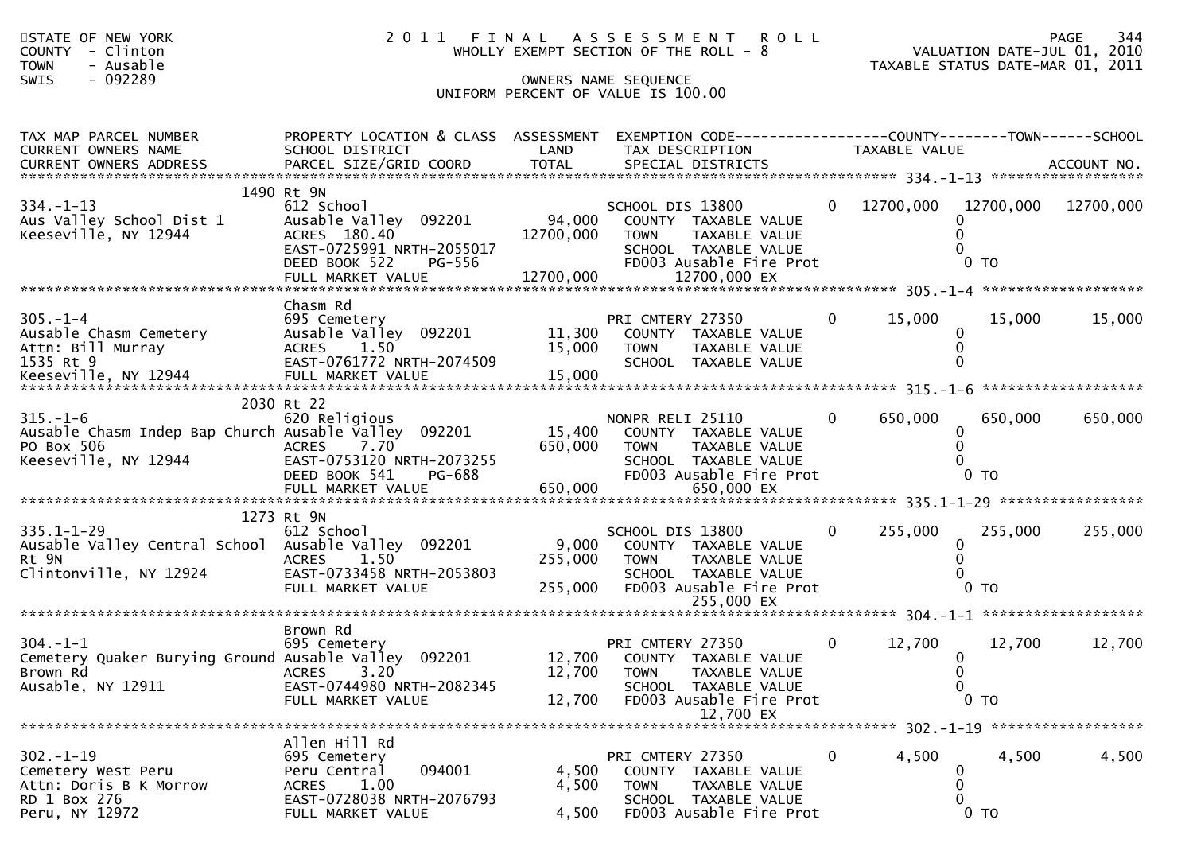STATE OF NEW YORK
COUNTY - Clinton
TOWN - Ausable
SWIS - 092289

# 2011 FINAL ASSESSMENT ROLL

WHOLLY EXEMPT SECTION OF THE ROLL - 8

OWNERS NAME SEQUENCE

UNIFORM PERCENT OF VALUE IS 100.00

PAGE 344
VALUATION DATE-JUL 01, 2010
TAXABLE STATUS DATE-MAR 01, 2011

| TAX MAP PARCEL NUMBER / CURRENT OWNERS NAME / CURRENT OWNERS ADDRESS | PROPERTY LOCATION & CLASS / SCHOOL DISTRICT / PARCEL SIZE/GRID COORD | ASSESSMENT LAND / TOTAL | EXEMPTION CODE / TAX DESCRIPTION / SPECIAL DISTRICTS | | COUNTY TAXABLE VALUE | TOWN | SCHOOL | ACCOUNT NO. |
|---|---|---|---|---|---|---|---|---|
| **334.-1-13** | 1490 Rt 9N | | | | | | | |
| 334.-1-13 | 612 School | | SCHOOL DIS 13800 | 0 | 12700,000 | 12700,000 | 12700,000 | |
| Aus Valley School Dist 1 | Ausable Valley 092201 | 94,000 | COUNTY TAXABLE VALUE | | 0 | | | |
| Keeseville, NY 12944 | ACRES 180.40 | 12700,000 | TOWN TAXABLE VALUE | | 0 | | | |
| | EAST-0725991 NRTH-2055017 | | SCHOOL TAXABLE VALUE | | 0 | | | |
| | DEED BOOK 522 PG-556 | | FD003 Ausable Fire Prot | | 0 TO | | | |
| | FULL MARKET VALUE | 12700,000 | 12700,000 EX | | | | | |
| **305.-1-4** | Chasm Rd | | | | | | | |
| 305.-1-4 | 695 Cemetery | | PRI CMTERY 27350 | 0 | 15,000 | 15,000 | 15,000 | |
| Ausable Chasm Cemetery | Ausable Valley 092201 | 11,300 | COUNTY TAXABLE VALUE | | 0 | | | |
| Attn: Bill Murray | ACRES 1.50 | 15,000 | TOWN TAXABLE VALUE | | 0 | | | |
| 1535 Rt 9 | EAST-0761772 NRTH-2074509 | | SCHOOL TAXABLE VALUE | | 0 | | | |
| Keeseville, NY 12944 | FULL MARKET VALUE | 15,000 | | | | | | |
| **315.-1-6** | 2030 Rt 22 | | | | | | | |
| 315.-1-6 | 620 Religious | | NONPR RELI 25110 | 0 | 650,000 | 650,000 | 650,000 | |
| Ausable Chasm Indep Bap Church | Ausable Valley 092201 | 15,400 | COUNTY TAXABLE VALUE | | 0 | | | |
| PO Box 506 | ACRES 7.70 | 650,000 | TOWN TAXABLE VALUE | | 0 | | | |
| Keeseville, NY 12944 | EAST-0753120 NRTH-2073255 | | SCHOOL TAXABLE VALUE | | 0 | | | |
| | DEED BOOK 541 PG-688 | | FD003 Ausable Fire Prot | | 0 TO | | | |
| | FULL MARKET VALUE | 650,000 | 650,000 EX | | | | | |
| **335.1-1-29** | 1273 Rt 9N | | | | | | | |
| 335.1-1-29 | 612 School | | SCHOOL DIS 13800 | 0 | 255,000 | 255,000 | 255,000 | |
| Ausable Valley Central School | Ausable Valley 092201 | 9,000 | COUNTY TAXABLE VALUE | | 0 | | | |
| Rt 9N | ACRES 1.50 | 255,000 | TOWN TAXABLE VALUE | | 0 | | | |
| Clintonville, NY 12924 | EAST-0733458 NRTH-2053803 | | SCHOOL TAXABLE VALUE | | 0 | | | |
| | FULL MARKET VALUE | 255,000 | FD003 Ausable Fire Prot | | 0 TO | | | |
| | | | 255,000 EX | | | | | |
| **304.-1-1** | Brown Rd | | | | | | | |
| 304.-1-1 | 695 Cemetery | | PRI CMTERY 27350 | 0 | 12,700 | 12,700 | 12,700 | |
| Cemetery Quaker Burying Ground | Ausable Valley 092201 | 12,700 | COUNTY TAXABLE VALUE | | 0 | | | |
| Brown Rd | ACRES 3.20 | 12,700 | TOWN TAXABLE VALUE | | 0 | | | |
| Ausable, NY 12911 | EAST-0744980 NRTH-2082345 | | SCHOOL TAXABLE VALUE | | 0 | | | |
| | FULL MARKET VALUE | 12,700 | FD003 Ausable Fire Prot | | 0 TO | | | |
| | | | 12,700 EX | | | | | |
| **302.-1-19** | Allen Hill Rd | | | | | | | |
| 302.-1-19 | 695 Cemetery | | PRI CMTERY 27350 | 0 | 4,500 | 4,500 | 4,500 | |
| Cemetery West Peru | Peru Central 094001 | 4,500 | COUNTY TAXABLE VALUE | | 0 | | | |
| Attn: Doris B K Morrow | ACRES 1.00 | 4,500 | TOWN TAXABLE VALUE | | 0 | | | |
| RD 1 Box 276 | EAST-0728038 NRTH-2076793 | | SCHOOL TAXABLE VALUE | | 0 | | | |
| Peru, NY 12972 | FULL MARKET VALUE | 4,500 | FD003 Ausable Fire Prot | | 0 TO | | | |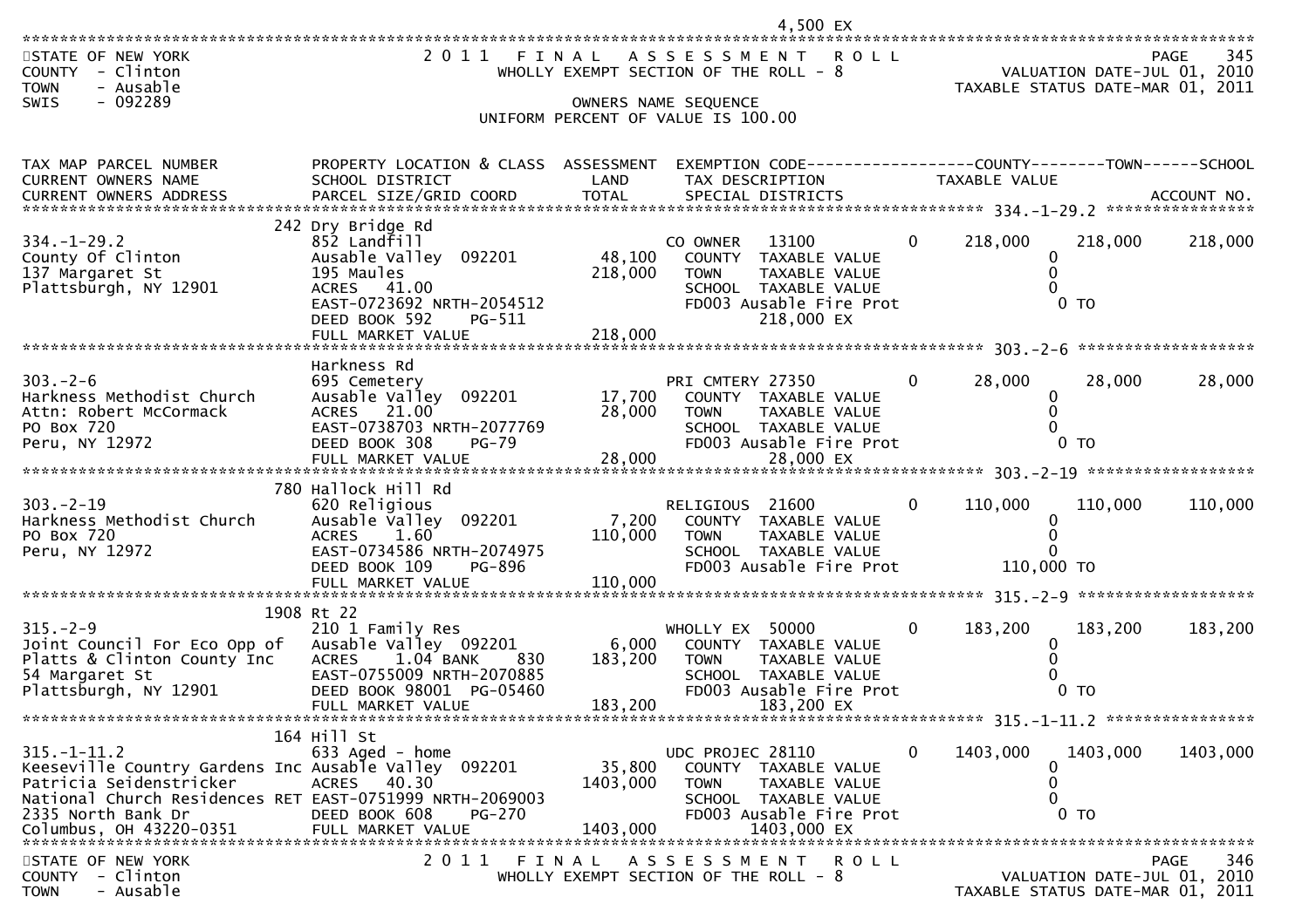4,500 EX

STATE OF NEW YORK
COUNTY - Clinton
TOWN - Ausable
SWIS - 092289

2011 FINAL ASSESSMENT ROLL
WHOLLY EXEMPT SECTION OF THE ROLL - 8
OWNERS NAME SEQUENCE
UNIFORM PERCENT OF VALUE IS 100.00

VALUATION DATE-JUL 01, 2010
TAXABLE STATUS DATE-MAR 01, 2011

| TAX MAP PARCEL NUMBER / CURRENT OWNERS NAME / CURRENT OWNERS ADDRESS | PROPERTY LOCATION & CLASS / SCHOOL DISTRICT / PARCEL SIZE/GRID COORD | ASSESSMENT LAND / TOTAL | EXEMPTION CODE / TAX DESCRIPTION / SPECIAL DISTRICTS | | COUNTY TAXABLE VALUE | TOWN | SCHOOL |
|---|---|---|---|---|---|---|---|
| **334.-1-29.2** | 242 Dry Bridge Rd | | | | | | |
| 334.-1-29.2 | 852 Landfill | | CO OWNER 13100 | 0 | 218,000 | 218,000 | 218,000 |
| County Of Clinton | Ausable Valley 092201 | 48,100 | COUNTY TAXABLE VALUE | | 0 | | |
| 137 Margaret St | 195 Maules | 218,000 | TOWN TAXABLE VALUE | | 0 | | |
| Plattsburgh, NY 12901 | ACRES 41.00 | | SCHOOL TAXABLE VALUE | | 0 | | |
| | EAST-0723692 NRTH-2054512 | | FD003 Ausable Fire Prot | | 0 TO | | |
| | DEED BOOK 592 PG-511 | | 218,000 EX | | | | |
| | FULL MARKET VALUE | 218,000 | | | | | |
| **303.-2-6** | Harkness Rd | | | | | | |
| 303.-2-6 | 695 Cemetery | | PRI CMTERY 27350 | 0 | 28,000 | 28,000 | 28,000 |
| Harkness Methodist Church | Ausable Valley 092201 | 17,700 | COUNTY TAXABLE VALUE | | 0 | | |
| Attn: Robert McCormack | ACRES 21.00 | 28,000 | TOWN TAXABLE VALUE | | 0 | | |
| PO Box 720 | EAST-0738703 NRTH-2077769 | | SCHOOL TAXABLE VALUE | | 0 | | |
| Peru, NY 12972 | DEED BOOK 308 PG-79 | | FD003 Ausable Fire Prot | | 0 TO | | |
| | FULL MARKET VALUE | 28,000 | 28,000 EX | | | | |
| **303.-2-19** | 780 Hallock Hill Rd | | | | | | |
| 303.-2-19 | 620 Religious | | RELIGIOUS 21600 | 0 | 110,000 | 110,000 | 110,000 |
| Harkness Methodist Church | Ausable Valley 092201 | 7,200 | COUNTY TAXABLE VALUE | | 0 | | |
| PO Box 720 | ACRES 1.60 | 110,000 | TOWN TAXABLE VALUE | | 0 | | |
| Peru, NY 12972 | EAST-0734586 NRTH-2074975 | | SCHOOL TAXABLE VALUE | | 0 | | |
| | DEED BOOK 109 PG-896 | | FD003 Ausable Fire Prot | | 110,000 TO | | |
| | FULL MARKET VALUE | 110,000 | | | | | |
| **315.-2-9** | 1908 Rt 22 | | | | | | |
| 315.-2-9 | 210 1 Family Res | | WHOLLY EX 50000 | 0 | 183,200 | 183,200 | 183,200 |
| Joint Council For Eco Opp of | Ausable Valley 092201 | 6,000 | COUNTY TAXABLE VALUE | | 0 | | |
| Platts & Clinton County Inc | ACRES 1.04 BANK 830 | 183,200 | TOWN TAXABLE VALUE | | 0 | | |
| 54 Margaret St | EAST-0755009 NRTH-2070885 | | SCHOOL TAXABLE VALUE | | 0 | | |
| Plattsburgh, NY 12901 | DEED BOOK 98001 PG-05460 | | FD003 Ausable Fire Prot | | 0 TO | | |
| | FULL MARKET VALUE | 183,200 | 183,200 EX | | | | |
| **315.-1-11.2** | 164 Hill St | | | | | | |
| 315.-1-11.2 | 633 Aged - home | | UDC PROJEC 28110 | 0 | 1403,000 | 1403,000 | 1403,000 |
| Keeseville Country Gardens Inc | Ausable Valley 092201 | 35,800 | COUNTY TAXABLE VALUE | | 0 | | |
| Patricia Seidenstricker | ACRES 40.30 | 1403,000 | TOWN TAXABLE VALUE | | 0 | | |
| National Church Residences RET | EAST-0751999 NRTH-2069003 | | SCHOOL TAXABLE VALUE | | 0 | | |
| 2335 North Bank Dr | DEED BOOK 608 PG-270 | | FD003 Ausable Fire Prot | | 0 TO | | |
| Columbus, OH 43220-0351 | FULL MARKET VALUE | 1403,000 | 1403,000 EX | | | | |

STATE OF NEW YORK
COUNTY - Clinton
TOWN - Ausable

2011 FINAL ASSESSMENT ROLL
WHOLLY EXEMPT SECTION OF THE ROLL - 8

VALUATION DATE-JUL 01, 2010
TAXABLE STATUS DATE-MAR 01, 2011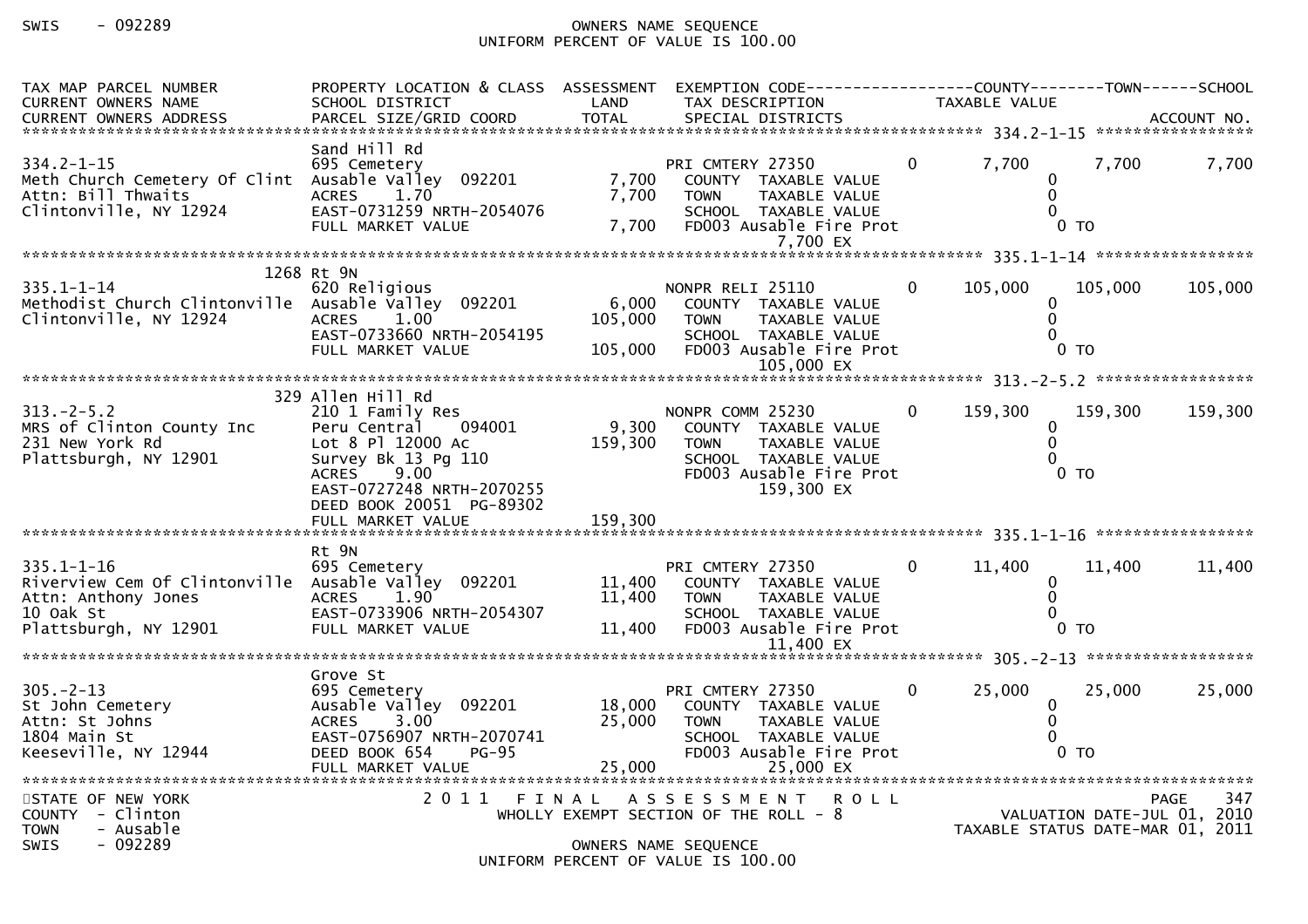| TAX MAP PARCEL NUMBER<br>CURRENT OWNERS NAME<br>CURRENT OWNERS ADDRESS | PROPERTY LOCATION & CLASS<br>SCHOOL DISTRICT<br>PARCEL SIZE/GRID COORD | ASSESSMENT<br>LAND<br>TOTAL | EXEMPTION CODE<br>TAX DESCRIPTION<br>SPECIAL DISTRICTS | | COUNTY<br>TAXABLE VALUE | TOWN | SCHOOL<br>ACCOUNT NO. |
|---|---|---|---|---|---|---|---|
| **334.2-1-15** | | | | | | | |
| | Sand Hill Rd | | | | | | |
| 334.2-1-15 | 695 Cemetery | | PRI CMTERY 27350 | 0 | 7,700 | 7,700 | 7,700 |
| Meth Church Cemetery Of Clint | Ausable Valley 092201 | 7,700 | COUNTY TAXABLE VALUE | | 0 | | |
| Attn: Bill Thwaits | ACRES 1.70 | 7,700 | TOWN TAXABLE VALUE | | 0 | | |
| Clintonville, NY 12924 | EAST-0731259 NRTH-2054076 | | SCHOOL TAXABLE VALUE | | 0 | | |
| | FULL MARKET VALUE | 7,700 | FD003 Ausable Fire Prot | | 0 TO | | |
| | | | 7,700 EX | | | | |
| **335.1-1-14** | | | | | | | |
| | 1268 Rt 9N | | | | | | |
| 335.1-1-14 | 620 Religious | | NONPR RELI 25110 | 0 | 105,000 | 105,000 | 105,000 |
| Methodist Church Clintonville | Ausable Valley 092201 | 6,000 | COUNTY TAXABLE VALUE | | 0 | | |
| Clintonville, NY 12924 | ACRES 1.00 | 105,000 | TOWN TAXABLE VALUE | | 0 | | |
| | EAST-0733660 NRTH-2054195 | | SCHOOL TAXABLE VALUE | | 0 | | |
| | FULL MARKET VALUE | 105,000 | FD003 Ausable Fire Prot | | 0 TO | | |
| | | | 105,000 EX | | | | |
| **313.-2-5.2** | | | | | | | |
| | 329 Allen Hill Rd | | | | | | |
| 313.-2-5.2 | 210 1 Family Res | | NONPR COMM 25230 | 0 | 159,300 | 159,300 | 159,300 |
| MRS of Clinton County Inc | Peru Central 094001 | 9,300 | COUNTY TAXABLE VALUE | | 0 | | |
| 231 New York Rd | Lot 8 Pl 12000 Ac | 159,300 | TOWN TAXABLE VALUE | | 0 | | |
| Plattsburgh, NY 12901 | Survey Bk 13 Pg 110 | | SCHOOL TAXABLE VALUE | | 0 | | |
| | ACRES 9.00 | | FD003 Ausable Fire Prot | | 0 TO | | |
| | EAST-0727248 NRTH-2070255 | | 159,300 EX | | | | |
| | DEED BOOK 20051 PG-89302 | | | | | | |
| | FULL MARKET VALUE | 159,300 | | | | | |
| **335.1-1-16** | | | | | | | |
| | Rt 9N | | | | | | |
| 335.1-1-16 | 695 Cemetery | | PRI CMTERY 27350 | 0 | 11,400 | 11,400 | 11,400 |
| Riverview Cem Of Clintonville | Ausable Valley 092201 | 11,400 | COUNTY TAXABLE VALUE | | 0 | | |
| Attn: Anthony Jones | ACRES 1.90 | 11,400 | TOWN TAXABLE VALUE | | 0 | | |
| 10 Oak St | EAST-0733906 NRTH-2054307 | | SCHOOL TAXABLE VALUE | | 0 | | |
| Plattsburgh, NY 12901 | FULL MARKET VALUE | 11,400 | FD003 Ausable Fire Prot | | 0 TO | | |
| | | | 11,400 EX | | | | |
| **305.-2-13** | | | | | | | |
| | Grove St | | | | | | |
| 305.-2-13 | 695 Cemetery | | PRI CMTERY 27350 | 0 | 25,000 | 25,000 | 25,000 |
| St John Cemetery | Ausable Valley 092201 | 18,000 | COUNTY TAXABLE VALUE | | 0 | | |
| Attn: St Johns | ACRES 3.00 | 25,000 | TOWN TAXABLE VALUE | | 0 | | |
| 1804 Main St | EAST-0756907 NRTH-2070741 | | SCHOOL TAXABLE VALUE | | 0 | | |
| Keeseville, NY 12944 | DEED BOOK 654 PG-95 | | FD003 Ausable Fire Prot | | 0 TO | | |
| | FULL MARKET VALUE | 25,000 | 25,000 EX | | | | |

STATE OF NEW YORK
COUNTY - Clinton
TOWN - Ausable
SWIS - 092289

2011 FINAL ASSESSMENT ROLL
WHOLLY EXEMPT SECTION OF THE ROLL - 8

VALUATION DATE-JUL 01, 2010
TAXABLE STATUS DATE-MAR 01, 2011

OWNERS NAME SEQUENCE
UNIFORM PERCENT OF VALUE IS 100.00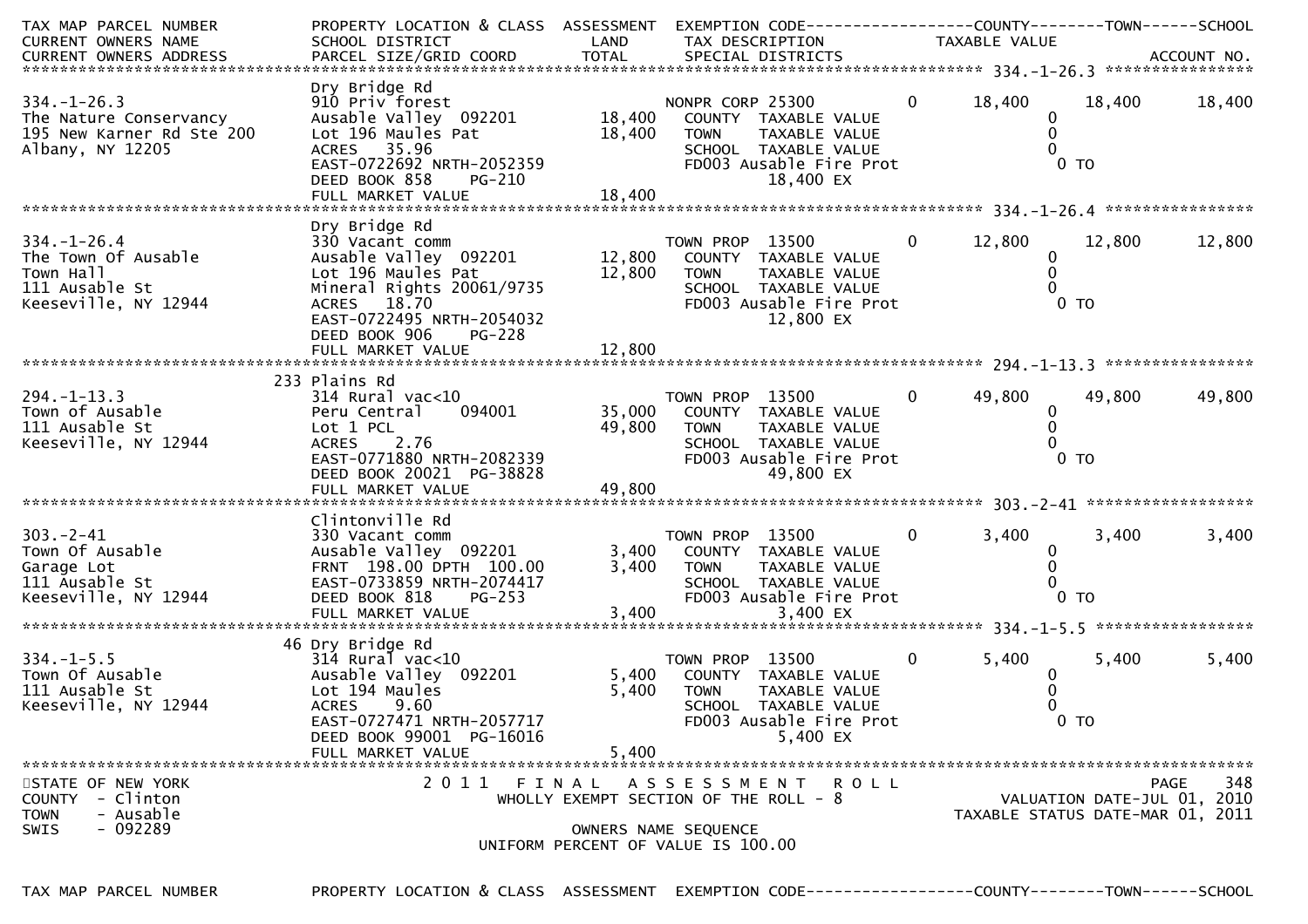| TAX MAP PARCEL NUMBER<br>CURRENT OWNERS NAME<br>CURRENT OWNERS ADDRESS | PROPERTY LOCATION & CLASS<br>SCHOOL DISTRICT<br>PARCEL SIZE/GRID COORD | ASSESSMENT<br>LAND<br>TOTAL | EXEMPTION CODE<br>TAX DESCRIPTION<br>SPECIAL DISTRICTS | | COUNTY<br>TAXABLE VALUE | TOWN | SCHOOL<br>ACCOUNT NO. |
|---|---|---|---|---|---|---|---|
| **334.-1-26.3** | | | | | | | |
| 334.-1-26.3 | Dry Bridge Rd | | | | | | |
| The Nature Conservancy | 910 Priv forest | | NONPR CORP 25300 | 0 | 18,400 | 18,400 | 18,400 |
| 195 New Karner Rd Ste 200 | Ausable Valley 092201 | 18,400 | COUNTY TAXABLE VALUE | | 0 | | |
| Albany, NY 12205 | Lot 196 Maules Pat | 18,400 | TOWN TAXABLE VALUE | | 0 | | |
| | ACRES 35.96 | | SCHOOL TAXABLE VALUE | | 0 | | |
| | EAST-0722692 NRTH-2052359 | | FD003 Ausable Fire Prot | | 0 TO | | |
| | DEED BOOK 858 PG-210 | | 18,400 EX | | | | |
| | FULL MARKET VALUE | 18,400 | | | | | |
| **334.-1-26.4** | | | | | | | |
| 334.-1-26.4 | Dry Bridge Rd | | | | | | |
| The Town Of Ausable | 330 Vacant comm | | TOWN PROP 13500 | 0 | 12,800 | 12,800 | 12,800 |
| Town Hall | Ausable Valley 092201 | 12,800 | COUNTY TAXABLE VALUE | | 0 | | |
| 111 Ausable St | Lot 196 Maules Pat | 12,800 | TOWN TAXABLE VALUE | | 0 | | |
| Keeseville, NY 12944 | Mineral Rights 20061/9735 | | SCHOOL TAXABLE VALUE | | 0 | | |
| | ACRES 18.70 | | FD003 Ausable Fire Prot | | 0 TO | | |
| | EAST-0722495 NRTH-2054032 | | 12,800 EX | | | | |
| | DEED BOOK 906 PG-228 | | | | | | |
| | FULL MARKET VALUE | 12,800 | | | | | |
| **294.-1-13.3** | | | | | | | |
| 294.-1-13.3 | 233 Plains Rd | | | | | | |
| Town of Ausable | 314 Rural vac<10 | | TOWN PROP 13500 | 0 | 49,800 | 49,800 | 49,800 |
| 111 Ausable St | Peru Central 094001 | 35,000 | COUNTY TAXABLE VALUE | | 0 | | |
| Keeseville, NY 12944 | Lot 1 PCL | 49,800 | TOWN TAXABLE VALUE | | 0 | | |
| | ACRES 2.76 | | SCHOOL TAXABLE VALUE | | 0 | | |
| | EAST-0771880 NRTH-2082339 | | FD003 Ausable Fire Prot | | 0 TO | | |
| | DEED BOOK 20021 PG-38828 | | 49,800 EX | | | | |
| | FULL MARKET VALUE | 49,800 | | | | | |
| **303.-2-41** | | | | | | | |
| 303.-2-41 | Clintonville Rd | | | | | | |
| Town Of Ausable | 330 Vacant comm | | TOWN PROP 13500 | 0 | 3,400 | 3,400 | 3,400 |
| Garage Lot | Ausable Valley 092201 | 3,400 | COUNTY TAXABLE VALUE | | 0 | | |
| 111 Ausable St | FRNT 198.00 DPTH 100.00 | 3,400 | TOWN TAXABLE VALUE | | 0 | | |
| Keeseville, NY 12944 | EAST-0733859 NRTH-2074417 | | SCHOOL TAXABLE VALUE | | 0 | | |
| | DEED BOOK 818 PG-253 | | FD003 Ausable Fire Prot | | 0 TO | | |
| | FULL MARKET VALUE | 3,400 | 3,400 EX | | | | |
| **334.-1-5.5** | | | | | | | |
| 334.-1-5.5 | 46 Dry Bridge Rd | | | | | | |
| Town Of Ausable | 314 Rural vac<10 | | TOWN PROP 13500 | 0 | 5,400 | 5,400 | 5,400 |
| 111 Ausable St | Ausable Valley 092201 | 5,400 | COUNTY TAXABLE VALUE | | 0 | | |
| Keeseville, NY 12944 | Lot 194 Maules | 5,400 | TOWN TAXABLE VALUE | | 0 | | |
| | ACRES 9.60 | | SCHOOL TAXABLE VALUE | | 0 | | |
| | EAST-0727471 NRTH-2057717 | | FD003 Ausable Fire Prot | | 0 TO | | |
| | DEED BOOK 99001 PG-16016 | | 5,400 EX | | | | |
| | FULL MARKET VALUE | 5,400 | | | | | |

STATE OF NEW YORK
COUNTY - Clinton
TOWN - Ausable
SWIS - 092289

2011 FINAL ASSESSMENT ROLL
WHOLLY EXEMPT SECTION OF THE ROLL - 8

OWNERS NAME SEQUENCE
UNIFORM PERCENT OF VALUE IS 100.00

VALUATION DATE-JUL 01, 2010
TAXABLE STATUS DATE-MAR 01, 2011

TAX MAP PARCEL NUMBER PROPERTY LOCATION & CLASS ASSESSMENT EXEMPTION CODE------------------COUNTY--------TOWN------SCHOOL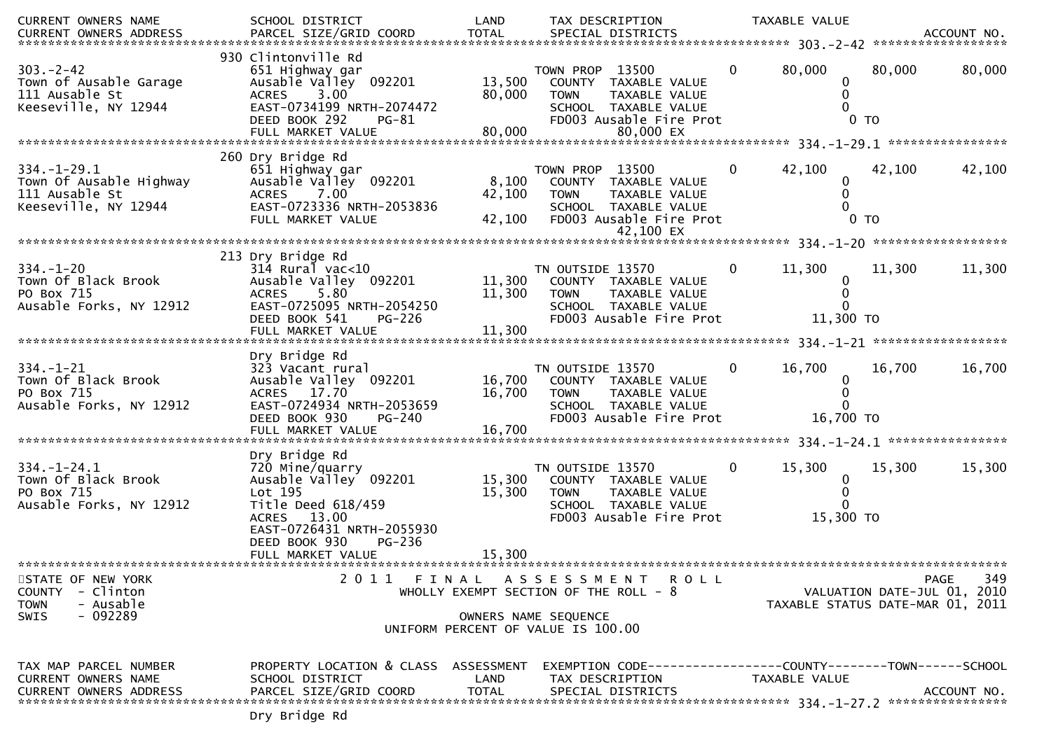| CURRENT OWNERS NAME | SCHOOL DISTRICT | LAND | TAX DESCRIPTION | TAXABLE VALUE | | | |
|---|---|---|---|---|---|---|---|
| CURRENT OWNERS ADDRESS | PARCEL SIZE/GRID COORD | TOTAL | SPECIAL DISTRICTS | | | | ACCOUNT NO. |

************************************************************************************** 303.-2-42 ******************

| | | | | | | | |
|---|---|---|---|---|---|---|---|
| | 930 Clintonville Rd | | | | | | |
| 303.-2-42 | 651 Highway gar | | TOWN PROP 13500 | 0 | 80,000 | 80,000 | 80,000 |
| Town of Ausable Garage | Ausable Valley 092201 | 13,500 | COUNTY TAXABLE VALUE | | 0 | | |
| 111 Ausable St | ACRES 3.00 | 80,000 | TOWN TAXABLE VALUE | | 0 | | |
| Keeseville, NY 12944 | EAST-0734199 NRTH-2074472 | | SCHOOL TAXABLE VALUE | | 0 | | |
| | DEED BOOK 292 PG-81 | | FD003 Ausable Fire Prot | | 0 TO | | |
| | FULL MARKET VALUE | 80,000 | 80,000 EX | | | | |

************************************************************************************** 334.-1-29.1 ****************

| | | | | | | | |
|---|---|---|---|---|---|---|---|
| | 260 Dry Bridge Rd | | | | | | |
| 334.-1-29.1 | 651 Highway gar | | TOWN PROP 13500 | 0 | 42,100 | 42,100 | 42,100 |
| Town Of Ausable Highway | Ausable Valley 092201 | 8,100 | COUNTY TAXABLE VALUE | | 0 | | |
| 111 Ausable St | ACRES 7.00 | 42,100 | TOWN TAXABLE VALUE | | 0 | | |
| Keeseville, NY 12944 | EAST-0723336 NRTH-2053836 | | SCHOOL TAXABLE VALUE | | 0 | | |
| | FULL MARKET VALUE | 42,100 | FD003 Ausable Fire Prot | | 0 TO | | |
| | | | 42,100 EX | | | | |

************************************************************************************** 334.-1-20 ******************

| | | | | | | | |
|---|---|---|---|---|---|---|---|
| | 213 Dry Bridge Rd | | | | | | |
| 334.-1-20 | 314 Rural vac<10 | | TN OUTSIDE 13570 | 0 | 11,300 | 11,300 | 11,300 |
| Town Of Black Brook | Ausable Valley 092201 | 11,300 | COUNTY TAXABLE VALUE | | 0 | | |
| PO Box 715 | ACRES 5.80 | 11,300 | TOWN TAXABLE VALUE | | 0 | | |
| Ausable Forks, NY 12912 | EAST-0725095 NRTH-2054250 | | SCHOOL TAXABLE VALUE | | 0 | | |
| | DEED BOOK 541 PG-226 | | FD003 Ausable Fire Prot | | 11,300 TO | | |
| | FULL MARKET VALUE | 11,300 | | | | | |

************************************************************************************** 334.-1-21 ******************

| | | | | | | | |
|---|---|---|---|---|---|---|---|
| | Dry Bridge Rd | | | | | | |
| 334.-1-21 | 323 Vacant rural | | TN OUTSIDE 13570 | 0 | 16,700 | 16,700 | 16,700 |
| Town Of Black Brook | Ausable Valley 092201 | 16,700 | COUNTY TAXABLE VALUE | | 0 | | |
| PO Box 715 | ACRES 17.70 | 16,700 | TOWN TAXABLE VALUE | | 0 | | |
| Ausable Forks, NY 12912 | EAST-0724934 NRTH-2053659 | | SCHOOL TAXABLE VALUE | | 0 | | |
| | DEED BOOK 930 PG-240 | | FD003 Ausable Fire Prot | | 16,700 TO | | |
| | FULL MARKET VALUE | 16,700 | | | | | |

************************************************************************************** 334.-1-24.1 ****************

| | | | | | | | |
|---|---|---|---|---|---|---|---|
| | Dry Bridge Rd | | | | | | |
| 334.-1-24.1 | 720 Mine/quarry | | TN OUTSIDE 13570 | 0 | 15,300 | 15,300 | 15,300 |
| Town Of Black Brook | Ausable Valley 092201 | 15,300 | COUNTY TAXABLE VALUE | | 0 | | |
| PO Box 715 | Lot 195 | 15,300 | TOWN TAXABLE VALUE | | 0 | | |
| Ausable Forks, NY 12912 | Title Deed 618/459 | | SCHOOL TAXABLE VALUE | | 0 | | |
| | ACRES 13.00 | | FD003 Ausable Fire Prot | | 15,300 TO | | |
| | EAST-0726431 NRTH-2055930 | | | | | | |
| | DEED BOOK 930 PG-236 | | | | | | |
| | FULL MARKET VALUE | 15,300 | | | | | |

**************************************************************************************************************************

STATE OF NEW YORK
COUNTY - Clinton
TOWN - Ausable
SWIS - 092289

2 0 1 1 F I N A L A S S E S S M E N T R O L L
WHOLLY EXEMPT SECTION OF THE ROLL - 8

OWNERS NAME SEQUENCE
UNIFORM PERCENT OF VALUE IS 100.00

PAGE 349
VALUATION DATE-JUL 01, 2010
TAXABLE STATUS DATE-MAR 01, 2011

| TAX MAP PARCEL NUMBER | PROPERTY LOCATION & CLASS | ASSESSMENT | EXEMPTION CODE------------------COUNTY--------TOWN------SCHOOL |
|---|---|---|---|
| CURRENT OWNERS NAME | SCHOOL DISTRICT | LAND | TAX DESCRIPTION TAXABLE VALUE |
| CURRENT OWNERS ADDRESS | PARCEL SIZE/GRID COORD | TOTAL | SPECIAL DISTRICTS ACCOUNT NO. |

************************************************************************************** 334.-1-27.2 ****************

Dry Bridge Rd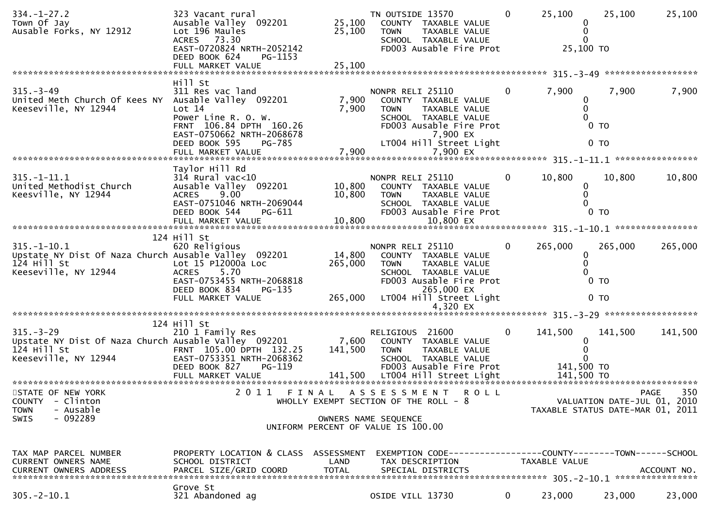```
334.-1-27.2                    323 Vacant rural                       TN OUTSIDE 13570          0        25,100       25,100       25,100
Town Of Jay                    Ausable Valley  092201        25,100     COUNTY  TAXABLE VALUE                    0
Ausable Forks, NY 12912        Lot 196 Maules                25,100     TOWN    TAXABLE VALUE                    0
                               ACRES   73.30                            SCHOOL  TAXABLE VALUE                    0
                               EAST-0720824 NRTH-2052142                FD003 Ausable Fire Prot            25,100 TO
                               DEED BOOK 624    PG-1153
                               FULL MARKET VALUE             25,100
******************************************************************************************************* 315.-3-49 ******************
                               Hill St
315.-3-49                      311 Res vac land                       NONPR RELI 25110          0         7,900        7,900        7,900
United Meth Church Of Kees NY  Ausable Valley  092201         7,900     COUNTY  TAXABLE VALUE                    0
Keeseville, NY 12944           Lot 14                         7,900     TOWN    TAXABLE VALUE                    0
                               Power Line R. O. W.                      SCHOOL  TAXABLE VALUE                    0
                               FRNT 106.84 DPTH 160.26                  FD003 Ausable Fire Prot                  0 TO
                               EAST-0750662 NRTH-2068678                      7,900 EX
                               DEED BOOK 595    PG-785                  LT004 Hill Street Light                  0 TO
                               FULL MARKET VALUE              7,900           7,900 EX
******************************************************************************************************* 315.-1-11.1 ****************
                               Taylor Hill Rd
315.-1-11.1                    314 Rural vac<10                       NONPR RELI 25110          0        10,800       10,800       10,800
United Methodist Church        Ausable Valley  092201        10,800     COUNTY  TAXABLE VALUE                    0
Keesville, NY 12944            ACRES    9.00                 10,800     TOWN    TAXABLE VALUE                    0
                               EAST-0751046 NRTH-2069044                SCHOOL  TAXABLE VALUE                    0
                               DEED BOOK 544    PG-611                  FD003 Ausable Fire Prot                  0 TO
                               FULL MARKET VALUE             10,800          10,800 EX
******************************************************************************************************* 315.-1-10.1 ****************
                           124 Hill St
315.-1-10.1                    620 Religious                          NONPR RELI 25110          0       265,000      265,000      265,000
Upstate NY Dist Of Naza Church Ausable Valley  092201        14,800     COUNTY  TAXABLE VALUE                    0
124 Hill St                    Lot 15 P12000a Loc           265,000     TOWN    TAXABLE VALUE                    0
Keeseville, NY 12944           ACRES    5.70                            SCHOOL  TAXABLE VALUE                    0
                               EAST-0753455 NRTH-2068818                FD003 Ausable Fire Prot                  0 TO
                               DEED BOOK 834    PG-135                       265,000 EX
                               FULL MARKET VALUE            265,000     LT004 Hill Street Light                  0 TO
                                                                              4,320 EX
******************************************************************************************************* 315.-3-29 ******************
                           124 Hill St
315.-3-29                      210 1 Family Res                       RELIGIOUS  21600          0       141,500      141,500      141,500
Upstate NY Dist Of Naza Church Ausable Valley  092201         7,600     COUNTY  TAXABLE VALUE                    0
124 Hill St                    FRNT 105.00 DPTH 132.25      141,500     TOWN    TAXABLE VALUE                    0
Keeseville, NY 12944           EAST-0753351 NRTH-2068362                SCHOOL  TAXABLE VALUE                    0
                               DEED BOOK 827    PG-119                  FD003 Ausable Fire Prot           141,500 TO
                               FULL MARKET VALUE            141,500     LT004 Hill Street Light           141,500 TO
************************************************************************************************************************************
STATE OF NEW YORK                    2 0 1 1   F I N A L   A S S E S S M E N T   R O L L                                  PAGE   350
COUNTY  - Clinton                          WHOLLY EXEMPT SECTION OF THE ROLL - 8                       VALUATION DATE-JUL 01, 2010
TOWN    - Ausable                                                                                  TAXABLE STATUS DATE-MAR 01, 2011
SWIS    - 092289                                         OWNERS NAME SEQUENCE
                                                 UNIFORM PERCENT OF VALUE IS 100.00


TAX MAP PARCEL NUMBER          PROPERTY LOCATION & CLASS  ASSESSMENT  EXEMPTION CODE------------------COUNTY--------TOWN------SCHOOL
CURRENT OWNERS NAME            SCHOOL DISTRICT               LAND      TAX DESCRIPTION              TAXABLE VALUE
CURRENT OWNERS ADDRESS         PARCEL SIZE/GRID COORD       TOTAL      SPECIAL DISTRICTS                                 ACCOUNT NO.
******************************************************************************************************* 305.-2-10.1 ****************
                               Grove St
305.-2-10.1                    321 Abandoned ag                       OSIDE VILL 13730          0        23,000       23,000       23,000
```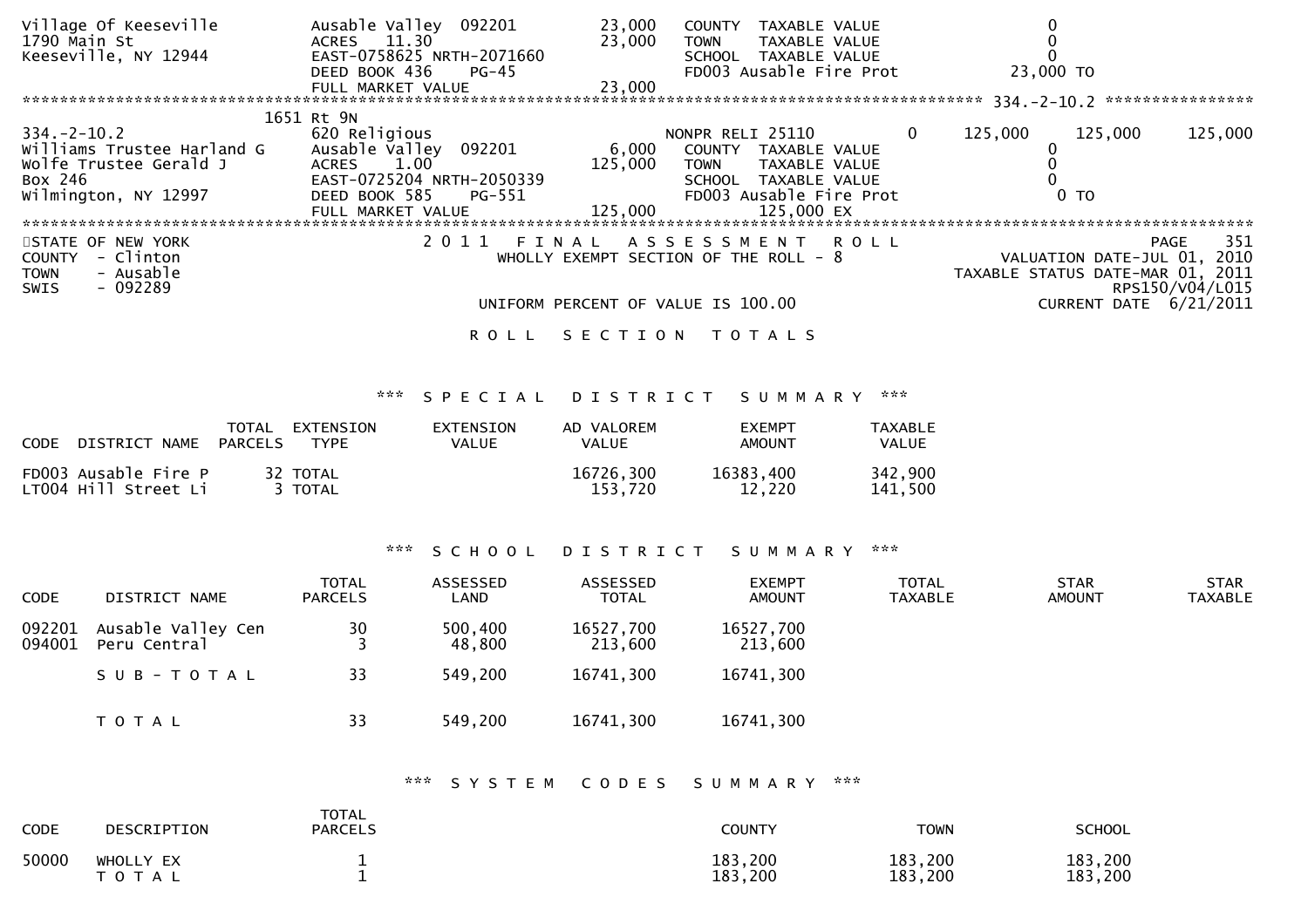```
Village Of Keeseville          Ausable Valley  092201          23,000   COUNTY  TAXABLE VALUE                  0
1790 Main St                   ACRES   11.30                   23,000   TOWN    TAXABLE VALUE                  0
Keeseville, NY 12944           EAST-0758625 NRTH-2071660                SCHOOL  TAXABLE VALUE                  0
                               DEED BOOK 436     PG-45                  FD003 Ausable Fire Prot            23,000 TO
                               FULL MARKET VALUE               23,000
******************************************************************************************************* 334.-2-10.2 ****************
                          1651 Rt 9N
334.-2-10.2                    620 Religious                            NONPR RELI 25110          0     125,000     125,000     125,000
Williams Trustee Harland G     Ausable Valley  092201           6,000   COUNTY  TAXABLE VALUE                  0
Wolfe Trustee Gerald J         ACRES    1.00                  125,000   TOWN    TAXABLE VALUE                  0
Box 246                        EAST-0725204 NRTH-2050339                SCHOOL  TAXABLE VALUE                  0
Wilmington, NY 12997           DEED BOOK 585     PG-551                 FD003 Ausable Fire Prot                0 TO
                               FULL MARKET VALUE              125,000          125,000 EX
*************************************************************************************************************************************
```

STATE OF NEW YORK
COUNTY - Clinton
TOWN - Ausable
SWIS - 092289

2 0 1 1 F I N A L A S S E S S M E N T R O L L
WHOLLY EXEMPT SECTION OF THE ROLL - 8

UNIFORM PERCENT OF VALUE IS 100.00

PAGE 351
VALUATION DATE-JUL 01, 2010
TAXABLE STATUS DATE-MAR 01, 2011
RPS150/V04/L015
CURRENT DATE 6/21/2011

R O L L S E C T I O N T O T A L S

*** S P E C I A L D I S T R I C T S U M M A R Y ***

| CODE | DISTRICT NAME | TOTAL PARCELS | EXTENSION TYPE | EXTENSION VALUE | AD VALOREM VALUE | EXEMPT AMOUNT | TAXABLE VALUE |
|---|---|---|---|---|---|---|---|
| FD003 | Ausable Fire P | 32 | TOTAL | | 16726,300 | 16383,400 | 342,900 |
| LT004 | Hill Street Li | 3 | TOTAL | | 153,720 | 12,220 | 141,500 |

*** S C H O O L D I S T R I C T S U M M A R Y ***

| CODE | DISTRICT NAME | TOTAL PARCELS | ASSESSED LAND | ASSESSED TOTAL | EXEMPT AMOUNT | TOTAL TAXABLE | STAR AMOUNT | STAR TAXABLE |
|---|---|---|---|---|---|---|---|---|
| 092201 | Ausable Valley Cen | 30 | 500,400 | 16527,700 | 16527,700 | | | |
| 094001 | Peru Central | 3 | 48,800 | 213,600 | 213,600 | | | |
| | S U B - T O T A L | 33 | 549,200 | 16741,300 | 16741,300 | | | |
| | T O T A L | 33 | 549,200 | 16741,300 | 16741,300 | | | |

*** S Y S T E M C O D E S S U M M A R Y ***

| CODE | DESCRIPTION | TOTAL PARCELS | COUNTY | TOWN | SCHOOL |
|---|---|---|---|---|---|
| 50000 | WHOLLY EX | 1 | 183,200 | 183,200 | 183,200 |
| | T O T A L | 1 | 183,200 | 183,200 | 183,200 |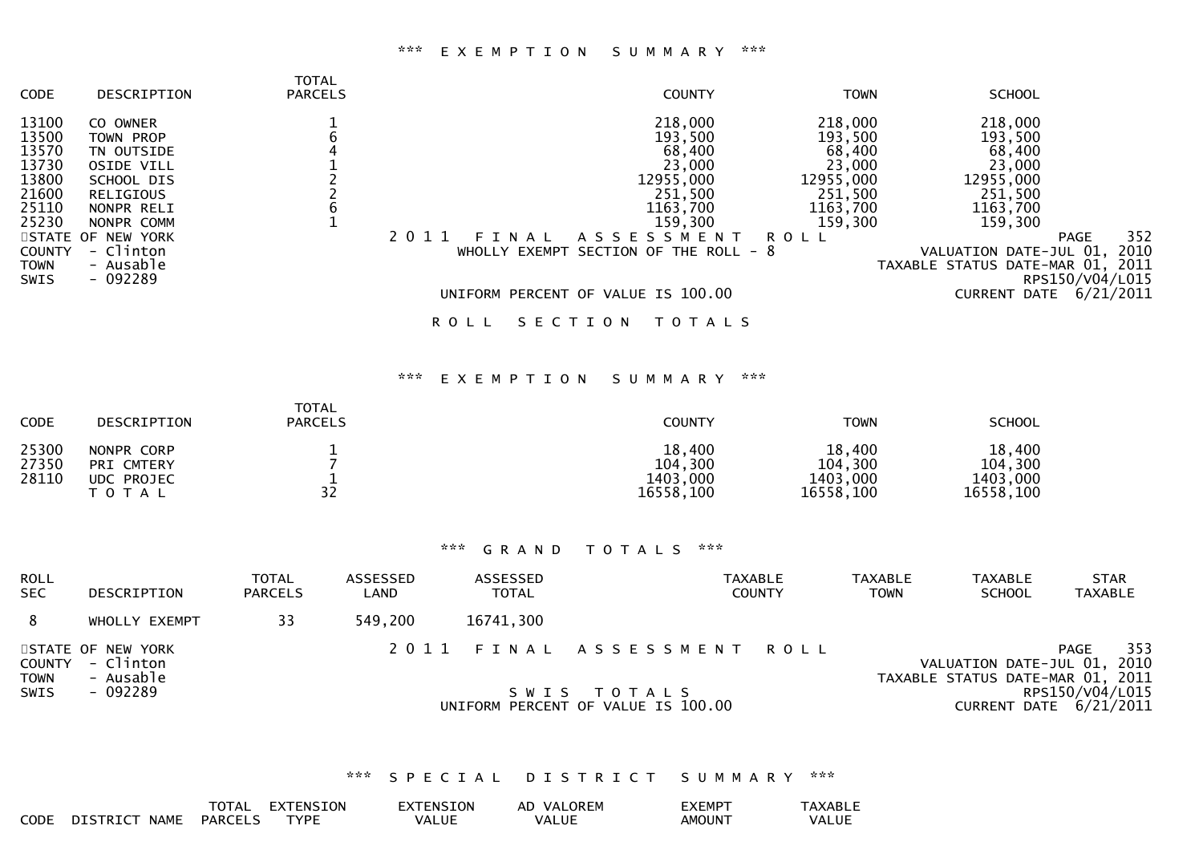*** EXEMPTION SUMMARY ***

| CODE | DESCRIPTION | TOTAL PARCELS | COUNTY | TOWN | SCHOOL |
|---|---|---|---|---|---|
| 13100 | CO OWNER | 1 | 218,000 | 218,000 | 218,000 |
| 13500 | TOWN PROP | 6 | 193,500 | 193,500 | 193,500 |
| 13570 | TN OUTSIDE | 4 | 68,400 | 68,400 | 68,400 |
| 13730 | OSIDE VILL | 1 | 23,000 | 23,000 | 23,000 |
| 13800 | SCHOOL DIS | 2 | 12955,000 | 12955,000 | 12955,000 |
| 21600 | RELIGIOUS | 2 | 251,500 | 251,500 | 251,500 |
| 25110 | NONPR RELI | 6 | 1163,700 | 1163,700 | 1163,700 |
| 25230 | NONPR COMM | 1 | 159,300 | 159,300 | 159,300 |

STATE OF NEW YORK
COUNTY - Clinton
TOWN - Ausable
SWIS - 092289

2011 FINAL ASSESSMENT ROLL
WHOLLY EXEMPT SECTION OF THE ROLL - 8
UNIFORM PERCENT OF VALUE IS 100.00

PAGE 352
VALUATION DATE-JUL 01, 2010
TAXABLE STATUS DATE-MAR 01, 2011
RPS150/V04/L015
CURRENT DATE 6/21/2011

ROLL SECTION TOTALS

*** EXEMPTION SUMMARY ***

| CODE | DESCRIPTION | TOTAL PARCELS | COUNTY | TOWN | SCHOOL |
|---|---|---|---|---|---|
| 25300 | NONPR CORP | 1 | 18,400 | 18,400 | 18,400 |
| 27350 | PRI CMTERY | 7 | 104,300 | 104,300 | 104,300 |
| 28110 | UDC PROJEC | 1 | 1403,000 | 1403,000 | 1403,000 |
| | TOTAL | 32 | 16558,100 | 16558,100 | 16558,100 |

*** GRAND TOTALS ***

| ROLL SEC | DESCRIPTION | TOTAL PARCELS | ASSESSED LAND | ASSESSED TOTAL | TAXABLE COUNTY | TAXABLE TOWN | TAXABLE SCHOOL | STAR TAXABLE |
|---|---|---|---|---|---|---|---|---|
| 8 | WHOLLY EXEMPT | 33 | 549,200 | 16741,300 | | | | |

STATE OF NEW YORK
COUNTY - Clinton
TOWN - Ausable
SWIS - 092289

2011 FINAL ASSESSMENT ROLL
SWIS TOTALS
UNIFORM PERCENT OF VALUE IS 100.00

PAGE 353
VALUATION DATE-JUL 01, 2010
TAXABLE STATUS DATE-MAR 01, 2011
RPS150/V04/L015
CURRENT DATE 6/21/2011

*** SPECIAL DISTRICT SUMMARY ***

| CODE | DISTRICT NAME | TOTAL PARCELS | EXTENSION TYPE | EXTENSION VALUE | AD VALOREM VALUE | EXEMPT AMOUNT | TAXABLE VALUE |
|---|---|---|---|---|---|---|---|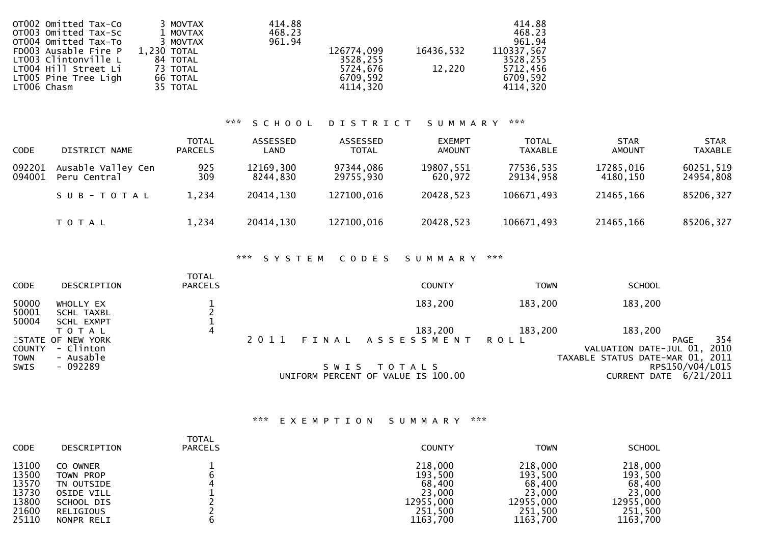| | | | | | | |
|---|---|---|---|---|---|---|
| OT002 Omitted Tax-Co | 3 MOVTAX | 414.88 | | | 414.88 |
| OT003 Omitted Tax-Sc | 1 MOVTAX | 468.23 | | | 468.23 |
| OT004 Omitted Tax-To | 3 MOVTAX | 961.94 | | | 961.94 |
| FD003 Ausable Fire P | 1,230 TOTAL | | 126774,099 | 16436,532 | 110337,567 |
| LT003 Clintonville L | 84 TOTAL | | 3528,255 | | 3528,255 |
| LT004 Hill Street Li | 73 TOTAL | | 5724,676 | 12,220 | 5712,456 |
| LT005 Pine Tree Ligh | 66 TOTAL | | 6709,592 | | 6709,592 |
| LT006 Chasm | 35 TOTAL | | 4114,320 | | 4114,320 |

*** S C H O O L   D I S T R I C T   S U M M A R Y ***

| CODE | DISTRICT NAME | TOTAL PARCELS | ASSESSED LAND | ASSESSED TOTAL | EXEMPT AMOUNT | TOTAL TAXABLE | STAR AMOUNT | STAR TAXABLE |
|---|---|---|---|---|---|---|---|---|
| 092201 | Ausable Valley Cen | 925 | 12169,300 | 97344,086 | 19807,551 | 77536,535 | 17285,016 | 60251,519 |
| 094001 | Peru Central | 309 | 8244,830 | 29755,930 | 620,972 | 29134,958 | 4180,150 | 24954,808 |
| | S U B - T O T A L | 1,234 | 20414,130 | 127100,016 | 20428,523 | 106671,493 | 21465,166 | 85206,327 |
| | T O T A L | 1,234 | 20414,130 | 127100,016 | 20428,523 | 106671,493 | 21465,166 | 85206,327 |

*** S Y S T E M   C O D E S   S U M M A R Y ***

| CODE | DESCRIPTION | TOTAL PARCELS | COUNTY | TOWN | SCHOOL |
|---|---|---|---|---|---|
| 50000 | WHOLLY EX | 1 | 183,200 | 183,200 | 183,200 |
| 50001 | SCHL TAXBL | 2 | | | |
| 50004 | SCHL EXMPT | 1 | | | |
| | T O T A L | 4 | 183,200 | 183,200 | 183,200 |

STATE OF NEW YORK
COUNTY - Clinton
TOWN - Ausable
SWIS - 092289

2 0 1 1   F I N A L   A S S E S S M E N T   R O L L

S W I S   T O T A L S

UNIFORM PERCENT OF VALUE IS 100.00

VALUATION DATE-JUL 01, 2010
TAXABLE STATUS DATE-MAR 01, 2011
RPS150/V04/L015
CURRENT DATE 6/21/2011

*** E X E M P T I O N   S U M M A R Y ***

| CODE | DESCRIPTION | TOTAL PARCELS | COUNTY | TOWN | SCHOOL |
|---|---|---|---|---|---|
| 13100 | CO OWNER | 1 | 218,000 | 218,000 | 218,000 |
| 13500 | TOWN PROP | 6 | 193,500 | 193,500 | 193,500 |
| 13570 | TN OUTSIDE | 4 | 68,400 | 68,400 | 68,400 |
| 13730 | OSIDE VILL | 1 | 23,000 | 23,000 | 23,000 |
| 13800 | SCHOOL DIS | 2 | 12955,000 | 12955,000 | 12955,000 |
| 21600 | RELIGIOUS | 2 | 251,500 | 251,500 | 251,500 |
| 25110 | NONPR RELI | 6 | 1163,700 | 1163,700 | 1163,700 |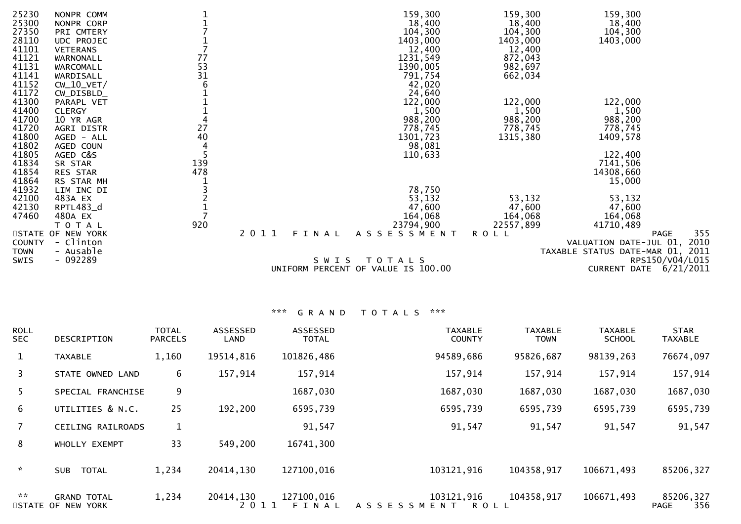| CODE | DESCRIPTION | TOTAL PARCELS | COUNTY | TOWN | SCHOOL |
|---|---|---|---|---|---|
| 25230 | NONPR COMM | 1 | 159,300 | 159,300 | 159,300 |
| 25300 | NONPR CORP | 1 | 18,400 | 18,400 | 18,400 |
| 27350 | PRI CMTERY | 7 | 104,300 | 104,300 | 104,300 |
| 28110 | UDC PROJEC | 1 | 1403,000 | 1403,000 | 1403,000 |
| 41101 | VETERANS | 7 | 12,400 | 12,400 | |
| 41121 | WARNONALL | 77 | 1231,549 | 872,043 | |
| 41131 | WARCOMALL | 53 | 1390,005 | 982,697 | |
| 41141 | WARDISALL | 31 | 791,754 | 662,034 | |
| 41152 | CW_10_VET/ | 6 | 42,020 | | |
| 41172 | CW_DISBLD_ | 1 | 24,640 | | |
| 41300 | PARAPL VET | 1 | 122,000 | 122,000 | 122,000 |
| 41400 | CLERGY | 1 | 1,500 | 1,500 | 1,500 |
| 41700 | 10 YR AGR | 4 | 988,200 | 988,200 | 988,200 |
| 41720 | AGRI DISTR | 27 | 778,745 | 778,745 | 778,745 |
| 41800 | AGED - ALL | 40 | 1301,723 | 1315,380 | 1409,578 |
| 41802 | AGED COUN | 4 | 98,081 | | |
| 41805 | AGED C&S | 5 | 110,633 | | 122,400 |
| 41834 | SR STAR | 139 | | | 7141,506 |
| 41854 | RES STAR | 478 | | | 14308,660 |
| 41864 | RS STAR MH | 1 | | | 15,000 |
| 41932 | LIM INC DI | 3 | 78,750 | | |
| 42100 | 483A EX | 2 | 53,132 | 53,132 | 53,132 |
| 42130 | RPTL483_d | 1 | 47,600 | 47,600 | 47,600 |
| 47460 | 480A EX | 7 | 164,068 | 164,068 | 164,068 |
| | T O T A L | 920 | 23794,900 | 22557,899 | 41710,489 |

STATE OF NEW YORK — 2011 FINAL ASSESSMENT ROLL
COUNTY - Clinton
TOWN - Ausable
SWIS - 092289

VALUATION DATE-JUL 01, 2010
TAXABLE STATUS DATE-MAR 01, 2011
RPS150/V04/L015
CURRENT DATE 6/21/2011

S W I S   T O T A L S

UNIFORM PERCENT OF VALUE IS 100.00

### \*\*\* G R A N D   T O T A L S \*\*\*

| ROLL SEC | DESCRIPTION | TOTAL PARCELS | ASSESSED LAND | ASSESSED TOTAL | TAXABLE COUNTY | TAXABLE TOWN | TAXABLE SCHOOL | STAR TAXABLE |
|---|---|---|---|---|---|---|---|---|
| 1 | TAXABLE | 1,160 | 19514,816 | 101826,486 | 94589,686 | 95826,687 | 98139,263 | 76674,097 |
| 3 | STATE OWNED LAND | 6 | 157,914 | 157,914 | 157,914 | 157,914 | 157,914 | 157,914 |
| 5 | SPECIAL FRANCHISE | 9 | | 1687,030 | 1687,030 | 1687,030 | 1687,030 | 1687,030 |
| 6 | UTILITIES & N.C. | 25 | 192,200 | 6595,739 | 6595,739 | 6595,739 | 6595,739 | 6595,739 |
| 7 | CEILING RAILROADS | 1 | | 91,547 | 91,547 | 91,547 | 91,547 | 91,547 |
| 8 | WHOLLY EXEMPT | 33 | 549,200 | 16741,300 | | | | |
| * | SUB TOTAL | 1,234 | 20414,130 | 127100,016 | 103121,916 | 104358,917 | 106671,493 | 85206,327 |
| ** | GRAND TOTAL | 1,234 | 20414,130 | 127100,016 | 103121,916 | 104358,917 | 106671,493 | 85206,327 |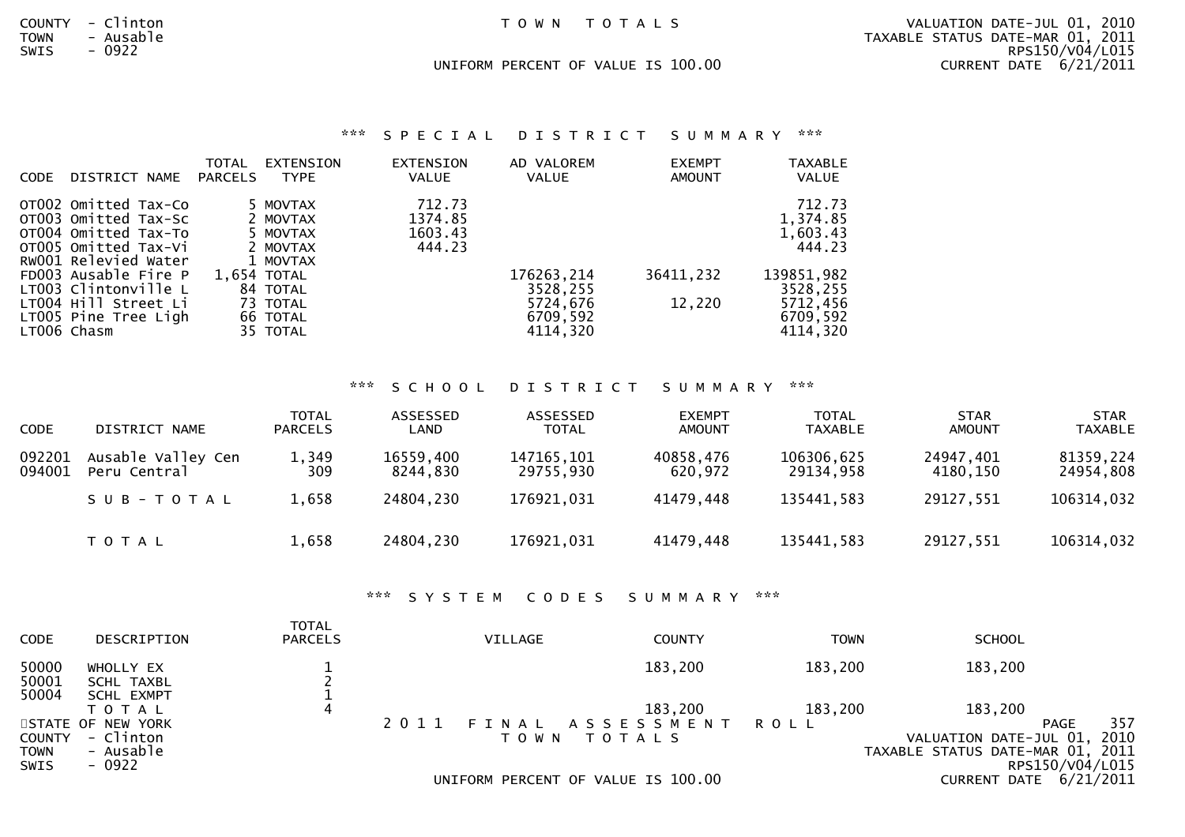COUNTY - Clinton
TOWN - Ausable
SWIS - 0922

TOWN TOTALS

UNIFORM PERCENT OF VALUE IS 100.00

VALUATION DATE-JUL 01, 2010
TAXABLE STATUS DATE-MAR 01, 2011
RPS150/V04/L015
CURRENT DATE 6/21/2011

## *** SPECIAL DISTRICT SUMMARY ***

| CODE | DISTRICT NAME | TOTAL PARCELS | EXTENSION TYPE | EXTENSION VALUE | AD VALOREM VALUE | EXEMPT AMOUNT | TAXABLE VALUE |
|---|---|---|---|---|---|---|---|
| OT002 | Omitted Tax-Co | 5 | MOVTAX | 712.73 | | | 712.73 |
| OT003 | Omitted Tax-Sc | 2 | MOVTAX | 1374.85 | | | 1,374.85 |
| OT004 | Omitted Tax-To | 5 | MOVTAX | 1603.43 | | | 1,603.43 |
| OT005 | Omitted Tax-Vi | 2 | MOVTAX | 444.23 | | | 444.23 |
| RW001 | Relevied Water | 1 | MOVTAX | | | | |
| FD003 | Ausable Fire P | 1,654 | TOTAL | | 176263,214 | 36411,232 | 139851,982 |
| LT003 | Clintonville L | 84 | TOTAL | | 3528,255 | | 3528,255 |
| LT004 | Hill Street Li | 73 | TOTAL | | 5724,676 | 12,220 | 5712,456 |
| LT005 | Pine Tree Ligh | 66 | TOTAL | | 6709,592 | | 6709,592 |
| LT006 | Chasm | 35 | TOTAL | | 4114,320 | | 4114,320 |

## *** SCHOOL DISTRICT SUMMARY ***

| CODE | DISTRICT NAME | TOTAL PARCELS | ASSESSED LAND | ASSESSED TOTAL | EXEMPT AMOUNT | TOTAL TAXABLE | STAR AMOUNT | STAR TAXABLE |
|---|---|---|---|---|---|---|---|---|
| 092201 | Ausable Valley Cen | 1,349 | 16559,400 | 147165,101 | 40858,476 | 106306,625 | 24947,401 | 81359,224 |
| 094001 | Peru Central | 309 | 8244,830 | 29755,930 | 620,972 | 29134,958 | 4180,150 | 24954,808 |
| | SUB-TOTAL | 1,658 | 24804,230 | 176921,031 | 41479,448 | 135441,583 | 29127,551 | 106314,032 |
| | TOTAL | 1,658 | 24804,230 | 176921,031 | 41479,448 | 135441,583 | 29127,551 | 106314,032 |

## *** SYSTEM CODES SUMMARY ***

| CODE | DESCRIPTION | TOTAL PARCELS | VILLAGE | COUNTY | TOWN | SCHOOL |
|---|---|---|---|---|---|---|
| 50000 | WHOLLY EX | 1 | | 183,200 | 183,200 | 183,200 |
| 50001 | SCHL TAXBL | 2 | | | | |
| 50004 | SCHL EXMPT | 1 | | | | |
| | TOTAL | 4 | | 183,200 | 183,200 | 183,200 |

STATE OF NEW YORK
COUNTY - Clinton
TOWN - Ausable
SWIS - 0922

2011 FINAL ASSESSMENT ROLL
TOWN TOTALS

UNIFORM PERCENT OF VALUE IS 100.00

VALUATION DATE-JUL 01, 2010
TAXABLE STATUS DATE-MAR 01, 2011
RPS150/V04/L015
CURRENT DATE 6/21/2011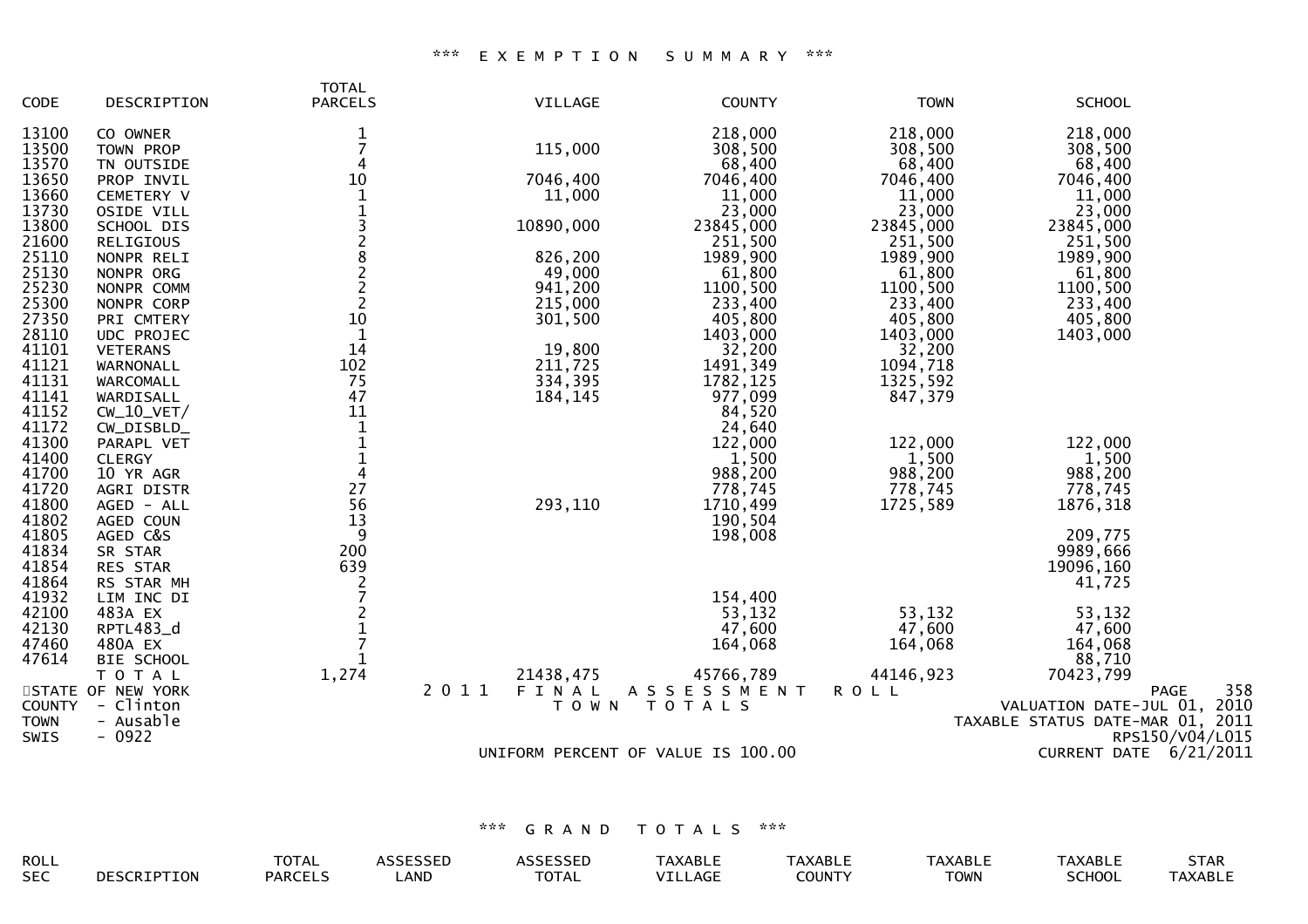### \*\*\* EXEMPTION SUMMARY \*\*\*

| CODE | DESCRIPTION | TOTAL PARCELS | VILLAGE | COUNTY | TOWN | SCHOOL |
|---|---|---|---|---|---|---|
| 13100 | CO OWNER | 1 | | 218,000 | 218,000 | 218,000 |
| 13500 | TOWN PROP | 7 | 115,000 | 308,500 | 308,500 | 308,500 |
| 13570 | TN OUTSIDE | 4 | | 68,400 | 68,400 | 68,400 |
| 13650 | PROP INVIL | 10 | 7046,400 | 7046,400 | 7046,400 | 7046,400 |
| 13660 | CEMETERY V | 1 | 11,000 | 11,000 | 11,000 | 11,000 |
| 13730 | OSIDE VILL | 1 | | 23,000 | 23,000 | 23,000 |
| 13800 | SCHOOL DIS | 3 | 10890,000 | 23845,000 | 23845,000 | 23845,000 |
| 21600 | RELIGIOUS | 2 | | 251,500 | 251,500 | 251,500 |
| 25110 | NONPR RELI | 8 | 826,200 | 1989,900 | 1989,900 | 1989,900 |
| 25130 | NONPR ORG | 2 | 49,000 | 61,800 | 61,800 | 61,800 |
| 25230 | NONPR COMM | 2 | 941,200 | 1100,500 | 1100,500 | 1100,500 |
| 25300 | NONPR CORP | 2 | 215,000 | 233,400 | 233,400 | 233,400 |
| 27350 | PRI CMTERY | 10 | 301,500 | 405,800 | 405,800 | 405,800 |
| 28110 | UDC PROJEC | 1 | | 1403,000 | 1403,000 | 1403,000 |
| 41101 | VETERANS | 14 | 19,800 | 32,200 | 32,200 | |
| 41121 | WARNONALL | 102 | 211,725 | 1491,349 | 1094,718 | |
| 41131 | WARCOMALL | 75 | 334,395 | 1782,125 | 1325,592 | |
| 41141 | WARDISALL | 47 | 184,145 | 977,099 | 847,379 | |
| 41152 | CW_10_VET/ | 11 | | 84,520 | | |
| 41172 | CW_DISBLD_ | 1 | | 24,640 | | |
| 41300 | PARAPL VET | 1 | | 122,000 | 122,000 | 122,000 |
| 41400 | CLERGY | 1 | | 1,500 | 1,500 | 1,500 |
| 41700 | 10 YR AGR | 4 | | 988,200 | 988,200 | 988,200 |
| 41720 | AGRI DISTR | 27 | | 778,745 | 778,745 | 778,745 |
| 41800 | AGED - ALL | 56 | 293,110 | 1710,499 | 1725,589 | 1876,318 |
| 41802 | AGED COUN | 13 | | 190,504 | | |
| 41805 | AGED C&S | 9 | | 198,008 | | 209,775 |
| 41834 | SR STAR | 200 | | | | 9989,666 |
| 41854 | RES STAR | 639 | | | | 19096,160 |
| 41864 | RS STAR MH | 2 | | | | 41,725 |
| 41932 | LIM INC DI | 7 | | 154,400 | | |
| 42100 | 483A EX | 2 | | 53,132 | 53,132 | 53,132 |
| 42130 | RPTL483_d | 1 | | 47,600 | 47,600 | 47,600 |
| 47460 | 480A EX | 7 | | 164,068 | 164,068 | 164,068 |
| 47614 | BIE SCHOOL | 1 | | | | 88,710 |
| | TOTAL | 1,274 | 21438,475 | 45766,789 | 44146,923 | 70423,799 |

STATE OF NEW YORK
COUNTY - Clinton
TOWN - Ausable
SWIS - 0922

2011 FINAL ASSESSMENT ROLL
TOWN TOTALS

UNIFORM PERCENT OF VALUE IS 100.00

VALUATION DATE-JUL 01, 2010
TAXABLE STATUS DATE-MAR 01, 2011
RPS150/V04/L015
CURRENT DATE 6/21/2011

### \*\*\* GRAND TOTALS \*\*\*

| ROLL SEC | DESCRIPTION | TOTAL PARCELS | ASSESSED LAND | ASSESSED TOTAL | TAXABLE VILLAGE | TAXABLE COUNTY | TAXABLE TOWN | TAXABLE SCHOOL | STAR TAXABLE |
|---|---|---|---|---|---|---|---|---|---|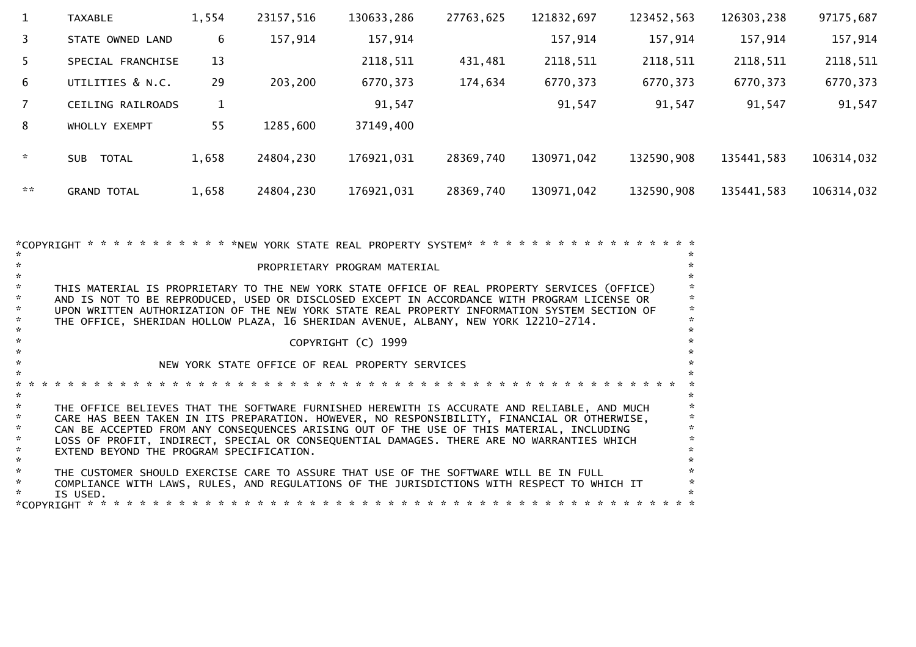| | | | | | | | | | |
|---|---|---|---|---|---|---|---|---|---|
| 1 | TAXABLE | 1,554 | 23157,516 | 130633,286 | 27763,625 | 121832,697 | 123452,563 | 126303,238 | 97175,687 |
| 3 | STATE OWNED LAND | 6 | 157,914 | 157,914 | | 157,914 | 157,914 | 157,914 | 157,914 |
| 5 | SPECIAL FRANCHISE | 13 | | 2118,511 | 431,481 | 2118,511 | 2118,511 | 2118,511 | 2118,511 |
| 6 | UTILITIES & N.C. | 29 | 203,200 | 6770,373 | 174,634 | 6770,373 | 6770,373 | 6770,373 | 6770,373 |
| 7 | CEILING RAILROADS | 1 | | 91,547 | | 91,547 | 91,547 | 91,547 | 91,547 |
| 8 | WHOLLY EXEMPT | 55 | 1285,600 | 37149,400 | | | | | |
| * | SUB TOTAL | 1,658 | 24804,230 | 176921,031 | 28369,740 | 130971,042 | 132590,908 | 135441,583 | 106314,032 |
| ** | GRAND TOTAL | 1,658 | 24804,230 | 176921,031 | 28369,740 | 130971,042 | 132590,908 | 135441,583 | 106314,032 |

*COPYRIGHT * * * * * * * * * * * *NEW YORK STATE REAL PROPERTY SYSTEM* * * * * * * * * * * * * * * * * *

PROPRIETARY PROGRAM MATERIAL

THIS MATERIAL IS PROPRIETARY TO THE NEW YORK STATE OFFICE OF REAL PROPERTY SERVICES (OFFICE) AND IS NOT TO BE REPRODUCED, USED OR DISCLOSED EXCEPT IN ACCORDANCE WITH PROGRAM LICENSE OR UPON WRITTEN AUTHORIZATION OF THE NEW YORK STATE REAL PROPERTY INFORMATION SYSTEM SECTION OF THE OFFICE, SHERIDAN HOLLOW PLAZA, 16 SHERIDAN AVENUE, ALBANY, NEW YORK 12210-2714.

COPYRIGHT (C) 1999

NEW YORK STATE OFFICE OF REAL PROPERTY SERVICES

THE OFFICE BELIEVES THAT THE SOFTWARE FURNISHED HEREWITH IS ACCURATE AND RELIABLE, AND MUCH CARE HAS BEEN TAKEN IN ITS PREPARATION. HOWEVER, NO RESPONSIBILITY, FINANCIAL OR OTHERWISE, CAN BE ACCEPTED FROM ANY CONSEQUENCES ARISING OUT OF THE USE OF THIS MATERIAL, INCLUDING LOSS OF PROFIT, INDIRECT, SPECIAL OR CONSEQUENTIAL DAMAGES. THERE ARE NO WARRANTIES WHICH EXTEND BEYOND THE PROGRAM SPECIFICATION.

THE CUSTOMER SHOULD EXERCISE CARE TO ASSURE THAT USE OF THE SOFTWARE WILL BE IN FULL COMPLIANCE WITH LAWS, RULES, AND REGULATIONS OF THE JURISDICTIONS WITH RESPECT TO WHICH IT IS USED.

*COPYRIGHT * * * * * * * * * * * * * * * * * * * * * * * * * * * * * * * * * * * * * * * * * * * * * *